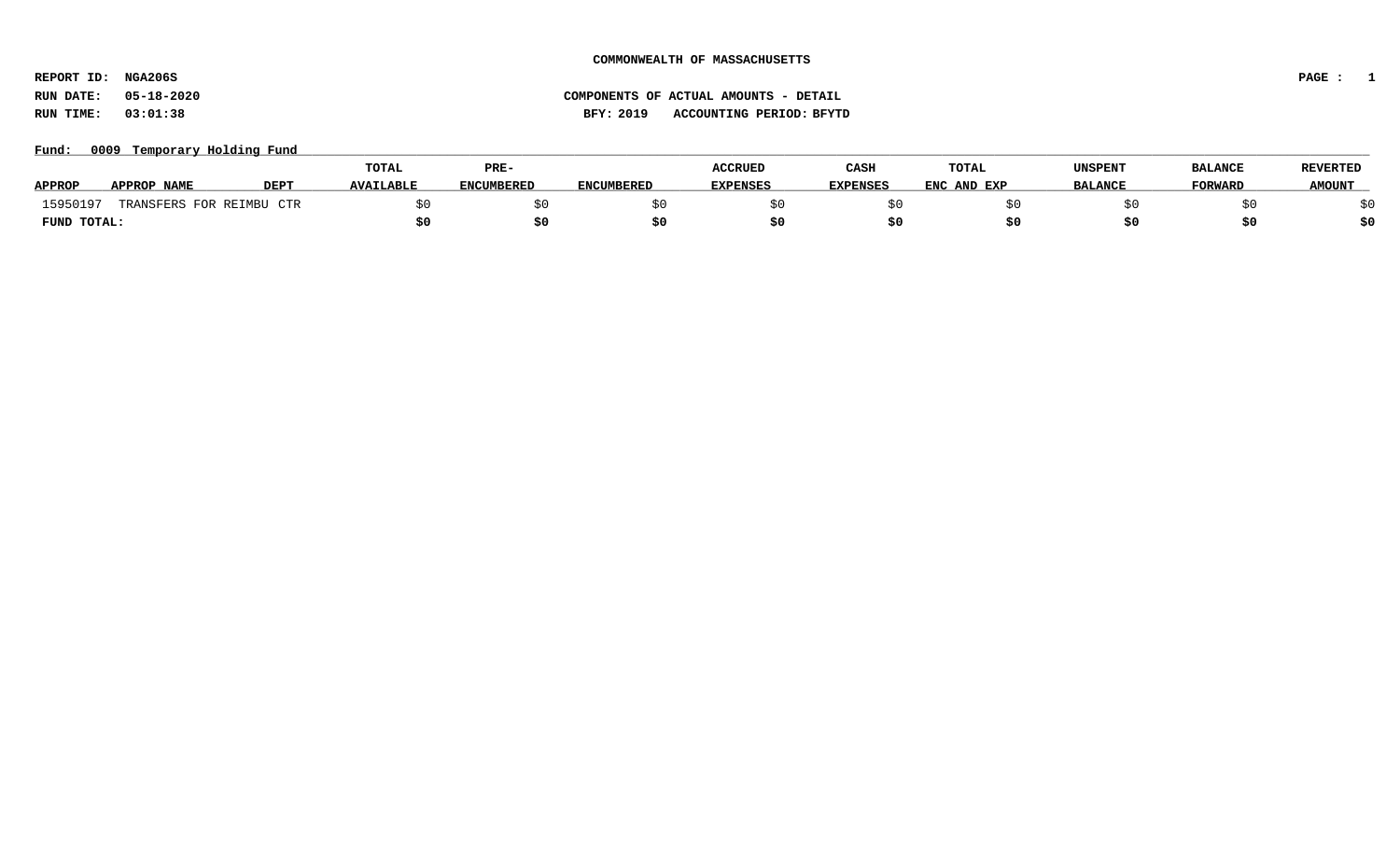**COMMONWEALTH OF MASSACHUSETTS**

**REPORT ID: NGA206S**

**RUN DATE: 05-18-2020** **COMPONENTS OF ACTUAL AMOUNTS - DETAIL**

**RUN TIME: 03:01:38** **BFY: 2019 ACCOUNTING PERIOD: BFYTD**

**Fund: 0009 Temporary Holding Fund**

| APPROP | APPROP NAME | DEPT | TOTAL AVAILABLE | PRE-ENCUMBERED | ENCUMBERED | ACCRUED EXPENSES | CASH EXPENSES | TOTAL ENC AND EXP | UNSPENT BALANCE | BALANCE FORWARD | REVERTED AMOUNT |
|---|---|---|---|---|---|---|---|---|---|---|---|
| 15950197 | TRANSFERS FOR REIMBU | CTR | $0 | $0 | $0 | $0 | $0 | $0 | $0 | $0 | $0 |
| **FUND TOTAL:** | | | **$0** | **$0** | **$0** | **$0** | **$0** | **$0** | **$0** | **$0** | **$0** |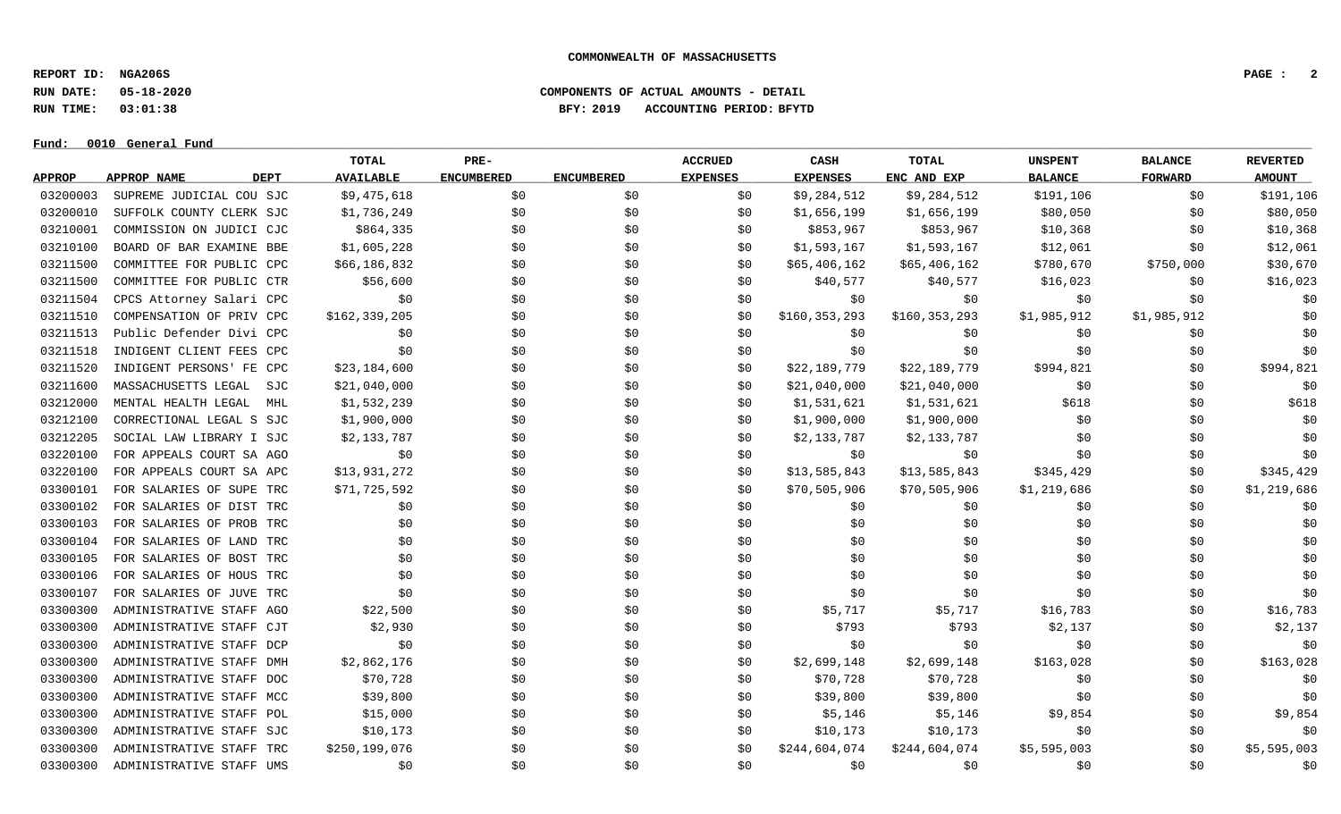**COMMONWEALTH OF MASSACHUSETTS**

**REPORT ID: NGA206S**
**RUN DATE: 05-18-2020**
**RUN TIME: 03:01:38**

**COMPONENTS OF ACTUAL AMOUNTS - DETAIL**
**BFY: 2019 ACCOUNTING PERIOD: BFYTD**

**Fund: 0010 General Fund**

| APPROP | APPROP NAME | DEPT | TOTAL AVAILABLE | PRE-ENCUMBERED | ENCUMBERED | ACCRUED EXPENSES | CASH EXPENSES | TOTAL ENC AND EXP | UNSPENT BALANCE | BALANCE FORWARD | REVERTED AMOUNT |
|---|---|---|---|---|---|---|---|---|---|---|---|
| 03200003 | SUPREME JUDICIAL COU | SJC | $9,475,618 | $0 | $0 | $0 | $9,284,512 | $9,284,512 | $191,106 | $0 | $191,106 |
| 03200010 | SUFFOLK COUNTY CLERK | SJC | $1,736,249 | $0 | $0 | $0 | $1,656,199 | $1,656,199 | $80,050 | $0 | $80,050 |
| 03210001 | COMMISSION ON JUDICI | CJC | $864,335 | $0 | $0 | $0 | $853,967 | $853,967 | $10,368 | $0 | $10,368 |
| 03210100 | BOARD OF BAR EXAMINE | BBE | $1,605,228 | $0 | $0 | $0 | $1,593,167 | $1,593,167 | $12,061 | $0 | $12,061 |
| 03211500 | COMMITTEE FOR PUBLIC | CPC | $66,186,832 | $0 | $0 | $0 | $65,406,162 | $65,406,162 | $780,670 | $750,000 | $30,670 |
| 03211500 | COMMITTEE FOR PUBLIC | CTR | $56,600 | $0 | $0 | $0 | $40,577 | $40,577 | $16,023 | $0 | $16,023 |
| 03211504 | CPCS Attorney Salari | CPC | $0 | $0 | $0 | $0 | $0 | $0 | $0 | $0 | $0 |
| 03211510 | COMPENSATION OF PRIV | CPC | $162,339,205 | $0 | $0 | $0 | $160,353,293 | $160,353,293 | $1,985,912 | $1,985,912 | $0 |
| 03211513 | Public Defender Divi | CPC | $0 | $0 | $0 | $0 | $0 | $0 | $0 | $0 | $0 |
| 03211518 | INDIGENT CLIENT FEES | CPC | $0 | $0 | $0 | $0 | $0 | $0 | $0 | $0 | $0 |
| 03211520 | INDIGENT PERSONS' FE | CPC | $23,184,600 | $0 | $0 | $0 | $22,189,779 | $22,189,779 | $994,821 | $0 | $994,821 |
| 03211600 | MASSACHUSETTS LEGAL | SJC | $21,040,000 | $0 | $0 | $0 | $21,040,000 | $21,040,000 | $0 | $0 | $0 |
| 03212000 | MENTAL HEALTH LEGAL | MHL | $1,532,239 | $0 | $0 | $0 | $1,531,621 | $1,531,621 | $618 | $0 | $618 |
| 03212100 | CORRECTIONAL LEGAL S | SJC | $1,900,000 | $0 | $0 | $0 | $1,900,000 | $1,900,000 | $0 | $0 | $0 |
| 03212205 | SOCIAL LAW LIBRARY I | SJC | $2,133,787 | $0 | $0 | $0 | $2,133,787 | $2,133,787 | $0 | $0 | $0 |
| 03220100 | FOR APPEALS COURT SA | AGO | $0 | $0 | $0 | $0 | $0 | $0 | $0 | $0 | $0 |
| 03220100 | FOR APPEALS COURT SA | APC | $13,931,272 | $0 | $0 | $0 | $13,585,843 | $13,585,843 | $345,429 | $0 | $345,429 |
| 03300101 | FOR SALARIES OF SUPE | TRC | $71,725,592 | $0 | $0 | $0 | $70,505,906 | $70,505,906 | $1,219,686 | $0 | $1,219,686 |
| 03300102 | FOR SALARIES OF DIST | TRC | $0 | $0 | $0 | $0 | $0 | $0 | $0 | $0 | $0 |
| 03300103 | FOR SALARIES OF PROB | TRC | $0 | $0 | $0 | $0 | $0 | $0 | $0 | $0 | $0 |
| 03300104 | FOR SALARIES OF LAND | TRC | $0 | $0 | $0 | $0 | $0 | $0 | $0 | $0 | $0 |
| 03300105 | FOR SALARIES OF BOST | TRC | $0 | $0 | $0 | $0 | $0 | $0 | $0 | $0 | $0 |
| 03300106 | FOR SALARIES OF HOUS | TRC | $0 | $0 | $0 | $0 | $0 | $0 | $0 | $0 | $0 |
| 03300107 | FOR SALARIES OF JUVE | TRC | $0 | $0 | $0 | $0 | $0 | $0 | $0 | $0 | $0 |
| 03300300 | ADMINISTRATIVE STAFF | AGO | $22,500 | $0 | $0 | $0 | $5,717 | $5,717 | $16,783 | $0 | $16,783 |
| 03300300 | ADMINISTRATIVE STAFF | CJT | $2,930 | $0 | $0 | $0 | $793 | $793 | $2,137 | $0 | $2,137 |
| 03300300 | ADMINISTRATIVE STAFF | DCP | $0 | $0 | $0 | $0 | $0 | $0 | $0 | $0 | $0 |
| 03300300 | ADMINISTRATIVE STAFF | DMH | $2,862,176 | $0 | $0 | $0 | $2,699,148 | $2,699,148 | $163,028 | $0 | $163,028 |
| 03300300 | ADMINISTRATIVE STAFF | DOC | $70,728 | $0 | $0 | $0 | $70,728 | $70,728 | $0 | $0 | $0 |
| 03300300 | ADMINISTRATIVE STAFF | MCC | $39,800 | $0 | $0 | $0 | $39,800 | $39,800 | $0 | $0 | $0 |
| 03300300 | ADMINISTRATIVE STAFF | POL | $15,000 | $0 | $0 | $0 | $5,146 | $5,146 | $9,854 | $0 | $9,854 |
| 03300300 | ADMINISTRATIVE STAFF | SJC | $10,173 | $0 | $0 | $0 | $10,173 | $10,173 | $0 | $0 | $0 |
| 03300300 | ADMINISTRATIVE STAFF | TRC | $250,199,076 | $0 | $0 | $0 | $244,604,074 | $244,604,074 | $5,595,003 | $0 | $5,595,003 |
| 03300300 | ADMINISTRATIVE STAFF | UMS | $0 | $0 | $0 | $0 | $0 | $0 | $0 | $0 | $0 |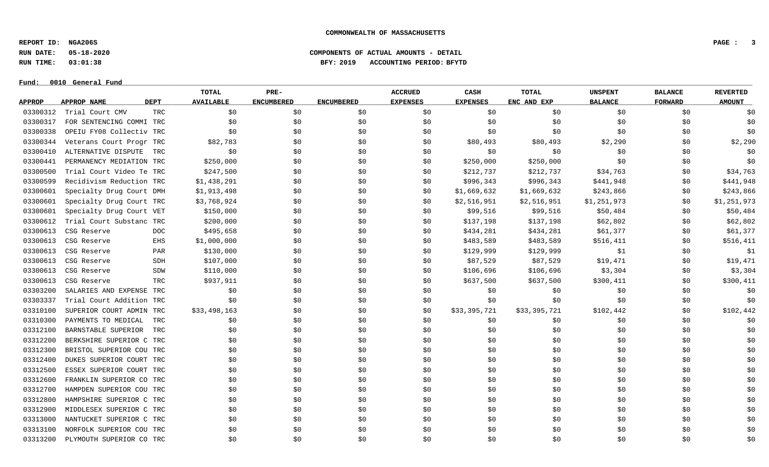**COMMONWEALTH OF MASSACHUSETTS**

**REPORT ID: NGA206S**
**RUN DATE: 05-18-2020**
**RUN TIME: 03:01:38**

**COMPONENTS OF ACTUAL AMOUNTS - DETAIL**
**BFY: 2019 ACCOUNTING PERIOD: BFYTD**

**Fund: 0010 General Fund**

| APPROP | APPROP NAME | DEPT | TOTAL AVAILABLE | PRE-ENCUMBERED | ENCUMBERED | ACCRUED EXPENSES | CASH EXPENSES | TOTAL ENC AND EXP | UNSPENT BALANCE | BALANCE FORWARD | REVERTED AMOUNT |
|---|---|---|---|---|---|---|---|---|---|---|---|
| 03300312 | Trial Court CMV | TRC | $0 | $0 | $0 | $0 | $0 | $0 | $0 | $0 | $0 |
| 03300317 | FOR SENTENCING COMMI | TRC | $0 | $0 | $0 | $0 | $0 | $0 | $0 | $0 | $0 |
| 03300338 | OPEIU FY08 Collectiv | TRC | $0 | $0 | $0 | $0 | $0 | $0 | $0 | $0 | $0 |
| 03300344 | Veterans Court Progr | TRC | $82,783 | $0 | $0 | $0 | $80,493 | $80,493 | $2,290 | $0 | $2,290 |
| 03300410 | ALTERNATIVE DISPUTE | TRC | $0 | $0 | $0 | $0 | $0 | $0 | $0 | $0 | $0 |
| 03300441 | PERMANENCY MEDIATION | TRC | $250,000 | $0 | $0 | $0 | $250,000 | $250,000 | $0 | $0 | $0 |
| 03300500 | Trial Court Video Te | TRC | $247,500 | $0 | $0 | $0 | $212,737 | $212,737 | $34,763 | $0 | $34,763 |
| 03300599 | Recidivism Reduction | TRC | $1,438,291 | $0 | $0 | $0 | $996,343 | $996,343 | $441,948 | $0 | $441,948 |
| 03300601 | Specialty Drug Court | DMH | $1,913,498 | $0 | $0 | $0 | $1,669,632 | $1,669,632 | $243,866 | $0 | $243,866 |
| 03300601 | Specialty Drug Court | TRC | $3,768,924 | $0 | $0 | $0 | $2,516,951 | $2,516,951 | $1,251,973 | $0 | $1,251,973 |
| 03300601 | Specialty Drug Court | VET | $150,000 | $0 | $0 | $0 | $99,516 | $99,516 | $50,484 | $0 | $50,484 |
| 03300612 | Trial Court Substanc | TRC | $200,000 | $0 | $0 | $0 | $137,198 | $137,198 | $62,802 | $0 | $62,802 |
| 03300613 | CSG Reserve | DOC | $495,658 | $0 | $0 | $0 | $434,281 | $434,281 | $61,377 | $0 | $61,377 |
| 03300613 | CSG Reserve | EHS | $1,000,000 | $0 | $0 | $0 | $483,589 | $483,589 | $516,411 | $0 | $516,411 |
| 03300613 | CSG Reserve | PAR | $130,000 | $0 | $0 | $0 | $129,999 | $129,999 | $1 | $0 | $1 |
| 03300613 | CSG Reserve | SDH | $107,000 | $0 | $0 | $0 | $87,529 | $87,529 | $19,471 | $0 | $19,471 |
| 03300613 | CSG Reserve | SDW | $110,000 | $0 | $0 | $0 | $106,696 | $106,696 | $3,304 | $0 | $3,304 |
| 03300613 | CSG Reserve | TRC | $937,911 | $0 | $0 | $0 | $637,500 | $637,500 | $300,411 | $0 | $300,411 |
| 03303200 | SALARIES AND EXPENSE | TRC | $0 | $0 | $0 | $0 | $0 | $0 | $0 | $0 | $0 |
| 03303337 | Trial Court Addition | TRC | $0 | $0 | $0 | $0 | $0 | $0 | $0 | $0 | $0 |
| 03310100 | SUPERIOR COURT ADMIN | TRC | $33,498,163 | $0 | $0 | $0 | $33,395,721 | $33,395,721 | $102,442 | $0 | $102,442 |
| 03310300 | PAYMENTS TO MEDICAL | TRC | $0 | $0 | $0 | $0 | $0 | $0 | $0 | $0 | $0 |
| 03312100 | BARNSTABLE SUPERIOR | TRC | $0 | $0 | $0 | $0 | $0 | $0 | $0 | $0 | $0 |
| 03312200 | BERKSHIRE SUPERIOR C | TRC | $0 | $0 | $0 | $0 | $0 | $0 | $0 | $0 | $0 |
| 03312300 | BRISTOL SUPERIOR COU | TRC | $0 | $0 | $0 | $0 | $0 | $0 | $0 | $0 | $0 |
| 03312400 | DUKES SUPERIOR COURT | TRC | $0 | $0 | $0 | $0 | $0 | $0 | $0 | $0 | $0 |
| 03312500 | ESSEX SUPERIOR COURT | TRC | $0 | $0 | $0 | $0 | $0 | $0 | $0 | $0 | $0 |
| 03312600 | FRANKLIN SUPERIOR CO | TRC | $0 | $0 | $0 | $0 | $0 | $0 | $0 | $0 | $0 |
| 03312700 | HAMPDEN SUPERIOR COU | TRC | $0 | $0 | $0 | $0 | $0 | $0 | $0 | $0 | $0 |
| 03312800 | HAMPSHIRE SUPERIOR C | TRC | $0 | $0 | $0 | $0 | $0 | $0 | $0 | $0 | $0 |
| 03312900 | MIDDLESEX SUPERIOR C | TRC | $0 | $0 | $0 | $0 | $0 | $0 | $0 | $0 | $0 |
| 03313000 | NANTUCKET SUPERIOR C | TRC | $0 | $0 | $0 | $0 | $0 | $0 | $0 | $0 | $0 |
| 03313100 | NORFOLK SUPERIOR COU | TRC | $0 | $0 | $0 | $0 | $0 | $0 | $0 | $0 | $0 |
| 03313200 | PLYMOUTH SUPERIOR CO | TRC | $0 | $0 | $0 | $0 | $0 | $0 | $0 | $0 | $0 |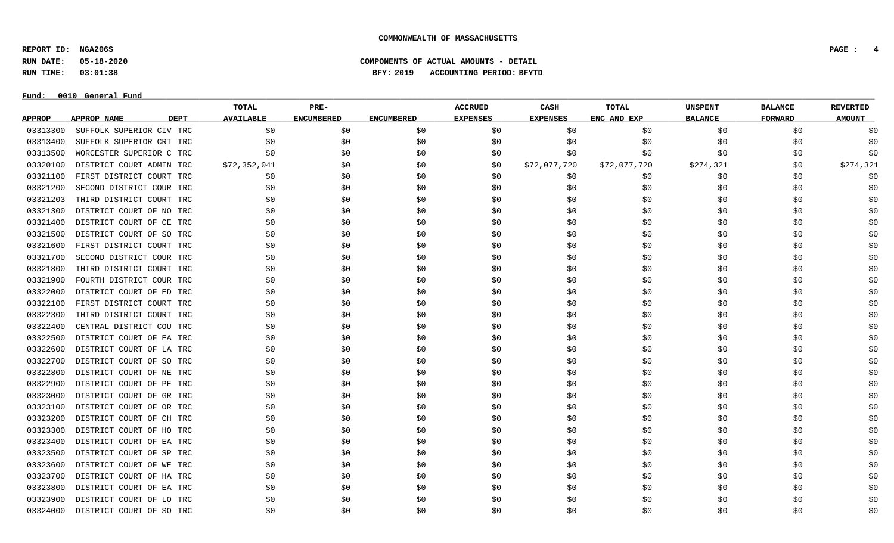**COMMONWEALTH OF MASSACHUSETTS**

**REPORT ID: NGA206S**
**RUN DATE: 05-18-2020**
**RUN TIME: 03:01:38**

**COMPONENTS OF ACTUAL AMOUNTS - DETAIL**
**BFY: 2019 ACCOUNTING PERIOD: BFYTD**

**Fund: 0010 General Fund**

| APPROP | APPROP NAME | DEPT | TOTAL AVAILABLE | PRE-ENCUMBERED | ENCUMBERED | ACCRUED EXPENSES | CASH EXPENSES | TOTAL ENC AND EXP | UNSPENT BALANCE | BALANCE FORWARD | REVERTED AMOUNT |
|---|---|---|---|---|---|---|---|---|---|---|---|
| 03313300 | SUFFOLK SUPERIOR CIV | TRC | $0 | $0 | $0 | $0 | $0 | $0 | $0 | $0 | $0 |
| 03313400 | SUFFOLK SUPERIOR CRI | TRC | $0 | $0 | $0 | $0 | $0 | $0 | $0 | $0 | $0 |
| 03313500 | WORCESTER SUPERIOR C | TRC | $0 | $0 | $0 | $0 | $0 | $0 | $0 | $0 | $0 |
| 03320100 | DISTRICT COURT ADMIN | TRC | $72,352,041 | $0 | $0 | $0 | $72,077,720 | $72,077,720 | $274,321 | $0 | $274,321 |
| 03321100 | FIRST DISTRICT COURT | TRC | $0 | $0 | $0 | $0 | $0 | $0 | $0 | $0 | $0 |
| 03321200 | SECOND DISTRICT COUR | TRC | $0 | $0 | $0 | $0 | $0 | $0 | $0 | $0 | $0 |
| 03321203 | THIRD DISTRICT COURT | TRC | $0 | $0 | $0 | $0 | $0 | $0 | $0 | $0 | $0 |
| 03321300 | DISTRICT COURT OF NO | TRC | $0 | $0 | $0 | $0 | $0 | $0 | $0 | $0 | $0 |
| 03321400 | DISTRICT COURT OF CE | TRC | $0 | $0 | $0 | $0 | $0 | $0 | $0 | $0 | $0 |
| 03321500 | DISTRICT COURT OF SO | TRC | $0 | $0 | $0 | $0 | $0 | $0 | $0 | $0 | $0 |
| 03321600 | FIRST DISTRICT COURT | TRC | $0 | $0 | $0 | $0 | $0 | $0 | $0 | $0 | $0 |
| 03321700 | SECOND DISTRICT COUR | TRC | $0 | $0 | $0 | $0 | $0 | $0 | $0 | $0 | $0 |
| 03321800 | THIRD DISTRICT COURT | TRC | $0 | $0 | $0 | $0 | $0 | $0 | $0 | $0 | $0 |
| 03321900 | FOURTH DISTRICT COUR | TRC | $0 | $0 | $0 | $0 | $0 | $0 | $0 | $0 | $0 |
| 03322000 | DISTRICT COURT OF ED | TRC | $0 | $0 | $0 | $0 | $0 | $0 | $0 | $0 | $0 |
| 03322100 | FIRST DISTRICT COURT | TRC | $0 | $0 | $0 | $0 | $0 | $0 | $0 | $0 | $0 |
| 03322300 | THIRD DISTRICT COURT | TRC | $0 | $0 | $0 | $0 | $0 | $0 | $0 | $0 | $0 |
| 03322400 | CENTRAL DISTRICT COU | TRC | $0 | $0 | $0 | $0 | $0 | $0 | $0 | $0 | $0 |
| 03322500 | DISTRICT COURT OF EA | TRC | $0 | $0 | $0 | $0 | $0 | $0 | $0 | $0 | $0 |
| 03322600 | DISTRICT COURT OF LA | TRC | $0 | $0 | $0 | $0 | $0 | $0 | $0 | $0 | $0 |
| 03322700 | DISTRICT COURT OF SO | TRC | $0 | $0 | $0 | $0 | $0 | $0 | $0 | $0 | $0 |
| 03322800 | DISTRICT COURT OF NE | TRC | $0 | $0 | $0 | $0 | $0 | $0 | $0 | $0 | $0 |
| 03322900 | DISTRICT COURT OF PE | TRC | $0 | $0 | $0 | $0 | $0 | $0 | $0 | $0 | $0 |
| 03323000 | DISTRICT COURT OF GR | TRC | $0 | $0 | $0 | $0 | $0 | $0 | $0 | $0 | $0 |
| 03323100 | DISTRICT COURT OF OR | TRC | $0 | $0 | $0 | $0 | $0 | $0 | $0 | $0 | $0 |
| 03323200 | DISTRICT COURT OF CH | TRC | $0 | $0 | $0 | $0 | $0 | $0 | $0 | $0 | $0 |
| 03323300 | DISTRICT COURT OF HO | TRC | $0 | $0 | $0 | $0 | $0 | $0 | $0 | $0 | $0 |
| 03323400 | DISTRICT COURT OF EA | TRC | $0 | $0 | $0 | $0 | $0 | $0 | $0 | $0 | $0 |
| 03323500 | DISTRICT COURT OF SP | TRC | $0 | $0 | $0 | $0 | $0 | $0 | $0 | $0 | $0 |
| 03323600 | DISTRICT COURT OF WE | TRC | $0 | $0 | $0 | $0 | $0 | $0 | $0 | $0 | $0 |
| 03323700 | DISTRICT COURT OF HA | TRC | $0 | $0 | $0 | $0 | $0 | $0 | $0 | $0 | $0 |
| 03323800 | DISTRICT COURT OF EA | TRC | $0 | $0 | $0 | $0 | $0 | $0 | $0 | $0 | $0 |
| 03323900 | DISTRICT COURT OF LO | TRC | $0 | $0 | $0 | $0 | $0 | $0 | $0 | $0 | $0 |
| 03324000 | DISTRICT COURT OF SO | TRC | $0 | $0 | $0 | $0 | $0 | $0 | $0 | $0 | $0 |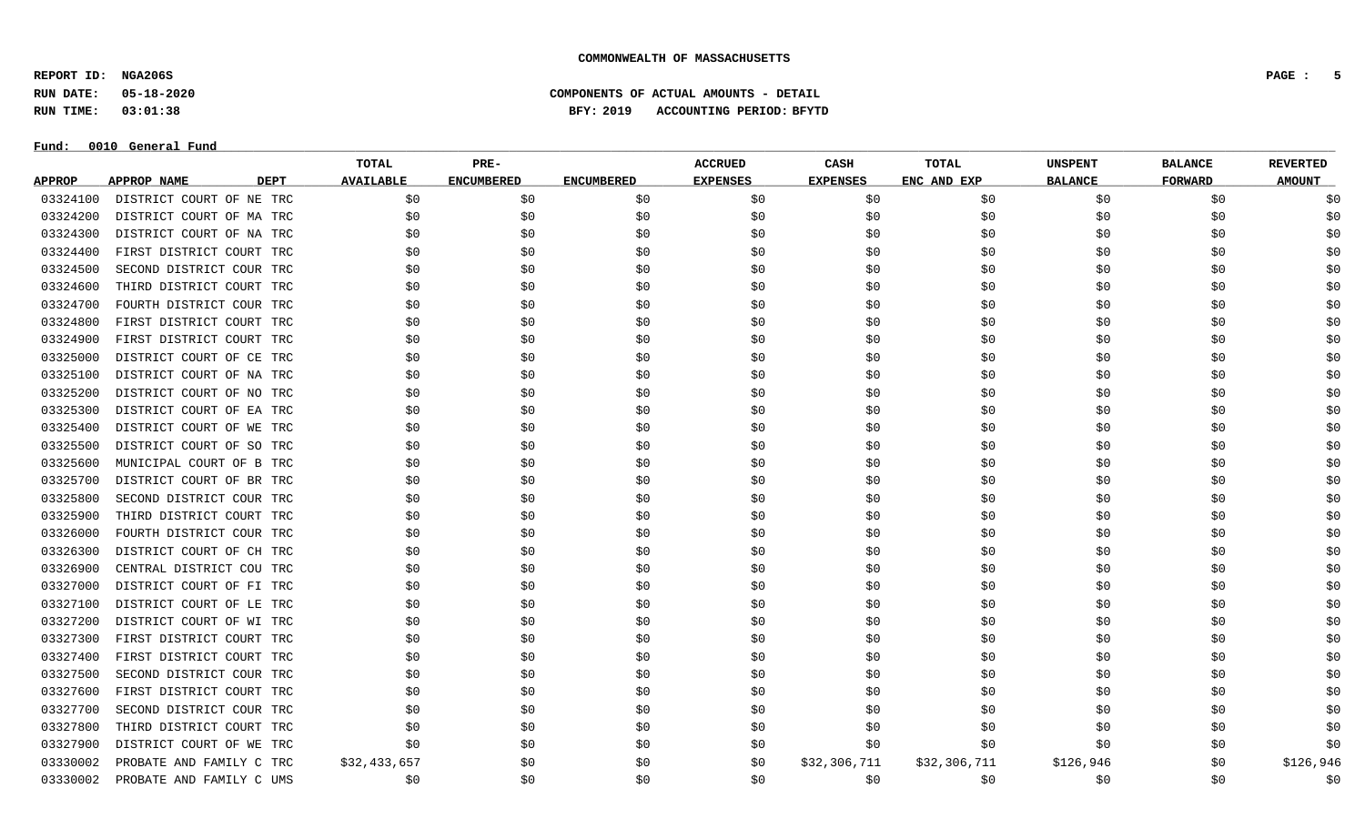COMMONWEALTH OF MASSACHUSETTS

**REPORT ID:** NGA206S
**RUN DATE:** 05-18-2020
**RUN TIME:** 03:01:38

**COMPONENTS OF ACTUAL AMOUNTS - DETAIL**
**BFY: 2019 ACCOUNTING PERIOD: BFYTD**

**Fund: 0010 General Fund**

| APPROP | APPROP NAME | DEPT | TOTAL AVAILABLE | PRE-ENCUMBERED | ENCUMBERED | ACCRUED EXPENSES | CASH EXPENSES | TOTAL ENC AND EXP | UNSPENT BALANCE | BALANCE FORWARD | REVERTED AMOUNT |
|---|---|---|---|---|---|---|---|---|---|---|---|
| 03324100 | DISTRICT COURT OF NE | TRC | $0 | $0 | $0 | $0 | $0 | $0 | $0 | $0 | $0 |
| 03324200 | DISTRICT COURT OF MA | TRC | $0 | $0 | $0 | $0 | $0 | $0 | $0 | $0 | $0 |
| 03324300 | DISTRICT COURT OF NA | TRC | $0 | $0 | $0 | $0 | $0 | $0 | $0 | $0 | $0 |
| 03324400 | FIRST DISTRICT COURT | TRC | $0 | $0 | $0 | $0 | $0 | $0 | $0 | $0 | $0 |
| 03324500 | SECOND DISTRICT COUR | TRC | $0 | $0 | $0 | $0 | $0 | $0 | $0 | $0 | $0 |
| 03324600 | THIRD DISTRICT COURT | TRC | $0 | $0 | $0 | $0 | $0 | $0 | $0 | $0 | $0 |
| 03324700 | FOURTH DISTRICT COUR | TRC | $0 | $0 | $0 | $0 | $0 | $0 | $0 | $0 | $0 |
| 03324800 | FIRST DISTRICT COURT | TRC | $0 | $0 | $0 | $0 | $0 | $0 | $0 | $0 | $0 |
| 03324900 | FIRST DISTRICT COURT | TRC | $0 | $0 | $0 | $0 | $0 | $0 | $0 | $0 | $0 |
| 03325000 | DISTRICT COURT OF CE | TRC | $0 | $0 | $0 | $0 | $0 | $0 | $0 | $0 | $0 |
| 03325100 | DISTRICT COURT OF NA | TRC | $0 | $0 | $0 | $0 | $0 | $0 | $0 | $0 | $0 |
| 03325200 | DISTRICT COURT OF NO | TRC | $0 | $0 | $0 | $0 | $0 | $0 | $0 | $0 | $0 |
| 03325300 | DISTRICT COURT OF EA | TRC | $0 | $0 | $0 | $0 | $0 | $0 | $0 | $0 | $0 |
| 03325400 | DISTRICT COURT OF WE | TRC | $0 | $0 | $0 | $0 | $0 | $0 | $0 | $0 | $0 |
| 03325500 | DISTRICT COURT OF SO | TRC | $0 | $0 | $0 | $0 | $0 | $0 | $0 | $0 | $0 |
| 03325600 | MUNICIPAL COURT OF B | TRC | $0 | $0 | $0 | $0 | $0 | $0 | $0 | $0 | $0 |
| 03325700 | DISTRICT COURT OF BR | TRC | $0 | $0 | $0 | $0 | $0 | $0 | $0 | $0 | $0 |
| 03325800 | SECOND DISTRICT COUR | TRC | $0 | $0 | $0 | $0 | $0 | $0 | $0 | $0 | $0 |
| 03325900 | THIRD DISTRICT COURT | TRC | $0 | $0 | $0 | $0 | $0 | $0 | $0 | $0 | $0 |
| 03326000 | FOURTH DISTRICT COUR | TRC | $0 | $0 | $0 | $0 | $0 | $0 | $0 | $0 | $0 |
| 03326300 | DISTRICT COURT OF CH | TRC | $0 | $0 | $0 | $0 | $0 | $0 | $0 | $0 | $0 |
| 03326900 | CENTRAL DISTRICT COU | TRC | $0 | $0 | $0 | $0 | $0 | $0 | $0 | $0 | $0 |
| 03327000 | DISTRICT COURT OF FI | TRC | $0 | $0 | $0 | $0 | $0 | $0 | $0 | $0 | $0 |
| 03327100 | DISTRICT COURT OF LE | TRC | $0 | $0 | $0 | $0 | $0 | $0 | $0 | $0 | $0 |
| 03327200 | DISTRICT COURT OF WI | TRC | $0 | $0 | $0 | $0 | $0 | $0 | $0 | $0 | $0 |
| 03327300 | FIRST DISTRICT COURT | TRC | $0 | $0 | $0 | $0 | $0 | $0 | $0 | $0 | $0 |
| 03327400 | FIRST DISTRICT COURT | TRC | $0 | $0 | $0 | $0 | $0 | $0 | $0 | $0 | $0 |
| 03327500 | SECOND DISTRICT COUR | TRC | $0 | $0 | $0 | $0 | $0 | $0 | $0 | $0 | $0 |
| 03327600 | FIRST DISTRICT COURT | TRC | $0 | $0 | $0 | $0 | $0 | $0 | $0 | $0 | $0 |
| 03327700 | SECOND DISTRICT COUR | TRC | $0 | $0 | $0 | $0 | $0 | $0 | $0 | $0 | $0 |
| 03327800 | THIRD DISTRICT COURT | TRC | $0 | $0 | $0 | $0 | $0 | $0 | $0 | $0 | $0 |
| 03327900 | DISTRICT COURT OF WE | TRC | $0 | $0 | $0 | $0 | $0 | $0 | $0 | $0 | $0 |
| 03330002 | PROBATE AND FAMILY C | TRC | $32,433,657 | $0 | $0 | $0 | $32,306,711 | $32,306,711 | $126,946 | $0 | $126,946 |
| 03330002 | PROBATE AND FAMILY C | UMS | $0 | $0 | $0 | $0 | $0 | $0 | $0 | $0 | $0 |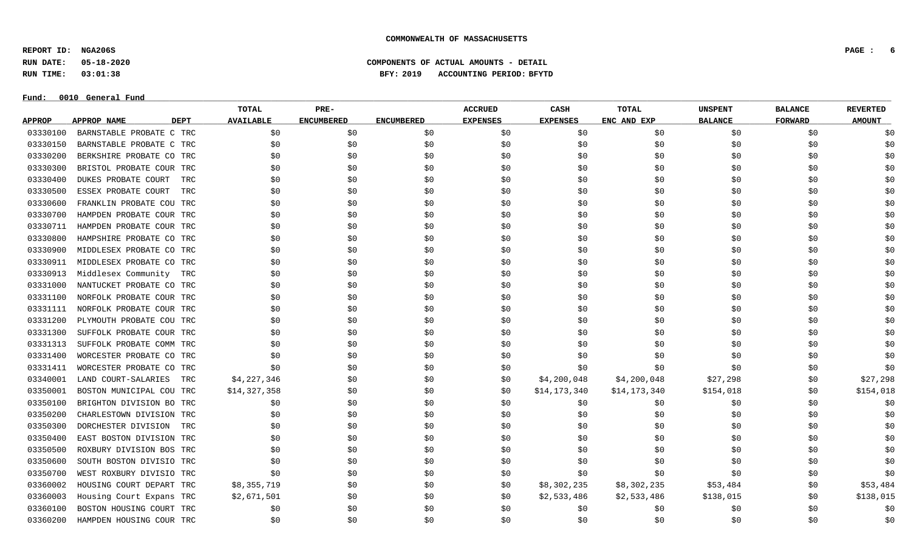**COMMONWEALTH OF MASSACHUSETTS**

**REPORT ID: NGA206S**
**RUN DATE: 05-18-2020**
**RUN TIME: 03:01:38**

**COMPONENTS OF ACTUAL AMOUNTS - DETAIL**
**BFY: 2019 ACCOUNTING PERIOD: BFYTD**

**Fund: 0010 General Fund**

| APPROP | APPROP NAME | DEPT | TOTAL AVAILABLE | PRE-ENCUMBERED | ENCUMBERED | ACCRUED EXPENSES | CASH EXPENSES | TOTAL ENC AND EXP | UNSPENT BALANCE | BALANCE FORWARD | REVERTED AMOUNT |
|---|---|---|---|---|---|---|---|---|---|---|---|
| 03330100 | BARNSTABLE PROBATE C | TRC | $0 | $0 | $0 | $0 | $0 | $0 | $0 | $0 | $0 |
| 03330150 | BARNSTABLE PROBATE C | TRC | $0 | $0 | $0 | $0 | $0 | $0 | $0 | $0 | $0 |
| 03330200 | BERKSHIRE PROBATE CO | TRC | $0 | $0 | $0 | $0 | $0 | $0 | $0 | $0 | $0 |
| 03330300 | BRISTOL PROBATE COUR | TRC | $0 | $0 | $0 | $0 | $0 | $0 | $0 | $0 | $0 |
| 03330400 | DUKES PROBATE COURT | TRC | $0 | $0 | $0 | $0 | $0 | $0 | $0 | $0 | $0 |
| 03330500 | ESSEX PROBATE COURT | TRC | $0 | $0 | $0 | $0 | $0 | $0 | $0 | $0 | $0 |
| 03330600 | FRANKLIN PROBATE COU | TRC | $0 | $0 | $0 | $0 | $0 | $0 | $0 | $0 | $0 |
| 03330700 | HAMPDEN PROBATE COUR | TRC | $0 | $0 | $0 | $0 | $0 | $0 | $0 | $0 | $0 |
| 03330711 | HAMPDEN PROBATE COUR | TRC | $0 | $0 | $0 | $0 | $0 | $0 | $0 | $0 | $0 |
| 03330800 | HAMPSHIRE PROBATE CO | TRC | $0 | $0 | $0 | $0 | $0 | $0 | $0 | $0 | $0 |
| 03330900 | MIDDLESEX PROBATE CO | TRC | $0 | $0 | $0 | $0 | $0 | $0 | $0 | $0 | $0 |
| 03330911 | MIDDLESEX PROBATE CO | TRC | $0 | $0 | $0 | $0 | $0 | $0 | $0 | $0 | $0 |
| 03330913 | Middlesex Community | TRC | $0 | $0 | $0 | $0 | $0 | $0 | $0 | $0 | $0 |
| 03331000 | NANTUCKET PROBATE CO | TRC | $0 | $0 | $0 | $0 | $0 | $0 | $0 | $0 | $0 |
| 03331100 | NORFOLK PROBATE COUR | TRC | $0 | $0 | $0 | $0 | $0 | $0 | $0 | $0 | $0 |
| 03331111 | NORFOLK PROBATE COUR | TRC | $0 | $0 | $0 | $0 | $0 | $0 | $0 | $0 | $0 |
| 03331200 | PLYMOUTH PROBATE COU | TRC | $0 | $0 | $0 | $0 | $0 | $0 | $0 | $0 | $0 |
| 03331300 | SUFFOLK PROBATE COUR | TRC | $0 | $0 | $0 | $0 | $0 | $0 | $0 | $0 | $0 |
| 03331313 | SUFFOLK PROBATE COMM | TRC | $0 | $0 | $0 | $0 | $0 | $0 | $0 | $0 | $0 |
| 03331400 | WORCESTER PROBATE CO | TRC | $0 | $0 | $0 | $0 | $0 | $0 | $0 | $0 | $0 |
| 03331411 | WORCESTER PROBATE CO | TRC | $0 | $0 | $0 | $0 | $0 | $0 | $0 | $0 | $0 |
| 03340001 | LAND COURT-SALARIES | TRC | $4,227,346 | $0 | $0 | $0 | $4,200,048 | $4,200,048 | $27,298 | $0 | $27,298 |
| 03350001 | BOSTON MUNICIPAL COU | TRC | $14,327,358 | $0 | $0 | $0 | $14,173,340 | $14,173,340 | $154,018 | $0 | $154,018 |
| 03350100 | BRIGHTON DIVISION BO | TRC | $0 | $0 | $0 | $0 | $0 | $0 | $0 | $0 | $0 |
| 03350200 | CHARLESTOWN DIVISION | TRC | $0 | $0 | $0 | $0 | $0 | $0 | $0 | $0 | $0 |
| 03350300 | DORCHESTER DIVISION | TRC | $0 | $0 | $0 | $0 | $0 | $0 | $0 | $0 | $0 |
| 03350400 | EAST BOSTON DIVISION | TRC | $0 | $0 | $0 | $0 | $0 | $0 | $0 | $0 | $0 |
| 03350500 | ROXBURY DIVISION BOS | TRC | $0 | $0 | $0 | $0 | $0 | $0 | $0 | $0 | $0 |
| 03350600 | SOUTH BOSTON DIVISIO | TRC | $0 | $0 | $0 | $0 | $0 | $0 | $0 | $0 | $0 |
| 03350700 | WEST ROXBURY DIVISIO | TRC | $0 | $0 | $0 | $0 | $0 | $0 | $0 | $0 | $0 |
| 03360002 | HOUSING COURT DEPART | TRC | $8,355,719 | $0 | $0 | $0 | $8,302,235 | $8,302,235 | $53,484 | $0 | $53,484 |
| 03360003 | Housing Court Expans | TRC | $2,671,501 | $0 | $0 | $0 | $2,533,486 | $2,533,486 | $138,015 | $0 | $138,015 |
| 03360100 | BOSTON HOUSING COURT | TRC | $0 | $0 | $0 | $0 | $0 | $0 | $0 | $0 | $0 |
| 03360200 | HAMPDEN HOUSING COUR | TRC | $0 | $0 | $0 | $0 | $0 | $0 | $0 | $0 | $0 |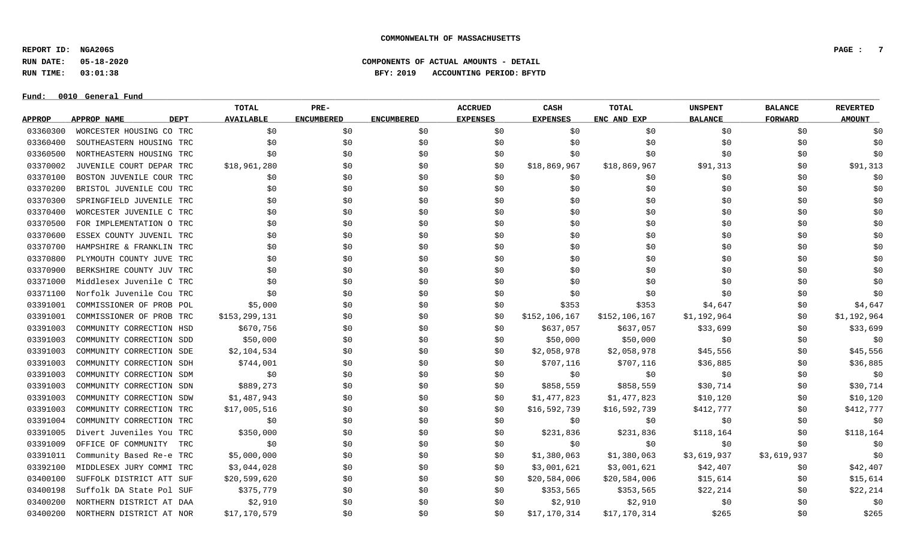**COMMONWEALTH OF MASSACHUSETTS**

REPORT ID: NGA206S
RUN DATE: 05-18-2020
RUN TIME: 03:01:38

**COMPONENTS OF ACTUAL AMOUNTS - DETAIL**
BFY: 2019 ACCOUNTING PERIOD: BFYTD

Fund: 0010 General Fund

| APPROP | APPROP NAME | DEPT | TOTAL AVAILABLE | PRE-ENCUMBERED | ENCUMBERED | ACCRUED EXPENSES | CASH EXPENSES | TOTAL ENC AND EXP | UNSPENT BALANCE | BALANCE FORWARD | REVERTED AMOUNT |
|---|---|---|---|---|---|---|---|---|---|---|---|
| 03360300 | WORCESTER HOUSING CO | TRC | $0 | $0 | $0 | $0 | $0 | $0 | $0 | $0 | $0 |
| 03360400 | SOUTHEASTERN HOUSING | TRC | $0 | $0 | $0 | $0 | $0 | $0 | $0 | $0 | $0 |
| 03360500 | NORTHEASTERN HOUSING | TRC | $0 | $0 | $0 | $0 | $0 | $0 | $0 | $0 | $0 |
| 03370002 | JUVENILE COURT DEPAR | TRC | $18,961,280 | $0 | $0 | $0 | $18,869,967 | $18,869,967 | $91,313 | $0 | $91,313 |
| 03370100 | BOSTON JUVENILE COUR | TRC | $0 | $0 | $0 | $0 | $0 | $0 | $0 | $0 | $0 |
| 03370200 | BRISTOL JUVENILE COU | TRC | $0 | $0 | $0 | $0 | $0 | $0 | $0 | $0 | $0 |
| 03370300 | SPRINGFIELD JUVENILE | TRC | $0 | $0 | $0 | $0 | $0 | $0 | $0 | $0 | $0 |
| 03370400 | WORCESTER JUVENILE C | TRC | $0 | $0 | $0 | $0 | $0 | $0 | $0 | $0 | $0 |
| 03370500 | FOR IMPLEMENTATION O | TRC | $0 | $0 | $0 | $0 | $0 | $0 | $0 | $0 | $0 |
| 03370600 | ESSEX COUNTY JUVENIL | TRC | $0 | $0 | $0 | $0 | $0 | $0 | $0 | $0 | $0 |
| 03370700 | HAMPSHIRE & FRANKLIN | TRC | $0 | $0 | $0 | $0 | $0 | $0 | $0 | $0 | $0 |
| 03370800 | PLYMOUTH COUNTY JUVE | TRC | $0 | $0 | $0 | $0 | $0 | $0 | $0 | $0 | $0 |
| 03370900 | BERKSHIRE COUNTY JUV | TRC | $0 | $0 | $0 | $0 | $0 | $0 | $0 | $0 | $0 |
| 03371000 | Middlesex Juvenile C | TRC | $0 | $0 | $0 | $0 | $0 | $0 | $0 | $0 | $0 |
| 03371100 | Norfolk Juvenile Cou | TRC | $0 | $0 | $0 | $0 | $0 | $0 | $0 | $0 | $0 |
| 03391001 | COMMISSIONER OF PROB | POL | $5,000 | $0 | $0 | $0 | $353 | $353 | $4,647 | $0 | $4,647 |
| 03391001 | COMMISSIONER OF PROB | TRC | $153,299,131 | $0 | $0 | $0 | $152,106,167 | $152,106,167 | $1,192,964 | $0 | $1,192,964 |
| 03391003 | COMMUNITY CORRECTION | HSD | $670,756 | $0 | $0 | $0 | $637,057 | $637,057 | $33,699 | $0 | $33,699 |
| 03391003 | COMMUNITY CORRECTION | SDD | $50,000 | $0 | $0 | $0 | $50,000 | $50,000 | $0 | $0 | $0 |
| 03391003 | COMMUNITY CORRECTION | SDE | $2,104,534 | $0 | $0 | $0 | $2,058,978 | $2,058,978 | $45,556 | $0 | $45,556 |
| 03391003 | COMMUNITY CORRECTION | SDH | $744,001 | $0 | $0 | $0 | $707,116 | $707,116 | $36,885 | $0 | $36,885 |
| 03391003 | COMMUNITY CORRECTION | SDM | $0 | $0 | $0 | $0 | $0 | $0 | $0 | $0 | $0 |
| 03391003 | COMMUNITY CORRECTION | SDN | $889,273 | $0 | $0 | $0 | $858,559 | $858,559 | $30,714 | $0 | $30,714 |
| 03391003 | COMMUNITY CORRECTION | SDW | $1,487,943 | $0 | $0 | $0 | $1,477,823 | $1,477,823 | $10,120 | $0 | $10,120 |
| 03391003 | COMMUNITY CORRECTION | TRC | $17,005,516 | $0 | $0 | $0 | $16,592,739 | $16,592,739 | $412,777 | $0 | $412,777 |
| 03391004 | COMMUNITY CORRECTION | TRC | $0 | $0 | $0 | $0 | $0 | $0 | $0 | $0 | $0 |
| 03391005 | Divert Juveniles You | TRC | $350,000 | $0 | $0 | $0 | $231,836 | $231,836 | $118,164 | $0 | $118,164 |
| 03391009 | OFFICE OF COMMUNITY | TRC | $0 | $0 | $0 | $0 | $0 | $0 | $0 | $0 | $0 |
| 03391011 | Community Based Re-e | TRC | $5,000,000 | $0 | $0 | $0 | $1,380,063 | $1,380,063 | $3,619,937 | $3,619,937 | $0 |
| 03392100 | MIDDLESEX JURY COMMI | TRC | $3,044,028 | $0 | $0 | $0 | $3,001,621 | $3,001,621 | $42,407 | $0 | $42,407 |
| 03400100 | SUFFOLK DISTRICT ATT | SUF | $20,599,620 | $0 | $0 | $0 | $20,584,006 | $20,584,006 | $15,614 | $0 | $15,614 |
| 03400198 | Suffolk DA State Pol | SUF | $375,779 | $0 | $0 | $0 | $353,565 | $353,565 | $22,214 | $0 | $22,214 |
| 03400200 | NORTHERN DISTRICT AT | DAA | $2,910 | $0 | $0 | $0 | $2,910 | $2,910 | $0 | $0 | $0 |
| 03400200 | NORTHERN DISTRICT AT | NOR | $17,170,579 | $0 | $0 | $0 | $17,170,314 | $17,170,314 | $265 | $0 | $265 |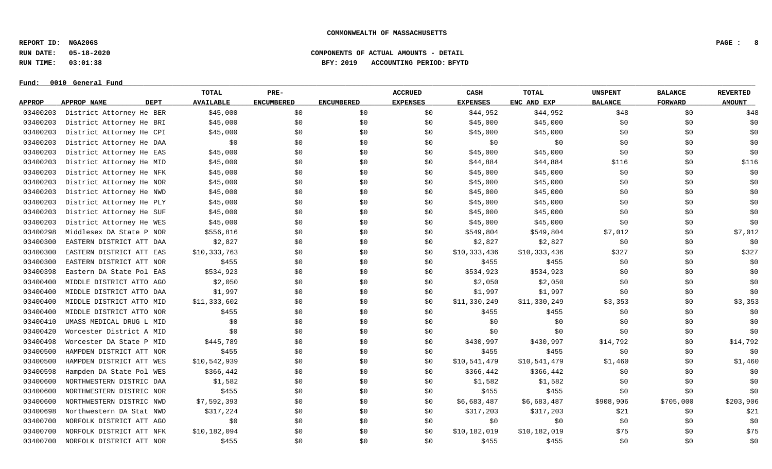**COMMONWEALTH OF MASSACHUSETTS**

**REPORT ID: NGA206S**
**RUN DATE: 05-18-2020**
**RUN TIME: 03:01:38**

**COMPONENTS OF ACTUAL AMOUNTS - DETAIL**
**BFY: 2019 ACCOUNTING PERIOD: BFYTD**

**Fund: 0010 General Fund**

| APPROP | APPROP NAME | DEPT | TOTAL AVAILABLE | PRE-ENCUMBERED | ENCUMBERED | ACCRUED EXPENSES | CASH EXPENSES | TOTAL ENC AND EXP | UNSPENT BALANCE | BALANCE FORWARD | REVERTED AMOUNT |
|---|---|---|---|---|---|---|---|---|---|---|---|
| 03400203 | District Attorney He | BER | $45,000 | $0 | $0 | $0 | $44,952 | $44,952 | $48 | $0 | $48 |
| 03400203 | District Attorney He | BRI | $45,000 | $0 | $0 | $0 | $45,000 | $45,000 | $0 | $0 | $0 |
| 03400203 | District Attorney He | CPI | $45,000 | $0 | $0 | $0 | $45,000 | $45,000 | $0 | $0 | $0 |
| 03400203 | District Attorney He | DAA | $0 | $0 | $0 | $0 | $0 | $0 | $0 | $0 | $0 |
| 03400203 | District Attorney He | EAS | $45,000 | $0 | $0 | $0 | $45,000 | $45,000 | $0 | $0 | $0 |
| 03400203 | District Attorney He | MID | $45,000 | $0 | $0 | $0 | $44,884 | $44,884 | $116 | $0 | $116 |
| 03400203 | District Attorney He | NFK | $45,000 | $0 | $0 | $0 | $45,000 | $45,000 | $0 | $0 | $0 |
| 03400203 | District Attorney He | NOR | $45,000 | $0 | $0 | $0 | $45,000 | $45,000 | $0 | $0 | $0 |
| 03400203 | District Attorney He | NWD | $45,000 | $0 | $0 | $0 | $45,000 | $45,000 | $0 | $0 | $0 |
| 03400203 | District Attorney He | PLY | $45,000 | $0 | $0 | $0 | $45,000 | $45,000 | $0 | $0 | $0 |
| 03400203 | District Attorney He | SUF | $45,000 | $0 | $0 | $0 | $45,000 | $45,000 | $0 | $0 | $0 |
| 03400203 | District Attorney He | WES | $45,000 | $0 | $0 | $0 | $45,000 | $45,000 | $0 | $0 | $0 |
| 03400298 | Middlesex DA State P | NOR | $556,816 | $0 | $0 | $0 | $549,804 | $549,804 | $7,012 | $0 | $7,012 |
| 03400300 | EASTERN DISTRICT ATT | DAA | $2,827 | $0 | $0 | $0 | $2,827 | $2,827 | $0 | $0 | $0 |
| 03400300 | EASTERN DISTRICT ATT | EAS | $10,333,763 | $0 | $0 | $0 | $10,333,436 | $10,333,436 | $327 | $0 | $327 |
| 03400300 | EASTERN DISTRICT ATT | NOR | $455 | $0 | $0 | $0 | $455 | $455 | $0 | $0 | $0 |
| 03400398 | Eastern DA State Pol | EAS | $534,923 | $0 | $0 | $0 | $534,923 | $534,923 | $0 | $0 | $0 |
| 03400400 | MIDDLE DISTRICT ATTO | AGO | $2,050 | $0 | $0 | $0 | $2,050 | $2,050 | $0 | $0 | $0 |
| 03400400 | MIDDLE DISTRICT ATTO | DAA | $1,997 | $0 | $0 | $0 | $1,997 | $1,997 | $0 | $0 | $0 |
| 03400400 | MIDDLE DISTRICT ATTO | MID | $11,333,602 | $0 | $0 | $0 | $11,330,249 | $11,330,249 | $3,353 | $0 | $3,353 |
| 03400400 | MIDDLE DISTRICT ATTO | NOR | $455 | $0 | $0 | $0 | $455 | $455 | $0 | $0 | $0 |
| 03400410 | UMASS MEDICAL DRUG L | MID | $0 | $0 | $0 | $0 | $0 | $0 | $0 | $0 | $0 |
| 03400420 | Worcester District A | MID | $0 | $0 | $0 | $0 | $0 | $0 | $0 | $0 | $0 |
| 03400498 | Worcester DA State P | MID | $445,789 | $0 | $0 | $0 | $430,997 | $430,997 | $14,792 | $0 | $14,792 |
| 03400500 | HAMPDEN DISTRICT ATT | NOR | $455 | $0 | $0 | $0 | $455 | $455 | $0 | $0 | $0 |
| 03400500 | HAMPDEN DISTRICT ATT | WES | $10,542,939 | $0 | $0 | $0 | $10,541,479 | $10,541,479 | $1,460 | $0 | $1,460 |
| 03400598 | Hampden DA State Pol | WES | $366,442 | $0 | $0 | $0 | $366,442 | $366,442 | $0 | $0 | $0 |
| 03400600 | NORTHWESTERN DISTRIC | DAA | $1,582 | $0 | $0 | $0 | $1,582 | $1,582 | $0 | $0 | $0 |
| 03400600 | NORTHWESTERN DISTRIC | NOR | $455 | $0 | $0 | $0 | $455 | $455 | $0 | $0 | $0 |
| 03400600 | NORTHWESTERN DISTRIC | NWD | $7,592,393 | $0 | $0 | $0 | $6,683,487 | $6,683,487 | $908,906 | $705,000 | $203,906 |
| 03400698 | Northwestern DA Stat | NWD | $317,224 | $0 | $0 | $0 | $317,203 | $317,203 | $21 | $0 | $21 |
| 03400700 | NORFOLK DISTRICT ATT | AGO | $0 | $0 | $0 | $0 | $0 | $0 | $0 | $0 | $0 |
| 03400700 | NORFOLK DISTRICT ATT | NFK | $10,182,094 | $0 | $0 | $0 | $10,182,019 | $10,182,019 | $75 | $0 | $75 |
| 03400700 | NORFOLK DISTRICT ATT | NOR | $455 | $0 | $0 | $0 | $455 | $455 | $0 | $0 | $0 |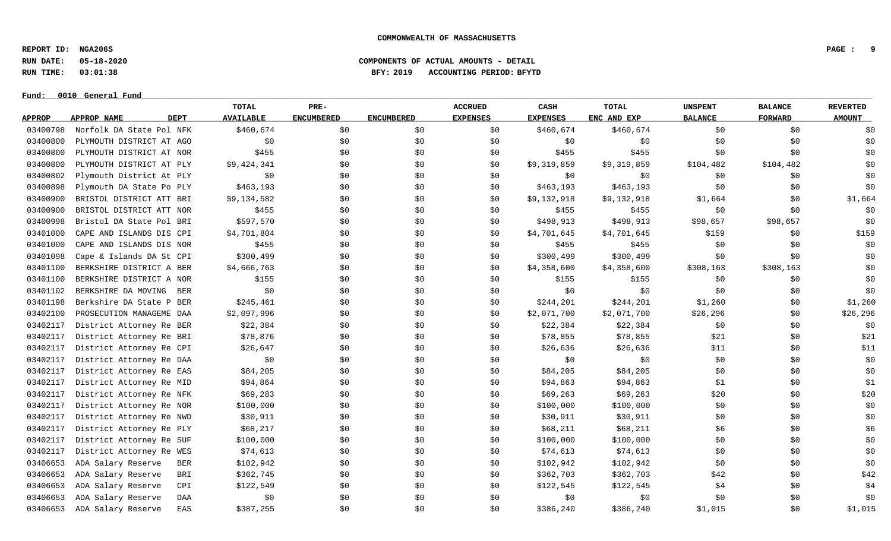**COMMONWEALTH OF MASSACHUSETTS**

**REPORT ID: NGA206S**
**RUN DATE: 05-18-2020**
**RUN TIME: 03:01:38**

**COMPONENTS OF ACTUAL AMOUNTS - DETAIL**
**BFY: 2019 ACCOUNTING PERIOD: BFYTD**

**Fund: 0010 General Fund**

| APPROP | APPROP NAME | DEPT | TOTAL AVAILABLE | PRE-ENCUMBERED | ENCUMBERED | ACCRUED EXPENSES | CASH EXPENSES | TOTAL ENC AND EXP | UNSPENT BALANCE | BALANCE FORWARD | REVERTED AMOUNT |
|---|---|---|---|---|---|---|---|---|---|---|---|
| 03400798 | Norfolk DA State Pol | NFK | $460,674 | $0 | $0 | $0 | $460,674 | $460,674 | $0 | $0 | $0 |
| 03400800 | PLYMOUTH DISTRICT AT | AGO | $0 | $0 | $0 | $0 | $0 | $0 | $0 | $0 | $0 |
| 03400800 | PLYMOUTH DISTRICT AT | NOR | $455 | $0 | $0 | $0 | $455 | $455 | $0 | $0 | $0 |
| 03400800 | PLYMOUTH DISTRICT AT | PLY | $9,424,341 | $0 | $0 | $0 | $9,319,859 | $9,319,859 | $104,482 | $104,482 | $0 |
| 03400802 | Plymouth District At | PLY | $0 | $0 | $0 | $0 | $0 | $0 | $0 | $0 | $0 |
| 03400898 | Plymouth DA State Po | PLY | $463,193 | $0 | $0 | $0 | $463,193 | $463,193 | $0 | $0 | $0 |
| 03400900 | BRISTOL DISTRICT ATT | BRI | $9,134,582 | $0 | $0 | $0 | $9,132,918 | $9,132,918 | $1,664 | $0 | $1,664 |
| 03400900 | BRISTOL DISTRICT ATT | NOR | $455 | $0 | $0 | $0 | $455 | $455 | $0 | $0 | $0 |
| 03400998 | Bristol DA State Pol | BRI | $597,570 | $0 | $0 | $0 | $498,913 | $498,913 | $98,657 | $98,657 | $0 |
| 03401000 | CAPE AND ISLANDS DIS | CPI | $4,701,804 | $0 | $0 | $0 | $4,701,645 | $4,701,645 | $159 | $0 | $159 |
| 03401000 | CAPE AND ISLANDS DIS | NOR | $455 | $0 | $0 | $0 | $455 | $455 | $0 | $0 | $0 |
| 03401098 | Cape & Islands DA St | CPI | $300,499 | $0 | $0 | $0 | $300,499 | $300,499 | $0 | $0 | $0 |
| 03401100 | BERKSHIRE DISTRICT A | BER | $4,666,763 | $0 | $0 | $0 | $4,358,600 | $4,358,600 | $308,163 | $308,163 | $0 |
| 03401100 | BERKSHIRE DISTRICT A | NOR | $155 | $0 | $0 | $0 | $155 | $155 | $0 | $0 | $0 |
| 03401102 | BERKSHIRE DA MOVING | BER | $0 | $0 | $0 | $0 | $0 | $0 | $0 | $0 | $0 |
| 03401198 | Berkshire DA State P | BER | $245,461 | $0 | $0 | $0 | $244,201 | $244,201 | $1,260 | $0 | $1,260 |
| 03402100 | PROSECUTION MANAGEME | DAA | $2,097,996 | $0 | $0 | $0 | $2,071,700 | $2,071,700 | $26,296 | $0 | $26,296 |
| 03402117 | District Attorney Re | BER | $22,384 | $0 | $0 | $0 | $22,384 | $22,384 | $0 | $0 | $0 |
| 03402117 | District Attorney Re | BRI | $78,876 | $0 | $0 | $0 | $78,855 | $78,855 | $21 | $0 | $21 |
| 03402117 | District Attorney Re | CPI | $26,647 | $0 | $0 | $0 | $26,636 | $26,636 | $11 | $0 | $11 |
| 03402117 | District Attorney Re | DAA | $0 | $0 | $0 | $0 | $0 | $0 | $0 | $0 | $0 |
| 03402117 | District Attorney Re | EAS | $84,205 | $0 | $0 | $0 | $84,205 | $84,205 | $0 | $0 | $0 |
| 03402117 | District Attorney Re | MID | $94,864 | $0 | $0 | $0 | $94,863 | $94,863 | $1 | $0 | $1 |
| 03402117 | District Attorney Re | NFK | $69,283 | $0 | $0 | $0 | $69,263 | $69,263 | $20 | $0 | $20 |
| 03402117 | District Attorney Re | NOR | $100,000 | $0 | $0 | $0 | $100,000 | $100,000 | $0 | $0 | $0 |
| 03402117 | District Attorney Re | NWD | $30,911 | $0 | $0 | $0 | $30,911 | $30,911 | $0 | $0 | $0 |
| 03402117 | District Attorney Re | PLY | $68,217 | $0 | $0 | $0 | $68,211 | $68,211 | $6 | $0 | $6 |
| 03402117 | District Attorney Re | SUF | $100,000 | $0 | $0 | $0 | $100,000 | $100,000 | $0 | $0 | $0 |
| 03402117 | District Attorney Re | WES | $74,613 | $0 | $0 | $0 | $74,613 | $74,613 | $0 | $0 | $0 |
| 03406653 | ADA Salary Reserve | BER | $102,942 | $0 | $0 | $0 | $102,942 | $102,942 | $0 | $0 | $0 |
| 03406653 | ADA Salary Reserve | BRI | $362,745 | $0 | $0 | $0 | $362,703 | $362,703 | $42 | $0 | $42 |
| 03406653 | ADA Salary Reserve | CPI | $122,549 | $0 | $0 | $0 | $122,545 | $122,545 | $4 | $0 | $4 |
| 03406653 | ADA Salary Reserve | DAA | $0 | $0 | $0 | $0 | $0 | $0 | $0 | $0 | $0 |
| 03406653 | ADA Salary Reserve | EAS | $387,255 | $0 | $0 | $0 | $386,240 | $386,240 | $1,015 | $0 | $1,015 |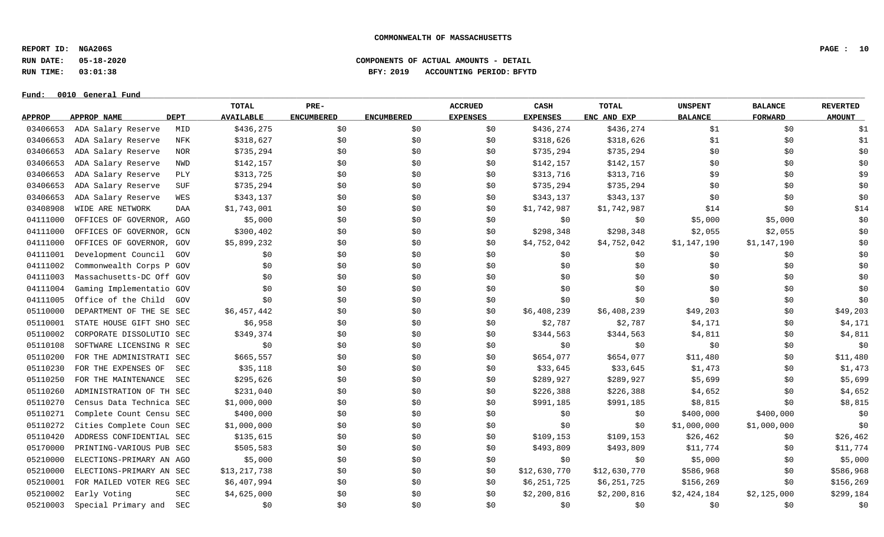**COMMONWEALTH OF MASSACHUSETTS**

**REPORT ID: NGA206S**
**RUN DATE: 05-18-2020**
**RUN TIME: 03:01:38**

**COMPONENTS OF ACTUAL AMOUNTS - DETAIL**
**BFY: 2019 ACCOUNTING PERIOD: BFYTD**

**Fund: 0010 General Fund**

| APPROP | APPROP NAME | DEPT | TOTAL AVAILABLE | PRE-ENCUMBERED | ENCUMBERED | ACCRUED EXPENSES | CASH EXPENSES | TOTAL ENC AND EXP | UNSPENT BALANCE | BALANCE FORWARD | REVERTED AMOUNT |
|---|---|---|---|---|---|---|---|---|---|---|---|
| 03406653 | ADA Salary Reserve | MID | $436,275 | $0 | $0 | $0 | $436,274 | $436,274 | $1 | $0 | $1 |
| 03406653 | ADA Salary Reserve | NFK | $318,627 | $0 | $0 | $0 | $318,626 | $318,626 | $1 | $0 | $1 |
| 03406653 | ADA Salary Reserve | NOR | $735,294 | $0 | $0 | $0 | $735,294 | $735,294 | $0 | $0 | $0 |
| 03406653 | ADA Salary Reserve | NWD | $142,157 | $0 | $0 | $0 | $142,157 | $142,157 | $0 | $0 | $0 |
| 03406653 | ADA Salary Reserve | PLY | $313,725 | $0 | $0 | $0 | $313,716 | $313,716 | $9 | $0 | $9 |
| 03406653 | ADA Salary Reserve | SUF | $735,294 | $0 | $0 | $0 | $735,294 | $735,294 | $0 | $0 | $0 |
| 03406653 | ADA Salary Reserve | WES | $343,137 | $0 | $0 | $0 | $343,137 | $343,137 | $0 | $0 | $0 |
| 03408908 | WIDE ARE NETWORK | DAA | $1,743,001 | $0 | $0 | $0 | $1,742,987 | $1,742,987 | $14 | $0 | $14 |
| 04111000 | OFFICES OF GOVERNOR, | AGO | $5,000 | $0 | $0 | $0 | $0 | $0 | $5,000 | $5,000 | $0 |
| 04111000 | OFFICES OF GOVERNOR, | GCN | $300,402 | $0 | $0 | $0 | $298,348 | $298,348 | $2,055 | $2,055 | $0 |
| 04111000 | OFFICES OF GOVERNOR, | GOV | $5,899,232 | $0 | $0 | $0 | $4,752,042 | $4,752,042 | $1,147,190 | $1,147,190 | $0 |
| 04111001 | Development Council | GOV | $0 | $0 | $0 | $0 | $0 | $0 | $0 | $0 | $0 |
| 04111002 | Commonwealth Corps P | GOV | $0 | $0 | $0 | $0 | $0 | $0 | $0 | $0 | $0 |
| 04111003 | Massachusetts-DC Off | GOV | $0 | $0 | $0 | $0 | $0 | $0 | $0 | $0 | $0 |
| 04111004 | Gaming Implementatio | GOV | $0 | $0 | $0 | $0 | $0 | $0 | $0 | $0 | $0 |
| 04111005 | Office of the Child | GOV | $0 | $0 | $0 | $0 | $0 | $0 | $0 | $0 | $0 |
| 05110000 | DEPARTMENT OF THE SE | SEC | $6,457,442 | $0 | $0 | $0 | $6,408,239 | $6,408,239 | $49,203 | $0 | $49,203 |
| 05110001 | STATE HOUSE GIFT SHO | SEC | $6,958 | $0 | $0 | $0 | $2,787 | $2,787 | $4,171 | $0 | $4,171 |
| 05110002 | CORPORATE DISSOLUTIO | SEC | $349,374 | $0 | $0 | $0 | $344,563 | $344,563 | $4,811 | $0 | $4,811 |
| 05110108 | SOFTWARE LICENSING R | SEC | $0 | $0 | $0 | $0 | $0 | $0 | $0 | $0 | $0 |
| 05110200 | FOR THE ADMINISTRATI | SEC | $665,557 | $0 | $0 | $0 | $654,077 | $654,077 | $11,480 | $0 | $11,480 |
| 05110230 | FOR THE EXPENSES OF | SEC | $35,118 | $0 | $0 | $0 | $33,645 | $33,645 | $1,473 | $0 | $1,473 |
| 05110250 | FOR THE MAINTENANCE | SEC | $295,626 | $0 | $0 | $0 | $289,927 | $289,927 | $5,699 | $0 | $5,699 |
| 05110260 | ADMINISTRATION OF TH | SEC | $231,040 | $0 | $0 | $0 | $226,388 | $226,388 | $4,652 | $0 | $4,652 |
| 05110270 | Census Data Technica | SEC | $1,000,000 | $0 | $0 | $0 | $991,185 | $991,185 | $8,815 | $0 | $8,815 |
| 05110271 | Complete Count Censu | SEC | $400,000 | $0 | $0 | $0 | $0 | $0 | $400,000 | $400,000 | $0 |
| 05110272 | Cities Complete Coun | SEC | $1,000,000 | $0 | $0 | $0 | $0 | $0 | $1,000,000 | $1,000,000 | $0 |
| 05110420 | ADDRESS CONFIDENTIAL | SEC | $135,615 | $0 | $0 | $0 | $109,153 | $109,153 | $26,462 | $0 | $26,462 |
| 05170000 | PRINTING-VARIOUS PUB | SEC | $505,583 | $0 | $0 | $0 | $493,809 | $493,809 | $11,774 | $0 | $11,774 |
| 05210000 | ELECTIONS-PRIMARY AN | AGO | $5,000 | $0 | $0 | $0 | $0 | $0 | $5,000 | $0 | $5,000 |
| 05210000 | ELECTIONS-PRIMARY AN | SEC | $13,217,738 | $0 | $0 | $0 | $12,630,770 | $12,630,770 | $586,968 | $0 | $586,968 |
| 05210001 | FOR MAILED VOTER REG | SEC | $6,407,994 | $0 | $0 | $0 | $6,251,725 | $6,251,725 | $156,269 | $0 | $156,269 |
| 05210002 | Early Voting | SEC | $4,625,000 | $0 | $0 | $0 | $2,200,816 | $2,200,816 | $2,424,184 | $2,125,000 | $299,184 |
| 05210003 | Special Primary and | SEC | $0 | $0 | $0 | $0 | $0 | $0 | $0 | $0 | $0 |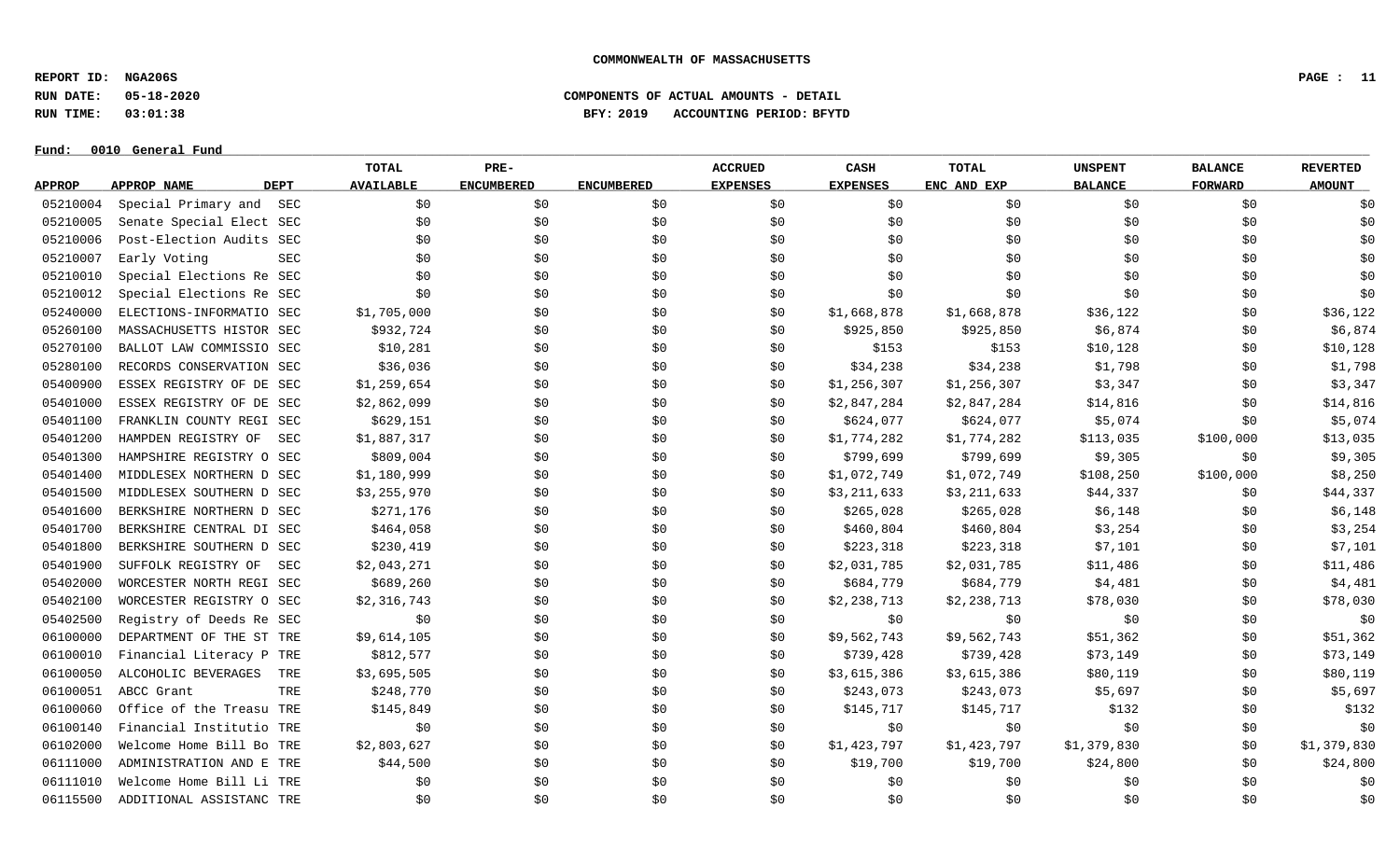COMMONWEALTH OF MASSACHUSETTS

**REPORT ID: NGA206S**
**RUN DATE: 05-18-2020**
**RUN TIME: 03:01:38**

**COMPONENTS OF ACTUAL AMOUNTS - DETAIL**
**BFY: 2019 ACCOUNTING PERIOD: BFYTD**

**Fund: 0010 General Fund**

| APPROP | APPROP NAME | DEPT | TOTAL AVAILABLE | PRE-ENCUMBERED | ENCUMBERED | ACCRUED EXPENSES | CASH EXPENSES | TOTAL ENC AND EXP | UNSPENT BALANCE | BALANCE FORWARD | REVERTED AMOUNT |
|---|---|---|---|---|---|---|---|---|---|---|---|
| 05210004 | Special Primary and | SEC | $0 | $0 | $0 | $0 | $0 | $0 | $0 | $0 | $0 |
| 05210005 | Senate Special Elect | SEC | $0 | $0 | $0 | $0 | $0 | $0 | $0 | $0 | $0 |
| 05210006 | Post-Election Audits | SEC | $0 | $0 | $0 | $0 | $0 | $0 | $0 | $0 | $0 |
| 05210007 | Early Voting | SEC | $0 | $0 | $0 | $0 | $0 | $0 | $0 | $0 | $0 |
| 05210010 | Special Elections Re | SEC | $0 | $0 | $0 | $0 | $0 | $0 | $0 | $0 | $0 |
| 05210012 | Special Elections Re | SEC | $0 | $0 | $0 | $0 | $0 | $0 | $0 | $0 | $0 |
| 05240000 | ELECTIONS-INFORMATIO | SEC | $1,705,000 | $0 | $0 | $0 | $1,668,878 | $1,668,878 | $36,122 | $0 | $36,122 |
| 05260100 | MASSACHUSETTS HISTOR | SEC | $932,724 | $0 | $0 | $0 | $925,850 | $925,850 | $6,874 | $0 | $6,874 |
| 05270100 | BALLOT LAW COMMISSIO | SEC | $10,281 | $0 | $0 | $0 | $153 | $153 | $10,128 | $0 | $10,128 |
| 05280100 | RECORDS CONSERVATION | SEC | $36,036 | $0 | $0 | $0 | $34,238 | $34,238 | $1,798 | $0 | $1,798 |
| 05400900 | ESSEX REGISTRY OF DE | SEC | $1,259,654 | $0 | $0 | $0 | $1,256,307 | $1,256,307 | $3,347 | $0 | $3,347 |
| 05401000 | ESSEX REGISTRY OF DE | SEC | $2,862,099 | $0 | $0 | $0 | $2,847,284 | $2,847,284 | $14,816 | $0 | $14,816 |
| 05401100 | FRANKLIN COUNTY REGI | SEC | $629,151 | $0 | $0 | $0 | $624,077 | $624,077 | $5,074 | $0 | $5,074 |
| 05401200 | HAMPDEN REGISTRY OF | SEC | $1,887,317 | $0 | $0 | $0 | $1,774,282 | $1,774,282 | $113,035 | $100,000 | $13,035 |
| 05401300 | HAMPSHIRE REGISTRY O | SEC | $809,004 | $0 | $0 | $0 | $799,699 | $799,699 | $9,305 | $0 | $9,305 |
| 05401400 | MIDDLESEX NORTHERN D | SEC | $1,180,999 | $0 | $0 | $0 | $1,072,749 | $1,072,749 | $108,250 | $100,000 | $8,250 |
| 05401500 | MIDDLESEX SOUTHERN D | SEC | $3,255,970 | $0 | $0 | $0 | $3,211,633 | $3,211,633 | $44,337 | $0 | $44,337 |
| 05401600 | BERKSHIRE NORTHERN D | SEC | $271,176 | $0 | $0 | $0 | $265,028 | $265,028 | $6,148 | $0 | $6,148 |
| 05401700 | BERKSHIRE CENTRAL DI | SEC | $464,058 | $0 | $0 | $0 | $460,804 | $460,804 | $3,254 | $0 | $3,254 |
| 05401800 | BERKSHIRE SOUTHERN D | SEC | $230,419 | $0 | $0 | $0 | $223,318 | $223,318 | $7,101 | $0 | $7,101 |
| 05401900 | SUFFOLK REGISTRY OF | SEC | $2,043,271 | $0 | $0 | $0 | $2,031,785 | $2,031,785 | $11,486 | $0 | $11,486 |
| 05402000 | WORCESTER NORTH REGI | SEC | $689,260 | $0 | $0 | $0 | $684,779 | $684,779 | $4,481 | $0 | $4,481 |
| 05402100 | WORCESTER REGISTRY O | SEC | $2,316,743 | $0 | $0 | $0 | $2,238,713 | $2,238,713 | $78,030 | $0 | $78,030 |
| 05402500 | Registry of Deeds Re | SEC | $0 | $0 | $0 | $0 | $0 | $0 | $0 | $0 | $0 |
| 06100000 | DEPARTMENT OF THE ST | TRE | $9,614,105 | $0 | $0 | $0 | $9,562,743 | $9,562,743 | $51,362 | $0 | $51,362 |
| 06100010 | Financial Literacy P | TRE | $812,577 | $0 | $0 | $0 | $739,428 | $739,428 | $73,149 | $0 | $73,149 |
| 06100050 | ALCOHOLIC BEVERAGES | TRE | $3,695,505 | $0 | $0 | $0 | $3,615,386 | $3,615,386 | $80,119 | $0 | $80,119 |
| 06100051 | ABCC Grant | TRE | $248,770 | $0 | $0 | $0 | $243,073 | $243,073 | $5,697 | $0 | $5,697 |
| 06100060 | Office of the Treasu | TRE | $145,849 | $0 | $0 | $0 | $145,717 | $145,717 | $132 | $0 | $132 |
| 06100140 | Financial Institutio | TRE | $0 | $0 | $0 | $0 | $0 | $0 | $0 | $0 | $0 |
| 06102000 | Welcome Home Bill Bo | TRE | $2,803,627 | $0 | $0 | $0 | $1,423,797 | $1,423,797 | $1,379,830 | $0 | $1,379,830 |
| 06111000 | ADMINISTRATION AND E | TRE | $44,500 | $0 | $0 | $0 | $19,700 | $19,700 | $24,800 | $0 | $24,800 |
| 06111010 | Welcome Home Bill Li | TRE | $0 | $0 | $0 | $0 | $0 | $0 | $0 | $0 | $0 |
| 06115500 | ADDITIONAL ASSISTANC | TRE | $0 | $0 | $0 | $0 | $0 | $0 | $0 | $0 | $0 |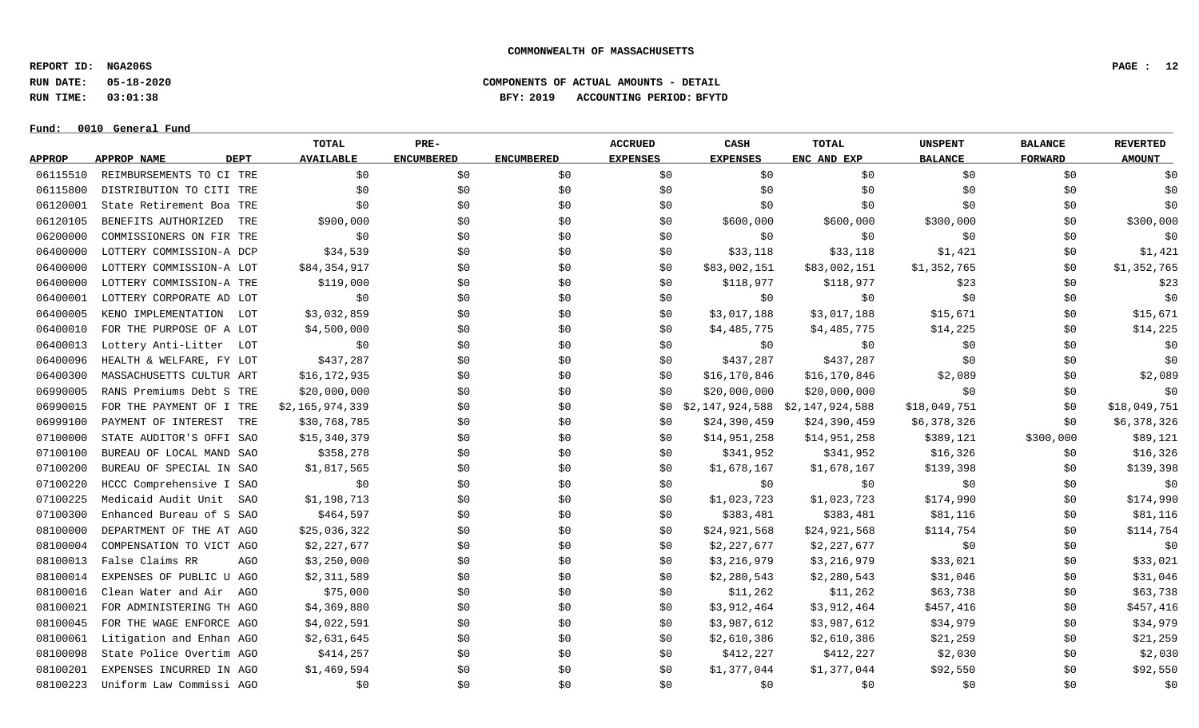**COMMONWEALTH OF MASSACHUSETTS**

**REPORT ID: NGA206S**
**RUN DATE: 05-18-2020**
**RUN TIME: 03:01:38**

**COMPONENTS OF ACTUAL AMOUNTS - DETAIL**
**BFY: 2019 ACCOUNTING PERIOD: BFYTD**

**Fund: 0010 General Fund**

| APPROP | APPROP NAME | DEPT | TOTAL AVAILABLE | PRE-ENCUMBERED | ENCUMBERED | ACCRUED EXPENSES | CASH EXPENSES | TOTAL ENC AND EXP | UNSPENT BALANCE | BALANCE FORWARD | REVERTED AMOUNT |
|---|---|---|---|---|---|---|---|---|---|---|---|
| 06115510 | REIMBURSEMENTS TO CI | TRE | $0 | $0 | $0 | $0 | $0 | $0 | $0 | $0 | $0 |
| 06115800 | DISTRIBUTION TO CITI | TRE | $0 | $0 | $0 | $0 | $0 | $0 | $0 | $0 | $0 |
| 06120001 | State Retirement Boa | TRE | $0 | $0 | $0 | $0 | $0 | $0 | $0 | $0 | $0 |
| 06120105 | BENEFITS AUTHORIZED | TRE | $900,000 | $0 | $0 | $0 | $600,000 | $600,000 | $300,000 | $0 | $300,000 |
| 06200000 | COMMISSIONERS ON FIR | TRE | $0 | $0 | $0 | $0 | $0 | $0 | $0 | $0 | $0 |
| 06400000 | LOTTERY COMMISSION-A | DCP | $34,539 | $0 | $0 | $0 | $33,118 | $33,118 | $1,421 | $0 | $1,421 |
| 06400000 | LOTTERY COMMISSION-A | LOT | $84,354,917 | $0 | $0 | $0 | $83,002,151 | $83,002,151 | $1,352,765 | $0 | $1,352,765 |
| 06400000 | LOTTERY COMMISSION-A | TRE | $119,000 | $0 | $0 | $0 | $118,977 | $118,977 | $23 | $0 | $23 |
| 06400001 | LOTTERY CORPORATE AD | LOT | $0 | $0 | $0 | $0 | $0 | $0 | $0 | $0 | $0 |
| 06400005 | KENO IMPLEMENTATION | LOT | $3,032,859 | $0 | $0 | $0 | $3,017,188 | $3,017,188 | $15,671 | $0 | $15,671 |
| 06400010 | FOR THE PURPOSE OF A | LOT | $4,500,000 | $0 | $0 | $0 | $4,485,775 | $4,485,775 | $14,225 | $0 | $14,225 |
| 06400013 | Lottery Anti-Litter | LOT | $0 | $0 | $0 | $0 | $0 | $0 | $0 | $0 | $0 |
| 06400096 | HEALTH & WELFARE, FY | LOT | $437,287 | $0 | $0 | $0 | $437,287 | $437,287 | $0 | $0 | $0 |
| 06400300 | MASSACHUSETTS CULTUR | ART | $16,172,935 | $0 | $0 | $0 | $16,170,846 | $16,170,846 | $2,089 | $0 | $2,089 |
| 06990005 | RANS Premiums Debt S | TRE | $20,000,000 | $0 | $0 | $0 | $20,000,000 | $20,000,000 | $0 | $0 | $0 |
| 06990015 | FOR THE PAYMENT OF I | TRE | $2,165,974,339 | $0 | $0 | $0 | $2,147,924,588 | $2,147,924,588 | $18,049,751 | $0 | $18,049,751 |
| 06999100 | PAYMENT OF INTEREST | TRE | $30,768,785 | $0 | $0 | $0 | $24,390,459 | $24,390,459 | $6,378,326 | $0 | $6,378,326 |
| 07100000 | STATE AUDITOR'S OFFI | SAO | $15,340,379 | $0 | $0 | $0 | $14,951,258 | $14,951,258 | $389,121 | $300,000 | $89,121 |
| 07100100 | BUREAU OF LOCAL MAND | SAO | $358,278 | $0 | $0 | $0 | $341,952 | $341,952 | $16,326 | $0 | $16,326 |
| 07100200 | BUREAU OF SPECIAL IN | SAO | $1,817,565 | $0 | $0 | $0 | $1,678,167 | $1,678,167 | $139,398 | $0 | $139,398 |
| 07100220 | HCCC Comprehensive I | SAO | $0 | $0 | $0 | $0 | $0 | $0 | $0 | $0 | $0 |
| 07100225 | Medicaid Audit Unit | SAO | $1,198,713 | $0 | $0 | $0 | $1,023,723 | $1,023,723 | $174,990 | $0 | $174,990 |
| 07100300 | Enhanced Bureau of S | SAO | $464,597 | $0 | $0 | $0 | $383,481 | $383,481 | $81,116 | $0 | $81,116 |
| 08100000 | DEPARTMENT OF THE AT | AGO | $25,036,322 | $0 | $0 | $0 | $24,921,568 | $24,921,568 | $114,754 | $0 | $114,754 |
| 08100004 | COMPENSATION TO VICT | AGO | $2,227,677 | $0 | $0 | $0 | $2,227,677 | $2,227,677 | $0 | $0 | $0 |
| 08100013 | False Claims RR | AGO | $3,250,000 | $0 | $0 | $0 | $3,216,979 | $3,216,979 | $33,021 | $0 | $33,021 |
| 08100014 | EXPENSES OF PUBLIC U | AGO | $2,311,589 | $0 | $0 | $0 | $2,280,543 | $2,280,543 | $31,046 | $0 | $31,046 |
| 08100016 | Clean Water and Air | AGO | $75,000 | $0 | $0 | $0 | $11,262 | $11,262 | $63,738 | $0 | $63,738 |
| 08100021 | FOR ADMINISTERING TH | AGO | $4,369,880 | $0 | $0 | $0 | $3,912,464 | $3,912,464 | $457,416 | $0 | $457,416 |
| 08100045 | FOR THE WAGE ENFORCE | AGO | $4,022,591 | $0 | $0 | $0 | $3,987,612 | $3,987,612 | $34,979 | $0 | $34,979 |
| 08100061 | Litigation and Enhan | AGO | $2,631,645 | $0 | $0 | $0 | $2,610,386 | $2,610,386 | $21,259 | $0 | $21,259 |
| 08100098 | State Police Overtim | AGO | $414,257 | $0 | $0 | $0 | $412,227 | $412,227 | $2,030 | $0 | $2,030 |
| 08100201 | EXPENSES INCURRED IN | AGO | $1,469,594 | $0 | $0 | $0 | $1,377,044 | $1,377,044 | $92,550 | $0 | $92,550 |
| 08100223 | Uniform Law Commissi | AGO | $0 | $0 | $0 | $0 | $0 | $0 | $0 | $0 | $0 |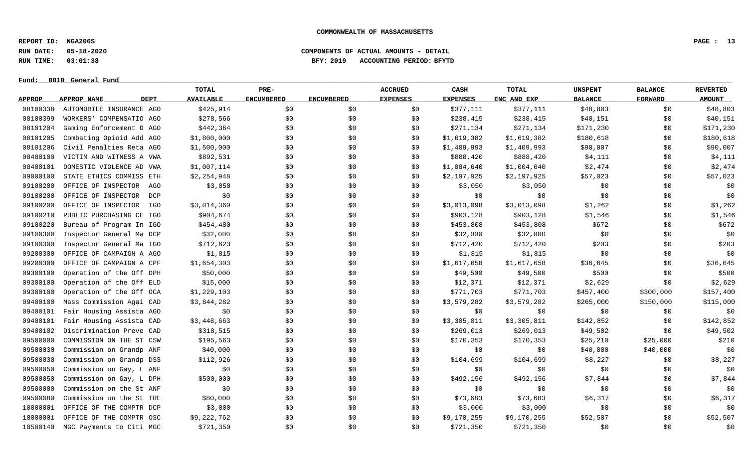COMMONWEALTH OF MASSACHUSETTS

REPORT ID: NGA206S
RUN DATE: 05-18-2020
RUN TIME: 03:01:38

COMPONENTS OF ACTUAL AMOUNTS - DETAIL
BFY: 2019 ACCOUNTING PERIOD: BFYTD

Fund: 0010 General Fund

| APPROP | APPROP NAME | DEPT | TOTAL AVAILABLE | PRE-ENCUMBERED | ENCUMBERED | ACCRUED EXPENSES | CASH EXPENSES | TOTAL ENC AND EXP | UNSPENT BALANCE | BALANCE FORWARD | REVERTED AMOUNT |
|---|---|---|---|---|---|---|---|---|---|---|---|
| 08100338 | AUTOMOBILE INSURANCE | AGO | $425,914 | $0 | $0 | $0 | $377,111 | $377,111 | $48,803 | $0 | $48,803 |
| 08100399 | WORKERS' COMPENSATIO | AGO | $278,566 | $0 | $0 | $0 | $238,415 | $238,415 | $40,151 | $0 | $40,151 |
| 08101204 | Gaming Enforcement D | AGO | $442,364 | $0 | $0 | $0 | $271,134 | $271,134 | $171,230 | $0 | $171,230 |
| 08101205 | Combating Opioid Add | AGO | $1,800,000 | $0 | $0 | $0 | $1,619,382 | $1,619,382 | $180,618 | $0 | $180,618 |
| 08101206 | Civil Penalties Reta | AGO | $1,500,000 | $0 | $0 | $0 | $1,409,993 | $1,409,993 | $90,007 | $0 | $90,007 |
| 08400100 | VICTIM AND WITNESS A | VWA | $892,531 | $0 | $0 | $0 | $888,420 | $888,420 | $4,111 | $0 | $4,111 |
| 08400101 | DOMESTIC VIOLENCE AD | VWA | $1,007,114 | $0 | $0 | $0 | $1,004,640 | $1,004,640 | $2,474 | $0 | $2,474 |
| 09000100 | STATE ETHICS COMMISS | ETH | $2,254,948 | $0 | $0 | $0 | $2,197,925 | $2,197,925 | $57,023 | $0 | $57,023 |
| 09100200 | OFFICE OF INSPECTOR | AGO | $3,050 | $0 | $0 | $0 | $3,050 | $3,050 | $0 | $0 | $0 |
| 09100200 | OFFICE OF INSPECTOR | DCP | $0 | $0 | $0 | $0 | $0 | $0 | $0 | $0 | $0 |
| 09100200 | OFFICE OF INSPECTOR | IGO | $3,014,360 | $0 | $0 | $0 | $3,013,098 | $3,013,098 | $1,262 | $0 | $1,262 |
| 09100210 | PUBLIC PURCHASING CE | IGO | $904,674 | $0 | $0 | $0 | $903,128 | $903,128 | $1,546 | $0 | $1,546 |
| 09100220 | Bureau of Program In | IGO | $454,480 | $0 | $0 | $0 | $453,808 | $453,808 | $672 | $0 | $672 |
| 09100300 | Inspector General Ma | DCP | $32,000 | $0 | $0 | $0 | $32,000 | $32,000 | $0 | $0 | $0 |
| 09100300 | Inspector General Ma | IGO | $712,623 | $0 | $0 | $0 | $712,420 | $712,420 | $203 | $0 | $203 |
| 09200300 | OFFICE OF CAMPAIGN A | AGO | $1,815 | $0 | $0 | $0 | $1,815 | $1,815 | $0 | $0 | $0 |
| 09200300 | OFFICE OF CAMPAIGN A | CPF | $1,654,303 | $0 | $0 | $0 | $1,617,658 | $1,617,658 | $36,645 | $0 | $36,645 |
| 09300100 | Operation of the Off | DPH | $50,000 | $0 | $0 | $0 | $49,500 | $49,500 | $500 | $0 | $500 |
| 09300100 | Operation of the Off | ELD | $15,000 | $0 | $0 | $0 | $12,371 | $12,371 | $2,629 | $0 | $2,629 |
| 09300100 | Operation of the Off | OCA | $1,229,103 | $0 | $0 | $0 | $771,703 | $771,703 | $457,400 | $300,000 | $157,400 |
| 09400100 | Mass Commission Agai | CAD | $3,844,282 | $0 | $0 | $0 | $3,579,282 | $3,579,282 | $265,000 | $150,000 | $115,000 |
| 09400101 | Fair Housing Assista | AGO | $0 | $0 | $0 | $0 | $0 | $0 | $0 | $0 | $0 |
| 09400101 | Fair Housing Assista | CAD | $3,448,663 | $0 | $0 | $0 | $3,305,811 | $3,305,811 | $142,852 | $0 | $142,852 |
| 09400102 | Discrimination Preve | CAD | $318,515 | $0 | $0 | $0 | $269,013 | $269,013 | $49,502 | $0 | $49,502 |
| 09500000 | COMMISSION ON THE ST | CSW | $195,563 | $0 | $0 | $0 | $170,353 | $170,353 | $25,210 | $25,000 | $210 |
| 09500030 | Commission on Grandp | ANF | $40,000 | $0 | $0 | $0 | $0 | $0 | $40,000 | $40,000 | $0 |
| 09500030 | Commission on Grandp | DSS | $112,926 | $0 | $0 | $0 | $104,699 | $104,699 | $8,227 | $0 | $8,227 |
| 09500050 | Commission on Gay, L | ANF | $0 | $0 | $0 | $0 | $0 | $0 | $0 | $0 | $0 |
| 09500050 | Commission on Gay, L | DPH | $500,000 | $0 | $0 | $0 | $492,156 | $492,156 | $7,844 | $0 | $7,844 |
| 09500080 | Commission on the St | ANF | $0 | $0 | $0 | $0 | $0 | $0 | $0 | $0 | $0 |
| 09500080 | Commission on the St | TRE | $80,000 | $0 | $0 | $0 | $73,683 | $73,683 | $6,317 | $0 | $6,317 |
| 10000001 | OFFICE OF THE COMPTR | DCP | $3,000 | $0 | $0 | $0 | $3,000 | $3,000 | $0 | $0 | $0 |
| 10000001 | OFFICE OF THE COMPTR | OSC | $9,222,762 | $0 | $0 | $0 | $9,170,255 | $9,170,255 | $52,507 | $0 | $52,507 |
| 10500140 | MGC Payments to Citi | MGC | $721,350 | $0 | $0 | $0 | $721,350 | $721,350 | $0 | $0 | $0 |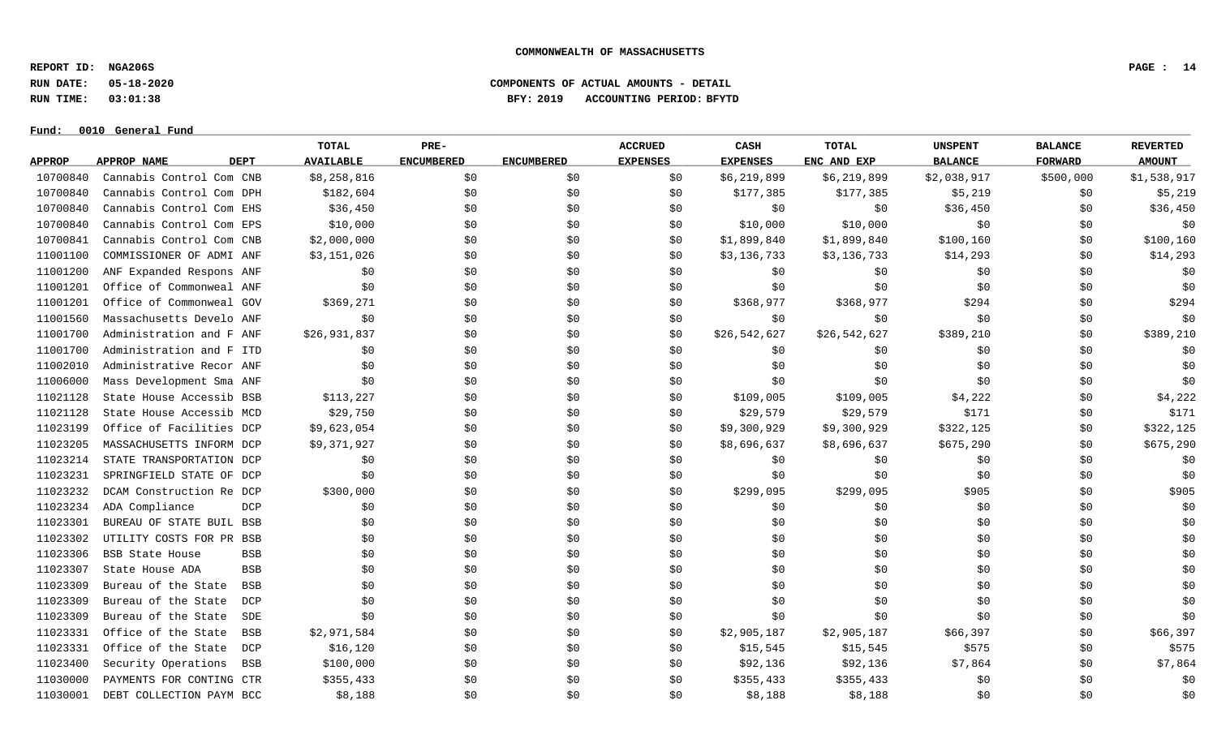**COMMONWEALTH OF MASSACHUSETTS**

**REPORT ID: NGA206S**
**RUN DATE: 05-18-2020**
**RUN TIME: 03:01:38**

**COMPONENTS OF ACTUAL AMOUNTS - DETAIL**
**BFY: 2019 ACCOUNTING PERIOD: BFYTD**

**Fund: 0010 General Fund**

| APPROP | APPROP NAME | DEPT | TOTAL AVAILABLE | PRE-ENCUMBERED | ENCUMBERED | ACCRUED EXPENSES | CASH EXPENSES | TOTAL ENC AND EXP | UNSPENT BALANCE | BALANCE FORWARD | REVERTED AMOUNT |
|---|---|---|---|---|---|---|---|---|---|---|---|
| 10700840 | Cannabis Control Com | CNB | $8,258,816 | $0 | $0 | $0 | $6,219,899 | $6,219,899 | $2,038,917 | $500,000 | $1,538,917 |
| 10700840 | Cannabis Control Com | DPH | $182,604 | $0 | $0 | $0 | $177,385 | $177,385 | $5,219 | $0 | $5,219 |
| 10700840 | Cannabis Control Com | EHS | $36,450 | $0 | $0 | $0 | $0 | $0 | $36,450 | $0 | $36,450 |
| 10700840 | Cannabis Control Com | EPS | $10,000 | $0 | $0 | $0 | $10,000 | $10,000 | $0 | $0 | $0 |
| 10700841 | Cannabis Control Com | CNB | $2,000,000 | $0 | $0 | $0 | $1,899,840 | $1,899,840 | $100,160 | $0 | $100,160 |
| 11001100 | COMMISSIONER OF ADMI | ANF | $3,151,026 | $0 | $0 | $0 | $3,136,733 | $3,136,733 | $14,293 | $0 | $14,293 |
| 11001200 | ANF Expanded Respons | ANF | $0 | $0 | $0 | $0 | $0 | $0 | $0 | $0 | $0 |
| 11001201 | Office of Commonweal | ANF | $0 | $0 | $0 | $0 | $0 | $0 | $0 | $0 | $0 |
| 11001201 | Office of Commonweal | GOV | $369,271 | $0 | $0 | $0 | $368,977 | $368,977 | $294 | $0 | $294 |
| 11001560 | Massachusetts Develo | ANF | $0 | $0 | $0 | $0 | $0 | $0 | $0 | $0 | $0 |
| 11001700 | Administration and F | ANF | $26,931,837 | $0 | $0 | $0 | $26,542,627 | $26,542,627 | $389,210 | $0 | $389,210 |
| 11001700 | Administration and F | ITD | $0 | $0 | $0 | $0 | $0 | $0 | $0 | $0 | $0 |
| 11002010 | Administrative Recor | ANF | $0 | $0 | $0 | $0 | $0 | $0 | $0 | $0 | $0 |
| 11006000 | Mass Development Sma | ANF | $0 | $0 | $0 | $0 | $0 | $0 | $0 | $0 | $0 |
| 11021128 | State House Accessib | BSB | $113,227 | $0 | $0 | $0 | $109,005 | $109,005 | $4,222 | $0 | $4,222 |
| 11021128 | State House Accessib | MCD | $29,750 | $0 | $0 | $0 | $29,579 | $29,579 | $171 | $0 | $171 |
| 11023199 | Office of Facilities | DCP | $9,623,054 | $0 | $0 | $0 | $9,300,929 | $9,300,929 | $322,125 | $0 | $322,125 |
| 11023205 | MASSACHUSETTS INFORM | DCP | $9,371,927 | $0 | $0 | $0 | $8,696,637 | $8,696,637 | $675,290 | $0 | $675,290 |
| 11023214 | STATE TRANSPORTATION | DCP | $0 | $0 | $0 | $0 | $0 | $0 | $0 | $0 | $0 |
| 11023231 | SPRINGFIELD STATE OF | DCP | $0 | $0 | $0 | $0 | $0 | $0 | $0 | $0 | $0 |
| 11023232 | DCAM Construction Re | DCP | $300,000 | $0 | $0 | $0 | $299,095 | $299,095 | $905 | $0 | $905 |
| 11023234 | ADA Compliance | DCP | $0 | $0 | $0 | $0 | $0 | $0 | $0 | $0 | $0 |
| 11023301 | BUREAU OF STATE BUIL | BSB | $0 | $0 | $0 | $0 | $0 | $0 | $0 | $0 | $0 |
| 11023302 | UTILITY COSTS FOR PR | BSB | $0 | $0 | $0 | $0 | $0 | $0 | $0 | $0 | $0 |
| 11023306 | BSB State House | BSB | $0 | $0 | $0 | $0 | $0 | $0 | $0 | $0 | $0 |
| 11023307 | State House ADA | BSB | $0 | $0 | $0 | $0 | $0 | $0 | $0 | $0 | $0 |
| 11023309 | Bureau of the State | BSB | $0 | $0 | $0 | $0 | $0 | $0 | $0 | $0 | $0 |
| 11023309 | Bureau of the State | DCP | $0 | $0 | $0 | $0 | $0 | $0 | $0 | $0 | $0 |
| 11023309 | Bureau of the State | SDE | $0 | $0 | $0 | $0 | $0 | $0 | $0 | $0 | $0 |
| 11023331 | Office of the State | BSB | $2,971,584 | $0 | $0 | $0 | $2,905,187 | $2,905,187 | $66,397 | $0 | $66,397 |
| 11023331 | Office of the State | DCP | $16,120 | $0 | $0 | $0 | $15,545 | $15,545 | $575 | $0 | $575 |
| 11023400 | Security Operations | BSB | $100,000 | $0 | $0 | $0 | $92,136 | $92,136 | $7,864 | $0 | $7,864 |
| 11030000 | PAYMENTS FOR CONTING | CTR | $355,433 | $0 | $0 | $0 | $355,433 | $355,433 | $0 | $0 | $0 |
| 11030001 | DEBT COLLECTION PAYM | BCC | $8,188 | $0 | $0 | $0 | $8,188 | $8,188 | $0 | $0 | $0 |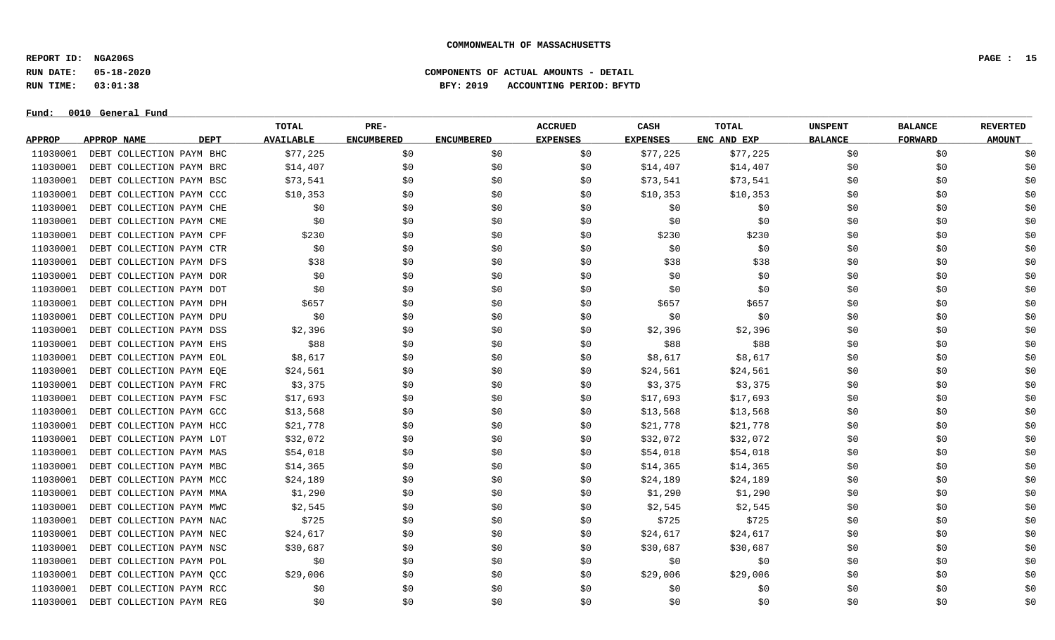**COMMONWEALTH OF MASSACHUSETTS**

**REPORT ID: NGA206S**
**RUN DATE: 05-18-2020**
**RUN TIME: 03:01:38**

**COMPONENTS OF ACTUAL AMOUNTS - DETAIL**
**BFY: 2019 ACCOUNTING PERIOD: BFYTD**

**Fund: 0010 General Fund**

| APPROP | APPROP NAME | DEPT | TOTAL AVAILABLE | PRE-ENCUMBERED | ENCUMBERED | ACCRUED EXPENSES | CASH EXPENSES | TOTAL ENC AND EXP | UNSPENT BALANCE | BALANCE FORWARD | REVERTED AMOUNT |
|---|---|---|---|---|---|---|---|---|---|---|---|
| 11030001 | DEBT COLLECTION PAYM | BHC | $77,225 | $0 | $0 | $0 | $77,225 | $77,225 | $0 | $0 | $0 |
| 11030001 | DEBT COLLECTION PAYM | BRC | $14,407 | $0 | $0 | $0 | $14,407 | $14,407 | $0 | $0 | $0 |
| 11030001 | DEBT COLLECTION PAYM | BSC | $73,541 | $0 | $0 | $0 | $73,541 | $73,541 | $0 | $0 | $0 |
| 11030001 | DEBT COLLECTION PAYM | CCC | $10,353 | $0 | $0 | $0 | $10,353 | $10,353 | $0 | $0 | $0 |
| 11030001 | DEBT COLLECTION PAYM | CHE | $0 | $0 | $0 | $0 | $0 | $0 | $0 | $0 | $0 |
| 11030001 | DEBT COLLECTION PAYM | CME | $0 | $0 | $0 | $0 | $0 | $0 | $0 | $0 | $0 |
| 11030001 | DEBT COLLECTION PAYM | CPF | $230 | $0 | $0 | $0 | $230 | $230 | $0 | $0 | $0 |
| 11030001 | DEBT COLLECTION PAYM | CTR | $0 | $0 | $0 | $0 | $0 | $0 | $0 | $0 | $0 |
| 11030001 | DEBT COLLECTION PAYM | DFS | $38 | $0 | $0 | $0 | $38 | $38 | $0 | $0 | $0 |
| 11030001 | DEBT COLLECTION PAYM | DOR | $0 | $0 | $0 | $0 | $0 | $0 | $0 | $0 | $0 |
| 11030001 | DEBT COLLECTION PAYM | DOT | $0 | $0 | $0 | $0 | $0 | $0 | $0 | $0 | $0 |
| 11030001 | DEBT COLLECTION PAYM | DPH | $657 | $0 | $0 | $0 | $657 | $657 | $0 | $0 | $0 |
| 11030001 | DEBT COLLECTION PAYM | DPU | $0 | $0 | $0 | $0 | $0 | $0 | $0 | $0 | $0 |
| 11030001 | DEBT COLLECTION PAYM | DSS | $2,396 | $0 | $0 | $0 | $2,396 | $2,396 | $0 | $0 | $0 |
| 11030001 | DEBT COLLECTION PAYM | EHS | $88 | $0 | $0 | $0 | $88 | $88 | $0 | $0 | $0 |
| 11030001 | DEBT COLLECTION PAYM | EOL | $8,617 | $0 | $0 | $0 | $8,617 | $8,617 | $0 | $0 | $0 |
| 11030001 | DEBT COLLECTION PAYM | EQE | $24,561 | $0 | $0 | $0 | $24,561 | $24,561 | $0 | $0 | $0 |
| 11030001 | DEBT COLLECTION PAYM | FRC | $3,375 | $0 | $0 | $0 | $3,375 | $3,375 | $0 | $0 | $0 |
| 11030001 | DEBT COLLECTION PAYM | FSC | $17,693 | $0 | $0 | $0 | $17,693 | $17,693 | $0 | $0 | $0 |
| 11030001 | DEBT COLLECTION PAYM | GCC | $13,568 | $0 | $0 | $0 | $13,568 | $13,568 | $0 | $0 | $0 |
| 11030001 | DEBT COLLECTION PAYM | HCC | $21,778 | $0 | $0 | $0 | $21,778 | $21,778 | $0 | $0 | $0 |
| 11030001 | DEBT COLLECTION PAYM | LOT | $32,072 | $0 | $0 | $0 | $32,072 | $32,072 | $0 | $0 | $0 |
| 11030001 | DEBT COLLECTION PAYM | MAS | $54,018 | $0 | $0 | $0 | $54,018 | $54,018 | $0 | $0 | $0 |
| 11030001 | DEBT COLLECTION PAYM | MBC | $14,365 | $0 | $0 | $0 | $14,365 | $14,365 | $0 | $0 | $0 |
| 11030001 | DEBT COLLECTION PAYM | MCC | $24,189 | $0 | $0 | $0 | $24,189 | $24,189 | $0 | $0 | $0 |
| 11030001 | DEBT COLLECTION PAYM | MMA | $1,290 | $0 | $0 | $0 | $1,290 | $1,290 | $0 | $0 | $0 |
| 11030001 | DEBT COLLECTION PAYM | MWC | $2,545 | $0 | $0 | $0 | $2,545 | $2,545 | $0 | $0 | $0 |
| 11030001 | DEBT COLLECTION PAYM | NAC | $725 | $0 | $0 | $0 | $725 | $725 | $0 | $0 | $0 |
| 11030001 | DEBT COLLECTION PAYM | NEC | $24,617 | $0 | $0 | $0 | $24,617 | $24,617 | $0 | $0 | $0 |
| 11030001 | DEBT COLLECTION PAYM | NSC | $30,687 | $0 | $0 | $0 | $30,687 | $30,687 | $0 | $0 | $0 |
| 11030001 | DEBT COLLECTION PAYM | POL | $0 | $0 | $0 | $0 | $0 | $0 | $0 | $0 | $0 |
| 11030001 | DEBT COLLECTION PAYM | QCC | $29,006 | $0 | $0 | $0 | $29,006 | $29,006 | $0 | $0 | $0 |
| 11030001 | DEBT COLLECTION PAYM | RCC | $0 | $0 | $0 | $0 | $0 | $0 | $0 | $0 | $0 |
| 11030001 | DEBT COLLECTION PAYM | REG | $0 | $0 | $0 | $0 | $0 | $0 | $0 | $0 | $0 |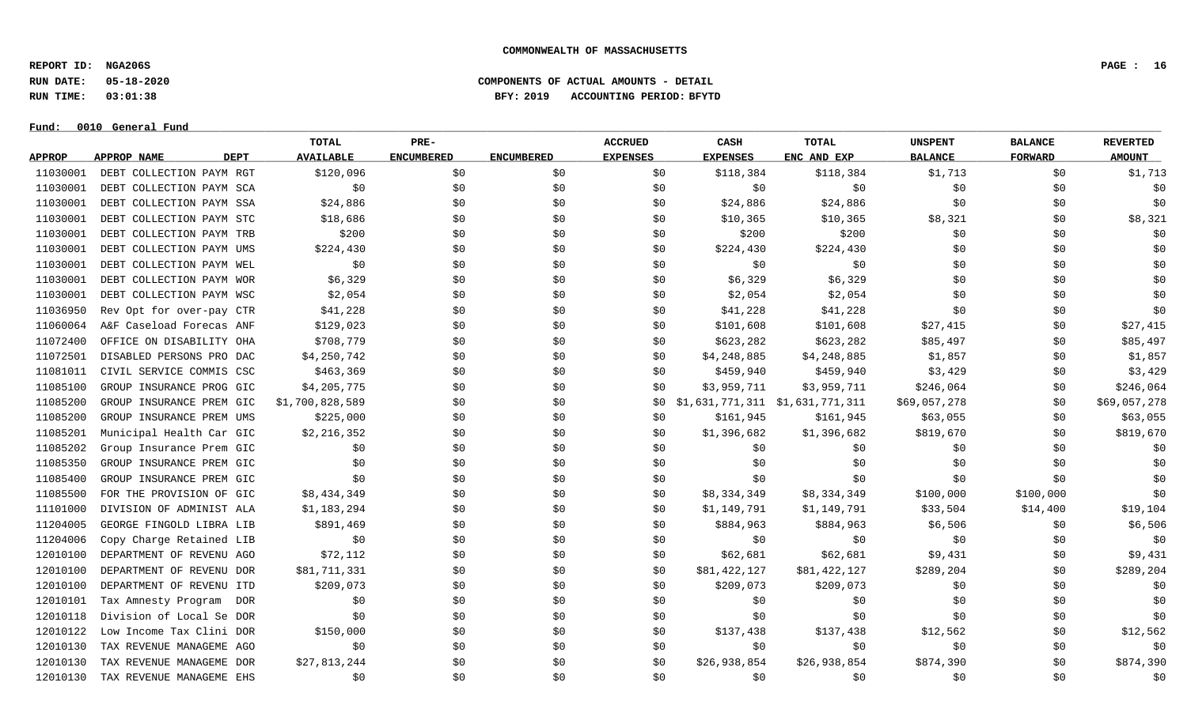**COMMONWEALTH OF MASSACHUSETTS**

**REPORT ID: NGA206S**
**RUN DATE: 05-18-2020**
**RUN TIME: 03:01:38**

**COMPONENTS OF ACTUAL AMOUNTS - DETAIL**
**BFY: 2019 ACCOUNTING PERIOD: BFYTD**

**Fund: 0010 General Fund**

| APPROP | APPROP NAME | DEPT | TOTAL AVAILABLE | PRE-ENCUMBERED | ENCUMBERED | ACCRUED EXPENSES | CASH EXPENSES | TOTAL ENC AND EXP | UNSPENT BALANCE | BALANCE FORWARD | REVERTED AMOUNT |
|---|---|---|---|---|---|---|---|---|---|---|---|
| 11030001 | DEBT COLLECTION PAYM | RGT | $120,096 | $0 | $0 | $0 | $118,384 | $118,384 | $1,713 | $0 | $1,713 |
| 11030001 | DEBT COLLECTION PAYM | SCA | $0 | $0 | $0 | $0 | $0 | $0 | $0 | $0 | $0 |
| 11030001 | DEBT COLLECTION PAYM | SSA | $24,886 | $0 | $0 | $0 | $24,886 | $24,886 | $0 | $0 | $0 |
| 11030001 | DEBT COLLECTION PAYM | STC | $18,686 | $0 | $0 | $0 | $10,365 | $10,365 | $8,321 | $0 | $8,321 |
| 11030001 | DEBT COLLECTION PAYM | TRB | $200 | $0 | $0 | $0 | $200 | $200 | $0 | $0 | $0 |
| 11030001 | DEBT COLLECTION PAYM | UMS | $224,430 | $0 | $0 | $0 | $224,430 | $224,430 | $0 | $0 | $0 |
| 11030001 | DEBT COLLECTION PAYM | WEL | $0 | $0 | $0 | $0 | $0 | $0 | $0 | $0 | $0 |
| 11030001 | DEBT COLLECTION PAYM | WOR | $6,329 | $0 | $0 | $0 | $6,329 | $6,329 | $0 | $0 | $0 |
| 11030001 | DEBT COLLECTION PAYM | WSC | $2,054 | $0 | $0 | $0 | $2,054 | $2,054 | $0 | $0 | $0 |
| 11036950 | Rev Opt for over-pay | CTR | $41,228 | $0 | $0 | $0 | $41,228 | $41,228 | $0 | $0 | $0 |
| 11060064 | A&F Caseload Forecas | ANF | $129,023 | $0 | $0 | $0 | $101,608 | $101,608 | $27,415 | $0 | $27,415 |
| 11072400 | OFFICE ON DISABILITY | OHA | $708,779 | $0 | $0 | $0 | $623,282 | $623,282 | $85,497 | $0 | $85,497 |
| 11072501 | DISABLED PERSONS PRO | DAC | $4,250,742 | $0 | $0 | $0 | $4,248,885 | $4,248,885 | $1,857 | $0 | $1,857 |
| 11081011 | CIVIL SERVICE COMMIS | CSC | $463,369 | $0 | $0 | $0 | $459,940 | $459,940 | $3,429 | $0 | $3,429 |
| 11085100 | GROUP INSURANCE PROG | GIC | $4,205,775 | $0 | $0 | $0 | $3,959,711 | $3,959,711 | $246,064 | $0 | $246,064 |
| 11085200 | GROUP INSURANCE PREM | GIC | $1,700,828,589 | $0 | $0 | $0 | $1,631,771,311 | $1,631,771,311 | $69,057,278 | $0 | $69,057,278 |
| 11085200 | GROUP INSURANCE PREM | UMS | $225,000 | $0 | $0 | $0 | $161,945 | $161,945 | $63,055 | $0 | $63,055 |
| 11085201 | Municipal Health Car | GIC | $2,216,352 | $0 | $0 | $0 | $1,396,682 | $1,396,682 | $819,670 | $0 | $819,670 |
| 11085202 | Group Insurance Prem | GIC | $0 | $0 | $0 | $0 | $0 | $0 | $0 | $0 | $0 |
| 11085350 | GROUP INSURANCE PREM | GIC | $0 | $0 | $0 | $0 | $0 | $0 | $0 | $0 | $0 |
| 11085400 | GROUP INSURANCE PREM | GIC | $0 | $0 | $0 | $0 | $0 | $0 | $0 | $0 | $0 |
| 11085500 | FOR THE PROVISION OF | GIC | $8,434,349 | $0 | $0 | $0 | $8,334,349 | $8,334,349 | $100,000 | $100,000 | $0 |
| 11101000 | DIVISION OF ADMINIST | ALA | $1,183,294 | $0 | $0 | $0 | $1,149,791 | $1,149,791 | $33,504 | $14,400 | $19,104 |
| 11204005 | GEORGE FINGOLD LIBRA | LIB | $891,469 | $0 | $0 | $0 | $884,963 | $884,963 | $6,506 | $0 | $6,506 |
| 11204006 | Copy Charge Retained | LIB | $0 | $0 | $0 | $0 | $0 | $0 | $0 | $0 | $0 |
| 12010100 | DEPARTMENT OF REVENU | AGO | $72,112 | $0 | $0 | $0 | $62,681 | $62,681 | $9,431 | $0 | $9,431 |
| 12010100 | DEPARTMENT OF REVENU | DOR | $81,711,331 | $0 | $0 | $0 | $81,422,127 | $81,422,127 | $289,204 | $0 | $289,204 |
| 12010100 | DEPARTMENT OF REVENU | ITD | $209,073 | $0 | $0 | $0 | $209,073 | $209,073 | $0 | $0 | $0 |
| 12010101 | Tax Amnesty Program | DOR | $0 | $0 | $0 | $0 | $0 | $0 | $0 | $0 | $0 |
| 12010118 | Division of Local Se | DOR | $0 | $0 | $0 | $0 | $0 | $0 | $0 | $0 | $0 |
| 12010122 | Low Income Tax Clini | DOR | $150,000 | $0 | $0 | $0 | $137,438 | $137,438 | $12,562 | $0 | $12,562 |
| 12010130 | TAX REVENUE MANAGEME | AGO | $0 | $0 | $0 | $0 | $0 | $0 | $0 | $0 | $0 |
| 12010130 | TAX REVENUE MANAGEME | DOR | $27,813,244 | $0 | $0 | $0 | $26,938,854 | $26,938,854 | $874,390 | $0 | $874,390 |
| 12010130 | TAX REVENUE MANAGEME | EHS | $0 | $0 | $0 | $0 | $0 | $0 | $0 | $0 | $0 |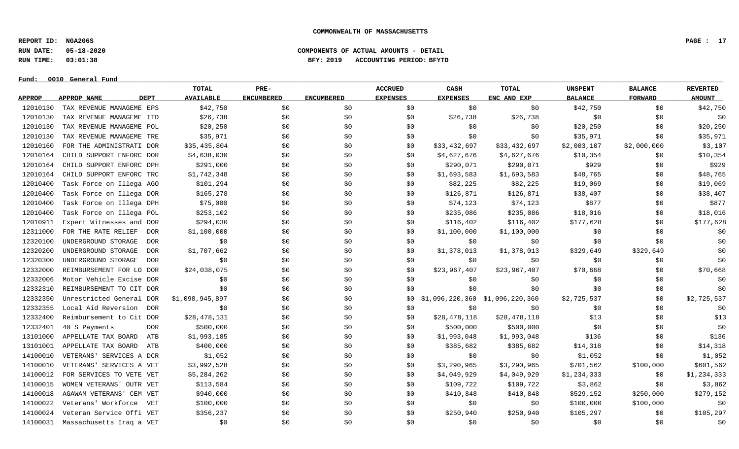**COMMONWEALTH OF MASSACHUSETTS**

**REPORT ID: NGA206S**
**RUN DATE: 05-18-2020**
**RUN TIME: 03:01:38**

**COMPONENTS OF ACTUAL AMOUNTS - DETAIL**
**BFY: 2019 ACCOUNTING PERIOD: BFYTD**

**Fund: 0010 General Fund**

| APPROP | APPROP NAME | DEPT | TOTAL AVAILABLE | PRE-ENCUMBERED | ENCUMBERED | ACCRUED EXPENSES | CASH EXPENSES | TOTAL ENC AND EXP | UNSPENT BALANCE | BALANCE FORWARD | REVERTED AMOUNT |
|---|---|---|---|---|---|---|---|---|---|---|---|
| 12010130 | TAX REVENUE MANAGEME | EPS | $42,750 | $0 | $0 | $0 | $0 | $0 | $42,750 | $0 | $42,750 |
| 12010130 | TAX REVENUE MANAGEME | ITD | $26,738 | $0 | $0 | $0 | $26,738 | $26,738 | $0 | $0 | $0 |
| 12010130 | TAX REVENUE MANAGEME | POL | $20,250 | $0 | $0 | $0 | $0 | $0 | $20,250 | $0 | $20,250 |
| 12010130 | TAX REVENUE MANAGEME | TRE | $35,971 | $0 | $0 | $0 | $0 | $0 | $35,971 | $0 | $35,971 |
| 12010160 | FOR THE ADMINISTRATI | DOR | $35,435,804 | $0 | $0 | $0 | $33,432,697 | $33,432,697 | $2,003,107 | $2,000,000 | $3,107 |
| 12010164 | CHILD SUPPORT ENFORC | DOR | $4,638,030 | $0 | $0 | $0 | $4,627,676 | $4,627,676 | $10,354 | $0 | $10,354 |
| 12010164 | CHILD SUPPORT ENFORC | DPH | $291,000 | $0 | $0 | $0 | $290,071 | $290,071 | $929 | $0 | $929 |
| 12010164 | CHILD SUPPORT ENFORC | TRC | $1,742,348 | $0 | $0 | $0 | $1,693,583 | $1,693,583 | $48,765 | $0 | $48,765 |
| 12010400 | Task Force on Illega | AGO | $101,294 | $0 | $0 | $0 | $82,225 | $82,225 | $19,069 | $0 | $19,069 |
| 12010400 | Task Force on Illega | DOR | $165,278 | $0 | $0 | $0 | $126,871 | $126,871 | $38,407 | $0 | $38,407 |
| 12010400 | Task Force on Illega | DPH | $75,000 | $0 | $0 | $0 | $74,123 | $74,123 | $877 | $0 | $877 |
| 12010400 | Task Force on Illega | POL | $253,102 | $0 | $0 | $0 | $235,086 | $235,086 | $18,016 | $0 | $18,016 |
| 12010911 | Expert Witnesses and | DOR | $294,030 | $0 | $0 | $0 | $116,402 | $116,402 | $177,628 | $0 | $177,628 |
| 12311000 | FOR THE RATE RELIEF | DOR | $1,100,000 | $0 | $0 | $0 | $1,100,000 | $1,100,000 | $0 | $0 | $0 |
| 12320100 | UNDERGROUND STORAGE | DOR | $0 | $0 | $0 | $0 | $0 | $0 | $0 | $0 | $0 |
| 12320200 | UNDERGROUND STORAGE | DOR | $1,707,662 | $0 | $0 | $0 | $1,378,013 | $1,378,013 | $329,649 | $329,649 | $0 |
| 12320300 | UNDERGROUND STORAGE | DOR | $0 | $0 | $0 | $0 | $0 | $0 | $0 | $0 | $0 |
| 12332000 | REIMBURSEMENT FOR LO | DOR | $24,038,075 | $0 | $0 | $0 | $23,967,407 | $23,967,407 | $70,668 | $0 | $70,668 |
| 12332006 | Motor Vehicle Excise | DOR | $0 | $0 | $0 | $0 | $0 | $0 | $0 | $0 | $0 |
| 12332310 | REIMBURSEMENT TO CIT | DOR | $0 | $0 | $0 | $0 | $0 | $0 | $0 | $0 | $0 |
| 12332350 | Unrestricted General | DOR | $1,098,945,897 | $0 | $0 | $0 | $1,096,220,360 | $1,096,220,360 | $2,725,537 | $0 | $2,725,537 |
| 12332355 | Local Aid Reversion | DOR | $0 | $0 | $0 | $0 | $0 | $0 | $0 | $0 | $0 |
| 12332400 | Reimbursement to Cit | DOR | $28,478,131 | $0 | $0 | $0 | $28,478,118 | $28,478,118 | $13 | $0 | $13 |
| 12332401 | 40 S Payments | DOR | $500,000 | $0 | $0 | $0 | $500,000 | $500,000 | $0 | $0 | $0 |
| 13101000 | APPELLATE TAX BOARD | ATB | $1,993,185 | $0 | $0 | $0 | $1,993,048 | $1,993,048 | $136 | $0 | $136 |
| 13101001 | APPELLATE TAX BOARD | ATB | $400,000 | $0 | $0 | $0 | $385,682 | $385,682 | $14,318 | $0 | $14,318 |
| 14100010 | VETERANS' SERVICES A | DCR | $1,052 | $0 | $0 | $0 | $0 | $0 | $1,052 | $0 | $1,052 |
| 14100010 | VETERANS' SERVICES A | VET | $3,992,528 | $0 | $0 | $0 | $3,290,965 | $3,290,965 | $701,562 | $100,000 | $601,562 |
| 14100012 | FOR SERVICES TO VETE | VET | $5,284,262 | $0 | $0 | $0 | $4,049,929 | $4,049,929 | $1,234,333 | $0 | $1,234,333 |
| 14100015 | WOMEN VETERANS' OUTR | VET | $113,584 | $0 | $0 | $0 | $109,722 | $109,722 | $3,862 | $0 | $3,862 |
| 14100018 | AGAWAM VETERANS' CEM | VET | $940,000 | $0 | $0 | $0 | $410,848 | $410,848 | $529,152 | $250,000 | $279,152 |
| 14100022 | Veterans' Workforce | VET | $100,000 | $0 | $0 | $0 | $0 | $0 | $100,000 | $100,000 | $0 |
| 14100024 | Veteran Service Offi | VET | $356,237 | $0 | $0 | $0 | $250,940 | $250,940 | $105,297 | $0 | $105,297 |
| 14100031 | Massachusetts Iraq a | VET | $0 | $0 | $0 | $0 | $0 | $0 | $0 | $0 | $0 |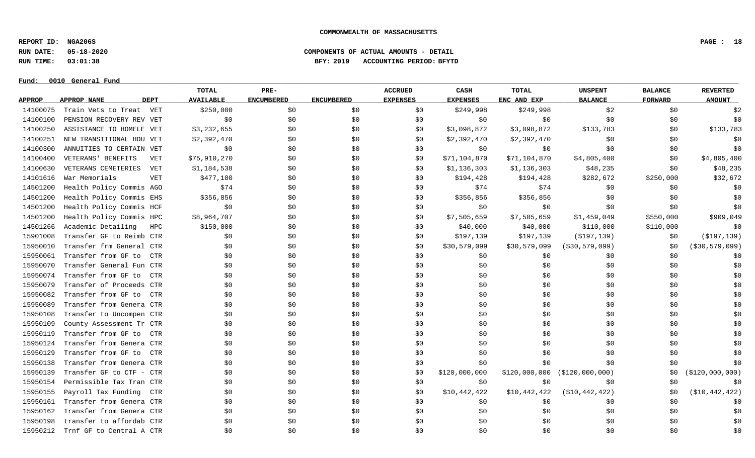**COMMONWEALTH OF MASSACHUSETTS**

**REPORT ID: NGA206S**
**RUN DATE: 05-18-2020** **COMPONENTS OF ACTUAL AMOUNTS - DETAIL**
**RUN TIME: 03:01:38** **BFY: 2019 ACCOUNTING PERIOD: BFYTD**

**Fund: 0010 General Fund**

| APPROP | APPROP NAME | DEPT | TOTAL AVAILABLE | PRE-ENCUMBERED | ENCUMBERED | ACCRUED EXPENSES | CASH EXPENSES | TOTAL ENC AND EXP | UNSPENT BALANCE | BALANCE FORWARD | REVERTED AMOUNT |
|---|---|---|---|---|---|---|---|---|---|---|---|
| 14100075 | Train Vets to Treat | VET | $250,000 | $0 | $0 | $0 | $249,998 | $249,998 | $2 | $0 | $2 |
| 14100100 | PENSION RECOVERY REV | VET | $0 | $0 | $0 | $0 | $0 | $0 | $0 | $0 | $0 |
| 14100250 | ASSISTANCE TO HOMELE | VET | $3,232,655 | $0 | $0 | $0 | $3,098,872 | $3,098,872 | $133,783 | $0 | $133,783 |
| 14100251 | NEW TRANSITIONAL HOU | VET | $2,392,470 | $0 | $0 | $0 | $2,392,470 | $2,392,470 | $0 | $0 | $0 |
| 14100300 | ANNUITIES TO CERTAIN | VET | $0 | $0 | $0 | $0 | $0 | $0 | $0 | $0 | $0 |
| 14100400 | VETERANS' BENEFITS | VET | $75,910,270 | $0 | $0 | $0 | $71,104,870 | $71,104,870 | $4,805,400 | $0 | $4,805,400 |
| 14100630 | VETERANS CEMETERIES | VET | $1,184,538 | $0 | $0 | $0 | $1,136,303 | $1,136,303 | $48,235 | $0 | $48,235 |
| 14101616 | War Memorials | VET | $477,100 | $0 | $0 | $0 | $194,428 | $194,428 | $282,672 | $250,000 | $32,672 |
| 14501200 | Health Policy Commis | AGO | $74 | $0 | $0 | $0 | $74 | $74 | $0 | $0 | $0 |
| 14501200 | Health Policy Commis | EHS | $356,856 | $0 | $0 | $0 | $356,856 | $356,856 | $0 | $0 | $0 |
| 14501200 | Health Policy Commis | HCF | $0 | $0 | $0 | $0 | $0 | $0 | $0 | $0 | $0 |
| 14501200 | Health Policy Commis | HPC | $8,964,707 | $0 | $0 | $0 | $7,505,659 | $7,505,659 | $1,459,049 | $550,000 | $909,049 |
| 14501266 | Academic Detailing | HPC | $150,000 | $0 | $0 | $0 | $40,000 | $40,000 | $110,000 | $110,000 | $0 |
| 15901008 | Transfer GF to Reimb | CTR | $0 | $0 | $0 | $0 | $197,139 | $197,139 | ($197,139) | $0 | ($197,139) |
| 15950010 | Transfer frm General | CTR | $0 | $0 | $0 | $0 | $30,579,099 | $30,579,099 | ($30,579,099) | $0 | ($30,579,099) |
| 15950061 | Transfer from GF to | CTR | $0 | $0 | $0 | $0 | $0 | $0 | $0 | $0 | $0 |
| 15950070 | Transfer General Fun | CTR | $0 | $0 | $0 | $0 | $0 | $0 | $0 | $0 | $0 |
| 15950074 | Transfer from GF to | CTR | $0 | $0 | $0 | $0 | $0 | $0 | $0 | $0 | $0 |
| 15950079 | Transfer of Proceeds | CTR | $0 | $0 | $0 | $0 | $0 | $0 | $0 | $0 | $0 |
| 15950082 | Transfer from GF to | CTR | $0 | $0 | $0 | $0 | $0 | $0 | $0 | $0 | $0 |
| 15950089 | Transfer from Genera | CTR | $0 | $0 | $0 | $0 | $0 | $0 | $0 | $0 | $0 |
| 15950108 | Transfer to Uncompen | CTR | $0 | $0 | $0 | $0 | $0 | $0 | $0 | $0 | $0 |
| 15950109 | County Assessment Tr | CTR | $0 | $0 | $0 | $0 | $0 | $0 | $0 | $0 | $0 |
| 15950119 | Transfer from GF to | CTR | $0 | $0 | $0 | $0 | $0 | $0 | $0 | $0 | $0 |
| 15950124 | Transfer from Genera | CTR | $0 | $0 | $0 | $0 | $0 | $0 | $0 | $0 | $0 |
| 15950129 | Transfer from GF to | CTR | $0 | $0 | $0 | $0 | $0 | $0 | $0 | $0 | $0 |
| 15950138 | Transfer from Genera | CTR | $0 | $0 | $0 | $0 | $0 | $0 | $0 | $0 | $0 |
| 15950139 | Transfer GF to CTF - | CTR | $0 | $0 | $0 | $0 | $120,000,000 | $120,000,000 | ($120,000,000) | $0 | ($120,000,000) |
| 15950154 | Permissible Tax Tran | CTR | $0 | $0 | $0 | $0 | $0 | $0 | $0 | $0 | $0 |
| 15950155 | Payroll Tax Funding | CTR | $0 | $0 | $0 | $0 | $10,442,422 | $10,442,422 | ($10,442,422) | $0 | ($10,442,422) |
| 15950161 | Transfer from Genera | CTR | $0 | $0 | $0 | $0 | $0 | $0 | $0 | $0 | $0 |
| 15950162 | Transfer from Genera | CTR | $0 | $0 | $0 | $0 | $0 | $0 | $0 | $0 | $0 |
| 15950198 | transfer to affordab | CTR | $0 | $0 | $0 | $0 | $0 | $0 | $0 | $0 | $0 |
| 15950212 | Trnf GF to Central A | CTR | $0 | $0 | $0 | $0 | $0 | $0 | $0 | $0 | $0 |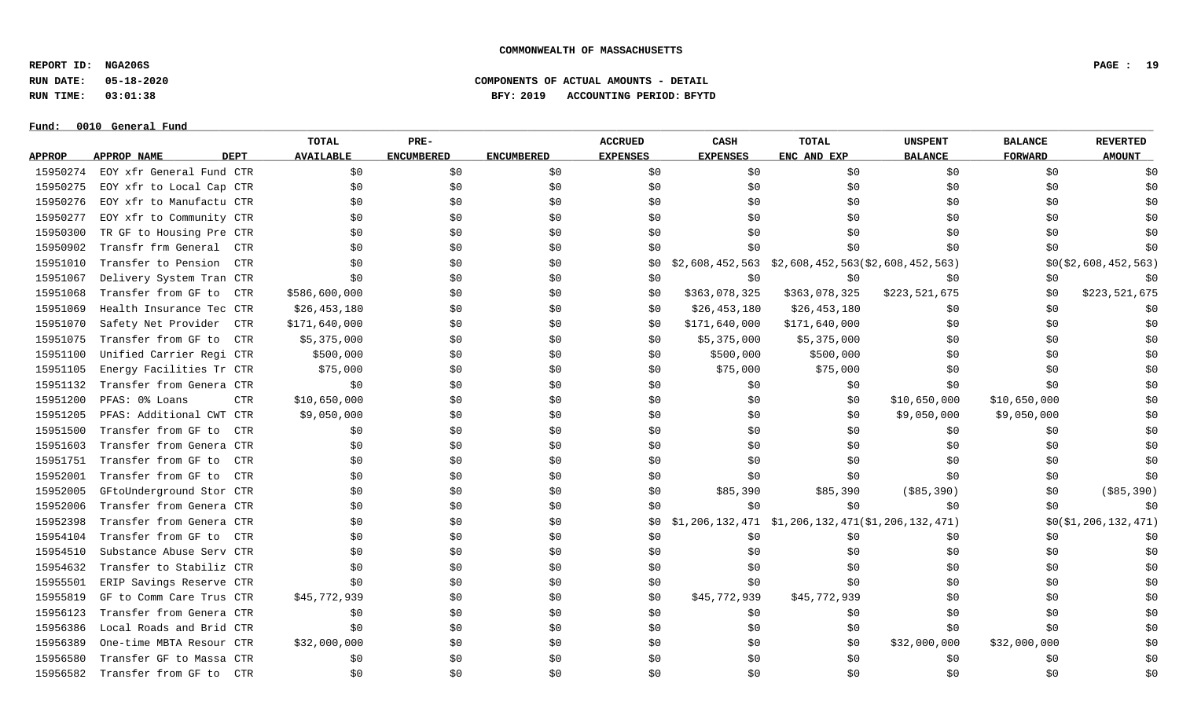COMMONWEALTH OF MASSACHUSETTS

**REPORT ID:** NGA206S
**RUN DATE:** 05-18-2020
**RUN TIME:** 03:01:38

**COMPONENTS OF ACTUAL AMOUNTS - DETAIL**
**BFY: 2019 ACCOUNTING PERIOD: BFYTD**

**Fund: 0010 General Fund**

| APPROP | APPROP NAME | DEPT | TOTAL AVAILABLE | PRE-ENCUMBERED | ENCUMBERED | ACCRUED EXPENSES | CASH EXPENSES | TOTAL ENC AND EXP | UNSPENT BALANCE | BALANCE FORWARD | REVERTED AMOUNT |
|---|---|---|---|---|---|---|---|---|---|---|---|
| 15950274 | EOY xfr General Fund | CTR | $0 | $0 | $0 | $0 | $0 | $0 | $0 | $0 | $0 |
| 15950275 | EOY xfr to Local Cap | CTR | $0 | $0 | $0 | $0 | $0 | $0 | $0 | $0 | $0 |
| 15950276 | EOY xfr to Manufactu | CTR | $0 | $0 | $0 | $0 | $0 | $0 | $0 | $0 | $0 |
| 15950277 | EOY xfr to Community | CTR | $0 | $0 | $0 | $0 | $0 | $0 | $0 | $0 | $0 |
| 15950300 | TR GF to Housing Pre | CTR | $0 | $0 | $0 | $0 | $0 | $0 | $0 | $0 | $0 |
| 15950902 | Transfr frm General | CTR | $0 | $0 | $0 | $0 | $0 | $0 | $0 | $0 | $0 |
| 15951010 | Transfer to Pension | CTR | $0 | $0 | $0 | $0 | $2,608,452,563 | $2,608,452,563 | ($2,608,452,563) | $0 | ($2,608,452,563) |
| 15951067 | Delivery System Tran | CTR | $0 | $0 | $0 | $0 | $0 | $0 | $0 | $0 | $0 |
| 15951068 | Transfer from GF to | CTR | $586,600,000 | $0 | $0 | $0 | $363,078,325 | $363,078,325 | $223,521,675 | $0 | $223,521,675 |
| 15951069 | Health Insurance Tec | CTR | $26,453,180 | $0 | $0 | $0 | $26,453,180 | $26,453,180 | $0 | $0 | $0 |
| 15951070 | Safety Net Provider | CTR | $171,640,000 | $0 | $0 | $0 | $171,640,000 | $171,640,000 | $0 | $0 | $0 |
| 15951075 | Transfer from GF to | CTR | $5,375,000 | $0 | $0 | $0 | $5,375,000 | $5,375,000 | $0 | $0 | $0 |
| 15951100 | Unified Carrier Regi | CTR | $500,000 | $0 | $0 | $0 | $500,000 | $500,000 | $0 | $0 | $0 |
| 15951105 | Energy Facilities Tr | CTR | $75,000 | $0 | $0 | $0 | $75,000 | $75,000 | $0 | $0 | $0 |
| 15951132 | Transfer from Genera | CTR | $0 | $0 | $0 | $0 | $0 | $0 | $0 | $0 | $0 |
| 15951200 | PFAS: 0% Loans | CTR | $10,650,000 | $0 | $0 | $0 | $0 | $0 | $10,650,000 | $10,650,000 | $0 |
| 15951205 | PFAS: Additional CWT | CTR | $9,050,000 | $0 | $0 | $0 | $0 | $0 | $9,050,000 | $9,050,000 | $0 |
| 15951500 | Transfer from GF to | CTR | $0 | $0 | $0 | $0 | $0 | $0 | $0 | $0 | $0 |
| 15951603 | Transfer from Genera | CTR | $0 | $0 | $0 | $0 | $0 | $0 | $0 | $0 | $0 |
| 15951751 | Transfer from GF to | CTR | $0 | $0 | $0 | $0 | $0 | $0 | $0 | $0 | $0 |
| 15952001 | Transfer from GF to | CTR | $0 | $0 | $0 | $0 | $0 | $0 | $0 | $0 | $0 |
| 15952005 | GFtoUnderground Stor | CTR | $0 | $0 | $0 | $0 | $85,390 | $85,390 | ($85,390) | $0 | ($85,390) |
| 15952006 | Transfer from Genera | CTR | $0 | $0 | $0 | $0 | $0 | $0 | $0 | $0 | $0 |
| 15952398 | Transfer from Genera | CTR | $0 | $0 | $0 | $0 | $1,206,132,471 | $1,206,132,471 | ($1,206,132,471) | $0 | ($1,206,132,471) |
| 15954104 | Transfer from GF to | CTR | $0 | $0 | $0 | $0 | $0 | $0 | $0 | $0 | $0 |
| 15954510 | Substance Abuse Serv | CTR | $0 | $0 | $0 | $0 | $0 | $0 | $0 | $0 | $0 |
| 15954632 | Transfer to Stabiliz | CTR | $0 | $0 | $0 | $0 | $0 | $0 | $0 | $0 | $0 |
| 15955501 | ERIP Savings Reserve | CTR | $0 | $0 | $0 | $0 | $0 | $0 | $0 | $0 | $0 |
| 15955819 | GF to Comm Care Trus | CTR | $45,772,939 | $0 | $0 | $0 | $45,772,939 | $45,772,939 | $0 | $0 | $0 |
| 15956123 | Transfer from Genera | CTR | $0 | $0 | $0 | $0 | $0 | $0 | $0 | $0 | $0 |
| 15956386 | Local Roads and Brid | CTR | $0 | $0 | $0 | $0 | $0 | $0 | $0 | $0 | $0 |
| 15956389 | One-time MBTA Resour | CTR | $32,000,000 | $0 | $0 | $0 | $0 | $0 | $32,000,000 | $32,000,000 | $0 |
| 15956580 | Transfer GF to Massa | CTR | $0 | $0 | $0 | $0 | $0 | $0 | $0 | $0 | $0 |
| 15956582 | Transfer from GF to | CTR | $0 | $0 | $0 | $0 | $0 | $0 | $0 | $0 | $0 |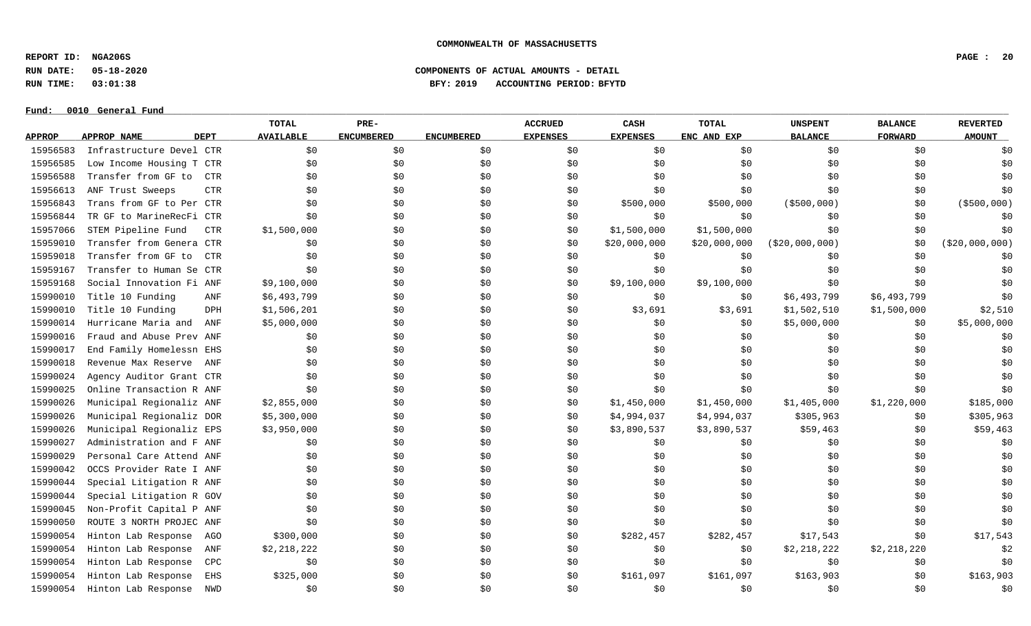**COMMONWEALTH OF MASSACHUSETTS**

**REPORT ID: NGA206S**
**RUN DATE: 05-18-2020**
**RUN TIME: 03:01:38**

**COMPONENTS OF ACTUAL AMOUNTS - DETAIL**
**BFY: 2019 ACCOUNTING PERIOD: BFYTD**

**Fund: 0010 General Fund**

| APPROP | APPROP NAME | DEPT | TOTAL AVAILABLE | PRE-ENCUMBERED | ENCUMBERED | ACCRUED EXPENSES | CASH EXPENSES | TOTAL ENC AND EXP | UNSPENT BALANCE | BALANCE FORWARD | REVERTED AMOUNT |
|---|---|---|---|---|---|---|---|---|---|---|---|
| 15956583 | Infrastructure Devel | CTR | $0 | $0 | $0 | $0 | $0 | $0 | $0 | $0 | $0 |
| 15956585 | Low Income Housing T | CTR | $0 | $0 | $0 | $0 | $0 | $0 | $0 | $0 | $0 |
| 15956588 | Transfer from GF to | CTR | $0 | $0 | $0 | $0 | $0 | $0 | $0 | $0 | $0 |
| 15956613 | ANF Trust Sweeps | CTR | $0 | $0 | $0 | $0 | $0 | $0 | $0 | $0 | $0 |
| 15956843 | Trans from GF to Per | CTR | $0 | $0 | $0 | $0 | $500,000 | $500,000 | ($500,000) | $0 | ($500,000) |
| 15956844 | TR GF to MarineRecFi | CTR | $0 | $0 | $0 | $0 | $0 | $0 | $0 | $0 | $0 |
| 15957066 | STEM Pipeline Fund | CTR | $1,500,000 | $0 | $0 | $0 | $1,500,000 | $1,500,000 | $0 | $0 | $0 |
| 15959010 | Transfer from Genera | CTR | $0 | $0 | $0 | $0 | $20,000,000 | $20,000,000 | ($20,000,000) | $0 | ($20,000,000) |
| 15959018 | Transfer from GF to | CTR | $0 | $0 | $0 | $0 | $0 | $0 | $0 | $0 | $0 |
| 15959167 | Transfer to Human Se | CTR | $0 | $0 | $0 | $0 | $0 | $0 | $0 | $0 | $0 |
| 15959168 | Social Innovation Fi | ANF | $9,100,000 | $0 | $0 | $0 | $9,100,000 | $9,100,000 | $0 | $0 | $0 |
| 15990010 | Title 10 Funding | ANF | $6,493,799 | $0 | $0 | $0 | $0 | $0 | $6,493,799 | $6,493,799 | $0 |
| 15990010 | Title 10 Funding | DPH | $1,506,201 | $0 | $0 | $0 | $3,691 | $3,691 | $1,502,510 | $1,500,000 | $2,510 |
| 15990014 | Hurricane Maria and | ANF | $5,000,000 | $0 | $0 | $0 | $0 | $0 | $5,000,000 | $0 | $5,000,000 |
| 15990016 | Fraud and Abuse Prev | ANF | $0 | $0 | $0 | $0 | $0 | $0 | $0 | $0 | $0 |
| 15990017 | End Family Homelessn | EHS | $0 | $0 | $0 | $0 | $0 | $0 | $0 | $0 | $0 |
| 15990018 | Revenue Max Reserve | ANF | $0 | $0 | $0 | $0 | $0 | $0 | $0 | $0 | $0 |
| 15990024 | Agency Auditor Grant | CTR | $0 | $0 | $0 | $0 | $0 | $0 | $0 | $0 | $0 |
| 15990025 | Online Transaction R | ANF | $0 | $0 | $0 | $0 | $0 | $0 | $0 | $0 | $0 |
| 15990026 | Municipal Regionaliz | ANF | $2,855,000 | $0 | $0 | $0 | $1,450,000 | $1,450,000 | $1,405,000 | $1,220,000 | $185,000 |
| 15990026 | Municipal Regionaliz | DOR | $5,300,000 | $0 | $0 | $0 | $4,994,037 | $4,994,037 | $305,963 | $0 | $305,963 |
| 15990026 | Municipal Regionaliz | EPS | $3,950,000 | $0 | $0 | $0 | $3,890,537 | $3,890,537 | $59,463 | $0 | $59,463 |
| 15990027 | Administration and F | ANF | $0 | $0 | $0 | $0 | $0 | $0 | $0 | $0 | $0 |
| 15990029 | Personal Care Attend | ANF | $0 | $0 | $0 | $0 | $0 | $0 | $0 | $0 | $0 |
| 15990042 | OCCS Provider Rate I | ANF | $0 | $0 | $0 | $0 | $0 | $0 | $0 | $0 | $0 |
| 15990044 | Special Litigation R | ANF | $0 | $0 | $0 | $0 | $0 | $0 | $0 | $0 | $0 |
| 15990044 | Special Litigation R | GOV | $0 | $0 | $0 | $0 | $0 | $0 | $0 | $0 | $0 |
| 15990045 | Non-Profit Capital P | ANF | $0 | $0 | $0 | $0 | $0 | $0 | $0 | $0 | $0 |
| 15990050 | ROUTE 3 NORTH PROJEC | ANF | $0 | $0 | $0 | $0 | $0 | $0 | $0 | $0 | $0 |
| 15990054 | Hinton Lab Response | AGO | $300,000 | $0 | $0 | $0 | $282,457 | $282,457 | $17,543 | $0 | $17,543 |
| 15990054 | Hinton Lab Response | ANF | $2,218,222 | $0 | $0 | $0 | $0 | $0 | $2,218,222 | $2,218,220 | $2 |
| 15990054 | Hinton Lab Response | CPC | $0 | $0 | $0 | $0 | $0 | $0 | $0 | $0 | $0 |
| 15990054 | Hinton Lab Response | EHS | $325,000 | $0 | $0 | $0 | $161,097 | $161,097 | $163,903 | $0 | $163,903 |
| 15990054 | Hinton Lab Response | NWD | $0 | $0 | $0 | $0 | $0 | $0 | $0 | $0 | $0 |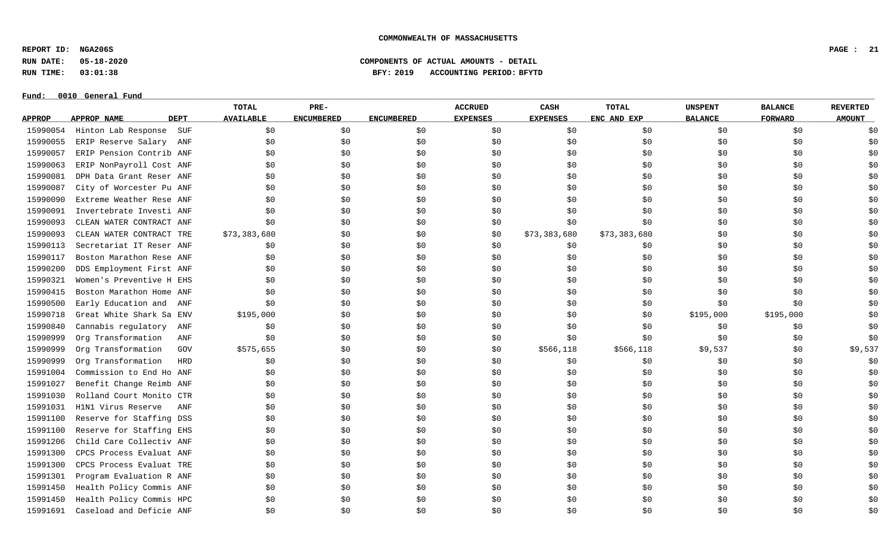**COMMONWEALTH OF MASSACHUSETTS**

**REPORT ID: NGA206S**
**RUN DATE: 05-18-2020**
**RUN TIME: 03:01:38**

**COMPONENTS OF ACTUAL AMOUNTS - DETAIL**
**BFY: 2019 ACCOUNTING PERIOD: BFYTD**

**Fund: 0010 General Fund**

| APPROP | APPROP NAME | DEPT | TOTAL AVAILABLE | PRE-ENCUMBERED | ENCUMBERED | ACCRUED EXPENSES | CASH EXPENSES | TOTAL ENC AND EXP | UNSPENT BALANCE | BALANCE FORWARD | REVERTED AMOUNT |
|---|---|---|---|---|---|---|---|---|---|---|---|
| 15990054 | Hinton Lab Response | SUF | $0 | $0 | $0 | $0 | $0 | $0 | $0 | $0 | $0 |
| 15990055 | ERIP Reserve Salary | ANF | $0 | $0 | $0 | $0 | $0 | $0 | $0 | $0 | $0 |
| 15990057 | ERIP Pension Contrib | ANF | $0 | $0 | $0 | $0 | $0 | $0 | $0 | $0 | $0 |
| 15990063 | ERIP NonPayroll Cost | ANF | $0 | $0 | $0 | $0 | $0 | $0 | $0 | $0 | $0 |
| 15990081 | DPH Data Grant Reser | ANF | $0 | $0 | $0 | $0 | $0 | $0 | $0 | $0 | $0 |
| 15990087 | City of Worcester Pu | ANF | $0 | $0 | $0 | $0 | $0 | $0 | $0 | $0 | $0 |
| 15990090 | Extreme Weather Rese | ANF | $0 | $0 | $0 | $0 | $0 | $0 | $0 | $0 | $0 |
| 15990091 | Invertebrate Investi | ANF | $0 | $0 | $0 | $0 | $0 | $0 | $0 | $0 | $0 |
| 15990093 | CLEAN WATER CONTRACT | ANF | $0 | $0 | $0 | $0 | $0 | $0 | $0 | $0 | $0 |
| 15990093 | CLEAN WATER CONTRACT | TRE | $73,383,680 | $0 | $0 | $0 | $73,383,680 | $73,383,680 | $0 | $0 | $0 |
| 15990113 | Secretariat IT Reser | ANF | $0 | $0 | $0 | $0 | $0 | $0 | $0 | $0 | $0 |
| 15990117 | Boston Marathon Rese | ANF | $0 | $0 | $0 | $0 | $0 | $0 | $0 | $0 | $0 |
| 15990200 | DDS Employment First | ANF | $0 | $0 | $0 | $0 | $0 | $0 | $0 | $0 | $0 |
| 15990321 | Women's Preventive H | EHS | $0 | $0 | $0 | $0 | $0 | $0 | $0 | $0 | $0 |
| 15990415 | Boston Marathon Home | ANF | $0 | $0 | $0 | $0 | $0 | $0 | $0 | $0 | $0 |
| 15990500 | Early Education and | ANF | $0 | $0 | $0 | $0 | $0 | $0 | $0 | $0 | $0 |
| 15990718 | Great White Shark Sa | ENV | $195,000 | $0 | $0 | $0 | $0 | $0 | $195,000 | $195,000 | $0 |
| 15990840 | Cannabis regulatory | ANF | $0 | $0 | $0 | $0 | $0 | $0 | $0 | $0 | $0 |
| 15990999 | Org Transformation | ANF | $0 | $0 | $0 | $0 | $0 | $0 | $0 | $0 | $0 |
| 15990999 | Org Transformation | GOV | $575,655 | $0 | $0 | $0 | $566,118 | $566,118 | $9,537 | $0 | $9,537 |
| 15990999 | Org Transformation | HRD | $0 | $0 | $0 | $0 | $0 | $0 | $0 | $0 | $0 |
| 15991004 | Commission to End Ho | ANF | $0 | $0 | $0 | $0 | $0 | $0 | $0 | $0 | $0 |
| 15991027 | Benefit Change Reimb | ANF | $0 | $0 | $0 | $0 | $0 | $0 | $0 | $0 | $0 |
| 15991030 | Rolland Court Monito | CTR | $0 | $0 | $0 | $0 | $0 | $0 | $0 | $0 | $0 |
| 15991031 | H1N1 Virus Reserve | ANF | $0 | $0 | $0 | $0 | $0 | $0 | $0 | $0 | $0 |
| 15991100 | Reserve for Staffing | DSS | $0 | $0 | $0 | $0 | $0 | $0 | $0 | $0 | $0 |
| 15991100 | Reserve for Staffing | EHS | $0 | $0 | $0 | $0 | $0 | $0 | $0 | $0 | $0 |
| 15991206 | Child Care Collectiv | ANF | $0 | $0 | $0 | $0 | $0 | $0 | $0 | $0 | $0 |
| 15991300 | CPCS Process Evaluat | ANF | $0 | $0 | $0 | $0 | $0 | $0 | $0 | $0 | $0 |
| 15991300 | CPCS Process Evaluat | TRE | $0 | $0 | $0 | $0 | $0 | $0 | $0 | $0 | $0 |
| 15991301 | Program Evaluation R | ANF | $0 | $0 | $0 | $0 | $0 | $0 | $0 | $0 | $0 |
| 15991450 | Health Policy Commis | ANF | $0 | $0 | $0 | $0 | $0 | $0 | $0 | $0 | $0 |
| 15991450 | Health Policy Commis | HPC | $0 | $0 | $0 | $0 | $0 | $0 | $0 | $0 | $0 |
| 15991691 | Caseload and Deficie | ANF | $0 | $0 | $0 | $0 | $0 | $0 | $0 | $0 | $0 |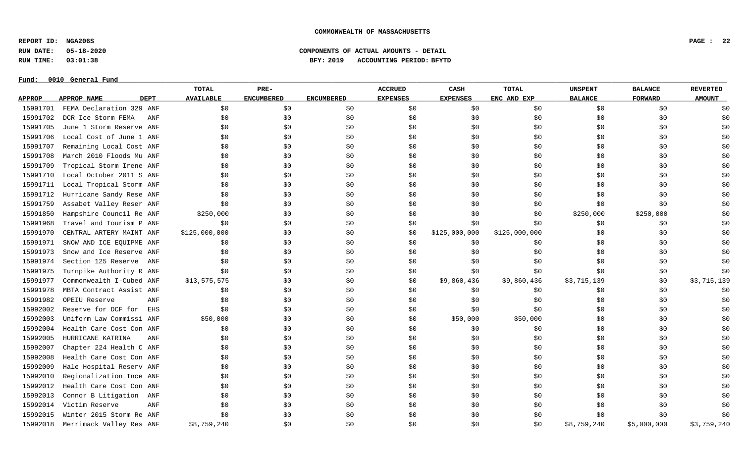**COMMONWEALTH OF MASSACHUSETTS**

**REPORT ID: NGA206S**
**RUN DATE: 05-18-2020**
**RUN TIME: 03:01:38**

**COMPONENTS OF ACTUAL AMOUNTS - DETAIL**
**BFY: 2019 ACCOUNTING PERIOD: BFYTD**

**Fund: 0010 General Fund**

| APPROP | APPROP NAME | DEPT | TOTAL AVAILABLE | PRE-ENCUMBERED | ENCUMBERED | ACCRUED EXPENSES | CASH EXPENSES | TOTAL ENC AND EXP | UNSPENT BALANCE | BALANCE FORWARD | REVERTED AMOUNT |
|---|---|---|---|---|---|---|---|---|---|---|---|
| 15991701 | FEMA Declaration 329 | ANF | $0 | $0 | $0 | $0 | $0 | $0 | $0 | $0 | $0 |
| 15991702 | DCR Ice Storm FEMA | ANF | $0 | $0 | $0 | $0 | $0 | $0 | $0 | $0 | $0 |
| 15991705 | June 1 Storm Reserve | ANF | $0 | $0 | $0 | $0 | $0 | $0 | $0 | $0 | $0 |
| 15991706 | Local Cost of June 1 | ANF | $0 | $0 | $0 | $0 | $0 | $0 | $0 | $0 | $0 |
| 15991707 | Remaining Local Cost | ANF | $0 | $0 | $0 | $0 | $0 | $0 | $0 | $0 | $0 |
| 15991708 | March 2010 Floods Mu | ANF | $0 | $0 | $0 | $0 | $0 | $0 | $0 | $0 | $0 |
| 15991709 | Tropical Storm Irene | ANF | $0 | $0 | $0 | $0 | $0 | $0 | $0 | $0 | $0 |
| 15991710 | Local October 2011 S | ANF | $0 | $0 | $0 | $0 | $0 | $0 | $0 | $0 | $0 |
| 15991711 | Local Tropical Storm | ANF | $0 | $0 | $0 | $0 | $0 | $0 | $0 | $0 | $0 |
| 15991712 | Hurricane Sandy Rese | ANF | $0 | $0 | $0 | $0 | $0 | $0 | $0 | $0 | $0 |
| 15991759 | Assabet Valley Reser | ANF | $0 | $0 | $0 | $0 | $0 | $0 | $0 | $0 | $0 |
| 15991850 | Hampshire Council Re | ANF | $250,000 | $0 | $0 | $0 | $0 | $0 | $250,000 | $250,000 | $0 |
| 15991968 | Travel and Tourism P | ANF | $0 | $0 | $0 | $0 | $0 | $0 | $0 | $0 | $0 |
| 15991970 | CENTRAL ARTERY MAINT | ANF | $125,000,000 | $0 | $0 | $0 | $125,000,000 | $125,000,000 | $0 | $0 | $0 |
| 15991971 | SNOW AND ICE EQUIPME | ANF | $0 | $0 | $0 | $0 | $0 | $0 | $0 | $0 | $0 |
| 15991973 | Snow and Ice Reserve | ANF | $0 | $0 | $0 | $0 | $0 | $0 | $0 | $0 | $0 |
| 15991974 | Section 125 Reserve | ANF | $0 | $0 | $0 | $0 | $0 | $0 | $0 | $0 | $0 |
| 15991975 | Turnpike Authority R | ANF | $0 | $0 | $0 | $0 | $0 | $0 | $0 | $0 | $0 |
| 15991977 | Commonwealth I-Cubed | ANF | $13,575,575 | $0 | $0 | $0 | $9,860,436 | $9,860,436 | $3,715,139 | $0 | $3,715,139 |
| 15991978 | MBTA Contract Assist | ANF | $0 | $0 | $0 | $0 | $0 | $0 | $0 | $0 | $0 |
| 15991982 | OPEIU Reserve | ANF | $0 | $0 | $0 | $0 | $0 | $0 | $0 | $0 | $0 |
| 15992002 | Reserve for DCF for | EHS | $0 | $0 | $0 | $0 | $0 | $0 | $0 | $0 | $0 |
| 15992003 | Uniform Law Commissi | ANF | $50,000 | $0 | $0 | $0 | $50,000 | $50,000 | $0 | $0 | $0 |
| 15992004 | Health Care Cost Con | ANF | $0 | $0 | $0 | $0 | $0 | $0 | $0 | $0 | $0 |
| 15992005 | HURRICANE KATRINA | ANF | $0 | $0 | $0 | $0 | $0 | $0 | $0 | $0 | $0 |
| 15992007 | Chapter 224 Health C | ANF | $0 | $0 | $0 | $0 | $0 | $0 | $0 | $0 | $0 |
| 15992008 | Health Care Cost Con | ANF | $0 | $0 | $0 | $0 | $0 | $0 | $0 | $0 | $0 |
| 15992009 | Hale Hospital Reserv | ANF | $0 | $0 | $0 | $0 | $0 | $0 | $0 | $0 | $0 |
| 15992010 | Regionalization Ince | ANF | $0 | $0 | $0 | $0 | $0 | $0 | $0 | $0 | $0 |
| 15992012 | Health Care Cost Con | ANF | $0 | $0 | $0 | $0 | $0 | $0 | $0 | $0 | $0 |
| 15992013 | Connor B Litigation | ANF | $0 | $0 | $0 | $0 | $0 | $0 | $0 | $0 | $0 |
| 15992014 | Victim Reserve | ANF | $0 | $0 | $0 | $0 | $0 | $0 | $0 | $0 | $0 |
| 15992015 | Winter 2015 Storm Re | ANF | $0 | $0 | $0 | $0 | $0 | $0 | $0 | $0 | $0 |
| 15992018 | Merrimack Valley Res | ANF | $8,759,240 | $0 | $0 | $0 | $0 | $0 | $8,759,240 | $5,000,000 | $3,759,240 |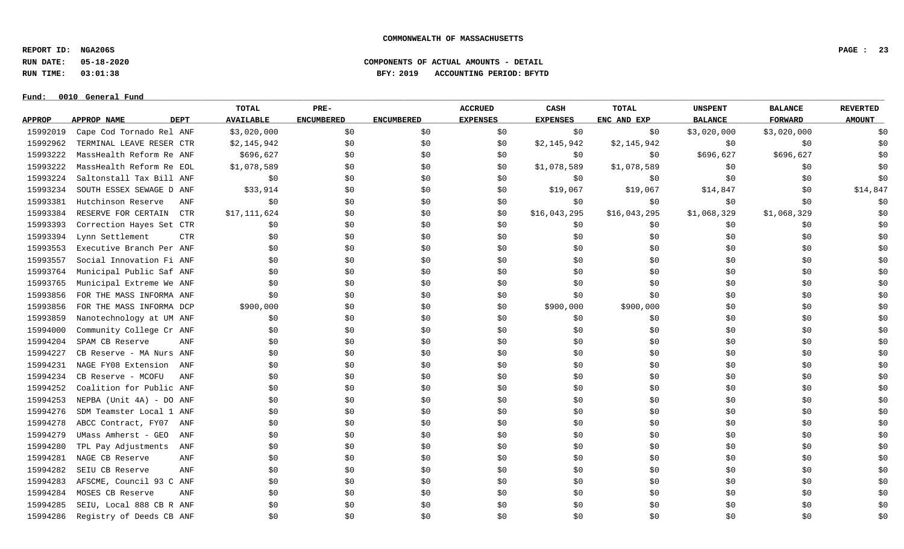**COMMONWEALTH OF MASSACHUSETTS**

**REPORT ID: NGA206S**
**RUN DATE: 05-18-2020**
**RUN TIME: 03:01:38**

**COMPONENTS OF ACTUAL AMOUNTS - DETAIL**
**BFY: 2019 ACCOUNTING PERIOD: BFYTD**

**Fund: 0010 General Fund**

| APPROP | APPROP NAME | DEPT | TOTAL AVAILABLE | PRE-ENCUMBERED | ENCUMBERED | ACCRUED EXPENSES | CASH EXPENSES | TOTAL ENC AND EXP | UNSPENT BALANCE | BALANCE FORWARD | REVERTED AMOUNT |
|---|---|---|---|---|---|---|---|---|---|---|---|
| 15992019 | Cape Cod Tornado Rel | ANF | $3,020,000 | $0 | $0 | $0 | $0 | $0 | $3,020,000 | $3,020,000 | $0 |
| 15992962 | TERMINAL LEAVE RESER | CTR | $2,145,942 | $0 | $0 | $0 | $2,145,942 | $2,145,942 | $0 | $0 | $0 |
| 15993222 | MassHealth Reform Re | ANF | $696,627 | $0 | $0 | $0 | $0 | $0 | $696,627 | $696,627 | $0 |
| 15993222 | MassHealth Reform Re | EOL | $1,078,589 | $0 | $0 | $0 | $1,078,589 | $1,078,589 | $0 | $0 | $0 |
| 15993224 | Saltonstall Tax Bill | ANF | $0 | $0 | $0 | $0 | $0 | $0 | $0 | $0 | $0 |
| 15993234 | SOUTH ESSEX SEWAGE D | ANF | $33,914 | $0 | $0 | $0 | $19,067 | $19,067 | $14,847 | $0 | $14,847 |
| 15993381 | Hutchinson Reserve | ANF | $0 | $0 | $0 | $0 | $0 | $0 | $0 | $0 | $0 |
| 15993384 | RESERVE FOR CERTAIN | CTR | $17,111,624 | $0 | $0 | $0 | $16,043,295 | $16,043,295 | $1,068,329 | $1,068,329 | $0 |
| 15993393 | Correction Hayes Set | CTR | $0 | $0 | $0 | $0 | $0 | $0 | $0 | $0 | $0 |
| 15993394 | Lynn Settlement | CTR | $0 | $0 | $0 | $0 | $0 | $0 | $0 | $0 | $0 |
| 15993553 | Executive Branch Per | ANF | $0 | $0 | $0 | $0 | $0 | $0 | $0 | $0 | $0 |
| 15993557 | Social Innovation Fi | ANF | $0 | $0 | $0 | $0 | $0 | $0 | $0 | $0 | $0 |
| 15993764 | Municipal Public Saf | ANF | $0 | $0 | $0 | $0 | $0 | $0 | $0 | $0 | $0 |
| 15993765 | Municipal Extreme We | ANF | $0 | $0 | $0 | $0 | $0 | $0 | $0 | $0 | $0 |
| 15993856 | FOR THE MASS INFORMA | ANF | $0 | $0 | $0 | $0 | $0 | $0 | $0 | $0 | $0 |
| 15993856 | FOR THE MASS INFORMA | DCP | $900,000 | $0 | $0 | $0 | $900,000 | $900,000 | $0 | $0 | $0 |
| 15993859 | Nanotechnology at UM | ANF | $0 | $0 | $0 | $0 | $0 | $0 | $0 | $0 | $0 |
| 15994000 | Community College Cr | ANF | $0 | $0 | $0 | $0 | $0 | $0 | $0 | $0 | $0 |
| 15994204 | SPAM CB Reserve | ANF | $0 | $0 | $0 | $0 | $0 | $0 | $0 | $0 | $0 |
| 15994227 | CB Reserve - MA Nurs | ANF | $0 | $0 | $0 | $0 | $0 | $0 | $0 | $0 | $0 |
| 15994231 | NAGE FY08 Extension | ANF | $0 | $0 | $0 | $0 | $0 | $0 | $0 | $0 | $0 |
| 15994234 | CB Reserve - MCOFU | ANF | $0 | $0 | $0 | $0 | $0 | $0 | $0 | $0 | $0 |
| 15994252 | Coalition for Public | ANF | $0 | $0 | $0 | $0 | $0 | $0 | $0 | $0 | $0 |
| 15994253 | NEPBA (Unit 4A) - DO | ANF | $0 | $0 | $0 | $0 | $0 | $0 | $0 | $0 | $0 |
| 15994276 | SDM Teamster Local 1 | ANF | $0 | $0 | $0 | $0 | $0 | $0 | $0 | $0 | $0 |
| 15994278 | ABCC Contract, FY07 | ANF | $0 | $0 | $0 | $0 | $0 | $0 | $0 | $0 | $0 |
| 15994279 | UMass Amherst - GEO | ANF | $0 | $0 | $0 | $0 | $0 | $0 | $0 | $0 | $0 |
| 15994280 | TPL Pay Adjustments | ANF | $0 | $0 | $0 | $0 | $0 | $0 | $0 | $0 | $0 |
| 15994281 | NAGE CB Reserve | ANF | $0 | $0 | $0 | $0 | $0 | $0 | $0 | $0 | $0 |
| 15994282 | SEIU CB Reserve | ANF | $0 | $0 | $0 | $0 | $0 | $0 | $0 | $0 | $0 |
| 15994283 | AFSCME, Council 93 C | ANF | $0 | $0 | $0 | $0 | $0 | $0 | $0 | $0 | $0 |
| 15994284 | MOSES CB Reserve | ANF | $0 | $0 | $0 | $0 | $0 | $0 | $0 | $0 | $0 |
| 15994285 | SEIU, Local 888 CB R | ANF | $0 | $0 | $0 | $0 | $0 | $0 | $0 | $0 | $0 |
| 15994286 | Registry of Deeds CB | ANF | $0 | $0 | $0 | $0 | $0 | $0 | $0 | $0 | $0 |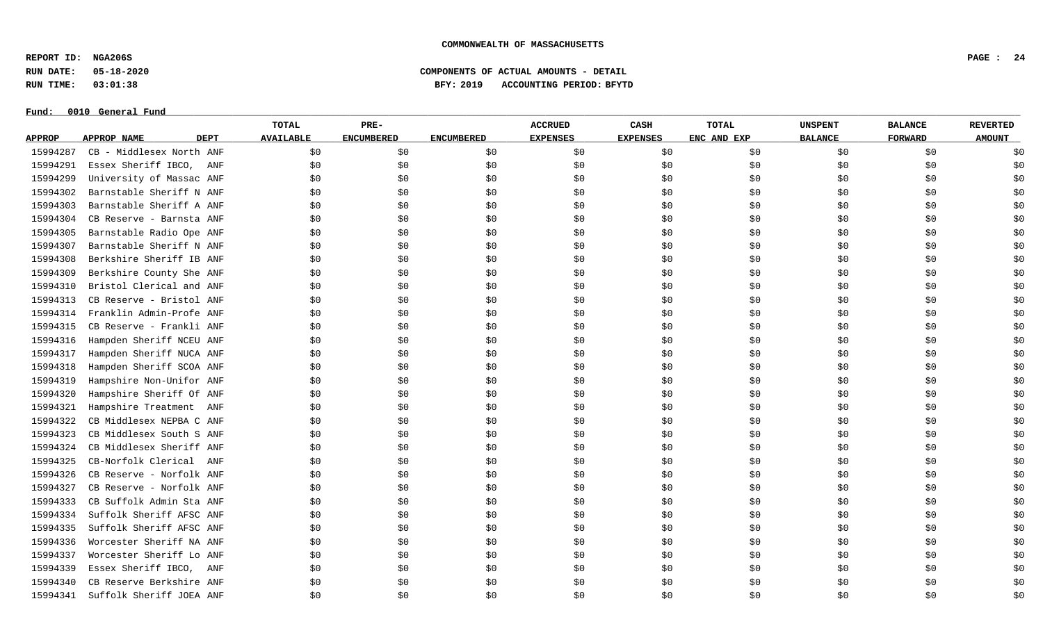**COMMONWEALTH OF MASSACHUSETTS**

**REPORT ID: NGA206S**
**RUN DATE: 05-18-2020**
**RUN TIME: 03:01:38**

**COMPONENTS OF ACTUAL AMOUNTS - DETAIL**
**BFY: 2019 ACCOUNTING PERIOD: BFYTD**

**Fund: 0010 General Fund**

| APPROP | APPROP NAME | DEPT | TOTAL AVAILABLE | PRE-ENCUMBERED | ENCUMBERED | ACCRUED EXPENSES | CASH EXPENSES | TOTAL ENC AND EXP | UNSPENT BALANCE | BALANCE FORWARD | REVERTED AMOUNT |
|---|---|---|---|---|---|---|---|---|---|---|---|
| 15994287 | CB - Middlesex North | ANF | $0 | $0 | $0 | $0 | $0 | $0 | $0 | $0 | $0 |
| 15994291 | Essex Sheriff IBCO, | ANF | $0 | $0 | $0 | $0 | $0 | $0 | $0 | $0 | $0 |
| 15994299 | University of Massac | ANF | $0 | $0 | $0 | $0 | $0 | $0 | $0 | $0 | $0 |
| 15994302 | Barnstable Sheriff N | ANF | $0 | $0 | $0 | $0 | $0 | $0 | $0 | $0 | $0 |
| 15994303 | Barnstable Sheriff A | ANF | $0 | $0 | $0 | $0 | $0 | $0 | $0 | $0 | $0 |
| 15994304 | CB Reserve - Barnsta | ANF | $0 | $0 | $0 | $0 | $0 | $0 | $0 | $0 | $0 |
| 15994305 | Barnstable Radio Ope | ANF | $0 | $0 | $0 | $0 | $0 | $0 | $0 | $0 | $0 |
| 15994307 | Barnstable Sheriff N | ANF | $0 | $0 | $0 | $0 | $0 | $0 | $0 | $0 | $0 |
| 15994308 | Berkshire Sheriff IB | ANF | $0 | $0 | $0 | $0 | $0 | $0 | $0 | $0 | $0 |
| 15994309 | Berkshire County She | ANF | $0 | $0 | $0 | $0 | $0 | $0 | $0 | $0 | $0 |
| 15994310 | Bristol Clerical and | ANF | $0 | $0 | $0 | $0 | $0 | $0 | $0 | $0 | $0 |
| 15994313 | CB Reserve - Bristol | ANF | $0 | $0 | $0 | $0 | $0 | $0 | $0 | $0 | $0 |
| 15994314 | Franklin Admin-Profe | ANF | $0 | $0 | $0 | $0 | $0 | $0 | $0 | $0 | $0 |
| 15994315 | CB Reserve - Frankli | ANF | $0 | $0 | $0 | $0 | $0 | $0 | $0 | $0 | $0 |
| 15994316 | Hampden Sheriff NCEU | ANF | $0 | $0 | $0 | $0 | $0 | $0 | $0 | $0 | $0 |
| 15994317 | Hampden Sheriff NUCA | ANF | $0 | $0 | $0 | $0 | $0 | $0 | $0 | $0 | $0 |
| 15994318 | Hampden Sheriff SCOA | ANF | $0 | $0 | $0 | $0 | $0 | $0 | $0 | $0 | $0 |
| 15994319 | Hampshire Non-Unifor | ANF | $0 | $0 | $0 | $0 | $0 | $0 | $0 | $0 | $0 |
| 15994320 | Hampshire Sheriff Of | ANF | $0 | $0 | $0 | $0 | $0 | $0 | $0 | $0 | $0 |
| 15994321 | Hampshire Treatment | ANF | $0 | $0 | $0 | $0 | $0 | $0 | $0 | $0 | $0 |
| 15994322 | CB Middlesex NEPBA C | ANF | $0 | $0 | $0 | $0 | $0 | $0 | $0 | $0 | $0 |
| 15994323 | CB Middlesex South S | ANF | $0 | $0 | $0 | $0 | $0 | $0 | $0 | $0 | $0 |
| 15994324 | CB Middlesex Sheriff | ANF | $0 | $0 | $0 | $0 | $0 | $0 | $0 | $0 | $0 |
| 15994325 | CB-Norfolk Clerical | ANF | $0 | $0 | $0 | $0 | $0 | $0 | $0 | $0 | $0 |
| 15994326 | CB Reserve - Norfolk | ANF | $0 | $0 | $0 | $0 | $0 | $0 | $0 | $0 | $0 |
| 15994327 | CB Reserve - Norfolk | ANF | $0 | $0 | $0 | $0 | $0 | $0 | $0 | $0 | $0 |
| 15994333 | CB Suffolk Admin Sta | ANF | $0 | $0 | $0 | $0 | $0 | $0 | $0 | $0 | $0 |
| 15994334 | Suffolk Sheriff AFSC | ANF | $0 | $0 | $0 | $0 | $0 | $0 | $0 | $0 | $0 |
| 15994335 | Suffolk Sheriff AFSC | ANF | $0 | $0 | $0 | $0 | $0 | $0 | $0 | $0 | $0 |
| 15994336 | Worcester Sheriff NA | ANF | $0 | $0 | $0 | $0 | $0 | $0 | $0 | $0 | $0 |
| 15994337 | Worcester Sheriff Lo | ANF | $0 | $0 | $0 | $0 | $0 | $0 | $0 | $0 | $0 |
| 15994339 | Essex Sheriff IBCO, | ANF | $0 | $0 | $0 | $0 | $0 | $0 | $0 | $0 | $0 |
| 15994340 | CB Reserve Berkshire | ANF | $0 | $0 | $0 | $0 | $0 | $0 | $0 | $0 | $0 |
| 15994341 | Suffolk Sheriff JOEA | ANF | $0 | $0 | $0 | $0 | $0 | $0 | $0 | $0 | $0 |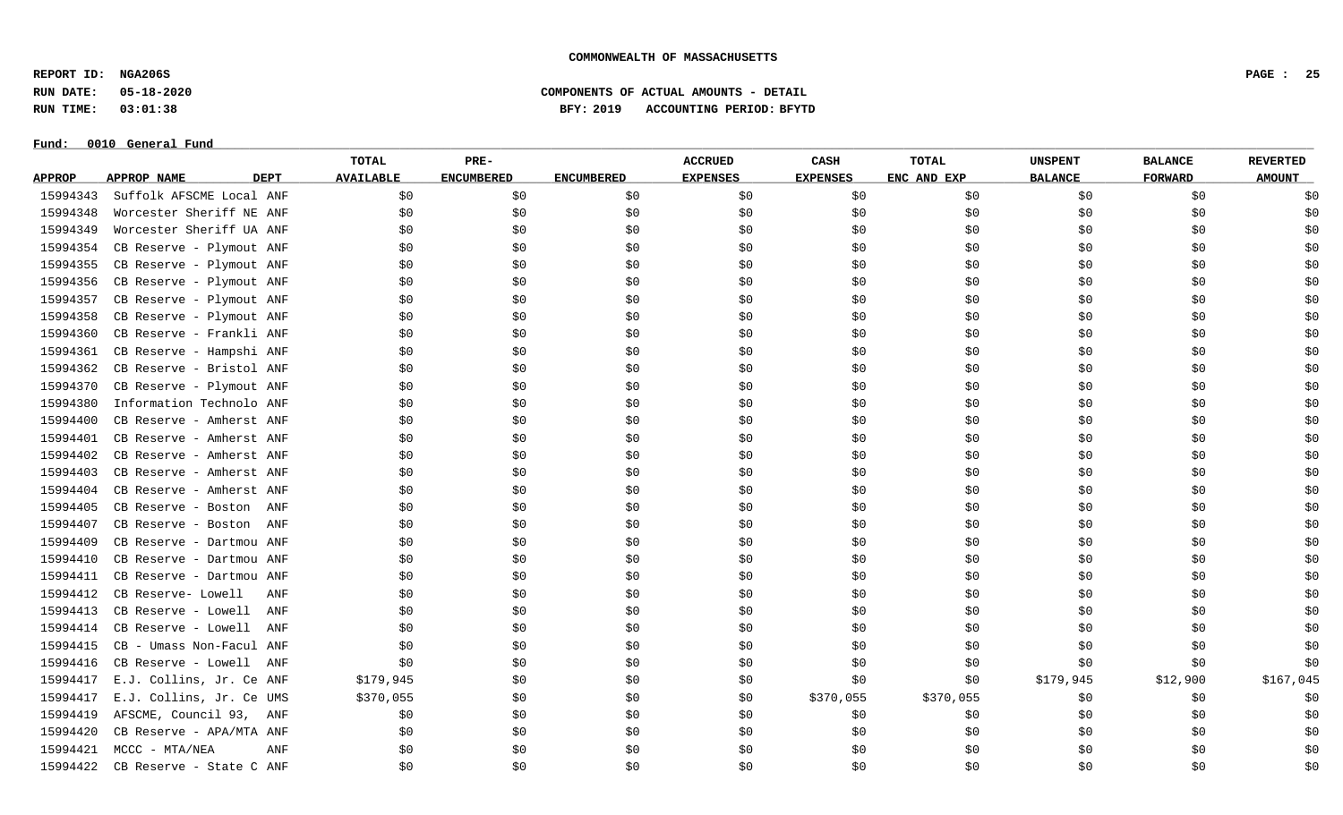**COMMONWEALTH OF MASSACHUSETTS**

**REPORT ID: NGA206S**
**RUN DATE: 05-18-2020**
**RUN TIME: 03:01:38**

**COMPONENTS OF ACTUAL AMOUNTS - DETAIL**
**BFY: 2019 ACCOUNTING PERIOD: BFYTD**

**Fund: 0010 General Fund**

| APPROP | APPROP NAME | DEPT | TOTAL AVAILABLE | PRE-ENCUMBERED | ENCUMBERED | ACCRUED EXPENSES | CASH EXPENSES | TOTAL ENC AND EXP | UNSPENT BALANCE | BALANCE FORWARD | REVERTED AMOUNT |
|---|---|---|---|---|---|---|---|---|---|---|---|
| 15994343 | Suffolk AFSCME Local | ANF | $0 | $0 | $0 | $0 | $0 | $0 | $0 | $0 | $0 |
| 15994348 | Worcester Sheriff NE | ANF | $0 | $0 | $0 | $0 | $0 | $0 | $0 | $0 | $0 |
| 15994349 | Worcester Sheriff UA | ANF | $0 | $0 | $0 | $0 | $0 | $0 | $0 | $0 | $0 |
| 15994354 | CB Reserve - Plymout | ANF | $0 | $0 | $0 | $0 | $0 | $0 | $0 | $0 | $0 |
| 15994355 | CB Reserve - Plymout | ANF | $0 | $0 | $0 | $0 | $0 | $0 | $0 | $0 | $0 |
| 15994356 | CB Reserve - Plymout | ANF | $0 | $0 | $0 | $0 | $0 | $0 | $0 | $0 | $0 |
| 15994357 | CB Reserve - Plymout | ANF | $0 | $0 | $0 | $0 | $0 | $0 | $0 | $0 | $0 |
| 15994358 | CB Reserve - Plymout | ANF | $0 | $0 | $0 | $0 | $0 | $0 | $0 | $0 | $0 |
| 15994360 | CB Reserve - Frankli | ANF | $0 | $0 | $0 | $0 | $0 | $0 | $0 | $0 | $0 |
| 15994361 | CB Reserve - Hampshi | ANF | $0 | $0 | $0 | $0 | $0 | $0 | $0 | $0 | $0 |
| 15994362 | CB Reserve - Bristol | ANF | $0 | $0 | $0 | $0 | $0 | $0 | $0 | $0 | $0 |
| 15994370 | CB Reserve - Plymout | ANF | $0 | $0 | $0 | $0 | $0 | $0 | $0 | $0 | $0 |
| 15994380 | Information Technolo | ANF | $0 | $0 | $0 | $0 | $0 | $0 | $0 | $0 | $0 |
| 15994400 | CB Reserve - Amherst | ANF | $0 | $0 | $0 | $0 | $0 | $0 | $0 | $0 | $0 |
| 15994401 | CB Reserve - Amherst | ANF | $0 | $0 | $0 | $0 | $0 | $0 | $0 | $0 | $0 |
| 15994402 | CB Reserve - Amherst | ANF | $0 | $0 | $0 | $0 | $0 | $0 | $0 | $0 | $0 |
| 15994403 | CB Reserve - Amherst | ANF | $0 | $0 | $0 | $0 | $0 | $0 | $0 | $0 | $0 |
| 15994404 | CB Reserve - Amherst | ANF | $0 | $0 | $0 | $0 | $0 | $0 | $0 | $0 | $0 |
| 15994405 | CB Reserve - Boston | ANF | $0 | $0 | $0 | $0 | $0 | $0 | $0 | $0 | $0 |
| 15994407 | CB Reserve - Boston | ANF | $0 | $0 | $0 | $0 | $0 | $0 | $0 | $0 | $0 |
| 15994409 | CB Reserve - Dartmou | ANF | $0 | $0 | $0 | $0 | $0 | $0 | $0 | $0 | $0 |
| 15994410 | CB Reserve - Dartmou | ANF | $0 | $0 | $0 | $0 | $0 | $0 | $0 | $0 | $0 |
| 15994411 | CB Reserve - Dartmou | ANF | $0 | $0 | $0 | $0 | $0 | $0 | $0 | $0 | $0 |
| 15994412 | CB Reserve- Lowell | ANF | $0 | $0 | $0 | $0 | $0 | $0 | $0 | $0 | $0 |
| 15994413 | CB Reserve - Lowell | ANF | $0 | $0 | $0 | $0 | $0 | $0 | $0 | $0 | $0 |
| 15994414 | CB Reserve - Lowell | ANF | $0 | $0 | $0 | $0 | $0 | $0 | $0 | $0 | $0 |
| 15994415 | CB - Umass Non-Facul | ANF | $0 | $0 | $0 | $0 | $0 | $0 | $0 | $0 | $0 |
| 15994416 | CB Reserve - Lowell | ANF | $0 | $0 | $0 | $0 | $0 | $0 | $0 | $0 | $0 |
| 15994417 | E.J. Collins, Jr. Ce | ANF | $179,945 | $0 | $0 | $0 | $0 | $0 | $179,945 | $12,900 | $167,045 |
| 15994417 | E.J. Collins, Jr. Ce | UMS | $370,055 | $0 | $0 | $0 | $370,055 | $370,055 | $0 | $0 | $0 |
| 15994419 | AFSCME, Council 93, | ANF | $0 | $0 | $0 | $0 | $0 | $0 | $0 | $0 | $0 |
| 15994420 | CB Reserve - APA/MTA | ANF | $0 | $0 | $0 | $0 | $0 | $0 | $0 | $0 | $0 |
| 15994421 | MCCC - MTA/NEA | ANF | $0 | $0 | $0 | $0 | $0 | $0 | $0 | $0 | $0 |
| 15994422 | CB Reserve - State C | ANF | $0 | $0 | $0 | $0 | $0 | $0 | $0 | $0 | $0 |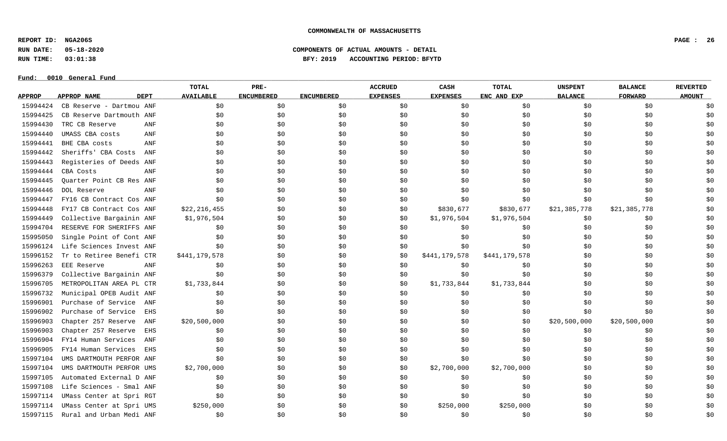COMMONWEALTH OF MASSACHUSETTS

**REPORT ID:** NGA206S
**RUN DATE:** 05-18-2020
**RUN TIME:** 03:01:38

**COMPONENTS OF ACTUAL AMOUNTS - DETAIL**
**BFY: 2019 ACCOUNTING PERIOD: BFYTD**

**Fund: 0010 General Fund**

| APPROP | APPROP NAME | DEPT | TOTAL AVAILABLE | PRE-ENCUMBERED | ENCUMBERED | ACCRUED EXPENSES | CASH EXPENSES | TOTAL ENC AND EXP | UNSPENT BALANCE | BALANCE FORWARD | REVERTED AMOUNT |
|---|---|---|---|---|---|---|---|---|---|---|---|
| 15994424 | CB Reserve - Dartmou | ANF | $0 | $0 | $0 | $0 | $0 | $0 | $0 | $0 | $0 |
| 15994425 | CB Reserve Dartmouth | ANF | $0 | $0 | $0 | $0 | $0 | $0 | $0 | $0 | $0 |
| 15994430 | TRC CB Reserve | ANF | $0 | $0 | $0 | $0 | $0 | $0 | $0 | $0 | $0 |
| 15994440 | UMASS CBA costs | ANF | $0 | $0 | $0 | $0 | $0 | $0 | $0 | $0 | $0 |
| 15994441 | BHE CBA costs | ANF | $0 | $0 | $0 | $0 | $0 | $0 | $0 | $0 | $0 |
| 15994442 | Sheriffs' CBA Costs | ANF | $0 | $0 | $0 | $0 | $0 | $0 | $0 | $0 | $0 |
| 15994443 | Registeries of Deeds | ANF | $0 | $0 | $0 | $0 | $0 | $0 | $0 | $0 | $0 |
| 15994444 | CBA Costs | ANF | $0 | $0 | $0 | $0 | $0 | $0 | $0 | $0 | $0 |
| 15994445 | Quarter Point CB Res | ANF | $0 | $0 | $0 | $0 | $0 | $0 | $0 | $0 | $0 |
| 15994446 | DOL Reserve | ANF | $0 | $0 | $0 | $0 | $0 | $0 | $0 | $0 | $0 |
| 15994447 | FY16 CB Contract Cos | ANF | $0 | $0 | $0 | $0 | $0 | $0 | $0 | $0 | $0 |
| 15994448 | FY17 CB Contract Cos | ANF | $22,216,455 | $0 | $0 | $0 | $830,677 | $830,677 | $21,385,778 | $21,385,778 | $0 |
| 15994449 | Collective Bargainin | ANF | $1,976,504 | $0 | $0 | $0 | $1,976,504 | $1,976,504 | $0 | $0 | $0 |
| 15994704 | RESERVE FOR SHERIFFS | ANF | $0 | $0 | $0 | $0 | $0 | $0 | $0 | $0 | $0 |
| 15995050 | Single Point of Cont | ANF | $0 | $0 | $0 | $0 | $0 | $0 | $0 | $0 | $0 |
| 15996124 | Life Sciences Invest | ANF | $0 | $0 | $0 | $0 | $0 | $0 | $0 | $0 | $0 |
| 15996152 | Tr to Retiree Benefi | CTR | $441,179,578 | $0 | $0 | $0 | $441,179,578 | $441,179,578 | $0 | $0 | $0 |
| 15996263 | EEE Reserve | ANF | $0 | $0 | $0 | $0 | $0 | $0 | $0 | $0 | $0 |
| 15996379 | Collective Bargainin | ANF | $0 | $0 | $0 | $0 | $0 | $0 | $0 | $0 | $0 |
| 15996705 | METROPOLITAN AREA PL | CTR | $1,733,844 | $0 | $0 | $0 | $1,733,844 | $1,733,844 | $0 | $0 | $0 |
| 15996732 | Municipal OPEB Audit | ANF | $0 | $0 | $0 | $0 | $0 | $0 | $0 | $0 | $0 |
| 15996901 | Purchase of Service | ANF | $0 | $0 | $0 | $0 | $0 | $0 | $0 | $0 | $0 |
| 15996902 | Purchase of Service | EHS | $0 | $0 | $0 | $0 | $0 | $0 | $0 | $0 | $0 |
| 15996903 | Chapter 257 Reserve | ANF | $20,500,000 | $0 | $0 | $0 | $0 | $0 | $20,500,000 | $20,500,000 | $0 |
| 15996903 | Chapter 257 Reserve | EHS | $0 | $0 | $0 | $0 | $0 | $0 | $0 | $0 | $0 |
| 15996904 | FY14 Human Services | ANF | $0 | $0 | $0 | $0 | $0 | $0 | $0 | $0 | $0 |
| 15996905 | FY14 Human Services | EHS | $0 | $0 | $0 | $0 | $0 | $0 | $0 | $0 | $0 |
| 15997104 | UMS DARTMOUTH PERFOR | ANF | $0 | $0 | $0 | $0 | $0 | $0 | $0 | $0 | $0 |
| 15997104 | UMS DARTMOUTH PERFOR | UMS | $2,700,000 | $0 | $0 | $0 | $2,700,000 | $2,700,000 | $0 | $0 | $0 |
| 15997105 | Automated External D | ANF | $0 | $0 | $0 | $0 | $0 | $0 | $0 | $0 | $0 |
| 15997108 | Life Sciences - Smal | ANF | $0 | $0 | $0 | $0 | $0 | $0 | $0 | $0 | $0 |
| 15997114 | UMass Center at Spri | RGT | $0 | $0 | $0 | $0 | $0 | $0 | $0 | $0 | $0 |
| 15997114 | UMass Center at Spri | UMS | $250,000 | $0 | $0 | $0 | $250,000 | $250,000 | $0 | $0 | $0 |
| 15997115 | Rural and Urban Medi | ANF | $0 | $0 | $0 | $0 | $0 | $0 | $0 | $0 | $0 |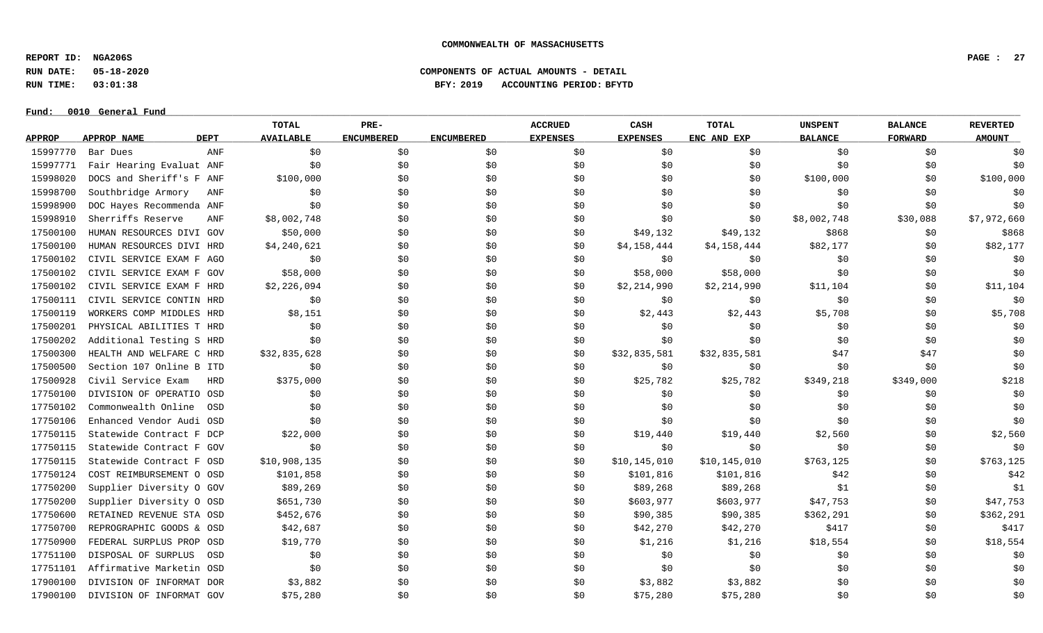COMMONWEALTH OF MASSACHUSETTS

REPORT ID: NGA206S
RUN DATE: 05-18-2020
RUN TIME: 03:01:38

COMPONENTS OF ACTUAL AMOUNTS - DETAIL
BFY: 2019 ACCOUNTING PERIOD: BFYTD

Fund: 0010 General Fund

| APPROP | APPROP NAME | DEPT | TOTAL AVAILABLE | PRE-ENCUMBERED | ENCUMBERED | ACCRUED EXPENSES | CASH EXPENSES | TOTAL ENC AND EXP | UNSPENT BALANCE | BALANCE FORWARD | REVERTED AMOUNT |
|---|---|---|---|---|---|---|---|---|---|---|---|
| 15997770 | Bar Dues | ANF | $0 | $0 | $0 | $0 | $0 | $0 | $0 | $0 | $0 |
| 15997771 | Fair Hearing Evaluat | ANF | $0 | $0 | $0 | $0 | $0 | $0 | $0 | $0 | $0 |
| 15998020 | DOCS and Sheriff's F | ANF | $100,000 | $0 | $0 | $0 | $0 | $0 | $100,000 | $0 | $100,000 |
| 15998700 | Southbridge Armory | ANF | $0 | $0 | $0 | $0 | $0 | $0 | $0 | $0 | $0 |
| 15998900 | DOC Hayes Recommenda | ANF | $0 | $0 | $0 | $0 | $0 | $0 | $0 | $0 | $0 |
| 15998910 | Sherriffs Reserve | ANF | $8,002,748 | $0 | $0 | $0 | $0 | $0 | $8,002,748 | $30,088 | $7,972,660 |
| 17500100 | HUMAN RESOURCES DIVI | GOV | $50,000 | $0 | $0 | $0 | $49,132 | $49,132 | $868 | $0 | $868 |
| 17500100 | HUMAN RESOURCES DIVI | HRD | $4,240,621 | $0 | $0 | $0 | $4,158,444 | $4,158,444 | $82,177 | $0 | $82,177 |
| 17500102 | CIVIL SERVICE EXAM F | AGO | $0 | $0 | $0 | $0 | $0 | $0 | $0 | $0 | $0 |
| 17500102 | CIVIL SERVICE EXAM F | GOV | $58,000 | $0 | $0 | $0 | $58,000 | $58,000 | $0 | $0 | $0 |
| 17500102 | CIVIL SERVICE EXAM F | HRD | $2,226,094 | $0 | $0 | $0 | $2,214,990 | $2,214,990 | $11,104 | $0 | $11,104 |
| 17500111 | CIVIL SERVICE CONTIN | HRD | $0 | $0 | $0 | $0 | $0 | $0 | $0 | $0 | $0 |
| 17500119 | WORKERS COMP MIDDLES | HRD | $8,151 | $0 | $0 | $0 | $2,443 | $2,443 | $5,708 | $0 | $5,708 |
| 17500201 | PHYSICAL ABILITIES T | HRD | $0 | $0 | $0 | $0 | $0 | $0 | $0 | $0 | $0 |
| 17500202 | Additional Testing S | HRD | $0 | $0 | $0 | $0 | $0 | $0 | $0 | $0 | $0 |
| 17500300 | HEALTH AND WELFARE C | HRD | $32,835,628 | $0 | $0 | $0 | $32,835,581 | $32,835,581 | $47 | $47 | $0 |
| 17500500 | Section 107 Online B | ITD | $0 | $0 | $0 | $0 | $0 | $0 | $0 | $0 | $0 |
| 17500928 | Civil Service Exam | HRD | $375,000 | $0 | $0 | $0 | $25,782 | $25,782 | $349,218 | $349,000 | $218 |
| 17750100 | DIVISION OF OPERATIO | OSD | $0 | $0 | $0 | $0 | $0 | $0 | $0 | $0 | $0 |
| 17750102 | Commonwealth Online | OSD | $0 | $0 | $0 | $0 | $0 | $0 | $0 | $0 | $0 |
| 17750106 | Enhanced Vendor Audi | OSD | $0 | $0 | $0 | $0 | $0 | $0 | $0 | $0 | $0 |
| 17750115 | Statewide Contract F | DCP | $22,000 | $0 | $0 | $0 | $19,440 | $19,440 | $2,560 | $0 | $2,560 |
| 17750115 | Statewide Contract F | GOV | $0 | $0 | $0 | $0 | $0 | $0 | $0 | $0 | $0 |
| 17750115 | Statewide Contract F | OSD | $10,908,135 | $0 | $0 | $0 | $10,145,010 | $10,145,010 | $763,125 | $0 | $763,125 |
| 17750124 | COST REIMBURSEMENT O | OSD | $101,858 | $0 | $0 | $0 | $101,816 | $101,816 | $42 | $0 | $42 |
| 17750200 | Supplier Diversity O | GOV | $89,269 | $0 | $0 | $0 | $89,268 | $89,268 | $1 | $0 | $1 |
| 17750200 | Supplier Diversity O | OSD | $651,730 | $0 | $0 | $0 | $603,977 | $603,977 | $47,753 | $0 | $47,753 |
| 17750600 | RETAINED REVENUE STA | OSD | $452,676 | $0 | $0 | $0 | $90,385 | $90,385 | $362,291 | $0 | $362,291 |
| 17750700 | REPROGRAPHIC GOODS & | OSD | $42,687 | $0 | $0 | $0 | $42,270 | $42,270 | $417 | $0 | $417 |
| 17750900 | FEDERAL SURPLUS PROP | OSD | $19,770 | $0 | $0 | $0 | $1,216 | $1,216 | $18,554 | $0 | $18,554 |
| 17751100 | DISPOSAL OF SURPLUS | OSD | $0 | $0 | $0 | $0 | $0 | $0 | $0 | $0 | $0 |
| 17751101 | Affirmative Marketin | OSD | $0 | $0 | $0 | $0 | $0 | $0 | $0 | $0 | $0 |
| 17900100 | DIVISION OF INFORMAT | DOR | $3,882 | $0 | $0 | $0 | $3,882 | $3,882 | $0 | $0 | $0 |
| 17900100 | DIVISION OF INFORMAT | GOV | $75,280 | $0 | $0 | $0 | $75,280 | $75,280 | $0 | $0 | $0 |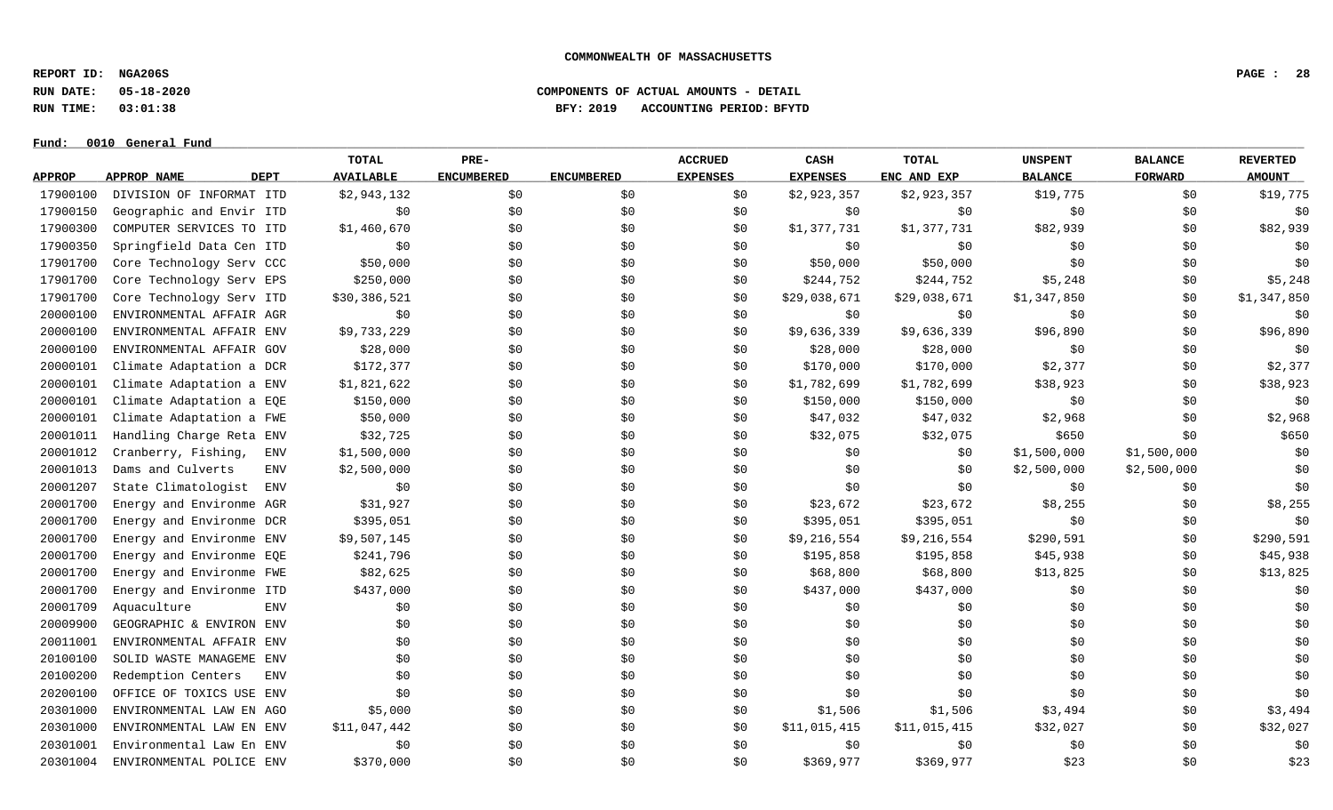**COMMONWEALTH OF MASSACHUSETTS**

**REPORT ID: NGA206S**
**RUN DATE: 05-18-2020**
**RUN TIME: 03:01:38**

**COMPONENTS OF ACTUAL AMOUNTS - DETAIL**
**BFY: 2019 ACCOUNTING PERIOD: BFYTD**

**Fund: 0010 General Fund**

| APPROP | APPROP NAME | DEPT | TOTAL AVAILABLE | PRE-ENCUMBERED | ENCUMBERED | ACCRUED EXPENSES | CASH EXPENSES | TOTAL ENC AND EXP | UNSPENT BALANCE | BALANCE FORWARD | REVERTED AMOUNT |
|---|---|---|---|---|---|---|---|---|---|---|---|
| 17900100 | DIVISION OF INFORMAT | ITD | $2,943,132 | $0 | $0 | $0 | $2,923,357 | $2,923,357 | $19,775 | $0 | $19,775 |
| 17900150 | Geographic and Envir | ITD | $0 | $0 | $0 | $0 | $0 | $0 | $0 | $0 | $0 |
| 17900300 | COMPUTER SERVICES TO | ITD | $1,460,670 | $0 | $0 | $0 | $1,377,731 | $1,377,731 | $82,939 | $0 | $82,939 |
| 17900350 | Springfield Data Cen | ITD | $0 | $0 | $0 | $0 | $0 | $0 | $0 | $0 | $0 |
| 17901700 | Core Technology Serv | CCC | $50,000 | $0 | $0 | $0 | $50,000 | $50,000 | $0 | $0 | $0 |
| 17901700 | Core Technology Serv | EPS | $250,000 | $0 | $0 | $0 | $244,752 | $244,752 | $5,248 | $0 | $5,248 |
| 17901700 | Core Technology Serv | ITD | $30,386,521 | $0 | $0 | $0 | $29,038,671 | $29,038,671 | $1,347,850 | $0 | $1,347,850 |
| 20000100 | ENVIRONMENTAL AFFAIR | AGR | $0 | $0 | $0 | $0 | $0 | $0 | $0 | $0 | $0 |
| 20000100 | ENVIRONMENTAL AFFAIR | ENV | $9,733,229 | $0 | $0 | $0 | $9,636,339 | $9,636,339 | $96,890 | $0 | $96,890 |
| 20000100 | ENVIRONMENTAL AFFAIR | GOV | $28,000 | $0 | $0 | $0 | $28,000 | $28,000 | $0 | $0 | $0 |
| 20000101 | Climate Adaptation a | DCR | $172,377 | $0 | $0 | $0 | $170,000 | $170,000 | $2,377 | $0 | $2,377 |
| 20000101 | Climate Adaptation a | ENV | $1,821,622 | $0 | $0 | $0 | $1,782,699 | $1,782,699 | $38,923 | $0 | $38,923 |
| 20000101 | Climate Adaptation a | EQE | $150,000 | $0 | $0 | $0 | $150,000 | $150,000 | $0 | $0 | $0 |
| 20000101 | Climate Adaptation a | FWE | $50,000 | $0 | $0 | $0 | $47,032 | $47,032 | $2,968 | $0 | $2,968 |
| 20001011 | Handling Charge Reta | ENV | $32,725 | $0 | $0 | $0 | $32,075 | $32,075 | $650 | $0 | $650 |
| 20001012 | Cranberry, Fishing, | ENV | $1,500,000 | $0 | $0 | $0 | $0 | $0 | $1,500,000 | $1,500,000 | $0 |
| 20001013 | Dams and Culverts | ENV | $2,500,000 | $0 | $0 | $0 | $0 | $0 | $2,500,000 | $2,500,000 | $0 |
| 20001207 | State Climatologist | ENV | $0 | $0 | $0 | $0 | $0 | $0 | $0 | $0 | $0 |
| 20001700 | Energy and Environme | AGR | $31,927 | $0 | $0 | $0 | $23,672 | $23,672 | $8,255 | $0 | $8,255 |
| 20001700 | Energy and Environme | DCR | $395,051 | $0 | $0 | $0 | $395,051 | $395,051 | $0 | $0 | $0 |
| 20001700 | Energy and Environme | ENV | $9,507,145 | $0 | $0 | $0 | $9,216,554 | $9,216,554 | $290,591 | $0 | $290,591 |
| 20001700 | Energy and Environme | EQE | $241,796 | $0 | $0 | $0 | $195,858 | $195,858 | $45,938 | $0 | $45,938 |
| 20001700 | Energy and Environme | FWE | $82,625 | $0 | $0 | $0 | $68,800 | $68,800 | $13,825 | $0 | $13,825 |
| 20001700 | Energy and Environme | ITD | $437,000 | $0 | $0 | $0 | $437,000 | $437,000 | $0 | $0 | $0 |
| 20001709 | Aquaculture | ENV | $0 | $0 | $0 | $0 | $0 | $0 | $0 | $0 | $0 |
| 20009900 | GEOGRAPHIC & ENVIRON | ENV | $0 | $0 | $0 | $0 | $0 | $0 | $0 | $0 | $0 |
| 20011001 | ENVIRONMENTAL AFFAIR | ENV | $0 | $0 | $0 | $0 | $0 | $0 | $0 | $0 | $0 |
| 20100100 | SOLID WASTE MANAGEME | ENV | $0 | $0 | $0 | $0 | $0 | $0 | $0 | $0 | $0 |
| 20100200 | Redemption Centers | ENV | $0 | $0 | $0 | $0 | $0 | $0 | $0 | $0 | $0 |
| 20200100 | OFFICE OF TOXICS USE | ENV | $0 | $0 | $0 | $0 | $0 | $0 | $0 | $0 | $0 |
| 20301000 | ENVIRONMENTAL LAW EN | AGO | $5,000 | $0 | $0 | $0 | $1,506 | $1,506 | $3,494 | $0 | $3,494 |
| 20301000 | ENVIRONMENTAL LAW EN | ENV | $11,047,442 | $0 | $0 | $0 | $11,015,415 | $11,015,415 | $32,027 | $0 | $32,027 |
| 20301001 | Environmental Law En | ENV | $0 | $0 | $0 | $0 | $0 | $0 | $0 | $0 | $0 |
| 20301004 | ENVIRONMENTAL POLICE | ENV | $370,000 | $0 | $0 | $0 | $369,977 | $369,977 | $23 | $0 | $23 |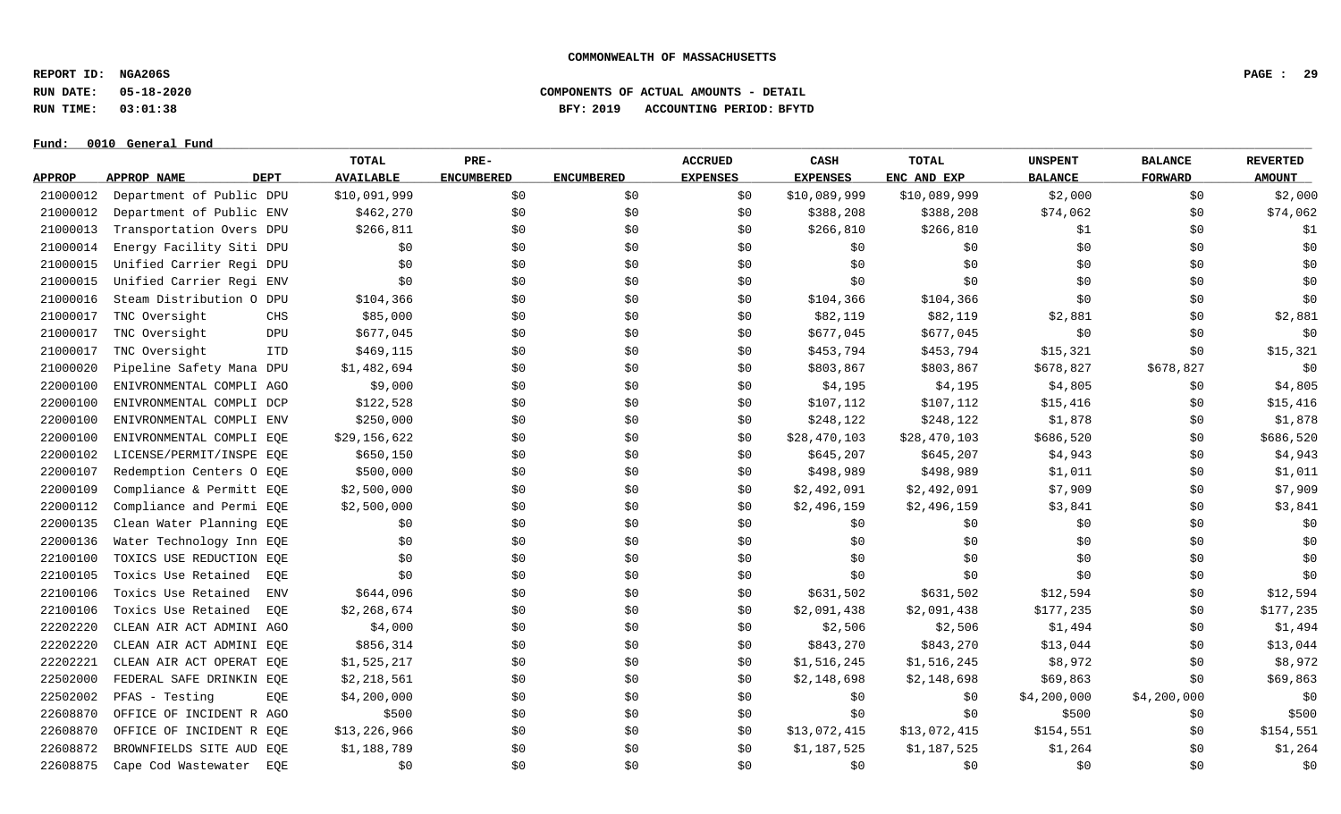**COMMONWEALTH OF MASSACHUSETTS**

**REPORT ID: NGA206S**
**RUN DATE: 05-18-2020**
**RUN TIME: 03:01:38**

**COMPONENTS OF ACTUAL AMOUNTS - DETAIL**
**BFY: 2019 ACCOUNTING PERIOD: BFYTD**

**Fund: 0010 General Fund**

| APPROP | APPROP NAME | DEPT | TOTAL AVAILABLE | PRE-ENCUMBERED | ENCUMBERED | ACCRUED EXPENSES | CASH EXPENSES | TOTAL ENC AND EXP | UNSPENT BALANCE | BALANCE FORWARD | REVERTED AMOUNT |
|---|---|---|---|---|---|---|---|---|---|---|---|
| 21000012 | Department of Public | DPU | $10,091,999 | $0 | $0 | $0 | $10,089,999 | $10,089,999 | $2,000 | $0 | $2,000 |
| 21000012 | Department of Public | ENV | $462,270 | $0 | $0 | $0 | $388,208 | $388,208 | $74,062 | $0 | $74,062 |
| 21000013 | Transportation Overs | DPU | $266,811 | $0 | $0 | $0 | $266,810 | $266,810 | $1 | $0 | $1 |
| 21000014 | Energy Facility Siti | DPU | $0 | $0 | $0 | $0 | $0 | $0 | $0 | $0 | $0 |
| 21000015 | Unified Carrier Regi | DPU | $0 | $0 | $0 | $0 | $0 | $0 | $0 | $0 | $0 |
| 21000015 | Unified Carrier Regi | ENV | $0 | $0 | $0 | $0 | $0 | $0 | $0 | $0 | $0 |
| 21000016 | Steam Distribution O | DPU | $104,366 | $0 | $0 | $0 | $104,366 | $104,366 | $0 | $0 | $0 |
| 21000017 | TNC Oversight | CHS | $85,000 | $0 | $0 | $0 | $82,119 | $82,119 | $2,881 | $0 | $2,881 |
| 21000017 | TNC Oversight | DPU | $677,045 | $0 | $0 | $0 | $677,045 | $677,045 | $0 | $0 | $0 |
| 21000017 | TNC Oversight | ITD | $469,115 | $0 | $0 | $0 | $453,794 | $453,794 | $15,321 | $0 | $15,321 |
| 21000020 | Pipeline Safety Mana | DPU | $1,482,694 | $0 | $0 | $0 | $803,867 | $803,867 | $678,827 | $678,827 | $0 |
| 22000100 | ENIVRONMENTAL COMPLI | AGO | $9,000 | $0 | $0 | $0 | $4,195 | $4,195 | $4,805 | $0 | $4,805 |
| 22000100 | ENIVRONMENTAL COMPLI | DCP | $122,528 | $0 | $0 | $0 | $107,112 | $107,112 | $15,416 | $0 | $15,416 |
| 22000100 | ENIVRONMENTAL COMPLI | ENV | $250,000 | $0 | $0 | $0 | $248,122 | $248,122 | $1,878 | $0 | $1,878 |
| 22000100 | ENIVRONMENTAL COMPLI | EQE | $29,156,622 | $0 | $0 | $0 | $28,470,103 | $28,470,103 | $686,520 | $0 | $686,520 |
| 22000102 | LICENSE/PERMIT/INSPE | EQE | $650,150 | $0 | $0 | $0 | $645,207 | $645,207 | $4,943 | $0 | $4,943 |
| 22000107 | Redemption Centers O | EQE | $500,000 | $0 | $0 | $0 | $498,989 | $498,989 | $1,011 | $0 | $1,011 |
| 22000109 | Compliance & Permitt | EQE | $2,500,000 | $0 | $0 | $0 | $2,492,091 | $2,492,091 | $7,909 | $0 | $7,909 |
| 22000112 | Compliance and Permi | EQE | $2,500,000 | $0 | $0 | $0 | $2,496,159 | $2,496,159 | $3,841 | $0 | $3,841 |
| 22000135 | Clean Water Planning | EQE | $0 | $0 | $0 | $0 | $0 | $0 | $0 | $0 | $0 |
| 22000136 | Water Technology Inn | EQE | $0 | $0 | $0 | $0 | $0 | $0 | $0 | $0 | $0 |
| 22100100 | TOXICS USE REDUCTION | EQE | $0 | $0 | $0 | $0 | $0 | $0 | $0 | $0 | $0 |
| 22100105 | Toxics Use Retained | EQE | $0 | $0 | $0 | $0 | $0 | $0 | $0 | $0 | $0 |
| 22100106 | Toxics Use Retained | ENV | $644,096 | $0 | $0 | $0 | $631,502 | $631,502 | $12,594 | $0 | $12,594 |
| 22100106 | Toxics Use Retained | EQE | $2,268,674 | $0 | $0 | $0 | $2,091,438 | $2,091,438 | $177,235 | $0 | $177,235 |
| 22202220 | CLEAN AIR ACT ADMINI | AGO | $4,000 | $0 | $0 | $0 | $2,506 | $2,506 | $1,494 | $0 | $1,494 |
| 22202220 | CLEAN AIR ACT ADMINI | EQE | $856,314 | $0 | $0 | $0 | $843,270 | $843,270 | $13,044 | $0 | $13,044 |
| 22202221 | CLEAN AIR ACT OPERAT | EQE | $1,525,217 | $0 | $0 | $0 | $1,516,245 | $1,516,245 | $8,972 | $0 | $8,972 |
| 22502000 | FEDERAL SAFE DRINKIN | EQE | $2,218,561 | $0 | $0 | $0 | $2,148,698 | $2,148,698 | $69,863 | $0 | $69,863 |
| 22502002 | PFAS - Testing | EQE | $4,200,000 | $0 | $0 | $0 | $0 | $0 | $4,200,000 | $4,200,000 | $0 |
| 22608870 | OFFICE OF INCIDENT R | AGO | $500 | $0 | $0 | $0 | $0 | $0 | $500 | $0 | $500 |
| 22608870 | OFFICE OF INCIDENT R | EQE | $13,226,966 | $0 | $0 | $0 | $13,072,415 | $13,072,415 | $154,551 | $0 | $154,551 |
| 22608872 | BROWNFIELDS SITE AUD | EQE | $1,188,789 | $0 | $0 | $0 | $1,187,525 | $1,187,525 | $1,264 | $0 | $1,264 |
| 22608875 | Cape Cod Wastewater | EQE | $0 | $0 | $0 | $0 | $0 | $0 | $0 | $0 | $0 |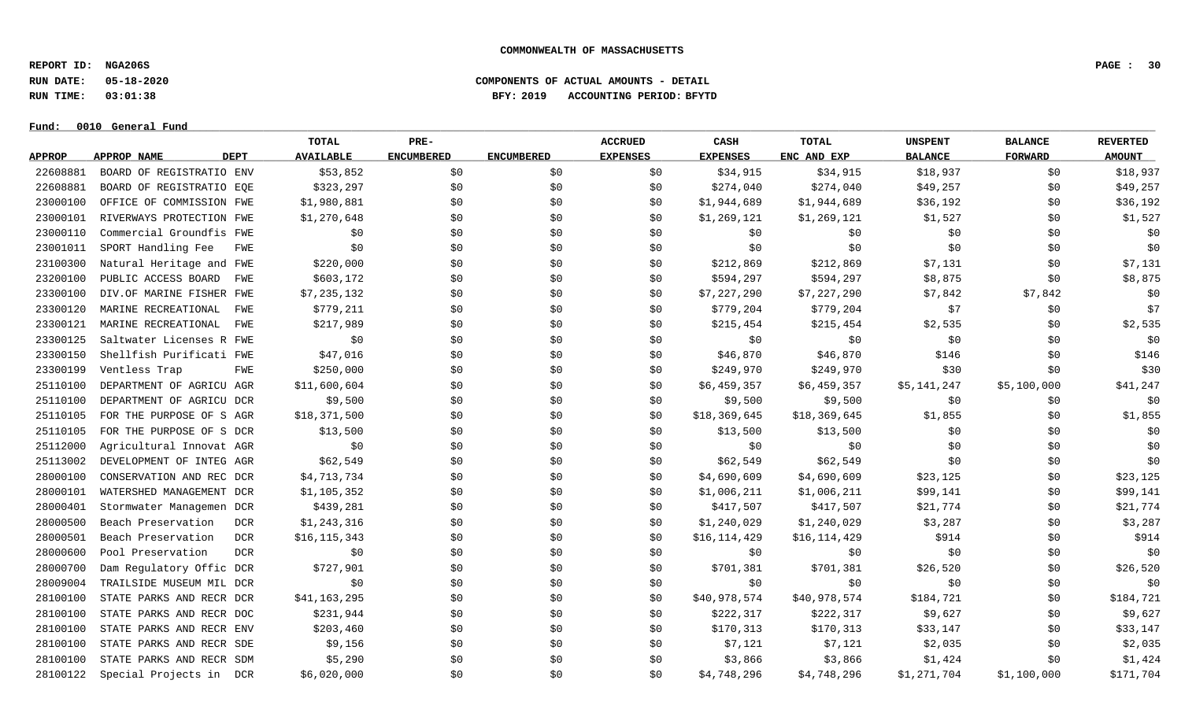**COMMONWEALTH OF MASSACHUSETTS**

**REPORT ID: NGA206S**
**RUN DATE: 05-18-2020**
**RUN TIME: 03:01:38**

**COMPONENTS OF ACTUAL AMOUNTS - DETAIL**
**BFY: 2019 ACCOUNTING PERIOD: BFYTD**

**Fund: 0010 General Fund**

| APPROP | APPROP NAME | DEPT | TOTAL AVAILABLE | PRE-ENCUMBERED | ENCUMBERED | ACCRUED EXPENSES | CASH EXPENSES | TOTAL ENC AND EXP | UNSPENT BALANCE | BALANCE FORWARD | REVERTED AMOUNT |
|---|---|---|---|---|---|---|---|---|---|---|---|
| 22608881 | BOARD OF REGISTRATIO | ENV | $53,852 | $0 | $0 | $0 | $34,915 | $34,915 | $18,937 | $0 | $18,937 |
| 22608881 | BOARD OF REGISTRATIO | EQE | $323,297 | $0 | $0 | $0 | $274,040 | $274,040 | $49,257 | $0 | $49,257 |
| 23000100 | OFFICE OF COMMISSION | FWE | $1,980,881 | $0 | $0 | $0 | $1,944,689 | $1,944,689 | $36,192 | $0 | $36,192 |
| 23000101 | RIVERWAYS PROTECTION | FWE | $1,270,648 | $0 | $0 | $0 | $1,269,121 | $1,269,121 | $1,527 | $0 | $1,527 |
| 23000110 | Commercial Groundfis | FWE | $0 | $0 | $0 | $0 | $0 | $0 | $0 | $0 | $0 |
| 23001011 | SPORT Handling Fee | FWE | $0 | $0 | $0 | $0 | $0 | $0 | $0 | $0 | $0 |
| 23100300 | Natural Heritage and | FWE | $220,000 | $0 | $0 | $0 | $212,869 | $212,869 | $7,131 | $0 | $7,131 |
| 23200100 | PUBLIC ACCESS BOARD | FWE | $603,172 | $0 | $0 | $0 | $594,297 | $594,297 | $8,875 | $0 | $8,875 |
| 23300100 | DIV.OF MARINE FISHER | FWE | $7,235,132 | $0 | $0 | $0 | $7,227,290 | $7,227,290 | $7,842 | $7,842 | $0 |
| 23300120 | MARINE RECREATIONAL | FWE | $779,211 | $0 | $0 | $0 | $779,204 | $779,204 | $7 | $0 | $7 |
| 23300121 | MARINE RECREATIONAL | FWE | $217,989 | $0 | $0 | $0 | $215,454 | $215,454 | $2,535 | $0 | $2,535 |
| 23300125 | Saltwater Licenses R | FWE | $0 | $0 | $0 | $0 | $0 | $0 | $0 | $0 | $0 |
| 23300150 | Shellfish Purificati | FWE | $47,016 | $0 | $0 | $0 | $46,870 | $46,870 | $146 | $0 | $146 |
| 23300199 | Ventless Trap | FWE | $250,000 | $0 | $0 | $0 | $249,970 | $249,970 | $30 | $0 | $30 |
| 25110100 | DEPARTMENT OF AGRICU | AGR | $11,600,604 | $0 | $0 | $0 | $6,459,357 | $6,459,357 | $5,141,247 | $5,100,000 | $41,247 |
| 25110100 | DEPARTMENT OF AGRICU | DCR | $9,500 | $0 | $0 | $0 | $9,500 | $9,500 | $0 | $0 | $0 |
| 25110105 | FOR THE PURPOSE OF S | AGR | $18,371,500 | $0 | $0 | $0 | $18,369,645 | $18,369,645 | $1,855 | $0 | $1,855 |
| 25110105 | FOR THE PURPOSE OF S | DCR | $13,500 | $0 | $0 | $0 | $13,500 | $13,500 | $0 | $0 | $0 |
| 25112000 | Agricultural Innovat | AGR | $0 | $0 | $0 | $0 | $0 | $0 | $0 | $0 | $0 |
| 25113002 | DEVELOPMENT OF INTEG | AGR | $62,549 | $0 | $0 | $0 | $62,549 | $62,549 | $0 | $0 | $0 |
| 28000100 | CONSERVATION AND REC | DCR | $4,713,734 | $0 | $0 | $0 | $4,690,609 | $4,690,609 | $23,125 | $0 | $23,125 |
| 28000101 | WATERSHED MANAGEMENT | DCR | $1,105,352 | $0 | $0 | $0 | $1,006,211 | $1,006,211 | $99,141 | $0 | $99,141 |
| 28000401 | Stormwater Managemen | DCR | $439,281 | $0 | $0 | $0 | $417,507 | $417,507 | $21,774 | $0 | $21,774 |
| 28000500 | Beach Preservation | DCR | $1,243,316 | $0 | $0 | $0 | $1,240,029 | $1,240,029 | $3,287 | $0 | $3,287 |
| 28000501 | Beach Preservation | DCR | $16,115,343 | $0 | $0 | $0 | $16,114,429 | $16,114,429 | $914 | $0 | $914 |
| 28000600 | Pool Preservation | DCR | $0 | $0 | $0 | $0 | $0 | $0 | $0 | $0 | $0 |
| 28000700 | Dam Regulatory Offic | DCR | $727,901 | $0 | $0 | $0 | $701,381 | $701,381 | $26,520 | $0 | $26,520 |
| 28009004 | TRAILSIDE MUSEUM MIL | DCR | $0 | $0 | $0 | $0 | $0 | $0 | $0 | $0 | $0 |
| 28100100 | STATE PARKS AND RECR | DCR | $41,163,295 | $0 | $0 | $0 | $40,978,574 | $40,978,574 | $184,721 | $0 | $184,721 |
| 28100100 | STATE PARKS AND RECR | DOC | $231,944 | $0 | $0 | $0 | $222,317 | $222,317 | $9,627 | $0 | $9,627 |
| 28100100 | STATE PARKS AND RECR | ENV | $203,460 | $0 | $0 | $0 | $170,313 | $170,313 | $33,147 | $0 | $33,147 |
| 28100100 | STATE PARKS AND RECR | SDE | $9,156 | $0 | $0 | $0 | $7,121 | $7,121 | $2,035 | $0 | $2,035 |
| 28100100 | STATE PARKS AND RECR | SDM | $5,290 | $0 | $0 | $0 | $3,866 | $3,866 | $1,424 | $0 | $1,424 |
| 28100122 | Special Projects in | DCR | $6,020,000 | $0 | $0 | $0 | $4,748,296 | $4,748,296 | $1,271,704 | $1,100,000 | $171,704 |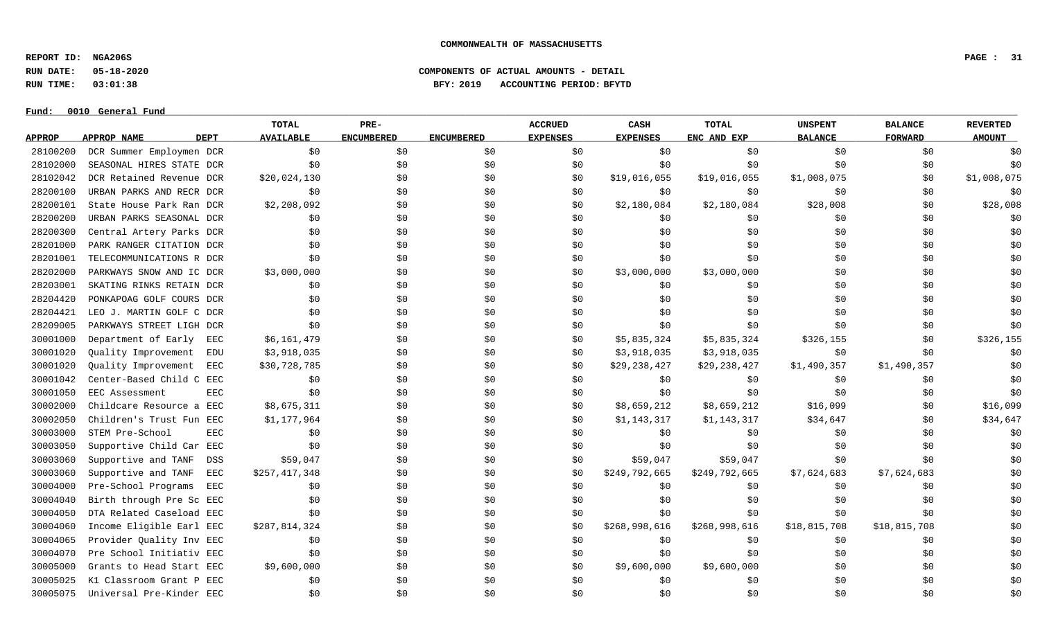COMMONWEALTH OF MASSACHUSETTS

REPORT ID: NGA206S
RUN DATE: 05-18-2020
RUN TIME: 03:01:38

COMPONENTS OF ACTUAL AMOUNTS - DETAIL
BFY: 2019 ACCOUNTING PERIOD: BFYTD

Fund: 0010 General Fund

| APPROP | APPROP NAME | DEPT | TOTAL AVAILABLE | PRE-ENCUMBERED | ENCUMBERED | ACCRUED EXPENSES | CASH EXPENSES | TOTAL ENC AND EXP | UNSPENT BALANCE | BALANCE FORWARD | REVERTED AMOUNT |
|---|---|---|---|---|---|---|---|---|---|---|---|
| 28100200 | DCR Summer Employmen | DCR | $0 | $0 | $0 | $0 | $0 | $0 | $0 | $0 | $0 |
| 28102000 | SEASONAL HIRES STATE | DCR | $0 | $0 | $0 | $0 | $0 | $0 | $0 | $0 | $0 |
| 28102042 | DCR Retained Revenue | DCR | $20,024,130 | $0 | $0 | $0 | $19,016,055 | $19,016,055 | $1,008,075 | $0 | $1,008,075 |
| 28200100 | URBAN PARKS AND RECR | DCR | $0 | $0 | $0 | $0 | $0 | $0 | $0 | $0 | $0 |
| 28200101 | State House Park Ran | DCR | $2,208,092 | $0 | $0 | $0 | $2,180,084 | $2,180,084 | $28,008 | $0 | $28,008 |
| 28200200 | URBAN PARKS SEASONAL | DCR | $0 | $0 | $0 | $0 | $0 | $0 | $0 | $0 | $0 |
| 28200300 | Central Artery Parks | DCR | $0 | $0 | $0 | $0 | $0 | $0 | $0 | $0 | $0 |
| 28201000 | PARK RANGER CITATION | DCR | $0 | $0 | $0 | $0 | $0 | $0 | $0 | $0 | $0 |
| 28201001 | TELECOMMUNICATIONS R | DCR | $0 | $0 | $0 | $0 | $0 | $0 | $0 | $0 | $0 |
| 28202000 | PARKWAYS SNOW AND IC | DCR | $3,000,000 | $0 | $0 | $0 | $3,000,000 | $3,000,000 | $0 | $0 | $0 |
| 28203001 | SKATING RINKS RETAIN | DCR | $0 | $0 | $0 | $0 | $0 | $0 | $0 | $0 | $0 |
| 28204420 | PONKAPOAG GOLF COURS | DCR | $0 | $0 | $0 | $0 | $0 | $0 | $0 | $0 | $0 |
| 28204421 | LEO J. MARTIN GOLF C | DCR | $0 | $0 | $0 | $0 | $0 | $0 | $0 | $0 | $0 |
| 28209005 | PARKWAYS STREET LIGH | DCR | $0 | $0 | $0 | $0 | $0 | $0 | $0 | $0 | $0 |
| 30001000 | Department of Early | EEC | $6,161,479 | $0 | $0 | $0 | $5,835,324 | $5,835,324 | $326,155 | $0 | $326,155 |
| 30001020 | Quality Improvement | EDU | $3,918,035 | $0 | $0 | $0 | $3,918,035 | $3,918,035 | $0 | $0 | $0 |
| 30001020 | Quality Improvement | EEC | $30,728,785 | $0 | $0 | $0 | $29,238,427 | $29,238,427 | $1,490,357 | $1,490,357 | $0 |
| 30001042 | Center-Based Child C | EEC | $0 | $0 | $0 | $0 | $0 | $0 | $0 | $0 | $0 |
| 30001050 | EEC Assessment | EEC | $0 | $0 | $0 | $0 | $0 | $0 | $0 | $0 | $0 |
| 30002000 | Childcare Resource a | EEC | $8,675,311 | $0 | $0 | $0 | $8,659,212 | $8,659,212 | $16,099 | $0 | $16,099 |
| 30002050 | Children's Trust Fun | EEC | $1,177,964 | $0 | $0 | $0 | $1,143,317 | $1,143,317 | $34,647 | $0 | $34,647 |
| 30003000 | STEM Pre-School | EEC | $0 | $0 | $0 | $0 | $0 | $0 | $0 | $0 | $0 |
| 30003050 | Supportive Child Car | EEC | $0 | $0 | $0 | $0 | $0 | $0 | $0 | $0 | $0 |
| 30003060 | Supportive and TANF | DSS | $59,047 | $0 | $0 | $0 | $59,047 | $59,047 | $0 | $0 | $0 |
| 30003060 | Supportive and TANF | EEC | $257,417,348 | $0 | $0 | $0 | $249,792,665 | $249,792,665 | $7,624,683 | $7,624,683 | $0 |
| 30004000 | Pre-School Programs | EEC | $0 | $0 | $0 | $0 | $0 | $0 | $0 | $0 | $0 |
| 30004040 | Birth through Pre Sc | EEC | $0 | $0 | $0 | $0 | $0 | $0 | $0 | $0 | $0 |
| 30004050 | DTA Related Caseload | EEC | $0 | $0 | $0 | $0 | $0 | $0 | $0 | $0 | $0 |
| 30004060 | Income Eligible Earl | EEC | $287,814,324 | $0 | $0 | $0 | $268,998,616 | $268,998,616 | $18,815,708 | $18,815,708 | $0 |
| 30004065 | Provider Quality Inv | EEC | $0 | $0 | $0 | $0 | $0 | $0 | $0 | $0 | $0 |
| 30004070 | Pre School Initiativ | EEC | $0 | $0 | $0 | $0 | $0 | $0 | $0 | $0 | $0 |
| 30005000 | Grants to Head Start | EEC | $9,600,000 | $0 | $0 | $0 | $9,600,000 | $9,600,000 | $0 | $0 | $0 |
| 30005025 | K1 Classroom Grant P | EEC | $0 | $0 | $0 | $0 | $0 | $0 | $0 | $0 | $0 |
| 30005075 | Universal Pre-Kinder | EEC | $0 | $0 | $0 | $0 | $0 | $0 | $0 | $0 | $0 |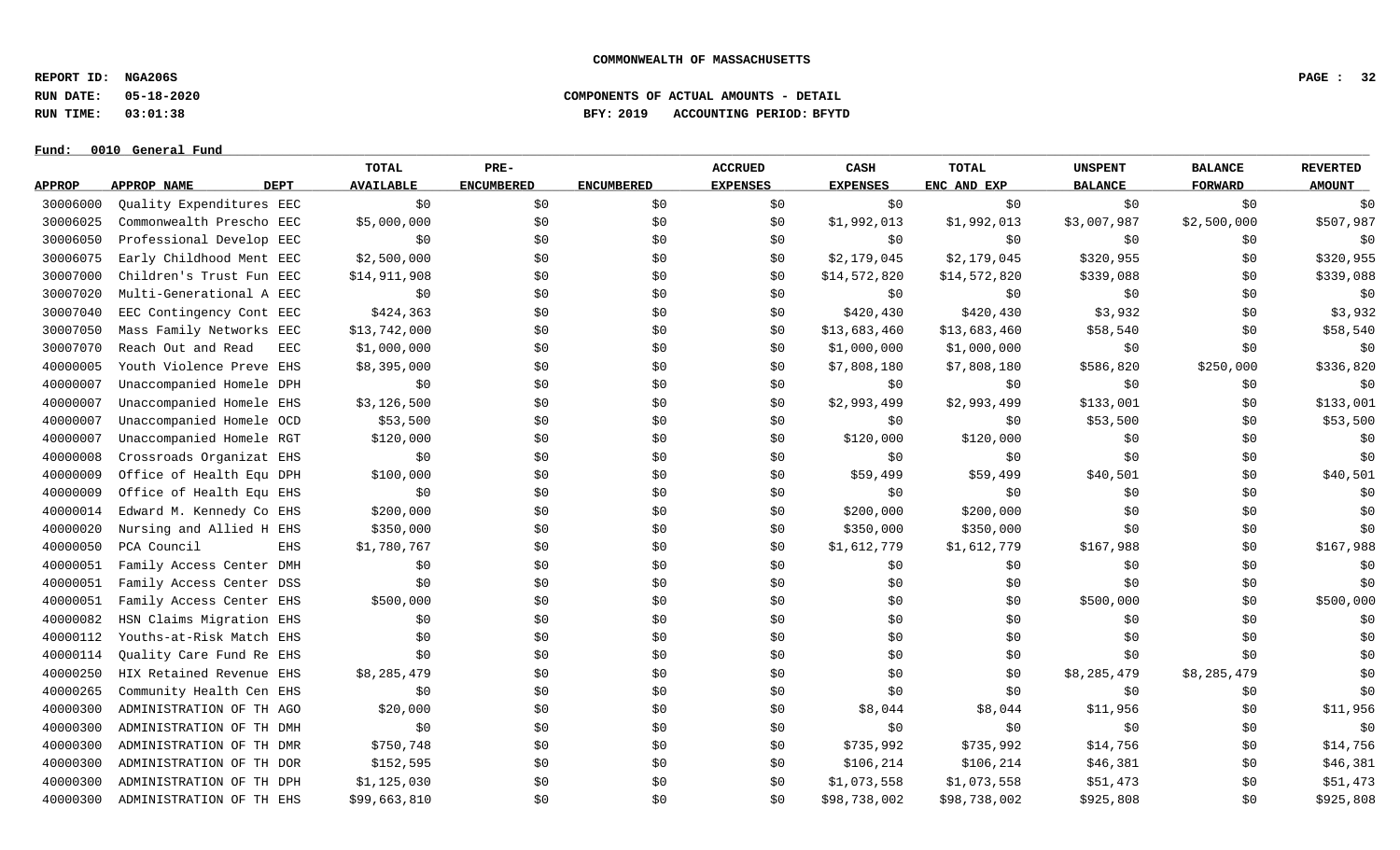COMMONWEALTH OF MASSACHUSETTS

REPORT ID: NGA206S
RUN DATE: 05-18-2020
RUN TIME: 03:01:38

COMPONENTS OF ACTUAL AMOUNTS - DETAIL
BFY: 2019 ACCOUNTING PERIOD: BFYTD

Fund: 0010 General Fund

| APPROP | APPROP NAME | DEPT | TOTAL AVAILABLE | PRE-ENCUMBERED | ENCUMBERED | ACCRUED EXPENSES | CASH EXPENSES | TOTAL ENC AND EXP | UNSPENT BALANCE | BALANCE FORWARD | REVERTED AMOUNT |
|---|---|---|---|---|---|---|---|---|---|---|---|
| 30006000 | Quality Expenditures | EEC | $0 | $0 | $0 | $0 | $0 | $0 | $0 | $0 | $0 |
| 30006025 | Commonwealth Prescho | EEC | $5,000,000 | $0 | $0 | $0 | $1,992,013 | $1,992,013 | $3,007,987 | $2,500,000 | $507,987 |
| 30006050 | Professional Develop | EEC | $0 | $0 | $0 | $0 | $0 | $0 | $0 | $0 | $0 |
| 30006075 | Early Childhood Ment | EEC | $2,500,000 | $0 | $0 | $0 | $2,179,045 | $2,179,045 | $320,955 | $0 | $320,955 |
| 30007000 | Children's Trust Fun | EEC | $14,911,908 | $0 | $0 | $0 | $14,572,820 | $14,572,820 | $339,088 | $0 | $339,088 |
| 30007020 | Multi-Generational A | EEC | $0 | $0 | $0 | $0 | $0 | $0 | $0 | $0 | $0 |
| 30007040 | EEC Contingency Cont | EEC | $424,363 | $0 | $0 | $0 | $420,430 | $420,430 | $3,932 | $0 | $3,932 |
| 30007050 | Mass Family Networks | EEC | $13,742,000 | $0 | $0 | $0 | $13,683,460 | $13,683,460 | $58,540 | $0 | $58,540 |
| 30007070 | Reach Out and Read | EEC | $1,000,000 | $0 | $0 | $0 | $1,000,000 | $1,000,000 | $0 | $0 | $0 |
| 40000005 | Youth Violence Preve | EHS | $8,395,000 | $0 | $0 | $0 | $7,808,180 | $7,808,180 | $586,820 | $250,000 | $336,820 |
| 40000007 | Unaccompanied Homele | DPH | $0 | $0 | $0 | $0 | $0 | $0 | $0 | $0 | $0 |
| 40000007 | Unaccompanied Homele | EHS | $3,126,500 | $0 | $0 | $0 | $2,993,499 | $2,993,499 | $133,001 | $0 | $133,001 |
| 40000007 | Unaccompanied Homele | OCD | $53,500 | $0 | $0 | $0 | $0 | $0 | $53,500 | $0 | $53,500 |
| 40000007 | Unaccompanied Homele | RGT | $120,000 | $0 | $0 | $0 | $120,000 | $120,000 | $0 | $0 | $0 |
| 40000008 | Crossroads Organizat | EHS | $0 | $0 | $0 | $0 | $0 | $0 | $0 | $0 | $0 |
| 40000009 | Office of Health Equ | DPH | $100,000 | $0 | $0 | $0 | $59,499 | $59,499 | $40,501 | $0 | $40,501 |
| 40000009 | Office of Health Equ | EHS | $0 | $0 | $0 | $0 | $0 | $0 | $0 | $0 | $0 |
| 40000014 | Edward M. Kennedy Co | EHS | $200,000 | $0 | $0 | $0 | $200,000 | $200,000 | $0 | $0 | $0 |
| 40000020 | Nursing and Allied H | EHS | $350,000 | $0 | $0 | $0 | $350,000 | $350,000 | $0 | $0 | $0 |
| 40000050 | PCA Council | EHS | $1,780,767 | $0 | $0 | $0 | $1,612,779 | $1,612,779 | $167,988 | $0 | $167,988 |
| 40000051 | Family Access Center | DMH | $0 | $0 | $0 | $0 | $0 | $0 | $0 | $0 | $0 |
| 40000051 | Family Access Center | DSS | $0 | $0 | $0 | $0 | $0 | $0 | $0 | $0 | $0 |
| 40000051 | Family Access Center | EHS | $500,000 | $0 | $0 | $0 | $0 | $0 | $500,000 | $0 | $500,000 |
| 40000082 | HSN Claims Migration | EHS | $0 | $0 | $0 | $0 | $0 | $0 | $0 | $0 | $0 |
| 40000112 | Youths-at-Risk Match | EHS | $0 | $0 | $0 | $0 | $0 | $0 | $0 | $0 | $0 |
| 40000114 | Quality Care Fund Re | EHS | $0 | $0 | $0 | $0 | $0 | $0 | $0 | $0 | $0 |
| 40000250 | HIX Retained Revenue | EHS | $8,285,479 | $0 | $0 | $0 | $0 | $0 | $8,285,479 | $8,285,479 | $0 |
| 40000265 | Community Health Cen | EHS | $0 | $0 | $0 | $0 | $0 | $0 | $0 | $0 | $0 |
| 40000300 | ADMINISTRATION OF TH | AGO | $20,000 | $0 | $0 | $0 | $8,044 | $8,044 | $11,956 | $0 | $11,956 |
| 40000300 | ADMINISTRATION OF TH | DMH | $0 | $0 | $0 | $0 | $0 | $0 | $0 | $0 | $0 |
| 40000300 | ADMINISTRATION OF TH | DMR | $750,748 | $0 | $0 | $0 | $735,992 | $735,992 | $14,756 | $0 | $14,756 |
| 40000300 | ADMINISTRATION OF TH | DOR | $152,595 | $0 | $0 | $0 | $106,214 | $106,214 | $46,381 | $0 | $46,381 |
| 40000300 | ADMINISTRATION OF TH | DPH | $1,125,030 | $0 | $0 | $0 | $1,073,558 | $1,073,558 | $51,473 | $0 | $51,473 |
| 40000300 | ADMINISTRATION OF TH | EHS | $99,663,810 | $0 | $0 | $0 | $98,738,002 | $98,738,002 | $925,808 | $0 | $925,808 |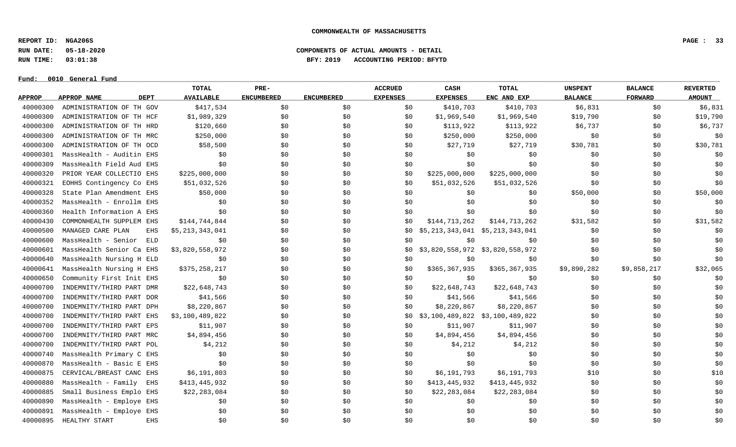**COMMONWEALTH OF MASSACHUSETTS**

**REPORT ID: NGA206S**

**RUN DATE: 05-18-2020** **COMPONENTS OF ACTUAL AMOUNTS - DETAIL**

**RUN TIME: 03:01:38** **BFY: 2019 ACCOUNTING PERIOD: BFYTD**

**Fund: 0010 General Fund**

| APPROP | APPROP NAME | DEPT | TOTAL AVAILABLE | PRE-ENCUMBERED | ENCUMBERED | ACCRUED EXPENSES | CASH EXPENSES | TOTAL ENC AND EXP | UNSPENT BALANCE | BALANCE FORWARD | REVERTED AMOUNT |
|---|---|---|---|---|---|---|---|---|---|---|---|
| 40000300 | ADMINISTRATION OF TH | GOV | $417,534 | $0 | $0 | $0 | $410,703 | $410,703 | $6,831 | $0 | $6,831 |
| 40000300 | ADMINISTRATION OF TH | HCF | $1,989,329 | $0 | $0 | $0 | $1,969,540 | $1,969,540 | $19,790 | $0 | $19,790 |
| 40000300 | ADMINISTRATION OF TH | HRD | $120,660 | $0 | $0 | $0 | $113,922 | $113,922 | $6,737 | $0 | $6,737 |
| 40000300 | ADMINISTRATION OF TH | MRC | $250,000 | $0 | $0 | $0 | $250,000 | $250,000 | $0 | $0 | $0 |
| 40000300 | ADMINISTRATION OF TH | OCD | $58,500 | $0 | $0 | $0 | $27,719 | $27,719 | $30,781 | $0 | $30,781 |
| 40000301 | MassHealth - Auditin | EHS | $0 | $0 | $0 | $0 | $0 | $0 | $0 | $0 | $0 |
| 40000309 | MassHealth Field Aud | EHS | $0 | $0 | $0 | $0 | $0 | $0 | $0 | $0 | $0 |
| 40000320 | PRIOR YEAR COLLECTIO | EHS | $225,000,000 | $0 | $0 | $0 | $225,000,000 | $225,000,000 | $0 | $0 | $0 |
| 40000321 | EOHHS Contingency Co | EHS | $51,032,526 | $0 | $0 | $0 | $51,032,526 | $51,032,526 | $0 | $0 | $0 |
| 40000328 | State Plan Amendment | EHS | $50,000 | $0 | $0 | $0 | $0 | $0 | $50,000 | $0 | $50,000 |
| 40000352 | MassHealth - Enrollm | EHS | $0 | $0 | $0 | $0 | $0 | $0 | $0 | $0 | $0 |
| 40000360 | Health Information A | EHS | $0 | $0 | $0 | $0 | $0 | $0 | $0 | $0 | $0 |
| 40000430 | COMMONHEALTH SUPPLEM | EHS | $144,744,844 | $0 | $0 | $0 | $144,713,262 | $144,713,262 | $31,582 | $0 | $31,582 |
| 40000500 | MANAGED CARE PLAN | EHS | $5,213,343,041 | $0 | $0 | $0 | $5,213,343,041 | $5,213,343,041 | $0 | $0 | $0 |
| 40000600 | MassHealth - Senior | ELD | $0 | $0 | $0 | $0 | $0 | $0 | $0 | $0 | $0 |
| 40000601 | MassHealth Senior Ca | EHS | $3,820,558,972 | $0 | $0 | $0 | $3,820,558,972 | $3,820,558,972 | $0 | $0 | $0 |
| 40000640 | MassHealth Nursing H | ELD | $0 | $0 | $0 | $0 | $0 | $0 | $0 | $0 | $0 |
| 40000641 | MassHealth Nursing H | EHS | $375,258,217 | $0 | $0 | $0 | $365,367,935 | $365,367,935 | $9,890,282 | $9,858,217 | $32,065 |
| 40000650 | Community First Init | EHS | $0 | $0 | $0 | $0 | $0 | $0 | $0 | $0 | $0 |
| 40000700 | INDEMNITY/THIRD PART | DMR | $22,648,743 | $0 | $0 | $0 | $22,648,743 | $22,648,743 | $0 | $0 | $0 |
| 40000700 | INDEMNITY/THIRD PART | DOR | $41,566 | $0 | $0 | $0 | $41,566 | $41,566 | $0 | $0 | $0 |
| 40000700 | INDEMNITY/THIRD PART | DPH | $8,220,867 | $0 | $0 | $0 | $8,220,867 | $8,220,867 | $0 | $0 | $0 |
| 40000700 | INDEMNITY/THIRD PART | EHS | $3,100,489,822 | $0 | $0 | $0 | $3,100,489,822 | $3,100,489,822 | $0 | $0 | $0 |
| 40000700 | INDEMNITY/THIRD PART | EPS | $11,907 | $0 | $0 | $0 | $11,907 | $11,907 | $0 | $0 | $0 |
| 40000700 | INDEMNITY/THIRD PART | MRC | $4,894,456 | $0 | $0 | $0 | $4,894,456 | $4,894,456 | $0 | $0 | $0 |
| 40000700 | INDEMNITY/THIRD PART | POL | $4,212 | $0 | $0 | $0 | $4,212 | $4,212 | $0 | $0 | $0 |
| 40000740 | MassHealth Primary C | EHS | $0 | $0 | $0 | $0 | $0 | $0 | $0 | $0 | $0 |
| 40000870 | MassHealth - Basic E | EHS | $0 | $0 | $0 | $0 | $0 | $0 | $0 | $0 | $0 |
| 40000875 | CERVICAL/BREAST CANC | EHS | $6,191,803 | $0 | $0 | $0 | $6,191,793 | $6,191,793 | $10 | $0 | $10 |
| 40000880 | MassHealth - Family | EHS | $413,445,932 | $0 | $0 | $0 | $413,445,932 | $413,445,932 | $0 | $0 | $0 |
| 40000885 | Small Business Emplo | EHS | $22,283,084 | $0 | $0 | $0 | $22,283,084 | $22,283,084 | $0 | $0 | $0 |
| 40000890 | MassHealth - Employe | EHS | $0 | $0 | $0 | $0 | $0 | $0 | $0 | $0 | $0 |
| 40000891 | MassHealth - Employe | EHS | $0 | $0 | $0 | $0 | $0 | $0 | $0 | $0 | $0 |
| 40000895 | HEALTHY START | EHS | $0 | $0 | $0 | $0 | $0 | $0 | $0 | $0 | $0 |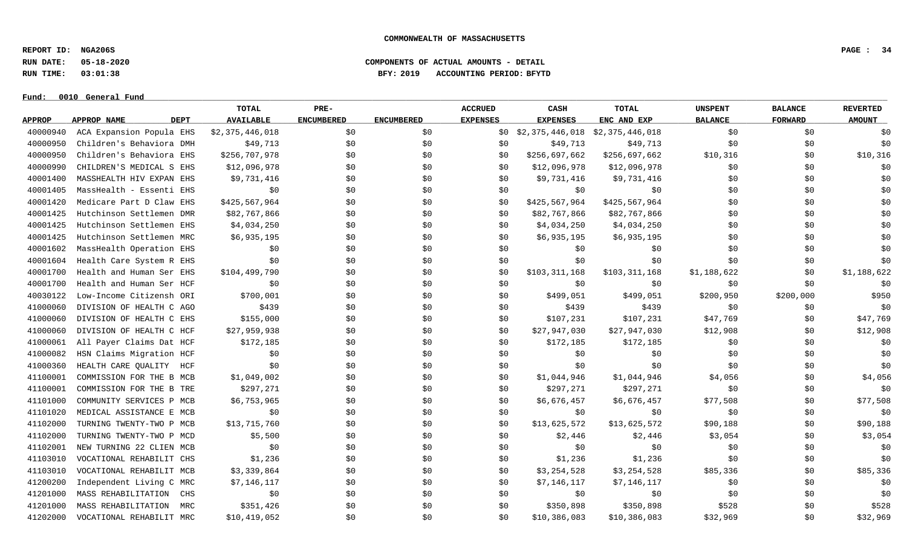**COMMONWEALTH OF MASSACHUSETTS**

**REPORT ID: NGA206S**
**RUN DATE: 05-18-2020**
**RUN TIME: 03:01:38**

**COMPONENTS OF ACTUAL AMOUNTS - DETAIL**
**BFY: 2019 ACCOUNTING PERIOD: BFYTD**

**Fund: 0010 General Fund**

| APPROP | APPROP NAME | DEPT | TOTAL AVAILABLE | PRE-ENCUMBERED | ENCUMBERED | ACCRUED EXPENSES | CASH EXPENSES | TOTAL ENC AND EXP | UNSPENT BALANCE | BALANCE FORWARD | REVERTED AMOUNT |
|---|---|---|---|---|---|---|---|---|---|---|---|
| 40000940 | ACA Expansion Popula | EHS | $2,375,446,018 | $0 | $0 | $0 | $2,375,446,018 | $2,375,446,018 | $0 | $0 | $0 |
| 40000950 | Children's Behaviora | DMH | $49,713 | $0 | $0 | $0 | $49,713 | $49,713 | $0 | $0 | $0 |
| 40000950 | Children's Behaviora | EHS | $256,707,978 | $0 | $0 | $0 | $256,697,662 | $256,697,662 | $10,316 | $0 | $10,316 |
| 40000990 | CHILDREN'S MEDICAL S | EHS | $12,096,978 | $0 | $0 | $0 | $12,096,978 | $12,096,978 | $0 | $0 | $0 |
| 40001400 | MASSHEALTH HIV EXPAN | EHS | $9,731,416 | $0 | $0 | $0 | $9,731,416 | $9,731,416 | $0 | $0 | $0 |
| 40001405 | MassHealth - Essenti | EHS | $0 | $0 | $0 | $0 | $0 | $0 | $0 | $0 | $0 |
| 40001420 | Medicare Part D Claw | EHS | $425,567,964 | $0 | $0 | $0 | $425,567,964 | $425,567,964 | $0 | $0 | $0 |
| 40001425 | Hutchinson Settlemen | DMR | $82,767,866 | $0 | $0 | $0 | $82,767,866 | $82,767,866 | $0 | $0 | $0 |
| 40001425 | Hutchinson Settlemen | EHS | $4,034,250 | $0 | $0 | $0 | $4,034,250 | $4,034,250 | $0 | $0 | $0 |
| 40001425 | Hutchinson Settlemen | MRC | $6,935,195 | $0 | $0 | $0 | $6,935,195 | $6,935,195 | $0 | $0 | $0 |
| 40001602 | MassHealth Operation | EHS | $0 | $0 | $0 | $0 | $0 | $0 | $0 | $0 | $0 |
| 40001604 | Health Care System R | EHS | $0 | $0 | $0 | $0 | $0 | $0 | $0 | $0 | $0 |
| 40001700 | Health and Human Ser | EHS | $104,499,790 | $0 | $0 | $0 | $103,311,168 | $103,311,168 | $1,188,622 | $0 | $1,188,622 |
| 40001700 | Health and Human Ser | HCF | $0 | $0 | $0 | $0 | $0 | $0 | $0 | $0 | $0 |
| 40030122 | Low-Income Citizensh | ORI | $700,001 | $0 | $0 | $0 | $499,051 | $499,051 | $200,950 | $200,000 | $950 |
| 41000060 | DIVISION OF HEALTH C | AGO | $439 | $0 | $0 | $0 | $439 | $439 | $0 | $0 | $0 |
| 41000060 | DIVISION OF HEALTH C | EHS | $155,000 | $0 | $0 | $0 | $107,231 | $107,231 | $47,769 | $0 | $47,769 |
| 41000060 | DIVISION OF HEALTH C | HCF | $27,959,938 | $0 | $0 | $0 | $27,947,030 | $27,947,030 | $12,908 | $0 | $12,908 |
| 41000061 | All Payer Claims Dat | HCF | $172,185 | $0 | $0 | $0 | $172,185 | $172,185 | $0 | $0 | $0 |
| 41000082 | HSN Claims Migration | HCF | $0 | $0 | $0 | $0 | $0 | $0 | $0 | $0 | $0 |
| 41000360 | HEALTH CARE QUALITY | HCF | $0 | $0 | $0 | $0 | $0 | $0 | $0 | $0 | $0 |
| 41100001 | COMMISSION FOR THE B | MCB | $1,049,002 | $0 | $0 | $0 | $1,044,946 | $1,044,946 | $4,056 | $0 | $4,056 |
| 41100001 | COMMISSION FOR THE B | TRE | $297,271 | $0 | $0 | $0 | $297,271 | $297,271 | $0 | $0 | $0 |
| 41101000 | COMMUNITY SERVICES P | MCB | $6,753,965 | $0 | $0 | $0 | $6,676,457 | $6,676,457 | $77,508 | $0 | $77,508 |
| 41101020 | MEDICAL ASSISTANCE E | MCB | $0 | $0 | $0 | $0 | $0 | $0 | $0 | $0 | $0 |
| 41102000 | TURNING TWENTY-TWO P | MCB | $13,715,760 | $0 | $0 | $0 | $13,625,572 | $13,625,572 | $90,188 | $0 | $90,188 |
| 41102000 | TURNING TWENTY-TWO P | MCD | $5,500 | $0 | $0 | $0 | $2,446 | $2,446 | $3,054 | $0 | $3,054 |
| 41102001 | NEW TURNING 22 CLIEN | MCB | $0 | $0 | $0 | $0 | $0 | $0 | $0 | $0 | $0 |
| 41103010 | VOCATIONAL REHABILIT | CHS | $1,236 | $0 | $0 | $0 | $1,236 | $1,236 | $0 | $0 | $0 |
| 41103010 | VOCATIONAL REHABILIT | MCB | $3,339,864 | $0 | $0 | $0 | $3,254,528 | $3,254,528 | $85,336 | $0 | $85,336 |
| 41200200 | Independent Living C | MRC | $7,146,117 | $0 | $0 | $0 | $7,146,117 | $7,146,117 | $0 | $0 | $0 |
| 41201000 | MASS REHABILITATION | CHS | $0 | $0 | $0 | $0 | $0 | $0 | $0 | $0 | $0 |
| 41201000 | MASS REHABILITATION | MRC | $351,426 | $0 | $0 | $0 | $350,898 | $350,898 | $528 | $0 | $528 |
| 41202000 | VOCATIONAL REHABILIT | MRC | $10,419,052 | $0 | $0 | $0 | $10,386,083 | $10,386,083 | $32,969 | $0 | $32,969 |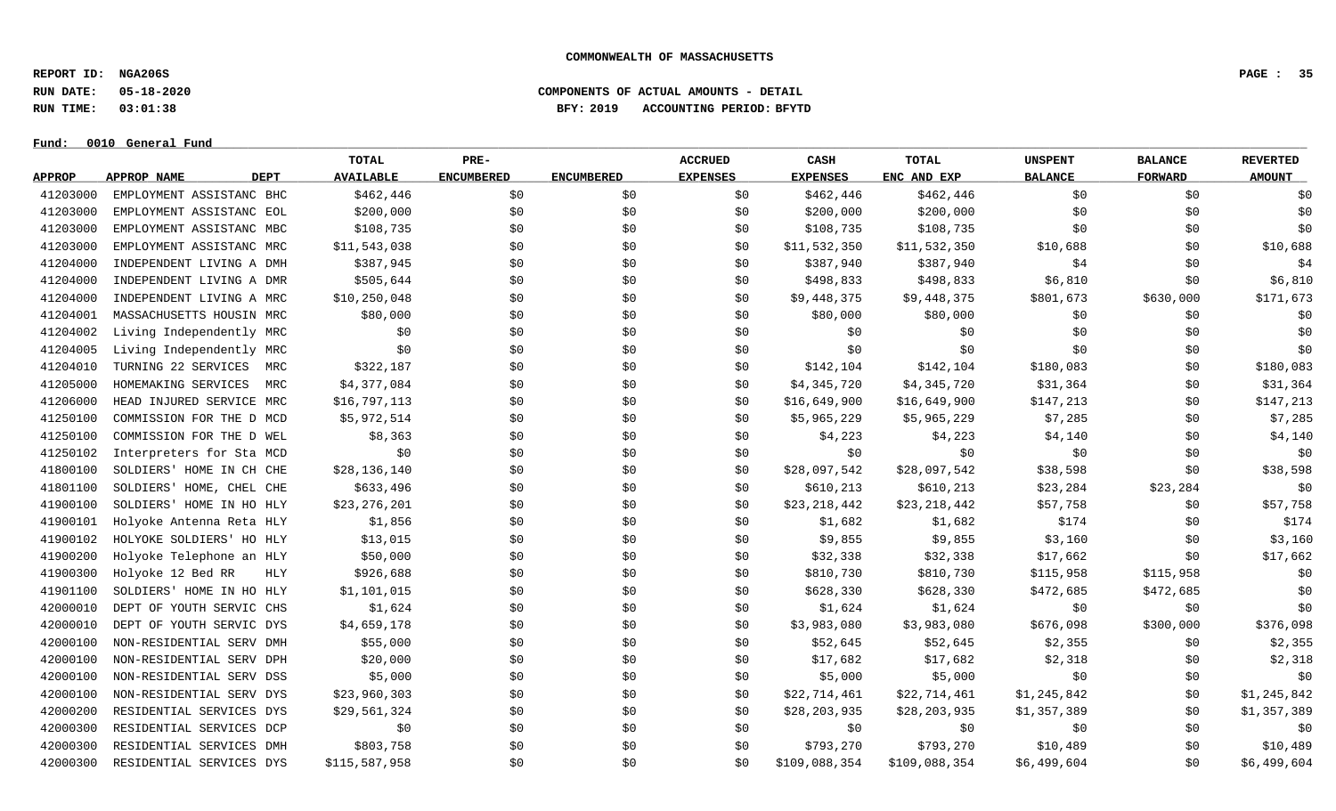COMMONWEALTH OF MASSACHUSETTS

**REPORT ID: NGA206S**
**RUN DATE: 05-18-2020**
**RUN TIME: 03:01:38**

**COMPONENTS OF ACTUAL AMOUNTS - DETAIL**
**BFY: 2019 ACCOUNTING PERIOD: BFYTD**

**Fund: 0010 General Fund**

| APPROP | APPROP NAME | DEPT | TOTAL AVAILABLE | PRE-ENCUMBERED | ENCUMBERED | ACCRUED EXPENSES | CASH EXPENSES | TOTAL ENC AND EXP | UNSPENT BALANCE | BALANCE FORWARD | REVERTED AMOUNT |
|---|---|---|---|---|---|---|---|---|---|---|---|
| 41203000 | EMPLOYMENT ASSISTANC | BHC | $462,446 | $0 | $0 | $0 | $462,446 | $462,446 | $0 | $0 | $0 |
| 41203000 | EMPLOYMENT ASSISTANC | EOL | $200,000 | $0 | $0 | $0 | $200,000 | $200,000 | $0 | $0 | $0 |
| 41203000 | EMPLOYMENT ASSISTANC | MBC | $108,735 | $0 | $0 | $0 | $108,735 | $108,735 | $0 | $0 | $0 |
| 41203000 | EMPLOYMENT ASSISTANC | MRC | $11,543,038 | $0 | $0 | $0 | $11,532,350 | $11,532,350 | $10,688 | $0 | $10,688 |
| 41204000 | INDEPENDENT LIVING A | DMH | $387,945 | $0 | $0 | $0 | $387,940 | $387,940 | $4 | $0 | $4 |
| 41204000 | INDEPENDENT LIVING A | DMR | $505,644 | $0 | $0 | $0 | $498,833 | $498,833 | $6,810 | $0 | $6,810 |
| 41204000 | INDEPENDENT LIVING A | MRC | $10,250,048 | $0 | $0 | $0 | $9,448,375 | $9,448,375 | $801,673 | $630,000 | $171,673 |
| 41204001 | MASSACHUSETTS HOUSIN | MRC | $80,000 | $0 | $0 | $0 | $80,000 | $80,000 | $0 | $0 | $0 |
| 41204002 | Living Independently | MRC | $0 | $0 | $0 | $0 | $0 | $0 | $0 | $0 | $0 |
| 41204005 | Living Independently | MRC | $0 | $0 | $0 | $0 | $0 | $0 | $0 | $0 | $0 |
| 41204010 | TURNING 22 SERVICES | MRC | $322,187 | $0 | $0 | $0 | $142,104 | $142,104 | $180,083 | $0 | $180,083 |
| 41205000 | HOMEMAKING SERVICES | MRC | $4,377,084 | $0 | $0 | $0 | $4,345,720 | $4,345,720 | $31,364 | $0 | $31,364 |
| 41206000 | HEAD INJURED SERVICE | MRC | $16,797,113 | $0 | $0 | $0 | $16,649,900 | $16,649,900 | $147,213 | $0 | $147,213 |
| 41250100 | COMMISSION FOR THE D | MCD | $5,972,514 | $0 | $0 | $0 | $5,965,229 | $5,965,229 | $7,285 | $0 | $7,285 |
| 41250100 | COMMISSION FOR THE D | WEL | $8,363 | $0 | $0 | $0 | $4,223 | $4,223 | $4,140 | $0 | $4,140 |
| 41250102 | Interpreters for Sta | MCD | $0 | $0 | $0 | $0 | $0 | $0 | $0 | $0 | $0 |
| 41800100 | SOLDIERS' HOME IN CH | CHE | $28,136,140 | $0 | $0 | $0 | $28,097,542 | $28,097,542 | $38,598 | $0 | $38,598 |
| 41801100 | SOLDIERS' HOME, CHEL | CHE | $633,496 | $0 | $0 | $0 | $610,213 | $610,213 | $23,284 | $23,284 | $0 |
| 41900100 | SOLDIERS' HOME IN HO | HLY | $23,276,201 | $0 | $0 | $0 | $23,218,442 | $23,218,442 | $57,758 | $0 | $57,758 |
| 41900101 | Holyoke Antenna Reta | HLY | $1,856 | $0 | $0 | $0 | $1,682 | $1,682 | $174 | $0 | $174 |
| 41900102 | HOLYOKE SOLDIERS' HO | HLY | $13,015 | $0 | $0 | $0 | $9,855 | $9,855 | $3,160 | $0 | $3,160 |
| 41900200 | Holyoke Telephone an | HLY | $50,000 | $0 | $0 | $0 | $32,338 | $32,338 | $17,662 | $0 | $17,662 |
| 41900300 | Holyoke 12 Bed RR | HLY | $926,688 | $0 | $0 | $0 | $810,730 | $810,730 | $115,958 | $115,958 | $0 |
| 41901100 | SOLDIERS' HOME IN HO | HLY | $1,101,015 | $0 | $0 | $0 | $628,330 | $628,330 | $472,685 | $472,685 | $0 |
| 42000010 | DEPT OF YOUTH SERVIC | CHS | $1,624 | $0 | $0 | $0 | $1,624 | $1,624 | $0 | $0 | $0 |
| 42000010 | DEPT OF YOUTH SERVIC | DYS | $4,659,178 | $0 | $0 | $0 | $3,983,080 | $3,983,080 | $676,098 | $300,000 | $376,098 |
| 42000100 | NON-RESIDENTIAL SERV | DMH | $55,000 | $0 | $0 | $0 | $52,645 | $52,645 | $2,355 | $0 | $2,355 |
| 42000100 | NON-RESIDENTIAL SERV | DPH | $20,000 | $0 | $0 | $0 | $17,682 | $17,682 | $2,318 | $0 | $2,318 |
| 42000100 | NON-RESIDENTIAL SERV | DSS | $5,000 | $0 | $0 | $0 | $5,000 | $5,000 | $0 | $0 | $0 |
| 42000100 | NON-RESIDENTIAL SERV | DYS | $23,960,303 | $0 | $0 | $0 | $22,714,461 | $22,714,461 | $1,245,842 | $0 | $1,245,842 |
| 42000200 | RESIDENTIAL SERVICES | DYS | $29,561,324 | $0 | $0 | $0 | $28,203,935 | $28,203,935 | $1,357,389 | $0 | $1,357,389 |
| 42000300 | RESIDENTIAL SERVICES | DCP | $0 | $0 | $0 | $0 | $0 | $0 | $0 | $0 | $0 |
| 42000300 | RESIDENTIAL SERVICES | DMH | $803,758 | $0 | $0 | $0 | $793,270 | $793,270 | $10,489 | $0 | $10,489 |
| 42000300 | RESIDENTIAL SERVICES | DYS | $115,587,958 | $0 | $0 | $0 | $109,088,354 | $109,088,354 | $6,499,604 | $0 | $6,499,604 |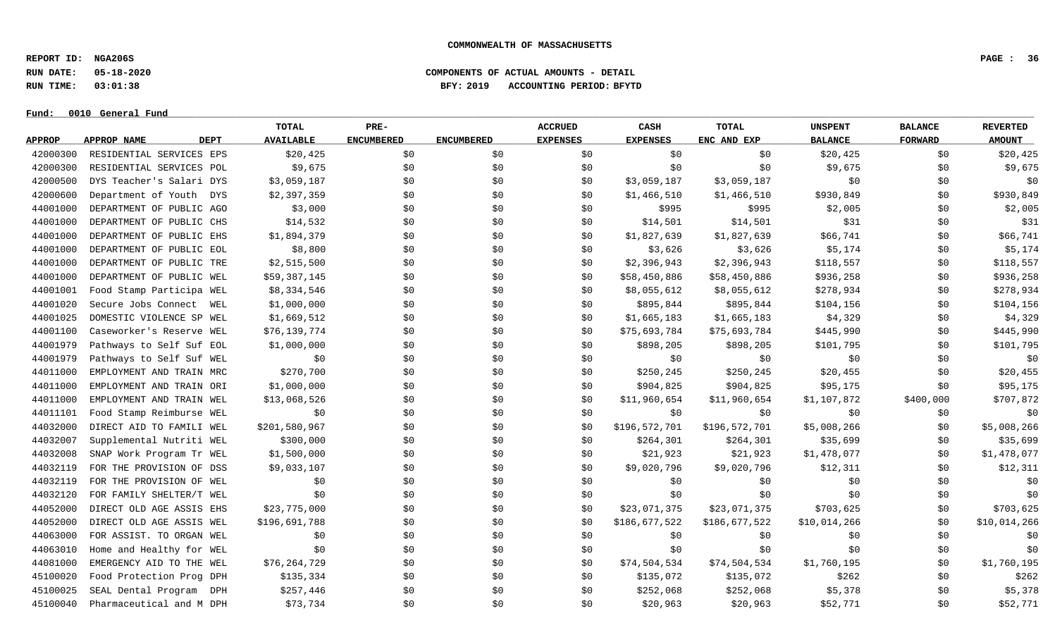COMMONWEALTH OF MASSACHUSETTS

REPORT ID: NGA206S
RUN DATE: 05-18-2020
RUN TIME: 03:01:38

COMPONENTS OF ACTUAL AMOUNTS - DETAIL
BFY: 2019 ACCOUNTING PERIOD: BFYTD

Fund: 0010 General Fund

| APPROP | APPROP NAME | DEPT | TOTAL AVAILABLE | PRE-ENCUMBERED | ENCUMBERED | ACCRUED EXPENSES | CASH EXPENSES | TOTAL ENC AND EXP | UNSPENT BALANCE | BALANCE FORWARD | REVERTED AMOUNT |
|---|---|---|---|---|---|---|---|---|---|---|---|
| 42000300 | RESIDENTIAL SERVICES | EPS | $20,425 | $0 | $0 | $0 | $0 | $0 | $20,425 | $0 | $20,425 |
| 42000300 | RESIDENTIAL SERVICES | POL | $9,675 | $0 | $0 | $0 | $0 | $0 | $9,675 | $0 | $9,675 |
| 42000500 | DYS Teacher's Salari | DYS | $3,059,187 | $0 | $0 | $0 | $3,059,187 | $3,059,187 | $0 | $0 | $0 |
| 42000600 | Department of Youth | DYS | $2,397,359 | $0 | $0 | $0 | $1,466,510 | $1,466,510 | $930,849 | $0 | $930,849 |
| 44001000 | DEPARTMENT OF PUBLIC | AGO | $3,000 | $0 | $0 | $0 | $995 | $995 | $2,005 | $0 | $2,005 |
| 44001000 | DEPARTMENT OF PUBLIC | CHS | $14,532 | $0 | $0 | $0 | $14,501 | $14,501 | $31 | $0 | $31 |
| 44001000 | DEPARTMENT OF PUBLIC | EHS | $1,894,379 | $0 | $0 | $0 | $1,827,639 | $1,827,639 | $66,741 | $0 | $66,741 |
| 44001000 | DEPARTMENT OF PUBLIC | EOL | $8,800 | $0 | $0 | $0 | $3,626 | $3,626 | $5,174 | $0 | $5,174 |
| 44001000 | DEPARTMENT OF PUBLIC | TRE | $2,515,500 | $0 | $0 | $0 | $2,396,943 | $2,396,943 | $118,557 | $0 | $118,557 |
| 44001000 | DEPARTMENT OF PUBLIC | WEL | $59,387,145 | $0 | $0 | $0 | $58,450,886 | $58,450,886 | $936,258 | $0 | $936,258 |
| 44001001 | Food Stamp Participa | WEL | $8,334,546 | $0 | $0 | $0 | $8,055,612 | $8,055,612 | $278,934 | $0 | $278,934 |
| 44001020 | Secure Jobs Connect | WEL | $1,000,000 | $0 | $0 | $0 | $895,844 | $895,844 | $104,156 | $0 | $104,156 |
| 44001025 | DOMESTIC VIOLENCE SP | WEL | $1,669,512 | $0 | $0 | $0 | $1,665,183 | $1,665,183 | $4,329 | $0 | $4,329 |
| 44001100 | Caseworker's Reserve | WEL | $76,139,774 | $0 | $0 | $0 | $75,693,784 | $75,693,784 | $445,990 | $0 | $445,990 |
| 44001979 | Pathways to Self Suf | EOL | $1,000,000 | $0 | $0 | $0 | $898,205 | $898,205 | $101,795 | $0 | $101,795 |
| 44001979 | Pathways to Self Suf | WEL | $0 | $0 | $0 | $0 | $0 | $0 | $0 | $0 | $0 |
| 44011000 | EMPLOYMENT AND TRAIN | MRC | $270,700 | $0 | $0 | $0 | $250,245 | $250,245 | $20,455 | $0 | $20,455 |
| 44011000 | EMPLOYMENT AND TRAIN | ORI | $1,000,000 | $0 | $0 | $0 | $904,825 | $904,825 | $95,175 | $0 | $95,175 |
| 44011000 | EMPLOYMENT AND TRAIN | WEL | $13,068,526 | $0 | $0 | $0 | $11,960,654 | $11,960,654 | $1,107,872 | $400,000 | $707,872 |
| 44011101 | Food Stamp Reimburse | WEL | $0 | $0 | $0 | $0 | $0 | $0 | $0 | $0 | $0 |
| 44032000 | DIRECT AID TO FAMILI | WEL | $201,580,967 | $0 | $0 | $0 | $196,572,701 | $196,572,701 | $5,008,266 | $0 | $5,008,266 |
| 44032007 | Supplemental Nutriti | WEL | $300,000 | $0 | $0 | $0 | $264,301 | $264,301 | $35,699 | $0 | $35,699 |
| 44032008 | SNAP Work Program Tr | WEL | $1,500,000 | $0 | $0 | $0 | $21,923 | $21,923 | $1,478,077 | $0 | $1,478,077 |
| 44032119 | FOR THE PROVISION OF | DSS | $9,033,107 | $0 | $0 | $0 | $9,020,796 | $9,020,796 | $12,311 | $0 | $12,311 |
| 44032119 | FOR THE PROVISION OF | WEL | $0 | $0 | $0 | $0 | $0 | $0 | $0 | $0 | $0 |
| 44032120 | FOR FAMILY SHELTER/T | WEL | $0 | $0 | $0 | $0 | $0 | $0 | $0 | $0 | $0 |
| 44052000 | DIRECT OLD AGE ASSIS | EHS | $23,775,000 | $0 | $0 | $0 | $23,071,375 | $23,071,375 | $703,625 | $0 | $703,625 |
| 44052000 | DIRECT OLD AGE ASSIS | WEL | $196,691,788 | $0 | $0 | $0 | $186,677,522 | $186,677,522 | $10,014,266 | $0 | $10,014,266 |
| 44063000 | FOR ASSIST. TO ORGAN | WEL | $0 | $0 | $0 | $0 | $0 | $0 | $0 | $0 | $0 |
| 44063010 | Home and Healthy for | WEL | $0 | $0 | $0 | $0 | $0 | $0 | $0 | $0 | $0 |
| 44081000 | EMERGENCY AID TO THE | WEL | $76,264,729 | $0 | $0 | $0 | $74,504,534 | $74,504,534 | $1,760,195 | $0 | $1,760,195 |
| 45100020 | Food Protection Prog | DPH | $135,334 | $0 | $0 | $0 | $135,072 | $135,072 | $262 | $0 | $262 |
| 45100025 | SEAL Dental Program | DPH | $257,446 | $0 | $0 | $0 | $252,068 | $252,068 | $5,378 | $0 | $5,378 |
| 45100040 | Pharmaceutical and M | DPH | $73,734 | $0 | $0 | $0 | $20,963 | $20,963 | $52,771 | $0 | $52,771 |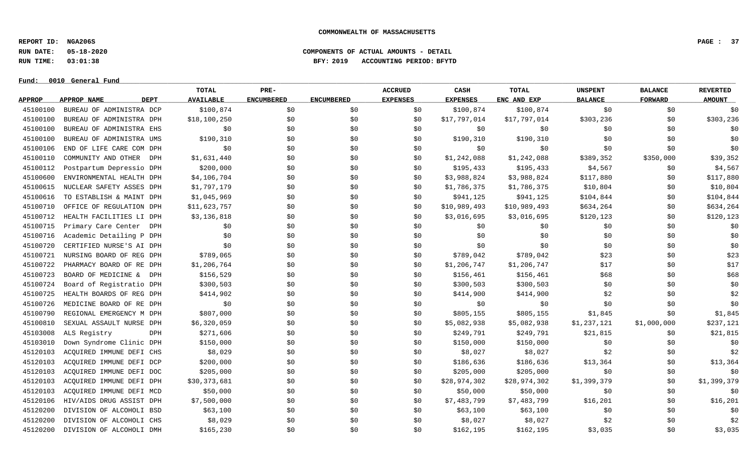**COMMONWEALTH OF MASSACHUSETTS**

**REPORT ID: NGA206S**
**RUN DATE: 05-18-2020** **COMPONENTS OF ACTUAL AMOUNTS - DETAIL**
**RUN TIME: 03:01:38** **BFY: 2019 ACCOUNTING PERIOD: BFYTD**

**Fund: 0010 General Fund**

| APPROP | APPROP NAME | DEPT | TOTAL AVAILABLE | PRE-ENCUMBERED | ENCUMBERED | ACCRUED EXPENSES | CASH EXPENSES | TOTAL ENC AND EXP | UNSPENT BALANCE | BALANCE FORWARD | REVERTED AMOUNT |
|---|---|---|---|---|---|---|---|---|---|---|---|
| 45100100 | BUREAU OF ADMINISTRA | DCP | $100,874 | $0 | $0 | $0 | $100,874 | $100,874 | $0 | $0 | $0 |
| 45100100 | BUREAU OF ADMINISTRA | DPH | $18,100,250 | $0 | $0 | $0 | $17,797,014 | $17,797,014 | $303,236 | $0 | $303,236 |
| 45100100 | BUREAU OF ADMINISTRA | EHS | $0 | $0 | $0 | $0 | $0 | $0 | $0 | $0 | $0 |
| 45100100 | BUREAU OF ADMINISTRA | UMS | $190,310 | $0 | $0 | $0 | $190,310 | $190,310 | $0 | $0 | $0 |
| 45100106 | END OF LIFE CARE COM | DPH | $0 | $0 | $0 | $0 | $0 | $0 | $0 | $0 | $0 |
| 45100110 | COMMUNITY AND OTHER | DPH | $1,631,440 | $0 | $0 | $0 | $1,242,088 | $1,242,088 | $389,352 | $350,000 | $39,352 |
| 45100112 | Postpartum Depressio | DPH | $200,000 | $0 | $0 | $0 | $195,433 | $195,433 | $4,567 | $0 | $4,567 |
| 45100600 | ENVIRONMENTAL HEALTH | DPH | $4,106,704 | $0 | $0 | $0 | $3,988,824 | $3,988,824 | $117,880 | $0 | $117,880 |
| 45100615 | NUCLEAR SAFETY ASSES | DPH | $1,797,179 | $0 | $0 | $0 | $1,786,375 | $1,786,375 | $10,804 | $0 | $10,804 |
| 45100616 | TO ESTABLISH & MAINT | DPH | $1,045,969 | $0 | $0 | $0 | $941,125 | $941,125 | $104,844 | $0 | $104,844 |
| 45100710 | OFFICE OF REGULATION | DPH | $11,623,757 | $0 | $0 | $0 | $10,989,493 | $10,989,493 | $634,264 | $0 | $634,264 |
| 45100712 | HEALTH FACILITIES LI | DPH | $3,136,818 | $0 | $0 | $0 | $3,016,695 | $3,016,695 | $120,123 | $0 | $120,123 |
| 45100715 | Primary Care Center | DPH | $0 | $0 | $0 | $0 | $0 | $0 | $0 | $0 | $0 |
| 45100716 | Academic Detailing P | DPH | $0 | $0 | $0 | $0 | $0 | $0 | $0 | $0 | $0 |
| 45100720 | CERTIFIED NURSE'S AI | DPH | $0 | $0 | $0 | $0 | $0 | $0 | $0 | $0 | $0 |
| 45100721 | NURSING BOARD OF REG | DPH | $789,065 | $0 | $0 | $0 | $789,042 | $789,042 | $23 | $0 | $23 |
| 45100722 | PHARMACY BOARD OF RE | DPH | $1,206,764 | $0 | $0 | $0 | $1,206,747 | $1,206,747 | $17 | $0 | $17 |
| 45100723 | BOARD OF MEDICINE & | DPH | $156,529 | $0 | $0 | $0 | $156,461 | $156,461 | $68 | $0 | $68 |
| 45100724 | Board of Registratio | DPH | $300,503 | $0 | $0 | $0 | $300,503 | $300,503 | $0 | $0 | $0 |
| 45100725 | HEALTH BOARDS OF REG | DPH | $414,902 | $0 | $0 | $0 | $414,900 | $414,900 | $2 | $0 | $2 |
| 45100726 | MEDICINE BOARD OF RE | DPH | $0 | $0 | $0 | $0 | $0 | $0 | $0 | $0 | $0 |
| 45100790 | REGIONAL EMERGENCY M | DPH | $807,000 | $0 | $0 | $0 | $805,155 | $805,155 | $1,845 | $0 | $1,845 |
| 45100810 | SEXUAL ASSAULT NURSE | DPH | $6,320,059 | $0 | $0 | $0 | $5,082,938 | $5,082,938 | $1,237,121 | $1,000,000 | $237,121 |
| 45103008 | ALS Registry | DPH | $271,606 | $0 | $0 | $0 | $249,791 | $249,791 | $21,815 | $0 | $21,815 |
| 45103010 | Down Syndrome Clinic | DPH | $150,000 | $0 | $0 | $0 | $150,000 | $150,000 | $0 | $0 | $0 |
| 45120103 | ACQUIRED IMMUNE DEFI | CHS | $8,029 | $0 | $0 | $0 | $8,027 | $8,027 | $2 | $0 | $2 |
| 45120103 | ACQUIRED IMMUNE DEFI | DCP | $200,000 | $0 | $0 | $0 | $186,636 | $186,636 | $13,364 | $0 | $13,364 |
| 45120103 | ACQUIRED IMMUNE DEFI | DOC | $205,000 | $0 | $0 | $0 | $205,000 | $205,000 | $0 | $0 | $0 |
| 45120103 | ACQUIRED IMMUNE DEFI | DPH | $30,373,681 | $0 | $0 | $0 | $28,974,302 | $28,974,302 | $1,399,379 | $0 | $1,399,379 |
| 45120103 | ACQUIRED IMMUNE DEFI | MCD | $50,000 | $0 | $0 | $0 | $50,000 | $50,000 | $0 | $0 | $0 |
| 45120106 | HIV/AIDS DRUG ASSIST | DPH | $7,500,000 | $0 | $0 | $0 | $7,483,799 | $7,483,799 | $16,201 | $0 | $16,201 |
| 45120200 | DIVISION OF ALCOHOLI | BSD | $63,100 | $0 | $0 | $0 | $63,100 | $63,100 | $0 | $0 | $0 |
| 45120200 | DIVISION OF ALCOHOLI | CHS | $8,029 | $0 | $0 | $0 | $8,027 | $8,027 | $2 | $0 | $2 |
| 45120200 | DIVISION OF ALCOHOLI | DMH | $165,230 | $0 | $0 | $0 | $162,195 | $162,195 | $3,035 | $0 | $3,035 |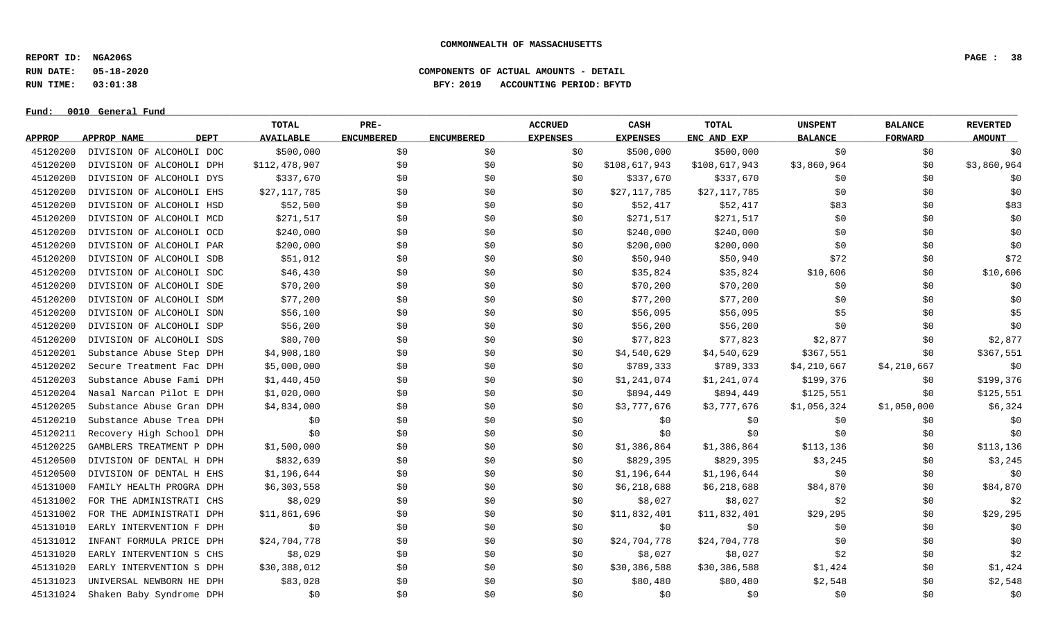**COMMONWEALTH OF MASSACHUSETTS**

**REPORT ID: NGA206S**
**RUN DATE: 05-18-2020**
**RUN TIME: 03:01:38**

**COMPONENTS OF ACTUAL AMOUNTS - DETAIL**
**BFY: 2019 ACCOUNTING PERIOD: BFYTD**

**Fund: 0010 General Fund**

| APPROP | APPROP NAME | DEPT | TOTAL AVAILABLE | PRE-ENCUMBERED | ENCUMBERED | ACCRUED EXPENSES | CASH EXPENSES | TOTAL ENC AND EXP | UNSPENT BALANCE | BALANCE FORWARD | REVERTED AMOUNT |
|---|---|---|---|---|---|---|---|---|---|---|---|
| 45120200 | DIVISION OF ALCOHOLI | DOC | $500,000 | $0 | $0 | $0 | $500,000 | $500,000 | $0 | $0 | $0 |
| 45120200 | DIVISION OF ALCOHOLI | DPH | $112,478,907 | $0 | $0 | $0 | $108,617,943 | $108,617,943 | $3,860,964 | $0 | $3,860,964 |
| 45120200 | DIVISION OF ALCOHOLI | DYS | $337,670 | $0 | $0 | $0 | $337,670 | $337,670 | $0 | $0 | $0 |
| 45120200 | DIVISION OF ALCOHOLI | EHS | $27,117,785 | $0 | $0 | $0 | $27,117,785 | $27,117,785 | $0 | $0 | $0 |
| 45120200 | DIVISION OF ALCOHOLI | HSD | $52,500 | $0 | $0 | $0 | $52,417 | $52,417 | $83 | $0 | $83 |
| 45120200 | DIVISION OF ALCOHOLI | MCD | $271,517 | $0 | $0 | $0 | $271,517 | $271,517 | $0 | $0 | $0 |
| 45120200 | DIVISION OF ALCOHOLI | OCD | $240,000 | $0 | $0 | $0 | $240,000 | $240,000 | $0 | $0 | $0 |
| 45120200 | DIVISION OF ALCOHOLI | PAR | $200,000 | $0 | $0 | $0 | $200,000 | $200,000 | $0 | $0 | $0 |
| 45120200 | DIVISION OF ALCOHOLI | SDB | $51,012 | $0 | $0 | $0 | $50,940 | $50,940 | $72 | $0 | $72 |
| 45120200 | DIVISION OF ALCOHOLI | SDC | $46,430 | $0 | $0 | $0 | $35,824 | $35,824 | $10,606 | $0 | $10,606 |
| 45120200 | DIVISION OF ALCOHOLI | SDE | $70,200 | $0 | $0 | $0 | $70,200 | $70,200 | $0 | $0 | $0 |
| 45120200 | DIVISION OF ALCOHOLI | SDM | $77,200 | $0 | $0 | $0 | $77,200 | $77,200 | $0 | $0 | $0 |
| 45120200 | DIVISION OF ALCOHOLI | SDN | $56,100 | $0 | $0 | $0 | $56,095 | $56,095 | $5 | $0 | $5 |
| 45120200 | DIVISION OF ALCOHOLI | SDP | $56,200 | $0 | $0 | $0 | $56,200 | $56,200 | $0 | $0 | $0 |
| 45120200 | DIVISION OF ALCOHOLI | SDS | $80,700 | $0 | $0 | $0 | $77,823 | $77,823 | $2,877 | $0 | $2,877 |
| 45120201 | Substance Abuse Step | DPH | $4,908,180 | $0 | $0 | $0 | $4,540,629 | $4,540,629 | $367,551 | $0 | $367,551 |
| 45120202 | Secure Treatment Fac | DPH | $5,000,000 | $0 | $0 | $0 | $789,333 | $789,333 | $4,210,667 | $4,210,667 | $0 |
| 45120203 | Substance Abuse Fami | DPH | $1,440,450 | $0 | $0 | $0 | $1,241,074 | $1,241,074 | $199,376 | $0 | $199,376 |
| 45120204 | Nasal Narcan Pilot E | DPH | $1,020,000 | $0 | $0 | $0 | $894,449 | $894,449 | $125,551 | $0 | $125,551 |
| 45120205 | Substance Abuse Gran | DPH | $4,834,000 | $0 | $0 | $0 | $3,777,676 | $3,777,676 | $1,056,324 | $1,050,000 | $6,324 |
| 45120210 | Substance Abuse Trea | DPH | $0 | $0 | $0 | $0 | $0 | $0 | $0 | $0 | $0 |
| 45120211 | Recovery High School | DPH | $0 | $0 | $0 | $0 | $0 | $0 | $0 | $0 | $0 |
| 45120225 | GAMBLERS TREATMENT P | DPH | $1,500,000 | $0 | $0 | $0 | $1,386,864 | $1,386,864 | $113,136 | $0 | $113,136 |
| 45120500 | DIVISION OF DENTAL H | DPH | $832,639 | $0 | $0 | $0 | $829,395 | $829,395 | $3,245 | $0 | $3,245 |
| 45120500 | DIVISION OF DENTAL H | EHS | $1,196,644 | $0 | $0 | $0 | $1,196,644 | $1,196,644 | $0 | $0 | $0 |
| 45131000 | FAMILY HEALTH PROGRA | DPH | $6,303,558 | $0 | $0 | $0 | $6,218,688 | $6,218,688 | $84,870 | $0 | $84,870 |
| 45131002 | FOR THE ADMINISTRATI | CHS | $8,029 | $0 | $0 | $0 | $8,027 | $8,027 | $2 | $0 | $2 |
| 45131002 | FOR THE ADMINISTRATI | DPH | $11,861,696 | $0 | $0 | $0 | $11,832,401 | $11,832,401 | $29,295 | $0 | $29,295 |
| 45131010 | EARLY INTERVENTION F | DPH | $0 | $0 | $0 | $0 | $0 | $0 | $0 | $0 | $0 |
| 45131012 | INFANT FORMULA PRICE | DPH | $24,704,778 | $0 | $0 | $0 | $24,704,778 | $24,704,778 | $0 | $0 | $0 |
| 45131020 | EARLY INTERVENTION S | CHS | $8,029 | $0 | $0 | $0 | $8,027 | $8,027 | $2 | $0 | $2 |
| 45131020 | EARLY INTERVENTION S | DPH | $30,388,012 | $0 | $0 | $0 | $30,386,588 | $30,386,588 | $1,424 | $0 | $1,424 |
| 45131023 | UNIVERSAL NEWBORN HE | DPH | $83,028 | $0 | $0 | $0 | $80,480 | $80,480 | $2,548 | $0 | $2,548 |
| 45131024 | Shaken Baby Syndrome | DPH | $0 | $0 | $0 | $0 | $0 | $0 | $0 | $0 | $0 |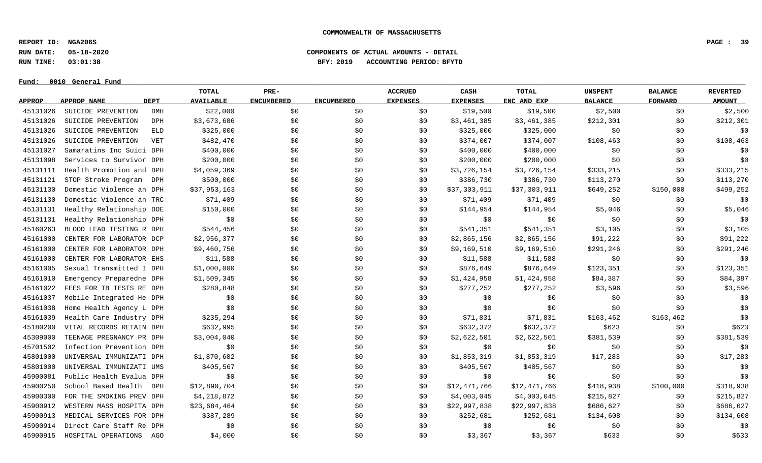**COMMONWEALTH OF MASSACHUSETTS**

**REPORT ID: NGA206S**
**RUN DATE: 05-18-2020** **COMPONENTS OF ACTUAL AMOUNTS - DETAIL**
**RUN TIME: 03:01:38** **BFY: 2019 ACCOUNTING PERIOD: BFYTD**

**Fund: 0010 General Fund**

| APPROP | APPROP NAME | DEPT | TOTAL AVAILABLE | PRE-ENCUMBERED | ENCUMBERED | ACCRUED EXPENSES | CASH EXPENSES | TOTAL ENC AND EXP | UNSPENT BALANCE | BALANCE FORWARD | REVERTED AMOUNT |
|---|---|---|---|---|---|---|---|---|---|---|---|
| 45131026 | SUICIDE PREVENTION | DMH | $22,000 | $0 | $0 | $0 | $19,500 | $19,500 | $2,500 | $0 | $2,500 |
| 45131026 | SUICIDE PREVENTION | DPH | $3,673,686 | $0 | $0 | $0 | $3,461,385 | $3,461,385 | $212,301 | $0 | $212,301 |
| 45131026 | SUICIDE PREVENTION | ELD | $325,000 | $0 | $0 | $0 | $325,000 | $325,000 | $0 | $0 | $0 |
| 45131026 | SUICIDE PREVENTION | VET | $482,470 | $0 | $0 | $0 | $374,007 | $374,007 | $108,463 | $0 | $108,463 |
| 45131027 | Samaratins Inc Suici | DPH | $400,000 | $0 | $0 | $0 | $400,000 | $400,000 | $0 | $0 | $0 |
| 45131098 | Services to Survivor | DPH | $200,000 | $0 | $0 | $0 | $200,000 | $200,000 | $0 | $0 | $0 |
| 45131111 | Health Promotion and | DPH | $4,059,369 | $0 | $0 | $0 | $3,726,154 | $3,726,154 | $333,215 | $0 | $333,215 |
| 45131121 | STOP Stroke Program | DPH | $500,000 | $0 | $0 | $0 | $386,730 | $386,730 | $113,270 | $0 | $113,270 |
| 45131130 | Domestic Violence an | DPH | $37,953,163 | $0 | $0 | $0 | $37,303,911 | $37,303,911 | $649,252 | $150,000 | $499,252 |
| 45131130 | Domestic Violence an | TRC | $71,409 | $0 | $0 | $0 | $71,409 | $71,409 | $0 | $0 | $0 |
| 45131131 | Healthy Relationship | DOE | $150,000 | $0 | $0 | $0 | $144,954 | $144,954 | $5,046 | $0 | $5,046 |
| 45131131 | Healthy Relationship | DPH | $0 | $0 | $0 | $0 | $0 | $0 | $0 | $0 | $0 |
| 45160263 | BLOOD LEAD TESTING R | DPH | $544,456 | $0 | $0 | $0 | $541,351 | $541,351 | $3,105 | $0 | $3,105 |
| 45161000 | CENTER FOR LABORATOR | DCP | $2,956,377 | $0 | $0 | $0 | $2,865,156 | $2,865,156 | $91,222 | $0 | $91,222 |
| 45161000 | CENTER FOR LABORATOR | DPH | $9,460,756 | $0 | $0 | $0 | $9,169,510 | $9,169,510 | $291,246 | $0 | $291,246 |
| 45161000 | CENTER FOR LABORATOR | EHS | $11,588 | $0 | $0 | $0 | $11,588 | $11,588 | $0 | $0 | $0 |
| 45161005 | Sexual Transmitted I | DPH | $1,000,000 | $0 | $0 | $0 | $876,649 | $876,649 | $123,351 | $0 | $123,351 |
| 45161010 | Emergency Preparedne | DPH | $1,509,345 | $0 | $0 | $0 | $1,424,958 | $1,424,958 | $84,387 | $0 | $84,387 |
| 45161022 | FEES FOR TB TESTS RE | DPH | $280,848 | $0 | $0 | $0 | $277,252 | $277,252 | $3,596 | $0 | $3,596 |
| 45161037 | Mobile Integrated He | DPH | $0 | $0 | $0 | $0 | $0 | $0 | $0 | $0 | $0 |
| 45161038 | Home Health Agency L | DPH | $0 | $0 | $0 | $0 | $0 | $0 | $0 | $0 | $0 |
| 45161039 | Health Care Industry | DPH | $235,294 | $0 | $0 | $0 | $71,831 | $71,831 | $163,462 | $163,462 | $0 |
| 45180200 | VITAL RECORDS RETAIN | DPH | $632,995 | $0 | $0 | $0 | $632,372 | $632,372 | $623 | $0 | $623 |
| 45309000 | TEENAGE PREGNANCY PR | DPH | $3,004,040 | $0 | $0 | $0 | $2,622,501 | $2,622,501 | $381,539 | $0 | $381,539 |
| 45701502 | Infection Prevention | DPH | $0 | $0 | $0 | $0 | $0 | $0 | $0 | $0 | $0 |
| 45801000 | UNIVERSAL IMMUNIZATI | DPH | $1,870,602 | $0 | $0 | $0 | $1,853,319 | $1,853,319 | $17,283 | $0 | $17,283 |
| 45801000 | UNIVERSAL IMMUNIZATI | UMS | $405,567 | $0 | $0 | $0 | $405,567 | $405,567 | $0 | $0 | $0 |
| 45900081 | Public Health Evalua | DPH | $0 | $0 | $0 | $0 | $0 | $0 | $0 | $0 | $0 |
| 45900250 | School Based Health | DPH | $12,890,704 | $0 | $0 | $0 | $12,471,766 | $12,471,766 | $418,938 | $100,000 | $318,938 |
| 45900300 | FOR THE SMOKING PREV | DPH | $4,218,872 | $0 | $0 | $0 | $4,003,045 | $4,003,045 | $215,827 | $0 | $215,827 |
| 45900912 | WESTERN MASS HOSPITA | DPH | $23,684,464 | $0 | $0 | $0 | $22,997,838 | $22,997,838 | $686,627 | $0 | $686,627 |
| 45900913 | MEDICAL SERVICES FOR | DPH | $387,289 | $0 | $0 | $0 | $252,681 | $252,681 | $134,608 | $0 | $134,608 |
| 45900914 | Direct Care Staff Re | DPH | $0 | $0 | $0 | $0 | $0 | $0 | $0 | $0 | $0 |
| 45900915 | HOSPITAL OPERATIONS | AGO | $4,000 | $0 | $0 | $0 | $3,367 | $3,367 | $633 | $0 | $633 |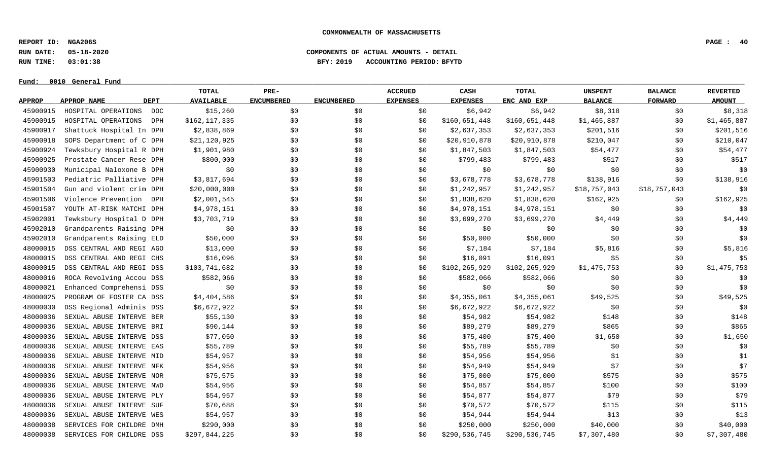COMMONWEALTH OF MASSACHUSETTS

**REPORT ID: NGA206S**
**RUN DATE: 05-18-2020**
**RUN TIME: 03:01:38**

**COMPONENTS OF ACTUAL AMOUNTS - DETAIL**
**BFY: 2019 ACCOUNTING PERIOD: BFYTD**

**Fund: 0010 General Fund**

| APPROP | APPROP NAME | DEPT | TOTAL AVAILABLE | PRE-ENCUMBERED | ENCUMBERED | ACCRUED EXPENSES | CASH EXPENSES | TOTAL ENC AND EXP | UNSPENT BALANCE | BALANCE FORWARD | REVERTED AMOUNT |
|---|---|---|---|---|---|---|---|---|---|---|---|
| 45900915 | HOSPITAL OPERATIONS | DOC | $15,260 | $0 | $0 | $0 | $6,942 | $6,942 | $8,318 | $0 | $8,318 |
| 45900915 | HOSPITAL OPERATIONS | DPH | $162,117,335 | $0 | $0 | $0 | $160,651,448 | $160,651,448 | $1,465,887 | $0 | $1,465,887 |
| 45900917 | Shattuck Hospital In | DPH | $2,838,869 | $0 | $0 | $0 | $2,637,353 | $2,637,353 | $201,516 | $0 | $201,516 |
| 45900918 | SOPS Department of C | DPH | $21,120,925 | $0 | $0 | $0 | $20,910,878 | $20,910,878 | $210,047 | $0 | $210,047 |
| 45900924 | Tewksbury Hospital R | DPH | $1,901,980 | $0 | $0 | $0 | $1,847,503 | $1,847,503 | $54,477 | $0 | $54,477 |
| 45900925 | Prostate Cancer Rese | DPH | $800,000 | $0 | $0 | $0 | $799,483 | $799,483 | $517 | $0 | $517 |
| 45900930 | Municipal Naloxone B | DPH | $0 | $0 | $0 | $0 | $0 | $0 | $0 | $0 | $0 |
| 45901503 | Pediatric Palliative | DPH | $3,817,694 | $0 | $0 | $0 | $3,678,778 | $3,678,778 | $138,916 | $0 | $138,916 |
| 45901504 | Gun and violent crim | DPH | $20,000,000 | $0 | $0 | $0 | $1,242,957 | $1,242,957 | $18,757,043 | $18,757,043 | $0 |
| 45901506 | Violence Prevention | DPH | $2,001,545 | $0 | $0 | $0 | $1,838,620 | $1,838,620 | $162,925 | $0 | $162,925 |
| 45901507 | YOUTH AT-RISK MATCHI | DPH | $4,978,151 | $0 | $0 | $0 | $4,978,151 | $4,978,151 | $0 | $0 | $0 |
| 45902001 | Tewksbury Hospital D | DPH | $3,703,719 | $0 | $0 | $0 | $3,699,270 | $3,699,270 | $4,449 | $0 | $4,449 |
| 45902010 | Grandparents Raising | DPH | $0 | $0 | $0 | $0 | $0 | $0 | $0 | $0 | $0 |
| 45902010 | Grandparents Raising | ELD | $50,000 | $0 | $0 | $0 | $50,000 | $50,000 | $0 | $0 | $0 |
| 48000015 | DSS CENTRAL AND REGI | AGO | $13,000 | $0 | $0 | $0 | $7,184 | $7,184 | $5,816 | $0 | $5,816 |
| 48000015 | DSS CENTRAL AND REGI | CHS | $16,096 | $0 | $0 | $0 | $16,091 | $16,091 | $5 | $0 | $5 |
| 48000015 | DSS CENTRAL AND REGI | DSS | $103,741,682 | $0 | $0 | $0 | $102,265,929 | $102,265,929 | $1,475,753 | $0 | $1,475,753 |
| 48000016 | ROCA Revolving Accou | DSS | $582,066 | $0 | $0 | $0 | $582,066 | $582,066 | $0 | $0 | $0 |
| 48000021 | Enhanced Comprehensi | DSS | $0 | $0 | $0 | $0 | $0 | $0 | $0 | $0 | $0 |
| 48000025 | PROGRAM OF FOSTER CA | DSS | $4,404,586 | $0 | $0 | $0 | $4,355,061 | $4,355,061 | $49,525 | $0 | $49,525 |
| 48000030 | DSS Regional Adminis | DSS | $6,672,922 | $0 | $0 | $0 | $6,672,922 | $6,672,922 | $0 | $0 | $0 |
| 48000036 | SEXUAL ABUSE INTERVE | BER | $55,130 | $0 | $0 | $0 | $54,982 | $54,982 | $148 | $0 | $148 |
| 48000036 | SEXUAL ABUSE INTERVE | BRI | $90,144 | $0 | $0 | $0 | $89,279 | $89,279 | $865 | $0 | $865 |
| 48000036 | SEXUAL ABUSE INTERVE | DSS | $77,050 | $0 | $0 | $0 | $75,400 | $75,400 | $1,650 | $0 | $1,650 |
| 48000036 | SEXUAL ABUSE INTERVE | EAS | $55,789 | $0 | $0 | $0 | $55,789 | $55,789 | $0 | $0 | $0 |
| 48000036 | SEXUAL ABUSE INTERVE | MID | $54,957 | $0 | $0 | $0 | $54,956 | $54,956 | $1 | $0 | $1 |
| 48000036 | SEXUAL ABUSE INTERVE | NFK | $54,956 | $0 | $0 | $0 | $54,949 | $54,949 | $7 | $0 | $7 |
| 48000036 | SEXUAL ABUSE INTERVE | NOR | $75,575 | $0 | $0 | $0 | $75,000 | $75,000 | $575 | $0 | $575 |
| 48000036 | SEXUAL ABUSE INTERVE | NWD | $54,956 | $0 | $0 | $0 | $54,857 | $54,857 | $100 | $0 | $100 |
| 48000036 | SEXUAL ABUSE INTERVE | PLY | $54,957 | $0 | $0 | $0 | $54,877 | $54,877 | $79 | $0 | $79 |
| 48000036 | SEXUAL ABUSE INTERVE | SUF | $70,688 | $0 | $0 | $0 | $70,572 | $70,572 | $115 | $0 | $115 |
| 48000036 | SEXUAL ABUSE INTERVE | WES | $54,957 | $0 | $0 | $0 | $54,944 | $54,944 | $13 | $0 | $13 |
| 48000038 | SERVICES FOR CHILDRE | DMH | $290,000 | $0 | $0 | $0 | $250,000 | $250,000 | $40,000 | $0 | $40,000 |
| 48000038 | SERVICES FOR CHILDRE | DSS | $297,844,225 | $0 | $0 | $0 | $290,536,745 | $290,536,745 | $7,307,480 | $0 | $7,307,480 |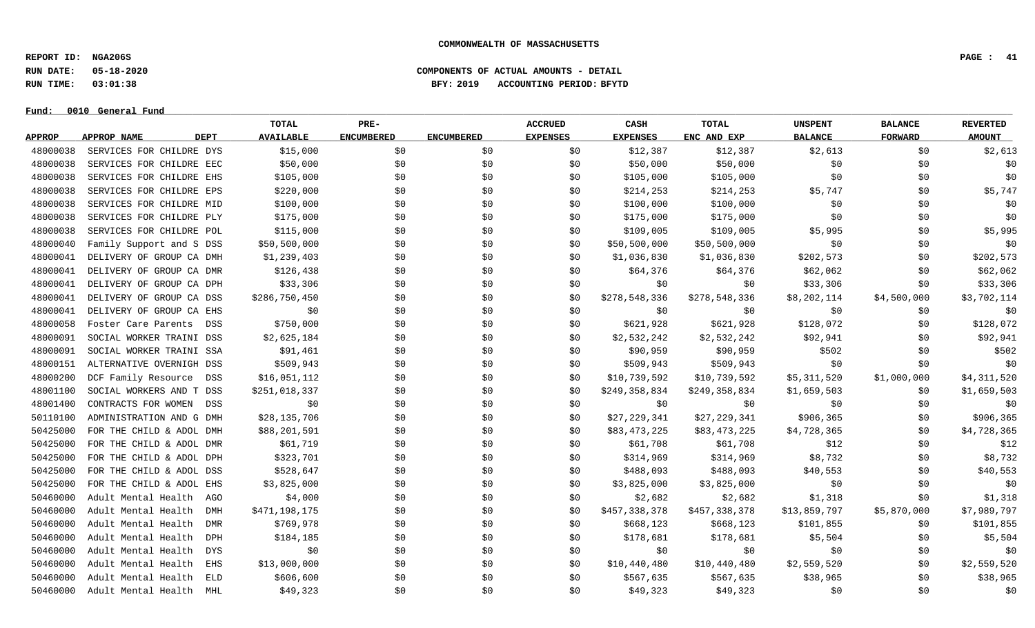COMMONWEALTH OF MASSACHUSETTS

REPORT ID: NGA206S
RUN DATE: 05-18-2020
RUN TIME: 03:01:38

COMPONENTS OF ACTUAL AMOUNTS - DETAIL
BFY: 2019 ACCOUNTING PERIOD: BFYTD

Fund: 0010 General Fund

| APPROP | APPROP NAME | DEPT | TOTAL AVAILABLE | PRE-ENCUMBERED | ENCUMBERED | ACCRUED EXPENSES | CASH EXPENSES | TOTAL ENC AND EXP | UNSPENT BALANCE | BALANCE FORWARD | REVERTED AMOUNT |
|---|---|---|---|---|---|---|---|---|---|---|---|
| 48000038 | SERVICES FOR CHILDRE | DYS | $15,000 | $0 | $0 | $0 | $12,387 | $12,387 | $2,613 | $0 | $2,613 |
| 48000038 | SERVICES FOR CHILDRE | EEC | $50,000 | $0 | $0 | $0 | $50,000 | $50,000 | $0 | $0 | $0 |
| 48000038 | SERVICES FOR CHILDRE | EHS | $105,000 | $0 | $0 | $0 | $105,000 | $105,000 | $0 | $0 | $0 |
| 48000038 | SERVICES FOR CHILDRE | EPS | $220,000 | $0 | $0 | $0 | $214,253 | $214,253 | $5,747 | $0 | $5,747 |
| 48000038 | SERVICES FOR CHILDRE | MID | $100,000 | $0 | $0 | $0 | $100,000 | $100,000 | $0 | $0 | $0 |
| 48000038 | SERVICES FOR CHILDRE | PLY | $175,000 | $0 | $0 | $0 | $175,000 | $175,000 | $0 | $0 | $0 |
| 48000038 | SERVICES FOR CHILDRE | POL | $115,000 | $0 | $0 | $0 | $109,005 | $109,005 | $5,995 | $0 | $5,995 |
| 48000040 | Family Support and S | DSS | $50,500,000 | $0 | $0 | $0 | $50,500,000 | $50,500,000 | $0 | $0 | $0 |
| 48000041 | DELIVERY OF GROUP CA | DMH | $1,239,403 | $0 | $0 | $0 | $1,036,830 | $1,036,830 | $202,573 | $0 | $202,573 |
| 48000041 | DELIVERY OF GROUP CA | DMR | $126,438 | $0 | $0 | $0 | $64,376 | $64,376 | $62,062 | $0 | $62,062 |
| 48000041 | DELIVERY OF GROUP CA | DPH | $33,306 | $0 | $0 | $0 | $0 | $0 | $33,306 | $0 | $33,306 |
| 48000041 | DELIVERY OF GROUP CA | DSS | $286,750,450 | $0 | $0 | $0 | $278,548,336 | $278,548,336 | $8,202,114 | $4,500,000 | $3,702,114 |
| 48000041 | DELIVERY OF GROUP CA | EHS | $0 | $0 | $0 | $0 | $0 | $0 | $0 | $0 | $0 |
| 48000058 | Foster Care Parents | DSS | $750,000 | $0 | $0 | $0 | $621,928 | $621,928 | $128,072 | $0 | $128,072 |
| 48000091 | SOCIAL WORKER TRAINI | DSS | $2,625,184 | $0 | $0 | $0 | $2,532,242 | $2,532,242 | $92,941 | $0 | $92,941 |
| 48000091 | SOCIAL WORKER TRAINI | SSA | $91,461 | $0 | $0 | $0 | $90,959 | $90,959 | $502 | $0 | $502 |
| 48000151 | ALTERNATIVE OVERNIGH | DSS | $509,943 | $0 | $0 | $0 | $509,943 | $509,943 | $0 | $0 | $0 |
| 48000200 | DCF Family Resource | DSS | $16,051,112 | $0 | $0 | $0 | $10,739,592 | $10,739,592 | $5,311,520 | $1,000,000 | $4,311,520 |
| 48001100 | SOCIAL WORKERS AND T | DSS | $251,018,337 | $0 | $0 | $0 | $249,358,834 | $249,358,834 | $1,659,503 | $0 | $1,659,503 |
| 48001400 | CONTRACTS FOR WOMEN | DSS | $0 | $0 | $0 | $0 | $0 | $0 | $0 | $0 | $0 |
| 50110100 | ADMINISTRATION AND G | DMH | $28,135,706 | $0 | $0 | $0 | $27,229,341 | $27,229,341 | $906,365 | $0 | $906,365 |
| 50425000 | FOR THE CHILD & ADOL | DMH | $88,201,591 | $0 | $0 | $0 | $83,473,225 | $83,473,225 | $4,728,365 | $0 | $4,728,365 |
| 50425000 | FOR THE CHILD & ADOL | DMR | $61,719 | $0 | $0 | $0 | $61,708 | $61,708 | $12 | $0 | $12 |
| 50425000 | FOR THE CHILD & ADOL | DPH | $323,701 | $0 | $0 | $0 | $314,969 | $314,969 | $8,732 | $0 | $8,732 |
| 50425000 | FOR THE CHILD & ADOL | DSS | $528,647 | $0 | $0 | $0 | $488,093 | $488,093 | $40,553 | $0 | $40,553 |
| 50425000 | FOR THE CHILD & ADOL | EHS | $3,825,000 | $0 | $0 | $0 | $3,825,000 | $3,825,000 | $0 | $0 | $0 |
| 50460000 | Adult Mental Health | AGO | $4,000 | $0 | $0 | $0 | $2,682 | $2,682 | $1,318 | $0 | $1,318 |
| 50460000 | Adult Mental Health | DMH | $471,198,175 | $0 | $0 | $0 | $457,338,378 | $457,338,378 | $13,859,797 | $5,870,000 | $7,989,797 |
| 50460000 | Adult Mental Health | DMR | $769,978 | $0 | $0 | $0 | $668,123 | $668,123 | $101,855 | $0 | $101,855 |
| 50460000 | Adult Mental Health | DPH | $184,185 | $0 | $0 | $0 | $178,681 | $178,681 | $5,504 | $0 | $5,504 |
| 50460000 | Adult Mental Health | DYS | $0 | $0 | $0 | $0 | $0 | $0 | $0 | $0 | $0 |
| 50460000 | Adult Mental Health | EHS | $13,000,000 | $0 | $0 | $0 | $10,440,480 | $10,440,480 | $2,559,520 | $0 | $2,559,520 |
| 50460000 | Adult Mental Health | ELD | $606,600 | $0 | $0 | $0 | $567,635 | $567,635 | $38,965 | $0 | $38,965 |
| 50460000 | Adult Mental Health | MHL | $49,323 | $0 | $0 | $0 | $49,323 | $49,323 | $0 | $0 | $0 |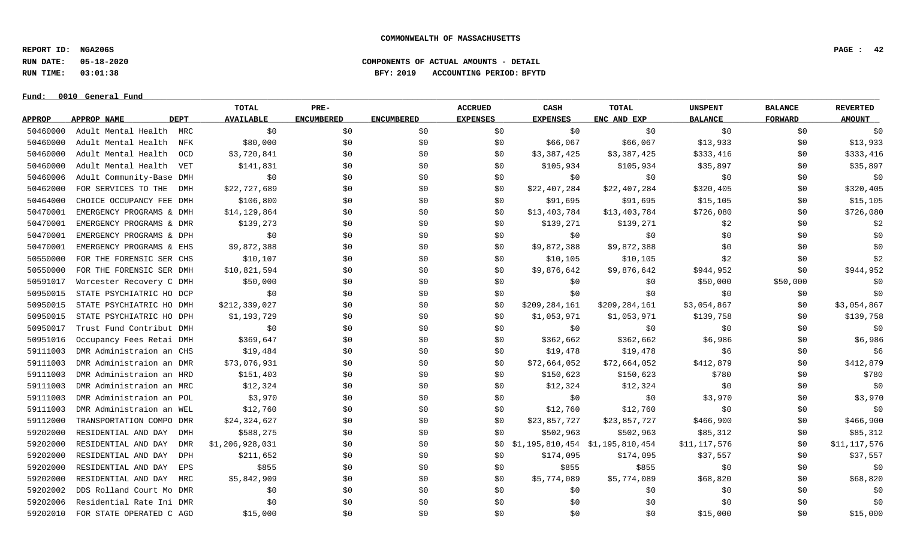**COMMONWEALTH OF MASSACHUSETTS**

**REPORT ID: NGA206S**
**RUN DATE: 05-18-2020**
**RUN TIME: 03:01:38**

**COMPONENTS OF ACTUAL AMOUNTS - DETAIL**
**BFY: 2019 ACCOUNTING PERIOD: BFYTD**

**Fund: 0010 General Fund**

| APPROP | APPROP NAME | DEPT | TOTAL AVAILABLE | PRE-ENCUMBERED | ENCUMBERED | ACCRUED EXPENSES | CASH EXPENSES | TOTAL ENC AND EXP | UNSPENT BALANCE | BALANCE FORWARD | REVERTED AMOUNT |
|---|---|---|---|---|---|---|---|---|---|---|---|
| 50460000 | Adult Mental Health | MRC | $0 | $0 | $0 | $0 | $0 | $0 | $0 | $0 | $0 |
| 50460000 | Adult Mental Health | NFK | $80,000 | $0 | $0 | $0 | $66,067 | $66,067 | $13,933 | $0 | $13,933 |
| 50460000 | Adult Mental Health | OCD | $3,720,841 | $0 | $0 | $0 | $3,387,425 | $3,387,425 | $333,416 | $0 | $333,416 |
| 50460000 | Adult Mental Health | VET | $141,831 | $0 | $0 | $0 | $105,934 | $105,934 | $35,897 | $0 | $35,897 |
| 50460006 | Adult Community-Base | DMH | $0 | $0 | $0 | $0 | $0 | $0 | $0 | $0 | $0 |
| 50462000 | FOR SERVICES TO THE | DMH | $22,727,689 | $0 | $0 | $0 | $22,407,284 | $22,407,284 | $320,405 | $0 | $320,405 |
| 50464000 | CHOICE OCCUPANCY FEE | DMH | $106,800 | $0 | $0 | $0 | $91,695 | $91,695 | $15,105 | $0 | $15,105 |
| 50470001 | EMERGENCY PROGRAMS & | DMH | $14,129,864 | $0 | $0 | $0 | $13,403,784 | $13,403,784 | $726,080 | $0 | $726,080 |
| 50470001 | EMERGENCY PROGRAMS & | DMR | $139,273 | $0 | $0 | $0 | $139,271 | $139,271 | $2 | $0 | $2 |
| 50470001 | EMERGENCY PROGRAMS & | DPH | $0 | $0 | $0 | $0 | $0 | $0 | $0 | $0 | $0 |
| 50470001 | EMERGENCY PROGRAMS & | EHS | $9,872,388 | $0 | $0 | $0 | $9,872,388 | $9,872,388 | $0 | $0 | $0 |
| 50550000 | FOR THE FORENSIC SER | CHS | $10,107 | $0 | $0 | $0 | $10,105 | $10,105 | $2 | $0 | $2 |
| 50550000 | FOR THE FORENSIC SER | DMH | $10,821,594 | $0 | $0 | $0 | $9,876,642 | $9,876,642 | $944,952 | $0 | $944,952 |
| 50591017 | Worcester Recovery C | DMH | $50,000 | $0 | $0 | $0 | $0 | $0 | $50,000 | $50,000 | $0 |
| 50950015 | STATE PSYCHIATRIC HO | DCP | $0 | $0 | $0 | $0 | $0 | $0 | $0 | $0 | $0 |
| 50950015 | STATE PSYCHIATRIC HO | DMH | $212,339,027 | $0 | $0 | $0 | $209,284,161 | $209,284,161 | $3,054,867 | $0 | $3,054,867 |
| 50950015 | STATE PSYCHIATRIC HO | DPH | $1,193,729 | $0 | $0 | $0 | $1,053,971 | $1,053,971 | $139,758 | $0 | $139,758 |
| 50950017 | Trust Fund Contribut | DMH | $0 | $0 | $0 | $0 | $0 | $0 | $0 | $0 | $0 |
| 50951016 | Occupancy Fees Retai | DMH | $369,647 | $0 | $0 | $0 | $362,662 | $362,662 | $6,986 | $0 | $6,986 |
| 59111003 | DMR Administraion an | CHS | $19,484 | $0 | $0 | $0 | $19,478 | $19,478 | $6 | $0 | $6 |
| 59111003 | DMR Administraion an | DMR | $73,076,931 | $0 | $0 | $0 | $72,664,052 | $72,664,052 | $412,879 | $0 | $412,879 |
| 59111003 | DMR Administraion an | HRD | $151,403 | $0 | $0 | $0 | $150,623 | $150,623 | $780 | $0 | $780 |
| 59111003 | DMR Administraion an | MRC | $12,324 | $0 | $0 | $0 | $12,324 | $12,324 | $0 | $0 | $0 |
| 59111003 | DMR Administraion an | POL | $3,970 | $0 | $0 | $0 | $0 | $0 | $3,970 | $0 | $3,970 |
| 59111003 | DMR Administraion an | WEL | $12,760 | $0 | $0 | $0 | $12,760 | $12,760 | $0 | $0 | $0 |
| 59112000 | TRANSPORTATION COMPO | DMR | $24,324,627 | $0 | $0 | $0 | $23,857,727 | $23,857,727 | $466,900 | $0 | $466,900 |
| 59202000 | RESIDENTIAL AND DAY | DMH | $588,275 | $0 | $0 | $0 | $502,963 | $502,963 | $85,312 | $0 | $85,312 |
| 59202000 | RESIDENTIAL AND DAY | DMR | $1,206,928,031 | $0 | $0 | $0 | $1,195,810,454 | $1,195,810,454 | $11,117,576 | $0 | $11,117,576 |
| 59202000 | RESIDENTIAL AND DAY | DPH | $211,652 | $0 | $0 | $0 | $174,095 | $174,095 | $37,557 | $0 | $37,557 |
| 59202000 | RESIDENTIAL AND DAY | EPS | $855 | $0 | $0 | $0 | $855 | $855 | $0 | $0 | $0 |
| 59202000 | RESIDENTIAL AND DAY | MRC | $5,842,909 | $0 | $0 | $0 | $5,774,089 | $5,774,089 | $68,820 | $0 | $68,820 |
| 59202002 | DDS Rolland Court Mo | DMR | $0 | $0 | $0 | $0 | $0 | $0 | $0 | $0 | $0 |
| 59202006 | Residential Rate Ini | DMR | $0 | $0 | $0 | $0 | $0 | $0 | $0 | $0 | $0 |
| 59202010 | FOR STATE OPERATED C | AGO | $15,000 | $0 | $0 | $0 | $0 | $0 | $15,000 | $0 | $15,000 |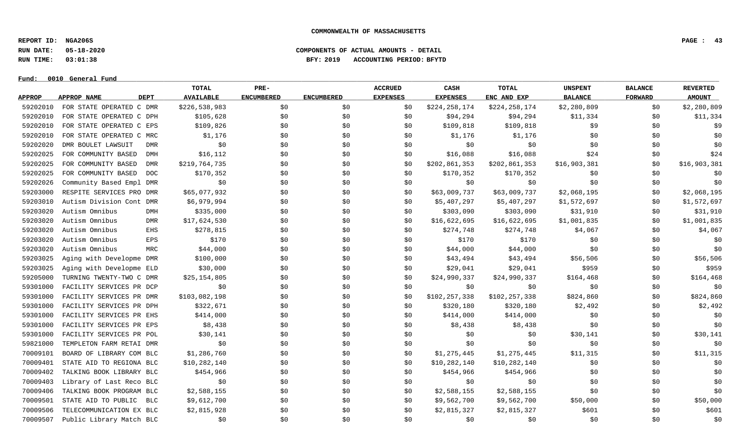**COMMONWEALTH OF MASSACHUSETTS**

**REPORT ID: NGA206S**
**RUN DATE: 05-18-2020**
**RUN TIME: 03:01:38**

**COMPONENTS OF ACTUAL AMOUNTS - DETAIL**
**BFY: 2019 ACCOUNTING PERIOD: BFYTD**

**Fund: 0010 General Fund**

| APPROP | APPROP NAME | DEPT | TOTAL AVAILABLE | PRE-ENCUMBERED | ENCUMBERED | ACCRUED EXPENSES | CASH EXPENSES | TOTAL ENC AND EXP | UNSPENT BALANCE | BALANCE FORWARD | REVERTED AMOUNT |
|---|---|---|---|---|---|---|---|---|---|---|---|
| 59202010 | FOR STATE OPERATED C | DMR | $226,538,983 | $0 | $0 | $0 | $224,258,174 | $224,258,174 | $2,280,809 | $0 | $2,280,809 |
| 59202010 | FOR STATE OPERATED C | DPH | $105,628 | $0 | $0 | $0 | $94,294 | $94,294 | $11,334 | $0 | $11,334 |
| 59202010 | FOR STATE OPERATED C | EPS | $109,826 | $0 | $0 | $0 | $109,818 | $109,818 | $9 | $0 | $9 |
| 59202010 | FOR STATE OPERATED C | MRC | $1,176 | $0 | $0 | $0 | $1,176 | $1,176 | $0 | $0 | $0 |
| 59202020 | DMR BOULET LAWSUIT | DMR | $0 | $0 | $0 | $0 | $0 | $0 | $0 | $0 | $0 |
| 59202025 | FOR COMMUNITY BASED | DMH | $16,112 | $0 | $0 | $0 | $16,088 | $16,088 | $24 | $0 | $24 |
| 59202025 | FOR COMMUNITY BASED | DMR | $219,764,735 | $0 | $0 | $0 | $202,861,353 | $202,861,353 | $16,903,381 | $0 | $16,903,381 |
| 59202025 | FOR COMMUNITY BASED | DOC | $170,352 | $0 | $0 | $0 | $170,352 | $170,352 | $0 | $0 | $0 |
| 59202026 | Community Based Empl | DMR | $0 | $0 | $0 | $0 | $0 | $0 | $0 | $0 | $0 |
| 59203000 | RESPITE SERVICES PRO | DMR | $65,077,932 | $0 | $0 | $0 | $63,009,737 | $63,009,737 | $2,068,195 | $0 | $2,068,195 |
| 59203010 | Autism Division Cont | DMR | $6,979,994 | $0 | $0 | $0 | $5,407,297 | $5,407,297 | $1,572,697 | $0 | $1,572,697 |
| 59203020 | Autism Omnibus | DMH | $335,000 | $0 | $0 | $0 | $303,090 | $303,090 | $31,910 | $0 | $31,910 |
| 59203020 | Autism Omnibus | DMR | $17,624,530 | $0 | $0 | $0 | $16,622,695 | $16,622,695 | $1,001,835 | $0 | $1,001,835 |
| 59203020 | Autism Omnibus | EHS | $278,815 | $0 | $0 | $0 | $274,748 | $274,748 | $4,067 | $0 | $4,067 |
| 59203020 | Autism Omnibus | EPS | $170 | $0 | $0 | $0 | $170 | $170 | $0 | $0 | $0 |
| 59203020 | Autism Omnibus | MRC | $44,000 | $0 | $0 | $0 | $44,000 | $44,000 | $0 | $0 | $0 |
| 59203025 | Aging with Developme | DMR | $100,000 | $0 | $0 | $0 | $43,494 | $43,494 | $56,506 | $0 | $56,506 |
| 59203025 | Aging with Developme | ELD | $30,000 | $0 | $0 | $0 | $29,041 | $29,041 | $959 | $0 | $959 |
| 59205000 | TURNING TWENTY-TWO C | DMR | $25,154,805 | $0 | $0 | $0 | $24,990,337 | $24,990,337 | $164,468 | $0 | $164,468 |
| 59301000 | FACILITY SERVICES PR | DCP | $0 | $0 | $0 | $0 | $0 | $0 | $0 | $0 | $0 |
| 59301000 | FACILITY SERVICES PR | DMR | $103,082,198 | $0 | $0 | $0 | $102,257,338 | $102,257,338 | $824,860 | $0 | $824,860 |
| 59301000 | FACILITY SERVICES PR | DPH | $322,671 | $0 | $0 | $0 | $320,180 | $320,180 | $2,492 | $0 | $2,492 |
| 59301000 | FACILITY SERVICES PR | EHS | $414,000 | $0 | $0 | $0 | $414,000 | $414,000 | $0 | $0 | $0 |
| 59301000 | FACILITY SERVICES PR | EPS | $8,438 | $0 | $0 | $0 | $8,438 | $8,438 | $0 | $0 | $0 |
| 59301000 | FACILITY SERVICES PR | POL | $30,141 | $0 | $0 | $0 | $0 | $0 | $30,141 | $0 | $30,141 |
| 59821000 | TEMPLETON FARM RETAI | DMR | $0 | $0 | $0 | $0 | $0 | $0 | $0 | $0 | $0 |
| 70009101 | BOARD OF LIBRARY COM | BLC | $1,286,760 | $0 | $0 | $0 | $1,275,445 | $1,275,445 | $11,315 | $0 | $11,315 |
| 70009401 | STATE AID TO REGIONA | BLC | $10,282,140 | $0 | $0 | $0 | $10,282,140 | $10,282,140 | $0 | $0 | $0 |
| 70009402 | TALKING BOOK LIBRARY | BLC | $454,966 | $0 | $0 | $0 | $454,966 | $454,966 | $0 | $0 | $0 |
| 70009403 | Library of Last Reco | BLC | $0 | $0 | $0 | $0 | $0 | $0 | $0 | $0 | $0 |
| 70009406 | TALKING BOOK PROGRAM | BLC | $2,588,155 | $0 | $0 | $0 | $2,588,155 | $2,588,155 | $0 | $0 | $0 |
| 70009501 | STATE AID TO PUBLIC | BLC | $9,612,700 | $0 | $0 | $0 | $9,562,700 | $9,562,700 | $50,000 | $0 | $50,000 |
| 70009506 | TELECOMMUNICATION EX | BLC | $2,815,928 | $0 | $0 | $0 | $2,815,327 | $2,815,327 | $601 | $0 | $601 |
| 70009507 | Public Library Match | BLC | $0 | $0 | $0 | $0 | $0 | $0 | $0 | $0 | $0 |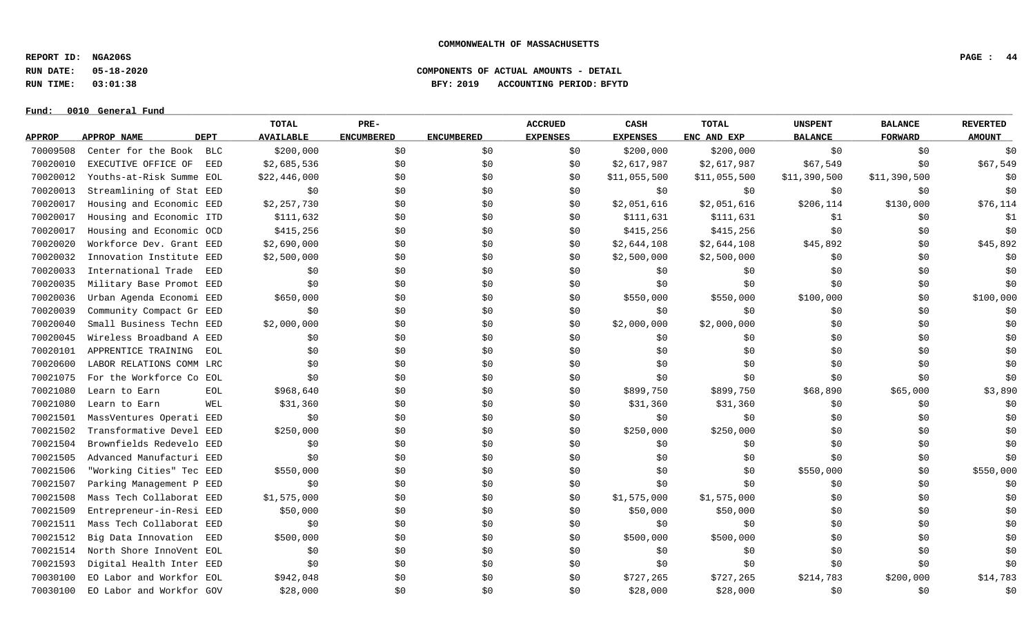**COMMONWEALTH OF MASSACHUSETTS**

**REPORT ID: NGA206S**
**RUN DATE: 05-18-2020**
**RUN TIME: 03:01:38**

**COMPONENTS OF ACTUAL AMOUNTS - DETAIL**
**BFY: 2019 ACCOUNTING PERIOD: BFYTD**

**Fund: 0010 General Fund**

| APPROP | APPROP NAME | DEPT | TOTAL AVAILABLE | PRE-ENCUMBERED | ENCUMBERED | ACCRUED EXPENSES | CASH EXPENSES | TOTAL ENC AND EXP | UNSPENT BALANCE | BALANCE FORWARD | REVERTED AMOUNT |
|---|---|---|---|---|---|---|---|---|---|---|---|
| 70009508 | Center for the Book | BLC | $200,000 | $0 | $0 | $0 | $200,000 | $200,000 | $0 | $0 | $0 |
| 70020010 | EXECUTIVE OFFICE OF | EED | $2,685,536 | $0 | $0 | $0 | $2,617,987 | $2,617,987 | $67,549 | $0 | $67,549 |
| 70020012 | Youths-at-Risk Summe | EOL | $22,446,000 | $0 | $0 | $0 | $11,055,500 | $11,055,500 | $11,390,500 | $11,390,500 | $0 |
| 70020013 | Streamlining of Stat | EED | $0 | $0 | $0 | $0 | $0 | $0 | $0 | $0 | $0 |
| 70020017 | Housing and Economic | EED | $2,257,730 | $0 | $0 | $0 | $2,051,616 | $2,051,616 | $206,114 | $130,000 | $76,114 |
| 70020017 | Housing and Economic | ITD | $111,632 | $0 | $0 | $0 | $111,631 | $111,631 | $1 | $0 | $1 |
| 70020017 | Housing and Economic | OCD | $415,256 | $0 | $0 | $0 | $415,256 | $415,256 | $0 | $0 | $0 |
| 70020020 | Workforce Dev. Grant | EED | $2,690,000 | $0 | $0 | $0 | $2,644,108 | $2,644,108 | $45,892 | $0 | $45,892 |
| 70020032 | Innovation Institute | EED | $2,500,000 | $0 | $0 | $0 | $2,500,000 | $2,500,000 | $0 | $0 | $0 |
| 70020033 | International Trade | EED | $0 | $0 | $0 | $0 | $0 | $0 | $0 | $0 | $0 |
| 70020035 | Military Base Promot | EED | $0 | $0 | $0 | $0 | $0 | $0 | $0 | $0 | $0 |
| 70020036 | Urban Agenda Economi | EED | $650,000 | $0 | $0 | $0 | $550,000 | $550,000 | $100,000 | $0 | $100,000 |
| 70020039 | Community Compact Gr | EED | $0 | $0 | $0 | $0 | $0 | $0 | $0 | $0 | $0 |
| 70020040 | Small Business Techn | EED | $2,000,000 | $0 | $0 | $0 | $2,000,000 | $2,000,000 | $0 | $0 | $0 |
| 70020045 | Wireless Broadband A | EED | $0 | $0 | $0 | $0 | $0 | $0 | $0 | $0 | $0 |
| 70020101 | APPRENTICE TRAINING | EOL | $0 | $0 | $0 | $0 | $0 | $0 | $0 | $0 | $0 |
| 70020600 | LABOR RELATIONS COMM | LRC | $0 | $0 | $0 | $0 | $0 | $0 | $0 | $0 | $0 |
| 70021075 | For the Workforce Co | EOL | $0 | $0 | $0 | $0 | $0 | $0 | $0 | $0 | $0 |
| 70021080 | Learn to Earn | EOL | $968,640 | $0 | $0 | $0 | $899,750 | $899,750 | $68,890 | $65,000 | $3,890 |
| 70021080 | Learn to Earn | WEL | $31,360 | $0 | $0 | $0 | $31,360 | $31,360 | $0 | $0 | $0 |
| 70021501 | MassVentures Operati | EED | $0 | $0 | $0 | $0 | $0 | $0 | $0 | $0 | $0 |
| 70021502 | Transformative Devel | EED | $250,000 | $0 | $0 | $0 | $250,000 | $250,000 | $0 | $0 | $0 |
| 70021504 | Brownfields Redevelo | EED | $0 | $0 | $0 | $0 | $0 | $0 | $0 | $0 | $0 |
| 70021505 | Advanced Manufacturi | EED | $0 | $0 | $0 | $0 | $0 | $0 | $0 | $0 | $0 |
| 70021506 | "Working Cities" Tec | EED | $550,000 | $0 | $0 | $0 | $0 | $0 | $550,000 | $0 | $550,000 |
| 70021507 | Parking Management P | EED | $0 | $0 | $0 | $0 | $0 | $0 | $0 | $0 | $0 |
| 70021508 | Mass Tech Collaborat | EED | $1,575,000 | $0 | $0 | $0 | $1,575,000 | $1,575,000 | $0 | $0 | $0 |
| 70021509 | Entrepreneur-in-Resi | EED | $50,000 | $0 | $0 | $0 | $50,000 | $50,000 | $0 | $0 | $0 |
| 70021511 | Mass Tech Collaborat | EED | $0 | $0 | $0 | $0 | $0 | $0 | $0 | $0 | $0 |
| 70021512 | Big Data Innovation | EED | $500,000 | $0 | $0 | $0 | $500,000 | $500,000 | $0 | $0 | $0 |
| 70021514 | North Shore InnoVent | EOL | $0 | $0 | $0 | $0 | $0 | $0 | $0 | $0 | $0 |
| 70021593 | Digital Health Inter | EED | $0 | $0 | $0 | $0 | $0 | $0 | $0 | $0 | $0 |
| 70030100 | EO Labor and Workfor | EOL | $942,048 | $0 | $0 | $0 | $727,265 | $727,265 | $214,783 | $200,000 | $14,783 |
| 70030100 | EO Labor and Workfor | GOV | $28,000 | $0 | $0 | $0 | $28,000 | $28,000 | $0 | $0 | $0 |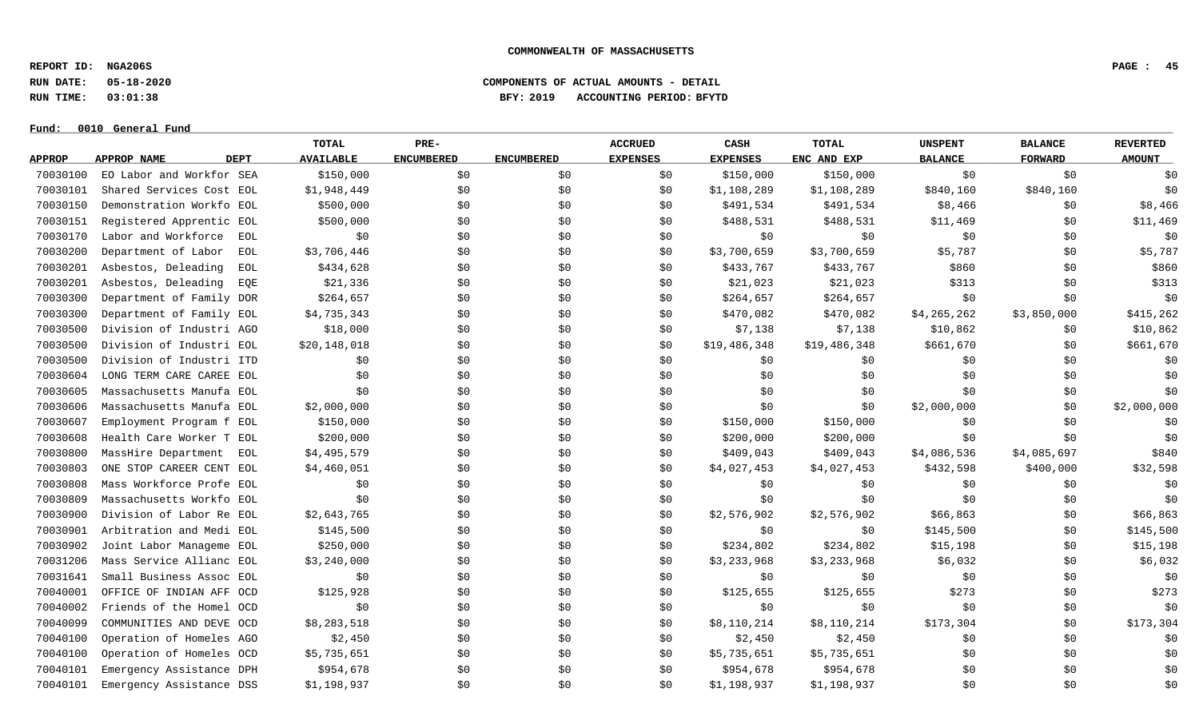**COMMONWEALTH OF MASSACHUSETTS**

**REPORT ID: NGA206S**
**RUN DATE: 05-18-2020**
**RUN TIME: 03:01:38**

**COMPONENTS OF ACTUAL AMOUNTS - DETAIL**
**BFY: 2019 ACCOUNTING PERIOD: BFYTD**

**Fund: 0010 General Fund**

| APPROP | APPROP NAME | DEPT | TOTAL AVAILABLE | PRE-ENCUMBERED | ENCUMBERED | ACCRUED EXPENSES | CASH EXPENSES | TOTAL ENC AND EXP | UNSPENT BALANCE | BALANCE FORWARD | REVERTED AMOUNT |
|---|---|---|---|---|---|---|---|---|---|---|---|
| 70030100 | EO Labor and Workfor | SEA | $150,000 | $0 | $0 | $0 | $150,000 | $150,000 | $0 | $0 | $0 |
| 70030101 | Shared Services Cost | EOL | $1,948,449 | $0 | $0 | $0 | $1,108,289 | $1,108,289 | $840,160 | $840,160 | $0 |
| 70030150 | Demonstration Workfo | EOL | $500,000 | $0 | $0 | $0 | $491,534 | $491,534 | $8,466 | $0 | $8,466 |
| 70030151 | Registered Apprentic | EOL | $500,000 | $0 | $0 | $0 | $488,531 | $488,531 | $11,469 | $0 | $11,469 |
| 70030170 | Labor and Workforce | EOL | $0 | $0 | $0 | $0 | $0 | $0 | $0 | $0 | $0 |
| 70030200 | Department of Labor | EOL | $3,706,446 | $0 | $0 | $0 | $3,700,659 | $3,700,659 | $5,787 | $0 | $5,787 |
| 70030201 | Asbestos, Deleading | EOL | $434,628 | $0 | $0 | $0 | $433,767 | $433,767 | $860 | $0 | $860 |
| 70030201 | Asbestos, Deleading | EQE | $21,336 | $0 | $0 | $0 | $21,023 | $21,023 | $313 | $0 | $313 |
| 70030300 | Department of Family | DOR | $264,657 | $0 | $0 | $0 | $264,657 | $264,657 | $0 | $0 | $0 |
| 70030300 | Department of Family | EOL | $4,735,343 | $0 | $0 | $0 | $470,082 | $470,082 | $4,265,262 | $3,850,000 | $415,262 |
| 70030500 | Division of Industri | AGO | $18,000 | $0 | $0 | $0 | $7,138 | $7,138 | $10,862 | $0 | $10,862 |
| 70030500 | Division of Industri | EOL | $20,148,018 | $0 | $0 | $0 | $19,486,348 | $19,486,348 | $661,670 | $0 | $661,670 |
| 70030500 | Division of Industri | ITD | $0 | $0 | $0 | $0 | $0 | $0 | $0 | $0 | $0 |
| 70030604 | LONG TERM CARE CAREE | EOL | $0 | $0 | $0 | $0 | $0 | $0 | $0 | $0 | $0 |
| 70030605 | Massachusetts Manufa | EOL | $0 | $0 | $0 | $0 | $0 | $0 | $0 | $0 | $0 |
| 70030606 | Massachusetts Manufa | EOL | $2,000,000 | $0 | $0 | $0 | $0 | $0 | $2,000,000 | $0 | $2,000,000 |
| 70030607 | Employment Program f | EOL | $150,000 | $0 | $0 | $0 | $150,000 | $150,000 | $0 | $0 | $0 |
| 70030608 | Health Care Worker T | EOL | $200,000 | $0 | $0 | $0 | $200,000 | $200,000 | $0 | $0 | $0 |
| 70030800 | MassHire Department | EOL | $4,495,579 | $0 | $0 | $0 | $409,043 | $409,043 | $4,086,536 | $4,085,697 | $840 |
| 70030803 | ONE STOP CAREER CENT | EOL | $4,460,051 | $0 | $0 | $0 | $4,027,453 | $4,027,453 | $432,598 | $400,000 | $32,598 |
| 70030808 | Mass Workforce Profe | EOL | $0 | $0 | $0 | $0 | $0 | $0 | $0 | $0 | $0 |
| 70030809 | Massachusetts Workfo | EOL | $0 | $0 | $0 | $0 | $0 | $0 | $0 | $0 | $0 |
| 70030900 | Division of Labor Re | EOL | $2,643,765 | $0 | $0 | $0 | $2,576,902 | $2,576,902 | $66,863 | $0 | $66,863 |
| 70030901 | Arbitration and Medi | EOL | $145,500 | $0 | $0 | $0 | $0 | $0 | $145,500 | $0 | $145,500 |
| 70030902 | Joint Labor Manageme | EOL | $250,000 | $0 | $0 | $0 | $234,802 | $234,802 | $15,198 | $0 | $15,198 |
| 70031206 | Mass Service Allianc | EOL | $3,240,000 | $0 | $0 | $0 | $3,233,968 | $3,233,968 | $6,032 | $0 | $6,032 |
| 70031641 | Small Business Assoc | EOL | $0 | $0 | $0 | $0 | $0 | $0 | $0 | $0 | $0 |
| 70040001 | OFFICE OF INDIAN AFF | OCD | $125,928 | $0 | $0 | $0 | $125,655 | $125,655 | $273 | $0 | $273 |
| 70040002 | Friends of the Homel | OCD | $0 | $0 | $0 | $0 | $0 | $0 | $0 | $0 | $0 |
| 70040099 | COMMUNITIES AND DEVE | OCD | $8,283,518 | $0 | $0 | $0 | $8,110,214 | $8,110,214 | $173,304 | $0 | $173,304 |
| 70040100 | Operation of Homeles | AGO | $2,450 | $0 | $0 | $0 | $2,450 | $2,450 | $0 | $0 | $0 |
| 70040100 | Operation of Homeles | OCD | $5,735,651 | $0 | $0 | $0 | $5,735,651 | $5,735,651 | $0 | $0 | $0 |
| 70040101 | Emergency Assistance | DPH | $954,678 | $0 | $0 | $0 | $954,678 | $954,678 | $0 | $0 | $0 |
| 70040101 | Emergency Assistance | DSS | $1,198,937 | $0 | $0 | $0 | $1,198,937 | $1,198,937 | $0 | $0 | $0 |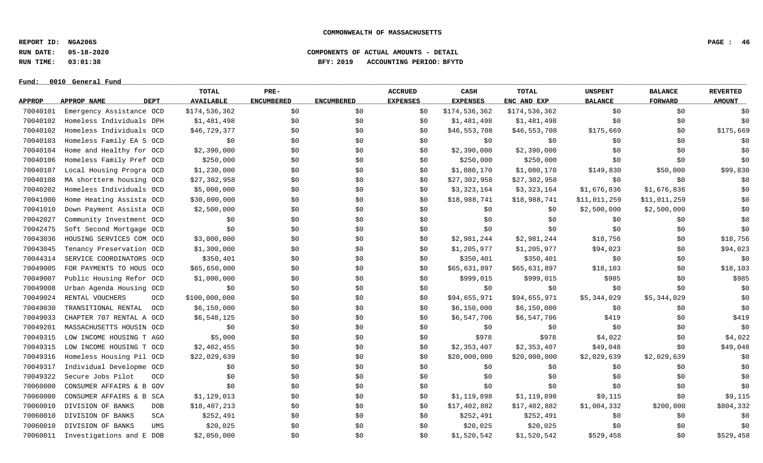**COMMONWEALTH OF MASSACHUSETTS**

**REPORT ID: NGA206S**
**RUN DATE: 05-18-2020** **COMPONENTS OF ACTUAL AMOUNTS - DETAIL**
**RUN TIME: 03:01:38** **BFY: 2019 ACCOUNTING PERIOD: BFYTD**

**Fund: 0010 General Fund**

| APPROP | APPROP NAME | DEPT | TOTAL AVAILABLE | PRE-ENCUMBERED | ENCUMBERED | ACCRUED EXPENSES | CASH EXPENSES | TOTAL ENC AND EXP | UNSPENT BALANCE | BALANCE FORWARD | REVERTED AMOUNT |
|---|---|---|---|---|---|---|---|---|---|---|---|
| 70040101 | Emergency Assistance | OCD | $174,536,362 | $0 | $0 | $0 | $174,536,362 | $174,536,362 | $0 | $0 | $0 |
| 70040102 | Homeless Individuals | DPH | $1,481,498 | $0 | $0 | $0 | $1,481,498 | $1,481,498 | $0 | $0 | $0 |
| 70040102 | Homeless Individuals | OCD | $46,729,377 | $0 | $0 | $0 | $46,553,708 | $46,553,708 | $175,669 | $0 | $175,669 |
| 70040103 | Homeless Family EA S | OCD | $0 | $0 | $0 | $0 | $0 | $0 | $0 | $0 | $0 |
| 70040104 | Home and Healthy for | OCD | $2,390,000 | $0 | $0 | $0 | $2,390,000 | $2,390,000 | $0 | $0 | $0 |
| 70040106 | Homeless Family Pref | OCD | $250,000 | $0 | $0 | $0 | $250,000 | $250,000 | $0 | $0 | $0 |
| 70040107 | Local Housing Progra | OCD | $1,230,000 | $0 | $0 | $0 | $1,080,170 | $1,080,170 | $149,830 | $50,000 | $99,830 |
| 70040108 | MA shortterm housing | OCD | $27,302,958 | $0 | $0 | $0 | $27,302,958 | $27,302,958 | $0 | $0 | $0 |
| 70040202 | Homeless Individuals | OCD | $5,000,000 | $0 | $0 | $0 | $3,323,164 | $3,323,164 | $1,676,836 | $1,676,836 | $0 |
| 70041000 | Home Heating Assista | OCD | $30,000,000 | $0 | $0 | $0 | $18,988,741 | $18,988,741 | $11,011,259 | $11,011,259 | $0 |
| 70041010 | Down Payment Assista | OCD | $2,500,000 | $0 | $0 | $0 | $0 | $0 | $2,500,000 | $2,500,000 | $0 |
| 70042027 | Community Investment | OCD | $0 | $0 | $0 | $0 | $0 | $0 | $0 | $0 | $0 |
| 70042475 | Soft Second Mortgage | OCD | $0 | $0 | $0 | $0 | $0 | $0 | $0 | $0 | $0 |
| 70043036 | HOUSING SERVICES COM | OCD | $3,000,000 | $0 | $0 | $0 | $2,981,244 | $2,981,244 | $18,756 | $0 | $18,756 |
| 70043045 | Tenancy Preservation | OCD | $1,300,000 | $0 | $0 | $0 | $1,205,977 | $1,205,977 | $94,023 | $0 | $94,023 |
| 70044314 | SERVICE COORDINATORS | OCD | $350,401 | $0 | $0 | $0 | $350,401 | $350,401 | $0 | $0 | $0 |
| 70049005 | FOR PAYMENTS TO HOUS | OCD | $65,650,000 | $0 | $0 | $0 | $65,631,897 | $65,631,897 | $18,103 | $0 | $18,103 |
| 70049007 | Public Housing Refor | OCD | $1,000,000 | $0 | $0 | $0 | $999,015 | $999,015 | $985 | $0 | $985 |
| 70049008 | Urban Agenda Housing | OCD | $0 | $0 | $0 | $0 | $0 | $0 | $0 | $0 | $0 |
| 70049024 | RENTAL VOUCHERS | OCD | $100,000,000 | $0 | $0 | $0 | $94,655,971 | $94,655,971 | $5,344,029 | $5,344,029 | $0 |
| 70049030 | TRANSITIONAL RENTAL | OCD | $6,150,000 | $0 | $0 | $0 | $6,150,000 | $6,150,000 | $0 | $0 | $0 |
| 70049033 | CHAPTER 707 RENTAL A | OCD | $6,548,125 | $0 | $0 | $0 | $6,547,706 | $6,547,706 | $419 | $0 | $419 |
| 70049201 | MASSACHUSETTS HOUSIN | OCD | $0 | $0 | $0 | $0 | $0 | $0 | $0 | $0 | $0 |
| 70049315 | LOW INCOME HOUSING T | AGO | $5,000 | $0 | $0 | $0 | $978 | $978 | $4,022 | $0 | $4,022 |
| 70049315 | LOW INCOME HOUSING T | OCD | $2,402,455 | $0 | $0 | $0 | $2,353,407 | $2,353,407 | $49,048 | $0 | $49,048 |
| 70049316 | Homeless Housing Pil | OCD | $22,029,639 | $0 | $0 | $0 | $20,000,000 | $20,000,000 | $2,029,639 | $2,029,639 | $0 |
| 70049317 | Individual Developme | OCD | $0 | $0 | $0 | $0 | $0 | $0 | $0 | $0 | $0 |
| 70049322 | Secure Jobs Pilot | OCD | $0 | $0 | $0 | $0 | $0 | $0 | $0 | $0 | $0 |
| 70060000 | CONSUMER AFFAIRS & B | GOV | $0 | $0 | $0 | $0 | $0 | $0 | $0 | $0 | $0 |
| 70060000 | CONSUMER AFFAIRS & B | SCA | $1,129,013 | $0 | $0 | $0 | $1,119,898 | $1,119,898 | $9,115 | $0 | $9,115 |
| 70060010 | DIVISION OF BANKS | DOB | $18,407,213 | $0 | $0 | $0 | $17,402,882 | $17,402,882 | $1,004,332 | $200,000 | $804,332 |
| 70060010 | DIVISION OF BANKS | SCA | $252,491 | $0 | $0 | $0 | $252,491 | $252,491 | $0 | $0 | $0 |
| 70060010 | DIVISION OF BANKS | UMS | $20,025 | $0 | $0 | $0 | $20,025 | $20,025 | $0 | $0 | $0 |
| 70060011 | Investigations and E | DOB | $2,050,000 | $0 | $0 | $0 | $1,520,542 | $1,520,542 | $529,458 | $0 | $529,458 |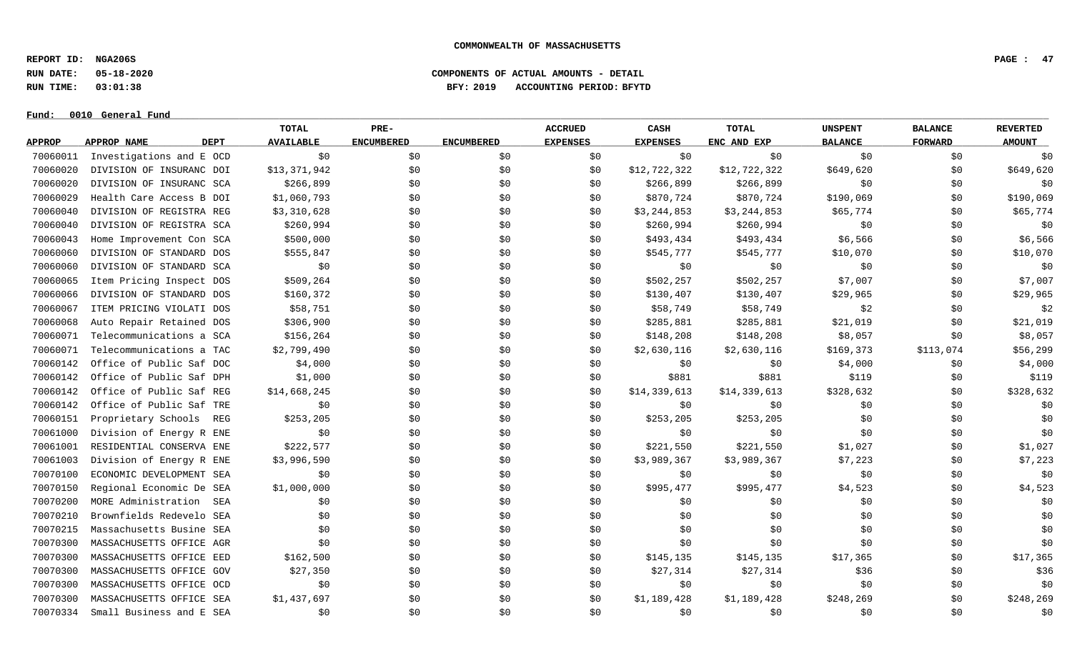COMMONWEALTH OF MASSACHUSETTS

REPORT ID: NGA206S
RUN DATE: 05-18-2020
RUN TIME: 03:01:38

COMPONENTS OF ACTUAL AMOUNTS - DETAIL
BFY: 2019 ACCOUNTING PERIOD: BFYTD

Fund: 0010 General Fund

| APPROP | APPROP NAME | DEPT | TOTAL AVAILABLE | PRE-ENCUMBERED | ENCUMBERED | ACCRUED EXPENSES | CASH EXPENSES | TOTAL ENC AND EXP | UNSPENT BALANCE | BALANCE FORWARD | REVERTED AMOUNT |
|---|---|---|---|---|---|---|---|---|---|---|---|
| 70060011 | Investigations and E | OCD | $0 | $0 | $0 | $0 | $0 | $0 | $0 | $0 | $0 |
| 70060020 | DIVISION OF INSURANC | DOI | $13,371,942 | $0 | $0 | $0 | $12,722,322 | $12,722,322 | $649,620 | $0 | $649,620 |
| 70060020 | DIVISION OF INSURANC | SCA | $266,899 | $0 | $0 | $0 | $266,899 | $266,899 | $0 | $0 | $0 |
| 70060029 | Health Care Access B | DOI | $1,060,793 | $0 | $0 | $0 | $870,724 | $870,724 | $190,069 | $0 | $190,069 |
| 70060040 | DIVISION OF REGISTRA | REG | $3,310,628 | $0 | $0 | $0 | $3,244,853 | $3,244,853 | $65,774 | $0 | $65,774 |
| 70060040 | DIVISION OF REGISTRA | SCA | $260,994 | $0 | $0 | $0 | $260,994 | $260,994 | $0 | $0 | $0 |
| 70060043 | Home Improvement Con | SCA | $500,000 | $0 | $0 | $0 | $493,434 | $493,434 | $6,566 | $0 | $6,566 |
| 70060060 | DIVISION OF STANDARD | DOS | $555,847 | $0 | $0 | $0 | $545,777 | $545,777 | $10,070 | $0 | $10,070 |
| 70060060 | DIVISION OF STANDARD | SCA | $0 | $0 | $0 | $0 | $0 | $0 | $0 | $0 | $0 |
| 70060065 | Item Pricing Inspect | DOS | $509,264 | $0 | $0 | $0 | $502,257 | $502,257 | $7,007 | $0 | $7,007 |
| 70060066 | DIVISION OF STANDARD | DOS | $160,372 | $0 | $0 | $0 | $130,407 | $130,407 | $29,965 | $0 | $29,965 |
| 70060067 | ITEM PRICING VIOLATI | DOS | $58,751 | $0 | $0 | $0 | $58,749 | $58,749 | $2 | $0 | $2 |
| 70060068 | Auto Repair Retained | DOS | $306,900 | $0 | $0 | $0 | $285,881 | $285,881 | $21,019 | $0 | $21,019 |
| 70060071 | Telecommunications a | SCA | $156,264 | $0 | $0 | $0 | $148,208 | $148,208 | $8,057 | $0 | $8,057 |
| 70060071 | Telecommunications a | TAC | $2,799,490 | $0 | $0 | $0 | $2,630,116 | $2,630,116 | $169,373 | $113,074 | $56,299 |
| 70060142 | Office of Public Saf | DOC | $4,000 | $0 | $0 | $0 | $0 | $0 | $4,000 | $0 | $4,000 |
| 70060142 | Office of Public Saf | DPH | $1,000 | $0 | $0 | $0 | $881 | $881 | $119 | $0 | $119 |
| 70060142 | Office of Public Saf | REG | $14,668,245 | $0 | $0 | $0 | $14,339,613 | $14,339,613 | $328,632 | $0 | $328,632 |
| 70060142 | Office of Public Saf | TRE | $0 | $0 | $0 | $0 | $0 | $0 | $0 | $0 | $0 |
| 70060151 | Proprietary Schools | REG | $253,205 | $0 | $0 | $0 | $253,205 | $253,205 | $0 | $0 | $0 |
| 70061000 | Division of Energy R | ENE | $0 | $0 | $0 | $0 | $0 | $0 | $0 | $0 | $0 |
| 70061001 | RESIDENTIAL CONSERVA | ENE | $222,577 | $0 | $0 | $0 | $221,550 | $221,550 | $1,027 | $0 | $1,027 |
| 70061003 | Division of Energy R | ENE | $3,996,590 | $0 | $0 | $0 | $3,989,367 | $3,989,367 | $7,223 | $0 | $7,223 |
| 70070100 | ECONOMIC DEVELOPMENT | SEA | $0 | $0 | $0 | $0 | $0 | $0 | $0 | $0 | $0 |
| 70070150 | Regional Economic De | SEA | $1,000,000 | $0 | $0 | $0 | $995,477 | $995,477 | $4,523 | $0 | $4,523 |
| 70070200 | MORE Administration | SEA | $0 | $0 | $0 | $0 | $0 | $0 | $0 | $0 | $0 |
| 70070210 | Brownfields Redevelo | SEA | $0 | $0 | $0 | $0 | $0 | $0 | $0 | $0 | $0 |
| 70070215 | Massachusetts Busine | SEA | $0 | $0 | $0 | $0 | $0 | $0 | $0 | $0 | $0 |
| 70070300 | MASSACHUSETTS OFFICE | AGR | $0 | $0 | $0 | $0 | $0 | $0 | $0 | $0 | $0 |
| 70070300 | MASSACHUSETTS OFFICE | EED | $162,500 | $0 | $0 | $0 | $145,135 | $145,135 | $17,365 | $0 | $17,365 |
| 70070300 | MASSACHUSETTS OFFICE | GOV | $27,350 | $0 | $0 | $0 | $27,314 | $27,314 | $36 | $0 | $36 |
| 70070300 | MASSACHUSETTS OFFICE | OCD | $0 | $0 | $0 | $0 | $0 | $0 | $0 | $0 | $0 |
| 70070300 | MASSACHUSETTS OFFICE | SEA | $1,437,697 | $0 | $0 | $0 | $1,189,428 | $1,189,428 | $248,269 | $0 | $248,269 |
| 70070334 | Small Business and E | SEA | $0 | $0 | $0 | $0 | $0 | $0 | $0 | $0 | $0 |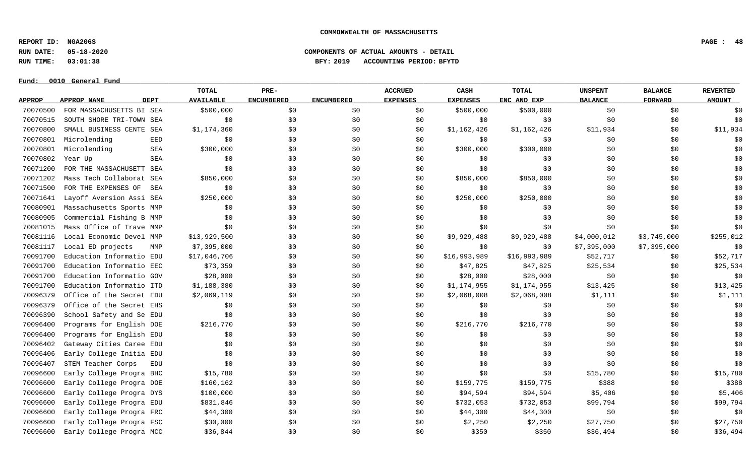**COMMONWEALTH OF MASSACHUSETTS**

**REPORT ID: NGA206S**
**RUN DATE: 05-18-2020** **COMPONENTS OF ACTUAL AMOUNTS - DETAIL**
**RUN TIME: 03:01:38** **BFY: 2019 ACCOUNTING PERIOD: BFYTD**

**Fund: 0010 General Fund**

| APPROP | APPROP NAME | DEPT | TOTAL AVAILABLE | PRE-ENCUMBERED | ENCUMBERED | ACCRUED EXPENSES | CASH EXPENSES | TOTAL ENC AND EXP | UNSPENT BALANCE | BALANCE FORWARD | REVERTED AMOUNT |
|---|---|---|---|---|---|---|---|---|---|---|---|
| 70070500 | FOR MASSACHUSETTS BI | SEA | $500,000 | $0 | $0 | $0 | $500,000 | $500,000 | $0 | $0 | $0 |
| 70070515 | SOUTH SHORE TRI-TOWN | SEA | $0 | $0 | $0 | $0 | $0 | $0 | $0 | $0 | $0 |
| 70070800 | SMALL BUSINESS CENTE | SEA | $1,174,360 | $0 | $0 | $0 | $1,162,426 | $1,162,426 | $11,934 | $0 | $11,934 |
| 70070801 | Microlending | EED | $0 | $0 | $0 | $0 | $0 | $0 | $0 | $0 | $0 |
| 70070801 | Microlending | SEA | $300,000 | $0 | $0 | $0 | $300,000 | $300,000 | $0 | $0 | $0 |
| 70070802 | Year Up | SEA | $0 | $0 | $0 | $0 | $0 | $0 | $0 | $0 | $0 |
| 70071200 | FOR THE MASSACHUSETT | SEA | $0 | $0 | $0 | $0 | $0 | $0 | $0 | $0 | $0 |
| 70071202 | Mass Tech Collaborat | SEA | $850,000 | $0 | $0 | $0 | $850,000 | $850,000 | $0 | $0 | $0 |
| 70071500 | FOR THE EXPENSES OF | SEA | $0 | $0 | $0 | $0 | $0 | $0 | $0 | $0 | $0 |
| 70071641 | Layoff Aversion Assi | SEA | $250,000 | $0 | $0 | $0 | $250,000 | $250,000 | $0 | $0 | $0 |
| 70080901 | Massachusetts Sports | MMP | $0 | $0 | $0 | $0 | $0 | $0 | $0 | $0 | $0 |
| 70080905 | Commercial Fishing B | MMP | $0 | $0 | $0 | $0 | $0 | $0 | $0 | $0 | $0 |
| 70081015 | Mass Office of Trave | MMP | $0 | $0 | $0 | $0 | $0 | $0 | $0 | $0 | $0 |
| 70081116 | Local Economic Devel | MMP | $13,929,500 | $0 | $0 | $0 | $9,929,488 | $9,929,488 | $4,000,012 | $3,745,000 | $255,012 |
| 70081117 | Local ED projects | MMP | $7,395,000 | $0 | $0 | $0 | $0 | $0 | $7,395,000 | $7,395,000 | $0 |
| 70091700 | Education Informatio | EDU | $17,046,706 | $0 | $0 | $0 | $16,993,989 | $16,993,989 | $52,717 | $0 | $52,717 |
| 70091700 | Education Informatio | EEC | $73,359 | $0 | $0 | $0 | $47,825 | $47,825 | $25,534 | $0 | $25,534 |
| 70091700 | Education Informatio | GOV | $28,000 | $0 | $0 | $0 | $28,000 | $28,000 | $0 | $0 | $0 |
| 70091700 | Education Informatio | ITD | $1,188,380 | $0 | $0 | $0 | $1,174,955 | $1,174,955 | $13,425 | $0 | $13,425 |
| 70096379 | Office of the Secret | EDU | $2,069,119 | $0 | $0 | $0 | $2,068,008 | $2,068,008 | $1,111 | $0 | $1,111 |
| 70096379 | Office of the Secret | EHS | $0 | $0 | $0 | $0 | $0 | $0 | $0 | $0 | $0 |
| 70096390 | School Safety and Se | EDU | $0 | $0 | $0 | $0 | $0 | $0 | $0 | $0 | $0 |
| 70096400 | Programs for English | DOE | $216,770 | $0 | $0 | $0 | $216,770 | $216,770 | $0 | $0 | $0 |
| 70096400 | Programs for English | EDU | $0 | $0 | $0 | $0 | $0 | $0 | $0 | $0 | $0 |
| 70096402 | Gateway Cities Caree | EDU | $0 | $0 | $0 | $0 | $0 | $0 | $0 | $0 | $0 |
| 70096406 | Early College Initia | EDU | $0 | $0 | $0 | $0 | $0 | $0 | $0 | $0 | $0 |
| 70096407 | STEM Teacher Corps | EDU | $0 | $0 | $0 | $0 | $0 | $0 | $0 | $0 | $0 |
| 70096600 | Early College Progra | BHC | $15,780 | $0 | $0 | $0 | $0 | $0 | $15,780 | $0 | $15,780 |
| 70096600 | Early College Progra | DOE | $160,162 | $0 | $0 | $0 | $159,775 | $159,775 | $388 | $0 | $388 |
| 70096600 | Early College Progra | DYS | $100,000 | $0 | $0 | $0 | $94,594 | $94,594 | $5,406 | $0 | $5,406 |
| 70096600 | Early College Progra | EDU | $831,846 | $0 | $0 | $0 | $732,053 | $732,053 | $99,794 | $0 | $99,794 |
| 70096600 | Early College Progra | FRC | $44,300 | $0 | $0 | $0 | $44,300 | $44,300 | $0 | $0 | $0 |
| 70096600 | Early College Progra | FSC | $30,000 | $0 | $0 | $0 | $2,250 | $2,250 | $27,750 | $0 | $27,750 |
| 70096600 | Early College Progra | MCC | $36,844 | $0 | $0 | $0 | $350 | $350 | $36,494 | $0 | $36,494 |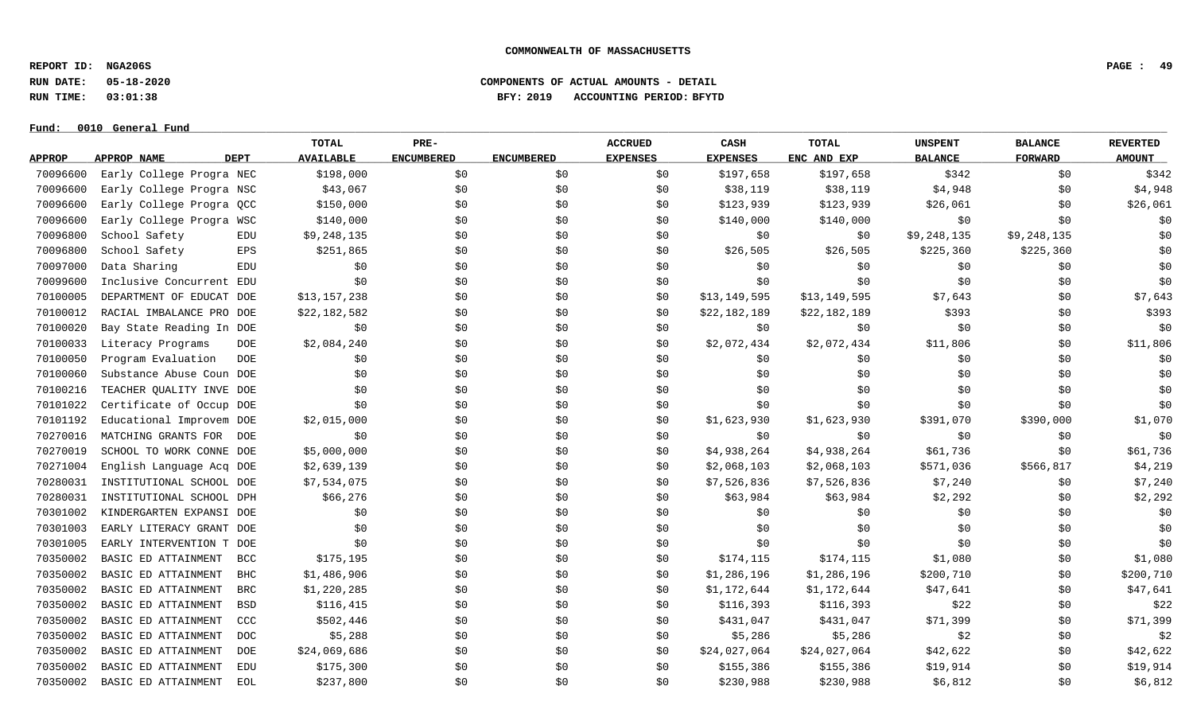COMMONWEALTH OF MASSACHUSETTS

REPORT ID: NGA206S
RUN DATE: 05-18-2020
RUN TIME: 03:01:38

COMPONENTS OF ACTUAL AMOUNTS - DETAIL
BFY: 2019 ACCOUNTING PERIOD: BFYTD

Fund: 0010 General Fund

| APPROP | APPROP NAME | DEPT | TOTAL AVAILABLE | PRE-ENCUMBERED | ENCUMBERED | ACCRUED EXPENSES | CASH EXPENSES | TOTAL ENC AND EXP | UNSPENT BALANCE | BALANCE FORWARD | REVERTED AMOUNT |
|---|---|---|---|---|---|---|---|---|---|---|---|
| 70096600 | Early College Progra | NEC | $198,000 | $0 | $0 | $0 | $197,658 | $197,658 | $342 | $0 | $342 |
| 70096600 | Early College Progra | NSC | $43,067 | $0 | $0 | $0 | $38,119 | $38,119 | $4,948 | $0 | $4,948 |
| 70096600 | Early College Progra | QCC | $150,000 | $0 | $0 | $0 | $123,939 | $123,939 | $26,061 | $0 | $26,061 |
| 70096600 | Early College Progra | WSC | $140,000 | $0 | $0 | $0 | $140,000 | $140,000 | $0 | $0 | $0 |
| 70096800 | School Safety | EDU | $9,248,135 | $0 | $0 | $0 | $0 | $0 | $9,248,135 | $9,248,135 | $0 |
| 70096800 | School Safety | EPS | $251,865 | $0 | $0 | $0 | $26,505 | $26,505 | $225,360 | $225,360 | $0 |
| 70097000 | Data Sharing | EDU | $0 | $0 | $0 | $0 | $0 | $0 | $0 | $0 | $0 |
| 70099600 | Inclusive Concurrent | EDU | $0 | $0 | $0 | $0 | $0 | $0 | $0 | $0 | $0 |
| 70100005 | DEPARTMENT OF EDUCAT | DOE | $13,157,238 | $0 | $0 | $0 | $13,149,595 | $13,149,595 | $7,643 | $0 | $7,643 |
| 70100012 | RACIAL IMBALANCE PRO | DOE | $22,182,582 | $0 | $0 | $0 | $22,182,189 | $22,182,189 | $393 | $0 | $393 |
| 70100020 | Bay State Reading In | DOE | $0 | $0 | $0 | $0 | $0 | $0 | $0 | $0 | $0 |
| 70100033 | Literacy Programs | DOE | $2,084,240 | $0 | $0 | $0 | $2,072,434 | $2,072,434 | $11,806 | $0 | $11,806 |
| 70100050 | Program Evaluation | DOE | $0 | $0 | $0 | $0 | $0 | $0 | $0 | $0 | $0 |
| 70100060 | Substance Abuse Coun | DOE | $0 | $0 | $0 | $0 | $0 | $0 | $0 | $0 | $0 |
| 70100216 | TEACHER QUALITY INVE | DOE | $0 | $0 | $0 | $0 | $0 | $0 | $0 | $0 | $0 |
| 70101022 | Certificate of Occup | DOE | $0 | $0 | $0 | $0 | $0 | $0 | $0 | $0 | $0 |
| 70101192 | Educational Improvem | DOE | $2,015,000 | $0 | $0 | $0 | $1,623,930 | $1,623,930 | $391,070 | $390,000 | $1,070 |
| 70270016 | MATCHING GRANTS FOR | DOE | $0 | $0 | $0 | $0 | $0 | $0 | $0 | $0 | $0 |
| 70270019 | SCHOOL TO WORK CONNE | DOE | $5,000,000 | $0 | $0 | $0 | $4,938,264 | $4,938,264 | $61,736 | $0 | $61,736 |
| 70271004 | English Language Acq | DOE | $2,639,139 | $0 | $0 | $0 | $2,068,103 | $2,068,103 | $571,036 | $566,817 | $4,219 |
| 70280031 | INSTITUTIONAL SCHOOL | DOE | $7,534,075 | $0 | $0 | $0 | $7,526,836 | $7,526,836 | $7,240 | $0 | $7,240 |
| 70280031 | INSTITUTIONAL SCHOOL | DPH | $66,276 | $0 | $0 | $0 | $63,984 | $63,984 | $2,292 | $0 | $2,292 |
| 70301002 | KINDERGARTEN EXPANSI | DOE | $0 | $0 | $0 | $0 | $0 | $0 | $0 | $0 | $0 |
| 70301003 | EARLY LITERACY GRANT | DOE | $0 | $0 | $0 | $0 | $0 | $0 | $0 | $0 | $0 |
| 70301005 | EARLY INTERVENTION T | DOE | $0 | $0 | $0 | $0 | $0 | $0 | $0 | $0 | $0 |
| 70350002 | BASIC ED ATTAINMENT | BCC | $175,195 | $0 | $0 | $0 | $174,115 | $174,115 | $1,080 | $0 | $1,080 |
| 70350002 | BASIC ED ATTAINMENT | BHC | $1,486,906 | $0 | $0 | $0 | $1,286,196 | $1,286,196 | $200,710 | $0 | $200,710 |
| 70350002 | BASIC ED ATTAINMENT | BRC | $1,220,285 | $0 | $0 | $0 | $1,172,644 | $1,172,644 | $47,641 | $0 | $47,641 |
| 70350002 | BASIC ED ATTAINMENT | BSD | $116,415 | $0 | $0 | $0 | $116,393 | $116,393 | $22 | $0 | $22 |
| 70350002 | BASIC ED ATTAINMENT | CCC | $502,446 | $0 | $0 | $0 | $431,047 | $431,047 | $71,399 | $0 | $71,399 |
| 70350002 | BASIC ED ATTAINMENT | DOC | $5,288 | $0 | $0 | $0 | $5,286 | $5,286 | $2 | $0 | $2 |
| 70350002 | BASIC ED ATTAINMENT | DOE | $24,069,686 | $0 | $0 | $0 | $24,027,064 | $24,027,064 | $42,622 | $0 | $42,622 |
| 70350002 | BASIC ED ATTAINMENT | EDU | $175,300 | $0 | $0 | $0 | $155,386 | $155,386 | $19,914 | $0 | $19,914 |
| 70350002 | BASIC ED ATTAINMENT | EOL | $237,800 | $0 | $0 | $0 | $230,988 | $230,988 | $6,812 | $0 | $6,812 |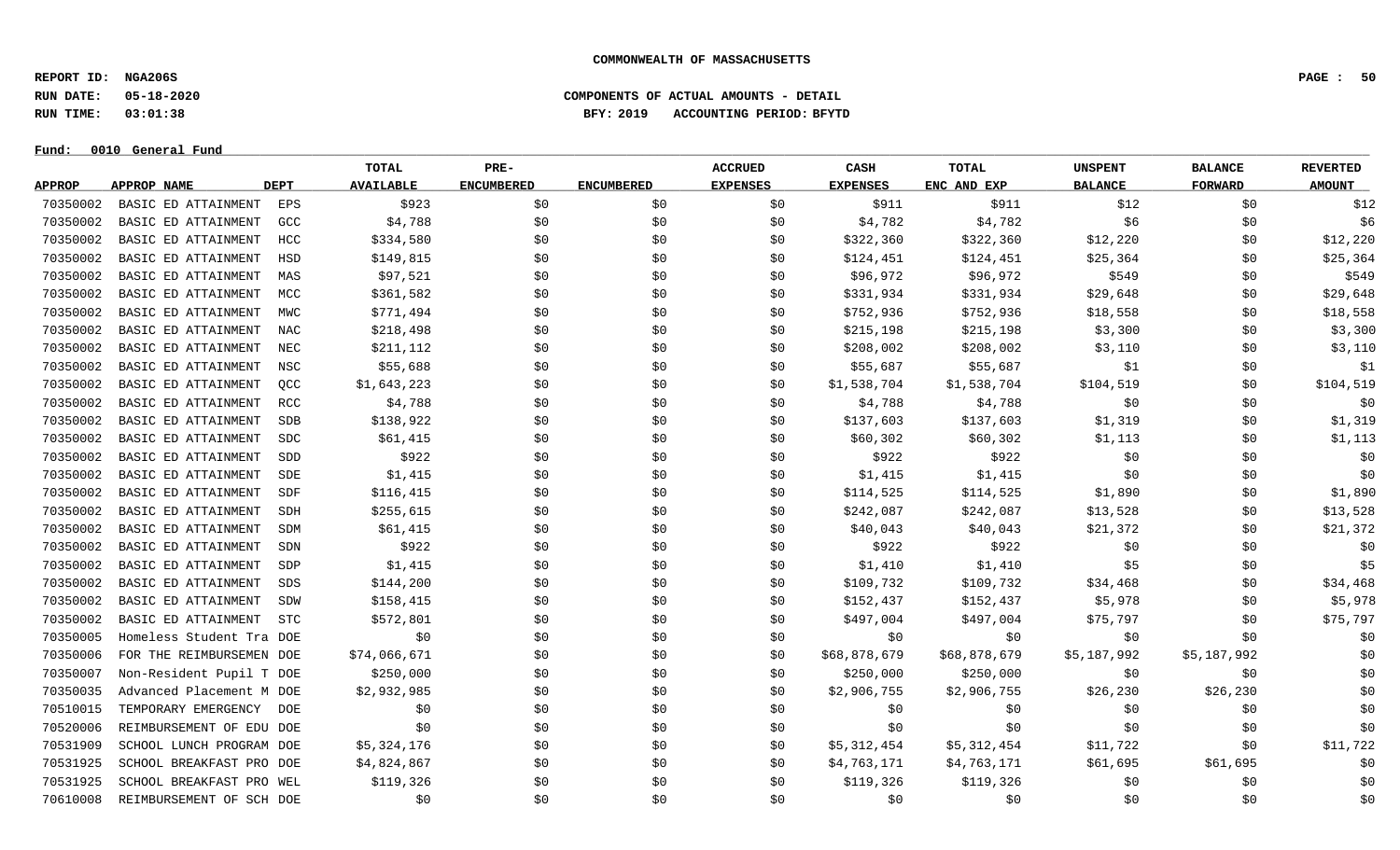**COMMONWEALTH OF MASSACHUSETTS**

**REPORT ID: NGA206S**
**RUN DATE: 05-18-2020**
**RUN TIME: 03:01:38**

**COMPONENTS OF ACTUAL AMOUNTS - DETAIL**
**BFY: 2019 ACCOUNTING PERIOD: BFYTD**

**Fund: 0010 General Fund**

| APPROP | APPROP NAME | DEPT | TOTAL AVAILABLE | PRE-ENCUMBERED | ENCUMBERED | ACCRUED EXPENSES | CASH EXPENSES | TOTAL ENC AND EXP | UNSPENT BALANCE | BALANCE FORWARD | REVERTED AMOUNT |
|---|---|---|---|---|---|---|---|---|---|---|---|
| 70350002 | BASIC ED ATTAINMENT | EPS | $923 | $0 | $0 | $0 | $911 | $911 | $12 | $0 | $12 |
| 70350002 | BASIC ED ATTAINMENT | GCC | $4,788 | $0 | $0 | $0 | $4,782 | $4,782 | $6 | $0 | $6 |
| 70350002 | BASIC ED ATTAINMENT | HCC | $334,580 | $0 | $0 | $0 | $322,360 | $322,360 | $12,220 | $0 | $12,220 |
| 70350002 | BASIC ED ATTAINMENT | HSD | $149,815 | $0 | $0 | $0 | $124,451 | $124,451 | $25,364 | $0 | $25,364 |
| 70350002 | BASIC ED ATTAINMENT | MAS | $97,521 | $0 | $0 | $0 | $96,972 | $96,972 | $549 | $0 | $549 |
| 70350002 | BASIC ED ATTAINMENT | MCC | $361,582 | $0 | $0 | $0 | $331,934 | $331,934 | $29,648 | $0 | $29,648 |
| 70350002 | BASIC ED ATTAINMENT | MWC | $771,494 | $0 | $0 | $0 | $752,936 | $752,936 | $18,558 | $0 | $18,558 |
| 70350002 | BASIC ED ATTAINMENT | NAC | $218,498 | $0 | $0 | $0 | $215,198 | $215,198 | $3,300 | $0 | $3,300 |
| 70350002 | BASIC ED ATTAINMENT | NEC | $211,112 | $0 | $0 | $0 | $208,002 | $208,002 | $3,110 | $0 | $3,110 |
| 70350002 | BASIC ED ATTAINMENT | NSC | $55,688 | $0 | $0 | $0 | $55,687 | $55,687 | $1 | $0 | $1 |
| 70350002 | BASIC ED ATTAINMENT | QCC | $1,643,223 | $0 | $0 | $0 | $1,538,704 | $1,538,704 | $104,519 | $0 | $104,519 |
| 70350002 | BASIC ED ATTAINMENT | RCC | $4,788 | $0 | $0 | $0 | $4,788 | $4,788 | $0 | $0 | $0 |
| 70350002 | BASIC ED ATTAINMENT | SDB | $138,922 | $0 | $0 | $0 | $137,603 | $137,603 | $1,319 | $0 | $1,319 |
| 70350002 | BASIC ED ATTAINMENT | SDC | $61,415 | $0 | $0 | $0 | $60,302 | $60,302 | $1,113 | $0 | $1,113 |
| 70350002 | BASIC ED ATTAINMENT | SDD | $922 | $0 | $0 | $0 | $922 | $922 | $0 | $0 | $0 |
| 70350002 | BASIC ED ATTAINMENT | SDE | $1,415 | $0 | $0 | $0 | $1,415 | $1,415 | $0 | $0 | $0 |
| 70350002 | BASIC ED ATTAINMENT | SDF | $116,415 | $0 | $0 | $0 | $114,525 | $114,525 | $1,890 | $0 | $1,890 |
| 70350002 | BASIC ED ATTAINMENT | SDH | $255,615 | $0 | $0 | $0 | $242,087 | $242,087 | $13,528 | $0 | $13,528 |
| 70350002 | BASIC ED ATTAINMENT | SDM | $61,415 | $0 | $0 | $0 | $40,043 | $40,043 | $21,372 | $0 | $21,372 |
| 70350002 | BASIC ED ATTAINMENT | SDN | $922 | $0 | $0 | $0 | $922 | $922 | $0 | $0 | $0 |
| 70350002 | BASIC ED ATTAINMENT | SDP | $1,415 | $0 | $0 | $0 | $1,410 | $1,410 | $5 | $0 | $5 |
| 70350002 | BASIC ED ATTAINMENT | SDS | $144,200 | $0 | $0 | $0 | $109,732 | $109,732 | $34,468 | $0 | $34,468 |
| 70350002 | BASIC ED ATTAINMENT | SDW | $158,415 | $0 | $0 | $0 | $152,437 | $152,437 | $5,978 | $0 | $5,978 |
| 70350002 | BASIC ED ATTAINMENT | STC | $572,801 | $0 | $0 | $0 | $497,004 | $497,004 | $75,797 | $0 | $75,797 |
| 70350005 | Homeless Student Tra | DOE | $0 | $0 | $0 | $0 | $0 | $0 | $0 | $0 | $0 |
| 70350006 | FOR THE REIMBURSEMEN | DOE | $74,066,671 | $0 | $0 | $0 | $68,878,679 | $68,878,679 | $5,187,992 | $5,187,992 | $0 |
| 70350007 | Non-Resident Pupil T | DOE | $250,000 | $0 | $0 | $0 | $250,000 | $250,000 | $0 | $0 | $0 |
| 70350035 | Advanced Placement M | DOE | $2,932,985 | $0 | $0 | $0 | $2,906,755 | $2,906,755 | $26,230 | $26,230 | $0 |
| 70510015 | TEMPORARY EMERGENCY | DOE | $0 | $0 | $0 | $0 | $0 | $0 | $0 | $0 | $0 |
| 70520006 | REIMBURSEMENT OF EDU | DOE | $0 | $0 | $0 | $0 | $0 | $0 | $0 | $0 | $0 |
| 70531909 | SCHOOL LUNCH PROGRAM | DOE | $5,324,176 | $0 | $0 | $0 | $5,312,454 | $5,312,454 | $11,722 | $0 | $11,722 |
| 70531925 | SCHOOL BREAKFAST PRO | DOE | $4,824,867 | $0 | $0 | $0 | $4,763,171 | $4,763,171 | $61,695 | $61,695 | $0 |
| 70531925 | SCHOOL BREAKFAST PRO | WEL | $119,326 | $0 | $0 | $0 | $119,326 | $119,326 | $0 | $0 | $0 |
| 70610008 | REIMBURSEMENT OF SCH | DOE | $0 | $0 | $0 | $0 | $0 | $0 | $0 | $0 | $0 |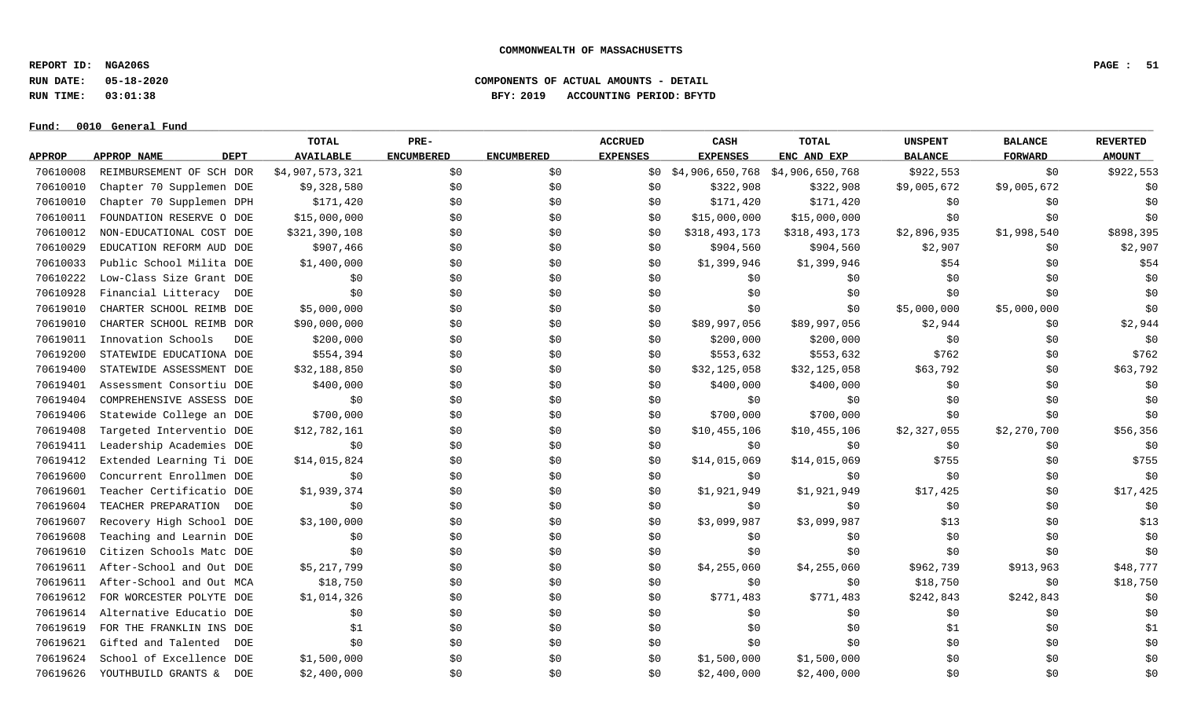COMMONWEALTH OF MASSACHUSETTS

REPORT ID: NGA206S

RUN DATE: 05-18-2020

RUN TIME: 03:01:38

COMPONENTS OF ACTUAL AMOUNTS - DETAIL

BFY: 2019 ACCOUNTING PERIOD: BFYTD

Fund: 0010 General Fund

| APPROP | APPROP NAME | DEPT | TOTAL AVAILABLE | PRE-ENCUMBERED | ENCUMBERED | ACCRUED EXPENSES | CASH EXPENSES | TOTAL ENC AND EXP | UNSPENT BALANCE | BALANCE FORWARD | REVERTED AMOUNT |
|---|---|---|---|---|---|---|---|---|---|---|---|
| 70610008 | REIMBURSEMENT OF SCH | DOR | $4,907,573,321 | $0 | $0 | $0 | $4,906,650,768 | $4,906,650,768 | $922,553 | $0 | $922,553 |
| 70610010 | Chapter 70 Supplemen | DOE | $9,328,580 | $0 | $0 | $0 | $322,908 | $322,908 | $9,005,672 | $9,005,672 | $0 |
| 70610010 | Chapter 70 Supplemen | DPH | $171,420 | $0 | $0 | $0 | $171,420 | $171,420 | $0 | $0 | $0 |
| 70610011 | FOUNDATION RESERVE O | DOE | $15,000,000 | $0 | $0 | $0 | $15,000,000 | $15,000,000 | $0 | $0 | $0 |
| 70610012 | NON-EDUCATIONAL COST | DOE | $321,390,108 | $0 | $0 | $0 | $318,493,173 | $318,493,173 | $2,896,935 | $1,998,540 | $898,395 |
| 70610029 | EDUCATION REFORM AUD | DOE | $907,466 | $0 | $0 | $0 | $904,560 | $904,560 | $2,907 | $0 | $2,907 |
| 70610033 | Public School Milita | DOE | $1,400,000 | $0 | $0 | $0 | $1,399,946 | $1,399,946 | $54 | $0 | $54 |
| 70610222 | Low-Class Size Grant | DOE | $0 | $0 | $0 | $0 | $0 | $0 | $0 | $0 | $0 |
| 70610928 | Financial Litteracy | DOE | $0 | $0 | $0 | $0 | $0 | $0 | $0 | $0 | $0 |
| 70619010 | CHARTER SCHOOL REIMB | DOE | $5,000,000 | $0 | $0 | $0 | $0 | $0 | $5,000,000 | $5,000,000 | $0 |
| 70619010 | CHARTER SCHOOL REIMB | DOR | $90,000,000 | $0 | $0 | $0 | $89,997,056 | $89,997,056 | $2,944 | $0 | $2,944 |
| 70619011 | Innovation Schools | DOE | $200,000 | $0 | $0 | $0 | $200,000 | $200,000 | $0 | $0 | $0 |
| 70619200 | STATEWIDE EDUCATIONA | DOE | $554,394 | $0 | $0 | $0 | $553,632 | $553,632 | $762 | $0 | $762 |
| 70619400 | STATEWIDE ASSESSMENT | DOE | $32,188,850 | $0 | $0 | $0 | $32,125,058 | $32,125,058 | $63,792 | $0 | $63,792 |
| 70619401 | Assessment Consortiu | DOE | $400,000 | $0 | $0 | $0 | $400,000 | $400,000 | $0 | $0 | $0 |
| 70619404 | COMPREHENSIVE ASSESS | DOE | $0 | $0 | $0 | $0 | $0 | $0 | $0 | $0 | $0 |
| 70619406 | Statewide College an | DOE | $700,000 | $0 | $0 | $0 | $700,000 | $700,000 | $0 | $0 | $0 |
| 70619408 | Targeted Interventio | DOE | $12,782,161 | $0 | $0 | $0 | $10,455,106 | $10,455,106 | $2,327,055 | $2,270,700 | $56,356 |
| 70619411 | Leadership Academies | DOE | $0 | $0 | $0 | $0 | $0 | $0 | $0 | $0 | $0 |
| 70619412 | Extended Learning Ti | DOE | $14,015,824 | $0 | $0 | $0 | $14,015,069 | $14,015,069 | $755 | $0 | $755 |
| 70619600 | Concurrent Enrollmen | DOE | $0 | $0 | $0 | $0 | $0 | $0 | $0 | $0 | $0 |
| 70619601 | Teacher Certificatio | DOE | $1,939,374 | $0 | $0 | $0 | $1,921,949 | $1,921,949 | $17,425 | $0 | $17,425 |
| 70619604 | TEACHER PREPARATION | DOE | $0 | $0 | $0 | $0 | $0 | $0 | $0 | $0 | $0 |
| 70619607 | Recovery High School | DOE | $3,100,000 | $0 | $0 | $0 | $3,099,987 | $3,099,987 | $13 | $0 | $13 |
| 70619608 | Teaching and Learnin | DOE | $0 | $0 | $0 | $0 | $0 | $0 | $0 | $0 | $0 |
| 70619610 | Citizen Schools Matc | DOE | $0 | $0 | $0 | $0 | $0 | $0 | $0 | $0 | $0 |
| 70619611 | After-School and Out | DOE | $5,217,799 | $0 | $0 | $0 | $4,255,060 | $4,255,060 | $962,739 | $913,963 | $48,777 |
| 70619611 | After-School and Out | MCA | $18,750 | $0 | $0 | $0 | $0 | $0 | $18,750 | $0 | $18,750 |
| 70619612 | FOR WORCESTER POLYTE | DOE | $1,014,326 | $0 | $0 | $0 | $771,483 | $771,483 | $242,843 | $242,843 | $0 |
| 70619614 | Alternative Educatio | DOE | $0 | $0 | $0 | $0 | $0 | $0 | $0 | $0 | $0 |
| 70619619 | FOR THE FRANKLIN INS | DOE | $1 | $0 | $0 | $0 | $0 | $0 | $1 | $0 | $1 |
| 70619621 | Gifted and Talented | DOE | $0 | $0 | $0 | $0 | $0 | $0 | $0 | $0 | $0 |
| 70619624 | School of Excellence | DOE | $1,500,000 | $0 | $0 | $0 | $1,500,000 | $1,500,000 | $0 | $0 | $0 |
| 70619626 | YOUTHBUILD GRANTS & | DOE | $2,400,000 | $0 | $0 | $0 | $2,400,000 | $2,400,000 | $0 | $0 | $0 |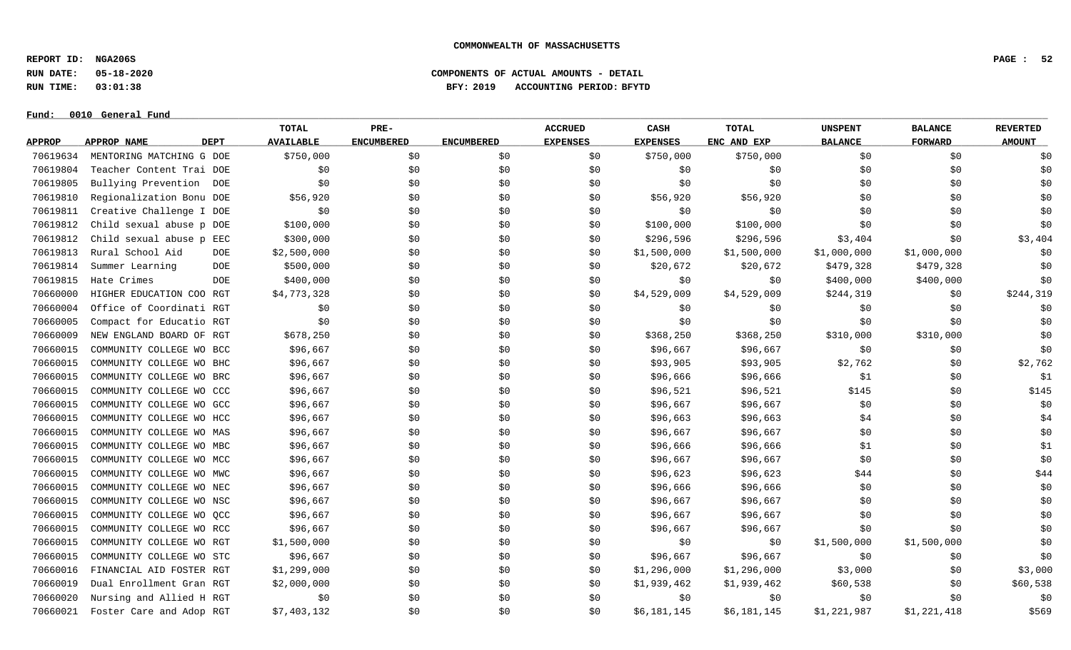**COMMONWEALTH OF MASSACHUSETTS**

**REPORT ID: NGA206S**
**RUN DATE: 05-18-2020** **COMPONENTS OF ACTUAL AMOUNTS - DETAIL**
**RUN TIME: 03:01:38** **BFY: 2019 ACCOUNTING PERIOD: BFYTD**

**Fund: 0010 General Fund**

| APPROP | APPROP NAME | DEPT | TOTAL AVAILABLE | PRE-ENCUMBERED | ENCUMBERED | ACCRUED EXPENSES | CASH EXPENSES | TOTAL ENC AND EXP | UNSPENT BALANCE | BALANCE FORWARD | REVERTED AMOUNT |
|---|---|---|---|---|---|---|---|---|---|---|---|
| 70619634 | MENTORING MATCHING G | DOE | $750,000 | $0 | $0 | $0 | $750,000 | $750,000 | $0 | $0 | $0 |
| 70619804 | Teacher Content Trai | DOE | $0 | $0 | $0 | $0 | $0 | $0 | $0 | $0 | $0 |
| 70619805 | Bullying Prevention | DOE | $0 | $0 | $0 | $0 | $0 | $0 | $0 | $0 | $0 |
| 70619810 | Regionalization Bonu | DOE | $56,920 | $0 | $0 | $0 | $56,920 | $56,920 | $0 | $0 | $0 |
| 70619811 | Creative Challenge I | DOE | $0 | $0 | $0 | $0 | $0 | $0 | $0 | $0 | $0 |
| 70619812 | Child sexual abuse p | DOE | $100,000 | $0 | $0 | $0 | $100,000 | $100,000 | $0 | $0 | $0 |
| 70619812 | Child sexual abuse p | EEC | $300,000 | $0 | $0 | $0 | $296,596 | $296,596 | $3,404 | $0 | $3,404 |
| 70619813 | Rural School Aid | DOE | $2,500,000 | $0 | $0 | $0 | $1,500,000 | $1,500,000 | $1,000,000 | $1,000,000 | $0 |
| 70619814 | Summer Learning | DOE | $500,000 | $0 | $0 | $0 | $20,672 | $20,672 | $479,328 | $479,328 | $0 |
| 70619815 | Hate Crimes | DOE | $400,000 | $0 | $0 | $0 | $0 | $0 | $400,000 | $400,000 | $0 |
| 70660000 | HIGHER EDUCATION COO | RGT | $4,773,328 | $0 | $0 | $0 | $4,529,009 | $4,529,009 | $244,319 | $0 | $244,319 |
| 70660004 | Office of Coordinati | RGT | $0 | $0 | $0 | $0 | $0 | $0 | $0 | $0 | $0 |
| 70660005 | Compact for Educatio | RGT | $0 | $0 | $0 | $0 | $0 | $0 | $0 | $0 | $0 |
| 70660009 | NEW ENGLAND BOARD OF | RGT | $678,250 | $0 | $0 | $0 | $368,250 | $368,250 | $310,000 | $310,000 | $0 |
| 70660015 | COMMUNITY COLLEGE WO | BCC | $96,667 | $0 | $0 | $0 | $96,667 | $96,667 | $0 | $0 | $0 |
| 70660015 | COMMUNITY COLLEGE WO | BHC | $96,667 | $0 | $0 | $0 | $93,905 | $93,905 | $2,762 | $0 | $2,762 |
| 70660015 | COMMUNITY COLLEGE WO | BRC | $96,667 | $0 | $0 | $0 | $96,666 | $96,666 | $1 | $0 | $1 |
| 70660015 | COMMUNITY COLLEGE WO | CCC | $96,667 | $0 | $0 | $0 | $96,521 | $96,521 | $145 | $0 | $145 |
| 70660015 | COMMUNITY COLLEGE WO | GCC | $96,667 | $0 | $0 | $0 | $96,667 | $96,667 | $0 | $0 | $0 |
| 70660015 | COMMUNITY COLLEGE WO | HCC | $96,667 | $0 | $0 | $0 | $96,663 | $96,663 | $4 | $0 | $4 |
| 70660015 | COMMUNITY COLLEGE WO | MAS | $96,667 | $0 | $0 | $0 | $96,667 | $96,667 | $0 | $0 | $0 |
| 70660015 | COMMUNITY COLLEGE WO | MBC | $96,667 | $0 | $0 | $0 | $96,666 | $96,666 | $1 | $0 | $1 |
| 70660015 | COMMUNITY COLLEGE WO | MCC | $96,667 | $0 | $0 | $0 | $96,667 | $96,667 | $0 | $0 | $0 |
| 70660015 | COMMUNITY COLLEGE WO | MWC | $96,667 | $0 | $0 | $0 | $96,623 | $96,623 | $44 | $0 | $44 |
| 70660015 | COMMUNITY COLLEGE WO | NEC | $96,667 | $0 | $0 | $0 | $96,666 | $96,666 | $0 | $0 | $0 |
| 70660015 | COMMUNITY COLLEGE WO | NSC | $96,667 | $0 | $0 | $0 | $96,667 | $96,667 | $0 | $0 | $0 |
| 70660015 | COMMUNITY COLLEGE WO | QCC | $96,667 | $0 | $0 | $0 | $96,667 | $96,667 | $0 | $0 | $0 |
| 70660015 | COMMUNITY COLLEGE WO | RCC | $96,667 | $0 | $0 | $0 | $96,667 | $96,667 | $0 | $0 | $0 |
| 70660015 | COMMUNITY COLLEGE WO | RGT | $1,500,000 | $0 | $0 | $0 | $0 | $0 | $1,500,000 | $1,500,000 | $0 |
| 70660015 | COMMUNITY COLLEGE WO | STC | $96,667 | $0 | $0 | $0 | $96,667 | $96,667 | $0 | $0 | $0 |
| 70660016 | FINANCIAL AID FOSTER | RGT | $1,299,000 | $0 | $0 | $0 | $1,296,000 | $1,296,000 | $3,000 | $0 | $3,000 |
| 70660019 | Dual Enrollment Gran | RGT | $2,000,000 | $0 | $0 | $0 | $1,939,462 | $1,939,462 | $60,538 | $0 | $60,538 |
| 70660020 | Nursing and Allied H | RGT | $0 | $0 | $0 | $0 | $0 | $0 | $0 | $0 | $0 |
| 70660021 | Foster Care and Adop | RGT | $7,403,132 | $0 | $0 | $0 | $6,181,145 | $6,181,145 | $1,221,987 | $1,221,418 | $569 |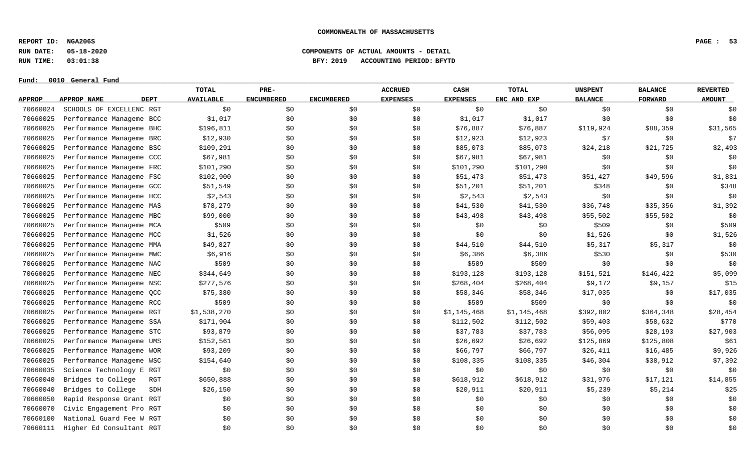**COMMONWEALTH OF MASSACHUSETTS**

**REPORT ID: NGA206S**
**RUN DATE: 05-18-2020**
**RUN TIME: 03:01:38**

**COMPONENTS OF ACTUAL AMOUNTS - DETAIL**
**BFY: 2019 ACCOUNTING PERIOD: BFYTD**

**Fund: 0010 General Fund**

| APPROP | APPROP NAME | DEPT | TOTAL AVAILABLE | PRE-ENCUMBERED | ENCUMBERED | ACCRUED EXPENSES | CASH EXPENSES | TOTAL ENC AND EXP | UNSPENT BALANCE | BALANCE FORWARD | REVERTED AMOUNT |
|---|---|---|---|---|---|---|---|---|---|---|---|
| 70660024 | SCHOOLS OF EXCELLENC | RGT | $0 | $0 | $0 | $0 | $0 | $0 | $0 | $0 | $0 |
| 70660025 | Performance Manageme | BCC | $1,017 | $0 | $0 | $0 | $1,017 | $1,017 | $0 | $0 | $0 |
| 70660025 | Performance Manageme | BHC | $196,811 | $0 | $0 | $0 | $76,887 | $76,887 | $119,924 | $88,359 | $31,565 |
| 70660025 | Performance Manageme | BRC | $12,930 | $0 | $0 | $0 | $12,923 | $12,923 | $7 | $0 | $7 |
| 70660025 | Performance Manageme | BSC | $109,291 | $0 | $0 | $0 | $85,073 | $85,073 | $24,218 | $21,725 | $2,493 |
| 70660025 | Performance Manageme | CCC | $67,981 | $0 | $0 | $0 | $67,981 | $67,981 | $0 | $0 | $0 |
| 70660025 | Performance Manageme | FRC | $101,290 | $0 | $0 | $0 | $101,290 | $101,290 | $0 | $0 | $0 |
| 70660025 | Performance Manageme | FSC | $102,900 | $0 | $0 | $0 | $51,473 | $51,473 | $51,427 | $49,596 | $1,831 |
| 70660025 | Performance Manageme | GCC | $51,549 | $0 | $0 | $0 | $51,201 | $51,201 | $348 | $0 | $348 |
| 70660025 | Performance Manageme | HCC | $2,543 | $0 | $0 | $0 | $2,543 | $2,543 | $0 | $0 | $0 |
| 70660025 | Performance Manageme | MAS | $78,279 | $0 | $0 | $0 | $41,530 | $41,530 | $36,748 | $35,356 | $1,392 |
| 70660025 | Performance Manageme | MBC | $99,000 | $0 | $0 | $0 | $43,498 | $43,498 | $55,502 | $55,502 | $0 |
| 70660025 | Performance Manageme | MCA | $509 | $0 | $0 | $0 | $0 | $0 | $509 | $0 | $509 |
| 70660025 | Performance Manageme | MCC | $1,526 | $0 | $0 | $0 | $0 | $0 | $1,526 | $0 | $1,526 |
| 70660025 | Performance Manageme | MMA | $49,827 | $0 | $0 | $0 | $44,510 | $44,510 | $5,317 | $5,317 | $0 |
| 70660025 | Performance Manageme | MWC | $6,916 | $0 | $0 | $0 | $6,386 | $6,386 | $530 | $0 | $530 |
| 70660025 | Performance Manageme | NAC | $509 | $0 | $0 | $0 | $509 | $509 | $0 | $0 | $0 |
| 70660025 | Performance Manageme | NEC | $344,649 | $0 | $0 | $0 | $193,128 | $193,128 | $151,521 | $146,422 | $5,099 |
| 70660025 | Performance Manageme | NSC | $277,576 | $0 | $0 | $0 | $268,404 | $268,404 | $9,172 | $9,157 | $15 |
| 70660025 | Performance Manageme | QCC | $75,380 | $0 | $0 | $0 | $58,346 | $58,346 | $17,035 | $0 | $17,035 |
| 70660025 | Performance Manageme | RCC | $509 | $0 | $0 | $0 | $509 | $509 | $0 | $0 | $0 |
| 70660025 | Performance Manageme | RGT | $1,538,270 | $0 | $0 | $0 | $1,145,468 | $1,145,468 | $392,802 | $364,348 | $28,454 |
| 70660025 | Performance Manageme | SSA | $171,904 | $0 | $0 | $0 | $112,502 | $112,502 | $59,403 | $58,632 | $770 |
| 70660025 | Performance Manageme | STC | $93,879 | $0 | $0 | $0 | $37,783 | $37,783 | $56,095 | $28,193 | $27,903 |
| 70660025 | Performance Manageme | UMS | $152,561 | $0 | $0 | $0 | $26,692 | $26,692 | $125,869 | $125,808 | $61 |
| 70660025 | Performance Manageme | WOR | $93,209 | $0 | $0 | $0 | $66,797 | $66,797 | $26,411 | $16,485 | $9,926 |
| 70660025 | Performance Manageme | WSC | $154,640 | $0 | $0 | $0 | $108,335 | $108,335 | $46,304 | $38,912 | $7,392 |
| 70660035 | Science Technology E | RGT | $0 | $0 | $0 | $0 | $0 | $0 | $0 | $0 | $0 |
| 70660040 | Bridges to College | RGT | $650,888 | $0 | $0 | $0 | $618,912 | $618,912 | $31,976 | $17,121 | $14,855 |
| 70660040 | Bridges to College | SDH | $26,150 | $0 | $0 | $0 | $20,911 | $20,911 | $5,239 | $5,214 | $25 |
| 70660050 | Rapid Response Grant | RGT | $0 | $0 | $0 | $0 | $0 | $0 | $0 | $0 | $0 |
| 70660070 | Civic Engagement Pro | RGT | $0 | $0 | $0 | $0 | $0 | $0 | $0 | $0 | $0 |
| 70660100 | National Guard Fee W | RGT | $0 | $0 | $0 | $0 | $0 | $0 | $0 | $0 | $0 |
| 70660111 | Higher Ed Consultant | RGT | $0 | $0 | $0 | $0 | $0 | $0 | $0 | $0 | $0 |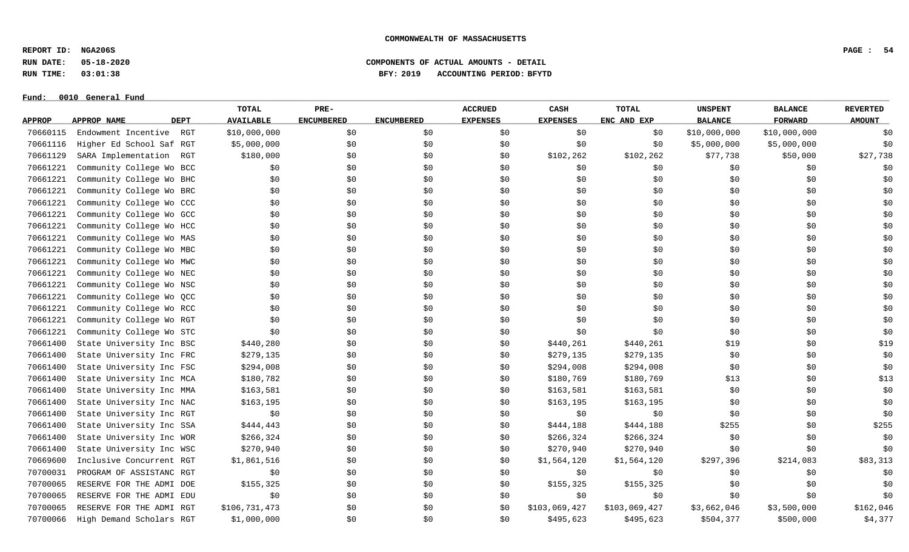COMMONWEALTH OF MASSACHUSETTS

REPORT ID: NGA206S
RUN DATE: 05-18-2020
RUN TIME: 03:01:38

COMPONENTS OF ACTUAL AMOUNTS - DETAIL
BFY: 2019 ACCOUNTING PERIOD: BFYTD

Fund: 0010 General Fund

| APPROP | APPROP NAME | DEPT | TOTAL AVAILABLE | PRE-ENCUMBERED | ENCUMBERED | ACCRUED EXPENSES | CASH EXPENSES | TOTAL ENC AND EXP | UNSPENT BALANCE | BALANCE FORWARD | REVERTED AMOUNT |
|---|---|---|---|---|---|---|---|---|---|---|---|
| 70660115 | Endowment Incentive | RGT | $10,000,000 | $0 | $0 | $0 | $0 | $0 | $10,000,000 | $10,000,000 | $0 |
| 70661116 | Higher Ed School Saf | RGT | $5,000,000 | $0 | $0 | $0 | $0 | $0 | $5,000,000 | $5,000,000 | $0 |
| 70661129 | SARA Implementation | RGT | $180,000 | $0 | $0 | $0 | $102,262 | $102,262 | $77,738 | $50,000 | $27,738 |
| 70661221 | Community College Wo | BCC | $0 | $0 | $0 | $0 | $0 | $0 | $0 | $0 | $0 |
| 70661221 | Community College Wo | BHC | $0 | $0 | $0 | $0 | $0 | $0 | $0 | $0 | $0 |
| 70661221 | Community College Wo | BRC | $0 | $0 | $0 | $0 | $0 | $0 | $0 | $0 | $0 |
| 70661221 | Community College Wo | CCC | $0 | $0 | $0 | $0 | $0 | $0 | $0 | $0 | $0 |
| 70661221 | Community College Wo | GCC | $0 | $0 | $0 | $0 | $0 | $0 | $0 | $0 | $0 |
| 70661221 | Community College Wo | HCC | $0 | $0 | $0 | $0 | $0 | $0 | $0 | $0 | $0 |
| 70661221 | Community College Wo | MAS | $0 | $0 | $0 | $0 | $0 | $0 | $0 | $0 | $0 |
| 70661221 | Community College Wo | MBC | $0 | $0 | $0 | $0 | $0 | $0 | $0 | $0 | $0 |
| 70661221 | Community College Wo | MWC | $0 | $0 | $0 | $0 | $0 | $0 | $0 | $0 | $0 |
| 70661221 | Community College Wo | NEC | $0 | $0 | $0 | $0 | $0 | $0 | $0 | $0 | $0 |
| 70661221 | Community College Wo | NSC | $0 | $0 | $0 | $0 | $0 | $0 | $0 | $0 | $0 |
| 70661221 | Community College Wo | QCC | $0 | $0 | $0 | $0 | $0 | $0 | $0 | $0 | $0 |
| 70661221 | Community College Wo | RCC | $0 | $0 | $0 | $0 | $0 | $0 | $0 | $0 | $0 |
| 70661221 | Community College Wo | RGT | $0 | $0 | $0 | $0 | $0 | $0 | $0 | $0 | $0 |
| 70661221 | Community College Wo | STC | $0 | $0 | $0 | $0 | $0 | $0 | $0 | $0 | $0 |
| 70661400 | State University Inc | BSC | $440,280 | $0 | $0 | $0 | $440,261 | $440,261 | $19 | $0 | $19 |
| 70661400 | State University Inc | FRC | $279,135 | $0 | $0 | $0 | $279,135 | $279,135 | $0 | $0 | $0 |
| 70661400 | State University Inc | FSC | $294,008 | $0 | $0 | $0 | $294,008 | $294,008 | $0 | $0 | $0 |
| 70661400 | State University Inc | MCA | $180,782 | $0 | $0 | $0 | $180,769 | $180,769 | $13 | $0 | $13 |
| 70661400 | State University Inc | MMA | $163,581 | $0 | $0 | $0 | $163,581 | $163,581 | $0 | $0 | $0 |
| 70661400 | State University Inc | NAC | $163,195 | $0 | $0 | $0 | $163,195 | $163,195 | $0 | $0 | $0 |
| 70661400 | State University Inc | RGT | $0 | $0 | $0 | $0 | $0 | $0 | $0 | $0 | $0 |
| 70661400 | State University Inc | SSA | $444,443 | $0 | $0 | $0 | $444,188 | $444,188 | $255 | $0 | $255 |
| 70661400 | State University Inc | WOR | $266,324 | $0 | $0 | $0 | $266,324 | $266,324 | $0 | $0 | $0 |
| 70661400 | State University Inc | WSC | $270,940 | $0 | $0 | $0 | $270,940 | $270,940 | $0 | $0 | $0 |
| 70669600 | Inclusive Concurrent | RGT | $1,861,516 | $0 | $0 | $0 | $1,564,120 | $1,564,120 | $297,396 | $214,083 | $83,313 |
| 70700031 | PROGRAM OF ASSISTANC | RGT | $0 | $0 | $0 | $0 | $0 | $0 | $0 | $0 | $0 |
| 70700065 | RESERVE FOR THE ADMI | DOE | $155,325 | $0 | $0 | $0 | $155,325 | $155,325 | $0 | $0 | $0 |
| 70700065 | RESERVE FOR THE ADMI | EDU | $0 | $0 | $0 | $0 | $0 | $0 | $0 | $0 | $0 |
| 70700065 | RESERVE FOR THE ADMI | RGT | $106,731,473 | $0 | $0 | $0 | $103,069,427 | $103,069,427 | $3,662,046 | $3,500,000 | $162,046 |
| 70700066 | High Demand Scholars | RGT | $1,000,000 | $0 | $0 | $0 | $495,623 | $495,623 | $504,377 | $500,000 | $4,377 |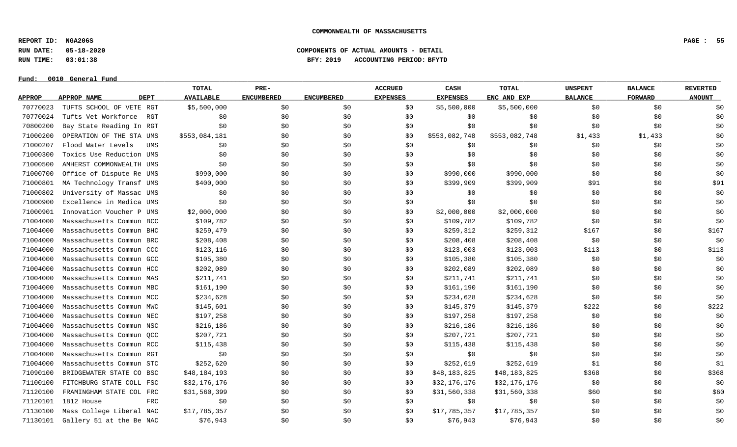**COMMONWEALTH OF MASSACHUSETTS**

**REPORT ID: NGA206S**
**RUN DATE: 05-18-2020**
**RUN TIME: 03:01:38**

**COMPONENTS OF ACTUAL AMOUNTS - DETAIL**
**BFY: 2019 ACCOUNTING PERIOD: BFYTD**

**Fund: 0010 General Fund**

| APPROP | APPROP NAME | DEPT | TOTAL AVAILABLE | PRE-ENCUMBERED | ENCUMBERED | ACCRUED EXPENSES | CASH EXPENSES | TOTAL ENC AND EXP | UNSPENT BALANCE | BALANCE FORWARD | REVERTED AMOUNT |
|---|---|---|---|---|---|---|---|---|---|---|---|
| 70770023 | TUFTS SCHOOL OF VETE | RGT | $5,500,000 | $0 | $0 | $0 | $5,500,000 | $5,500,000 | $0 | $0 | $0 |
| 70770024 | Tufts Vet Workforce | RGT | $0 | $0 | $0 | $0 | $0 | $0 | $0 | $0 | $0 |
| 70800200 | Bay State Reading In | RGT | $0 | $0 | $0 | $0 | $0 | $0 | $0 | $0 | $0 |
| 71000200 | OPERATION OF THE STA | UMS | $553,084,181 | $0 | $0 | $0 | $553,082,748 | $553,082,748 | $1,433 | $1,433 | $0 |
| 71000207 | Flood Water Levels | UMS | $0 | $0 | $0 | $0 | $0 | $0 | $0 | $0 | $0 |
| 71000300 | Toxics Use Reduction | UMS | $0 | $0 | $0 | $0 | $0 | $0 | $0 | $0 | $0 |
| 71000500 | AMHERST COMMONWEALTH | UMS | $0 | $0 | $0 | $0 | $0 | $0 | $0 | $0 | $0 |
| 71000700 | Office of Dispute Re | UMS | $990,000 | $0 | $0 | $0 | $990,000 | $990,000 | $0 | $0 | $0 |
| 71000801 | MA Technology Transf | UMS | $400,000 | $0 | $0 | $0 | $399,909 | $399,909 | $91 | $0 | $91 |
| 71000802 | University of Massac | UMS | $0 | $0 | $0 | $0 | $0 | $0 | $0 | $0 | $0 |
| 71000900 | Excellence in Medica | UMS | $0 | $0 | $0 | $0 | $0 | $0 | $0 | $0 | $0 |
| 71000901 | Innovation Voucher P | UMS | $2,000,000 | $0 | $0 | $0 | $2,000,000 | $2,000,000 | $0 | $0 | $0 |
| 71004000 | Massachusetts Commun | BCC | $109,782 | $0 | $0 | $0 | $109,782 | $109,782 | $0 | $0 | $0 |
| 71004000 | Massachusetts Commun | BHC | $259,479 | $0 | $0 | $0 | $259,312 | $259,312 | $167 | $0 | $167 |
| 71004000 | Massachusetts Commun | BRC | $208,408 | $0 | $0 | $0 | $208,408 | $208,408 | $0 | $0 | $0 |
| 71004000 | Massachusetts Commun | CCC | $123,116 | $0 | $0 | $0 | $123,003 | $123,003 | $113 | $0 | $113 |
| 71004000 | Massachusetts Commun | GCC | $105,380 | $0 | $0 | $0 | $105,380 | $105,380 | $0 | $0 | $0 |
| 71004000 | Massachusetts Commun | HCC | $202,089 | $0 | $0 | $0 | $202,089 | $202,089 | $0 | $0 | $0 |
| 71004000 | Massachusetts Commun | MAS | $211,741 | $0 | $0 | $0 | $211,741 | $211,741 | $0 | $0 | $0 |
| 71004000 | Massachusetts Commun | MBC | $161,190 | $0 | $0 | $0 | $161,190 | $161,190 | $0 | $0 | $0 |
| 71004000 | Massachusetts Commun | MCC | $234,628 | $0 | $0 | $0 | $234,628 | $234,628 | $0 | $0 | $0 |
| 71004000 | Massachusetts Commun | MWC | $145,601 | $0 | $0 | $0 | $145,379 | $145,379 | $222 | $0 | $222 |
| 71004000 | Massachusetts Commun | NEC | $197,258 | $0 | $0 | $0 | $197,258 | $197,258 | $0 | $0 | $0 |
| 71004000 | Massachusetts Commun | NSC | $216,186 | $0 | $0 | $0 | $216,186 | $216,186 | $0 | $0 | $0 |
| 71004000 | Massachusetts Commun | QCC | $207,721 | $0 | $0 | $0 | $207,721 | $207,721 | $0 | $0 | $0 |
| 71004000 | Massachusetts Commun | RCC | $115,438 | $0 | $0 | $0 | $115,438 | $115,438 | $0 | $0 | $0 |
| 71004000 | Massachusetts Commun | RGT | $0 | $0 | $0 | $0 | $0 | $0 | $0 | $0 | $0 |
| 71004000 | Massachusetts Commun | STC | $252,620 | $0 | $0 | $0 | $252,619 | $252,619 | $1 | $0 | $1 |
| 71090100 | BRIDGEWATER STATE CO | BSC | $48,184,193 | $0 | $0 | $0 | $48,183,825 | $48,183,825 | $368 | $0 | $368 |
| 71100100 | FITCHBURG STATE COLL | FSC | $32,176,176 | $0 | $0 | $0 | $32,176,176 | $32,176,176 | $0 | $0 | $0 |
| 71120100 | FRAMINGHAM STATE COL | FRC | $31,560,399 | $0 | $0 | $0 | $31,560,338 | $31,560,338 | $60 | $0 | $60 |
| 71120101 | 1812 House | FRC | $0 | $0 | $0 | $0 | $0 | $0 | $0 | $0 | $0 |
| 71130100 | Mass College Liberal | NAC | $17,785,357 | $0 | $0 | $0 | $17,785,357 | $17,785,357 | $0 | $0 | $0 |
| 71130101 | Gallery 51 at the Be | NAC | $76,943 | $0 | $0 | $0 | $76,943 | $76,943 | $0 | $0 | $0 |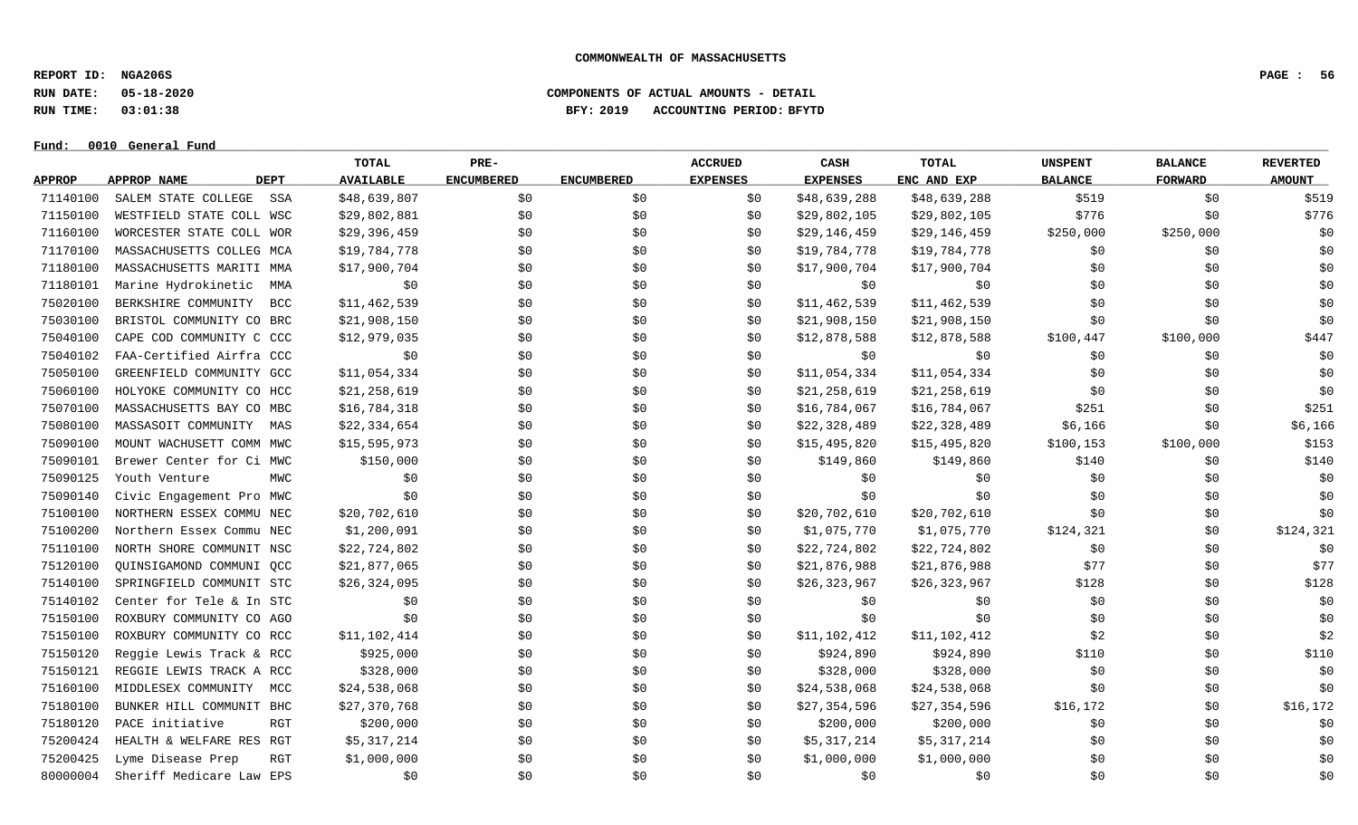# COMMONWEALTH OF MASSACHUSETTS

**REPORT ID: NGA206S**
**RUN DATE: 05-18-2020**
**RUN TIME: 03:01:38**

**COMPONENTS OF ACTUAL AMOUNTS - DETAIL**
**BFY: 2019 ACCOUNTING PERIOD: BFYTD**

**Fund: 0010 General Fund**

| APPROP | APPROP NAME | DEPT | TOTAL AVAILABLE | PRE-ENCUMBERED | ENCUMBERED | ACCRUED EXPENSES | CASH EXPENSES | TOTAL ENC AND EXP | UNSPENT BALANCE | BALANCE FORWARD | REVERTED AMOUNT |
|---|---|---|---|---|---|---|---|---|---|---|---|
| 71140100 | SALEM STATE COLLEGE | SSA | $48,639,807 | $0 | $0 | $0 | $48,639,288 | $48,639,288 | $519 | $0 | $519 |
| 71150100 | WESTFIELD STATE COLL | WSC | $29,802,881 | $0 | $0 | $0 | $29,802,105 | $29,802,105 | $776 | $0 | $776 |
| 71160100 | WORCESTER STATE COLL | WOR | $29,396,459 | $0 | $0 | $0 | $29,146,459 | $29,146,459 | $250,000 | $250,000 | $0 |
| 71170100 | MASSACHUSETTS COLLEG | MCA | $19,784,778 | $0 | $0 | $0 | $19,784,778 | $19,784,778 | $0 | $0 | $0 |
| 71180100 | MASSACHUSETTS MARITI | MMA | $17,900,704 | $0 | $0 | $0 | $17,900,704 | $17,900,704 | $0 | $0 | $0 |
| 71180101 | Marine Hydrokinetic | MMA | $0 | $0 | $0 | $0 | $0 | $0 | $0 | $0 | $0 |
| 75020100 | BERKSHIRE COMMUNITY | BCC | $11,462,539 | $0 | $0 | $0 | $11,462,539 | $11,462,539 | $0 | $0 | $0 |
| 75030100 | BRISTOL COMMUNITY CO | BRC | $21,908,150 | $0 | $0 | $0 | $21,908,150 | $21,908,150 | $0 | $0 | $0 |
| 75040100 | CAPE COD COMMUNITY C | CCC | $12,979,035 | $0 | $0 | $0 | $12,878,588 | $12,878,588 | $100,447 | $100,000 | $447 |
| 75040102 | FAA-Certified Airfra | CCC | $0 | $0 | $0 | $0 | $0 | $0 | $0 | $0 | $0 |
| 75050100 | GREENFIELD COMMUNITY | GCC | $11,054,334 | $0 | $0 | $0 | $11,054,334 | $11,054,334 | $0 | $0 | $0 |
| 75060100 | HOLYOKE COMMUNITY CO | HCC | $21,258,619 | $0 | $0 | $0 | $21,258,619 | $21,258,619 | $0 | $0 | $0 |
| 75070100 | MASSACHUSETTS BAY CO | MBC | $16,784,318 | $0 | $0 | $0 | $16,784,067 | $16,784,067 | $251 | $0 | $251 |
| 75080100 | MASSASOIT COMMUNITY | MAS | $22,334,654 | $0 | $0 | $0 | $22,328,489 | $22,328,489 | $6,166 | $0 | $6,166 |
| 75090100 | MOUNT WACHUSETT COMM | MWC | $15,595,973 | $0 | $0 | $0 | $15,495,820 | $15,495,820 | $100,153 | $100,000 | $153 |
| 75090101 | Brewer Center for Ci | MWC | $150,000 | $0 | $0 | $0 | $149,860 | $149,860 | $140 | $0 | $140 |
| 75090125 | Youth Venture | MWC | $0 | $0 | $0 | $0 | $0 | $0 | $0 | $0 | $0 |
| 75090140 | Civic Engagement Pro | MWC | $0 | $0 | $0 | $0 | $0 | $0 | $0 | $0 | $0 |
| 75100100 | NORTHERN ESSEX COMMU | NEC | $20,702,610 | $0 | $0 | $0 | $20,702,610 | $20,702,610 | $0 | $0 | $0 |
| 75100200 | Northern Essex Commu | NEC | $1,200,091 | $0 | $0 | $0 | $1,075,770 | $1,075,770 | $124,321 | $0 | $124,321 |
| 75110100 | NORTH SHORE COMMUNIT | NSC | $22,724,802 | $0 | $0 | $0 | $22,724,802 | $22,724,802 | $0 | $0 | $0 |
| 75120100 | QUINSIGAMOND COMMUNI | QCC | $21,877,065 | $0 | $0 | $0 | $21,876,988 | $21,876,988 | $77 | $0 | $77 |
| 75140100 | SPRINGFIELD COMMUNIT | STC | $26,324,095 | $0 | $0 | $0 | $26,323,967 | $26,323,967 | $128 | $0 | $128 |
| 75140102 | Center for Tele & In | STC | $0 | $0 | $0 | $0 | $0 | $0 | $0 | $0 | $0 |
| 75150100 | ROXBURY COMMUNITY CO | AGO | $0 | $0 | $0 | $0 | $0 | $0 | $0 | $0 | $0 |
| 75150100 | ROXBURY COMMUNITY CO | RCC | $11,102,414 | $0 | $0 | $0 | $11,102,412 | $11,102,412 | $2 | $0 | $2 |
| 75150120 | Reggie Lewis Track & | RCC | $925,000 | $0 | $0 | $0 | $924,890 | $924,890 | $110 | $0 | $110 |
| 75150121 | REGGIE LEWIS TRACK A | RCC | $328,000 | $0 | $0 | $0 | $328,000 | $328,000 | $0 | $0 | $0 |
| 75160100 | MIDDLESEX COMMUNITY | MCC | $24,538,068 | $0 | $0 | $0 | $24,538,068 | $24,538,068 | $0 | $0 | $0 |
| 75180100 | BUNKER HILL COMMUNIT | BHC | $27,370,768 | $0 | $0 | $0 | $27,354,596 | $27,354,596 | $16,172 | $0 | $16,172 |
| 75180120 | PACE initiative | RGT | $200,000 | $0 | $0 | $0 | $200,000 | $200,000 | $0 | $0 | $0 |
| 75200424 | HEALTH & WELFARE RES | RGT | $5,317,214 | $0 | $0 | $0 | $5,317,214 | $5,317,214 | $0 | $0 | $0 |
| 75200425 | Lyme Disease Prep | RGT | $1,000,000 | $0 | $0 | $0 | $1,000,000 | $1,000,000 | $0 | $0 | $0 |
| 80000004 | Sheriff Medicare Law | EPS | $0 | $0 | $0 | $0 | $0 | $0 | $0 | $0 | $0 |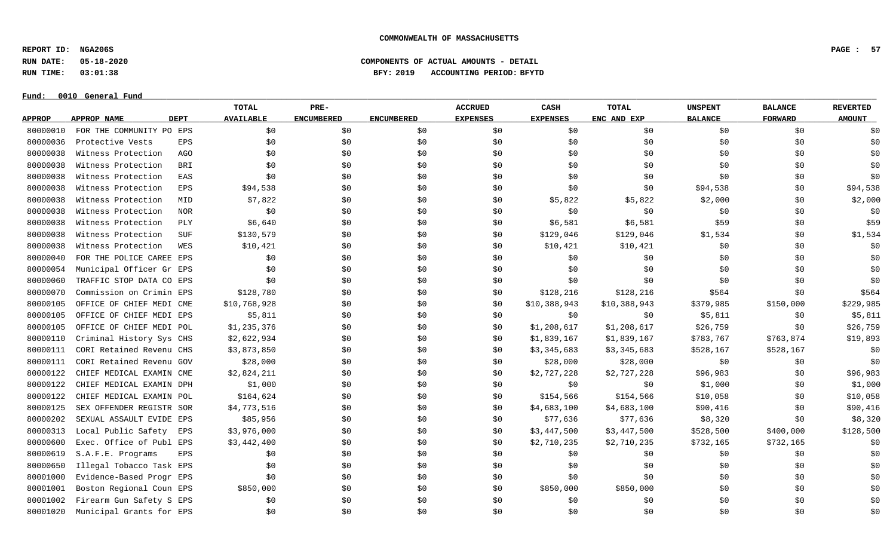**COMMONWEALTH OF MASSACHUSETTS**

**REPORT ID: NGA206S**
**RUN DATE: 05-18-2020** — **COMPONENTS OF ACTUAL AMOUNTS - DETAIL**
**RUN TIME: 03:01:38** — **BFY: 2019 ACCOUNTING PERIOD: BFYTD**

**Fund: 0010 General Fund**

| APPROP | APPROP NAME | DEPT | TOTAL AVAILABLE | PRE-ENCUMBERED | ENCUMBERED | ACCRUED EXPENSES | CASH EXPENSES | TOTAL ENC AND EXP | UNSPENT BALANCE | BALANCE FORWARD | REVERTED AMOUNT |
|---|---|---|---|---|---|---|---|---|---|---|---|
| 80000010 | FOR THE COMMUNITY PO | EPS | $0 | $0 | $0 | $0 | $0 | $0 | $0 | $0 | $0 |
| 80000036 | Protective Vests | EPS | $0 | $0 | $0 | $0 | $0 | $0 | $0 | $0 | $0 |
| 80000038 | Witness Protection | AGO | $0 | $0 | $0 | $0 | $0 | $0 | $0 | $0 | $0 |
| 80000038 | Witness Protection | BRI | $0 | $0 | $0 | $0 | $0 | $0 | $0 | $0 | $0 |
| 80000038 | Witness Protection | EAS | $0 | $0 | $0 | $0 | $0 | $0 | $0 | $0 | $0 |
| 80000038 | Witness Protection | EPS | $94,538 | $0 | $0 | $0 | $0 | $0 | $94,538 | $0 | $94,538 |
| 80000038 | Witness Protection | MID | $7,822 | $0 | $0 | $0 | $5,822 | $5,822 | $2,000 | $0 | $2,000 |
| 80000038 | Witness Protection | NOR | $0 | $0 | $0 | $0 | $0 | $0 | $0 | $0 | $0 |
| 80000038 | Witness Protection | PLY | $6,640 | $0 | $0 | $0 | $6,581 | $6,581 | $59 | $0 | $59 |
| 80000038 | Witness Protection | SUF | $130,579 | $0 | $0 | $0 | $129,046 | $129,046 | $1,534 | $0 | $1,534 |
| 80000038 | Witness Protection | WES | $10,421 | $0 | $0 | $0 | $10,421 | $10,421 | $0 | $0 | $0 |
| 80000040 | FOR THE POLICE CAREE | EPS | $0 | $0 | $0 | $0 | $0 | $0 | $0 | $0 | $0 |
| 80000054 | Municipal Officer Gr | EPS | $0 | $0 | $0 | $0 | $0 | $0 | $0 | $0 | $0 |
| 80000060 | TRAFFIC STOP DATA CO | EPS | $0 | $0 | $0 | $0 | $0 | $0 | $0 | $0 | $0 |
| 80000070 | Commission on Crimin | EPS | $128,780 | $0 | $0 | $0 | $128,216 | $128,216 | $564 | $0 | $564 |
| 80000105 | OFFICE OF CHIEF MEDI | CME | $10,768,928 | $0 | $0 | $0 | $10,388,943 | $10,388,943 | $379,985 | $150,000 | $229,985 |
| 80000105 | OFFICE OF CHIEF MEDI | EPS | $5,811 | $0 | $0 | $0 | $0 | $0 | $5,811 | $0 | $5,811 |
| 80000105 | OFFICE OF CHIEF MEDI | POL | $1,235,376 | $0 | $0 | $0 | $1,208,617 | $1,208,617 | $26,759 | $0 | $26,759 |
| 80000110 | Criminal History Sys | CHS | $2,622,934 | $0 | $0 | $0 | $1,839,167 | $1,839,167 | $783,767 | $763,874 | $19,893 |
| 80000111 | CORI Retained Revenu | CHS | $3,873,850 | $0 | $0 | $0 | $3,345,683 | $3,345,683 | $528,167 | $528,167 | $0 |
| 80000111 | CORI Retained Revenu | GOV | $28,000 | $0 | $0 | $0 | $28,000 | $28,000 | $0 | $0 | $0 |
| 80000122 | CHIEF MEDICAL EXAMIN | CME | $2,824,211 | $0 | $0 | $0 | $2,727,228 | $2,727,228 | $96,983 | $0 | $96,983 |
| 80000122 | CHIEF MEDICAL EXAMIN | DPH | $1,000 | $0 | $0 | $0 | $0 | $0 | $1,000 | $0 | $1,000 |
| 80000122 | CHIEF MEDICAL EXAMIN | POL | $164,624 | $0 | $0 | $0 | $154,566 | $154,566 | $10,058 | $0 | $10,058 |
| 80000125 | SEX OFFENDER REGISTR | SOR | $4,773,516 | $0 | $0 | $0 | $4,683,100 | $4,683,100 | $90,416 | $0 | $90,416 |
| 80000202 | SEXUAL ASSAULT EVIDE | EPS | $85,956 | $0 | $0 | $0 | $77,636 | $77,636 | $8,320 | $0 | $8,320 |
| 80000313 | Local Public Safety | EPS | $3,976,000 | $0 | $0 | $0 | $3,447,500 | $3,447,500 | $528,500 | $400,000 | $128,500 |
| 80000600 | Exec. Office of Publ | EPS | $3,442,400 | $0 | $0 | $0 | $2,710,235 | $2,710,235 | $732,165 | $732,165 | $0 |
| 80000619 | S.A.F.E. Programs | EPS | $0 | $0 | $0 | $0 | $0 | $0 | $0 | $0 | $0 |
| 80000650 | Illegal Tobacco Task | EPS | $0 | $0 | $0 | $0 | $0 | $0 | $0 | $0 | $0 |
| 80001000 | Evidence-Based Progr | EPS | $0 | $0 | $0 | $0 | $0 | $0 | $0 | $0 | $0 |
| 80001001 | Boston Regional Coun | EPS | $850,000 | $0 | $0 | $0 | $850,000 | $850,000 | $0 | $0 | $0 |
| 80001002 | Firearm Gun Safety S | EPS | $0 | $0 | $0 | $0 | $0 | $0 | $0 | $0 | $0 |
| 80001020 | Municipal Grants for | EPS | $0 | $0 | $0 | $0 | $0 | $0 | $0 | $0 | $0 |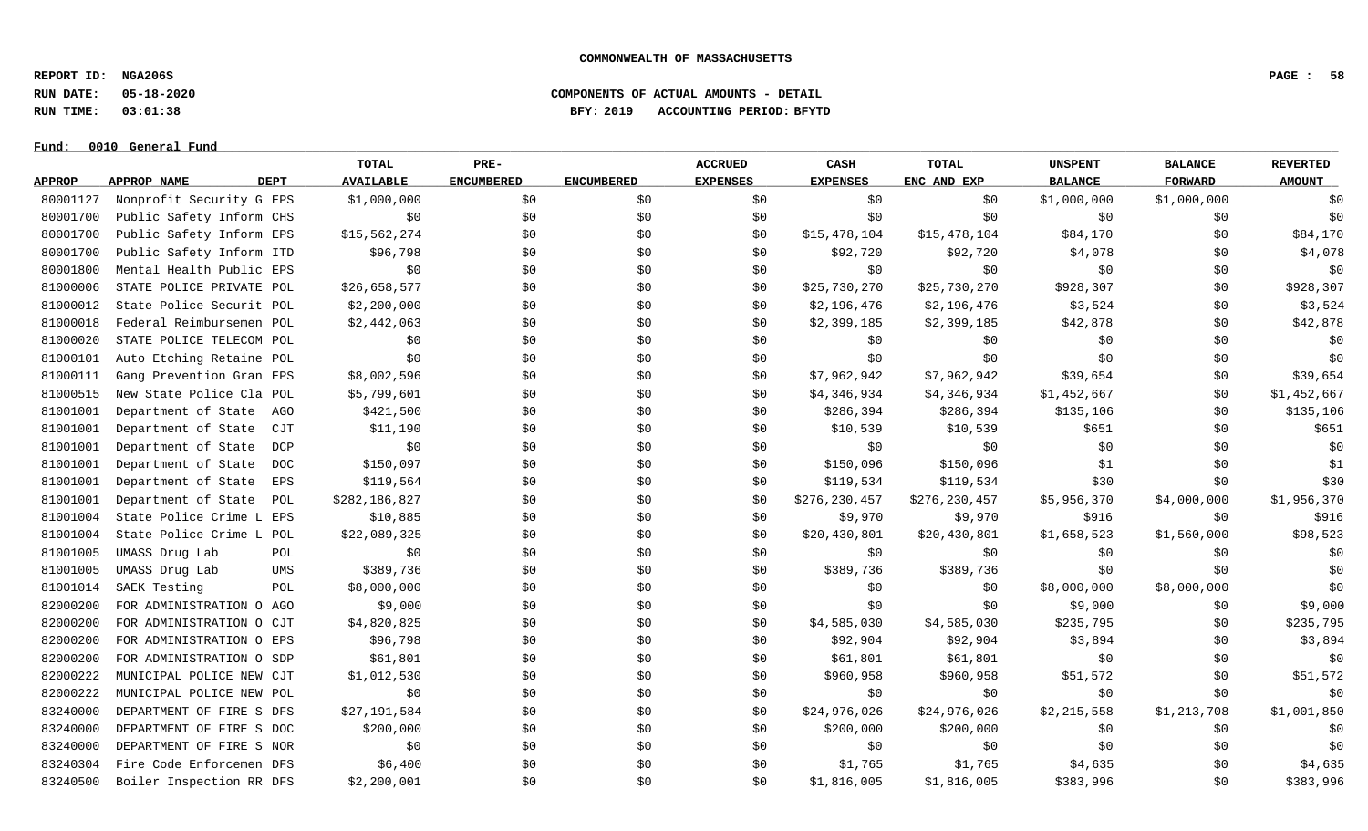**COMMONWEALTH OF MASSACHUSETTS**

**REPORT ID: NGA206S**
**RUN DATE: 05-18-2020** **COMPONENTS OF ACTUAL AMOUNTS - DETAIL**
**RUN TIME: 03:01:38** **BFY: 2019 ACCOUNTING PERIOD: BFYTD**

**Fund: 0010 General Fund**

| APPROP | APPROP NAME | DEPT | TOTAL AVAILABLE | PRE-ENCUMBERED | ENCUMBERED | ACCRUED EXPENSES | CASH EXPENSES | TOTAL ENC AND EXP | UNSPENT BALANCE | BALANCE FORWARD | REVERTED AMOUNT |
|---|---|---|---|---|---|---|---|---|---|---|---|
| 80001127 | Nonprofit Security G | EPS | $1,000,000 | $0 | $0 | $0 | $0 | $0 | $1,000,000 | $1,000,000 | $0 |
| 80001700 | Public Safety Inform | CHS | $0 | $0 | $0 | $0 | $0 | $0 | $0 | $0 | $0 |
| 80001700 | Public Safety Inform | EPS | $15,562,274 | $0 | $0 | $0 | $15,478,104 | $15,478,104 | $84,170 | $0 | $84,170 |
| 80001700 | Public Safety Inform | ITD | $96,798 | $0 | $0 | $0 | $92,720 | $92,720 | $4,078 | $0 | $4,078 |
| 80001800 | Mental Health Public | EPS | $0 | $0 | $0 | $0 | $0 | $0 | $0 | $0 | $0 |
| 81000006 | STATE POLICE PRIVATE | POL | $26,658,577 | $0 | $0 | $0 | $25,730,270 | $25,730,270 | $928,307 | $0 | $928,307 |
| 81000012 | State Police Securit | POL | $2,200,000 | $0 | $0 | $0 | $2,196,476 | $2,196,476 | $3,524 | $0 | $3,524 |
| 81000018 | Federal Reimbursemen | POL | $2,442,063 | $0 | $0 | $0 | $2,399,185 | $2,399,185 | $42,878 | $0 | $42,878 |
| 81000020 | STATE POLICE TELECOM | POL | $0 | $0 | $0 | $0 | $0 | $0 | $0 | $0 | $0 |
| 81000101 | Auto Etching Retaine | POL | $0 | $0 | $0 | $0 | $0 | $0 | $0 | $0 | $0 |
| 81000111 | Gang Prevention Gran | EPS | $8,002,596 | $0 | $0 | $0 | $7,962,942 | $7,962,942 | $39,654 | $0 | $39,654 |
| 81000515 | New State Police Cla | POL | $5,799,601 | $0 | $0 | $0 | $4,346,934 | $4,346,934 | $1,452,667 | $0 | $1,452,667 |
| 81001001 | Department of State | AGO | $421,500 | $0 | $0 | $0 | $286,394 | $286,394 | $135,106 | $0 | $135,106 |
| 81001001 | Department of State | CJT | $11,190 | $0 | $0 | $0 | $10,539 | $10,539 | $651 | $0 | $651 |
| 81001001 | Department of State | DCP | $0 | $0 | $0 | $0 | $0 | $0 | $0 | $0 | $0 |
| 81001001 | Department of State | DOC | $150,097 | $0 | $0 | $0 | $150,096 | $150,096 | $1 | $0 | $1 |
| 81001001 | Department of State | EPS | $119,564 | $0 | $0 | $0 | $119,534 | $119,534 | $30 | $0 | $30 |
| 81001001 | Department of State | POL | $282,186,827 | $0 | $0 | $0 | $276,230,457 | $276,230,457 | $5,956,370 | $4,000,000 | $1,956,370 |
| 81001004 | State Police Crime L | EPS | $10,885 | $0 | $0 | $0 | $9,970 | $9,970 | $916 | $0 | $916 |
| 81001004 | State Police Crime L | POL | $22,089,325 | $0 | $0 | $0 | $20,430,801 | $20,430,801 | $1,658,523 | $1,560,000 | $98,523 |
| 81001005 | UMASS Drug Lab | POL | $0 | $0 | $0 | $0 | $0 | $0 | $0 | $0 | $0 |
| 81001005 | UMASS Drug Lab | UMS | $389,736 | $0 | $0 | $0 | $389,736 | $389,736 | $0 | $0 | $0 |
| 81001014 | SAEK Testing | POL | $8,000,000 | $0 | $0 | $0 | $0 | $0 | $8,000,000 | $8,000,000 | $0 |
| 82000200 | FOR ADMINISTRATION O | AGO | $9,000 | $0 | $0 | $0 | $0 | $0 | $9,000 | $0 | $9,000 |
| 82000200 | FOR ADMINISTRATION O | CJT | $4,820,825 | $0 | $0 | $0 | $4,585,030 | $4,585,030 | $235,795 | $0 | $235,795 |
| 82000200 | FOR ADMINISTRATION O | EPS | $96,798 | $0 | $0 | $0 | $92,904 | $92,904 | $3,894 | $0 | $3,894 |
| 82000200 | FOR ADMINISTRATION O | SDP | $61,801 | $0 | $0 | $0 | $61,801 | $61,801 | $0 | $0 | $0 |
| 82000222 | MUNICIPAL POLICE NEW | CJT | $1,012,530 | $0 | $0 | $0 | $960,958 | $960,958 | $51,572 | $0 | $51,572 |
| 82000222 | MUNICIPAL POLICE NEW | POL | $0 | $0 | $0 | $0 | $0 | $0 | $0 | $0 | $0 |
| 83240000 | DEPARTMENT OF FIRE S | DFS | $27,191,584 | $0 | $0 | $0 | $24,976,026 | $24,976,026 | $2,215,558 | $1,213,708 | $1,001,850 |
| 83240000 | DEPARTMENT OF FIRE S | DOC | $200,000 | $0 | $0 | $0 | $200,000 | $200,000 | $0 | $0 | $0 |
| 83240000 | DEPARTMENT OF FIRE S | NOR | $0 | $0 | $0 | $0 | $0 | $0 | $0 | $0 | $0 |
| 83240304 | Fire Code Enforcemen | DFS | $6,400 | $0 | $0 | $0 | $1,765 | $1,765 | $4,635 | $0 | $4,635 |
| 83240500 | Boiler Inspection RR | DFS | $2,200,001 | $0 | $0 | $0 | $1,816,005 | $1,816,005 | $383,996 | $0 | $383,996 |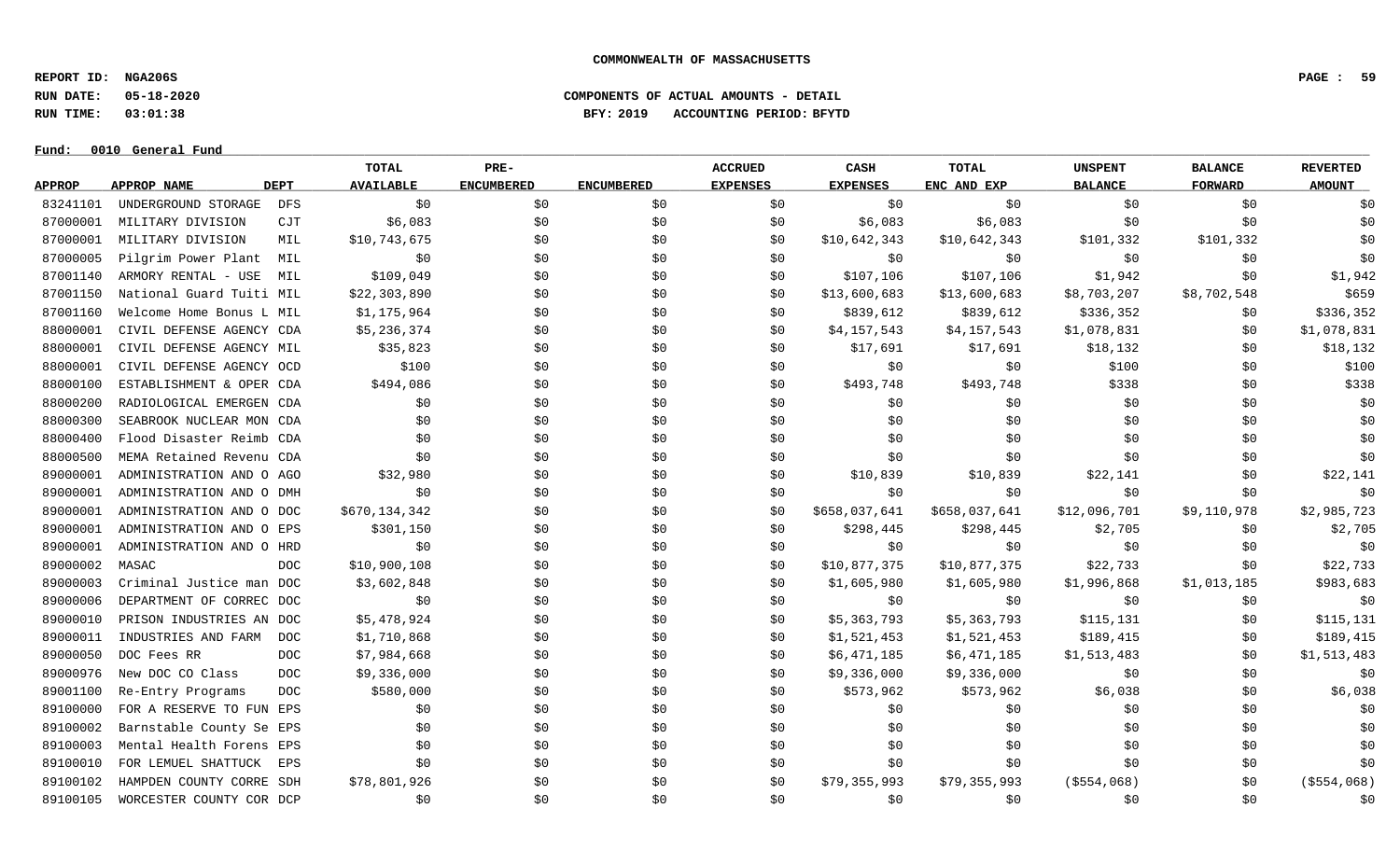**COMMONWEALTH OF MASSACHUSETTS**

**REPORT ID: NGA206S**
**RUN DATE: 05-18-2020**
**RUN TIME: 03:01:38**

**COMPONENTS OF ACTUAL AMOUNTS - DETAIL**
**BFY: 2019 ACCOUNTING PERIOD: BFYTD**

**Fund: 0010 General Fund**

| APPROP | APPROP NAME | DEPT | TOTAL AVAILABLE | PRE-ENCUMBERED | ENCUMBERED | ACCRUED EXPENSES | CASH EXPENSES | TOTAL ENC AND EXP | UNSPENT BALANCE | BALANCE FORWARD | REVERTED AMOUNT |
|---|---|---|---|---|---|---|---|---|---|---|---|
| 83241101 | UNDERGROUND STORAGE | DFS | $0 | $0 | $0 | $0 | $0 | $0 | $0 | $0 | $0 |
| 87000001 | MILITARY DIVISION | CJT | $6,083 | $0 | $0 | $0 | $6,083 | $6,083 | $0 | $0 | $0 |
| 87000001 | MILITARY DIVISION | MIL | $10,743,675 | $0 | $0 | $0 | $10,642,343 | $10,642,343 | $101,332 | $101,332 | $0 |
| 87000005 | Pilgrim Power Plant | MIL | $0 | $0 | $0 | $0 | $0 | $0 | $0 | $0 | $0 |
| 87001140 | ARMORY RENTAL - USE | MIL | $109,049 | $0 | $0 | $0 | $107,106 | $107,106 | $1,942 | $0 | $1,942 |
| 87001150 | National Guard Tuiti | MIL | $22,303,890 | $0 | $0 | $0 | $13,600,683 | $13,600,683 | $8,703,207 | $8,702,548 | $659 |
| 87001160 | Welcome Home Bonus L | MIL | $1,175,964 | $0 | $0 | $0 | $839,612 | $839,612 | $336,352 | $0 | $336,352 |
| 88000001 | CIVIL DEFENSE AGENCY | CDA | $5,236,374 | $0 | $0 | $0 | $4,157,543 | $4,157,543 | $1,078,831 | $0 | $1,078,831 |
| 88000001 | CIVIL DEFENSE AGENCY | MIL | $35,823 | $0 | $0 | $0 | $17,691 | $17,691 | $18,132 | $0 | $18,132 |
| 88000001 | CIVIL DEFENSE AGENCY | OCD | $100 | $0 | $0 | $0 | $0 | $0 | $100 | $0 | $100 |
| 88000100 | ESTABLISHMENT & OPER | CDA | $494,086 | $0 | $0 | $0 | $493,748 | $493,748 | $338 | $0 | $338 |
| 88000200 | RADIOLOGICAL EMERGEN | CDA | $0 | $0 | $0 | $0 | $0 | $0 | $0 | $0 | $0 |
| 88000300 | SEABROOK NUCLEAR MON | CDA | $0 | $0 | $0 | $0 | $0 | $0 | $0 | $0 | $0 |
| 88000400 | Flood Disaster Reimb | CDA | $0 | $0 | $0 | $0 | $0 | $0 | $0 | $0 | $0 |
| 88000500 | MEMA Retained Revenu | CDA | $0 | $0 | $0 | $0 | $0 | $0 | $0 | $0 | $0 |
| 89000001 | ADMINISTRATION AND O | AGO | $32,980 | $0 | $0 | $0 | $10,839 | $10,839 | $22,141 | $0 | $22,141 |
| 89000001 | ADMINISTRATION AND O | DMH | $0 | $0 | $0 | $0 | $0 | $0 | $0 | $0 | $0 |
| 89000001 | ADMINISTRATION AND O | DOC | $670,134,342 | $0 | $0 | $0 | $658,037,641 | $658,037,641 | $12,096,701 | $9,110,978 | $2,985,723 |
| 89000001 | ADMINISTRATION AND O | EPS | $301,150 | $0 | $0 | $0 | $298,445 | $298,445 | $2,705 | $0 | $2,705 |
| 89000001 | ADMINISTRATION AND O | HRD | $0 | $0 | $0 | $0 | $0 | $0 | $0 | $0 | $0 |
| 89000002 | MASAC | DOC | $10,900,108 | $0 | $0 | $0 | $10,877,375 | $10,877,375 | $22,733 | $0 | $22,733 |
| 89000003 | Criminal Justice man | DOC | $3,602,848 | $0 | $0 | $0 | $1,605,980 | $1,605,980 | $1,996,868 | $1,013,185 | $983,683 |
| 89000006 | DEPARTMENT OF CORREC | DOC | $0 | $0 | $0 | $0 | $0 | $0 | $0 | $0 | $0 |
| 89000010 | PRISON INDUSTRIES AN | DOC | $5,478,924 | $0 | $0 | $0 | $5,363,793 | $5,363,793 | $115,131 | $0 | $115,131 |
| 89000011 | INDUSTRIES AND FARM | DOC | $1,710,868 | $0 | $0 | $0 | $1,521,453 | $1,521,453 | $189,415 | $0 | $189,415 |
| 89000050 | DOC Fees RR | DOC | $7,984,668 | $0 | $0 | $0 | $6,471,185 | $6,471,185 | $1,513,483 | $0 | $1,513,483 |
| 89000976 | New DOC CO Class | DOC | $9,336,000 | $0 | $0 | $0 | $9,336,000 | $9,336,000 | $0 | $0 | $0 |
| 89001100 | Re-Entry Programs | DOC | $580,000 | $0 | $0 | $0 | $573,962 | $573,962 | $6,038 | $0 | $6,038 |
| 89100000 | FOR A RESERVE TO FUN | EPS | $0 | $0 | $0 | $0 | $0 | $0 | $0 | $0 | $0 |
| 89100002 | Barnstable County Se | EPS | $0 | $0 | $0 | $0 | $0 | $0 | $0 | $0 | $0 |
| 89100003 | Mental Health Forens | EPS | $0 | $0 | $0 | $0 | $0 | $0 | $0 | $0 | $0 |
| 89100010 | FOR LEMUEL SHATTUCK | EPS | $0 | $0 | $0 | $0 | $0 | $0 | $0 | $0 | $0 |
| 89100102 | HAMPDEN COUNTY CORRE | SDH | $78,801,926 | $0 | $0 | $0 | $79,355,993 | $79,355,993 | ($554,068) | $0 | ($554,068) |
| 89100105 | WORCESTER COUNTY COR | DCP | $0 | $0 | $0 | $0 | $0 | $0 | $0 | $0 | $0 |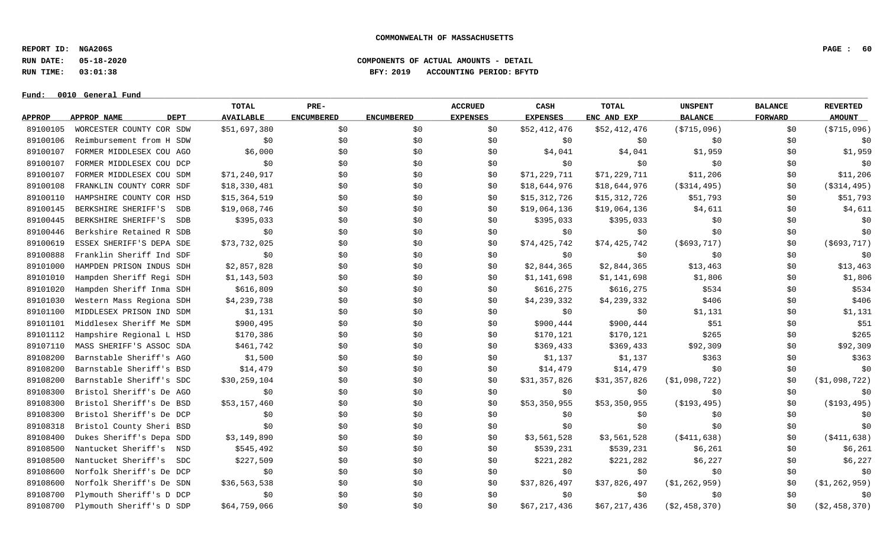**COMMONWEALTH OF MASSACHUSETTS**

**REPORT ID: NGA206S**
**RUN DATE: 05-18-2020** **COMPONENTS OF ACTUAL AMOUNTS - DETAIL**
**RUN TIME: 03:01:38** **BFY: 2019 ACCOUNTING PERIOD: BFYTD**

**Fund: 0010 General Fund**

| APPROP | APPROP NAME | DEPT | TOTAL AVAILABLE | PRE-ENCUMBERED | ENCUMBERED | ACCRUED EXPENSES | CASH EXPENSES | TOTAL ENC AND EXP | UNSPENT BALANCE | BALANCE FORWARD | REVERTED AMOUNT |
|---|---|---|---|---|---|---|---|---|---|---|---|
| 89100105 | WORCESTER COUNTY COR | SDW | $51,697,380 | $0 | $0 | $0 | $52,412,476 | $52,412,476 | ($715,096) | $0 | ($715,096) |
| 89100106 | Reimbursement from H | SDW | $0 | $0 | $0 | $0 | $0 | $0 | $0 | $0 | $0 |
| 89100107 | FORMER MIDDLESEX COU | AGO | $6,000 | $0 | $0 | $0 | $4,041 | $4,041 | $1,959 | $0 | $1,959 |
| 89100107 | FORMER MIDDLESEX COU | DCP | $0 | $0 | $0 | $0 | $0 | $0 | $0 | $0 | $0 |
| 89100107 | FORMER MIDDLESEX COU | SDM | $71,240,917 | $0 | $0 | $0 | $71,229,711 | $71,229,711 | $11,206 | $0 | $11,206 |
| 89100108 | FRANKLIN COUNTY CORR | SDF | $18,330,481 | $0 | $0 | $0 | $18,644,976 | $18,644,976 | ($314,495) | $0 | ($314,495) |
| 89100110 | HAMPSHIRE COUNTY COR | HSD | $15,364,519 | $0 | $0 | $0 | $15,312,726 | $15,312,726 | $51,793 | $0 | $51,793 |
| 89100145 | BERKSHIRE SHERIFF'S | SDB | $19,068,746 | $0 | $0 | $0 | $19,064,136 | $19,064,136 | $4,611 | $0 | $4,611 |
| 89100445 | BERKSHIRE SHERIFF'S | SDB | $395,033 | $0 | $0 | $0 | $395,033 | $395,033 | $0 | $0 | $0 |
| 89100446 | Berkshire Retained R | SDB | $0 | $0 | $0 | $0 | $0 | $0 | $0 | $0 | $0 |
| 89100619 | ESSEX SHERIFF'S DEPA | SDE | $73,732,025 | $0 | $0 | $0 | $74,425,742 | $74,425,742 | ($693,717) | $0 | ($693,717) |
| 89100888 | Franklin Sheriff Ind | SDF | $0 | $0 | $0 | $0 | $0 | $0 | $0 | $0 | $0 |
| 89101000 | HAMPDEN PRISON INDUS | SDH | $2,857,828 | $0 | $0 | $0 | $2,844,365 | $2,844,365 | $13,463 | $0 | $13,463 |
| 89101010 | Hampden Sheriff Regi | SDH | $1,143,503 | $0 | $0 | $0 | $1,141,698 | $1,141,698 | $1,806 | $0 | $1,806 |
| 89101020 | Hampden Sheriff Inma | SDH | $616,809 | $0 | $0 | $0 | $616,275 | $616,275 | $534 | $0 | $534 |
| 89101030 | Western Mass Regiona | SDH | $4,239,738 | $0 | $0 | $0 | $4,239,332 | $4,239,332 | $406 | $0 | $406 |
| 89101100 | MIDDLESEX PRISON IND | SDM | $1,131 | $0 | $0 | $0 | $0 | $0 | $1,131 | $0 | $1,131 |
| 89101101 | Middlesex Sheriff Me | SDM | $900,495 | $0 | $0 | $0 | $900,444 | $900,444 | $51 | $0 | $51 |
| 89101112 | Hampshire Regional L | HSD | $170,386 | $0 | $0 | $0 | $170,121 | $170,121 | $265 | $0 | $265 |
| 89107110 | MASS SHERIFF'S ASSOC | SDA | $461,742 | $0 | $0 | $0 | $369,433 | $369,433 | $92,309 | $0 | $92,309 |
| 89108200 | Barnstable Sheriff's | AGO | $1,500 | $0 | $0 | $0 | $1,137 | $1,137 | $363 | $0 | $363 |
| 89108200 | Barnstable Sheriff's | BSD | $14,479 | $0 | $0 | $0 | $14,479 | $14,479 | $0 | $0 | $0 |
| 89108200 | Barnstable Sheriff's | SDC | $30,259,104 | $0 | $0 | $0 | $31,357,826 | $31,357,826 | ($1,098,722) | $0 | ($1,098,722) |
| 89108300 | Bristol Sheriff's De | AGO | $0 | $0 | $0 | $0 | $0 | $0 | $0 | $0 | $0 |
| 89108300 | Bristol Sheriff's De | BSD | $53,157,460 | $0 | $0 | $0 | $53,350,955 | $53,350,955 | ($193,495) | $0 | ($193,495) |
| 89108300 | Bristol Sheriff's De | DCP | $0 | $0 | $0 | $0 | $0 | $0 | $0 | $0 | $0 |
| 89108318 | Bristol County Sheri | BSD | $0 | $0 | $0 | $0 | $0 | $0 | $0 | $0 | $0 |
| 89108400 | Dukes Sheriff's Depa | SDD | $3,149,890 | $0 | $0 | $0 | $3,561,528 | $3,561,528 | ($411,638) | $0 | ($411,638) |
| 89108500 | Nantucket Sheriff's | NSD | $545,492 | $0 | $0 | $0 | $539,231 | $539,231 | $6,261 | $0 | $6,261 |
| 89108500 | Nantucket Sheriff's | SDC | $227,509 | $0 | $0 | $0 | $221,282 | $221,282 | $6,227 | $0 | $6,227 |
| 89108600 | Norfolk Sheriff's De | DCP | $0 | $0 | $0 | $0 | $0 | $0 | $0 | $0 | $0 |
| 89108600 | Norfolk Sheriff's De | SDN | $36,563,538 | $0 | $0 | $0 | $37,826,497 | $37,826,497 | ($1,262,959) | $0 | ($1,262,959) |
| 89108700 | Plymouth Sheriff's D | DCP | $0 | $0 | $0 | $0 | $0 | $0 | $0 | $0 | $0 |
| 89108700 | Plymouth Sheriff's D | SDP | $64,759,066 | $0 | $0 | $0 | $67,217,436 | $67,217,436 | ($2,458,370) | $0 | ($2,458,370) |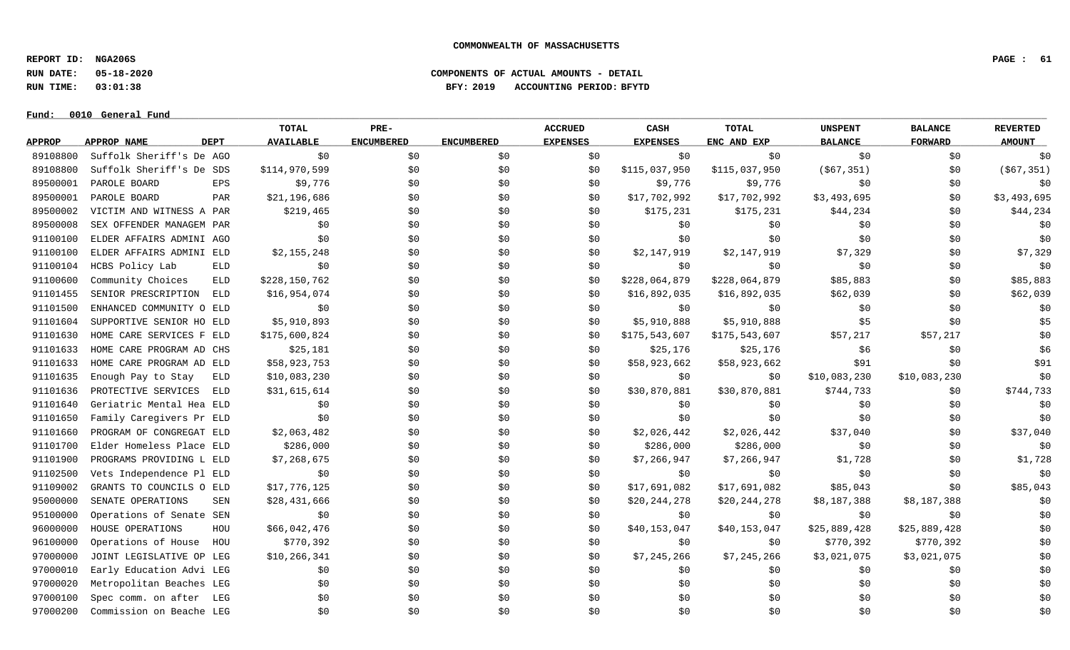**COMMONWEALTH OF MASSACHUSETTS**

REPORT ID: NGA206S
RUN DATE: 05-18-2020
RUN TIME: 03:01:38

**COMPONENTS OF ACTUAL AMOUNTS - DETAIL**
BFY: 2019 ACCOUNTING PERIOD: BFYTD

Fund: 0010 General Fund

| APPROP | APPROP NAME | DEPT | TOTAL AVAILABLE | PRE-ENCUMBERED | ENCUMBERED | ACCRUED EXPENSES | CASH EXPENSES | TOTAL ENC AND EXP | UNSPENT BALANCE | BALANCE FORWARD | REVERTED AMOUNT |
|---|---|---|---|---|---|---|---|---|---|---|---|
| 89108800 | Suffolk Sheriff's De | AGO | $0 | $0 | $0 | $0 | $0 | $0 | $0 | $0 | $0 |
| 89108800 | Suffolk Sheriff's De | SDS | $114,970,599 | $0 | $0 | $0 | $115,037,950 | $115,037,950 | ($67,351) | $0 | ($67,351) |
| 89500001 | PAROLE BOARD | EPS | $9,776 | $0 | $0 | $0 | $9,776 | $9,776 | $0 | $0 | $0 |
| 89500001 | PAROLE BOARD | PAR | $21,196,686 | $0 | $0 | $0 | $17,702,992 | $17,702,992 | $3,493,695 | $0 | $3,493,695 |
| 89500002 | VICTIM AND WITNESS A | PAR | $219,465 | $0 | $0 | $0 | $175,231 | $175,231 | $44,234 | $0 | $44,234 |
| 89500008 | SEX OFFENDER MANAGEM | PAR | $0 | $0 | $0 | $0 | $0 | $0 | $0 | $0 | $0 |
| 91100100 | ELDER AFFAIRS ADMINI | AGO | $0 | $0 | $0 | $0 | $0 | $0 | $0 | $0 | $0 |
| 91100100 | ELDER AFFAIRS ADMINI | ELD | $2,155,248 | $0 | $0 | $0 | $2,147,919 | $2,147,919 | $7,329 | $0 | $7,329 |
| 91100104 | HCBS Policy Lab | ELD | $0 | $0 | $0 | $0 | $0 | $0 | $0 | $0 | $0 |
| 91100600 | Community Choices | ELD | $228,150,762 | $0 | $0 | $0 | $228,064,879 | $228,064,879 | $85,883 | $0 | $85,883 |
| 91101455 | SENIOR PRESCRIPTION | ELD | $16,954,074 | $0 | $0 | $0 | $16,892,035 | $16,892,035 | $62,039 | $0 | $62,039 |
| 91101500 | ENHANCED COMMUNITY O | ELD | $0 | $0 | $0 | $0 | $0 | $0 | $0 | $0 | $0 |
| 91101604 | SUPPORTIVE SENIOR HO | ELD | $5,910,893 | $0 | $0 | $0 | $5,910,888 | $5,910,888 | $5 | $0 | $5 |
| 91101630 | HOME CARE SERVICES F | ELD | $175,600,824 | $0 | $0 | $0 | $175,543,607 | $175,543,607 | $57,217 | $57,217 | $0 |
| 91101633 | HOME CARE PROGRAM AD | CHS | $25,181 | $0 | $0 | $0 | $25,176 | $25,176 | $6 | $0 | $6 |
| 91101633 | HOME CARE PROGRAM AD | ELD | $58,923,753 | $0 | $0 | $0 | $58,923,662 | $58,923,662 | $91 | $0 | $91 |
| 91101635 | Enough Pay to Stay | ELD | $10,083,230 | $0 | $0 | $0 | $0 | $0 | $10,083,230 | $10,083,230 | $0 |
| 91101636 | PROTECTIVE SERVICES | ELD | $31,615,614 | $0 | $0 | $0 | $30,870,881 | $30,870,881 | $744,733 | $0 | $744,733 |
| 91101640 | Geriatric Mental Hea | ELD | $0 | $0 | $0 | $0 | $0 | $0 | $0 | $0 | $0 |
| 91101650 | Family Caregivers Pr | ELD | $0 | $0 | $0 | $0 | $0 | $0 | $0 | $0 | $0 |
| 91101660 | PROGRAM OF CONGREGAT | ELD | $2,063,482 | $0 | $0 | $0 | $2,026,442 | $2,026,442 | $37,040 | $0 | $37,040 |
| 91101700 | Elder Homeless Place | ELD | $286,000 | $0 | $0 | $0 | $286,000 | $286,000 | $0 | $0 | $0 |
| 91101900 | PROGRAMS PROVIDING L | ELD | $7,268,675 | $0 | $0 | $0 | $7,266,947 | $7,266,947 | $1,728 | $0 | $1,728 |
| 91102500 | Vets Independence Pl | ELD | $0 | $0 | $0 | $0 | $0 | $0 | $0 | $0 | $0 |
| 91109002 | GRANTS TO COUNCILS O | ELD | $17,776,125 | $0 | $0 | $0 | $17,691,082 | $17,691,082 | $85,043 | $0 | $85,043 |
| 95000000 | SENATE OPERATIONS | SEN | $28,431,666 | $0 | $0 | $0 | $20,244,278 | $20,244,278 | $8,187,388 | $8,187,388 | $0 |
| 95100000 | Operations of Senate | SEN | $0 | $0 | $0 | $0 | $0 | $0 | $0 | $0 | $0 |
| 96000000 | HOUSE OPERATIONS | HOU | $66,042,476 | $0 | $0 | $0 | $40,153,047 | $40,153,047 | $25,889,428 | $25,889,428 | $0 |
| 96100000 | Operations of House | HOU | $770,392 | $0 | $0 | $0 | $0 | $0 | $770,392 | $770,392 | $0 |
| 97000000 | JOINT LEGISLATIVE OP | LEG | $10,266,341 | $0 | $0 | $0 | $7,245,266 | $7,245,266 | $3,021,075 | $3,021,075 | $0 |
| 97000010 | Early Education Advi | LEG | $0 | $0 | $0 | $0 | $0 | $0 | $0 | $0 | $0 |
| 97000020 | Metropolitan Beaches | LEG | $0 | $0 | $0 | $0 | $0 | $0 | $0 | $0 | $0 |
| 97000100 | Spec comm. on after | LEG | $0 | $0 | $0 | $0 | $0 | $0 | $0 | $0 | $0 |
| 97000200 | Commission on Beache | LEG | $0 | $0 | $0 | $0 | $0 | $0 | $0 | $0 | $0 |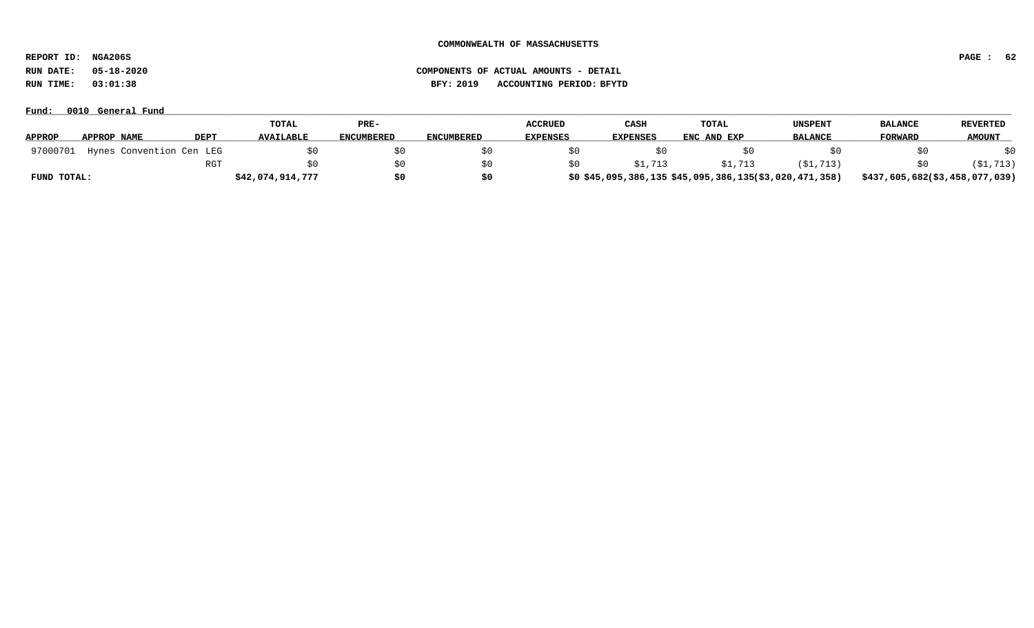**COMMONWEALTH OF MASSACHUSETTS**

**REPORT ID: NGA206S**

**RUN DATE: 05-18-2020** **COMPONENTS OF ACTUAL AMOUNTS - DETAIL**

**RUN TIME: 03:01:38** **BFY: 2019 ACCOUNTING PERIOD: BFYTD**

**Fund: 0010 General Fund**

| APPROP | APPROP NAME | DEPT | TOTAL AVAILABLE | PRE-ENCUMBERED | ENCUMBERED | ACCRUED EXPENSES | CASH EXPENSES | TOTAL ENC AND EXP | UNSPENT BALANCE | BALANCE FORWARD | REVERTED AMOUNT |
|---|---|---|---|---|---|---|---|---|---|---|---|
| 97000701 | Hynes Convention Cen | LEG | $0 | $0 | $0 | $0 | $0 | $0 | $0 | $0 | $0 |
| | | RGT | $0 | $0 | $0 | $0 | $1,713 | $1,713 | ($1,713) | $0 | ($1,713) |
| **FUND TOTAL:** | | | **$42,074,914,777** | **$0** | **$0** | **$0** | **$45,095,386,135** | **$45,095,386,135** | **($3,020,471,358)** | **$437,605,682** | **($3,458,077,039)** |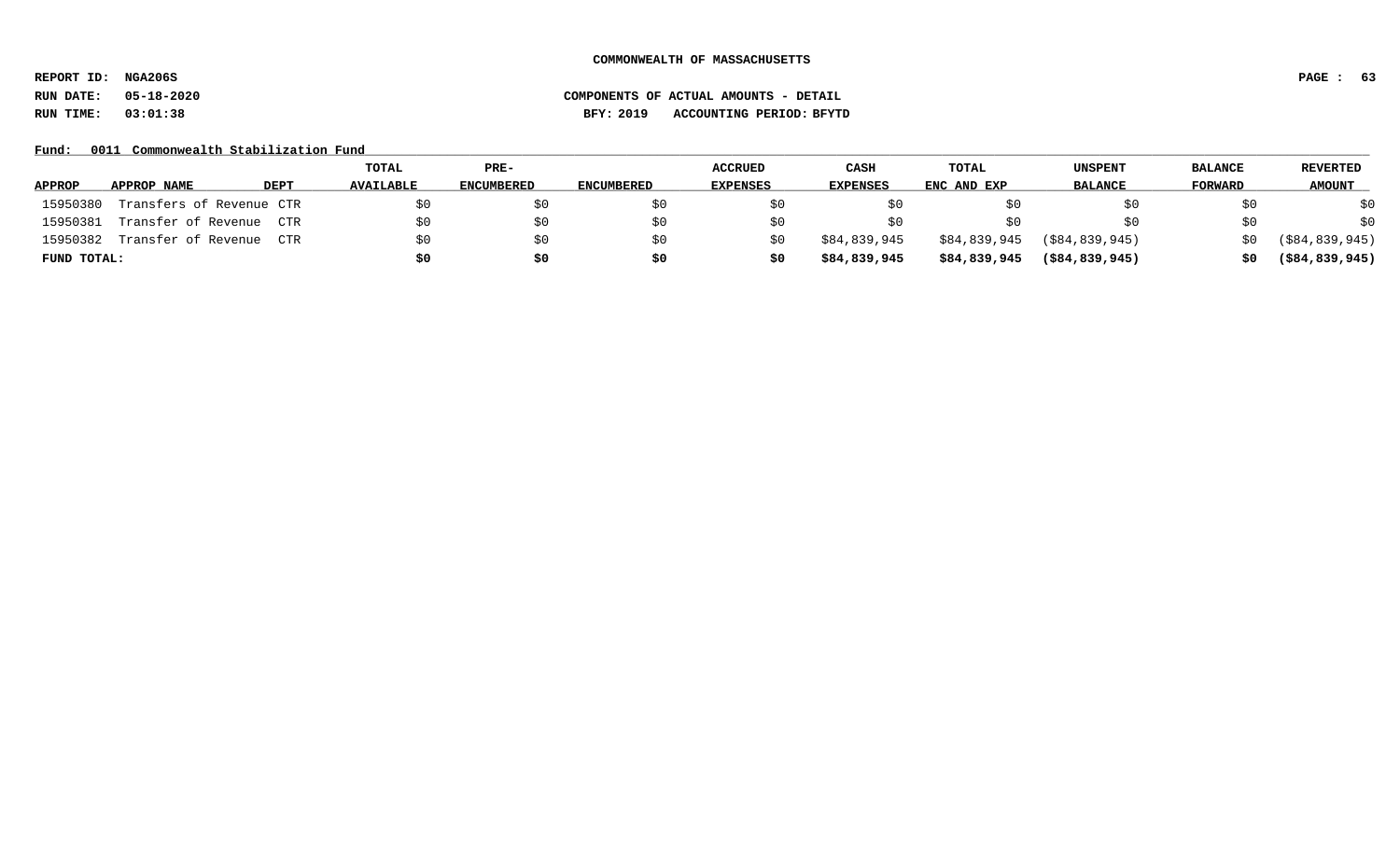**COMMONWEALTH OF MASSACHUSETTS**

REPORT ID: NGA206S

RUN DATE: 05-18-2020

RUN TIME: 03:01:38

**COMPONENTS OF ACTUAL AMOUNTS - DETAIL**

BFY: 2019 ACCOUNTING PERIOD: BFYTD

Fund: 0011 Commonwealth Stabilization Fund

| APPROP | APPROP NAME | DEPT | TOTAL AVAILABLE | PRE-ENCUMBERED | ENCUMBERED | ACCRUED EXPENSES | CASH EXPENSES | TOTAL ENC AND EXP | UNSPENT BALANCE | BALANCE FORWARD | REVERTED AMOUNT |
|---|---|---|---|---|---|---|---|---|---|---|---|
| 15950380 | Transfers of Revenue | CTR | $0 | $0 | $0 | $0 | $0 | $0 | $0 | $0 | $0 |
| 15950381 | Transfer of Revenue | CTR | $0 | $0 | $0 | $0 | $0 | $0 | $0 | $0 | $0 |
| 15950382 | Transfer of Revenue | CTR | $0 | $0 | $0 | $0 | $84,839,945 | $84,839,945 | ($84,839,945) | $0 | ($84,839,945) |
| **FUND TOTAL:** | | | **$0** | **$0** | **$0** | **$0** | **$84,839,945** | **$84,839,945** | **($84,839,945)** | **$0** | **($84,839,945)** |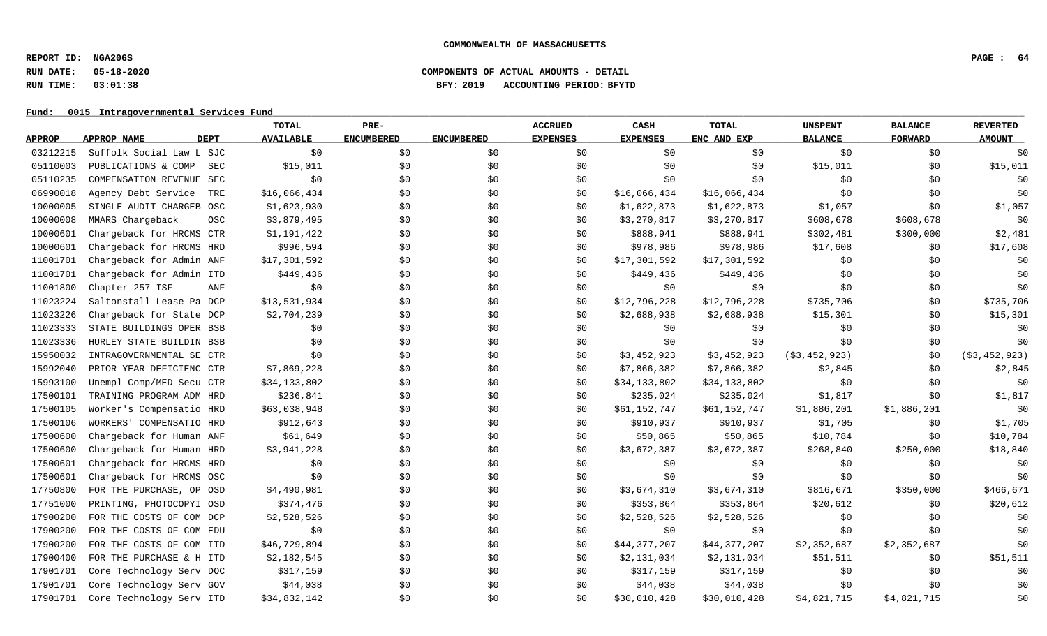COMMONWEALTH OF MASSACHUSETTS

**REPORT ID: NGA206S**
**RUN DATE: 05-18-2020**
**RUN TIME: 03:01:38**

**COMPONENTS OF ACTUAL AMOUNTS - DETAIL**
**BFY: 2019 ACCOUNTING PERIOD: BFYTD**

**Fund: 0015 Intragovernmental Services Fund**

| APPROP | APPROP NAME | DEPT | TOTAL AVAILABLE | PRE-ENCUMBERED | ENCUMBERED | ACCRUED EXPENSES | CASH EXPENSES | TOTAL ENC AND EXP | UNSPENT BALANCE | BALANCE FORWARD | REVERTED AMOUNT |
|---|---|---|---|---|---|---|---|---|---|---|---|
| 03212215 | Suffolk Social Law L | SJC | $0 | $0 | $0 | $0 | $0 | $0 | $0 | $0 | $0 |
| 05110003 | PUBLICATIONS & COMP | SEC | $15,011 | $0 | $0 | $0 | $0 | $0 | $15,011 | $0 | $15,011 |
| 05110235 | COMPENSATION REVENUE | SEC | $0 | $0 | $0 | $0 | $0 | $0 | $0 | $0 | $0 |
| 06990018 | Agency Debt Service | TRE | $16,066,434 | $0 | $0 | $0 | $16,066,434 | $16,066,434 | $0 | $0 | $0 |
| 10000005 | SINGLE AUDIT CHARGEB | OSC | $1,623,930 | $0 | $0 | $0 | $1,622,873 | $1,622,873 | $1,057 | $0 | $1,057 |
| 10000008 | MMARS Chargeback | OSC | $3,879,495 | $0 | $0 | $0 | $3,270,817 | $3,270,817 | $608,678 | $608,678 | $0 |
| 10000601 | Chargeback for HRCMS | CTR | $1,191,422 | $0 | $0 | $0 | $888,941 | $888,941 | $302,481 | $300,000 | $2,481 |
| 10000601 | Chargeback for HRCMS | HRD | $996,594 | $0 | $0 | $0 | $978,986 | $978,986 | $17,608 | $0 | $17,608 |
| 11001701 | Chargeback for Admin | ANF | $17,301,592 | $0 | $0 | $0 | $17,301,592 | $17,301,592 | $0 | $0 | $0 |
| 11001701 | Chargeback for Admin | ITD | $449,436 | $0 | $0 | $0 | $449,436 | $449,436 | $0 | $0 | $0 |
| 11001800 | Chapter 257 ISF | ANF | $0 | $0 | $0 | $0 | $0 | $0 | $0 | $0 | $0 |
| 11023224 | Saltonstall Lease Pa | DCP | $13,531,934 | $0 | $0 | $0 | $12,796,228 | $12,796,228 | $735,706 | $0 | $735,706 |
| 11023226 | Chargeback for State | DCP | $2,704,239 | $0 | $0 | $0 | $2,688,938 | $2,688,938 | $15,301 | $0 | $15,301 |
| 11023333 | STATE BUILDINGS OPER | BSB | $0 | $0 | $0 | $0 | $0 | $0 | $0 | $0 | $0 |
| 11023336 | HURLEY STATE BUILDIN | BSB | $0 | $0 | $0 | $0 | $0 | $0 | $0 | $0 | $0 |
| 15950032 | INTRAGOVERNMENTAL SE | CTR | $0 | $0 | $0 | $0 | $3,452,923 | $3,452,923 | ($3,452,923) | $0 | ($3,452,923) |
| 15992040 | PRIOR YEAR DEFICIENC | CTR | $7,869,228 | $0 | $0 | $0 | $7,866,382 | $7,866,382 | $2,845 | $0 | $2,845 |
| 15993100 | Unempl Comp/MED Secu | CTR | $34,133,802 | $0 | $0 | $0 | $34,133,802 | $34,133,802 | $0 | $0 | $0 |
| 17500101 | TRAINING PROGRAM ADM | HRD | $236,841 | $0 | $0 | $0 | $235,024 | $235,024 | $1,817 | $0 | $1,817 |
| 17500105 | Worker's Compensatio | HRD | $63,038,948 | $0 | $0 | $0 | $61,152,747 | $61,152,747 | $1,886,201 | $1,886,201 | $0 |
| 17500106 | WORKERS' COMPENSATIO | HRD | $912,643 | $0 | $0 | $0 | $910,937 | $910,937 | $1,705 | $0 | $1,705 |
| 17500600 | Chargeback for Human | ANF | $61,649 | $0 | $0 | $0 | $50,865 | $50,865 | $10,784 | $0 | $10,784 |
| 17500600 | Chargeback for Human | HRD | $3,941,228 | $0 | $0 | $0 | $3,672,387 | $3,672,387 | $268,840 | $250,000 | $18,840 |
| 17500601 | Chargeback for HRCMS | HRD | $0 | $0 | $0 | $0 | $0 | $0 | $0 | $0 | $0 |
| 17500601 | Chargeback for HRCMS | OSC | $0 | $0 | $0 | $0 | $0 | $0 | $0 | $0 | $0 |
| 17750800 | FOR THE PURCHASE, OP | OSD | $4,490,981 | $0 | $0 | $0 | $3,674,310 | $3,674,310 | $816,671 | $350,000 | $466,671 |
| 17751000 | PRINTING, PHOTOCOPYI | OSD | $374,476 | $0 | $0 | $0 | $353,864 | $353,864 | $20,612 | $0 | $20,612 |
| 17900200 | FOR THE COSTS OF COM | DCP | $2,528,526 | $0 | $0 | $0 | $2,528,526 | $2,528,526 | $0 | $0 | $0 |
| 17900200 | FOR THE COSTS OF COM | EDU | $0 | $0 | $0 | $0 | $0 | $0 | $0 | $0 | $0 |
| 17900200 | FOR THE COSTS OF COM | ITD | $46,729,894 | $0 | $0 | $0 | $44,377,207 | $44,377,207 | $2,352,687 | $2,352,687 | $0 |
| 17900400 | FOR THE PURCHASE & H | ITD | $2,182,545 | $0 | $0 | $0 | $2,131,034 | $2,131,034 | $51,511 | $0 | $51,511 |
| 17901701 | Core Technology Serv | DOC | $317,159 | $0 | $0 | $0 | $317,159 | $317,159 | $0 | $0 | $0 |
| 17901701 | Core Technology Serv | GOV | $44,038 | $0 | $0 | $0 | $44,038 | $44,038 | $0 | $0 | $0 |
| 17901701 | Core Technology Serv | ITD | $34,832,142 | $0 | $0 | $0 | $30,010,428 | $30,010,428 | $4,821,715 | $4,821,715 | $0 |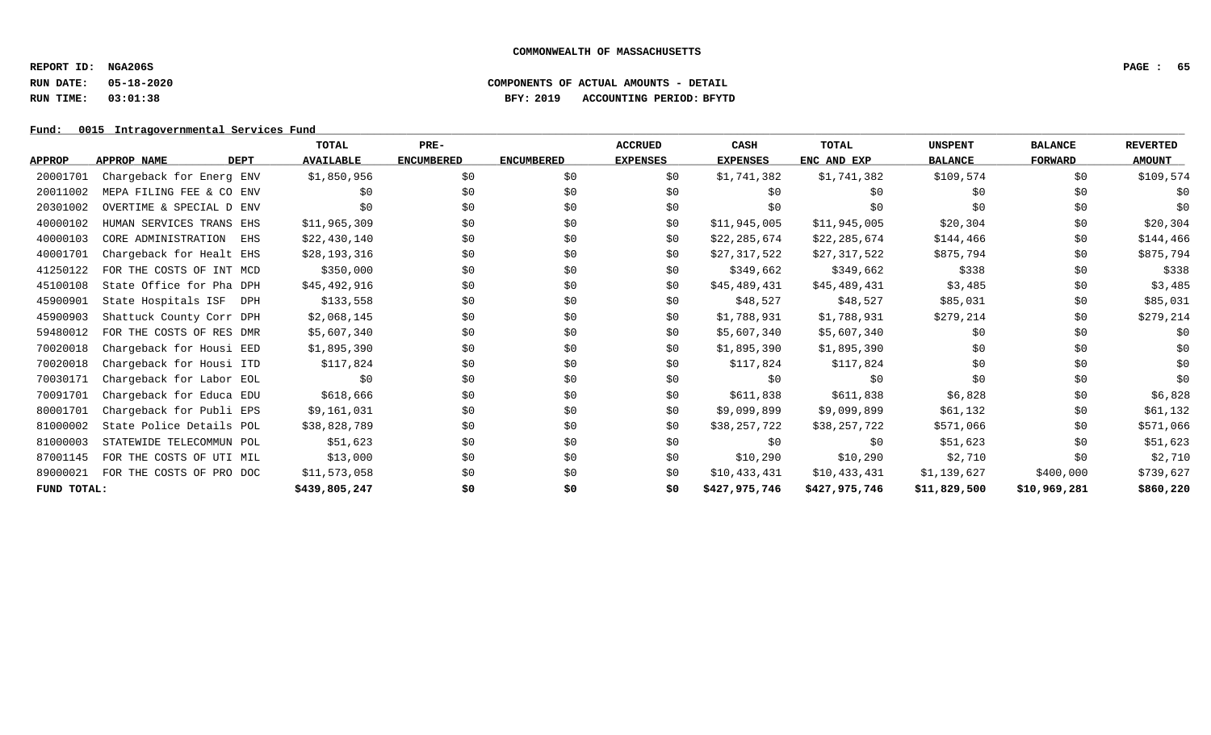**COMMONWEALTH OF MASSACHUSETTS**

**REPORT ID: NGA206S**

**RUN DATE: 05-18-2020** **COMPONENTS OF ACTUAL AMOUNTS - DETAIL**

**RUN TIME: 03:01:38** **BFY: 2019 ACCOUNTING PERIOD: BFYTD**

**Fund: 0015 Intragovernmental Services Fund**

| APPROP | APPROP NAME | DEPT | TOTAL AVAILABLE | PRE-ENCUMBERED | ENCUMBERED | ACCRUED EXPENSES | CASH EXPENSES | TOTAL ENC AND EXP | UNSPENT BALANCE | BALANCE FORWARD | REVERTED AMOUNT |
|---|---|---|---|---|---|---|---|---|---|---|---|
| 20001701 | Chargeback for Energ | ENV | $1,850,956 | $0 | $0 | $0 | $1,741,382 | $1,741,382 | $109,574 | $0 | $109,574 |
| 20011002 | MEPA FILING FEE & CO | ENV | $0 | $0 | $0 | $0 | $0 | $0 | $0 | $0 | $0 |
| 20301002 | OVERTIME & SPECIAL D | ENV | $0 | $0 | $0 | $0 | $0 | $0 | $0 | $0 | $0 |
| 40000102 | HUMAN SERVICES TRANS | EHS | $11,965,309 | $0 | $0 | $0 | $11,945,005 | $11,945,005 | $20,304 | $0 | $20,304 |
| 40000103 | CORE ADMINISTRATION | EHS | $22,430,140 | $0 | $0 | $0 | $22,285,674 | $22,285,674 | $144,466 | $0 | $144,466 |
| 40001701 | Chargeback for Healt | EHS | $28,193,316 | $0 | $0 | $0 | $27,317,522 | $27,317,522 | $875,794 | $0 | $875,794 |
| 41250122 | FOR THE COSTS OF INT | MCD | $350,000 | $0 | $0 | $0 | $349,662 | $349,662 | $338 | $0 | $338 |
| 45100108 | State Office for Pha | DPH | $45,492,916 | $0 | $0 | $0 | $45,489,431 | $45,489,431 | $3,485 | $0 | $3,485 |
| 45900901 | State Hospitals ISF | DPH | $133,558 | $0 | $0 | $0 | $48,527 | $48,527 | $85,031 | $0 | $85,031 |
| 45900903 | Shattuck County Corr | DPH | $2,068,145 | $0 | $0 | $0 | $1,788,931 | $1,788,931 | $279,214 | $0 | $279,214 |
| 59480012 | FOR THE COSTS OF RES | DMR | $5,607,340 | $0 | $0 | $0 | $5,607,340 | $5,607,340 | $0 | $0 | $0 |
| 70020018 | Chargeback for Housi | EED | $1,895,390 | $0 | $0 | $0 | $1,895,390 | $1,895,390 | $0 | $0 | $0 |
| 70020018 | Chargeback for Housi | ITD | $117,824 | $0 | $0 | $0 | $117,824 | $117,824 | $0 | $0 | $0 |
| 70030171 | Chargeback for Labor | EOL | $0 | $0 | $0 | $0 | $0 | $0 | $0 | $0 | $0 |
| 70091701 | Chargeback for Educa | EDU | $618,666 | $0 | $0 | $0 | $611,838 | $611,838 | $6,828 | $0 | $6,828 |
| 80001701 | Chargeback for Publi | EPS | $9,161,031 | $0 | $0 | $0 | $9,099,899 | $9,099,899 | $61,132 | $0 | $61,132 |
| 81000002 | State Police Details | POL | $38,828,789 | $0 | $0 | $0 | $38,257,722 | $38,257,722 | $571,066 | $0 | $571,066 |
| 81000003 | STATEWIDE TELECOMMUN | POL | $51,623 | $0 | $0 | $0 | $0 | $0 | $51,623 | $0 | $51,623 |
| 87001145 | FOR THE COSTS OF UTI | MIL | $13,000 | $0 | $0 | $0 | $10,290 | $10,290 | $2,710 | $0 | $2,710 |
| 89000021 | FOR THE COSTS OF PRO | DOC | $11,573,058 | $0 | $0 | $0 | $10,433,431 | $10,433,431 | $1,139,627 | $400,000 | $739,627 |
| **FUND TOTAL:** | | | **$439,805,247** | **$0** | **$0** | **$0** | **$427,975,746** | **$427,975,746** | **$11,829,500** | **$10,969,281** | **$860,220** |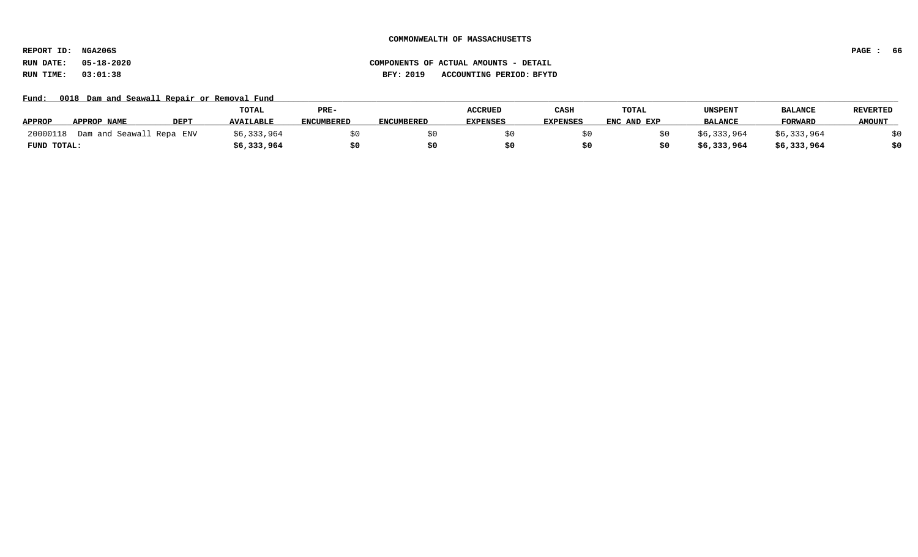COMMONWEALTH OF MASSACHUSETTS

REPORT ID: NGA206S

RUN DATE: 05-18-2020

RUN TIME: 03:01:38

COMPONENTS OF ACTUAL AMOUNTS - DETAIL

BFY: 2019 ACCOUNTING PERIOD: BFYTD

Fund: 0018 Dam and Seawall Repair or Removal Fund

| APPROP | APPROP NAME | DEPT | TOTAL AVAILABLE | PRE-ENCUMBERED | ENCUMBERED | ACCRUED EXPENSES | CASH EXPENSES | TOTAL ENC AND EXP | UNSPENT BALANCE | BALANCE FORWARD | REVERTED AMOUNT |
|---|---|---|---|---|---|---|---|---|---|---|---|
| 20000118 | Dam and Seawall Repa | ENV | $6,333,964 | $0 | $0 | $0 | $0 | $0 | $6,333,964 | $6,333,964 | $0 |
| **FUND TOTAL:** | | | **$6,333,964** | **$0** | **$0** | **$0** | **$0** | **$0** | **$6,333,964** | **$6,333,964** | **$0** |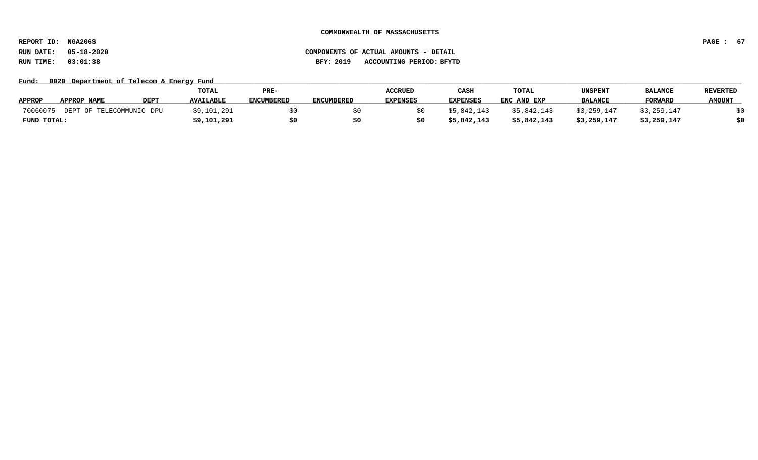**COMMONWEALTH OF MASSACHUSETTS**

**REPORT ID: NGA206S**

**RUN DATE: 05-18-2020**

**RUN TIME: 03:01:38**

**COMPONENTS OF ACTUAL AMOUNTS - DETAIL**

**BFY: 2019 ACCOUNTING PERIOD: BFYTD**

**Fund: 0020 Department of Telecom & Energy Fund**

| APPROP | APPROP NAME | DEPT | TOTAL AVAILABLE | PRE-ENCUMBERED | ENCUMBERED | ACCRUED EXPENSES | CASH EXPENSES | TOTAL ENC AND EXP | UNSPENT BALANCE | BALANCE FORWARD | REVERTED AMOUNT |
|---|---|---|---|---|---|---|---|---|---|---|---|
| 70060075 | DEPT OF TELECOMMUNIC | DPU | $9,101,291 | $0 | $0 | $0 | $5,842,143 | $5,842,143 | $3,259,147 | $3,259,147 | $0 |
| **FUND TOTAL:** | | | **$9,101,291** | **$0** | **$0** | **$0** | **$5,842,143** | **$5,842,143** | **$3,259,147** | **$3,259,147** | **$0** |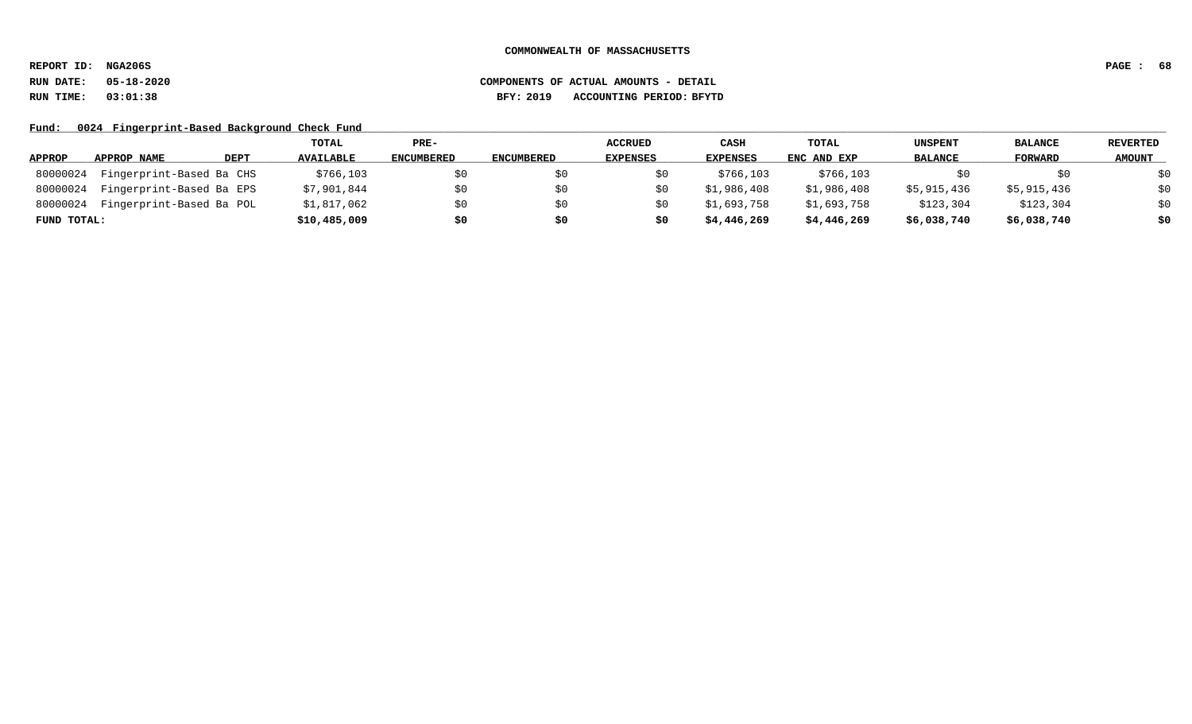**COMMONWEALTH OF MASSACHUSETTS**

**REPORT ID: NGA206S**

**RUN DATE: 05-18-2020** **COMPONENTS OF ACTUAL AMOUNTS - DETAIL**

**RUN TIME: 03:01:38** **BFY: 2019 ACCOUNTING PERIOD: BFYTD**

**Fund: 0024 Fingerprint-Based Background Check Fund**

| APPROP | APPROP NAME | DEPT | TOTAL AVAILABLE | PRE-ENCUMBERED | ENCUMBERED | ACCRUED EXPENSES | CASH EXPENSES | TOTAL ENC AND EXP | UNSPENT BALANCE | BALANCE FORWARD | REVERTED AMOUNT |
|---|---|---|---|---|---|---|---|---|---|---|---|
| 80000024 | Fingerprint-Based Ba | CHS | $766,103 | $0 | $0 | $0 | $766,103 | $766,103 | $0 | $0 | $0 |
| 80000024 | Fingerprint-Based Ba | EPS | $7,901,844 | $0 | $0 | $0 | $1,986,408 | $1,986,408 | $5,915,436 | $5,915,436 | $0 |
| 80000024 | Fingerprint-Based Ba | POL | $1,817,062 | $0 | $0 | $0 | $1,693,758 | $1,693,758 | $123,304 | $123,304 | $0 |
| **FUND TOTAL:** | | | **$10,485,009** | **$0** | **$0** | **$0** | **$4,446,269** | **$4,446,269** | **$6,038,740** | **$6,038,740** | **$0** |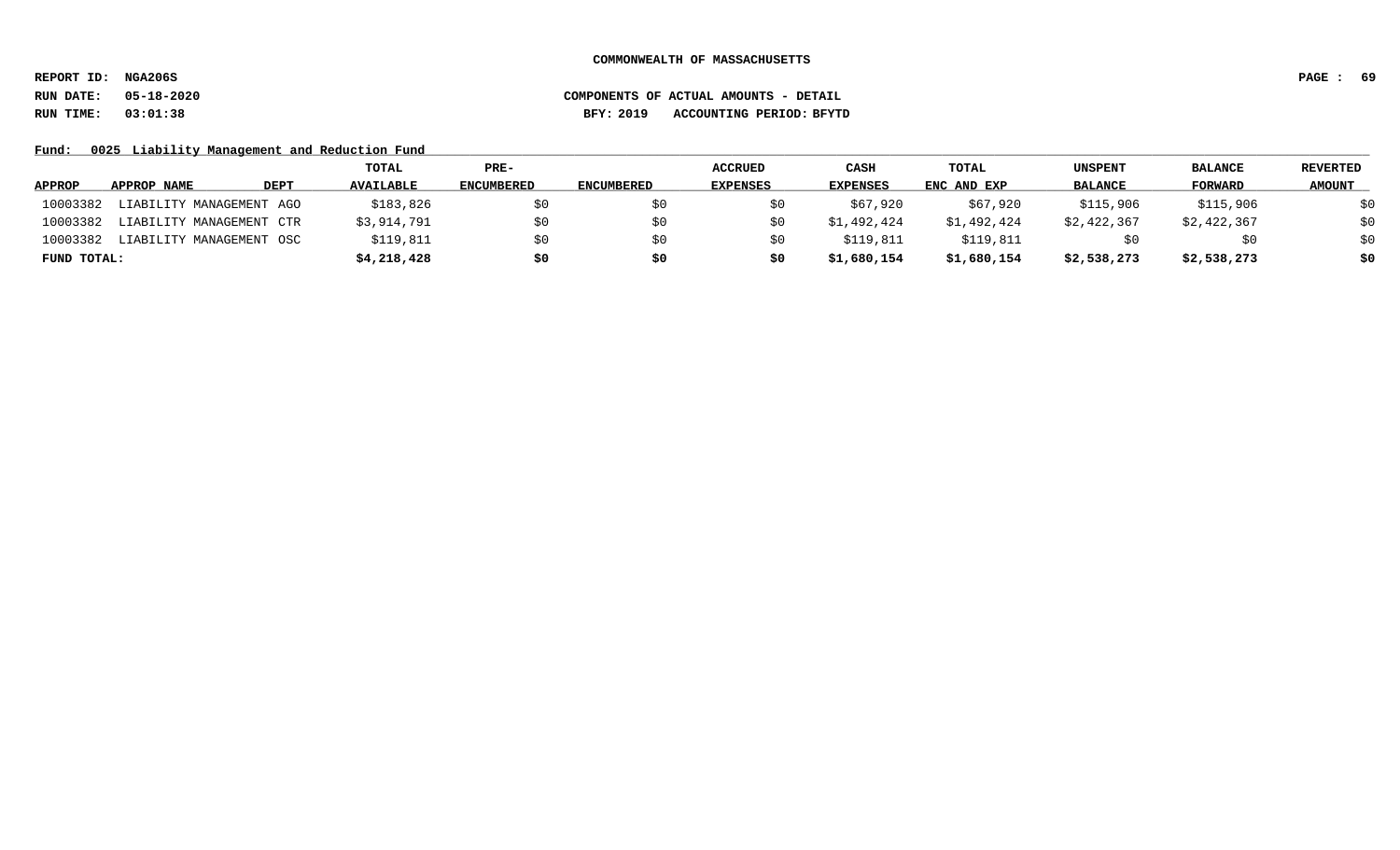**COMMONWEALTH OF MASSACHUSETTS**

**REPORT ID: NGA206S**
**RUN DATE: 05-18-2020**
**RUN TIME: 03:01:38**

**COMPONENTS OF ACTUAL AMOUNTS - DETAIL**
**BFY: 2019 ACCOUNTING PERIOD: BFYTD**

**Fund: 0025 Liability Management and Reduction Fund**

| APPROP | APPROP NAME | DEPT | TOTAL AVAILABLE | PRE-ENCUMBERED | ENCUMBERED | ACCRUED EXPENSES | CASH EXPENSES | TOTAL ENC AND EXP | UNSPENT BALANCE | BALANCE FORWARD | REVERTED AMOUNT |
|---|---|---|---|---|---|---|---|---|---|---|---|
| 10003382 | LIABILITY MANAGEMENT | AGO | $183,826 | $0 | $0 | $0 | $67,920 | $67,920 | $115,906 | $115,906 | $0 |
| 10003382 | LIABILITY MANAGEMENT | CTR | $3,914,791 | $0 | $0 | $0 | $1,492,424 | $1,492,424 | $2,422,367 | $2,422,367 | $0 |
| 10003382 | LIABILITY MANAGEMENT | OSC | $119,811 | $0 | $0 | $0 | $119,811 | $119,811 | $0 | $0 | $0 |
| **FUND TOTAL:** | | | **$4,218,428** | **$0** | **$0** | **$0** | **$1,680,154** | **$1,680,154** | **$2,538,273** | **$2,538,273** | **$0** |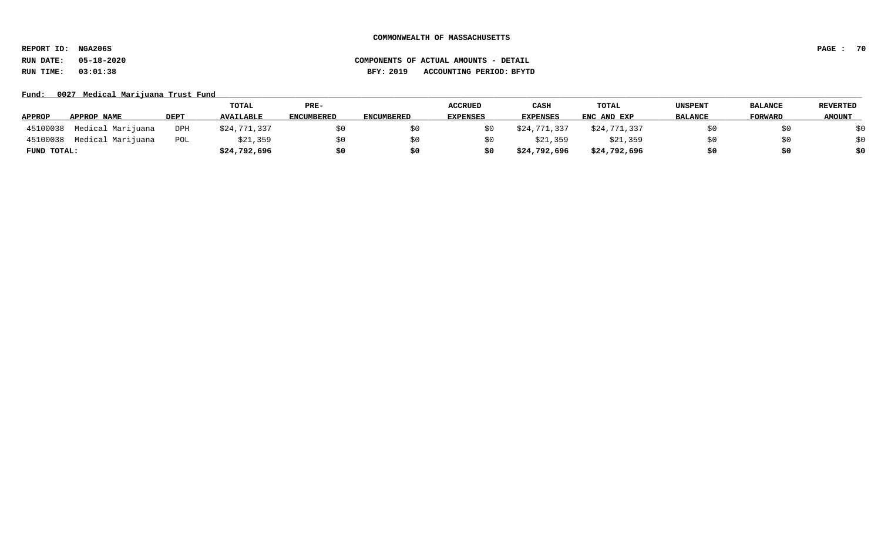COMMONWEALTH OF MASSACHUSETTS

REPORT ID: NGA206S

RUN DATE: 05-18-2020

RUN TIME: 03:01:38

COMPONENTS OF ACTUAL AMOUNTS - DETAIL

BFY: 2019 ACCOUNTING PERIOD: BFYTD

Fund: 0027 Medical Marijuana Trust Fund

| APPROP | APPROP NAME | DEPT | TOTAL AVAILABLE | PRE-ENCUMBERED | ENCUMBERED | ACCRUED EXPENSES | CASH EXPENSES | TOTAL ENC AND EXP | UNSPENT BALANCE | BALANCE FORWARD | REVERTED AMOUNT |
|---|---|---|---|---|---|---|---|---|---|---|---|
| 45100038 | Medical Marijuana | DPH | $24,771,337 | $0 | $0 | $0 | $24,771,337 | $24,771,337 | $0 | $0 | $0 |
| 45100038 | Medical Marijuana | POL | $21,359 | $0 | $0 | $0 | $21,359 | $21,359 | $0 | $0 | $0 |
| **FUND TOTAL:** | | | **$24,792,696** | **$0** | **$0** | **$0** | **$24,792,696** | **$24,792,696** | **$0** | **$0** | **$0** |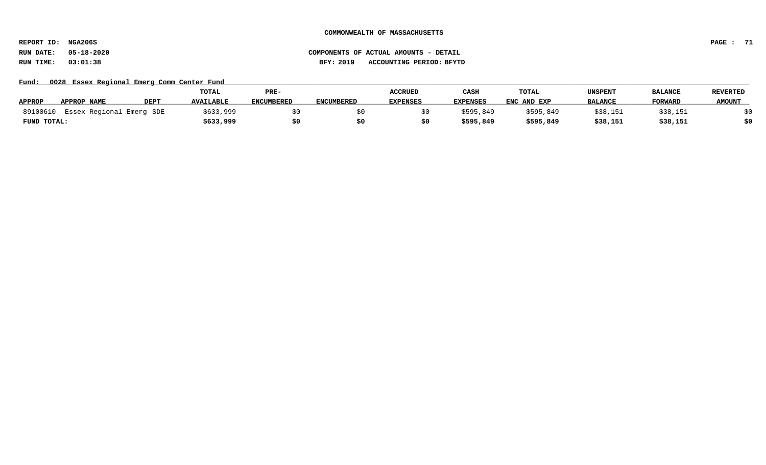**COMMONWEALTH OF MASSACHUSETTS**

**REPORT ID: NGA206S**

**RUN DATE: 05-18-2020** **COMPONENTS OF ACTUAL AMOUNTS - DETAIL**

**RUN TIME: 03:01:38** **BFY: 2019 ACCOUNTING PERIOD: BFYTD**

**Fund: 0028 Essex Regional Emerg Comm Center Fund**

| APPROP | APPROP NAME | DEPT | TOTAL AVAILABLE | PRE-ENCUMBERED | ENCUMBERED | ACCRUED EXPENSES | CASH EXPENSES | TOTAL ENC AND EXP | UNSPENT BALANCE | BALANCE FORWARD | REVERTED AMOUNT |
|---|---|---|---|---|---|---|---|---|---|---|---|
| 89100610 | Essex Regional Emerg | SDE | $633,999 | $0 | $0 | $0 | $595,849 | $595,849 | $38,151 | $38,151 | $0 |
| **FUND TOTAL:** | | | **$633,999** | **$0** | **$0** | **$0** | **$595,849** | **$595,849** | **$38,151** | **$38,151** | **$0** |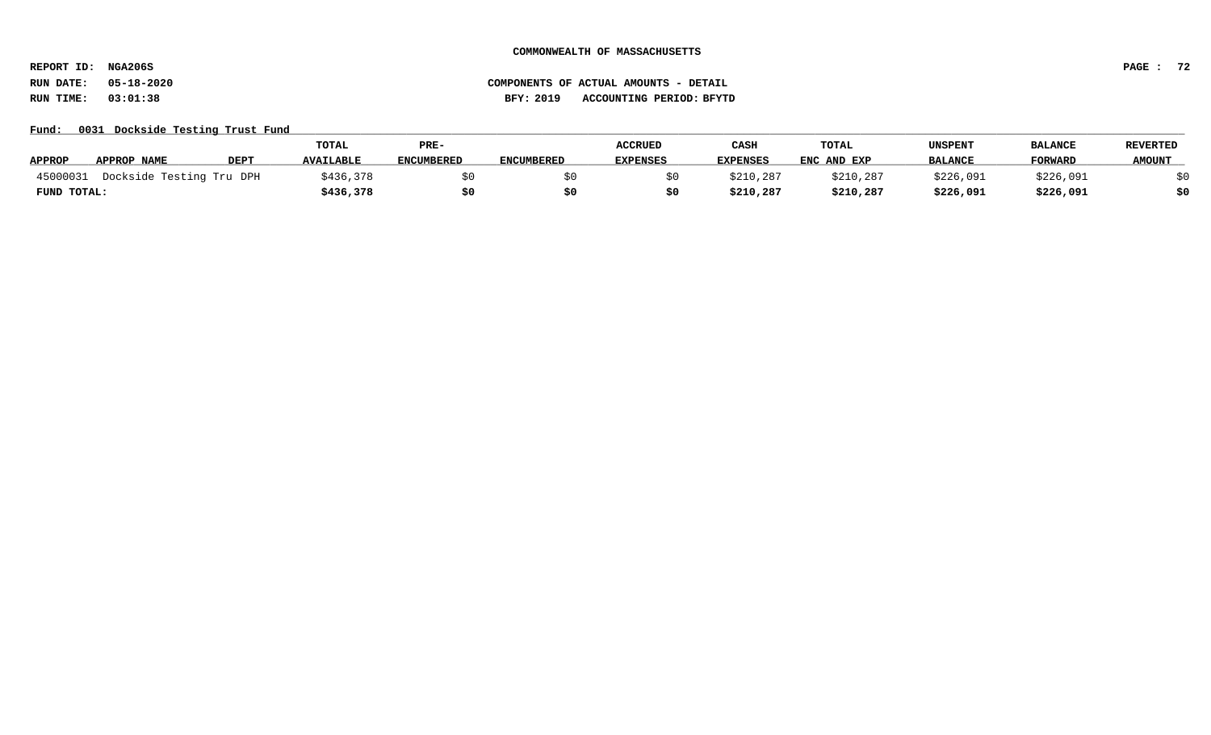**COMMONWEALTH OF MASSACHUSETTS**

**REPORT ID: NGA206S**
**RUN DATE: 05-18-2020**
**RUN TIME: 03:01:38**

**COMPONENTS OF ACTUAL AMOUNTS - DETAIL**
**BFY: 2019 ACCOUNTING PERIOD: BFYTD**

**Fund: 0031 Dockside Testing Trust Fund**

| APPROP | APPROP NAME | DEPT | TOTAL AVAILABLE | PRE-ENCUMBERED | ENCUMBERED | ACCRUED EXPENSES | CASH EXPENSES | TOTAL ENC AND EXP | UNSPENT BALANCE | BALANCE FORWARD | REVERTED AMOUNT |
|---|---|---|---|---|---|---|---|---|---|---|---|
| 45000031 | Dockside Testing Tru | DPH | $436,378 | $0 | $0 | $0 | $210,287 | $210,287 | $226,091 | $226,091 | $0 |
| **FUND TOTAL:** | | | **$436,378** | **$0** | **$0** | **$0** | **$210,287** | **$210,287** | **$226,091** | **$226,091** | **$0** |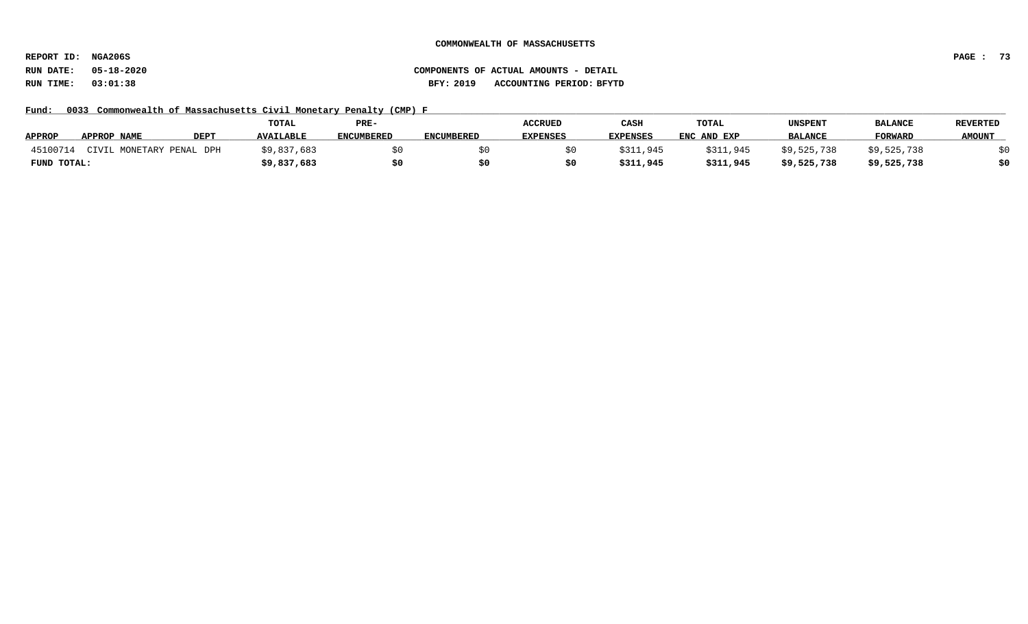**COMMONWEALTH OF MASSACHUSETTS**

**REPORT ID: NGA206S**

**RUN DATE: 05-18-2020** **COMPONENTS OF ACTUAL AMOUNTS - DETAIL**

**RUN TIME: 03:01:38** **BFY: 2019 ACCOUNTING PERIOD: BFYTD**

**Fund: 0033 Commonwealth of Massachusetts Civil Monetary Penalty (CMP) F**

| APPROP | APPROP NAME | DEPT | TOTAL AVAILABLE | PRE-ENCUMBERED | ENCUMBERED | ACCRUED EXPENSES | CASH EXPENSES | TOTAL ENC AND EXP | UNSPENT BALANCE | BALANCE FORWARD | REVERTED AMOUNT |
|---|---|---|---|---|---|---|---|---|---|---|---|
| 45100714 | CIVIL MONETARY PENAL | DPH | $9,837,683 | $0 | $0 | $0 | $311,945 | $311,945 | $9,525,738 | $9,525,738 | $0 |
| **FUND TOTAL:** | | | **$9,837,683** | **$0** | **$0** | **$0** | **$311,945** | **$311,945** | **$9,525,738** | **$9,525,738** | **$0** |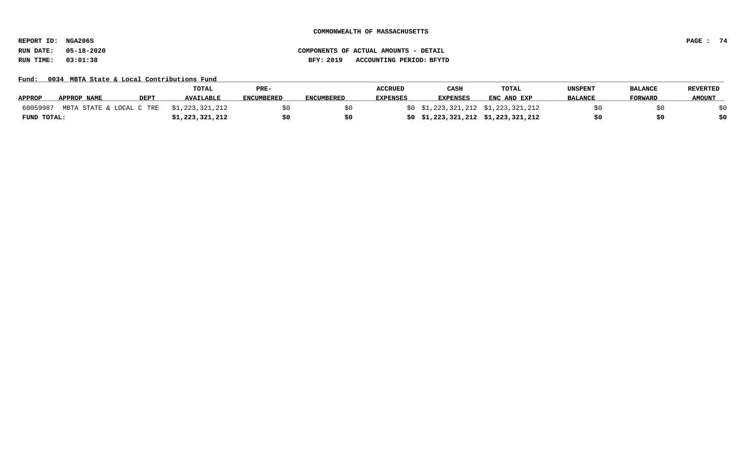**COMMONWEALTH OF MASSACHUSETTS**

**REPORT ID: NGA206S**

**RUN DATE: 05-18-2020** **COMPONENTS OF ACTUAL AMOUNTS - DETAIL**

**RUN TIME: 03:01:38** **BFY: 2019 ACCOUNTING PERIOD: BFYTD**

**Fund: 0034 MBTA State & Local Contributions Fund**

| APPROP | APPROP NAME | DEPT | TOTAL AVAILABLE | PRE-ENCUMBERED | ENCUMBERED | ACCRUED EXPENSES | CASH EXPENSES | TOTAL ENC AND EXP | UNSPENT BALANCE | BALANCE FORWARD | REVERTED AMOUNT |
|---|---|---|---|---|---|---|---|---|---|---|---|
| 60059987 | MBTA STATE & LOCAL C | TRE | $1,223,321,212 | $0 | $0 | $0 | $1,223,321,212 | $1,223,321,212 | $0 | $0 | $0 |
| **FUND TOTAL:** | | | **$1,223,321,212** | **$0** | **$0** | **$0** | **$1,223,321,212** | **$1,223,321,212** | **$0** | **$0** | **$0** |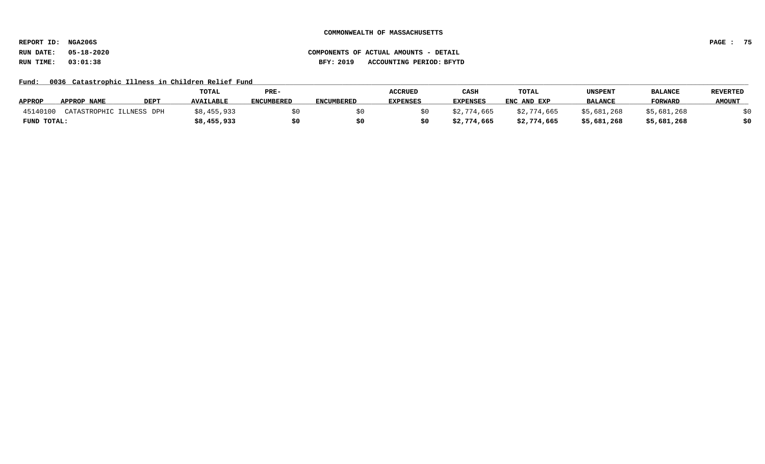**COMMONWEALTH OF MASSACHUSETTS**

**REPORT ID: NGA206S**

**RUN DATE: 05-18-2020** **COMPONENTS OF ACTUAL AMOUNTS - DETAIL**

**RUN TIME: 03:01:38** **BFY: 2019 ACCOUNTING PERIOD: BFYTD**

**Fund: 0036 Catastrophic Illness in Children Relief Fund**

| APPROP | APPROP NAME | DEPT | TOTAL AVAILABLE | PRE-ENCUMBERED | ENCUMBERED | ACCRUED EXPENSES | CASH EXPENSES | TOTAL ENC AND EXP | UNSPENT BALANCE | BALANCE FORWARD | REVERTED AMOUNT |
|---|---|---|---|---|---|---|---|---|---|---|---|
| 45140100 | CATASTROPHIC ILLNESS | DPH | $8,455,933 | $0 | $0 | $0 | $2,774,665 | $2,774,665 | $5,681,268 | $5,681,268 | $0 |
| **FUND TOTAL:** | | | **$8,455,933** | **$0** | **$0** | **$0** | **$2,774,665** | **$2,774,665** | **$5,681,268** | **$5,681,268** | **$0** |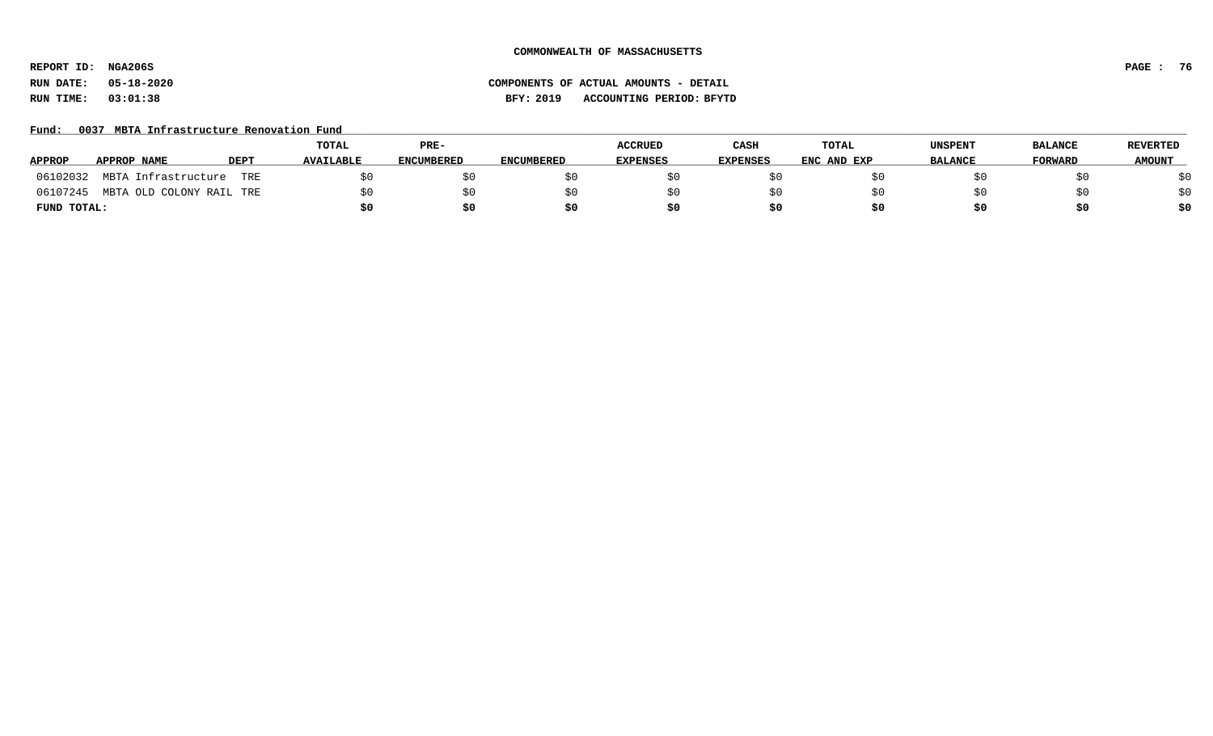**COMMONWEALTH OF MASSACHUSETTS**

**REPORT ID: NGA206S**

**RUN DATE: 05-18-2020** **COMPONENTS OF ACTUAL AMOUNTS - DETAIL**

**RUN TIME: 03:01:38** **BFY: 2019 ACCOUNTING PERIOD: BFYTD**

**Fund: 0037 MBTA Infrastructure Renovation Fund**

| APPROP | APPROP NAME | DEPT | TOTAL AVAILABLE | PRE-ENCUMBERED | ENCUMBERED | ACCRUED EXPENSES | CASH EXPENSES | TOTAL ENC AND EXP | UNSPENT BALANCE | BALANCE FORWARD | REVERTED AMOUNT |
|---|---|---|---|---|---|---|---|---|---|---|---|
| 06102032 | MBTA Infrastructure | TRE | $0 | $0 | $0 | $0 | $0 | $0 | $0 | $0 | $0 |
| 06107245 | MBTA OLD COLONY RAIL | TRE | $0 | $0 | $0 | $0 | $0 | $0 | $0 | $0 | $0 |
| **FUND TOTAL:** | | | **$0** | **$0** | **$0** | **$0** | **$0** | **$0** | **$0** | **$0** | **$0** |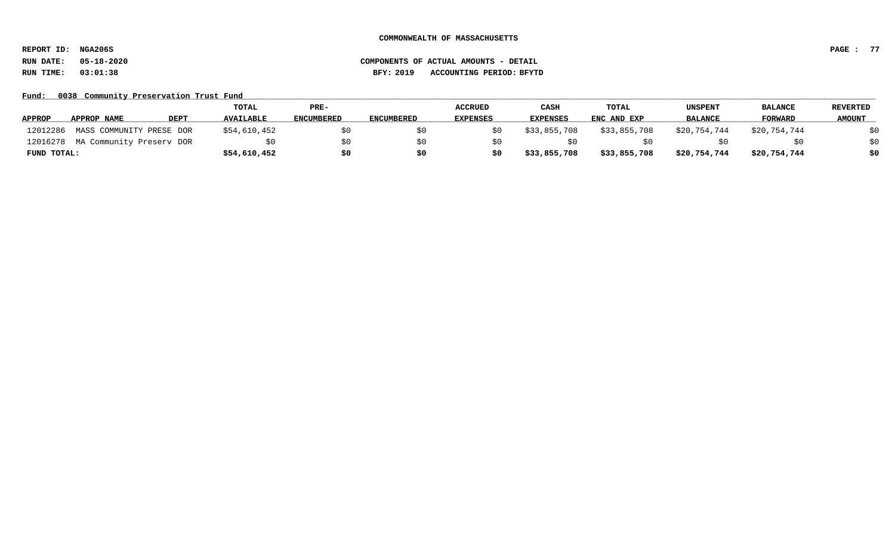COMMONWEALTH OF MASSACHUSETTS

REPORT ID: NGA206S

RUN DATE: 05-18-2020

RUN TIME: 03:01:38

COMPONENTS OF ACTUAL AMOUNTS - DETAIL

BFY: 2019 ACCOUNTING PERIOD: BFYTD

Fund: 0038 Community Preservation Trust Fund

| APPROP | APPROP NAME | DEPT | TOTAL AVAILABLE | PRE-ENCUMBERED | ENCUMBERED | ACCRUED EXPENSES | CASH EXPENSES | TOTAL ENC AND EXP | UNSPENT BALANCE | BALANCE FORWARD | REVERTED AMOUNT |
|---|---|---|---|---|---|---|---|---|---|---|---|
| 12012286 | MASS COMMUNITY PRESE | DOR | $54,610,452 | $0 | $0 | $0 | $33,855,708 | $33,855,708 | $20,754,744 | $20,754,744 | $0 |
| 12016278 | MA Community Preserv | DOR | $0 | $0 | $0 | $0 | $0 | $0 | $0 | $0 | $0 |
| **FUND TOTAL:** | | | **$54,610,452** | **$0** | **$0** | **$0** | **$33,855,708** | **$33,855,708** | **$20,754,744** | **$20,754,744** | **$0** |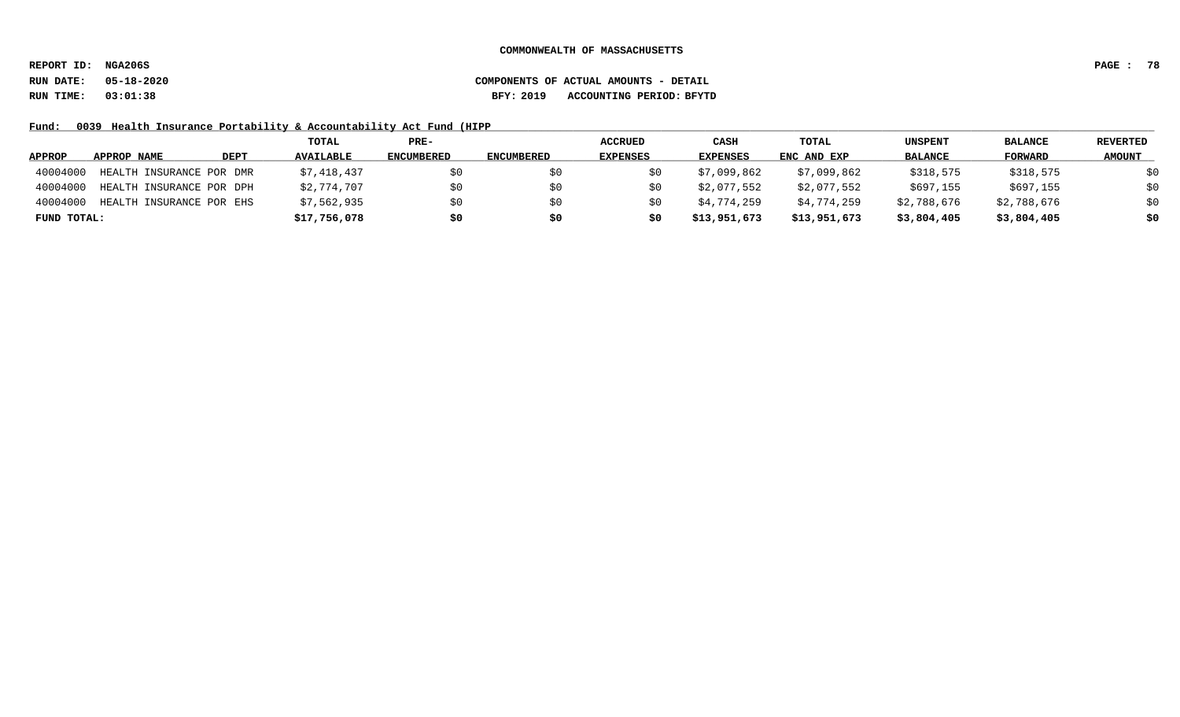COMMONWEALTH OF MASSACHUSETTS

REPORT ID: NGA206S

RUN DATE: 05-18-2020

RUN TIME: 03:01:38

COMPONENTS OF ACTUAL AMOUNTS - DETAIL

BFY: 2019 ACCOUNTING PERIOD: BFYTD

Fund: 0039 Health Insurance Portability & Accountability Act Fund (HIPP

| APPROP | APPROP NAME | DEPT | TOTAL AVAILABLE | PRE-ENCUMBERED | ENCUMBERED | ACCRUED EXPENSES | CASH EXPENSES | TOTAL ENC AND EXP | UNSPENT BALANCE | BALANCE FORWARD | REVERTED AMOUNT |
|---|---|---|---|---|---|---|---|---|---|---|---|
| 40004000 | HEALTH INSURANCE POR | DMR | $7,418,437 | $0 | $0 | $0 | $7,099,862 | $7,099,862 | $318,575 | $318,575 | $0 |
| 40004000 | HEALTH INSURANCE POR | DPH | $2,774,707 | $0 | $0 | $0 | $2,077,552 | $2,077,552 | $697,155 | $697,155 | $0 |
| 40004000 | HEALTH INSURANCE POR | EHS | $7,562,935 | $0 | $0 | $0 | $4,774,259 | $4,774,259 | $2,788,676 | $2,788,676 | $0 |
| **FUND TOTAL:** | | | **$17,756,078** | **$0** | **$0** | **$0** | **$13,951,673** | **$13,951,673** | **$3,804,405** | **$3,804,405** | **$0** |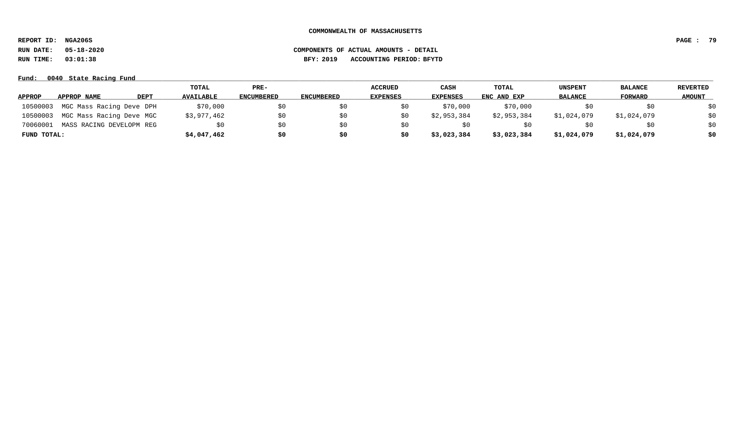**COMMONWEALTH OF MASSACHUSETTS**

**REPORT ID: NGA206S**

**RUN DATE: 05-18-2020** **COMPONENTS OF ACTUAL AMOUNTS - DETAIL**

**RUN TIME: 03:01:38** **BFY: 2019 ACCOUNTING PERIOD: BFYTD**

**Fund: 0040 State Racing Fund**

| APPROP | APPROP NAME | DEPT | TOTAL AVAILABLE | PRE-ENCUMBERED | ENCUMBERED | ACCRUED EXPENSES | CASH EXPENSES | TOTAL ENC AND EXP | UNSPENT BALANCE | BALANCE FORWARD | REVERTED AMOUNT |
|---|---|---|---|---|---|---|---|---|---|---|---|
| 10500003 | MGC Mass Racing Deve | DPH | $70,000 | $0 | $0 | $0 | $70,000 | $70,000 | $0 | $0 | $0 |
| 10500003 | MGC Mass Racing Deve | MGC | $3,977,462 | $0 | $0 | $0 | $2,953,384 | $2,953,384 | $1,024,079 | $1,024,079 | $0 |
| 70060001 | MASS RACING DEVELOPM | REG | $0 | $0 | $0 | $0 | $0 | $0 | $0 | $0 | $0 |
| **FUND TOTAL:** | | | **$4,047,462** | **$0** | **$0** | **$0** | **$3,023,384** | **$3,023,384** | **$1,024,079** | **$1,024,079** | **$0** |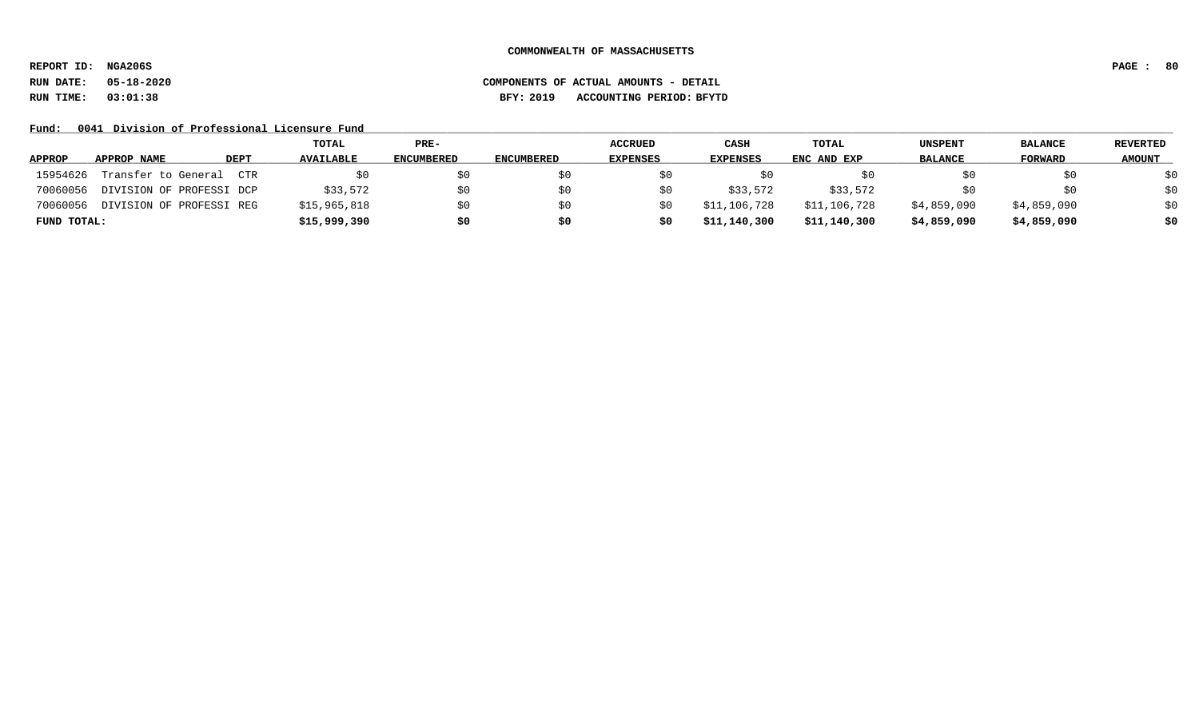**COMMONWEALTH OF MASSACHUSETTS**

**REPORT ID: NGA206S**

**RUN DATE: 05-18-2020** **COMPONENTS OF ACTUAL AMOUNTS - DETAIL**

**RUN TIME: 03:01:38** **BFY: 2019 ACCOUNTING PERIOD: BFYTD**

**Fund: 0041 Division of Professional Licensure Fund**

| APPROP | APPROP NAME | DEPT | TOTAL AVAILABLE | PRE-ENCUMBERED | ENCUMBERED | ACCRUED EXPENSES | CASH EXPENSES | TOTAL ENC AND EXP | UNSPENT BALANCE | BALANCE FORWARD | REVERTED AMOUNT |
|---|---|---|---|---|---|---|---|---|---|---|---|
| 15954626 | Transfer to General | CTR | $0 | $0 | $0 | $0 | $0 | $0 | $0 | $0 | $0 |
| 70060056 | DIVISION OF PROFESSI | DCP | $33,572 | $0 | $0 | $0 | $33,572 | $33,572 | $0 | $0 | $0 |
| 70060056 | DIVISION OF PROFESSI | REG | $15,965,818 | $0 | $0 | $0 | $11,106,728 | $11,106,728 | $4,859,090 | $4,859,090 | $0 |
| **FUND TOTAL:** | | | **$15,999,390** | **$0** | **$0** | **$0** | **$11,140,300** | **$11,140,300** | **$4,859,090** | **$4,859,090** | **$0** |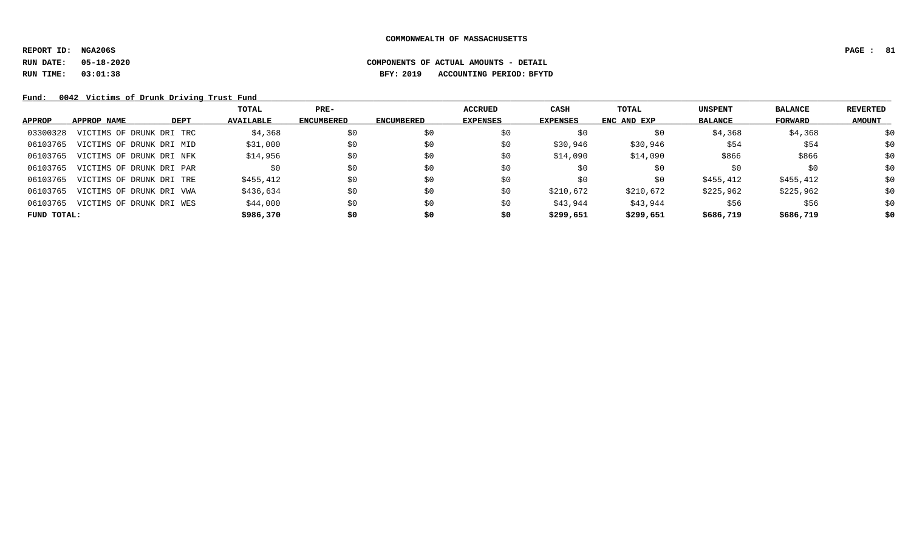**COMMONWEALTH OF MASSACHUSETTS**

**REPORT ID: NGA206S**

**RUN DATE: 05-18-2020** **COMPONENTS OF ACTUAL AMOUNTS - DETAIL**

**RUN TIME: 03:01:38** **BFY: 2019 ACCOUNTING PERIOD: BFYTD**

**Fund: 0042 Victims of Drunk Driving Trust Fund**

| APPROP | APPROP NAME | DEPT | TOTAL AVAILABLE | PRE-ENCUMBERED | ENCUMBERED | ACCRUED EXPENSES | CASH EXPENSES | TOTAL ENC AND EXP | UNSPENT BALANCE | BALANCE FORWARD | REVERTED AMOUNT |
|---|---|---|---|---|---|---|---|---|---|---|---|
| 03300328 | VICTIMS OF DRUNK DRI | TRC | $4,368 | $0 | $0 | $0 | $0 | $0 | $4,368 | $4,368 | $0 |
| 06103765 | VICTIMS OF DRUNK DRI | MID | $31,000 | $0 | $0 | $0 | $30,946 | $30,946 | $54 | $54 | $0 |
| 06103765 | VICTIMS OF DRUNK DRI | NFK | $14,956 | $0 | $0 | $0 | $14,090 | $14,090 | $866 | $866 | $0 |
| 06103765 | VICTIMS OF DRUNK DRI | PAR | $0 | $0 | $0 | $0 | $0 | $0 | $0 | $0 | $0 |
| 06103765 | VICTIMS OF DRUNK DRI | TRE | $455,412 | $0 | $0 | $0 | $0 | $0 | $455,412 | $455,412 | $0 |
| 06103765 | VICTIMS OF DRUNK DRI | VWA | $436,634 | $0 | $0 | $0 | $210,672 | $210,672 | $225,962 | $225,962 | $0 |
| 06103765 | VICTIMS OF DRUNK DRI | WES | $44,000 | $0 | $0 | $0 | $43,944 | $43,944 | $56 | $56 | $0 |
| **FUND TOTAL:** | | | **$986,370** | **$0** | **$0** | **$0** | **$299,651** | **$299,651** | **$686,719** | **$686,719** | **$0** |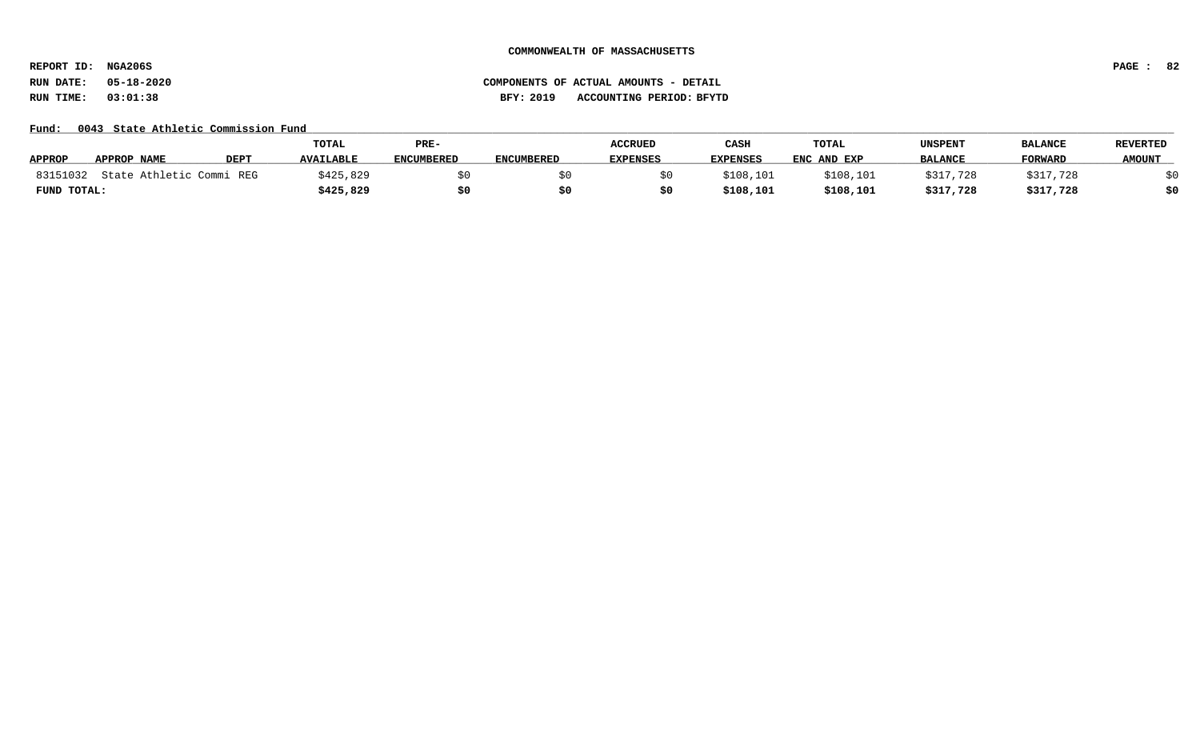**COMMONWEALTH OF MASSACHUSETTS**

**REPORT ID: NGA206S**

**RUN DATE: 05-18-2020** **COMPONENTS OF ACTUAL AMOUNTS - DETAIL**

**RUN TIME: 03:01:38** **BFY: 2019 ACCOUNTING PERIOD: BFYTD**

**Fund: 0043 State Athletic Commission Fund**

| APPROP | APPROP NAME | DEPT | TOTAL AVAILABLE | PRE-ENCUMBERED | ENCUMBERED | ACCRUED EXPENSES | CASH EXPENSES | TOTAL ENC AND EXP | UNSPENT BALANCE | BALANCE FORWARD | REVERTED AMOUNT |
|---|---|---|---|---|---|---|---|---|---|---|---|
| 83151032 | State Athletic Commi | REG | $425,829 | $0 | $0 | $0 | $108,101 | $108,101 | $317,728 | $317,728 | $0 |
| **FUND TOTAL:** | | | **$425,829** | **$0** | **$0** | **$0** | **$108,101** | **$108,101** | **$317,728** | **$317,728** | **$0** |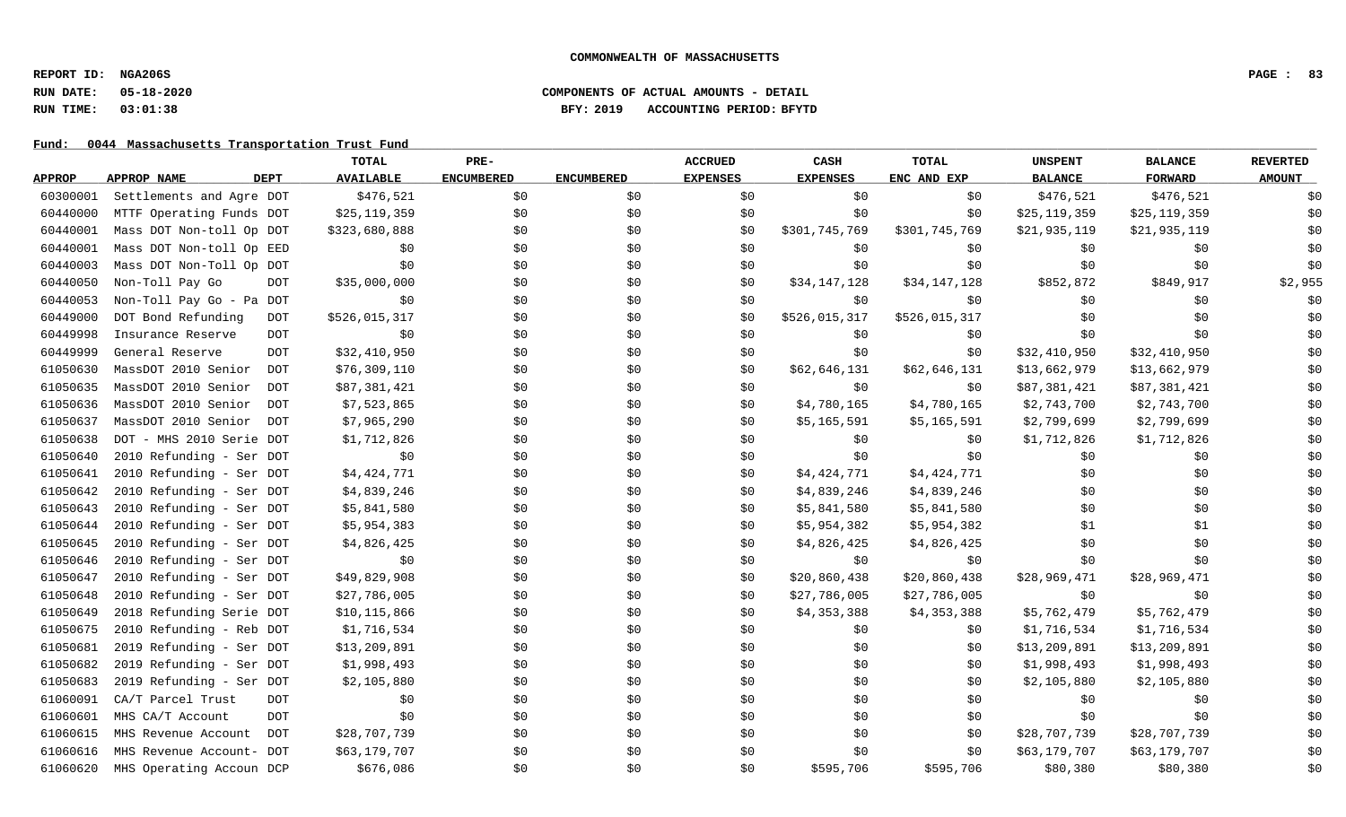COMMONWEALTH OF MASSACHUSETTS

REPORT ID: NGA206S
RUN DATE: 05-18-2020
RUN TIME: 03:01:38

COMPONENTS OF ACTUAL AMOUNTS - DETAIL
BFY: 2019 ACCOUNTING PERIOD: BFYTD

Fund: 0044 Massachusetts Transportation Trust Fund

| APPROP | APPROP NAME | DEPT | TOTAL AVAILABLE | PRE-ENCUMBERED | ENCUMBERED | ACCRUED EXPENSES | CASH EXPENSES | TOTAL ENC AND EXP | UNSPENT BALANCE | BALANCE FORWARD | REVERTED AMOUNT |
|---|---|---|---|---|---|---|---|---|---|---|---|
| 60300001 | Settlements and Agre | DOT | $476,521 | $0 | $0 | $0 | $0 | $0 | $476,521 | $476,521 | $0 |
| 60440000 | MTTF Operating Funds | DOT | $25,119,359 | $0 | $0 | $0 | $0 | $0 | $25,119,359 | $25,119,359 | $0 |
| 60440001 | Mass DOT Non-toll Op | DOT | $323,680,888 | $0 | $0 | $0 | $301,745,769 | $301,745,769 | $21,935,119 | $21,935,119 | $0 |
| 60440001 | Mass DOT Non-toll Op | EED | $0 | $0 | $0 | $0 | $0 | $0 | $0 | $0 | $0 |
| 60440003 | Mass DOT Non-Toll Op | DOT | $0 | $0 | $0 | $0 | $0 | $0 | $0 | $0 | $0 |
| 60440050 | Non-Toll Pay Go | DOT | $35,000,000 | $0 | $0 | $0 | $34,147,128 | $34,147,128 | $852,872 | $849,917 | $2,955 |
| 60440053 | Non-Toll Pay Go - Pa | DOT | $0 | $0 | $0 | $0 | $0 | $0 | $0 | $0 | $0 |
| 60449000 | DOT Bond Refunding | DOT | $526,015,317 | $0 | $0 | $0 | $526,015,317 | $526,015,317 | $0 | $0 | $0 |
| 60449998 | Insurance Reserve | DOT | $0 | $0 | $0 | $0 | $0 | $0 | $0 | $0 | $0 |
| 60449999 | General Reserve | DOT | $32,410,950 | $0 | $0 | $0 | $0 | $0 | $32,410,950 | $32,410,950 | $0 |
| 61050630 | MassDOT 2010 Senior | DOT | $76,309,110 | $0 | $0 | $0 | $62,646,131 | $62,646,131 | $13,662,979 | $13,662,979 | $0 |
| 61050635 | MassDOT 2010 Senior | DOT | $87,381,421 | $0 | $0 | $0 | $0 | $0 | $87,381,421 | $87,381,421 | $0 |
| 61050636 | MassDOT 2010 Senior | DOT | $7,523,865 | $0 | $0 | $0 | $4,780,165 | $4,780,165 | $2,743,700 | $2,743,700 | $0 |
| 61050637 | MassDOT 2010 Senior | DOT | $7,965,290 | $0 | $0 | $0 | $5,165,591 | $5,165,591 | $2,799,699 | $2,799,699 | $0 |
| 61050638 | DOT - MHS 2010 Serie | DOT | $1,712,826 | $0 | $0 | $0 | $0 | $0 | $1,712,826 | $1,712,826 | $0 |
| 61050640 | 2010 Refunding - Ser | DOT | $0 | $0 | $0 | $0 | $0 | $0 | $0 | $0 | $0 |
| 61050641 | 2010 Refunding - Ser | DOT | $4,424,771 | $0 | $0 | $0 | $4,424,771 | $4,424,771 | $0 | $0 | $0 |
| 61050642 | 2010 Refunding - Ser | DOT | $4,839,246 | $0 | $0 | $0 | $4,839,246 | $4,839,246 | $0 | $0 | $0 |
| 61050643 | 2010 Refunding - Ser | DOT | $5,841,580 | $0 | $0 | $0 | $5,841,580 | $5,841,580 | $0 | $0 | $0 |
| 61050644 | 2010 Refunding - Ser | DOT | $5,954,383 | $0 | $0 | $0 | $5,954,382 | $5,954,382 | $1 | $1 | $0 |
| 61050645 | 2010 Refunding - Ser | DOT | $4,826,425 | $0 | $0 | $0 | $4,826,425 | $4,826,425 | $0 | $0 | $0 |
| 61050646 | 2010 Refunding - Ser | DOT | $0 | $0 | $0 | $0 | $0 | $0 | $0 | $0 | $0 |
| 61050647 | 2010 Refunding - Ser | DOT | $49,829,908 | $0 | $0 | $0 | $20,860,438 | $20,860,438 | $28,969,471 | $28,969,471 | $0 |
| 61050648 | 2010 Refunding - Ser | DOT | $27,786,005 | $0 | $0 | $0 | $27,786,005 | $27,786,005 | $0 | $0 | $0 |
| 61050649 | 2018 Refunding Serie | DOT | $10,115,866 | $0 | $0 | $0 | $4,353,388 | $4,353,388 | $5,762,479 | $5,762,479 | $0 |
| 61050675 | 2010 Refunding - Reb | DOT | $1,716,534 | $0 | $0 | $0 | $0 | $0 | $1,716,534 | $1,716,534 | $0 |
| 61050681 | 2019 Refunding - Ser | DOT | $13,209,891 | $0 | $0 | $0 | $0 | $0 | $13,209,891 | $13,209,891 | $0 |
| 61050682 | 2019 Refunding - Ser | DOT | $1,998,493 | $0 | $0 | $0 | $0 | $0 | $1,998,493 | $1,998,493 | $0 |
| 61050683 | 2019 Refunding - Ser | DOT | $2,105,880 | $0 | $0 | $0 | $0 | $0 | $2,105,880 | $2,105,880 | $0 |
| 61060091 | CA/T Parcel Trust | DOT | $0 | $0 | $0 | $0 | $0 | $0 | $0 | $0 | $0 |
| 61060601 | MHS CA/T Account | DOT | $0 | $0 | $0 | $0 | $0 | $0 | $0 | $0 | $0 |
| 61060615 | MHS Revenue Account | DOT | $28,707,739 | $0 | $0 | $0 | $0 | $0 | $28,707,739 | $28,707,739 | $0 |
| 61060616 | MHS Revenue Account- | DOT | $63,179,707 | $0 | $0 | $0 | $0 | $0 | $63,179,707 | $63,179,707 | $0 |
| 61060620 | MHS Operating Accoun | DCP | $676,086 | $0 | $0 | $0 | $595,706 | $595,706 | $80,380 | $80,380 | $0 |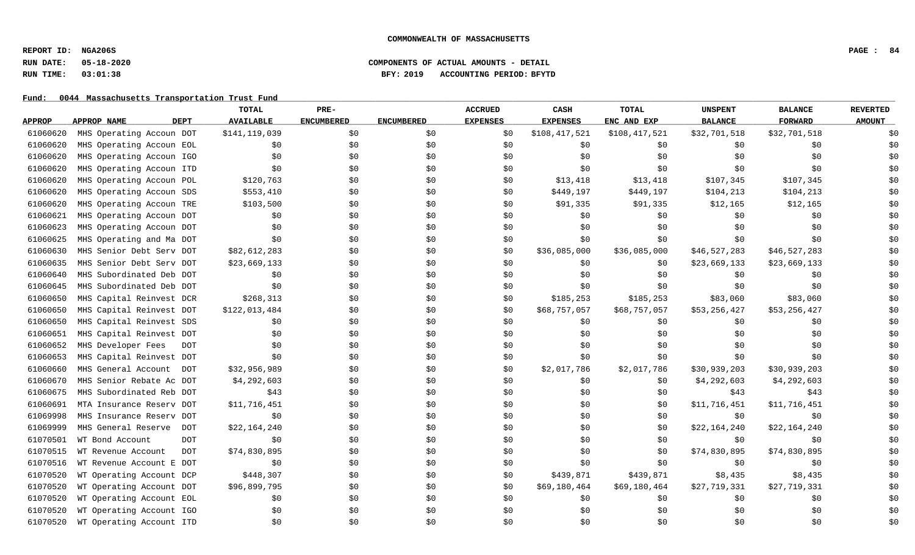**COMMONWEALTH OF MASSACHUSETTS**

**REPORT ID: NGA206S**
**RUN DATE: 05-18-2020** — **COMPONENTS OF ACTUAL AMOUNTS - DETAIL**
**RUN TIME: 03:01:38** — **BFY: 2019 ACCOUNTING PERIOD: BFYTD**

**Fund: 0044 Massachusetts Transportation Trust Fund**

| APPROP | APPROP NAME | DEPT | TOTAL AVAILABLE | PRE-ENCUMBERED | ENCUMBERED | ACCRUED EXPENSES | CASH EXPENSES | TOTAL ENC AND EXP | UNSPENT BALANCE | BALANCE FORWARD | REVERTED AMOUNT |
|---|---|---|---|---|---|---|---|---|---|---|---|
| 61060620 | MHS Operating Accoun | DOT | $141,119,039 | $0 | $0 | $0 | $108,417,521 | $108,417,521 | $32,701,518 | $32,701,518 | $0 |
| 61060620 | MHS Operating Accoun | EOL | $0 | $0 | $0 | $0 | $0 | $0 | $0 | $0 | $0 |
| 61060620 | MHS Operating Accoun | IGO | $0 | $0 | $0 | $0 | $0 | $0 | $0 | $0 | $0 |
| 61060620 | MHS Operating Accoun | ITD | $0 | $0 | $0 | $0 | $0 | $0 | $0 | $0 | $0 |
| 61060620 | MHS Operating Accoun | POL | $120,763 | $0 | $0 | $0 | $13,418 | $13,418 | $107,345 | $107,345 | $0 |
| 61060620 | MHS Operating Accoun | SDS | $553,410 | $0 | $0 | $0 | $449,197 | $449,197 | $104,213 | $104,213 | $0 |
| 61060620 | MHS Operating Accoun | TRE | $103,500 | $0 | $0 | $0 | $91,335 | $91,335 | $12,165 | $12,165 | $0 |
| 61060621 | MHS Operating Accoun | DOT | $0 | $0 | $0 | $0 | $0 | $0 | $0 | $0 | $0 |
| 61060623 | MHS Operating Accoun | DOT | $0 | $0 | $0 | $0 | $0 | $0 | $0 | $0 | $0 |
| 61060625 | MHS Operating and Ma | DOT | $0 | $0 | $0 | $0 | $0 | $0 | $0 | $0 | $0 |
| 61060630 | MHS Senior Debt Serv | DOT | $82,612,283 | $0 | $0 | $0 | $36,085,000 | $36,085,000 | $46,527,283 | $46,527,283 | $0 |
| 61060635 | MHS Senior Debt Serv | DOT | $23,669,133 | $0 | $0 | $0 | $0 | $0 | $23,669,133 | $23,669,133 | $0 |
| 61060640 | MHS Subordinated Deb | DOT | $0 | $0 | $0 | $0 | $0 | $0 | $0 | $0 | $0 |
| 61060645 | MHS Subordinated Deb | DOT | $0 | $0 | $0 | $0 | $0 | $0 | $0 | $0 | $0 |
| 61060650 | MHS Capital Reinvest | DCR | $268,313 | $0 | $0 | $0 | $185,253 | $185,253 | $83,060 | $83,060 | $0 |
| 61060650 | MHS Capital Reinvest | DOT | $122,013,484 | $0 | $0 | $0 | $68,757,057 | $68,757,057 | $53,256,427 | $53,256,427 | $0 |
| 61060650 | MHS Capital Reinvest | SDS | $0 | $0 | $0 | $0 | $0 | $0 | $0 | $0 | $0 |
| 61060651 | MHS Capital Reinvest | DOT | $0 | $0 | $0 | $0 | $0 | $0 | $0 | $0 | $0 |
| 61060652 | MHS Developer Fees | DOT | $0 | $0 | $0 | $0 | $0 | $0 | $0 | $0 | $0 |
| 61060653 | MHS Capital Reinvest | DOT | $0 | $0 | $0 | $0 | $0 | $0 | $0 | $0 | $0 |
| 61060660 | MHS General Account | DOT | $32,956,989 | $0 | $0 | $0 | $2,017,786 | $2,017,786 | $30,939,203 | $30,939,203 | $0 |
| 61060670 | MHS Senior Rebate Ac | DOT | $4,292,603 | $0 | $0 | $0 | $0 | $0 | $4,292,603 | $4,292,603 | $0 |
| 61060675 | MHS Subordinated Reb | DOT | $43 | $0 | $0 | $0 | $0 | $0 | $43 | $43 | $0 |
| 61060691 | MTA Insurance Reserv | DOT | $11,716,451 | $0 | $0 | $0 | $0 | $0 | $11,716,451 | $11,716,451 | $0 |
| 61069998 | MHS Insurance Reserv | DOT | $0 | $0 | $0 | $0 | $0 | $0 | $0 | $0 | $0 |
| 61069999 | MHS General Reserve | DOT | $22,164,240 | $0 | $0 | $0 | $0 | $0 | $22,164,240 | $22,164,240 | $0 |
| 61070501 | WT Bond Account | DOT | $0 | $0 | $0 | $0 | $0 | $0 | $0 | $0 | $0 |
| 61070515 | WT Revenue Account | DOT | $74,830,895 | $0 | $0 | $0 | $0 | $0 | $74,830,895 | $74,830,895 | $0 |
| 61070516 | WT Revenue Account E | DOT | $0 | $0 | $0 | $0 | $0 | $0 | $0 | $0 | $0 |
| 61070520 | WT Operating Account | DCP | $448,307 | $0 | $0 | $0 | $439,871 | $439,871 | $8,435 | $8,435 | $0 |
| 61070520 | WT Operating Account | DOT | $96,899,795 | $0 | $0 | $0 | $69,180,464 | $69,180,464 | $27,719,331 | $27,719,331 | $0 |
| 61070520 | WT Operating Account | EOL | $0 | $0 | $0 | $0 | $0 | $0 | $0 | $0 | $0 |
| 61070520 | WT Operating Account | IGO | $0 | $0 | $0 | $0 | $0 | $0 | $0 | $0 | $0 |
| 61070520 | WT Operating Account | ITD | $0 | $0 | $0 | $0 | $0 | $0 | $0 | $0 | $0 |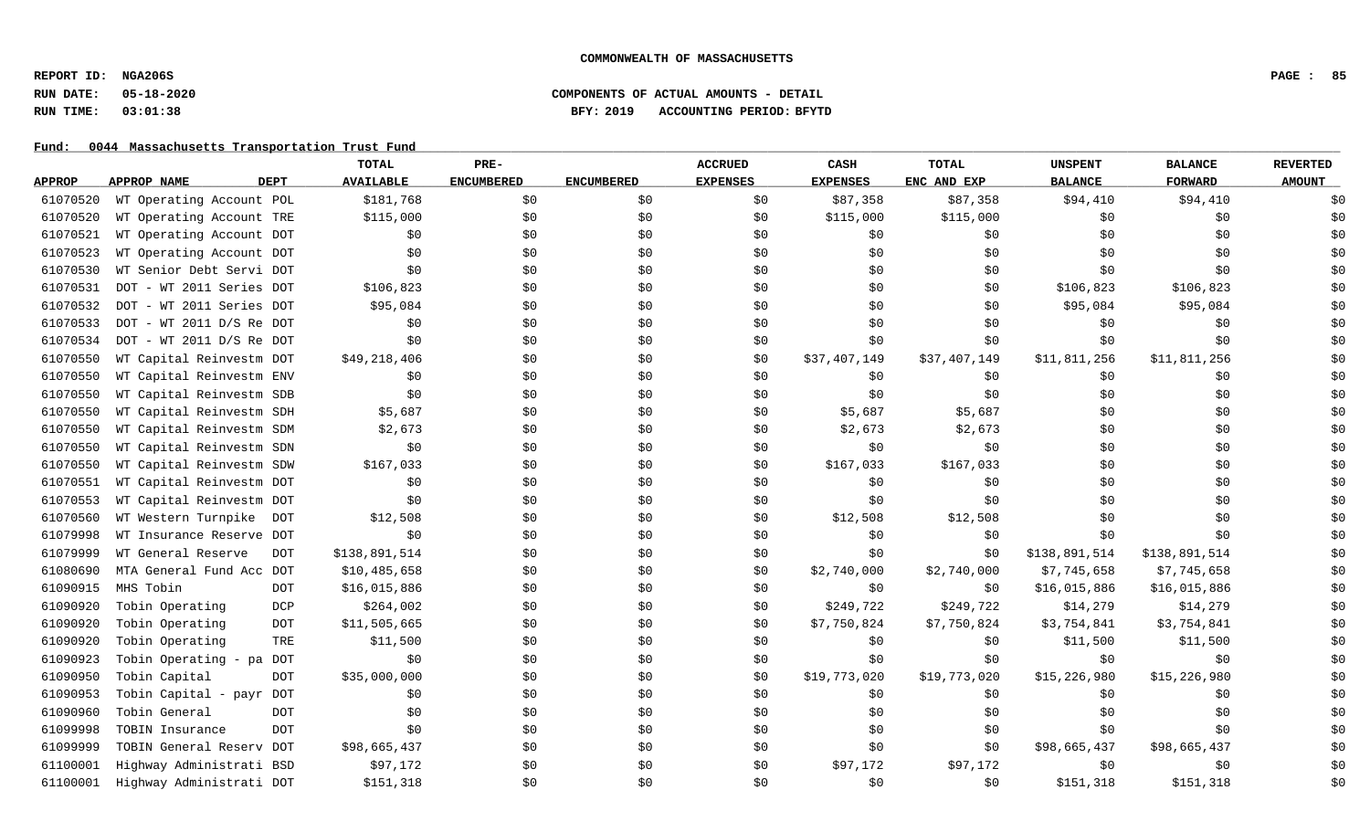**COMMONWEALTH OF MASSACHUSETTS**

**REPORT ID: NGA206S**
**RUN DATE: 05-18-2020**
**RUN TIME: 03:01:38**

**COMPONENTS OF ACTUAL AMOUNTS - DETAIL**
**BFY: 2019 ACCOUNTING PERIOD: BFYTD**

**Fund: 0044 Massachusetts Transportation Trust Fund**

| APPROP | APPROP NAME | DEPT | TOTAL AVAILABLE | PRE-ENCUMBERED | ENCUMBERED | ACCRUED EXPENSES | CASH EXPENSES | TOTAL ENC AND EXP | UNSPENT BALANCE | BALANCE FORWARD | REVERTED AMOUNT |
|---|---|---|---|---|---|---|---|---|---|---|---|
| 61070520 | WT Operating Account | POL | $181,768 | $0 | $0 | $0 | $87,358 | $87,358 | $94,410 | $94,410 | $0 |
| 61070520 | WT Operating Account | TRE | $115,000 | $0 | $0 | $0 | $115,000 | $115,000 | $0 | $0 | $0 |
| 61070521 | WT Operating Account | DOT | $0 | $0 | $0 | $0 | $0 | $0 | $0 | $0 | $0 |
| 61070523 | WT Operating Account | DOT | $0 | $0 | $0 | $0 | $0 | $0 | $0 | $0 | $0 |
| 61070530 | WT Senior Debt Servi | DOT | $0 | $0 | $0 | $0 | $0 | $0 | $0 | $0 | $0 |
| 61070531 | DOT - WT 2011 Series | DOT | $106,823 | $0 | $0 | $0 | $0 | $0 | $106,823 | $106,823 | $0 |
| 61070532 | DOT - WT 2011 Series | DOT | $95,084 | $0 | $0 | $0 | $0 | $0 | $95,084 | $95,084 | $0 |
| 61070533 | DOT - WT 2011 D/S Re | DOT | $0 | $0 | $0 | $0 | $0 | $0 | $0 | $0 | $0 |
| 61070534 | DOT - WT 2011 D/S Re | DOT | $0 | $0 | $0 | $0 | $0 | $0 | $0 | $0 | $0 |
| 61070550 | WT Capital Reinvestm | DOT | $49,218,406 | $0 | $0 | $0 | $37,407,149 | $37,407,149 | $11,811,256 | $11,811,256 | $0 |
| 61070550 | WT Capital Reinvestm | ENV | $0 | $0 | $0 | $0 | $0 | $0 | $0 | $0 | $0 |
| 61070550 | WT Capital Reinvestm | SDB | $0 | $0 | $0 | $0 | $0 | $0 | $0 | $0 | $0 |
| 61070550 | WT Capital Reinvestm | SDH | $5,687 | $0 | $0 | $0 | $5,687 | $5,687 | $0 | $0 | $0 |
| 61070550 | WT Capital Reinvestm | SDM | $2,673 | $0 | $0 | $0 | $2,673 | $2,673 | $0 | $0 | $0 |
| 61070550 | WT Capital Reinvestm | SDN | $0 | $0 | $0 | $0 | $0 | $0 | $0 | $0 | $0 |
| 61070550 | WT Capital Reinvestm | SDW | $167,033 | $0 | $0 | $0 | $167,033 | $167,033 | $0 | $0 | $0 |
| 61070551 | WT Capital Reinvestm | DOT | $0 | $0 | $0 | $0 | $0 | $0 | $0 | $0 | $0 |
| 61070553 | WT Capital Reinvestm | DOT | $0 | $0 | $0 | $0 | $0 | $0 | $0 | $0 | $0 |
| 61070560 | WT Western Turnpike | DOT | $12,508 | $0 | $0 | $0 | $12,508 | $12,508 | $0 | $0 | $0 |
| 61079998 | WT Insurance Reserve | DOT | $0 | $0 | $0 | $0 | $0 | $0 | $0 | $0 | $0 |
| 61079999 | WT General Reserve | DOT | $138,891,514 | $0 | $0 | $0 | $0 | $0 | $138,891,514 | $138,891,514 | $0 |
| 61080690 | MTA General Fund Acc | DOT | $10,485,658 | $0 | $0 | $0 | $2,740,000 | $2,740,000 | $7,745,658 | $7,745,658 | $0 |
| 61090915 | MHS Tobin | DOT | $16,015,886 | $0 | $0 | $0 | $0 | $0 | $16,015,886 | $16,015,886 | $0 |
| 61090920 | Tobin Operating | DCP | $264,002 | $0 | $0 | $0 | $249,722 | $249,722 | $14,279 | $14,279 | $0 |
| 61090920 | Tobin Operating | DOT | $11,505,665 | $0 | $0 | $0 | $7,750,824 | $7,750,824 | $3,754,841 | $3,754,841 | $0 |
| 61090920 | Tobin Operating | TRE | $11,500 | $0 | $0 | $0 | $0 | $0 | $11,500 | $11,500 | $0 |
| 61090923 | Tobin Operating - pa | DOT | $0 | $0 | $0 | $0 | $0 | $0 | $0 | $0 | $0 |
| 61090950 | Tobin Capital | DOT | $35,000,000 | $0 | $0 | $0 | $19,773,020 | $19,773,020 | $15,226,980 | $15,226,980 | $0 |
| 61090953 | Tobin Capital - payr | DOT | $0 | $0 | $0 | $0 | $0 | $0 | $0 | $0 | $0 |
| 61090960 | Tobin General | DOT | $0 | $0 | $0 | $0 | $0 | $0 | $0 | $0 | $0 |
| 61099998 | TOBIN Insurance | DOT | $0 | $0 | $0 | $0 | $0 | $0 | $0 | $0 | $0 |
| 61099999 | TOBIN General Reserv | DOT | $98,665,437 | $0 | $0 | $0 | $0 | $0 | $98,665,437 | $98,665,437 | $0 |
| 61100001 | Highway Administrati | BSD | $97,172 | $0 | $0 | $0 | $97,172 | $97,172 | $0 | $0 | $0 |
| 61100001 | Highway Administrati | DOT | $151,318 | $0 | $0 | $0 | $0 | $0 | $151,318 | $151,318 | $0 |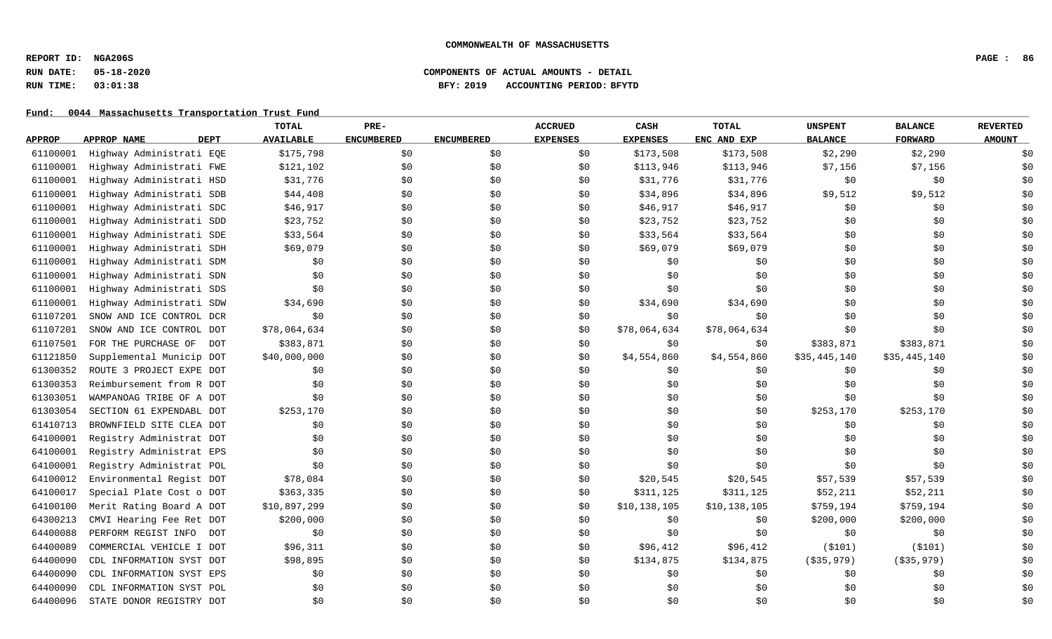**COMMONWEALTH OF MASSACHUSETTS**

**REPORT ID: NGA206S**
**RUN DATE: 05-18-2020** **COMPONENTS OF ACTUAL AMOUNTS - DETAIL**
**RUN TIME: 03:01:38** **BFY: 2019 ACCOUNTING PERIOD: BFYTD**

**Fund: 0044 Massachusetts Transportation Trust Fund**

| APPROP | APPROP NAME | DEPT | TOTAL AVAILABLE | PRE-ENCUMBERED | ENCUMBERED | ACCRUED EXPENSES | CASH EXPENSES | TOTAL ENC AND EXP | UNSPENT BALANCE | BALANCE FORWARD | REVERTED AMOUNT |
|---|---|---|---|---|---|---|---|---|---|---|---|
| 61100001 | Highway Administrati | EQE | $175,798 | $0 | $0 | $0 | $173,508 | $173,508 | $2,290 | $2,290 | $0 |
| 61100001 | Highway Administrati | FWE | $121,102 | $0 | $0 | $0 | $113,946 | $113,946 | $7,156 | $7,156 | $0 |
| 61100001 | Highway Administrati | HSD | $31,776 | $0 | $0 | $0 | $31,776 | $31,776 | $0 | $0 | $0 |
| 61100001 | Highway Administrati | SDB | $44,408 | $0 | $0 | $0 | $34,896 | $34,896 | $9,512 | $9,512 | $0 |
| 61100001 | Highway Administrati | SDC | $46,917 | $0 | $0 | $0 | $46,917 | $46,917 | $0 | $0 | $0 |
| 61100001 | Highway Administrati | SDD | $23,752 | $0 | $0 | $0 | $23,752 | $23,752 | $0 | $0 | $0 |
| 61100001 | Highway Administrati | SDE | $33,564 | $0 | $0 | $0 | $33,564 | $33,564 | $0 | $0 | $0 |
| 61100001 | Highway Administrati | SDH | $69,079 | $0 | $0 | $0 | $69,079 | $69,079 | $0 | $0 | $0 |
| 61100001 | Highway Administrati | SDM | $0 | $0 | $0 | $0 | $0 | $0 | $0 | $0 | $0 |
| 61100001 | Highway Administrati | SDN | $0 | $0 | $0 | $0 | $0 | $0 | $0 | $0 | $0 |
| 61100001 | Highway Administrati | SDS | $0 | $0 | $0 | $0 | $0 | $0 | $0 | $0 | $0 |
| 61100001 | Highway Administrati | SDW | $34,690 | $0 | $0 | $0 | $34,690 | $34,690 | $0 | $0 | $0 |
| 61107201 | SNOW AND ICE CONTROL | DCR | $0 | $0 | $0 | $0 | $0 | $0 | $0 | $0 | $0 |
| 61107201 | SNOW AND ICE CONTROL | DOT | $78,064,634 | $0 | $0 | $0 | $78,064,634 | $78,064,634 | $0 | $0 | $0 |
| 61107501 | FOR THE PURCHASE OF | DOT | $383,871 | $0 | $0 | $0 | $0 | $0 | $383,871 | $383,871 | $0 |
| 61121850 | Supplemental Municip | DOT | $40,000,000 | $0 | $0 | $0 | $4,554,860 | $4,554,860 | $35,445,140 | $35,445,140 | $0 |
| 61300352 | ROUTE 3 PROJECT EXPE | DOT | $0 | $0 | $0 | $0 | $0 | $0 | $0 | $0 | $0 |
| 61300353 | Reimbursement from R | DOT | $0 | $0 | $0 | $0 | $0 | $0 | $0 | $0 | $0 |
| 61303051 | WAMPANOAG TRIBE OF A | DOT | $0 | $0 | $0 | $0 | $0 | $0 | $0 | $0 | $0 |
| 61303054 | SECTION 61 EXPENDABL | DOT | $253,170 | $0 | $0 | $0 | $0 | $0 | $253,170 | $253,170 | $0 |
| 61410713 | BROWNFIELD SITE CLEA | DOT | $0 | $0 | $0 | $0 | $0 | $0 | $0 | $0 | $0 |
| 64100001 | Registry Administrat | DOT | $0 | $0 | $0 | $0 | $0 | $0 | $0 | $0 | $0 |
| 64100001 | Registry Administrat | EPS | $0 | $0 | $0 | $0 | $0 | $0 | $0 | $0 | $0 |
| 64100001 | Registry Administrat | POL | $0 | $0 | $0 | $0 | $0 | $0 | $0 | $0 | $0 |
| 64100012 | Environmental Regist | DOT | $78,084 | $0 | $0 | $0 | $20,545 | $20,545 | $57,539 | $57,539 | $0 |
| 64100017 | Special Plate Cost o | DOT | $363,335 | $0 | $0 | $0 | $311,125 | $311,125 | $52,211 | $52,211 | $0 |
| 64100100 | Merit Rating Board A | DOT | $10,897,299 | $0 | $0 | $0 | $10,138,105 | $10,138,105 | $759,194 | $759,194 | $0 |
| 64300213 | CMVI Hearing Fee Ret | DOT | $200,000 | $0 | $0 | $0 | $0 | $0 | $200,000 | $200,000 | $0 |
| 64400088 | PERFORM REGIST INFO | DOT | $0 | $0 | $0 | $0 | $0 | $0 | $0 | $0 | $0 |
| 64400089 | COMMERCIAL VEHICLE I | DOT | $96,311 | $0 | $0 | $0 | $96,412 | $96,412 | ($101) | ($101) | $0 |
| 64400090 | CDL INFORMATION SYST | DOT | $98,895 | $0 | $0 | $0 | $134,875 | $134,875 | ($35,979) | ($35,979) | $0 |
| 64400090 | CDL INFORMATION SYST | EPS | $0 | $0 | $0 | $0 | $0 | $0 | $0 | $0 | $0 |
| 64400090 | CDL INFORMATION SYST | POL | $0 | $0 | $0 | $0 | $0 | $0 | $0 | $0 | $0 |
| 64400096 | STATE DONOR REGISTRY | DOT | $0 | $0 | $0 | $0 | $0 | $0 | $0 | $0 | $0 |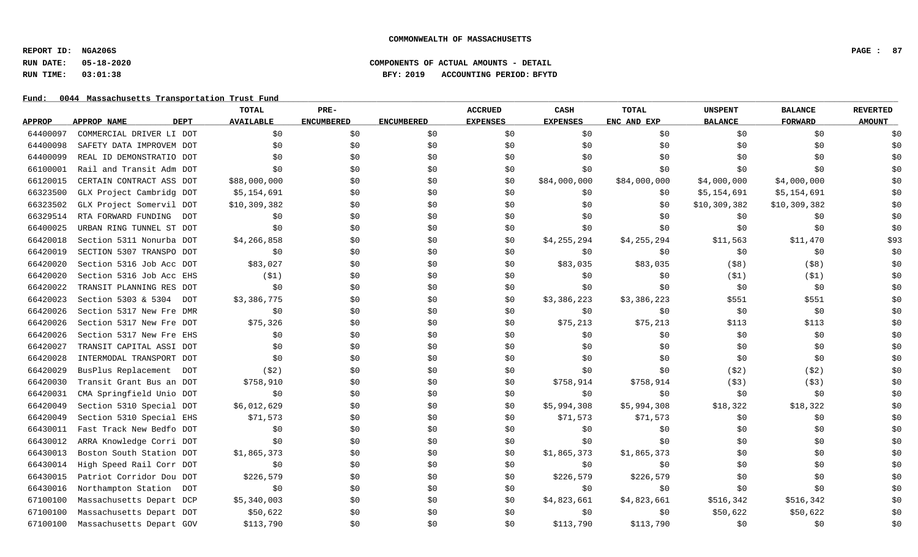**COMMONWEALTH OF MASSACHUSETTS**

**REPORT ID: NGA206S**
**RUN DATE: 05-18-2020** — **COMPONENTS OF ACTUAL AMOUNTS - DETAIL**
**RUN TIME: 03:01:38** — **BFY: 2019 ACCOUNTING PERIOD: BFYTD**

**Fund: 0044 Massachusetts Transportation Trust Fund**

| APPROP | APPROP NAME | DEPT | TOTAL AVAILABLE | PRE-ENCUMBERED | ENCUMBERED | ACCRUED EXPENSES | CASH EXPENSES | TOTAL ENC AND EXP | UNSPENT BALANCE | BALANCE FORWARD | REVERTED AMOUNT |
|---|---|---|---|---|---|---|---|---|---|---|---|
| 64400097 | COMMERCIAL DRIVER LI | DOT | $0 | $0 | $0 | $0 | $0 | $0 | $0 | $0 | $0 |
| 64400098 | SAFETY DATA IMPROVEM | DOT | $0 | $0 | $0 | $0 | $0 | $0 | $0 | $0 | $0 |
| 64400099 | REAL ID DEMONSTRATIO | DOT | $0 | $0 | $0 | $0 | $0 | $0 | $0 | $0 | $0 |
| 66100001 | Rail and Transit Adm | DOT | $0 | $0 | $0 | $0 | $0 | $0 | $0 | $0 | $0 |
| 66120015 | CERTAIN CONTRACT ASS | DOT | $88,000,000 | $0 | $0 | $0 | $84,000,000 | $84,000,000 | $4,000,000 | $4,000,000 | $0 |
| 66323500 | GLX Project Cambridg | DOT | $5,154,691 | $0 | $0 | $0 | $0 | $0 | $5,154,691 | $5,154,691 | $0 |
| 66323502 | GLX Project Somervil | DOT | $10,309,382 | $0 | $0 | $0 | $0 | $0 | $10,309,382 | $10,309,382 | $0 |
| 66329514 | RTA FORWARD FUNDING | DOT | $0 | $0 | $0 | $0 | $0 | $0 | $0 | $0 | $0 |
| 66400025 | URBAN RING TUNNEL ST | DOT | $0 | $0 | $0 | $0 | $0 | $0 | $0 | $0 | $0 |
| 66420018 | Section 5311 Nonurba | DOT | $4,266,858 | $0 | $0 | $0 | $4,255,294 | $4,255,294 | $11,563 | $11,470 | $93 |
| 66420019 | SECTION 5307 TRANSPO | DOT | $0 | $0 | $0 | $0 | $0 | $0 | $0 | $0 | $0 |
| 66420020 | Section 5316 Job Acc | DOT | $83,027 | $0 | $0 | $0 | $83,035 | $83,035 | ($8) | ($8) | $0 |
| 66420020 | Section 5316 Job Acc | EHS | ($1) | $0 | $0 | $0 | $0 | $0 | ($1) | ($1) | $0 |
| 66420022 | TRANSIT PLANNING RES | DOT | $0 | $0 | $0 | $0 | $0 | $0 | $0 | $0 | $0 |
| 66420023 | Section 5303 & 5304 | DOT | $3,386,775 | $0 | $0 | $0 | $3,386,223 | $3,386,223 | $551 | $551 | $0 |
| 66420026 | Section 5317 New Fre | DMR | $0 | $0 | $0 | $0 | $0 | $0 | $0 | $0 | $0 |
| 66420026 | Section 5317 New Fre | DOT | $75,326 | $0 | $0 | $0 | $75,213 | $75,213 | $113 | $113 | $0 |
| 66420026 | Section 5317 New Fre | EHS | $0 | $0 | $0 | $0 | $0 | $0 | $0 | $0 | $0 |
| 66420027 | TRANSIT CAPITAL ASSI | DOT | $0 | $0 | $0 | $0 | $0 | $0 | $0 | $0 | $0 |
| 66420028 | INTERMODAL TRANSPORT | DOT | $0 | $0 | $0 | $0 | $0 | $0 | $0 | $0 | $0 |
| 66420029 | BusPlus Replacement | DOT | ($2) | $0 | $0 | $0 | $0 | $0 | ($2) | ($2) | $0 |
| 66420030 | Transit Grant Bus an | DOT | $758,910 | $0 | $0 | $0 | $758,914 | $758,914 | ($3) | ($3) | $0 |
| 66420031 | CMA Springfield Unio | DOT | $0 | $0 | $0 | $0 | $0 | $0 | $0 | $0 | $0 |
| 66420049 | Section 5310 Special | DOT | $6,012,629 | $0 | $0 | $0 | $5,994,308 | $5,994,308 | $18,322 | $18,322 | $0 |
| 66420049 | Section 5310 Special | EHS | $71,573 | $0 | $0 | $0 | $71,573 | $71,573 | $0 | $0 | $0 |
| 66430011 | Fast Track New Bedfo | DOT | $0 | $0 | $0 | $0 | $0 | $0 | $0 | $0 | $0 |
| 66430012 | ARRA Knowledge Corri | DOT | $0 | $0 | $0 | $0 | $0 | $0 | $0 | $0 | $0 |
| 66430013 | Boston South Station | DOT | $1,865,373 | $0 | $0 | $0 | $1,865,373 | $1,865,373 | $0 | $0 | $0 |
| 66430014 | High Speed Rail Corr | DOT | $0 | $0 | $0 | $0 | $0 | $0 | $0 | $0 | $0 |
| 66430015 | Patriot Corridor Dou | DOT | $226,579 | $0 | $0 | $0 | $226,579 | $226,579 | $0 | $0 | $0 |
| 66430016 | Northampton Station | DOT | $0 | $0 | $0 | $0 | $0 | $0 | $0 | $0 | $0 |
| 67100100 | Massachusetts Depart | DCP | $5,340,003 | $0 | $0 | $0 | $4,823,661 | $4,823,661 | $516,342 | $516,342 | $0 |
| 67100100 | Massachusetts Depart | DOT | $50,622 | $0 | $0 | $0 | $0 | $0 | $50,622 | $50,622 | $0 |
| 67100100 | Massachusetts Depart | GOV | $113,790 | $0 | $0 | $0 | $113,790 | $113,790 | $0 | $0 | $0 |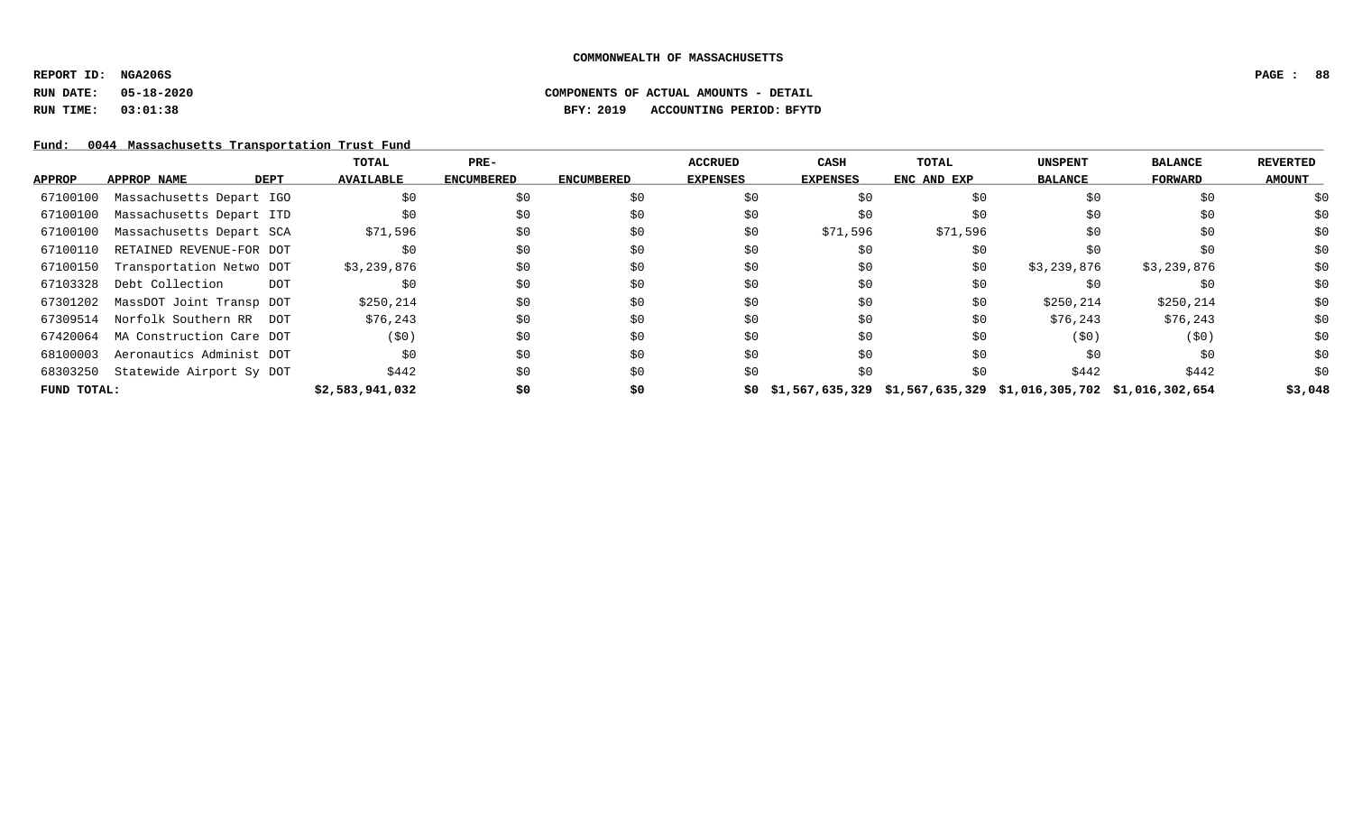COMMONWEALTH OF MASSACHUSETTS

REPORT ID: NGA206S

RUN DATE: 05-18-2020

RUN TIME: 03:01:38

COMPONENTS OF ACTUAL AMOUNTS - DETAIL

BFY: 2019 ACCOUNTING PERIOD: BFYTD

Fund: 0044 Massachusetts Transportation Trust Fund

| APPROP | APPROP NAME | DEPT | TOTAL AVAILABLE | PRE-ENCUMBERED | ENCUMBERED | ACCRUED EXPENSES | CASH EXPENSES | TOTAL ENC AND EXP | UNSPENT BALANCE | BALANCE FORWARD | REVERTED AMOUNT |
|---|---|---|---|---|---|---|---|---|---|---|---|
| 67100100 | Massachusetts Depart | IGO | $0 | $0 | $0 | $0 | $0 | $0 | $0 | $0 | $0 |
| 67100100 | Massachusetts Depart | ITD | $0 | $0 | $0 | $0 | $0 | $0 | $0 | $0 | $0 |
| 67100100 | Massachusetts Depart | SCA | $71,596 | $0 | $0 | $0 | $71,596 | $71,596 | $0 | $0 | $0 |
| 67100110 | RETAINED REVENUE-FOR | DOT | $0 | $0 | $0 | $0 | $0 | $0 | $0 | $0 | $0 |
| 67100150 | Transportation Netwo | DOT | $3,239,876 | $0 | $0 | $0 | $0 | $0 | $3,239,876 | $3,239,876 | $0 |
| 67103328 | Debt Collection | DOT | $0 | $0 | $0 | $0 | $0 | $0 | $0 | $0 | $0 |
| 67301202 | MassDOT Joint Transp | DOT | $250,214 | $0 | $0 | $0 | $0 | $0 | $250,214 | $250,214 | $0 |
| 67309514 | Norfolk Southern RR | DOT | $76,243 | $0 | $0 | $0 | $0 | $0 | $76,243 | $76,243 | $0 |
| 67420064 | MA Construction Care | DOT | ($0) | $0 | $0 | $0 | $0 | $0 | ($0) | ($0) | $0 |
| 68100003 | Aeronautics Administ | DOT | $0 | $0 | $0 | $0 | $0 | $0 | $0 | $0 | $0 |
| 68303250 | Statewide Airport Sy | DOT | $442 | $0 | $0 | $0 | $0 | $0 | $442 | $442 | $0 |
| **FUND TOTAL:** | | | **$2,583,941,032** | **$0** | **$0** | **$0** | **$1,567,635,329** | **$1,567,635,329** | **$1,016,305,702** | **$1,016,302,654** | **$3,048** |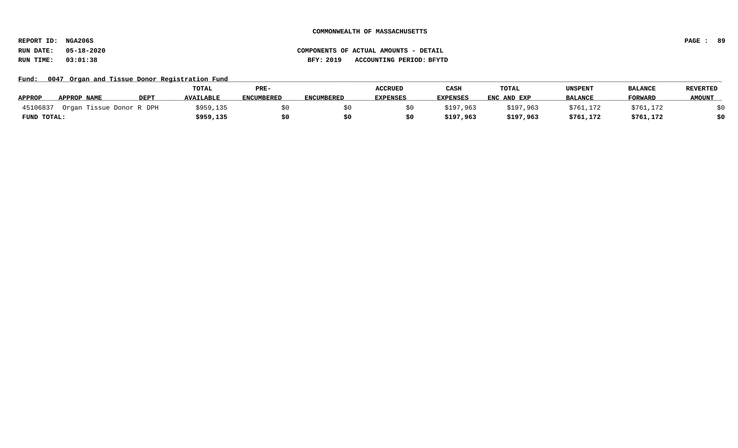COMMONWEALTH OF MASSACHUSETTS

REPORT ID: NGA206S

RUN DATE: 05-18-2020 COMPONENTS OF ACTUAL AMOUNTS - DETAIL

RUN TIME: 03:01:38 BFY: 2019 ACCOUNTING PERIOD: BFYTD

**Fund: 0047 Organ and Tissue Donor Registration Fund**

| APPROP | APPROP NAME | DEPT | TOTAL AVAILABLE | PRE-ENCUMBERED | ENCUMBERED | ACCRUED EXPENSES | CASH EXPENSES | TOTAL ENC AND EXP | UNSPENT BALANCE | BALANCE FORWARD | REVERTED AMOUNT |
|---|---|---|---|---|---|---|---|---|---|---|---|
| 45106837 | Organ Tissue Donor R | DPH | $959,135 | $0 | $0 | $0 | $197,963 | $197,963 | $761,172 | $761,172 | $0 |
| **FUND TOTAL:** | | | **$959,135** | **$0** | **$0** | **$0** | **$197,963** | **$197,963** | **$761,172** | **$761,172** | **$0** |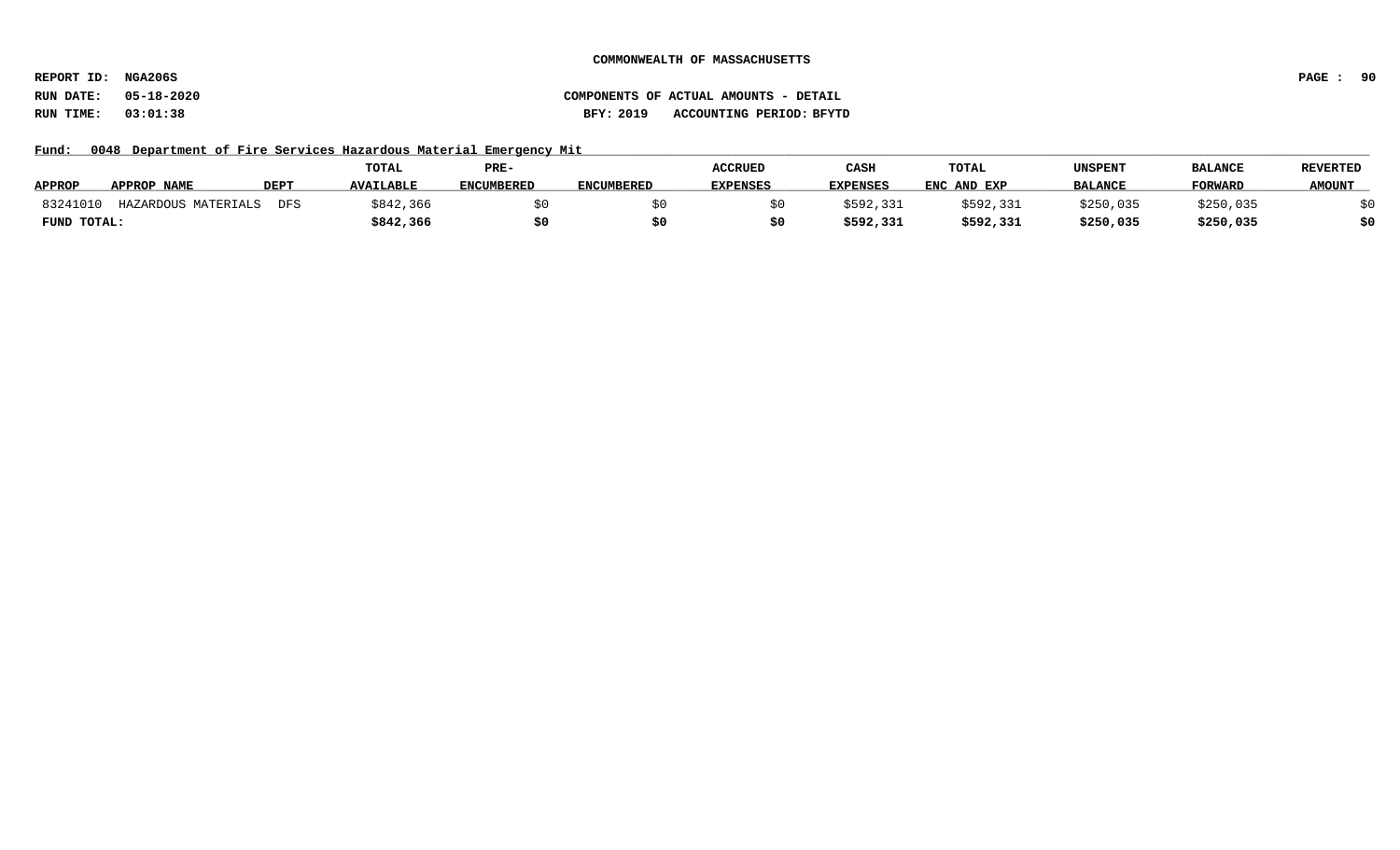COMMONWEALTH OF MASSACHUSETTS

REPORT ID: NGA206S

RUN DATE: 05-18-2020

RUN TIME: 03:01:38

COMPONENTS OF ACTUAL AMOUNTS - DETAIL

BFY: 2019 ACCOUNTING PERIOD: BFYTD

Fund: 0048 Department of Fire Services Hazardous Material Emergency Mit

| APPROP | APPROP NAME | DEPT | TOTAL AVAILABLE | PRE-ENCUMBERED | ENCUMBERED | ACCRUED EXPENSES | CASH EXPENSES | TOTAL ENC AND EXP | UNSPENT BALANCE | BALANCE FORWARD | REVERTED AMOUNT |
|---|---|---|---|---|---|---|---|---|---|---|---|
| 83241010 | HAZARDOUS MATERIALS | DFS | $842,366 | $0 | $0 | $0 | $592,331 | $592,331 | $250,035 | $250,035 | $0 |
| **FUND TOTAL:** | | | **$842,366** | **$0** | **$0** | **$0** | **$592,331** | **$592,331** | **$250,035** | **$250,035** | **$0** |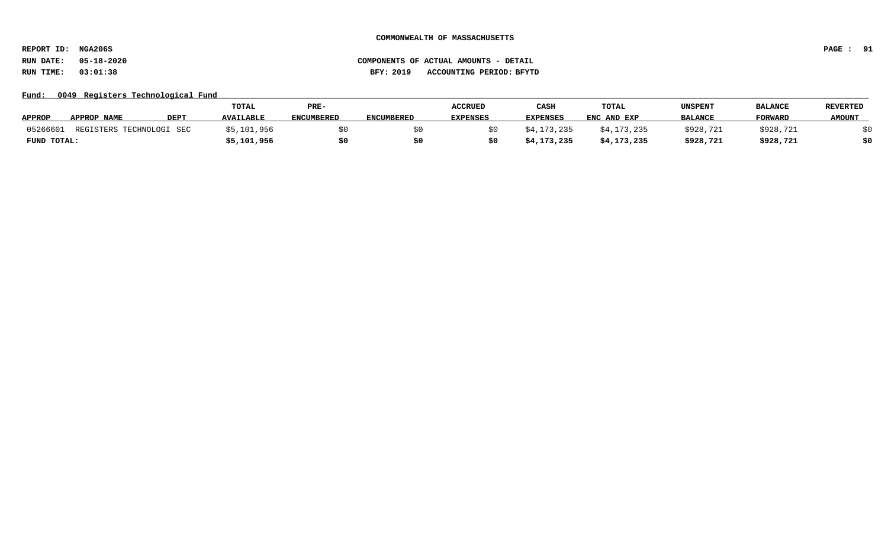COMMONWEALTH OF MASSACHUSETTS

REPORT ID: NGA206S

RUN DATE: 05-18-2020

RUN TIME: 03:01:38

COMPONENTS OF ACTUAL AMOUNTS - DETAIL

BFY: 2019 ACCOUNTING PERIOD: BFYTD

Fund: 0049 Registers Technological Fund

| APPROP | APPROP NAME | DEPT | TOTAL AVAILABLE | PRE-ENCUMBERED | ENCUMBERED | ACCRUED EXPENSES | CASH EXPENSES | TOTAL ENC AND EXP | UNSPENT BALANCE | BALANCE FORWARD | REVERTED AMOUNT |
|---|---|---|---|---|---|---|---|---|---|---|---|
| 05266601 | REGISTERS TECHNOLOGI | SEC | $5,101,956 | $0 | $0 | $0 | $4,173,235 | $4,173,235 | $928,721 | $928,721 | $0 |
| **FUND TOTAL:** | | | **$5,101,956** | **$0** | **$0** | **$0** | **$4,173,235** | **$4,173,235** | **$928,721** | **$928,721** | **$0** |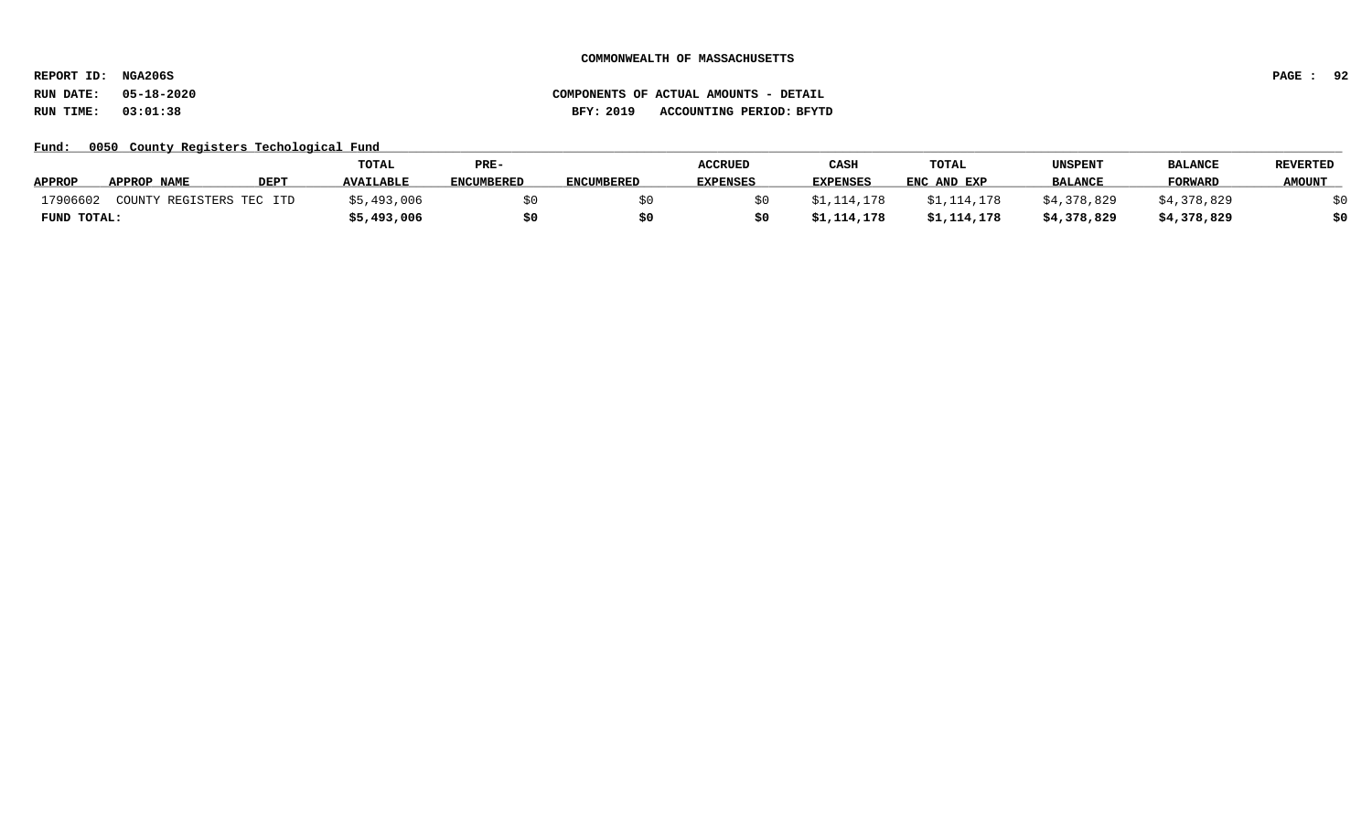COMMONWEALTH OF MASSACHUSETTS

REPORT ID: NGA206S

RUN DATE: 05-18-2020

RUN TIME: 03:01:38

COMPONENTS OF ACTUAL AMOUNTS - DETAIL

BFY: 2019 ACCOUNTING PERIOD: BFYTD

Fund: 0050 County Registers Techological Fund

| APPROP | APPROP NAME | DEPT | TOTAL AVAILABLE | PRE-ENCUMBERED | ENCUMBERED | ACCRUED EXPENSES | CASH EXPENSES | TOTAL ENC AND EXP | UNSPENT BALANCE | BALANCE FORWARD | REVERTED AMOUNT |
|---|---|---|---|---|---|---|---|---|---|---|---|
| 17906602 | COUNTY REGISTERS TEC | ITD | $5,493,006 | $0 | $0 | $0 | $1,114,178 | $1,114,178 | $4,378,829 | $4,378,829 | $0 |
| **FUND TOTAL:** | | | **$5,493,006** | **$0** | **$0** | **$0** | **$1,114,178** | **$1,114,178** | **$4,378,829** | **$4,378,829** | **$0** |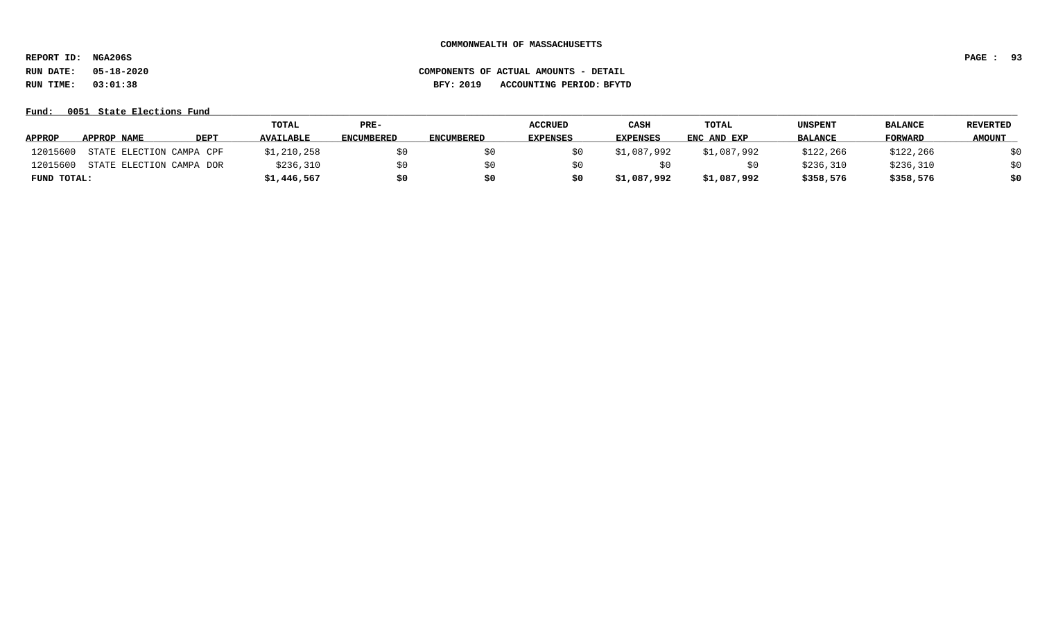COMMONWEALTH OF MASSACHUSETTS

REPORT ID: NGA206S

RUN DATE: 05-18-2020

RUN TIME: 03:01:38

COMPONENTS OF ACTUAL AMOUNTS - DETAIL

BFY: 2019 ACCOUNTING PERIOD: BFYTD

Fund: 0051 State Elections Fund

| APPROP | APPROP NAME | DEPT | TOTAL AVAILABLE | PRE-ENCUMBERED | ENCUMBERED | ACCRUED EXPENSES | CASH EXPENSES | TOTAL ENC AND EXP | UNSPENT BALANCE | BALANCE FORWARD | REVERTED AMOUNT |
|---|---|---|---|---|---|---|---|---|---|---|---|
| 12015600 | STATE ELECTION CAMPA | CPF | $1,210,258 | $0 | $0 | $0 | $1,087,992 | $1,087,992 | $122,266 | $122,266 | $0 |
| 12015600 | STATE ELECTION CAMPA | DOR | $236,310 | $0 | $0 | $0 | $0 | $0 | $236,310 | $236,310 | $0 |
| **FUND TOTAL:** | | | **$1,446,567** | **$0** | **$0** | **$0** | **$1,087,992** | **$1,087,992** | **$358,576** | **$358,576** | **$0** |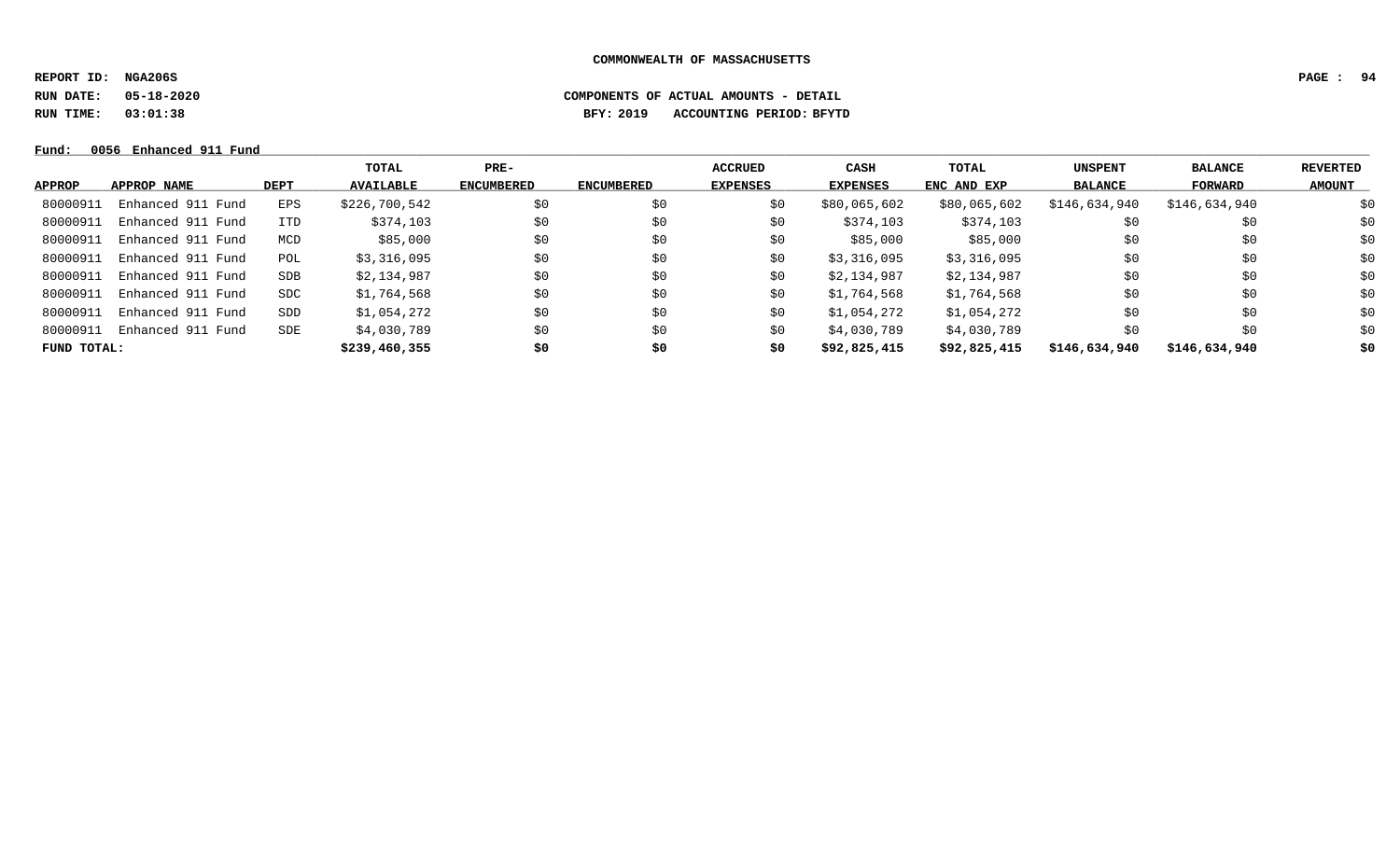**COMMONWEALTH OF MASSACHUSETTS**

**REPORT ID: NGA206S**

**RUN DATE: 05-18-2020** **COMPONENTS OF ACTUAL AMOUNTS - DETAIL**

**RUN TIME: 03:01:38** **BFY: 2019 ACCOUNTING PERIOD: BFYTD**

**Fund: 0056 Enhanced 911 Fund**

| APPROP | APPROP NAME | DEPT | TOTAL AVAILABLE | PRE-ENCUMBERED | ENCUMBERED | ACCRUED EXPENSES | CASH EXPENSES | TOTAL ENC AND EXP | UNSPENT BALANCE | BALANCE FORWARD | REVERTED AMOUNT |
|---|---|---|---|---|---|---|---|---|---|---|---|
| 80000911 | Enhanced 911 Fund | EPS | $226,700,542 | $0 | $0 | $0 | $80,065,602 | $80,065,602 | $146,634,940 | $146,634,940 | $0 |
| 80000911 | Enhanced 911 Fund | ITD | $374,103 | $0 | $0 | $0 | $374,103 | $374,103 | $0 | $0 | $0 |
| 80000911 | Enhanced 911 Fund | MCD | $85,000 | $0 | $0 | $0 | $85,000 | $85,000 | $0 | $0 | $0 |
| 80000911 | Enhanced 911 Fund | POL | $3,316,095 | $0 | $0 | $0 | $3,316,095 | $3,316,095 | $0 | $0 | $0 |
| 80000911 | Enhanced 911 Fund | SDB | $2,134,987 | $0 | $0 | $0 | $2,134,987 | $2,134,987 | $0 | $0 | $0 |
| 80000911 | Enhanced 911 Fund | SDC | $1,764,568 | $0 | $0 | $0 | $1,764,568 | $1,764,568 | $0 | $0 | $0 |
| 80000911 | Enhanced 911 Fund | SDD | $1,054,272 | $0 | $0 | $0 | $1,054,272 | $1,054,272 | $0 | $0 | $0 |
| 80000911 | Enhanced 911 Fund | SDE | $4,030,789 | $0 | $0 | $0 | $4,030,789 | $4,030,789 | $0 | $0 | $0 |
| **FUND TOTAL:** | | | **$239,460,355** | **$0** | **$0** | **$0** | **$92,825,415** | **$92,825,415** | **$146,634,940** | **$146,634,940** | **$0** |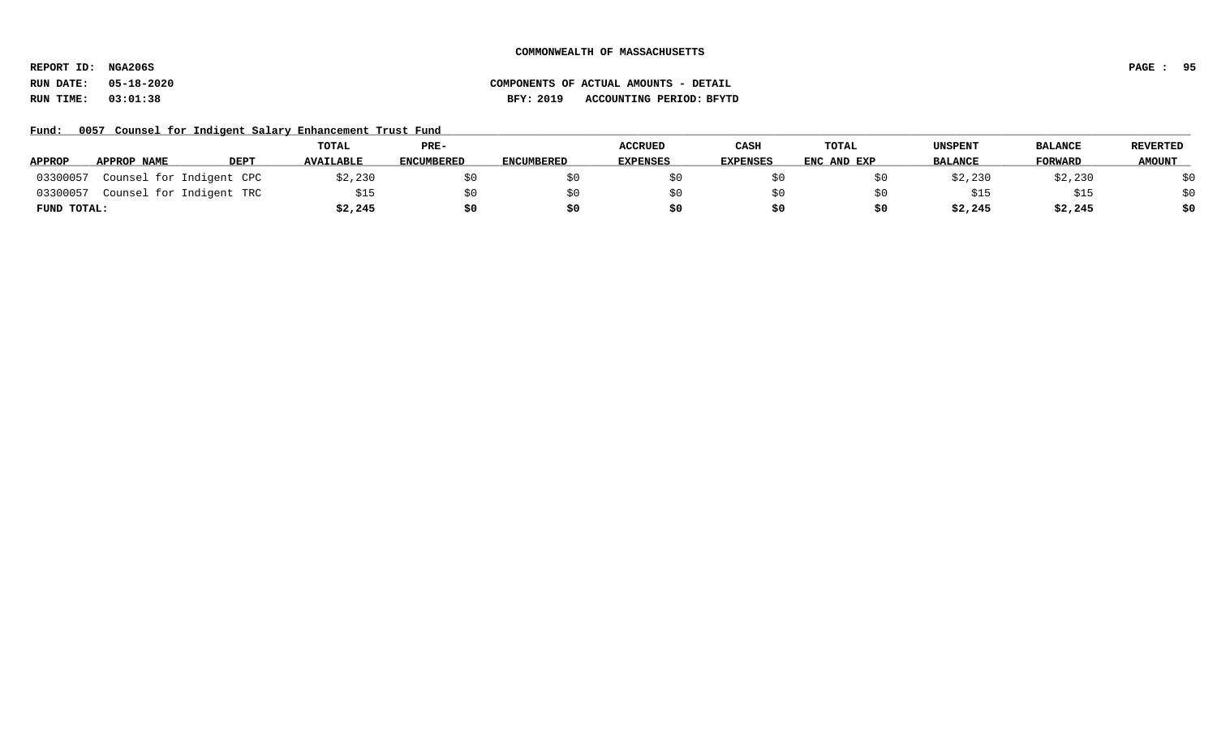COMMONWEALTH OF MASSACHUSETTS

REPORT ID: NGA206S

RUN DATE: 05-18-2020 COMPONENTS OF ACTUAL AMOUNTS - DETAIL

RUN TIME: 03:01:38 BFY: 2019 ACCOUNTING PERIOD: BFYTD

Fund: 0057 Counsel for Indigent Salary Enhancement Trust Fund

| APPROP | APPROP NAME | DEPT | TOTAL AVAILABLE | PRE-ENCUMBERED | ENCUMBERED | ACCRUED EXPENSES | CASH EXPENSES | TOTAL ENC AND EXP | UNSPENT BALANCE | BALANCE FORWARD | REVERTED AMOUNT |
|---|---|---|---|---|---|---|---|---|---|---|---|
| 03300057 | Counsel for Indigent | CPC | $2,230 | $0 | $0 | $0 | $0 | $0 | $2,230 | $2,230 | $0 |
| 03300057 | Counsel for Indigent | TRC | $15 | $0 | $0 | $0 | $0 | $0 | $15 | $15 | $0 |
| **FUND TOTAL:** | | | **$2,245** | **$0** | **$0** | **$0** | **$0** | **$0** | **$2,245** | **$2,245** | **$0** |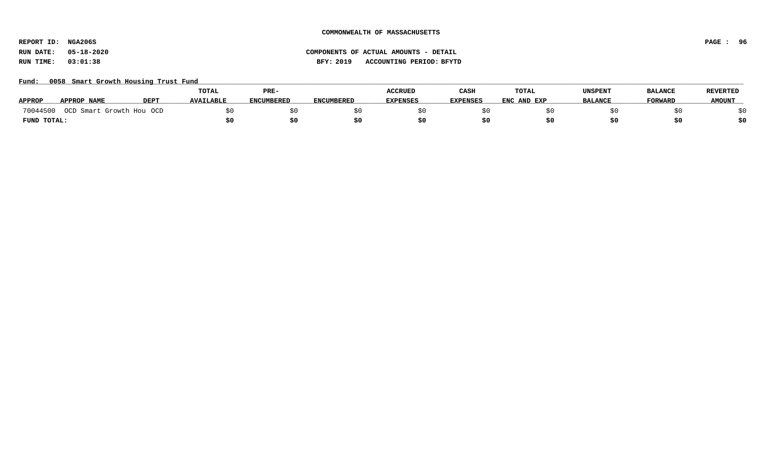**COMMONWEALTH OF MASSACHUSETTS**

**REPORT ID: NGA206S**
**RUN DATE: 05-18-2020**
**RUN TIME: 03:01:38**

**COMPONENTS OF ACTUAL AMOUNTS - DETAIL**
**BFY: 2019 ACCOUNTING PERIOD: BFYTD**

**Fund: 0058 Smart Growth Housing Trust Fund**

| APPROP | APPROP NAME | DEPT | TOTAL AVAILABLE | PRE-ENCUMBERED | ENCUMBERED | ACCRUED EXPENSES | CASH EXPENSES | TOTAL ENC AND EXP | UNSPENT BALANCE | BALANCE FORWARD | REVERTED AMOUNT |
|---|---|---|---|---|---|---|---|---|---|---|---|
| 70044500 | OCD Smart Growth Hou | OCD | $0 | $0 | $0 | $0 | $0 | $0 | $0 | $0 | $0 |
| **FUND TOTAL:** | | | **$0** | **$0** | **$0** | **$0** | **$0** | **$0** | **$0** | **$0** | **$0** |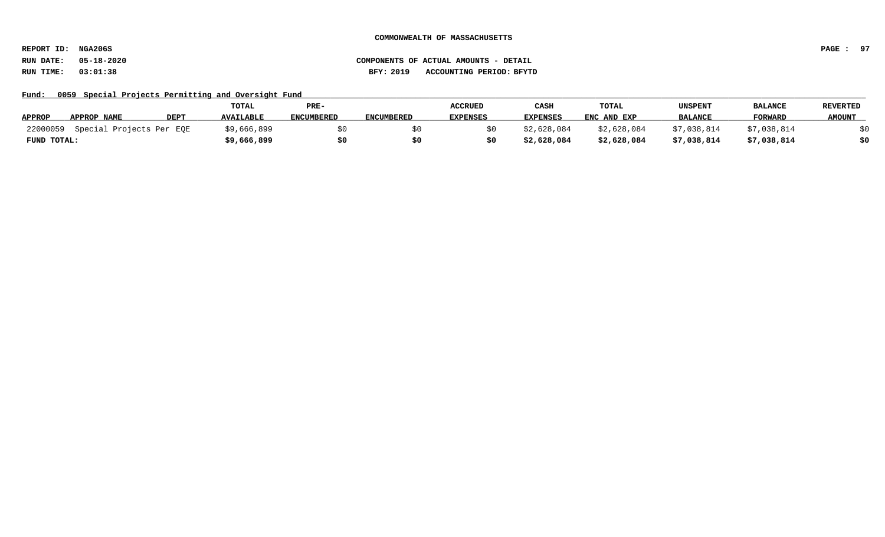COMMONWEALTH OF MASSACHUSETTS

REPORT ID: NGA206S

RUN DATE: 05-18-2020

RUN TIME: 03:01:38

COMPONENTS OF ACTUAL AMOUNTS - DETAIL

BFY: 2019 ACCOUNTING PERIOD: BFYTD

Fund: 0059 Special Projects Permitting and Oversight Fund

| APPROP | APPROP NAME | DEPT | TOTAL AVAILABLE | PRE-ENCUMBERED | ENCUMBERED | ACCRUED EXPENSES | CASH EXPENSES | TOTAL ENC AND EXP | UNSPENT BALANCE | BALANCE FORWARD | REVERTED AMOUNT |
|---|---|---|---|---|---|---|---|---|---|---|---|
| 22000059 | Special Projects Per | EQE | $9,666,899 | $0 | $0 | $0 | $2,628,084 | $2,628,084 | $7,038,814 | $7,038,814 | $0 |
| **FUND TOTAL:** | | | **$9,666,899** | **$0** | **$0** | **$0** | **$2,628,084** | **$2,628,084** | **$7,038,814** | **$7,038,814** | **$0** |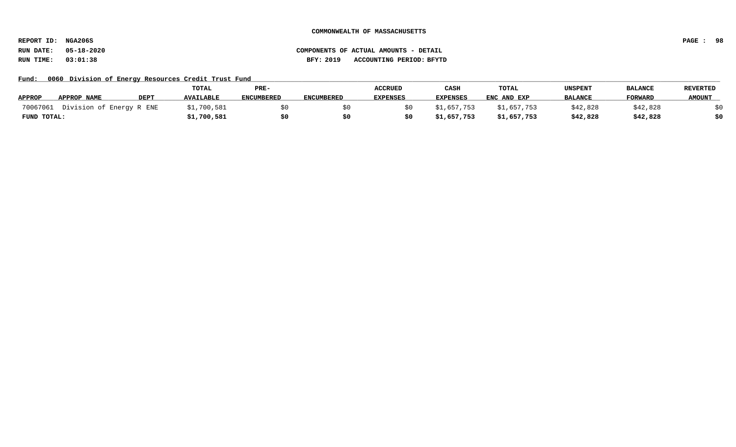**COMMONWEALTH OF MASSACHUSETTS**

**REPORT ID: NGA206S**
**RUN DATE: 05-18-2020**
**RUN TIME: 03:01:38**

**COMPONENTS OF ACTUAL AMOUNTS - DETAIL**
**BFY: 2019 ACCOUNTING PERIOD: BFYTD**

**Fund: 0060 Division of Energy Resources Credit Trust Fund**

| APPROP | APPROP NAME | DEPT | TOTAL AVAILABLE | PRE-ENCUMBERED | ENCUMBERED | ACCRUED EXPENSES | CASH EXPENSES | TOTAL ENC AND EXP | UNSPENT BALANCE | BALANCE FORWARD | REVERTED AMOUNT |
|---|---|---|---|---|---|---|---|---|---|---|---|
| 70067061 | Division of Energy R | ENE | $1,700,581 | $0 | $0 | $0 | $1,657,753 | $1,657,753 | $42,828 | $42,828 | $0 |
| **FUND TOTAL:** | | | **$1,700,581** | **$0** | **$0** | **$0** | **$1,657,753** | **$1,657,753** | **$42,828** | **$42,828** | **$0** |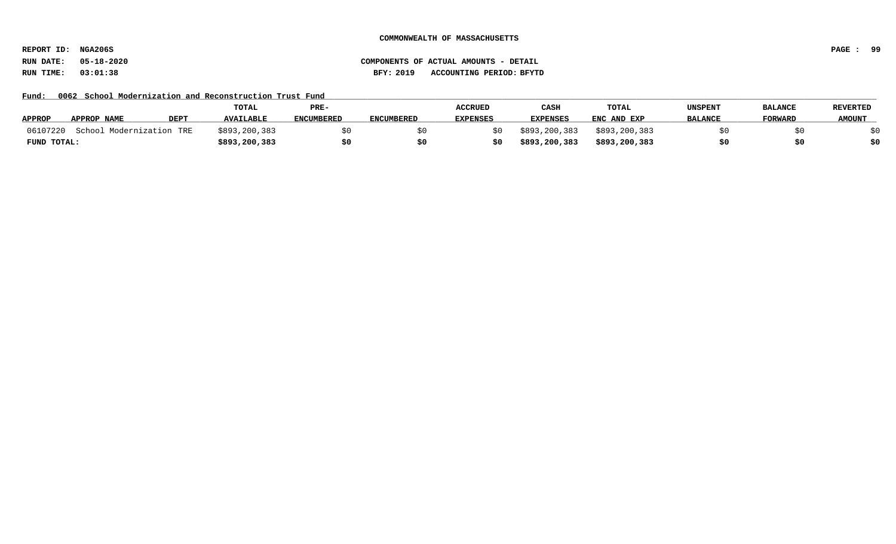**COMMONWEALTH OF MASSACHUSETTS**

**REPORT ID: NGA206S**

**RUN DATE: 05-18-2020** **COMPONENTS OF ACTUAL AMOUNTS - DETAIL**

**RUN TIME: 03:01:38** **BFY: 2019 ACCOUNTING PERIOD: BFYTD**

**Fund: 0062 School Modernization and Reconstruction Trust Fund**

| APPROP | APPROP NAME | DEPT | TOTAL AVAILABLE | PRE-ENCUMBERED | ENCUMBERED | ACCRUED EXPENSES | CASH EXPENSES | TOTAL ENC AND EXP | UNSPENT BALANCE | BALANCE FORWARD | REVERTED AMOUNT |
|---|---|---|---|---|---|---|---|---|---|---|---|
| 06107220 | School Modernization | TRE | $893,200,383 | $0 | $0 | $0 | $893,200,383 | $893,200,383 | $0 | $0 | $0 |
| **FUND TOTAL:** | | | **$893,200,383** | **$0** | **$0** | **$0** | **$893,200,383** | **$893,200,383** | **$0** | **$0** | **$0** |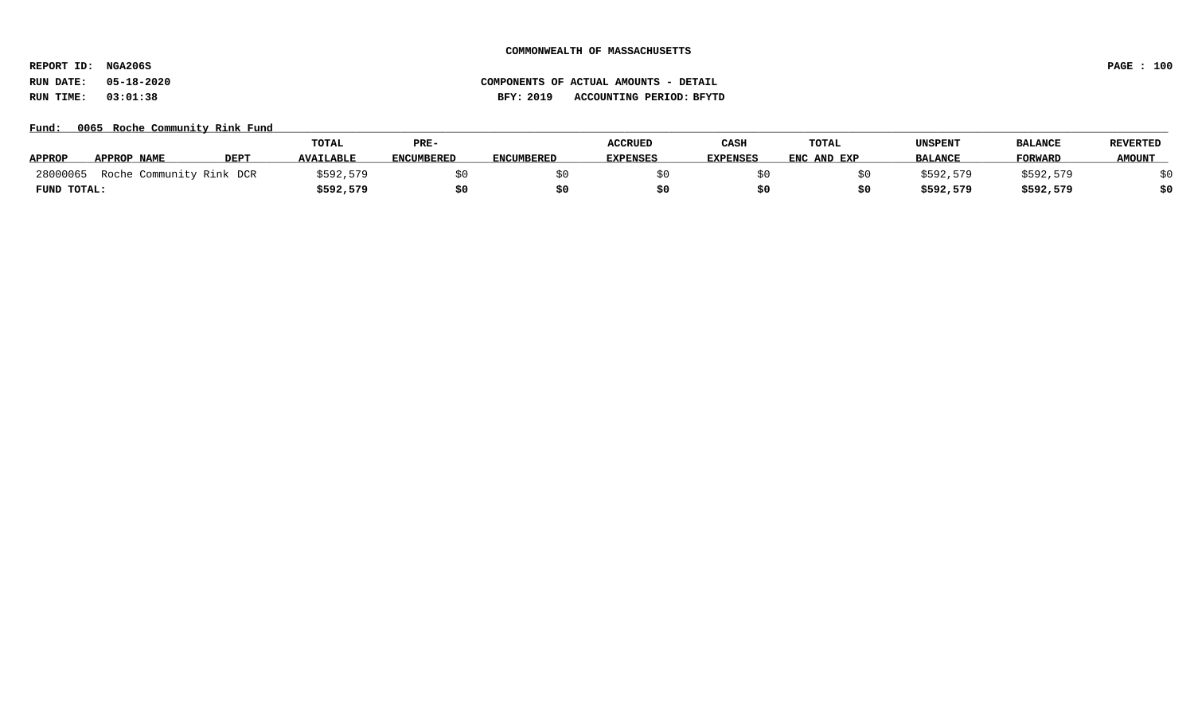**COMMONWEALTH OF MASSACHUSETTS**

**REPORT ID: NGA206S**

**RUN DATE: 05-18-2020** | **COMPONENTS OF ACTUAL AMOUNTS - DETAIL**

**RUN TIME: 03:01:38** | **BFY: 2019 ACCOUNTING PERIOD: BFYTD**

**Fund: 0065 Roche Community Rink Fund**

| APPROP | APPROP NAME | DEPT | TOTAL AVAILABLE | PRE-ENCUMBERED | ENCUMBERED | ACCRUED EXPENSES | CASH EXPENSES | TOTAL ENC AND EXP | UNSPENT BALANCE | BALANCE FORWARD | REVERTED AMOUNT |
|---|---|---|---|---|---|---|---|---|---|---|---|
| 28000065 | Roche Community Rink | DCR | $592,579 | $0 | $0 | $0 | $0 | $0 | $592,579 | $592,579 | $0 |
| **FUND TOTAL:** | | | **$592,579** | **$0** | **$0** | **$0** | **$0** | **$0** | **$592,579** | **$592,579** | **$0** |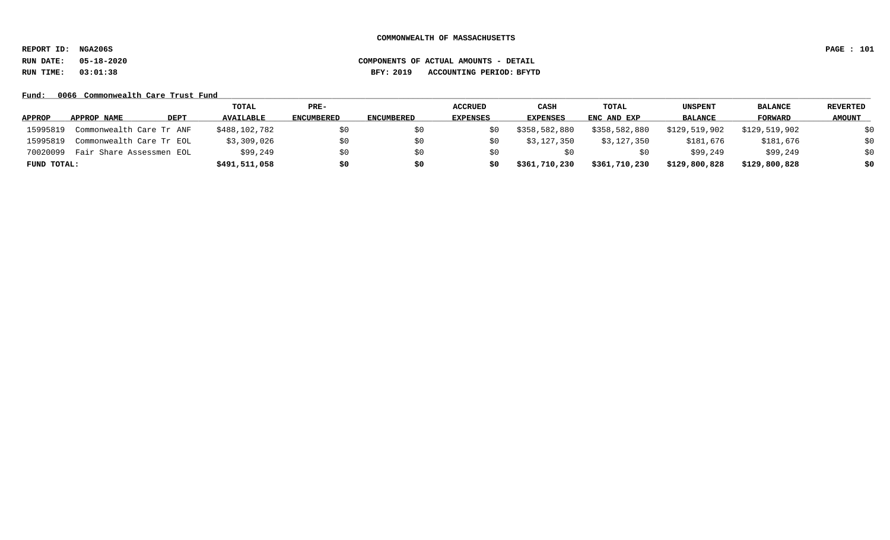# COMMONWEALTH OF MASSACHUSETTS

**REPORT ID: NGA206S**

**RUN DATE: 05-18-2020** COMPONENTS OF ACTUAL AMOUNTS - DETAIL

**RUN TIME: 03:01:38** BFY: 2019 ACCOUNTING PERIOD: BFYTD

**Fund: 0066 Commonwealth Care Trust Fund**

| APPROP | APPROP NAME | DEPT | TOTAL AVAILABLE | PRE-ENCUMBERED | ENCUMBERED | ACCRUED EXPENSES | CASH EXPENSES | TOTAL ENC AND EXP | UNSPENT BALANCE | BALANCE FORWARD | REVERTED AMOUNT |
|---|---|---|---|---|---|---|---|---|---|---|---|
| 15995819 | Commonwealth Care Tr | ANF | $488,102,782 | $0 | $0 | $0 | $358,582,880 | $358,582,880 | $129,519,902 | $129,519,902 | $0 |
| 15995819 | Commonwealth Care Tr | EOL | $3,309,026 | $0 | $0 | $0 | $3,127,350 | $3,127,350 | $181,676 | $181,676 | $0 |
| 70020099 | Fair Share Assessmen | EOL | $99,249 | $0 | $0 | $0 | $0 | $0 | $99,249 | $99,249 | $0 |
| **FUND TOTAL:** | | | **$491,511,058** | **$0** | **$0** | **$0** | **$361,710,230** | **$361,710,230** | **$129,800,828** | **$129,800,828** | **$0** |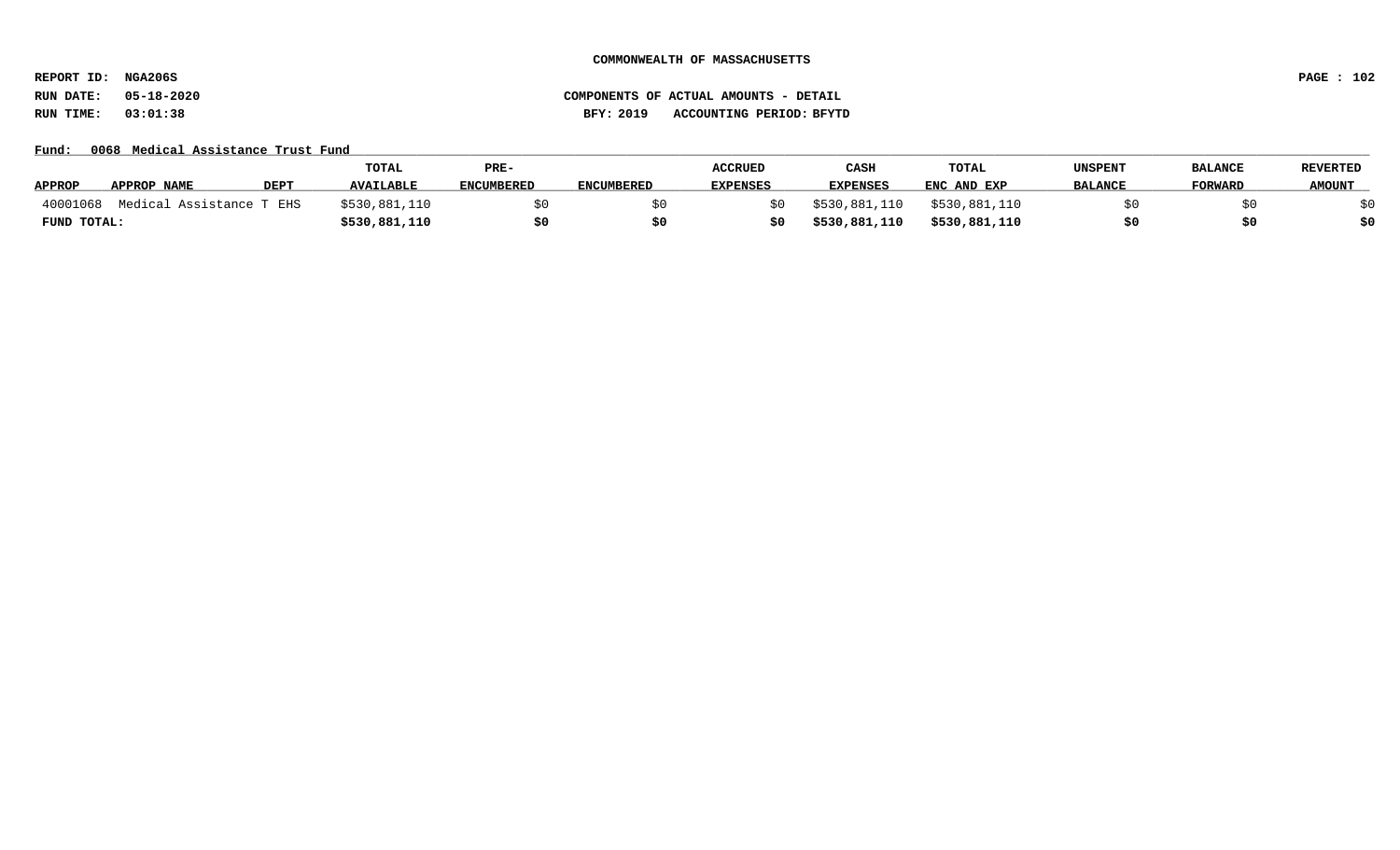COMMONWEALTH OF MASSACHUSETTS

REPORT ID: NGA206S

RUN DATE: 05-18-2020

RUN TIME: 03:01:38

COMPONENTS OF ACTUAL AMOUNTS - DETAIL

BFY: 2019 ACCOUNTING PERIOD: BFYTD

Fund: 0068 Medical Assistance Trust Fund

| APPROP | APPROP NAME | DEPT | TOTAL AVAILABLE | PRE-ENCUMBERED | ENCUMBERED | ACCRUED EXPENSES | CASH EXPENSES | TOTAL ENC AND EXP | UNSPENT BALANCE | BALANCE FORWARD | REVERTED AMOUNT |
|---|---|---|---|---|---|---|---|---|---|---|---|
| 40001068 | Medical Assistance T | EHS | $530,881,110 | $0 | $0 | $0 | $530,881,110 | $530,881,110 | $0 | $0 | $0 |
| **FUND TOTAL:** | | | **$530,881,110** | **$0** | **$0** | **$0** | **$530,881,110** | **$530,881,110** | **$0** | **$0** | **$0** |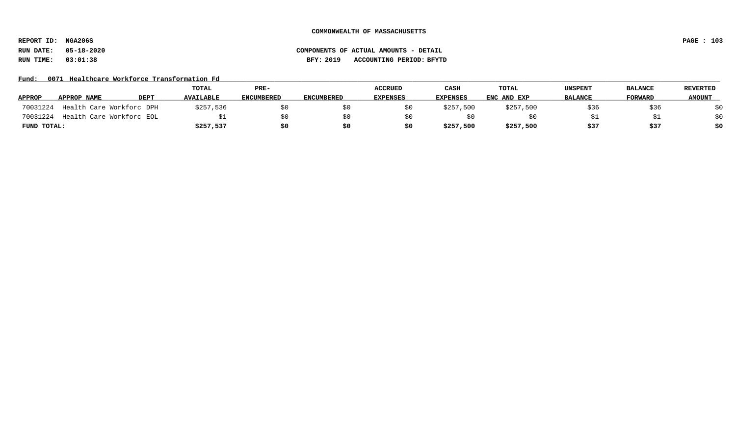**COMMONWEALTH OF MASSACHUSETTS**

**REPORT ID: NGA206S**
**RUN DATE: 05-18-2020**
**RUN TIME: 03:01:38**

**COMPONENTS OF ACTUAL AMOUNTS - DETAIL**
**BFY: 2019 ACCOUNTING PERIOD: BFYTD**

**Fund: 0071 Healthcare Workforce Transformation Fd**

| APPROP | APPROP NAME | DEPT | TOTAL AVAILABLE | PRE-ENCUMBERED | ENCUMBERED | ACCRUED EXPENSES | CASH EXPENSES | TOTAL ENC AND EXP | UNSPENT BALANCE | BALANCE FORWARD | REVERTED AMOUNT |
|---|---|---|---|---|---|---|---|---|---|---|---|
| 70031224 | Health Care Workforc | DPH | $257,536 | $0 | $0 | $0 | $257,500 | $257,500 | $36 | $36 | $0 |
| 70031224 | Health Care Workforc | EOL | $1 | $0 | $0 | $0 | $0 | $0 | $1 | $1 | $0 |
| **FUND TOTAL:** | | | **$257,537** | **$0** | **$0** | **$0** | **$257,500** | **$257,500** | **$37** | **$37** | **$0** |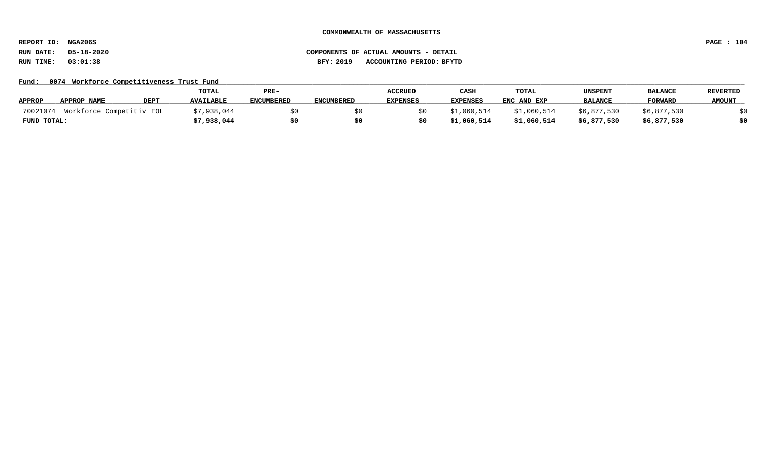COMMONWEALTH OF MASSACHUSETTS

REPORT ID: NGA206S

RUN DATE: 05-18-2020

RUN TIME: 03:01:38

COMPONENTS OF ACTUAL AMOUNTS - DETAIL

BFY: 2019 ACCOUNTING PERIOD: BFYTD

Fund: 0074 Workforce Competitiveness Trust Fund

| APPROP | APPROP NAME | DEPT | TOTAL AVAILABLE | PRE-ENCUMBERED | ENCUMBERED | ACCRUED EXPENSES | CASH EXPENSES | TOTAL ENC AND EXP | UNSPENT BALANCE | BALANCE FORWARD | REVERTED AMOUNT |
|---|---|---|---|---|---|---|---|---|---|---|---|
| 70021074 | Workforce Competitiv | EOL | $7,938,044 | $0 | $0 | $0 | $1,060,514 | $1,060,514 | $6,877,530 | $6,877,530 | $0 |
| **FUND TOTAL:** | | | **$7,938,044** | **$0** | **$0** | **$0** | **$1,060,514** | **$1,060,514** | **$6,877,530** | **$6,877,530** | **$0** |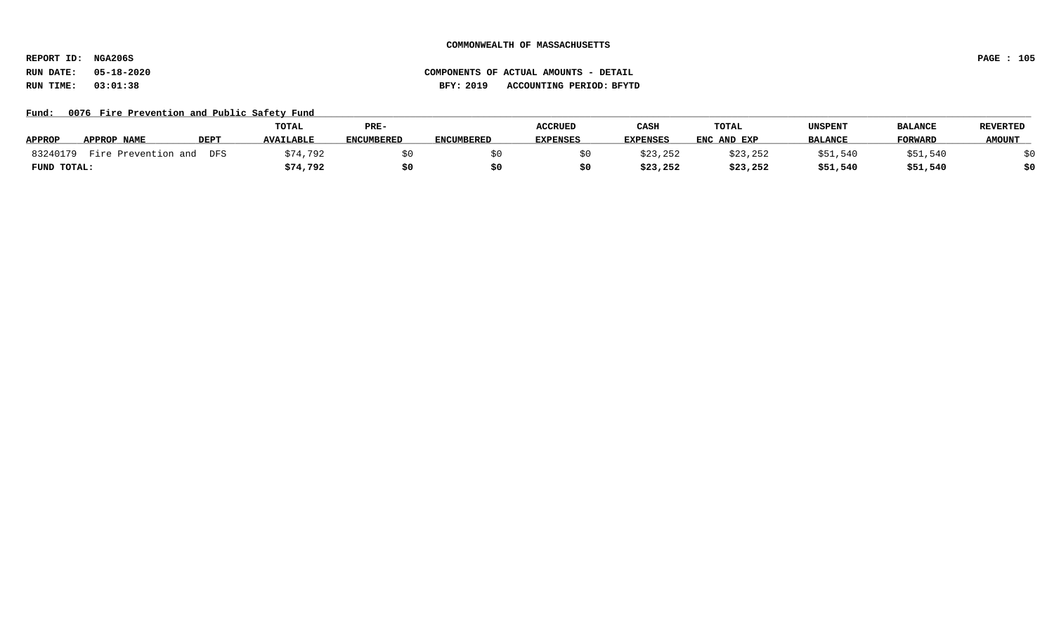**COMMONWEALTH OF MASSACHUSETTS**

**REPORT ID: NGA206S**

**RUN DATE: 05-18-2020** **COMPONENTS OF ACTUAL AMOUNTS - DETAIL**

**RUN TIME: 03:01:38** **BFY: 2019 ACCOUNTING PERIOD: BFYTD**

**Fund: 0076 Fire Prevention and Public Safety Fund**

| APPROP | APPROP NAME | DEPT | TOTAL AVAILABLE | PRE-ENCUMBERED | ENCUMBERED | ACCRUED EXPENSES | CASH EXPENSES | TOTAL ENC AND EXP | UNSPENT BALANCE | BALANCE FORWARD | REVERTED AMOUNT |
|---|---|---|---|---|---|---|---|---|---|---|---|
| 83240179 | Fire Prevention and | DFS | $74,792 | $0 | $0 | $0 | $23,252 | $23,252 | $51,540 | $51,540 | $0 |
| **FUND TOTAL:** | | | **$74,792** | **$0** | **$0** | **$0** | **$23,252** | **$23,252** | **$51,540** | **$51,540** | **$0** |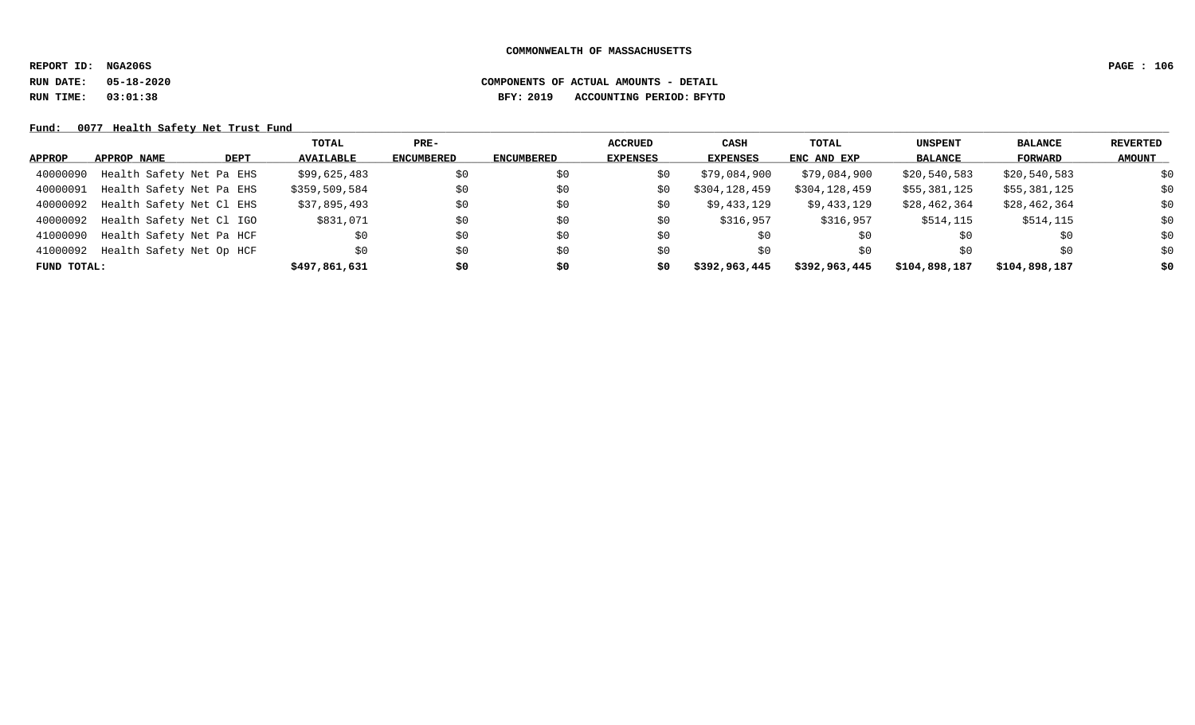**COMMONWEALTH OF MASSACHUSETTS**

**REPORT ID: NGA206S**

**RUN DATE: 05-18-2020** **COMPONENTS OF ACTUAL AMOUNTS - DETAIL**

**RUN TIME: 03:01:38** **BFY: 2019 ACCOUNTING PERIOD: BFYTD**

**Fund: 0077 Health Safety Net Trust Fund**

| APPROP | APPROP NAME | DEPT | TOTAL AVAILABLE | PRE-ENCUMBERED | ENCUMBERED | ACCRUED EXPENSES | CASH EXPENSES | TOTAL ENC AND EXP | UNSPENT BALANCE | BALANCE FORWARD | REVERTED AMOUNT |
|---|---|---|---|---|---|---|---|---|---|---|---|
| 40000090 | Health Safety Net Pa | EHS | $99,625,483 | $0 | $0 | $0 | $79,084,900 | $79,084,900 | $20,540,583 | $20,540,583 | $0 |
| 40000091 | Health Safety Net Pa | EHS | $359,509,584 | $0 | $0 | $0 | $304,128,459 | $304,128,459 | $55,381,125 | $55,381,125 | $0 |
| 40000092 | Health Safety Net Cl | EHS | $37,895,493 | $0 | $0 | $0 | $9,433,129 | $9,433,129 | $28,462,364 | $28,462,364 | $0 |
| 40000092 | Health Safety Net Cl | IGO | $831,071 | $0 | $0 | $0 | $316,957 | $316,957 | $514,115 | $514,115 | $0 |
| 41000090 | Health Safety Net Pa | HCF | $0 | $0 | $0 | $0 | $0 | $0 | $0 | $0 | $0 |
| 41000092 | Health Safety Net Op | HCF | $0 | $0 | $0 | $0 | $0 | $0 | $0 | $0 | $0 |
| **FUND TOTAL:** | | | **$497,861,631** | **$0** | **$0** | **$0** | **$392,963,445** | **$392,963,445** | **$104,898,187** | **$104,898,187** | **$0** |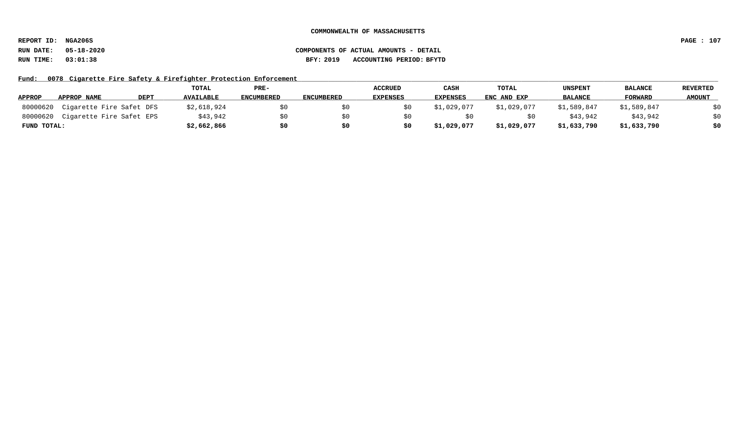COMMONWEALTH OF MASSACHUSETTS

REPORT ID: NGA206S

RUN DATE: 05-18-2020

RUN TIME: 03:01:38

COMPONENTS OF ACTUAL AMOUNTS - DETAIL

BFY: 2019 ACCOUNTING PERIOD: BFYTD

Fund: 0078 Cigarette Fire Safety & Firefighter Protection Enforcement

| APPROP | APPROP NAME | DEPT | TOTAL AVAILABLE | PRE-ENCUMBERED | ENCUMBERED | ACCRUED EXPENSES | CASH EXPENSES | TOTAL ENC AND EXP | UNSPENT BALANCE | BALANCE FORWARD | REVERTED AMOUNT |
|---|---|---|---|---|---|---|---|---|---|---|---|
| 80000620 | Cigarette Fire Safet | DFS | $2,618,924 | $0 | $0 | $0 | $1,029,077 | $1,029,077 | $1,589,847 | $1,589,847 | $0 |
| 80000620 | Cigarette Fire Safet | EPS | $43,942 | $0 | $0 | $0 | $0 | $0 | $43,942 | $43,942 | $0 |
| **FUND TOTAL:** | | | **$2,662,866** | **$0** | **$0** | **$0** | **$1,029,077** | **$1,029,077** | **$1,633,790** | **$1,633,790** | **$0** |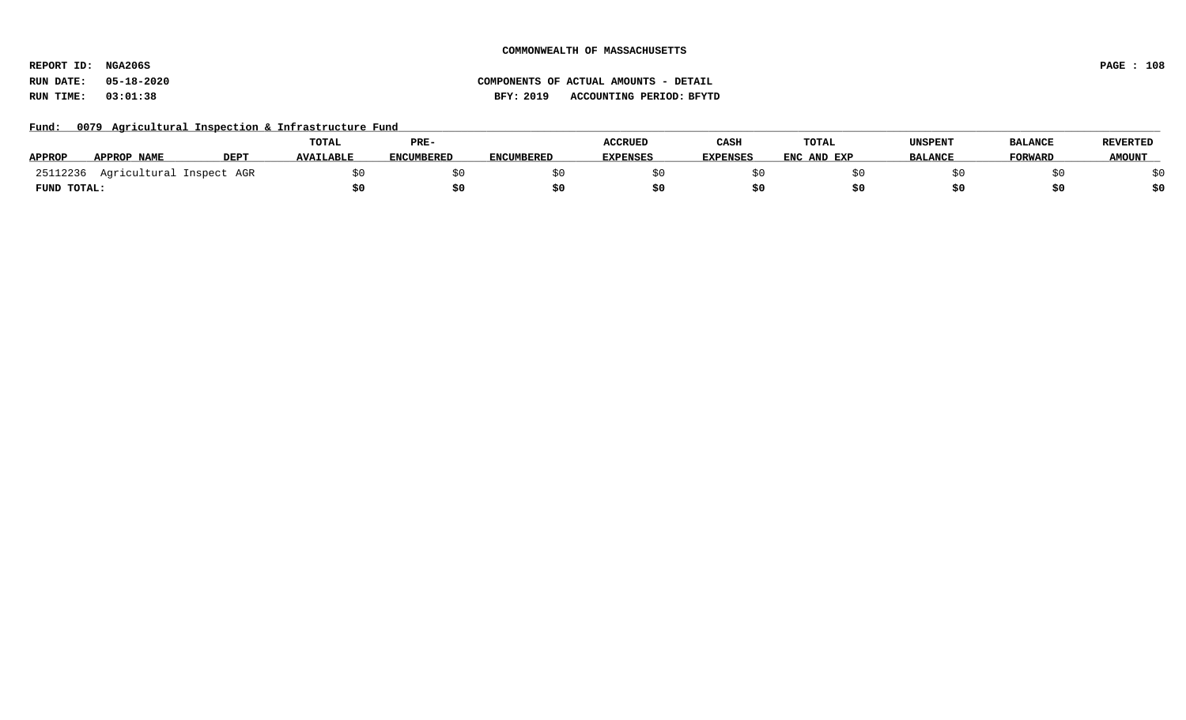**COMMONWEALTH OF MASSACHUSETTS**

**REPORT ID: NGA206S**
**RUN DATE: 05-18-2020**
**RUN TIME: 03:01:38**

**COMPONENTS OF ACTUAL AMOUNTS - DETAIL**
**BFY: 2019 ACCOUNTING PERIOD: BFYTD**

**Fund: 0079 Agricultural Inspection & Infrastructure Fund**

| APPROP | APPROP NAME | DEPT | TOTAL AVAILABLE | PRE-ENCUMBERED | ENCUMBERED | ACCRUED EXPENSES | CASH EXPENSES | TOTAL ENC AND EXP | UNSPENT BALANCE | BALANCE FORWARD | REVERTED AMOUNT |
|---|---|---|---|---|---|---|---|---|---|---|---|
| 25112236 | Agricultural Inspect | AGR | $0 | $0 | $0 | $0 | $0 | $0 | $0 | $0 | $0 |
| **FUND TOTAL:** | | | **$0** | **$0** | **$0** | **$0** | **$0** | **$0** | **$0** | **$0** | **$0** |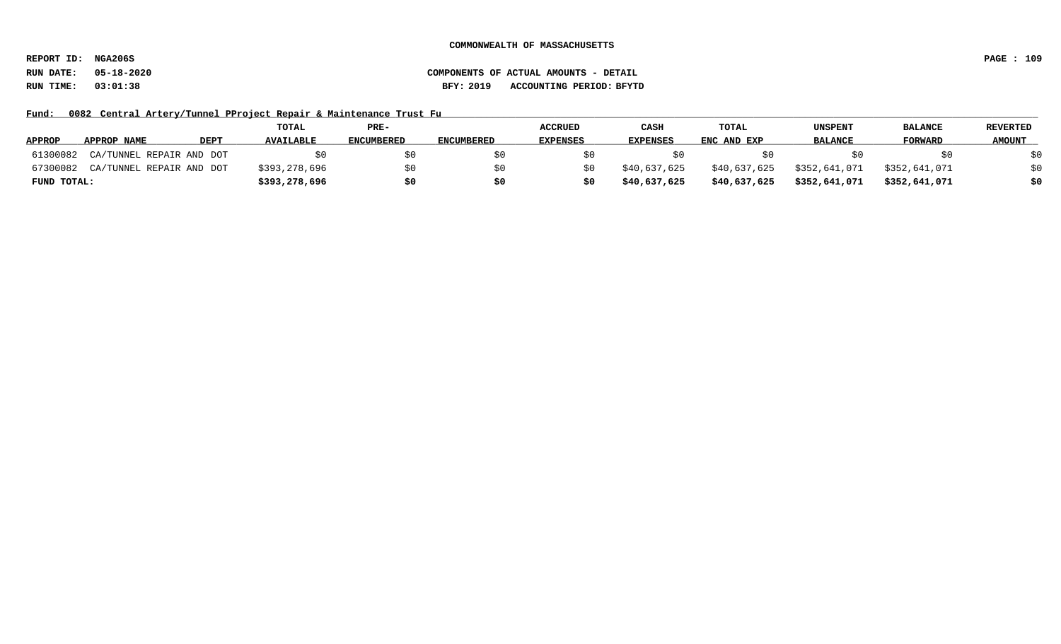**COMMONWEALTH OF MASSACHUSETTS**

**REPORT ID: NGA206S**

**RUN DATE: 05-18-2020** **COMPONENTS OF ACTUAL AMOUNTS - DETAIL**

**RUN TIME: 03:01:38** **BFY: 2019 ACCOUNTING PERIOD: BFYTD**

**Fund: 0082 Central Artery/Tunnel PProject Repair & Maintenance Trust Fu**

| APPROP | APPROP NAME | DEPT | TOTAL AVAILABLE | PRE-ENCUMBERED | ENCUMBERED | ACCRUED EXPENSES | CASH EXPENSES | TOTAL ENC AND EXP | UNSPENT BALANCE | BALANCE FORWARD | REVERTED AMOUNT |
|---|---|---|---|---|---|---|---|---|---|---|---|
| 61300082 | CA/TUNNEL REPAIR AND | DOT | $0 | $0 | $0 | $0 | $0 | $0 | $0 | $0 | $0 |
| 67300082 | CA/TUNNEL REPAIR AND | DOT | $393,278,696 | $0 | $0 | $0 | $40,637,625 | $40,637,625 | $352,641,071 | $352,641,071 | $0 |
| **FUND TOTAL:** | | | **$393,278,696** | **$0** | **$0** | **$0** | **$40,637,625** | **$40,637,625** | **$352,641,071** | **$352,641,071** | **$0** |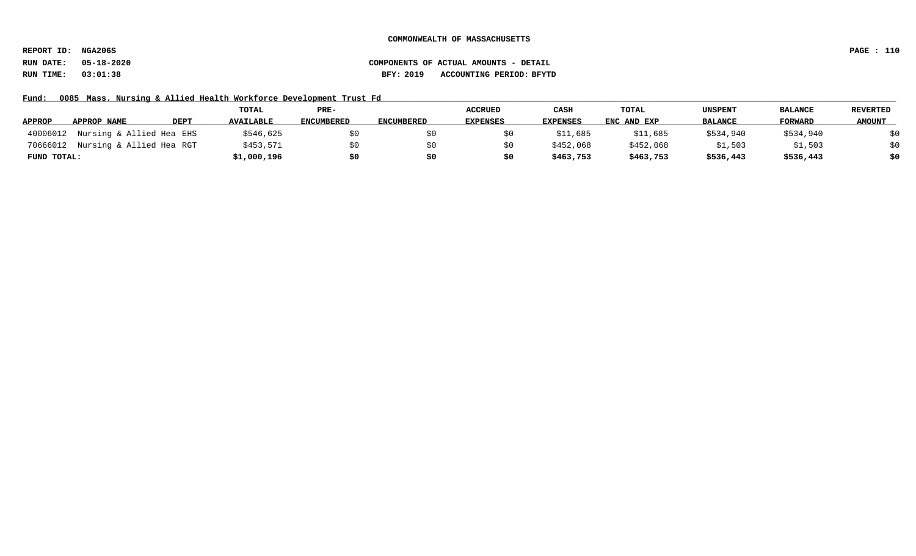**COMMONWEALTH OF MASSACHUSETTS**

**REPORT ID: NGA206S**

**RUN DATE: 05-18-2020** **COMPONENTS OF ACTUAL AMOUNTS - DETAIL**

**RUN TIME: 03:01:38** **BFY: 2019 ACCOUNTING PERIOD: BFYTD**

**Fund: 0085 Mass. Nursing & Allied Health Workforce Development Trust Fd**

| APPROP | APPROP NAME | DEPT | TOTAL AVAILABLE | PRE-ENCUMBERED | ENCUMBERED | ACCRUED EXPENSES | CASH EXPENSES | TOTAL ENC AND EXP | UNSPENT BALANCE | BALANCE FORWARD | REVERTED AMOUNT |
|---|---|---|---|---|---|---|---|---|---|---|---|
| 40006012 | Nursing & Allied Hea | EHS | $546,625 | $0 | $0 | $0 | $11,685 | $11,685 | $534,940 | $534,940 | $0 |
| 70666012 | Nursing & Allied Hea | RGT | $453,571 | $0 | $0 | $0 | $452,068 | $452,068 | $1,503 | $1,503 | $0 |
| **FUND TOTAL:** | | | **$1,000,196** | **$0** | **$0** | **$0** | **$463,753** | **$463,753** | **$536,443** | **$536,443** | **$0** |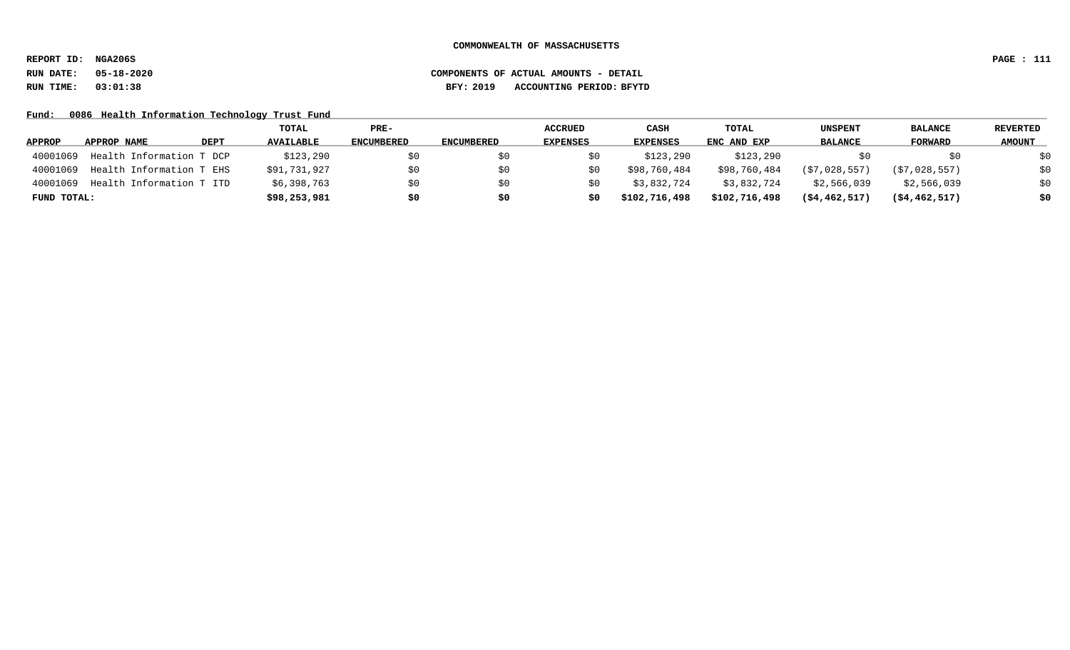COMMONWEALTH OF MASSACHUSETTS

REPORT ID: NGA206S

RUN DATE: 05-18-2020

RUN TIME: 03:01:38

COMPONENTS OF ACTUAL AMOUNTS - DETAIL

BFY: 2019 ACCOUNTING PERIOD: BFYTD

Fund: 0086 Health Information Technology Trust Fund

| APPROP | APPROP NAME | DEPT | TOTAL AVAILABLE | PRE-ENCUMBERED | ENCUMBERED | ACCRUED EXPENSES | CASH EXPENSES | TOTAL ENC AND EXP | UNSPENT BALANCE | BALANCE FORWARD | REVERTED AMOUNT |
|---|---|---|---|---|---|---|---|---|---|---|---|
| 40001069 | Health Information T | DCP | $123,290 | $0 | $0 | $0 | $123,290 | $123,290 | $0 | $0 | $0 |
| 40001069 | Health Information T | EHS | $91,731,927 | $0 | $0 | $0 | $98,760,484 | $98,760,484 | ($7,028,557) | ($7,028,557) | $0 |
| 40001069 | Health Information T | ITD | $6,398,763 | $0 | $0 | $0 | $3,832,724 | $3,832,724 | $2,566,039 | $2,566,039 | $0 |
| **FUND TOTAL:** | | | **$98,253,981** | **$0** | **$0** | **$0** | **$102,716,498** | **$102,716,498** | **($4,462,517)** | **($4,462,517)** | **$0** |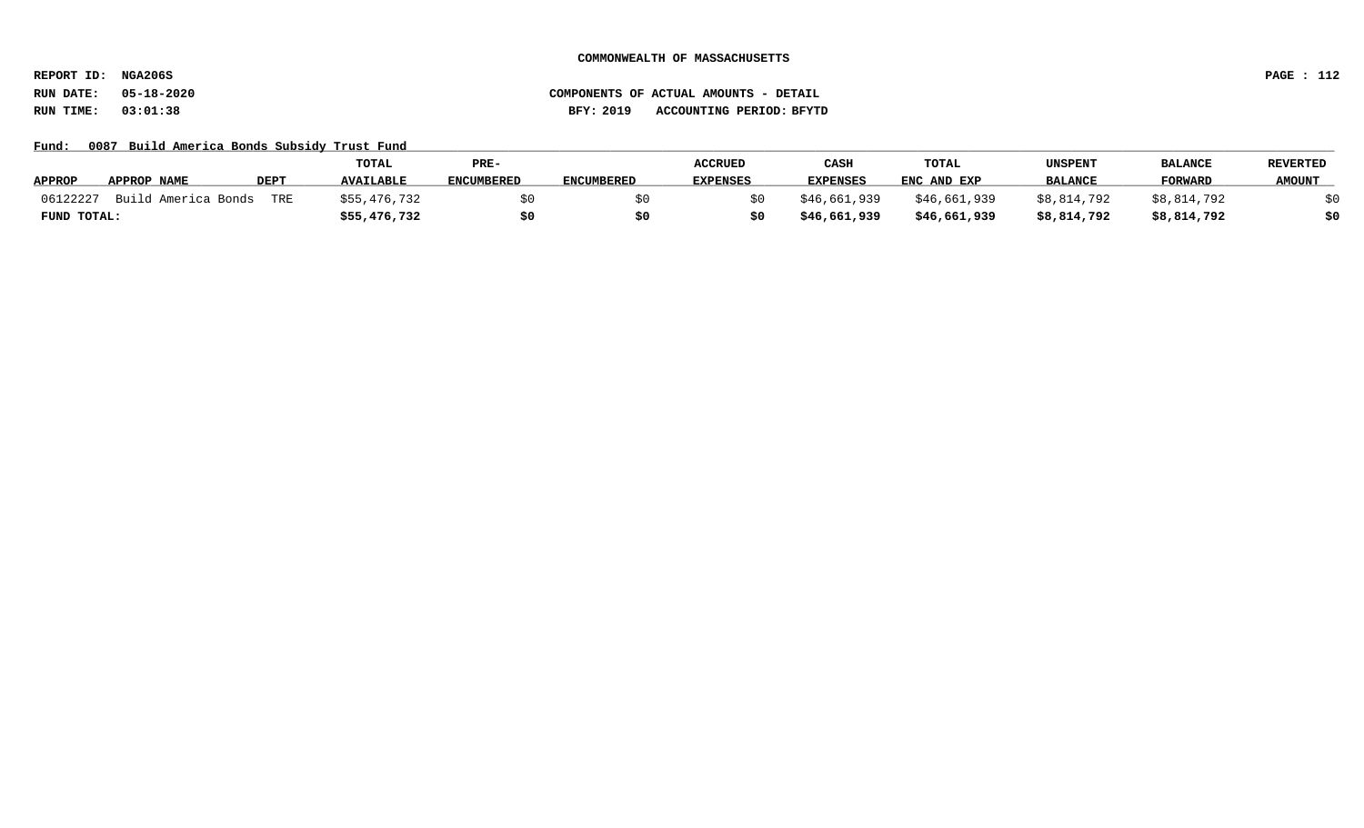**COMMONWEALTH OF MASSACHUSETTS**

**REPORT ID: NGA206S**

**RUN DATE: 05-18-2020** **COMPONENTS OF ACTUAL AMOUNTS - DETAIL**

**RUN TIME: 03:01:38** **BFY: 2019 ACCOUNTING PERIOD: BFYTD**

**Fund: 0087 Build America Bonds Subsidy Trust Fund**

| APPROP | APPROP NAME | DEPT | TOTAL AVAILABLE | PRE-ENCUMBERED | ENCUMBERED | ACCRUED EXPENSES | CASH EXPENSES | TOTAL ENC AND EXP | UNSPENT BALANCE | BALANCE FORWARD | REVERTED AMOUNT |
|---|---|---|---|---|---|---|---|---|---|---|---|
| 06122227 | Build America Bonds | TRE | $55,476,732 | $0 | $0 | $0 | $46,661,939 | $46,661,939 | $8,814,792 | $8,814,792 | $0 |
| **FUND TOTAL:** | | | **$55,476,732** | **$0** | **$0** | **$0** | **$46,661,939** | **$46,661,939** | **$8,814,792** | **$8,814,792** | **$0** |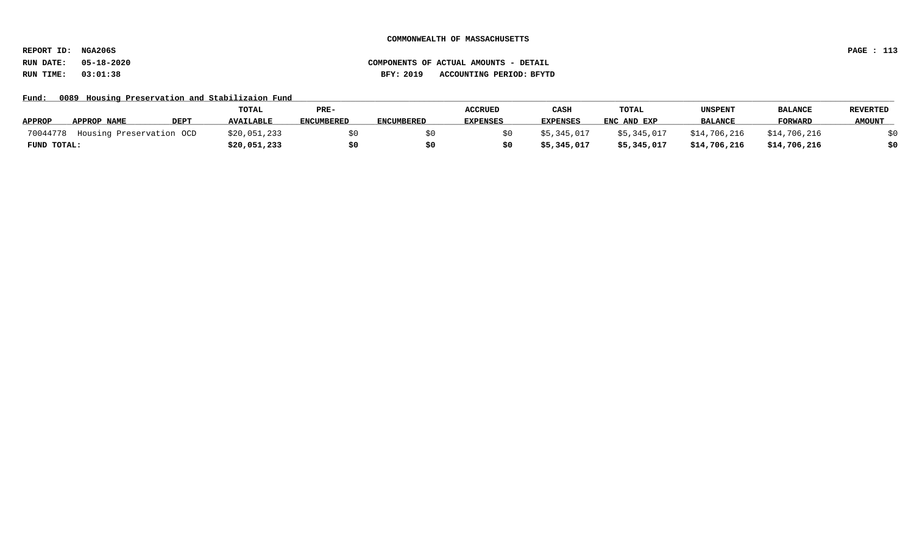COMMONWEALTH OF MASSACHUSETTS

REPORT ID: NGA206S

RUN DATE: 05-18-2020

RUN TIME: 03:01:38

COMPONENTS OF ACTUAL AMOUNTS - DETAIL

BFY: 2019 ACCOUNTING PERIOD: BFYTD

Fund: 0089 Housing Preservation and Stabilizaion Fund

| APPROP | APPROP NAME | DEPT | TOTAL AVAILABLE | PRE-ENCUMBERED | ENCUMBERED | ACCRUED EXPENSES | CASH EXPENSES | TOTAL ENC AND EXP | UNSPENT BALANCE | BALANCE FORWARD | REVERTED AMOUNT |
|---|---|---|---|---|---|---|---|---|---|---|---|
| 70044778 | Housing Preservation | OCD | $20,051,233 | $0 | $0 | $0 | $5,345,017 | $5,345,017 | $14,706,216 | $14,706,216 | $0 |
| **FUND TOTAL:** | | | **$20,051,233** | **$0** | **$0** | **$0** | **$5,345,017** | **$5,345,017** | **$14,706,216** | **$14,706,216** | **$0** |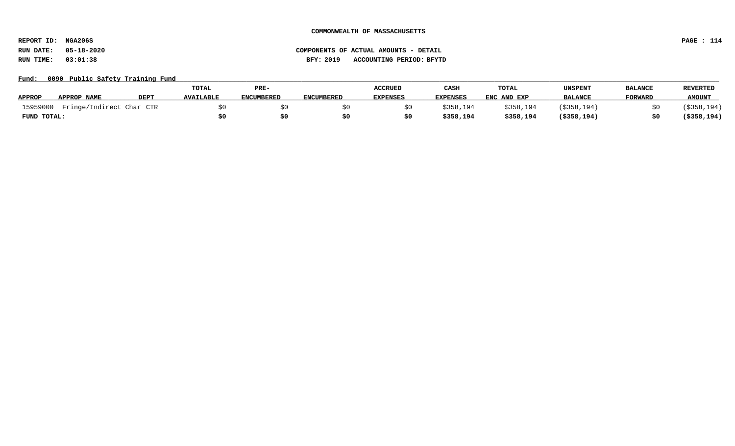COMMONWEALTH OF MASSACHUSETTS

REPORT ID: NGA206S

RUN DATE: 05-18-2020

RUN TIME: 03:01:38

COMPONENTS OF ACTUAL AMOUNTS - DETAIL

BFY: 2019 ACCOUNTING PERIOD: BFYTD

Fund: 0090 Public Safety Training Fund

| APPROP | APPROP NAME | DEPT | TOTAL AVAILABLE | PRE-ENCUMBERED | ENCUMBERED | ACCRUED EXPENSES | CASH EXPENSES | TOTAL ENC AND EXP | UNSPENT BALANCE | BALANCE FORWARD | REVERTED AMOUNT |
|---|---|---|---|---|---|---|---|---|---|---|---|
| 15959000 | Fringe/Indirect Char | CTR | $0 | $0 | $0 | $0 | $358,194 | $358,194 | ($358,194) | $0 | ($358,194) |
| **FUND TOTAL:** | | | **$0** | **$0** | **$0** | **$0** | **$358,194** | **$358,194** | **($358,194)** | **$0** | **($358,194)** |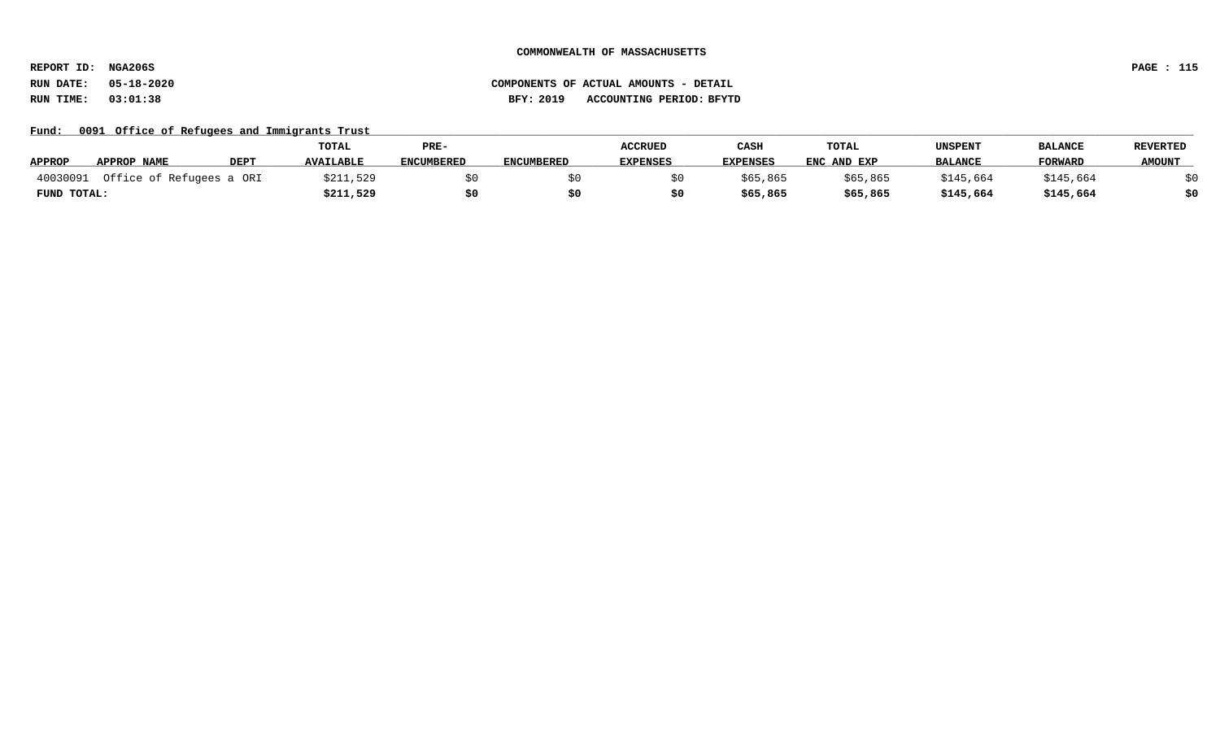**COMMONWEALTH OF MASSACHUSETTS**

**REPORT ID: NGA206S**

**RUN DATE: 05-18-2020** | **COMPONENTS OF ACTUAL AMOUNTS - DETAIL**

**RUN TIME: 03:01:38** | **BFY: 2019 ACCOUNTING PERIOD: BFYTD**

**Fund: 0091 Office of Refugees and Immigrants Trust**

| APPROP | APPROP NAME | DEPT | TOTAL AVAILABLE | PRE-ENCUMBERED | ENCUMBERED | ACCRUED EXPENSES | CASH EXPENSES | TOTAL ENC AND EXP | UNSPENT BALANCE | BALANCE FORWARD | REVERTED AMOUNT |
|---|---|---|---|---|---|---|---|---|---|---|---|
| 40030091 | Office of Refugees a | ORI | $211,529 | $0 | $0 | $0 | $65,865 | $65,865 | $145,664 | $145,664 | $0 |
| **FUND TOTAL:** | | | **$211,529** | **$0** | **$0** | **$0** | **$65,865** | **$65,865** | **$145,664** | **$145,664** | **$0** |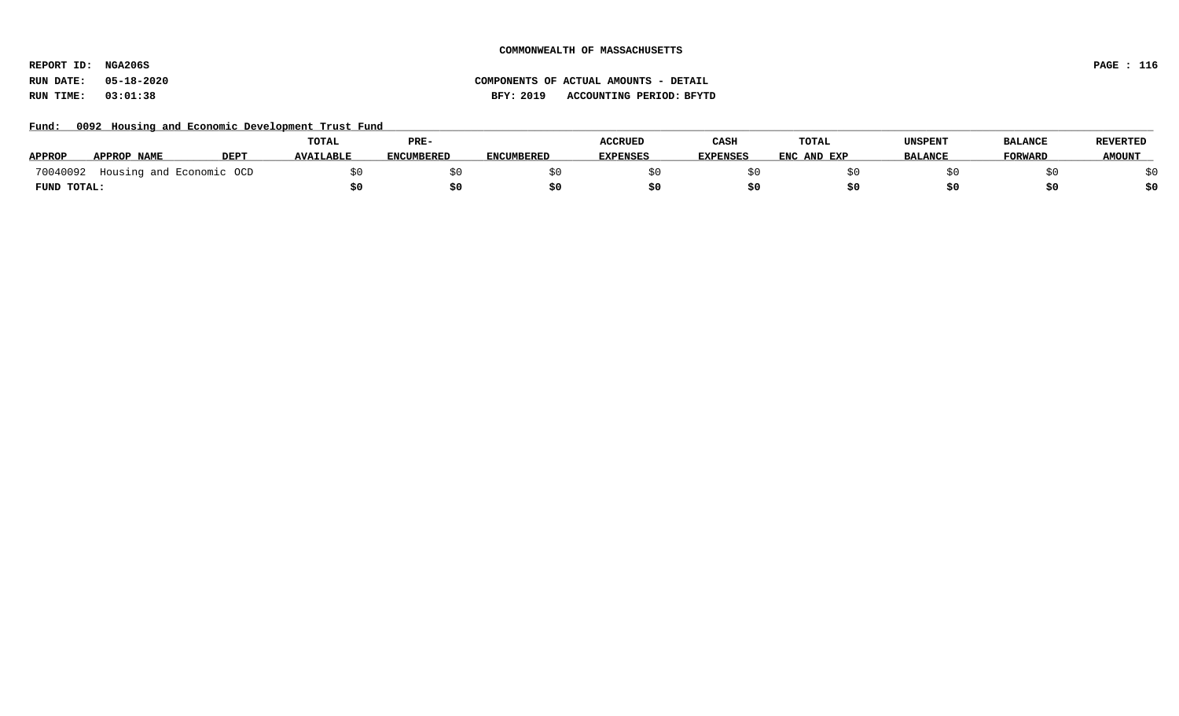COMMONWEALTH OF MASSACHUSETTS

REPORT ID: NGA206S

RUN DATE: 05-18-2020

RUN TIME: 03:01:38

COMPONENTS OF ACTUAL AMOUNTS - DETAIL

BFY: 2019 ACCOUNTING PERIOD: BFYTD

Fund: 0092 Housing and Economic Development Trust Fund

| APPROP | APPROP NAME | DEPT | TOTAL AVAILABLE | PRE-ENCUMBERED | ENCUMBERED | ACCRUED EXPENSES | CASH EXPENSES | TOTAL ENC AND EXP | UNSPENT BALANCE | BALANCE FORWARD | REVERTED AMOUNT |
|---|---|---|---|---|---|---|---|---|---|---|---|
| 70040092 | Housing and Economic | OCD | $0 | $0 | $0 | $0 | $0 | $0 | $0 | $0 | $0 |
| **FUND TOTAL:** | | | **$0** | **$0** | **$0** | **$0** | **$0** | **$0** | **$0** | **$0** | **$0** |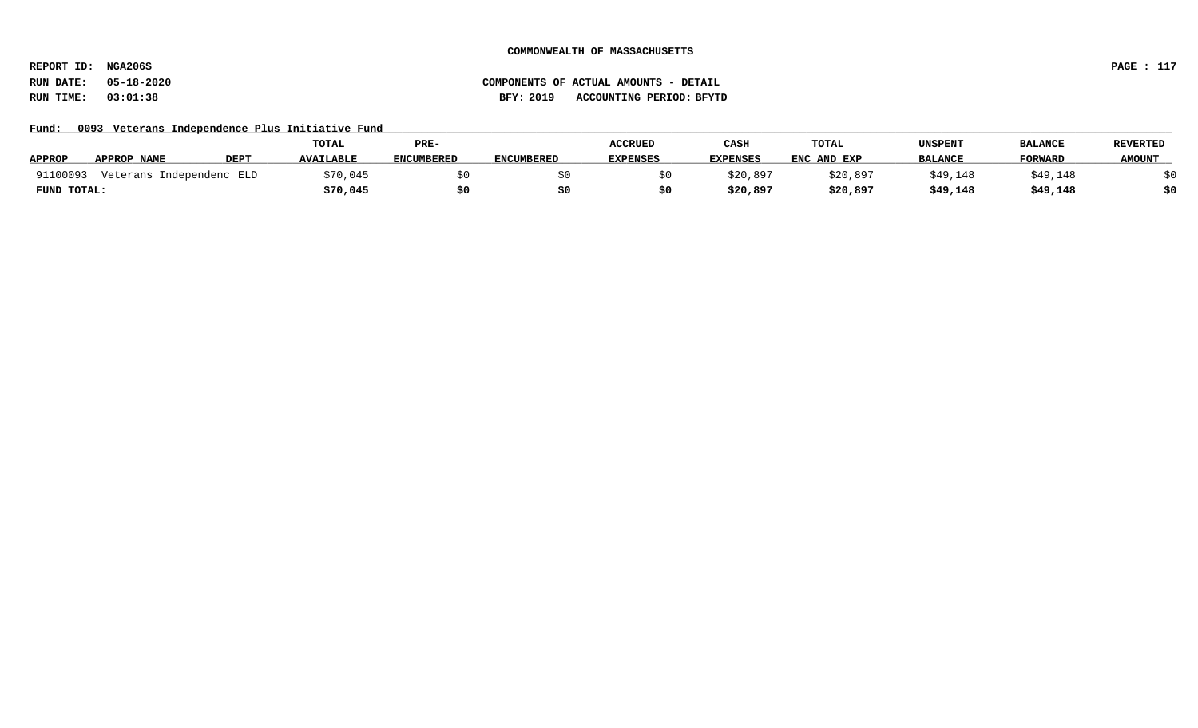COMMONWEALTH OF MASSACHUSETTS

REPORT ID: NGA206S

RUN DATE: 05-18-2020

RUN TIME: 03:01:38

COMPONENTS OF ACTUAL AMOUNTS - DETAIL

BFY: 2019 ACCOUNTING PERIOD: BFYTD

Fund: 0093 Veterans Independence Plus Initiative Fund

| APPROP | APPROP NAME | DEPT | TOTAL AVAILABLE | PRE-ENCUMBERED | ENCUMBERED | ACCRUED EXPENSES | CASH EXPENSES | TOTAL ENC AND EXP | UNSPENT BALANCE | BALANCE FORWARD | REVERTED AMOUNT |
|---|---|---|---|---|---|---|---|---|---|---|---|
| 91100093 | Veterans Independenc | ELD | $70,045 | $0 | $0 | $0 | $20,897 | $20,897 | $49,148 | $49,148 | $0 |
| **FUND TOTAL:** | | | **$70,045** | **$0** | **$0** | **$0** | **$20,897** | **$20,897** | **$49,148** | **$49,148** | **$0** |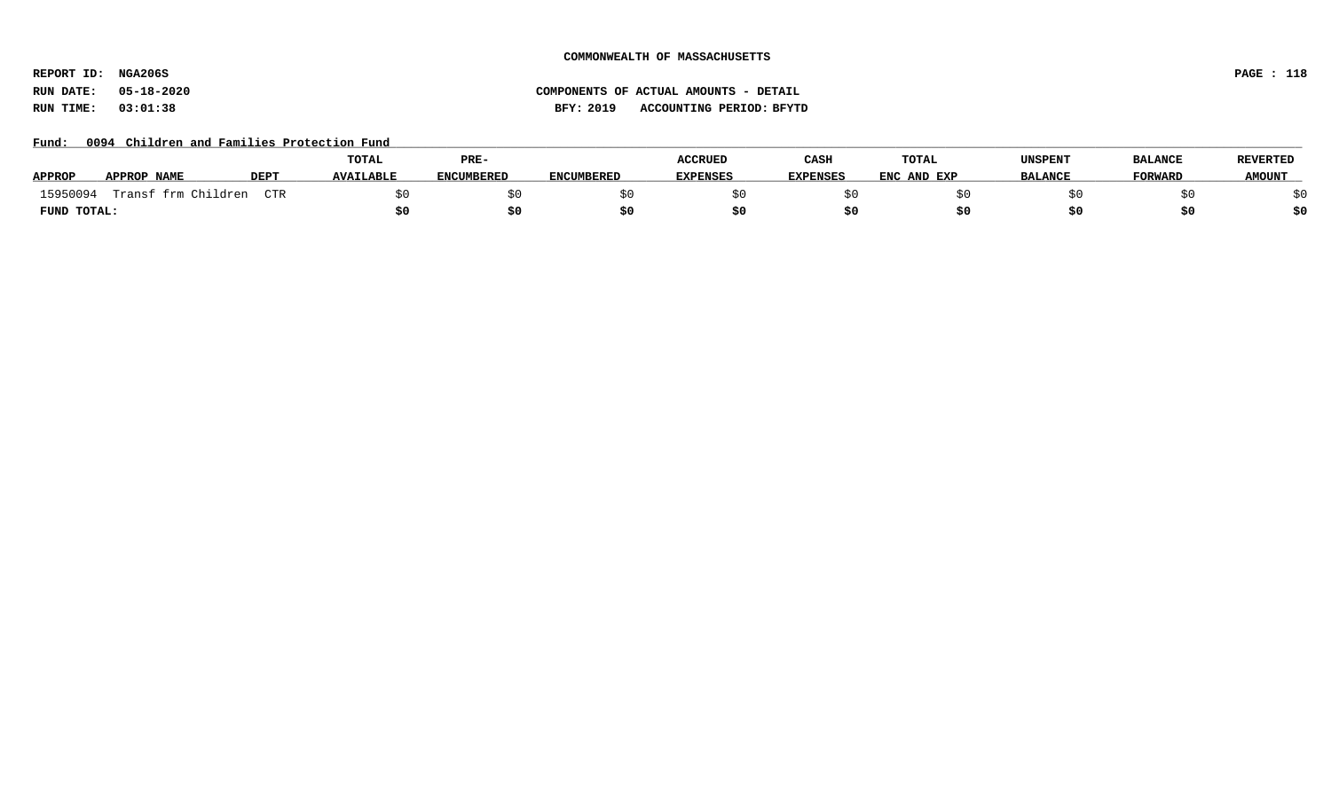**COMMONWEALTH OF MASSACHUSETTS**

**REPORT ID: NGA206S**

**RUN DATE: 05-18-2020** **COMPONENTS OF ACTUAL AMOUNTS - DETAIL**

**RUN TIME: 03:01:38** **BFY: 2019 ACCOUNTING PERIOD: BFYTD**

**Fund: 0094 Children and Families Protection Fund**

| APPROP | APPROP NAME | DEPT | TOTAL AVAILABLE | PRE-ENCUMBERED | ENCUMBERED | ACCRUED EXPENSES | CASH EXPENSES | TOTAL ENC AND EXP | UNSPENT BALANCE | BALANCE FORWARD | REVERTED AMOUNT |
|---|---|---|---|---|---|---|---|---|---|---|---|
| 15950094 | Transf frm Children | CTR | $0 | $0 | $0 | $0 | $0 | $0 | $0 | $0 | $0 |
| **FUND TOTAL:** | | | **$0** | **$0** | **$0** | **$0** | **$0** | **$0** | **$0** | **$0** | **$0** |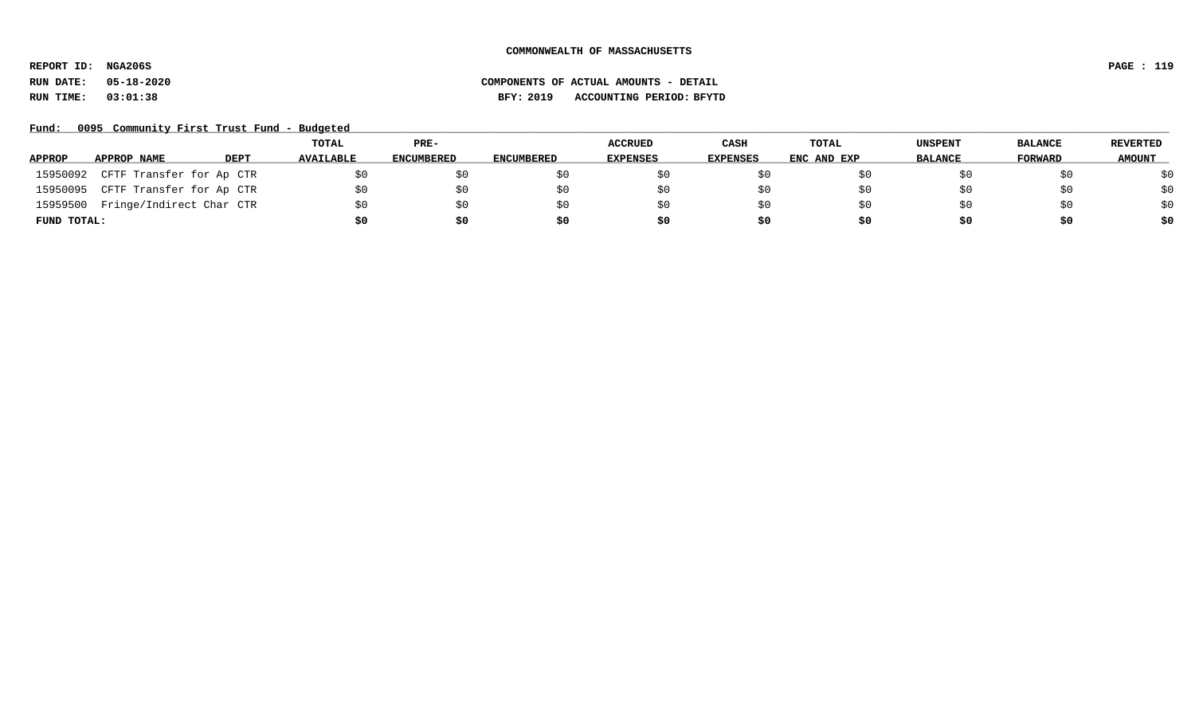**COMMONWEALTH OF MASSACHUSETTS**

**REPORT ID: NGA206S**

**RUN DATE: 05-18-2020** **COMPONENTS OF ACTUAL AMOUNTS - DETAIL**

**RUN TIME: 03:01:38** **BFY: 2019 ACCOUNTING PERIOD: BFYTD**

**Fund: 0095 Community First Trust Fund - Budgeted**

| APPROP | APPROP NAME | DEPT | TOTAL AVAILABLE | PRE-ENCUMBERED | ENCUMBERED | ACCRUED EXPENSES | CASH EXPENSES | TOTAL ENC AND EXP | UNSPENT BALANCE | BALANCE FORWARD | REVERTED AMOUNT |
|---|---|---|---|---|---|---|---|---|---|---|---|
| 15950092 | CFTF Transfer for Ap | CTR | $0 | $0 | $0 | $0 | $0 | $0 | $0 | $0 | $0 |
| 15950095 | CFTF Transfer for Ap | CTR | $0 | $0 | $0 | $0 | $0 | $0 | $0 | $0 | $0 |
| 15959500 | Fringe/Indirect Char | CTR | $0 | $0 | $0 | $0 | $0 | $0 | $0 | $0 | $0 |
| **FUND TOTAL:** | | | **$0** | **$0** | **$0** | **$0** | **$0** | **$0** | **$0** | **$0** | **$0** |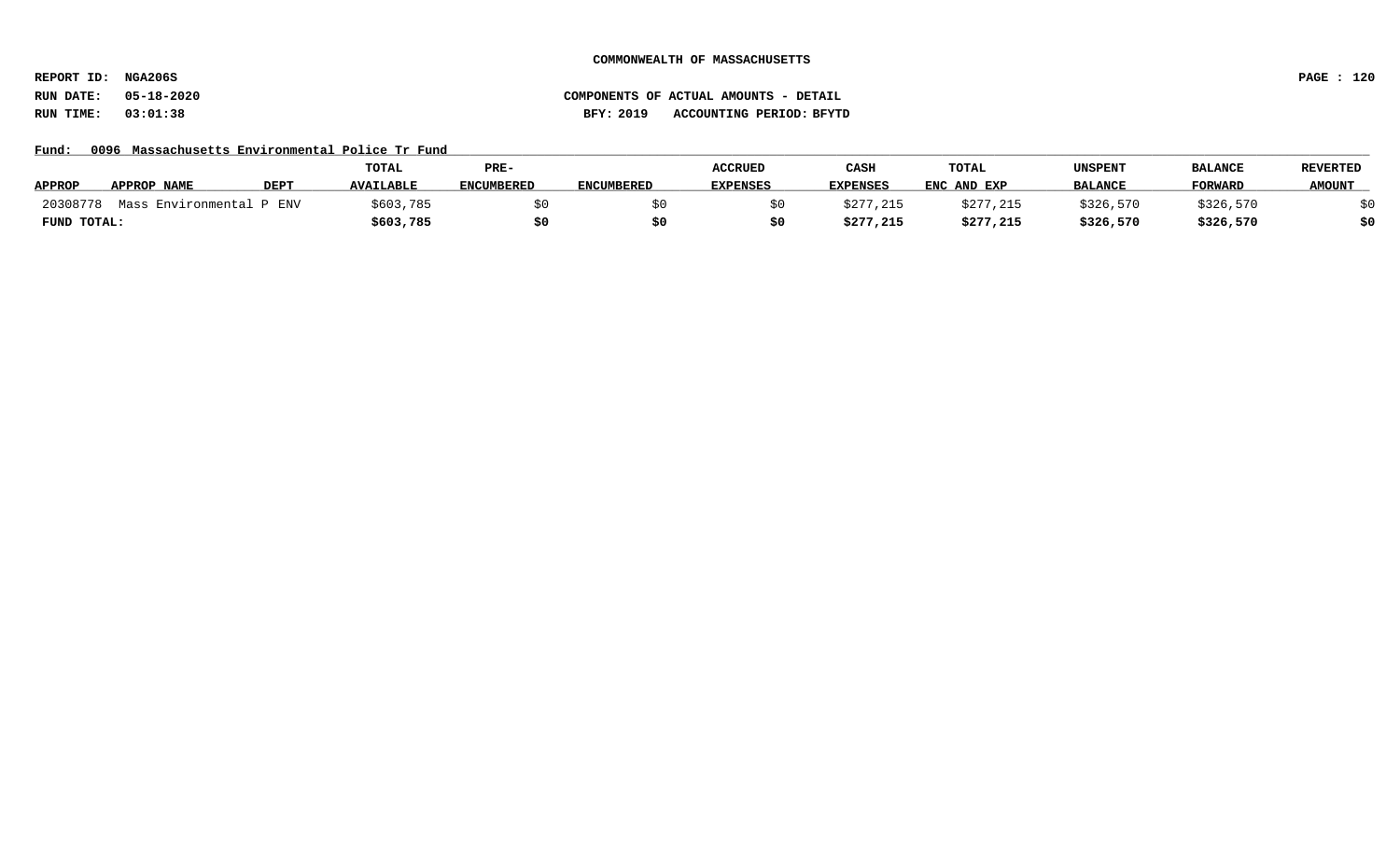COMMONWEALTH OF MASSACHUSETTS

REPORT ID: NGA206S

RUN DATE: 05-18-2020

RUN TIME: 03:01:38

COMPONENTS OF ACTUAL AMOUNTS - DETAIL

BFY: 2019 ACCOUNTING PERIOD: BFYTD

Fund: 0096 Massachusetts Environmental Police Tr Fund

| APPROP | APPROP NAME | DEPT | TOTAL AVAILABLE | PRE-ENCUMBERED | ENCUMBERED | ACCRUED EXPENSES | CASH EXPENSES | TOTAL ENC AND EXP | UNSPENT BALANCE | BALANCE FORWARD | REVERTED AMOUNT |
|---|---|---|---|---|---|---|---|---|---|---|---|
| 20308778 | Mass Environmental P | ENV | $603,785 | $0 | $0 | $0 | $277,215 | $277,215 | $326,570 | $326,570 | $0 |
| **FUND TOTAL:** | | | **$603,785** | **$0** | **$0** | **$0** | **$277,215** | **$277,215** | **$326,570** | **$326,570** | **$0** |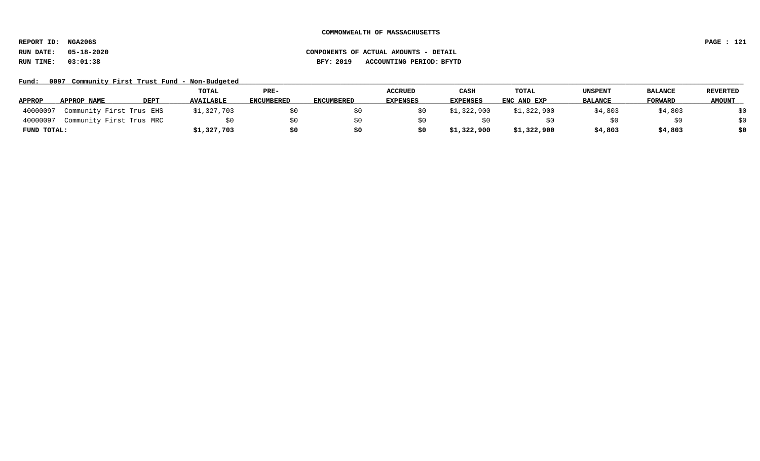**COMMONWEALTH OF MASSACHUSETTS**

**REPORT ID: NGA206S**

**RUN DATE: 05-18-2020** **COMPONENTS OF ACTUAL AMOUNTS - DETAIL**

**RUN TIME: 03:01:38** **BFY: 2019 ACCOUNTING PERIOD: BFYTD**

**Fund: 0097 Community First Trust Fund - Non-Budgeted**

| APPROP | APPROP NAME | DEPT | TOTAL AVAILABLE | PRE-ENCUMBERED | ENCUMBERED | ACCRUED EXPENSES | CASH EXPENSES | TOTAL ENC AND EXP | UNSPENT BALANCE | BALANCE FORWARD | REVERTED AMOUNT |
|---|---|---|---|---|---|---|---|---|---|---|---|
| 40000097 | Community First Trus | EHS | $1,327,703 | $0 | $0 | $0 | $1,322,900 | $1,322,900 | $4,803 | $4,803 | $0 |
| 40000097 | Community First Trus | MRC | $0 | $0 | $0 | $0 | $0 | $0 | $0 | $0 | $0 |
| **FUND TOTAL:** | | | **$1,327,703** | **$0** | **$0** | **$0** | **$1,322,900** | **$1,322,900** | **$4,803** | **$4,803** | **$0** |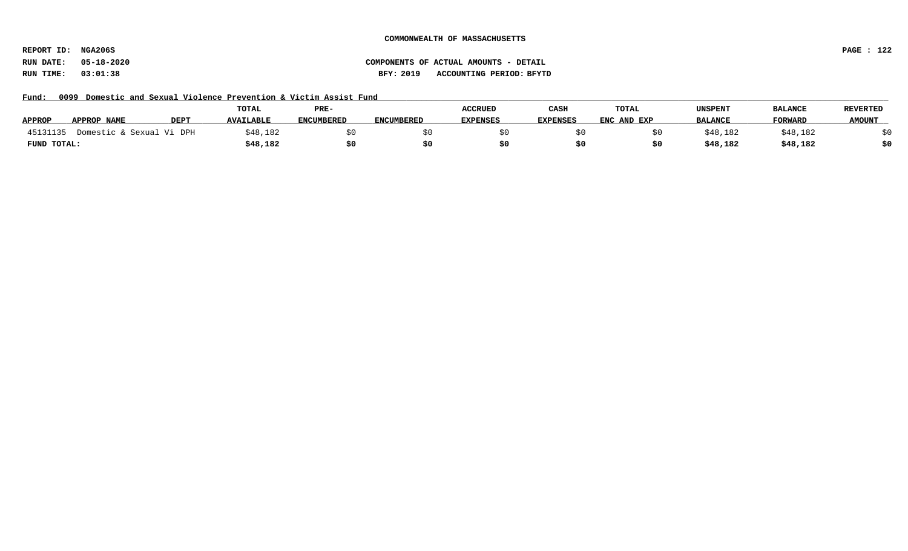**COMMONWEALTH OF MASSACHUSETTS**

**REPORT ID: NGA206S**

**RUN DATE: 05-18-2020**

**RUN TIME: 03:01:38**

**COMPONENTS OF ACTUAL AMOUNTS - DETAIL**

**BFY: 2019 ACCOUNTING PERIOD: BFYTD**

**Fund: 0099 Domestic and Sexual Violence Prevention & Victim Assist Fund**

| APPROP | APPROP NAME | DEPT | TOTAL AVAILABLE | PRE-ENCUMBERED | ENCUMBERED | ACCRUED EXPENSES | CASH EXPENSES | TOTAL ENC AND EXP | UNSPENT BALANCE | BALANCE FORWARD | REVERTED AMOUNT |
|---|---|---|---|---|---|---|---|---|---|---|---|
| 45131135 | Domestic & Sexual Vi | DPH | $48,182 | $0 | $0 | $0 | $0 | $0 | $48,182 | $48,182 | $0 |
| **FUND TOTAL:** | | | **$48,182** | **$0** | **$0** | **$0** | **$0** | **$0** | **$48,182** | **$48,182** | **$0** |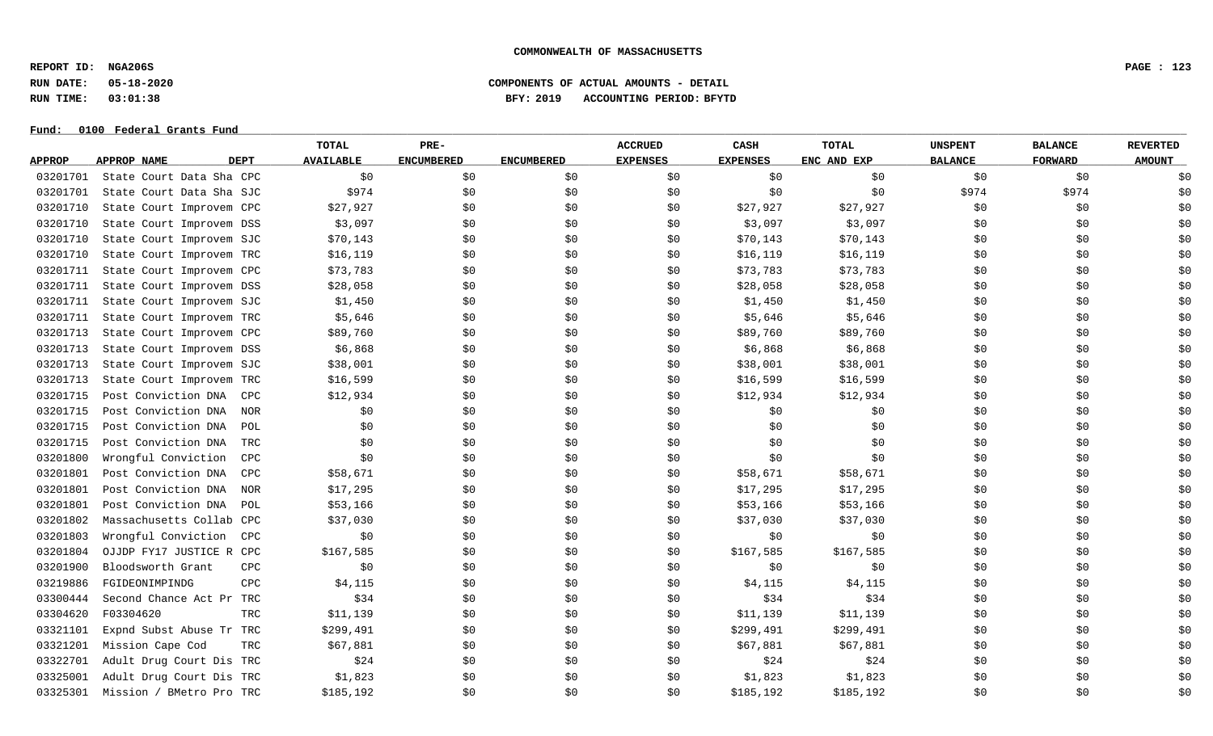COMMONWEALTH OF MASSACHUSETTS

REPORT ID: NGA206S
RUN DATE: 05-18-2020
RUN TIME: 03:01:38

COMPONENTS OF ACTUAL AMOUNTS - DETAIL
BFY: 2019 ACCOUNTING PERIOD: BFYTD

Fund: 0100 Federal Grants Fund

| APPROP | APPROP NAME | DEPT | TOTAL AVAILABLE | PRE-ENCUMBERED | ENCUMBERED | ACCRUED EXPENSES | CASH EXPENSES | TOTAL ENC AND EXP | UNSPENT BALANCE | BALANCE FORWARD | REVERTED AMOUNT |
|---|---|---|---|---|---|---|---|---|---|---|---|
| 03201701 | State Court Data Sha | CPC | $0 | $0 | $0 | $0 | $0 | $0 | $0 | $0 | $0 |
| 03201701 | State Court Data Sha | SJC | $974 | $0 | $0 | $0 | $0 | $0 | $974 | $974 | $0 |
| 03201710 | State Court Improvem | CPC | $27,927 | $0 | $0 | $0 | $27,927 | $27,927 | $0 | $0 | $0 |
| 03201710 | State Court Improvem | DSS | $3,097 | $0 | $0 | $0 | $3,097 | $3,097 | $0 | $0 | $0 |
| 03201710 | State Court Improvem | SJC | $70,143 | $0 | $0 | $0 | $70,143 | $70,143 | $0 | $0 | $0 |
| 03201710 | State Court Improvem | TRC | $16,119 | $0 | $0 | $0 | $16,119 | $16,119 | $0 | $0 | $0 |
| 03201711 | State Court Improvem | CPC | $73,783 | $0 | $0 | $0 | $73,783 | $73,783 | $0 | $0 | $0 |
| 03201711 | State Court Improvem | DSS | $28,058 | $0 | $0 | $0 | $28,058 | $28,058 | $0 | $0 | $0 |
| 03201711 | State Court Improvem | SJC | $1,450 | $0 | $0 | $0 | $1,450 | $1,450 | $0 | $0 | $0 |
| 03201711 | State Court Improvem | TRC | $5,646 | $0 | $0 | $0 | $5,646 | $5,646 | $0 | $0 | $0 |
| 03201713 | State Court Improvem | CPC | $89,760 | $0 | $0 | $0 | $89,760 | $89,760 | $0 | $0 | $0 |
| 03201713 | State Court Improvem | DSS | $6,868 | $0 | $0 | $0 | $6,868 | $6,868 | $0 | $0 | $0 |
| 03201713 | State Court Improvem | SJC | $38,001 | $0 | $0 | $0 | $38,001 | $38,001 | $0 | $0 | $0 |
| 03201713 | State Court Improvem | TRC | $16,599 | $0 | $0 | $0 | $16,599 | $16,599 | $0 | $0 | $0 |
| 03201715 | Post Conviction DNA | CPC | $12,934 | $0 | $0 | $0 | $12,934 | $12,934 | $0 | $0 | $0 |
| 03201715 | Post Conviction DNA | NOR | $0 | $0 | $0 | $0 | $0 | $0 | $0 | $0 | $0 |
| 03201715 | Post Conviction DNA | POL | $0 | $0 | $0 | $0 | $0 | $0 | $0 | $0 | $0 |
| 03201715 | Post Conviction DNA | TRC | $0 | $0 | $0 | $0 | $0 | $0 | $0 | $0 | $0 |
| 03201800 | Wrongful Conviction | CPC | $0 | $0 | $0 | $0 | $0 | $0 | $0 | $0 | $0 |
| 03201801 | Post Conviction DNA | CPC | $58,671 | $0 | $0 | $0 | $58,671 | $58,671 | $0 | $0 | $0 |
| 03201801 | Post Conviction DNA | NOR | $17,295 | $0 | $0 | $0 | $17,295 | $17,295 | $0 | $0 | $0 |
| 03201801 | Post Conviction DNA | POL | $53,166 | $0 | $0 | $0 | $53,166 | $53,166 | $0 | $0 | $0 |
| 03201802 | Massachusetts Collab | CPC | $37,030 | $0 | $0 | $0 | $37,030 | $37,030 | $0 | $0 | $0 |
| 03201803 | Wrongful Conviction | CPC | $0 | $0 | $0 | $0 | $0 | $0 | $0 | $0 | $0 |
| 03201804 | OJJDP FY17 JUSTICE R | CPC | $167,585 | $0 | $0 | $0 | $167,585 | $167,585 | $0 | $0 | $0 |
| 03201900 | Bloodsworth Grant | CPC | $0 | $0 | $0 | $0 | $0 | $0 | $0 | $0 | $0 |
| 03219886 | FGIDEONIMPINDG | CPC | $4,115 | $0 | $0 | $0 | $4,115 | $4,115 | $0 | $0 | $0 |
| 03300444 | Second Chance Act Pr | TRC | $34 | $0 | $0 | $0 | $34 | $34 | $0 | $0 | $0 |
| 03304620 | F03304620 | TRC | $11,139 | $0 | $0 | $0 | $11,139 | $11,139 | $0 | $0 | $0 |
| 03321101 | Expnd Subst Abuse Tr | TRC | $299,491 | $0 | $0 | $0 | $299,491 | $299,491 | $0 | $0 | $0 |
| 03321201 | Mission Cape Cod | TRC | $67,881 | $0 | $0 | $0 | $67,881 | $67,881 | $0 | $0 | $0 |
| 03322701 | Adult Drug Court Dis | TRC | $24 | $0 | $0 | $0 | $24 | $24 | $0 | $0 | $0 |
| 03325001 | Adult Drug Court Dis | TRC | $1,823 | $0 | $0 | $0 | $1,823 | $1,823 | $0 | $0 | $0 |
| 03325301 | Mission / BMetro Pro | TRC | $185,192 | $0 | $0 | $0 | $185,192 | $185,192 | $0 | $0 | $0 |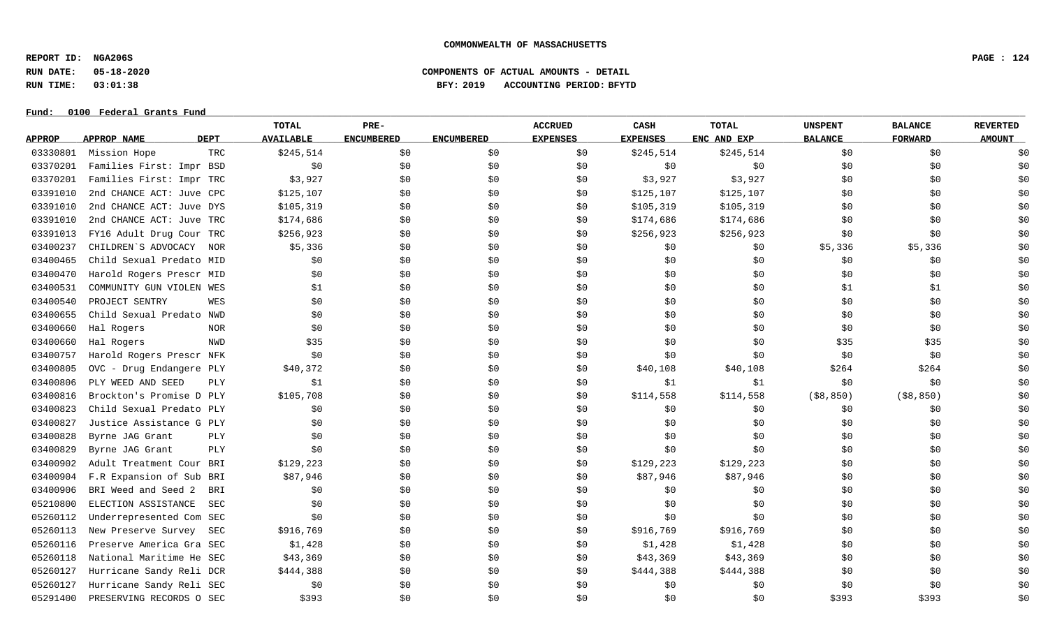COMMONWEALTH OF MASSACHUSETTS

REPORT ID: NGA206S
RUN DATE: 05-18-2020
RUN TIME: 03:01:38

COMPONENTS OF ACTUAL AMOUNTS - DETAIL
BFY: 2019 ACCOUNTING PERIOD: BFYTD

Fund: 0100 Federal Grants Fund

| APPROP | APPROP NAME | DEPT | TOTAL AVAILABLE | PRE-ENCUMBERED | ENCUMBERED | ACCRUED EXPENSES | CASH EXPENSES | TOTAL ENC AND EXP | UNSPENT BALANCE | BALANCE FORWARD | REVERTED AMOUNT |
|---|---|---|---|---|---|---|---|---|---|---|---|
| 03330801 | Mission Hope | TRC | $245,514 | $0 | $0 | $0 | $245,514 | $245,514 | $0 | $0 | $0 |
| 03370201 | Families First: Impr | BSD | $0 | $0 | $0 | $0 | $0 | $0 | $0 | $0 | $0 |
| 03370201 | Families First: Impr | TRC | $3,927 | $0 | $0 | $0 | $3,927 | $3,927 | $0 | $0 | $0 |
| 03391010 | 2nd CHANCE ACT: Juve | CPC | $125,107 | $0 | $0 | $0 | $125,107 | $125,107 | $0 | $0 | $0 |
| 03391010 | 2nd CHANCE ACT: Juve | DYS | $105,319 | $0 | $0 | $0 | $105,319 | $105,319 | $0 | $0 | $0 |
| 03391010 | 2nd CHANCE ACT: Juve | TRC | $174,686 | $0 | $0 | $0 | $174,686 | $174,686 | $0 | $0 | $0 |
| 03391013 | FY16 Adult Drug Cour | TRC | $256,923 | $0 | $0 | $0 | $256,923 | $256,923 | $0 | $0 | $0 |
| 03400237 | CHILDREN`S ADVOCACY | NOR | $5,336 | $0 | $0 | $0 | $0 | $0 | $5,336 | $5,336 | $0 |
| 03400465 | Child Sexual Predato | MID | $0 | $0 | $0 | $0 | $0 | $0 | $0 | $0 | $0 |
| 03400470 | Harold Rogers Prescr | MID | $0 | $0 | $0 | $0 | $0 | $0 | $0 | $0 | $0 |
| 03400531 | COMMUNITY GUN VIOLEN | WES | $1 | $0 | $0 | $0 | $0 | $0 | $1 | $1 | $0 |
| 03400540 | PROJECT SENTRY | WES | $0 | $0 | $0 | $0 | $0 | $0 | $0 | $0 | $0 |
| 03400655 | Child Sexual Predato | NWD | $0 | $0 | $0 | $0 | $0 | $0 | $0 | $0 | $0 |
| 03400660 | Hal Rogers | NOR | $0 | $0 | $0 | $0 | $0 | $0 | $0 | $0 | $0 |
| 03400660 | Hal Rogers | NWD | $35 | $0 | $0 | $0 | $0 | $0 | $35 | $35 | $0 |
| 03400757 | Harold Rogers Prescr | NFK | $0 | $0 | $0 | $0 | $0 | $0 | $0 | $0 | $0 |
| 03400805 | OVC - Drug Endangere | PLY | $40,372 | $0 | $0 | $0 | $40,108 | $40,108 | $264 | $264 | $0 |
| 03400806 | PLY WEED AND SEED | PLY | $1 | $0 | $0 | $0 | $1 | $1 | $0 | $0 | $0 |
| 03400816 | Brockton's Promise D | PLY | $105,708 | $0 | $0 | $0 | $114,558 | $114,558 | ($8,850) | ($8,850) | $0 |
| 03400823 | Child Sexual Predato | PLY | $0 | $0 | $0 | $0 | $0 | $0 | $0 | $0 | $0 |
| 03400827 | Justice Assistance G | PLY | $0 | $0 | $0 | $0 | $0 | $0 | $0 | $0 | $0 |
| 03400828 | Byrne JAG Grant | PLY | $0 | $0 | $0 | $0 | $0 | $0 | $0 | $0 | $0 |
| 03400829 | Byrne JAG Grant | PLY | $0 | $0 | $0 | $0 | $0 | $0 | $0 | $0 | $0 |
| 03400902 | Adult Treatment Cour | BRI | $129,223 | $0 | $0 | $0 | $129,223 | $129,223 | $0 | $0 | $0 |
| 03400904 | F.R Expansion of Sub | BRI | $87,946 | $0 | $0 | $0 | $87,946 | $87,946 | $0 | $0 | $0 |
| 03400906 | BRI Weed and Seed 2 | BRI | $0 | $0 | $0 | $0 | $0 | $0 | $0 | $0 | $0 |
| 05210800 | ELECTION ASSISTANCE | SEC | $0 | $0 | $0 | $0 | $0 | $0 | $0 | $0 | $0 |
| 05260112 | Underrepresented Com | SEC | $0 | $0 | $0 | $0 | $0 | $0 | $0 | $0 | $0 |
| 05260113 | New Preserve Survey | SEC | $916,769 | $0 | $0 | $0 | $916,769 | $916,769 | $0 | $0 | $0 |
| 05260116 | Preserve America Gra | SEC | $1,428 | $0 | $0 | $0 | $1,428 | $1,428 | $0 | $0 | $0 |
| 05260118 | National Maritime He | SEC | $43,369 | $0 | $0 | $0 | $43,369 | $43,369 | $0 | $0 | $0 |
| 05260127 | Hurricane Sandy Reli | DCR | $444,388 | $0 | $0 | $0 | $444,388 | $444,388 | $0 | $0 | $0 |
| 05260127 | Hurricane Sandy Reli | SEC | $0 | $0 | $0 | $0 | $0 | $0 | $0 | $0 | $0 |
| 05291400 | PRESERVING RECORDS O | SEC | $393 | $0 | $0 | $0 | $0 | $0 | $393 | $393 | $0 |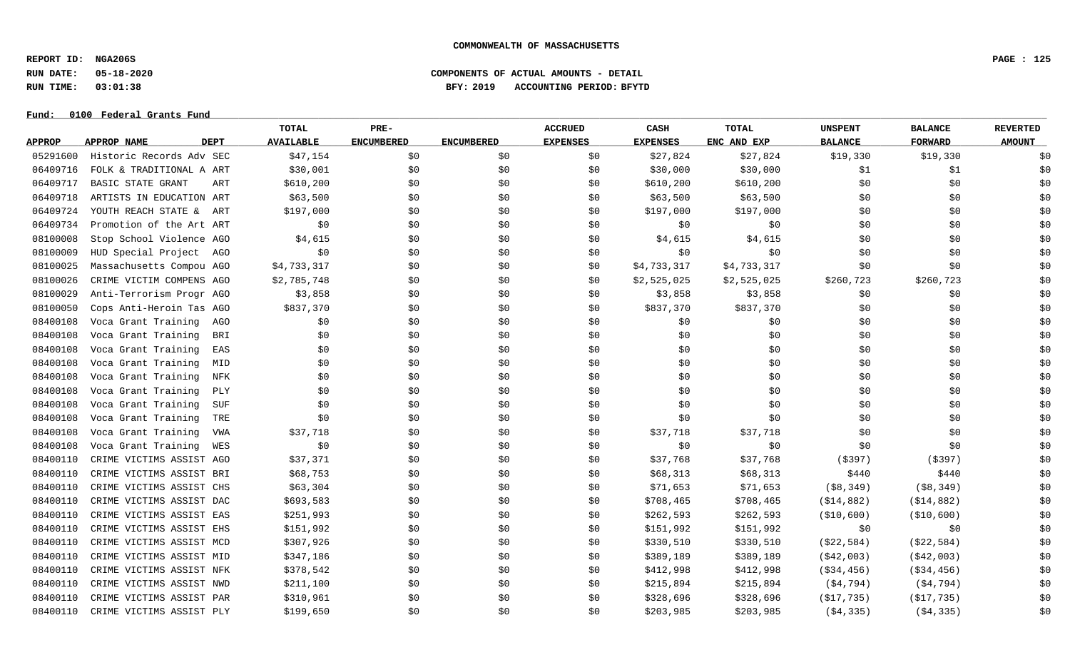**COMMONWEALTH OF MASSACHUSETTS**

**REPORT ID: NGA206S**
**RUN DATE: 05-18-2020**
**RUN TIME: 03:01:38**

**COMPONENTS OF ACTUAL AMOUNTS - DETAIL**
**BFY: 2019 ACCOUNTING PERIOD: BFYTD**

**Fund: 0100 Federal Grants Fund**

| APPROP | APPROP NAME | DEPT | TOTAL AVAILABLE | PRE-ENCUMBERED | ENCUMBERED | ACCRUED EXPENSES | CASH EXPENSES | TOTAL ENC AND EXP | UNSPENT BALANCE | BALANCE FORWARD | REVERTED AMOUNT |
|---|---|---|---|---|---|---|---|---|---|---|---|
| 05291600 | Historic Records Adv | SEC | $47,154 | $0 | $0 | $0 | $27,824 | $27,824 | $19,330 | $19,330 | $0 |
| 06409716 | FOLK & TRADITIONAL A | ART | $30,001 | $0 | $0 | $0 | $30,000 | $30,000 | $1 | $1 | $0 |
| 06409717 | BASIC STATE GRANT | ART | $610,200 | $0 | $0 | $0 | $610,200 | $610,200 | $0 | $0 | $0 |
| 06409718 | ARTISTS IN EDUCATION | ART | $63,500 | $0 | $0 | $0 | $63,500 | $63,500 | $0 | $0 | $0 |
| 06409724 | YOUTH REACH STATE & | ART | $197,000 | $0 | $0 | $0 | $197,000 | $197,000 | $0 | $0 | $0 |
| 06409734 | Promotion of the Art | ART | $0 | $0 | $0 | $0 | $0 | $0 | $0 | $0 | $0 |
| 08100008 | Stop School Violence | AGO | $4,615 | $0 | $0 | $0 | $4,615 | $4,615 | $0 | $0 | $0 |
| 08100009 | HUD Special Project | AGO | $0 | $0 | $0 | $0 | $0 | $0 | $0 | $0 | $0 |
| 08100025 | Massachusetts Compou | AGO | $4,733,317 | $0 | $0 | $0 | $4,733,317 | $4,733,317 | $0 | $0 | $0 |
| 08100026 | CRIME VICTIM COMPENS | AGO | $2,785,748 | $0 | $0 | $0 | $2,525,025 | $2,525,025 | $260,723 | $260,723 | $0 |
| 08100029 | Anti-Terrorism Progr | AGO | $3,858 | $0 | $0 | $0 | $3,858 | $3,858 | $0 | $0 | $0 |
| 08100050 | Cops Anti-Heroin Tas | AGO | $837,370 | $0 | $0 | $0 | $837,370 | $837,370 | $0 | $0 | $0 |
| 08400108 | Voca Grant Training | AGO | $0 | $0 | $0 | $0 | $0 | $0 | $0 | $0 | $0 |
| 08400108 | Voca Grant Training | BRI | $0 | $0 | $0 | $0 | $0 | $0 | $0 | $0 | $0 |
| 08400108 | Voca Grant Training | EAS | $0 | $0 | $0 | $0 | $0 | $0 | $0 | $0 | $0 |
| 08400108 | Voca Grant Training | MID | $0 | $0 | $0 | $0 | $0 | $0 | $0 | $0 | $0 |
| 08400108 | Voca Grant Training | NFK | $0 | $0 | $0 | $0 | $0 | $0 | $0 | $0 | $0 |
| 08400108 | Voca Grant Training | PLY | $0 | $0 | $0 | $0 | $0 | $0 | $0 | $0 | $0 |
| 08400108 | Voca Grant Training | SUF | $0 | $0 | $0 | $0 | $0 | $0 | $0 | $0 | $0 |
| 08400108 | Voca Grant Training | TRE | $0 | $0 | $0 | $0 | $0 | $0 | $0 | $0 | $0 |
| 08400108 | Voca Grant Training | VWA | $37,718 | $0 | $0 | $0 | $37,718 | $37,718 | $0 | $0 | $0 |
| 08400108 | Voca Grant Training | WES | $0 | $0 | $0 | $0 | $0 | $0 | $0 | $0 | $0 |
| 08400110 | CRIME VICTIMS ASSIST | AGO | $37,371 | $0 | $0 | $0 | $37,768 | $37,768 | ($397) | ($397) | $0 |
| 08400110 | CRIME VICTIMS ASSIST | BRI | $68,753 | $0 | $0 | $0 | $68,313 | $68,313 | $440 | $440 | $0 |
| 08400110 | CRIME VICTIMS ASSIST | CHS | $63,304 | $0 | $0 | $0 | $71,653 | $71,653 | ($8,349) | ($8,349) | $0 |
| 08400110 | CRIME VICTIMS ASSIST | DAC | $693,583 | $0 | $0 | $0 | $708,465 | $708,465 | ($14,882) | ($14,882) | $0 |
| 08400110 | CRIME VICTIMS ASSIST | EAS | $251,993 | $0 | $0 | $0 | $262,593 | $262,593 | ($10,600) | ($10,600) | $0 |
| 08400110 | CRIME VICTIMS ASSIST | EHS | $151,992 | $0 | $0 | $0 | $151,992 | $151,992 | $0 | $0 | $0 |
| 08400110 | CRIME VICTIMS ASSIST | MCD | $307,926 | $0 | $0 | $0 | $330,510 | $330,510 | ($22,584) | ($22,584) | $0 |
| 08400110 | CRIME VICTIMS ASSIST | MID | $347,186 | $0 | $0 | $0 | $389,189 | $389,189 | ($42,003) | ($42,003) | $0 |
| 08400110 | CRIME VICTIMS ASSIST | NFK | $378,542 | $0 | $0 | $0 | $412,998 | $412,998 | ($34,456) | ($34,456) | $0 |
| 08400110 | CRIME VICTIMS ASSIST | NWD | $211,100 | $0 | $0 | $0 | $215,894 | $215,894 | ($4,794) | ($4,794) | $0 |
| 08400110 | CRIME VICTIMS ASSIST | PAR | $310,961 | $0 | $0 | $0 | $328,696 | $328,696 | ($17,735) | ($17,735) | $0 |
| 08400110 | CRIME VICTIMS ASSIST | PLY | $199,650 | $0 | $0 | $0 | $203,985 | $203,985 | ($4,335) | ($4,335) | $0 |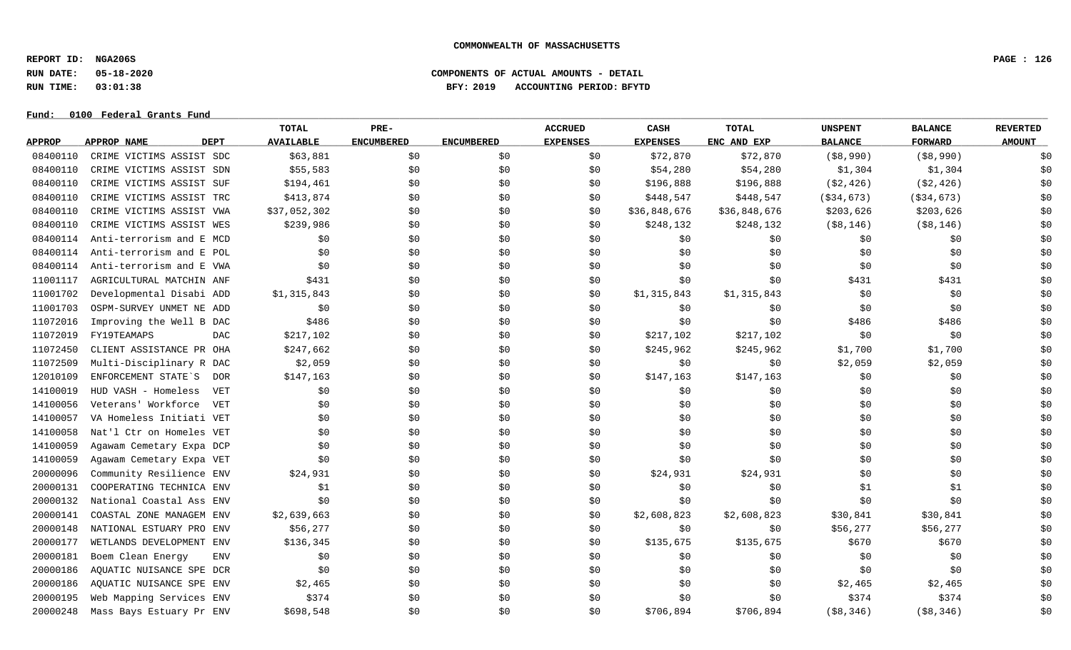**COMMONWEALTH OF MASSACHUSETTS**

**REPORT ID: NGA206S**
**RUN DATE: 05-18-2020**
**RUN TIME: 03:01:38**

**COMPONENTS OF ACTUAL AMOUNTS - DETAIL**
**BFY: 2019 ACCOUNTING PERIOD: BFYTD**

**Fund: 0100 Federal Grants Fund**

| APPROP | APPROP NAME | DEPT | TOTAL AVAILABLE | PRE-ENCUMBERED | ENCUMBERED | ACCRUED EXPENSES | CASH EXPENSES | TOTAL ENC AND EXP | UNSPENT BALANCE | BALANCE FORWARD | REVERTED AMOUNT |
|---|---|---|---|---|---|---|---|---|---|---|---|
| 08400110 | CRIME VICTIMS ASSIST | SDC | $63,881 | $0 | $0 | $0 | $72,870 | $72,870 | ($8,990) | ($8,990) | $0 |
| 08400110 | CRIME VICTIMS ASSIST | SDN | $55,583 | $0 | $0 | $0 | $54,280 | $54,280 | $1,304 | $1,304 | $0 |
| 08400110 | CRIME VICTIMS ASSIST | SUF | $194,461 | $0 | $0 | $0 | $196,888 | $196,888 | ($2,426) | ($2,426) | $0 |
| 08400110 | CRIME VICTIMS ASSIST | TRC | $413,874 | $0 | $0 | $0 | $448,547 | $448,547 | ($34,673) | ($34,673) | $0 |
| 08400110 | CRIME VICTIMS ASSIST | VWA | $37,052,302 | $0 | $0 | $0 | $36,848,676 | $36,848,676 | $203,626 | $203,626 | $0 |
| 08400110 | CRIME VICTIMS ASSIST | WES | $239,986 | $0 | $0 | $0 | $248,132 | $248,132 | ($8,146) | ($8,146) | $0 |
| 08400114 | Anti-terrorism and E | MCD | $0 | $0 | $0 | $0 | $0 | $0 | $0 | $0 | $0 |
| 08400114 | Anti-terrorism and E | POL | $0 | $0 | $0 | $0 | $0 | $0 | $0 | $0 | $0 |
| 08400114 | Anti-terrorism and E | VWA | $0 | $0 | $0 | $0 | $0 | $0 | $0 | $0 | $0 |
| 11001117 | AGRICULTURAL MATCHIN | ANF | $431 | $0 | $0 | $0 | $0 | $0 | $431 | $431 | $0 |
| 11001702 | Developmental Disabi | ADD | $1,315,843 | $0 | $0 | $0 | $1,315,843 | $1,315,843 | $0 | $0 | $0 |
| 11001703 | OSPM-SURVEY UNMET NE | ADD | $0 | $0 | $0 | $0 | $0 | $0 | $0 | $0 | $0 |
| 11072016 | Improving the Well B | DAC | $486 | $0 | $0 | $0 | $0 | $0 | $486 | $486 | $0 |
| 11072019 | FY19TEAMAPS | DAC | $217,102 | $0 | $0 | $0 | $217,102 | $217,102 | $0 | $0 | $0 |
| 11072450 | CLIENT ASSISTANCE PR | OHA | $247,662 | $0 | $0 | $0 | $245,962 | $245,962 | $1,700 | $1,700 | $0 |
| 11072509 | Multi-Disciplinary R | DAC | $2,059 | $0 | $0 | $0 | $0 | $0 | $2,059 | $2,059 | $0 |
| 12010109 | ENFORCEMENT STATE`S | DOR | $147,163 | $0 | $0 | $0 | $147,163 | $147,163 | $0 | $0 | $0 |
| 14100019 | HUD VASH - Homeless | VET | $0 | $0 | $0 | $0 | $0 | $0 | $0 | $0 | $0 |
| 14100056 | Veterans' Workforce | VET | $0 | $0 | $0 | $0 | $0 | $0 | $0 | $0 | $0 |
| 14100057 | VA Homeless Initiati | VET | $0 | $0 | $0 | $0 | $0 | $0 | $0 | $0 | $0 |
| 14100058 | Nat'l Ctr on Homeles | VET | $0 | $0 | $0 | $0 | $0 | $0 | $0 | $0 | $0 |
| 14100059 | Agawam Cemetary Expa | DCP | $0 | $0 | $0 | $0 | $0 | $0 | $0 | $0 | $0 |
| 14100059 | Agawam Cemetary Expa | VET | $0 | $0 | $0 | $0 | $0 | $0 | $0 | $0 | $0 |
| 20000096 | Community Resilience | ENV | $24,931 | $0 | $0 | $0 | $24,931 | $24,931 | $0 | $0 | $0 |
| 20000131 | COOPERATING TECHNICA | ENV | $1 | $0 | $0 | $0 | $0 | $0 | $1 | $1 | $0 |
| 20000132 | National Coastal Ass | ENV | $0 | $0 | $0 | $0 | $0 | $0 | $0 | $0 | $0 |
| 20000141 | COASTAL ZONE MANAGEM | ENV | $2,639,663 | $0 | $0 | $0 | $2,608,823 | $2,608,823 | $30,841 | $30,841 | $0 |
| 20000148 | NATIONAL ESTUARY PRO | ENV | $56,277 | $0 | $0 | $0 | $0 | $0 | $56,277 | $56,277 | $0 |
| 20000177 | WETLANDS DEVELOPMENT | ENV | $136,345 | $0 | $0 | $0 | $135,675 | $135,675 | $670 | $670 | $0 |
| 20000181 | Boem Clean Energy | ENV | $0 | $0 | $0 | $0 | $0 | $0 | $0 | $0 | $0 |
| 20000186 | AQUATIC NUISANCE SPE | DCR | $0 | $0 | $0 | $0 | $0 | $0 | $0 | $0 | $0 |
| 20000186 | AQUATIC NUISANCE SPE | ENV | $2,465 | $0 | $0 | $0 | $0 | $0 | $2,465 | $2,465 | $0 |
| 20000195 | Web Mapping Services | ENV | $374 | $0 | $0 | $0 | $0 | $0 | $374 | $374 | $0 |
| 20000248 | Mass Bays Estuary Pr | ENV | $698,548 | $0 | $0 | $0 | $706,894 | $706,894 | ($8,346) | ($8,346) | $0 |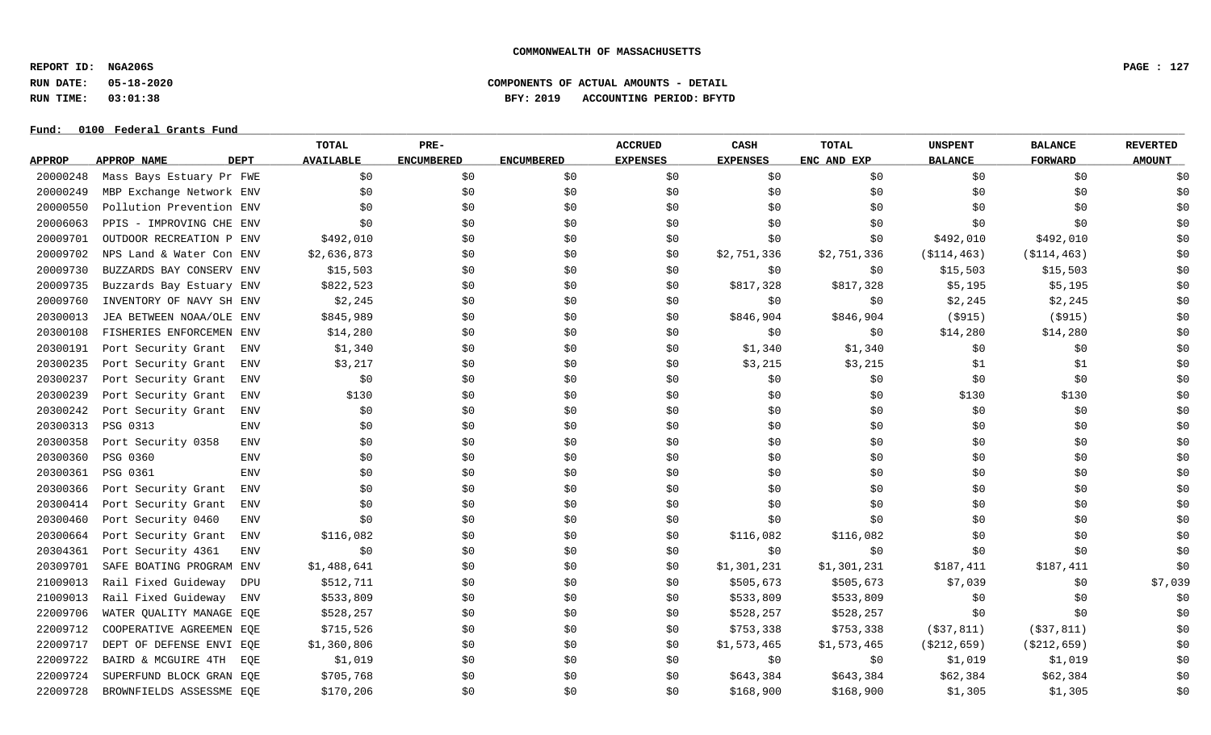**COMMONWEALTH OF MASSACHUSETTS**

**REPORT ID: NGA206S**

**RUN DATE: 05-18-2020** **COMPONENTS OF ACTUAL AMOUNTS - DETAIL**

**RUN TIME: 03:01:38** **BFY: 2019 ACCOUNTING PERIOD: BFYTD**

**Fund: 0100 Federal Grants Fund**

| APPROP | APPROP NAME | DEPT | TOTAL AVAILABLE | PRE-ENCUMBERED | ENCUMBERED | ACCRUED EXPENSES | CASH EXPENSES | TOTAL ENC AND EXP | UNSPENT BALANCE | BALANCE FORWARD | REVERTED AMOUNT |
|---|---|---|---|---|---|---|---|---|---|---|---|
| 20000248 | Mass Bays Estuary Pr | FWE | $0 | $0 | $0 | $0 | $0 | $0 | $0 | $0 | $0 |
| 20000249 | MBP Exchange Network | ENV | $0 | $0 | $0 | $0 | $0 | $0 | $0 | $0 | $0 |
| 20000550 | Pollution Prevention | ENV | $0 | $0 | $0 | $0 | $0 | $0 | $0 | $0 | $0 |
| 20006063 | PPIS - IMPROVING CHE | ENV | $0 | $0 | $0 | $0 | $0 | $0 | $0 | $0 | $0 |
| 20009701 | OUTDOOR RECREATION P | ENV | $492,010 | $0 | $0 | $0 | $0 | $0 | $492,010 | $492,010 | $0 |
| 20009702 | NPS Land & Water Con | ENV | $2,636,873 | $0 | $0 | $0 | $2,751,336 | $2,751,336 | ($114,463) | ($114,463) | $0 |
| 20009730 | BUZZARDS BAY CONSERV | ENV | $15,503 | $0 | $0 | $0 | $0 | $0 | $15,503 | $15,503 | $0 |
| 20009735 | Buzzards Bay Estuary | ENV | $822,523 | $0 | $0 | $0 | $817,328 | $817,328 | $5,195 | $5,195 | $0 |
| 20009760 | INVENTORY OF NAVY SH | ENV | $2,245 | $0 | $0 | $0 | $0 | $0 | $2,245 | $2,245 | $0 |
| 20300013 | JEA BETWEEN NOAA/OLE | ENV | $845,989 | $0 | $0 | $0 | $846,904 | $846,904 | ($915) | ($915) | $0 |
| 20300108 | FISHERIES ENFORCEMEN | ENV | $14,280 | $0 | $0 | $0 | $0 | $0 | $14,280 | $14,280 | $0 |
| 20300191 | Port Security Grant | ENV | $1,340 | $0 | $0 | $0 | $1,340 | $1,340 | $0 | $0 | $0 |
| 20300235 | Port Security Grant | ENV | $3,217 | $0 | $0 | $0 | $3,215 | $3,215 | $1 | $1 | $0 |
| 20300237 | Port Security Grant | ENV | $0 | $0 | $0 | $0 | $0 | $0 | $0 | $0 | $0 |
| 20300239 | Port Security Grant | ENV | $130 | $0 | $0 | $0 | $0 | $0 | $130 | $130 | $0 |
| 20300242 | Port Security Grant | ENV | $0 | $0 | $0 | $0 | $0 | $0 | $0 | $0 | $0 |
| 20300313 | PSG 0313 | ENV | $0 | $0 | $0 | $0 | $0 | $0 | $0 | $0 | $0 |
| 20300358 | Port Security 0358 | ENV | $0 | $0 | $0 | $0 | $0 | $0 | $0 | $0 | $0 |
| 20300360 | PSG 0360 | ENV | $0 | $0 | $0 | $0 | $0 | $0 | $0 | $0 | $0 |
| 20300361 | PSG 0361 | ENV | $0 | $0 | $0 | $0 | $0 | $0 | $0 | $0 | $0 |
| 20300366 | Port Security Grant | ENV | $0 | $0 | $0 | $0 | $0 | $0 | $0 | $0 | $0 |
| 20300414 | Port Security Grant | ENV | $0 | $0 | $0 | $0 | $0 | $0 | $0 | $0 | $0 |
| 20300460 | Port Security 0460 | ENV | $0 | $0 | $0 | $0 | $0 | $0 | $0 | $0 | $0 |
| 20300664 | Port Security Grant | ENV | $116,082 | $0 | $0 | $0 | $116,082 | $116,082 | $0 | $0 | $0 |
| 20304361 | Port Security 4361 | ENV | $0 | $0 | $0 | $0 | $0 | $0 | $0 | $0 | $0 |
| 20309701 | SAFE BOATING PROGRAM | ENV | $1,488,641 | $0 | $0 | $0 | $1,301,231 | $1,301,231 | $187,411 | $187,411 | $0 |
| 21009013 | Rail Fixed Guideway | DPU | $512,711 | $0 | $0 | $0 | $505,673 | $505,673 | $7,039 | $0 | $7,039 |
| 21009013 | Rail Fixed Guideway | ENV | $533,809 | $0 | $0 | $0 | $533,809 | $533,809 | $0 | $0 | $0 |
| 22009706 | WATER QUALITY MANAGE | EQE | $528,257 | $0 | $0 | $0 | $528,257 | $528,257 | $0 | $0 | $0 |
| 22009712 | COOPERATIVE AGREEMEN | EQE | $715,526 | $0 | $0 | $0 | $753,338 | $753,338 | ($37,811) | ($37,811) | $0 |
| 22009717 | DEPT OF DEFENSE ENVI | EQE | $1,360,806 | $0 | $0 | $0 | $1,573,465 | $1,573,465 | ($212,659) | ($212,659) | $0 |
| 22009722 | BAIRD & MCGUIRE 4TH | EQE | $1,019 | $0 | $0 | $0 | $0 | $0 | $1,019 | $1,019 | $0 |
| 22009724 | SUPERFUND BLOCK GRAN | EQE | $705,768 | $0 | $0 | $0 | $643,384 | $643,384 | $62,384 | $62,384 | $0 |
| 22009728 | BROWNFIELDS ASSESSME | EQE | $170,206 | $0 | $0 | $0 | $168,900 | $168,900 | $1,305 | $1,305 | $0 |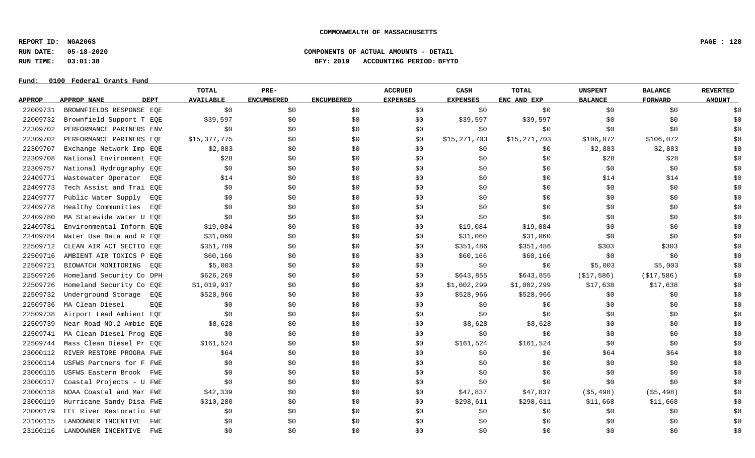COMMONWEALTH OF MASSACHUSETTS

REPORT ID: NGA206S

RUN DATE: 05-18-2020

RUN TIME: 03:01:38

COMPONENTS OF ACTUAL AMOUNTS - DETAIL

BFY: 2019 ACCOUNTING PERIOD: BFYTD

Fund: 0100 Federal Grants Fund

| APPROP | APPROP NAME | DEPT | TOTAL AVAILABLE | PRE-ENCUMBERED | ENCUMBERED | ACCRUED EXPENSES | CASH EXPENSES | TOTAL ENC AND EXP | UNSPENT BALANCE | BALANCE FORWARD | REVERTED AMOUNT |
|---|---|---|---|---|---|---|---|---|---|---|---|
| 22009731 | BROWNFIELDS RESPONSE | EQE | $0 | $0 | $0 | $0 | $0 | $0 | $0 | $0 | $0 |
| 22009732 | Brownfield Support T | EQE | $39,597 | $0 | $0 | $0 | $39,597 | $39,597 | $0 | $0 | $0 |
| 22309702 | PERFORMANCE PARTNERS | ENV | $0 | $0 | $0 | $0 | $0 | $0 | $0 | $0 | $0 |
| 22309702 | PERFORMANCE PARTNERS | EQE | $15,377,775 | $0 | $0 | $0 | $15,271,703 | $15,271,703 | $106,072 | $106,072 | $0 |
| 22309707 | Exchange Network Imp | EQE | $2,883 | $0 | $0 | $0 | $0 | $0 | $2,883 | $2,883 | $0 |
| 22309708 | National Environment | EQE | $28 | $0 | $0 | $0 | $0 | $0 | $28 | $28 | $0 |
| 22309757 | National Hydrography | EQE | $0 | $0 | $0 | $0 | $0 | $0 | $0 | $0 | $0 |
| 22409771 | Wastewater Operator | EQE | $14 | $0 | $0 | $0 | $0 | $0 | $14 | $14 | $0 |
| 22409773 | Tech Assist and Trai | EQE | $0 | $0 | $0 | $0 | $0 | $0 | $0 | $0 | $0 |
| 22409777 | Public Water Supply | EQE | $0 | $0 | $0 | $0 | $0 | $0 | $0 | $0 | $0 |
| 22409778 | Healthy Communities | EQE | $0 | $0 | $0 | $0 | $0 | $0 | $0 | $0 | $0 |
| 22409780 | MA Statewide Water U | EQE | $0 | $0 | $0 | $0 | $0 | $0 | $0 | $0 | $0 |
| 22409781 | Environmental Inform | EQE | $19,084 | $0 | $0 | $0 | $19,084 | $19,084 | $0 | $0 | $0 |
| 22409784 | Water Use Data and R | EQE | $31,060 | $0 | $0 | $0 | $31,060 | $31,060 | $0 | $0 | $0 |
| 22509712 | CLEAN AIR ACT SECTIO | EQE | $351,789 | $0 | $0 | $0 | $351,486 | $351,486 | $303 | $303 | $0 |
| 22509716 | AMBIENT AIR TOXICS P | EQE | $60,166 | $0 | $0 | $0 | $60,166 | $60,166 | $0 | $0 | $0 |
| 22509721 | BIOWATCH MONITORING | EQE | $5,003 | $0 | $0 | $0 | $0 | $0 | $5,003 | $5,003 | $0 |
| 22509726 | Homeland Security Co | DPH | $626,269 | $0 | $0 | $0 | $643,855 | $643,855 | ($17,586) | ($17,586) | $0 |
| 22509726 | Homeland Security Co | EQE | $1,019,937 | $0 | $0 | $0 | $1,002,299 | $1,002,299 | $17,638 | $17,638 | $0 |
| 22509732 | Underground Storage | EQE | $528,966 | $0 | $0 | $0 | $528,966 | $528,966 | $0 | $0 | $0 |
| 22509736 | MA Clean Diesel | EQE | $0 | $0 | $0 | $0 | $0 | $0 | $0 | $0 | $0 |
| 22509738 | Airport Lead Ambient | EQE | $0 | $0 | $0 | $0 | $0 | $0 | $0 | $0 | $0 |
| 22509739 | Near Road NO.2 Ambie | EQE | $8,628 | $0 | $0 | $0 | $8,628 | $8,628 | $0 | $0 | $0 |
| 22509741 | MA Clean Diesel Prog | EQE | $0 | $0 | $0 | $0 | $0 | $0 | $0 | $0 | $0 |
| 22509744 | Mass Clean Diesel Pr | EQE | $161,524 | $0 | $0 | $0 | $161,524 | $161,524 | $0 | $0 | $0 |
| 23000112 | RIVER RESTORE PROGRA | FWE | $64 | $0 | $0 | $0 | $0 | $0 | $64 | $64 | $0 |
| 23000114 | USFWS Partners for F | FWE | $0 | $0 | $0 | $0 | $0 | $0 | $0 | $0 | $0 |
| 23000115 | USFWS Eastern Brook | FWE | $0 | $0 | $0 | $0 | $0 | $0 | $0 | $0 | $0 |
| 23000117 | Coastal Projects - U | FWE | $0 | $0 | $0 | $0 | $0 | $0 | $0 | $0 | $0 |
| 23000118 | NOAA Coastal and Mar | FWE | $42,339 | $0 | $0 | $0 | $47,837 | $47,837 | ($5,498) | ($5,498) | $0 |
| 23000119 | Hurricane Sandy Disa | FWE | $310,280 | $0 | $0 | $0 | $298,611 | $298,611 | $11,668 | $11,668 | $0 |
| 23000179 | EEL River Restoratio | FWE | $0 | $0 | $0 | $0 | $0 | $0 | $0 | $0 | $0 |
| 23100115 | LANDOWNER INCENTIVE | FWE | $0 | $0 | $0 | $0 | $0 | $0 | $0 | $0 | $0 |
| 23100116 | LANDOWNER INCENTIVE | FWE | $0 | $0 | $0 | $0 | $0 | $0 | $0 | $0 | $0 |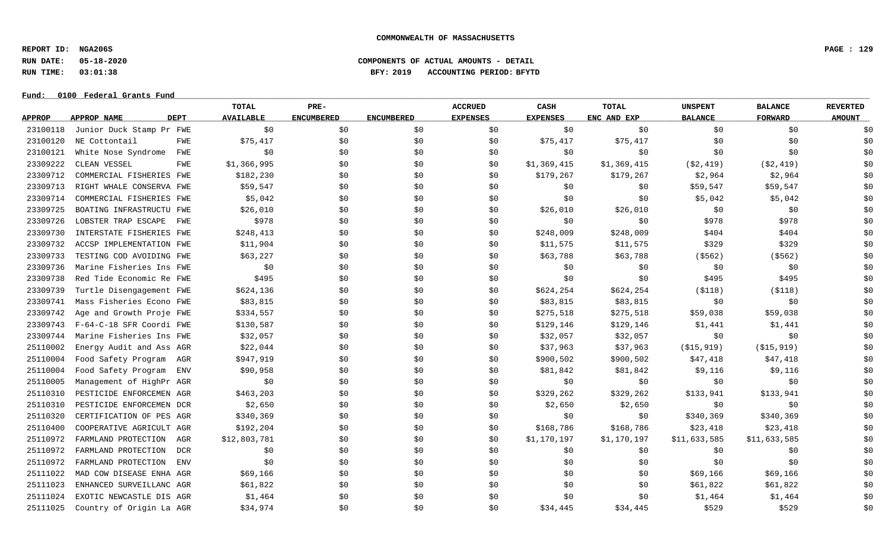COMMONWEALTH OF MASSACHUSETTS

REPORT ID: NGA206S
RUN DATE: 05-18-2020
RUN TIME: 03:01:38

COMPONENTS OF ACTUAL AMOUNTS - DETAIL
BFY: 2019 ACCOUNTING PERIOD: BFYTD

Fund: 0100 Federal Grants Fund

| APPROP | APPROP NAME | DEPT | TOTAL AVAILABLE | PRE-ENCUMBERED | ENCUMBERED | ACCRUED EXPENSES | CASH EXPENSES | TOTAL ENC AND EXP | UNSPENT BALANCE | BALANCE FORWARD | REVERTED AMOUNT |
|---|---|---|---|---|---|---|---|---|---|---|---|
| 23100118 | Junior Duck Stamp Pr | FWE | $0 | $0 | $0 | $0 | $0 | $0 | $0 | $0 | $0 |
| 23100120 | NE Cottontail | FWE | $75,417 | $0 | $0 | $0 | $75,417 | $75,417 | $0 | $0 | $0 |
| 23100121 | White Nose Syndrome | FWE | $0 | $0 | $0 | $0 | $0 | $0 | $0 | $0 | $0 |
| 23309222 | CLEAN VESSEL | FWE | $1,366,995 | $0 | $0 | $0 | $1,369,415 | $1,369,415 | ($2,419) | ($2,419) | $0 |
| 23309712 | COMMERCIAL FISHERIES | FWE | $182,230 | $0 | $0 | $0 | $179,267 | $179,267 | $2,964 | $2,964 | $0 |
| 23309713 | RIGHT WHALE CONSERVA | FWE | $59,547 | $0 | $0 | $0 | $0 | $0 | $59,547 | $59,547 | $0 |
| 23309714 | COMMERCIAL FISHERIES | FWE | $5,042 | $0 | $0 | $0 | $0 | $0 | $5,042 | $5,042 | $0 |
| 23309725 | BOATING INFRASTRUCTU | FWE | $26,010 | $0 | $0 | $0 | $26,010 | $26,010 | $0 | $0 | $0 |
| 23309726 | LOBSTER TRAP ESCAPE | FWE | $978 | $0 | $0 | $0 | $0 | $0 | $978 | $978 | $0 |
| 23309730 | INTERSTATE FISHERIES | FWE | $248,413 | $0 | $0 | $0 | $248,009 | $248,009 | $404 | $404 | $0 |
| 23309732 | ACCSP IMPLEMENTATION | FWE | $11,904 | $0 | $0 | $0 | $11,575 | $11,575 | $329 | $329 | $0 |
| 23309733 | TESTING COD AVOIDING | FWE | $63,227 | $0 | $0 | $0 | $63,788 | $63,788 | ($562) | ($562) | $0 |
| 23309736 | Marine Fisheries Ins | FWE | $0 | $0 | $0 | $0 | $0 | $0 | $0 | $0 | $0 |
| 23309738 | Red Tide Economic Re | FWE | $495 | $0 | $0 | $0 | $0 | $0 | $495 | $495 | $0 |
| 23309739 | Turtle Disengagement | FWE | $624,136 | $0 | $0 | $0 | $624,254 | $624,254 | ($118) | ($118) | $0 |
| 23309741 | Mass Fisheries Econo | FWE | $83,815 | $0 | $0 | $0 | $83,815 | $83,815 | $0 | $0 | $0 |
| 23309742 | Age and Growth Proje | FWE | $334,557 | $0 | $0 | $0 | $275,518 | $275,518 | $59,038 | $59,038 | $0 |
| 23309743 | F-64-C-18 SFR Coordi | FWE | $130,587 | $0 | $0 | $0 | $129,146 | $129,146 | $1,441 | $1,441 | $0 |
| 23309744 | Marine Fisheries Ins | FWE | $32,057 | $0 | $0 | $0 | $32,057 | $32,057 | $0 | $0 | $0 |
| 25110002 | Energy Audit and Ass | AGR | $22,044 | $0 | $0 | $0 | $37,963 | $37,963 | ($15,919) | ($15,919) | $0 |
| 25110004 | Food Safety Program | AGR | $947,919 | $0 | $0 | $0 | $900,502 | $900,502 | $47,418 | $47,418 | $0 |
| 25110004 | Food Safety Program | ENV | $90,958 | $0 | $0 | $0 | $81,842 | $81,842 | $9,116 | $9,116 | $0 |
| 25110005 | Management of HighPr | AGR | $0 | $0 | $0 | $0 | $0 | $0 | $0 | $0 | $0 |
| 25110310 | PESTICIDE ENFORCEMEN | AGR | $463,203 | $0 | $0 | $0 | $329,262 | $329,262 | $133,941 | $133,941 | $0 |
| 25110310 | PESTICIDE ENFORCEMEN | DCR | $2,650 | $0 | $0 | $0 | $2,650 | $2,650 | $0 | $0 | $0 |
| 25110320 | CERTIFICATION OF PES | AGR | $340,369 | $0 | $0 | $0 | $0 | $0 | $340,369 | $340,369 | $0 |
| 25110400 | COOPERATIVE AGRICULT | AGR | $192,204 | $0 | $0 | $0 | $168,786 | $168,786 | $23,418 | $23,418 | $0 |
| 25110972 | FARMLAND PROTECTION | AGR | $12,803,781 | $0 | $0 | $0 | $1,170,197 | $1,170,197 | $11,633,585 | $11,633,585 | $0 |
| 25110972 | FARMLAND PROTECTION | DCR | $0 | $0 | $0 | $0 | $0 | $0 | $0 | $0 | $0 |
| 25110972 | FARMLAND PROTECTION | ENV | $0 | $0 | $0 | $0 | $0 | $0 | $0 | $0 | $0 |
| 25111022 | MAD COW DISEASE ENHA | AGR | $69,166 | $0 | $0 | $0 | $0 | $0 | $69,166 | $69,166 | $0 |
| 25111023 | ENHANCED SURVEILLANC | AGR | $61,822 | $0 | $0 | $0 | $0 | $0 | $61,822 | $61,822 | $0 |
| 25111024 | EXOTIC NEWCASTLE DIS | AGR | $1,464 | $0 | $0 | $0 | $0 | $0 | $1,464 | $1,464 | $0 |
| 25111025 | Country of Origin La | AGR | $34,974 | $0 | $0 | $0 | $34,445 | $34,445 | $529 | $529 | $0 |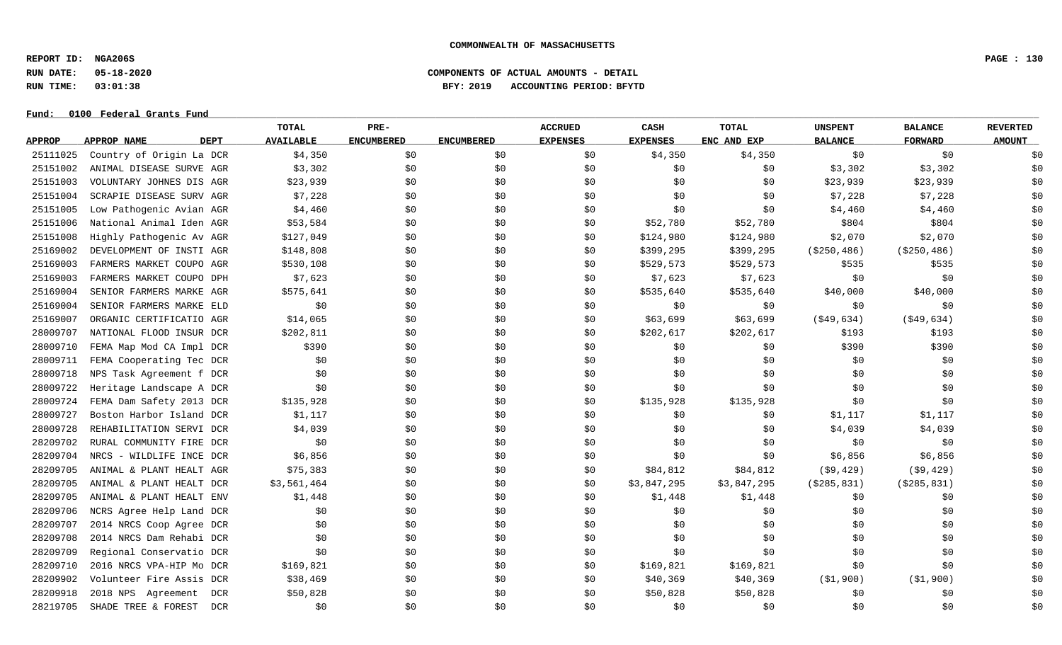**COMMONWEALTH OF MASSACHUSETTS**

**REPORT ID: NGA206S**

**RUN DATE: 05-18-2020** — **COMPONENTS OF ACTUAL AMOUNTS - DETAIL**

**RUN TIME: 03:01:38** — **BFY: 2019 ACCOUNTING PERIOD: BFYTD**

**Fund: 0100 Federal Grants Fund**

| APPROP | APPROP NAME | DEPT | TOTAL AVAILABLE | PRE-ENCUMBERED | ENCUMBERED | ACCRUED EXPENSES | CASH EXPENSES | TOTAL ENC AND EXP | UNSPENT BALANCE | BALANCE FORWARD | REVERTED AMOUNT |
|---|---|---|---|---|---|---|---|---|---|---|---|
| 25111025 | Country of Origin La | DCR | $4,350 | $0 | $0 | $0 | $4,350 | $4,350 | $0 | $0 | $0 |
| 25151002 | ANIMAL DISEASE SURVE | AGR | $3,302 | $0 | $0 | $0 | $0 | $0 | $3,302 | $3,302 | $0 |
| 25151003 | VOLUNTARY JOHNES DIS | AGR | $23,939 | $0 | $0 | $0 | $0 | $0 | $23,939 | $23,939 | $0 |
| 25151004 | SCRAPIE DISEASE SURV | AGR | $7,228 | $0 | $0 | $0 | $0 | $0 | $7,228 | $7,228 | $0 |
| 25151005 | Low Pathogenic Avian | AGR | $4,460 | $0 | $0 | $0 | $0 | $0 | $4,460 | $4,460 | $0 |
| 25151006 | National Animal Iden | AGR | $53,584 | $0 | $0 | $0 | $52,780 | $52,780 | $804 | $804 | $0 |
| 25151008 | Highly Pathogenic Av | AGR | $127,049 | $0 | $0 | $0 | $124,980 | $124,980 | $2,070 | $2,070 | $0 |
| 25169002 | DEVELOPMENT OF INSTI | AGR | $148,808 | $0 | $0 | $0 | $399,295 | $399,295 | ($250,486) | ($250,486) | $0 |
| 25169003 | FARMERS MARKET COUPO | AGR | $530,108 | $0 | $0 | $0 | $529,573 | $529,573 | $535 | $535 | $0 |
| 25169003 | FARMERS MARKET COUPO | DPH | $7,623 | $0 | $0 | $0 | $7,623 | $7,623 | $0 | $0 | $0 |
| 25169004 | SENIOR FARMERS MARKE | AGR | $575,641 | $0 | $0 | $0 | $535,640 | $535,640 | $40,000 | $40,000 | $0 |
| 25169004 | SENIOR FARMERS MARKE | ELD | $0 | $0 | $0 | $0 | $0 | $0 | $0 | $0 | $0 |
| 25169007 | ORGANIC CERTIFICATIO | AGR | $14,065 | $0 | $0 | $0 | $63,699 | $63,699 | ($49,634) | ($49,634) | $0 |
| 28009707 | NATIONAL FLOOD INSUR | DCR | $202,811 | $0 | $0 | $0 | $202,617 | $202,617 | $193 | $193 | $0 |
| 28009710 | FEMA Map Mod CA Impl | DCR | $390 | $0 | $0 | $0 | $0 | $0 | $390 | $390 | $0 |
| 28009711 | FEMA Cooperating Tec | DCR | $0 | $0 | $0 | $0 | $0 | $0 | $0 | $0 | $0 |
| 28009718 | NPS Task Agreement f | DCR | $0 | $0 | $0 | $0 | $0 | $0 | $0 | $0 | $0 |
| 28009722 | Heritage Landscape A | DCR | $0 | $0 | $0 | $0 | $0 | $0 | $0 | $0 | $0 |
| 28009724 | FEMA Dam Safety 2013 | DCR | $135,928 | $0 | $0 | $0 | $135,928 | $135,928 | $0 | $0 | $0 |
| 28009727 | Boston Harbor Island | DCR | $1,117 | $0 | $0 | $0 | $0 | $0 | $1,117 | $1,117 | $0 |
| 28009728 | REHABILITATION SERVI | DCR | $4,039 | $0 | $0 | $0 | $0 | $0 | $4,039 | $4,039 | $0 |
| 28209702 | RURAL COMMUNITY FIRE | DCR | $0 | $0 | $0 | $0 | $0 | $0 | $0 | $0 | $0 |
| 28209704 | NRCS - WILDLIFE INCE | DCR | $6,856 | $0 | $0 | $0 | $0 | $0 | $6,856 | $6,856 | $0 |
| 28209705 | ANIMAL & PLANT HEALT | AGR | $75,383 | $0 | $0 | $0 | $84,812 | $84,812 | ($9,429) | ($9,429) | $0 |
| 28209705 | ANIMAL & PLANT HEALT | DCR | $3,561,464 | $0 | $0 | $0 | $3,847,295 | $3,847,295 | ($285,831) | ($285,831) | $0 |
| 28209705 | ANIMAL & PLANT HEALT | ENV | $1,448 | $0 | $0 | $0 | $1,448 | $1,448 | $0 | $0 | $0 |
| 28209706 | NCRS Agree Help Land | DCR | $0 | $0 | $0 | $0 | $0 | $0 | $0 | $0 | $0 |
| 28209707 | 2014 NRCS Coop Agree | DCR | $0 | $0 | $0 | $0 | $0 | $0 | $0 | $0 | $0 |
| 28209708 | 2014 NRCS Dam Rehabi | DCR | $0 | $0 | $0 | $0 | $0 | $0 | $0 | $0 | $0 |
| 28209709 | Regional Conservatio | DCR | $0 | $0 | $0 | $0 | $0 | $0 | $0 | $0 | $0 |
| 28209710 | 2016 NRCS VPA-HIP Mo | DCR | $169,821 | $0 | $0 | $0 | $169,821 | $169,821 | $0 | $0 | $0 |
| 28209902 | Volunteer Fire Assis | DCR | $38,469 | $0 | $0 | $0 | $40,369 | $40,369 | ($1,900) | ($1,900) | $0 |
| 28209918 | 2018 NPS Agreement | DCR | $50,828 | $0 | $0 | $0 | $50,828 | $50,828 | $0 | $0 | $0 |
| 28219705 | SHADE TREE & FOREST | DCR | $0 | $0 | $0 | $0 | $0 | $0 | $0 | $0 | $0 |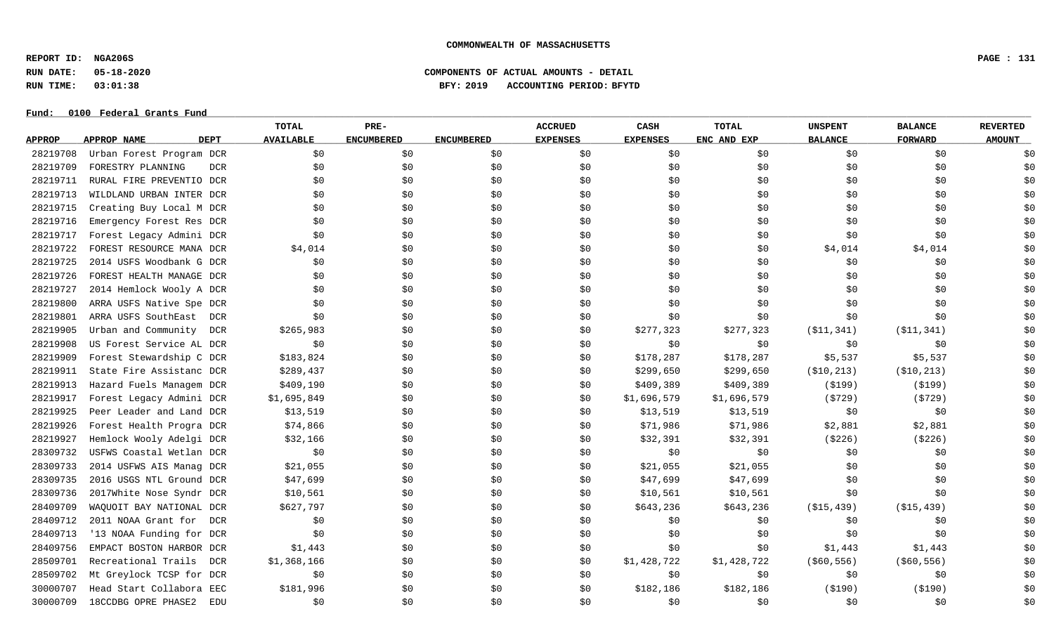**COMMONWEALTH OF MASSACHUSETTS**

**REPORT ID: NGA206S**
**RUN DATE: 05-18-2020**
**RUN TIME: 03:01:38**

**COMPONENTS OF ACTUAL AMOUNTS - DETAIL**
**BFY: 2019 ACCOUNTING PERIOD: BFYTD**

**Fund: 0100 Federal Grants Fund**

| APPROP | APPROP NAME | DEPT | TOTAL AVAILABLE | PRE-ENCUMBERED | ENCUMBERED | ACCRUED EXPENSES | CASH EXPENSES | TOTAL ENC AND EXP | UNSPENT BALANCE | BALANCE FORWARD | REVERTED AMOUNT |
|---|---|---|---|---|---|---|---|---|---|---|---|
| 28219708 | Urban Forest Program | DCR | $0 | $0 | $0 | $0 | $0 | $0 | $0 | $0 | $0 |
| 28219709 | FORESTRY PLANNING | DCR | $0 | $0 | $0 | $0 | $0 | $0 | $0 | $0 | $0 |
| 28219711 | RURAL FIRE PREVENTIO | DCR | $0 | $0 | $0 | $0 | $0 | $0 | $0 | $0 | $0 |
| 28219713 | WILDLAND URBAN INTER | DCR | $0 | $0 | $0 | $0 | $0 | $0 | $0 | $0 | $0 |
| 28219715 | Creating Buy Local M | DCR | $0 | $0 | $0 | $0 | $0 | $0 | $0 | $0 | $0 |
| 28219716 | Emergency Forest Res | DCR | $0 | $0 | $0 | $0 | $0 | $0 | $0 | $0 | $0 |
| 28219717 | Forest Legacy Admini | DCR | $0 | $0 | $0 | $0 | $0 | $0 | $0 | $0 | $0 |
| 28219722 | FOREST RESOURCE MANA | DCR | $4,014 | $0 | $0 | $0 | $0 | $0 | $4,014 | $4,014 | $0 |
| 28219725 | 2014 USFS Woodbank G | DCR | $0 | $0 | $0 | $0 | $0 | $0 | $0 | $0 | $0 |
| 28219726 | FOREST HEALTH MANAGE | DCR | $0 | $0 | $0 | $0 | $0 | $0 | $0 | $0 | $0 |
| 28219727 | 2014 Hemlock Wooly A | DCR | $0 | $0 | $0 | $0 | $0 | $0 | $0 | $0 | $0 |
| 28219800 | ARRA USFS Native Spe | DCR | $0 | $0 | $0 | $0 | $0 | $0 | $0 | $0 | $0 |
| 28219801 | ARRA USFS SouthEast | DCR | $0 | $0 | $0 | $0 | $0 | $0 | $0 | $0 | $0 |
| 28219905 | Urban and Community | DCR | $265,983 | $0 | $0 | $0 | $277,323 | $277,323 | ($11,341) | ($11,341) | $0 |
| 28219908 | US Forest Service AL | DCR | $0 | $0 | $0 | $0 | $0 | $0 | $0 | $0 | $0 |
| 28219909 | Forest Stewardship C | DCR | $183,824 | $0 | $0 | $0 | $178,287 | $178,287 | $5,537 | $5,537 | $0 |
| 28219911 | State Fire Assistanc | DCR | $289,437 | $0 | $0 | $0 | $299,650 | $299,650 | ($10,213) | ($10,213) | $0 |
| 28219913 | Hazard Fuels Managem | DCR | $409,190 | $0 | $0 | $0 | $409,389 | $409,389 | ($199) | ($199) | $0 |
| 28219917 | Forest Legacy Admini | DCR | $1,695,849 | $0 | $0 | $0 | $1,696,579 | $1,696,579 | ($729) | ($729) | $0 |
| 28219925 | Peer Leader and Land | DCR | $13,519 | $0 | $0 | $0 | $13,519 | $13,519 | $0 | $0 | $0 |
| 28219926 | Forest Health Progra | DCR | $74,866 | $0 | $0 | $0 | $71,986 | $71,986 | $2,881 | $2,881 | $0 |
| 28219927 | Hemlock Wooly Adelgi | DCR | $32,166 | $0 | $0 | $0 | $32,391 | $32,391 | ($226) | ($226) | $0 |
| 28309732 | USFWS Coastal Wetlan | DCR | $0 | $0 | $0 | $0 | $0 | $0 | $0 | $0 | $0 |
| 28309733 | 2014 USFWS AIS Manag | DCR | $21,055 | $0 | $0 | $0 | $21,055 | $21,055 | $0 | $0 | $0 |
| 28309735 | 2016 USGS NTL Ground | DCR | $47,699 | $0 | $0 | $0 | $47,699 | $47,699 | $0 | $0 | $0 |
| 28309736 | 2017White Nose Syndr | DCR | $10,561 | $0 | $0 | $0 | $10,561 | $10,561 | $0 | $0 | $0 |
| 28409709 | WAQUOIT BAY NATIONAL | DCR | $627,797 | $0 | $0 | $0 | $643,236 | $643,236 | ($15,439) | ($15,439) | $0 |
| 28409712 | 2011 NOAA Grant for | DCR | $0 | $0 | $0 | $0 | $0 | $0 | $0 | $0 | $0 |
| 28409713 | '13 NOAA Funding for | DCR | $0 | $0 | $0 | $0 | $0 | $0 | $0 | $0 | $0 |
| 28409756 | EMPACT BOSTON HARBOR | DCR | $1,443 | $0 | $0 | $0 | $0 | $0 | $1,443 | $1,443 | $0 |
| 28509701 | Recreational Trails | DCR | $1,368,166 | $0 | $0 | $0 | $1,428,722 | $1,428,722 | ($60,556) | ($60,556) | $0 |
| 28509702 | Mt Greylock TCSP for | DCR | $0 | $0 | $0 | $0 | $0 | $0 | $0 | $0 | $0 |
| 30000707 | Head Start Collabora | EEC | $181,996 | $0 | $0 | $0 | $182,186 | $182,186 | ($190) | ($190) | $0 |
| 30000709 | 18CCDBG OPRE PHASE2 | EDU | $0 | $0 | $0 | $0 | $0 | $0 | $0 | $0 | $0 |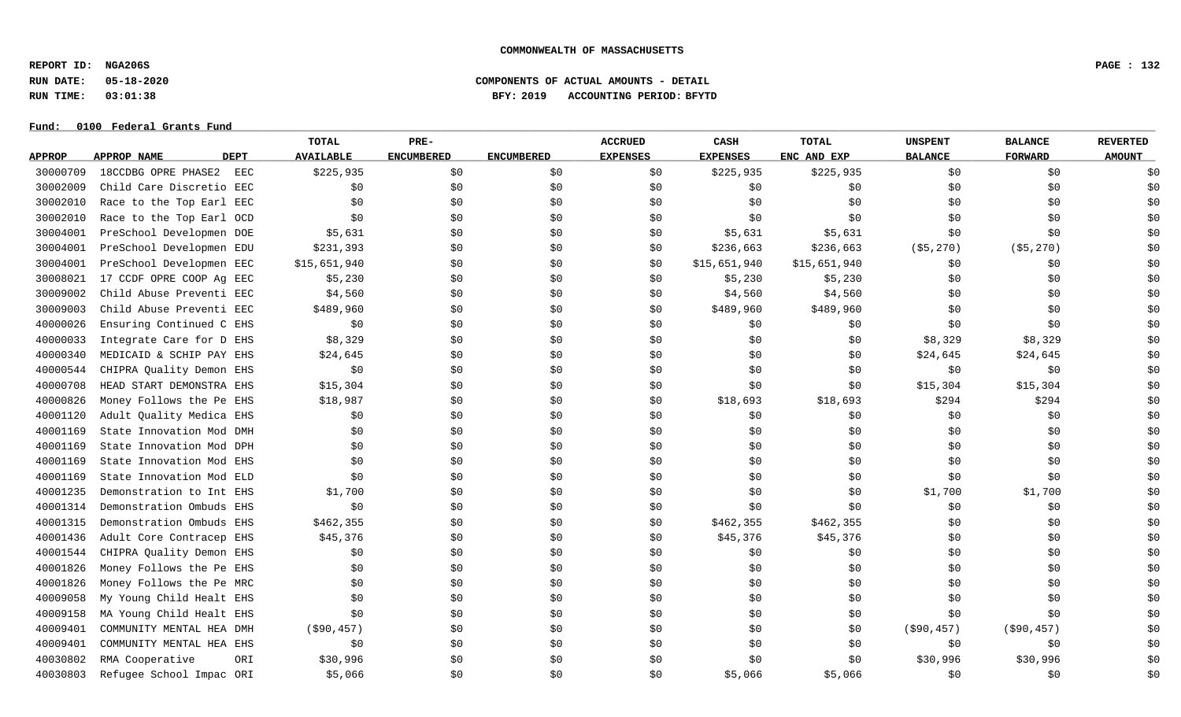**COMMONWEALTH OF MASSACHUSETTS**

**REPORT ID: NGA206S**

**RUN DATE: 05-18-2020** **COMPONENTS OF ACTUAL AMOUNTS - DETAIL**

**RUN TIME: 03:01:38** **BFY: 2019 ACCOUNTING PERIOD: BFYTD**

**Fund: 0100 Federal Grants Fund**

| APPROP | APPROP NAME | DEPT | TOTAL AVAILABLE | PRE-ENCUMBERED | ENCUMBERED | ACCRUED EXPENSES | CASH EXPENSES | TOTAL ENC AND EXP | UNSPENT BALANCE | BALANCE FORWARD | REVERTED AMOUNT |
|---|---|---|---|---|---|---|---|---|---|---|---|
| 30000709 | 18CCDBG OPRE PHASE2 | EEC | $225,935 | $0 | $0 | $0 | $225,935 | $225,935 | $0 | $0 | $0 |
| 30002009 | Child Care Discretio | EEC | $0 | $0 | $0 | $0 | $0 | $0 | $0 | $0 | $0 |
| 30002010 | Race to the Top Earl | EEC | $0 | $0 | $0 | $0 | $0 | $0 | $0 | $0 | $0 |
| 30002010 | Race to the Top Earl | OCD | $0 | $0 | $0 | $0 | $0 | $0 | $0 | $0 | $0 |
| 30004001 | PreSchool Developmen | DOE | $5,631 | $0 | $0 | $0 | $5,631 | $5,631 | $0 | $0 | $0 |
| 30004001 | PreSchool Developmen | EDU | $231,393 | $0 | $0 | $0 | $236,663 | $236,663 | ($5,270) | ($5,270) | $0 |
| 30004001 | PreSchool Developmen | EEC | $15,651,940 | $0 | $0 | $0 | $15,651,940 | $15,651,940 | $0 | $0 | $0 |
| 30008021 | 17 CCDF OPRE COOP Ag | EEC | $5,230 | $0 | $0 | $0 | $5,230 | $5,230 | $0 | $0 | $0 |
| 30009002 | Child Abuse Preventi | EEC | $4,560 | $0 | $0 | $0 | $4,560 | $4,560 | $0 | $0 | $0 |
| 30009003 | Child Abuse Preventi | EEC | $489,960 | $0 | $0 | $0 | $489,960 | $489,960 | $0 | $0 | $0 |
| 40000026 | Ensuring Continued C | EHS | $0 | $0 | $0 | $0 | $0 | $0 | $0 | $0 | $0 |
| 40000033 | Integrate Care for D | EHS | $8,329 | $0 | $0 | $0 | $0 | $0 | $8,329 | $8,329 | $0 |
| 40000340 | MEDICAID & SCHIP PAY | EHS | $24,645 | $0 | $0 | $0 | $0 | $0 | $24,645 | $24,645 | $0 |
| 40000544 | CHIPRA Quality Demon | EHS | $0 | $0 | $0 | $0 | $0 | $0 | $0 | $0 | $0 |
| 40000708 | HEAD START DEMONSTRA | EHS | $15,304 | $0 | $0 | $0 | $0 | $0 | $15,304 | $15,304 | $0 |
| 40000826 | Money Follows the Pe | EHS | $18,987 | $0 | $0 | $0 | $18,693 | $18,693 | $294 | $294 | $0 |
| 40001120 | Adult Quality Medica | EHS | $0 | $0 | $0 | $0 | $0 | $0 | $0 | $0 | $0 |
| 40001169 | State Innovation Mod | DMH | $0 | $0 | $0 | $0 | $0 | $0 | $0 | $0 | $0 |
| 40001169 | State Innovation Mod | DPH | $0 | $0 | $0 | $0 | $0 | $0 | $0 | $0 | $0 |
| 40001169 | State Innovation Mod | EHS | $0 | $0 | $0 | $0 | $0 | $0 | $0 | $0 | $0 |
| 40001169 | State Innovation Mod | ELD | $0 | $0 | $0 | $0 | $0 | $0 | $0 | $0 | $0 |
| 40001235 | Demonstration to Int | EHS | $1,700 | $0 | $0 | $0 | $0 | $0 | $1,700 | $1,700 | $0 |
| 40001314 | Demonstration Ombuds | EHS | $0 | $0 | $0 | $0 | $0 | $0 | $0 | $0 | $0 |
| 40001315 | Demonstration Ombuds | EHS | $462,355 | $0 | $0 | $0 | $462,355 | $462,355 | $0 | $0 | $0 |
| 40001436 | Adult Core Contracep | EHS | $45,376 | $0 | $0 | $0 | $45,376 | $45,376 | $0 | $0 | $0 |
| 40001544 | CHIPRA Quality Demon | EHS | $0 | $0 | $0 | $0 | $0 | $0 | $0 | $0 | $0 |
| 40001826 | Money Follows the Pe | EHS | $0 | $0 | $0 | $0 | $0 | $0 | $0 | $0 | $0 |
| 40001826 | Money Follows the Pe | MRC | $0 | $0 | $0 | $0 | $0 | $0 | $0 | $0 | $0 |
| 40009058 | My Young Child Healt | EHS | $0 | $0 | $0 | $0 | $0 | $0 | $0 | $0 | $0 |
| 40009158 | MA Young Child Healt | EHS | $0 | $0 | $0 | $0 | $0 | $0 | $0 | $0 | $0 |
| 40009401 | COMMUNITY MENTAL HEA | DMH | ($90,457) | $0 | $0 | $0 | $0 | $0 | ($90,457) | ($90,457) | $0 |
| 40009401 | COMMUNITY MENTAL HEA | EHS | $0 | $0 | $0 | $0 | $0 | $0 | $0 | $0 | $0 |
| 40030802 | RMA Cooperative | ORI | $30,996 | $0 | $0 | $0 | $0 | $0 | $30,996 | $30,996 | $0 |
| 40030803 | Refugee School Impac | ORI | $5,066 | $0 | $0 | $0 | $5,066 | $5,066 | $0 | $0 | $0 |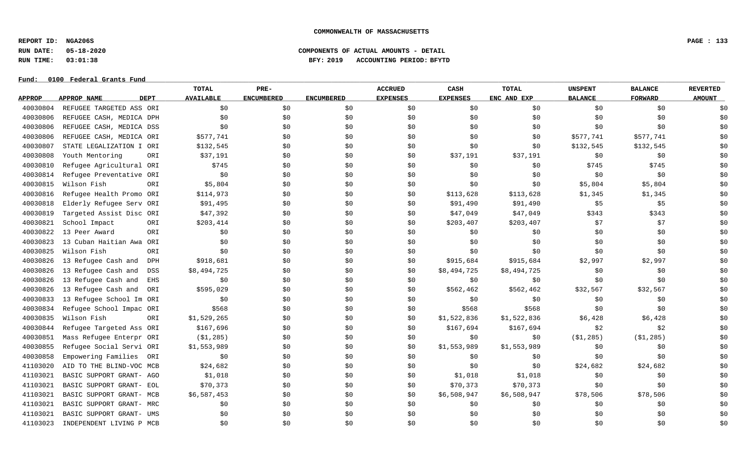COMMONWEALTH OF MASSACHUSETTS

REPORT ID: NGA206S

RUN DATE: 05-18-2020

RUN TIME: 03:01:38

COMPONENTS OF ACTUAL AMOUNTS - DETAIL

BFY: 2019 ACCOUNTING PERIOD: BFYTD

Fund: 0100 Federal Grants Fund

| APPROP | APPROP NAME | DEPT | TOTAL AVAILABLE | PRE-ENCUMBERED | ENCUMBERED | ACCRUED EXPENSES | CASH EXPENSES | TOTAL ENC AND EXP | UNSPENT BALANCE | BALANCE FORWARD | REVERTED AMOUNT |
|---|---|---|---|---|---|---|---|---|---|---|---|
| 40030804 | REFUGEE TARGETED ASS | ORI | $0 | $0 | $0 | $0 | $0 | $0 | $0 | $0 | $0 |
| 40030806 | REFUGEE CASH, MEDICA | DPH | $0 | $0 | $0 | $0 | $0 | $0 | $0 | $0 | $0 |
| 40030806 | REFUGEE CASH, MEDICA | DSS | $0 | $0 | $0 | $0 | $0 | $0 | $0 | $0 | $0 |
| 40030806 | REFUGEE CASH, MEDICA | ORI | $577,741 | $0 | $0 | $0 | $0 | $0 | $577,741 | $577,741 | $0 |
| 40030807 | STATE LEGALIZATION I | ORI | $132,545 | $0 | $0 | $0 | $0 | $0 | $132,545 | $132,545 | $0 |
| 40030808 | Youth Mentoring | ORI | $37,191 | $0 | $0 | $0 | $37,191 | $37,191 | $0 | $0 | $0 |
| 40030810 | Refugee Agricultural | ORI | $745 | $0 | $0 | $0 | $0 | $0 | $745 | $745 | $0 |
| 40030814 | Refugee Preventative | ORI | $0 | $0 | $0 | $0 | $0 | $0 | $0 | $0 | $0 |
| 40030815 | Wilson Fish | ORI | $5,804 | $0 | $0 | $0 | $0 | $0 | $5,804 | $5,804 | $0 |
| 40030816 | Refugee Health Promo | ORI | $114,973 | $0 | $0 | $0 | $113,628 | $113,628 | $1,345 | $1,345 | $0 |
| 40030818 | Elderly Refugee Serv | ORI | $91,495 | $0 | $0 | $0 | $91,490 | $91,490 | $5 | $5 | $0 |
| 40030819 | Targeted Assist Disc | ORI | $47,392 | $0 | $0 | $0 | $47,049 | $47,049 | $343 | $343 | $0 |
| 40030821 | School Impact | ORI | $203,414 | $0 | $0 | $0 | $203,407 | $203,407 | $7 | $7 | $0 |
| 40030822 | 13 Peer Award | ORI | $0 | $0 | $0 | $0 | $0 | $0 | $0 | $0 | $0 |
| 40030823 | 13 Cuban Haitian Awa | ORI | $0 | $0 | $0 | $0 | $0 | $0 | $0 | $0 | $0 |
| 40030825 | Wilson Fish | ORI | $0 | $0 | $0 | $0 | $0 | $0 | $0 | $0 | $0 |
| 40030826 | 13 Refugee Cash and | DPH | $918,681 | $0 | $0 | $0 | $915,684 | $915,684 | $2,997 | $2,997 | $0 |
| 40030826 | 13 Refugee Cash and | DSS | $8,494,725 | $0 | $0 | $0 | $8,494,725 | $8,494,725 | $0 | $0 | $0 |
| 40030826 | 13 Refugee Cash and | EHS | $0 | $0 | $0 | $0 | $0 | $0 | $0 | $0 | $0 |
| 40030826 | 13 Refugee Cash and | ORI | $595,029 | $0 | $0 | $0 | $562,462 | $562,462 | $32,567 | $32,567 | $0 |
| 40030833 | 13 Refugee School Im | ORI | $0 | $0 | $0 | $0 | $0 | $0 | $0 | $0 | $0 |
| 40030834 | Refugee School Impac | ORI | $568 | $0 | $0 | $0 | $568 | $568 | $0 | $0 | $0 |
| 40030835 | Wilson Fish | ORI | $1,529,265 | $0 | $0 | $0 | $1,522,836 | $1,522,836 | $6,428 | $6,428 | $0 |
| 40030844 | Refugee Targeted Ass | ORI | $167,696 | $0 | $0 | $0 | $167,694 | $167,694 | $2 | $2 | $0 |
| 40030851 | Mass Refugee Enterpr | ORI | ($1,285) | $0 | $0 | $0 | $0 | $0 | ($1,285) | ($1,285) | $0 |
| 40030855 | Refugee Social Servi | ORI | $1,553,989 | $0 | $0 | $0 | $1,553,989 | $1,553,989 | $0 | $0 | $0 |
| 40030858 | Empowering Families | ORI | $0 | $0 | $0 | $0 | $0 | $0 | $0 | $0 | $0 |
| 41103020 | AID TO THE BLIND-VOC | MCB | $24,682 | $0 | $0 | $0 | $0 | $0 | $24,682 | $24,682 | $0 |
| 41103021 | BASIC SUPPORT GRANT- | AGO | $1,018 | $0 | $0 | $0 | $1,018 | $1,018 | $0 | $0 | $0 |
| 41103021 | BASIC SUPPORT GRANT- | EOL | $70,373 | $0 | $0 | $0 | $70,373 | $70,373 | $0 | $0 | $0 |
| 41103021 | BASIC SUPPORT GRANT- | MCB | $6,587,453 | $0 | $0 | $0 | $6,508,947 | $6,508,947 | $78,506 | $78,506 | $0 |
| 41103021 | BASIC SUPPORT GRANT- | MRC | $0 | $0 | $0 | $0 | $0 | $0 | $0 | $0 | $0 |
| 41103021 | BASIC SUPPORT GRANT- | UMS | $0 | $0 | $0 | $0 | $0 | $0 | $0 | $0 | $0 |
| 41103023 | INDEPENDENT LIVING P | MCB | $0 | $0 | $0 | $0 | $0 | $0 | $0 | $0 | $0 |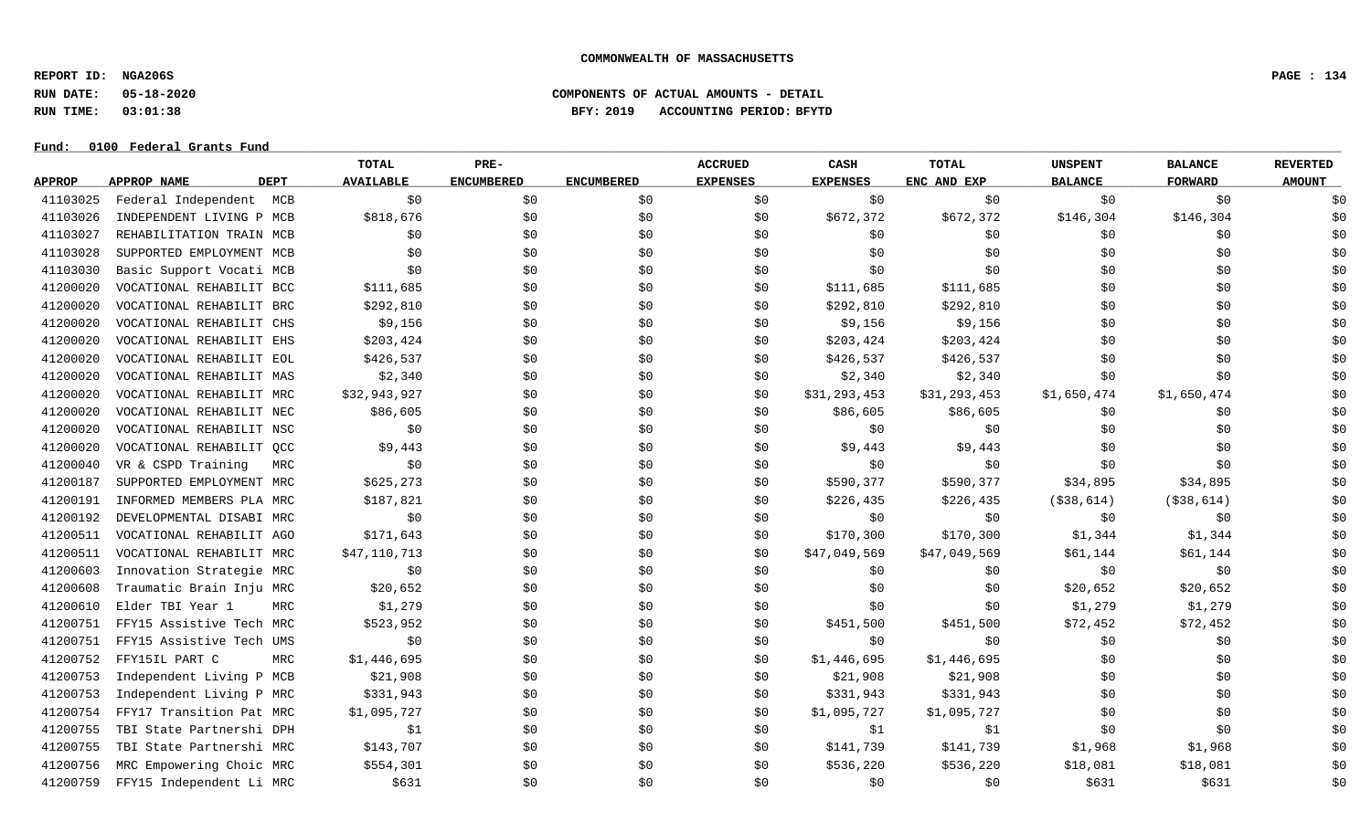**COMMONWEALTH OF MASSACHUSETTS**

**REPORT ID: NGA206S**
**RUN DATE: 05-18-2020**
**RUN TIME: 03:01:38**

**COMPONENTS OF ACTUAL AMOUNTS - DETAIL**
**BFY: 2019 ACCOUNTING PERIOD: BFYTD**

**Fund: 0100 Federal Grants Fund**

| APPROP | APPROP NAME | DEPT | TOTAL AVAILABLE | PRE-ENCUMBERED | ENCUMBERED | ACCRUED EXPENSES | CASH EXPENSES | TOTAL ENC AND EXP | UNSPENT BALANCE | BALANCE FORWARD | REVERTED AMOUNT |
|---|---|---|---|---|---|---|---|---|---|---|---|
| 41103025 | Federal Independent | MCB | $0 | $0 | $0 | $0 | $0 | $0 | $0 | $0 | $0 |
| 41103026 | INDEPENDENT LIVING P | MCB | $818,676 | $0 | $0 | $0 | $672,372 | $672,372 | $146,304 | $146,304 | $0 |
| 41103027 | REHABILITATION TRAIN | MCB | $0 | $0 | $0 | $0 | $0 | $0 | $0 | $0 | $0 |
| 41103028 | SUPPORTED EMPLOYMENT | MCB | $0 | $0 | $0 | $0 | $0 | $0 | $0 | $0 | $0 |
| 41103030 | Basic Support Vocati | MCB | $0 | $0 | $0 | $0 | $0 | $0 | $0 | $0 | $0 |
| 41200020 | VOCATIONAL REHABILIT | BCC | $111,685 | $0 | $0 | $0 | $111,685 | $111,685 | $0 | $0 | $0 |
| 41200020 | VOCATIONAL REHABILIT | BRC | $292,810 | $0 | $0 | $0 | $292,810 | $292,810 | $0 | $0 | $0 |
| 41200020 | VOCATIONAL REHABILIT | CHS | $9,156 | $0 | $0 | $0 | $9,156 | $9,156 | $0 | $0 | $0 |
| 41200020 | VOCATIONAL REHABILIT | EHS | $203,424 | $0 | $0 | $0 | $203,424 | $203,424 | $0 | $0 | $0 |
| 41200020 | VOCATIONAL REHABILIT | EOL | $426,537 | $0 | $0 | $0 | $426,537 | $426,537 | $0 | $0 | $0 |
| 41200020 | VOCATIONAL REHABILIT | MAS | $2,340 | $0 | $0 | $0 | $2,340 | $2,340 | $0 | $0 | $0 |
| 41200020 | VOCATIONAL REHABILIT | MRC | $32,943,927 | $0 | $0 | $0 | $31,293,453 | $31,293,453 | $1,650,474 | $1,650,474 | $0 |
| 41200020 | VOCATIONAL REHABILIT | NEC | $86,605 | $0 | $0 | $0 | $86,605 | $86,605 | $0 | $0 | $0 |
| 41200020 | VOCATIONAL REHABILIT | NSC | $0 | $0 | $0 | $0 | $0 | $0 | $0 | $0 | $0 |
| 41200020 | VOCATIONAL REHABILIT | QCC | $9,443 | $0 | $0 | $0 | $9,443 | $9,443 | $0 | $0 | $0 |
| 41200040 | VR & CSPD Training | MRC | $0 | $0 | $0 | $0 | $0 | $0 | $0 | $0 | $0 |
| 41200187 | SUPPORTED EMPLOYMENT | MRC | $625,273 | $0 | $0 | $0 | $590,377 | $590,377 | $34,895 | $34,895 | $0 |
| 41200191 | INFORMED MEMBERS PLA | MRC | $187,821 | $0 | $0 | $0 | $226,435 | $226,435 | ($38,614) | ($38,614) | $0 |
| 41200192 | DEVELOPMENTAL DISABI | MRC | $0 | $0 | $0 | $0 | $0 | $0 | $0 | $0 | $0 |
| 41200511 | VOCATIONAL REHABILIT | AGO | $171,643 | $0 | $0 | $0 | $170,300 | $170,300 | $1,344 | $1,344 | $0 |
| 41200511 | VOCATIONAL REHABILIT | MRC | $47,110,713 | $0 | $0 | $0 | $47,049,569 | $47,049,569 | $61,144 | $61,144 | $0 |
| 41200603 | Innovation Strategie | MRC | $0 | $0 | $0 | $0 | $0 | $0 | $0 | $0 | $0 |
| 41200608 | Traumatic Brain Inju | MRC | $20,652 | $0 | $0 | $0 | $0 | $0 | $20,652 | $20,652 | $0 |
| 41200610 | Elder TBI Year 1 | MRC | $1,279 | $0 | $0 | $0 | $0 | $0 | $1,279 | $1,279 | $0 |
| 41200751 | FFY15 Assistive Tech | MRC | $523,952 | $0 | $0 | $0 | $451,500 | $451,500 | $72,452 | $72,452 | $0 |
| 41200751 | FFY15 Assistive Tech | UMS | $0 | $0 | $0 | $0 | $0 | $0 | $0 | $0 | $0 |
| 41200752 | FFY15IL PART C | MRC | $1,446,695 | $0 | $0 | $0 | $1,446,695 | $1,446,695 | $0 | $0 | $0 |
| 41200753 | Independent Living P | MCB | $21,908 | $0 | $0 | $0 | $21,908 | $21,908 | $0 | $0 | $0 |
| 41200753 | Independent Living P | MRC | $331,943 | $0 | $0 | $0 | $331,943 | $331,943 | $0 | $0 | $0 |
| 41200754 | FFY17 Transition Pat | MRC | $1,095,727 | $0 | $0 | $0 | $1,095,727 | $1,095,727 | $0 | $0 | $0 |
| 41200755 | TBI State Partnershi | DPH | $1 | $0 | $0 | $0 | $1 | $1 | $0 | $0 | $0 |
| 41200755 | TBI State Partnershi | MRC | $143,707 | $0 | $0 | $0 | $141,739 | $141,739 | $1,968 | $1,968 | $0 |
| 41200756 | MRC Empowering Choic | MRC | $554,301 | $0 | $0 | $0 | $536,220 | $536,220 | $18,081 | $18,081 | $0 |
| 41200759 | FFY15 Independent Li | MRC | $631 | $0 | $0 | $0 | $0 | $0 | $631 | $631 | $0 |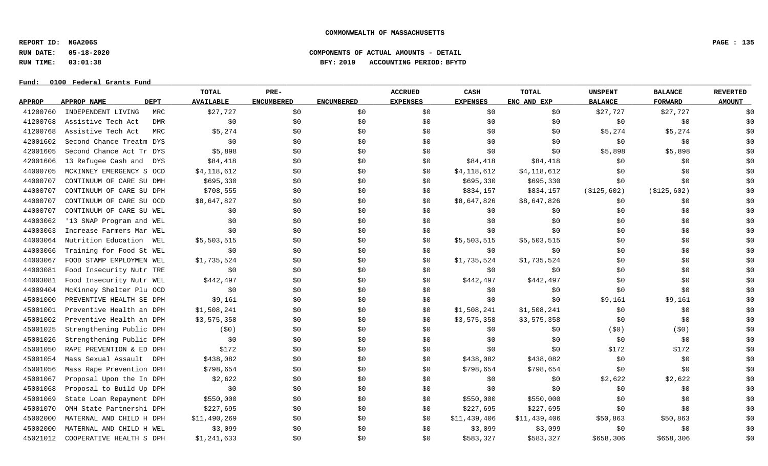**COMMONWEALTH OF MASSACHUSETTS**

**REPORT ID: NGA206S**
**RUN DATE: 05-18-2020**
**RUN TIME: 03:01:38**

**COMPONENTS OF ACTUAL AMOUNTS - DETAIL**
**BFY: 2019 ACCOUNTING PERIOD: BFYTD**

**Fund: 0100 Federal Grants Fund**

| APPROP | APPROP NAME | DEPT | TOTAL AVAILABLE | PRE-ENCUMBERED | ENCUMBERED | ACCRUED EXPENSES | CASH EXPENSES | TOTAL ENC AND EXP | UNSPENT BALANCE | BALANCE FORWARD | REVERTED AMOUNT |
|---|---|---|---|---|---|---|---|---|---|---|---|
| 41200760 | INDEPENDENT LIVING | MRC | $27,727 | $0 | $0 | $0 | $0 | $0 | $27,727 | $27,727 | $0 |
| 41200768 | Assistive Tech Act | DMR | $0 | $0 | $0 | $0 | $0 | $0 | $0 | $0 | $0 |
| 41200768 | Assistive Tech Act | MRC | $5,274 | $0 | $0 | $0 | $0 | $0 | $5,274 | $5,274 | $0 |
| 42001602 | Second Chance Treatm | DYS | $0 | $0 | $0 | $0 | $0 | $0 | $0 | $0 | $0 |
| 42001605 | Second Chance Act Tr | DYS | $5,898 | $0 | $0 | $0 | $0 | $0 | $5,898 | $5,898 | $0 |
| 42001606 | 13 Refugee Cash and | DYS | $84,418 | $0 | $0 | $0 | $84,418 | $84,418 | $0 | $0 | $0 |
| 44000705 | MCKINNEY EMERGENCY S | OCD | $4,118,612 | $0 | $0 | $0 | $4,118,612 | $4,118,612 | $0 | $0 | $0 |
| 44000707 | CONTINUUM OF CARE SU | DMH | $695,330 | $0 | $0 | $0 | $695,330 | $695,330 | $0 | $0 | $0 |
| 44000707 | CONTINUUM OF CARE SU | DPH | $708,555 | $0 | $0 | $0 | $834,157 | $834,157 | ($125,602) | ($125,602) | $0 |
| 44000707 | CONTINUUM OF CARE SU | OCD | $8,647,827 | $0 | $0 | $0 | $8,647,826 | $8,647,826 | $0 | $0 | $0 |
| 44000707 | CONTINUUM OF CARE SU | WEL | $0 | $0 | $0 | $0 | $0 | $0 | $0 | $0 | $0 |
| 44003062 | '13 SNAP Program and | WEL | $0 | $0 | $0 | $0 | $0 | $0 | $0 | $0 | $0 |
| 44003063 | Increase Farmers Mar | WEL | $0 | $0 | $0 | $0 | $0 | $0 | $0 | $0 | $0 |
| 44003064 | Nutrition Education | WEL | $5,503,515 | $0 | $0 | $0 | $5,503,515 | $5,503,515 | $0 | $0 | $0 |
| 44003066 | Training for Food St | WEL | $0 | $0 | $0 | $0 | $0 | $0 | $0 | $0 | $0 |
| 44003067 | FOOD STAMP EMPLOYMEN | WEL | $1,735,524 | $0 | $0 | $0 | $1,735,524 | $1,735,524 | $0 | $0 | $0 |
| 44003081 | Food Insecurity Nutr | TRE | $0 | $0 | $0 | $0 | $0 | $0 | $0 | $0 | $0 |
| 44003081 | Food Insecurity Nutr | WEL | $442,497 | $0 | $0 | $0 | $442,497 | $442,497 | $0 | $0 | $0 |
| 44009404 | McKinney Shelter Plu | OCD | $0 | $0 | $0 | $0 | $0 | $0 | $0 | $0 | $0 |
| 45001000 | PREVENTIVE HEALTH SE | DPH | $9,161 | $0 | $0 | $0 | $0 | $0 | $9,161 | $9,161 | $0 |
| 45001001 | Preventive Health an | DPH | $1,508,241 | $0 | $0 | $0 | $1,508,241 | $1,508,241 | $0 | $0 | $0 |
| 45001002 | Preventive Health an | DPH | $3,575,358 | $0 | $0 | $0 | $3,575,358 | $3,575,358 | $0 | $0 | $0 |
| 45001025 | Strengthening Public | DPH | ($0) | $0 | $0 | $0 | $0 | $0 | ($0) | ($0) | $0 |
| 45001026 | Strengthening Public | DPH | $0 | $0 | $0 | $0 | $0 | $0 | $0 | $0 | $0 |
| 45001050 | RAPE PREVENTION & ED | DPH | $172 | $0 | $0 | $0 | $0 | $0 | $172 | $172 | $0 |
| 45001054 | Mass Sexual Assault | DPH | $438,082 | $0 | $0 | $0 | $438,082 | $438,082 | $0 | $0 | $0 |
| 45001056 | Mass Rape Prevention | DPH | $798,654 | $0 | $0 | $0 | $798,654 | $798,654 | $0 | $0 | $0 |
| 45001067 | Proposal Upon the In | DPH | $2,622 | $0 | $0 | $0 | $0 | $0 | $2,622 | $2,622 | $0 |
| 45001068 | Proposal to Build Up | DPH | $0 | $0 | $0 | $0 | $0 | $0 | $0 | $0 | $0 |
| 45001069 | State Loan Repayment | DPH | $550,000 | $0 | $0 | $0 | $550,000 | $550,000 | $0 | $0 | $0 |
| 45001070 | OMH State Partnershi | DPH | $227,695 | $0 | $0 | $0 | $227,695 | $227,695 | $0 | $0 | $0 |
| 45002000 | MATERNAL AND CHILD H | DPH | $11,490,269 | $0 | $0 | $0 | $11,439,406 | $11,439,406 | $50,863 | $50,863 | $0 |
| 45002000 | MATERNAL AND CHILD H | WEL | $3,099 | $0 | $0 | $0 | $3,099 | $3,099 | $0 | $0 | $0 |
| 45021012 | COOPERATIVE HEALTH S | DPH | $1,241,633 | $0 | $0 | $0 | $583,327 | $583,327 | $658,306 | $658,306 | $0 |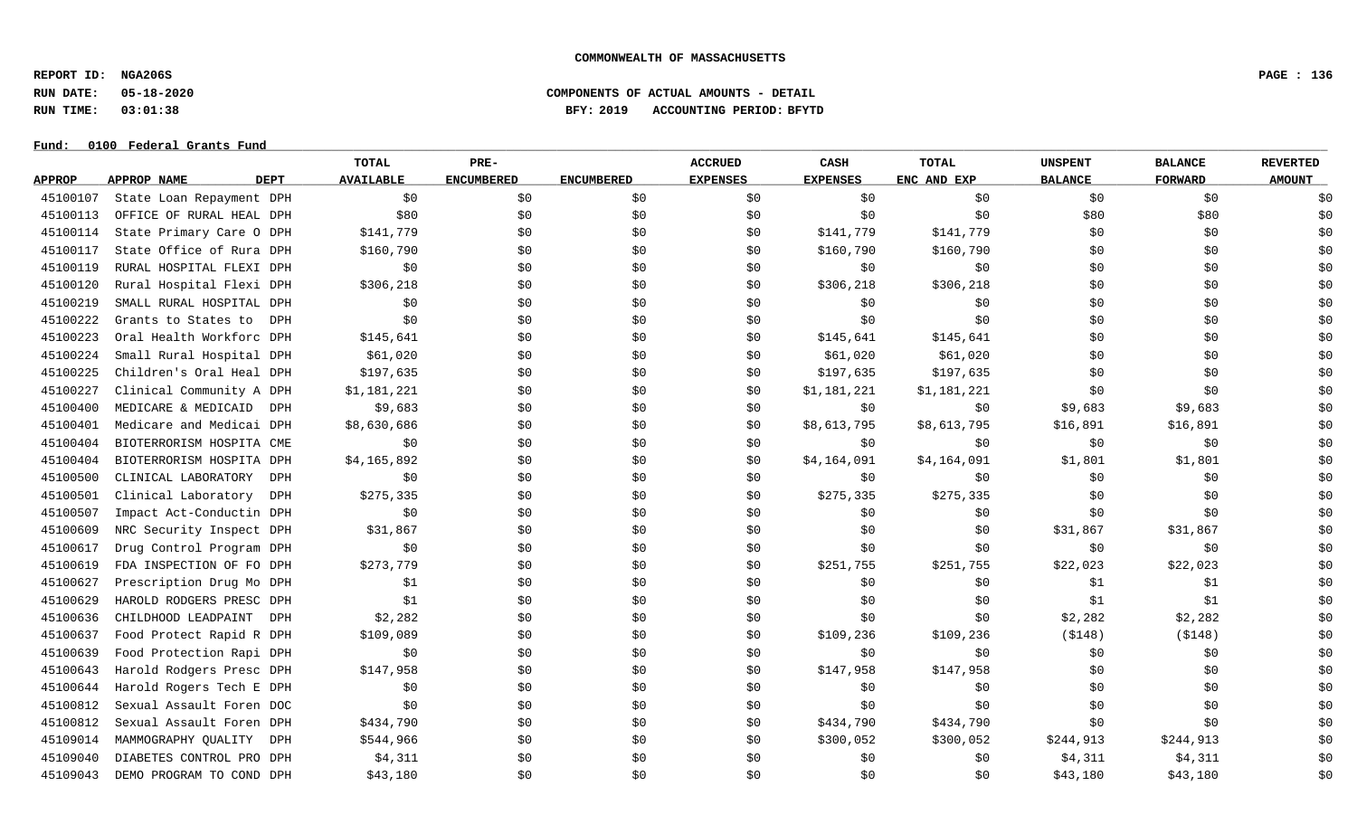COMMONWEALTH OF MASSACHUSETTS

REPORT ID: NGA206S
RUN DATE: 05-18-2020
RUN TIME: 03:01:38

COMPONENTS OF ACTUAL AMOUNTS - DETAIL
BFY: 2019 ACCOUNTING PERIOD: BFYTD

Fund: 0100 Federal Grants Fund

| APPROP | APPROP NAME | DEPT | TOTAL AVAILABLE | PRE-ENCUMBERED | ENCUMBERED | ACCRUED EXPENSES | CASH EXPENSES | TOTAL ENC AND EXP | UNSPENT BALANCE | BALANCE FORWARD | REVERTED AMOUNT |
|---|---|---|---|---|---|---|---|---|---|---|---|
| 45100107 | State Loan Repayment | DPH | $0 | $0 | $0 | $0 | $0 | $0 | $0 | $0 | $0 |
| 45100113 | OFFICE OF RURAL HEAL | DPH | $80 | $0 | $0 | $0 | $0 | $0 | $80 | $80 | $0 |
| 45100114 | State Primary Care O | DPH | $141,779 | $0 | $0 | $0 | $141,779 | $141,779 | $0 | $0 | $0 |
| 45100117 | State Office of Rura | DPH | $160,790 | $0 | $0 | $0 | $160,790 | $160,790 | $0 | $0 | $0 |
| 45100119 | RURAL HOSPITAL FLEXI | DPH | $0 | $0 | $0 | $0 | $0 | $0 | $0 | $0 | $0 |
| 45100120 | Rural Hospital Flexi | DPH | $306,218 | $0 | $0 | $0 | $306,218 | $306,218 | $0 | $0 | $0 |
| 45100219 | SMALL RURAL HOSPITAL | DPH | $0 | $0 | $0 | $0 | $0 | $0 | $0 | $0 | $0 |
| 45100222 | Grants to States to | DPH | $0 | $0 | $0 | $0 | $0 | $0 | $0 | $0 | $0 |
| 45100223 | Oral Health Workforc | DPH | $145,641 | $0 | $0 | $0 | $145,641 | $145,641 | $0 | $0 | $0 |
| 45100224 | Small Rural Hospital | DPH | $61,020 | $0 | $0 | $0 | $61,020 | $61,020 | $0 | $0 | $0 |
| 45100225 | Children's Oral Heal | DPH | $197,635 | $0 | $0 | $0 | $197,635 | $197,635 | $0 | $0 | $0 |
| 45100227 | Clinical Community A | DPH | $1,181,221 | $0 | $0 | $0 | $1,181,221 | $1,181,221 | $0 | $0 | $0 |
| 45100400 | MEDICARE & MEDICAID | DPH | $9,683 | $0 | $0 | $0 | $0 | $0 | $9,683 | $9,683 | $0 |
| 45100401 | Medicare and Medicai | DPH | $8,630,686 | $0 | $0 | $0 | $8,613,795 | $8,613,795 | $16,891 | $16,891 | $0 |
| 45100404 | BIOTERRORISM HOSPITA | CME | $0 | $0 | $0 | $0 | $0 | $0 | $0 | $0 | $0 |
| 45100404 | BIOTERRORISM HOSPITA | DPH | $4,165,892 | $0 | $0 | $0 | $4,164,091 | $4,164,091 | $1,801 | $1,801 | $0 |
| 45100500 | CLINICAL LABORATORY | DPH | $0 | $0 | $0 | $0 | $0 | $0 | $0 | $0 | $0 |
| 45100501 | Clinical Laboratory | DPH | $275,335 | $0 | $0 | $0 | $275,335 | $275,335 | $0 | $0 | $0 |
| 45100507 | Impact Act-Conductin | DPH | $0 | $0 | $0 | $0 | $0 | $0 | $0 | $0 | $0 |
| 45100609 | NRC Security Inspect | DPH | $31,867 | $0 | $0 | $0 | $0 | $0 | $31,867 | $31,867 | $0 |
| 45100617 | Drug Control Program | DPH | $0 | $0 | $0 | $0 | $0 | $0 | $0 | $0 | $0 |
| 45100619 | FDA INSPECTION OF FO | DPH | $273,779 | $0 | $0 | $0 | $251,755 | $251,755 | $22,023 | $22,023 | $0 |
| 45100627 | Prescription Drug Mo | DPH | $1 | $0 | $0 | $0 | $0 | $0 | $1 | $1 | $0 |
| 45100629 | HAROLD RODGERS PRESC | DPH | $1 | $0 | $0 | $0 | $0 | $0 | $1 | $1 | $0 |
| 45100636 | CHILDHOOD LEADPAINT | DPH | $2,282 | $0 | $0 | $0 | $0 | $0 | $2,282 | $2,282 | $0 |
| 45100637 | Food Protect Rapid R | DPH | $109,089 | $0 | $0 | $0 | $109,236 | $109,236 | ($148) | ($148) | $0 |
| 45100639 | Food Protection Rapi | DPH | $0 | $0 | $0 | $0 | $0 | $0 | $0 | $0 | $0 |
| 45100643 | Harold Rodgers Presc | DPH | $147,958 | $0 | $0 | $0 | $147,958 | $147,958 | $0 | $0 | $0 |
| 45100644 | Harold Rogers Tech E | DPH | $0 | $0 | $0 | $0 | $0 | $0 | $0 | $0 | $0 |
| 45100812 | Sexual Assault Foren | DOC | $0 | $0 | $0 | $0 | $0 | $0 | $0 | $0 | $0 |
| 45100812 | Sexual Assault Foren | DPH | $434,790 | $0 | $0 | $0 | $434,790 | $434,790 | $0 | $0 | $0 |
| 45109014 | MAMMOGRAPHY QUALITY | DPH | $544,966 | $0 | $0 | $0 | $300,052 | $300,052 | $244,913 | $244,913 | $0 |
| 45109040 | DIABETES CONTROL PRO | DPH | $4,311 | $0 | $0 | $0 | $0 | $0 | $4,311 | $4,311 | $0 |
| 45109043 | DEMO PROGRAM TO COND | DPH | $43,180 | $0 | $0 | $0 | $0 | $0 | $43,180 | $43,180 | $0 |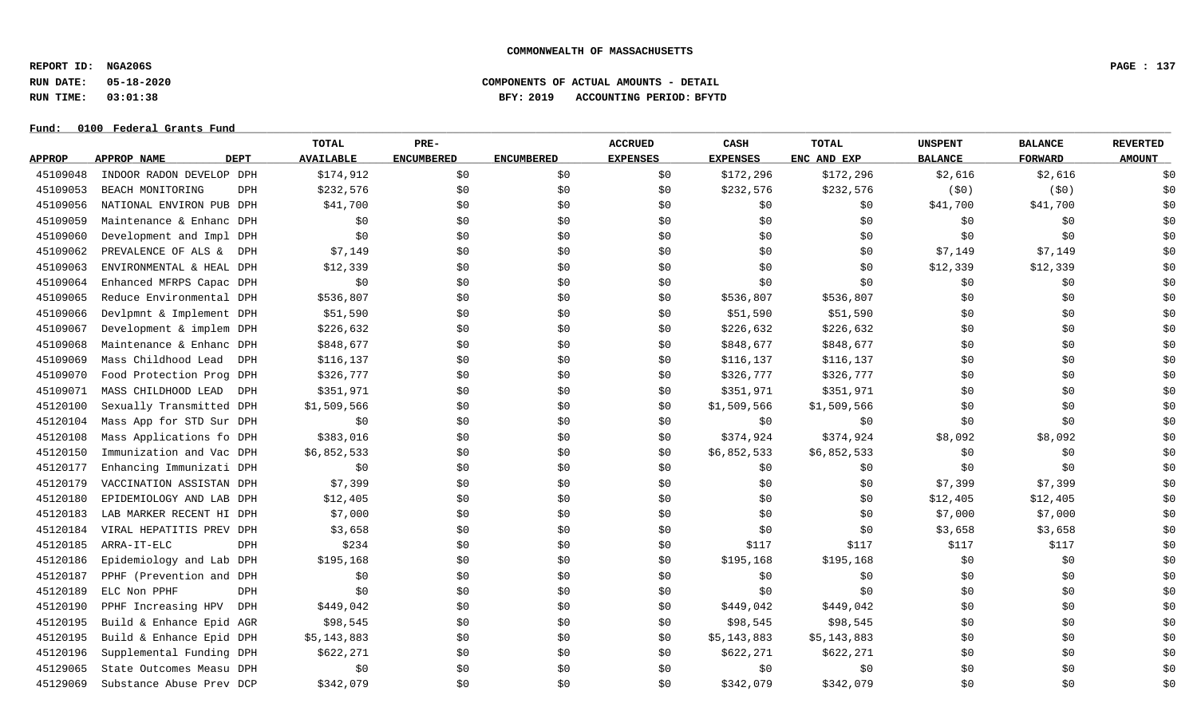**COMMONWEALTH OF MASSACHUSETTS**

**REPORT ID: NGA206S**
**RUN DATE: 05-18-2020** **COMPONENTS OF ACTUAL AMOUNTS - DETAIL**
**RUN TIME: 03:01:38** **BFY: 2019 ACCOUNTING PERIOD: BFYTD**

**Fund: 0100 Federal Grants Fund**

| APPROP | APPROP NAME | DEPT | TOTAL AVAILABLE | PRE-ENCUMBERED | ENCUMBERED | ACCRUED EXPENSES | CASH EXPENSES | TOTAL ENC AND EXP | UNSPENT BALANCE | BALANCE FORWARD | REVERTED AMOUNT |
|---|---|---|---|---|---|---|---|---|---|---|---|
| 45109048 | INDOOR RADON DEVELOP | DPH | $174,912 | $0 | $0 | $0 | $172,296 | $172,296 | $2,616 | $2,616 | $0 |
| 45109053 | BEACH MONITORING | DPH | $232,576 | $0 | $0 | $0 | $232,576 | $232,576 | ($0) | ($0) | $0 |
| 45109056 | NATIONAL ENVIRON PUB | DPH | $41,700 | $0 | $0 | $0 | $0 | $0 | $41,700 | $41,700 | $0 |
| 45109059 | Maintenance & Enhanc | DPH | $0 | $0 | $0 | $0 | $0 | $0 | $0 | $0 | $0 |
| 45109060 | Development and Impl | DPH | $0 | $0 | $0 | $0 | $0 | $0 | $0 | $0 | $0 |
| 45109062 | PREVALENCE OF ALS & | DPH | $7,149 | $0 | $0 | $0 | $0 | $0 | $7,149 | $7,149 | $0 |
| 45109063 | ENVIRONMENTAL & HEAL | DPH | $12,339 | $0 | $0 | $0 | $0 | $0 | $12,339 | $12,339 | $0 |
| 45109064 | Enhanced MFRPS Capac | DPH | $0 | $0 | $0 | $0 | $0 | $0 | $0 | $0 | $0 |
| 45109065 | Reduce Environmental | DPH | $536,807 | $0 | $0 | $0 | $536,807 | $536,807 | $0 | $0 | $0 |
| 45109066 | Devlpmnt & Implement | DPH | $51,590 | $0 | $0 | $0 | $51,590 | $51,590 | $0 | $0 | $0 |
| 45109067 | Development & implem | DPH | $226,632 | $0 | $0 | $0 | $226,632 | $226,632 | $0 | $0 | $0 |
| 45109068 | Maintenance & Enhanc | DPH | $848,677 | $0 | $0 | $0 | $848,677 | $848,677 | $0 | $0 | $0 |
| 45109069 | Mass Childhood Lead | DPH | $116,137 | $0 | $0 | $0 | $116,137 | $116,137 | $0 | $0 | $0 |
| 45109070 | Food Protection Prog | DPH | $326,777 | $0 | $0 | $0 | $326,777 | $326,777 | $0 | $0 | $0 |
| 45109071 | MASS CHILDHOOD LEAD | DPH | $351,971 | $0 | $0 | $0 | $351,971 | $351,971 | $0 | $0 | $0 |
| 45120100 | Sexually Transmitted | DPH | $1,509,566 | $0 | $0 | $0 | $1,509,566 | $1,509,566 | $0 | $0 | $0 |
| 45120104 | Mass App for STD Sur | DPH | $0 | $0 | $0 | $0 | $0 | $0 | $0 | $0 | $0 |
| 45120108 | Mass Applications fo | DPH | $383,016 | $0 | $0 | $0 | $374,924 | $374,924 | $8,092 | $8,092 | $0 |
| 45120150 | Immunization and Vac | DPH | $6,852,533 | $0 | $0 | $0 | $6,852,533 | $6,852,533 | $0 | $0 | $0 |
| 45120177 | Enhancing Immunizati | DPH | $0 | $0 | $0 | $0 | $0 | $0 | $0 | $0 | $0 |
| 45120179 | VACCINATION ASSISTAN | DPH | $7,399 | $0 | $0 | $0 | $0 | $0 | $7,399 | $7,399 | $0 |
| 45120180 | EPIDEMIOLOGY AND LAB | DPH | $12,405 | $0 | $0 | $0 | $0 | $0 | $12,405 | $12,405 | $0 |
| 45120183 | LAB MARKER RECENT HI | DPH | $7,000 | $0 | $0 | $0 | $0 | $0 | $7,000 | $7,000 | $0 |
| 45120184 | VIRAL HEPATITIS PREV | DPH | $3,658 | $0 | $0 | $0 | $0 | $0 | $3,658 | $3,658 | $0 |
| 45120185 | ARRA-IT-ELC | DPH | $234 | $0 | $0 | $0 | $117 | $117 | $117 | $117 | $0 |
| 45120186 | Epidemiology and Lab | DPH | $195,168 | $0 | $0 | $0 | $195,168 | $195,168 | $0 | $0 | $0 |
| 45120187 | PPHF (Prevention and | DPH | $0 | $0 | $0 | $0 | $0 | $0 | $0 | $0 | $0 |
| 45120189 | ELC Non PPHF | DPH | $0 | $0 | $0 | $0 | $0 | $0 | $0 | $0 | $0 |
| 45120190 | PPHF Increasing HPV | DPH | $449,042 | $0 | $0 | $0 | $449,042 | $449,042 | $0 | $0 | $0 |
| 45120195 | Build & Enhance Epid | AGR | $98,545 | $0 | $0 | $0 | $98,545 | $98,545 | $0 | $0 | $0 |
| 45120195 | Build & Enhance Epid | DPH | $5,143,883 | $0 | $0 | $0 | $5,143,883 | $5,143,883 | $0 | $0 | $0 |
| 45120196 | Supplemental Funding | DPH | $622,271 | $0 | $0 | $0 | $622,271 | $622,271 | $0 | $0 | $0 |
| 45129065 | State Outcomes Measu | DPH | $0 | $0 | $0 | $0 | $0 | $0 | $0 | $0 | $0 |
| 45129069 | Substance Abuse Prev | DCP | $342,079 | $0 | $0 | $0 | $342,079 | $342,079 | $0 | $0 | $0 |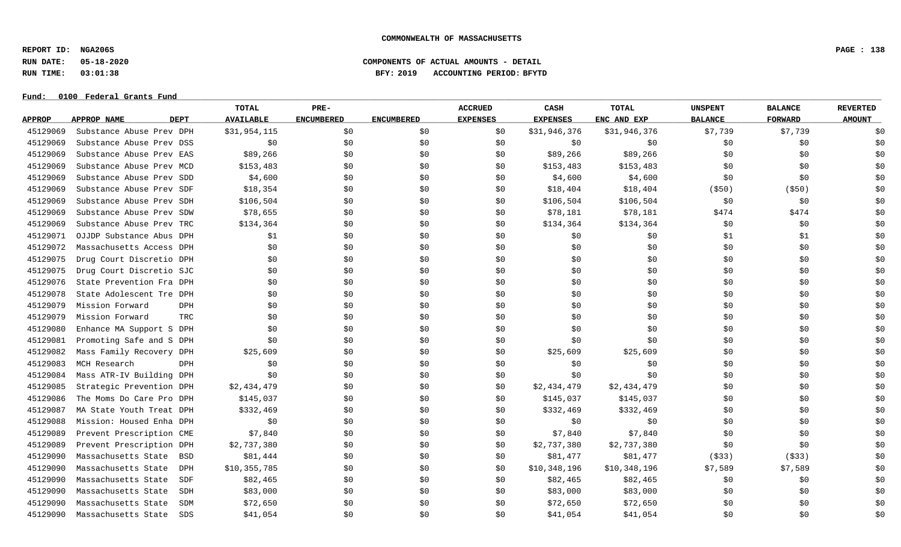**COMMONWEALTH OF MASSACHUSETTS**

**REPORT ID: NGA206S**
**RUN DATE: 05-18-2020** **COMPONENTS OF ACTUAL AMOUNTS - DETAIL**
**RUN TIME: 03:01:38** **BFY: 2019 ACCOUNTING PERIOD: BFYTD**

**Fund: 0100 Federal Grants Fund**

| APPROP | APPROP NAME | DEPT | TOTAL AVAILABLE | PRE-ENCUMBERED | ENCUMBERED | ACCRUED EXPENSES | CASH EXPENSES | TOTAL ENC AND EXP | UNSPENT BALANCE | BALANCE FORWARD | REVERTED AMOUNT |
|---|---|---|---|---|---|---|---|---|---|---|---|
| 45129069 | Substance Abuse Prev | DPH | $31,954,115 | $0 | $0 | $0 | $31,946,376 | $31,946,376 | $7,739 | $7,739 | $0 |
| 45129069 | Substance Abuse Prev | DSS | $0 | $0 | $0 | $0 | $0 | $0 | $0 | $0 | $0 |
| 45129069 | Substance Abuse Prev | EAS | $89,266 | $0 | $0 | $0 | $89,266 | $89,266 | $0 | $0 | $0 |
| 45129069 | Substance Abuse Prev | MCD | $153,483 | $0 | $0 | $0 | $153,483 | $153,483 | $0 | $0 | $0 |
| 45129069 | Substance Abuse Prev | SDD | $4,600 | $0 | $0 | $0 | $4,600 | $4,600 | $0 | $0 | $0 |
| 45129069 | Substance Abuse Prev | SDF | $18,354 | $0 | $0 | $0 | $18,404 | $18,404 | ($50) | ($50) | $0 |
| 45129069 | Substance Abuse Prev | SDH | $106,504 | $0 | $0 | $0 | $106,504 | $106,504 | $0 | $0 | $0 |
| 45129069 | Substance Abuse Prev | SDW | $78,655 | $0 | $0 | $0 | $78,181 | $78,181 | $474 | $474 | $0 |
| 45129069 | Substance Abuse Prev | TRC | $134,364 | $0 | $0 | $0 | $134,364 | $134,364 | $0 | $0 | $0 |
| 45129071 | OJJDP Substance Abus | DPH | $1 | $0 | $0 | $0 | $0 | $0 | $1 | $1 | $0 |
| 45129072 | Massachusetts Access | DPH | $0 | $0 | $0 | $0 | $0 | $0 | $0 | $0 | $0 |
| 45129075 | Drug Court Discretio | DPH | $0 | $0 | $0 | $0 | $0 | $0 | $0 | $0 | $0 |
| 45129075 | Drug Court Discretio | SJC | $0 | $0 | $0 | $0 | $0 | $0 | $0 | $0 | $0 |
| 45129076 | State Prevention Fra | DPH | $0 | $0 | $0 | $0 | $0 | $0 | $0 | $0 | $0 |
| 45129078 | State Adolescent Tre | DPH | $0 | $0 | $0 | $0 | $0 | $0 | $0 | $0 | $0 |
| 45129079 | Mission Forward | DPH | $0 | $0 | $0 | $0 | $0 | $0 | $0 | $0 | $0 |
| 45129079 | Mission Forward | TRC | $0 | $0 | $0 | $0 | $0 | $0 | $0 | $0 | $0 |
| 45129080 | Enhance MA Support S | DPH | $0 | $0 | $0 | $0 | $0 | $0 | $0 | $0 | $0 |
| 45129081 | Promoting Safe and S | DPH | $0 | $0 | $0 | $0 | $0 | $0 | $0 | $0 | $0 |
| 45129082 | Mass Family Recovery | DPH | $25,609 | $0 | $0 | $0 | $25,609 | $25,609 | $0 | $0 | $0 |
| 45129083 | MCH Research | DPH | $0 | $0 | $0 | $0 | $0 | $0 | $0 | $0 | $0 |
| 45129084 | Mass ATR-IV Building | DPH | $0 | $0 | $0 | $0 | $0 | $0 | $0 | $0 | $0 |
| 45129085 | Strategic Prevention | DPH | $2,434,479 | $0 | $0 | $0 | $2,434,479 | $2,434,479 | $0 | $0 | $0 |
| 45129086 | The Moms Do Care Pro | DPH | $145,037 | $0 | $0 | $0 | $145,037 | $145,037 | $0 | $0 | $0 |
| 45129087 | MA State Youth Treat | DPH | $332,469 | $0 | $0 | $0 | $332,469 | $332,469 | $0 | $0 | $0 |
| 45129088 | Mission: Housed Enha | DPH | $0 | $0 | $0 | $0 | $0 | $0 | $0 | $0 | $0 |
| 45129089 | Prevent Prescription | CME | $7,840 | $0 | $0 | $0 | $7,840 | $7,840 | $0 | $0 | $0 |
| 45129089 | Prevent Prescription | DPH | $2,737,380 | $0 | $0 | $0 | $2,737,380 | $2,737,380 | $0 | $0 | $0 |
| 45129090 | Massachusetts State | BSD | $81,444 | $0 | $0 | $0 | $81,477 | $81,477 | ($33) | ($33) | $0 |
| 45129090 | Massachusetts State | DPH | $10,355,785 | $0 | $0 | $0 | $10,348,196 | $10,348,196 | $7,589 | $7,589 | $0 |
| 45129090 | Massachusetts State | SDF | $82,465 | $0 | $0 | $0 | $82,465 | $82,465 | $0 | $0 | $0 |
| 45129090 | Massachusetts State | SDH | $83,000 | $0 | $0 | $0 | $83,000 | $83,000 | $0 | $0 | $0 |
| 45129090 | Massachusetts State | SDM | $72,650 | $0 | $0 | $0 | $72,650 | $72,650 | $0 | $0 | $0 |
| 45129090 | Massachusetts State | SDS | $41,054 | $0 | $0 | $0 | $41,054 | $41,054 | $0 | $0 | $0 |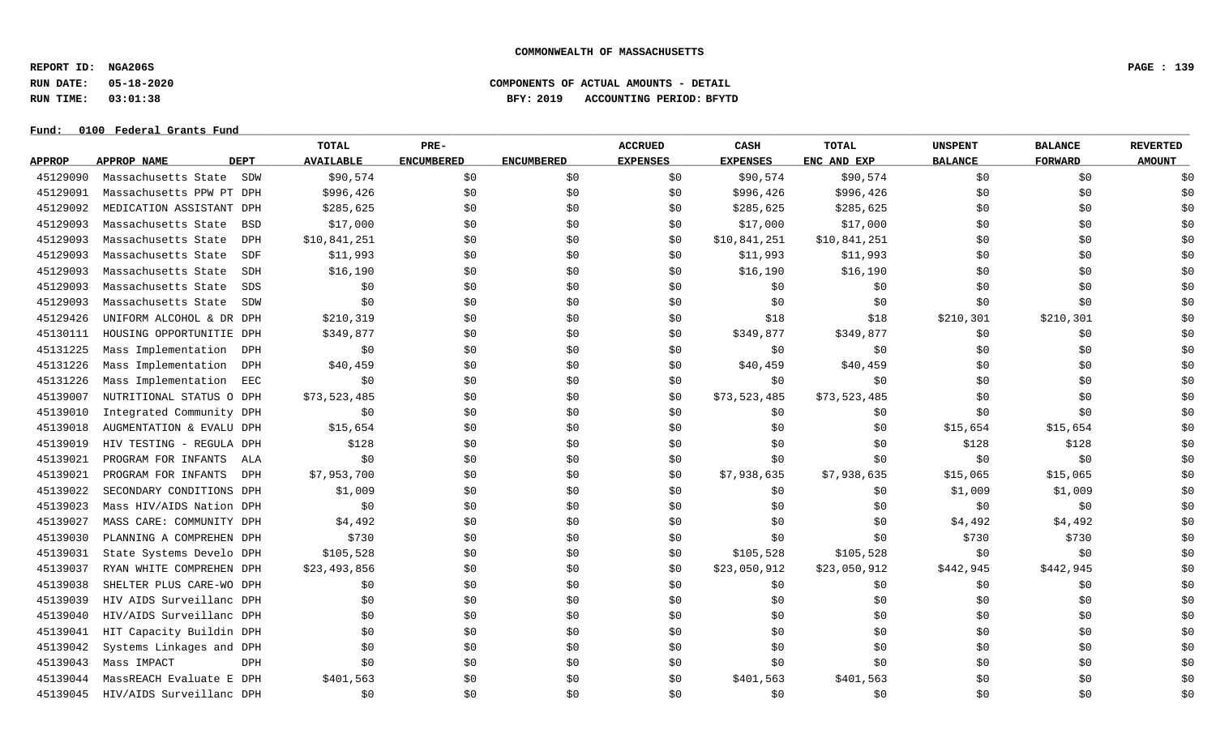**COMMONWEALTH OF MASSACHUSETTS**

**REPORT ID: NGA206S**

**RUN DATE: 05-18-2020** **COMPONENTS OF ACTUAL AMOUNTS - DETAIL**

**RUN TIME: 03:01:38** **BFY: 2019 ACCOUNTING PERIOD: BFYTD**

**Fund: 0100 Federal Grants Fund**

| APPROP | APPROP NAME | DEPT | TOTAL AVAILABLE | PRE-ENCUMBERED | ENCUMBERED | ACCRUED EXPENSES | CASH EXPENSES | TOTAL ENC AND EXP | UNSPENT BALANCE | BALANCE FORWARD | REVERTED AMOUNT |
|---|---|---|---|---|---|---|---|---|---|---|---|
| 45129090 | Massachusetts State | SDW | $90,574 | $0 | $0 | $0 | $90,574 | $90,574 | $0 | $0 | $0 |
| 45129091 | Massachusetts PPW PT | DPH | $996,426 | $0 | $0 | $0 | $996,426 | $996,426 | $0 | $0 | $0 |
| 45129092 | MEDICATION ASSISTANT | DPH | $285,625 | $0 | $0 | $0 | $285,625 | $285,625 | $0 | $0 | $0 |
| 45129093 | Massachusetts State | BSD | $17,000 | $0 | $0 | $0 | $17,000 | $17,000 | $0 | $0 | $0 |
| 45129093 | Massachusetts State | DPH | $10,841,251 | $0 | $0 | $0 | $10,841,251 | $10,841,251 | $0 | $0 | $0 |
| 45129093 | Massachusetts State | SDF | $11,993 | $0 | $0 | $0 | $11,993 | $11,993 | $0 | $0 | $0 |
| 45129093 | Massachusetts State | SDH | $16,190 | $0 | $0 | $0 | $16,190 | $16,190 | $0 | $0 | $0 |
| 45129093 | Massachusetts State | SDS | $0 | $0 | $0 | $0 | $0 | $0 | $0 | $0 | $0 |
| 45129093 | Massachusetts State | SDW | $0 | $0 | $0 | $0 | $0 | $0 | $0 | $0 | $0 |
| 45129426 | UNIFORM ALCOHOL & DR | DPH | $210,319 | $0 | $0 | $0 | $18 | $18 | $210,301 | $210,301 | $0 |
| 45130111 | HOUSING OPPORTUNITIE | DPH | $349,877 | $0 | $0 | $0 | $349,877 | $349,877 | $0 | $0 | $0 |
| 45131225 | Mass Implementation | DPH | $0 | $0 | $0 | $0 | $0 | $0 | $0 | $0 | $0 |
| 45131226 | Mass Implementation | DPH | $40,459 | $0 | $0 | $0 | $40,459 | $40,459 | $0 | $0 | $0 |
| 45131226 | Mass Implementation | EEC | $0 | $0 | $0 | $0 | $0 | $0 | $0 | $0 | $0 |
| 45139007 | NUTRITIONAL STATUS O | DPH | $73,523,485 | $0 | $0 | $0 | $73,523,485 | $73,523,485 | $0 | $0 | $0 |
| 45139010 | Integrated Community | DPH | $0 | $0 | $0 | $0 | $0 | $0 | $0 | $0 | $0 |
| 45139018 | AUGMENTATION & EVALU | DPH | $15,654 | $0 | $0 | $0 | $0 | $0 | $15,654 | $15,654 | $0 |
| 45139019 | HIV TESTING - REGULA | DPH | $128 | $0 | $0 | $0 | $0 | $0 | $128 | $128 | $0 |
| 45139021 | PROGRAM FOR INFANTS | ALA | $0 | $0 | $0 | $0 | $0 | $0 | $0 | $0 | $0 |
| 45139021 | PROGRAM FOR INFANTS | DPH | $7,953,700 | $0 | $0 | $0 | $7,938,635 | $7,938,635 | $15,065 | $15,065 | $0 |
| 45139022 | SECONDARY CONDITIONS | DPH | $1,009 | $0 | $0 | $0 | $0 | $0 | $1,009 | $1,009 | $0 |
| 45139023 | Mass HIV/AIDS Nation | DPH | $0 | $0 | $0 | $0 | $0 | $0 | $0 | $0 | $0 |
| 45139027 | MASS CARE: COMMUNITY | DPH | $4,492 | $0 | $0 | $0 | $0 | $0 | $4,492 | $4,492 | $0 |
| 45139030 | PLANNING A COMPREHEN | DPH | $730 | $0 | $0 | $0 | $0 | $0 | $730 | $730 | $0 |
| 45139031 | State Systems Develo | DPH | $105,528 | $0 | $0 | $0 | $105,528 | $105,528 | $0 | $0 | $0 |
| 45139037 | RYAN WHITE COMPREHEN | DPH | $23,493,856 | $0 | $0 | $0 | $23,050,912 | $23,050,912 | $442,945 | $442,945 | $0 |
| 45139038 | SHELTER PLUS CARE-WO | DPH | $0 | $0 | $0 | $0 | $0 | $0 | $0 | $0 | $0 |
| 45139039 | HIV AIDS Surveillanc | DPH | $0 | $0 | $0 | $0 | $0 | $0 | $0 | $0 | $0 |
| 45139040 | HIV/AIDS Surveillanc | DPH | $0 | $0 | $0 | $0 | $0 | $0 | $0 | $0 | $0 |
| 45139041 | HIT Capacity Buildin | DPH | $0 | $0 | $0 | $0 | $0 | $0 | $0 | $0 | $0 |
| 45139042 | Systems Linkages and | DPH | $0 | $0 | $0 | $0 | $0 | $0 | $0 | $0 | $0 |
| 45139043 | Mass IMPACT | DPH | $0 | $0 | $0 | $0 | $0 | $0 | $0 | $0 | $0 |
| 45139044 | MassREACH Evaluate E | DPH | $401,563 | $0 | $0 | $0 | $401,563 | $401,563 | $0 | $0 | $0 |
| 45139045 | HIV/AIDS Surveillanc | DPH | $0 | $0 | $0 | $0 | $0 | $0 | $0 | $0 | $0 |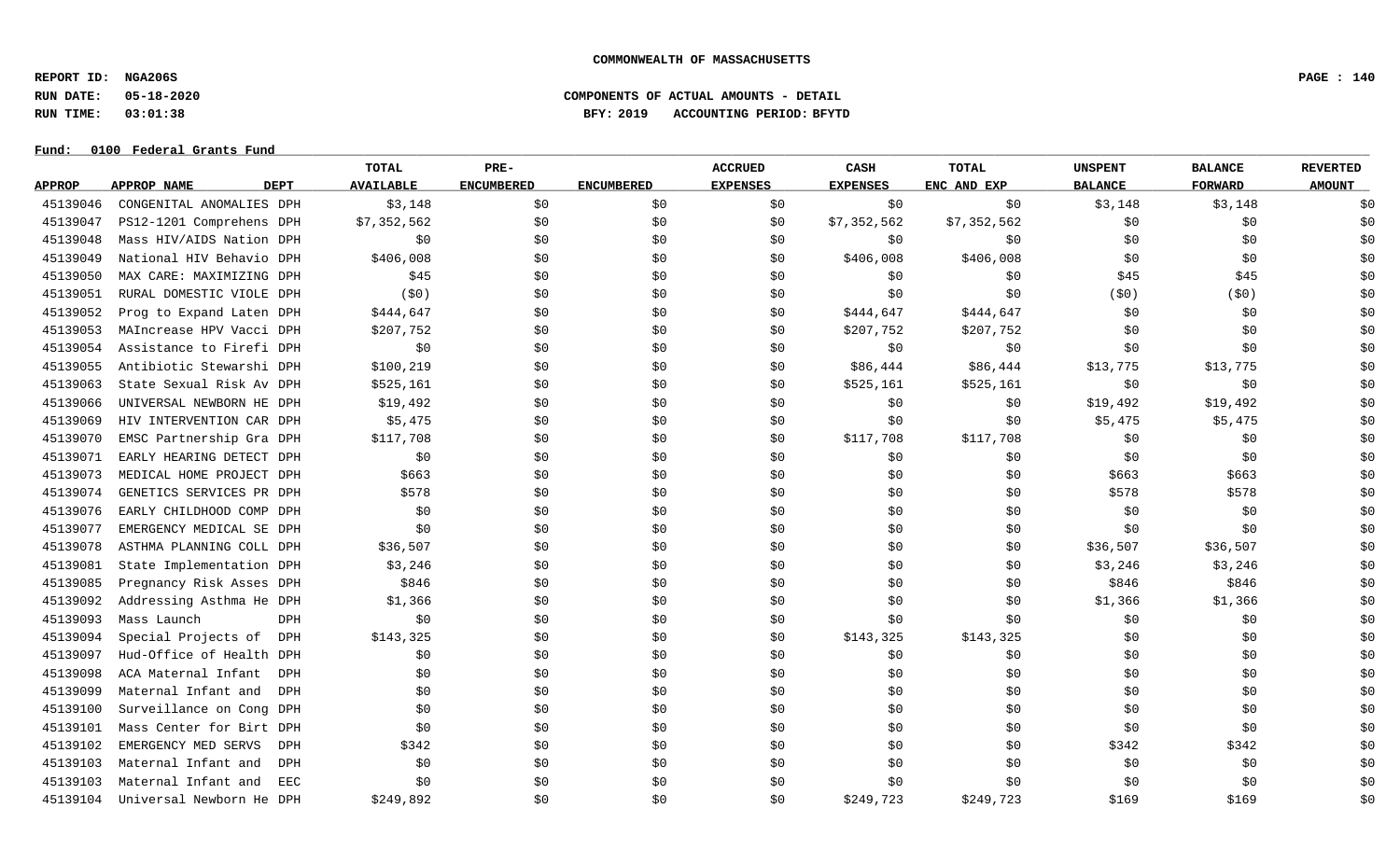**COMMONWEALTH OF MASSACHUSETTS**

**REPORT ID: NGA206S**
**RUN DATE: 05-18-2020**
**RUN TIME: 03:01:38**

**COMPONENTS OF ACTUAL AMOUNTS - DETAIL**
**BFY: 2019 ACCOUNTING PERIOD: BFYTD**

**Fund: 0100 Federal Grants Fund**

| APPROP | APPROP NAME | DEPT | TOTAL AVAILABLE | PRE-ENCUMBERED | ENCUMBERED | ACCRUED EXPENSES | CASH EXPENSES | TOTAL ENC AND EXP | UNSPENT BALANCE | BALANCE FORWARD | REVERTED AMOUNT |
|---|---|---|---|---|---|---|---|---|---|---|---|
| 45139046 | CONGENITAL ANOMALIES | DPH | $3,148 | $0 | $0 | $0 | $0 | $0 | $3,148 | $3,148 | $0 |
| 45139047 | PS12-1201 Comprehens | DPH | $7,352,562 | $0 | $0 | $0 | $7,352,562 | $7,352,562 | $0 | $0 | $0 |
| 45139048 | Mass HIV/AIDS Nation | DPH | $0 | $0 | $0 | $0 | $0 | $0 | $0 | $0 | $0 |
| 45139049 | National HIV Behavio | DPH | $406,008 | $0 | $0 | $0 | $406,008 | $406,008 | $0 | $0 | $0 |
| 45139050 | MAX CARE: MAXIMIZING | DPH | $45 | $0 | $0 | $0 | $0 | $0 | $45 | $45 | $0 |
| 45139051 | RURAL DOMESTIC VIOLE | DPH | ($0) | $0 | $0 | $0 | $0 | $0 | ($0) | ($0) | $0 |
| 45139052 | Prog to Expand Laten | DPH | $444,647 | $0 | $0 | $0 | $444,647 | $444,647 | $0 | $0 | $0 |
| 45139053 | MAIncrease HPV Vacci | DPH | $207,752 | $0 | $0 | $0 | $207,752 | $207,752 | $0 | $0 | $0 |
| 45139054 | Assistance to Firefi | DPH | $0 | $0 | $0 | $0 | $0 | $0 | $0 | $0 | $0 |
| 45139055 | Antibiotic Stewarshi | DPH | $100,219 | $0 | $0 | $0 | $86,444 | $86,444 | $13,775 | $13,775 | $0 |
| 45139063 | State Sexual Risk Av | DPH | $525,161 | $0 | $0 | $0 | $525,161 | $525,161 | $0 | $0 | $0 |
| 45139066 | UNIVERSAL NEWBORN HE | DPH | $19,492 | $0 | $0 | $0 | $0 | $0 | $19,492 | $19,492 | $0 |
| 45139069 | HIV INTERVENTION CAR | DPH | $5,475 | $0 | $0 | $0 | $0 | $0 | $5,475 | $5,475 | $0 |
| 45139070 | EMSC Partnership Gra | DPH | $117,708 | $0 | $0 | $0 | $117,708 | $117,708 | $0 | $0 | $0 |
| 45139071 | EARLY HEARING DETECT | DPH | $0 | $0 | $0 | $0 | $0 | $0 | $0 | $0 | $0 |
| 45139073 | MEDICAL HOME PROJECT | DPH | $663 | $0 | $0 | $0 | $0 | $0 | $663 | $663 | $0 |
| 45139074 | GENETICS SERVICES PR | DPH | $578 | $0 | $0 | $0 | $0 | $0 | $578 | $578 | $0 |
| 45139076 | EARLY CHILDHOOD COMP | DPH | $0 | $0 | $0 | $0 | $0 | $0 | $0 | $0 | $0 |
| 45139077 | EMERGENCY MEDICAL SE | DPH | $0 | $0 | $0 | $0 | $0 | $0 | $0 | $0 | $0 |
| 45139078 | ASTHMA PLANNING COLL | DPH | $36,507 | $0 | $0 | $0 | $0 | $0 | $36,507 | $36,507 | $0 |
| 45139081 | State Implementation | DPH | $3,246 | $0 | $0 | $0 | $0 | $0 | $3,246 | $3,246 | $0 |
| 45139085 | Pregnancy Risk Asses | DPH | $846 | $0 | $0 | $0 | $0 | $0 | $846 | $846 | $0 |
| 45139092 | Addressing Asthma He | DPH | $1,366 | $0 | $0 | $0 | $0 | $0 | $1,366 | $1,366 | $0 |
| 45139093 | Mass Launch | DPH | $0 | $0 | $0 | $0 | $0 | $0 | $0 | $0 | $0 |
| 45139094 | Special Projects of | DPH | $143,325 | $0 | $0 | $0 | $143,325 | $143,325 | $0 | $0 | $0 |
| 45139097 | Hud-Office of Health | DPH | $0 | $0 | $0 | $0 | $0 | $0 | $0 | $0 | $0 |
| 45139098 | ACA Maternal Infant | DPH | $0 | $0 | $0 | $0 | $0 | $0 | $0 | $0 | $0 |
| 45139099 | Maternal Infant and | DPH | $0 | $0 | $0 | $0 | $0 | $0 | $0 | $0 | $0 |
| 45139100 | Surveillance on Cong | DPH | $0 | $0 | $0 | $0 | $0 | $0 | $0 | $0 | $0 |
| 45139101 | Mass Center for Birt | DPH | $0 | $0 | $0 | $0 | $0 | $0 | $0 | $0 | $0 |
| 45139102 | EMERGENCY MED SERVS | DPH | $342 | $0 | $0 | $0 | $0 | $0 | $342 | $342 | $0 |
| 45139103 | Maternal Infant and | DPH | $0 | $0 | $0 | $0 | $0 | $0 | $0 | $0 | $0 |
| 45139103 | Maternal Infant and | EEC | $0 | $0 | $0 | $0 | $0 | $0 | $0 | $0 | $0 |
| 45139104 | Universal Newborn He | DPH | $249,892 | $0 | $0 | $0 | $249,723 | $249,723 | $169 | $169 | $0 |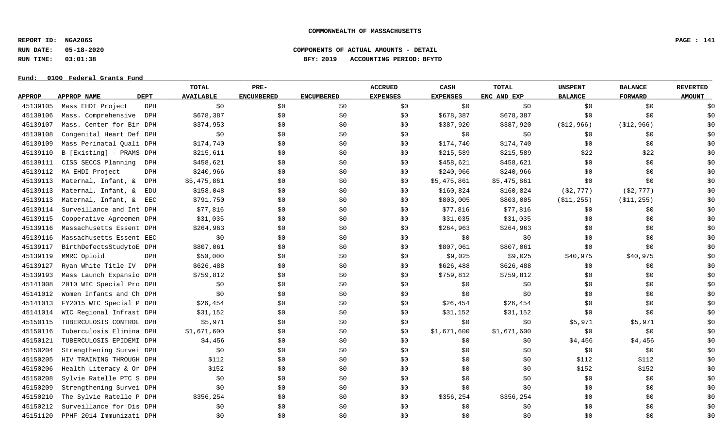**COMMONWEALTH OF MASSACHUSETTS**

**REPORT ID: NGA206S**
**RUN DATE: 05-18-2020**
**RUN TIME: 03:01:38**

**COMPONENTS OF ACTUAL AMOUNTS - DETAIL**
**BFY: 2019 ACCOUNTING PERIOD: BFYTD**

**Fund: 0100 Federal Grants Fund**

| APPROP | APPROP NAME | DEPT | TOTAL AVAILABLE | PRE-ENCUMBERED | ENCUMBERED | ACCRUED EXPENSES | CASH EXPENSES | TOTAL ENC AND EXP | UNSPENT BALANCE | BALANCE FORWARD | REVERTED AMOUNT |
|---|---|---|---|---|---|---|---|---|---|---|---|
| 45139105 | Mass EHDI Project | DPH | $0 | $0 | $0 | $0 | $0 | $0 | $0 | $0 | $0 |
| 45139106 | Mass. Comprehensive | DPH | $678,387 | $0 | $0 | $0 | $678,387 | $678,387 | $0 | $0 | $0 |
| 45139107 | Mass. Center for Bir | DPH | $374,953 | $0 | $0 | $0 | $387,920 | $387,920 | ($12,966) | ($12,966) | $0 |
| 45139108 | Congenital Heart Def | DPH | $0 | $0 | $0 | $0 | $0 | $0 | $0 | $0 | $0 |
| 45139109 | Mass Perinatal Quali | DPH | $174,740 | $0 | $0 | $0 | $174,740 | $174,740 | $0 | $0 | $0 |
| 45139110 | B [Existing] - PRAMS | DPH | $215,611 | $0 | $0 | $0 | $215,589 | $215,589 | $22 | $22 | $0 |
| 45139111 | CISS SECCS Planning | DPH | $458,621 | $0 | $0 | $0 | $458,621 | $458,621 | $0 | $0 | $0 |
| 45139112 | MA EHDI Project | DPH | $240,966 | $0 | $0 | $0 | $240,966 | $240,966 | $0 | $0 | $0 |
| 45139113 | Maternal, Infant, & | DPH | $5,475,861 | $0 | $0 | $0 | $5,475,861 | $5,475,861 | $0 | $0 | $0 |
| 45139113 | Maternal, Infant, & | EDU | $158,048 | $0 | $0 | $0 | $160,824 | $160,824 | ($2,777) | ($2,777) | $0 |
| 45139113 | Maternal, Infant, & | EEC | $791,750 | $0 | $0 | $0 | $803,005 | $803,005 | ($11,255) | ($11,255) | $0 |
| 45139114 | Surveillance and Int | DPH | $77,816 | $0 | $0 | $0 | $77,816 | $77,816 | $0 | $0 | $0 |
| 45139115 | Cooperative Agreemen | DPH | $31,035 | $0 | $0 | $0 | $31,035 | $31,035 | $0 | $0 | $0 |
| 45139116 | Massachusetts Essent | DPH | $264,963 | $0 | $0 | $0 | $264,963 | $264,963 | $0 | $0 | $0 |
| 45139116 | Massachusetts Essent | EEC | $0 | $0 | $0 | $0 | $0 | $0 | $0 | $0 | $0 |
| 45139117 | BirthDefectsStudytoE | DPH | $807,061 | $0 | $0 | $0 | $807,061 | $807,061 | $0 | $0 | $0 |
| 45139119 | MMRC Opioid | DPH | $50,000 | $0 | $0 | $0 | $9,025 | $9,025 | $40,975 | $40,975 | $0 |
| 45139127 | Ryan White Title IV | DPH | $626,488 | $0 | $0 | $0 | $626,488 | $626,488 | $0 | $0 | $0 |
| 45139193 | Mass Launch Expansio | DPH | $759,812 | $0 | $0 | $0 | $759,812 | $759,812 | $0 | $0 | $0 |
| 45141008 | 2010 WIC Special Pro | DPH | $0 | $0 | $0 | $0 | $0 | $0 | $0 | $0 | $0 |
| 45141012 | Women Infants and Ch | DPH | $0 | $0 | $0 | $0 | $0 | $0 | $0 | $0 | $0 |
| 45141013 | FY2015 WIC Special P | DPH | $26,454 | $0 | $0 | $0 | $26,454 | $26,454 | $0 | $0 | $0 |
| 45141014 | WIC Regional Infrast | DPH | $31,152 | $0 | $0 | $0 | $31,152 | $31,152 | $0 | $0 | $0 |
| 45150115 | TUBERCULOSIS CONTROL | DPH | $5,971 | $0 | $0 | $0 | $0 | $0 | $5,971 | $5,971 | $0 |
| 45150116 | Tuberculosis Elimina | DPH | $1,671,600 | $0 | $0 | $0 | $1,671,600 | $1,671,600 | $0 | $0 | $0 |
| 45150121 | TUBERCULOSIS EPIDEMI | DPH | $4,456 | $0 | $0 | $0 | $0 | $0 | $4,456 | $4,456 | $0 |
| 45150204 | Strengthening Survei | DPH | $0 | $0 | $0 | $0 | $0 | $0 | $0 | $0 | $0 |
| 45150205 | HIV TRAINING THROUGH | DPH | $112 | $0 | $0 | $0 | $0 | $0 | $112 | $112 | $0 |
| 45150206 | Health Literacy & Or | DPH | $152 | $0 | $0 | $0 | $0 | $0 | $152 | $152 | $0 |
| 45150208 | Sylvie Ratelle PTC S | DPH | $0 | $0 | $0 | $0 | $0 | $0 | $0 | $0 | $0 |
| 45150209 | Strengthening Survei | DPH | $0 | $0 | $0 | $0 | $0 | $0 | $0 | $0 | $0 |
| 45150210 | The Sylvie Ratelle P | DPH | $356,254 | $0 | $0 | $0 | $356,254 | $356,254 | $0 | $0 | $0 |
| 45150212 | Surveillance for Dis | DPH | $0 | $0 | $0 | $0 | $0 | $0 | $0 | $0 | $0 |
| 45151120 | PPHF 2014 Immunizati | DPH | $0 | $0 | $0 | $0 | $0 | $0 | $0 | $0 | $0 |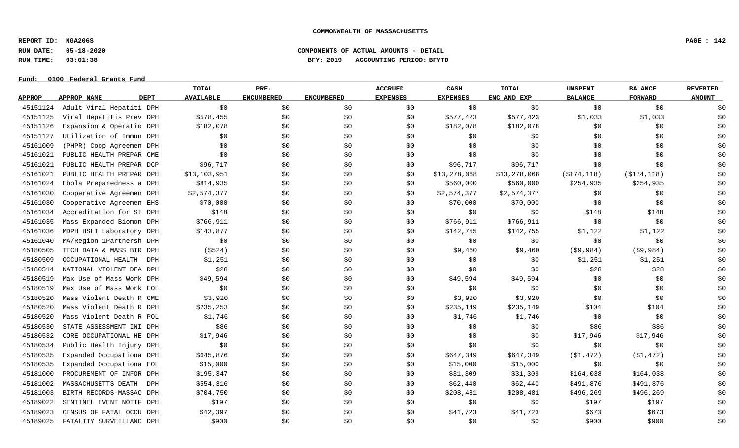**COMMONWEALTH OF MASSACHUSETTS**

**REPORT ID: NGA206S**
**RUN DATE: 05-18-2020** **COMPONENTS OF ACTUAL AMOUNTS - DETAIL**
**RUN TIME: 03:01:38** **BFY: 2019 ACCOUNTING PERIOD: BFYTD**

**Fund: 0100 Federal Grants Fund**

| APPROP | APPROP NAME | DEPT | TOTAL AVAILABLE | PRE-ENCUMBERED | ENCUMBERED | ACCRUED EXPENSES | CASH EXPENSES | TOTAL ENC AND EXP | UNSPENT BALANCE | BALANCE FORWARD | REVERTED AMOUNT |
|---|---|---|---|---|---|---|---|---|---|---|---|
| 45151124 | Adult Viral Hepatiti | DPH | $0 | $0 | $0 | $0 | $0 | $0 | $0 | $0 | $0 |
| 45151125 | Viral Hepatitis Prev | DPH | $578,455 | $0 | $0 | $0 | $577,423 | $577,423 | $1,033 | $1,033 | $0 |
| 45151126 | Expansion & Operatio | DPH | $182,078 | $0 | $0 | $0 | $182,078 | $182,078 | $0 | $0 | $0 |
| 45151127 | Utilization of Immun | DPH | $0 | $0 | $0 | $0 | $0 | $0 | $0 | $0 | $0 |
| 45161009 | (PHPR) Coop Agreemen | DPH | $0 | $0 | $0 | $0 | $0 | $0 | $0 | $0 | $0 |
| 45161021 | PUBLIC HEALTH PREPAR | CME | $0 | $0 | $0 | $0 | $0 | $0 | $0 | $0 | $0 |
| 45161021 | PUBLIC HEALTH PREPAR | DCP | $96,717 | $0 | $0 | $0 | $96,717 | $96,717 | $0 | $0 | $0 |
| 45161021 | PUBLIC HEALTH PREPAR | DPH | $13,103,951 | $0 | $0 | $0 | $13,278,068 | $13,278,068 | ($174,118) | ($174,118) | $0 |
| 45161024 | Ebola Preparedness a | DPH | $814,935 | $0 | $0 | $0 | $560,000 | $560,000 | $254,935 | $254,935 | $0 |
| 45161030 | Cooperative Agreemen | DPH | $2,574,377 | $0 | $0 | $0 | $2,574,377 | $2,574,377 | $0 | $0 | $0 |
| 45161030 | Cooperative Agreemen | EHS | $70,000 | $0 | $0 | $0 | $70,000 | $70,000 | $0 | $0 | $0 |
| 45161034 | Accreditation for St | DPH | $148 | $0 | $0 | $0 | $0 | $0 | $148 | $148 | $0 |
| 45161035 | Mass Expanded Biomon | DPH | $766,911 | $0 | $0 | $0 | $766,911 | $766,911 | $0 | $0 | $0 |
| 45161036 | MDPH HSLI Laboratory | DPH | $143,877 | $0 | $0 | $0 | $142,755 | $142,755 | $1,122 | $1,122 | $0 |
| 45161040 | MA/Region 1Partnersh | DPH | $0 | $0 | $0 | $0 | $0 | $0 | $0 | $0 | $0 |
| 45180505 | TECH DATA & MASS BIR | DPH | ($524) | $0 | $0 | $0 | $9,460 | $9,460 | ($9,984) | ($9,984) | $0 |
| 45180509 | OCCUPATIONAL HEALTH | DPH | $1,251 | $0 | $0 | $0 | $0 | $0 | $1,251 | $1,251 | $0 |
| 45180514 | NATIONAL VIOLENT DEA | DPH | $28 | $0 | $0 | $0 | $0 | $0 | $28 | $28 | $0 |
| 45180519 | Max Use of Mass Work | DPH | $49,594 | $0 | $0 | $0 | $49,594 | $49,594 | $0 | $0 | $0 |
| 45180519 | Max Use of Mass Work | EOL | $0 | $0 | $0 | $0 | $0 | $0 | $0 | $0 | $0 |
| 45180520 | Mass Violent Death R | CME | $3,920 | $0 | $0 | $0 | $3,920 | $3,920 | $0 | $0 | $0 |
| 45180520 | Mass Violent Death R | DPH | $235,253 | $0 | $0 | $0 | $235,149 | $235,149 | $104 | $104 | $0 |
| 45180520 | Mass Violent Death R | POL | $1,746 | $0 | $0 | $0 | $1,746 | $1,746 | $0 | $0 | $0 |
| 45180530 | STATE ASSESSMENT INI | DPH | $86 | $0 | $0 | $0 | $0 | $0 | $86 | $86 | $0 |
| 45180532 | CORE OCCUPATIONAL HE | DPH | $17,946 | $0 | $0 | $0 | $0 | $0 | $17,946 | $17,946 | $0 |
| 45180534 | Public Health Injury | DPH | $0 | $0 | $0 | $0 | $0 | $0 | $0 | $0 | $0 |
| 45180535 | Expanded Occupationa | DPH | $645,876 | $0 | $0 | $0 | $647,349 | $647,349 | ($1,472) | ($1,472) | $0 |
| 45180535 | Expanded Occupationa | EOL | $15,000 | $0 | $0 | $0 | $15,000 | $15,000 | $0 | $0 | $0 |
| 45181000 | PROCUREMENT OF INFOR | DPH | $195,347 | $0 | $0 | $0 | $31,309 | $31,309 | $164,038 | $164,038 | $0 |
| 45181002 | MASSACHUSETTS DEATH | DPH | $554,316 | $0 | $0 | $0 | $62,440 | $62,440 | $491,876 | $491,876 | $0 |
| 45181003 | BIRTH RECORDS-MASSAC | DPH | $704,750 | $0 | $0 | $0 | $208,481 | $208,481 | $496,269 | $496,269 | $0 |
| 45189022 | SENTINEL EVENT NOTIF | DPH | $197 | $0 | $0 | $0 | $0 | $0 | $197 | $197 | $0 |
| 45189023 | CENSUS OF FATAL OCCU | DPH | $42,397 | $0 | $0 | $0 | $41,723 | $41,723 | $673 | $673 | $0 |
| 45189025 | FATALITY SURVEILLANC | DPH | $900 | $0 | $0 | $0 | $0 | $0 | $900 | $900 | $0 |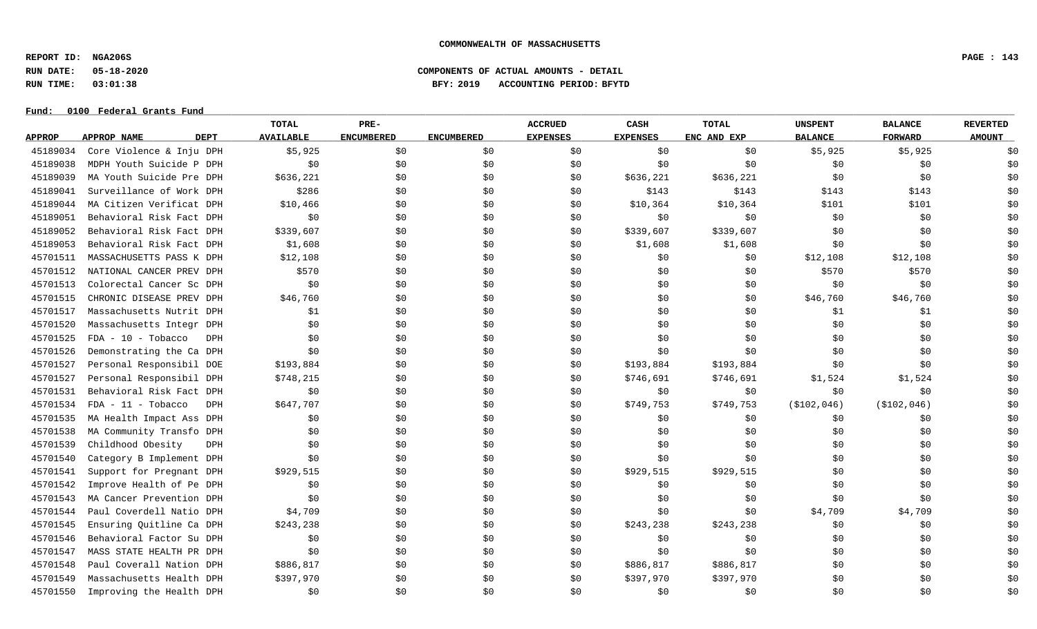COMMONWEALTH OF MASSACHUSETTS

REPORT ID: NGA206S
RUN DATE: 05-18-2020
RUN TIME: 03:01:38

COMPONENTS OF ACTUAL AMOUNTS - DETAIL
BFY: 2019 ACCOUNTING PERIOD: BFYTD

Fund: 0100 Federal Grants Fund

| APPROP | APPROP NAME | DEPT | TOTAL AVAILABLE | PRE-ENCUMBERED | ENCUMBERED | ACCRUED EXPENSES | CASH EXPENSES | TOTAL ENC AND EXP | UNSPENT BALANCE | BALANCE FORWARD | REVERTED AMOUNT |
|---|---|---|---|---|---|---|---|---|---|---|---|
| 45189034 | Core Violence & Inju | DPH | $5,925 | $0 | $0 | $0 | $0 | $0 | $5,925 | $5,925 | $0 |
| 45189038 | MDPH Youth Suicide P | DPH | $0 | $0 | $0 | $0 | $0 | $0 | $0 | $0 | $0 |
| 45189039 | MA Youth Suicide Pre | DPH | $636,221 | $0 | $0 | $0 | $636,221 | $636,221 | $0 | $0 | $0 |
| 45189041 | Surveillance of Work | DPH | $286 | $0 | $0 | $0 | $143 | $143 | $143 | $143 | $0 |
| 45189044 | MA Citizen Verificat | DPH | $10,466 | $0 | $0 | $0 | $10,364 | $10,364 | $101 | $101 | $0 |
| 45189051 | Behavioral Risk Fact | DPH | $0 | $0 | $0 | $0 | $0 | $0 | $0 | $0 | $0 |
| 45189052 | Behavioral Risk Fact | DPH | $339,607 | $0 | $0 | $0 | $339,607 | $339,607 | $0 | $0 | $0 |
| 45189053 | Behavioral Risk Fact | DPH | $1,608 | $0 | $0 | $0 | $1,608 | $1,608 | $0 | $0 | $0 |
| 45701511 | MASSACHUSETTS PASS K | DPH | $12,108 | $0 | $0 | $0 | $0 | $0 | $12,108 | $12,108 | $0 |
| 45701512 | NATIONAL CANCER PREV | DPH | $570 | $0 | $0 | $0 | $0 | $0 | $570 | $570 | $0 |
| 45701513 | Colorectal Cancer Sc | DPH | $0 | $0 | $0 | $0 | $0 | $0 | $0 | $0 | $0 |
| 45701515 | CHRONIC DISEASE PREV | DPH | $46,760 | $0 | $0 | $0 | $0 | $0 | $46,760 | $46,760 | $0 |
| 45701517 | Massachusetts Nutrit | DPH | $1 | $0 | $0 | $0 | $0 | $0 | $1 | $1 | $0 |
| 45701520 | Massachusetts Integr | DPH | $0 | $0 | $0 | $0 | $0 | $0 | $0 | $0 | $0 |
| 45701525 | FDA - 10 - Tobacco | DPH | $0 | $0 | $0 | $0 | $0 | $0 | $0 | $0 | $0 |
| 45701526 | Demonstrating the Ca | DPH | $0 | $0 | $0 | $0 | $0 | $0 | $0 | $0 | $0 |
| 45701527 | Personal Responsibil | DOE | $193,884 | $0 | $0 | $0 | $193,884 | $193,884 | $0 | $0 | $0 |
| 45701527 | Personal Responsibil | DPH | $748,215 | $0 | $0 | $0 | $746,691 | $746,691 | $1,524 | $1,524 | $0 |
| 45701531 | Behavioral Risk Fact | DPH | $0 | $0 | $0 | $0 | $0 | $0 | $0 | $0 | $0 |
| 45701534 | FDA - 11 - Tobacco | DPH | $647,707 | $0 | $0 | $0 | $749,753 | $749,753 | ($102,046) | ($102,046) | $0 |
| 45701535 | MA Health Impact Ass | DPH | $0 | $0 | $0 | $0 | $0 | $0 | $0 | $0 | $0 |
| 45701538 | MA Community Transfo | DPH | $0 | $0 | $0 | $0 | $0 | $0 | $0 | $0 | $0 |
| 45701539 | Childhood Obesity | DPH | $0 | $0 | $0 | $0 | $0 | $0 | $0 | $0 | $0 |
| 45701540 | Category B Implement | DPH | $0 | $0 | $0 | $0 | $0 | $0 | $0 | $0 | $0 |
| 45701541 | Support for Pregnant | DPH | $929,515 | $0 | $0 | $0 | $929,515 | $929,515 | $0 | $0 | $0 |
| 45701542 | Improve Health of Pe | DPH | $0 | $0 | $0 | $0 | $0 | $0 | $0 | $0 | $0 |
| 45701543 | MA Cancer Prevention | DPH | $0 | $0 | $0 | $0 | $0 | $0 | $0 | $0 | $0 |
| 45701544 | Paul Coverdell Natio | DPH | $4,709 | $0 | $0 | $0 | $0 | $0 | $4,709 | $4,709 | $0 |
| 45701545 | Ensuring Quitline Ca | DPH | $243,238 | $0 | $0 | $0 | $243,238 | $243,238 | $0 | $0 | $0 |
| 45701546 | Behavioral Factor Su | DPH | $0 | $0 | $0 | $0 | $0 | $0 | $0 | $0 | $0 |
| 45701547 | MASS STATE HEALTH PR | DPH | $0 | $0 | $0 | $0 | $0 | $0 | $0 | $0 | $0 |
| 45701548 | Paul Coverall Nation | DPH | $886,817 | $0 | $0 | $0 | $886,817 | $886,817 | $0 | $0 | $0 |
| 45701549 | Massachusetts Health | DPH | $397,970 | $0 | $0 | $0 | $397,970 | $397,970 | $0 | $0 | $0 |
| 45701550 | Improving the Health | DPH | $0 | $0 | $0 | $0 | $0 | $0 | $0 | $0 | $0 |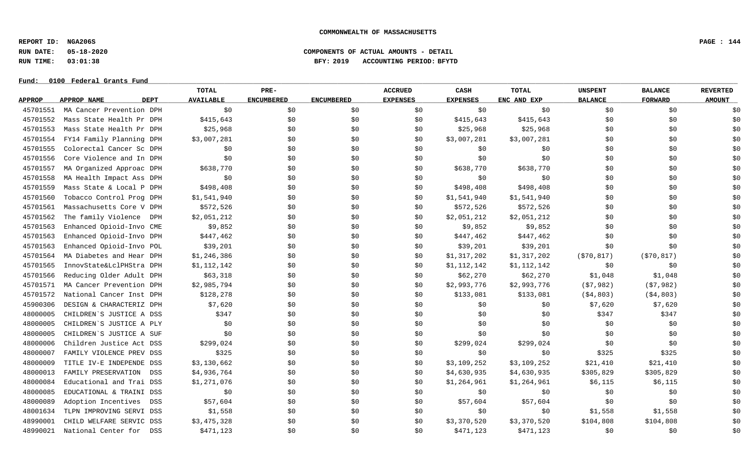**COMMONWEALTH OF MASSACHUSETTS**

**REPORT ID: NGA206S**
**RUN DATE: 05-18-2020** **COMPONENTS OF ACTUAL AMOUNTS - DETAIL**
**RUN TIME: 03:01:38** **BFY: 2019 ACCOUNTING PERIOD: BFYTD**

**Fund: 0100 Federal Grants Fund**

| APPROP | APPROP NAME | DEPT | TOTAL AVAILABLE | PRE-ENCUMBERED | ENCUMBERED | ACCRUED EXPENSES | CASH EXPENSES | TOTAL ENC AND EXP | UNSPENT BALANCE | BALANCE FORWARD | REVERTED AMOUNT |
|---|---|---|---|---|---|---|---|---|---|---|---|
| 45701551 | MA Cancer Prevention | DPH | $0 | $0 | $0 | $0 | $0 | $0 | $0 | $0 | $0 |
| 45701552 | Mass State Health Pr | DPH | $415,643 | $0 | $0 | $0 | $415,643 | $415,643 | $0 | $0 | $0 |
| 45701553 | Mass State Health Pr | DPH | $25,968 | $0 | $0 | $0 | $25,968 | $25,968 | $0 | $0 | $0 |
| 45701554 | FY14 Family Planning | DPH | $3,007,281 | $0 | $0 | $0 | $3,007,281 | $3,007,281 | $0 | $0 | $0 |
| 45701555 | Colorectal Cancer Sc | DPH | $0 | $0 | $0 | $0 | $0 | $0 | $0 | $0 | $0 |
| 45701556 | Core Violence and In | DPH | $0 | $0 | $0 | $0 | $0 | $0 | $0 | $0 | $0 |
| 45701557 | MA Organized Approac | DPH | $638,770 | $0 | $0 | $0 | $638,770 | $638,770 | $0 | $0 | $0 |
| 45701558 | MA Health Impact Ass | DPH | $0 | $0 | $0 | $0 | $0 | $0 | $0 | $0 | $0 |
| 45701559 | Mass State & Local P | DPH | $498,408 | $0 | $0 | $0 | $498,408 | $498,408 | $0 | $0 | $0 |
| 45701560 | Tobacco Control Prog | DPH | $1,541,940 | $0 | $0 | $0 | $1,541,940 | $1,541,940 | $0 | $0 | $0 |
| 45701561 | Massachusetts Core V | DPH | $572,526 | $0 | $0 | $0 | $572,526 | $572,526 | $0 | $0 | $0 |
| 45701562 | The family Violence | DPH | $2,051,212 | $0 | $0 | $0 | $2,051,212 | $2,051,212 | $0 | $0 | $0 |
| 45701563 | Enhanced Opioid-Invo | CME | $9,852 | $0 | $0 | $0 | $9,852 | $9,852 | $0 | $0 | $0 |
| 45701563 | Enhanced Opioid-Invo | DPH | $447,462 | $0 | $0 | $0 | $447,462 | $447,462 | $0 | $0 | $0 |
| 45701563 | Enhanced Opioid-Invo | POL | $39,201 | $0 | $0 | $0 | $39,201 | $39,201 | $0 | $0 | $0 |
| 45701564 | MA Diabetes and Hear | DPH | $1,246,386 | $0 | $0 | $0 | $1,317,202 | $1,317,202 | ($70,817) | ($70,817) | $0 |
| 45701565 | InnovState&LclPHStra | DPH | $1,112,142 | $0 | $0 | $0 | $1,112,142 | $1,112,142 | $0 | $0 | $0 |
| 45701566 | Reducing Older Adult | DPH | $63,318 | $0 | $0 | $0 | $62,270 | $62,270 | $1,048 | $1,048 | $0 |
| 45701571 | MA Cancer Prevention | DPH | $2,985,794 | $0 | $0 | $0 | $2,993,776 | $2,993,776 | ($7,982) | ($7,982) | $0 |
| 45701572 | National Cancer Inst | DPH | $128,278 | $0 | $0 | $0 | $133,081 | $133,081 | ($4,803) | ($4,803) | $0 |
| 45900306 | DESIGN & CHARACTERIZ | DPH | $7,620 | $0 | $0 | $0 | $0 | $0 | $7,620 | $7,620 | $0 |
| 48000005 | CHILDREN`S JUSTICE A | DSS | $347 | $0 | $0 | $0 | $0 | $0 | $347 | $347 | $0 |
| 48000005 | CHILDREN`S JUSTICE A | PLY | $0 | $0 | $0 | $0 | $0 | $0 | $0 | $0 | $0 |
| 48000005 | CHILDREN`S JUSTICE A | SUF | $0 | $0 | $0 | $0 | $0 | $0 | $0 | $0 | $0 |
| 48000006 | Children Justice Act | DSS | $299,024 | $0 | $0 | $0 | $299,024 | $299,024 | $0 | $0 | $0 |
| 48000007 | FAMILY VIOLENCE PREV | DSS | $325 | $0 | $0 | $0 | $0 | $0 | $325 | $325 | $0 |
| 48000009 | TITLE IV-E INDEPENDE | DSS | $3,130,662 | $0 | $0 | $0 | $3,109,252 | $3,109,252 | $21,410 | $21,410 | $0 |
| 48000013 | FAMILY PRESERVATION | DSS | $4,936,764 | $0 | $0 | $0 | $4,630,935 | $4,630,935 | $305,829 | $305,829 | $0 |
| 48000084 | Educational and Trai | DSS | $1,271,076 | $0 | $0 | $0 | $1,264,961 | $1,264,961 | $6,115 | $6,115 | $0 |
| 48000085 | EDUCATIONAL & TRAINI | DSS | $0 | $0 | $0 | $0 | $0 | $0 | $0 | $0 | $0 |
| 48000089 | Adoption Incentives | DSS | $57,604 | $0 | $0 | $0 | $57,604 | $57,604 | $0 | $0 | $0 |
| 48001634 | TLPN IMPROVING SERVI | DSS | $1,558 | $0 | $0 | $0 | $0 | $0 | $1,558 | $1,558 | $0 |
| 48990001 | CHILD WELFARE SERVIC | DSS | $3,475,328 | $0 | $0 | $0 | $3,370,520 | $3,370,520 | $104,808 | $104,808 | $0 |
| 48990021 | National Center for | DSS | $471,123 | $0 | $0 | $0 | $471,123 | $471,123 | $0 | $0 | $0 |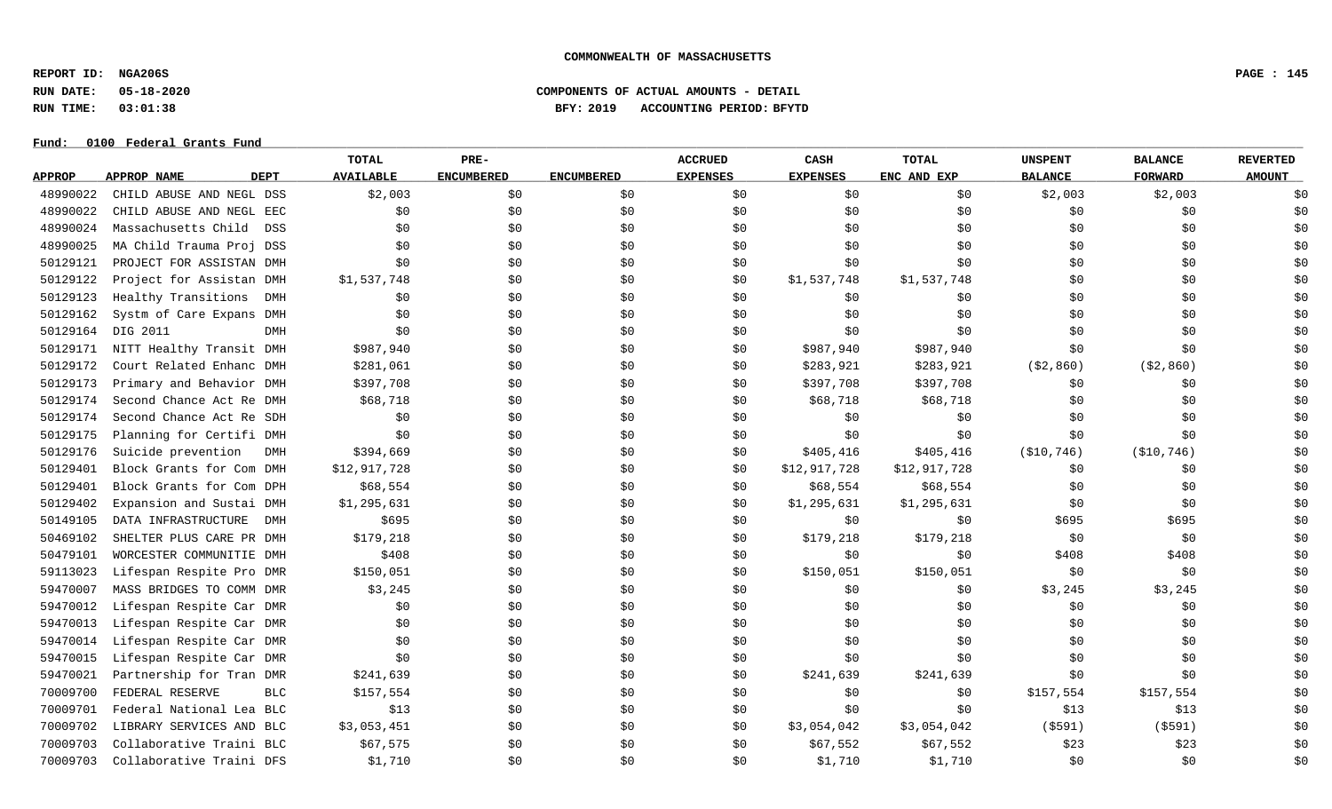COMMONWEALTH OF MASSACHUSETTS

REPORT ID: NGA206S

RUN DATE: 05-18-2020

RUN TIME: 03:01:38

COMPONENTS OF ACTUAL AMOUNTS - DETAIL

BFY: 2019 ACCOUNTING PERIOD: BFYTD

Fund: 0100 Federal Grants Fund

| APPROP | APPROP NAME | DEPT | TOTAL AVAILABLE | PRE-ENCUMBERED | ENCUMBERED | ACCRUED EXPENSES | CASH EXPENSES | TOTAL ENC AND EXP | UNSPENT BALANCE | BALANCE FORWARD | REVERTED AMOUNT |
|---|---|---|---|---|---|---|---|---|---|---|---|
| 48990022 | CHILD ABUSE AND NEGL | DSS | $2,003 | $0 | $0 | $0 | $0 | $0 | $2,003 | $2,003 | $0 |
| 48990022 | CHILD ABUSE AND NEGL | EEC | $0 | $0 | $0 | $0 | $0 | $0 | $0 | $0 | $0 |
| 48990024 | Massachusetts Child | DSS | $0 | $0 | $0 | $0 | $0 | $0 | $0 | $0 | $0 |
| 48990025 | MA Child Trauma Proj | DSS | $0 | $0 | $0 | $0 | $0 | $0 | $0 | $0 | $0 |
| 50129121 | PROJECT FOR ASSISTAN | DMH | $0 | $0 | $0 | $0 | $0 | $0 | $0 | $0 | $0 |
| 50129122 | Project for Assistan | DMH | $1,537,748 | $0 | $0 | $0 | $1,537,748 | $1,537,748 | $0 | $0 | $0 |
| 50129123 | Healthy Transitions | DMH | $0 | $0 | $0 | $0 | $0 | $0 | $0 | $0 | $0 |
| 50129162 | Systm of Care Expans | DMH | $0 | $0 | $0 | $0 | $0 | $0 | $0 | $0 | $0 |
| 50129164 | DIG 2011 | DMH | $0 | $0 | $0 | $0 | $0 | $0 | $0 | $0 | $0 |
| 50129171 | NITT Healthy Transit | DMH | $987,940 | $0 | $0 | $0 | $987,940 | $987,940 | $0 | $0 | $0 |
| 50129172 | Court Related Enhanc | DMH | $281,061 | $0 | $0 | $0 | $283,921 | $283,921 | ($2,860) | ($2,860) | $0 |
| 50129173 | Primary and Behavior | DMH | $397,708 | $0 | $0 | $0 | $397,708 | $397,708 | $0 | $0 | $0 |
| 50129174 | Second Chance Act Re | DMH | $68,718 | $0 | $0 | $0 | $68,718 | $68,718 | $0 | $0 | $0 |
| 50129174 | Second Chance Act Re | SDH | $0 | $0 | $0 | $0 | $0 | $0 | $0 | $0 | $0 |
| 50129175 | Planning for Certifi | DMH | $0 | $0 | $0 | $0 | $0 | $0 | $0 | $0 | $0 |
| 50129176 | Suicide prevention | DMH | $394,669 | $0 | $0 | $0 | $405,416 | $405,416 | ($10,746) | ($10,746) | $0 |
| 50129401 | Block Grants for Com | DMH | $12,917,728 | $0 | $0 | $0 | $12,917,728 | $12,917,728 | $0 | $0 | $0 |
| 50129401 | Block Grants for Com | DPH | $68,554 | $0 | $0 | $0 | $68,554 | $68,554 | $0 | $0 | $0 |
| 50129402 | Expansion and Sustai | DMH | $1,295,631 | $0 | $0 | $0 | $1,295,631 | $1,295,631 | $0 | $0 | $0 |
| 50149105 | DATA INFRASTRUCTURE | DMH | $695 | $0 | $0 | $0 | $0 | $0 | $695 | $695 | $0 |
| 50469102 | SHELTER PLUS CARE PR | DMH | $179,218 | $0 | $0 | $0 | $179,218 | $179,218 | $0 | $0 | $0 |
| 50479101 | WORCESTER COMMUNITIE | DMH | $408 | $0 | $0 | $0 | $0 | $0 | $408 | $408 | $0 |
| 59113023 | Lifespan Respite Pro | DMR | $150,051 | $0 | $0 | $0 | $150,051 | $150,051 | $0 | $0 | $0 |
| 59470007 | MASS BRIDGES TO COMM | DMR | $3,245 | $0 | $0 | $0 | $0 | $0 | $3,245 | $3,245 | $0 |
| 59470012 | Lifespan Respite Car | DMR | $0 | $0 | $0 | $0 | $0 | $0 | $0 | $0 | $0 |
| 59470013 | Lifespan Respite Car | DMR | $0 | $0 | $0 | $0 | $0 | $0 | $0 | $0 | $0 |
| 59470014 | Lifespan Respite Car | DMR | $0 | $0 | $0 | $0 | $0 | $0 | $0 | $0 | $0 |
| 59470015 | Lifespan Respite Car | DMR | $0 | $0 | $0 | $0 | $0 | $0 | $0 | $0 | $0 |
| 59470021 | Partnership for Tran | DMR | $241,639 | $0 | $0 | $0 | $241,639 | $241,639 | $0 | $0 | $0 |
| 70009700 | FEDERAL RESERVE | BLC | $157,554 | $0 | $0 | $0 | $0 | $0 | $157,554 | $157,554 | $0 |
| 70009701 | Federal National Lea | BLC | $13 | $0 | $0 | $0 | $0 | $0 | $13 | $13 | $0 |
| 70009702 | LIBRARY SERVICES AND | BLC | $3,053,451 | $0 | $0 | $0 | $3,054,042 | $3,054,042 | ($591) | ($591) | $0 |
| 70009703 | Collaborative Traini | BLC | $67,575 | $0 | $0 | $0 | $67,552 | $67,552 | $23 | $23 | $0 |
| 70009703 | Collaborative Traini | DFS | $1,710 | $0 | $0 | $0 | $1,710 | $1,710 | $0 | $0 | $0 |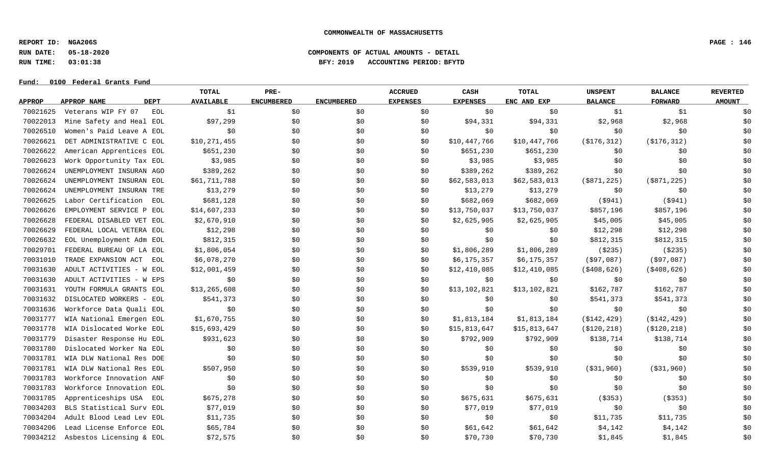**COMMONWEALTH OF MASSACHUSETTS**

**REPORT ID: NGA206S**
**RUN DATE: 05-18-2020**
**RUN TIME: 03:01:38**

**COMPONENTS OF ACTUAL AMOUNTS - DETAIL**
**BFY: 2019 ACCOUNTING PERIOD: BFYTD**

**Fund: 0100 Federal Grants Fund**

| APPROP | APPROP NAME | DEPT | TOTAL AVAILABLE | PRE-ENCUMBERED | ENCUMBERED | ACCRUED EXPENSES | CASH EXPENSES | TOTAL ENC AND EXP | UNSPENT BALANCE | BALANCE FORWARD | REVERTED AMOUNT |
|---|---|---|---|---|---|---|---|---|---|---|---|
| 70021625 | Veterans WIP FY 07 | EOL | $1 | $0 | $0 | $0 | $0 | $0 | $1 | $1 | $0 |
| 70022013 | Mine Safety and Heal | EOL | $97,299 | $0 | $0 | $0 | $94,331 | $94,331 | $2,968 | $2,968 | $0 |
| 70026510 | Women's Paid Leave A | EOL | $0 | $0 | $0 | $0 | $0 | $0 | $0 | $0 | $0 |
| 70026621 | DET ADMINISTRATIVE C | EOL | $10,271,455 | $0 | $0 | $0 | $10,447,766 | $10,447,766 | ($176,312) | ($176,312) | $0 |
| 70026622 | American Apprentices | EOL | $651,230 | $0 | $0 | $0 | $651,230 | $651,230 | $0 | $0 | $0 |
| 70026623 | Work Opportunity Tax | EOL | $3,985 | $0 | $0 | $0 | $3,985 | $3,985 | $0 | $0 | $0 |
| 70026624 | UNEMPLOYMENT INSURAN | AGO | $389,262 | $0 | $0 | $0 | $389,262 | $389,262 | $0 | $0 | $0 |
| 70026624 | UNEMPLOYMENT INSURAN | EOL | $61,711,788 | $0 | $0 | $0 | $62,583,013 | $62,583,013 | ($871,225) | ($871,225) | $0 |
| 70026624 | UNEMPLOYMENT INSURAN | TRE | $13,279 | $0 | $0 | $0 | $13,279 | $13,279 | $0 | $0 | $0 |
| 70026625 | Labor Certification | EOL | $681,128 | $0 | $0 | $0 | $682,069 | $682,069 | ($941) | ($941) | $0 |
| 70026626 | EMPLOYMENT SERVICE P | EOL | $14,607,233 | $0 | $0 | $0 | $13,750,037 | $13,750,037 | $857,196 | $857,196 | $0 |
| 70026628 | FEDERAL DISABLED VET | EOL | $2,670,910 | $0 | $0 | $0 | $2,625,905 | $2,625,905 | $45,005 | $45,005 | $0 |
| 70026629 | FEDERAL LOCAL VETERA | EOL | $12,298 | $0 | $0 | $0 | $0 | $0 | $12,298 | $12,298 | $0 |
| 70026632 | EOL Unemployment Adm | EOL | $812,315 | $0 | $0 | $0 | $0 | $0 | $812,315 | $812,315 | $0 |
| 70029701 | FEDERAL BUREAU OF LA | EOL | $1,806,054 | $0 | $0 | $0 | $1,806,289 | $1,806,289 | ($235) | ($235) | $0 |
| 70031010 | TRADE EXPANSION ACT | EOL | $6,078,270 | $0 | $0 | $0 | $6,175,357 | $6,175,357 | ($97,087) | ($97,087) | $0 |
| 70031630 | ADULT ACTIVITIES - W | EOL | $12,001,459 | $0 | $0 | $0 | $12,410,085 | $12,410,085 | ($408,626) | ($408,626) | $0 |
| 70031630 | ADULT ACTIVITIES - W | EPS | $0 | $0 | $0 | $0 | $0 | $0 | $0 | $0 | $0 |
| 70031631 | YOUTH FORMULA GRANTS | EOL | $13,265,608 | $0 | $0 | $0 | $13,102,821 | $13,102,821 | $162,787 | $162,787 | $0 |
| 70031632 | DISLOCATED WORKERS - | EOL | $541,373 | $0 | $0 | $0 | $0 | $0 | $541,373 | $541,373 | $0 |
| 70031636 | Workforce Data Quali | EOL | $0 | $0 | $0 | $0 | $0 | $0 | $0 | $0 | $0 |
| 70031777 | WIA National Emergen | EOL | $1,670,755 | $0 | $0 | $0 | $1,813,184 | $1,813,184 | ($142,429) | ($142,429) | $0 |
| 70031778 | WIA Dislocated Worke | EOL | $15,693,429 | $0 | $0 | $0 | $15,813,647 | $15,813,647 | ($120,218) | ($120,218) | $0 |
| 70031779 | Disaster Response Hu | EOL | $931,623 | $0 | $0 | $0 | $792,909 | $792,909 | $138,714 | $138,714 | $0 |
| 70031780 | Dislocated Worker Na | EOL | $0 | $0 | $0 | $0 | $0 | $0 | $0 | $0 | $0 |
| 70031781 | WIA DLW National Res | DOE | $0 | $0 | $0 | $0 | $0 | $0 | $0 | $0 | $0 |
| 70031781 | WIA DLW National Res | EOL | $507,950 | $0 | $0 | $0 | $539,910 | $539,910 | ($31,960) | ($31,960) | $0 |
| 70031783 | Workforce Innovation | ANF | $0 | $0 | $0 | $0 | $0 | $0 | $0 | $0 | $0 |
| 70031783 | Workforce Innovation | EOL | $0 | $0 | $0 | $0 | $0 | $0 | $0 | $0 | $0 |
| 70031785 | Apprenticeships USA | EOL | $675,278 | $0 | $0 | $0 | $675,631 | $675,631 | ($353) | ($353) | $0 |
| 70034203 | BLS Statistical Surv | EOL | $77,019 | $0 | $0 | $0 | $77,019 | $77,019 | $0 | $0 | $0 |
| 70034204 | Adult Blood Lead Lev | EOL | $11,735 | $0 | $0 | $0 | $0 | $0 | $11,735 | $11,735 | $0 |
| 70034206 | Lead License Enforce | EOL | $65,784 | $0 | $0 | $0 | $61,642 | $61,642 | $4,142 | $4,142 | $0 |
| 70034212 | Asbestos Licensing & | EOL | $72,575 | $0 | $0 | $0 | $70,730 | $70,730 | $1,845 | $1,845 | $0 |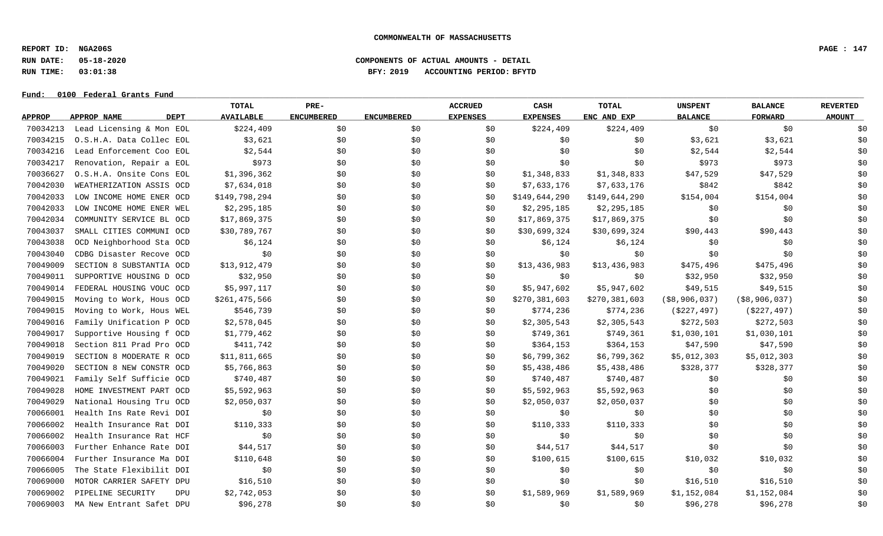**COMMONWEALTH OF MASSACHUSETTS**

**REPORT ID: NGA206S**
**RUN DATE: 05-18-2020** **COMPONENTS OF ACTUAL AMOUNTS - DETAIL**
**RUN TIME: 03:01:38** **BFY: 2019 ACCOUNTING PERIOD: BFYTD**

**Fund: 0100 Federal Grants Fund**

| APPROP | APPROP NAME | DEPT | TOTAL AVAILABLE | PRE-ENCUMBERED | ENCUMBERED | ACCRUED EXPENSES | CASH EXPENSES | TOTAL ENC AND EXP | UNSPENT BALANCE | BALANCE FORWARD | REVERTED AMOUNT |
|---|---|---|---|---|---|---|---|---|---|---|---|
| 70034213 | Lead Licensing & Mon | EOL | $224,409 | $0 | $0 | $0 | $224,409 | $224,409 | $0 | $0 | $0 |
| 70034215 | O.S.H.A. Data Collec | EOL | $3,621 | $0 | $0 | $0 | $0 | $0 | $3,621 | $3,621 | $0 |
| 70034216 | Lead Enforcement Coo | EOL | $2,544 | $0 | $0 | $0 | $0 | $0 | $2,544 | $2,544 | $0 |
| 70034217 | Renovation, Repair a | EOL | $973 | $0 | $0 | $0 | $0 | $0 | $973 | $973 | $0 |
| 70036627 | O.S.H.A. Onsite Cons | EOL | $1,396,362 | $0 | $0 | $0 | $1,348,833 | $1,348,833 | $47,529 | $47,529 | $0 |
| 70042030 | WEATHERIZATION ASSIS | OCD | $7,634,018 | $0 | $0 | $0 | $7,633,176 | $7,633,176 | $842 | $842 | $0 |
| 70042033 | LOW INCOME HOME ENER | OCD | $149,798,294 | $0 | $0 | $0 | $149,644,290 | $149,644,290 | $154,004 | $154,004 | $0 |
| 70042033 | LOW INCOME HOME ENER | WEL | $2,295,185 | $0 | $0 | $0 | $2,295,185 | $2,295,185 | $0 | $0 | $0 |
| 70042034 | COMMUNITY SERVICE BL | OCD | $17,869,375 | $0 | $0 | $0 | $17,869,375 | $17,869,375 | $0 | $0 | $0 |
| 70043037 | SMALL CITIES COMMUNI | OCD | $30,789,767 | $0 | $0 | $0 | $30,699,324 | $30,699,324 | $90,443 | $90,443 | $0 |
| 70043038 | OCD Neighborhood Sta | OCD | $6,124 | $0 | $0 | $0 | $6,124 | $6,124 | $0 | $0 | $0 |
| 70043040 | CDBG Disaster Recove | OCD | $0 | $0 | $0 | $0 | $0 | $0 | $0 | $0 | $0 |
| 70049009 | SECTION 8 SUBSTANTIA | OCD | $13,912,479 | $0 | $0 | $0 | $13,436,983 | $13,436,983 | $475,496 | $475,496 | $0 |
| 70049011 | SUPPORTIVE HOUSING D | OCD | $32,950 | $0 | $0 | $0 | $0 | $0 | $32,950 | $32,950 | $0 |
| 70049014 | FEDERAL HOUSING VOUC | OCD | $5,997,117 | $0 | $0 | $0 | $5,947,602 | $5,947,602 | $49,515 | $49,515 | $0 |
| 70049015 | Moving to Work, Hous | OCD | $261,475,566 | $0 | $0 | $0 | $270,381,603 | $270,381,603 | ($8,906,037) | ($8,906,037) | $0 |
| 70049015 | Moving to Work, Hous | WEL | $546,739 | $0 | $0 | $0 | $774,236 | $774,236 | ($227,497) | ($227,497) | $0 |
| 70049016 | Family Unification P | OCD | $2,578,045 | $0 | $0 | $0 | $2,305,543 | $2,305,543 | $272,503 | $272,503 | $0 |
| 70049017 | Supportive Housing f | OCD | $1,779,462 | $0 | $0 | $0 | $749,361 | $749,361 | $1,030,101 | $1,030,101 | $0 |
| 70049018 | Section 811 Prad Pro | OCD | $411,742 | $0 | $0 | $0 | $364,153 | $364,153 | $47,590 | $47,590 | $0 |
| 70049019 | SECTION 8 MODERATE R | OCD | $11,811,665 | $0 | $0 | $0 | $6,799,362 | $6,799,362 | $5,012,303 | $5,012,303 | $0 |
| 70049020 | SECTION 8 NEW CONSTR | OCD | $5,766,863 | $0 | $0 | $0 | $5,438,486 | $5,438,486 | $328,377 | $328,377 | $0 |
| 70049021 | Family Self Sufficie | OCD | $740,487 | $0 | $0 | $0 | $740,487 | $740,487 | $0 | $0 | $0 |
| 70049028 | HOME INVESTMENT PART | OCD | $5,592,963 | $0 | $0 | $0 | $5,592,963 | $5,592,963 | $0 | $0 | $0 |
| 70049029 | National Housing Tru | OCD | $2,050,037 | $0 | $0 | $0 | $2,050,037 | $2,050,037 | $0 | $0 | $0 |
| 70066001 | Health Ins Rate Revi | DOI | $0 | $0 | $0 | $0 | $0 | $0 | $0 | $0 | $0 |
| 70066002 | Health Insurance Rat | DOI | $110,333 | $0 | $0 | $0 | $110,333 | $110,333 | $0 | $0 | $0 |
| 70066002 | Health Insurance Rat | HCF | $0 | $0 | $0 | $0 | $0 | $0 | $0 | $0 | $0 |
| 70066003 | Further Enhance Rate | DOI | $44,517 | $0 | $0 | $0 | $44,517 | $44,517 | $0 | $0 | $0 |
| 70066004 | Further Insurance Ma | DOI | $110,648 | $0 | $0 | $0 | $100,615 | $100,615 | $10,032 | $10,032 | $0 |
| 70066005 | The State Flexibilit | DOI | $0 | $0 | $0 | $0 | $0 | $0 | $0 | $0 | $0 |
| 70069000 | MOTOR CARRIER SAFETY | DPU | $16,510 | $0 | $0 | $0 | $0 | $0 | $16,510 | $16,510 | $0 |
| 70069002 | PIPELINE SECURITY | DPU | $2,742,053 | $0 | $0 | $0 | $1,589,969 | $1,589,969 | $1,152,084 | $1,152,084 | $0 |
| 70069003 | MA New Entrant Safet | DPU | $96,278 | $0 | $0 | $0 | $0 | $0 | $96,278 | $96,278 | $0 |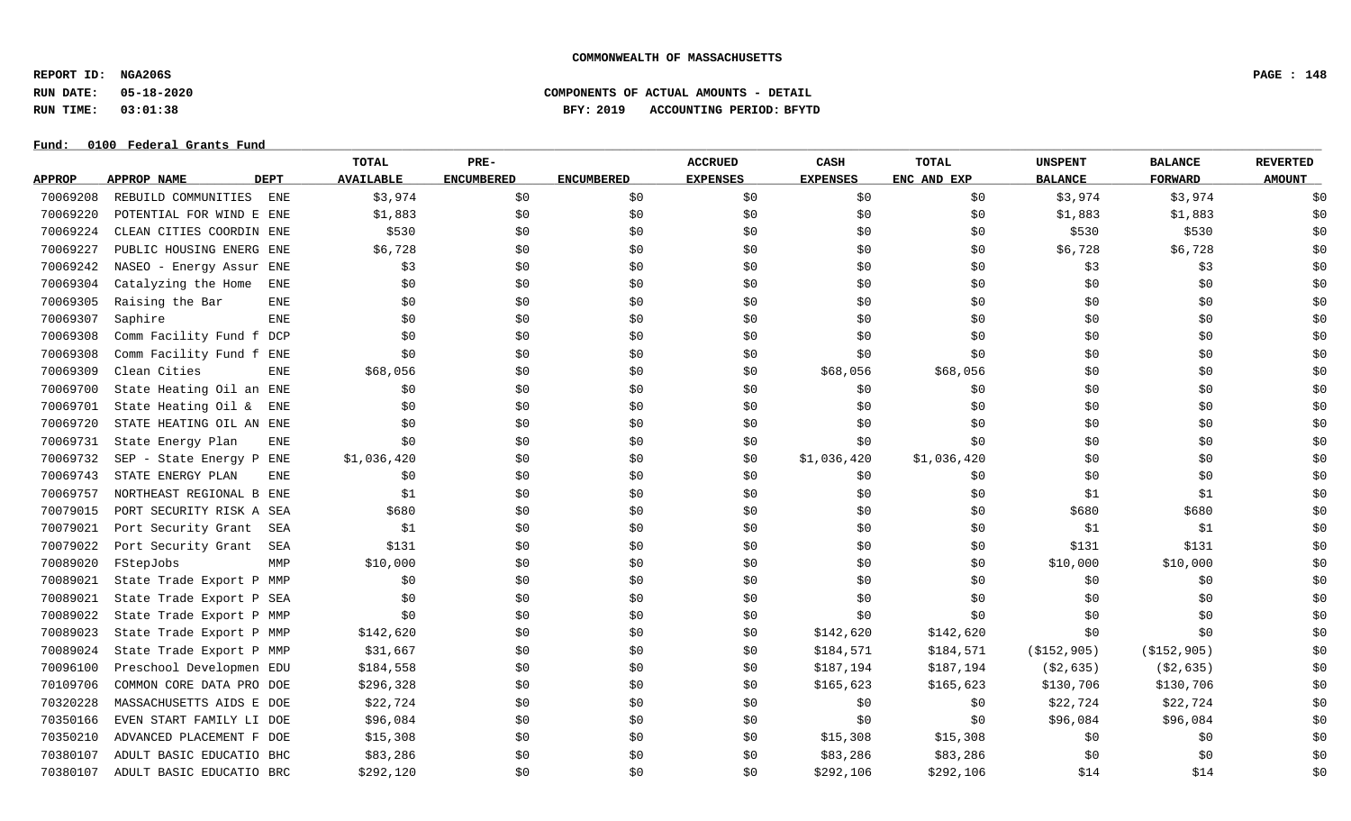**COMMONWEALTH OF MASSACHUSETTS**

**REPORT ID: NGA206S**
**RUN DATE: 05-18-2020** **COMPONENTS OF ACTUAL AMOUNTS - DETAIL**
**RUN TIME: 03:01:38** **BFY: 2019 ACCOUNTING PERIOD: BFYTD**

**Fund: 0100 Federal Grants Fund**

| APPROP | APPROP NAME | DEPT | TOTAL AVAILABLE | PRE-ENCUMBERED | ENCUMBERED | ACCRUED EXPENSES | CASH EXPENSES | TOTAL ENC AND EXP | UNSPENT BALANCE | BALANCE FORWARD | REVERTED AMOUNT |
|---|---|---|---|---|---|---|---|---|---|---|---|
| 70069208 | REBUILD COMMUNITIES | ENE | $3,974 | $0 | $0 | $0 | $0 | $0 | $3,974 | $3,974 | $0 |
| 70069220 | POTENTIAL FOR WIND E | ENE | $1,883 | $0 | $0 | $0 | $0 | $0 | $1,883 | $1,883 | $0 |
| 70069224 | CLEAN CITIES COORDIN | ENE | $530 | $0 | $0 | $0 | $0 | $0 | $530 | $530 | $0 |
| 70069227 | PUBLIC HOUSING ENERG | ENE | $6,728 | $0 | $0 | $0 | $0 | $0 | $6,728 | $6,728 | $0 |
| 70069242 | NASEO - Energy Assur | ENE | $3 | $0 | $0 | $0 | $0 | $0 | $3 | $3 | $0 |
| 70069304 | Catalyzing the Home | ENE | $0 | $0 | $0 | $0 | $0 | $0 | $0 | $0 | $0 |
| 70069305 | Raising the Bar | ENE | $0 | $0 | $0 | $0 | $0 | $0 | $0 | $0 | $0 |
| 70069307 | Saphire | ENE | $0 | $0 | $0 | $0 | $0 | $0 | $0 | $0 | $0 |
| 70069308 | Comm Facility Fund f | DCP | $0 | $0 | $0 | $0 | $0 | $0 | $0 | $0 | $0 |
| 70069308 | Comm Facility Fund f | ENE | $0 | $0 | $0 | $0 | $0 | $0 | $0 | $0 | $0 |
| 70069309 | Clean Cities | ENE | $68,056 | $0 | $0 | $0 | $68,056 | $68,056 | $0 | $0 | $0 |
| 70069700 | State Heating Oil an | ENE | $0 | $0 | $0 | $0 | $0 | $0 | $0 | $0 | $0 |
| 70069701 | State Heating Oil & | ENE | $0 | $0 | $0 | $0 | $0 | $0 | $0 | $0 | $0 |
| 70069720 | STATE HEATING OIL AN | ENE | $0 | $0 | $0 | $0 | $0 | $0 | $0 | $0 | $0 |
| 70069731 | State Energy Plan | ENE | $0 | $0 | $0 | $0 | $0 | $0 | $0 | $0 | $0 |
| 70069732 | SEP - State Energy P | ENE | $1,036,420 | $0 | $0 | $0 | $1,036,420 | $1,036,420 | $0 | $0 | $0 |
| 70069743 | STATE ENERGY PLAN | ENE | $0 | $0 | $0 | $0 | $0 | $0 | $0 | $0 | $0 |
| 70069757 | NORTHEAST REGIONAL B | ENE | $1 | $0 | $0 | $0 | $0 | $0 | $1 | $1 | $0 |
| 70079015 | PORT SECURITY RISK A | SEA | $680 | $0 | $0 | $0 | $0 | $0 | $680 | $680 | $0 |
| 70079021 | Port Security Grant | SEA | $1 | $0 | $0 | $0 | $0 | $0 | $1 | $1 | $0 |
| 70079022 | Port Security Grant | SEA | $131 | $0 | $0 | $0 | $0 | $0 | $131 | $131 | $0 |
| 70089020 | FStepJobs | MMP | $10,000 | $0 | $0 | $0 | $0 | $0 | $10,000 | $10,000 | $0 |
| 70089021 | State Trade Export P | MMP | $0 | $0 | $0 | $0 | $0 | $0 | $0 | $0 | $0 |
| 70089021 | State Trade Export P | SEA | $0 | $0 | $0 | $0 | $0 | $0 | $0 | $0 | $0 |
| 70089022 | State Trade Export P | MMP | $0 | $0 | $0 | $0 | $0 | $0 | $0 | $0 | $0 |
| 70089023 | State Trade Export P | MMP | $142,620 | $0 | $0 | $0 | $142,620 | $142,620 | $0 | $0 | $0 |
| 70089024 | State Trade Export P | MMP | $31,667 | $0 | $0 | $0 | $184,571 | $184,571 | ($152,905) | ($152,905) | $0 |
| 70096100 | Preschool Developmen | EDU | $184,558 | $0 | $0 | $0 | $187,194 | $187,194 | ($2,635) | ($2,635) | $0 |
| 70109706 | COMMON CORE DATA PRO | DOE | $296,328 | $0 | $0 | $0 | $165,623 | $165,623 | $130,706 | $130,706 | $0 |
| 70320228 | MASSACHUSETTS AIDS E | DOE | $22,724 | $0 | $0 | $0 | $0 | $0 | $22,724 | $22,724 | $0 |
| 70350166 | EVEN START FAMILY LI | DOE | $96,084 | $0 | $0 | $0 | $0 | $0 | $96,084 | $96,084 | $0 |
| 70350210 | ADVANCED PLACEMENT F | DOE | $15,308 | $0 | $0 | $0 | $15,308 | $15,308 | $0 | $0 | $0 |
| 70380107 | ADULT BASIC EDUCATIO | BHC | $83,286 | $0 | $0 | $0 | $83,286 | $83,286 | $0 | $0 | $0 |
| 70380107 | ADULT BASIC EDUCATIO | BRC | $292,120 | $0 | $0 | $0 | $292,106 | $292,106 | $14 | $14 | $0 |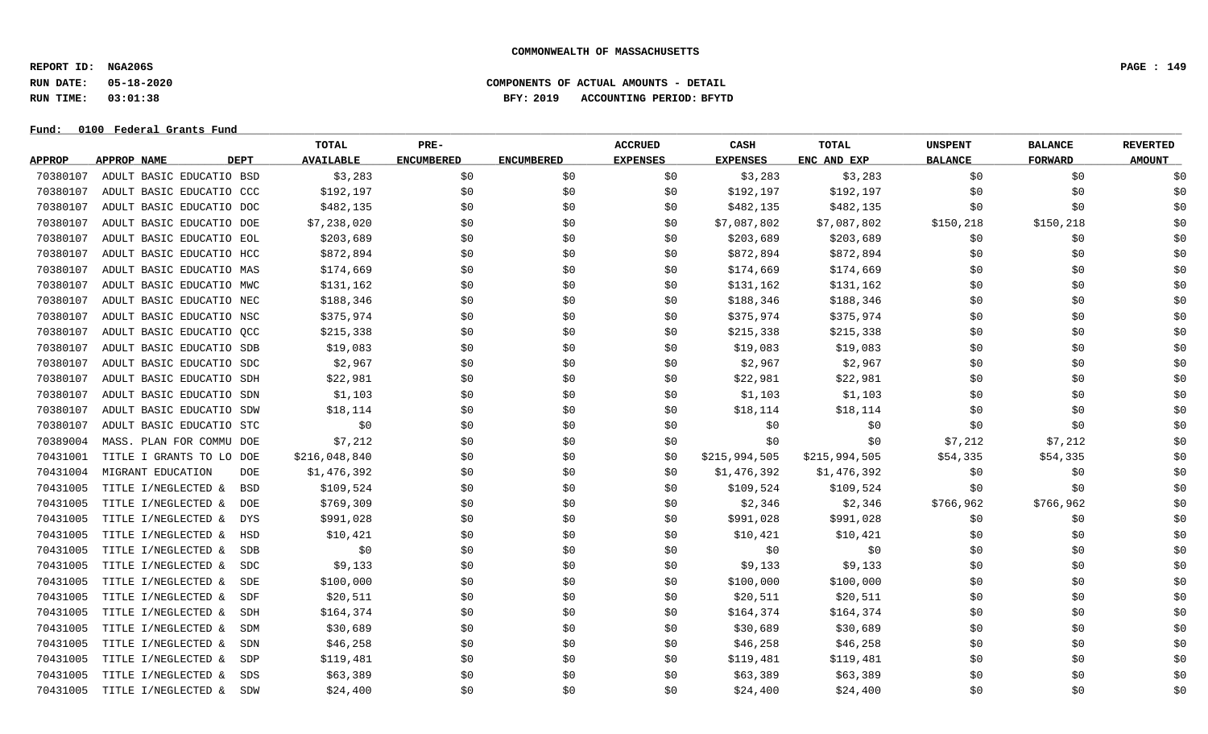COMMONWEALTH OF MASSACHUSETTS

REPORT ID: NGA206S
RUN DATE: 05-18-2020
RUN TIME: 03:01:38

COMPONENTS OF ACTUAL AMOUNTS - DETAIL
BFY: 2019 ACCOUNTING PERIOD: BFYTD

Fund: 0100 Federal Grants Fund

| APPROP | APPROP NAME | DEPT | TOTAL AVAILABLE | PRE-ENCUMBERED | ENCUMBERED | ACCRUED EXPENSES | CASH EXPENSES | TOTAL ENC AND EXP | UNSPENT BALANCE | BALANCE FORWARD | REVERTED AMOUNT |
|---|---|---|---|---|---|---|---|---|---|---|---|
| 70380107 | ADULT BASIC EDUCATIO | BSD | $3,283 | $0 | $0 | $0 | $3,283 | $3,283 | $0 | $0 | $0 |
| 70380107 | ADULT BASIC EDUCATIO | CCC | $192,197 | $0 | $0 | $0 | $192,197 | $192,197 | $0 | $0 | $0 |
| 70380107 | ADULT BASIC EDUCATIO | DOC | $482,135 | $0 | $0 | $0 | $482,135 | $482,135 | $0 | $0 | $0 |
| 70380107 | ADULT BASIC EDUCATIO | DOE | $7,238,020 | $0 | $0 | $0 | $7,087,802 | $7,087,802 | $150,218 | $150,218 | $0 |
| 70380107 | ADULT BASIC EDUCATIO | EOL | $203,689 | $0 | $0 | $0 | $203,689 | $203,689 | $0 | $0 | $0 |
| 70380107 | ADULT BASIC EDUCATIO | HCC | $872,894 | $0 | $0 | $0 | $872,894 | $872,894 | $0 | $0 | $0 |
| 70380107 | ADULT BASIC EDUCATIO | MAS | $174,669 | $0 | $0 | $0 | $174,669 | $174,669 | $0 | $0 | $0 |
| 70380107 | ADULT BASIC EDUCATIO | MWC | $131,162 | $0 | $0 | $0 | $131,162 | $131,162 | $0 | $0 | $0 |
| 70380107 | ADULT BASIC EDUCATIO | NEC | $188,346 | $0 | $0 | $0 | $188,346 | $188,346 | $0 | $0 | $0 |
| 70380107 | ADULT BASIC EDUCATIO | NSC | $375,974 | $0 | $0 | $0 | $375,974 | $375,974 | $0 | $0 | $0 |
| 70380107 | ADULT BASIC EDUCATIO | QCC | $215,338 | $0 | $0 | $0 | $215,338 | $215,338 | $0 | $0 | $0 |
| 70380107 | ADULT BASIC EDUCATIO | SDB | $19,083 | $0 | $0 | $0 | $19,083 | $19,083 | $0 | $0 | $0 |
| 70380107 | ADULT BASIC EDUCATIO | SDC | $2,967 | $0 | $0 | $0 | $2,967 | $2,967 | $0 | $0 | $0 |
| 70380107 | ADULT BASIC EDUCATIO | SDH | $22,981 | $0 | $0 | $0 | $22,981 | $22,981 | $0 | $0 | $0 |
| 70380107 | ADULT BASIC EDUCATIO | SDN | $1,103 | $0 | $0 | $0 | $1,103 | $1,103 | $0 | $0 | $0 |
| 70380107 | ADULT BASIC EDUCATIO | SDW | $18,114 | $0 | $0 | $0 | $18,114 | $18,114 | $0 | $0 | $0 |
| 70380107 | ADULT BASIC EDUCATIO | STC | $0 | $0 | $0 | $0 | $0 | $0 | $0 | $0 | $0 |
| 70389004 | MASS. PLAN FOR COMMU | DOE | $7,212 | $0 | $0 | $0 | $0 | $0 | $7,212 | $7,212 | $0 |
| 70431001 | TITLE I GRANTS TO LO | DOE | $216,048,840 | $0 | $0 | $0 | $215,994,505 | $215,994,505 | $54,335 | $54,335 | $0 |
| 70431004 | MIGRANT EDUCATION | DOE | $1,476,392 | $0 | $0 | $0 | $1,476,392 | $1,476,392 | $0 | $0 | $0 |
| 70431005 | TITLE I/NEGLECTED & | BSD | $109,524 | $0 | $0 | $0 | $109,524 | $109,524 | $0 | $0 | $0 |
| 70431005 | TITLE I/NEGLECTED & | DOE | $769,309 | $0 | $0 | $0 | $2,346 | $2,346 | $766,962 | $766,962 | $0 |
| 70431005 | TITLE I/NEGLECTED & | DYS | $991,028 | $0 | $0 | $0 | $991,028 | $991,028 | $0 | $0 | $0 |
| 70431005 | TITLE I/NEGLECTED & | HSD | $10,421 | $0 | $0 | $0 | $10,421 | $10,421 | $0 | $0 | $0 |
| 70431005 | TITLE I/NEGLECTED & | SDB | $0 | $0 | $0 | $0 | $0 | $0 | $0 | $0 | $0 |
| 70431005 | TITLE I/NEGLECTED & | SDC | $9,133 | $0 | $0 | $0 | $9,133 | $9,133 | $0 | $0 | $0 |
| 70431005 | TITLE I/NEGLECTED & | SDE | $100,000 | $0 | $0 | $0 | $100,000 | $100,000 | $0 | $0 | $0 |
| 70431005 | TITLE I/NEGLECTED & | SDF | $20,511 | $0 | $0 | $0 | $20,511 | $20,511 | $0 | $0 | $0 |
| 70431005 | TITLE I/NEGLECTED & | SDH | $164,374 | $0 | $0 | $0 | $164,374 | $164,374 | $0 | $0 | $0 |
| 70431005 | TITLE I/NEGLECTED & | SDM | $30,689 | $0 | $0 | $0 | $30,689 | $30,689 | $0 | $0 | $0 |
| 70431005 | TITLE I/NEGLECTED & | SDN | $46,258 | $0 | $0 | $0 | $46,258 | $46,258 | $0 | $0 | $0 |
| 70431005 | TITLE I/NEGLECTED & | SDP | $119,481 | $0 | $0 | $0 | $119,481 | $119,481 | $0 | $0 | $0 |
| 70431005 | TITLE I/NEGLECTED & | SDS | $63,389 | $0 | $0 | $0 | $63,389 | $63,389 | $0 | $0 | $0 |
| 70431005 | TITLE I/NEGLECTED & | SDW | $24,400 | $0 | $0 | $0 | $24,400 | $24,400 | $0 | $0 | $0 |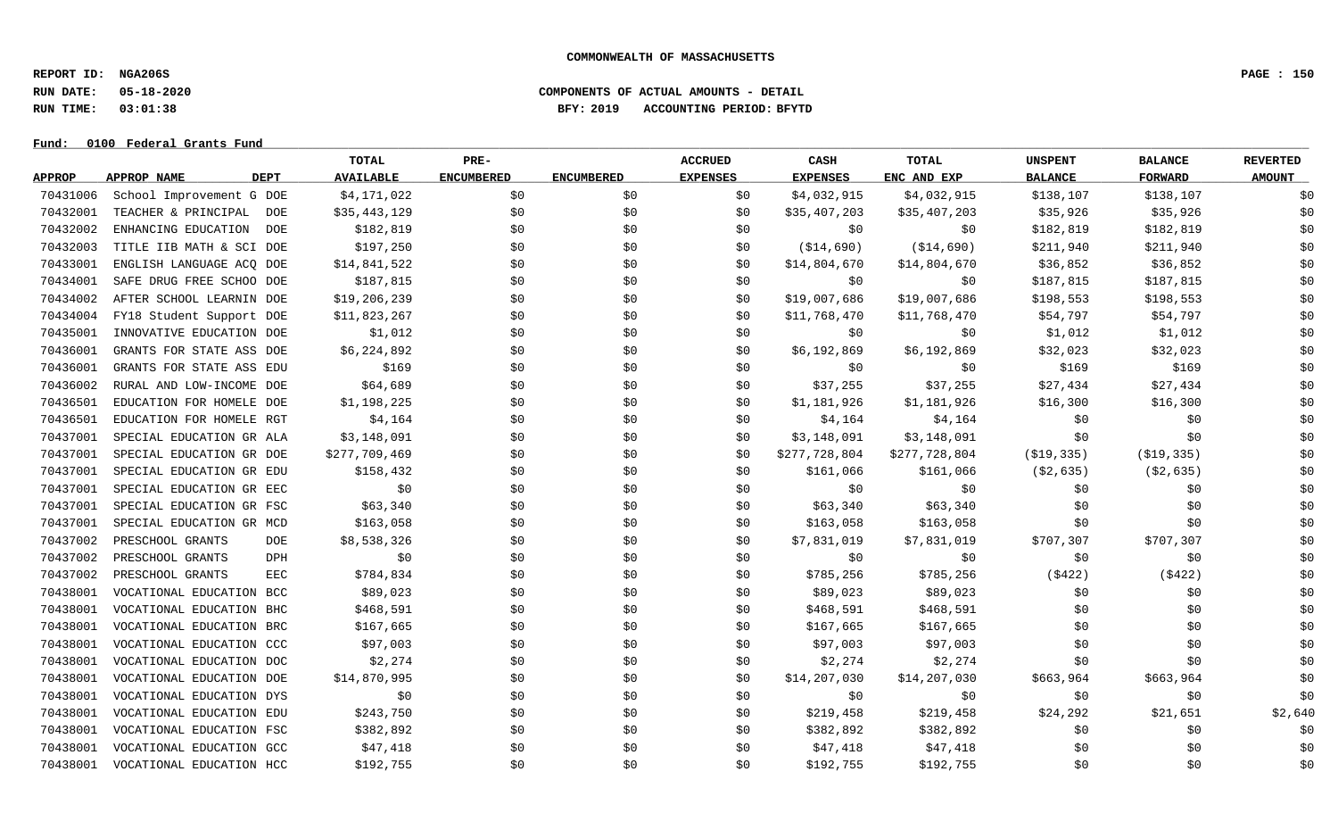COMMONWEALTH OF MASSACHUSETTS

REPORT ID: NGA206S
RUN DATE: 05-18-2020
RUN TIME: 03:01:38

COMPONENTS OF ACTUAL AMOUNTS - DETAIL
BFY: 2019 ACCOUNTING PERIOD: BFYTD

Fund: 0100 Federal Grants Fund

| APPROP | APPROP NAME | DEPT | TOTAL AVAILABLE | PRE-ENCUMBERED | ENCUMBERED | ACCRUED EXPENSES | CASH EXPENSES | TOTAL ENC AND EXP | UNSPENT BALANCE | BALANCE FORWARD | REVERTED AMOUNT |
|---|---|---|---|---|---|---|---|---|---|---|---|
| 70431006 | School Improvement G | DOE | $4,171,022 | $0 | $0 | $0 | $4,032,915 | $4,032,915 | $138,107 | $138,107 | $0 |
| 70432001 | TEACHER & PRINCIPAL | DOE | $35,443,129 | $0 | $0 | $0 | $35,407,203 | $35,407,203 | $35,926 | $35,926 | $0 |
| 70432002 | ENHANCING EDUCATION | DOE | $182,819 | $0 | $0 | $0 | $0 | $0 | $182,819 | $182,819 | $0 |
| 70432003 | TITLE IIB MATH & SCI | DOE | $197,250 | $0 | $0 | $0 | ($14,690) | ($14,690) | $211,940 | $211,940 | $0 |
| 70433001 | ENGLISH LANGUAGE ACQ | DOE | $14,841,522 | $0 | $0 | $0 | $14,804,670 | $14,804,670 | $36,852 | $36,852 | $0 |
| 70434001 | SAFE DRUG FREE SCHOO | DOE | $187,815 | $0 | $0 | $0 | $0 | $0 | $187,815 | $187,815 | $0 |
| 70434002 | AFTER SCHOOL LEARNIN | DOE | $19,206,239 | $0 | $0 | $0 | $19,007,686 | $19,007,686 | $198,553 | $198,553 | $0 |
| 70434004 | FY18 Student Support | DOE | $11,823,267 | $0 | $0 | $0 | $11,768,470 | $11,768,470 | $54,797 | $54,797 | $0 |
| 70435001 | INNOVATIVE EDUCATION | DOE | $1,012 | $0 | $0 | $0 | $0 | $0 | $1,012 | $1,012 | $0 |
| 70436001 | GRANTS FOR STATE ASS | DOE | $6,224,892 | $0 | $0 | $0 | $6,192,869 | $6,192,869 | $32,023 | $32,023 | $0 |
| 70436001 | GRANTS FOR STATE ASS | EDU | $169 | $0 | $0 | $0 | $0 | $0 | $169 | $169 | $0 |
| 70436002 | RURAL AND LOW-INCOME | DOE | $64,689 | $0 | $0 | $0 | $37,255 | $37,255 | $27,434 | $27,434 | $0 |
| 70436501 | EDUCATION FOR HOMELE | DOE | $1,198,225 | $0 | $0 | $0 | $1,181,926 | $1,181,926 | $16,300 | $16,300 | $0 |
| 70436501 | EDUCATION FOR HOMELE | RGT | $4,164 | $0 | $0 | $0 | $4,164 | $4,164 | $0 | $0 | $0 |
| 70437001 | SPECIAL EDUCATION GR | ALA | $3,148,091 | $0 | $0 | $0 | $3,148,091 | $3,148,091 | $0 | $0 | $0 |
| 70437001 | SPECIAL EDUCATION GR | DOE | $277,709,469 | $0 | $0 | $0 | $277,728,804 | $277,728,804 | ($19,335) | ($19,335) | $0 |
| 70437001 | SPECIAL EDUCATION GR | EDU | $158,432 | $0 | $0 | $0 | $161,066 | $161,066 | ($2,635) | ($2,635) | $0 |
| 70437001 | SPECIAL EDUCATION GR | EEC | $0 | $0 | $0 | $0 | $0 | $0 | $0 | $0 | $0 |
| 70437001 | SPECIAL EDUCATION GR | FSC | $63,340 | $0 | $0 | $0 | $63,340 | $63,340 | $0 | $0 | $0 |
| 70437001 | SPECIAL EDUCATION GR | MCD | $163,058 | $0 | $0 | $0 | $163,058 | $163,058 | $0 | $0 | $0 |
| 70437002 | PRESCHOOL GRANTS | DOE | $8,538,326 | $0 | $0 | $0 | $7,831,019 | $7,831,019 | $707,307 | $707,307 | $0 |
| 70437002 | PRESCHOOL GRANTS | DPH | $0 | $0 | $0 | $0 | $0 | $0 | $0 | $0 | $0 |
| 70437002 | PRESCHOOL GRANTS | EEC | $784,834 | $0 | $0 | $0 | $785,256 | $785,256 | ($422) | ($422) | $0 |
| 70438001 | VOCATIONAL EDUCATION | BCC | $89,023 | $0 | $0 | $0 | $89,023 | $89,023 | $0 | $0 | $0 |
| 70438001 | VOCATIONAL EDUCATION | BHC | $468,591 | $0 | $0 | $0 | $468,591 | $468,591 | $0 | $0 | $0 |
| 70438001 | VOCATIONAL EDUCATION | BRC | $167,665 | $0 | $0 | $0 | $167,665 | $167,665 | $0 | $0 | $0 |
| 70438001 | VOCATIONAL EDUCATION | CCC | $97,003 | $0 | $0 | $0 | $97,003 | $97,003 | $0 | $0 | $0 |
| 70438001 | VOCATIONAL EDUCATION | DOC | $2,274 | $0 | $0 | $0 | $2,274 | $2,274 | $0 | $0 | $0 |
| 70438001 | VOCATIONAL EDUCATION | DOE | $14,870,995 | $0 | $0 | $0 | $14,207,030 | $14,207,030 | $663,964 | $663,964 | $0 |
| 70438001 | VOCATIONAL EDUCATION | DYS | $0 | $0 | $0 | $0 | $0 | $0 | $0 | $0 | $0 |
| 70438001 | VOCATIONAL EDUCATION | EDU | $243,750 | $0 | $0 | $0 | $219,458 | $219,458 | $24,292 | $21,651 | $2,640 |
| 70438001 | VOCATIONAL EDUCATION | FSC | $382,892 | $0 | $0 | $0 | $382,892 | $382,892 | $0 | $0 | $0 |
| 70438001 | VOCATIONAL EDUCATION | GCC | $47,418 | $0 | $0 | $0 | $47,418 | $47,418 | $0 | $0 | $0 |
| 70438001 | VOCATIONAL EDUCATION | HCC | $192,755 | $0 | $0 | $0 | $192,755 | $192,755 | $0 | $0 | $0 |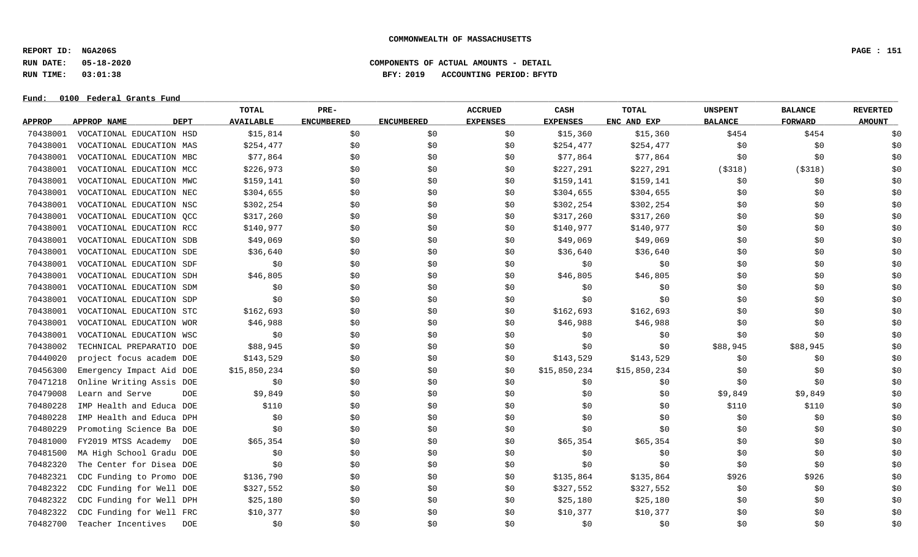**COMMONWEALTH OF MASSACHUSETTS**

**REPORT ID: NGA206S**
**RUN DATE: 05-18-2020**
**RUN TIME: 03:01:38**

**COMPONENTS OF ACTUAL AMOUNTS - DETAIL**
**BFY: 2019 ACCOUNTING PERIOD: BFYTD**

**Fund: 0100 Federal Grants Fund**

| APPROP | APPROP NAME | DEPT | TOTAL AVAILABLE | PRE-ENCUMBERED | ENCUMBERED | ACCRUED EXPENSES | CASH EXPENSES | TOTAL ENC AND EXP | UNSPENT BALANCE | BALANCE FORWARD | REVERTED AMOUNT |
|---|---|---|---|---|---|---|---|---|---|---|---|
| 70438001 | VOCATIONAL EDUCATION | HSD | $15,814 | $0 | $0 | $0 | $15,360 | $15,360 | $454 | $454 | $0 |
| 70438001 | VOCATIONAL EDUCATION | MAS | $254,477 | $0 | $0 | $0 | $254,477 | $254,477 | $0 | $0 | $0 |
| 70438001 | VOCATIONAL EDUCATION | MBC | $77,864 | $0 | $0 | $0 | $77,864 | $77,864 | $0 | $0 | $0 |
| 70438001 | VOCATIONAL EDUCATION | MCC | $226,973 | $0 | $0 | $0 | $227,291 | $227,291 | ($318) | ($318) | $0 |
| 70438001 | VOCATIONAL EDUCATION | MWC | $159,141 | $0 | $0 | $0 | $159,141 | $159,141 | $0 | $0 | $0 |
| 70438001 | VOCATIONAL EDUCATION | NEC | $304,655 | $0 | $0 | $0 | $304,655 | $304,655 | $0 | $0 | $0 |
| 70438001 | VOCATIONAL EDUCATION | NSC | $302,254 | $0 | $0 | $0 | $302,254 | $302,254 | $0 | $0 | $0 |
| 70438001 | VOCATIONAL EDUCATION | QCC | $317,260 | $0 | $0 | $0 | $317,260 | $317,260 | $0 | $0 | $0 |
| 70438001 | VOCATIONAL EDUCATION | RCC | $140,977 | $0 | $0 | $0 | $140,977 | $140,977 | $0 | $0 | $0 |
| 70438001 | VOCATIONAL EDUCATION | SDB | $49,069 | $0 | $0 | $0 | $49,069 | $49,069 | $0 | $0 | $0 |
| 70438001 | VOCATIONAL EDUCATION | SDE | $36,640 | $0 | $0 | $0 | $36,640 | $36,640 | $0 | $0 | $0 |
| 70438001 | VOCATIONAL EDUCATION | SDF | $0 | $0 | $0 | $0 | $0 | $0 | $0 | $0 | $0 |
| 70438001 | VOCATIONAL EDUCATION | SDH | $46,805 | $0 | $0 | $0 | $46,805 | $46,805 | $0 | $0 | $0 |
| 70438001 | VOCATIONAL EDUCATION | SDM | $0 | $0 | $0 | $0 | $0 | $0 | $0 | $0 | $0 |
| 70438001 | VOCATIONAL EDUCATION | SDP | $0 | $0 | $0 | $0 | $0 | $0 | $0 | $0 | $0 |
| 70438001 | VOCATIONAL EDUCATION | STC | $162,693 | $0 | $0 | $0 | $162,693 | $162,693 | $0 | $0 | $0 |
| 70438001 | VOCATIONAL EDUCATION | WOR | $46,988 | $0 | $0 | $0 | $46,988 | $46,988 | $0 | $0 | $0 |
| 70438001 | VOCATIONAL EDUCATION | WSC | $0 | $0 | $0 | $0 | $0 | $0 | $0 | $0 | $0 |
| 70438002 | TECHNICAL PREPARATIO | DOE | $88,945 | $0 | $0 | $0 | $0 | $0 | $88,945 | $88,945 | $0 |
| 70440020 | project focus academ | DOE | $143,529 | $0 | $0 | $0 | $143,529 | $143,529 | $0 | $0 | $0 |
| 70456300 | Emergency Impact Aid | DOE | $15,850,234 | $0 | $0 | $0 | $15,850,234 | $15,850,234 | $0 | $0 | $0 |
| 70471218 | Online Writing Assis | DOE | $0 | $0 | $0 | $0 | $0 | $0 | $0 | $0 | $0 |
| 70479008 | Learn and Serve | DOE | $9,849 | $0 | $0 | $0 | $0 | $0 | $9,849 | $9,849 | $0 |
| 70480228 | IMP Health and Educa | DOE | $110 | $0 | $0 | $0 | $0 | $0 | $110 | $110 | $0 |
| 70480228 | IMP Health and Educa | DPH | $0 | $0 | $0 | $0 | $0 | $0 | $0 | $0 | $0 |
| 70480229 | Promoting Science Ba | DOE | $0 | $0 | $0 | $0 | $0 | $0 | $0 | $0 | $0 |
| 70481000 | FY2019 MTSS Academy | DOE | $65,354 | $0 | $0 | $0 | $65,354 | $65,354 | $0 | $0 | $0 |
| 70481500 | MA High School Gradu | DOE | $0 | $0 | $0 | $0 | $0 | $0 | $0 | $0 | $0 |
| 70482320 | The Center for Disea | DOE | $0 | $0 | $0 | $0 | $0 | $0 | $0 | $0 | $0 |
| 70482321 | CDC Funding to Promo | DOE | $136,790 | $0 | $0 | $0 | $135,864 | $135,864 | $926 | $926 | $0 |
| 70482322 | CDC Funding for Well | DOE | $327,552 | $0 | $0 | $0 | $327,552 | $327,552 | $0 | $0 | $0 |
| 70482322 | CDC Funding for Well | DPH | $25,180 | $0 | $0 | $0 | $25,180 | $25,180 | $0 | $0 | $0 |
| 70482322 | CDC Funding for Well | FRC | $10,377 | $0 | $0 | $0 | $10,377 | $10,377 | $0 | $0 | $0 |
| 70482700 | Teacher Incentives | DOE | $0 | $0 | $0 | $0 | $0 | $0 | $0 | $0 | $0 |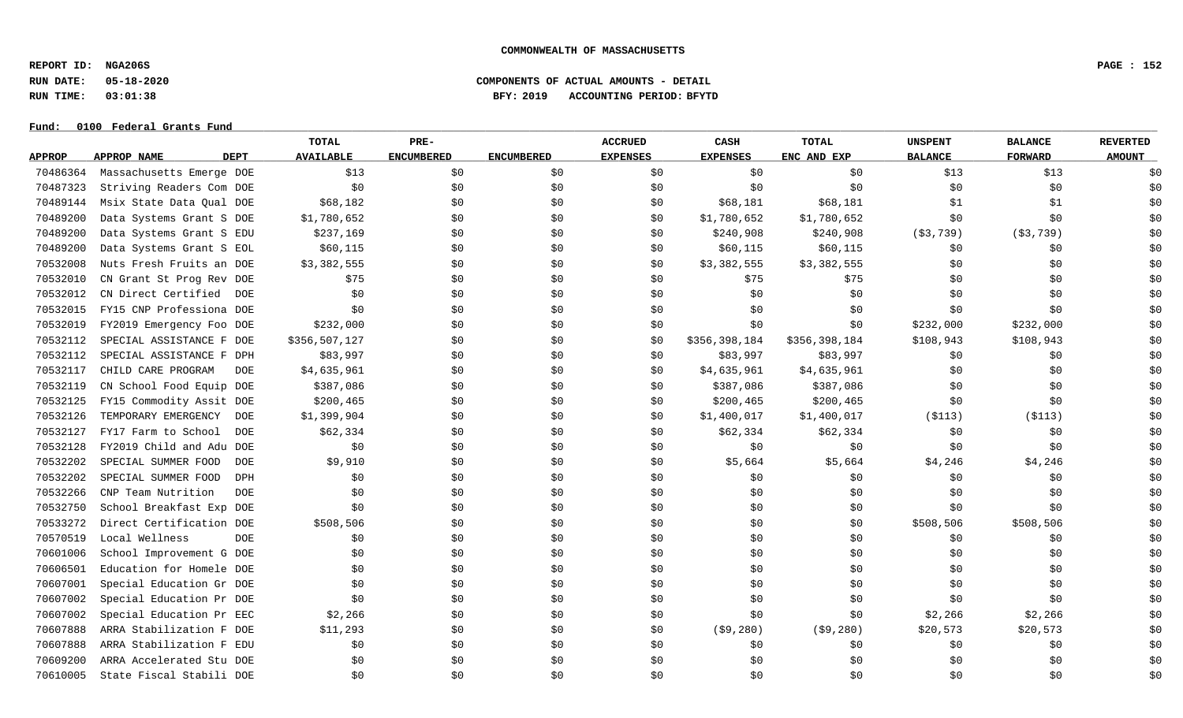**COMMONWEALTH OF MASSACHUSETTS**

**REPORT ID: NGA206S**
**RUN DATE: 05-18-2020**
**RUN TIME: 03:01:38**

**COMPONENTS OF ACTUAL AMOUNTS - DETAIL**
**BFY: 2019 ACCOUNTING PERIOD: BFYTD**

**Fund: 0100 Federal Grants Fund**

| APPROP | APPROP NAME | DEPT | TOTAL AVAILABLE | PRE-ENCUMBERED | ENCUMBERED | ACCRUED EXPENSES | CASH EXPENSES | TOTAL ENC AND EXP | UNSPENT BALANCE | BALANCE FORWARD | REVERTED AMOUNT |
|---|---|---|---|---|---|---|---|---|---|---|---|
| 70486364 | Massachusetts Emerge | DOE | $13 | $0 | $0 | $0 | $0 | $0 | $13 | $13 | $0 |
| 70487323 | Striving Readers Com | DOE | $0 | $0 | $0 | $0 | $0 | $0 | $0 | $0 | $0 |
| 70489144 | Msix State Data Qual | DOE | $68,182 | $0 | $0 | $0 | $68,181 | $68,181 | $1 | $1 | $0 |
| 70489200 | Data Systems Grant S | DOE | $1,780,652 | $0 | $0 | $0 | $1,780,652 | $1,780,652 | $0 | $0 | $0 |
| 70489200 | Data Systems Grant S | EDU | $237,169 | $0 | $0 | $0 | $240,908 | $240,908 | ($3,739) | ($3,739) | $0 |
| 70489200 | Data Systems Grant S | EOL | $60,115 | $0 | $0 | $0 | $60,115 | $60,115 | $0 | $0 | $0 |
| 70532008 | Nuts Fresh Fruits an | DOE | $3,382,555 | $0 | $0 | $0 | $3,382,555 | $3,382,555 | $0 | $0 | $0 |
| 70532010 | CN Grant St Prog Rev | DOE | $75 | $0 | $0 | $0 | $75 | $75 | $0 | $0 | $0 |
| 70532012 | CN Direct Certified | DOE | $0 | $0 | $0 | $0 | $0 | $0 | $0 | $0 | $0 |
| 70532015 | FY15 CNP Professiona | DOE | $0 | $0 | $0 | $0 | $0 | $0 | $0 | $0 | $0 |
| 70532019 | FY2019 Emergency Foo | DOE | $232,000 | $0 | $0 | $0 | $0 | $0 | $232,000 | $232,000 | $0 |
| 70532112 | SPECIAL ASSISTANCE F | DOE | $356,507,127 | $0 | $0 | $0 | $356,398,184 | $356,398,184 | $108,943 | $108,943 | $0 |
| 70532112 | SPECIAL ASSISTANCE F | DPH | $83,997 | $0 | $0 | $0 | $83,997 | $83,997 | $0 | $0 | $0 |
| 70532117 | CHILD CARE PROGRAM | DOE | $4,635,961 | $0 | $0 | $0 | $4,635,961 | $4,635,961 | $0 | $0 | $0 |
| 70532119 | CN School Food Equip | DOE | $387,086 | $0 | $0 | $0 | $387,086 | $387,086 | $0 | $0 | $0 |
| 70532125 | FY15 Commodity Assit | DOE | $200,465 | $0 | $0 | $0 | $200,465 | $200,465 | $0 | $0 | $0 |
| 70532126 | TEMPORARY EMERGENCY | DOE | $1,399,904 | $0 | $0 | $0 | $1,400,017 | $1,400,017 | ($113) | ($113) | $0 |
| 70532127 | FY17 Farm to School | DOE | $62,334 | $0 | $0 | $0 | $62,334 | $62,334 | $0 | $0 | $0 |
| 70532128 | FY2019 Child and Adu | DOE | $0 | $0 | $0 | $0 | $0 | $0 | $0 | $0 | $0 |
| 70532202 | SPECIAL SUMMER FOOD | DOE | $9,910 | $0 | $0 | $0 | $5,664 | $5,664 | $4,246 | $4,246 | $0 |
| 70532202 | SPECIAL SUMMER FOOD | DPH | $0 | $0 | $0 | $0 | $0 | $0 | $0 | $0 | $0 |
| 70532266 | CNP Team Nutrition | DOE | $0 | $0 | $0 | $0 | $0 | $0 | $0 | $0 | $0 |
| 70532750 | School Breakfast Exp | DOE | $0 | $0 | $0 | $0 | $0 | $0 | $0 | $0 | $0 |
| 70533272 | Direct Certification | DOE | $508,506 | $0 | $0 | $0 | $0 | $0 | $508,506 | $508,506 | $0 |
| 70570519 | Local Wellness | DOE | $0 | $0 | $0 | $0 | $0 | $0 | $0 | $0 | $0 |
| 70601006 | School Improvement G | DOE | $0 | $0 | $0 | $0 | $0 | $0 | $0 | $0 | $0 |
| 70606501 | Education for Homele | DOE | $0 | $0 | $0 | $0 | $0 | $0 | $0 | $0 | $0 |
| 70607001 | Special Education Gr | DOE | $0 | $0 | $0 | $0 | $0 | $0 | $0 | $0 | $0 |
| 70607002 | Special Education Pr | DOE | $0 | $0 | $0 | $0 | $0 | $0 | $0 | $0 | $0 |
| 70607002 | Special Education Pr | EEC | $2,266 | $0 | $0 | $0 | $0 | $0 | $2,266 | $2,266 | $0 |
| 70607888 | ARRA Stabilization F | DOE | $11,293 | $0 | $0 | $0 | ($9,280) | ($9,280) | $20,573 | $20,573 | $0 |
| 70607888 | ARRA Stabilization F | EDU | $0 | $0 | $0 | $0 | $0 | $0 | $0 | $0 | $0 |
| 70609200 | ARRA Accelerated Stu | DOE | $0 | $0 | $0 | $0 | $0 | $0 | $0 | $0 | $0 |
| 70610005 | State Fiscal Stabili | DOE | $0 | $0 | $0 | $0 | $0 | $0 | $0 | $0 | $0 |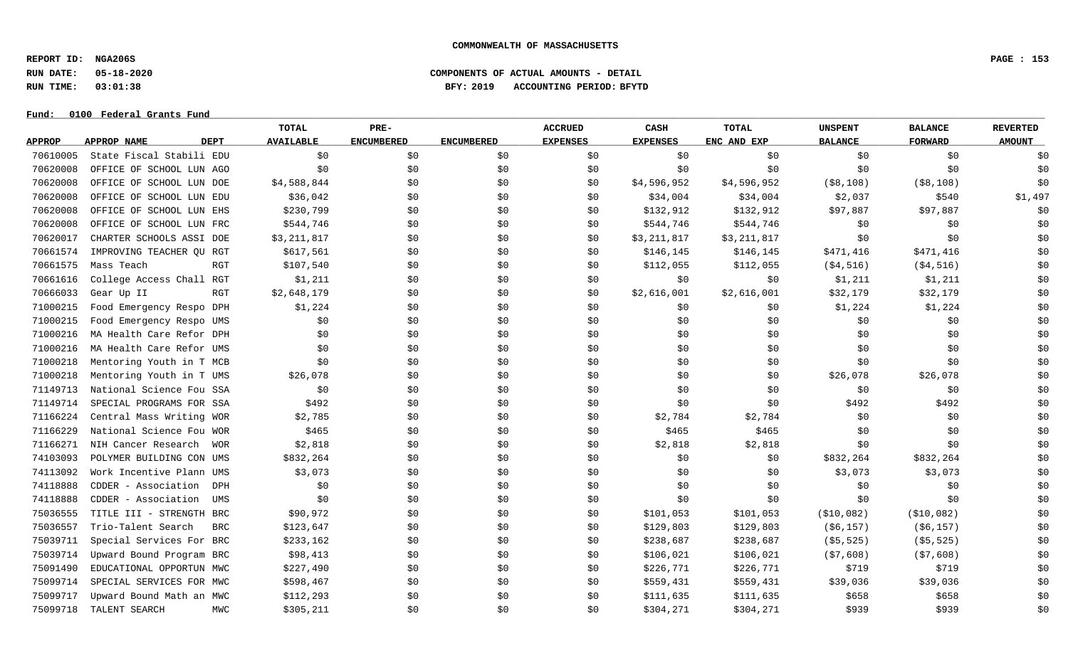**COMMONWEALTH OF MASSACHUSETTS**

**REPORT ID: NGA206S**
**RUN DATE: 05-18-2020** **COMPONENTS OF ACTUAL AMOUNTS - DETAIL**
**RUN TIME: 03:01:38** **BFY: 2019 ACCOUNTING PERIOD: BFYTD**

**Fund: 0100 Federal Grants Fund**

| APPROP | APPROP NAME | DEPT | TOTAL AVAILABLE | PRE-ENCUMBERED | ENCUMBERED | ACCRUED EXPENSES | CASH EXPENSES | TOTAL ENC AND EXP | UNSPENT BALANCE | BALANCE FORWARD | REVERTED AMOUNT |
|---|---|---|---|---|---|---|---|---|---|---|---|
| 70610005 | State Fiscal Stabili | EDU | $0 | $0 | $0 | $0 | $0 | $0 | $0 | $0 | $0 |
| 70620008 | OFFICE OF SCHOOL LUN | AGO | $0 | $0 | $0 | $0 | $0 | $0 | $0 | $0 | $0 |
| 70620008 | OFFICE OF SCHOOL LUN | DOE | $4,588,844 | $0 | $0 | $0 | $4,596,952 | $4,596,952 | ($8,108) | ($8,108) | $0 |
| 70620008 | OFFICE OF SCHOOL LUN | EDU | $36,042 | $0 | $0 | $0 | $34,004 | $34,004 | $2,037 | $540 | $1,497 |
| 70620008 | OFFICE OF SCHOOL LUN | EHS | $230,799 | $0 | $0 | $0 | $132,912 | $132,912 | $97,887 | $97,887 | $0 |
| 70620008 | OFFICE OF SCHOOL LUN | FRC | $544,746 | $0 | $0 | $0 | $544,746 | $544,746 | $0 | $0 | $0 |
| 70620017 | CHARTER SCHOOLS ASSI | DOE | $3,211,817 | $0 | $0 | $0 | $3,211,817 | $3,211,817 | $0 | $0 | $0 |
| 70661574 | IMPROVING TEACHER QU | RGT | $617,561 | $0 | $0 | $0 | $146,145 | $146,145 | $471,416 | $471,416 | $0 |
| 70661575 | Mass Teach | RGT | $107,540 | $0 | $0 | $0 | $112,055 | $112,055 | ($4,516) | ($4,516) | $0 |
| 70661616 | College Access Chall | RGT | $1,211 | $0 | $0 | $0 | $0 | $0 | $1,211 | $1,211 | $0 |
| 70666033 | Gear Up II | RGT | $2,648,179 | $0 | $0 | $0 | $2,616,001 | $2,616,001 | $32,179 | $32,179 | $0 |
| 71000215 | Food Emergency Respo | DPH | $1,224 | $0 | $0 | $0 | $0 | $0 | $1,224 | $1,224 | $0 |
| 71000215 | Food Emergency Respo | UMS | $0 | $0 | $0 | $0 | $0 | $0 | $0 | $0 | $0 |
| 71000216 | MA Health Care Refor | DPH | $0 | $0 | $0 | $0 | $0 | $0 | $0 | $0 | $0 |
| 71000216 | MA Health Care Refor | UMS | $0 | $0 | $0 | $0 | $0 | $0 | $0 | $0 | $0 |
| 71000218 | Mentoring Youth in T | MCB | $0 | $0 | $0 | $0 | $0 | $0 | $0 | $0 | $0 |
| 71000218 | Mentoring Youth in T | UMS | $26,078 | $0 | $0 | $0 | $0 | $0 | $26,078 | $26,078 | $0 |
| 71149713 | National Science Fou | SSA | $0 | $0 | $0 | $0 | $0 | $0 | $0 | $0 | $0 |
| 71149714 | SPECIAL PROGRAMS FOR | SSA | $492 | $0 | $0 | $0 | $0 | $0 | $492 | $492 | $0 |
| 71166224 | Central Mass Writing | WOR | $2,785 | $0 | $0 | $0 | $2,784 | $2,784 | $0 | $0 | $0 |
| 71166229 | National Science Fou | WOR | $465 | $0 | $0 | $0 | $465 | $465 | $0 | $0 | $0 |
| 71166271 | NIH Cancer Research | WOR | $2,818 | $0 | $0 | $0 | $2,818 | $2,818 | $0 | $0 | $0 |
| 74103093 | POLYMER BUILDING CON | UMS | $832,264 | $0 | $0 | $0 | $0 | $0 | $832,264 | $832,264 | $0 |
| 74113092 | Work Incentive Plann | UMS | $3,073 | $0 | $0 | $0 | $0 | $0 | $3,073 | $3,073 | $0 |
| 74118888 | CDDER - Association | DPH | $0 | $0 | $0 | $0 | $0 | $0 | $0 | $0 | $0 |
| 74118888 | CDDER - Association | UMS | $0 | $0 | $0 | $0 | $0 | $0 | $0 | $0 | $0 |
| 75036555 | TITLE III - STRENGTH | BRC | $90,972 | $0 | $0 | $0 | $101,053 | $101,053 | ($10,082) | ($10,082) | $0 |
| 75036557 | Trio-Talent Search | BRC | $123,647 | $0 | $0 | $0 | $129,803 | $129,803 | ($6,157) | ($6,157) | $0 |
| 75039711 | Special Services For | BRC | $233,162 | $0 | $0 | $0 | $238,687 | $238,687 | ($5,525) | ($5,525) | $0 |
| 75039714 | Upward Bound Program | BRC | $98,413 | $0 | $0 | $0 | $106,021 | $106,021 | ($7,608) | ($7,608) | $0 |
| 75091490 | EDUCATIONAL OPPORTUN | MWC | $227,490 | $0 | $0 | $0 | $226,771 | $226,771 | $719 | $719 | $0 |
| 75099714 | SPECIAL SERVICES FOR | MWC | $598,467 | $0 | $0 | $0 | $559,431 | $559,431 | $39,036 | $39,036 | $0 |
| 75099717 | Upward Bound Math an | MWC | $112,293 | $0 | $0 | $0 | $111,635 | $111,635 | $658 | $658 | $0 |
| 75099718 | TALENT SEARCH | MWC | $305,211 | $0 | $0 | $0 | $304,271 | $304,271 | $939 | $939 | $0 |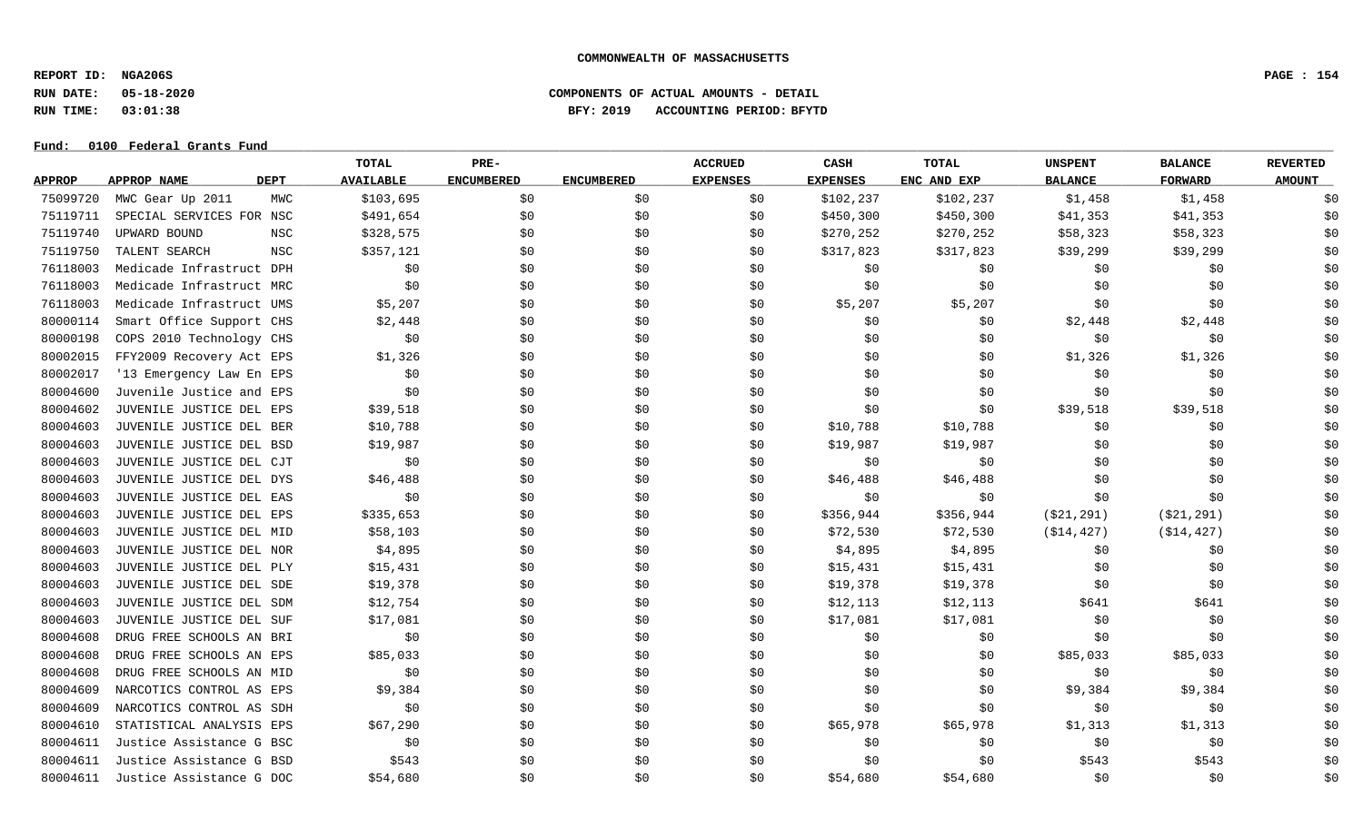**COMMONWEALTH OF MASSACHUSETTS**

**REPORT ID: NGA206S**
**RUN DATE: 05-18-2020** **COMPONENTS OF ACTUAL AMOUNTS - DETAIL**
**RUN TIME: 03:01:38** **BFY: 2019 ACCOUNTING PERIOD: BFYTD**

**Fund: 0100 Federal Grants Fund**

| APPROP | APPROP NAME | DEPT | TOTAL AVAILABLE | PRE-ENCUMBERED | ENCUMBERED | ACCRUED EXPENSES | CASH EXPENSES | TOTAL ENC AND EXP | UNSPENT BALANCE | BALANCE FORWARD | REVERTED AMOUNT |
|---|---|---|---|---|---|---|---|---|---|---|---|
| 75099720 | MWC Gear Up 2011 | MWC | $103,695 | $0 | $0 | $0 | $102,237 | $102,237 | $1,458 | $1,458 | $0 |
| 75119711 | SPECIAL SERVICES FOR | NSC | $491,654 | $0 | $0 | $0 | $450,300 | $450,300 | $41,353 | $41,353 | $0 |
| 75119740 | UPWARD BOUND | NSC | $328,575 | $0 | $0 | $0 | $270,252 | $270,252 | $58,323 | $58,323 | $0 |
| 75119750 | TALENT SEARCH | NSC | $357,121 | $0 | $0 | $0 | $317,823 | $317,823 | $39,299 | $39,299 | $0 |
| 76118003 | Medicade Infrastruct | DPH | $0 | $0 | $0 | $0 | $0 | $0 | $0 | $0 | $0 |
| 76118003 | Medicade Infrastruct | MRC | $0 | $0 | $0 | $0 | $0 | $0 | $0 | $0 | $0 |
| 76118003 | Medicade Infrastruct | UMS | $5,207 | $0 | $0 | $0 | $5,207 | $5,207 | $0 | $0 | $0 |
| 80000114 | Smart Office Support | CHS | $2,448 | $0 | $0 | $0 | $0 | $0 | $2,448 | $2,448 | $0 |
| 80000198 | COPS 2010 Technology | CHS | $0 | $0 | $0 | $0 | $0 | $0 | $0 | $0 | $0 |
| 80002015 | FFY2009 Recovery Act | EPS | $1,326 | $0 | $0 | $0 | $0 | $0 | $1,326 | $1,326 | $0 |
| 80002017 | '13 Emergency Law En | EPS | $0 | $0 | $0 | $0 | $0 | $0 | $0 | $0 | $0 |
| 80004600 | Juvenile Justice and | EPS | $0 | $0 | $0 | $0 | $0 | $0 | $0 | $0 | $0 |
| 80004602 | JUVENILE JUSTICE DEL | EPS | $39,518 | $0 | $0 | $0 | $0 | $0 | $39,518 | $39,518 | $0 |
| 80004603 | JUVENILE JUSTICE DEL | BER | $10,788 | $0 | $0 | $0 | $10,788 | $10,788 | $0 | $0 | $0 |
| 80004603 | JUVENILE JUSTICE DEL | BSD | $19,987 | $0 | $0 | $0 | $19,987 | $19,987 | $0 | $0 | $0 |
| 80004603 | JUVENILE JUSTICE DEL | CJT | $0 | $0 | $0 | $0 | $0 | $0 | $0 | $0 | $0 |
| 80004603 | JUVENILE JUSTICE DEL | DYS | $46,488 | $0 | $0 | $0 | $46,488 | $46,488 | $0 | $0 | $0 |
| 80004603 | JUVENILE JUSTICE DEL | EAS | $0 | $0 | $0 | $0 | $0 | $0 | $0 | $0 | $0 |
| 80004603 | JUVENILE JUSTICE DEL | EPS | $335,653 | $0 | $0 | $0 | $356,944 | $356,944 | ($21,291) | ($21,291) | $0 |
| 80004603 | JUVENILE JUSTICE DEL | MID | $58,103 | $0 | $0 | $0 | $72,530 | $72,530 | ($14,427) | ($14,427) | $0 |
| 80004603 | JUVENILE JUSTICE DEL | NOR | $4,895 | $0 | $0 | $0 | $4,895 | $4,895 | $0 | $0 | $0 |
| 80004603 | JUVENILE JUSTICE DEL | PLY | $15,431 | $0 | $0 | $0 | $15,431 | $15,431 | $0 | $0 | $0 |
| 80004603 | JUVENILE JUSTICE DEL | SDE | $19,378 | $0 | $0 | $0 | $19,378 | $19,378 | $0 | $0 | $0 |
| 80004603 | JUVENILE JUSTICE DEL | SDM | $12,754 | $0 | $0 | $0 | $12,113 | $12,113 | $641 | $641 | $0 |
| 80004603 | JUVENILE JUSTICE DEL | SUF | $17,081 | $0 | $0 | $0 | $17,081 | $17,081 | $0 | $0 | $0 |
| 80004608 | DRUG FREE SCHOOLS AN | BRI | $0 | $0 | $0 | $0 | $0 | $0 | $0 | $0 | $0 |
| 80004608 | DRUG FREE SCHOOLS AN | EPS | $85,033 | $0 | $0 | $0 | $0 | $0 | $85,033 | $85,033 | $0 |
| 80004608 | DRUG FREE SCHOOLS AN | MID | $0 | $0 | $0 | $0 | $0 | $0 | $0 | $0 | $0 |
| 80004609 | NARCOTICS CONTROL AS | EPS | $9,384 | $0 | $0 | $0 | $0 | $0 | $9,384 | $9,384 | $0 |
| 80004609 | NARCOTICS CONTROL AS | SDH | $0 | $0 | $0 | $0 | $0 | $0 | $0 | $0 | $0 |
| 80004610 | STATISTICAL ANALYSIS | EPS | $67,290 | $0 | $0 | $0 | $65,978 | $65,978 | $1,313 | $1,313 | $0 |
| 80004611 | Justice Assistance G | BSC | $0 | $0 | $0 | $0 | $0 | $0 | $0 | $0 | $0 |
| 80004611 | Justice Assistance G | BSD | $543 | $0 | $0 | $0 | $0 | $0 | $543 | $543 | $0 |
| 80004611 | Justice Assistance G | DOC | $54,680 | $0 | $0 | $0 | $54,680 | $54,680 | $0 | $0 | $0 |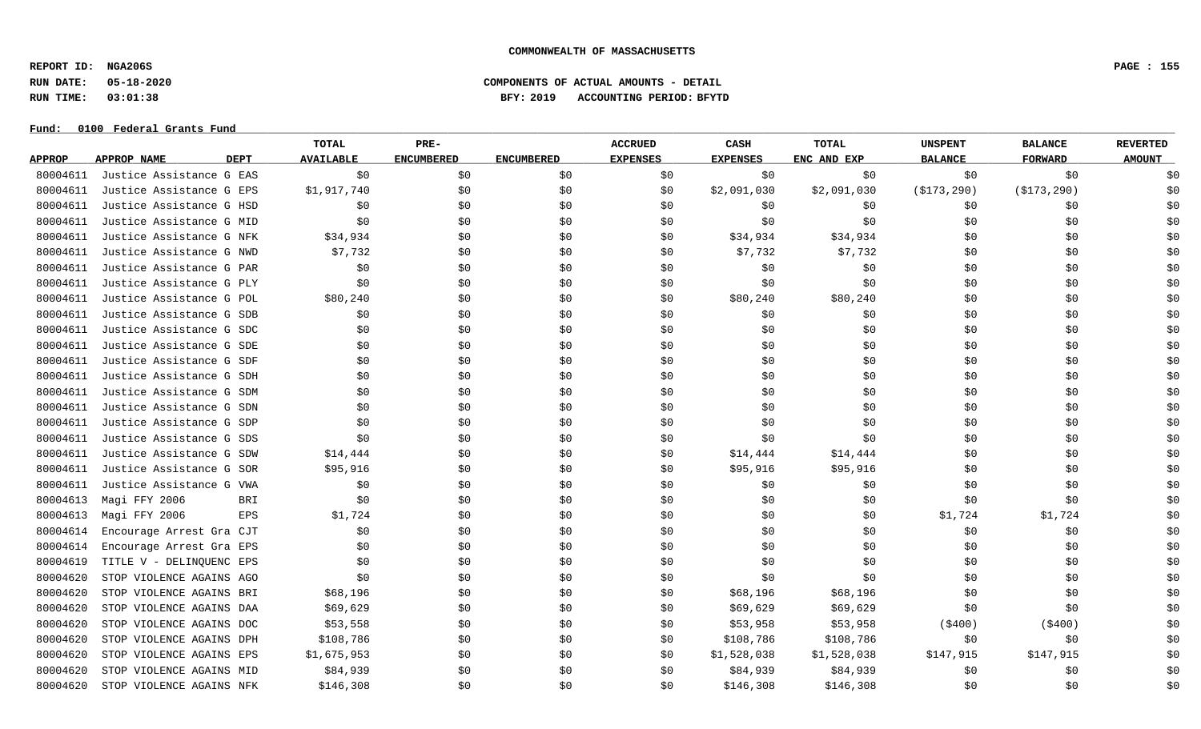COMMONWEALTH OF MASSACHUSETTS

REPORT ID: NGA206S

RUN DATE: 05-18-2020

RUN TIME: 03:01:38

COMPONENTS OF ACTUAL AMOUNTS - DETAIL

BFY: 2019 ACCOUNTING PERIOD: BFYTD

Fund: 0100 Federal Grants Fund

| APPROP | APPROP NAME | DEPT | TOTAL AVAILABLE | PRE-ENCUMBERED | ENCUMBERED | ACCRUED EXPENSES | CASH EXPENSES | TOTAL ENC AND EXP | UNSPENT BALANCE | BALANCE FORWARD | REVERTED AMOUNT |
|---|---|---|---|---|---|---|---|---|---|---|---|
| 80004611 | Justice Assistance G | EAS | $0 | $0 | $0 | $0 | $0 | $0 | $0 | $0 | $0 |
| 80004611 | Justice Assistance G | EPS | $1,917,740 | $0 | $0 | $0 | $2,091,030 | $2,091,030 | ($173,290) | ($173,290) | $0 |
| 80004611 | Justice Assistance G | HSD | $0 | $0 | $0 | $0 | $0 | $0 | $0 | $0 | $0 |
| 80004611 | Justice Assistance G | MID | $0 | $0 | $0 | $0 | $0 | $0 | $0 | $0 | $0 |
| 80004611 | Justice Assistance G | NFK | $34,934 | $0 | $0 | $0 | $34,934 | $34,934 | $0 | $0 | $0 |
| 80004611 | Justice Assistance G | NWD | $7,732 | $0 | $0 | $0 | $7,732 | $7,732 | $0 | $0 | $0 |
| 80004611 | Justice Assistance G | PAR | $0 | $0 | $0 | $0 | $0 | $0 | $0 | $0 | $0 |
| 80004611 | Justice Assistance G | PLY | $0 | $0 | $0 | $0 | $0 | $0 | $0 | $0 | $0 |
| 80004611 | Justice Assistance G | POL | $80,240 | $0 | $0 | $0 | $80,240 | $80,240 | $0 | $0 | $0 |
| 80004611 | Justice Assistance G | SDB | $0 | $0 | $0 | $0 | $0 | $0 | $0 | $0 | $0 |
| 80004611 | Justice Assistance G | SDC | $0 | $0 | $0 | $0 | $0 | $0 | $0 | $0 | $0 |
| 80004611 | Justice Assistance G | SDE | $0 | $0 | $0 | $0 | $0 | $0 | $0 | $0 | $0 |
| 80004611 | Justice Assistance G | SDF | $0 | $0 | $0 | $0 | $0 | $0 | $0 | $0 | $0 |
| 80004611 | Justice Assistance G | SDH | $0 | $0 | $0 | $0 | $0 | $0 | $0 | $0 | $0 |
| 80004611 | Justice Assistance G | SDM | $0 | $0 | $0 | $0 | $0 | $0 | $0 | $0 | $0 |
| 80004611 | Justice Assistance G | SDN | $0 | $0 | $0 | $0 | $0 | $0 | $0 | $0 | $0 |
| 80004611 | Justice Assistance G | SDP | $0 | $0 | $0 | $0 | $0 | $0 | $0 | $0 | $0 |
| 80004611 | Justice Assistance G | SDS | $0 | $0 | $0 | $0 | $0 | $0 | $0 | $0 | $0 |
| 80004611 | Justice Assistance G | SDW | $14,444 | $0 | $0 | $0 | $14,444 | $14,444 | $0 | $0 | $0 |
| 80004611 | Justice Assistance G | SOR | $95,916 | $0 | $0 | $0 | $95,916 | $95,916 | $0 | $0 | $0 |
| 80004611 | Justice Assistance G | VWA | $0 | $0 | $0 | $0 | $0 | $0 | $0 | $0 | $0 |
| 80004613 | Magi FFY 2006 | BRI | $0 | $0 | $0 | $0 | $0 | $0 | $0 | $0 | $0 |
| 80004613 | Magi FFY 2006 | EPS | $1,724 | $0 | $0 | $0 | $0 | $0 | $1,724 | $1,724 | $0 |
| 80004614 | Encourage Arrest Gra | CJT | $0 | $0 | $0 | $0 | $0 | $0 | $0 | $0 | $0 |
| 80004614 | Encourage Arrest Gra | EPS | $0 | $0 | $0 | $0 | $0 | $0 | $0 | $0 | $0 |
| 80004619 | TITLE V - DELINQUENC | EPS | $0 | $0 | $0 | $0 | $0 | $0 | $0 | $0 | $0 |
| 80004620 | STOP VIOLENCE AGAINS | AGO | $0 | $0 | $0 | $0 | $0 | $0 | $0 | $0 | $0 |
| 80004620 | STOP VIOLENCE AGAINS | BRI | $68,196 | $0 | $0 | $0 | $68,196 | $68,196 | $0 | $0 | $0 |
| 80004620 | STOP VIOLENCE AGAINS | DAA | $69,629 | $0 | $0 | $0 | $69,629 | $69,629 | $0 | $0 | $0 |
| 80004620 | STOP VIOLENCE AGAINS | DOC | $53,558 | $0 | $0 | $0 | $53,958 | $53,958 | ($400) | ($400) | $0 |
| 80004620 | STOP VIOLENCE AGAINS | DPH | $108,786 | $0 | $0 | $0 | $108,786 | $108,786 | $0 | $0 | $0 |
| 80004620 | STOP VIOLENCE AGAINS | EPS | $1,675,953 | $0 | $0 | $0 | $1,528,038 | $1,528,038 | $147,915 | $147,915 | $0 |
| 80004620 | STOP VIOLENCE AGAINS | MID | $84,939 | $0 | $0 | $0 | $84,939 | $84,939 | $0 | $0 | $0 |
| 80004620 | STOP VIOLENCE AGAINS | NFK | $146,308 | $0 | $0 | $0 | $146,308 | $146,308 | $0 | $0 | $0 |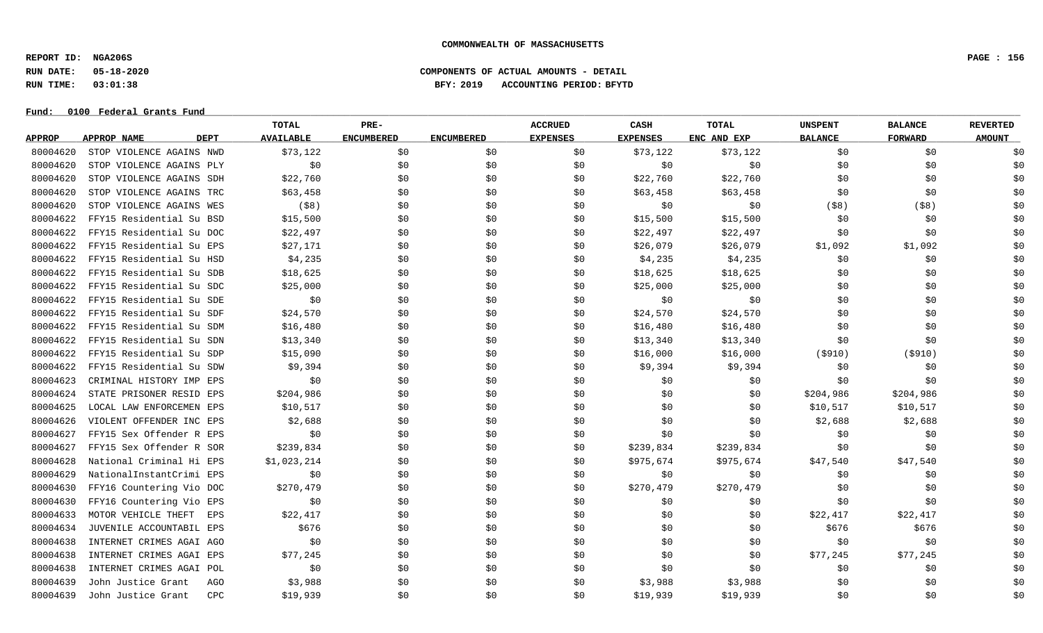**COMMONWEALTH OF MASSACHUSETTS**

REPORT ID: NGA206S
RUN DATE: 05-18-2020
RUN TIME: 03:01:38

**COMPONENTS OF ACTUAL AMOUNTS - DETAIL**
**BFY: 2019 ACCOUNTING PERIOD: BFYTD**

Fund: 0100 Federal Grants Fund

| APPROP | APPROP NAME | DEPT | TOTAL AVAILABLE | PRE-ENCUMBERED | ENCUMBERED | ACCRUED EXPENSES | CASH EXPENSES | TOTAL ENC AND EXP | UNSPENT BALANCE | BALANCE FORWARD | REVERTED AMOUNT |
|---|---|---|---|---|---|---|---|---|---|---|---|
| 80004620 | STOP VIOLENCE AGAINS | NWD | $73,122 | $0 | $0 | $0 | $73,122 | $73,122 | $0 | $0 | $0 |
| 80004620 | STOP VIOLENCE AGAINS | PLY | $0 | $0 | $0 | $0 | $0 | $0 | $0 | $0 | $0 |
| 80004620 | STOP VIOLENCE AGAINS | SDH | $22,760 | $0 | $0 | $0 | $22,760 | $22,760 | $0 | $0 | $0 |
| 80004620 | STOP VIOLENCE AGAINS | TRC | $63,458 | $0 | $0 | $0 | $63,458 | $63,458 | $0 | $0 | $0 |
| 80004620 | STOP VIOLENCE AGAINS | WES | ($8) | $0 | $0 | $0 | $0 | $0 | ($8) | ($8) | $0 |
| 80004622 | FFY15 Residential Su | BSD | $15,500 | $0 | $0 | $0 | $15,500 | $15,500 | $0 | $0 | $0 |
| 80004622 | FFY15 Residential Su | DOC | $22,497 | $0 | $0 | $0 | $22,497 | $22,497 | $0 | $0 | $0 |
| 80004622 | FFY15 Residential Su | EPS | $27,171 | $0 | $0 | $0 | $26,079 | $26,079 | $1,092 | $1,092 | $0 |
| 80004622 | FFY15 Residential Su | HSD | $4,235 | $0 | $0 | $0 | $4,235 | $4,235 | $0 | $0 | $0 |
| 80004622 | FFY15 Residential Su | SDB | $18,625 | $0 | $0 | $0 | $18,625 | $18,625 | $0 | $0 | $0 |
| 80004622 | FFY15 Residential Su | SDC | $25,000 | $0 | $0 | $0 | $25,000 | $25,000 | $0 | $0 | $0 |
| 80004622 | FFY15 Residential Su | SDE | $0 | $0 | $0 | $0 | $0 | $0 | $0 | $0 | $0 |
| 80004622 | FFY15 Residential Su | SDF | $24,570 | $0 | $0 | $0 | $24,570 | $24,570 | $0 | $0 | $0 |
| 80004622 | FFY15 Residential Su | SDM | $16,480 | $0 | $0 | $0 | $16,480 | $16,480 | $0 | $0 | $0 |
| 80004622 | FFY15 Residential Su | SDN | $13,340 | $0 | $0 | $0 | $13,340 | $13,340 | $0 | $0 | $0 |
| 80004622 | FFY15 Residential Su | SDP | $15,090 | $0 | $0 | $0 | $16,000 | $16,000 | ($910) | ($910) | $0 |
| 80004622 | FFY15 Residential Su | SDW | $9,394 | $0 | $0 | $0 | $9,394 | $9,394 | $0 | $0 | $0 |
| 80004623 | CRIMINAL HISTORY IMP | EPS | $0 | $0 | $0 | $0 | $0 | $0 | $0 | $0 | $0 |
| 80004624 | STATE PRISONER RESID | EPS | $204,986 | $0 | $0 | $0 | $0 | $0 | $204,986 | $204,986 | $0 |
| 80004625 | LOCAL LAW ENFORCEMEN | EPS | $10,517 | $0 | $0 | $0 | $0 | $0 | $10,517 | $10,517 | $0 |
| 80004626 | VIOLENT OFFENDER INC | EPS | $2,688 | $0 | $0 | $0 | $0 | $0 | $2,688 | $2,688 | $0 |
| 80004627 | FFY15 Sex Offender R | EPS | $0 | $0 | $0 | $0 | $0 | $0 | $0 | $0 | $0 |
| 80004627 | FFY15 Sex Offender R | SOR | $239,834 | $0 | $0 | $0 | $239,834 | $239,834 | $0 | $0 | $0 |
| 80004628 | National Criminal Hi | EPS | $1,023,214 | $0 | $0 | $0 | $975,674 | $975,674 | $47,540 | $47,540 | $0 |
| 80004629 | NationalInstantCrimi | EPS | $0 | $0 | $0 | $0 | $0 | $0 | $0 | $0 | $0 |
| 80004630 | FFY16 Countering Vio | DOC | $270,479 | $0 | $0 | $0 | $270,479 | $270,479 | $0 | $0 | $0 |
| 80004630 | FFY16 Countering Vio | EPS | $0 | $0 | $0 | $0 | $0 | $0 | $0 | $0 | $0 |
| 80004633 | MOTOR VEHICLE THEFT | EPS | $22,417 | $0 | $0 | $0 | $0 | $0 | $22,417 | $22,417 | $0 |
| 80004634 | JUVENILE ACCOUNTABIL | EPS | $676 | $0 | $0 | $0 | $0 | $0 | $676 | $676 | $0 |
| 80004638 | INTERNET CRIMES AGAI | AGO | $0 | $0 | $0 | $0 | $0 | $0 | $0 | $0 | $0 |
| 80004638 | INTERNET CRIMES AGAI | EPS | $77,245 | $0 | $0 | $0 | $0 | $0 | $77,245 | $77,245 | $0 |
| 80004638 | INTERNET CRIMES AGAI | POL | $0 | $0 | $0 | $0 | $0 | $0 | $0 | $0 | $0 |
| 80004639 | John Justice Grant | AGO | $3,988 | $0 | $0 | $0 | $3,988 | $3,988 | $0 | $0 | $0 |
| 80004639 | John Justice Grant | CPC | $19,939 | $0 | $0 | $0 | $19,939 | $19,939 | $0 | $0 | $0 |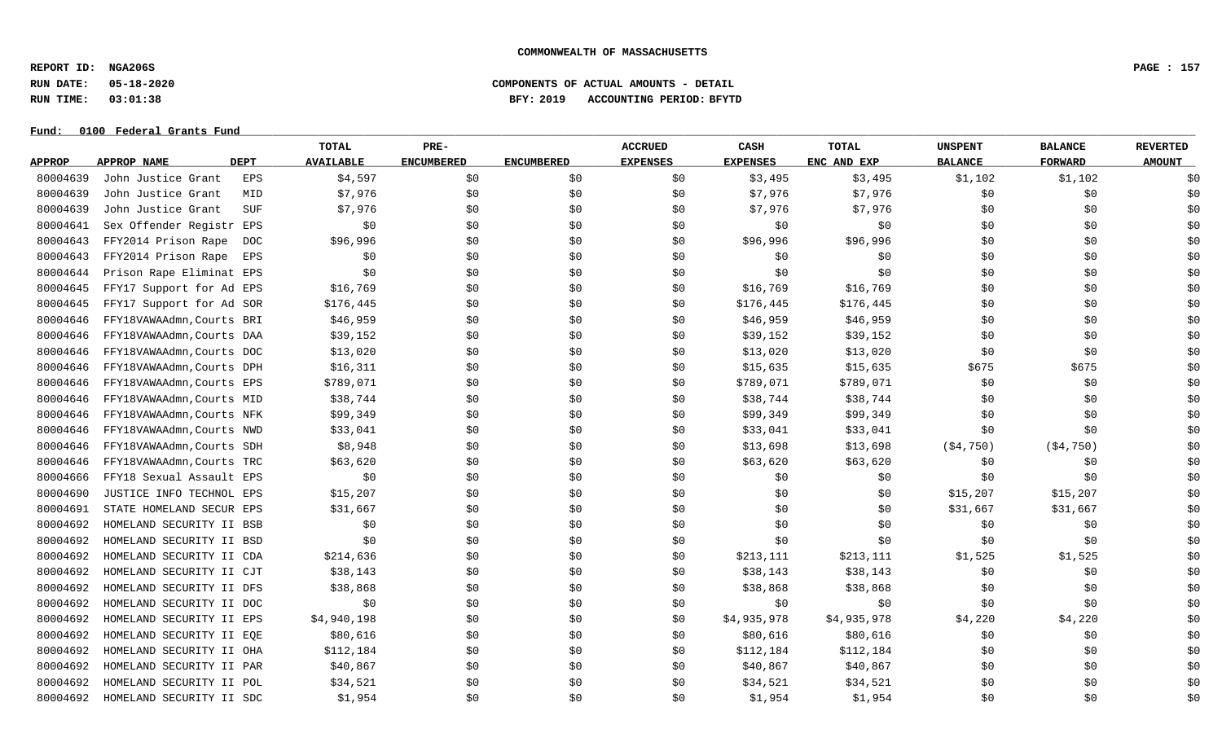COMMONWEALTH OF MASSACHUSETTS

REPORT ID: NGA206S
RUN DATE: 05-18-2020
RUN TIME: 03:01:38

COMPONENTS OF ACTUAL AMOUNTS - DETAIL
BFY: 2019 ACCOUNTING PERIOD: BFYTD

Fund: 0100 Federal Grants Fund

| APPROP | APPROP NAME | DEPT | TOTAL AVAILABLE | PRE-ENCUMBERED | ENCUMBERED | ACCRUED EXPENSES | CASH EXPENSES | TOTAL ENC AND EXP | UNSPENT BALANCE | BALANCE FORWARD | REVERTED AMOUNT |
|---|---|---|---|---|---|---|---|---|---|---|---|
| 80004639 | John Justice Grant | EPS | $4,597 | $0 | $0 | $0 | $3,495 | $3,495 | $1,102 | $1,102 | $0 |
| 80004639 | John Justice Grant | MID | $7,976 | $0 | $0 | $0 | $7,976 | $7,976 | $0 | $0 | $0 |
| 80004639 | John Justice Grant | SUF | $7,976 | $0 | $0 | $0 | $7,976 | $7,976 | $0 | $0 | $0 |
| 80004641 | Sex Offender Registr | EPS | $0 | $0 | $0 | $0 | $0 | $0 | $0 | $0 | $0 |
| 80004643 | FFY2014 Prison Rape | DOC | $96,996 | $0 | $0 | $0 | $96,996 | $96,996 | $0 | $0 | $0 |
| 80004643 | FFY2014 Prison Rape | EPS | $0 | $0 | $0 | $0 | $0 | $0 | $0 | $0 | $0 |
| 80004644 | Prison Rape Eliminat | EPS | $0 | $0 | $0 | $0 | $0 | $0 | $0 | $0 | $0 |
| 80004645 | FFY17 Support for Ad | EPS | $16,769 | $0 | $0 | $0 | $16,769 | $16,769 | $0 | $0 | $0 |
| 80004645 | FFY17 Support for Ad | SOR | $176,445 | $0 | $0 | $0 | $176,445 | $176,445 | $0 | $0 | $0 |
| 80004646 | FFY18VAWAAdmn,Courts | BRI | $46,959 | $0 | $0 | $0 | $46,959 | $46,959 | $0 | $0 | $0 |
| 80004646 | FFY18VAWAAdmn,Courts | DAA | $39,152 | $0 | $0 | $0 | $39,152 | $39,152 | $0 | $0 | $0 |
| 80004646 | FFY18VAWAAdmn,Courts | DOC | $13,020 | $0 | $0 | $0 | $13,020 | $13,020 | $0 | $0 | $0 |
| 80004646 | FFY18VAWAAdmn,Courts | DPH | $16,311 | $0 | $0 | $0 | $15,635 | $15,635 | $675 | $675 | $0 |
| 80004646 | FFY18VAWAAdmn,Courts | EPS | $789,071 | $0 | $0 | $0 | $789,071 | $789,071 | $0 | $0 | $0 |
| 80004646 | FFY18VAWAAdmn,Courts | MID | $38,744 | $0 | $0 | $0 | $38,744 | $38,744 | $0 | $0 | $0 |
| 80004646 | FFY18VAWAAdmn,Courts | NFK | $99,349 | $0 | $0 | $0 | $99,349 | $99,349 | $0 | $0 | $0 |
| 80004646 | FFY18VAWAAdmn,Courts | NWD | $33,041 | $0 | $0 | $0 | $33,041 | $33,041 | $0 | $0 | $0 |
| 80004646 | FFY18VAWAAdmn,Courts | SDH | $8,948 | $0 | $0 | $0 | $13,698 | $13,698 | ($4,750) | ($4,750) | $0 |
| 80004646 | FFY18VAWAAdmn,Courts | TRC | $63,620 | $0 | $0 | $0 | $63,620 | $63,620 | $0 | $0 | $0 |
| 80004666 | FFY18 Sexual Assault | EPS | $0 | $0 | $0 | $0 | $0 | $0 | $0 | $0 | $0 |
| 80004690 | JUSTICE INFO TECHNOL | EPS | $15,207 | $0 | $0 | $0 | $0 | $0 | $15,207 | $15,207 | $0 |
| 80004691 | STATE HOMELAND SECUR | EPS | $31,667 | $0 | $0 | $0 | $0 | $0 | $31,667 | $31,667 | $0 |
| 80004692 | HOMELAND SECURITY II | BSB | $0 | $0 | $0 | $0 | $0 | $0 | $0 | $0 | $0 |
| 80004692 | HOMELAND SECURITY II | BSD | $0 | $0 | $0 | $0 | $0 | $0 | $0 | $0 | $0 |
| 80004692 | HOMELAND SECURITY II | CDA | $214,636 | $0 | $0 | $0 | $213,111 | $213,111 | $1,525 | $1,525 | $0 |
| 80004692 | HOMELAND SECURITY II | CJT | $38,143 | $0 | $0 | $0 | $38,143 | $38,143 | $0 | $0 | $0 |
| 80004692 | HOMELAND SECURITY II | DFS | $38,868 | $0 | $0 | $0 | $38,868 | $38,868 | $0 | $0 | $0 |
| 80004692 | HOMELAND SECURITY II | DOC | $0 | $0 | $0 | $0 | $0 | $0 | $0 | $0 | $0 |
| 80004692 | HOMELAND SECURITY II | EPS | $4,940,198 | $0 | $0 | $0 | $4,935,978 | $4,935,978 | $4,220 | $4,220 | $0 |
| 80004692 | HOMELAND SECURITY II | EQE | $80,616 | $0 | $0 | $0 | $80,616 | $80,616 | $0 | $0 | $0 |
| 80004692 | HOMELAND SECURITY II | OHA | $112,184 | $0 | $0 | $0 | $112,184 | $112,184 | $0 | $0 | $0 |
| 80004692 | HOMELAND SECURITY II | PAR | $40,867 | $0 | $0 | $0 | $40,867 | $40,867 | $0 | $0 | $0 |
| 80004692 | HOMELAND SECURITY II | POL | $34,521 | $0 | $0 | $0 | $34,521 | $34,521 | $0 | $0 | $0 |
| 80004692 | HOMELAND SECURITY II | SDC | $1,954 | $0 | $0 | $0 | $1,954 | $1,954 | $0 | $0 | $0 |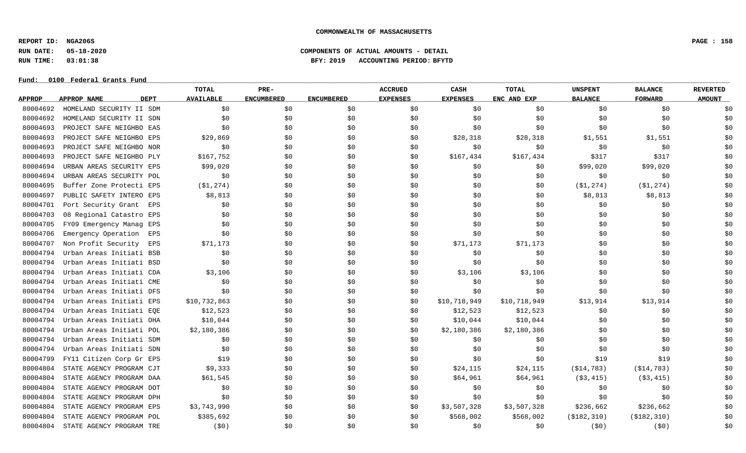**COMMONWEALTH OF MASSACHUSETTS**

**REPORT ID: NGA206S**
**RUN DATE: 05-18-2020**
**RUN TIME: 03:01:38**

**COMPONENTS OF ACTUAL AMOUNTS - DETAIL**
**BFY: 2019 ACCOUNTING PERIOD: BFYTD**

**Fund: 0100 Federal Grants Fund**

| APPROP | APPROP NAME | DEPT | TOTAL AVAILABLE | PRE-ENCUMBERED | ENCUMBERED | ACCRUED EXPENSES | CASH EXPENSES | TOTAL ENC AND EXP | UNSPENT BALANCE | BALANCE FORWARD | REVERTED AMOUNT |
|---|---|---|---|---|---|---|---|---|---|---|---|
| 80004692 | HOMELAND SECURITY II | SDM | $0 | $0 | $0 | $0 | $0 | $0 | $0 | $0 | $0 |
| 80004692 | HOMELAND SECURITY II | SDN | $0 | $0 | $0 | $0 | $0 | $0 | $0 | $0 | $0 |
| 80004693 | PROJECT SAFE NEIGHBO | EAS | $0 | $0 | $0 | $0 | $0 | $0 | $0 | $0 | $0 |
| 80004693 | PROJECT SAFE NEIGHBO | EPS | $29,869 | $0 | $0 | $0 | $28,318 | $28,318 | $1,551 | $1,551 | $0 |
| 80004693 | PROJECT SAFE NEIGHBO | NOR | $0 | $0 | $0 | $0 | $0 | $0 | $0 | $0 | $0 |
| 80004693 | PROJECT SAFE NEIGHBO | PLY | $167,752 | $0 | $0 | $0 | $167,434 | $167,434 | $317 | $317 | $0 |
| 80004694 | URBAN AREAS SECURITY | EPS | $99,020 | $0 | $0 | $0 | $0 | $0 | $99,020 | $99,020 | $0 |
| 80004694 | URBAN AREAS SECURITY | POL | $0 | $0 | $0 | $0 | $0 | $0 | $0 | $0 | $0 |
| 80004695 | Buffer Zone Protecti | EPS | ($1,274) | $0 | $0 | $0 | $0 | $0 | ($1,274) | ($1,274) | $0 |
| 80004697 | PUBLIC SAFETY INTERO | EPS | $8,813 | $0 | $0 | $0 | $0 | $0 | $8,813 | $8,813 | $0 |
| 80004701 | Port Security Grant | EPS | $0 | $0 | $0 | $0 | $0 | $0 | $0 | $0 | $0 |
| 80004703 | 08 Regional Catastro | EPS | $0 | $0 | $0 | $0 | $0 | $0 | $0 | $0 | $0 |
| 80004705 | FY09 Emergency Manag | EPS | $0 | $0 | $0 | $0 | $0 | $0 | $0 | $0 | $0 |
| 80004706 | Emergency Operation | EPS | $0 | $0 | $0 | $0 | $0 | $0 | $0 | $0 | $0 |
| 80004707 | Non Profit Security | EPS | $71,173 | $0 | $0 | $0 | $71,173 | $71,173 | $0 | $0 | $0 |
| 80004794 | Urban Areas Initiati | BSB | $0 | $0 | $0 | $0 | $0 | $0 | $0 | $0 | $0 |
| 80004794 | Urban Areas Initiati | BSD | $0 | $0 | $0 | $0 | $0 | $0 | $0 | $0 | $0 |
| 80004794 | Urban Areas Initiati | CDA | $3,106 | $0 | $0 | $0 | $3,106 | $3,106 | $0 | $0 | $0 |
| 80004794 | Urban Areas Initiati | CME | $0 | $0 | $0 | $0 | $0 | $0 | $0 | $0 | $0 |
| 80004794 | Urban Areas Initiati | DFS | $0 | $0 | $0 | $0 | $0 | $0 | $0 | $0 | $0 |
| 80004794 | Urban Areas Initiati | EPS | $10,732,863 | $0 | $0 | $0 | $10,718,949 | $10,718,949 | $13,914 | $13,914 | $0 |
| 80004794 | Urban Areas Initiati | EQE | $12,523 | $0 | $0 | $0 | $12,523 | $12,523 | $0 | $0 | $0 |
| 80004794 | Urban Areas Initiati | OHA | $10,044 | $0 | $0 | $0 | $10,044 | $10,044 | $0 | $0 | $0 |
| 80004794 | Urban Areas Initiati | POL | $2,180,386 | $0 | $0 | $0 | $2,180,386 | $2,180,386 | $0 | $0 | $0 |
| 80004794 | Urban Areas Initiati | SDM | $0 | $0 | $0 | $0 | $0 | $0 | $0 | $0 | $0 |
| 80004794 | Urban Areas Initiati | SDN | $0 | $0 | $0 | $0 | $0 | $0 | $0 | $0 | $0 |
| 80004799 | FY11 Citizen Corp Gr | EPS | $19 | $0 | $0 | $0 | $0 | $0 | $19 | $19 | $0 |
| 80004804 | STATE AGENCY PROGRAM | CJT | $9,333 | $0 | $0 | $0 | $24,115 | $24,115 | ($14,783) | ($14,783) | $0 |
| 80004804 | STATE AGENCY PROGRAM | DAA | $61,545 | $0 | $0 | $0 | $64,961 | $64,961 | ($3,415) | ($3,415) | $0 |
| 80004804 | STATE AGENCY PROGRAM | DOT | $0 | $0 | $0 | $0 | $0 | $0 | $0 | $0 | $0 |
| 80004804 | STATE AGENCY PROGRAM | DPH | $0 | $0 | $0 | $0 | $0 | $0 | $0 | $0 | $0 |
| 80004804 | STATE AGENCY PROGRAM | EPS | $3,743,990 | $0 | $0 | $0 | $3,507,328 | $3,507,328 | $236,662 | $236,662 | $0 |
| 80004804 | STATE AGENCY PROGRAM | POL | $385,692 | $0 | $0 | $0 | $568,002 | $568,002 | ($182,310) | ($182,310) | $0 |
| 80004804 | STATE AGENCY PROGRAM | TRE | ($0) | $0 | $0 | $0 | $0 | $0 | ($0) | ($0) | $0 |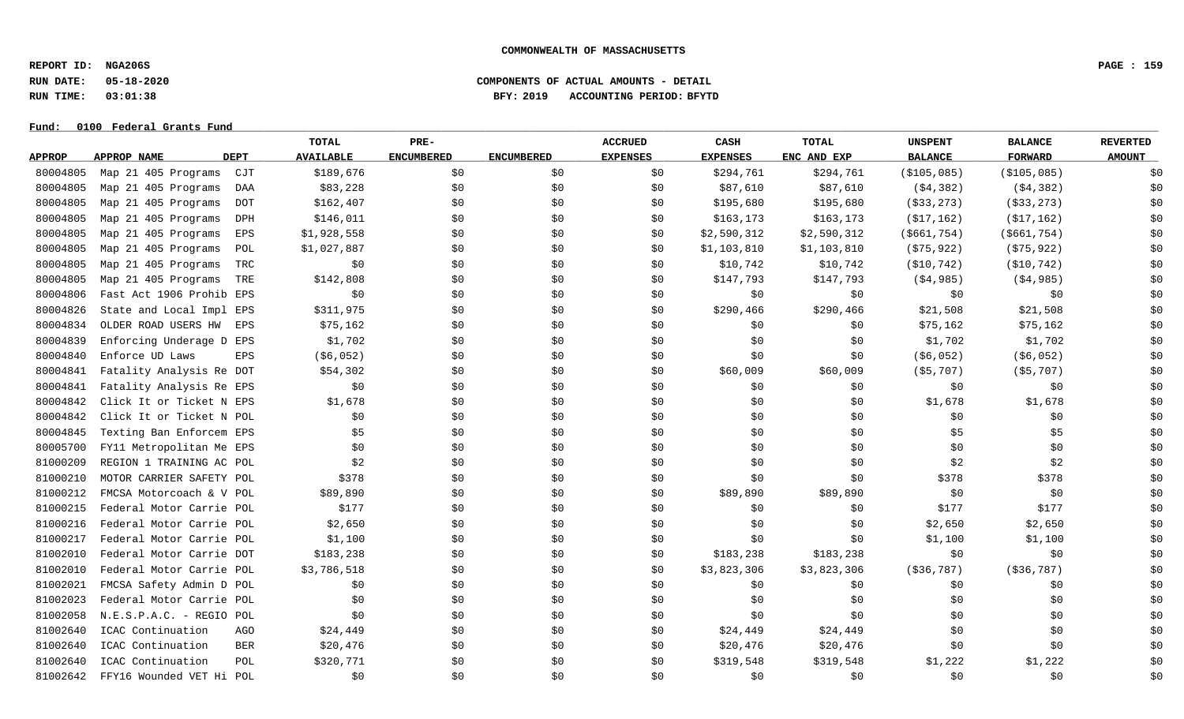COMMONWEALTH OF MASSACHUSETTS

**REPORT ID: NGA206S**
**RUN DATE: 05-18-2020**
**RUN TIME: 03:01:38**

**COMPONENTS OF ACTUAL AMOUNTS - DETAIL**
**BFY: 2019 ACCOUNTING PERIOD: BFYTD**

**Fund: 0100 Federal Grants Fund**

| APPROP | APPROP NAME | DEPT | TOTAL AVAILABLE | PRE-ENCUMBERED | ENCUMBERED | ACCRUED EXPENSES | CASH EXPENSES | TOTAL ENC AND EXP | UNSPENT BALANCE | BALANCE FORWARD | REVERTED AMOUNT |
|---|---|---|---|---|---|---|---|---|---|---|---|
| 80004805 | Map 21 405 Programs | CJT | $189,676 | $0 | $0 | $0 | $294,761 | $294,761 | ($105,085) | ($105,085) | $0 |
| 80004805 | Map 21 405 Programs | DAA | $83,228 | $0 | $0 | $0 | $87,610 | $87,610 | ($4,382) | ($4,382) | $0 |
| 80004805 | Map 21 405 Programs | DOT | $162,407 | $0 | $0 | $0 | $195,680 | $195,680 | ($33,273) | ($33,273) | $0 |
| 80004805 | Map 21 405 Programs | DPH | $146,011 | $0 | $0 | $0 | $163,173 | $163,173 | ($17,162) | ($17,162) | $0 |
| 80004805 | Map 21 405 Programs | EPS | $1,928,558 | $0 | $0 | $0 | $2,590,312 | $2,590,312 | ($661,754) | ($661,754) | $0 |
| 80004805 | Map 21 405 Programs | POL | $1,027,887 | $0 | $0 | $0 | $1,103,810 | $1,103,810 | ($75,922) | ($75,922) | $0 |
| 80004805 | Map 21 405 Programs | TRC | $0 | $0 | $0 | $0 | $10,742 | $10,742 | ($10,742) | ($10,742) | $0 |
| 80004805 | Map 21 405 Programs | TRE | $142,808 | $0 | $0 | $0 | $147,793 | $147,793 | ($4,985) | ($4,985) | $0 |
| 80004806 | Fast Act 1906 Prohib | EPS | $0 | $0 | $0 | $0 | $0 | $0 | $0 | $0 | $0 |
| 80004826 | State and Local Impl | EPS | $311,975 | $0 | $0 | $0 | $290,466 | $290,466 | $21,508 | $21,508 | $0 |
| 80004834 | OLDER ROAD USERS HW | EPS | $75,162 | $0 | $0 | $0 | $0 | $0 | $75,162 | $75,162 | $0 |
| 80004839 | Enforcing Underage D | EPS | $1,702 | $0 | $0 | $0 | $0 | $0 | $1,702 | $1,702 | $0 |
| 80004840 | Enforce UD Laws | EPS | ($6,052) | $0 | $0 | $0 | $0 | $0 | ($6,052) | ($6,052) | $0 |
| 80004841 | Fatality Analysis Re | DOT | $54,302 | $0 | $0 | $0 | $60,009 | $60,009 | ($5,707) | ($5,707) | $0 |
| 80004841 | Fatality Analysis Re | EPS | $0 | $0 | $0 | $0 | $0 | $0 | $0 | $0 | $0 |
| 80004842 | Click It or Ticket N | EPS | $1,678 | $0 | $0 | $0 | $0 | $0 | $1,678 | $1,678 | $0 |
| 80004842 | Click It or Ticket N | POL | $0 | $0 | $0 | $0 | $0 | $0 | $0 | $0 | $0 |
| 80004845 | Texting Ban Enforcem | EPS | $5 | $0 | $0 | $0 | $0 | $0 | $5 | $5 | $0 |
| 80005700 | FY11 Metropolitan Me | EPS | $0 | $0 | $0 | $0 | $0 | $0 | $0 | $0 | $0 |
| 81000209 | REGION 1 TRAINING AC | POL | $2 | $0 | $0 | $0 | $0 | $0 | $2 | $2 | $0 |
| 81000210 | MOTOR CARRIER SAFETY | POL | $378 | $0 | $0 | $0 | $0 | $0 | $378 | $378 | $0 |
| 81000212 | FMCSA Motorcoach & V | POL | $89,890 | $0 | $0 | $0 | $89,890 | $89,890 | $0 | $0 | $0 |
| 81000215 | Federal Motor Carrie | POL | $177 | $0 | $0 | $0 | $0 | $0 | $177 | $177 | $0 |
| 81000216 | Federal Motor Carrie | POL | $2,650 | $0 | $0 | $0 | $0 | $0 | $2,650 | $2,650 | $0 |
| 81000217 | Federal Motor Carrie | POL | $1,100 | $0 | $0 | $0 | $0 | $0 | $1,100 | $1,100 | $0 |
| 81002010 | Federal Motor Carrie | DOT | $183,238 | $0 | $0 | $0 | $183,238 | $183,238 | $0 | $0 | $0 |
| 81002010 | Federal Motor Carrie | POL | $3,786,518 | $0 | $0 | $0 | $3,823,306 | $3,823,306 | ($36,787) | ($36,787) | $0 |
| 81002021 | FMCSA Safety Admin D | POL | $0 | $0 | $0 | $0 | $0 | $0 | $0 | $0 | $0 |
| 81002023 | Federal Motor Carrie | POL | $0 | $0 | $0 | $0 | $0 | $0 | $0 | $0 | $0 |
| 81002058 | N.E.S.P.A.C. - REGIO | POL | $0 | $0 | $0 | $0 | $0 | $0 | $0 | $0 | $0 |
| 81002640 | ICAC Continuation | AGO | $24,449 | $0 | $0 | $0 | $24,449 | $24,449 | $0 | $0 | $0 |
| 81002640 | ICAC Continuation | BER | $20,476 | $0 | $0 | $0 | $20,476 | $20,476 | $0 | $0 | $0 |
| 81002640 | ICAC Continuation | POL | $320,771 | $0 | $0 | $0 | $319,548 | $319,548 | $1,222 | $1,222 | $0 |
| 81002642 | FFY16 Wounded VET Hi | POL | $0 | $0 | $0 | $0 | $0 | $0 | $0 | $0 | $0 |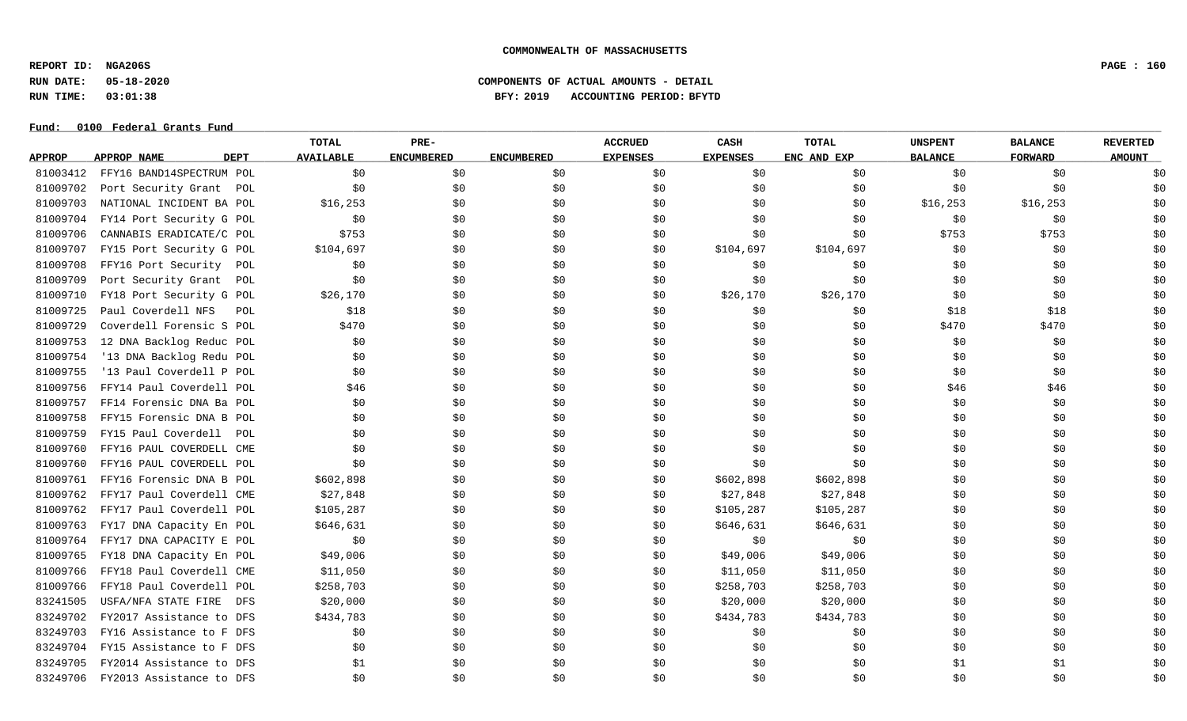**COMMONWEALTH OF MASSACHUSETTS**

**REPORT ID: NGA206S**
**RUN DATE: 05-18-2020** **COMPONENTS OF ACTUAL AMOUNTS - DETAIL**
**RUN TIME: 03:01:38** **BFY: 2019 ACCOUNTING PERIOD: BFYTD**

**Fund: 0100 Federal Grants Fund**

| APPROP | APPROP NAME | DEPT | TOTAL AVAILABLE | PRE-ENCUMBERED | ENCUMBERED | ACCRUED EXPENSES | CASH EXPENSES | TOTAL ENC AND EXP | UNSPENT BALANCE | BALANCE FORWARD | REVERTED AMOUNT |
|---|---|---|---|---|---|---|---|---|---|---|---|
| 81003412 | FFY16 BAND14SPECTRUM | POL | $0 | $0 | $0 | $0 | $0 | $0 | $0 | $0 | $0 |
| 81009702 | Port Security Grant | POL | $0 | $0 | $0 | $0 | $0 | $0 | $0 | $0 | $0 |
| 81009703 | NATIONAL INCIDENT BA | POL | $16,253 | $0 | $0 | $0 | $0 | $0 | $16,253 | $16,253 | $0 |
| 81009704 | FY14 Port Security G | POL | $0 | $0 | $0 | $0 | $0 | $0 | $0 | $0 | $0 |
| 81009706 | CANNABIS ERADICATE/C | POL | $753 | $0 | $0 | $0 | $0 | $0 | $753 | $753 | $0 |
| 81009707 | FY15 Port Security G | POL | $104,697 | $0 | $0 | $0 | $104,697 | $104,697 | $0 | $0 | $0 |
| 81009708 | FFY16 Port Security | POL | $0 | $0 | $0 | $0 | $0 | $0 | $0 | $0 | $0 |
| 81009709 | Port Security Grant | POL | $0 | $0 | $0 | $0 | $0 | $0 | $0 | $0 | $0 |
| 81009710 | FY18 Port Security G | POL | $26,170 | $0 | $0 | $0 | $26,170 | $26,170 | $0 | $0 | $0 |
| 81009725 | Paul Coverdell NFS | POL | $18 | $0 | $0 | $0 | $0 | $0 | $18 | $18 | $0 |
| 81009729 | Coverdell Forensic S | POL | $470 | $0 | $0 | $0 | $0 | $0 | $470 | $470 | $0 |
| 81009753 | 12 DNA Backlog Reduc | POL | $0 | $0 | $0 | $0 | $0 | $0 | $0 | $0 | $0 |
| 81009754 | '13 DNA Backlog Redu | POL | $0 | $0 | $0 | $0 | $0 | $0 | $0 | $0 | $0 |
| 81009755 | '13 Paul Coverdell P | POL | $0 | $0 | $0 | $0 | $0 | $0 | $0 | $0 | $0 |
| 81009756 | FFY14 Paul Coverdell | POL | $46 | $0 | $0 | $0 | $0 | $0 | $46 | $46 | $0 |
| 81009757 | FF14 Forensic DNA Ba | POL | $0 | $0 | $0 | $0 | $0 | $0 | $0 | $0 | $0 |
| 81009758 | FFY15 Forensic DNA B | POL | $0 | $0 | $0 | $0 | $0 | $0 | $0 | $0 | $0 |
| 81009759 | FY15 Paul Coverdell | POL | $0 | $0 | $0 | $0 | $0 | $0 | $0 | $0 | $0 |
| 81009760 | FFY16 PAUL COVERDELL | CME | $0 | $0 | $0 | $0 | $0 | $0 | $0 | $0 | $0 |
| 81009760 | FFY16 PAUL COVERDELL | POL | $0 | $0 | $0 | $0 | $0 | $0 | $0 | $0 | $0 |
| 81009761 | FFY16 Forensic DNA B | POL | $602,898 | $0 | $0 | $0 | $602,898 | $602,898 | $0 | $0 | $0 |
| 81009762 | FFY17 Paul Coverdell | CME | $27,848 | $0 | $0 | $0 | $27,848 | $27,848 | $0 | $0 | $0 |
| 81009762 | FFY17 Paul Coverdell | POL | $105,287 | $0 | $0 | $0 | $105,287 | $105,287 | $0 | $0 | $0 |
| 81009763 | FY17 DNA Capacity En | POL | $646,631 | $0 | $0 | $0 | $646,631 | $646,631 | $0 | $0 | $0 |
| 81009764 | FFY17 DNA CAPACITY E | POL | $0 | $0 | $0 | $0 | $0 | $0 | $0 | $0 | $0 |
| 81009765 | FY18 DNA Capacity En | POL | $49,006 | $0 | $0 | $0 | $49,006 | $49,006 | $0 | $0 | $0 |
| 81009766 | FFY18 Paul Coverdell | CME | $11,050 | $0 | $0 | $0 | $11,050 | $11,050 | $0 | $0 | $0 |
| 81009766 | FFY18 Paul Coverdell | POL | $258,703 | $0 | $0 | $0 | $258,703 | $258,703 | $0 | $0 | $0 |
| 83241505 | USFA/NFA STATE FIRE | DFS | $20,000 | $0 | $0 | $0 | $20,000 | $20,000 | $0 | $0 | $0 |
| 83249702 | FY2017 Assistance to | DFS | $434,783 | $0 | $0 | $0 | $434,783 | $434,783 | $0 | $0 | $0 |
| 83249703 | FY16 Assistance to F | DFS | $0 | $0 | $0 | $0 | $0 | $0 | $0 | $0 | $0 |
| 83249704 | FY15 Assistance to F | DFS | $0 | $0 | $0 | $0 | $0 | $0 | $0 | $0 | $0 |
| 83249705 | FY2014 Assistance to | DFS | $1 | $0 | $0 | $0 | $0 | $0 | $1 | $1 | $0 |
| 83249706 | FY2013 Assistance to | DFS | $0 | $0 | $0 | $0 | $0 | $0 | $0 | $0 | $0 |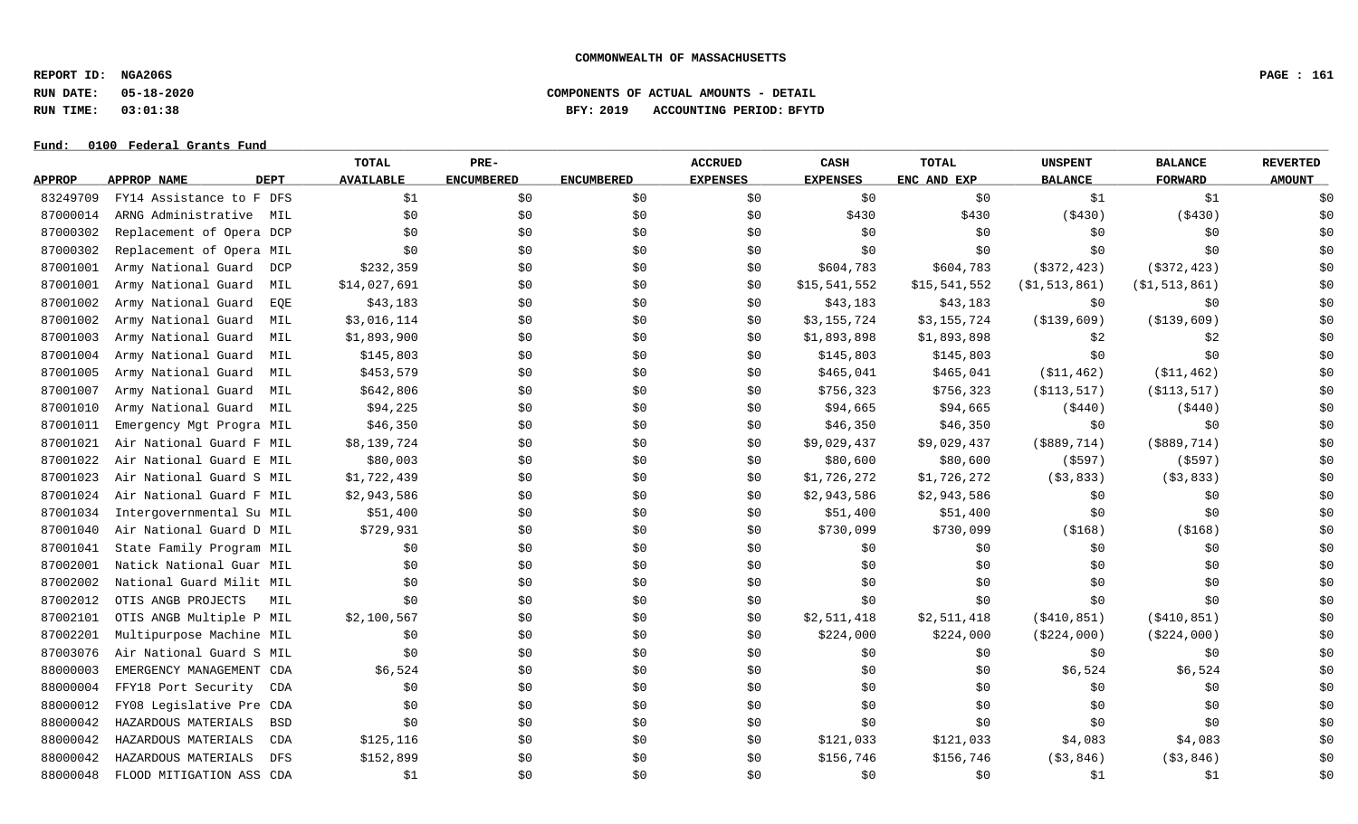COMMONWEALTH OF MASSACHUSETTS

REPORT ID: NGA206S
RUN DATE: 05-18-2020
RUN TIME: 03:01:38

COMPONENTS OF ACTUAL AMOUNTS - DETAIL
BFY: 2019 ACCOUNTING PERIOD: BFYTD

Fund: 0100 Federal Grants Fund

| APPROP | APPROP NAME | DEPT | TOTAL AVAILABLE | PRE-ENCUMBERED | ENCUMBERED | ACCRUED EXPENSES | CASH EXPENSES | TOTAL ENC AND EXP | UNSPENT BALANCE | BALANCE FORWARD | REVERTED AMOUNT |
|---|---|---|---|---|---|---|---|---|---|---|---|
| 83249709 | FY14 Assistance to F | DFS | $1 | $0 | $0 | $0 | $0 | $0 | $1 | $1 | $0 |
| 87000014 | ARNG Administrative | MIL | $0 | $0 | $0 | $0 | $430 | $430 | ($430) | ($430) | $0 |
| 87000302 | Replacement of Opera | DCP | $0 | $0 | $0 | $0 | $0 | $0 | $0 | $0 | $0 |
| 87000302 | Replacement of Opera | MIL | $0 | $0 | $0 | $0 | $0 | $0 | $0 | $0 | $0 |
| 87001001 | Army National Guard | DCP | $232,359 | $0 | $0 | $0 | $604,783 | $604,783 | ($372,423) | ($372,423) | $0 |
| 87001001 | Army National Guard | MIL | $14,027,691 | $0 | $0 | $0 | $15,541,552 | $15,541,552 | ($1,513,861) | ($1,513,861) | $0 |
| 87001002 | Army National Guard | EQE | $43,183 | $0 | $0 | $0 | $43,183 | $43,183 | $0 | $0 | $0 |
| 87001002 | Army National Guard | MIL | $3,016,114 | $0 | $0 | $0 | $3,155,724 | $3,155,724 | ($139,609) | ($139,609) | $0 |
| 87001003 | Army National Guard | MIL | $1,893,900 | $0 | $0 | $0 | $1,893,898 | $1,893,898 | $2 | $2 | $0 |
| 87001004 | Army National Guard | MIL | $145,803 | $0 | $0 | $0 | $145,803 | $145,803 | $0 | $0 | $0 |
| 87001005 | Army National Guard | MIL | $453,579 | $0 | $0 | $0 | $465,041 | $465,041 | ($11,462) | ($11,462) | $0 |
| 87001007 | Army National Guard | MIL | $642,806 | $0 | $0 | $0 | $756,323 | $756,323 | ($113,517) | ($113,517) | $0 |
| 87001010 | Army National Guard | MIL | $94,225 | $0 | $0 | $0 | $94,665 | $94,665 | ($440) | ($440) | $0 |
| 87001011 | Emergency Mgt Progra | MIL | $46,350 | $0 | $0 | $0 | $46,350 | $46,350 | $0 | $0 | $0 |
| 87001021 | Air National Guard F | MIL | $8,139,724 | $0 | $0 | $0 | $9,029,437 | $9,029,437 | ($889,714) | ($889,714) | $0 |
| 87001022 | Air National Guard E | MIL | $80,003 | $0 | $0 | $0 | $80,600 | $80,600 | ($597) | ($597) | $0 |
| 87001023 | Air National Guard S | MIL | $1,722,439 | $0 | $0 | $0 | $1,726,272 | $1,726,272 | ($3,833) | ($3,833) | $0 |
| 87001024 | Air National Guard F | MIL | $2,943,586 | $0 | $0 | $0 | $2,943,586 | $2,943,586 | $0 | $0 | $0 |
| 87001034 | Intergovernmental Su | MIL | $51,400 | $0 | $0 | $0 | $51,400 | $51,400 | $0 | $0 | $0 |
| 87001040 | Air National Guard D | MIL | $729,931 | $0 | $0 | $0 | $730,099 | $730,099 | ($168) | ($168) | $0 |
| 87001041 | State Family Program | MIL | $0 | $0 | $0 | $0 | $0 | $0 | $0 | $0 | $0 |
| 87002001 | Natick National Guar | MIL | $0 | $0 | $0 | $0 | $0 | $0 | $0 | $0 | $0 |
| 87002002 | National Guard Milit | MIL | $0 | $0 | $0 | $0 | $0 | $0 | $0 | $0 | $0 |
| 87002012 | OTIS ANGB PROJECTS | MIL | $0 | $0 | $0 | $0 | $0 | $0 | $0 | $0 | $0 |
| 87002101 | OTIS ANGB Multiple P | MIL | $2,100,567 | $0 | $0 | $0 | $2,511,418 | $2,511,418 | ($410,851) | ($410,851) | $0 |
| 87002201 | Multipurpose Machine | MIL | $0 | $0 | $0 | $0 | $224,000 | $224,000 | ($224,000) | ($224,000) | $0 |
| 87003076 | Air National Guard S | MIL | $0 | $0 | $0 | $0 | $0 | $0 | $0 | $0 | $0 |
| 88000003 | EMERGENCY MANAGEMENT | CDA | $6,524 | $0 | $0 | $0 | $0 | $0 | $6,524 | $6,524 | $0 |
| 88000004 | FFY18 Port Security | CDA | $0 | $0 | $0 | $0 | $0 | $0 | $0 | $0 | $0 |
| 88000012 | FY08 Legislative Pre | CDA | $0 | $0 | $0 | $0 | $0 | $0 | $0 | $0 | $0 |
| 88000042 | HAZARDOUS MATERIALS | BSD | $0 | $0 | $0 | $0 | $0 | $0 | $0 | $0 | $0 |
| 88000042 | HAZARDOUS MATERIALS | CDA | $125,116 | $0 | $0 | $0 | $121,033 | $121,033 | $4,083 | $4,083 | $0 |
| 88000042 | HAZARDOUS MATERIALS | DFS | $152,899 | $0 | $0 | $0 | $156,746 | $156,746 | ($3,846) | ($3,846) | $0 |
| 88000048 | FLOOD MITIGATION ASS | CDA | $1 | $0 | $0 | $0 | $0 | $0 | $1 | $1 | $0 |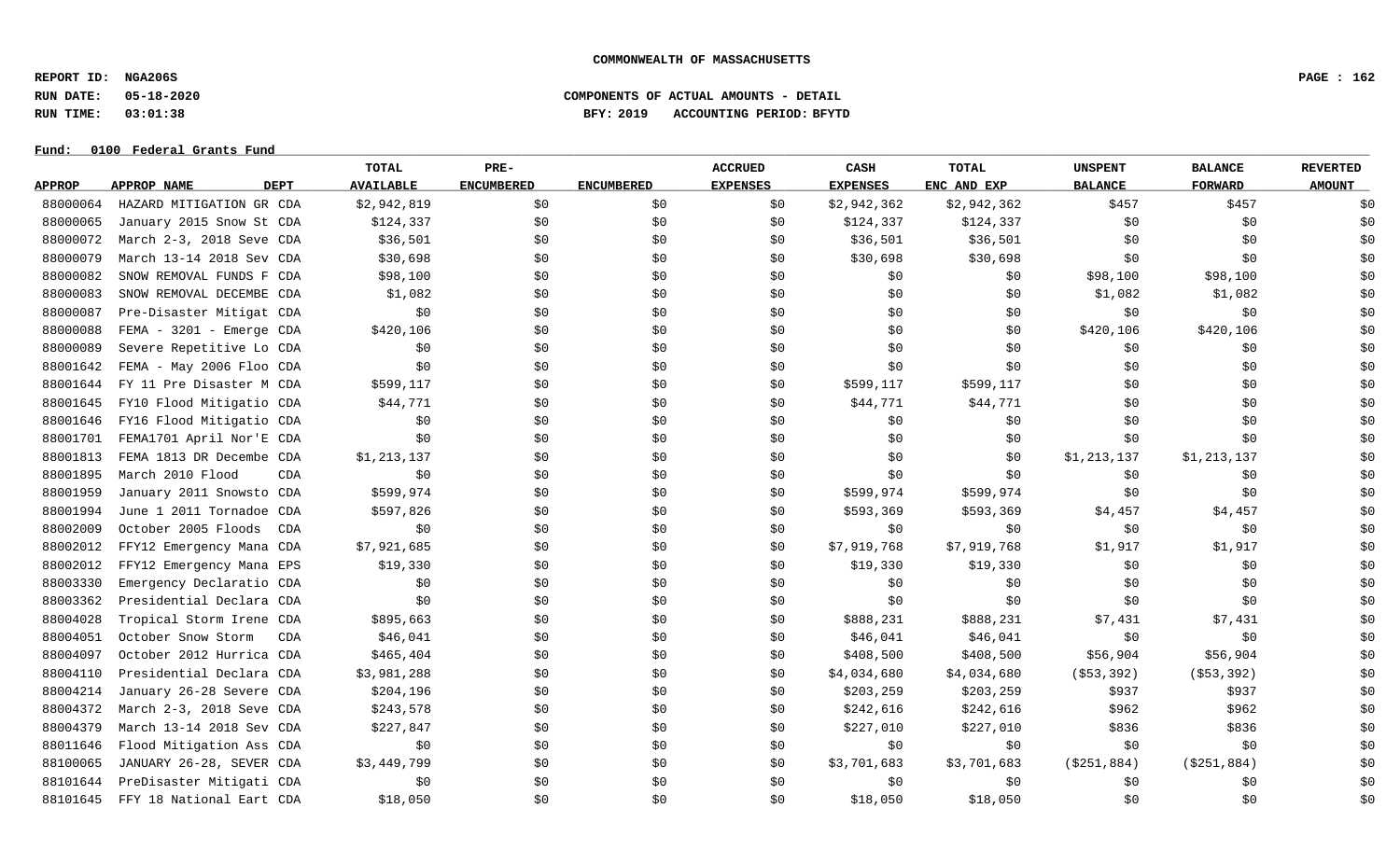**COMMONWEALTH OF MASSACHUSETTS**

**REPORT ID: NGA206S**
**RUN DATE: 05-18-2020**
**RUN TIME: 03:01:38**

**COMPONENTS OF ACTUAL AMOUNTS - DETAIL**
**BFY: 2019 ACCOUNTING PERIOD: BFYTD**

**Fund: 0100 Federal Grants Fund**

| APPROP | APPROP NAME | DEPT | TOTAL AVAILABLE | PRE-ENCUMBERED | ENCUMBERED | ACCRUED EXPENSES | CASH EXPENSES | TOTAL ENC AND EXP | UNSPENT BALANCE | BALANCE FORWARD | REVERTED AMOUNT |
|---|---|---|---|---|---|---|---|---|---|---|---|
| 88000064 | HAZARD MITIGATION GR | CDA | $2,942,819 | $0 | $0 | $0 | $2,942,362 | $2,942,362 | $457 | $457 | $0 |
| 88000065 | January 2015 Snow St | CDA | $124,337 | $0 | $0 | $0 | $124,337 | $124,337 | $0 | $0 | $0 |
| 88000072 | March 2-3, 2018 Seve | CDA | $36,501 | $0 | $0 | $0 | $36,501 | $36,501 | $0 | $0 | $0 |
| 88000079 | March 13-14 2018 Sev | CDA | $30,698 | $0 | $0 | $0 | $30,698 | $30,698 | $0 | $0 | $0 |
| 88000082 | SNOW REMOVAL FUNDS F | CDA | $98,100 | $0 | $0 | $0 | $0 | $0 | $98,100 | $98,100 | $0 |
| 88000083 | SNOW REMOVAL DECEMBE | CDA | $1,082 | $0 | $0 | $0 | $0 | $0 | $1,082 | $1,082 | $0 |
| 88000087 | Pre-Disaster Mitigat | CDA | $0 | $0 | $0 | $0 | $0 | $0 | $0 | $0 | $0 |
| 88000088 | FEMA - 3201 - Emerge | CDA | $420,106 | $0 | $0 | $0 | $0 | $0 | $420,106 | $420,106 | $0 |
| 88000089 | Severe Repetitive Lo | CDA | $0 | $0 | $0 | $0 | $0 | $0 | $0 | $0 | $0 |
| 88001642 | FEMA - May 2006 Floo | CDA | $0 | $0 | $0 | $0 | $0 | $0 | $0 | $0 | $0 |
| 88001644 | FY 11 Pre Disaster M | CDA | $599,117 | $0 | $0 | $0 | $599,117 | $599,117 | $0 | $0 | $0 |
| 88001645 | FY10 Flood Mitigatio | CDA | $44,771 | $0 | $0 | $0 | $44,771 | $44,771 | $0 | $0 | $0 |
| 88001646 | FY16 Flood Mitigatio | CDA | $0 | $0 | $0 | $0 | $0 | $0 | $0 | $0 | $0 |
| 88001701 | FEMA1701 April Nor'E | CDA | $0 | $0 | $0 | $0 | $0 | $0 | $0 | $0 | $0 |
| 88001813 | FEMA 1813 DR Decembe | CDA | $1,213,137 | $0 | $0 | $0 | $0 | $0 | $1,213,137 | $1,213,137 | $0 |
| 88001895 | March 2010 Flood | CDA | $0 | $0 | $0 | $0 | $0 | $0 | $0 | $0 | $0 |
| 88001959 | January 2011 Snowsto | CDA | $599,974 | $0 | $0 | $0 | $599,974 | $599,974 | $0 | $0 | $0 |
| 88001994 | June 1 2011 Tornadoe | CDA | $597,826 | $0 | $0 | $0 | $593,369 | $593,369 | $4,457 | $4,457 | $0 |
| 88002009 | October 2005 Floods | CDA | $0 | $0 | $0 | $0 | $0 | $0 | $0 | $0 | $0 |
| 88002012 | FFY12 Emergency Mana | CDA | $7,921,685 | $0 | $0 | $0 | $7,919,768 | $7,919,768 | $1,917 | $1,917 | $0 |
| 88002012 | FFY12 Emergency Mana | EPS | $19,330 | $0 | $0 | $0 | $19,330 | $19,330 | $0 | $0 | $0 |
| 88003330 | Emergency Declaratio | CDA | $0 | $0 | $0 | $0 | $0 | $0 | $0 | $0 | $0 |
| 88003362 | Presidential Declara | CDA | $0 | $0 | $0 | $0 | $0 | $0 | $0 | $0 | $0 |
| 88004028 | Tropical Storm Irene | CDA | $895,663 | $0 | $0 | $0 | $888,231 | $888,231 | $7,431 | $7,431 | $0 |
| 88004051 | October Snow Storm | CDA | $46,041 | $0 | $0 | $0 | $46,041 | $46,041 | $0 | $0 | $0 |
| 88004097 | October 2012 Hurrica | CDA | $465,404 | $0 | $0 | $0 | $408,500 | $408,500 | $56,904 | $56,904 | $0 |
| 88004110 | Presidential Declara | CDA | $3,981,288 | $0 | $0 | $0 | $4,034,680 | $4,034,680 | ($53,392) | ($53,392) | $0 |
| 88004214 | January 26-28 Severe | CDA | $204,196 | $0 | $0 | $0 | $203,259 | $203,259 | $937 | $937 | $0 |
| 88004372 | March 2-3, 2018 Seve | CDA | $243,578 | $0 | $0 | $0 | $242,616 | $242,616 | $962 | $962 | $0 |
| 88004379 | March 13-14 2018 Sev | CDA | $227,847 | $0 | $0 | $0 | $227,010 | $227,010 | $836 | $836 | $0 |
| 88011646 | Flood Mitigation Ass | CDA | $0 | $0 | $0 | $0 | $0 | $0 | $0 | $0 | $0 |
| 88100065 | JANUARY 26-28, SEVER | CDA | $3,449,799 | $0 | $0 | $0 | $3,701,683 | $3,701,683 | ($251,884) | ($251,884) | $0 |
| 88101644 | PreDisaster Mitigati | CDA | $0 | $0 | $0 | $0 | $0 | $0 | $0 | $0 | $0 |
| 88101645 | FFY 18 National Eart | CDA | $18,050 | $0 | $0 | $0 | $18,050 | $18,050 | $0 | $0 | $0 |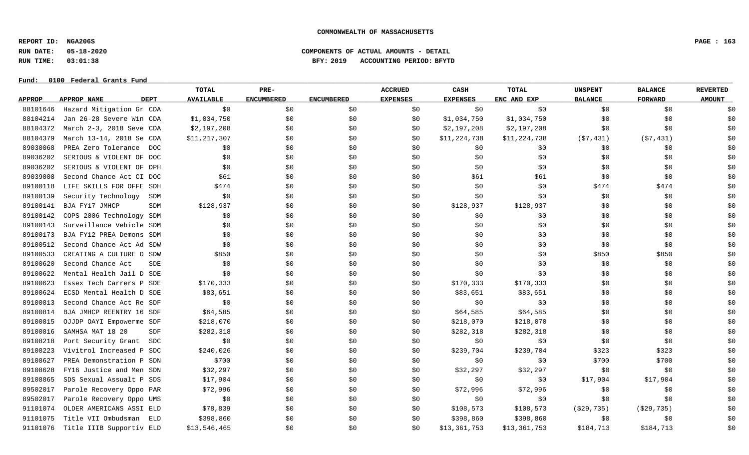COMMONWEALTH OF MASSACHUSETTS

REPORT ID: NGA206S
RUN DATE: 05-18-2020
RUN TIME: 03:01:38

COMPONENTS OF ACTUAL AMOUNTS - DETAIL
BFY: 2019 ACCOUNTING PERIOD: BFYTD

Fund: 0100 Federal Grants Fund

| APPROP | APPROP NAME | DEPT | TOTAL AVAILABLE | PRE-ENCUMBERED | ENCUMBERED | ACCRUED EXPENSES | CASH EXPENSES | TOTAL ENC AND EXP | UNSPENT BALANCE | BALANCE FORWARD | REVERTED AMOUNT |
|---|---|---|---|---|---|---|---|---|---|---|---|
| 88101646 | Hazard Mitigation Gr | CDA | $0 | $0 | $0 | $0 | $0 | $0 | $0 | $0 | $0 |
| 88104214 | Jan 26-28 Severe Win | CDA | $1,034,750 | $0 | $0 | $0 | $1,034,750 | $1,034,750 | $0 | $0 | $0 |
| 88104372 | March 2-3, 2018 Seve | CDA | $2,197,208 | $0 | $0 | $0 | $2,197,208 | $2,197,208 | $0 | $0 | $0 |
| 88104379 | March 13-14, 2018 Se | CDA | $11,217,307 | $0 | $0 | $0 | $11,224,738 | $11,224,738 | ($7,431) | ($7,431) | $0 |
| 89030068 | PREA Zero Tolerance | DOC | $0 | $0 | $0 | $0 | $0 | $0 | $0 | $0 | $0 |
| 89036202 | SERIOUS & VIOLENT OF | DOC | $0 | $0 | $0 | $0 | $0 | $0 | $0 | $0 | $0 |
| 89036202 | SERIOUS & VIOLENT OF | DPH | $0 | $0 | $0 | $0 | $0 | $0 | $0 | $0 | $0 |
| 89039008 | Second Chance Act CI | DOC | $61 | $0 | $0 | $0 | $61 | $61 | $0 | $0 | $0 |
| 89100118 | LIFE SKILLS FOR OFFE | SDH | $474 | $0 | $0 | $0 | $0 | $0 | $474 | $474 | $0 |
| 89100139 | Security Technology | SDM | $0 | $0 | $0 | $0 | $0 | $0 | $0 | $0 | $0 |
| 89100141 | BJA FY17 JMHCP | SDM | $128,937 | $0 | $0 | $0 | $128,937 | $128,937 | $0 | $0 | $0 |
| 89100142 | COPS 2006 Technology | SDM | $0 | $0 | $0 | $0 | $0 | $0 | $0 | $0 | $0 |
| 89100143 | Surveillance Vehicle | SDM | $0 | $0 | $0 | $0 | $0 | $0 | $0 | $0 | $0 |
| 89100173 | BJA FY12 PREA Demons | SDM | $0 | $0 | $0 | $0 | $0 | $0 | $0 | $0 | $0 |
| 89100512 | Second Chance Act Ad | SDW | $0 | $0 | $0 | $0 | $0 | $0 | $0 | $0 | $0 |
| 89100533 | CREATING A CULTURE O | SDW | $850 | $0 | $0 | $0 | $0 | $0 | $850 | $850 | $0 |
| 89100620 | Second Chance Act | SDE | $0 | $0 | $0 | $0 | $0 | $0 | $0 | $0 | $0 |
| 89100622 | Mental Health Jail D | SDE | $0 | $0 | $0 | $0 | $0 | $0 | $0 | $0 | $0 |
| 89100623 | Essex Tech Carrers P | SDE | $170,333 | $0 | $0 | $0 | $170,333 | $170,333 | $0 | $0 | $0 |
| 89100624 | ECSD Mental Health D | SDE | $83,651 | $0 | $0 | $0 | $83,651 | $83,651 | $0 | $0 | $0 |
| 89100813 | Second Chance Act Re | SDF | $0 | $0 | $0 | $0 | $0 | $0 | $0 | $0 | $0 |
| 89100814 | BJA JMHCP REENTRY 16 | SDF | $64,585 | $0 | $0 | $0 | $64,585 | $64,585 | $0 | $0 | $0 |
| 89100815 | OJJDP OAYI Empowerme | SDF | $218,070 | $0 | $0 | $0 | $218,070 | $218,070 | $0 | $0 | $0 |
| 89100816 | SAMHSA MAT 18 20 | SDF | $282,318 | $0 | $0 | $0 | $282,318 | $282,318 | $0 | $0 | $0 |
| 89108218 | Port Security Grant | SDC | $0 | $0 | $0 | $0 | $0 | $0 | $0 | $0 | $0 |
| 89108223 | Vivitrol Increased P | SDC | $240,026 | $0 | $0 | $0 | $239,704 | $239,704 | $323 | $323 | $0 |
| 89108627 | PREA Demonstration P | SDN | $700 | $0 | $0 | $0 | $0 | $0 | $700 | $700 | $0 |
| 89108628 | FY16 Justice and Men | SDN | $32,297 | $0 | $0 | $0 | $32,297 | $32,297 | $0 | $0 | $0 |
| 89108865 | SDS Sexual Assualt P | SDS | $17,904 | $0 | $0 | $0 | $0 | $0 | $17,904 | $17,904 | $0 |
| 89502017 | Parole Recovery Oppo | PAR | $72,996 | $0 | $0 | $0 | $72,996 | $72,996 | $0 | $0 | $0 |
| 89502017 | Parole Recovery Oppo | UMS | $0 | $0 | $0 | $0 | $0 | $0 | $0 | $0 | $0 |
| 91101074 | OLDER AMERICANS ASSI | ELD | $78,839 | $0 | $0 | $0 | $108,573 | $108,573 | ($29,735) | ($29,735) | $0 |
| 91101075 | Title VII Ombudsman | ELD | $398,860 | $0 | $0 | $0 | $398,860 | $398,860 | $0 | $0 | $0 |
| 91101076 | Title IIIB Supportiv | ELD | $13,546,465 | $0 | $0 | $0 | $13,361,753 | $13,361,753 | $184,713 | $184,713 | $0 |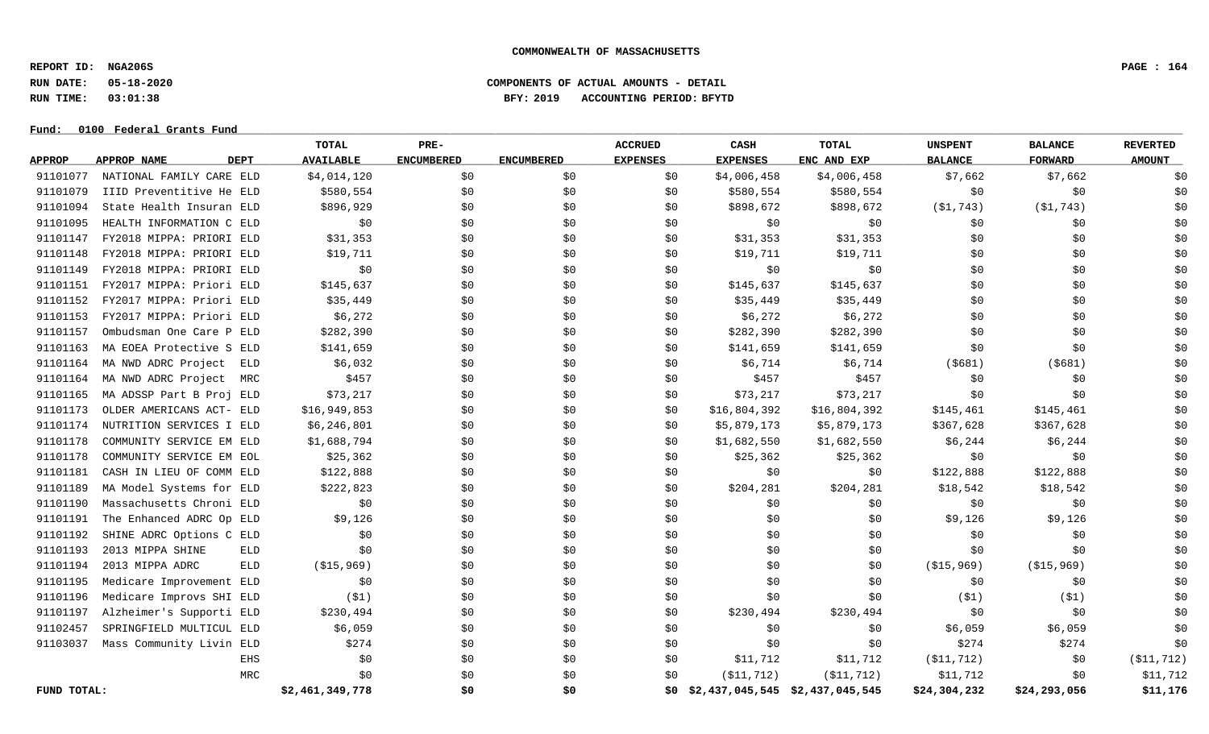COMMONWEALTH OF MASSACHUSETTS

REPORT ID: NGA206S
RUN DATE: 05-18-2020
RUN TIME: 03:01:38

COMPONENTS OF ACTUAL AMOUNTS - DETAIL
BFY: 2019 ACCOUNTING PERIOD: BFYTD

Fund: 0100 Federal Grants Fund

| APPROP | APPROP NAME | DEPT | TOTAL AVAILABLE | PRE-ENCUMBERED | ENCUMBERED | ACCRUED EXPENSES | CASH EXPENSES | TOTAL ENC AND EXP | UNSPENT BALANCE | BALANCE FORWARD | REVERTED AMOUNT |
|---|---|---|---|---|---|---|---|---|---|---|---|
| 91101077 | NATIONAL FAMILY CARE | ELD | $4,014,120 | $0 | $0 | $0 | $4,006,458 | $4,006,458 | $7,662 | $7,662 | $0 |
| 91101079 | IIID Preventitive He | ELD | $580,554 | $0 | $0 | $0 | $580,554 | $580,554 | $0 | $0 | $0 |
| 91101094 | State Health Insuran | ELD | $896,929 | $0 | $0 | $0 | $898,672 | $898,672 | ($1,743) | ($1,743) | $0 |
| 91101095 | HEALTH INFORMATION C | ELD | $0 | $0 | $0 | $0 | $0 | $0 | $0 | $0 | $0 |
| 91101147 | FY2018 MIPPA: PRIORI | ELD | $31,353 | $0 | $0 | $0 | $31,353 | $31,353 | $0 | $0 | $0 |
| 91101148 | FY2018 MIPPA: PRIORI | ELD | $19,711 | $0 | $0 | $0 | $19,711 | $19,711 | $0 | $0 | $0 |
| 91101149 | FY2018 MIPPA: PRIORI | ELD | $0 | $0 | $0 | $0 | $0 | $0 | $0 | $0 | $0 |
| 91101151 | FY2017 MIPPA: Priori | ELD | $145,637 | $0 | $0 | $0 | $145,637 | $145,637 | $0 | $0 | $0 |
| 91101152 | FY2017 MIPPA: Priori | ELD | $35,449 | $0 | $0 | $0 | $35,449 | $35,449 | $0 | $0 | $0 |
| 91101153 | FY2017 MIPPA: Priori | ELD | $6,272 | $0 | $0 | $0 | $6,272 | $6,272 | $0 | $0 | $0 |
| 91101157 | Ombudsman One Care P | ELD | $282,390 | $0 | $0 | $0 | $282,390 | $282,390 | $0 | $0 | $0 |
| 91101163 | MA EOEA Protective S | ELD | $141,659 | $0 | $0 | $0 | $141,659 | $141,659 | $0 | $0 | $0 |
| 91101164 | MA NWD ADRC Project | ELD | $6,032 | $0 | $0 | $0 | $6,714 | $6,714 | ($681) | ($681) | $0 |
| 91101164 | MA NWD ADRC Project | MRC | $457 | $0 | $0 | $0 | $457 | $457 | $0 | $0 | $0 |
| 91101165 | MA ADSSP Part B Proj | ELD | $73,217 | $0 | $0 | $0 | $73,217 | $73,217 | $0 | $0 | $0 |
| 91101173 | OLDER AMERICANS ACT- | ELD | $16,949,853 | $0 | $0 | $0 | $16,804,392 | $16,804,392 | $145,461 | $145,461 | $0 |
| 91101174 | NUTRITION SERVICES I | ELD | $6,246,801 | $0 | $0 | $0 | $5,879,173 | $5,879,173 | $367,628 | $367,628 | $0 |
| 91101178 | COMMUNITY SERVICE EM | ELD | $1,688,794 | $0 | $0 | $0 | $1,682,550 | $1,682,550 | $6,244 | $6,244 | $0 |
| 91101178 | COMMUNITY SERVICE EM | EOL | $25,362 | $0 | $0 | $0 | $25,362 | $25,362 | $0 | $0 | $0 |
| 91101181 | CASH IN LIEU OF COMM | ELD | $122,888 | $0 | $0 | $0 | $0 | $0 | $122,888 | $122,888 | $0 |
| 91101189 | MA Model Systems for | ELD | $222,823 | $0 | $0 | $0 | $204,281 | $204,281 | $18,542 | $18,542 | $0 |
| 91101190 | Massachusetts Chroni | ELD | $0 | $0 | $0 | $0 | $0 | $0 | $0 | $0 | $0 |
| 91101191 | The Enhanced ADRC Op | ELD | $9,126 | $0 | $0 | $0 | $0 | $0 | $9,126 | $9,126 | $0 |
| 91101192 | SHINE ADRC Options C | ELD | $0 | $0 | $0 | $0 | $0 | $0 | $0 | $0 | $0 |
| 91101193 | 2013 MIPPA SHINE | ELD | $0 | $0 | $0 | $0 | $0 | $0 | $0 | $0 | $0 |
| 91101194 | 2013 MIPPA ADRC | ELD | ($15,969) | $0 | $0 | $0 | $0 | $0 | ($15,969) | ($15,969) | $0 |
| 91101195 | Medicare Improvement | ELD | $0 | $0 | $0 | $0 | $0 | $0 | $0 | $0 | $0 |
| 91101196 | Medicare Improvs SHI | ELD | ($1) | $0 | $0 | $0 | $0 | $0 | ($1) | ($1) | $0 |
| 91101197 | Alzheimer's Supporti | ELD | $230,494 | $0 | $0 | $0 | $230,494 | $230,494 | $0 | $0 | $0 |
| 91102457 | SPRINGFIELD MULTICUL | ELD | $6,059 | $0 | $0 | $0 | $0 | $0 | $6,059 | $6,059 | $0 |
| 91103037 | Mass Community Livin | ELD | $274 | $0 | $0 | $0 | $0 | $0 | $274 | $274 | $0 |
| | | EHS | $0 | $0 | $0 | $0 | $11,712 | $11,712 | ($11,712) | $0 | ($11,712) |
| | | MRC | $0 | $0 | $0 | $0 | ($11,712) | ($11,712) | $11,712 | $0 | $11,712 |
| **FUND TOTAL:** | | | **$2,461,349,778** | **$0** | **$0** | **$0** | **$2,437,045,545** | **$2,437,045,545** | **$24,304,232** | **$24,293,056** | **$11,176** |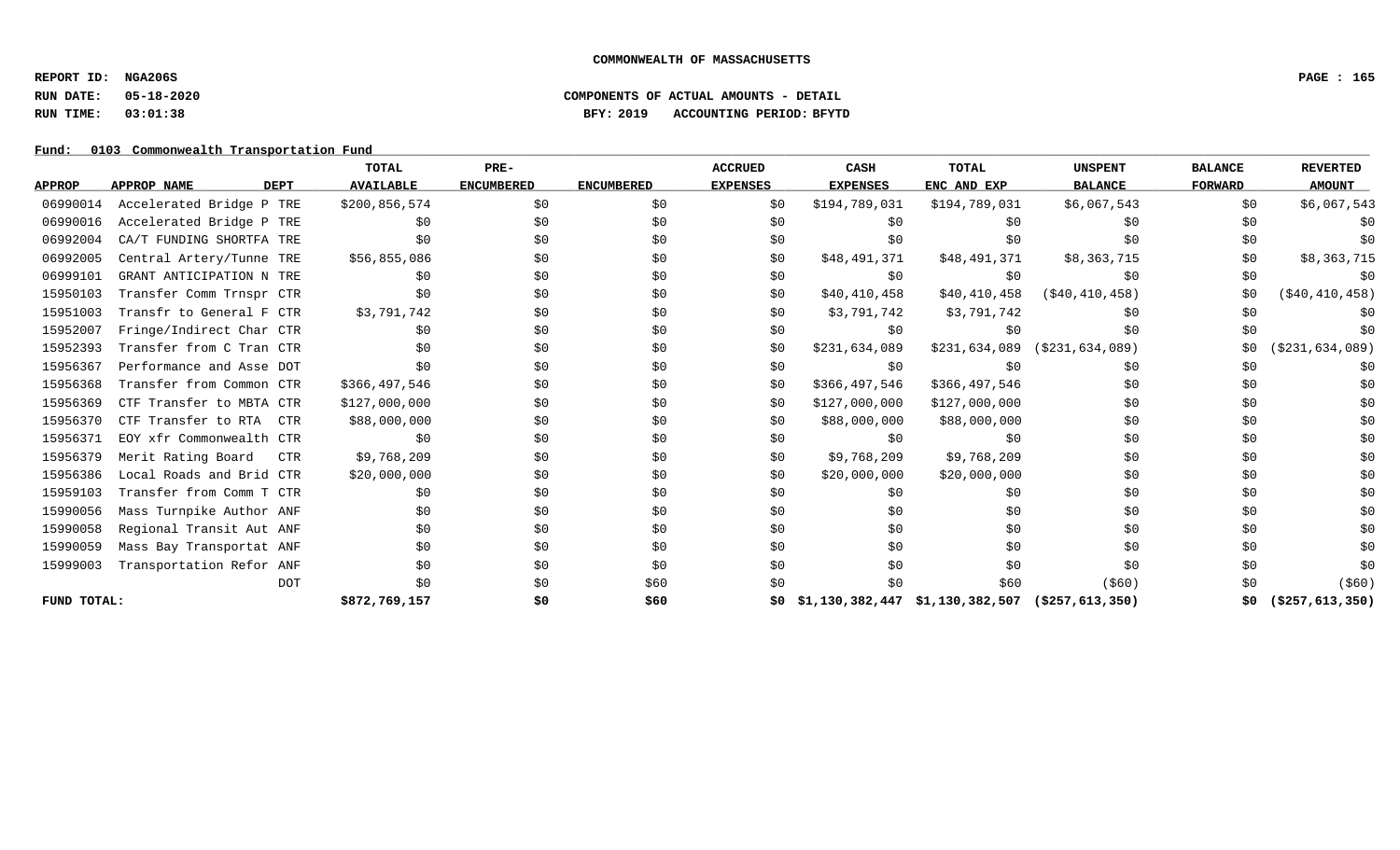**COMMONWEALTH OF MASSACHUSETTS**

**REPORT ID: NGA206S**

**RUN DATE: 05-18-2020** **COMPONENTS OF ACTUAL AMOUNTS - DETAIL**

**RUN TIME: 03:01:38** **BFY: 2019 ACCOUNTING PERIOD: BFYTD**

**Fund: 0103 Commonwealth Transportation Fund**

| APPROP | APPROP NAME | DEPT | TOTAL AVAILABLE | PRE-ENCUMBERED | ENCUMBERED | ACCRUED EXPENSES | CASH EXPENSES | TOTAL ENC AND EXP | UNSPENT BALANCE | BALANCE FORWARD | REVERTED AMOUNT |
|---|---|---|---|---|---|---|---|---|---|---|---|
| 06990014 | Accelerated Bridge P | TRE | $200,856,574 | $0 | $0 | $0 | $194,789,031 | $194,789,031 | $6,067,543 | $0 | $6,067,543 |
| 06990016 | Accelerated Bridge P | TRE | $0 | $0 | $0 | $0 | $0 | $0 | $0 | $0 | $0 |
| 06992004 | CA/T FUNDING SHORTFA | TRE | $0 | $0 | $0 | $0 | $0 | $0 | $0 | $0 | $0 |
| 06992005 | Central Artery/Tunne | TRE | $56,855,086 | $0 | $0 | $0 | $48,491,371 | $48,491,371 | $8,363,715 | $0 | $8,363,715 |
| 06999101 | GRANT ANTICIPATION N | TRE | $0 | $0 | $0 | $0 | $0 | $0 | $0 | $0 | $0 |
| 15950103 | Transfer Comm Trnspr | CTR | $0 | $0 | $0 | $0 | $40,410,458 | $40,410,458 | ($40,410,458) | $0 | ($40,410,458) |
| 15951003 | Transfr to General F | CTR | $3,791,742 | $0 | $0 | $0 | $3,791,742 | $3,791,742 | $0 | $0 | $0 |
| 15952007 | Fringe/Indirect Char | CTR | $0 | $0 | $0 | $0 | $0 | $0 | $0 | $0 | $0 |
| 15952393 | Transfer from C Tran | CTR | $0 | $0 | $0 | $0 | $231,634,089 | $231,634,089 | ($231,634,089) | $0 | ($231,634,089) |
| 15956367 | Performance and Asse | DOT | $0 | $0 | $0 | $0 | $0 | $0 | $0 | $0 | $0 |
| 15956368 | Transfer from Common | CTR | $366,497,546 | $0 | $0 | $0 | $366,497,546 | $366,497,546 | $0 | $0 | $0 |
| 15956369 | CTF Transfer to MBTA | CTR | $127,000,000 | $0 | $0 | $0 | $127,000,000 | $127,000,000 | $0 | $0 | $0 |
| 15956370 | CTF Transfer to RTA | CTR | $88,000,000 | $0 | $0 | $0 | $88,000,000 | $88,000,000 | $0 | $0 | $0 |
| 15956371 | EOY xfr Commonwealth | CTR | $0 | $0 | $0 | $0 | $0 | $0 | $0 | $0 | $0 |
| 15956379 | Merit Rating Board | CTR | $9,768,209 | $0 | $0 | $0 | $9,768,209 | $9,768,209 | $0 | $0 | $0 |
| 15956386 | Local Roads and Brid | CTR | $20,000,000 | $0 | $0 | $0 | $20,000,000 | $20,000,000 | $0 | $0 | $0 |
| 15959103 | Transfer from Comm T | CTR | $0 | $0 | $0 | $0 | $0 | $0 | $0 | $0 | $0 |
| 15990056 | Mass Turnpike Author | ANF | $0 | $0 | $0 | $0 | $0 | $0 | $0 | $0 | $0 |
| 15990058 | Regional Transit Aut | ANF | $0 | $0 | $0 | $0 | $0 | $0 | $0 | $0 | $0 |
| 15990059 | Mass Bay Transportat | ANF | $0 | $0 | $0 | $0 | $0 | $0 | $0 | $0 | $0 |
| 15999003 | Transportation Refor | ANF | $0 | $0 | $0 | $0 | $0 | $0 | $0 | $0 | $0 |
| | | DOT | $0 | $0 | $60 | $0 | $0 | $60 | ($60) | $0 | ($60) |
| FUND TOTAL: | | | $872,769,157 | $0 | $60 | $0 | $1,130,382,447 | $1,130,382,507 | ($257,613,350) | $0 | ($257,613,350) |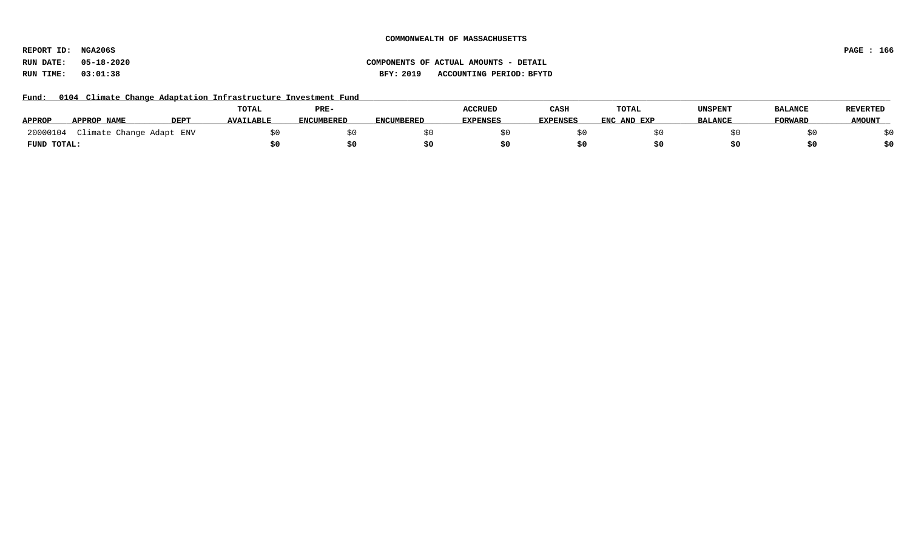COMMONWEALTH OF MASSACHUSETTS

REPORT ID: NGA206S

RUN DATE: 05-18-2020 COMPONENTS OF ACTUAL AMOUNTS - DETAIL

RUN TIME: 03:01:38 BFY: 2019 ACCOUNTING PERIOD: BFYTD

Fund: 0104 Climate Change Adaptation Infrastructure Investment Fund

| APPROP | APPROP NAME | DEPT | TOTAL AVAILABLE | PRE-ENCUMBERED | ENCUMBERED | ACCRUED EXPENSES | CASH EXPENSES | TOTAL ENC AND EXP | UNSPENT BALANCE | BALANCE FORWARD | REVERTED AMOUNT |
|---|---|---|---|---|---|---|---|---|---|---|---|
| 20000104 | Climate Change Adapt | ENV | $0 | $0 | $0 | $0 | $0 | $0 | $0 | $0 | $0 |
| **FUND TOTAL:** | | | **$0** | **$0** | **$0** | **$0** | **$0** | **$0** | **$0** | **$0** | **$0** |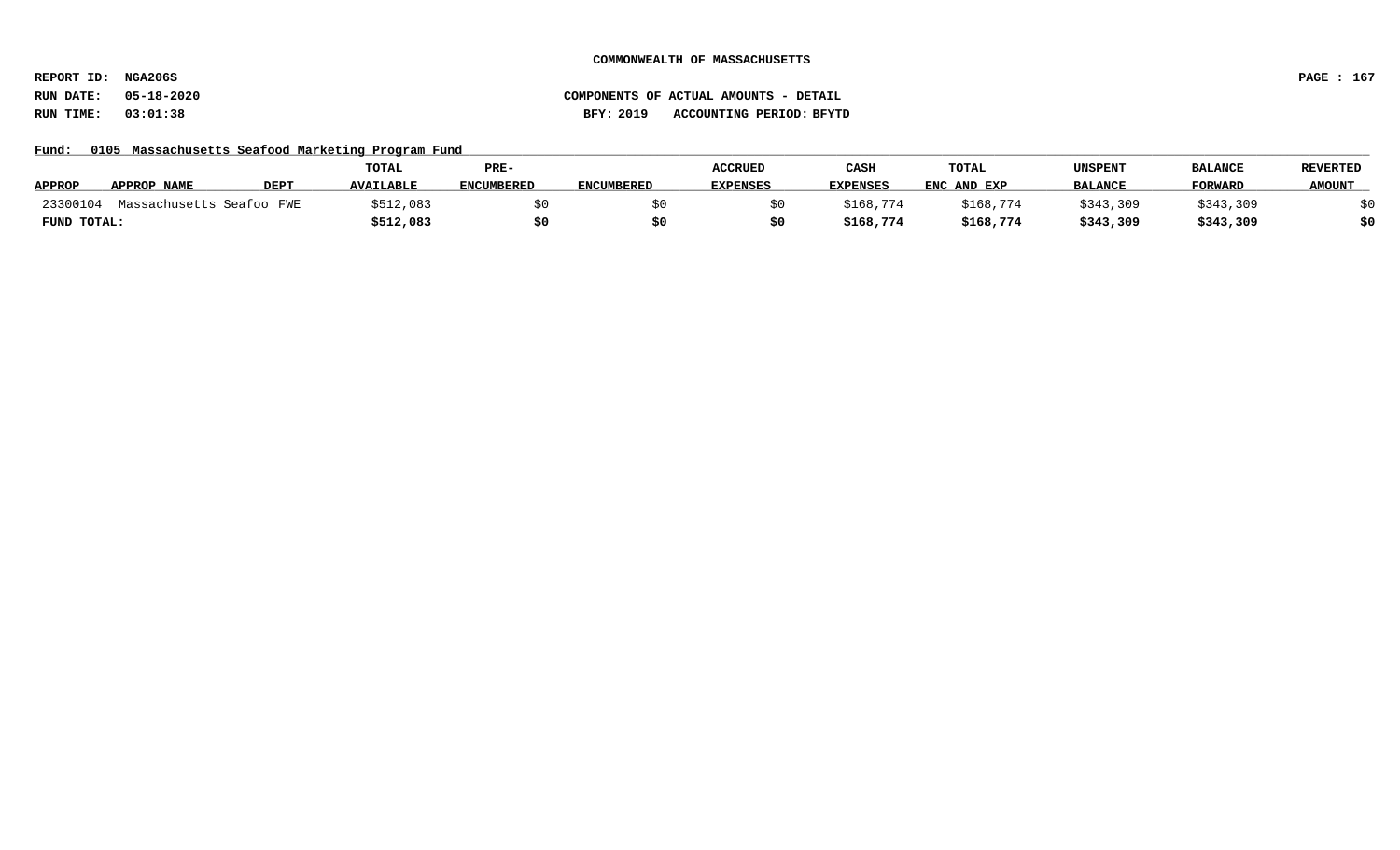**COMMONWEALTH OF MASSACHUSETTS**

**REPORT ID: NGA206S**
**RUN DATE: 05-18-2020**
**RUN TIME: 03:01:38**

**COMPONENTS OF ACTUAL AMOUNTS - DETAIL**
**BFY: 2019 ACCOUNTING PERIOD: BFYTD**

**Fund: 0105 Massachusetts Seafood Marketing Program Fund**

| APPROP | APPROP NAME | DEPT | TOTAL AVAILABLE | PRE-ENCUMBERED | ENCUMBERED | ACCRUED EXPENSES | CASH EXPENSES | TOTAL ENC AND EXP | UNSPENT BALANCE | BALANCE FORWARD | REVERTED AMOUNT |
|---|---|---|---|---|---|---|---|---|---|---|---|
| 23300104 | Massachusetts Seafoo | FWE | $512,083 | $0 | $0 | $0 | $168,774 | $168,774 | $343,309 | $343,309 | $0 |
| **FUND TOTAL:** | | | **$512,083** | **$0** | **$0** | **$0** | **$168,774** | **$168,774** | **$343,309** | **$343,309** | **$0** |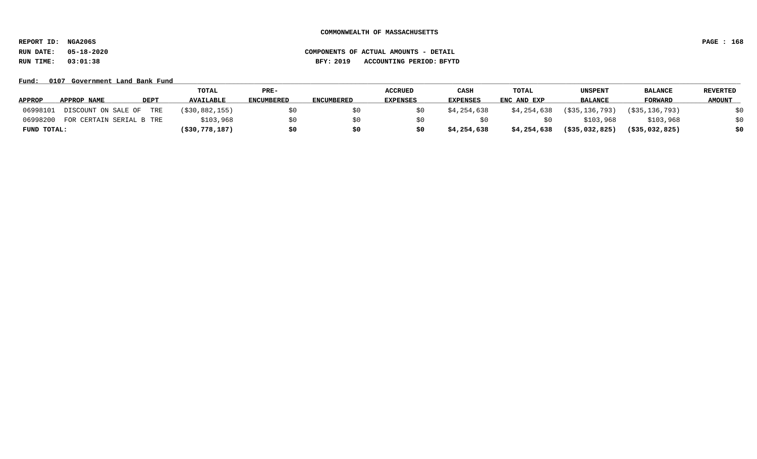COMMONWEALTH OF MASSACHUSETTS

REPORT ID: NGA206S

RUN DATE: 05-18-2020

RUN TIME: 03:01:38

COMPONENTS OF ACTUAL AMOUNTS - DETAIL

BFY: 2019 ACCOUNTING PERIOD: BFYTD

Fund: 0107 Government Land Bank Fund

| APPROP | APPROP NAME | DEPT | TOTAL AVAILABLE | PRE-ENCUMBERED | ENCUMBERED | ACCRUED EXPENSES | CASH EXPENSES | TOTAL ENC AND EXP | UNSPENT BALANCE | BALANCE FORWARD | REVERTED AMOUNT |
|---|---|---|---|---|---|---|---|---|---|---|---|
| 06998101 | DISCOUNT ON SALE OF | TRE | ($30,882,155) | $0 | $0 | $0 | $4,254,638 | $4,254,638 | ($35,136,793) | ($35,136,793) | $0 |
| 06998200 | FOR CERTAIN SERIAL B | TRE | $103,968 | $0 | $0 | $0 | $0 | $0 | $103,968 | $103,968 | $0 |
| **FUND TOTAL:** | | | **($30,778,187)** | **$0** | **$0** | **$0** | **$4,254,638** | **$4,254,638** | **($35,032,825)** | **($35,032,825)** | **$0** |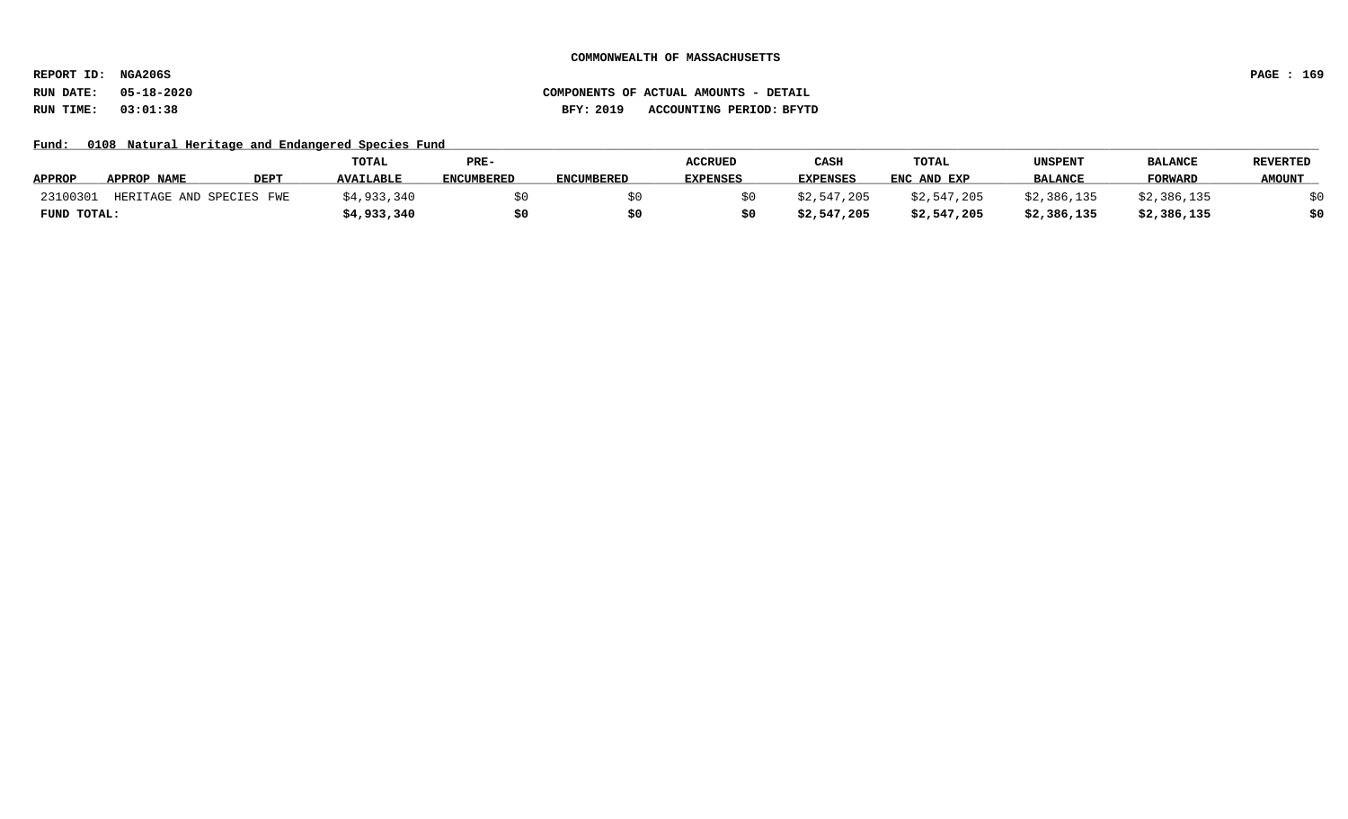**COMMONWEALTH OF MASSACHUSETTS**

**REPORT ID: NGA206S**
**RUN DATE: 05-18-2020**
**RUN TIME: 03:01:38**

**COMPONENTS OF ACTUAL AMOUNTS - DETAIL**
**BFY: 2019 ACCOUNTING PERIOD: BFYTD**

**Fund: 0108 Natural Heritage and Endangered Species Fund**

| APPROP | APPROP NAME | DEPT | TOTAL AVAILABLE | PRE-ENCUMBERED | ENCUMBERED | ACCRUED EXPENSES | CASH EXPENSES | TOTAL ENC AND EXP | UNSPENT BALANCE | BALANCE FORWARD | REVERTED AMOUNT |
|---|---|---|---|---|---|---|---|---|---|---|---|
| 23100301 | HERITAGE AND SPECIES | FWE | $4,933,340 | $0 | $0 | $0 | $2,547,205 | $2,547,205 | $2,386,135 | $2,386,135 | $0 |
| **FUND TOTAL:** | | | **$4,933,340** | **$0** | **$0** | **$0** | **$2,547,205** | **$2,547,205** | **$2,386,135** | **$2,386,135** | **$0** |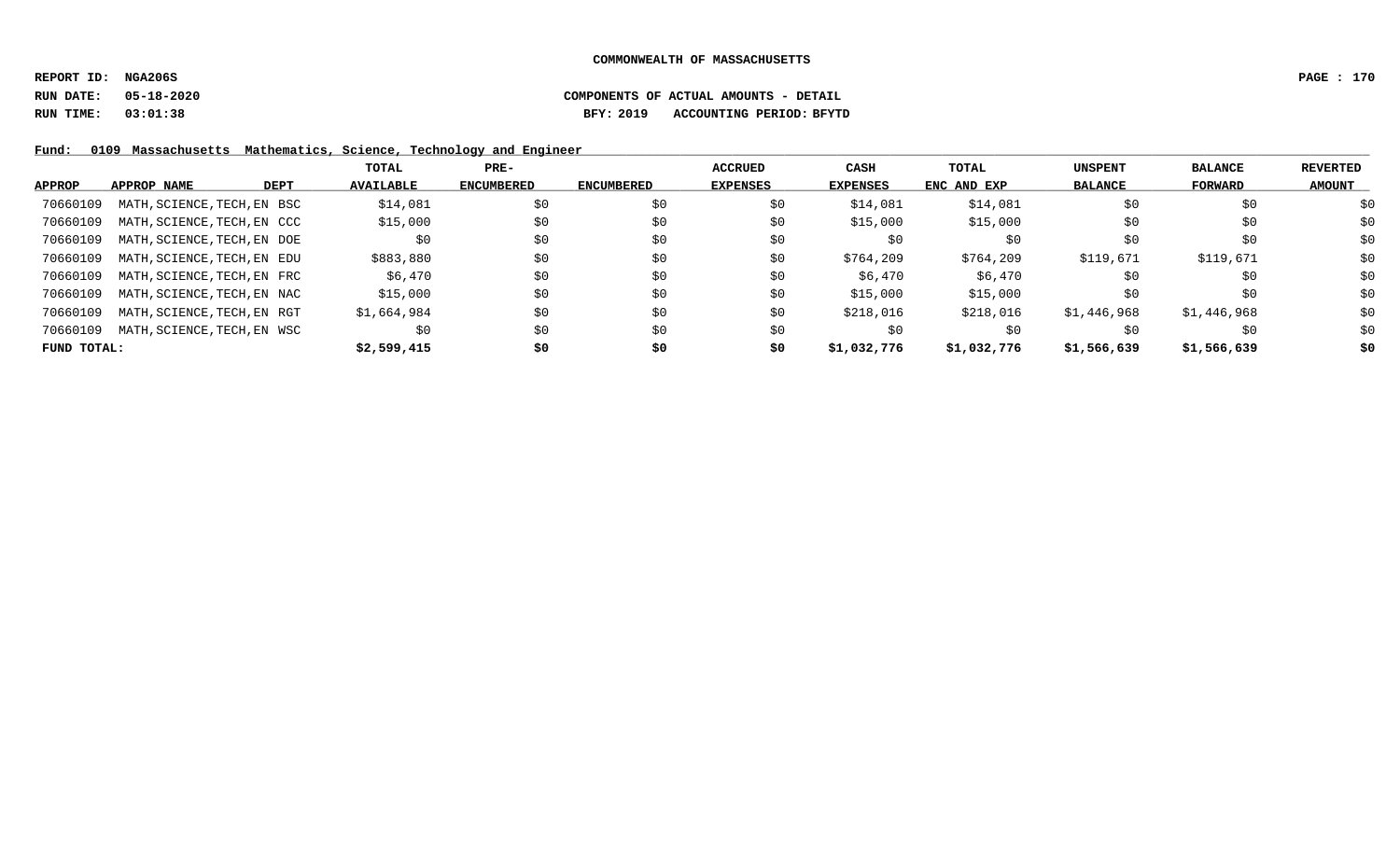COMMONWEALTH OF MASSACHUSETTS

REPORT ID: NGA206S

RUN DATE: 05-18-2020 COMPONENTS OF ACTUAL AMOUNTS - DETAIL

RUN TIME: 03:01:38 BFY: 2019 ACCOUNTING PERIOD: BFYTD

Fund: 0109 Massachusetts Mathematics, Science, Technology and Engineer

| APPROP | APPROP NAME | DEPT | TOTAL AVAILABLE | PRE-ENCUMBERED | ENCUMBERED | ACCRUED EXPENSES | CASH EXPENSES | TOTAL ENC AND EXP | UNSPENT BALANCE | BALANCE FORWARD | REVERTED AMOUNT |
|---|---|---|---|---|---|---|---|---|---|---|---|
| 70660109 | MATH,SCIENCE,TECH,EN | BSC | $14,081 | $0 | $0 | $0 | $14,081 | $14,081 | $0 | $0 | $0 |
| 70660109 | MATH,SCIENCE,TECH,EN | CCC | $15,000 | $0 | $0 | $0 | $15,000 | $15,000 | $0 | $0 | $0 |
| 70660109 | MATH,SCIENCE,TECH,EN | DOE | $0 | $0 | $0 | $0 | $0 | $0 | $0 | $0 | $0 |
| 70660109 | MATH,SCIENCE,TECH,EN | EDU | $883,880 | $0 | $0 | $0 | $764,209 | $764,209 | $119,671 | $119,671 | $0 |
| 70660109 | MATH,SCIENCE,TECH,EN | FRC | $6,470 | $0 | $0 | $0 | $6,470 | $6,470 | $0 | $0 | $0 |
| 70660109 | MATH,SCIENCE,TECH,EN | NAC | $15,000 | $0 | $0 | $0 | $15,000 | $15,000 | $0 | $0 | $0 |
| 70660109 | MATH,SCIENCE,TECH,EN | RGT | $1,664,984 | $0 | $0 | $0 | $218,016 | $218,016 | $1,446,968 | $1,446,968 | $0 |
| 70660109 | MATH,SCIENCE,TECH,EN | WSC | $0 | $0 | $0 | $0 | $0 | $0 | $0 | $0 | $0 |
| **FUND TOTAL:** | | | **$2,599,415** | **$0** | **$0** | **$0** | **$1,032,776** | **$1,032,776** | **$1,566,639** | **$1,566,639** | **$0** |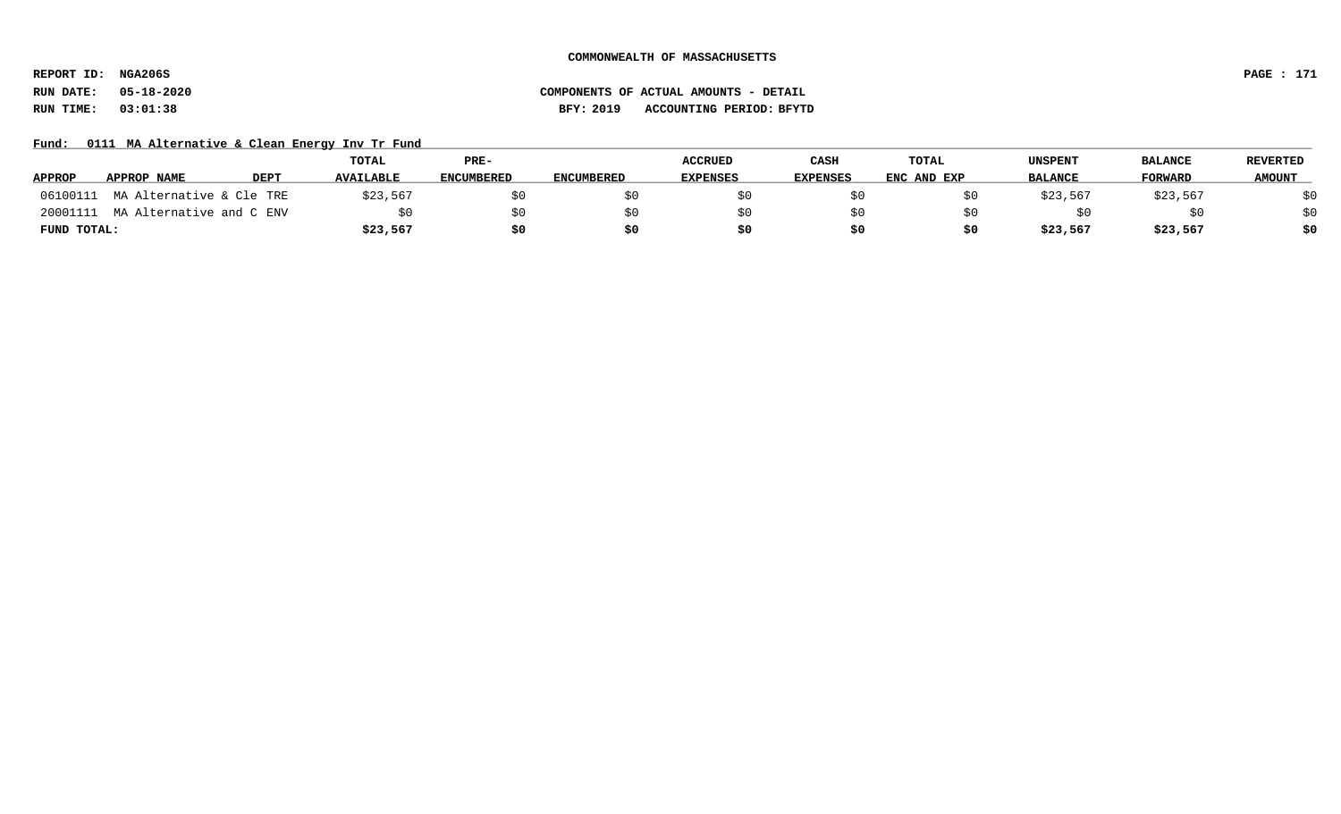**COMMONWEALTH OF MASSACHUSETTS**

**REPORT ID: NGA206S**
**RUN DATE: 05-18-2020**
**RUN TIME: 03:01:38**

**COMPONENTS OF ACTUAL AMOUNTS - DETAIL**
**BFY: 2019 ACCOUNTING PERIOD: BFYTD**

**Fund: 0111 MA Alternative & Clean Energy Inv Tr Fund**

| APPROP | APPROP NAME | DEPT | TOTAL AVAILABLE | PRE-ENCUMBERED | ENCUMBERED | ACCRUED EXPENSES | CASH EXPENSES | TOTAL ENC AND EXP | UNSPENT BALANCE | BALANCE FORWARD | REVERTED AMOUNT |
|---|---|---|---|---|---|---|---|---|---|---|---|
| 06100111 | MA Alternative & Cle | TRE | $23,567 | $0 | $0 | $0 | $0 | $0 | $23,567 | $23,567 | $0 |
| 20001111 | MA Alternative and C | ENV | $0 | $0 | $0 | $0 | $0 | $0 | $0 | $0 | $0 |
| **FUND TOTAL:** | | | **$23,567** | **$0** | **$0** | **$0** | **$0** | **$0** | **$23,567** | **$23,567** | **$0** |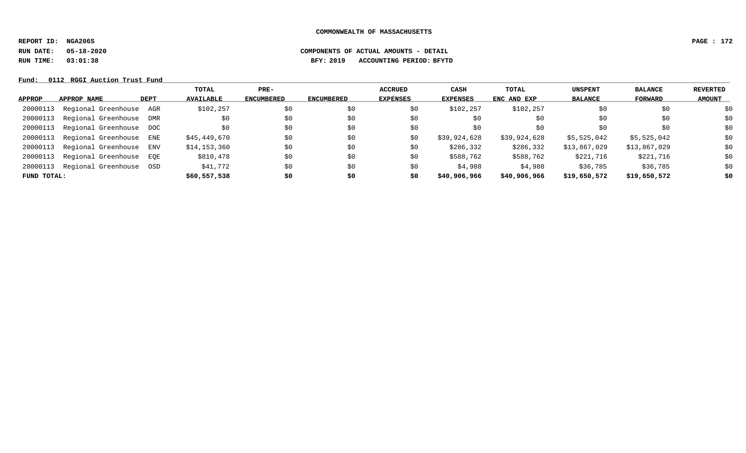**COMMONWEALTH OF MASSACHUSETTS**

**REPORT ID: NGA206S**

**RUN DATE: 05-18-2020** **COMPONENTS OF ACTUAL AMOUNTS - DETAIL**

**RUN TIME: 03:01:38** **BFY: 2019 ACCOUNTING PERIOD: BFYTD**

**Fund: 0112 RGGI Auction Trust Fund**

| APPROP | APPROP NAME | DEPT | TOTAL AVAILABLE | PRE-ENCUMBERED | ENCUMBERED | ACCRUED EXPENSES | CASH EXPENSES | TOTAL ENC AND EXP | UNSPENT BALANCE | BALANCE FORWARD | REVERTED AMOUNT |
|---|---|---|---|---|---|---|---|---|---|---|---|
| 20000113 | Regional Greenhouse | AGR | $102,257 | $0 | $0 | $0 | $102,257 | $102,257 | $0 | $0 | $0 |
| 20000113 | Regional Greenhouse | DMR | $0 | $0 | $0 | $0 | $0 | $0 | $0 | $0 | $0 |
| 20000113 | Regional Greenhouse | DOC | $0 | $0 | $0 | $0 | $0 | $0 | $0 | $0 | $0 |
| 20000113 | Regional Greenhouse | ENE | $45,449,670 | $0 | $0 | $0 | $39,924,628 | $39,924,628 | $5,525,042 | $5,525,042 | $0 |
| 20000113 | Regional Greenhouse | ENV | $14,153,360 | $0 | $0 | $0 | $286,332 | $286,332 | $13,867,029 | $13,867,029 | $0 |
| 20000113 | Regional Greenhouse | EQE | $810,478 | $0 | $0 | $0 | $588,762 | $588,762 | $221,716 | $221,716 | $0 |
| 20000113 | Regional Greenhouse | OSD | $41,772 | $0 | $0 | $0 | $4,988 | $4,988 | $36,785 | $36,785 | $0 |
| **FUND TOTAL:** | | | **$60,557,538** | **$0** | **$0** | **$0** | **$40,906,966** | **$40,906,966** | **$19,650,572** | **$19,650,572** | **$0** |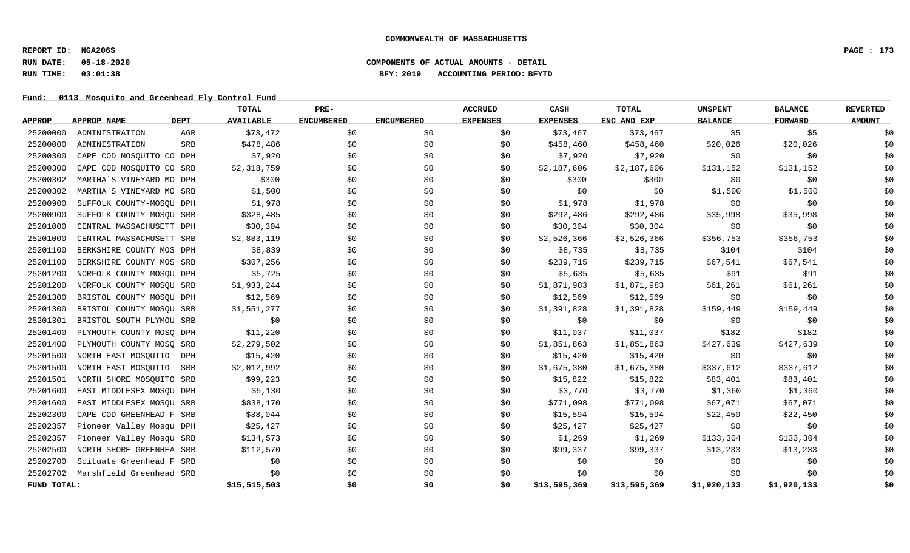**COMMONWEALTH OF MASSACHUSETTS**

**REPORT ID: NGA206S**

**RUN DATE: 05-18-2020** COMPONENTS OF ACTUAL AMOUNTS - DETAIL

**RUN TIME: 03:01:38** BFY: 2019 ACCOUNTING PERIOD: BFYTD

**Fund: 0113 Mosquito and Greenhead Fly Control Fund**

| APPROP | APPROP NAME | DEPT | TOTAL AVAILABLE | PRE-ENCUMBERED | ENCUMBERED | ACCRUED EXPENSES | CASH EXPENSES | TOTAL ENC AND EXP | UNSPENT BALANCE | BALANCE FORWARD | REVERTED AMOUNT |
|---|---|---|---|---|---|---|---|---|---|---|---|
| 25200000 | ADMINISTRATION | AGR | $73,472 | $0 | $0 | $0 | $73,467 | $73,467 | $5 | $5 | $0 |
| 25200000 | ADMINISTRATION | SRB | $478,486 | $0 | $0 | $0 | $458,460 | $458,460 | $20,026 | $20,026 | $0 |
| 25200300 | CAPE COD MOSQUITO CO | DPH | $7,920 | $0 | $0 | $0 | $7,920 | $7,920 | $0 | $0 | $0 |
| 25200300 | CAPE COD MOSQUITO CO | SRB | $2,318,759 | $0 | $0 | $0 | $2,187,606 | $2,187,606 | $131,152 | $131,152 | $0 |
| 25200302 | MARTHA`S VINEYARD MO | DPH | $300 | $0 | $0 | $0 | $300 | $300 | $0 | $0 | $0 |
| 25200302 | MARTHA`S VINEYARD MO | SRB | $1,500 | $0 | $0 | $0 | $0 | $0 | $1,500 | $1,500 | $0 |
| 25200900 | SUFFOLK COUNTY-MOSQU | DPH | $1,978 | $0 | $0 | $0 | $1,978 | $1,978 | $0 | $0 | $0 |
| 25200900 | SUFFOLK COUNTY-MOSQU | SRB | $328,485 | $0 | $0 | $0 | $292,486 | $292,486 | $35,998 | $35,998 | $0 |
| 25201000 | CENTRAL MASSACHUSETT | DPH | $30,304 | $0 | $0 | $0 | $30,304 | $30,304 | $0 | $0 | $0 |
| 25201000 | CENTRAL MASSACHUSETT | SRB | $2,883,119 | $0 | $0 | $0 | $2,526,366 | $2,526,366 | $356,753 | $356,753 | $0 |
| 25201100 | BERKSHIRE COUNTY MOS | DPH | $8,839 | $0 | $0 | $0 | $8,735 | $8,735 | $104 | $104 | $0 |
| 25201100 | BERKSHIRE COUNTY MOS | SRB | $307,256 | $0 | $0 | $0 | $239,715 | $239,715 | $67,541 | $67,541 | $0 |
| 25201200 | NORFOLK COUNTY MOSQU | DPH | $5,725 | $0 | $0 | $0 | $5,635 | $5,635 | $91 | $91 | $0 |
| 25201200 | NORFOLK COUNTY MOSQU | SRB | $1,933,244 | $0 | $0 | $0 | $1,871,983 | $1,871,983 | $61,261 | $61,261 | $0 |
| 25201300 | BRISTOL COUNTY MOSQU | DPH | $12,569 | $0 | $0 | $0 | $12,569 | $12,569 | $0 | $0 | $0 |
| 25201300 | BRISTOL COUNTY MOSQU | SRB | $1,551,277 | $0 | $0 | $0 | $1,391,828 | $1,391,828 | $159,449 | $159,449 | $0 |
| 25201301 | BRISTOL-SOUTH PLYMOU | SRB | $0 | $0 | $0 | $0 | $0 | $0 | $0 | $0 | $0 |
| 25201400 | PLYMOUTH COUNTY MOSQ | DPH | $11,220 | $0 | $0 | $0 | $11,037 | $11,037 | $182 | $182 | $0 |
| 25201400 | PLYMOUTH COUNTY MOSQ | SRB | $2,279,502 | $0 | $0 | $0 | $1,851,863 | $1,851,863 | $427,639 | $427,639 | $0 |
| 25201500 | NORTH EAST MOSQUITO | DPH | $15,420 | $0 | $0 | $0 | $15,420 | $15,420 | $0 | $0 | $0 |
| 25201500 | NORTH EAST MOSQUITO | SRB | $2,012,992 | $0 | $0 | $0 | $1,675,380 | $1,675,380 | $337,612 | $337,612 | $0 |
| 25201501 | NORTH SHORE MOSQUITO | SRB | $99,223 | $0 | $0 | $0 | $15,822 | $15,822 | $83,401 | $83,401 | $0 |
| 25201600 | EAST MIDDLESEX MOSQU | DPH | $5,130 | $0 | $0 | $0 | $3,770 | $3,770 | $1,360 | $1,360 | $0 |
| 25201600 | EAST MIDDLESEX MOSQU | SRB | $838,170 | $0 | $0 | $0 | $771,098 | $771,098 | $67,071 | $67,071 | $0 |
| 25202300 | CAPE COD GREENHEAD F | SRB | $38,044 | $0 | $0 | $0 | $15,594 | $15,594 | $22,450 | $22,450 | $0 |
| 25202357 | Pioneer Valley Mosqu | DPH | $25,427 | $0 | $0 | $0 | $25,427 | $25,427 | $0 | $0 | $0 |
| 25202357 | Pioneer Valley Mosqu | SRB | $134,573 | $0 | $0 | $0 | $1,269 | $1,269 | $133,304 | $133,304 | $0 |
| 25202500 | NORTH SHORE GREENHEA | SRB | $112,570 | $0 | $0 | $0 | $99,337 | $99,337 | $13,233 | $13,233 | $0 |
| 25202700 | Scituate Greenhead F | SRB | $0 | $0 | $0 | $0 | $0 | $0 | $0 | $0 | $0 |
| 25202702 | Marshfield Greenhead | SRB | $0 | $0 | $0 | $0 | $0 | $0 | $0 | $0 | $0 |
| **FUND TOTAL:** | | | **$15,515,503** | **$0** | **$0** | **$0** | **$13,595,369** | **$13,595,369** | **$1,920,133** | **$1,920,133** | **$0** |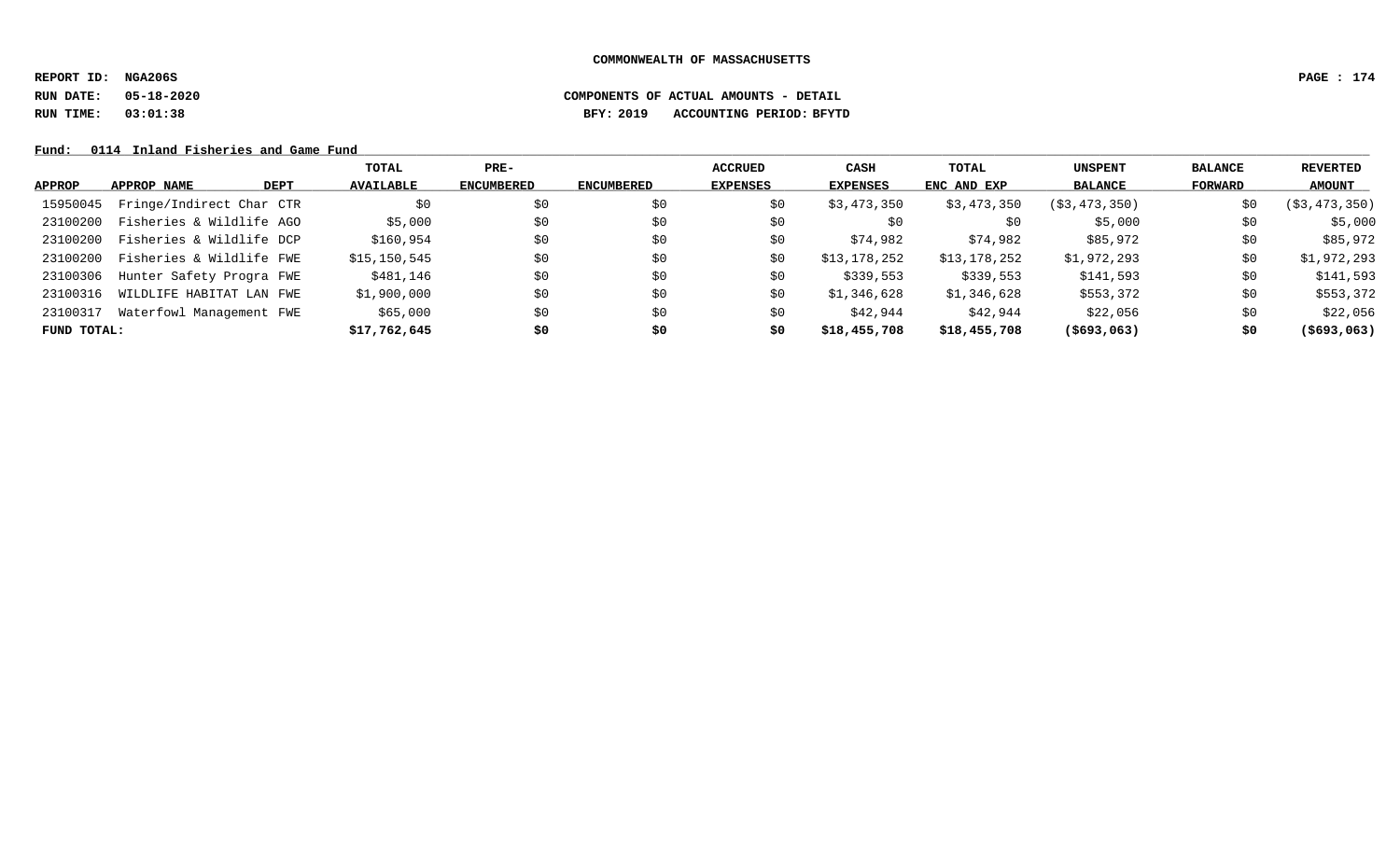COMMONWEALTH OF MASSACHUSETTS

REPORT ID: NGA206S

RUN DATE: 05-18-2020

RUN TIME: 03:01:38

COMPONENTS OF ACTUAL AMOUNTS - DETAIL

BFY: 2019 ACCOUNTING PERIOD: BFYTD

Fund: 0114 Inland Fisheries and Game Fund

| APPROP | APPROP NAME | DEPT | TOTAL AVAILABLE | PRE-ENCUMBERED | ENCUMBERED | ACCRUED EXPENSES | CASH EXPENSES | TOTAL ENC AND EXP | UNSPENT BALANCE | BALANCE FORWARD | REVERTED AMOUNT |
|---|---|---|---|---|---|---|---|---|---|---|---|
| 15950045 | Fringe/Indirect Char | CTR | $0 | $0 | $0 | $0 | $3,473,350 | $3,473,350 | ($3,473,350) | $0 | ($3,473,350) |
| 23100200 | Fisheries & Wildlife | AGO | $5,000 | $0 | $0 | $0 | $0 | $0 | $5,000 | $0 | $5,000 |
| 23100200 | Fisheries & Wildlife | DCP | $160,954 | $0 | $0 | $0 | $74,982 | $74,982 | $85,972 | $0 | $85,972 |
| 23100200 | Fisheries & Wildlife | FWE | $15,150,545 | $0 | $0 | $0 | $13,178,252 | $13,178,252 | $1,972,293 | $0 | $1,972,293 |
| 23100306 | Hunter Safety Progra | FWE | $481,146 | $0 | $0 | $0 | $339,553 | $339,553 | $141,593 | $0 | $141,593 |
| 23100316 | WILDLIFE HABITAT LAN | FWE | $1,900,000 | $0 | $0 | $0 | $1,346,628 | $1,346,628 | $553,372 | $0 | $553,372 |
| 23100317 | Waterfowl Management | FWE | $65,000 | $0 | $0 | $0 | $42,944 | $42,944 | $22,056 | $0 | $22,056 |
| **FUND TOTAL:** | | | **$17,762,645** | **$0** | **$0** | **$0** | **$18,455,708** | **$18,455,708** | **($693,063)** | **$0** | **($693,063)** |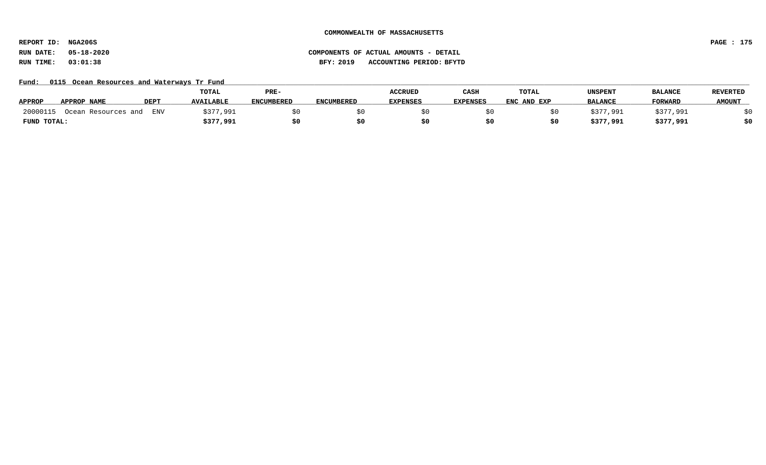COMMONWEALTH OF MASSACHUSETTS

REPORT ID: NGA206S

RUN DATE: 05-18-2020

RUN TIME: 03:01:38

COMPONENTS OF ACTUAL AMOUNTS - DETAIL

BFY: 2019 ACCOUNTING PERIOD: BFYTD

Fund: 0115 Ocean Resources and Waterways Tr Fund

| APPROP | APPROP NAME | DEPT | TOTAL AVAILABLE | PRE-ENCUMBERED | ENCUMBERED | ACCRUED EXPENSES | CASH EXPENSES | TOTAL ENC AND EXP | UNSPENT BALANCE | BALANCE FORWARD | REVERTED AMOUNT |
|---|---|---|---|---|---|---|---|---|---|---|---|
| 20000115 | Ocean Resources and | ENV | $377,991 | $0 | $0 | $0 | $0 | $0 | $377,991 | $377,991 | $0 |
| **FUND TOTAL:** | | | **$377,991** | **$0** | **$0** | **$0** | **$0** | **$0** | **$377,991** | **$377,991** | **$0** |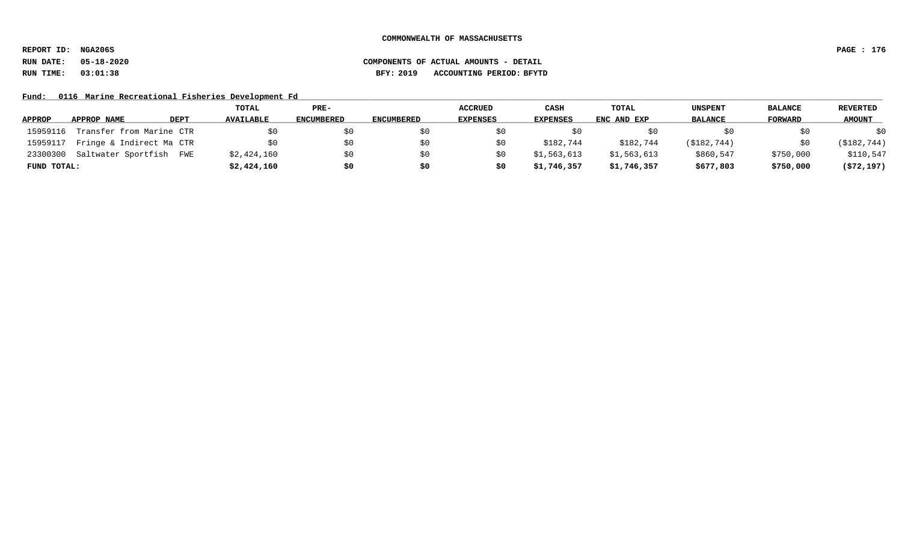**COMMONWEALTH OF MASSACHUSETTS**

**REPORT ID: NGA206S**

**RUN DATE: 05-18-2020** **COMPONENTS OF ACTUAL AMOUNTS - DETAIL**

**RUN TIME: 03:01:38** **BFY: 2019 ACCOUNTING PERIOD: BFYTD**

**Fund: 0116 Marine Recreational Fisheries Development Fd**

| APPROP | APPROP NAME | DEPT | TOTAL AVAILABLE | PRE-ENCUMBERED | ENCUMBERED | ACCRUED EXPENSES | CASH EXPENSES | TOTAL ENC AND EXP | UNSPENT BALANCE | BALANCE FORWARD | REVERTED AMOUNT |
|---|---|---|---|---|---|---|---|---|---|---|---|
| 15959116 | Transfer from Marine | CTR | $0 | $0 | $0 | $0 | $0 | $0 | $0 | $0 | $0 |
| 15959117 | Fringe & Indirect Ma | CTR | $0 | $0 | $0 | $0 | $182,744 | $182,744 | ($182,744) | $0 | ($182,744) |
| 23300300 | Saltwater Sportfish | FWE | $2,424,160 | $0 | $0 | $0 | $1,563,613 | $1,563,613 | $860,547 | $750,000 | $110,547 |
| **FUND TOTAL:** | | | **$2,424,160** | **$0** | **$0** | **$0** | **$1,746,357** | **$1,746,357** | **$677,803** | **$750,000** | **($72,197)** |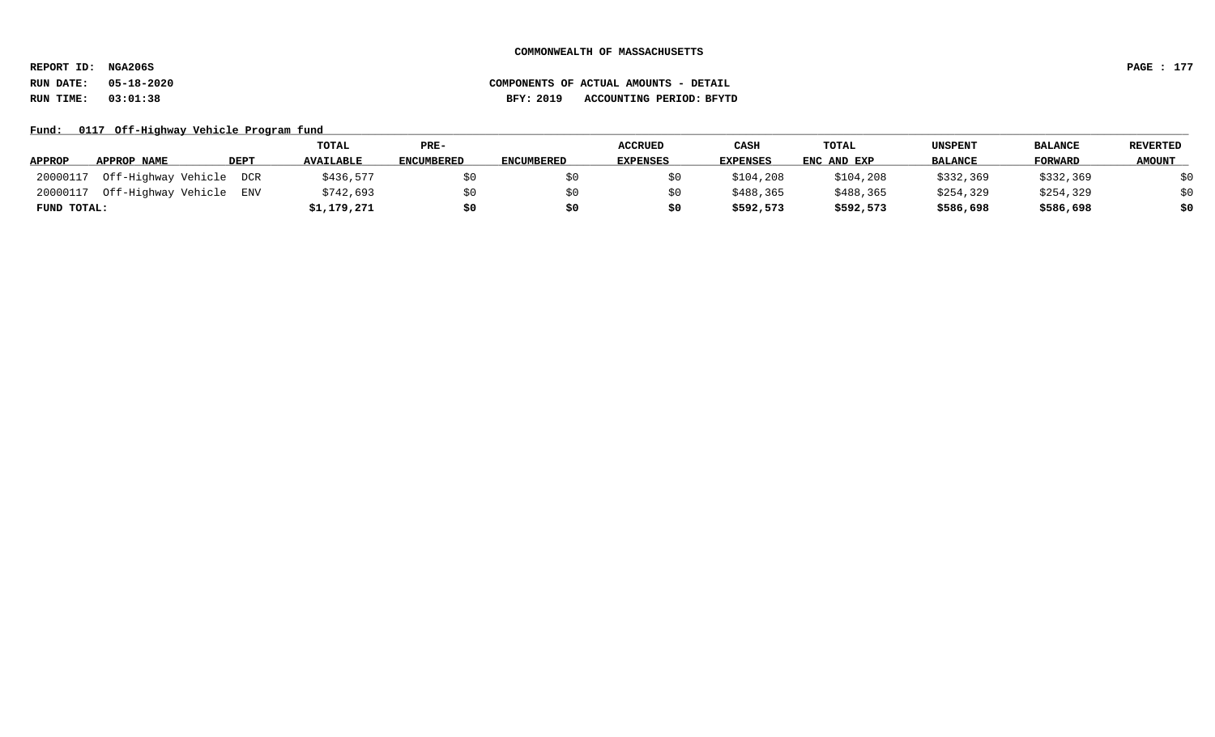**COMMONWEALTH OF MASSACHUSETTS**

**REPORT ID: NGA206S**

**RUN DATE: 05-18-2020** **COMPONENTS OF ACTUAL AMOUNTS - DETAIL**

**RUN TIME: 03:01:38** **BFY: 2019 ACCOUNTING PERIOD: BFYTD**

**Fund: 0117 Off-Highway Vehicle Program fund**

| APPROP | APPROP NAME | DEPT | TOTAL AVAILABLE | PRE-ENCUMBERED | ENCUMBERED | ACCRUED EXPENSES | CASH EXPENSES | TOTAL ENC AND EXP | UNSPENT BALANCE | BALANCE FORWARD | REVERTED AMOUNT |
|---|---|---|---|---|---|---|---|---|---|---|---|
| 20000117 | Off-Highway Vehicle | DCR | $436,577 | $0 | $0 | $0 | $104,208 | $104,208 | $332,369 | $332,369 | $0 |
| 20000117 | Off-Highway Vehicle | ENV | $742,693 | $0 | $0 | $0 | $488,365 | $488,365 | $254,329 | $254,329 | $0 |
| **FUND TOTAL:** | | | **$1,179,271** | **$0** | **$0** | **$0** | **$592,573** | **$592,573** | **$586,698** | **$586,698** | **$0** |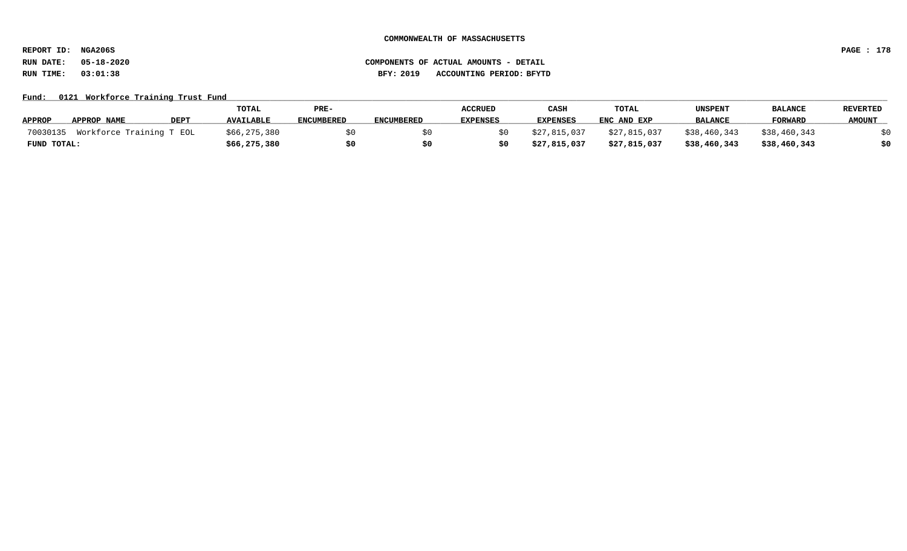**COMMONWEALTH OF MASSACHUSETTS**

**REPORT ID: NGA206S**

**RUN DATE: 05-18-2020** **COMPONENTS OF ACTUAL AMOUNTS - DETAIL**

**RUN TIME: 03:01:38** **BFY: 2019 ACCOUNTING PERIOD: BFYTD**

**Fund: 0121 Workforce Training Trust Fund**

| APPROP | APPROP NAME | DEPT | TOTAL AVAILABLE | PRE-ENCUMBERED | ENCUMBERED | ACCRUED EXPENSES | CASH EXPENSES | TOTAL ENC AND EXP | UNSPENT BALANCE | BALANCE FORWARD | REVERTED AMOUNT |
|---|---|---|---|---|---|---|---|---|---|---|---|
| 70030135 | Workforce Training T | EOL | $66,275,380 | $0 | $0 | $0 | $27,815,037 | $27,815,037 | $38,460,343 | $38,460,343 | $0 |
| **FUND TOTAL:** | | | **$66,275,380** | **$0** | **$0** | **$0** | **$27,815,037** | **$27,815,037** | **$38,460,343** | **$38,460,343** | **$0** |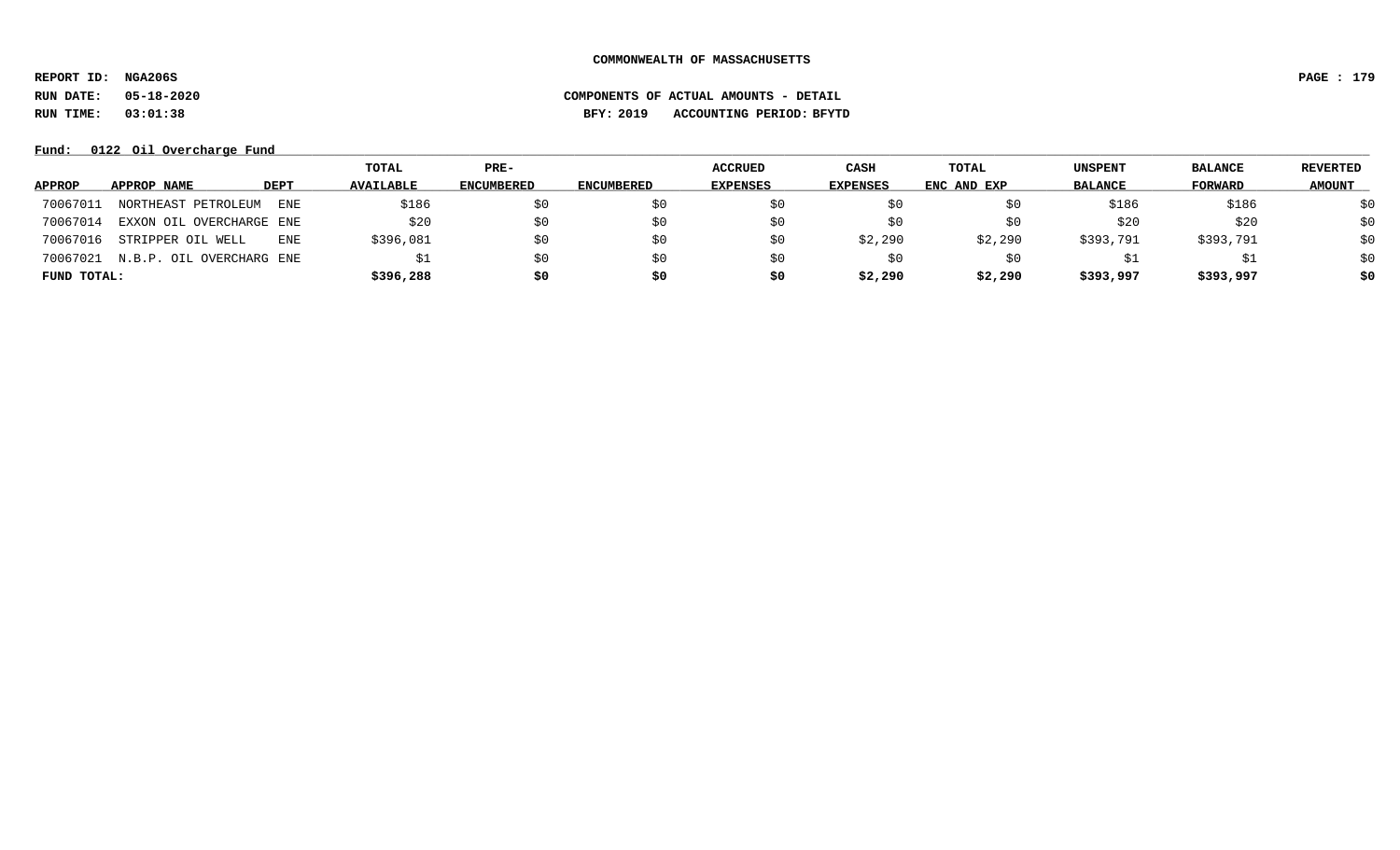**COMMONWEALTH OF MASSACHUSETTS**

**REPORT ID: NGA206S**

**RUN DATE: 05-18-2020** — **COMPONENTS OF ACTUAL AMOUNTS - DETAIL**

**RUN TIME: 03:01:38** — **BFY: 2019 ACCOUNTING PERIOD: BFYTD**

**Fund: 0122 Oil Overcharge Fund**

| APPROP | APPROP NAME | DEPT | TOTAL AVAILABLE | PRE-ENCUMBERED | ENCUMBERED | ACCRUED EXPENSES | CASH EXPENSES | TOTAL ENC AND EXP | UNSPENT BALANCE | BALANCE FORWARD | REVERTED AMOUNT |
|---|---|---|---|---|---|---|---|---|---|---|---|
| 70067011 | NORTHEAST PETROLEUM | ENE | $186 | $0 | $0 | $0 | $0 | $0 | $186 | $186 | $0 |
| 70067014 | EXXON OIL OVERCHARGE | ENE | $20 | $0 | $0 | $0 | $0 | $0 | $20 | $20 | $0 |
| 70067016 | STRIPPER OIL WELL | ENE | $396,081 | $0 | $0 | $0 | $2,290 | $2,290 | $393,791 | $393,791 | $0 |
| 70067021 | N.B.P. OIL OVERCHARG | ENE | $1 | $0 | $0 | $0 | $0 | $0 | $1 | $1 | $0 |
| **FUND TOTAL:** | | | **$396,288** | **$0** | **$0** | **$0** | **$2,290** | **$2,290** | **$393,997** | **$393,997** | **$0** |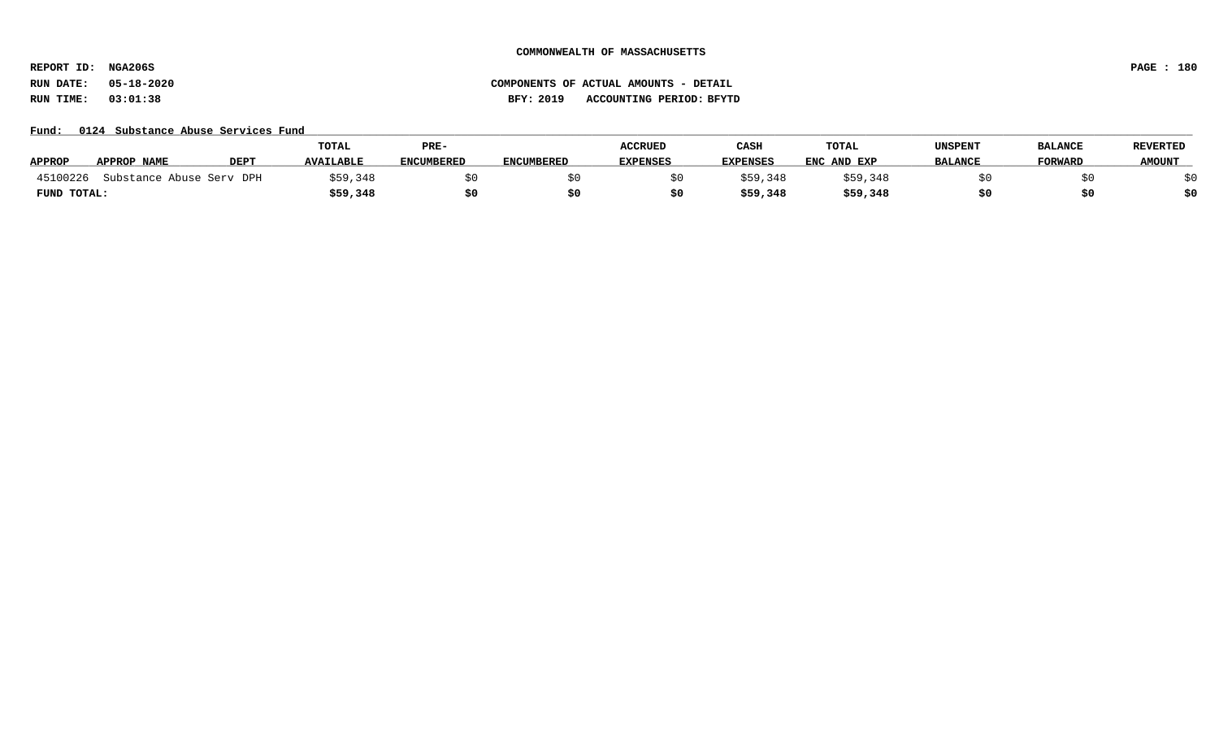COMMONWEALTH OF MASSACHUSETTS

REPORT ID: NGA206S

RUN DATE: 05-18-2020 COMPONENTS OF ACTUAL AMOUNTS - DETAIL

RUN TIME: 03:01:38 BFY: 2019 ACCOUNTING PERIOD: BFYTD

Fund: 0124 Substance Abuse Services Fund

| APPROP | APPROP NAME | DEPT | TOTAL AVAILABLE | PRE-ENCUMBERED | ENCUMBERED | ACCRUED EXPENSES | CASH EXPENSES | TOTAL ENC AND EXP | UNSPENT BALANCE | BALANCE FORWARD | REVERTED AMOUNT |
|---|---|---|---|---|---|---|---|---|---|---|---|
| 45100226 | Substance Abuse Serv | DPH | $59,348 | $0 | $0 | $0 | $59,348 | $59,348 | $0 | $0 | $0 |
| **FUND TOTAL:** | | | **$59,348** | **$0** | **$0** | **$0** | **$59,348** | **$59,348** | **$0** | **$0** | **$0** |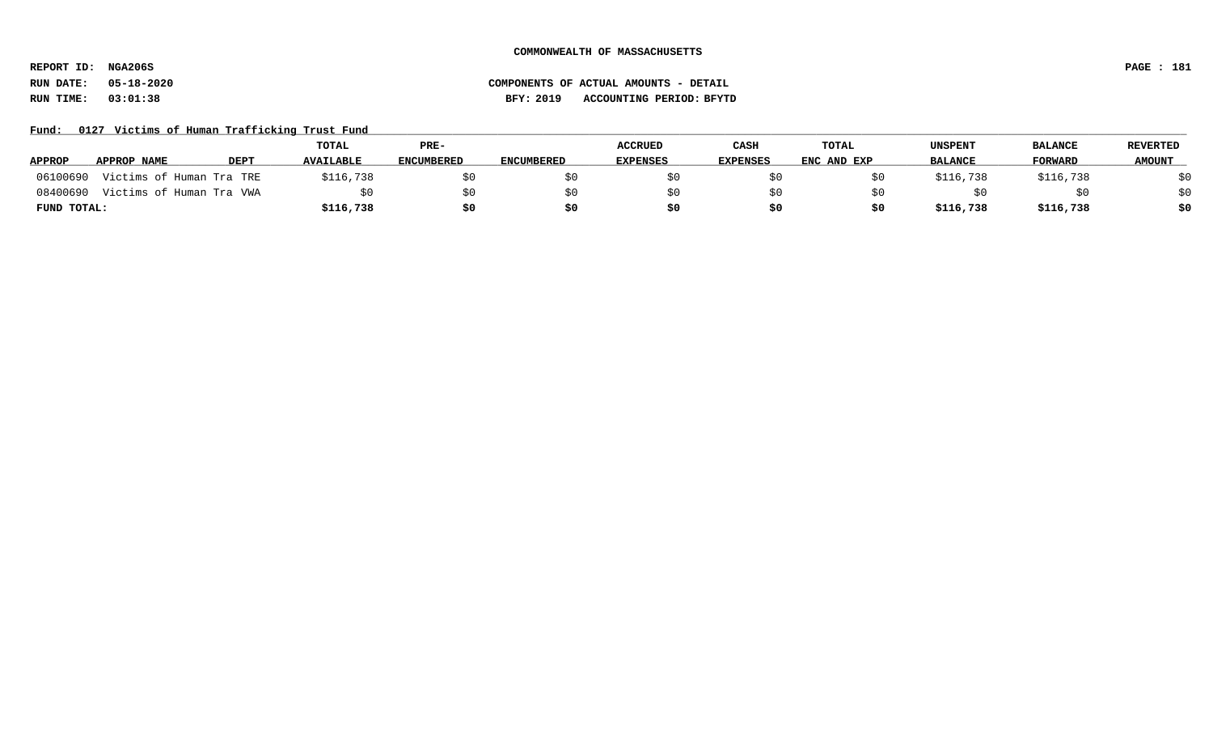**COMMONWEALTH OF MASSACHUSETTS**

**REPORT ID: NGA206S**
**RUN DATE: 05-18-2020**
**RUN TIME: 03:01:38**

**COMPONENTS OF ACTUAL AMOUNTS - DETAIL**
**BFY: 2019 ACCOUNTING PERIOD: BFYTD**

**Fund: 0127 Victims of Human Trafficking Trust Fund**

| APPROP | APPROP NAME | DEPT | TOTAL AVAILABLE | PRE-ENCUMBERED | ENCUMBERED | ACCRUED EXPENSES | CASH EXPENSES | TOTAL ENC AND EXP | UNSPENT BALANCE | BALANCE FORWARD | REVERTED AMOUNT |
|---|---|---|---|---|---|---|---|---|---|---|---|
| 06100690 | Victims of Human Tra | TRE | $116,738 | $0 | $0 | $0 | $0 | $0 | $116,738 | $116,738 | $0 |
| 08400690 | Victims of Human Tra | VWA | $0 | $0 | $0 | $0 | $0 | $0 | $0 | $0 | $0 |
| **FUND TOTAL:** | | | **$116,738** | **$0** | **$0** | **$0** | **$0** | **$0** | **$116,738** | **$116,738** | **$0** |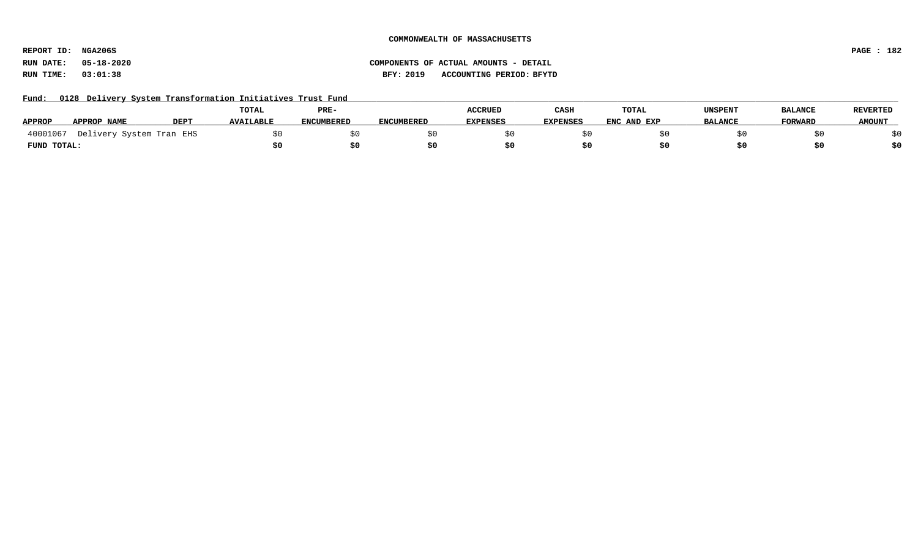**COMMONWEALTH OF MASSACHUSETTS**

**REPORT ID: NGA206S**
**RUN DATE: 05-18-2020**
**RUN TIME: 03:01:38**

**COMPONENTS OF ACTUAL AMOUNTS - DETAIL**
**BFY: 2019 ACCOUNTING PERIOD: BFYTD**

**Fund: 0128 Delivery System Transformation Initiatives Trust Fund**

| APPROP | APPROP NAME | DEPT | TOTAL AVAILABLE | PRE-ENCUMBERED | ENCUMBERED | ACCRUED EXPENSES | CASH EXPENSES | TOTAL ENC AND EXP | UNSPENT BALANCE | BALANCE FORWARD | REVERTED AMOUNT |
|---|---|---|---|---|---|---|---|---|---|---|---|
| 40001067 | Delivery System Tran | EHS | $0 | $0 | $0 | $0 | $0 | $0 | $0 | $0 | $0 |
| **FUND TOTAL:** | | | **$0** | **$0** | **$0** | **$0** | **$0** | **$0** | **$0** | **$0** | **$0** |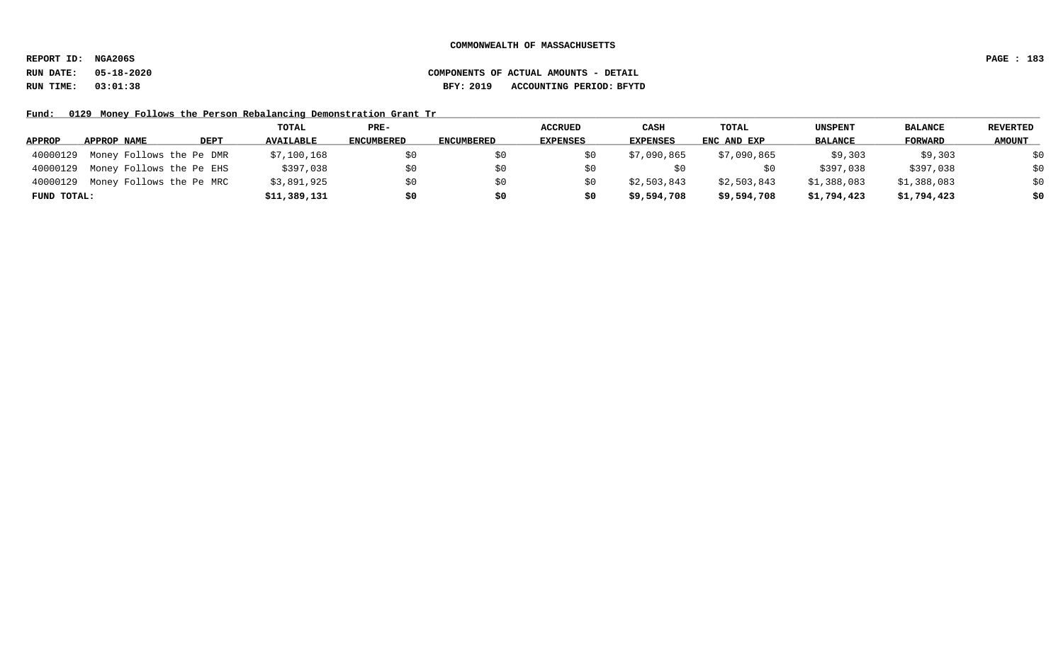**COMMONWEALTH OF MASSACHUSETTS**

**REPORT ID: NGA206S**

**RUN DATE: 05-18-2020** **COMPONENTS OF ACTUAL AMOUNTS - DETAIL**

**RUN TIME: 03:01:38** **BFY: 2019 ACCOUNTING PERIOD: BFYTD**

**Fund: 0129 Money Follows the Person Rebalancing Demonstration Grant Tr**

| APPROP | APPROP NAME | DEPT | TOTAL AVAILABLE | PRE-ENCUMBERED | ENCUMBERED | ACCRUED EXPENSES | CASH EXPENSES | TOTAL ENC AND EXP | UNSPENT BALANCE | BALANCE FORWARD | REVERTED AMOUNT |
|---|---|---|---|---|---|---|---|---|---|---|---|
| 40000129 | Money Follows the Pe | DMR | $7,100,168 | $0 | $0 | $0 | $7,090,865 | $7,090,865 | $9,303 | $9,303 | $0 |
| 40000129 | Money Follows the Pe | EHS | $397,038 | $0 | $0 | $0 | $0 | $0 | $397,038 | $397,038 | $0 |
| 40000129 | Money Follows the Pe | MRC | $3,891,925 | $0 | $0 | $0 | $2,503,843 | $2,503,843 | $1,388,083 | $1,388,083 | $0 |
| **FUND TOTAL:** | | | **$11,389,131** | **$0** | **$0** | **$0** | **$9,594,708** | **$9,594,708** | **$1,794,423** | **$1,794,423** | **$0** |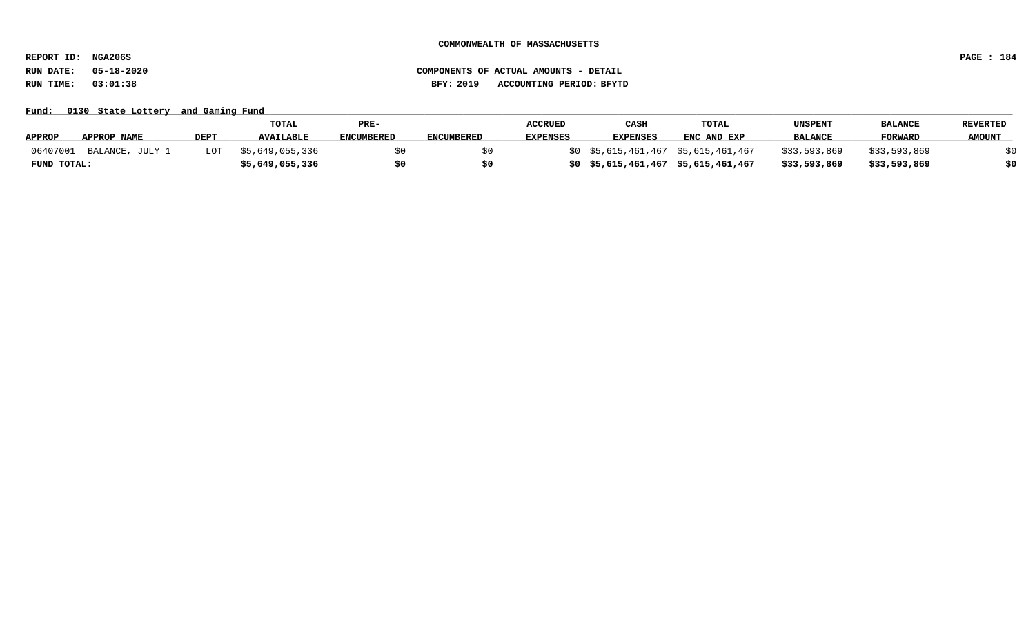**COMMONWEALTH OF MASSACHUSETTS**

**REPORT ID: NGA206S**

**RUN DATE: 05-18-2020** **COMPONENTS OF ACTUAL AMOUNTS - DETAIL**

**RUN TIME: 03:01:38** **BFY: 2019 ACCOUNTING PERIOD: BFYTD**

**Fund: 0130 State Lottery and Gaming Fund**

| APPROP | APPROP NAME | DEPT | TOTAL AVAILABLE | PRE-ENCUMBERED | ENCUMBERED | ACCRUED EXPENSES | CASH EXPENSES | TOTAL ENC AND EXP | UNSPENT BALANCE | BALANCE FORWARD | REVERTED AMOUNT |
|---|---|---|---|---|---|---|---|---|---|---|---|
| 06407001 | BALANCE, JULY 1 | LOT | $5,649,055,336 | $0 | $0 | $0 | $5,615,461,467 | $5,615,461,467 | $33,593,869 | $33,593,869 | $0 |
| **FUND TOTAL:** | | | **$5,649,055,336** | **$0** | **$0** | **$0** | **$5,615,461,467** | **$5,615,461,467** | **$33,593,869** | **$33,593,869** | **$0** |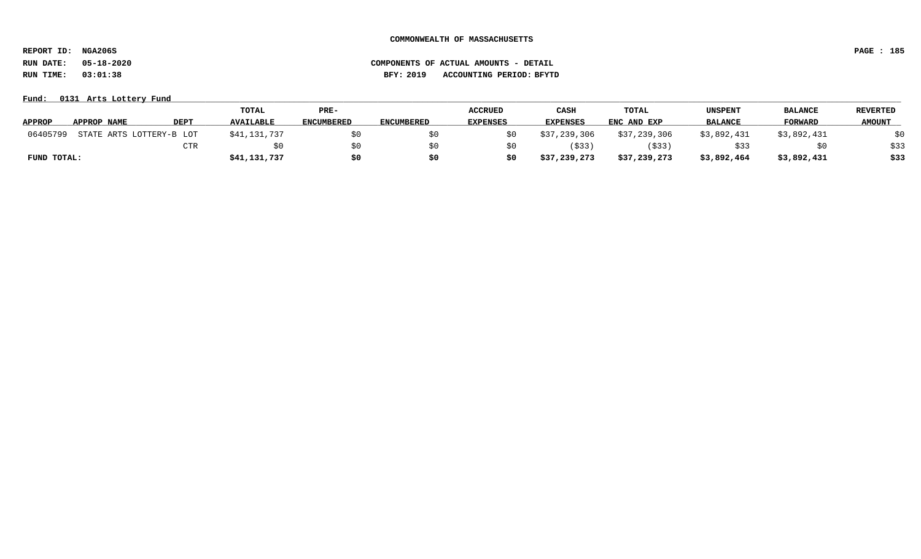COMMONWEALTH OF MASSACHUSETTS

REPORT ID: NGA206S

RUN DATE: 05-18-2020

RUN TIME: 03:01:38

COMPONENTS OF ACTUAL AMOUNTS - DETAIL

BFY: 2019 ACCOUNTING PERIOD: BFYTD

Fund: 0131 Arts Lottery Fund

| APPROP | APPROP NAME | DEPT | TOTAL AVAILABLE | PRE-ENCUMBERED | ENCUMBERED | ACCRUED EXPENSES | CASH EXPENSES | TOTAL ENC AND EXP | UNSPENT BALANCE | BALANCE FORWARD | REVERTED AMOUNT |
|---|---|---|---|---|---|---|---|---|---|---|---|
| 06405799 | STATE ARTS LOTTERY-B | LOT | $41,131,737 | $0 | $0 | $0 | $37,239,306 | $37,239,306 | $3,892,431 | $3,892,431 | $0 |
| | | CTR | $0 | $0 | $0 | $0 | ($33) | ($33) | $33 | $0 | $33 |
| **FUND TOTAL:** | | | **$41,131,737** | **$0** | **$0** | **$0** | **$37,239,273** | **$37,239,273** | **$3,892,464** | **$3,892,431** | **$33** |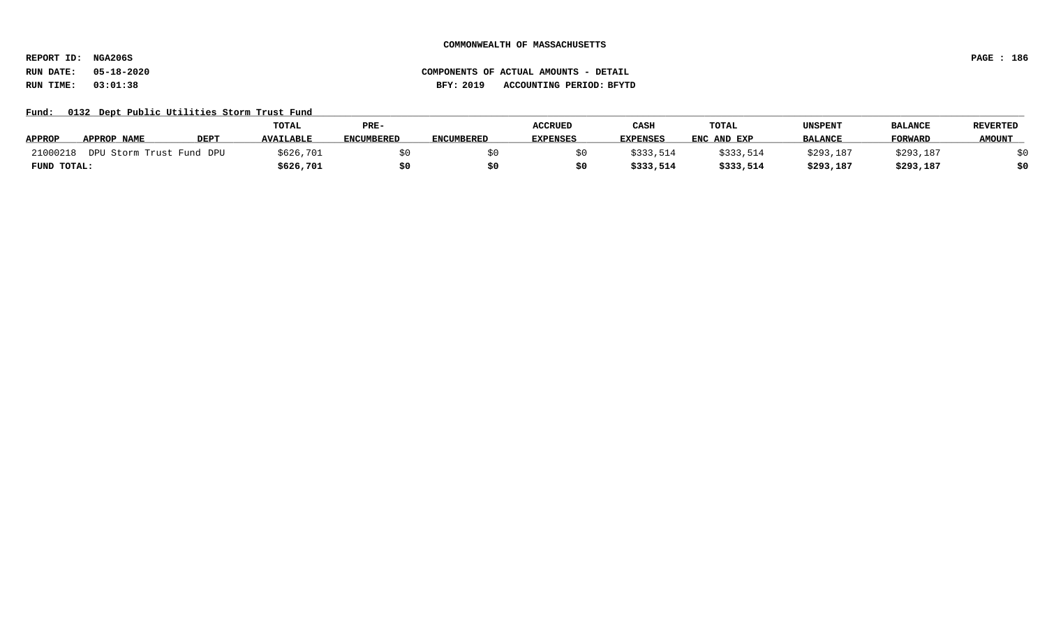COMMONWEALTH OF MASSACHUSETTS

REPORT ID: NGA206S

RUN DATE: 05-18-2020

RUN TIME: 03:01:38

COMPONENTS OF ACTUAL AMOUNTS - DETAIL

BFY: 2019 ACCOUNTING PERIOD: BFYTD

Fund: 0132 Dept Public Utilities Storm Trust Fund

| APPROP | APPROP NAME | DEPT | TOTAL AVAILABLE | PRE-ENCUMBERED | ENCUMBERED | ACCRUED EXPENSES | CASH EXPENSES | TOTAL ENC AND EXP | UNSPENT BALANCE | BALANCE FORWARD | REVERTED AMOUNT |
|---|---|---|---|---|---|---|---|---|---|---|---|
| 21000218 | DPU Storm Trust Fund | DPU | $626,701 | $0 | $0 | $0 | $333,514 | $333,514 | $293,187 | $293,187 | $0 |
| **FUND TOTAL:** | | | **$626,701** | **$0** | **$0** | **$0** | **$333,514** | **$333,514** | **$293,187** | **$293,187** | **$0** |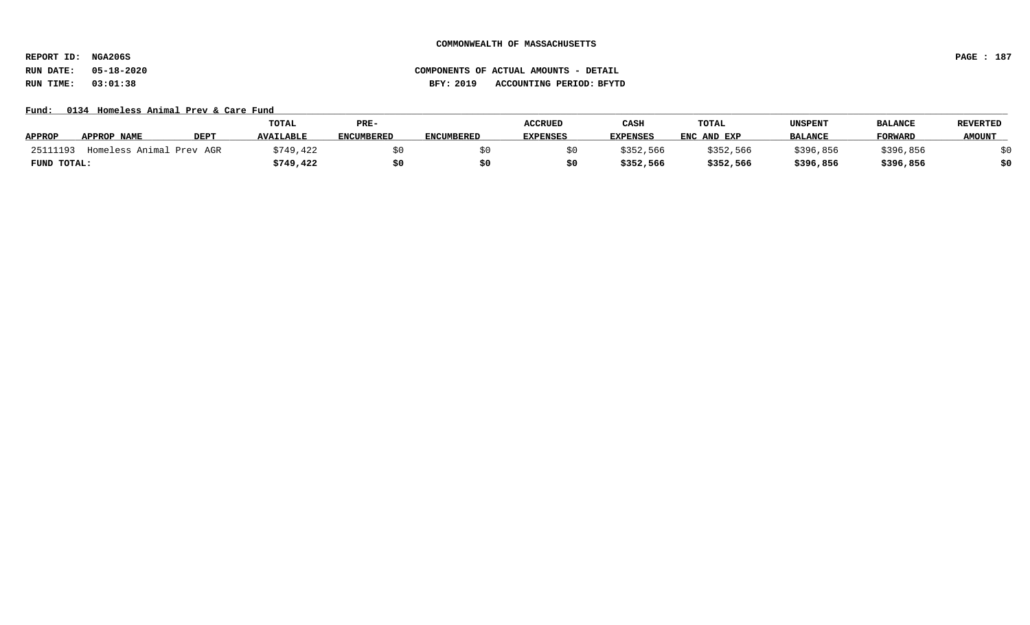**COMMONWEALTH OF MASSACHUSETTS**

**REPORT ID: NGA206S**
**RUN DATE: 05-18-2020**
**RUN TIME: 03:01:38**

**COMPONENTS OF ACTUAL AMOUNTS - DETAIL**
**BFY: 2019 ACCOUNTING PERIOD: BFYTD**

Fund: 0134 Homeless Animal Prev & Care Fund

| APPROP | APPROP NAME | DEPT | TOTAL AVAILABLE | PRE-ENCUMBERED | ENCUMBERED | ACCRUED EXPENSES | CASH EXPENSES | TOTAL ENC AND EXP | UNSPENT BALANCE | BALANCE FORWARD | REVERTED AMOUNT |
|---|---|---|---|---|---|---|---|---|---|---|---|
| 25111193 | Homeless Animal Prev | AGR | $749,422 | $0 | $0 | $0 | $352,566 | $352,566 | $396,856 | $396,856 | $0 |
| **FUND TOTAL:** | | | **$749,422** | **$0** | **$0** | **$0** | **$352,566** | **$352,566** | **$396,856** | **$396,856** | **$0** |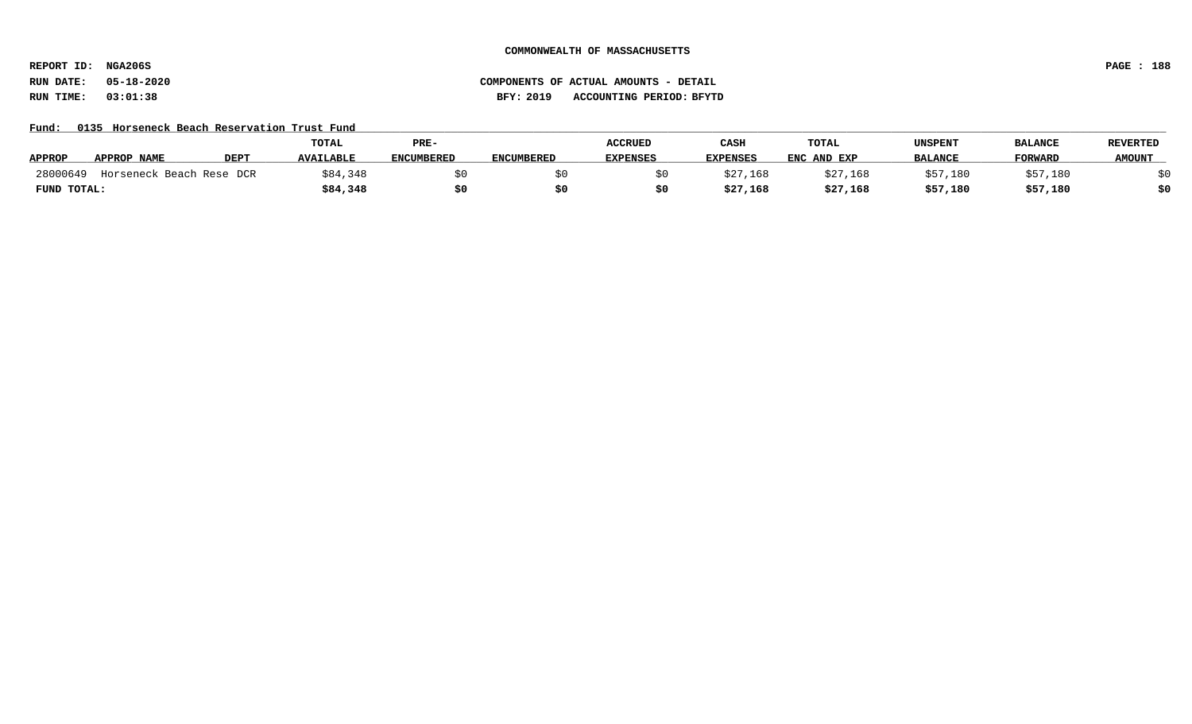**COMMONWEALTH OF MASSACHUSETTS**

**REPORT ID: NGA206S**

**RUN DATE: 05-18-2020** **COMPONENTS OF ACTUAL AMOUNTS - DETAIL**

**RUN TIME: 03:01:38** **BFY: 2019 ACCOUNTING PERIOD: BFYTD**

**Fund: 0135 Horseneck Beach Reservation Trust Fund**

| APPROP | APPROP NAME | DEPT | TOTAL AVAILABLE | PRE-ENCUMBERED | ENCUMBERED | ACCRUED EXPENSES | CASH EXPENSES | TOTAL ENC AND EXP | UNSPENT BALANCE | BALANCE FORWARD | REVERTED AMOUNT |
|---|---|---|---|---|---|---|---|---|---|---|---|
| 28000649 | Horseneck Beach Rese | DCR | $84,348 | $0 | $0 | $0 | $27,168 | $27,168 | $57,180 | $57,180 | $0 |
| **FUND TOTAL:** | | | **$84,348** | **$0** | **$0** | **$0** | **$27,168** | **$27,168** | **$57,180** | **$57,180** | **$0** |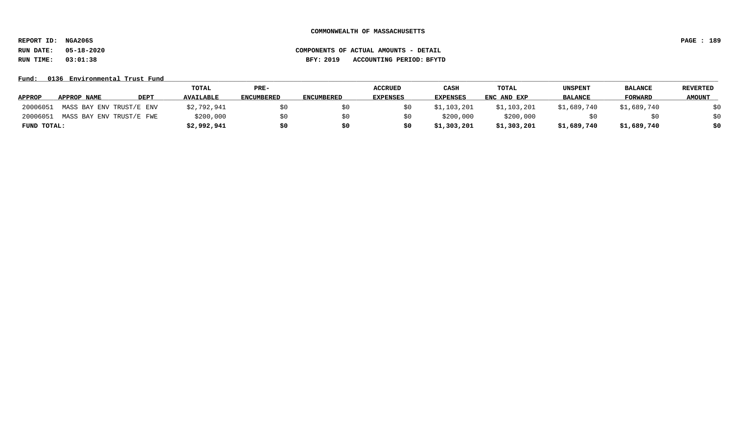COMMONWEALTH OF MASSACHUSETTS

REPORT ID: NGA206S

RUN DATE: 05-18-2020 COMPONENTS OF ACTUAL AMOUNTS - DETAIL

RUN TIME: 03:01:38 BFY: 2019 ACCOUNTING PERIOD: BFYTD

Fund: 0136 Environmental Trust Fund

| APPROP | APPROP NAME | DEPT | TOTAL AVAILABLE | PRE-ENCUMBERED | ENCUMBERED | ACCRUED EXPENSES | CASH EXPENSES | TOTAL ENC AND EXP | UNSPENT BALANCE | BALANCE FORWARD | REVERTED AMOUNT |
|---|---|---|---|---|---|---|---|---|---|---|---|
| 20006051 | MASS BAY ENV TRUST/E | ENV | $2,792,941 | $0 | $0 | $0 | $1,103,201 | $1,103,201 | $1,689,740 | $1,689,740 | $0 |
| 20006051 | MASS BAY ENV TRUST/E | FWE | $200,000 | $0 | $0 | $0 | $200,000 | $200,000 | $0 | $0 | $0 |
| **FUND TOTAL:** | | | **$2,992,941** | **$0** | **$0** | **$0** | **$1,303,201** | **$1,303,201** | **$1,689,740** | **$1,689,740** | **$0** |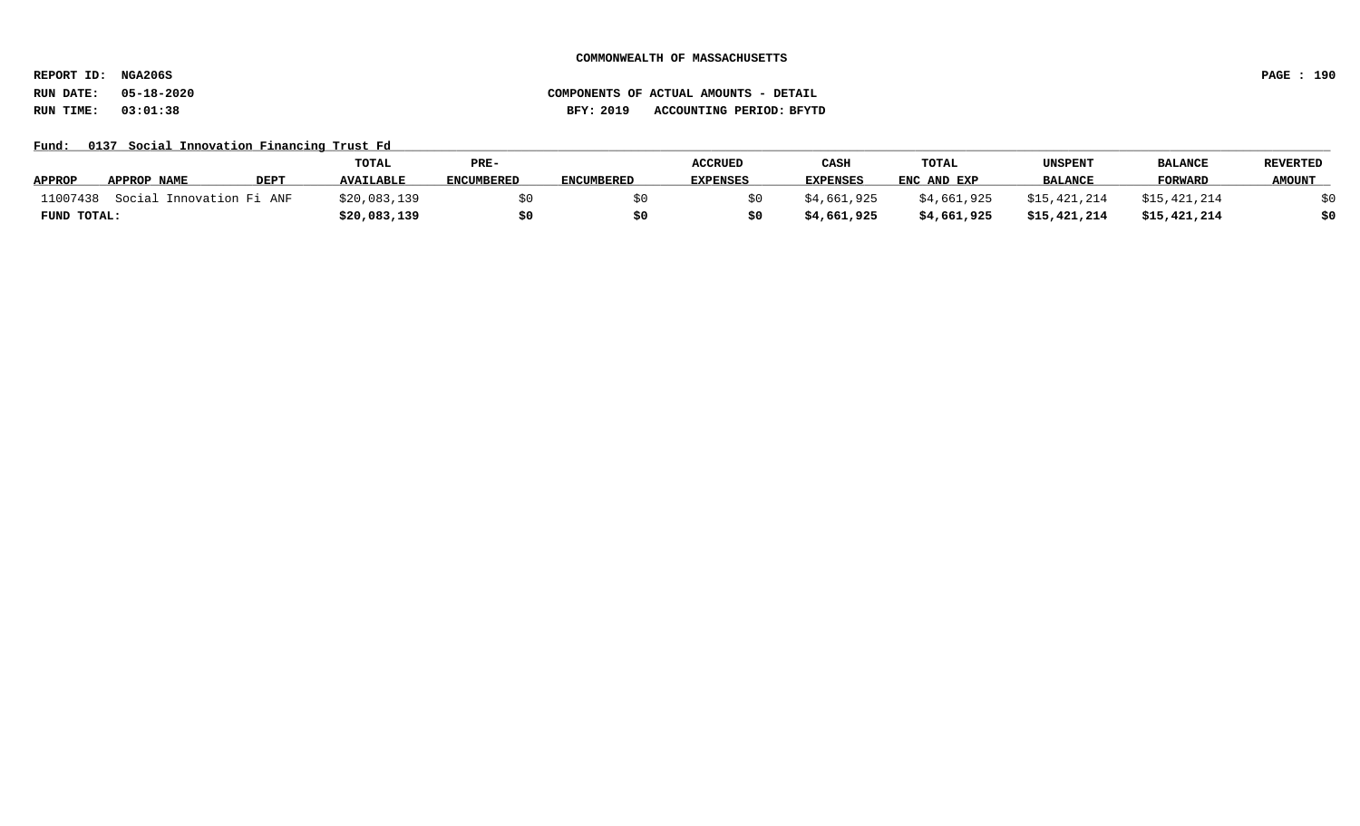COMMONWEALTH OF MASSACHUSETTS

REPORT ID: NGA206S

RUN DATE: 05-18-2020

RUN TIME: 03:01:38

COMPONENTS OF ACTUAL AMOUNTS - DETAIL

BFY: 2019 ACCOUNTING PERIOD: BFYTD

Fund: 0137 Social Innovation Financing Trust Fd

| APPROP | APPROP NAME | DEPT | TOTAL AVAILABLE | PRE-ENCUMBERED | ENCUMBERED | ACCRUED EXPENSES | CASH EXPENSES | TOTAL ENC AND EXP | UNSPENT BALANCE | BALANCE FORWARD | REVERTED AMOUNT |
|---|---|---|---|---|---|---|---|---|---|---|---|
| 11007438 | Social Innovation Fi | ANF | $20,083,139 | $0 | $0 | $0 | $4,661,925 | $4,661,925 | $15,421,214 | $15,421,214 | $0 |
| **FUND TOTAL:** | | | **$20,083,139** | **$0** | **$0** | **$0** | **$4,661,925** | **$4,661,925** | **$15,421,214** | **$15,421,214** | **$0** |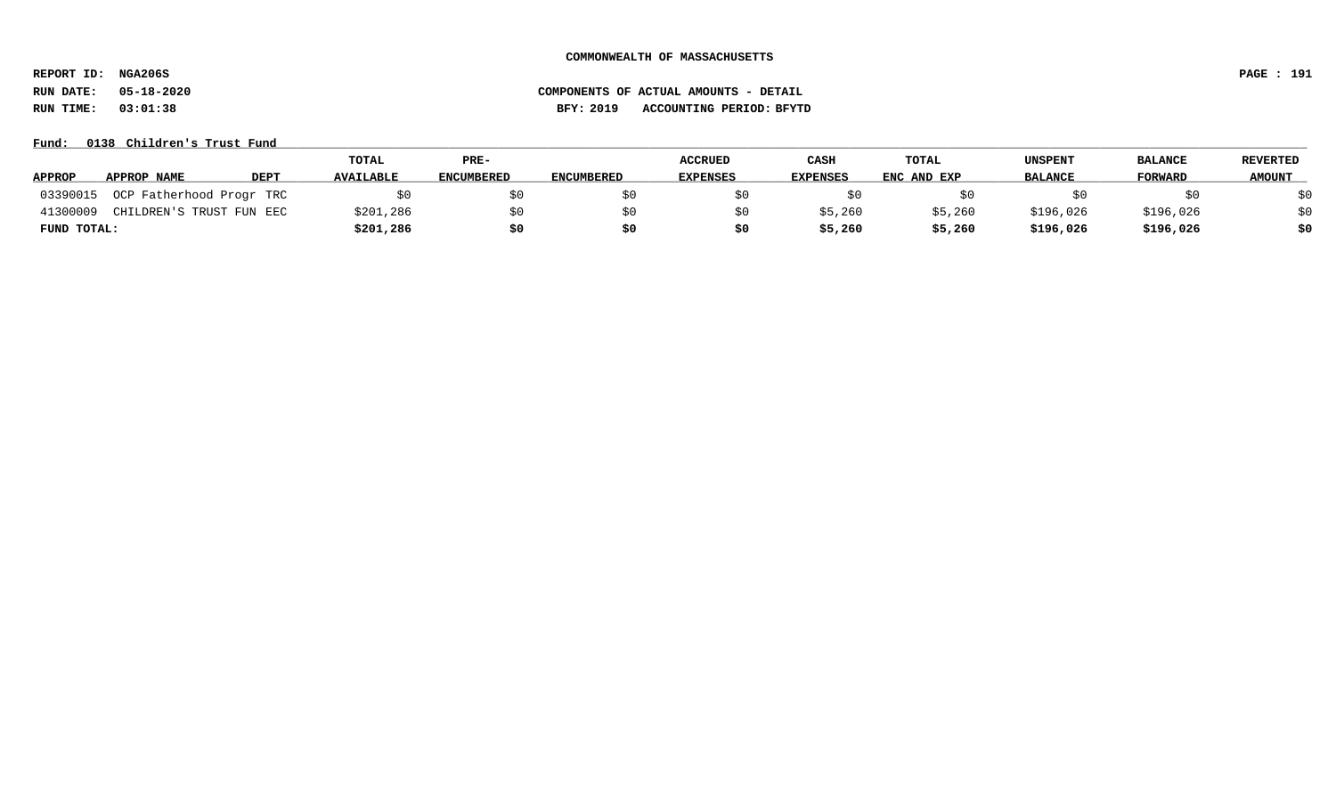**COMMONWEALTH OF MASSACHUSETTS**

**REPORT ID: NGA206S**

**RUN DATE: 05-18-2020** — **COMPONENTS OF ACTUAL AMOUNTS - DETAIL**

**RUN TIME: 03:01:38** — **BFY: 2019 ACCOUNTING PERIOD: BFYTD**

**Fund: 0138 Children's Trust Fund**

| APPROP | APPROP NAME | DEPT | TOTAL AVAILABLE | PRE-ENCUMBERED | ENCUMBERED | ACCRUED EXPENSES | CASH EXPENSES | TOTAL ENC AND EXP | UNSPENT BALANCE | BALANCE FORWARD | REVERTED AMOUNT |
|---|---|---|---|---|---|---|---|---|---|---|---|
| 03390015 | OCP Fatherhood Progr | TRC | $0 | $0 | $0 | $0 | $0 | $0 | $0 | $0 | $0 |
| 41300009 | CHILDREN'S TRUST FUN | EEC | $201,286 | $0 | $0 | $0 | $5,260 | $5,260 | $196,026 | $196,026 | $0 |
| **FUND TOTAL:** | | | **$201,286** | **$0** | **$0** | **$0** | **$5,260** | **$5,260** | **$196,026** | **$196,026** | **$0** |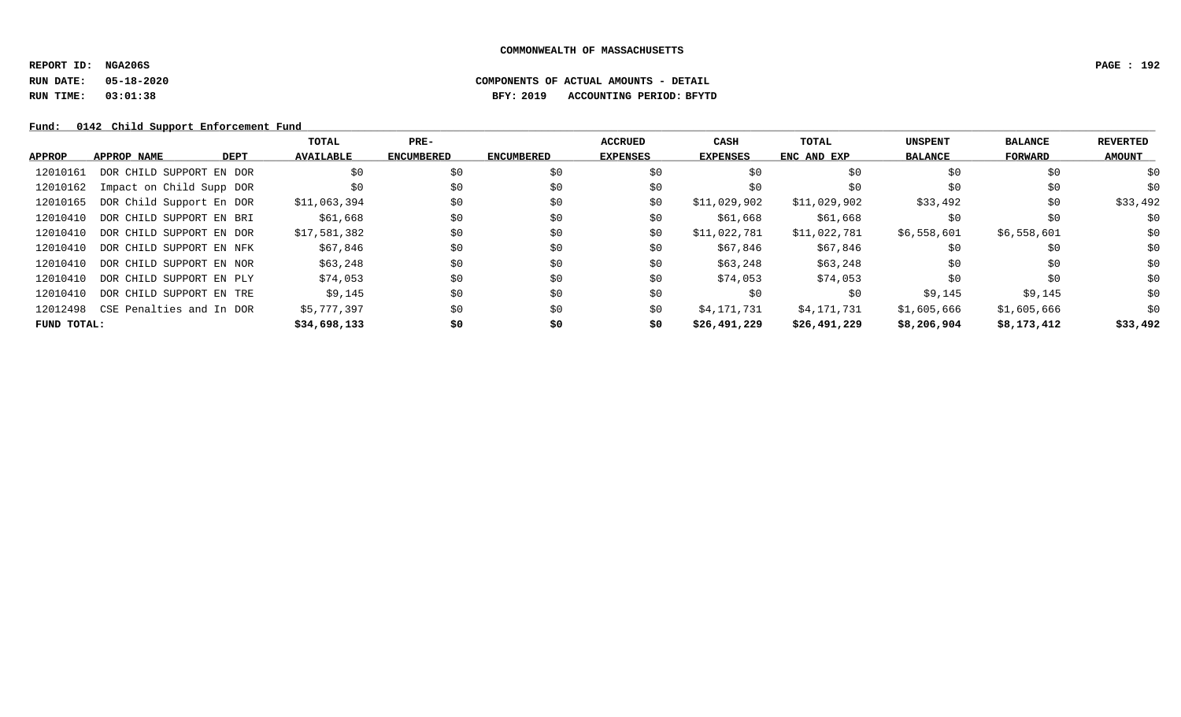**COMMONWEALTH OF MASSACHUSETTS**

**REPORT ID: NGA206S**

**RUN DATE: 05-18-2020** **COMPONENTS OF ACTUAL AMOUNTS - DETAIL**

**RUN TIME: 03:01:38** **BFY: 2019 ACCOUNTING PERIOD: BFYTD**

**Fund: 0142 Child Support Enforcement Fund**

| APPROP | APPROP NAME | DEPT | TOTAL AVAILABLE | PRE-ENCUMBERED | ENCUMBERED | ACCRUED EXPENSES | CASH EXPENSES | TOTAL ENC AND EXP | UNSPENT BALANCE | BALANCE FORWARD | REVERTED AMOUNT |
|---|---|---|---|---|---|---|---|---|---|---|---|
| 12010161 | DOR CHILD SUPPORT EN | DOR | $0 | $0 | $0 | $0 | $0 | $0 | $0 | $0 | $0 |
| 12010162 | Impact on Child Supp | DOR | $0 | $0 | $0 | $0 | $0 | $0 | $0 | $0 | $0 |
| 12010165 | DOR Child Support En | DOR | $11,063,394 | $0 | $0 | $0 | $11,029,902 | $11,029,902 | $33,492 | $0 | $33,492 |
| 12010410 | DOR CHILD SUPPORT EN | BRI | $61,668 | $0 | $0 | $0 | $61,668 | $61,668 | $0 | $0 | $0 |
| 12010410 | DOR CHILD SUPPORT EN | DOR | $17,581,382 | $0 | $0 | $0 | $11,022,781 | $11,022,781 | $6,558,601 | $6,558,601 | $0 |
| 12010410 | DOR CHILD SUPPORT EN | NFK | $67,846 | $0 | $0 | $0 | $67,846 | $67,846 | $0 | $0 | $0 |
| 12010410 | DOR CHILD SUPPORT EN | NOR | $63,248 | $0 | $0 | $0 | $63,248 | $63,248 | $0 | $0 | $0 |
| 12010410 | DOR CHILD SUPPORT EN | PLY | $74,053 | $0 | $0 | $0 | $74,053 | $74,053 | $0 | $0 | $0 |
| 12010410 | DOR CHILD SUPPORT EN | TRE | $9,145 | $0 | $0 | $0 | $0 | $0 | $9,145 | $9,145 | $0 |
| 12012498 | CSE Penalties and In | DOR | $5,777,397 | $0 | $0 | $0 | $4,171,731 | $4,171,731 | $1,605,666 | $1,605,666 | $0 |
| **FUND TOTAL:** | | | **$34,698,133** | **$0** | **$0** | **$0** | **$26,491,229** | **$26,491,229** | **$8,206,904** | **$8,173,412** | **$33,492** |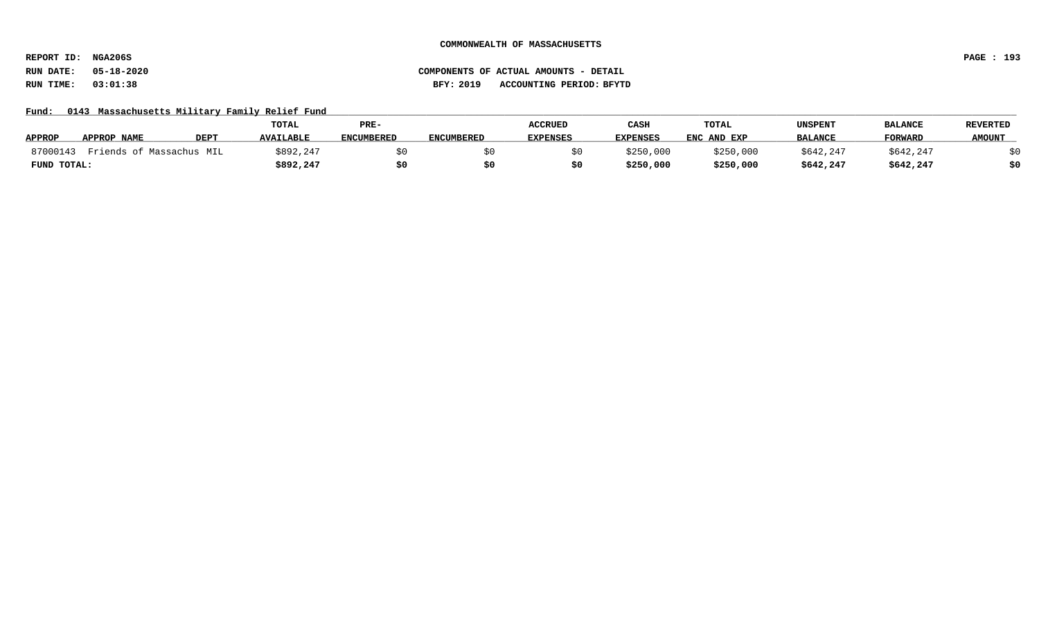**COMMONWEALTH OF MASSACHUSETTS**

**REPORT ID: NGA206S**

**RUN DATE: 05-18-2020** **COMPONENTS OF ACTUAL AMOUNTS - DETAIL**

**RUN TIME: 03:01:38** **BFY: 2019 ACCOUNTING PERIOD: BFYTD**

**Fund: 0143 Massachusetts Military Family Relief Fund**

| APPROP | APPROP NAME | DEPT | TOTAL AVAILABLE | PRE-ENCUMBERED | ENCUMBERED | ACCRUED EXPENSES | CASH EXPENSES | TOTAL ENC AND EXP | UNSPENT BALANCE | BALANCE FORWARD | REVERTED AMOUNT |
|---|---|---|---|---|---|---|---|---|---|---|---|
| 87000143 | Friends of Massachus | MIL | $892,247 | $0 | $0 | $0 | $250,000 | $250,000 | $642,247 | $642,247 | $0 |
| **FUND TOTAL:** | | | **$892,247** | **$0** | **$0** | **$0** | **$250,000** | **$250,000** | **$642,247** | **$642,247** | **$0** |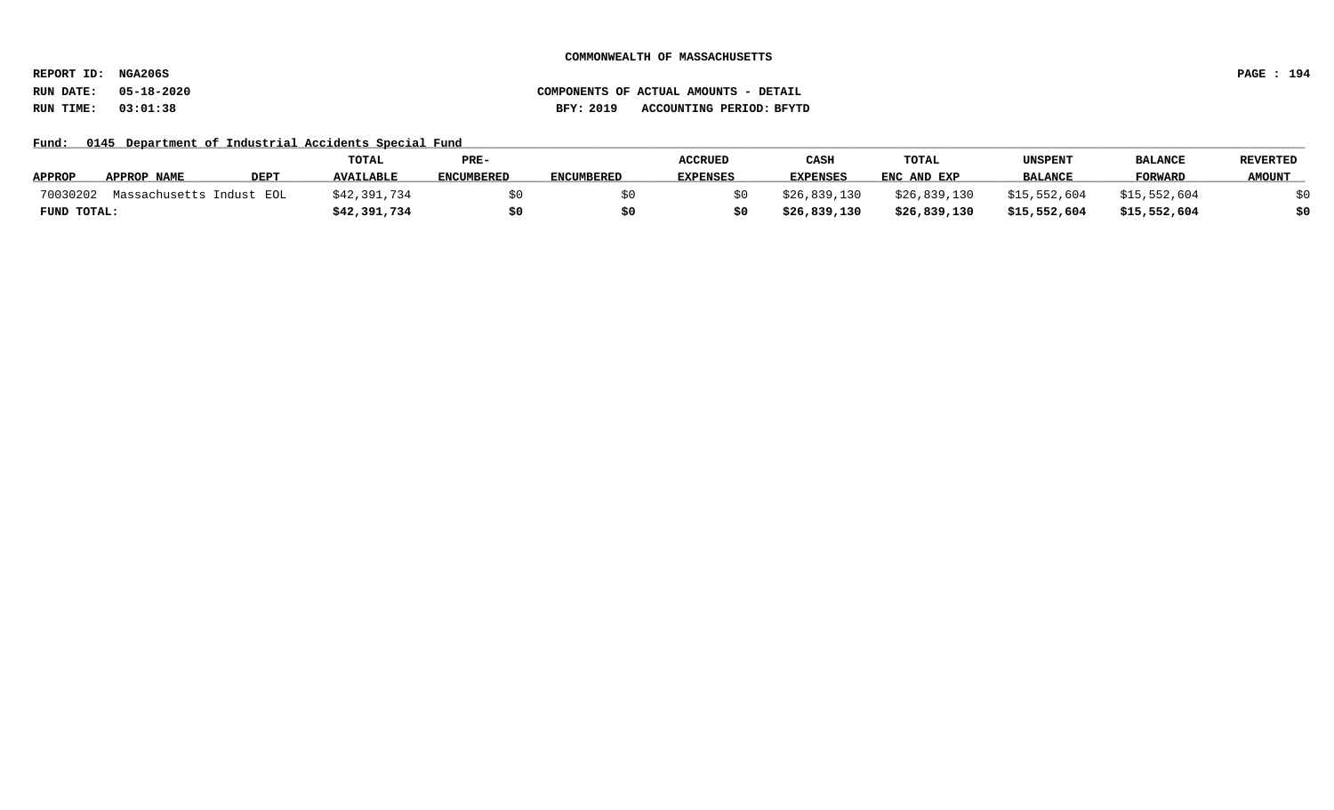COMMONWEALTH OF MASSACHUSETTS

REPORT ID: NGA206S

RUN DATE: 05-18-2020

RUN TIME: 03:01:38

COMPONENTS OF ACTUAL AMOUNTS - DETAIL

BFY: 2019 ACCOUNTING PERIOD: BFYTD

Fund: 0145 Department of Industrial Accidents Special Fund

| APPROP | APPROP NAME | DEPT | TOTAL AVAILABLE | PRE-ENCUMBERED | ENCUMBERED | ACCRUED EXPENSES | CASH EXPENSES | TOTAL ENC AND EXP | UNSPENT BALANCE | BALANCE FORWARD | REVERTED AMOUNT |
|---|---|---|---|---|---|---|---|---|---|---|---|
| 70030202 | Massachusetts Indust | EOL | $42,391,734 | $0 | $0 | $0 | $26,839,130 | $26,839,130 | $15,552,604 | $15,552,604 | $0 |
| **FUND TOTAL:** | | | **$42,391,734** | **$0** | **$0** | **$0** | **$26,839,130** | **$26,839,130** | **$15,552,604** | **$15,552,604** | **$0** |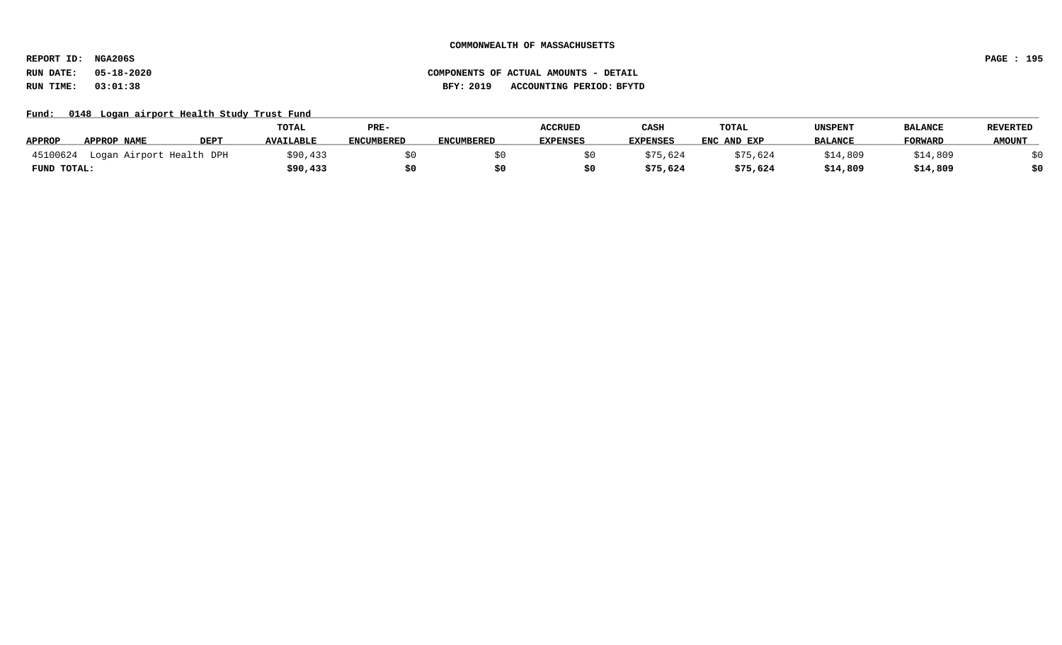**COMMONWEALTH OF MASSACHUSETTS**

**REPORT ID: NGA206S**

**RUN DATE: 05-18-2020**

**RUN TIME: 03:01:38**

**COMPONENTS OF ACTUAL AMOUNTS - DETAIL**

**BFY: 2019 ACCOUNTING PERIOD: BFYTD**

**Fund: 0148 Logan airport Health Study Trust Fund**

| APPROP | APPROP NAME | DEPT | TOTAL AVAILABLE | PRE-ENCUMBERED | ENCUMBERED | ACCRUED EXPENSES | CASH EXPENSES | TOTAL ENC AND EXP | UNSPENT BALANCE | BALANCE FORWARD | REVERTED AMOUNT |
|---|---|---|---|---|---|---|---|---|---|---|---|
| 45100624 | Logan Airport Health | DPH | $90,433 | $0 | $0 | $0 | $75,624 | $75,624 | $14,809 | $14,809 | $0 |
| **FUND TOTAL:** | | | **$90,433** | **$0** | **$0** | **$0** | **$75,624** | **$75,624** | **$14,809** | **$14,809** | **$0** |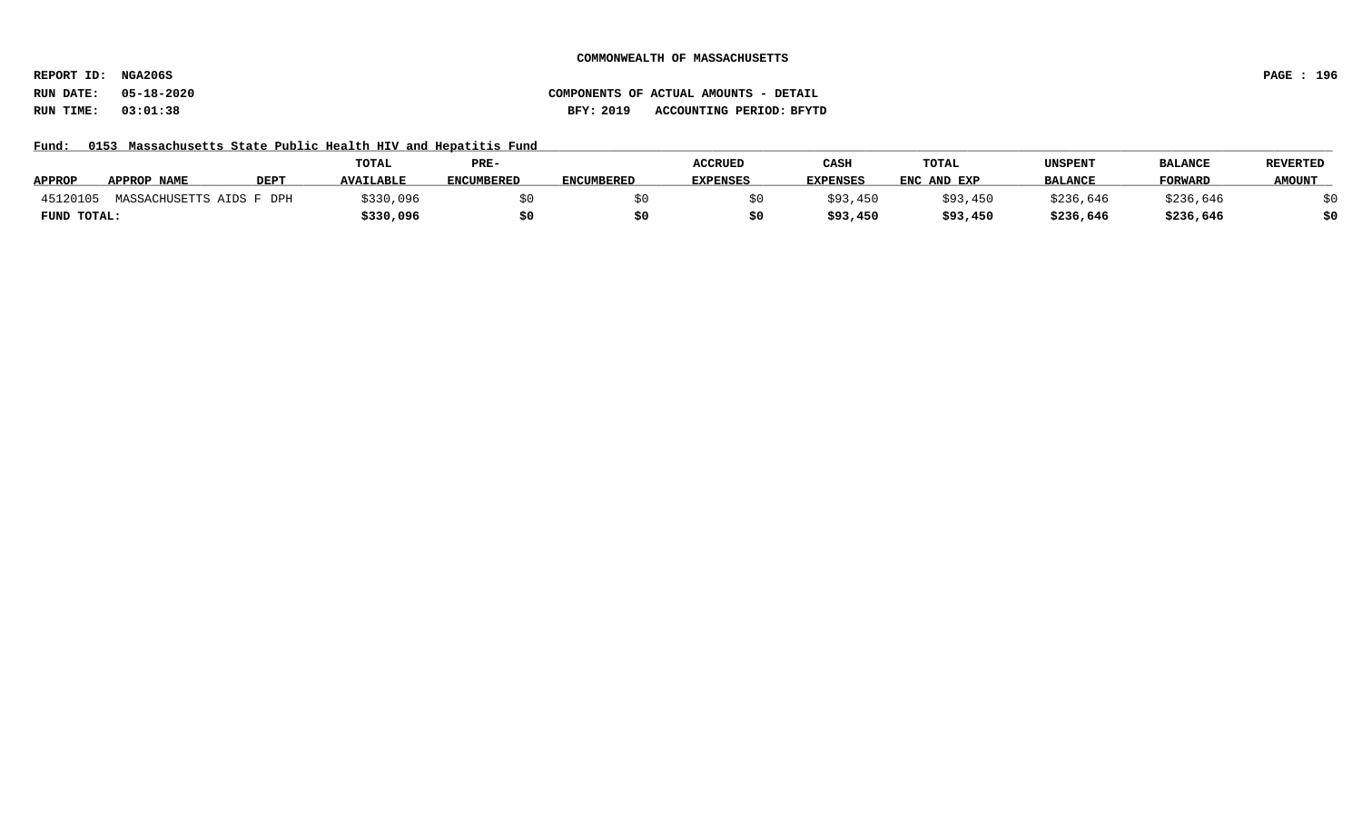COMMONWEALTH OF MASSACHUSETTS

REPORT ID: NGA206S

RUN DATE: 05-18-2020

RUN TIME: 03:01:38

COMPONENTS OF ACTUAL AMOUNTS - DETAIL

BFY: 2019 ACCOUNTING PERIOD: BFYTD

Fund: 0153 Massachusetts State Public Health HIV and Hepatitis Fund

| APPROP | APPROP NAME | DEPT | TOTAL AVAILABLE | PRE-ENCUMBERED | ENCUMBERED | ACCRUED EXPENSES | CASH EXPENSES | TOTAL ENC AND EXP | UNSPENT BALANCE | BALANCE FORWARD | REVERTED AMOUNT |
|---|---|---|---|---|---|---|---|---|---|---|---|
| 45120105 | MASSACHUSETTS AIDS F | DPH | $330,096 | $0 | $0 | $0 | $93,450 | $93,450 | $236,646 | $236,646 | $0 |
| **FUND TOTAL:** | | | **$330,096** | **$0** | **$0** | **$0** | **$93,450** | **$93,450** | **$236,646** | **$236,646** | **$0** |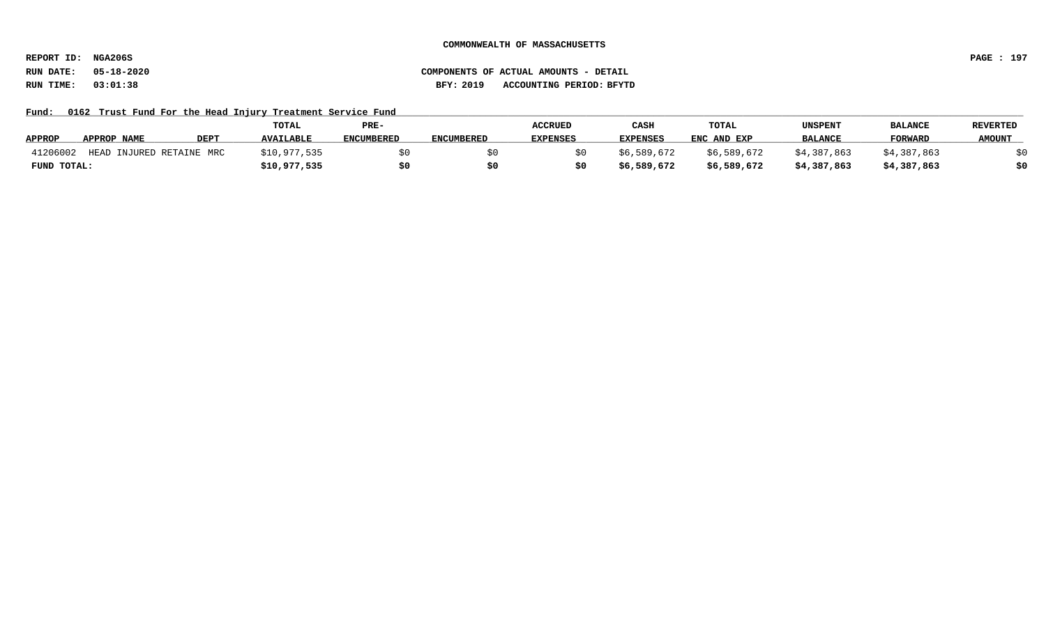**COMMONWEALTH OF MASSACHUSETTS**

**REPORT ID: NGA206S**

**RUN DATE: 05-18-2020** **COMPONENTS OF ACTUAL AMOUNTS - DETAIL**

**RUN TIME: 03:01:38** **BFY: 2019 ACCOUNTING PERIOD: BFYTD**

**Fund: 0162 Trust Fund For the Head Injury Treatment Service Fund**

| APPROP | APPROP NAME | DEPT | TOTAL AVAILABLE | PRE-ENCUMBERED | ENCUMBERED | ACCRUED EXPENSES | CASH EXPENSES | TOTAL ENC AND EXP | UNSPENT BALANCE | BALANCE FORWARD | REVERTED AMOUNT |
|---|---|---|---|---|---|---|---|---|---|---|---|
| 41206002 | HEAD INJURED RETAINE | MRC | $10,977,535 | $0 | $0 | $0 | $6,589,672 | $6,589,672 | $4,387,863 | $4,387,863 | $0 |
| **FUND TOTAL:** | | | **$10,977,535** | **$0** | **$0** | **$0** | **$6,589,672** | **$6,589,672** | **$4,387,863** | **$4,387,863** | **$0** |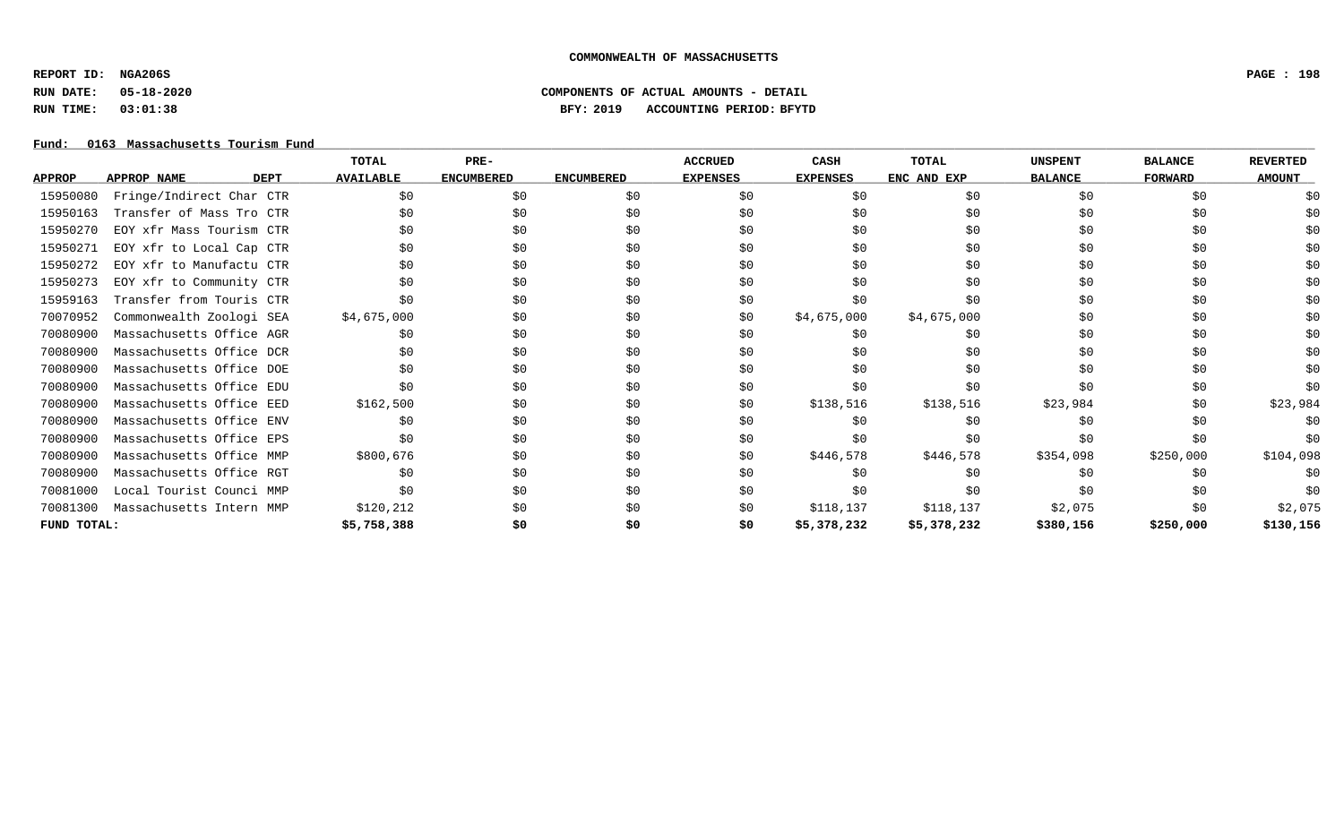**COMMONWEALTH OF MASSACHUSETTS**

**REPORT ID: NGA206S**

**RUN DATE: 05-18-2020** **COMPONENTS OF ACTUAL AMOUNTS - DETAIL**

**RUN TIME: 03:01:38** **BFY: 2019 ACCOUNTING PERIOD: BFYTD**

**Fund: 0163 Massachusetts Tourism Fund**

| APPROP | APPROP NAME | DEPT | TOTAL AVAILABLE | PRE-ENCUMBERED | ENCUMBERED | ACCRUED EXPENSES | CASH EXPENSES | TOTAL ENC AND EXP | UNSPENT BALANCE | BALANCE FORWARD | REVERTED AMOUNT |
|---|---|---|---|---|---|---|---|---|---|---|---|
| 15950080 | Fringe/Indirect Char | CTR | $0 | $0 | $0 | $0 | $0 | $0 | $0 | $0 | $0 |
| 15950163 | Transfer of Mass Tro | CTR | $0 | $0 | $0 | $0 | $0 | $0 | $0 | $0 | $0 |
| 15950270 | EOY xfr Mass Tourism | CTR | $0 | $0 | $0 | $0 | $0 | $0 | $0 | $0 | $0 |
| 15950271 | EOY xfr to Local Cap | CTR | $0 | $0 | $0 | $0 | $0 | $0 | $0 | $0 | $0 |
| 15950272 | EOY xfr to Manufactu | CTR | $0 | $0 | $0 | $0 | $0 | $0 | $0 | $0 | $0 |
| 15950273 | EOY xfr to Community | CTR | $0 | $0 | $0 | $0 | $0 | $0 | $0 | $0 | $0 |
| 15959163 | Transfer from Touris | CTR | $0 | $0 | $0 | $0 | $0 | $0 | $0 | $0 | $0 |
| 70070952 | Commonwealth Zoologi | SEA | $4,675,000 | $0 | $0 | $0 | $4,675,000 | $4,675,000 | $0 | $0 | $0 |
| 70080900 | Massachusetts Office | AGR | $0 | $0 | $0 | $0 | $0 | $0 | $0 | $0 | $0 |
| 70080900 | Massachusetts Office | DCR | $0 | $0 | $0 | $0 | $0 | $0 | $0 | $0 | $0 |
| 70080900 | Massachusetts Office | DOE | $0 | $0 | $0 | $0 | $0 | $0 | $0 | $0 | $0 |
| 70080900 | Massachusetts Office | EDU | $0 | $0 | $0 | $0 | $0 | $0 | $0 | $0 | $0 |
| 70080900 | Massachusetts Office | EED | $162,500 | $0 | $0 | $0 | $138,516 | $138,516 | $23,984 | $0 | $23,984 |
| 70080900 | Massachusetts Office | ENV | $0 | $0 | $0 | $0 | $0 | $0 | $0 | $0 | $0 |
| 70080900 | Massachusetts Office | EPS | $0 | $0 | $0 | $0 | $0 | $0 | $0 | $0 | $0 |
| 70080900 | Massachusetts Office | MMP | $800,676 | $0 | $0 | $0 | $446,578 | $446,578 | $354,098 | $250,000 | $104,098 |
| 70080900 | Massachusetts Office | RGT | $0 | $0 | $0 | $0 | $0 | $0 | $0 | $0 | $0 |
| 70081000 | Local Tourist Counci | MMP | $0 | $0 | $0 | $0 | $0 | $0 | $0 | $0 | $0 |
| 70081300 | Massachusetts Intern | MMP | $120,212 | $0 | $0 | $0 | $118,137 | $118,137 | $2,075 | $0 | $2,075 |
| **FUND TOTAL:** | | | **$5,758,388** | **$0** | **$0** | **$0** | **$5,378,232** | **$5,378,232** | **$380,156** | **$250,000** | **$130,156** |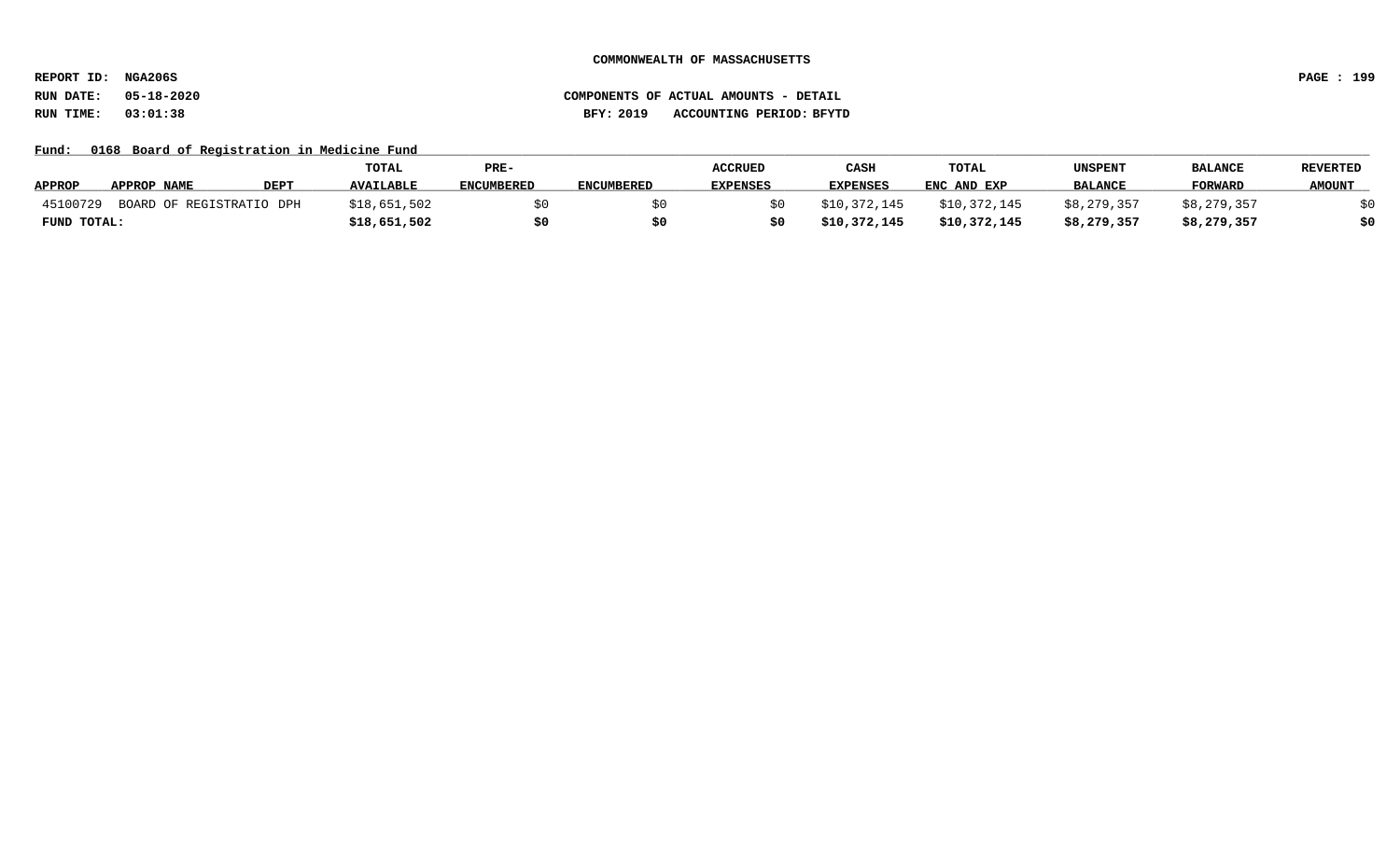COMMONWEALTH OF MASSACHUSETTS

REPORT ID: NGA206S

RUN DATE: 05-18-2020

RUN TIME: 03:01:38

COMPONENTS OF ACTUAL AMOUNTS - DETAIL

BFY: 2019 ACCOUNTING PERIOD: BFYTD

Fund: 0168 Board of Registration in Medicine Fund

| APPROP | APPROP NAME | DEPT | TOTAL AVAILABLE | PRE-ENCUMBERED | ENCUMBERED | ACCRUED EXPENSES | CASH EXPENSES | TOTAL ENC AND EXP | UNSPENT BALANCE | BALANCE FORWARD | REVERTED AMOUNT |
|---|---|---|---|---|---|---|---|---|---|---|---|
| 45100729 | BOARD OF REGISTRATIO | DPH | $18,651,502 | $0 | $0 | $0 | $10,372,145 | $10,372,145 | $8,279,357 | $8,279,357 | $0 |
| **FUND TOTAL:** | | | **$18,651,502** | **$0** | **$0** | **$0** | **$10,372,145** | **$10,372,145** | **$8,279,357** | **$8,279,357** | **$0** |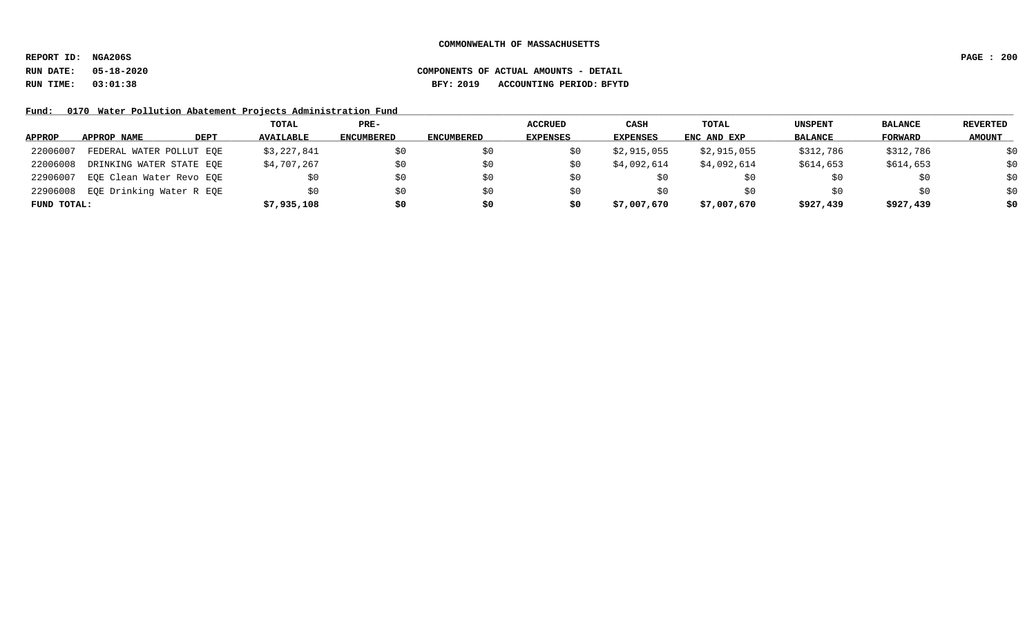COMMONWEALTH OF MASSACHUSETTS

REPORT ID: NGA206S

RUN DATE: 05-18-2020

RUN TIME: 03:01:38

COMPONENTS OF ACTUAL AMOUNTS - DETAIL

BFY: 2019 ACCOUNTING PERIOD: BFYTD

Fund: 0170 Water Pollution Abatement Projects Administration Fund

| APPROP | APPROP NAME | DEPT | TOTAL AVAILABLE | PRE-ENCUMBERED | ENCUMBERED | ACCRUED EXPENSES | CASH EXPENSES | TOTAL ENC AND EXP | UNSPENT BALANCE | BALANCE FORWARD | REVERTED AMOUNT |
|---|---|---|---|---|---|---|---|---|---|---|---|
| 22006007 | FEDERAL WATER POLLUT | EQE | $3,227,841 | $0 | $0 | $0 | $2,915,055 | $2,915,055 | $312,786 | $312,786 | $0 |
| 22006008 | DRINKING WATER STATE | EQE | $4,707,267 | $0 | $0 | $0 | $4,092,614 | $4,092,614 | $614,653 | $614,653 | $0 |
| 22906007 | EQE Clean Water Revo | EQE | $0 | $0 | $0 | $0 | $0 | $0 | $0 | $0 | $0 |
| 22906008 | EQE Drinking Water R | EQE | $0 | $0 | $0 | $0 | $0 | $0 | $0 | $0 | $0 |
| **FUND TOTAL:** | | | **$7,935,108** | **$0** | **$0** | **$0** | **$7,007,670** | **$7,007,670** | **$927,439** | **$927,439** | **$0** |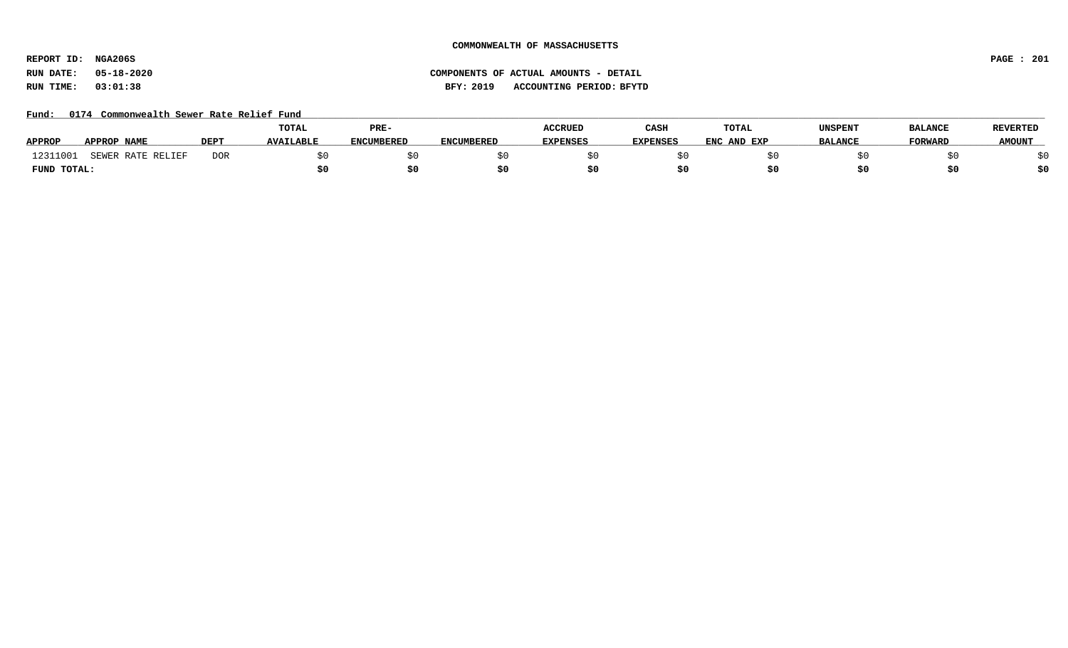**COMMONWEALTH OF MASSACHUSETTS**

**REPORT ID: NGA206S**

**RUN DATE: 05-18-2020**

**RUN TIME: 03:01:38**

**COMPONENTS OF ACTUAL AMOUNTS - DETAIL**

**BFY: 2019 ACCOUNTING PERIOD: BFYTD**

**Fund: 0174 Commonwealth Sewer Rate Relief Fund**

| APPROP | APPROP NAME | DEPT | TOTAL AVAILABLE | PRE-ENCUMBERED | ENCUMBERED | ACCRUED EXPENSES | CASH EXPENSES | TOTAL ENC AND EXP | UNSPENT BALANCE | BALANCE FORWARD | REVERTED AMOUNT |
|---|---|---|---|---|---|---|---|---|---|---|---|
| 12311001 | SEWER RATE RELIEF | DOR | $0 | $0 | $0 | $0 | $0 | $0 | $0 | $0 | $0 |
| **FUND TOTAL:** | | | **$0** | **$0** | **$0** | **$0** | **$0** | **$0** | **$0** | **$0** | **$0** |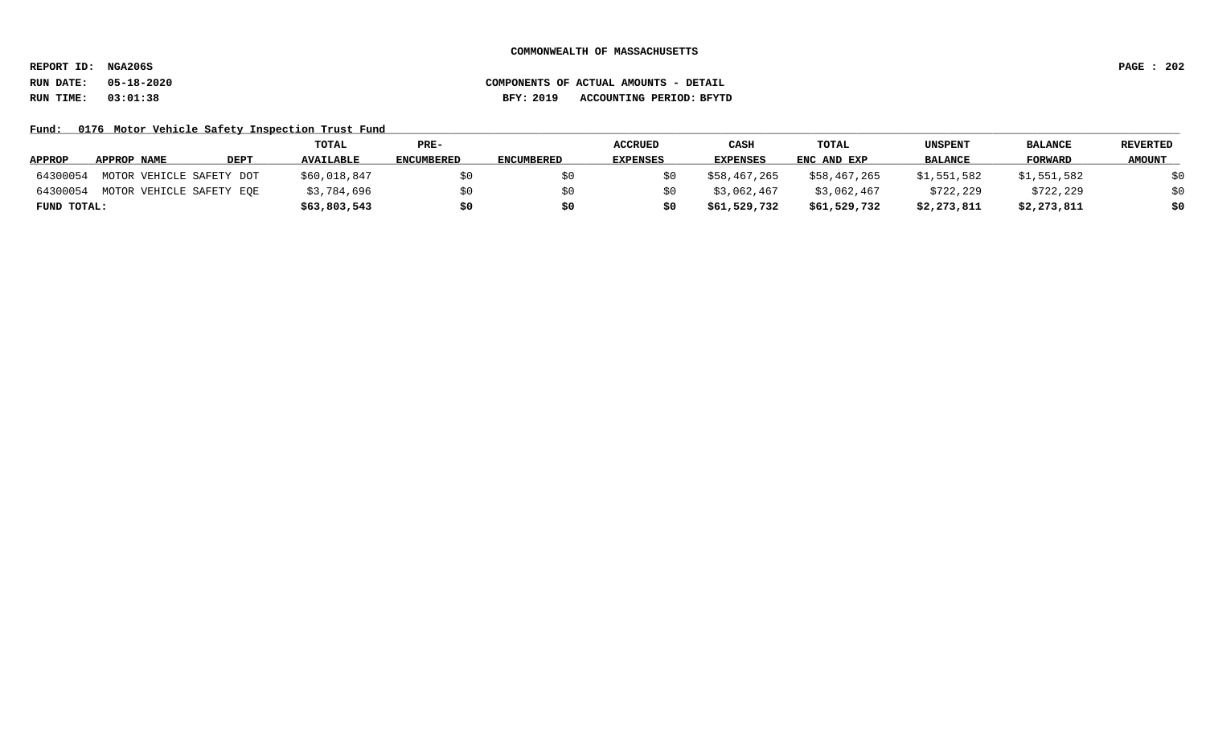**COMMONWEALTH OF MASSACHUSETTS**

**REPORT ID: NGA206S**

**RUN DATE: 05-18-2020** **COMPONENTS OF ACTUAL AMOUNTS - DETAIL**

**RUN TIME: 03:01:38** **BFY: 2019 ACCOUNTING PERIOD: BFYTD**

**Fund: 0176 Motor Vehicle Safety Inspection Trust Fund**

| APPROP | APPROP NAME | DEPT | TOTAL AVAILABLE | PRE-ENCUMBERED | ENCUMBERED | ACCRUED EXPENSES | CASH EXPENSES | TOTAL ENC AND EXP | UNSPENT BALANCE | BALANCE FORWARD | REVERTED AMOUNT |
|---|---|---|---|---|---|---|---|---|---|---|---|
| 64300054 | MOTOR VEHICLE SAFETY | DOT | $60,018,847 | $0 | $0 | $0 | $58,467,265 | $58,467,265 | $1,551,582 | $1,551,582 | $0 |
| 64300054 | MOTOR VEHICLE SAFETY | EQE | $3,784,696 | $0 | $0 | $0 | $3,062,467 | $3,062,467 | $722,229 | $722,229 | $0 |
| **FUND TOTAL:** | | | **$63,803,543** | **$0** | **$0** | **$0** | **$61,529,732** | **$61,529,732** | **$2,273,811** | **$2,273,811** | **$0** |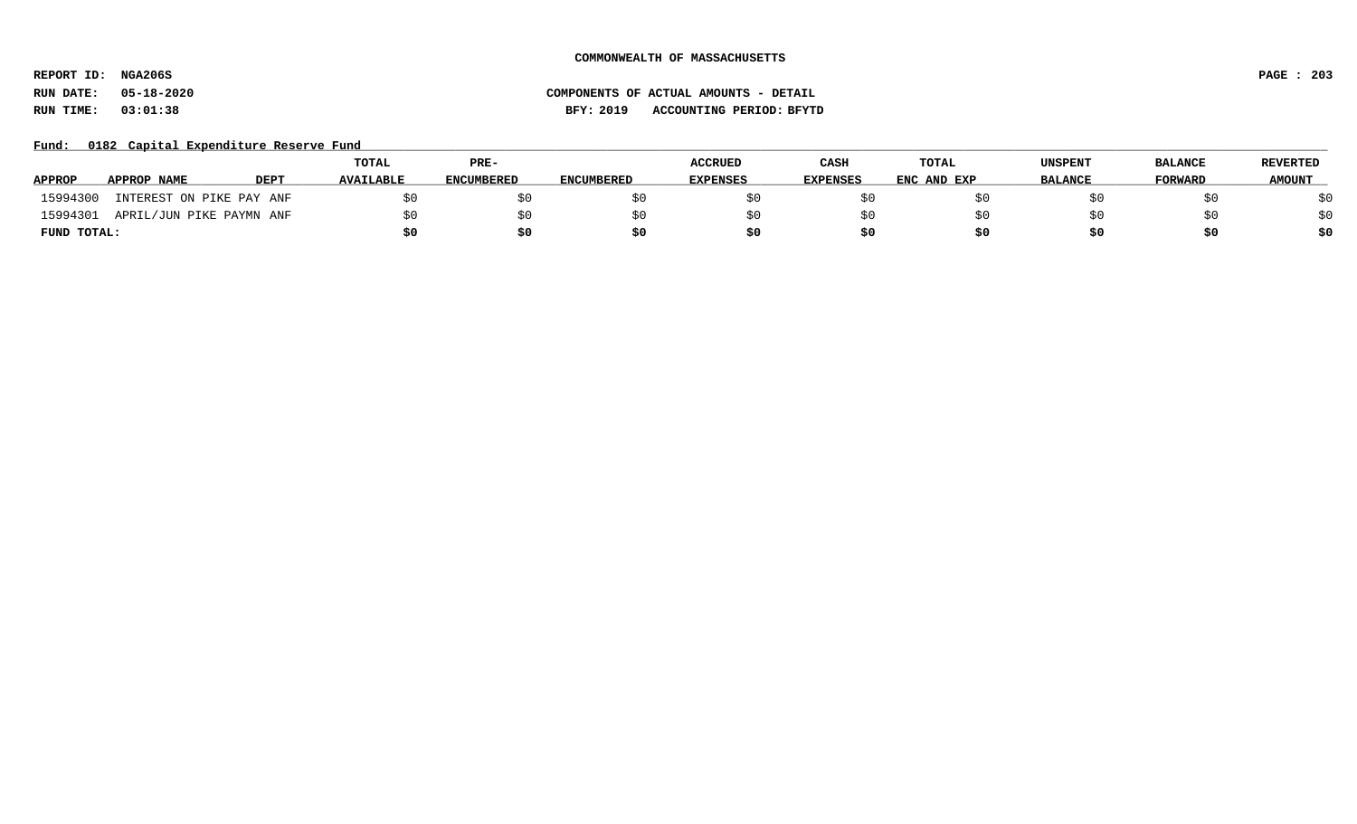COMMONWEALTH OF MASSACHUSETTS

REPORT ID: NGA206S

RUN DATE: 05-18-2020 COMPONENTS OF ACTUAL AMOUNTS - DETAIL

RUN TIME: 03:01:38 BFY: 2019 ACCOUNTING PERIOD: BFYTD

Fund: 0182 Capital Expenditure Reserve Fund

| APPROP | APPROP NAME | DEPT | TOTAL AVAILABLE | PRE-ENCUMBERED | ENCUMBERED | ACCRUED EXPENSES | CASH EXPENSES | TOTAL ENC AND EXP | UNSPENT BALANCE | BALANCE FORWARD | REVERTED AMOUNT |
|---|---|---|---|---|---|---|---|---|---|---|---|
| 15994300 | INTEREST ON PIKE PAY | ANF | $0 | $0 | $0 | $0 | $0 | $0 | $0 | $0 | $0 |
| 15994301 | APRIL/JUN PIKE PAYMN | ANF | $0 | $0 | $0 | $0 | $0 | $0 | $0 | $0 | $0 |
| **FUND TOTAL:** | | | **$0** | **$0** | **$0** | **$0** | **$0** | **$0** | **$0** | **$0** | **$0** |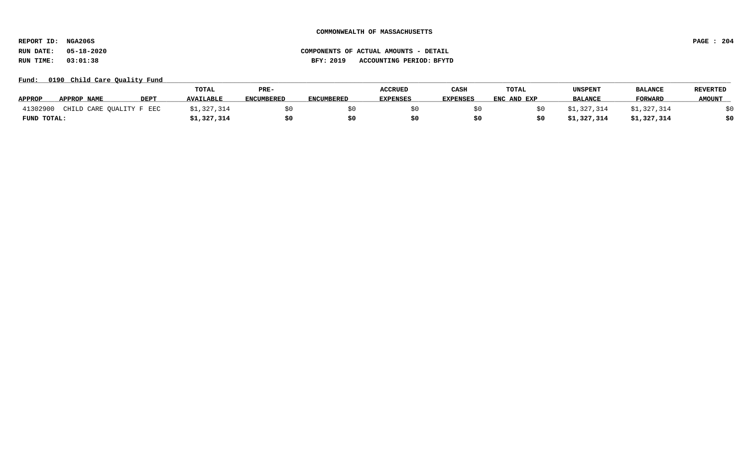COMMONWEALTH OF MASSACHUSETTS

REPORT ID: NGA206S

RUN DATE: 05-18-2020

RUN TIME: 03:01:38

COMPONENTS OF ACTUAL AMOUNTS - DETAIL

BFY: 2019 ACCOUNTING PERIOD: BFYTD

Fund: 0190 Child Care Quality Fund

| APPROP | APPROP NAME | DEPT | TOTAL AVAILABLE | PRE-ENCUMBERED | ENCUMBERED | ACCRUED EXPENSES | CASH EXPENSES | TOTAL ENC AND EXP | UNSPENT BALANCE | BALANCE FORWARD | REVERTED AMOUNT |
|---|---|---|---|---|---|---|---|---|---|---|---|
| 41302900 | CHILD CARE QUALITY F | EEC | $1,327,314 | $0 | $0 | $0 | $0 | $0 | $1,327,314 | $1,327,314 | $0 |
| **FUND TOTAL:** | | | **$1,327,314** | **$0** | **$0** | **$0** | **$0** | **$0** | **$1,327,314** | **$1,327,314** | **$0** |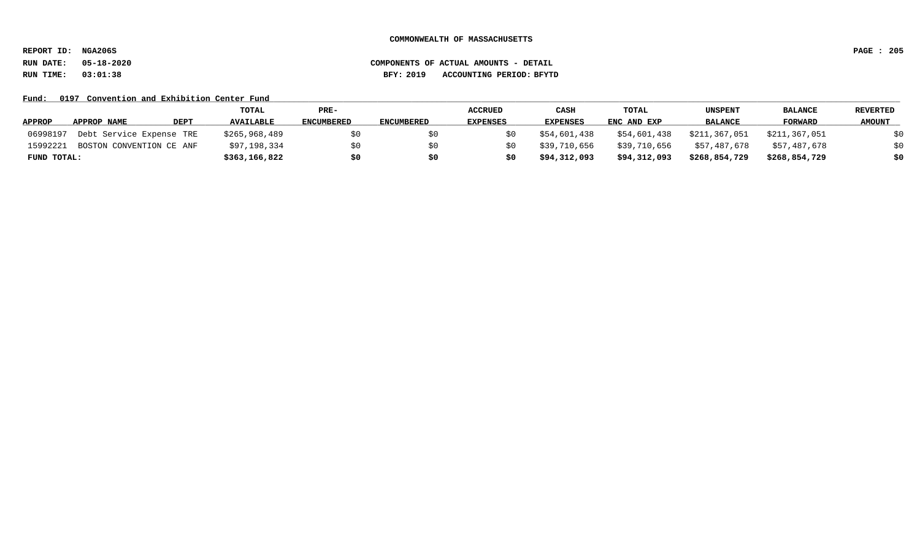COMMONWEALTH OF MASSACHUSETTS

REPORT ID: NGA206S

RUN DATE: 05-18-2020 COMPONENTS OF ACTUAL AMOUNTS - DETAIL

RUN TIME: 03:01:38 BFY: 2019 ACCOUNTING PERIOD: BFYTD

Fund: 0197 Convention and Exhibition Center Fund

| APPROP | APPROP NAME | DEPT | TOTAL AVAILABLE | PRE-ENCUMBERED | ENCUMBERED | ACCRUED EXPENSES | CASH EXPENSES | TOTAL ENC AND EXP | UNSPENT BALANCE | BALANCE FORWARD | REVERTED AMOUNT |
|---|---|---|---|---|---|---|---|---|---|---|---|
| 06998197 | Debt Service Expense | TRE | $265,968,489 | $0 | $0 | $0 | $54,601,438 | $54,601,438 | $211,367,051 | $211,367,051 | $0 |
| 15992221 | BOSTON CONVENTION CE | ANF | $97,198,334 | $0 | $0 | $0 | $39,710,656 | $39,710,656 | $57,487,678 | $57,487,678 | $0 |
| **FUND TOTAL:** | | | **$363,166,822** | **$0** | **$0** | **$0** | **$94,312,093** | **$94,312,093** | **$268,854,729** | **$268,854,729** | **$0** |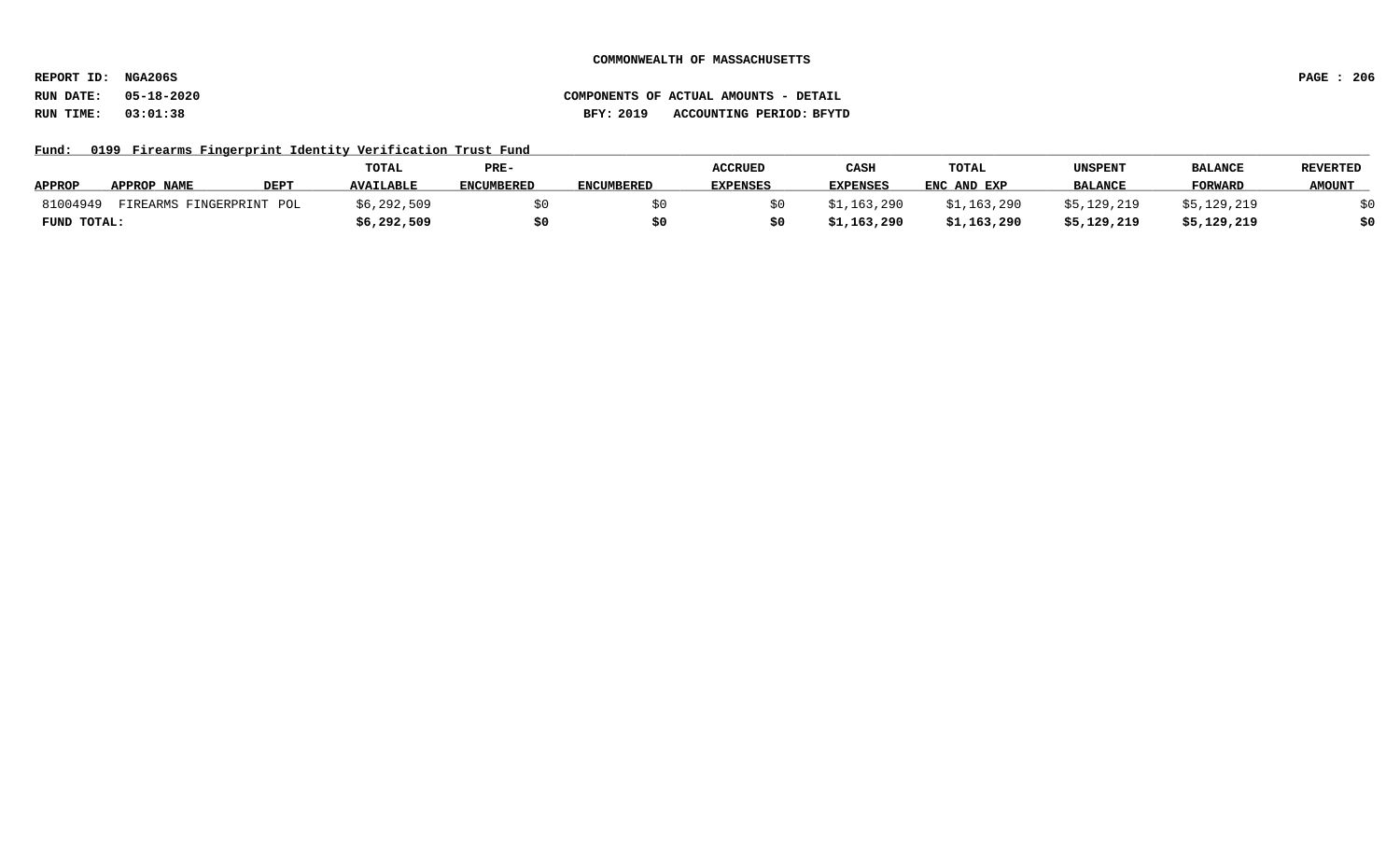**COMMONWEALTH OF MASSACHUSETTS**

**REPORT ID: NGA206S**

**RUN DATE: 05-18-2020** **COMPONENTS OF ACTUAL AMOUNTS - DETAIL**

**RUN TIME: 03:01:38** **BFY: 2019 ACCOUNTING PERIOD: BFYTD**

**Fund: 0199 Firearms Fingerprint Identity Verification Trust Fund**

| APPROP | APPROP NAME | DEPT | TOTAL AVAILABLE | PRE-ENCUMBERED | ENCUMBERED | ACCRUED EXPENSES | CASH EXPENSES | TOTAL ENC AND EXP | UNSPENT BALANCE | BALANCE FORWARD | REVERTED AMOUNT |
|---|---|---|---|---|---|---|---|---|---|---|---|
| 81004949 | FIREARMS FINGERPRINT | POL | $6,292,509 | $0 | $0 | $0 | $1,163,290 | $1,163,290 | $5,129,219 | $5,129,219 | $0 |
| **FUND TOTAL:** | | | **$6,292,509** | **$0** | **$0** | **$0** | **$1,163,290** | **$1,163,290** | **$5,129,219** | **$5,129,219** | **$0** |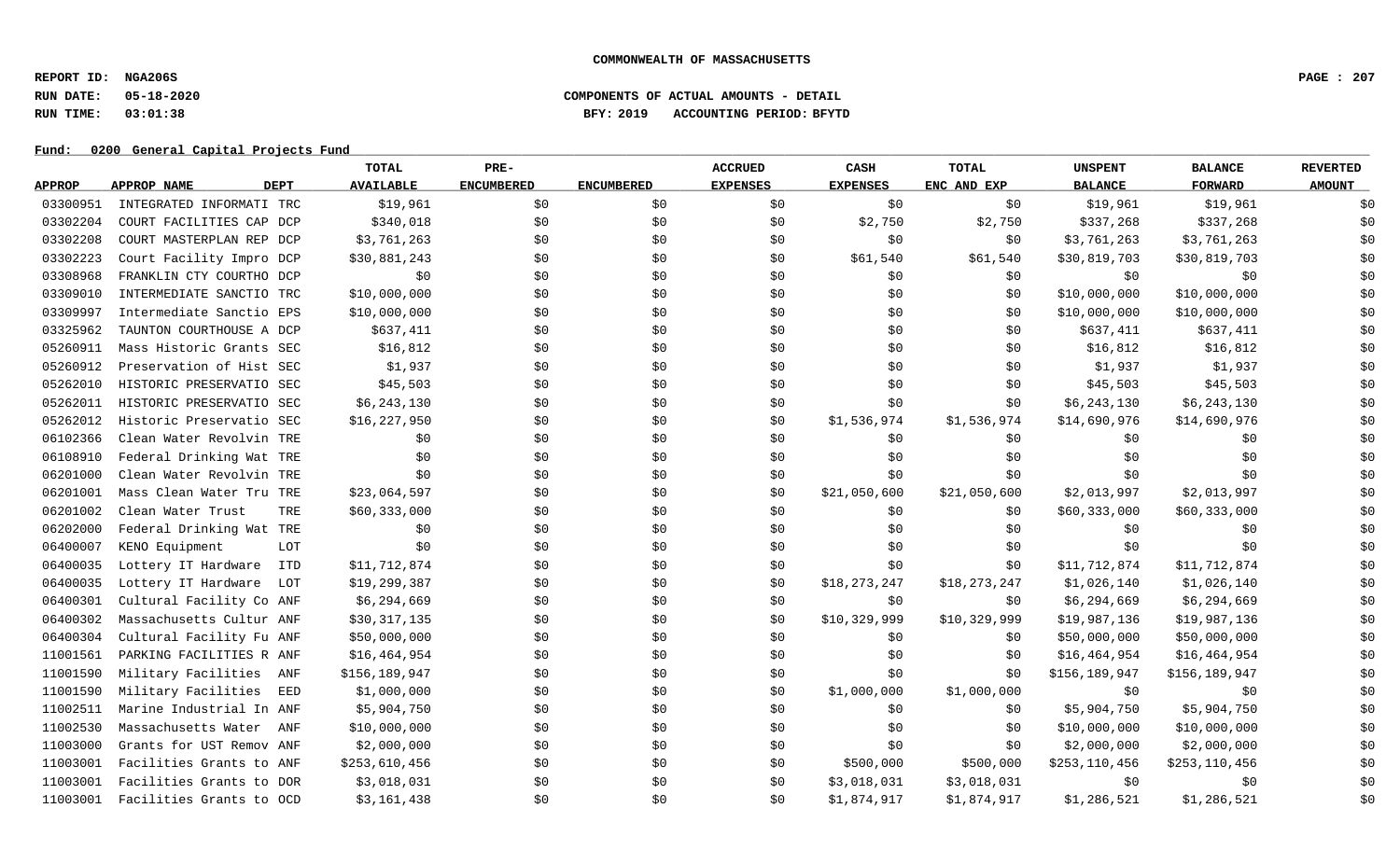COMMONWEALTH OF MASSACHUSETTS

REPORT ID: NGA206S

RUN DATE: 05-18-2020 COMPONENTS OF ACTUAL AMOUNTS - DETAIL

RUN TIME: 03:01:38 BFY: 2019 ACCOUNTING PERIOD: BFYTD

Fund: 0200 General Capital Projects Fund

| APPROP | APPROP NAME | DEPT | TOTAL AVAILABLE | PRE-ENCUMBERED | ENCUMBERED | ACCRUED EXPENSES | CASH EXPENSES | TOTAL ENC AND EXP | UNSPENT BALANCE | BALANCE FORWARD | REVERTED AMOUNT |
|---|---|---|---|---|---|---|---|---|---|---|---|
| 03300951 | INTEGRATED INFORMATI | TRC | $19,961 | $0 | $0 | $0 | $0 | $0 | $19,961 | $19,961 | $0 |
| 03302204 | COURT FACILITIES CAP | DCP | $340,018 | $0 | $0 | $0 | $2,750 | $2,750 | $337,268 | $337,268 | $0 |
| 03302208 | COURT MASTERPLAN REP | DCP | $3,761,263 | $0 | $0 | $0 | $0 | $0 | $3,761,263 | $3,761,263 | $0 |
| 03302223 | Court Facility Impro | DCP | $30,881,243 | $0 | $0 | $0 | $61,540 | $61,540 | $30,819,703 | $30,819,703 | $0 |
| 03308968 | FRANKLIN CTY COURTHO | DCP | $0 | $0 | $0 | $0 | $0 | $0 | $0 | $0 | $0 |
| 03309010 | INTERMEDIATE SANCTIO | TRC | $10,000,000 | $0 | $0 | $0 | $0 | $0 | $10,000,000 | $10,000,000 | $0 |
| 03309997 | Intermediate Sanctio | EPS | $10,000,000 | $0 | $0 | $0 | $0 | $0 | $10,000,000 | $10,000,000 | $0 |
| 03325962 | TAUNTON COURTHOUSE A | DCP | $637,411 | $0 | $0 | $0 | $0 | $0 | $637,411 | $637,411 | $0 |
| 05260911 | Mass Historic Grants | SEC | $16,812 | $0 | $0 | $0 | $0 | $0 | $16,812 | $16,812 | $0 |
| 05260912 | Preservation of Hist | SEC | $1,937 | $0 | $0 | $0 | $0 | $0 | $1,937 | $1,937 | $0 |
| 05262010 | HISTORIC PRESERVATIO | SEC | $45,503 | $0 | $0 | $0 | $0 | $0 | $45,503 | $45,503 | $0 |
| 05262011 | HISTORIC PRESERVATIO | SEC | $6,243,130 | $0 | $0 | $0 | $0 | $0 | $6,243,130 | $6,243,130 | $0 |
| 05262012 | Historic Preservatio | SEC | $16,227,950 | $0 | $0 | $0 | $1,536,974 | $1,536,974 | $14,690,976 | $14,690,976 | $0 |
| 06102366 | Clean Water Revolvin | TRE | $0 | $0 | $0 | $0 | $0 | $0 | $0 | $0 | $0 |
| 06108910 | Federal Drinking Wat | TRE | $0 | $0 | $0 | $0 | $0 | $0 | $0 | $0 | $0 |
| 06201000 | Clean Water Revolvin | TRE | $0 | $0 | $0 | $0 | $0 | $0 | $0 | $0 | $0 |
| 06201001 | Mass Clean Water Tru | TRE | $23,064,597 | $0 | $0 | $0 | $21,050,600 | $21,050,600 | $2,013,997 | $2,013,997 | $0 |
| 06201002 | Clean Water Trust | TRE | $60,333,000 | $0 | $0 | $0 | $0 | $0 | $60,333,000 | $60,333,000 | $0 |
| 06202000 | Federal Drinking Wat | TRE | $0 | $0 | $0 | $0 | $0 | $0 | $0 | $0 | $0 |
| 06400007 | KENO Equipment | LOT | $0 | $0 | $0 | $0 | $0 | $0 | $0 | $0 | $0 |
| 06400035 | Lottery IT Hardware | ITD | $11,712,874 | $0 | $0 | $0 | $0 | $0 | $11,712,874 | $11,712,874 | $0 |
| 06400035 | Lottery IT Hardware | LOT | $19,299,387 | $0 | $0 | $0 | $18,273,247 | $18,273,247 | $1,026,140 | $1,026,140 | $0 |
| 06400301 | Cultural Facility Co | ANF | $6,294,669 | $0 | $0 | $0 | $0 | $0 | $6,294,669 | $6,294,669 | $0 |
| 06400302 | Massachusetts Cultur | ANF | $30,317,135 | $0 | $0 | $0 | $10,329,999 | $10,329,999 | $19,987,136 | $19,987,136 | $0 |
| 06400304 | Cultural Facility Fu | ANF | $50,000,000 | $0 | $0 | $0 | $0 | $0 | $50,000,000 | $50,000,000 | $0 |
| 11001561 | PARKING FACILITIES R | ANF | $16,464,954 | $0 | $0 | $0 | $0 | $0 | $16,464,954 | $16,464,954 | $0 |
| 11001590 | Military Facilities | ANF | $156,189,947 | $0 | $0 | $0 | $0 | $0 | $156,189,947 | $156,189,947 | $0 |
| 11001590 | Military Facilities | EED | $1,000,000 | $0 | $0 | $0 | $1,000,000 | $1,000,000 | $0 | $0 | $0 |
| 11002511 | Marine Industrial In | ANF | $5,904,750 | $0 | $0 | $0 | $0 | $0 | $5,904,750 | $5,904,750 | $0 |
| 11002530 | Massachusetts Water | ANF | $10,000,000 | $0 | $0 | $0 | $0 | $0 | $10,000,000 | $10,000,000 | $0 |
| 11003000 | Grants for UST Remov | ANF | $2,000,000 | $0 | $0 | $0 | $0 | $0 | $2,000,000 | $2,000,000 | $0 |
| 11003001 | Facilities Grants to | ANF | $253,610,456 | $0 | $0 | $0 | $500,000 | $500,000 | $253,110,456 | $253,110,456 | $0 |
| 11003001 | Facilities Grants to | DOR | $3,018,031 | $0 | $0 | $0 | $3,018,031 | $3,018,031 | $0 | $0 | $0 |
| 11003001 | Facilities Grants to | OCD | $3,161,438 | $0 | $0 | $0 | $1,874,917 | $1,874,917 | $1,286,521 | $1,286,521 | $0 |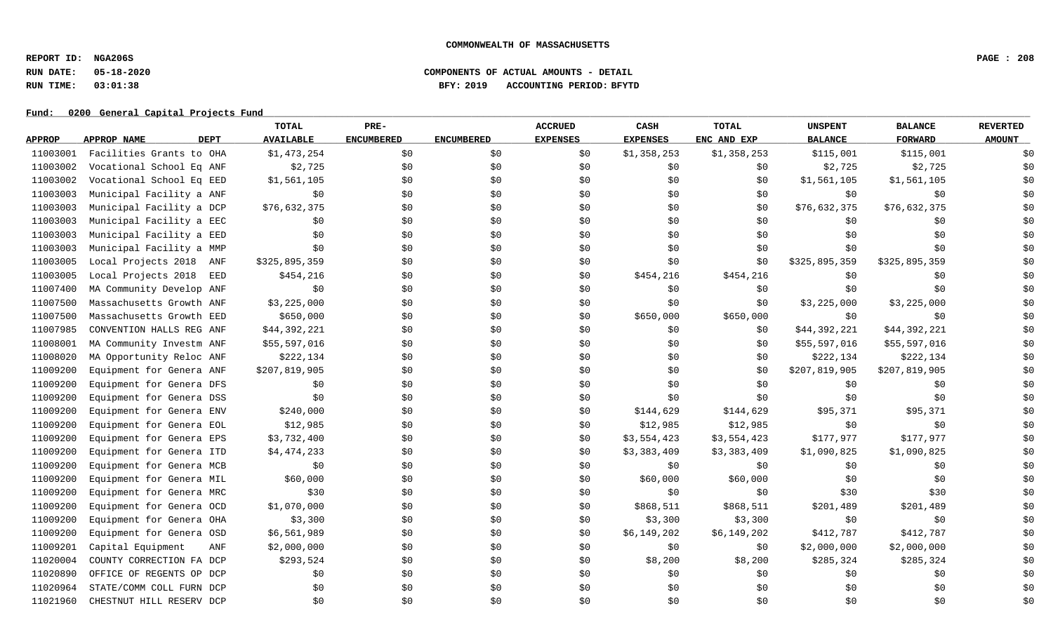COMMONWEALTH OF MASSACHUSETTS

**REPORT ID: NGA206S**
**RUN DATE: 05-18-2020**
**RUN TIME: 03:01:38**

**COMPONENTS OF ACTUAL AMOUNTS - DETAIL**
**BFY: 2019 ACCOUNTING PERIOD: BFYTD**

**Fund: 0200 General Capital Projects Fund**

| APPROP | APPROP NAME | DEPT | TOTAL AVAILABLE | PRE-ENCUMBERED | ENCUMBERED | ACCRUED EXPENSES | CASH EXPENSES | TOTAL ENC AND EXP | UNSPENT BALANCE | BALANCE FORWARD | REVERTED AMOUNT |
|---|---|---|---|---|---|---|---|---|---|---|---|
| 11003001 | Facilities Grants to | OHA | $1,473,254 | $0 | $0 | $0 | $1,358,253 | $1,358,253 | $115,001 | $115,001 | $0 |
| 11003002 | Vocational School Eq | ANF | $2,725 | $0 | $0 | $0 | $0 | $0 | $2,725 | $2,725 | $0 |
| 11003002 | Vocational School Eq | EED | $1,561,105 | $0 | $0 | $0 | $0 | $0 | $1,561,105 | $1,561,105 | $0 |
| 11003003 | Municipal Facility a | ANF | $0 | $0 | $0 | $0 | $0 | $0 | $0 | $0 | $0 |
| 11003003 | Municipal Facility a | DCP | $76,632,375 | $0 | $0 | $0 | $0 | $0 | $76,632,375 | $76,632,375 | $0 |
| 11003003 | Municipal Facility a | EEC | $0 | $0 | $0 | $0 | $0 | $0 | $0 | $0 | $0 |
| 11003003 | Municipal Facility a | EED | $0 | $0 | $0 | $0 | $0 | $0 | $0 | $0 | $0 |
| 11003003 | Municipal Facility a | MMP | $0 | $0 | $0 | $0 | $0 | $0 | $0 | $0 | $0 |
| 11003005 | Local Projects 2018 | ANF | $325,895,359 | $0 | $0 | $0 | $0 | $0 | $325,895,359 | $325,895,359 | $0 |
| 11003005 | Local Projects 2018 | EED | $454,216 | $0 | $0 | $0 | $454,216 | $454,216 | $0 | $0 | $0 |
| 11007400 | MA Community Develop | ANF | $0 | $0 | $0 | $0 | $0 | $0 | $0 | $0 | $0 |
| 11007500 | Massachusetts Growth | ANF | $3,225,000 | $0 | $0 | $0 | $0 | $0 | $3,225,000 | $3,225,000 | $0 |
| 11007500 | Massachusetts Growth | EED | $650,000 | $0 | $0 | $0 | $650,000 | $650,000 | $0 | $0 | $0 |
| 11007985 | CONVENTION HALLS REG | ANF | $44,392,221 | $0 | $0 | $0 | $0 | $0 | $44,392,221 | $44,392,221 | $0 |
| 11008001 | MA Community Investm | ANF | $55,597,016 | $0 | $0 | $0 | $0 | $0 | $55,597,016 | $55,597,016 | $0 |
| 11008020 | MA Opportunity Reloc | ANF | $222,134 | $0 | $0 | $0 | $0 | $0 | $222,134 | $222,134 | $0 |
| 11009200 | Equipment for Genera | ANF | $207,819,905 | $0 | $0 | $0 | $0 | $0 | $207,819,905 | $207,819,905 | $0 |
| 11009200 | Equipment for Genera | DFS | $0 | $0 | $0 | $0 | $0 | $0 | $0 | $0 | $0 |
| 11009200 | Equipment for Genera | DSS | $0 | $0 | $0 | $0 | $0 | $0 | $0 | $0 | $0 |
| 11009200 | Equipment for Genera | ENV | $240,000 | $0 | $0 | $0 | $144,629 | $144,629 | $95,371 | $95,371 | $0 |
| 11009200 | Equipment for Genera | EOL | $12,985 | $0 | $0 | $0 | $12,985 | $12,985 | $0 | $0 | $0 |
| 11009200 | Equipment for Genera | EPS | $3,732,400 | $0 | $0 | $0 | $3,554,423 | $3,554,423 | $177,977 | $177,977 | $0 |
| 11009200 | Equipment for Genera | ITD | $4,474,233 | $0 | $0 | $0 | $3,383,409 | $3,383,409 | $1,090,825 | $1,090,825 | $0 |
| 11009200 | Equipment for Genera | MCB | $0 | $0 | $0 | $0 | $0 | $0 | $0 | $0 | $0 |
| 11009200 | Equipment for Genera | MIL | $60,000 | $0 | $0 | $0 | $60,000 | $60,000 | $0 | $0 | $0 |
| 11009200 | Equipment for Genera | MRC | $30 | $0 | $0 | $0 | $0 | $0 | $30 | $30 | $0 |
| 11009200 | Equipment for Genera | OCD | $1,070,000 | $0 | $0 | $0 | $868,511 | $868,511 | $201,489 | $201,489 | $0 |
| 11009200 | Equipment for Genera | OHA | $3,300 | $0 | $0 | $0 | $3,300 | $3,300 | $0 | $0 | $0 |
| 11009200 | Equipment for Genera | OSD | $6,561,989 | $0 | $0 | $0 | $6,149,202 | $6,149,202 | $412,787 | $412,787 | $0 |
| 11009201 | Capital Equipment | ANF | $2,000,000 | $0 | $0 | $0 | $0 | $0 | $2,000,000 | $2,000,000 | $0 |
| 11020004 | COUNTY CORRECTION FA | DCP | $293,524 | $0 | $0 | $0 | $8,200 | $8,200 | $285,324 | $285,324 | $0 |
| 11020890 | OFFICE OF REGENTS OP | DCP | $0 | $0 | $0 | $0 | $0 | $0 | $0 | $0 | $0 |
| 11020964 | STATE/COMM COLL FURN | DCP | $0 | $0 | $0 | $0 | $0 | $0 | $0 | $0 | $0 |
| 11021960 | CHESTNUT HILL RESERV | DCP | $0 | $0 | $0 | $0 | $0 | $0 | $0 | $0 | $0 |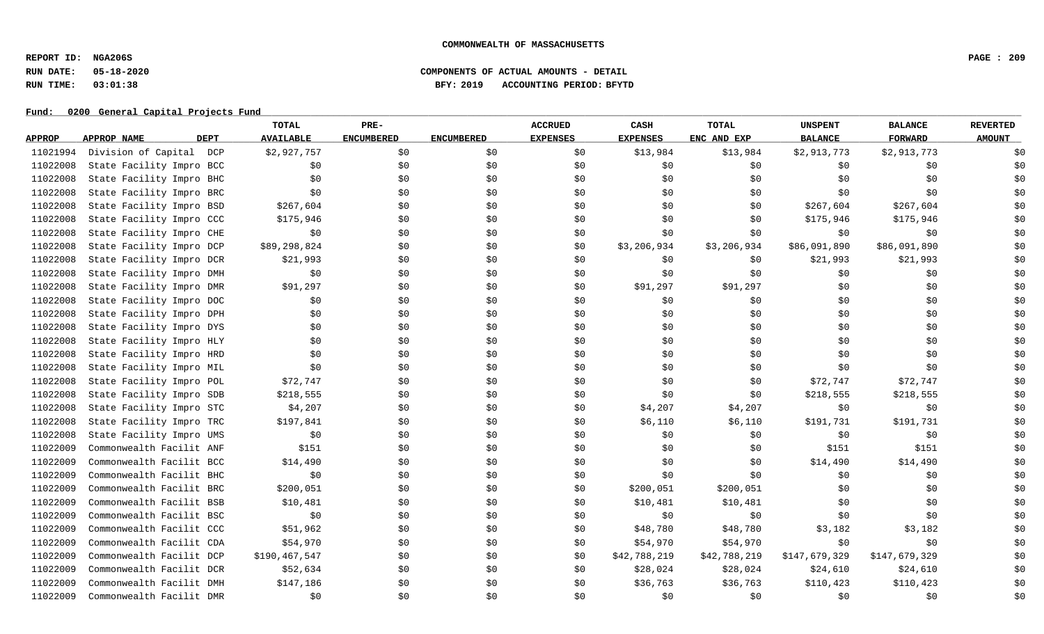**COMMONWEALTH OF MASSACHUSETTS**

**REPORT ID: NGA206S**
**RUN DATE: 05-18-2020**
**RUN TIME: 03:01:38**

**COMPONENTS OF ACTUAL AMOUNTS - DETAIL**
**BFY: 2019 ACCOUNTING PERIOD: BFYTD**

**Fund: 0200 General Capital Projects Fund**

| APPROP | APPROP NAME | DEPT | TOTAL AVAILABLE | PRE-ENCUMBERED | ENCUMBERED | ACCRUED EXPENSES | CASH EXPENSES | TOTAL ENC AND EXP | UNSPENT BALANCE | BALANCE FORWARD | REVERTED AMOUNT |
|---|---|---|---|---|---|---|---|---|---|---|---|
| 11021994 | Division of Capital | DCP | $2,927,757 | $0 | $0 | $0 | $13,984 | $13,984 | $2,913,773 | $2,913,773 | $0 |
| 11022008 | State Facility Impro | BCC | $0 | $0 | $0 | $0 | $0 | $0 | $0 | $0 | $0 |
| 11022008 | State Facility Impro | BHC | $0 | $0 | $0 | $0 | $0 | $0 | $0 | $0 | $0 |
| 11022008 | State Facility Impro | BRC | $0 | $0 | $0 | $0 | $0 | $0 | $0 | $0 | $0 |
| 11022008 | State Facility Impro | BSD | $267,604 | $0 | $0 | $0 | $0 | $0 | $267,604 | $267,604 | $0 |
| 11022008 | State Facility Impro | CCC | $175,946 | $0 | $0 | $0 | $0 | $0 | $175,946 | $175,946 | $0 |
| 11022008 | State Facility Impro | CHE | $0 | $0 | $0 | $0 | $0 | $0 | $0 | $0 | $0 |
| 11022008 | State Facility Impro | DCP | $89,298,824 | $0 | $0 | $0 | $3,206,934 | $3,206,934 | $86,091,890 | $86,091,890 | $0 |
| 11022008 | State Facility Impro | DCR | $21,993 | $0 | $0 | $0 | $0 | $0 | $21,993 | $21,993 | $0 |
| 11022008 | State Facility Impro | DMH | $0 | $0 | $0 | $0 | $0 | $0 | $0 | $0 | $0 |
| 11022008 | State Facility Impro | DMR | $91,297 | $0 | $0 | $0 | $91,297 | $91,297 | $0 | $0 | $0 |
| 11022008 | State Facility Impro | DOC | $0 | $0 | $0 | $0 | $0 | $0 | $0 | $0 | $0 |
| 11022008 | State Facility Impro | DPH | $0 | $0 | $0 | $0 | $0 | $0 | $0 | $0 | $0 |
| 11022008 | State Facility Impro | DYS | $0 | $0 | $0 | $0 | $0 | $0 | $0 | $0 | $0 |
| 11022008 | State Facility Impro | HLY | $0 | $0 | $0 | $0 | $0 | $0 | $0 | $0 | $0 |
| 11022008 | State Facility Impro | HRD | $0 | $0 | $0 | $0 | $0 | $0 | $0 | $0 | $0 |
| 11022008 | State Facility Impro | MIL | $0 | $0 | $0 | $0 | $0 | $0 | $0 | $0 | $0 |
| 11022008 | State Facility Impro | POL | $72,747 | $0 | $0 | $0 | $0 | $0 | $72,747 | $72,747 | $0 |
| 11022008 | State Facility Impro | SDB | $218,555 | $0 | $0 | $0 | $0 | $0 | $218,555 | $218,555 | $0 |
| 11022008 | State Facility Impro | STC | $4,207 | $0 | $0 | $0 | $4,207 | $4,207 | $0 | $0 | $0 |
| 11022008 | State Facility Impro | TRC | $197,841 | $0 | $0 | $0 | $6,110 | $6,110 | $191,731 | $191,731 | $0 |
| 11022008 | State Facility Impro | UMS | $0 | $0 | $0 | $0 | $0 | $0 | $0 | $0 | $0 |
| 11022009 | Commonwealth Facilit | ANF | $151 | $0 | $0 | $0 | $0 | $0 | $151 | $151 | $0 |
| 11022009 | Commonwealth Facilit | BCC | $14,490 | $0 | $0 | $0 | $0 | $0 | $14,490 | $14,490 | $0 |
| 11022009 | Commonwealth Facilit | BHC | $0 | $0 | $0 | $0 | $0 | $0 | $0 | $0 | $0 |
| 11022009 | Commonwealth Facilit | BRC | $200,051 | $0 | $0 | $0 | $200,051 | $200,051 | $0 | $0 | $0 |
| 11022009 | Commonwealth Facilit | BSB | $10,481 | $0 | $0 | $0 | $10,481 | $10,481 | $0 | $0 | $0 |
| 11022009 | Commonwealth Facilit | BSC | $0 | $0 | $0 | $0 | $0 | $0 | $0 | $0 | $0 |
| 11022009 | Commonwealth Facilit | CCC | $51,962 | $0 | $0 | $0 | $48,780 | $48,780 | $3,182 | $3,182 | $0 |
| 11022009 | Commonwealth Facilit | CDA | $54,970 | $0 | $0 | $0 | $54,970 | $54,970 | $0 | $0 | $0 |
| 11022009 | Commonwealth Facilit | DCP | $190,467,547 | $0 | $0 | $0 | $42,788,219 | $42,788,219 | $147,679,329 | $147,679,329 | $0 |
| 11022009 | Commonwealth Facilit | DCR | $52,634 | $0 | $0 | $0 | $28,024 | $28,024 | $24,610 | $24,610 | $0 |
| 11022009 | Commonwealth Facilit | DMH | $147,186 | $0 | $0 | $0 | $36,763 | $36,763 | $110,423 | $110,423 | $0 |
| 11022009 | Commonwealth Facilit | DMR | $0 | $0 | $0 | $0 | $0 | $0 | $0 | $0 | $0 |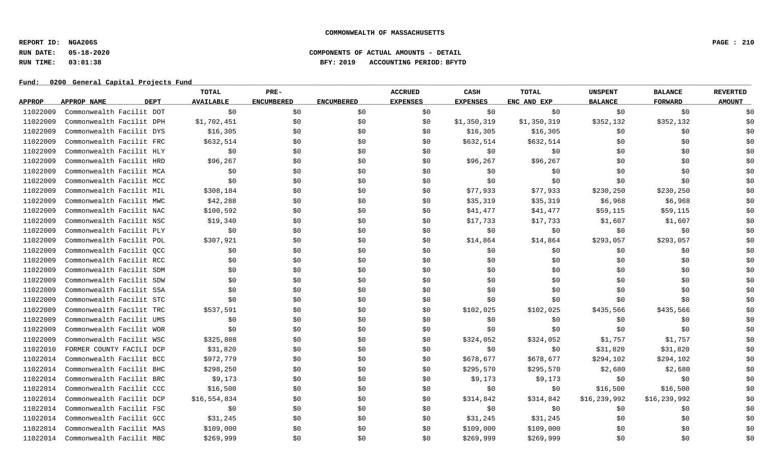COMMONWEALTH OF MASSACHUSETTS

REPORT ID: NGA206S

RUN DATE: 05-18-2020

RUN TIME: 03:01:38

COMPONENTS OF ACTUAL AMOUNTS - DETAIL

BFY: 2019 ACCOUNTING PERIOD: BFYTD

Fund: 0200 General Capital Projects Fund

| APPROP | APPROP NAME | DEPT | TOTAL AVAILABLE | PRE-ENCUMBERED | ENCUMBERED | ACCRUED EXPENSES | CASH EXPENSES | TOTAL ENC AND EXP | UNSPENT BALANCE | BALANCE FORWARD | REVERTED AMOUNT |
|---|---|---|---|---|---|---|---|---|---|---|---|
| 11022009 | Commonwealth Facilit | DOT | $0 | $0 | $0 | $0 | $0 | $0 | $0 | $0 | $0 |
| 11022009 | Commonwealth Facilit | DPH | $1,702,451 | $0 | $0 | $0 | $1,350,319 | $1,350,319 | $352,132 | $352,132 | $0 |
| 11022009 | Commonwealth Facilit | DYS | $16,305 | $0 | $0 | $0 | $16,305 | $16,305 | $0 | $0 | $0 |
| 11022009 | Commonwealth Facilit | FRC | $632,514 | $0 | $0 | $0 | $632,514 | $632,514 | $0 | $0 | $0 |
| 11022009 | Commonwealth Facilit | HLY | $0 | $0 | $0 | $0 | $0 | $0 | $0 | $0 | $0 |
| 11022009 | Commonwealth Facilit | HRD | $96,267 | $0 | $0 | $0 | $96,267 | $96,267 | $0 | $0 | $0 |
| 11022009 | Commonwealth Facilit | MCA | $0 | $0 | $0 | $0 | $0 | $0 | $0 | $0 | $0 |
| 11022009 | Commonwealth Facilit | MCC | $0 | $0 | $0 | $0 | $0 | $0 | $0 | $0 | $0 |
| 11022009 | Commonwealth Facilit | MIL | $308,184 | $0 | $0 | $0 | $77,933 | $77,933 | $230,250 | $230,250 | $0 |
| 11022009 | Commonwealth Facilit | MWC | $42,288 | $0 | $0 | $0 | $35,319 | $35,319 | $6,968 | $6,968 | $0 |
| 11022009 | Commonwealth Facilit | NAC | $100,592 | $0 | $0 | $0 | $41,477 | $41,477 | $59,115 | $59,115 | $0 |
| 11022009 | Commonwealth Facilit | NSC | $19,340 | $0 | $0 | $0 | $17,733 | $17,733 | $1,607 | $1,607 | $0 |
| 11022009 | Commonwealth Facilit | PLY | $0 | $0 | $0 | $0 | $0 | $0 | $0 | $0 | $0 |
| 11022009 | Commonwealth Facilit | POL | $307,921 | $0 | $0 | $0 | $14,864 | $14,864 | $293,057 | $293,057 | $0 |
| 11022009 | Commonwealth Facilit | QCC | $0 | $0 | $0 | $0 | $0 | $0 | $0 | $0 | $0 |
| 11022009 | Commonwealth Facilit | RCC | $0 | $0 | $0 | $0 | $0 | $0 | $0 | $0 | $0 |
| 11022009 | Commonwealth Facilit | SDM | $0 | $0 | $0 | $0 | $0 | $0 | $0 | $0 | $0 |
| 11022009 | Commonwealth Facilit | SDW | $0 | $0 | $0 | $0 | $0 | $0 | $0 | $0 | $0 |
| 11022009 | Commonwealth Facilit | SSA | $0 | $0 | $0 | $0 | $0 | $0 | $0 | $0 | $0 |
| 11022009 | Commonwealth Facilit | STC | $0 | $0 | $0 | $0 | $0 | $0 | $0 | $0 | $0 |
| 11022009 | Commonwealth Facilit | TRC | $537,591 | $0 | $0 | $0 | $102,025 | $102,025 | $435,566 | $435,566 | $0 |
| 11022009 | Commonwealth Facilit | UMS | $0 | $0 | $0 | $0 | $0 | $0 | $0 | $0 | $0 |
| 11022009 | Commonwealth Facilit | WOR | $0 | $0 | $0 | $0 | $0 | $0 | $0 | $0 | $0 |
| 11022009 | Commonwealth Facilit | WSC | $325,808 | $0 | $0 | $0 | $324,052 | $324,052 | $1,757 | $1,757 | $0 |
| 11022010 | FORMER COUNTY FACILI | DCP | $31,820 | $0 | $0 | $0 | $0 | $0 | $31,820 | $31,820 | $0 |
| 11022014 | Commonwealth Facilit | BCC | $972,779 | $0 | $0 | $0 | $678,677 | $678,677 | $294,102 | $294,102 | $0 |
| 11022014 | Commonwealth Facilit | BHC | $298,250 | $0 | $0 | $0 | $295,570 | $295,570 | $2,680 | $2,680 | $0 |
| 11022014 | Commonwealth Facilit | BRC | $9,173 | $0 | $0 | $0 | $9,173 | $9,173 | $0 | $0 | $0 |
| 11022014 | Commonwealth Facilit | CCC | $16,500 | $0 | $0 | $0 | $0 | $0 | $16,500 | $16,500 | $0 |
| 11022014 | Commonwealth Facilit | DCP | $16,554,834 | $0 | $0 | $0 | $314,842 | $314,842 | $16,239,992 | $16,239,992 | $0 |
| 11022014 | Commonwealth Facilit | FSC | $0 | $0 | $0 | $0 | $0 | $0 | $0 | $0 | $0 |
| 11022014 | Commonwealth Facilit | GCC | $31,245 | $0 | $0 | $0 | $31,245 | $31,245 | $0 | $0 | $0 |
| 11022014 | Commonwealth Facilit | MAS | $109,000 | $0 | $0 | $0 | $109,000 | $109,000 | $0 | $0 | $0 |
| 11022014 | Commonwealth Facilit | MBC | $269,999 | $0 | $0 | $0 | $269,999 | $269,999 | $0 | $0 | $0 |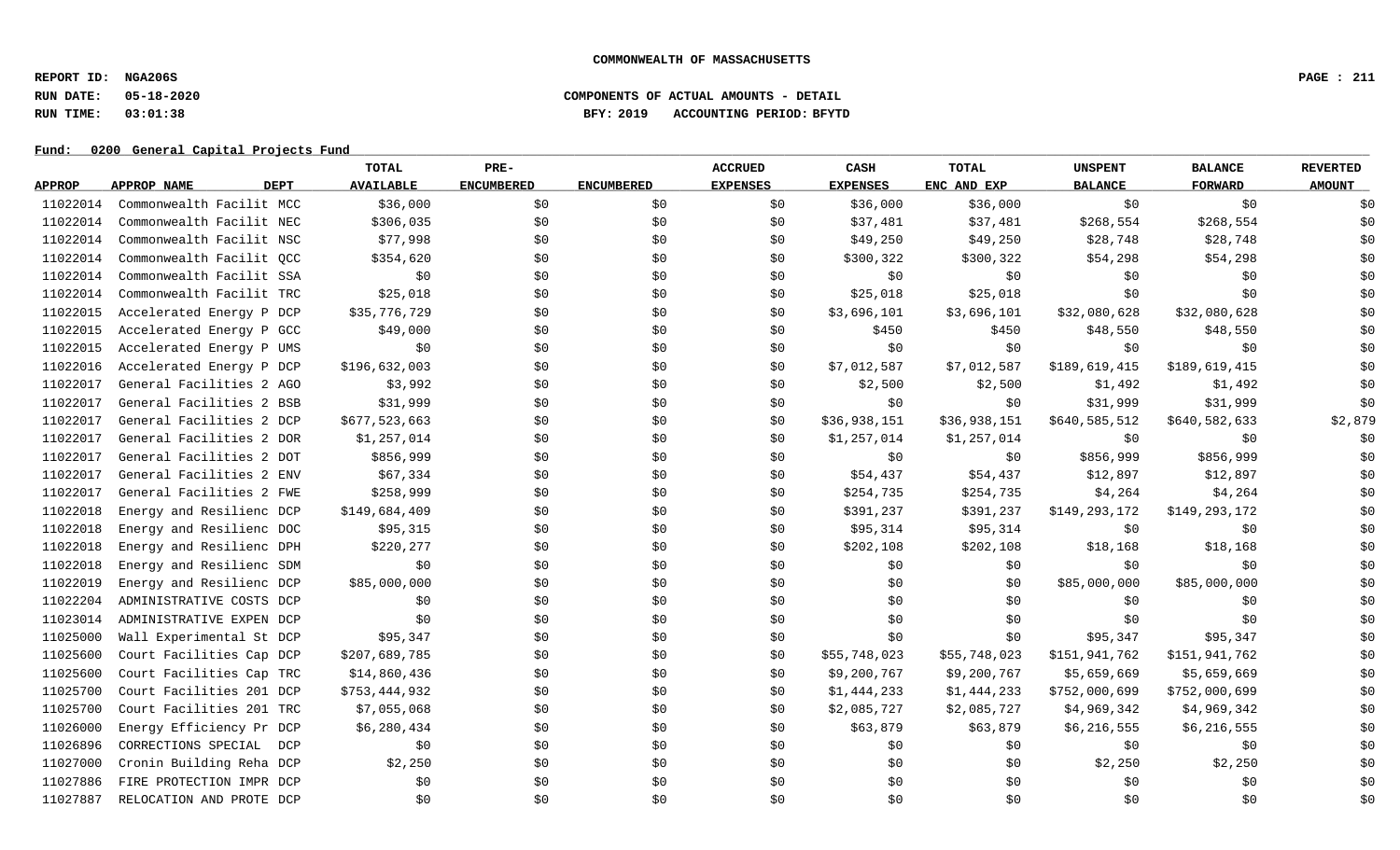COMMONWEALTH OF MASSACHUSETTS

REPORT ID: NGA206S
RUN DATE: 05-18-2020
RUN TIME: 03:01:38

COMPONENTS OF ACTUAL AMOUNTS - DETAIL
BFY: 2019 ACCOUNTING PERIOD: BFYTD

Fund: 0200 General Capital Projects Fund

| APPROP | APPROP NAME | DEPT | TOTAL AVAILABLE | PRE-ENCUMBERED | ENCUMBERED | ACCRUED EXPENSES | CASH EXPENSES | TOTAL ENC AND EXP | UNSPENT BALANCE | BALANCE FORWARD | REVERTED AMOUNT |
|---|---|---|---|---|---|---|---|---|---|---|---|
| 11022014 | Commonwealth Facilit | MCC | $36,000 | $0 | $0 | $0 | $36,000 | $36,000 | $0 | $0 | $0 |
| 11022014 | Commonwealth Facilit | NEC | $306,035 | $0 | $0 | $0 | $37,481 | $37,481 | $268,554 | $268,554 | $0 |
| 11022014 | Commonwealth Facilit | NSC | $77,998 | $0 | $0 | $0 | $49,250 | $49,250 | $28,748 | $28,748 | $0 |
| 11022014 | Commonwealth Facilit | QCC | $354,620 | $0 | $0 | $0 | $300,322 | $300,322 | $54,298 | $54,298 | $0 |
| 11022014 | Commonwealth Facilit | SSA | $0 | $0 | $0 | $0 | $0 | $0 | $0 | $0 | $0 |
| 11022014 | Commonwealth Facilit | TRC | $25,018 | $0 | $0 | $0 | $25,018 | $25,018 | $0 | $0 | $0 |
| 11022015 | Accelerated Energy P | DCP | $35,776,729 | $0 | $0 | $0 | $3,696,101 | $3,696,101 | $32,080,628 | $32,080,628 | $0 |
| 11022015 | Accelerated Energy P | GCC | $49,000 | $0 | $0 | $0 | $450 | $450 | $48,550 | $48,550 | $0 |
| 11022015 | Accelerated Energy P | UMS | $0 | $0 | $0 | $0 | $0 | $0 | $0 | $0 | $0 |
| 11022016 | Accelerated Energy P | DCP | $196,632,003 | $0 | $0 | $0 | $7,012,587 | $7,012,587 | $189,619,415 | $189,619,415 | $0 |
| 11022017 | General Facilities 2 | AGO | $3,992 | $0 | $0 | $0 | $2,500 | $2,500 | $1,492 | $1,492 | $0 |
| 11022017 | General Facilities 2 | BSB | $31,999 | $0 | $0 | $0 | $0 | $0 | $31,999 | $31,999 | $0 |
| 11022017 | General Facilities 2 | DCP | $677,523,663 | $0 | $0 | $0 | $36,938,151 | $36,938,151 | $640,585,512 | $640,582,633 | $2,879 |
| 11022017 | General Facilities 2 | DOR | $1,257,014 | $0 | $0 | $0 | $1,257,014 | $1,257,014 | $0 | $0 | $0 |
| 11022017 | General Facilities 2 | DOT | $856,999 | $0 | $0 | $0 | $0 | $0 | $856,999 | $856,999 | $0 |
| 11022017 | General Facilities 2 | ENV | $67,334 | $0 | $0 | $0 | $54,437 | $54,437 | $12,897 | $12,897 | $0 |
| 11022017 | General Facilities 2 | FWE | $258,999 | $0 | $0 | $0 | $254,735 | $254,735 | $4,264 | $4,264 | $0 |
| 11022018 | Energy and Resilienc | DCP | $149,684,409 | $0 | $0 | $0 | $391,237 | $391,237 | $149,293,172 | $149,293,172 | $0 |
| 11022018 | Energy and Resilienc | DOC | $95,315 | $0 | $0 | $0 | $95,314 | $95,314 | $0 | $0 | $0 |
| 11022018 | Energy and Resilienc | DPH | $220,277 | $0 | $0 | $0 | $202,108 | $202,108 | $18,168 | $18,168 | $0 |
| 11022018 | Energy and Resilienc | SDM | $0 | $0 | $0 | $0 | $0 | $0 | $0 | $0 | $0 |
| 11022019 | Energy and Resilienc | DCP | $85,000,000 | $0 | $0 | $0 | $0 | $0 | $85,000,000 | $85,000,000 | $0 |
| 11022204 | ADMINISTRATIVE COSTS | DCP | $0 | $0 | $0 | $0 | $0 | $0 | $0 | $0 | $0 |
| 11023014 | ADMINISTRATIVE EXPEN | DCP | $0 | $0 | $0 | $0 | $0 | $0 | $0 | $0 | $0 |
| 11025000 | Wall Experimental St | DCP | $95,347 | $0 | $0 | $0 | $0 | $0 | $95,347 | $95,347 | $0 |
| 11025600 | Court Facilities Cap | DCP | $207,689,785 | $0 | $0 | $0 | $55,748,023 | $55,748,023 | $151,941,762 | $151,941,762 | $0 |
| 11025600 | Court Facilities Cap | TRC | $14,860,436 | $0 | $0 | $0 | $9,200,767 | $9,200,767 | $5,659,669 | $5,659,669 | $0 |
| 11025700 | Court Facilities 201 | DCP | $753,444,932 | $0 | $0 | $0 | $1,444,233 | $1,444,233 | $752,000,699 | $752,000,699 | $0 |
| 11025700 | Court Facilities 201 | TRC | $7,055,068 | $0 | $0 | $0 | $2,085,727 | $2,085,727 | $4,969,342 | $4,969,342 | $0 |
| 11026000 | Energy Efficiency Pr | DCP | $6,280,434 | $0 | $0 | $0 | $63,879 | $63,879 | $6,216,555 | $6,216,555 | $0 |
| 11026896 | CORRECTIONS SPECIAL | DCP | $0 | $0 | $0 | $0 | $0 | $0 | $0 | $0 | $0 |
| 11027000 | Cronin Building Reha | DCP | $2,250 | $0 | $0 | $0 | $0 | $0 | $2,250 | $2,250 | $0 |
| 11027886 | FIRE PROTECTION IMPR | DCP | $0 | $0 | $0 | $0 | $0 | $0 | $0 | $0 | $0 |
| 11027887 | RELOCATION AND PROTE | DCP | $0 | $0 | $0 | $0 | $0 | $0 | $0 | $0 | $0 |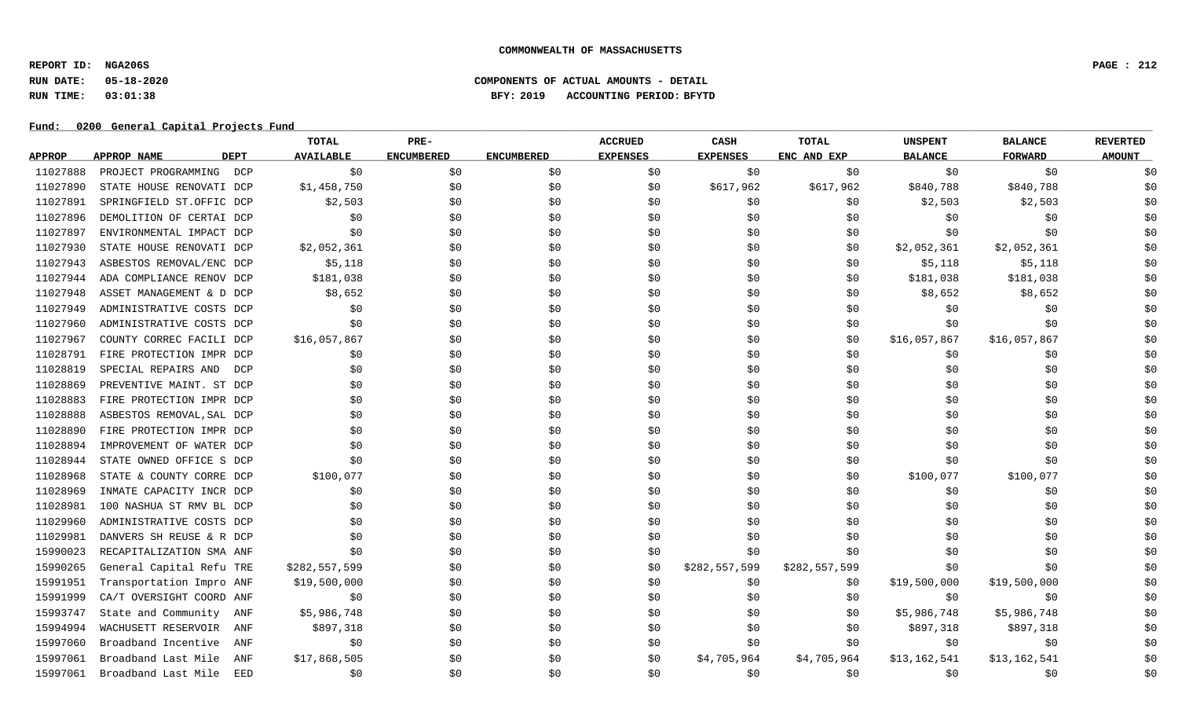**COMMONWEALTH OF MASSACHUSETTS**

**REPORT ID: NGA206S**
**RUN DATE: 05-18-2020**
**RUN TIME: 03:01:38**

**COMPONENTS OF ACTUAL AMOUNTS - DETAIL**
**BFY: 2019 ACCOUNTING PERIOD: BFYTD**

**Fund: 0200 General Capital Projects Fund**

| APPROP | APPROP NAME | DEPT | TOTAL AVAILABLE | PRE-ENCUMBERED | ENCUMBERED | ACCRUED EXPENSES | CASH EXPENSES | TOTAL ENC AND EXP | UNSPENT BALANCE | BALANCE FORWARD | REVERTED AMOUNT |
|---|---|---|---|---|---|---|---|---|---|---|---|
| 11027888 | PROJECT PROGRAMMING | DCP | $0 | $0 | $0 | $0 | $0 | $0 | $0 | $0 | $0 |
| 11027890 | STATE HOUSE RENOVATI | DCP | $1,458,750 | $0 | $0 | $0 | $617,962 | $617,962 | $840,788 | $840,788 | $0 |
| 11027891 | SPRINGFIELD ST.OFFIC | DCP | $2,503 | $0 | $0 | $0 | $0 | $0 | $2,503 | $2,503 | $0 |
| 11027896 | DEMOLITION OF CERTAI | DCP | $0 | $0 | $0 | $0 | $0 | $0 | $0 | $0 | $0 |
| 11027897 | ENVIRONMENTAL IMPACT | DCP | $0 | $0 | $0 | $0 | $0 | $0 | $0 | $0 | $0 |
| 11027930 | STATE HOUSE RENOVATI | DCP | $2,052,361 | $0 | $0 | $0 | $0 | $0 | $2,052,361 | $2,052,361 | $0 |
| 11027943 | ASBESTOS REMOVAL/ENC | DCP | $5,118 | $0 | $0 | $0 | $0 | $0 | $5,118 | $5,118 | $0 |
| 11027944 | ADA COMPLIANCE RENOV | DCP | $181,038 | $0 | $0 | $0 | $0 | $0 | $181,038 | $181,038 | $0 |
| 11027948 | ASSET MANAGEMENT & D | DCP | $8,652 | $0 | $0 | $0 | $0 | $0 | $8,652 | $8,652 | $0 |
| 11027949 | ADMINISTRATIVE COSTS | DCP | $0 | $0 | $0 | $0 | $0 | $0 | $0 | $0 | $0 |
| 11027960 | ADMINISTRATIVE COSTS | DCP | $0 | $0 | $0 | $0 | $0 | $0 | $0 | $0 | $0 |
| 11027967 | COUNTY CORREC FACILI | DCP | $16,057,867 | $0 | $0 | $0 | $0 | $0 | $16,057,867 | $16,057,867 | $0 |
| 11028791 | FIRE PROTECTION IMPR | DCP | $0 | $0 | $0 | $0 | $0 | $0 | $0 | $0 | $0 |
| 11028819 | SPECIAL REPAIRS AND | DCP | $0 | $0 | $0 | $0 | $0 | $0 | $0 | $0 | $0 |
| 11028869 | PREVENTIVE MAINT. ST | DCP | $0 | $0 | $0 | $0 | $0 | $0 | $0 | $0 | $0 |
| 11028883 | FIRE PROTECTION IMPR | DCP | $0 | $0 | $0 | $0 | $0 | $0 | $0 | $0 | $0 |
| 11028888 | ASBESTOS REMOVAL,SAL | DCP | $0 | $0 | $0 | $0 | $0 | $0 | $0 | $0 | $0 |
| 11028890 | FIRE PROTECTION IMPR | DCP | $0 | $0 | $0 | $0 | $0 | $0 | $0 | $0 | $0 |
| 11028894 | IMPROVEMENT OF WATER | DCP | $0 | $0 | $0 | $0 | $0 | $0 | $0 | $0 | $0 |
| 11028944 | STATE OWNED OFFICE S | DCP | $0 | $0 | $0 | $0 | $0 | $0 | $0 | $0 | $0 |
| 11028968 | STATE & COUNTY CORRE | DCP | $100,077 | $0 | $0 | $0 | $0 | $0 | $100,077 | $100,077 | $0 |
| 11028969 | INMATE CAPACITY INCR | DCP | $0 | $0 | $0 | $0 | $0 | $0 | $0 | $0 | $0 |
| 11028981 | 100 NASHUA ST RMV BL | DCP | $0 | $0 | $0 | $0 | $0 | $0 | $0 | $0 | $0 |
| 11029960 | ADMINISTRATIVE COSTS | DCP | $0 | $0 | $0 | $0 | $0 | $0 | $0 | $0 | $0 |
| 11029981 | DANVERS SH REUSE & R | DCP | $0 | $0 | $0 | $0 | $0 | $0 | $0 | $0 | $0 |
| 15990023 | RECAPITALIZATION SMA | ANF | $0 | $0 | $0 | $0 | $0 | $0 | $0 | $0 | $0 |
| 15990265 | General Capital Refu | TRE | $282,557,599 | $0 | $0 | $0 | $282,557,599 | $282,557,599 | $0 | $0 | $0 |
| 15991951 | Transportation Impro | ANF | $19,500,000 | $0 | $0 | $0 | $0 | $0 | $19,500,000 | $19,500,000 | $0 |
| 15991999 | CA/T OVERSIGHT COORD | ANF | $0 | $0 | $0 | $0 | $0 | $0 | $0 | $0 | $0 |
| 15993747 | State and Community | ANF | $5,986,748 | $0 | $0 | $0 | $0 | $0 | $5,986,748 | $5,986,748 | $0 |
| 15994994 | WACHUSETT RESERVOIR | ANF | $897,318 | $0 | $0 | $0 | $0 | $0 | $897,318 | $897,318 | $0 |
| 15997060 | Broadband Incentive | ANF | $0 | $0 | $0 | $0 | $0 | $0 | $0 | $0 | $0 |
| 15997061 | Broadband Last Mile | ANF | $17,868,505 | $0 | $0 | $0 | $4,705,964 | $4,705,964 | $13,162,541 | $13,162,541 | $0 |
| 15997061 | Broadband Last Mile | EED | $0 | $0 | $0 | $0 | $0 | $0 | $0 | $0 | $0 |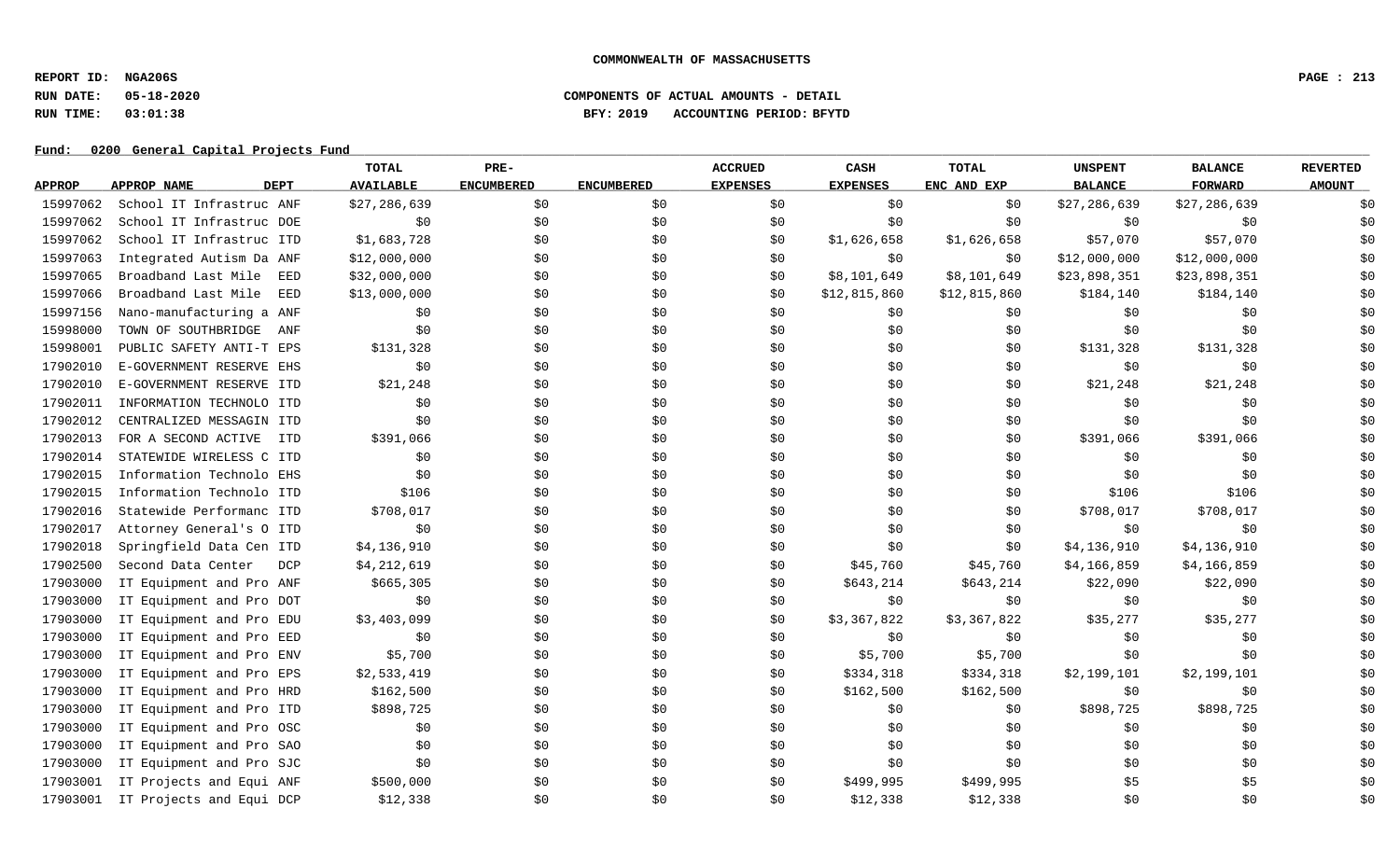**COMMONWEALTH OF MASSACHUSETTS**

**REPORT ID: NGA206S**

**RUN DATE: 05-18-2020** **COMPONENTS OF ACTUAL AMOUNTS - DETAIL**

**RUN TIME: 03:01:38** **BFY: 2019 ACCOUNTING PERIOD: BFYTD**

**Fund: 0200 General Capital Projects Fund**

| APPROP | APPROP NAME | DEPT | TOTAL AVAILABLE | PRE-ENCUMBERED | ENCUMBERED | ACCRUED EXPENSES | CASH EXPENSES | TOTAL ENC AND EXP | UNSPENT BALANCE | BALANCE FORWARD | REVERTED AMOUNT |
|---|---|---|---|---|---|---|---|---|---|---|---|
| 15997062 | School IT Infrastruc | ANF | $27,286,639 | $0 | $0 | $0 | $0 | $0 | $27,286,639 | $27,286,639 | $0 |
| 15997062 | School IT Infrastruc | DOE | $0 | $0 | $0 | $0 | $0 | $0 | $0 | $0 | $0 |
| 15997062 | School IT Infrastruc | ITD | $1,683,728 | $0 | $0 | $0 | $1,626,658 | $1,626,658 | $57,070 | $57,070 | $0 |
| 15997063 | Integrated Autism Da | ANF | $12,000,000 | $0 | $0 | $0 | $0 | $0 | $12,000,000 | $12,000,000 | $0 |
| 15997065 | Broadband Last Mile | EED | $32,000,000 | $0 | $0 | $0 | $8,101,649 | $8,101,649 | $23,898,351 | $23,898,351 | $0 |
| 15997066 | Broadband Last Mile | EED | $13,000,000 | $0 | $0 | $0 | $12,815,860 | $12,815,860 | $184,140 | $184,140 | $0 |
| 15997156 | Nano-manufacturing a | ANF | $0 | $0 | $0 | $0 | $0 | $0 | $0 | $0 | $0 |
| 15998000 | TOWN OF SOUTHBRIDGE | ANF | $0 | $0 | $0 | $0 | $0 | $0 | $0 | $0 | $0 |
| 15998001 | PUBLIC SAFETY ANTI-T | EPS | $131,328 | $0 | $0 | $0 | $0 | $0 | $131,328 | $131,328 | $0 |
| 17902010 | E-GOVERNMENT RESERVE | EHS | $0 | $0 | $0 | $0 | $0 | $0 | $0 | $0 | $0 |
| 17902010 | E-GOVERNMENT RESERVE | ITD | $21,248 | $0 | $0 | $0 | $0 | $0 | $21,248 | $21,248 | $0 |
| 17902011 | INFORMATION TECHNOLO | ITD | $0 | $0 | $0 | $0 | $0 | $0 | $0 | $0 | $0 |
| 17902012 | CENTRALIZED MESSAGIN | ITD | $0 | $0 | $0 | $0 | $0 | $0 | $0 | $0 | $0 |
| 17902013 | FOR A SECOND ACTIVE | ITD | $391,066 | $0 | $0 | $0 | $0 | $0 | $391,066 | $391,066 | $0 |
| 17902014 | STATEWIDE WIRELESS C | ITD | $0 | $0 | $0 | $0 | $0 | $0 | $0 | $0 | $0 |
| 17902015 | Information Technolo | EHS | $0 | $0 | $0 | $0 | $0 | $0 | $0 | $0 | $0 |
| 17902015 | Information Technolo | ITD | $106 | $0 | $0 | $0 | $0 | $0 | $106 | $106 | $0 |
| 17902016 | Statewide Performanc | ITD | $708,017 | $0 | $0 | $0 | $0 | $0 | $708,017 | $708,017 | $0 |
| 17902017 | Attorney General's O | ITD | $0 | $0 | $0 | $0 | $0 | $0 | $0 | $0 | $0 |
| 17902018 | Springfield Data Cen | ITD | $4,136,910 | $0 | $0 | $0 | $0 | $0 | $4,136,910 | $4,136,910 | $0 |
| 17902500 | Second Data Center | DCP | $4,212,619 | $0 | $0 | $0 | $45,760 | $45,760 | $4,166,859 | $4,166,859 | $0 |
| 17903000 | IT Equipment and Pro | ANF | $665,305 | $0 | $0 | $0 | $643,214 | $643,214 | $22,090 | $22,090 | $0 |
| 17903000 | IT Equipment and Pro | DOT | $0 | $0 | $0 | $0 | $0 | $0 | $0 | $0 | $0 |
| 17903000 | IT Equipment and Pro | EDU | $3,403,099 | $0 | $0 | $0 | $3,367,822 | $3,367,822 | $35,277 | $35,277 | $0 |
| 17903000 | IT Equipment and Pro | EED | $0 | $0 | $0 | $0 | $0 | $0 | $0 | $0 | $0 |
| 17903000 | IT Equipment and Pro | ENV | $5,700 | $0 | $0 | $0 | $5,700 | $5,700 | $0 | $0 | $0 |
| 17903000 | IT Equipment and Pro | EPS | $2,533,419 | $0 | $0 | $0 | $334,318 | $334,318 | $2,199,101 | $2,199,101 | $0 |
| 17903000 | IT Equipment and Pro | HRD | $162,500 | $0 | $0 | $0 | $162,500 | $162,500 | $0 | $0 | $0 |
| 17903000 | IT Equipment and Pro | ITD | $898,725 | $0 | $0 | $0 | $0 | $0 | $898,725 | $898,725 | $0 |
| 17903000 | IT Equipment and Pro | OSC | $0 | $0 | $0 | $0 | $0 | $0 | $0 | $0 | $0 |
| 17903000 | IT Equipment and Pro | SAO | $0 | $0 | $0 | $0 | $0 | $0 | $0 | $0 | $0 |
| 17903000 | IT Equipment and Pro | SJC | $0 | $0 | $0 | $0 | $0 | $0 | $0 | $0 | $0 |
| 17903001 | IT Projects and Equi | ANF | $500,000 | $0 | $0 | $0 | $499,995 | $499,995 | $5 | $5 | $0 |
| 17903001 | IT Projects and Equi | DCP | $12,338 | $0 | $0 | $0 | $12,338 | $12,338 | $0 | $0 | $0 |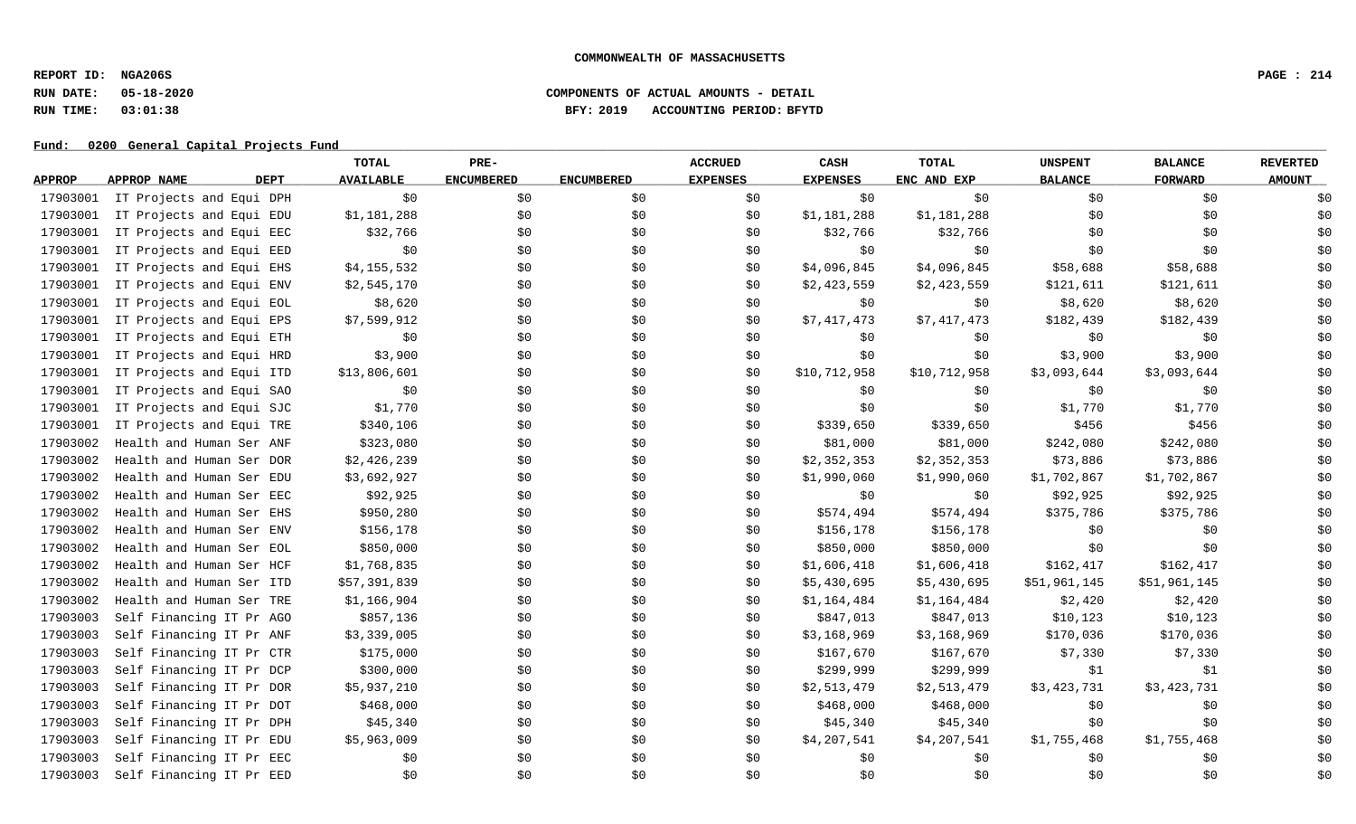**COMMONWEALTH OF MASSACHUSETTS**

**REPORT ID: NGA206S**
**RUN DATE: 05-18-2020** **COMPONENTS OF ACTUAL AMOUNTS - DETAIL**
**RUN TIME: 03:01:38** **BFY: 2019 ACCOUNTING PERIOD: BFYTD**

**Fund: 0200 General Capital Projects Fund**

| APPROP | APPROP NAME | DEPT | TOTAL AVAILABLE | PRE-ENCUMBERED | ENCUMBERED | ACCRUED EXPENSES | CASH EXPENSES | TOTAL ENC AND EXP | UNSPENT BALANCE | BALANCE FORWARD | REVERTED AMOUNT |
|---|---|---|---|---|---|---|---|---|---|---|---|
| 17903001 | IT Projects and Equi | DPH | $0 | $0 | $0 | $0 | $0 | $0 | $0 | $0 | $0 |
| 17903001 | IT Projects and Equi | EDU | $1,181,288 | $0 | $0 | $0 | $1,181,288 | $1,181,288 | $0 | $0 | $0 |
| 17903001 | IT Projects and Equi | EEC | $32,766 | $0 | $0 | $0 | $32,766 | $32,766 | $0 | $0 | $0 |
| 17903001 | IT Projects and Equi | EED | $0 | $0 | $0 | $0 | $0 | $0 | $0 | $0 | $0 |
| 17903001 | IT Projects and Equi | EHS | $4,155,532 | $0 | $0 | $0 | $4,096,845 | $4,096,845 | $58,688 | $58,688 | $0 |
| 17903001 | IT Projects and Equi | ENV | $2,545,170 | $0 | $0 | $0 | $2,423,559 | $2,423,559 | $121,611 | $121,611 | $0 |
| 17903001 | IT Projects and Equi | EOL | $8,620 | $0 | $0 | $0 | $0 | $0 | $8,620 | $8,620 | $0 |
| 17903001 | IT Projects and Equi | EPS | $7,599,912 | $0 | $0 | $0 | $7,417,473 | $7,417,473 | $182,439 | $182,439 | $0 |
| 17903001 | IT Projects and Equi | ETH | $0 | $0 | $0 | $0 | $0 | $0 | $0 | $0 | $0 |
| 17903001 | IT Projects and Equi | HRD | $3,900 | $0 | $0 | $0 | $0 | $0 | $3,900 | $3,900 | $0 |
| 17903001 | IT Projects and Equi | ITD | $13,806,601 | $0 | $0 | $0 | $10,712,958 | $10,712,958 | $3,093,644 | $3,093,644 | $0 |
| 17903001 | IT Projects and Equi | SAO | $0 | $0 | $0 | $0 | $0 | $0 | $0 | $0 | $0 |
| 17903001 | IT Projects and Equi | SJC | $1,770 | $0 | $0 | $0 | $0 | $0 | $1,770 | $1,770 | $0 |
| 17903001 | IT Projects and Equi | TRE | $340,106 | $0 | $0 | $0 | $339,650 | $339,650 | $456 | $456 | $0 |
| 17903002 | Health and Human Ser | ANF | $323,080 | $0 | $0 | $0 | $81,000 | $81,000 | $242,080 | $242,080 | $0 |
| 17903002 | Health and Human Ser | DOR | $2,426,239 | $0 | $0 | $0 | $2,352,353 | $2,352,353 | $73,886 | $73,886 | $0 |
| 17903002 | Health and Human Ser | EDU | $3,692,927 | $0 | $0 | $0 | $1,990,060 | $1,990,060 | $1,702,867 | $1,702,867 | $0 |
| 17903002 | Health and Human Ser | EEC | $92,925 | $0 | $0 | $0 | $0 | $0 | $92,925 | $92,925 | $0 |
| 17903002 | Health and Human Ser | EHS | $950,280 | $0 | $0 | $0 | $574,494 | $574,494 | $375,786 | $375,786 | $0 |
| 17903002 | Health and Human Ser | ENV | $156,178 | $0 | $0 | $0 | $156,178 | $156,178 | $0 | $0 | $0 |
| 17903002 | Health and Human Ser | EOL | $850,000 | $0 | $0 | $0 | $850,000 | $850,000 | $0 | $0 | $0 |
| 17903002 | Health and Human Ser | HCF | $1,768,835 | $0 | $0 | $0 | $1,606,418 | $1,606,418 | $162,417 | $162,417 | $0 |
| 17903002 | Health and Human Ser | ITD | $57,391,839 | $0 | $0 | $0 | $5,430,695 | $5,430,695 | $51,961,145 | $51,961,145 | $0 |
| 17903002 | Health and Human Ser | TRE | $1,166,904 | $0 | $0 | $0 | $1,164,484 | $1,164,484 | $2,420 | $2,420 | $0 |
| 17903003 | Self Financing IT Pr | AGO | $857,136 | $0 | $0 | $0 | $847,013 | $847,013 | $10,123 | $10,123 | $0 |
| 17903003 | Self Financing IT Pr | ANF | $3,339,005 | $0 | $0 | $0 | $3,168,969 | $3,168,969 | $170,036 | $170,036 | $0 |
| 17903003 | Self Financing IT Pr | CTR | $175,000 | $0 | $0 | $0 | $167,670 | $167,670 | $7,330 | $7,330 | $0 |
| 17903003 | Self Financing IT Pr | DCP | $300,000 | $0 | $0 | $0 | $299,999 | $299,999 | $1 | $1 | $0 |
| 17903003 | Self Financing IT Pr | DOR | $5,937,210 | $0 | $0 | $0 | $2,513,479 | $2,513,479 | $3,423,731 | $3,423,731 | $0 |
| 17903003 | Self Financing IT Pr | DOT | $468,000 | $0 | $0 | $0 | $468,000 | $468,000 | $0 | $0 | $0 |
| 17903003 | Self Financing IT Pr | DPH | $45,340 | $0 | $0 | $0 | $45,340 | $45,340 | $0 | $0 | $0 |
| 17903003 | Self Financing IT Pr | EDU | $5,963,009 | $0 | $0 | $0 | $4,207,541 | $4,207,541 | $1,755,468 | $1,755,468 | $0 |
| 17903003 | Self Financing IT Pr | EEC | $0 | $0 | $0 | $0 | $0 | $0 | $0 | $0 | $0 |
| 17903003 | Self Financing IT Pr | EED | $0 | $0 | $0 | $0 | $0 | $0 | $0 | $0 | $0 |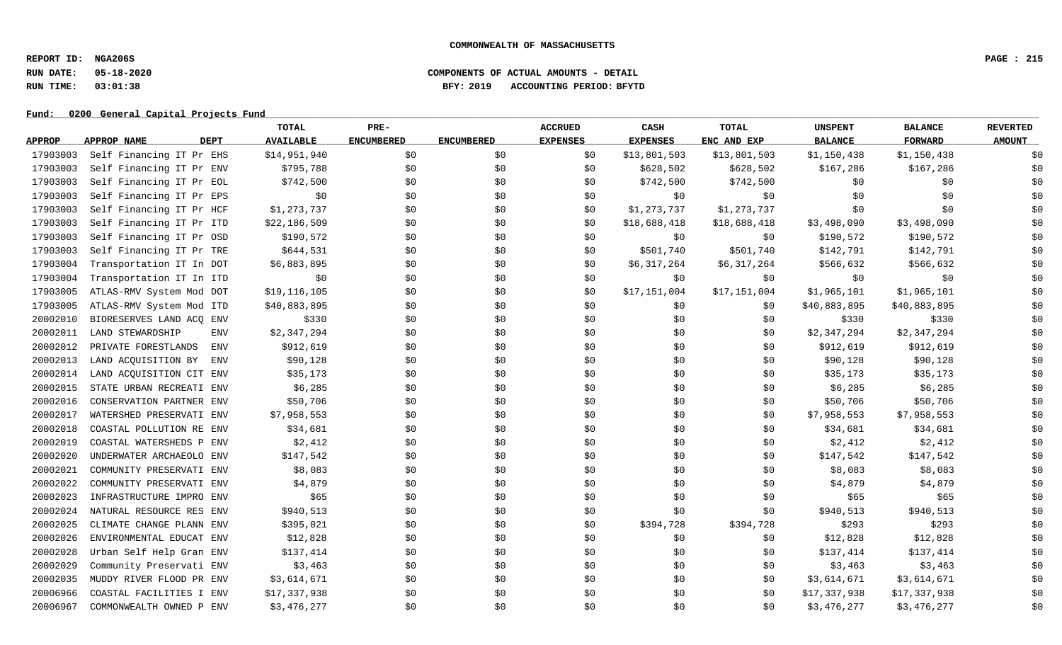**COMMONWEALTH OF MASSACHUSETTS**

**REPORT ID: NGA206S**
**RUN DATE: 05-18-2020** **COMPONENTS OF ACTUAL AMOUNTS - DETAIL**
**RUN TIME: 03:01:38** **BFY: 2019 ACCOUNTING PERIOD: BFYTD**

**Fund: 0200 General Capital Projects Fund**

| APPROP | APPROP NAME | DEPT | TOTAL AVAILABLE | PRE-ENCUMBERED | ENCUMBERED | ACCRUED EXPENSES | CASH EXPENSES | TOTAL ENC AND EXP | UNSPENT BALANCE | BALANCE FORWARD | REVERTED AMOUNT |
|---|---|---|---|---|---|---|---|---|---|---|---|
| 17903003 | Self Financing IT Pr | EHS | $14,951,940 | $0 | $0 | $0 | $13,801,503 | $13,801,503 | $1,150,438 | $1,150,438 | $0 |
| 17903003 | Self Financing IT Pr | ENV | $795,788 | $0 | $0 | $0 | $628,502 | $628,502 | $167,286 | $167,286 | $0 |
| 17903003 | Self Financing IT Pr | EOL | $742,500 | $0 | $0 | $0 | $742,500 | $742,500 | $0 | $0 | $0 |
| 17903003 | Self Financing IT Pr | EPS | $0 | $0 | $0 | $0 | $0 | $0 | $0 | $0 | $0 |
| 17903003 | Self Financing IT Pr | HCF | $1,273,737 | $0 | $0 | $0 | $1,273,737 | $1,273,737 | $0 | $0 | $0 |
| 17903003 | Self Financing IT Pr | ITD | $22,186,509 | $0 | $0 | $0 | $18,688,418 | $18,688,418 | $3,498,090 | $3,498,090 | $0 |
| 17903003 | Self Financing IT Pr | OSD | $190,572 | $0 | $0 | $0 | $0 | $0 | $190,572 | $190,572 | $0 |
| 17903003 | Self Financing IT Pr | TRE | $644,531 | $0 | $0 | $0 | $501,740 | $501,740 | $142,791 | $142,791 | $0 |
| 17903004 | Transportation IT In | DOT | $6,883,895 | $0 | $0 | $0 | $6,317,264 | $6,317,264 | $566,632 | $566,632 | $0 |
| 17903004 | Transportation IT In | ITD | $0 | $0 | $0 | $0 | $0 | $0 | $0 | $0 | $0 |
| 17903005 | ATLAS-RMV System Mod | DOT | $19,116,105 | $0 | $0 | $0 | $17,151,004 | $17,151,004 | $1,965,101 | $1,965,101 | $0 |
| 17903005 | ATLAS-RMV System Mod | ITD | $40,883,895 | $0 | $0 | $0 | $0 | $0 | $40,883,895 | $40,883,895 | $0 |
| 20002010 | BIORESERVES LAND ACQ | ENV | $330 | $0 | $0 | $0 | $0 | $0 | $330 | $330 | $0 |
| 20002011 | LAND STEWARDSHIP | ENV | $2,347,294 | $0 | $0 | $0 | $0 | $0 | $2,347,294 | $2,347,294 | $0 |
| 20002012 | PRIVATE FORESTLANDS | ENV | $912,619 | $0 | $0 | $0 | $0 | $0 | $912,619 | $912,619 | $0 |
| 20002013 | LAND ACQUISITION BY | ENV | $90,128 | $0 | $0 | $0 | $0 | $0 | $90,128 | $90,128 | $0 |
| 20002014 | LAND ACQUISITION CIT | ENV | $35,173 | $0 | $0 | $0 | $0 | $0 | $35,173 | $35,173 | $0 |
| 20002015 | STATE URBAN RECREATI | ENV | $6,285 | $0 | $0 | $0 | $0 | $0 | $6,285 | $6,285 | $0 |
| 20002016 | CONSERVATION PARTNER | ENV | $50,706 | $0 | $0 | $0 | $0 | $0 | $50,706 | $50,706 | $0 |
| 20002017 | WATERSHED PRESERVATI | ENV | $7,958,553 | $0 | $0 | $0 | $0 | $0 | $7,958,553 | $7,958,553 | $0 |
| 20002018 | COASTAL POLLUTION RE | ENV | $34,681 | $0 | $0 | $0 | $0 | $0 | $34,681 | $34,681 | $0 |
| 20002019 | COASTAL WATERSHEDS P | ENV | $2,412 | $0 | $0 | $0 | $0 | $0 | $2,412 | $2,412 | $0 |
| 20002020 | UNDERWATER ARCHAEOLO | ENV | $147,542 | $0 | $0 | $0 | $0 | $0 | $147,542 | $147,542 | $0 |
| 20002021 | COMMUNITY PRESERVATI | ENV | $8,083 | $0 | $0 | $0 | $0 | $0 | $8,083 | $8,083 | $0 |
| 20002022 | COMMUNITY PRESERVATI | ENV | $4,879 | $0 | $0 | $0 | $0 | $0 | $4,879 | $4,879 | $0 |
| 20002023 | INFRASTRUCTURE IMPRO | ENV | $65 | $0 | $0 | $0 | $0 | $0 | $65 | $65 | $0 |
| 20002024 | NATURAL RESOURCE RES | ENV | $940,513 | $0 | $0 | $0 | $0 | $0 | $940,513 | $940,513 | $0 |
| 20002025 | CLIMATE CHANGE PLANN | ENV | $395,021 | $0 | $0 | $0 | $394,728 | $394,728 | $293 | $293 | $0 |
| 20002026 | ENVIRONMENTAL EDUCAT | ENV | $12,828 | $0 | $0 | $0 | $0 | $0 | $12,828 | $12,828 | $0 |
| 20002028 | Urban Self Help Gran | ENV | $137,414 | $0 | $0 | $0 | $0 | $0 | $137,414 | $137,414 | $0 |
| 20002029 | Community Preservati | ENV | $3,463 | $0 | $0 | $0 | $0 | $0 | $3,463 | $3,463 | $0 |
| 20002035 | MUDDY RIVER FLOOD PR | ENV | $3,614,671 | $0 | $0 | $0 | $0 | $0 | $3,614,671 | $3,614,671 | $0 |
| 20006966 | COASTAL FACILITIES I | ENV | $17,337,938 | $0 | $0 | $0 | $0 | $0 | $17,337,938 | $17,337,938 | $0 |
| 20006967 | COMMONWEALTH OWNED P | ENV | $3,476,277 | $0 | $0 | $0 | $0 | $0 | $3,476,277 | $3,476,277 | $0 |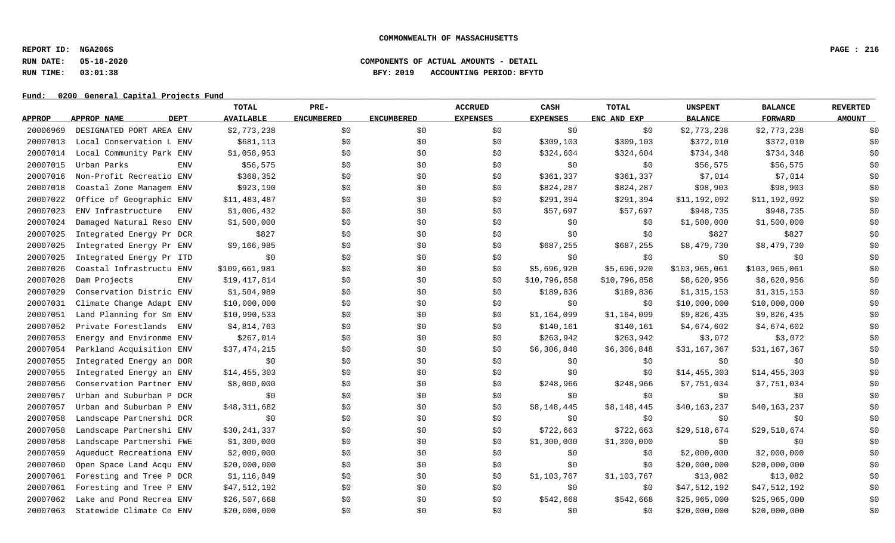**COMMONWEALTH OF MASSACHUSETTS**

**REPORT ID: NGA206S**
**RUN DATE: 05-18-2020**
**RUN TIME: 03:01:38**

**COMPONENTS OF ACTUAL AMOUNTS - DETAIL**
**BFY: 2019 ACCOUNTING PERIOD: BFYTD**

**Fund: 0200 General Capital Projects Fund**

| APPROP | APPROP NAME | DEPT | TOTAL AVAILABLE | PRE-ENCUMBERED | ENCUMBERED | ACCRUED EXPENSES | CASH EXPENSES | TOTAL ENC AND EXP | UNSPENT BALANCE | BALANCE FORWARD | REVERTED AMOUNT |
|---|---|---|---|---|---|---|---|---|---|---|---|
| 20006969 | DESIGNATED PORT AREA | ENV | $2,773,238 | $0 | $0 | $0 | $0 | $0 | $2,773,238 | $2,773,238 | $0 |
| 20007013 | Local Conservation L | ENV | $681,113 | $0 | $0 | $0 | $309,103 | $309,103 | $372,010 | $372,010 | $0 |
| 20007014 | Local Community Park | ENV | $1,058,953 | $0 | $0 | $0 | $324,604 | $324,604 | $734,348 | $734,348 | $0 |
| 20007015 | Urban Parks | ENV | $56,575 | $0 | $0 | $0 | $0 | $0 | $56,575 | $56,575 | $0 |
| 20007016 | Non-Profit Recreatio | ENV | $368,352 | $0 | $0 | $0 | $361,337 | $361,337 | $7,014 | $7,014 | $0 |
| 20007018 | Coastal Zone Managem | ENV | $923,190 | $0 | $0 | $0 | $824,287 | $824,287 | $98,903 | $98,903 | $0 |
| 20007022 | Office of Geographic | ENV | $11,483,487 | $0 | $0 | $0 | $291,394 | $291,394 | $11,192,092 | $11,192,092 | $0 |
| 20007023 | ENV Infrastructure | ENV | $1,006,432 | $0 | $0 | $0 | $57,697 | $57,697 | $948,735 | $948,735 | $0 |
| 20007024 | Damaged Natural Reso | ENV | $1,500,000 | $0 | $0 | $0 | $0 | $0 | $1,500,000 | $1,500,000 | $0 |
| 20007025 | Integrated Energy Pr | DCR | $827 | $0 | $0 | $0 | $0 | $0 | $827 | $827 | $0 |
| 20007025 | Integrated Energy Pr | ENV | $9,166,985 | $0 | $0 | $0 | $687,255 | $687,255 | $8,479,730 | $8,479,730 | $0 |
| 20007025 | Integrated Energy Pr | ITD | $0 | $0 | $0 | $0 | $0 | $0 | $0 | $0 | $0 |
| 20007026 | Coastal Infrastructu | ENV | $109,661,981 | $0 | $0 | $0 | $5,696,920 | $5,696,920 | $103,965,061 | $103,965,061 | $0 |
| 20007028 | Dam Projects | ENV | $19,417,814 | $0 | $0 | $0 | $10,796,858 | $10,796,858 | $8,620,956 | $8,620,956 | $0 |
| 20007029 | Conservation Distric | ENV | $1,504,989 | $0 | $0 | $0 | $189,836 | $189,836 | $1,315,153 | $1,315,153 | $0 |
| 20007031 | Climate Change Adapt | ENV | $10,000,000 | $0 | $0 | $0 | $0 | $0 | $10,000,000 | $10,000,000 | $0 |
| 20007051 | Land Planning for Sm | ENV | $10,990,533 | $0 | $0 | $0 | $1,164,099 | $1,164,099 | $9,826,435 | $9,826,435 | $0 |
| 20007052 | Private Forestlands | ENV | $4,814,763 | $0 | $0 | $0 | $140,161 | $140,161 | $4,674,602 | $4,674,602 | $0 |
| 20007053 | Energy and Environme | ENV | $267,014 | $0 | $0 | $0 | $263,942 | $263,942 | $3,072 | $3,072 | $0 |
| 20007054 | Parkland Acquisition | ENV | $37,474,215 | $0 | $0 | $0 | $6,306,848 | $6,306,848 | $31,167,367 | $31,167,367 | $0 |
| 20007055 | Integrated Energy an | DOR | $0 | $0 | $0 | $0 | $0 | $0 | $0 | $0 | $0 |
| 20007055 | Integrated Energy an | ENV | $14,455,303 | $0 | $0 | $0 | $0 | $0 | $14,455,303 | $14,455,303 | $0 |
| 20007056 | Conservation Partner | ENV | $8,000,000 | $0 | $0 | $0 | $248,966 | $248,966 | $7,751,034 | $7,751,034 | $0 |
| 20007057 | Urban and Suburban P | DCR | $0 | $0 | $0 | $0 | $0 | $0 | $0 | $0 | $0 |
| 20007057 | Urban and Suburban P | ENV | $48,311,682 | $0 | $0 | $0 | $8,148,445 | $8,148,445 | $40,163,237 | $40,163,237 | $0 |
| 20007058 | Landscape Partnershi | DCR | $0 | $0 | $0 | $0 | $0 | $0 | $0 | $0 | $0 |
| 20007058 | Landscape Partnershi | ENV | $30,241,337 | $0 | $0 | $0 | $722,663 | $722,663 | $29,518,674 | $29,518,674 | $0 |
| 20007058 | Landscape Partnershi | FWE | $1,300,000 | $0 | $0 | $0 | $1,300,000 | $1,300,000 | $0 | $0 | $0 |
| 20007059 | Aqueduct Recreationa | ENV | $2,000,000 | $0 | $0 | $0 | $0 | $0 | $2,000,000 | $2,000,000 | $0 |
| 20007060 | Open Space Land Acqu | ENV | $20,000,000 | $0 | $0 | $0 | $0 | $0 | $20,000,000 | $20,000,000 | $0 |
| 20007061 | Foresting and Tree P | DCR | $1,116,849 | $0 | $0 | $0 | $1,103,767 | $1,103,767 | $13,082 | $13,082 | $0 |
| 20007061 | Foresting and Tree P | ENV | $47,512,192 | $0 | $0 | $0 | $0 | $0 | $47,512,192 | $47,512,192 | $0 |
| 20007062 | Lake and Pond Recrea | ENV | $26,507,668 | $0 | $0 | $0 | $542,668 | $542,668 | $25,965,000 | $25,965,000 | $0 |
| 20007063 | Statewide Climate Ce | ENV | $20,000,000 | $0 | $0 | $0 | $0 | $0 | $20,000,000 | $20,000,000 | $0 |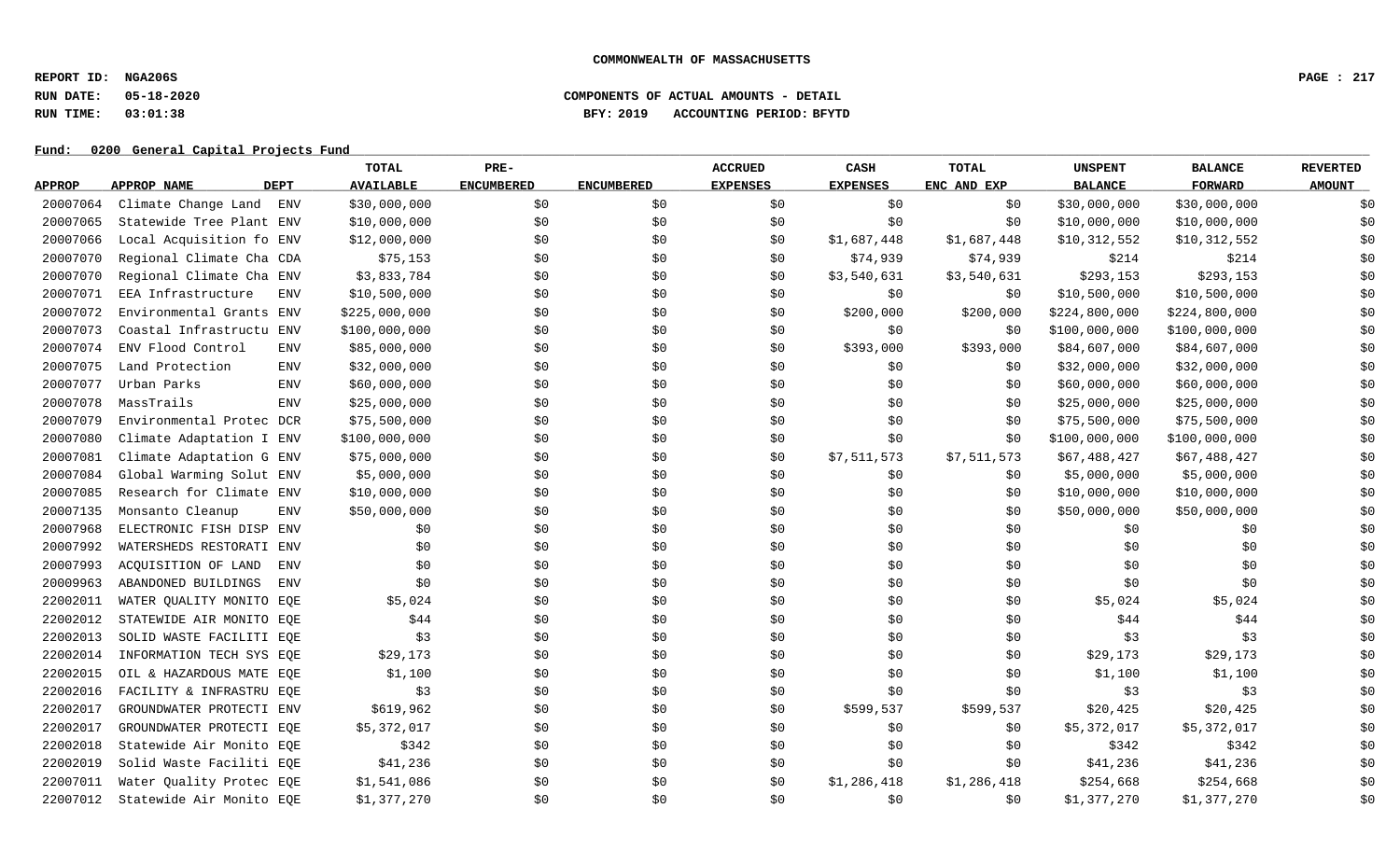**COMMONWEALTH OF MASSACHUSETTS**

**REPORT ID: NGA206S**
**RUN DATE: 05-18-2020** **COMPONENTS OF ACTUAL AMOUNTS - DETAIL**
**RUN TIME: 03:01:38** **BFY: 2019 ACCOUNTING PERIOD: BFYTD**

**Fund: 0200 General Capital Projects Fund**

| APPROP | APPROP NAME | DEPT | TOTAL AVAILABLE | PRE-ENCUMBERED | ENCUMBERED | ACCRUED EXPENSES | CASH EXPENSES | TOTAL ENC AND EXP | UNSPENT BALANCE | BALANCE FORWARD | REVERTED AMOUNT |
|---|---|---|---|---|---|---|---|---|---|---|---|
| 20007064 | Climate Change Land | ENV | $30,000,000 | $0 | $0 | $0 | $0 | $0 | $30,000,000 | $30,000,000 | $0 |
| 20007065 | Statewide Tree Plant | ENV | $10,000,000 | $0 | $0 | $0 | $0 | $0 | $10,000,000 | $10,000,000 | $0 |
| 20007066 | Local Acquisition fo | ENV | $12,000,000 | $0 | $0 | $0 | $1,687,448 | $1,687,448 | $10,312,552 | $10,312,552 | $0 |
| 20007070 | Regional Climate Cha | CDA | $75,153 | $0 | $0 | $0 | $74,939 | $74,939 | $214 | $214 | $0 |
| 20007070 | Regional Climate Cha | ENV | $3,833,784 | $0 | $0 | $0 | $3,540,631 | $3,540,631 | $293,153 | $293,153 | $0 |
| 20007071 | EEA Infrastructure | ENV | $10,500,000 | $0 | $0 | $0 | $0 | $0 | $10,500,000 | $10,500,000 | $0 |
| 20007072 | Environmental Grants | ENV | $225,000,000 | $0 | $0 | $0 | $200,000 | $200,000 | $224,800,000 | $224,800,000 | $0 |
| 20007073 | Coastal Infrastructu | ENV | $100,000,000 | $0 | $0 | $0 | $0 | $0 | $100,000,000 | $100,000,000 | $0 |
| 20007074 | ENV Flood Control | ENV | $85,000,000 | $0 | $0 | $0 | $393,000 | $393,000 | $84,607,000 | $84,607,000 | $0 |
| 20007075 | Land Protection | ENV | $32,000,000 | $0 | $0 | $0 | $0 | $0 | $32,000,000 | $32,000,000 | $0 |
| 20007077 | Urban Parks | ENV | $60,000,000 | $0 | $0 | $0 | $0 | $0 | $60,000,000 | $60,000,000 | $0 |
| 20007078 | MassTrails | ENV | $25,000,000 | $0 | $0 | $0 | $0 | $0 | $25,000,000 | $25,000,000 | $0 |
| 20007079 | Environmental Protec | DCR | $75,500,000 | $0 | $0 | $0 | $0 | $0 | $75,500,000 | $75,500,000 | $0 |
| 20007080 | Climate Adaptation I | ENV | $100,000,000 | $0 | $0 | $0 | $0 | $0 | $100,000,000 | $100,000,000 | $0 |
| 20007081 | Climate Adaptation G | ENV | $75,000,000 | $0 | $0 | $0 | $7,511,573 | $7,511,573 | $67,488,427 | $67,488,427 | $0 |
| 20007084 | Global Warming Solut | ENV | $5,000,000 | $0 | $0 | $0 | $0 | $0 | $5,000,000 | $5,000,000 | $0 |
| 20007085 | Research for Climate | ENV | $10,000,000 | $0 | $0 | $0 | $0 | $0 | $10,000,000 | $10,000,000 | $0 |
| 20007135 | Monsanto Cleanup | ENV | $50,000,000 | $0 | $0 | $0 | $0 | $0 | $50,000,000 | $50,000,000 | $0 |
| 20007968 | ELECTRONIC FISH DISP | ENV | $0 | $0 | $0 | $0 | $0 | $0 | $0 | $0 | $0 |
| 20007992 | WATERSHEDS RESTORATI | ENV | $0 | $0 | $0 | $0 | $0 | $0 | $0 | $0 | $0 |
| 20007993 | ACQUISITION OF LAND | ENV | $0 | $0 | $0 | $0 | $0 | $0 | $0 | $0 | $0 |
| 20009963 | ABANDONED BUILDINGS | ENV | $0 | $0 | $0 | $0 | $0 | $0 | $0 | $0 | $0 |
| 22002011 | WATER QUALITY MONITO | EQE | $5,024 | $0 | $0 | $0 | $0 | $0 | $5,024 | $5,024 | $0 |
| 22002012 | STATEWIDE AIR MONITO | EQE | $44 | $0 | $0 | $0 | $0 | $0 | $44 | $44 | $0 |
| 22002013 | SOLID WASTE FACILITI | EQE | $3 | $0 | $0 | $0 | $0 | $0 | $3 | $3 | $0 |
| 22002014 | INFORMATION TECH SYS | EQE | $29,173 | $0 | $0 | $0 | $0 | $0 | $29,173 | $29,173 | $0 |
| 22002015 | OIL & HAZARDOUS MATE | EQE | $1,100 | $0 | $0 | $0 | $0 | $0 | $1,100 | $1,100 | $0 |
| 22002016 | FACILITY & INFRASTRU | EQE | $3 | $0 | $0 | $0 | $0 | $0 | $3 | $3 | $0 |
| 22002017 | GROUNDWATER PROTECTI | ENV | $619,962 | $0 | $0 | $0 | $599,537 | $599,537 | $20,425 | $20,425 | $0 |
| 22002017 | GROUNDWATER PROTECTI | EQE | $5,372,017 | $0 | $0 | $0 | $0 | $0 | $5,372,017 | $5,372,017 | $0 |
| 22002018 | Statewide Air Monito | EQE | $342 | $0 | $0 | $0 | $0 | $0 | $342 | $342 | $0 |
| 22002019 | Solid Waste Faciliti | EQE | $41,236 | $0 | $0 | $0 | $0 | $0 | $41,236 | $41,236 | $0 |
| 22007011 | Water Quality Protec | EQE | $1,541,086 | $0 | $0 | $0 | $1,286,418 | $1,286,418 | $254,668 | $254,668 | $0 |
| 22007012 | Statewide Air Monito | EQE | $1,377,270 | $0 | $0 | $0 | $0 | $0 | $1,377,270 | $1,377,270 | $0 |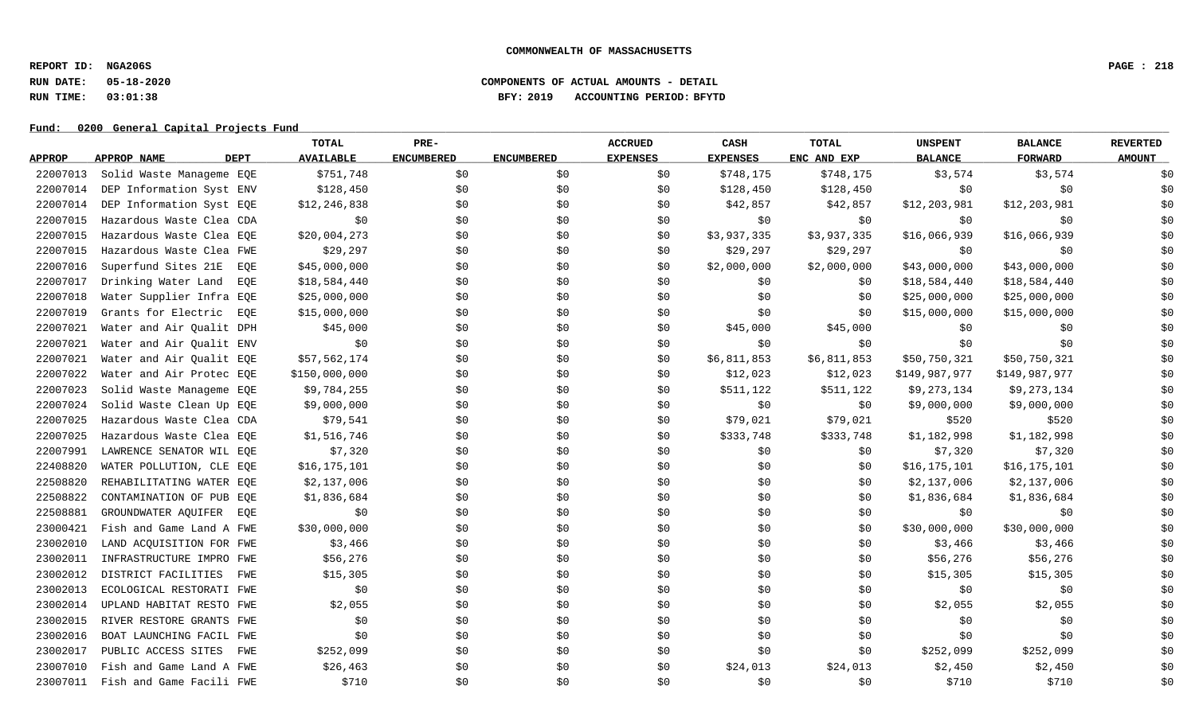**COMMONWEALTH OF MASSACHUSETTS**

**REPORT ID: NGA206S**
**RUN DATE: 05-18-2020** **COMPONENTS OF ACTUAL AMOUNTS - DETAIL**
**RUN TIME: 03:01:38** **BFY: 2019 ACCOUNTING PERIOD: BFYTD**

**Fund: 0200 General Capital Projects Fund**

| APPROP | APPROP NAME | DEPT | TOTAL AVAILABLE | PRE-ENCUMBERED | ENCUMBERED | ACCRUED EXPENSES | CASH EXPENSES | TOTAL ENC AND EXP | UNSPENT BALANCE | BALANCE FORWARD | REVERTED AMOUNT |
|---|---|---|---|---|---|---|---|---|---|---|---|
| 22007013 | Solid Waste Manageme | EQE | $751,748 | $0 | $0 | $0 | $748,175 | $748,175 | $3,574 | $3,574 | $0 |
| 22007014 | DEP Information Syst | ENV | $128,450 | $0 | $0 | $0 | $128,450 | $128,450 | $0 | $0 | $0 |
| 22007014 | DEP Information Syst | EQE | $12,246,838 | $0 | $0 | $0 | $42,857 | $42,857 | $12,203,981 | $12,203,981 | $0 |
| 22007015 | Hazardous Waste Clea | CDA | $0 | $0 | $0 | $0 | $0 | $0 | $0 | $0 | $0 |
| 22007015 | Hazardous Waste Clea | EQE | $20,004,273 | $0 | $0 | $0 | $3,937,335 | $3,937,335 | $16,066,939 | $16,066,939 | $0 |
| 22007015 | Hazardous Waste Clea | FWE | $29,297 | $0 | $0 | $0 | $29,297 | $29,297 | $0 | $0 | $0 |
| 22007016 | Superfund Sites 21E | EQE | $45,000,000 | $0 | $0 | $0 | $2,000,000 | $2,000,000 | $43,000,000 | $43,000,000 | $0 |
| 22007017 | Drinking Water Land | EQE | $18,584,440 | $0 | $0 | $0 | $0 | $0 | $18,584,440 | $18,584,440 | $0 |
| 22007018 | Water Supplier Infra | EQE | $25,000,000 | $0 | $0 | $0 | $0 | $0 | $25,000,000 | $25,000,000 | $0 |
| 22007019 | Grants for Electric | EQE | $15,000,000 | $0 | $0 | $0 | $0 | $0 | $15,000,000 | $15,000,000 | $0 |
| 22007021 | Water and Air Qualit | DPH | $45,000 | $0 | $0 | $0 | $45,000 | $45,000 | $0 | $0 | $0 |
| 22007021 | Water and Air Qualit | ENV | $0 | $0 | $0 | $0 | $0 | $0 | $0 | $0 | $0 |
| 22007021 | Water and Air Qualit | EQE | $57,562,174 | $0 | $0 | $0 | $6,811,853 | $6,811,853 | $50,750,321 | $50,750,321 | $0 |
| 22007022 | Water and Air Protec | EQE | $150,000,000 | $0 | $0 | $0 | $12,023 | $12,023 | $149,987,977 | $149,987,977 | $0 |
| 22007023 | Solid Waste Manageme | EQE | $9,784,255 | $0 | $0 | $0 | $511,122 | $511,122 | $9,273,134 | $9,273,134 | $0 |
| 22007024 | Solid Waste Clean Up | EQE | $9,000,000 | $0 | $0 | $0 | $0 | $0 | $9,000,000 | $9,000,000 | $0 |
| 22007025 | Hazardous Waste Clea | CDA | $79,541 | $0 | $0 | $0 | $79,021 | $79,021 | $520 | $520 | $0 |
| 22007025 | Hazardous Waste Clea | EQE | $1,516,746 | $0 | $0 | $0 | $333,748 | $333,748 | $1,182,998 | $1,182,998 | $0 |
| 22007991 | LAWRENCE SENATOR WIL | EQE | $7,320 | $0 | $0 | $0 | $0 | $0 | $7,320 | $7,320 | $0 |
| 22408820 | WATER POLLUTION, CLE | EQE | $16,175,101 | $0 | $0 | $0 | $0 | $0 | $16,175,101 | $16,175,101 | $0 |
| 22508820 | REHABILITATING WATER | EQE | $2,137,006 | $0 | $0 | $0 | $0 | $0 | $2,137,006 | $2,137,006 | $0 |
| 22508822 | CONTAMINATION OF PUB | EQE | $1,836,684 | $0 | $0 | $0 | $0 | $0 | $1,836,684 | $1,836,684 | $0 |
| 22508881 | GROUNDWATER AQUIFER | EQE | $0 | $0 | $0 | $0 | $0 | $0 | $0 | $0 | $0 |
| 23000421 | Fish and Game Land A | FWE | $30,000,000 | $0 | $0 | $0 | $0 | $0 | $30,000,000 | $30,000,000 | $0 |
| 23002010 | LAND ACQUISITION FOR | FWE | $3,466 | $0 | $0 | $0 | $0 | $0 | $3,466 | $3,466 | $0 |
| 23002011 | INFRASTRUCTURE IMPRO | FWE | $56,276 | $0 | $0 | $0 | $0 | $0 | $56,276 | $56,276 | $0 |
| 23002012 | DISTRICT FACILITIES | FWE | $15,305 | $0 | $0 | $0 | $0 | $0 | $15,305 | $15,305 | $0 |
| 23002013 | ECOLOGICAL RESTORATI | FWE | $0 | $0 | $0 | $0 | $0 | $0 | $0 | $0 | $0 |
| 23002014 | UPLAND HABITAT RESTO | FWE | $2,055 | $0 | $0 | $0 | $0 | $0 | $2,055 | $2,055 | $0 |
| 23002015 | RIVER RESTORE GRANTS | FWE | $0 | $0 | $0 | $0 | $0 | $0 | $0 | $0 | $0 |
| 23002016 | BOAT LAUNCHING FACIL | FWE | $0 | $0 | $0 | $0 | $0 | $0 | $0 | $0 | $0 |
| 23002017 | PUBLIC ACCESS SITES | FWE | $252,099 | $0 | $0 | $0 | $0 | $0 | $252,099 | $252,099 | $0 |
| 23007010 | Fish and Game Land A | FWE | $26,463 | $0 | $0 | $0 | $24,013 | $24,013 | $2,450 | $2,450 | $0 |
| 23007011 | Fish and Game Facili | FWE | $710 | $0 | $0 | $0 | $0 | $0 | $710 | $710 | $0 |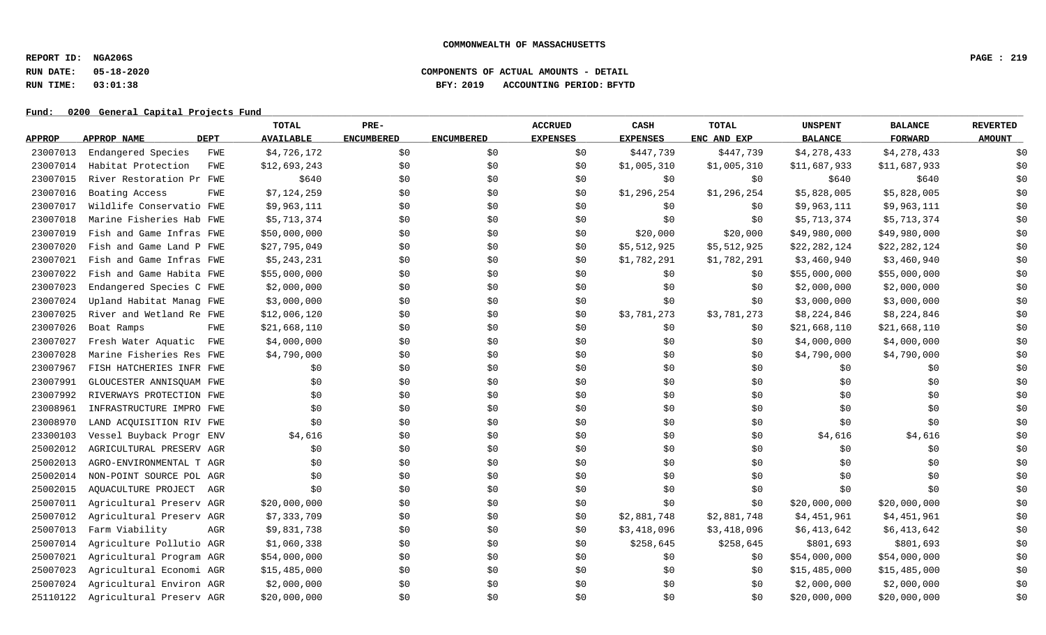**COMMONWEALTH OF MASSACHUSETTS**

**REPORT ID: NGA206S**
**RUN DATE: 05-18-2020**
**RUN TIME: 03:01:38**

**COMPONENTS OF ACTUAL AMOUNTS - DETAIL**
**BFY: 2019 ACCOUNTING PERIOD: BFYTD**

**Fund: 0200 General Capital Projects Fund**

| APPROP | APPROP NAME | DEPT | TOTAL AVAILABLE | PRE-ENCUMBERED | ENCUMBERED | ACCRUED EXPENSES | CASH EXPENSES | TOTAL ENC AND EXP | UNSPENT BALANCE | BALANCE FORWARD | REVERTED AMOUNT |
|---|---|---|---|---|---|---|---|---|---|---|---|
| 23007013 | Endangered Species | FWE | $4,726,172 | $0 | $0 | $0 | $447,739 | $447,739 | $4,278,433 | $4,278,433 | $0 |
| 23007014 | Habitat Protection | FWE | $12,693,243 | $0 | $0 | $0 | $1,005,310 | $1,005,310 | $11,687,933 | $11,687,933 | $0 |
| 23007015 | River Restoration Pr | FWE | $640 | $0 | $0 | $0 | $0 | $0 | $640 | $640 | $0 |
| 23007016 | Boating Access | FWE | $7,124,259 | $0 | $0 | $0 | $1,296,254 | $1,296,254 | $5,828,005 | $5,828,005 | $0 |
| 23007017 | Wildlife Conservatio | FWE | $9,963,111 | $0 | $0 | $0 | $0 | $0 | $9,963,111 | $9,963,111 | $0 |
| 23007018 | Marine Fisheries Hab | FWE | $5,713,374 | $0 | $0 | $0 | $0 | $0 | $5,713,374 | $5,713,374 | $0 |
| 23007019 | Fish and Game Infras | FWE | $50,000,000 | $0 | $0 | $0 | $20,000 | $20,000 | $49,980,000 | $49,980,000 | $0 |
| 23007020 | Fish and Game Land P | FWE | $27,795,049 | $0 | $0 | $0 | $5,512,925 | $5,512,925 | $22,282,124 | $22,282,124 | $0 |
| 23007021 | Fish and Game Infras | FWE | $5,243,231 | $0 | $0 | $0 | $1,782,291 | $1,782,291 | $3,460,940 | $3,460,940 | $0 |
| 23007022 | Fish and Game Habita | FWE | $55,000,000 | $0 | $0 | $0 | $0 | $0 | $55,000,000 | $55,000,000 | $0 |
| 23007023 | Endangered Species C | FWE | $2,000,000 | $0 | $0 | $0 | $0 | $0 | $2,000,000 | $2,000,000 | $0 |
| 23007024 | Upland Habitat Manag | FWE | $3,000,000 | $0 | $0 | $0 | $0 | $0 | $3,000,000 | $3,000,000 | $0 |
| 23007025 | River and Wetland Re | FWE | $12,006,120 | $0 | $0 | $0 | $3,781,273 | $3,781,273 | $8,224,846 | $8,224,846 | $0 |
| 23007026 | Boat Ramps | FWE | $21,668,110 | $0 | $0 | $0 | $0 | $0 | $21,668,110 | $21,668,110 | $0 |
| 23007027 | Fresh Water Aquatic | FWE | $4,000,000 | $0 | $0 | $0 | $0 | $0 | $4,000,000 | $4,000,000 | $0 |
| 23007028 | Marine Fisheries Res | FWE | $4,790,000 | $0 | $0 | $0 | $0 | $0 | $4,790,000 | $4,790,000 | $0 |
| 23007967 | FISH HATCHERIES INFR | FWE | $0 | $0 | $0 | $0 | $0 | $0 | $0 | $0 | $0 |
| 23007991 | GLOUCESTER ANNISQUAM | FWE | $0 | $0 | $0 | $0 | $0 | $0 | $0 | $0 | $0 |
| 23007992 | RIVERWAYS PROTECTION | FWE | $0 | $0 | $0 | $0 | $0 | $0 | $0 | $0 | $0 |
| 23008961 | INFRASTRUCTURE IMPRO | FWE | $0 | $0 | $0 | $0 | $0 | $0 | $0 | $0 | $0 |
| 23008970 | LAND ACQUISITION RIV | FWE | $0 | $0 | $0 | $0 | $0 | $0 | $0 | $0 | $0 |
| 23300103 | Vessel Buyback Progr | ENV | $4,616 | $0 | $0 | $0 | $0 | $0 | $4,616 | $4,616 | $0 |
| 25002012 | AGRICULTURAL PRESERV | AGR | $0 | $0 | $0 | $0 | $0 | $0 | $0 | $0 | $0 |
| 25002013 | AGRO-ENVIRONMENTAL T | AGR | $0 | $0 | $0 | $0 | $0 | $0 | $0 | $0 | $0 |
| 25002014 | NON-POINT SOURCE POL | AGR | $0 | $0 | $0 | $0 | $0 | $0 | $0 | $0 | $0 |
| 25002015 | AQUACULTURE PROJECT | AGR | $0 | $0 | $0 | $0 | $0 | $0 | $0 | $0 | $0 |
| 25007011 | Agricultural Preserv | AGR | $20,000,000 | $0 | $0 | $0 | $0 | $0 | $20,000,000 | $20,000,000 | $0 |
| 25007012 | Agricultural Preserv | AGR | $7,333,709 | $0 | $0 | $0 | $2,881,748 | $2,881,748 | $4,451,961 | $4,451,961 | $0 |
| 25007013 | Farm Viability | AGR | $9,831,738 | $0 | $0 | $0 | $3,418,096 | $3,418,096 | $6,413,642 | $6,413,642 | $0 |
| 25007014 | Agriculture Pollutio | AGR | $1,060,338 | $0 | $0 | $0 | $258,645 | $258,645 | $801,693 | $801,693 | $0 |
| 25007021 | Agricultural Program | AGR | $54,000,000 | $0 | $0 | $0 | $0 | $0 | $54,000,000 | $54,000,000 | $0 |
| 25007023 | Agricultural Economi | AGR | $15,485,000 | $0 | $0 | $0 | $0 | $0 | $15,485,000 | $15,485,000 | $0 |
| 25007024 | Agricultural Environ | AGR | $2,000,000 | $0 | $0 | $0 | $0 | $0 | $2,000,000 | $2,000,000 | $0 |
| 25110122 | Agricultural Preserv | AGR | $20,000,000 | $0 | $0 | $0 | $0 | $0 | $20,000,000 | $20,000,000 | $0 |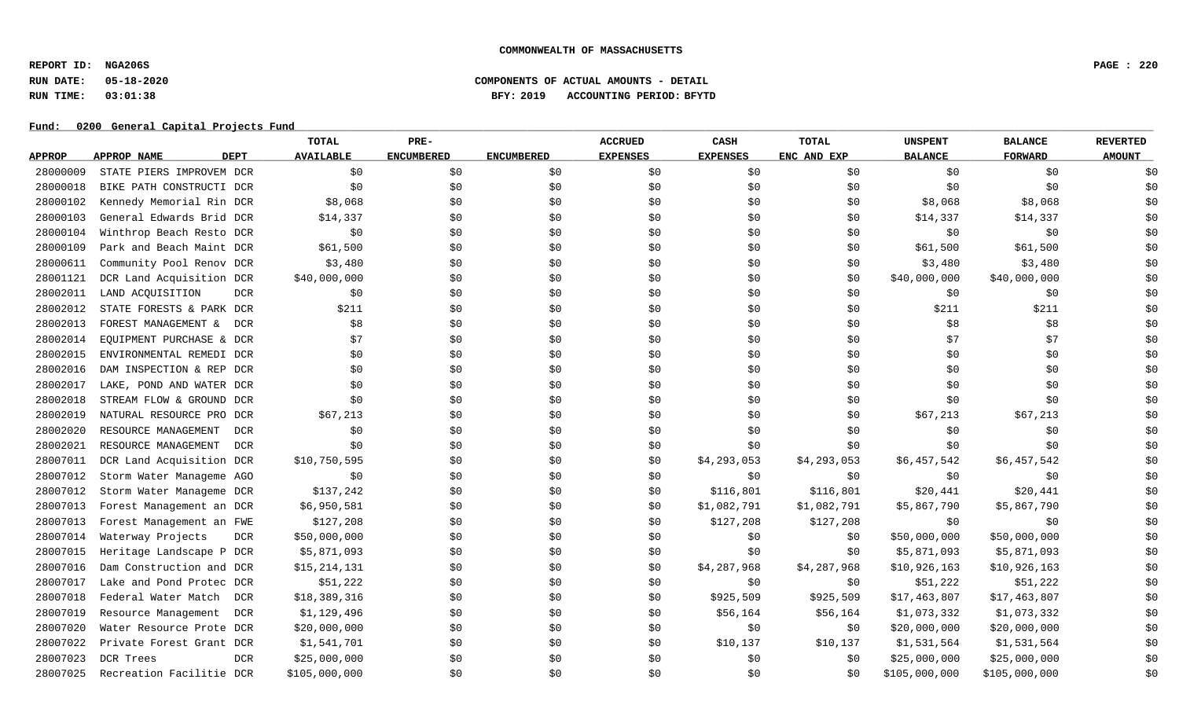**COMMONWEALTH OF MASSACHUSETTS**

**REPORT ID: NGA206S**
**RUN DATE: 05-18-2020**
**RUN TIME: 03:01:38**

**COMPONENTS OF ACTUAL AMOUNTS - DETAIL**
**BFY: 2019 ACCOUNTING PERIOD: BFYTD**

**Fund: 0200 General Capital Projects Fund**

| APPROP | APPROP NAME | DEPT | TOTAL AVAILABLE | PRE-ENCUMBERED | ENCUMBERED | ACCRUED EXPENSES | CASH EXPENSES | TOTAL ENC AND EXP | UNSPENT BALANCE | BALANCE FORWARD | REVERTED AMOUNT |
|---|---|---|---|---|---|---|---|---|---|---|---|
| 28000009 | STATE PIERS IMPROVEM | DCR | $0 | $0 | $0 | $0 | $0 | $0 | $0 | $0 | $0 |
| 28000018 | BIKE PATH CONSTRUCTI | DCR | $0 | $0 | $0 | $0 | $0 | $0 | $0 | $0 | $0 |
| 28000102 | Kennedy Memorial Rin | DCR | $8,068 | $0 | $0 | $0 | $0 | $0 | $8,068 | $8,068 | $0 |
| 28000103 | General Edwards Brid | DCR | $14,337 | $0 | $0 | $0 | $0 | $0 | $14,337 | $14,337 | $0 |
| 28000104 | Winthrop Beach Resto | DCR | $0 | $0 | $0 | $0 | $0 | $0 | $0 | $0 | $0 |
| 28000109 | Park and Beach Maint | DCR | $61,500 | $0 | $0 | $0 | $0 | $0 | $61,500 | $61,500 | $0 |
| 28000611 | Community Pool Renov | DCR | $3,480 | $0 | $0 | $0 | $0 | $0 | $3,480 | $3,480 | $0 |
| 28001121 | DCR Land Acquisition | DCR | $40,000,000 | $0 | $0 | $0 | $0 | $0 | $40,000,000 | $40,000,000 | $0 |
| 28002011 | LAND ACQUISITION | DCR | $0 | $0 | $0 | $0 | $0 | $0 | $0 | $0 | $0 |
| 28002012 | STATE FORESTS & PARK | DCR | $211 | $0 | $0 | $0 | $0 | $0 | $211 | $211 | $0 |
| 28002013 | FOREST MANAGEMENT & | DCR | $8 | $0 | $0 | $0 | $0 | $0 | $8 | $8 | $0 |
| 28002014 | EQUIPMENT PURCHASE & | DCR | $7 | $0 | $0 | $0 | $0 | $0 | $7 | $7 | $0 |
| 28002015 | ENVIRONMENTAL REMEDI | DCR | $0 | $0 | $0 | $0 | $0 | $0 | $0 | $0 | $0 |
| 28002016 | DAM INSPECTION & REP | DCR | $0 | $0 | $0 | $0 | $0 | $0 | $0 | $0 | $0 |
| 28002017 | LAKE, POND AND WATER | DCR | $0 | $0 | $0 | $0 | $0 | $0 | $0 | $0 | $0 |
| 28002018 | STREAM FLOW & GROUND | DCR | $0 | $0 | $0 | $0 | $0 | $0 | $0 | $0 | $0 |
| 28002019 | NATURAL RESOURCE PRO | DCR | $67,213 | $0 | $0 | $0 | $0 | $0 | $67,213 | $67,213 | $0 |
| 28002020 | RESOURCE MANAGEMENT | DCR | $0 | $0 | $0 | $0 | $0 | $0 | $0 | $0 | $0 |
| 28002021 | RESOURCE MANAGEMENT | DCR | $0 | $0 | $0 | $0 | $0 | $0 | $0 | $0 | $0 |
| 28007011 | DCR Land Acquisition | DCR | $10,750,595 | $0 | $0 | $0 | $4,293,053 | $4,293,053 | $6,457,542 | $6,457,542 | $0 |
| 28007012 | Storm Water Manageme | AGO | $0 | $0 | $0 | $0 | $0 | $0 | $0 | $0 | $0 |
| 28007012 | Storm Water Manageme | DCR | $137,242 | $0 | $0 | $0 | $116,801 | $116,801 | $20,441 | $20,441 | $0 |
| 28007013 | Forest Management an | DCR | $6,950,581 | $0 | $0 | $0 | $1,082,791 | $1,082,791 | $5,867,790 | $5,867,790 | $0 |
| 28007013 | Forest Management an | FWE | $127,208 | $0 | $0 | $0 | $127,208 | $127,208 | $0 | $0 | $0 |
| 28007014 | Waterway Projects | DCR | $50,000,000 | $0 | $0 | $0 | $0 | $0 | $50,000,000 | $50,000,000 | $0 |
| 28007015 | Heritage Landscape P | DCR | $5,871,093 | $0 | $0 | $0 | $0 | $0 | $5,871,093 | $5,871,093 | $0 |
| 28007016 | Dam Construction and | DCR | $15,214,131 | $0 | $0 | $0 | $4,287,968 | $4,287,968 | $10,926,163 | $10,926,163 | $0 |
| 28007017 | Lake and Pond Protec | DCR | $51,222 | $0 | $0 | $0 | $0 | $0 | $51,222 | $51,222 | $0 |
| 28007018 | Federal Water Match | DCR | $18,389,316 | $0 | $0 | $0 | $925,509 | $925,509 | $17,463,807 | $17,463,807 | $0 |
| 28007019 | Resource Management | DCR | $1,129,496 | $0 | $0 | $0 | $56,164 | $56,164 | $1,073,332 | $1,073,332 | $0 |
| 28007020 | Water Resource Prote | DCR | $20,000,000 | $0 | $0 | $0 | $0 | $0 | $20,000,000 | $20,000,000 | $0 |
| 28007022 | Private Forest Grant | DCR | $1,541,701 | $0 | $0 | $0 | $10,137 | $10,137 | $1,531,564 | $1,531,564 | $0 |
| 28007023 | DCR Trees | DCR | $25,000,000 | $0 | $0 | $0 | $0 | $0 | $25,000,000 | $25,000,000 | $0 |
| 28007025 | Recreation Facilitie | DCR | $105,000,000 | $0 | $0 | $0 | $0 | $0 | $105,000,000 | $105,000,000 | $0 |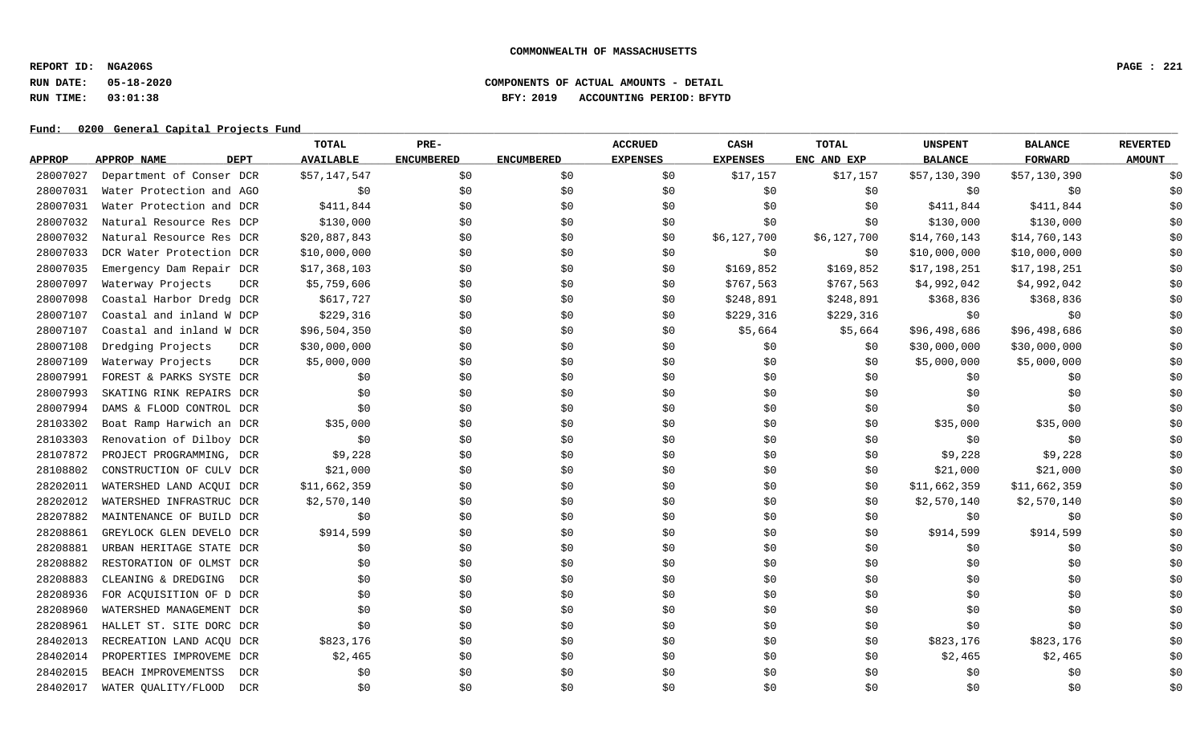**COMMONWEALTH OF MASSACHUSETTS**

**REPORT ID: NGA206S**
**RUN DATE: 05-18-2020**
**RUN TIME: 03:01:38**

**COMPONENTS OF ACTUAL AMOUNTS - DETAIL**
**BFY: 2019 ACCOUNTING PERIOD: BFYTD**

**Fund: 0200 General Capital Projects Fund**

| APPROP | APPROP NAME | DEPT | TOTAL AVAILABLE | PRE-ENCUMBERED | ENCUMBERED | ACCRUED EXPENSES | CASH EXPENSES | TOTAL ENC AND EXP | UNSPENT BALANCE | BALANCE FORWARD | REVERTED AMOUNT |
|---|---|---|---|---|---|---|---|---|---|---|---|
| 28007027 | Department of Conser | DCR | $57,147,547 | $0 | $0 | $0 | $17,157 | $17,157 | $57,130,390 | $57,130,390 | $0 |
| 28007031 | Water Protection and | AGO | $0 | $0 | $0 | $0 | $0 | $0 | $0 | $0 | $0 |
| 28007031 | Water Protection and | DCR | $411,844 | $0 | $0 | $0 | $0 | $0 | $411,844 | $411,844 | $0 |
| 28007032 | Natural Resource Res | DCP | $130,000 | $0 | $0 | $0 | $0 | $0 | $130,000 | $130,000 | $0 |
| 28007032 | Natural Resource Res | DCR | $20,887,843 | $0 | $0 | $0 | $6,127,700 | $6,127,700 | $14,760,143 | $14,760,143 | $0 |
| 28007033 | DCR Water Protection | DCR | $10,000,000 | $0 | $0 | $0 | $0 | $0 | $10,000,000 | $10,000,000 | $0 |
| 28007035 | Emergency Dam Repair | DCR | $17,368,103 | $0 | $0 | $0 | $169,852 | $169,852 | $17,198,251 | $17,198,251 | $0 |
| 28007097 | Waterway Projects | DCR | $5,759,606 | $0 | $0 | $0 | $767,563 | $767,563 | $4,992,042 | $4,992,042 | $0 |
| 28007098 | Coastal Harbor Dredg | DCR | $617,727 | $0 | $0 | $0 | $248,891 | $248,891 | $368,836 | $368,836 | $0 |
| 28007107 | Coastal and inland W | DCP | $229,316 | $0 | $0 | $0 | $229,316 | $229,316 | $0 | $0 | $0 |
| 28007107 | Coastal and inland W | DCR | $96,504,350 | $0 | $0 | $0 | $5,664 | $5,664 | $96,498,686 | $96,498,686 | $0 |
| 28007108 | Dredging Projects | DCR | $30,000,000 | $0 | $0 | $0 | $0 | $0 | $30,000,000 | $30,000,000 | $0 |
| 28007109 | Waterway Projects | DCR | $5,000,000 | $0 | $0 | $0 | $0 | $0 | $5,000,000 | $5,000,000 | $0 |
| 28007991 | FOREST & PARKS SYSTE | DCR | $0 | $0 | $0 | $0 | $0 | $0 | $0 | $0 | $0 |
| 28007993 | SKATING RINK REPAIRS | DCR | $0 | $0 | $0 | $0 | $0 | $0 | $0 | $0 | $0 |
| 28007994 | DAMS & FLOOD CONTROL | DCR | $0 | $0 | $0 | $0 | $0 | $0 | $0 | $0 | $0 |
| 28103302 | Boat Ramp Harwich an | DCR | $35,000 | $0 | $0 | $0 | $0 | $0 | $35,000 | $35,000 | $0 |
| 28103303 | Renovation of Dilboy | DCR | $0 | $0 | $0 | $0 | $0 | $0 | $0 | $0 | $0 |
| 28107872 | PROJECT PROGRAMMING, | DCR | $9,228 | $0 | $0 | $0 | $0 | $0 | $9,228 | $9,228 | $0 |
| 28108802 | CONSTRUCTION OF CULV | DCR | $21,000 | $0 | $0 | $0 | $0 | $0 | $21,000 | $21,000 | $0 |
| 28202011 | WATERSHED LAND ACQUI | DCR | $11,662,359 | $0 | $0 | $0 | $0 | $0 | $11,662,359 | $11,662,359 | $0 |
| 28202012 | WATERSHED INFRASTRUC | DCR | $2,570,140 | $0 | $0 | $0 | $0 | $0 | $2,570,140 | $2,570,140 | $0 |
| 28207882 | MAINTENANCE OF BUILD | DCR | $0 | $0 | $0 | $0 | $0 | $0 | $0 | $0 | $0 |
| 28208861 | GREYLOCK GLEN DEVELO | DCR | $914,599 | $0 | $0 | $0 | $0 | $0 | $914,599 | $914,599 | $0 |
| 28208881 | URBAN HERITAGE STATE | DCR | $0 | $0 | $0 | $0 | $0 | $0 | $0 | $0 | $0 |
| 28208882 | RESTORATION OF OLMST | DCR | $0 | $0 | $0 | $0 | $0 | $0 | $0 | $0 | $0 |
| 28208883 | CLEANING & DREDGING | DCR | $0 | $0 | $0 | $0 | $0 | $0 | $0 | $0 | $0 |
| 28208936 | FOR ACQUISITION OF D | DCR | $0 | $0 | $0 | $0 | $0 | $0 | $0 | $0 | $0 |
| 28208960 | WATERSHED MANAGEMENT | DCR | $0 | $0 | $0 | $0 | $0 | $0 | $0 | $0 | $0 |
| 28208961 | HALLET ST. SITE DORC | DCR | $0 | $0 | $0 | $0 | $0 | $0 | $0 | $0 | $0 |
| 28402013 | RECREATION LAND ACQU | DCR | $823,176 | $0 | $0 | $0 | $0 | $0 | $823,176 | $823,176 | $0 |
| 28402014 | PROPERTIES IMPROVEME | DCR | $2,465 | $0 | $0 | $0 | $0 | $0 | $2,465 | $2,465 | $0 |
| 28402015 | BEACH IMPROVEMENTSS | DCR | $0 | $0 | $0 | $0 | $0 | $0 | $0 | $0 | $0 |
| 28402017 | WATER QUALITY/FLOOD | DCR | $0 | $0 | $0 | $0 | $0 | $0 | $0 | $0 | $0 |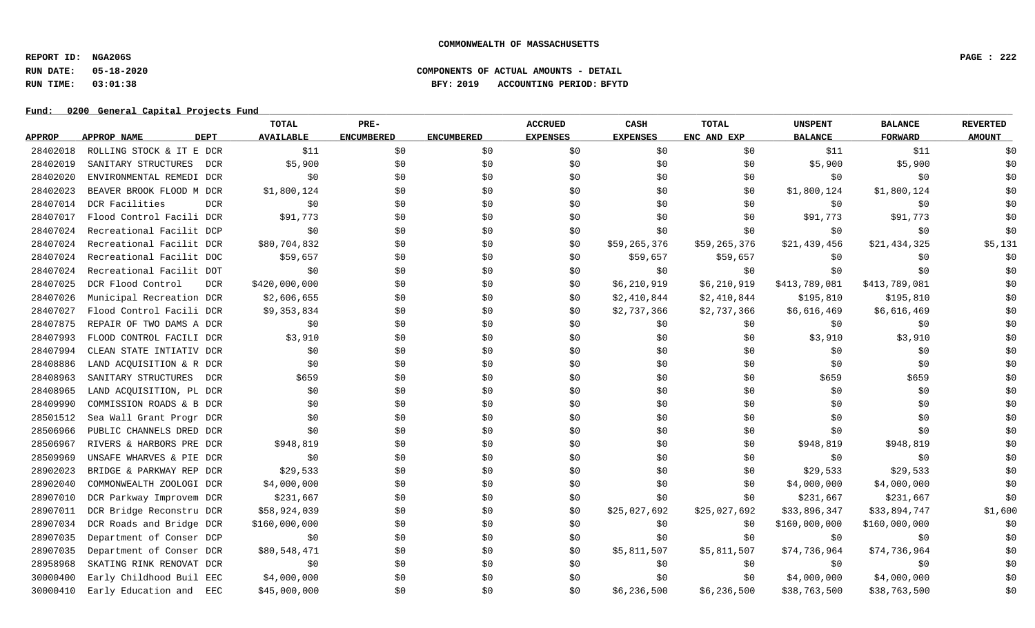COMMONWEALTH OF MASSACHUSETTS

**REPORT ID: NGA206S**
**RUN DATE: 05-18-2020**
**RUN TIME: 03:01:38**

**COMPONENTS OF ACTUAL AMOUNTS - DETAIL**
**BFY: 2019 ACCOUNTING PERIOD: BFYTD**

**Fund: 0200 General Capital Projects Fund**

| APPROP | APPROP NAME | DEPT | TOTAL AVAILABLE | PRE-ENCUMBERED | ENCUMBERED | ACCRUED EXPENSES | CASH EXPENSES | TOTAL ENC AND EXP | UNSPENT BALANCE | BALANCE FORWARD | REVERTED AMOUNT |
|---|---|---|---|---|---|---|---|---|---|---|---|
| 28402018 | ROLLING STOCK & IT E | DCR | $11 | $0 | $0 | $0 | $0 | $0 | $11 | $11 | $0 |
| 28402019 | SANITARY STRUCTURES | DCR | $5,900 | $0 | $0 | $0 | $0 | $0 | $5,900 | $5,900 | $0 |
| 28402020 | ENVIRONMENTAL REMEDI | DCR | $0 | $0 | $0 | $0 | $0 | $0 | $0 | $0 | $0 |
| 28402023 | BEAVER BROOK FLOOD M | DCR | $1,800,124 | $0 | $0 | $0 | $0 | $0 | $1,800,124 | $1,800,124 | $0 |
| 28407014 | DCR Facilities | DCR | $0 | $0 | $0 | $0 | $0 | $0 | $0 | $0 | $0 |
| 28407017 | Flood Control Facili | DCR | $91,773 | $0 | $0 | $0 | $0 | $0 | $91,773 | $91,773 | $0 |
| 28407024 | Recreational Facilit | DCP | $0 | $0 | $0 | $0 | $0 | $0 | $0 | $0 | $0 |
| 28407024 | Recreational Facilit | DCR | $80,704,832 | $0 | $0 | $0 | $59,265,376 | $59,265,376 | $21,439,456 | $21,434,325 | $5,131 |
| 28407024 | Recreational Facilit | DOC | $59,657 | $0 | $0 | $0 | $59,657 | $59,657 | $0 | $0 | $0 |
| 28407024 | Recreational Facilit | DOT | $0 | $0 | $0 | $0 | $0 | $0 | $0 | $0 | $0 |
| 28407025 | DCR Flood Control | DCR | $420,000,000 | $0 | $0 | $0 | $6,210,919 | $6,210,919 | $413,789,081 | $413,789,081 | $0 |
| 28407026 | Municipal Recreation | DCR | $2,606,655 | $0 | $0 | $0 | $2,410,844 | $2,410,844 | $195,810 | $195,810 | $0 |
| 28407027 | Flood Control Facili | DCR | $9,353,834 | $0 | $0 | $0 | $2,737,366 | $2,737,366 | $6,616,469 | $6,616,469 | $0 |
| 28407875 | REPAIR OF TWO DAMS A | DCR | $0 | $0 | $0 | $0 | $0 | $0 | $0 | $0 | $0 |
| 28407993 | FLOOD CONTROL FACILI | DCR | $3,910 | $0 | $0 | $0 | $0 | $0 | $3,910 | $3,910 | $0 |
| 28407994 | CLEAN STATE INTIATIV | DCR | $0 | $0 | $0 | $0 | $0 | $0 | $0 | $0 | $0 |
| 28408886 | LAND ACQUISITION & R | DCR | $0 | $0 | $0 | $0 | $0 | $0 | $0 | $0 | $0 |
| 28408963 | SANITARY STRUCTURES | DCR | $659 | $0 | $0 | $0 | $0 | $0 | $659 | $659 | $0 |
| 28408965 | LAND ACQUISITION, PL | DCR | $0 | $0 | $0 | $0 | $0 | $0 | $0 | $0 | $0 |
| 28409990 | COMMISSION ROADS & B | DCR | $0 | $0 | $0 | $0 | $0 | $0 | $0 | $0 | $0 |
| 28501512 | Sea Wall Grant Progr | DCR | $0 | $0 | $0 | $0 | $0 | $0 | $0 | $0 | $0 |
| 28506966 | PUBLIC CHANNELS DRED | DCR | $0 | $0 | $0 | $0 | $0 | $0 | $0 | $0 | $0 |
| 28506967 | RIVERS & HARBORS PRE | DCR | $948,819 | $0 | $0 | $0 | $0 | $0 | $948,819 | $948,819 | $0 |
| 28509969 | UNSAFE WHARVES & PIE | DCR | $0 | $0 | $0 | $0 | $0 | $0 | $0 | $0 | $0 |
| 28902023 | BRIDGE & PARKWAY REP | DCR | $29,533 | $0 | $0 | $0 | $0 | $0 | $29,533 | $29,533 | $0 |
| 28902040 | COMMONWEALTH ZOOLOGI | DCR | $4,000,000 | $0 | $0 | $0 | $0 | $0 | $4,000,000 | $4,000,000 | $0 |
| 28907010 | DCR Parkway Improvem | DCR | $231,667 | $0 | $0 | $0 | $0 | $0 | $231,667 | $231,667 | $0 |
| 28907011 | DCR Bridge Reconstru | DCR | $58,924,039 | $0 | $0 | $0 | $25,027,692 | $25,027,692 | $33,896,347 | $33,894,747 | $1,600 |
| 28907034 | DCR Roads and Bridge | DCR | $160,000,000 | $0 | $0 | $0 | $0 | $0 | $160,000,000 | $160,000,000 | $0 |
| 28907035 | Department of Conser | DCP | $0 | $0 | $0 | $0 | $0 | $0 | $0 | $0 | $0 |
| 28907035 | Department of Conser | DCR | $80,548,471 | $0 | $0 | $0 | $5,811,507 | $5,811,507 | $74,736,964 | $74,736,964 | $0 |
| 28958968 | SKATING RINK RENOVAT | DCR | $0 | $0 | $0 | $0 | $0 | $0 | $0 | $0 | $0 |
| 30000400 | Early Childhood Buil | EEC | $4,000,000 | $0 | $0 | $0 | $0 | $0 | $4,000,000 | $4,000,000 | $0 |
| 30000410 | Early Education and | EEC | $45,000,000 | $0 | $0 | $0 | $6,236,500 | $6,236,500 | $38,763,500 | $38,763,500 | $0 |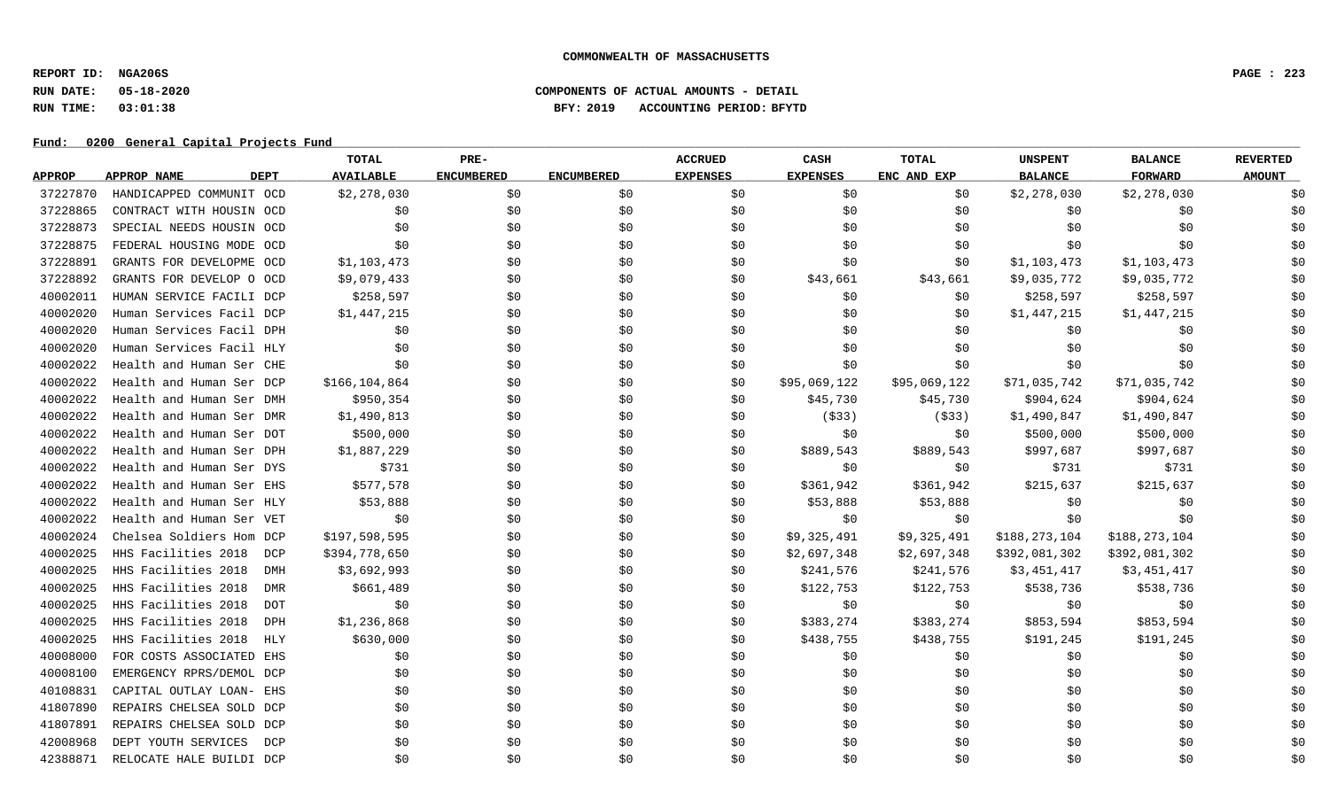**COMMONWEALTH OF MASSACHUSETTS**

**REPORT ID: NGA206S**

**RUN DATE: 05-18-2020** **COMPONENTS OF ACTUAL AMOUNTS - DETAIL**

**RUN TIME: 03:01:38** **BFY: 2019 ACCOUNTING PERIOD: BFYTD**

**Fund: 0200 General Capital Projects Fund**

| APPROP | APPROP NAME | DEPT | TOTAL AVAILABLE | PRE-ENCUMBERED | ENCUMBERED | ACCRUED EXPENSES | CASH EXPENSES | TOTAL ENC AND EXP | UNSPENT BALANCE | BALANCE FORWARD | REVERTED AMOUNT |
|---|---|---|---|---|---|---|---|---|---|---|---|
| 37227870 | HANDICAPPED COMMUNIT | OCD | $2,278,030 | $0 | $0 | $0 | $0 | $0 | $2,278,030 | $2,278,030 | $0 |
| 37228865 | CONTRACT WITH HOUSIN | OCD | $0 | $0 | $0 | $0 | $0 | $0 | $0 | $0 | $0 |
| 37228873 | SPECIAL NEEDS HOUSIN | OCD | $0 | $0 | $0 | $0 | $0 | $0 | $0 | $0 | $0 |
| 37228875 | FEDERAL HOUSING MODE | OCD | $0 | $0 | $0 | $0 | $0 | $0 | $0 | $0 | $0 |
| 37228891 | GRANTS FOR DEVELOPME | OCD | $1,103,473 | $0 | $0 | $0 | $0 | $0 | $1,103,473 | $1,103,473 | $0 |
| 37228892 | GRANTS FOR DEVELOP O | OCD | $9,079,433 | $0 | $0 | $0 | $43,661 | $43,661 | $9,035,772 | $9,035,772 | $0 |
| 40002011 | HUMAN SERVICE FACILI | DCP | $258,597 | $0 | $0 | $0 | $0 | $0 | $258,597 | $258,597 | $0 |
| 40002020 | Human Services Facil | DCP | $1,447,215 | $0 | $0 | $0 | $0 | $0 | $1,447,215 | $1,447,215 | $0 |
| 40002020 | Human Services Facil | DPH | $0 | $0 | $0 | $0 | $0 | $0 | $0 | $0 | $0 |
| 40002020 | Human Services Facil | HLY | $0 | $0 | $0 | $0 | $0 | $0 | $0 | $0 | $0 |
| 40002022 | Health and Human Ser | CHE | $0 | $0 | $0 | $0 | $0 | $0 | $0 | $0 | $0 |
| 40002022 | Health and Human Ser | DCP | $166,104,864 | $0 | $0 | $0 | $95,069,122 | $95,069,122 | $71,035,742 | $71,035,742 | $0 |
| 40002022 | Health and Human Ser | DMH | $950,354 | $0 | $0 | $0 | $45,730 | $45,730 | $904,624 | $904,624 | $0 |
| 40002022 | Health and Human Ser | DMR | $1,490,813 | $0 | $0 | $0 | ($33) | ($33) | $1,490,847 | $1,490,847 | $0 |
| 40002022 | Health and Human Ser | DOT | $500,000 | $0 | $0 | $0 | $0 | $0 | $500,000 | $500,000 | $0 |
| 40002022 | Health and Human Ser | DPH | $1,887,229 | $0 | $0 | $0 | $889,543 | $889,543 | $997,687 | $997,687 | $0 |
| 40002022 | Health and Human Ser | DYS | $731 | $0 | $0 | $0 | $0 | $0 | $731 | $731 | $0 |
| 40002022 | Health and Human Ser | EHS | $577,578 | $0 | $0 | $0 | $361,942 | $361,942 | $215,637 | $215,637 | $0 |
| 40002022 | Health and Human Ser | HLY | $53,888 | $0 | $0 | $0 | $53,888 | $53,888 | $0 | $0 | $0 |
| 40002022 | Health and Human Ser | VET | $0 | $0 | $0 | $0 | $0 | $0 | $0 | $0 | $0 |
| 40002024 | Chelsea Soldiers Hom | DCP | $197,598,595 | $0 | $0 | $0 | $9,325,491 | $9,325,491 | $188,273,104 | $188,273,104 | $0 |
| 40002025 | HHS Facilities 2018 | DCP | $394,778,650 | $0 | $0 | $0 | $2,697,348 | $2,697,348 | $392,081,302 | $392,081,302 | $0 |
| 40002025 | HHS Facilities 2018 | DMH | $3,692,993 | $0 | $0 | $0 | $241,576 | $241,576 | $3,451,417 | $3,451,417 | $0 |
| 40002025 | HHS Facilities 2018 | DMR | $661,489 | $0 | $0 | $0 | $122,753 | $122,753 | $538,736 | $538,736 | $0 |
| 40002025 | HHS Facilities 2018 | DOT | $0 | $0 | $0 | $0 | $0 | $0 | $0 | $0 | $0 |
| 40002025 | HHS Facilities 2018 | DPH | $1,236,868 | $0 | $0 | $0 | $383,274 | $383,274 | $853,594 | $853,594 | $0 |
| 40002025 | HHS Facilities 2018 | HLY | $630,000 | $0 | $0 | $0 | $438,755 | $438,755 | $191,245 | $191,245 | $0 |
| 40008000 | FOR COSTS ASSOCIATED | EHS | $0 | $0 | $0 | $0 | $0 | $0 | $0 | $0 | $0 |
| 40008100 | EMERGENCY RPRS/DEMOL | DCP | $0 | $0 | $0 | $0 | $0 | $0 | $0 | $0 | $0 |
| 40108831 | CAPITAL OUTLAY LOAN- | EHS | $0 | $0 | $0 | $0 | $0 | $0 | $0 | $0 | $0 |
| 41807890 | REPAIRS CHELSEA SOLD | DCP | $0 | $0 | $0 | $0 | $0 | $0 | $0 | $0 | $0 |
| 41807891 | REPAIRS CHELSEA SOLD | DCP | $0 | $0 | $0 | $0 | $0 | $0 | $0 | $0 | $0 |
| 42008968 | DEPT YOUTH SERVICES | DCP | $0 | $0 | $0 | $0 | $0 | $0 | $0 | $0 | $0 |
| 42388871 | RELOCATE HALE BUILDI | DCP | $0 | $0 | $0 | $0 | $0 | $0 | $0 | $0 | $0 |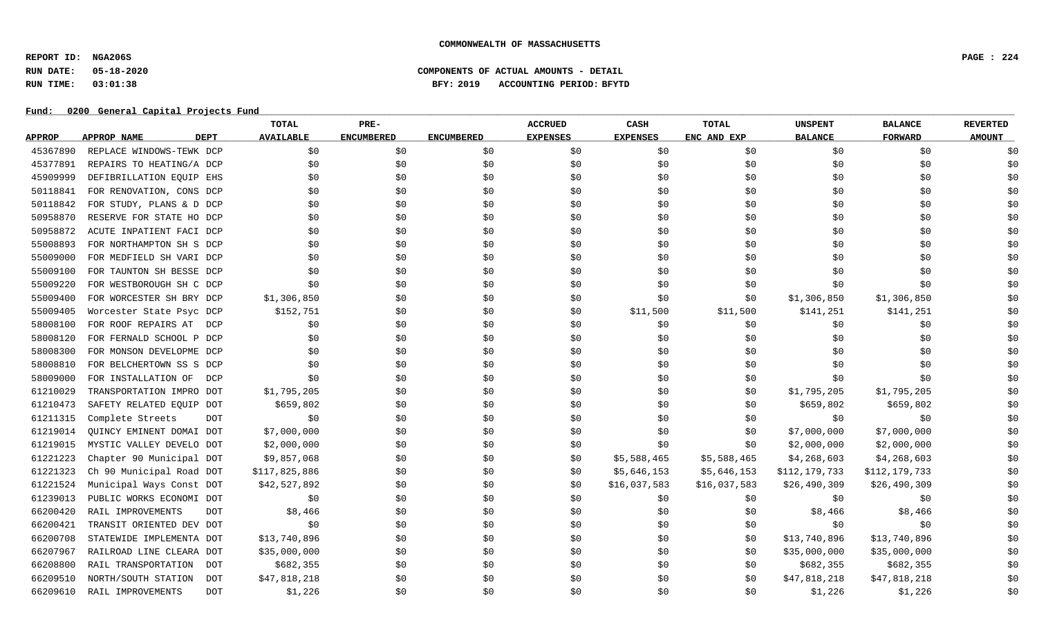**COMMONWEALTH OF MASSACHUSETTS**

**REPORT ID: NGA206S**

**RUN DATE: 05-18-2020** **COMPONENTS OF ACTUAL AMOUNTS - DETAIL**

**RUN TIME: 03:01:38** **BFY: 2019 ACCOUNTING PERIOD: BFYTD**

**Fund: 0200 General Capital Projects Fund**

| APPROP | APPROP NAME | DEPT | TOTAL AVAILABLE | PRE-ENCUMBERED | ENCUMBERED | ACCRUED EXPENSES | CASH EXPENSES | TOTAL ENC AND EXP | UNSPENT BALANCE | BALANCE FORWARD | REVERTED AMOUNT |
|---|---|---|---|---|---|---|---|---|---|---|---|
| 45367890 | REPLACE WINDOWS-TEWK | DCP | $0 | $0 | $0 | $0 | $0 | $0 | $0 | $0 | $0 |
| 45377891 | REPAIRS TO HEATING/A | DCP | $0 | $0 | $0 | $0 | $0 | $0 | $0 | $0 | $0 |
| 45909999 | DEFIBRILLATION EQUIP | EHS | $0 | $0 | $0 | $0 | $0 | $0 | $0 | $0 | $0 |
| 50118841 | FOR RENOVATION, CONS | DCP | $0 | $0 | $0 | $0 | $0 | $0 | $0 | $0 | $0 |
| 50118842 | FOR STUDY, PLANS & D | DCP | $0 | $0 | $0 | $0 | $0 | $0 | $0 | $0 | $0 |
| 50958870 | RESERVE FOR STATE HO | DCP | $0 | $0 | $0 | $0 | $0 | $0 | $0 | $0 | $0 |
| 50958872 | ACUTE INPATIENT FACI | DCP | $0 | $0 | $0 | $0 | $0 | $0 | $0 | $0 | $0 |
| 55008893 | FOR NORTHAMPTON SH S | DCP | $0 | $0 | $0 | $0 | $0 | $0 | $0 | $0 | $0 |
| 55009000 | FOR MEDFIELD SH VARI | DCP | $0 | $0 | $0 | $0 | $0 | $0 | $0 | $0 | $0 |
| 55009100 | FOR TAUNTON SH BESSE | DCP | $0 | $0 | $0 | $0 | $0 | $0 | $0 | $0 | $0 |
| 55009220 | FOR WESTBOROUGH SH C | DCP | $0 | $0 | $0 | $0 | $0 | $0 | $0 | $0 | $0 |
| 55009400 | FOR WORCESTER SH BRY | DCP | $1,306,850 | $0 | $0 | $0 | $0 | $0 | $1,306,850 | $1,306,850 | $0 |
| 55009405 | Worcester State Psyc | DCP | $152,751 | $0 | $0 | $0 | $11,500 | $11,500 | $141,251 | $141,251 | $0 |
| 58008100 | FOR ROOF REPAIRS AT | DCP | $0 | $0 | $0 | $0 | $0 | $0 | $0 | $0 | $0 |
| 58008120 | FOR FERNALD SCHOOL P | DCP | $0 | $0 | $0 | $0 | $0 | $0 | $0 | $0 | $0 |
| 58008300 | FOR MONSON DEVELOPME | DCP | $0 | $0 | $0 | $0 | $0 | $0 | $0 | $0 | $0 |
| 58008810 | FOR BELCHERTOWN SS S | DCP | $0 | $0 | $0 | $0 | $0 | $0 | $0 | $0 | $0 |
| 58009000 | FOR INSTALLATION OF | DCP | $0 | $0 | $0 | $0 | $0 | $0 | $0 | $0 | $0 |
| 61210029 | TRANSPORTATION IMPRO | DOT | $1,795,205 | $0 | $0 | $0 | $0 | $0 | $1,795,205 | $1,795,205 | $0 |
| 61210473 | SAFETY RELATED EQUIP | DOT | $659,802 | $0 | $0 | $0 | $0 | $0 | $659,802 | $659,802 | $0 |
| 61211315 | Complete Streets | DOT | $0 | $0 | $0 | $0 | $0 | $0 | $0 | $0 | $0 |
| 61219014 | QUINCY EMINENT DOMAI | DOT | $7,000,000 | $0 | $0 | $0 | $0 | $0 | $7,000,000 | $7,000,000 | $0 |
| 61219015 | MYSTIC VALLEY DEVELO | DOT | $2,000,000 | $0 | $0 | $0 | $0 | $0 | $2,000,000 | $2,000,000 | $0 |
| 61221223 | Chapter 90 Municipal | DOT | $9,857,068 | $0 | $0 | $0 | $5,588,465 | $5,588,465 | $4,268,603 | $4,268,603 | $0 |
| 61221323 | Ch 90 Municipal Road | DOT | $117,825,886 | $0 | $0 | $0 | $5,646,153 | $5,646,153 | $112,179,733 | $112,179,733 | $0 |
| 61221524 | Municipal Ways Const | DOT | $42,527,892 | $0 | $0 | $0 | $16,037,583 | $16,037,583 | $26,490,309 | $26,490,309 | $0 |
| 61239013 | PUBLIC WORKS ECONOMI | DOT | $0 | $0 | $0 | $0 | $0 | $0 | $0 | $0 | $0 |
| 66200420 | RAIL IMPROVEMENTS | DOT | $8,466 | $0 | $0 | $0 | $0 | $0 | $8,466 | $8,466 | $0 |
| 66200421 | TRANSIT ORIENTED DEV | DOT | $0 | $0 | $0 | $0 | $0 | $0 | $0 | $0 | $0 |
| 66200708 | STATEWIDE IMPLEMENTA | DOT | $13,740,896 | $0 | $0 | $0 | $0 | $0 | $13,740,896 | $13,740,896 | $0 |
| 66207967 | RAILROAD LINE CLEARA | DOT | $35,000,000 | $0 | $0 | $0 | $0 | $0 | $35,000,000 | $35,000,000 | $0 |
| 66208800 | RAIL TRANSPORTATION | DOT | $682,355 | $0 | $0 | $0 | $0 | $0 | $682,355 | $682,355 | $0 |
| 66209510 | NORTH/SOUTH STATION | DOT | $47,818,218 | $0 | $0 | $0 | $0 | $0 | $47,818,218 | $47,818,218 | $0 |
| 66209610 | RAIL IMPROVEMENTS | DOT | $1,226 | $0 | $0 | $0 | $0 | $0 | $1,226 | $1,226 | $0 |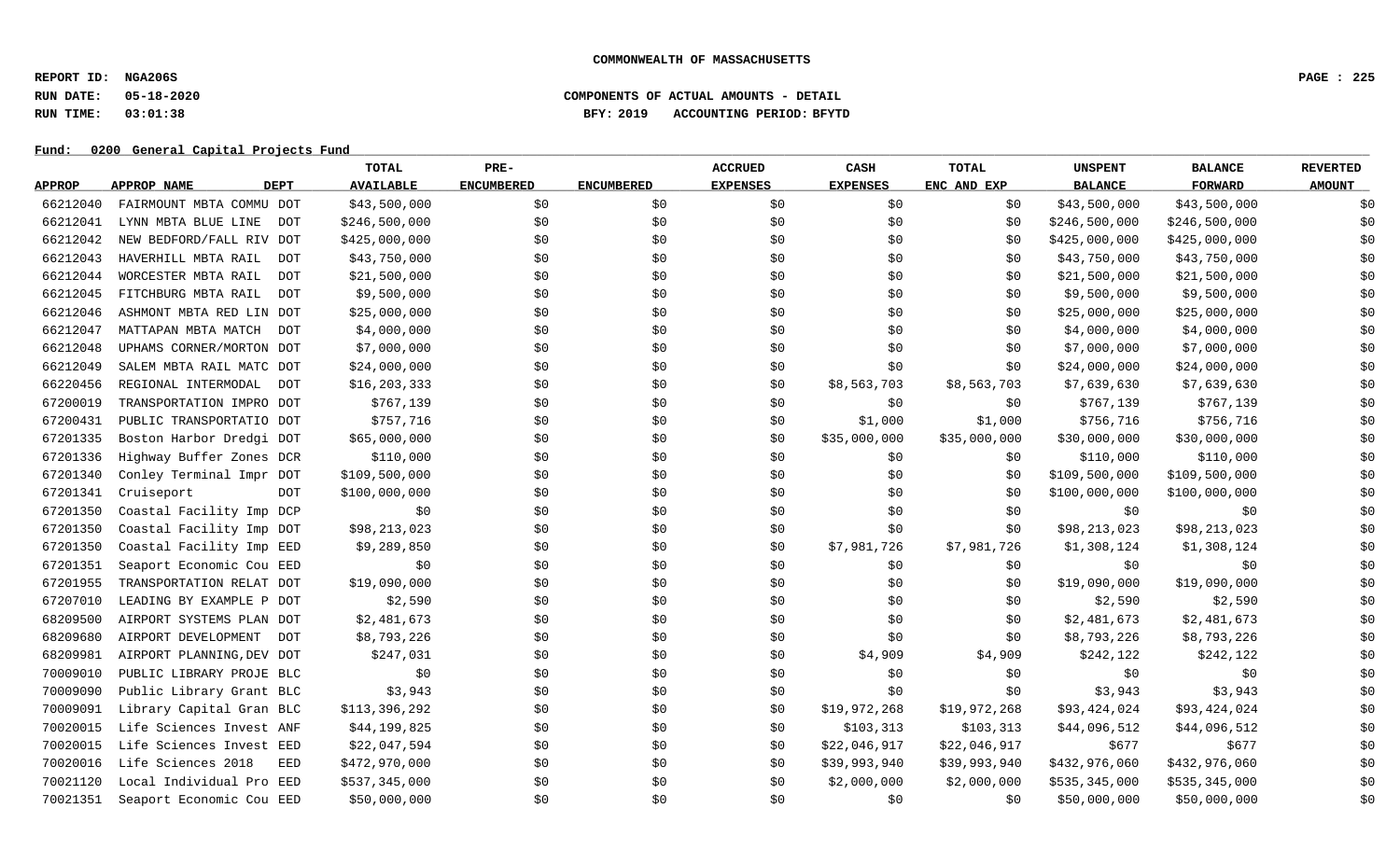COMMONWEALTH OF MASSACHUSETTS

**REPORT ID: NGA206S**
**RUN DATE: 05-18-2020**
**RUN TIME: 03:01:38**

COMPONENTS OF ACTUAL AMOUNTS - DETAIL
BFY: 2019 ACCOUNTING PERIOD: BFYTD

**Fund: 0200 General Capital Projects Fund**

| APPROP | APPROP NAME | DEPT | TOTAL AVAILABLE | PRE-ENCUMBERED | ENCUMBERED | ACCRUED EXPENSES | CASH EXPENSES | TOTAL ENC AND EXP | UNSPENT BALANCE | BALANCE FORWARD | REVERTED AMOUNT |
|---|---|---|---|---|---|---|---|---|---|---|---|
| 66212040 | FAIRMOUNT MBTA COMMU | DOT | $43,500,000 | $0 | $0 | $0 | $0 | $0 | $43,500,000 | $43,500,000 | $0 |
| 66212041 | LYNN MBTA BLUE LINE | DOT | $246,500,000 | $0 | $0 | $0 | $0 | $0 | $246,500,000 | $246,500,000 | $0 |
| 66212042 | NEW BEDFORD/FALL RIV | DOT | $425,000,000 | $0 | $0 | $0 | $0 | $0 | $425,000,000 | $425,000,000 | $0 |
| 66212043 | HAVERHILL MBTA RAIL | DOT | $43,750,000 | $0 | $0 | $0 | $0 | $0 | $43,750,000 | $43,750,000 | $0 |
| 66212044 | WORCESTER MBTA RAIL | DOT | $21,500,000 | $0 | $0 | $0 | $0 | $0 | $21,500,000 | $21,500,000 | $0 |
| 66212045 | FITCHBURG MBTA RAIL | DOT | $9,500,000 | $0 | $0 | $0 | $0 | $0 | $9,500,000 | $9,500,000 | $0 |
| 66212046 | ASHMONT MBTA RED LIN | DOT | $25,000,000 | $0 | $0 | $0 | $0 | $0 | $25,000,000 | $25,000,000 | $0 |
| 66212047 | MATTAPAN MBTA MATCH | DOT | $4,000,000 | $0 | $0 | $0 | $0 | $0 | $4,000,000 | $4,000,000 | $0 |
| 66212048 | UPHAMS CORNER/MORTON | DOT | $7,000,000 | $0 | $0 | $0 | $0 | $0 | $7,000,000 | $7,000,000 | $0 |
| 66212049 | SALEM MBTA RAIL MATC | DOT | $24,000,000 | $0 | $0 | $0 | $0 | $0 | $24,000,000 | $24,000,000 | $0 |
| 66220456 | REGIONAL INTERMODAL | DOT | $16,203,333 | $0 | $0 | $0 | $8,563,703 | $8,563,703 | $7,639,630 | $7,639,630 | $0 |
| 67200019 | TRANSPORTATION IMPRO | DOT | $767,139 | $0 | $0 | $0 | $0 | $0 | $767,139 | $767,139 | $0 |
| 67200431 | PUBLIC TRANSPORTATIO | DOT | $757,716 | $0 | $0 | $0 | $1,000 | $1,000 | $756,716 | $756,716 | $0 |
| 67201335 | Boston Harbor Dredgi | DOT | $65,000,000 | $0 | $0 | $0 | $35,000,000 | $35,000,000 | $30,000,000 | $30,000,000 | $0 |
| 67201336 | Highway Buffer Zones | DCR | $110,000 | $0 | $0 | $0 | $0 | $0 | $110,000 | $110,000 | $0 |
| 67201340 | Conley Terminal Impr | DOT | $109,500,000 | $0 | $0 | $0 | $0 | $0 | $109,500,000 | $109,500,000 | $0 |
| 67201341 | Cruiseport | DOT | $100,000,000 | $0 | $0 | $0 | $0 | $0 | $100,000,000 | $100,000,000 | $0 |
| 67201350 | Coastal Facility Imp | DCP | $0 | $0 | $0 | $0 | $0 | $0 | $0 | $0 | $0 |
| 67201350 | Coastal Facility Imp | DOT | $98,213,023 | $0 | $0 | $0 | $0 | $0 | $98,213,023 | $98,213,023 | $0 |
| 67201350 | Coastal Facility Imp | EED | $9,289,850 | $0 | $0 | $0 | $7,981,726 | $7,981,726 | $1,308,124 | $1,308,124 | $0 |
| 67201351 | Seaport Economic Cou | EED | $0 | $0 | $0 | $0 | $0 | $0 | $0 | $0 | $0 |
| 67201955 | TRANSPORTATION RELAT | DOT | $19,090,000 | $0 | $0 | $0 | $0 | $0 | $19,090,000 | $19,090,000 | $0 |
| 67207010 | LEADING BY EXAMPLE P | DOT | $2,590 | $0 | $0 | $0 | $0 | $0 | $2,590 | $2,590 | $0 |
| 68209500 | AIRPORT SYSTEMS PLAN | DOT | $2,481,673 | $0 | $0 | $0 | $0 | $0 | $2,481,673 | $2,481,673 | $0 |
| 68209680 | AIRPORT DEVELOPMENT | DOT | $8,793,226 | $0 | $0 | $0 | $0 | $0 | $8,793,226 | $8,793,226 | $0 |
| 68209981 | AIRPORT PLANNING,DEV | DOT | $247,031 | $0 | $0 | $0 | $4,909 | $4,909 | $242,122 | $242,122 | $0 |
| 70009010 | PUBLIC LIBRARY PROJE | BLC | $0 | $0 | $0 | $0 | $0 | $0 | $0 | $0 | $0 |
| 70009090 | Public Library Grant | BLC | $3,943 | $0 | $0 | $0 | $0 | $0 | $3,943 | $3,943 | $0 |
| 70009091 | Library Capital Gran | BLC | $113,396,292 | $0 | $0 | $0 | $19,972,268 | $19,972,268 | $93,424,024 | $93,424,024 | $0 |
| 70020015 | Life Sciences Invest | ANF | $44,199,825 | $0 | $0 | $0 | $103,313 | $103,313 | $44,096,512 | $44,096,512 | $0 |
| 70020015 | Life Sciences Invest | EED | $22,047,594 | $0 | $0 | $0 | $22,046,917 | $22,046,917 | $677 | $677 | $0 |
| 70020016 | Life Sciences 2018 | EED | $472,970,000 | $0 | $0 | $0 | $39,993,940 | $39,993,940 | $432,976,060 | $432,976,060 | $0 |
| 70021120 | Local Individual Pro | EED | $537,345,000 | $0 | $0 | $0 | $2,000,000 | $2,000,000 | $535,345,000 | $535,345,000 | $0 |
| 70021351 | Seaport Economic Cou | EED | $50,000,000 | $0 | $0 | $0 | $0 | $0 | $50,000,000 | $50,000,000 | $0 |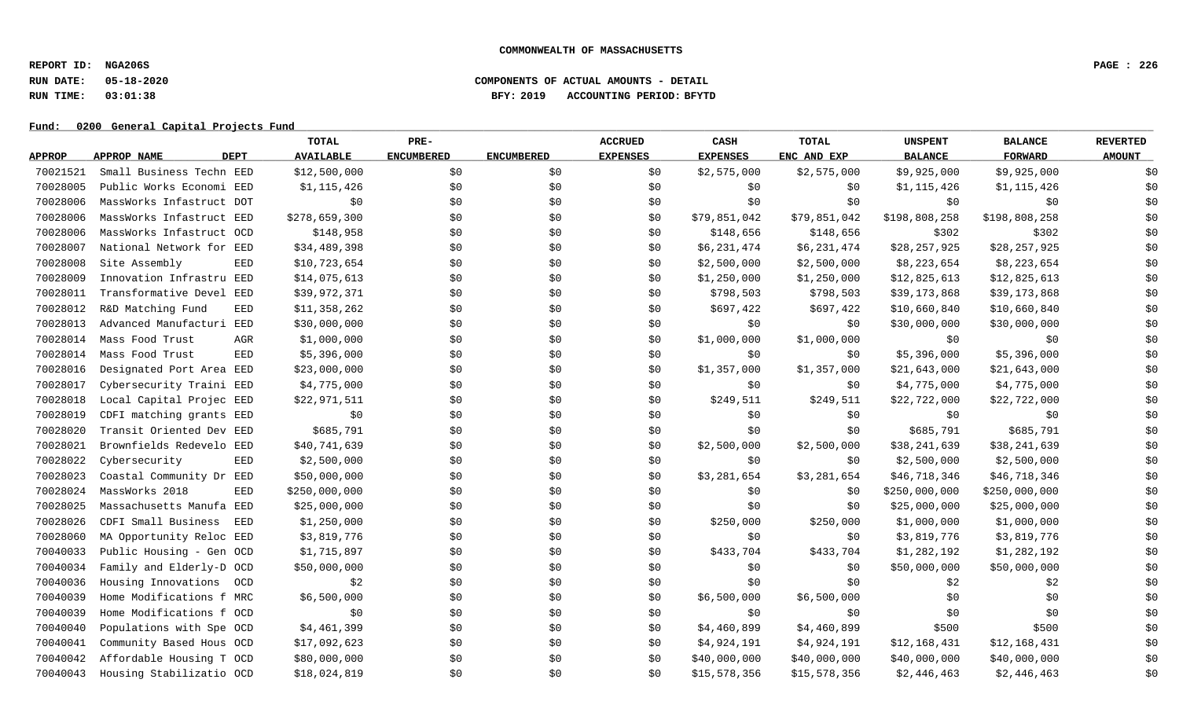COMMONWEALTH OF MASSACHUSETTS

REPORT ID: NGA206S
RUN DATE: 05-18-2020
RUN TIME: 03:01:38

COMPONENTS OF ACTUAL AMOUNTS - DETAIL
BFY: 2019 ACCOUNTING PERIOD: BFYTD

Fund: 0200 General Capital Projects Fund

| APPROP | APPROP NAME | DEPT | TOTAL AVAILABLE | PRE-ENCUMBERED | ENCUMBERED | ACCRUED EXPENSES | CASH EXPENSES | TOTAL ENC AND EXP | UNSPENT BALANCE | BALANCE FORWARD | REVERTED AMOUNT |
|---|---|---|---|---|---|---|---|---|---|---|---|
| 70021521 | Small Business Techn | EED | $12,500,000 | $0 | $0 | $0 | $2,575,000 | $2,575,000 | $9,925,000 | $9,925,000 | $0 |
| 70028005 | Public Works Economi | EED | $1,115,426 | $0 | $0 | $0 | $0 | $0 | $1,115,426 | $1,115,426 | $0 |
| 70028006 | MassWorks Infastruct | DOT | $0 | $0 | $0 | $0 | $0 | $0 | $0 | $0 | $0 |
| 70028006 | MassWorks Infastruct | EED | $278,659,300 | $0 | $0 | $0 | $79,851,042 | $79,851,042 | $198,808,258 | $198,808,258 | $0 |
| 70028006 | MassWorks Infastruct | OCD | $148,958 | $0 | $0 | $0 | $148,656 | $148,656 | $302 | $302 | $0 |
| 70028007 | National Network for | EED | $34,489,398 | $0 | $0 | $0 | $6,231,474 | $6,231,474 | $28,257,925 | $28,257,925 | $0 |
| 70028008 | Site Assembly | EED | $10,723,654 | $0 | $0 | $0 | $2,500,000 | $2,500,000 | $8,223,654 | $8,223,654 | $0 |
| 70028009 | Innovation Infrastru | EED | $14,075,613 | $0 | $0 | $0 | $1,250,000 | $1,250,000 | $12,825,613 | $12,825,613 | $0 |
| 70028011 | Transformative Devel | EED | $39,972,371 | $0 | $0 | $0 | $798,503 | $798,503 | $39,173,868 | $39,173,868 | $0 |
| 70028012 | R&D Matching Fund | EED | $11,358,262 | $0 | $0 | $0 | $697,422 | $697,422 | $10,660,840 | $10,660,840 | $0 |
| 70028013 | Advanced Manufacturi | EED | $30,000,000 | $0 | $0 | $0 | $0 | $0 | $30,000,000 | $30,000,000 | $0 |
| 70028014 | Mass Food Trust | AGR | $1,000,000 | $0 | $0 | $0 | $1,000,000 | $1,000,000 | $0 | $0 | $0 |
| 70028014 | Mass Food Trust | EED | $5,396,000 | $0 | $0 | $0 | $0 | $0 | $5,396,000 | $5,396,000 | $0 |
| 70028016 | Designated Port Area | EED | $23,000,000 | $0 | $0 | $0 | $1,357,000 | $1,357,000 | $21,643,000 | $21,643,000 | $0 |
| 70028017 | Cybersecurity Traini | EED | $4,775,000 | $0 | $0 | $0 | $0 | $0 | $4,775,000 | $4,775,000 | $0 |
| 70028018 | Local Capital Projec | EED | $22,971,511 | $0 | $0 | $0 | $249,511 | $249,511 | $22,722,000 | $22,722,000 | $0 |
| 70028019 | CDFI matching grants | EED | $0 | $0 | $0 | $0 | $0 | $0 | $0 | $0 | $0 |
| 70028020 | Transit Oriented Dev | EED | $685,791 | $0 | $0 | $0 | $0 | $0 | $685,791 | $685,791 | $0 |
| 70028021 | Brownfields Redevelo | EED | $40,741,639 | $0 | $0 | $0 | $2,500,000 | $2,500,000 | $38,241,639 | $38,241,639 | $0 |
| 70028022 | Cybersecurity | EED | $2,500,000 | $0 | $0 | $0 | $0 | $0 | $2,500,000 | $2,500,000 | $0 |
| 70028023 | Coastal Community Dr | EED | $50,000,000 | $0 | $0 | $0 | $3,281,654 | $3,281,654 | $46,718,346 | $46,718,346 | $0 |
| 70028024 | MassWorks 2018 | EED | $250,000,000 | $0 | $0 | $0 | $0 | $0 | $250,000,000 | $250,000,000 | $0 |
| 70028025 | Massachusetts Manufa | EED | $25,000,000 | $0 | $0 | $0 | $0 | $0 | $25,000,000 | $25,000,000 | $0 |
| 70028026 | CDFI Small Business | EED | $1,250,000 | $0 | $0 | $0 | $250,000 | $250,000 | $1,000,000 | $1,000,000 | $0 |
| 70028060 | MA Opportunity Reloc | EED | $3,819,776 | $0 | $0 | $0 | $0 | $0 | $3,819,776 | $3,819,776 | $0 |
| 70040033 | Public Housing - Gen | OCD | $1,715,897 | $0 | $0 | $0 | $433,704 | $433,704 | $1,282,192 | $1,282,192 | $0 |
| 70040034 | Family and Elderly-D | OCD | $50,000,000 | $0 | $0 | $0 | $0 | $0 | $50,000,000 | $50,000,000 | $0 |
| 70040036 | Housing Innovations | OCD | $2 | $0 | $0 | $0 | $0 | $0 | $2 | $2 | $0 |
| 70040039 | Home Modifications f | MRC | $6,500,000 | $0 | $0 | $0 | $6,500,000 | $6,500,000 | $0 | $0 | $0 |
| 70040039 | Home Modifications f | OCD | $0 | $0 | $0 | $0 | $0 | $0 | $0 | $0 | $0 |
| 70040040 | Populations with Spe | OCD | $4,461,399 | $0 | $0 | $0 | $4,460,899 | $4,460,899 | $500 | $500 | $0 |
| 70040041 | Community Based Hous | OCD | $17,092,623 | $0 | $0 | $0 | $4,924,191 | $4,924,191 | $12,168,431 | $12,168,431 | $0 |
| 70040042 | Affordable Housing T | OCD | $80,000,000 | $0 | $0 | $0 | $40,000,000 | $40,000,000 | $40,000,000 | $40,000,000 | $0 |
| 70040043 | Housing Stabilizatio | OCD | $18,024,819 | $0 | $0 | $0 | $15,578,356 | $15,578,356 | $2,446,463 | $2,446,463 | $0 |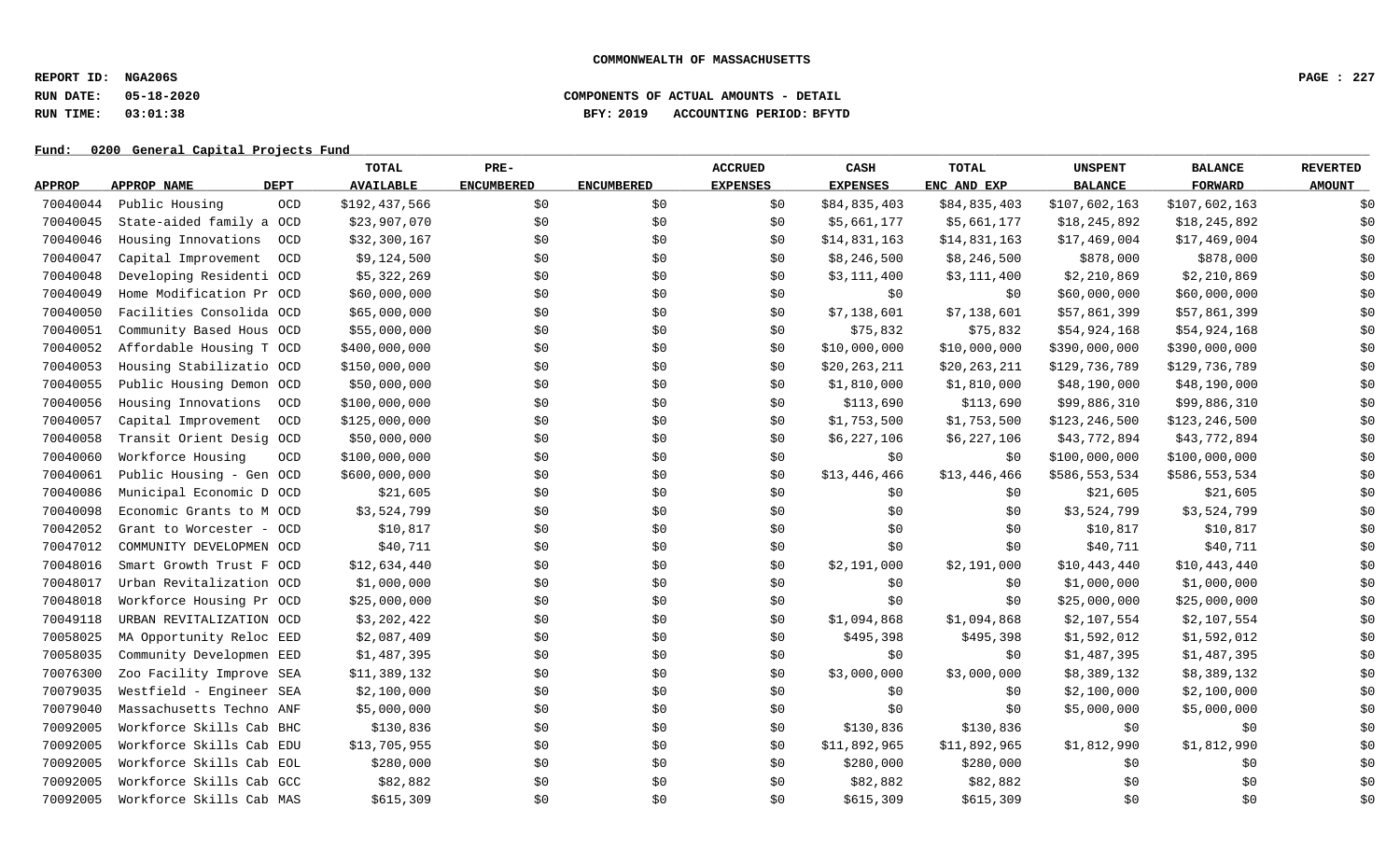**COMMONWEALTH OF MASSACHUSETTS**

**REPORT ID: NGA206S**
**RUN DATE: 05-18-2020**
**RUN TIME: 03:01:38**

**COMPONENTS OF ACTUAL AMOUNTS - DETAIL**
**BFY: 2019 ACCOUNTING PERIOD: BFYTD**

**Fund: 0200 General Capital Projects Fund**

| APPROP | APPROP NAME | DEPT | TOTAL AVAILABLE | PRE-ENCUMBERED | ENCUMBERED | ACCRUED EXPENSES | CASH EXPENSES | TOTAL ENC AND EXP | UNSPENT BALANCE | BALANCE FORWARD | REVERTED AMOUNT |
|---|---|---|---|---|---|---|---|---|---|---|---|
| 70040044 | Public Housing | OCD | $192,437,566 | $0 | $0 | $0 | $84,835,403 | $84,835,403 | $107,602,163 | $107,602,163 | $0 |
| 70040045 | State-aided family a | OCD | $23,907,070 | $0 | $0 | $0 | $5,661,177 | $5,661,177 | $18,245,892 | $18,245,892 | $0 |
| 70040046 | Housing Innovations | OCD | $32,300,167 | $0 | $0 | $0 | $14,831,163 | $14,831,163 | $17,469,004 | $17,469,004 | $0 |
| 70040047 | Capital Improvement | OCD | $9,124,500 | $0 | $0 | $0 | $8,246,500 | $8,246,500 | $878,000 | $878,000 | $0 |
| 70040048 | Developing Residenti | OCD | $5,322,269 | $0 | $0 | $0 | $3,111,400 | $3,111,400 | $2,210,869 | $2,210,869 | $0 |
| 70040049 | Home Modification Pr | OCD | $60,000,000 | $0 | $0 | $0 | $0 | $0 | $60,000,000 | $60,000,000 | $0 |
| 70040050 | Facilities Consolida | OCD | $65,000,000 | $0 | $0 | $0 | $7,138,601 | $7,138,601 | $57,861,399 | $57,861,399 | $0 |
| 70040051 | Community Based Hous | OCD | $55,000,000 | $0 | $0 | $0 | $75,832 | $75,832 | $54,924,168 | $54,924,168 | $0 |
| 70040052 | Affordable Housing T | OCD | $400,000,000 | $0 | $0 | $0 | $10,000,000 | $10,000,000 | $390,000,000 | $390,000,000 | $0 |
| 70040053 | Housing Stabilizatio | OCD | $150,000,000 | $0 | $0 | $0 | $20,263,211 | $20,263,211 | $129,736,789 | $129,736,789 | $0 |
| 70040055 | Public Housing Demon | OCD | $50,000,000 | $0 | $0 | $0 | $1,810,000 | $1,810,000 | $48,190,000 | $48,190,000 | $0 |
| 70040056 | Housing Innovations | OCD | $100,000,000 | $0 | $0 | $0 | $113,690 | $113,690 | $99,886,310 | $99,886,310 | $0 |
| 70040057 | Capital Improvement | OCD | $125,000,000 | $0 | $0 | $0 | $1,753,500 | $1,753,500 | $123,246,500 | $123,246,500 | $0 |
| 70040058 | Transit Orient Desig | OCD | $50,000,000 | $0 | $0 | $0 | $6,227,106 | $6,227,106 | $43,772,894 | $43,772,894 | $0 |
| 70040060 | Workforce Housing | OCD | $100,000,000 | $0 | $0 | $0 | $0 | $0 | $100,000,000 | $100,000,000 | $0 |
| 70040061 | Public Housing - Gen | OCD | $600,000,000 | $0 | $0 | $0 | $13,446,466 | $13,446,466 | $586,553,534 | $586,553,534 | $0 |
| 70040086 | Municipal Economic D | OCD | $21,605 | $0 | $0 | $0 | $0 | $0 | $21,605 | $21,605 | $0 |
| 70040098 | Economic Grants to M | OCD | $3,524,799 | $0 | $0 | $0 | $0 | $0 | $3,524,799 | $3,524,799 | $0 |
| 70042052 | Grant to Worcester - | OCD | $10,817 | $0 | $0 | $0 | $0 | $0 | $10,817 | $10,817 | $0 |
| 70047012 | COMMUNITY DEVELOPMEN | OCD | $40,711 | $0 | $0 | $0 | $0 | $0 | $40,711 | $40,711 | $0 |
| 70048016 | Smart Growth Trust F | OCD | $12,634,440 | $0 | $0 | $0 | $2,191,000 | $2,191,000 | $10,443,440 | $10,443,440 | $0 |
| 70048017 | Urban Revitalization | OCD | $1,000,000 | $0 | $0 | $0 | $0 | $0 | $1,000,000 | $1,000,000 | $0 |
| 70048018 | Workforce Housing Pr | OCD | $25,000,000 | $0 | $0 | $0 | $0 | $0 | $25,000,000 | $25,000,000 | $0 |
| 70049118 | URBAN REVITALIZATION | OCD | $3,202,422 | $0 | $0 | $0 | $1,094,868 | $1,094,868 | $2,107,554 | $2,107,554 | $0 |
| 70058025 | MA Opportunity Reloc | EED | $2,087,409 | $0 | $0 | $0 | $495,398 | $495,398 | $1,592,012 | $1,592,012 | $0 |
| 70058035 | Community Developmen | EED | $1,487,395 | $0 | $0 | $0 | $0 | $0 | $1,487,395 | $1,487,395 | $0 |
| 70076300 | Zoo Facility Improve | SEA | $11,389,132 | $0 | $0 | $0 | $3,000,000 | $3,000,000 | $8,389,132 | $8,389,132 | $0 |
| 70079035 | Westfield - Engineer | SEA | $2,100,000 | $0 | $0 | $0 | $0 | $0 | $2,100,000 | $2,100,000 | $0 |
| 70079040 | Massachusetts Techno | ANF | $5,000,000 | $0 | $0 | $0 | $0 | $0 | $5,000,000 | $5,000,000 | $0 |
| 70092005 | Workforce Skills Cab | BHC | $130,836 | $0 | $0 | $0 | $130,836 | $130,836 | $0 | $0 | $0 |
| 70092005 | Workforce Skills Cab | EDU | $13,705,955 | $0 | $0 | $0 | $11,892,965 | $11,892,965 | $1,812,990 | $1,812,990 | $0 |
| 70092005 | Workforce Skills Cab | EOL | $280,000 | $0 | $0 | $0 | $280,000 | $280,000 | $0 | $0 | $0 |
| 70092005 | Workforce Skills Cab | GCC | $82,882 | $0 | $0 | $0 | $82,882 | $82,882 | $0 | $0 | $0 |
| 70092005 | Workforce Skills Cab | MAS | $615,309 | $0 | $0 | $0 | $615,309 | $615,309 | $0 | $0 | $0 |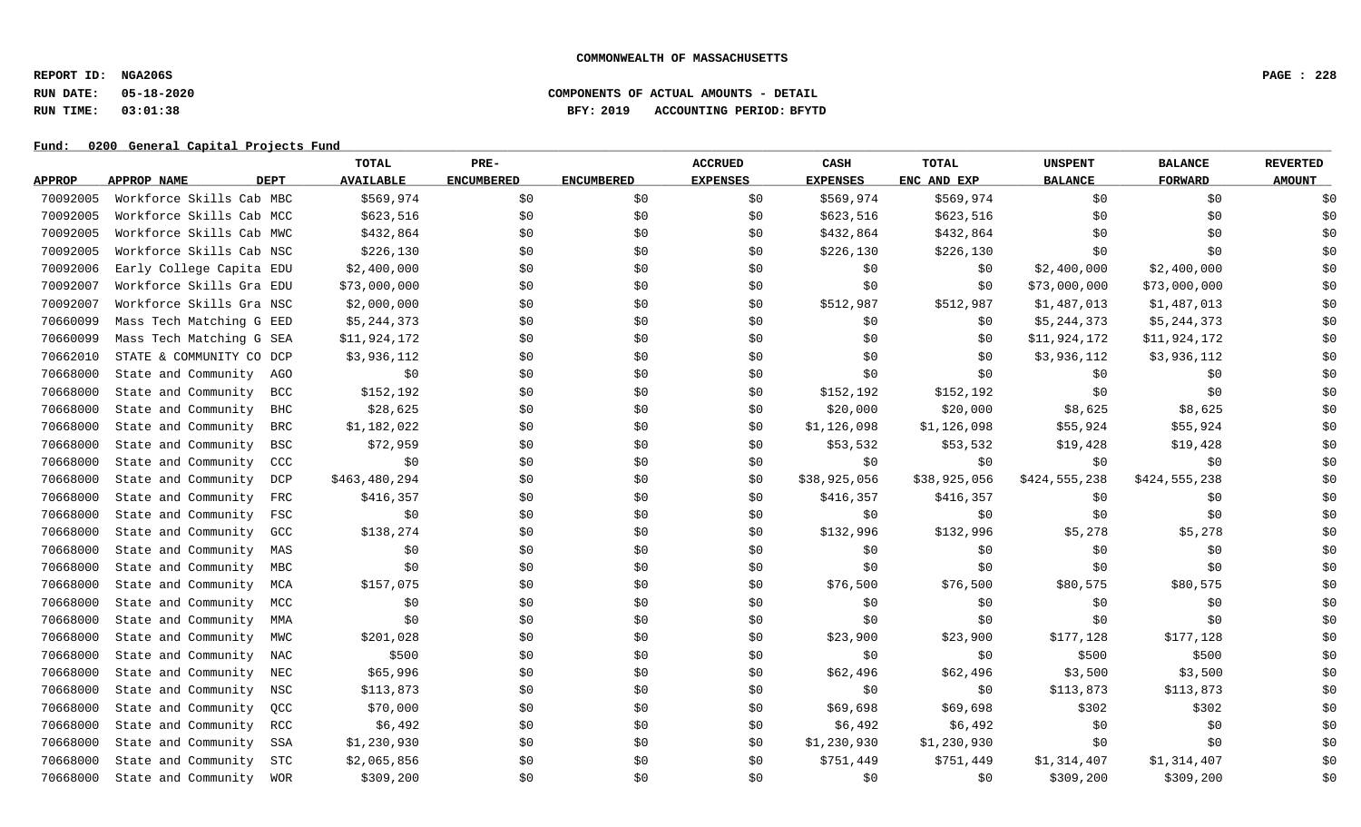**COMMONWEALTH OF MASSACHUSETTS**

**REPORT ID: NGA206S**
**RUN DATE: 05-18-2020** **COMPONENTS OF ACTUAL AMOUNTS - DETAIL**
**RUN TIME: 03:01:38** **BFY: 2019 ACCOUNTING PERIOD: BFYTD**

**Fund: 0200 General Capital Projects Fund**

| APPROP | APPROP NAME | DEPT | TOTAL AVAILABLE | PRE-ENCUMBERED | ENCUMBERED | ACCRUED EXPENSES | CASH EXPENSES | TOTAL ENC AND EXP | UNSPENT BALANCE | BALANCE FORWARD | REVERTED AMOUNT |
|---|---|---|---|---|---|---|---|---|---|---|---|
| 70092005 | Workforce Skills Cab | MBC | $569,974 | $0 | $0 | $0 | $569,974 | $569,974 | $0 | $0 | $0 |
| 70092005 | Workforce Skills Cab | MCC | $623,516 | $0 | $0 | $0 | $623,516 | $623,516 | $0 | $0 | $0 |
| 70092005 | Workforce Skills Cab | MWC | $432,864 | $0 | $0 | $0 | $432,864 | $432,864 | $0 | $0 | $0 |
| 70092005 | Workforce Skills Cab | NSC | $226,130 | $0 | $0 | $0 | $226,130 | $226,130 | $0 | $0 | $0 |
| 70092006 | Early College Capita | EDU | $2,400,000 | $0 | $0 | $0 | $0 | $0 | $2,400,000 | $2,400,000 | $0 |
| 70092007 | Workforce Skills Gra | EDU | $73,000,000 | $0 | $0 | $0 | $0 | $0 | $73,000,000 | $73,000,000 | $0 |
| 70092007 | Workforce Skills Gra | NSC | $2,000,000 | $0 | $0 | $0 | $512,987 | $512,987 | $1,487,013 | $1,487,013 | $0 |
| 70660099 | Mass Tech Matching G | EED | $5,244,373 | $0 | $0 | $0 | $0 | $0 | $5,244,373 | $5,244,373 | $0 |
| 70660099 | Mass Tech Matching G | SEA | $11,924,172 | $0 | $0 | $0 | $0 | $0 | $11,924,172 | $11,924,172 | $0 |
| 70662010 | STATE & COMMUNITY CO | DCP | $3,936,112 | $0 | $0 | $0 | $0 | $0 | $3,936,112 | $3,936,112 | $0 |
| 70668000 | State and Community | AGO | $0 | $0 | $0 | $0 | $0 | $0 | $0 | $0 | $0 |
| 70668000 | State and Community | BCC | $152,192 | $0 | $0 | $0 | $152,192 | $152,192 | $0 | $0 | $0 |
| 70668000 | State and Community | BHC | $28,625 | $0 | $0 | $0 | $20,000 | $20,000 | $8,625 | $8,625 | $0 |
| 70668000 | State and Community | BRC | $1,182,022 | $0 | $0 | $0 | $1,126,098 | $1,126,098 | $55,924 | $55,924 | $0 |
| 70668000 | State and Community | BSC | $72,959 | $0 | $0 | $0 | $53,532 | $53,532 | $19,428 | $19,428 | $0 |
| 70668000 | State and Community | CCC | $0 | $0 | $0 | $0 | $0 | $0 | $0 | $0 | $0 |
| 70668000 | State and Community | DCP | $463,480,294 | $0 | $0 | $0 | $38,925,056 | $38,925,056 | $424,555,238 | $424,555,238 | $0 |
| 70668000 | State and Community | FRC | $416,357 | $0 | $0 | $0 | $416,357 | $416,357 | $0 | $0 | $0 |
| 70668000 | State and Community | FSC | $0 | $0 | $0 | $0 | $0 | $0 | $0 | $0 | $0 |
| 70668000 | State and Community | GCC | $138,274 | $0 | $0 | $0 | $132,996 | $132,996 | $5,278 | $5,278 | $0 |
| 70668000 | State and Community | MAS | $0 | $0 | $0 | $0 | $0 | $0 | $0 | $0 | $0 |
| 70668000 | State and Community | MBC | $0 | $0 | $0 | $0 | $0 | $0 | $0 | $0 | $0 |
| 70668000 | State and Community | MCA | $157,075 | $0 | $0 | $0 | $76,500 | $76,500 | $80,575 | $80,575 | $0 |
| 70668000 | State and Community | MCC | $0 | $0 | $0 | $0 | $0 | $0 | $0 | $0 | $0 |
| 70668000 | State and Community | MMA | $0 | $0 | $0 | $0 | $0 | $0 | $0 | $0 | $0 |
| 70668000 | State and Community | MWC | $201,028 | $0 | $0 | $0 | $23,900 | $23,900 | $177,128 | $177,128 | $0 |
| 70668000 | State and Community | NAC | $500 | $0 | $0 | $0 | $0 | $0 | $500 | $500 | $0 |
| 70668000 | State and Community | NEC | $65,996 | $0 | $0 | $0 | $62,496 | $62,496 | $3,500 | $3,500 | $0 |
| 70668000 | State and Community | NSC | $113,873 | $0 | $0 | $0 | $0 | $0 | $113,873 | $113,873 | $0 |
| 70668000 | State and Community | QCC | $70,000 | $0 | $0 | $0 | $69,698 | $69,698 | $302 | $302 | $0 |
| 70668000 | State and Community | RCC | $6,492 | $0 | $0 | $0 | $6,492 | $6,492 | $0 | $0 | $0 |
| 70668000 | State and Community | SSA | $1,230,930 | $0 | $0 | $0 | $1,230,930 | $1,230,930 | $0 | $0 | $0 |
| 70668000 | State and Community | STC | $2,065,856 | $0 | $0 | $0 | $751,449 | $751,449 | $1,314,407 | $1,314,407 | $0 |
| 70668000 | State and Community | WOR | $309,200 | $0 | $0 | $0 | $0 | $0 | $309,200 | $309,200 | $0 |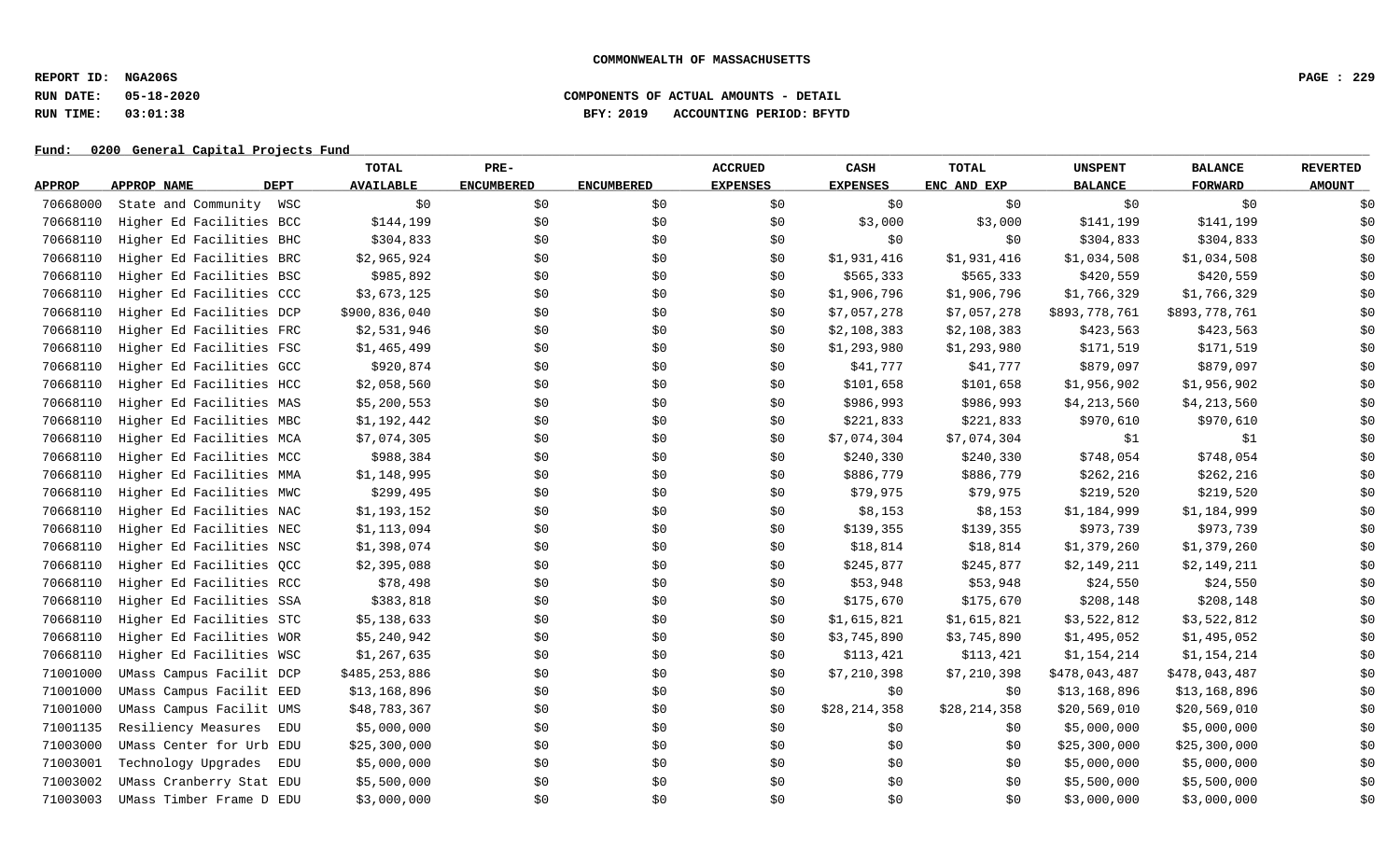**COMMONWEALTH OF MASSACHUSETTS**

**REPORT ID: NGA206S**
**RUN DATE: 05-18-2020**
**RUN TIME: 03:01:38**

**COMPONENTS OF ACTUAL AMOUNTS - DETAIL**
**BFY: 2019 ACCOUNTING PERIOD: BFYTD**

**Fund: 0200 General Capital Projects Fund**

| APPROP | APPROP NAME | DEPT | TOTAL AVAILABLE | PRE-ENCUMBERED | ENCUMBERED | ACCRUED EXPENSES | CASH EXPENSES | TOTAL ENC AND EXP | UNSPENT BALANCE | BALANCE FORWARD | REVERTED AMOUNT |
|---|---|---|---|---|---|---|---|---|---|---|---|
| 70668000 | State and Community | WSC | $0 | $0 | $0 | $0 | $0 | $0 | $0 | $0 | $0 |
| 70668110 | Higher Ed Facilities | BCC | $144,199 | $0 | $0 | $0 | $3,000 | $3,000 | $141,199 | $141,199 | $0 |
| 70668110 | Higher Ed Facilities | BHC | $304,833 | $0 | $0 | $0 | $0 | $0 | $304,833 | $304,833 | $0 |
| 70668110 | Higher Ed Facilities | BRC | $2,965,924 | $0 | $0 | $0 | $1,931,416 | $1,931,416 | $1,034,508 | $1,034,508 | $0 |
| 70668110 | Higher Ed Facilities | BSC | $985,892 | $0 | $0 | $0 | $565,333 | $565,333 | $420,559 | $420,559 | $0 |
| 70668110 | Higher Ed Facilities | CCC | $3,673,125 | $0 | $0 | $0 | $1,906,796 | $1,906,796 | $1,766,329 | $1,766,329 | $0 |
| 70668110 | Higher Ed Facilities | DCP | $900,836,040 | $0 | $0 | $0 | $7,057,278 | $7,057,278 | $893,778,761 | $893,778,761 | $0 |
| 70668110 | Higher Ed Facilities | FRC | $2,531,946 | $0 | $0 | $0 | $2,108,383 | $2,108,383 | $423,563 | $423,563 | $0 |
| 70668110 | Higher Ed Facilities | FSC | $1,465,499 | $0 | $0 | $0 | $1,293,980 | $1,293,980 | $171,519 | $171,519 | $0 |
| 70668110 | Higher Ed Facilities | GCC | $920,874 | $0 | $0 | $0 | $41,777 | $41,777 | $879,097 | $879,097 | $0 |
| 70668110 | Higher Ed Facilities | HCC | $2,058,560 | $0 | $0 | $0 | $101,658 | $101,658 | $1,956,902 | $1,956,902 | $0 |
| 70668110 | Higher Ed Facilities | MAS | $5,200,553 | $0 | $0 | $0 | $986,993 | $986,993 | $4,213,560 | $4,213,560 | $0 |
| 70668110 | Higher Ed Facilities | MBC | $1,192,442 | $0 | $0 | $0 | $221,833 | $221,833 | $970,610 | $970,610 | $0 |
| 70668110 | Higher Ed Facilities | MCA | $7,074,305 | $0 | $0 | $0 | $7,074,304 | $7,074,304 | $1 | $1 | $0 |
| 70668110 | Higher Ed Facilities | MCC | $988,384 | $0 | $0 | $0 | $240,330 | $240,330 | $748,054 | $748,054 | $0 |
| 70668110 | Higher Ed Facilities | MMA | $1,148,995 | $0 | $0 | $0 | $886,779 | $886,779 | $262,216 | $262,216 | $0 |
| 70668110 | Higher Ed Facilities | MWC | $299,495 | $0 | $0 | $0 | $79,975 | $79,975 | $219,520 | $219,520 | $0 |
| 70668110 | Higher Ed Facilities | NAC | $1,193,152 | $0 | $0 | $0 | $8,153 | $8,153 | $1,184,999 | $1,184,999 | $0 |
| 70668110 | Higher Ed Facilities | NEC | $1,113,094 | $0 | $0 | $0 | $139,355 | $139,355 | $973,739 | $973,739 | $0 |
| 70668110 | Higher Ed Facilities | NSC | $1,398,074 | $0 | $0 | $0 | $18,814 | $18,814 | $1,379,260 | $1,379,260 | $0 |
| 70668110 | Higher Ed Facilities | QCC | $2,395,088 | $0 | $0 | $0 | $245,877 | $245,877 | $2,149,211 | $2,149,211 | $0 |
| 70668110 | Higher Ed Facilities | RCC | $78,498 | $0 | $0 | $0 | $53,948 | $53,948 | $24,550 | $24,550 | $0 |
| 70668110 | Higher Ed Facilities | SSA | $383,818 | $0 | $0 | $0 | $175,670 | $175,670 | $208,148 | $208,148 | $0 |
| 70668110 | Higher Ed Facilities | STC | $5,138,633 | $0 | $0 | $0 | $1,615,821 | $1,615,821 | $3,522,812 | $3,522,812 | $0 |
| 70668110 | Higher Ed Facilities | WOR | $5,240,942 | $0 | $0 | $0 | $3,745,890 | $3,745,890 | $1,495,052 | $1,495,052 | $0 |
| 70668110 | Higher Ed Facilities | WSC | $1,267,635 | $0 | $0 | $0 | $113,421 | $113,421 | $1,154,214 | $1,154,214 | $0 |
| 71001000 | UMass Campus Facilit | DCP | $485,253,886 | $0 | $0 | $0 | $7,210,398 | $7,210,398 | $478,043,487 | $478,043,487 | $0 |
| 71001000 | UMass Campus Facilit | EED | $13,168,896 | $0 | $0 | $0 | $0 | $0 | $13,168,896 | $13,168,896 | $0 |
| 71001000 | UMass Campus Facilit | UMS | $48,783,367 | $0 | $0 | $0 | $28,214,358 | $28,214,358 | $20,569,010 | $20,569,010 | $0 |
| 71001135 | Resiliency Measures | EDU | $5,000,000 | $0 | $0 | $0 | $0 | $0 | $5,000,000 | $5,000,000 | $0 |
| 71003000 | UMass Center for Urb | EDU | $25,300,000 | $0 | $0 | $0 | $0 | $0 | $25,300,000 | $25,300,000 | $0 |
| 71003001 | Technology Upgrades | EDU | $5,000,000 | $0 | $0 | $0 | $0 | $0 | $5,000,000 | $5,000,000 | $0 |
| 71003002 | UMass Cranberry Stat | EDU | $5,500,000 | $0 | $0 | $0 | $0 | $0 | $5,500,000 | $5,500,000 | $0 |
| 71003003 | UMass Timber Frame D | EDU | $3,000,000 | $0 | $0 | $0 | $0 | $0 | $3,000,000 | $3,000,000 | $0 |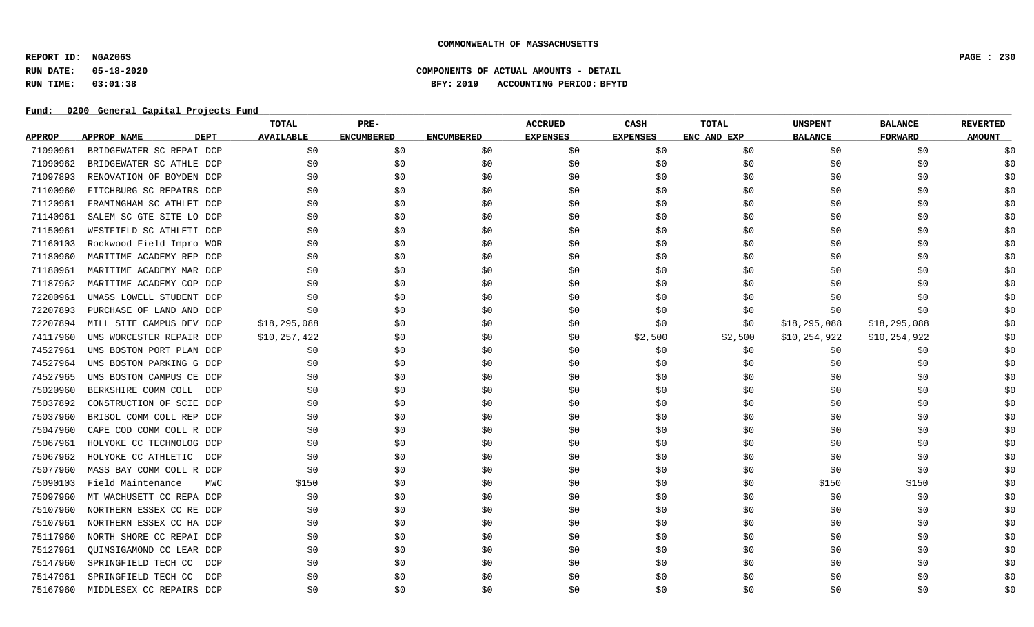COMMONWEALTH OF MASSACHUSETTS

REPORT ID: NGA206S

RUN DATE: 05-18-2020

RUN TIME: 03:01:38

COMPONENTS OF ACTUAL AMOUNTS - DETAIL

BFY: 2019 ACCOUNTING PERIOD: BFYTD

Fund: 0200 General Capital Projects Fund

| APPROP | APPROP NAME | DEPT | TOTAL AVAILABLE | PRE-ENCUMBERED | ENCUMBERED | ACCRUED EXPENSES | CASH EXPENSES | TOTAL ENC AND EXP | UNSPENT BALANCE | BALANCE FORWARD | REVERTED AMOUNT |
|---|---|---|---|---|---|---|---|---|---|---|---|
| 71090961 | BRIDGEWATER SC REPAI | DCP | $0 | $0 | $0 | $0 | $0 | $0 | $0 | $0 | $0 |
| 71090962 | BRIDGEWATER SC ATHLE | DCP | $0 | $0 | $0 | $0 | $0 | $0 | $0 | $0 | $0 |
| 71097893 | RENOVATION OF BOYDEN | DCP | $0 | $0 | $0 | $0 | $0 | $0 | $0 | $0 | $0 |
| 71100960 | FITCHBURG SC REPAIRS | DCP | $0 | $0 | $0 | $0 | $0 | $0 | $0 | $0 | $0 |
| 71120961 | FRAMINGHAM SC ATHLET | DCP | $0 | $0 | $0 | $0 | $0 | $0 | $0 | $0 | $0 |
| 71140961 | SALEM SC GTE SITE LO | DCP | $0 | $0 | $0 | $0 | $0 | $0 | $0 | $0 | $0 |
| 71150961 | WESTFIELD SC ATHLETI | DCP | $0 | $0 | $0 | $0 | $0 | $0 | $0 | $0 | $0 |
| 71160103 | Rockwood Field Impro | WOR | $0 | $0 | $0 | $0 | $0 | $0 | $0 | $0 | $0 |
| 71180960 | MARITIME ACADEMY REP | DCP | $0 | $0 | $0 | $0 | $0 | $0 | $0 | $0 | $0 |
| 71180961 | MARITIME ACADEMY MAR | DCP | $0 | $0 | $0 | $0 | $0 | $0 | $0 | $0 | $0 |
| 71187962 | MARITIME ACADEMY COP | DCP | $0 | $0 | $0 | $0 | $0 | $0 | $0 | $0 | $0 |
| 72200961 | UMASS LOWELL STUDENT | DCP | $0 | $0 | $0 | $0 | $0 | $0 | $0 | $0 | $0 |
| 72207893 | PURCHASE OF LAND AND | DCP | $0 | $0 | $0 | $0 | $0 | $0 | $0 | $0 | $0 |
| 72207894 | MILL SITE CAMPUS DEV | DCP | $18,295,088 | $0 | $0 | $0 | $0 | $0 | $18,295,088 | $18,295,088 | $0 |
| 74117960 | UMS WORCESTER REPAIR | DCP | $10,257,422 | $0 | $0 | $0 | $2,500 | $2,500 | $10,254,922 | $10,254,922 | $0 |
| 74527961 | UMS BOSTON PORT PLAN | DCP | $0 | $0 | $0 | $0 | $0 | $0 | $0 | $0 | $0 |
| 74527964 | UMS BOSTON PARKING G | DCP | $0 | $0 | $0 | $0 | $0 | $0 | $0 | $0 | $0 |
| 74527965 | UMS BOSTON CAMPUS CE | DCP | $0 | $0 | $0 | $0 | $0 | $0 | $0 | $0 | $0 |
| 75020960 | BERKSHIRE COMM COLL | DCP | $0 | $0 | $0 | $0 | $0 | $0 | $0 | $0 | $0 |
| 75037892 | CONSTRUCTION OF SCIE | DCP | $0 | $0 | $0 | $0 | $0 | $0 | $0 | $0 | $0 |
| 75037960 | BRISOL COMM COLL REP | DCP | $0 | $0 | $0 | $0 | $0 | $0 | $0 | $0 | $0 |
| 75047960 | CAPE COD COMM COLL R | DCP | $0 | $0 | $0 | $0 | $0 | $0 | $0 | $0 | $0 |
| 75067961 | HOLYOKE CC TECHNOLOG | DCP | $0 | $0 | $0 | $0 | $0 | $0 | $0 | $0 | $0 |
| 75067962 | HOLYOKE CC ATHLETIC | DCP | $0 | $0 | $0 | $0 | $0 | $0 | $0 | $0 | $0 |
| 75077960 | MASS BAY COMM COLL R | DCP | $0 | $0 | $0 | $0 | $0 | $0 | $0 | $0 | $0 |
| 75090103 | Field Maintenance | MWC | $150 | $0 | $0 | $0 | $0 | $0 | $150 | $150 | $0 |
| 75097960 | MT WACHUSETT CC REPA | DCP | $0 | $0 | $0 | $0 | $0 | $0 | $0 | $0 | $0 |
| 75107960 | NORTHERN ESSEX CC RE | DCP | $0 | $0 | $0 | $0 | $0 | $0 | $0 | $0 | $0 |
| 75107961 | NORTHERN ESSEX CC HA | DCP | $0 | $0 | $0 | $0 | $0 | $0 | $0 | $0 | $0 |
| 75117960 | NORTH SHORE CC REPAI | DCP | $0 | $0 | $0 | $0 | $0 | $0 | $0 | $0 | $0 |
| 75127961 | QUINSIGAMOND CC LEAR | DCP | $0 | $0 | $0 | $0 | $0 | $0 | $0 | $0 | $0 |
| 75147960 | SPRINGFIELD TECH CC | DCP | $0 | $0 | $0 | $0 | $0 | $0 | $0 | $0 | $0 |
| 75147961 | SPRINGFIELD TECH CC | DCP | $0 | $0 | $0 | $0 | $0 | $0 | $0 | $0 | $0 |
| 75167960 | MIDDLESEX CC REPAIRS | DCP | $0 | $0 | $0 | $0 | $0 | $0 | $0 | $0 | $0 |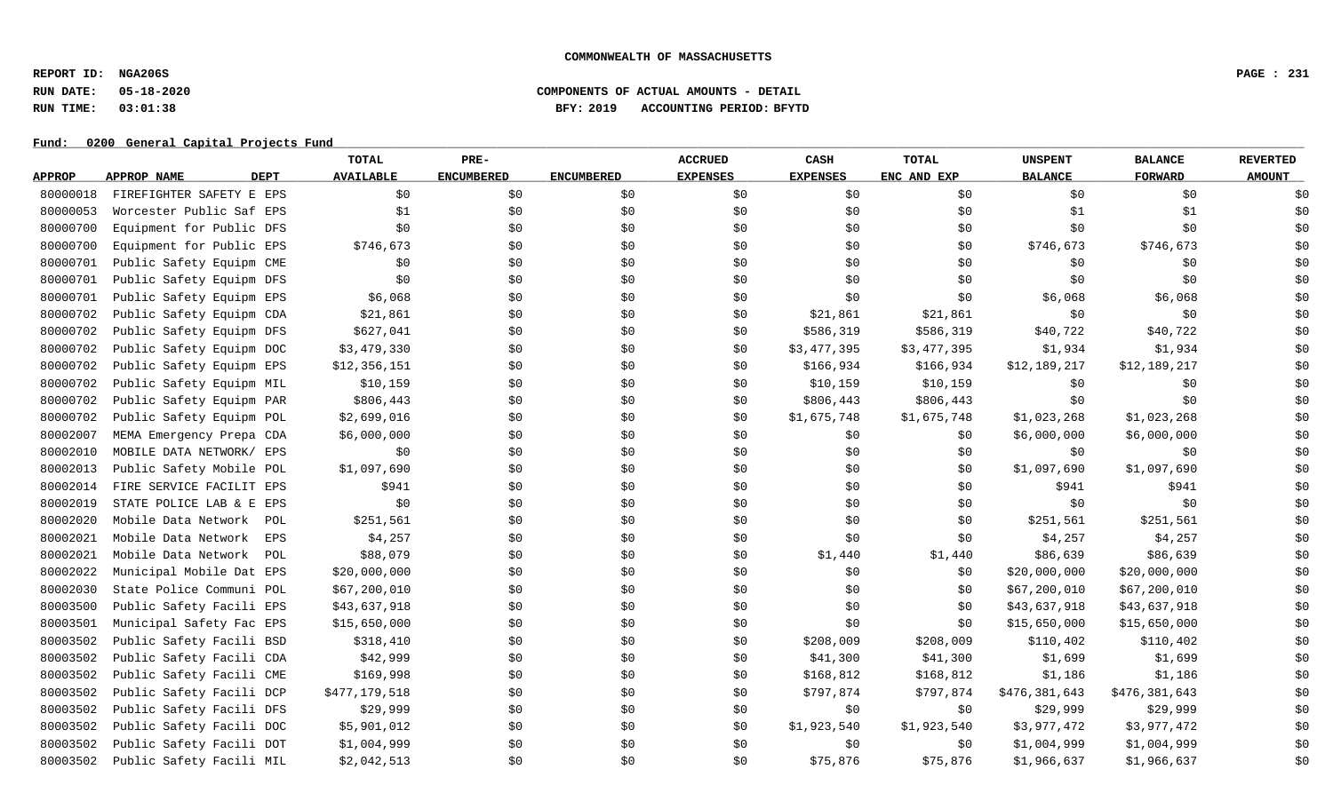**COMMONWEALTH OF MASSACHUSETTS**

**REPORT ID: NGA206S**
**RUN DATE: 05-18-2020** **COMPONENTS OF ACTUAL AMOUNTS - DETAIL**
**RUN TIME: 03:01:38** **BFY: 2019 ACCOUNTING PERIOD: BFYTD**

**Fund: 0200 General Capital Projects Fund**

| APPROP | APPROP NAME | DEPT | TOTAL AVAILABLE | PRE-ENCUMBERED | ENCUMBERED | ACCRUED EXPENSES | CASH EXPENSES | TOTAL ENC AND EXP | UNSPENT BALANCE | BALANCE FORWARD | REVERTED AMOUNT |
|---|---|---|---|---|---|---|---|---|---|---|---|
| 80000018 | FIREFIGHTER SAFETY E | EPS | $0 | $0 | $0 | $0 | $0 | $0 | $0 | $0 | $0 |
| 80000053 | Worcester Public Saf | EPS | $1 | $0 | $0 | $0 | $0 | $0 | $1 | $1 | $0 |
| 80000700 | Equipment for Public | DFS | $0 | $0 | $0 | $0 | $0 | $0 | $0 | $0 | $0 |
| 80000700 | Equipment for Public | EPS | $746,673 | $0 | $0 | $0 | $0 | $0 | $746,673 | $746,673 | $0 |
| 80000701 | Public Safety Equipm | CME | $0 | $0 | $0 | $0 | $0 | $0 | $0 | $0 | $0 |
| 80000701 | Public Safety Equipm | DFS | $0 | $0 | $0 | $0 | $0 | $0 | $0 | $0 | $0 |
| 80000701 | Public Safety Equipm | EPS | $6,068 | $0 | $0 | $0 | $0 | $0 | $6,068 | $6,068 | $0 |
| 80000702 | Public Safety Equipm | CDA | $21,861 | $0 | $0 | $0 | $21,861 | $21,861 | $0 | $0 | $0 |
| 80000702 | Public Safety Equipm | DFS | $627,041 | $0 | $0 | $0 | $586,319 | $586,319 | $40,722 | $40,722 | $0 |
| 80000702 | Public Safety Equipm | DOC | $3,479,330 | $0 | $0 | $0 | $3,477,395 | $3,477,395 | $1,934 | $1,934 | $0 |
| 80000702 | Public Safety Equipm | EPS | $12,356,151 | $0 | $0 | $0 | $166,934 | $166,934 | $12,189,217 | $12,189,217 | $0 |
| 80000702 | Public Safety Equipm | MIL | $10,159 | $0 | $0 | $0 | $10,159 | $10,159 | $0 | $0 | $0 |
| 80000702 | Public Safety Equipm | PAR | $806,443 | $0 | $0 | $0 | $806,443 | $806,443 | $0 | $0 | $0 |
| 80000702 | Public Safety Equipm | POL | $2,699,016 | $0 | $0 | $0 | $1,675,748 | $1,675,748 | $1,023,268 | $1,023,268 | $0 |
| 80002007 | MEMA Emergency Prepa | CDA | $6,000,000 | $0 | $0 | $0 | $0 | $0 | $6,000,000 | $6,000,000 | $0 |
| 80002010 | MOBILE DATA NETWORK/ | EPS | $0 | $0 | $0 | $0 | $0 | $0 | $0 | $0 | $0 |
| 80002013 | Public Safety Mobile | POL | $1,097,690 | $0 | $0 | $0 | $0 | $0 | $1,097,690 | $1,097,690 | $0 |
| 80002014 | FIRE SERVICE FACILIT | EPS | $941 | $0 | $0 | $0 | $0 | $0 | $941 | $941 | $0 |
| 80002019 | STATE POLICE LAB & E | EPS | $0 | $0 | $0 | $0 | $0 | $0 | $0 | $0 | $0 |
| 80002020 | Mobile Data Network | POL | $251,561 | $0 | $0 | $0 | $0 | $0 | $251,561 | $251,561 | $0 |
| 80002021 | Mobile Data Network | EPS | $4,257 | $0 | $0 | $0 | $0 | $0 | $4,257 | $4,257 | $0 |
| 80002021 | Mobile Data Network | POL | $88,079 | $0 | $0 | $0 | $1,440 | $1,440 | $86,639 | $86,639 | $0 |
| 80002022 | Municipal Mobile Dat | EPS | $20,000,000 | $0 | $0 | $0 | $0 | $0 | $20,000,000 | $20,000,000 | $0 |
| 80002030 | State Police Communi | POL | $67,200,010 | $0 | $0 | $0 | $0 | $0 | $67,200,010 | $67,200,010 | $0 |
| 80003500 | Public Safety Facili | EPS | $43,637,918 | $0 | $0 | $0 | $0 | $0 | $43,637,918 | $43,637,918 | $0 |
| 80003501 | Municipal Safety Fac | EPS | $15,650,000 | $0 | $0 | $0 | $0 | $0 | $15,650,000 | $15,650,000 | $0 |
| 80003502 | Public Safety Facili | BSD | $318,410 | $0 | $0 | $0 | $208,009 | $208,009 | $110,402 | $110,402 | $0 |
| 80003502 | Public Safety Facili | CDA | $42,999 | $0 | $0 | $0 | $41,300 | $41,300 | $1,699 | $1,699 | $0 |
| 80003502 | Public Safety Facili | CME | $169,998 | $0 | $0 | $0 | $168,812 | $168,812 | $1,186 | $1,186 | $0 |
| 80003502 | Public Safety Facili | DCP | $477,179,518 | $0 | $0 | $0 | $797,874 | $797,874 | $476,381,643 | $476,381,643 | $0 |
| 80003502 | Public Safety Facili | DFS | $29,999 | $0 | $0 | $0 | $0 | $0 | $29,999 | $29,999 | $0 |
| 80003502 | Public Safety Facili | DOC | $5,901,012 | $0 | $0 | $0 | $1,923,540 | $1,923,540 | $3,977,472 | $3,977,472 | $0 |
| 80003502 | Public Safety Facili | DOT | $1,004,999 | $0 | $0 | $0 | $0 | $0 | $1,004,999 | $1,004,999 | $0 |
| 80003502 | Public Safety Facili | MIL | $2,042,513 | $0 | $0 | $0 | $75,876 | $75,876 | $1,966,637 | $1,966,637 | $0 |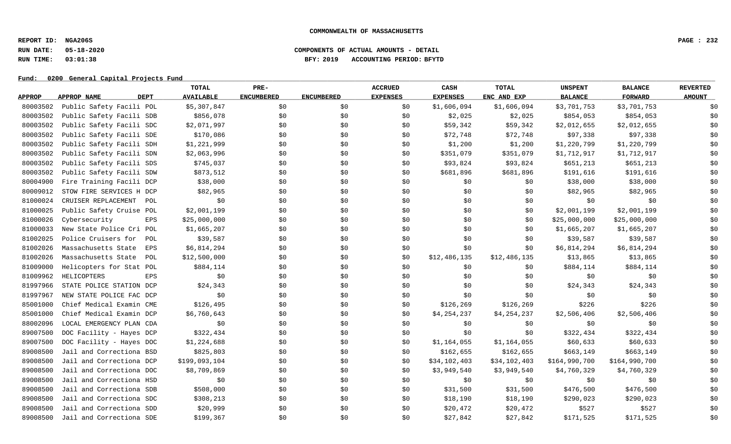**COMMONWEALTH OF MASSACHUSETTS**

**REPORT ID: NGA206S**
**RUN DATE: 05-18-2020**
**RUN TIME: 03:01:38**

**COMPONENTS OF ACTUAL AMOUNTS - DETAIL**
**BFY: 2019 ACCOUNTING PERIOD: BFYTD**

**Fund: 0200 General Capital Projects Fund**

| APPROP | APPROP NAME | DEPT | TOTAL AVAILABLE | PRE-ENCUMBERED | ENCUMBERED | ACCRUED EXPENSES | CASH EXPENSES | TOTAL ENC AND EXP | UNSPENT BALANCE | BALANCE FORWARD | REVERTED AMOUNT |
|---|---|---|---|---|---|---|---|---|---|---|---|
| 80003502 | Public Safety Facili | POL | $5,307,847 | $0 | $0 | $0 | $1,606,094 | $1,606,094 | $3,701,753 | $3,701,753 | $0 |
| 80003502 | Public Safety Facili | SDB | $856,078 | $0 | $0 | $0 | $2,025 | $2,025 | $854,053 | $854,053 | $0 |
| 80003502 | Public Safety Facili | SDC | $2,071,997 | $0 | $0 | $0 | $59,342 | $59,342 | $2,012,655 | $2,012,655 | $0 |
| 80003502 | Public Safety Facili | SDE | $170,086 | $0 | $0 | $0 | $72,748 | $72,748 | $97,338 | $97,338 | $0 |
| 80003502 | Public Safety Facili | SDH | $1,221,999 | $0 | $0 | $0 | $1,200 | $1,200 | $1,220,799 | $1,220,799 | $0 |
| 80003502 | Public Safety Facili | SDN | $2,063,996 | $0 | $0 | $0 | $351,079 | $351,079 | $1,712,917 | $1,712,917 | $0 |
| 80003502 | Public Safety Facili | SDS | $745,037 | $0 | $0 | $0 | $93,824 | $93,824 | $651,213 | $651,213 | $0 |
| 80003502 | Public Safety Facili | SDW | $873,512 | $0 | $0 | $0 | $681,896 | $681,896 | $191,616 | $191,616 | $0 |
| 80004900 | Fire Training Facili | DCP | $38,000 | $0 | $0 | $0 | $0 | $0 | $38,000 | $38,000 | $0 |
| 80009012 | STOW FIRE SERVICES H | DCP | $82,965 | $0 | $0 | $0 | $0 | $0 | $82,965 | $82,965 | $0 |
| 81000024 | CRUISER REPLACEMENT | POL | $0 | $0 | $0 | $0 | $0 | $0 | $0 | $0 | $0 |
| 81000025 | Public Safety Cruise | POL | $2,001,199 | $0 | $0 | $0 | $0 | $0 | $2,001,199 | $2,001,199 | $0 |
| 81000026 | Cybersecurity | EPS | $25,000,000 | $0 | $0 | $0 | $0 | $0 | $25,000,000 | $25,000,000 | $0 |
| 81000033 | New State Police Cri | POL | $1,665,207 | $0 | $0 | $0 | $0 | $0 | $1,665,207 | $1,665,207 | $0 |
| 81002025 | Police Cruisers for | POL | $39,587 | $0 | $0 | $0 | $0 | $0 | $39,587 | $39,587 | $0 |
| 81002026 | Massachusetts State | EPS | $6,814,294 | $0 | $0 | $0 | $0 | $0 | $6,814,294 | $6,814,294 | $0 |
| 81002026 | Massachusetts State | POL | $12,500,000 | $0 | $0 | $0 | $12,486,135 | $12,486,135 | $13,865 | $13,865 | $0 |
| 81009000 | Helicopters for Stat | POL | $884,114 | $0 | $0 | $0 | $0 | $0 | $884,114 | $884,114 | $0 |
| 81009962 | HELICOPTERS | EPS | $0 | $0 | $0 | $0 | $0 | $0 | $0 | $0 | $0 |
| 81997966 | STATE POLICE STATION | DCP | $24,343 | $0 | $0 | $0 | $0 | $0 | $24,343 | $24,343 | $0 |
| 81997967 | NEW STATE POLICE FAC | DCP | $0 | $0 | $0 | $0 | $0 | $0 | $0 | $0 | $0 |
| 85001000 | Chief Medical Examin | CME | $126,495 | $0 | $0 | $0 | $126,269 | $126,269 | $226 | $226 | $0 |
| 85001000 | Chief Medical Examin | DCP | $6,760,643 | $0 | $0 | $0 | $4,254,237 | $4,254,237 | $2,506,406 | $2,506,406 | $0 |
| 88002096 | LOCAL EMERGENCY PLAN | CDA | $0 | $0 | $0 | $0 | $0 | $0 | $0 | $0 | $0 |
| 89007500 | DOC Facility - Hayes | DCP | $322,434 | $0 | $0 | $0 | $0 | $0 | $322,434 | $322,434 | $0 |
| 89007500 | DOC Facility - Hayes | DOC | $1,224,688 | $0 | $0 | $0 | $1,164,055 | $1,164,055 | $60,633 | $60,633 | $0 |
| 89008500 | Jail and Correctiona | BSD | $825,803 | $0 | $0 | $0 | $162,655 | $162,655 | $663,149 | $663,149 | $0 |
| 89008500 | Jail and Correctiona | DCP | $199,093,104 | $0 | $0 | $0 | $34,102,403 | $34,102,403 | $164,990,700 | $164,990,700 | $0 |
| 89008500 | Jail and Correctiona | DOC | $8,709,869 | $0 | $0 | $0 | $3,949,540 | $3,949,540 | $4,760,329 | $4,760,329 | $0 |
| 89008500 | Jail and Correctiona | HSD | $0 | $0 | $0 | $0 | $0 | $0 | $0 | $0 | $0 |
| 89008500 | Jail and Correctiona | SDB | $508,000 | $0 | $0 | $0 | $31,500 | $31,500 | $476,500 | $476,500 | $0 |
| 89008500 | Jail and Correctiona | SDC | $308,213 | $0 | $0 | $0 | $18,190 | $18,190 | $290,023 | $290,023 | $0 |
| 89008500 | Jail and Correctiona | SDD | $20,999 | $0 | $0 | $0 | $20,472 | $20,472 | $527 | $527 | $0 |
| 89008500 | Jail and Correctiona | SDE | $199,367 | $0 | $0 | $0 | $27,842 | $27,842 | $171,525 | $171,525 | $0 |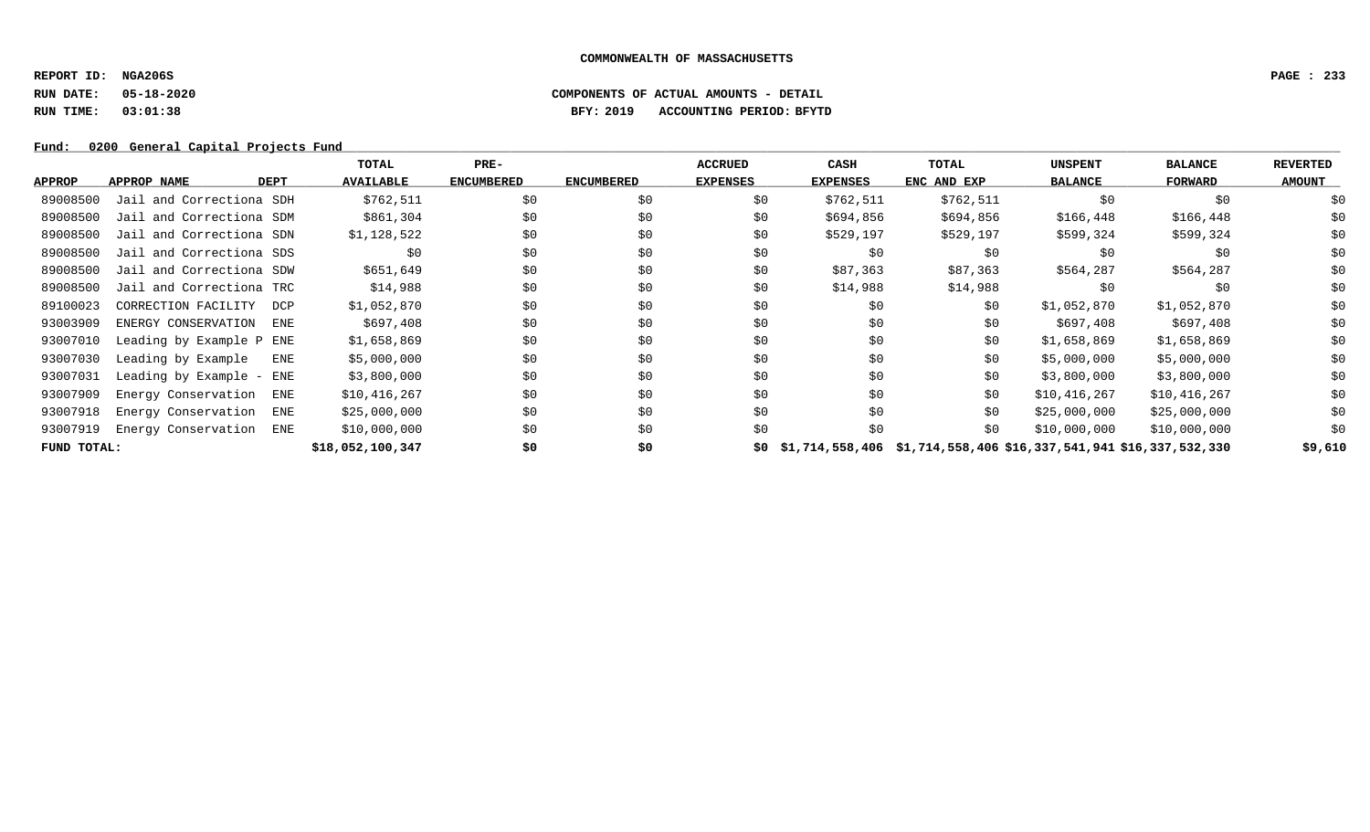COMMONWEALTH OF MASSACHUSETTS

REPORT ID: NGA206S

RUN DATE: 05-18-2020 COMPONENTS OF ACTUAL AMOUNTS - DETAIL

RUN TIME: 03:01:38 BFY: 2019 ACCOUNTING PERIOD: BFYTD

Fund: 0200 General Capital Projects Fund

| APPROP | APPROP NAME | DEPT | TOTAL AVAILABLE | PRE-ENCUMBERED | ENCUMBERED | ACCRUED EXPENSES | CASH EXPENSES | TOTAL ENC AND EXP | UNSPENT BALANCE | BALANCE FORWARD | REVERTED AMOUNT |
|---|---|---|---|---|---|---|---|---|---|---|---|
| 89008500 | Jail and Correctiona | SDH | $762,511 | $0 | $0 | $0 | $762,511 | $762,511 | $0 | $0 | $0 |
| 89008500 | Jail and Correctiona | SDM | $861,304 | $0 | $0 | $0 | $694,856 | $694,856 | $166,448 | $166,448 | $0 |
| 89008500 | Jail and Correctiona | SDN | $1,128,522 | $0 | $0 | $0 | $529,197 | $529,197 | $599,324 | $599,324 | $0 |
| 89008500 | Jail and Correctiona | SDS | $0 | $0 | $0 | $0 | $0 | $0 | $0 | $0 | $0 |
| 89008500 | Jail and Correctiona | SDW | $651,649 | $0 | $0 | $0 | $87,363 | $87,363 | $564,287 | $564,287 | $0 |
| 89008500 | Jail and Correctiona | TRC | $14,988 | $0 | $0 | $0 | $14,988 | $14,988 | $0 | $0 | $0 |
| 89100023 | CORRECTION FACILITY | DCP | $1,052,870 | $0 | $0 | $0 | $0 | $0 | $1,052,870 | $1,052,870 | $0 |
| 93003909 | ENERGY CONSERVATION | ENE | $697,408 | $0 | $0 | $0 | $0 | $0 | $697,408 | $697,408 | $0 |
| 93007010 | Leading by Example P | ENE | $1,658,869 | $0 | $0 | $0 | $0 | $0 | $1,658,869 | $1,658,869 | $0 |
| 93007030 | Leading by Example | ENE | $5,000,000 | $0 | $0 | $0 | $0 | $0 | $5,000,000 | $5,000,000 | $0 |
| 93007031 | Leading by Example - | ENE | $3,800,000 | $0 | $0 | $0 | $0 | $0 | $3,800,000 | $3,800,000 | $0 |
| 93007909 | Energy Conservation | ENE | $10,416,267 | $0 | $0 | $0 | $0 | $0 | $10,416,267 | $10,416,267 | $0 |
| 93007918 | Energy Conservation | ENE | $25,000,000 | $0 | $0 | $0 | $0 | $0 | $25,000,000 | $25,000,000 | $0 |
| 93007919 | Energy Conservation | ENE | $10,000,000 | $0 | $0 | $0 | $0 | $0 | $10,000,000 | $10,000,000 | $0 |
| **FUND TOTAL:** | | | **$18,052,100,347** | **$0** | **$0** | **$0** | **$1,714,558,406** | **$1,714,558,406** | **$16,337,541,941** | **$16,337,532,330** | **$9,610** |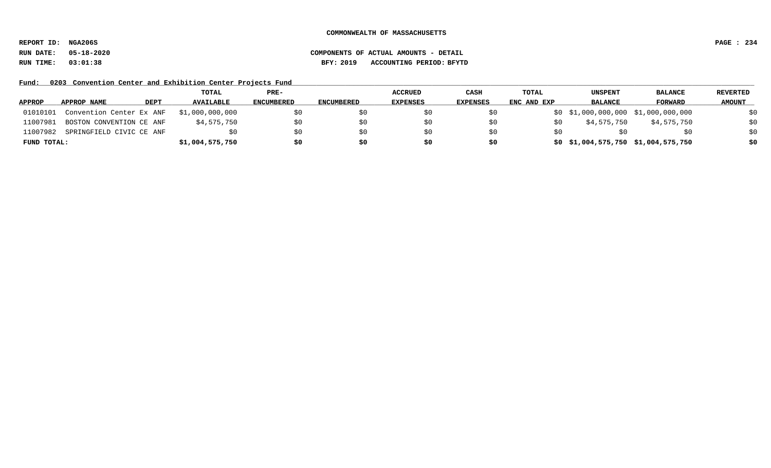**COMMONWEALTH OF MASSACHUSETTS**

**REPORT ID: NGA206S**

**RUN DATE: 05-18-2020** **COMPONENTS OF ACTUAL AMOUNTS - DETAIL**

**RUN TIME: 03:01:38** **BFY: 2019 ACCOUNTING PERIOD: BFYTD**

**Fund: 0203 Convention Center and Exhibition Center Projects Fund**

| APPROP | APPROP NAME | DEPT | TOTAL AVAILABLE | PRE-ENCUMBERED | ENCUMBERED | ACCRUED EXPENSES | CASH EXPENSES | TOTAL ENC AND EXP | UNSPENT BALANCE | BALANCE FORWARD | REVERTED AMOUNT |
|---|---|---|---|---|---|---|---|---|---|---|---|
| 01010101 | Convention Center Ex | ANF | $1,000,000,000 | $0 | $0 | $0 | $0 | $0 | $1,000,000,000 | $1,000,000,000 | $0 |
| 11007981 | BOSTON CONVENTION CE | ANF | $4,575,750 | $0 | $0 | $0 | $0 | $0 | $4,575,750 | $4,575,750 | $0 |
| 11007982 | SPRINGFIELD CIVIC CE | ANF | $0 | $0 | $0 | $0 | $0 | $0 | $0 | $0 | $0 |
| **FUND TOTAL:** | | | **$1,004,575,750** | **$0** | **$0** | **$0** | **$0** | **$0** | **$1,004,575,750** | **$1,004,575,750** | **$0** |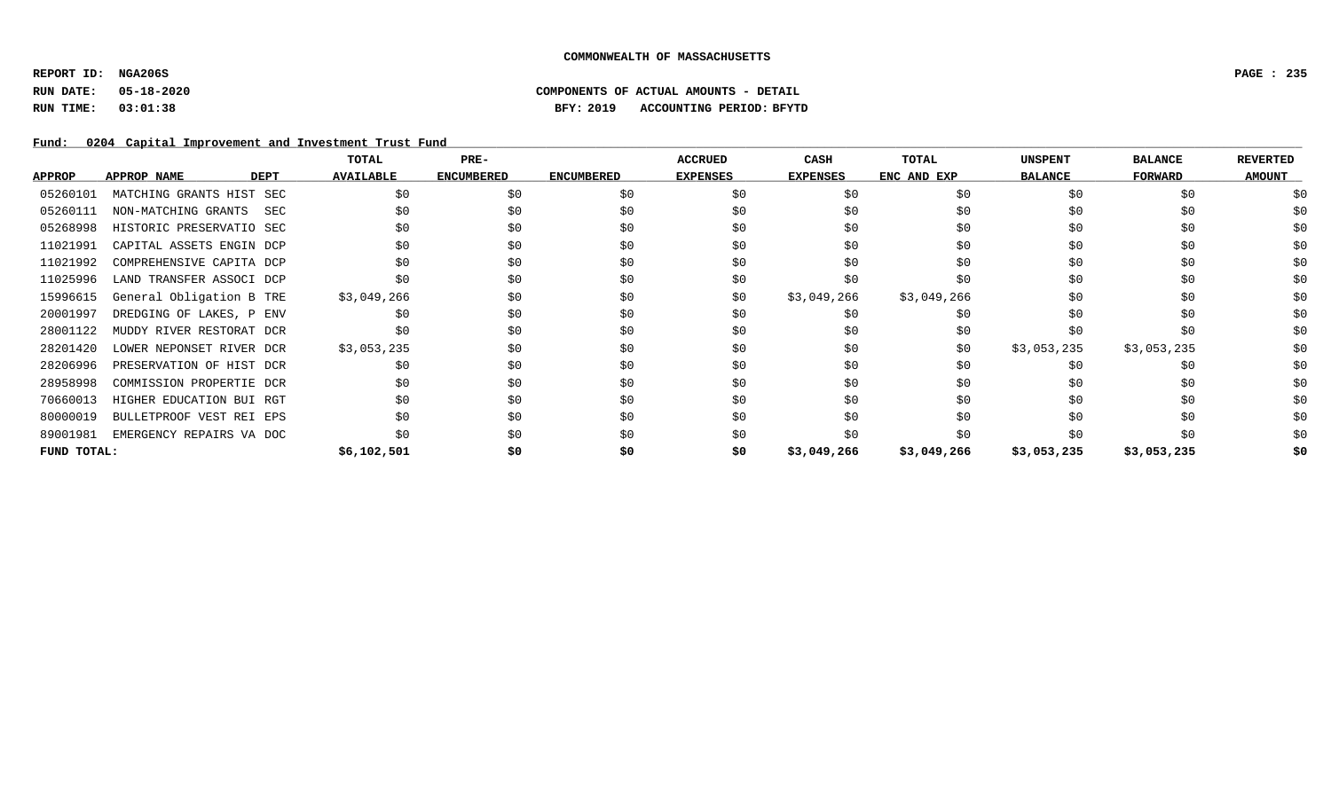COMMONWEALTH OF MASSACHUSETTS

REPORT ID: NGA206S

RUN DATE: 05-18-2020 COMPONENTS OF ACTUAL AMOUNTS - DETAIL

RUN TIME: 03:01:38 BFY: 2019 ACCOUNTING PERIOD: BFYTD

Fund: 0204 Capital Improvement and Investment Trust Fund

| APPROP | APPROP NAME | DEPT | TOTAL AVAILABLE | PRE-ENCUMBERED | ENCUMBERED | ACCRUED EXPENSES | CASH EXPENSES | TOTAL ENC AND EXP | UNSPENT BALANCE | BALANCE FORWARD | REVERTED AMOUNT |
|---|---|---|---|---|---|---|---|---|---|---|---|
| 05260101 | MATCHING GRANTS HIST | SEC | $0 | $0 | $0 | $0 | $0 | $0 | $0 | $0 | $0 |
| 05260111 | NON-MATCHING GRANTS | SEC | $0 | $0 | $0 | $0 | $0 | $0 | $0 | $0 | $0 |
| 05268998 | HISTORIC PRESERVATIO | SEC | $0 | $0 | $0 | $0 | $0 | $0 | $0 | $0 | $0 |
| 11021991 | CAPITAL ASSETS ENGIN | DCP | $0 | $0 | $0 | $0 | $0 | $0 | $0 | $0 | $0 |
| 11021992 | COMPREHENSIVE CAPITA | DCP | $0 | $0 | $0 | $0 | $0 | $0 | $0 | $0 | $0 |
| 11025996 | LAND TRANSFER ASSOCI | DCP | $0 | $0 | $0 | $0 | $0 | $0 | $0 | $0 | $0 |
| 15996615 | General Obligation B | TRE | $3,049,266 | $0 | $0 | $0 | $3,049,266 | $3,049,266 | $0 | $0 | $0 |
| 20001997 | DREDGING OF LAKES, P | ENV | $0 | $0 | $0 | $0 | $0 | $0 | $0 | $0 | $0 |
| 28001122 | MUDDY RIVER RESTORAT | DCR | $0 | $0 | $0 | $0 | $0 | $0 | $0 | $0 | $0 |
| 28201420 | LOWER NEPONSET RIVER | DCR | $3,053,235 | $0 | $0 | $0 | $0 | $0 | $3,053,235 | $3,053,235 | $0 |
| 28206996 | PRESERVATION OF HIST | DCR | $0 | $0 | $0 | $0 | $0 | $0 | $0 | $0 | $0 |
| 28958998 | COMMISSION PROPERTIE | DCR | $0 | $0 | $0 | $0 | $0 | $0 | $0 | $0 | $0 |
| 70660013 | HIGHER EDUCATION BUI | RGT | $0 | $0 | $0 | $0 | $0 | $0 | $0 | $0 | $0 |
| 80000019 | BULLETPROOF VEST REI | EPS | $0 | $0 | $0 | $0 | $0 | $0 | $0 | $0 | $0 |
| 89001981 | EMERGENCY REPAIRS VA | DOC | $0 | $0 | $0 | $0 | $0 | $0 | $0 | $0 | $0 |
| **FUND TOTAL:** | | | **$6,102,501** | **$0** | **$0** | **$0** | **$3,049,266** | **$3,049,266** | **$3,053,235** | **$3,053,235** | **$0** |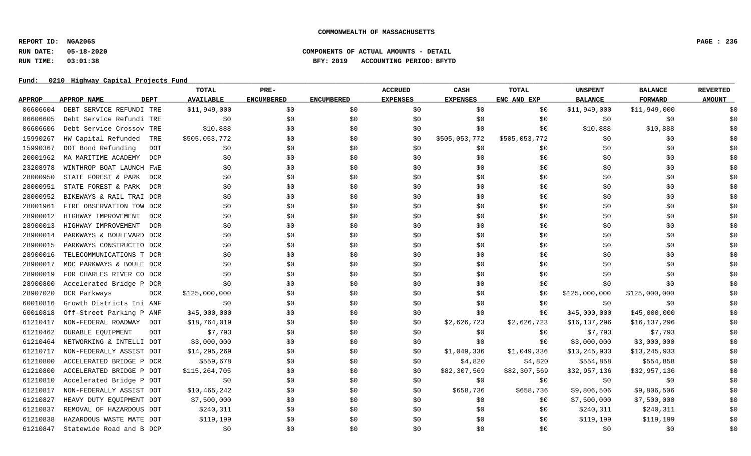COMMONWEALTH OF MASSACHUSETTS

REPORT ID: NGA206S
RUN DATE: 05-18-2020
RUN TIME: 03:01:38

COMPONENTS OF ACTUAL AMOUNTS - DETAIL
BFY: 2019 ACCOUNTING PERIOD: BFYTD

Fund: 0210 Highway Capital Projects Fund

| APPROP | APPROP NAME | DEPT | TOTAL AVAILABLE | PRE-ENCUMBERED | ENCUMBERED | ACCRUED EXPENSES | CASH EXPENSES | TOTAL ENC AND EXP | UNSPENT BALANCE | BALANCE FORWARD | REVERTED AMOUNT |
|---|---|---|---|---|---|---|---|---|---|---|---|
| 06606604 | DEBT SERVICE REFUNDI | TRE | $11,949,000 | $0 | $0 | $0 | $0 | $0 | $11,949,000 | $11,949,000 | $0 |
| 06606605 | Debt Service Refundi | TRE | $0 | $0 | $0 | $0 | $0 | $0 | $0 | $0 | $0 |
| 06606606 | Debt Service Crossov | TRE | $10,888 | $0 | $0 | $0 | $0 | $0 | $10,888 | $10,888 | $0 |
| 15990267 | HW Capital Refunded | TRE | $505,053,772 | $0 | $0 | $0 | $505,053,772 | $505,053,772 | $0 | $0 | $0 |
| 15990367 | DOT Bond Refunding | DOT | $0 | $0 | $0 | $0 | $0 | $0 | $0 | $0 | $0 |
| 20001962 | MA MARITIME ACADEMY | DCP | $0 | $0 | $0 | $0 | $0 | $0 | $0 | $0 | $0 |
| 23208978 | WINTHROP BOAT LAUNCH | FWE | $0 | $0 | $0 | $0 | $0 | $0 | $0 | $0 | $0 |
| 28000950 | STATE FOREST & PARK | DCR | $0 | $0 | $0 | $0 | $0 | $0 | $0 | $0 | $0 |
| 28000951 | STATE FOREST & PARK | DCR | $0 | $0 | $0 | $0 | $0 | $0 | $0 | $0 | $0 |
| 28000952 | BIKEWAYS & RAIL TRAI | DCR | $0 | $0 | $0 | $0 | $0 | $0 | $0 | $0 | $0 |
| 28001961 | FIRE OBSERVATION TOW | DCR | $0 | $0 | $0 | $0 | $0 | $0 | $0 | $0 | $0 |
| 28900012 | HIGHWAY IMPROVEMENT | DCR | $0 | $0 | $0 | $0 | $0 | $0 | $0 | $0 | $0 |
| 28900013 | HIGHWAY IMPROVEMENT | DCR | $0 | $0 | $0 | $0 | $0 | $0 | $0 | $0 | $0 |
| 28900014 | PARKWAYS & BOULEVARD | DCR | $0 | $0 | $0 | $0 | $0 | $0 | $0 | $0 | $0 |
| 28900015 | PARKWAYS CONSTRUCTIO | DCR | $0 | $0 | $0 | $0 | $0 | $0 | $0 | $0 | $0 |
| 28900016 | TELECOMMUNICATIONS T | DCR | $0 | $0 | $0 | $0 | $0 | $0 | $0 | $0 | $0 |
| 28900017 | MDC PARKWAYS & BOULE | DCR | $0 | $0 | $0 | $0 | $0 | $0 | $0 | $0 | $0 |
| 28900019 | FOR CHARLES RIVER CO | DCR | $0 | $0 | $0 | $0 | $0 | $0 | $0 | $0 | $0 |
| 28900800 | Accelerated Bridge P | DCR | $0 | $0 | $0 | $0 | $0 | $0 | $0 | $0 | $0 |
| 28907020 | DCR Parkways | DCR | $125,000,000 | $0 | $0 | $0 | $0 | $0 | $125,000,000 | $125,000,000 | $0 |
| 60010816 | Growth Districts Ini | ANF | $0 | $0 | $0 | $0 | $0 | $0 | $0 | $0 | $0 |
| 60010818 | Off-Street Parking P | ANF | $45,000,000 | $0 | $0 | $0 | $0 | $0 | $45,000,000 | $45,000,000 | $0 |
| 61210417 | NON-FEDERAL ROADWAY | DOT | $18,764,019 | $0 | $0 | $0 | $2,626,723 | $2,626,723 | $16,137,296 | $16,137,296 | $0 |
| 61210462 | DURABLE EQUIPMENT | DOT | $7,793 | $0 | $0 | $0 | $0 | $0 | $7,793 | $7,793 | $0 |
| 61210464 | NETWORKING & INTELLI | DOT | $3,000,000 | $0 | $0 | $0 | $0 | $0 | $3,000,000 | $3,000,000 | $0 |
| 61210717 | NON-FEDERALLY ASSIST | DOT | $14,295,269 | $0 | $0 | $0 | $1,049,336 | $1,049,336 | $13,245,933 | $13,245,933 | $0 |
| 61210800 | ACCELERATED BRIDGE P | DCR | $559,678 | $0 | $0 | $0 | $4,820 | $4,820 | $554,858 | $554,858 | $0 |
| 61210800 | ACCELERATED BRIDGE P | DOT | $115,264,705 | $0 | $0 | $0 | $82,307,569 | $82,307,569 | $32,957,136 | $32,957,136 | $0 |
| 61210810 | Accelerated Bridge P | DOT | $0 | $0 | $0 | $0 | $0 | $0 | $0 | $0 | $0 |
| 61210817 | NON-FEDERALLY ASSIST | DOT | $10,465,242 | $0 | $0 | $0 | $658,736 | $658,736 | $9,806,506 | $9,806,506 | $0 |
| 61210827 | HEAVY DUTY EQUIPMENT | DOT | $7,500,000 | $0 | $0 | $0 | $0 | $0 | $7,500,000 | $7,500,000 | $0 |
| 61210837 | REMOVAL OF HAZARDOUS | DOT | $240,311 | $0 | $0 | $0 | $0 | $0 | $240,311 | $240,311 | $0 |
| 61210838 | HAZARDOUS WASTE MATE | DOT | $119,199 | $0 | $0 | $0 | $0 | $0 | $119,199 | $119,199 | $0 |
| 61210847 | Statewide Road and B | DCP | $0 | $0 | $0 | $0 | $0 | $0 | $0 | $0 | $0 |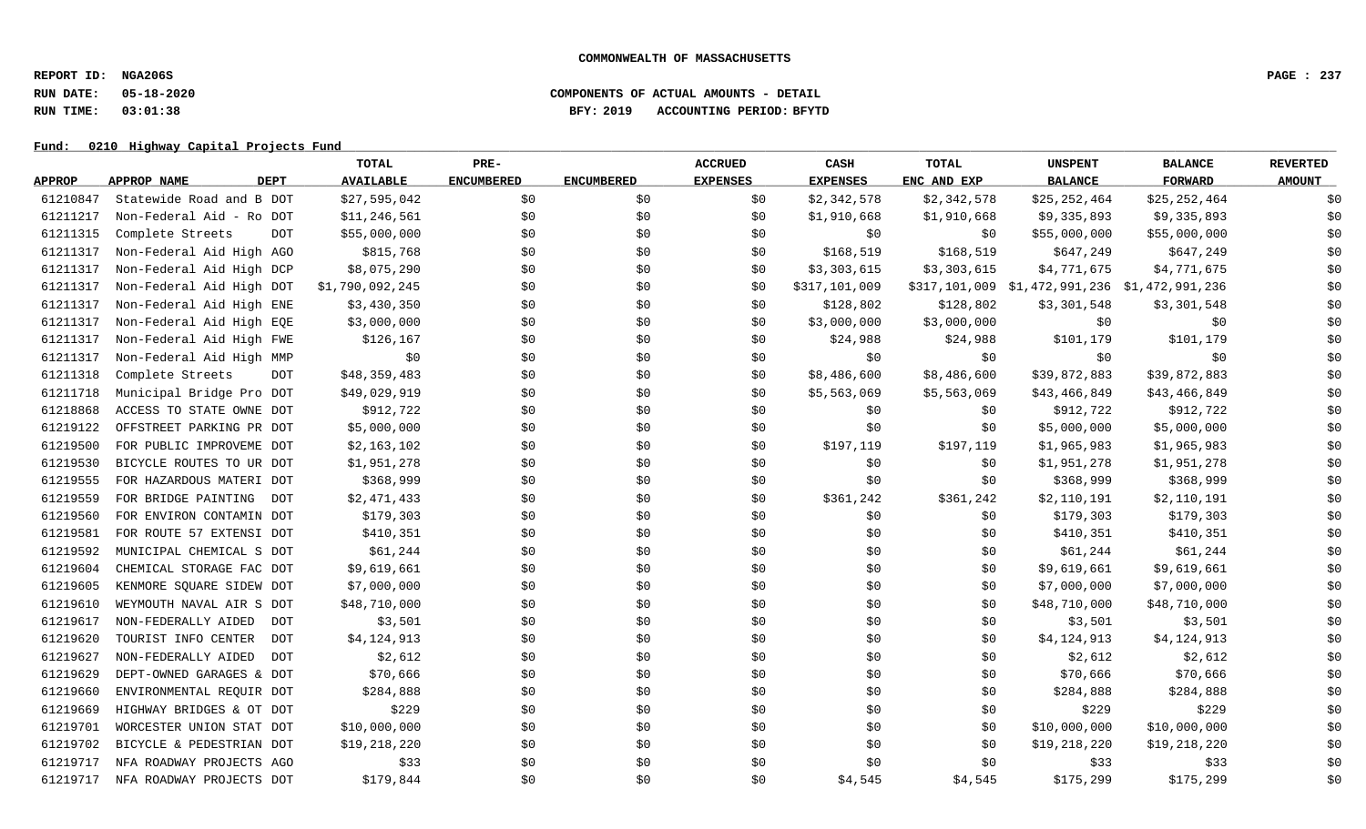**COMMONWEALTH OF MASSACHUSETTS**

**REPORT ID: NGA206S**
**RUN DATE: 05-18-2020** COMPONENTS OF ACTUAL AMOUNTS - DETAIL
**RUN TIME: 03:01:38** BFY: 2019 ACCOUNTING PERIOD: BFYTD

**Fund: 0210 Highway Capital Projects Fund**

| APPROP | APPROP NAME | DEPT | TOTAL AVAILABLE | PRE-ENCUMBERED | ENCUMBERED | ACCRUED EXPENSES | CASH EXPENSES | TOTAL ENC AND EXP | UNSPENT BALANCE | BALANCE FORWARD | REVERTED AMOUNT |
|---|---|---|---|---|---|---|---|---|---|---|---|
| 61210847 | Statewide Road and B | DOT | $27,595,042 | $0 | $0 | $0 | $2,342,578 | $2,342,578 | $25,252,464 | $25,252,464 | $0 |
| 61211217 | Non-Federal Aid - Ro | DOT | $11,246,561 | $0 | $0 | $0 | $1,910,668 | $1,910,668 | $9,335,893 | $9,335,893 | $0 |
| 61211315 | Complete Streets | DOT | $55,000,000 | $0 | $0 | $0 | $0 | $0 | $55,000,000 | $55,000,000 | $0 |
| 61211317 | Non-Federal Aid High | AGO | $815,768 | $0 | $0 | $0 | $168,519 | $168,519 | $647,249 | $647,249 | $0 |
| 61211317 | Non-Federal Aid High | DCP | $8,075,290 | $0 | $0 | $0 | $3,303,615 | $3,303,615 | $4,771,675 | $4,771,675 | $0 |
| 61211317 | Non-Federal Aid High | DOT | $1,790,092,245 | $0 | $0 | $0 | $317,101,009 | $317,101,009 | $1,472,991,236 | $1,472,991,236 | $0 |
| 61211317 | Non-Federal Aid High | ENE | $3,430,350 | $0 | $0 | $0 | $128,802 | $128,802 | $3,301,548 | $3,301,548 | $0 |
| 61211317 | Non-Federal Aid High | EQE | $3,000,000 | $0 | $0 | $0 | $3,000,000 | $3,000,000 | $0 | $0 | $0 |
| 61211317 | Non-Federal Aid High | FWE | $126,167 | $0 | $0 | $0 | $24,988 | $24,988 | $101,179 | $101,179 | $0 |
| 61211317 | Non-Federal Aid High | MMP | $0 | $0 | $0 | $0 | $0 | $0 | $0 | $0 | $0 |
| 61211318 | Complete Streets | DOT | $48,359,483 | $0 | $0 | $0 | $8,486,600 | $8,486,600 | $39,872,883 | $39,872,883 | $0 |
| 61211718 | Municipal Bridge Pro | DOT | $49,029,919 | $0 | $0 | $0 | $5,563,069 | $5,563,069 | $43,466,849 | $43,466,849 | $0 |
| 61218868 | ACCESS TO STATE OWNE | DOT | $912,722 | $0 | $0 | $0 | $0 | $0 | $912,722 | $912,722 | $0 |
| 61219122 | OFFSTREET PARKING PR | DOT | $5,000,000 | $0 | $0 | $0 | $0 | $0 | $5,000,000 | $5,000,000 | $0 |
| 61219500 | FOR PUBLIC IMPROVEME | DOT | $2,163,102 | $0 | $0 | $0 | $197,119 | $197,119 | $1,965,983 | $1,965,983 | $0 |
| 61219530 | BICYCLE ROUTES TO UR | DOT | $1,951,278 | $0 | $0 | $0 | $0 | $0 | $1,951,278 | $1,951,278 | $0 |
| 61219555 | FOR HAZARDOUS MATERI | DOT | $368,999 | $0 | $0 | $0 | $0 | $0 | $368,999 | $368,999 | $0 |
| 61219559 | FOR BRIDGE PAINTING | DOT | $2,471,433 | $0 | $0 | $0 | $361,242 | $361,242 | $2,110,191 | $2,110,191 | $0 |
| 61219560 | FOR ENVIRON CONTAMIN | DOT | $179,303 | $0 | $0 | $0 | $0 | $0 | $179,303 | $179,303 | $0 |
| 61219581 | FOR ROUTE 57 EXTENSI | DOT | $410,351 | $0 | $0 | $0 | $0 | $0 | $410,351 | $410,351 | $0 |
| 61219592 | MUNICIPAL CHEMICAL S | DOT | $61,244 | $0 | $0 | $0 | $0 | $0 | $61,244 | $61,244 | $0 |
| 61219604 | CHEMICAL STORAGE FAC | DOT | $9,619,661 | $0 | $0 | $0 | $0 | $0 | $9,619,661 | $9,619,661 | $0 |
| 61219605 | KENMORE SQUARE SIDEW | DOT | $7,000,000 | $0 | $0 | $0 | $0 | $0 | $7,000,000 | $7,000,000 | $0 |
| 61219610 | WEYMOUTH NAVAL AIR S | DOT | $48,710,000 | $0 | $0 | $0 | $0 | $0 | $48,710,000 | $48,710,000 | $0 |
| 61219617 | NON-FEDERALLY AIDED | DOT | $3,501 | $0 | $0 | $0 | $0 | $0 | $3,501 | $3,501 | $0 |
| 61219620 | TOURIST INFO CENTER | DOT | $4,124,913 | $0 | $0 | $0 | $0 | $0 | $4,124,913 | $4,124,913 | $0 |
| 61219627 | NON-FEDERALLY AIDED | DOT | $2,612 | $0 | $0 | $0 | $0 | $0 | $2,612 | $2,612 | $0 |
| 61219629 | DEPT-OWNED GARAGES & | DOT | $70,666 | $0 | $0 | $0 | $0 | $0 | $70,666 | $70,666 | $0 |
| 61219660 | ENVIRONMENTAL REQUIR | DOT | $284,888 | $0 | $0 | $0 | $0 | $0 | $284,888 | $284,888 | $0 |
| 61219669 | HIGHWAY BRIDGES & OT | DOT | $229 | $0 | $0 | $0 | $0 | $0 | $229 | $229 | $0 |
| 61219701 | WORCESTER UNION STAT | DOT | $10,000,000 | $0 | $0 | $0 | $0 | $0 | $10,000,000 | $10,000,000 | $0 |
| 61219702 | BICYCLE & PEDESTRIAN | DOT | $19,218,220 | $0 | $0 | $0 | $0 | $0 | $19,218,220 | $19,218,220 | $0 |
| 61219717 | NFA ROADWAY PROJECTS | AGO | $33 | $0 | $0 | $0 | $0 | $0 | $33 | $33 | $0 |
| 61219717 | NFA ROADWAY PROJECTS | DOT | $179,844 | $0 | $0 | $0 | $4,545 | $4,545 | $175,299 | $175,299 | $0 |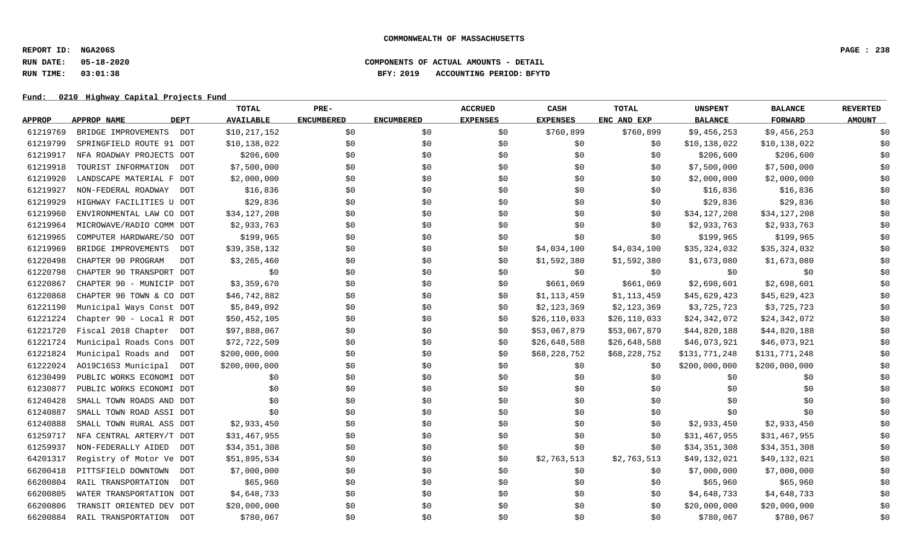**COMMONWEALTH OF MASSACHUSETTS**

**REPORT ID: NGA206S**
**RUN DATE: 05-18-2020**
**RUN TIME: 03:01:38**

**COMPONENTS OF ACTUAL AMOUNTS - DETAIL**
**BFY: 2019 ACCOUNTING PERIOD: BFYTD**

**Fund: 0210 Highway Capital Projects Fund**

| APPROP | APPROP NAME | DEPT | TOTAL AVAILABLE | PRE-ENCUMBERED | ENCUMBERED | ACCRUED EXPENSES | CASH EXPENSES | TOTAL ENC AND EXP | UNSPENT BALANCE | BALANCE FORWARD | REVERTED AMOUNT |
|---|---|---|---|---|---|---|---|---|---|---|---|
| 61219769 | BRIDGE IMPROVEMENTS | DOT | $10,217,152 | $0 | $0 | $0 | $760,899 | $760,899 | $9,456,253 | $9,456,253 | $0 |
| 61219799 | SPRINGFIELD ROUTE 91 | DOT | $10,138,022 | $0 | $0 | $0 | $0 | $0 | $10,138,022 | $10,138,022 | $0 |
| 61219917 | NFA ROADWAY PROJECTS | DOT | $206,600 | $0 | $0 | $0 | $0 | $0 | $206,600 | $206,600 | $0 |
| 61219918 | TOURIST INFORMATION | DOT | $7,500,000 | $0 | $0 | $0 | $0 | $0 | $7,500,000 | $7,500,000 | $0 |
| 61219920 | LANDSCAPE MATERIAL F | DOT | $2,000,000 | $0 | $0 | $0 | $0 | $0 | $2,000,000 | $2,000,000 | $0 |
| 61219927 | NON-FEDERAL ROADWAY | DOT | $16,836 | $0 | $0 | $0 | $0 | $0 | $16,836 | $16,836 | $0 |
| 61219929 | HIGHWAY FACILITIES U | DOT | $29,836 | $0 | $0 | $0 | $0 | $0 | $29,836 | $29,836 | $0 |
| 61219960 | ENVIRONMENTAL LAW CO | DOT | $34,127,208 | $0 | $0 | $0 | $0 | $0 | $34,127,208 | $34,127,208 | $0 |
| 61219964 | MICROWAVE/RADIO COMM | DOT | $2,933,763 | $0 | $0 | $0 | $0 | $0 | $2,933,763 | $2,933,763 | $0 |
| 61219965 | COMPUTER HARDWARE/SO | DOT | $199,965 | $0 | $0 | $0 | $0 | $0 | $199,965 | $199,965 | $0 |
| 61219969 | BRIDGE IMPROVEMENTS | DOT | $39,358,132 | $0 | $0 | $0 | $4,034,100 | $4,034,100 | $35,324,032 | $35,324,032 | $0 |
| 61220498 | CHAPTER 90 PROGRAM | DOT | $3,265,460 | $0 | $0 | $0 | $1,592,380 | $1,592,380 | $1,673,080 | $1,673,080 | $0 |
| 61220798 | CHAPTER 90 TRANSPORT | DOT | $0 | $0 | $0 | $0 | $0 | $0 | $0 | $0 | $0 |
| 61220867 | CHAPTER 90 - MUNICIP | DOT | $3,359,670 | $0 | $0 | $0 | $661,069 | $661,069 | $2,698,601 | $2,698,601 | $0 |
| 61220868 | CHAPTER 90 TOWN & CO | DOT | $46,742,882 | $0 | $0 | $0 | $1,113,459 | $1,113,459 | $45,629,423 | $45,629,423 | $0 |
| 61221190 | Municipal Ways Const | DOT | $5,849,092 | $0 | $0 | $0 | $2,123,369 | $2,123,369 | $3,725,723 | $3,725,723 | $0 |
| 61221224 | Chapter 90 - Local R | DOT | $50,452,105 | $0 | $0 | $0 | $26,110,033 | $26,110,033 | $24,342,072 | $24,342,072 | $0 |
| 61221720 | Fiscal 2018 Chapter | DOT | $97,888,067 | $0 | $0 | $0 | $53,067,879 | $53,067,879 | $44,820,188 | $44,820,188 | $0 |
| 61221724 | Municipal Roads Cons | DOT | $72,722,509 | $0 | $0 | $0 | $26,648,588 | $26,648,588 | $46,073,921 | $46,073,921 | $0 |
| 61221824 | Municipal Roads and | DOT | $200,000,000 | $0 | $0 | $0 | $68,228,752 | $68,228,752 | $131,771,248 | $131,771,248 | $0 |
| 61222024 | AO19C16S3 Municipal | DOT | $200,000,000 | $0 | $0 | $0 | $0 | $0 | $200,000,000 | $200,000,000 | $0 |
| 61230499 | PUBLIC WORKS ECONOMI | DOT | $0 | $0 | $0 | $0 | $0 | $0 | $0 | $0 | $0 |
| 61230877 | PUBLIC WORKS ECONOMI | DOT | $0 | $0 | $0 | $0 | $0 | $0 | $0 | $0 | $0 |
| 61240428 | SMALL TOWN ROADS AND | DOT | $0 | $0 | $0 | $0 | $0 | $0 | $0 | $0 | $0 |
| 61240887 | SMALL TOWN ROAD ASSI | DOT | $0 | $0 | $0 | $0 | $0 | $0 | $0 | $0 | $0 |
| 61240888 | SMALL TOWN RURAL ASS | DOT | $2,933,450 | $0 | $0 | $0 | $0 | $0 | $2,933,450 | $2,933,450 | $0 |
| 61259717 | NFA CENTRAL ARTERY/T | DOT | $31,467,955 | $0 | $0 | $0 | $0 | $0 | $31,467,955 | $31,467,955 | $0 |
| 61259937 | NON-FEDERALLY AIDED | DOT | $34,351,308 | $0 | $0 | $0 | $0 | $0 | $34,351,308 | $34,351,308 | $0 |
| 64201317 | Registry of Motor Ve | DOT | $51,895,534 | $0 | $0 | $0 | $2,763,513 | $2,763,513 | $49,132,021 | $49,132,021 | $0 |
| 66200418 | PITTSFIELD DOWNTOWN | DOT | $7,000,000 | $0 | $0 | $0 | $0 | $0 | $7,000,000 | $7,000,000 | $0 |
| 66200804 | RAIL TRANSPORTATION | DOT | $65,960 | $0 | $0 | $0 | $0 | $0 | $65,960 | $65,960 | $0 |
| 66200805 | WATER TRANSPORTATION | DOT | $4,648,733 | $0 | $0 | $0 | $0 | $0 | $4,648,733 | $4,648,733 | $0 |
| 66200806 | TRANSIT ORIENTED DEV | DOT | $20,000,000 | $0 | $0 | $0 | $0 | $0 | $20,000,000 | $20,000,000 | $0 |
| 66200884 | RAIL TRANSPORTATION | DOT | $780,067 | $0 | $0 | $0 | $0 | $0 | $780,067 | $780,067 | $0 |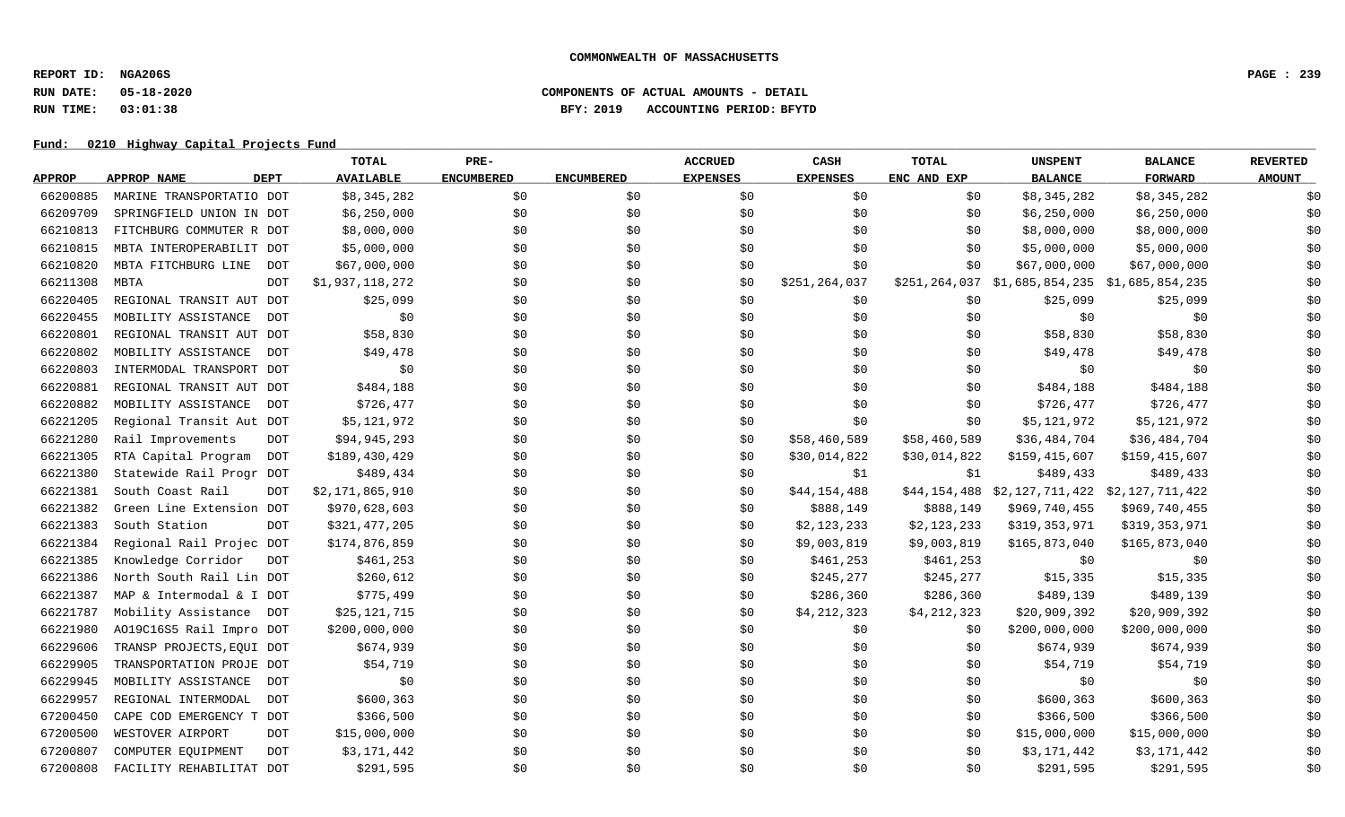**COMMONWEALTH OF MASSACHUSETTS**

**REPORT ID: NGA206S**
**RUN DATE: 05-18-2020** **COMPONENTS OF ACTUAL AMOUNTS - DETAIL**
**RUN TIME: 03:01:38** **BFY: 2019 ACCOUNTING PERIOD: BFYTD**

**Fund: 0210 Highway Capital Projects Fund**

| APPROP | APPROP NAME | DEPT | TOTAL AVAILABLE | PRE-ENCUMBERED | ENCUMBERED | ACCRUED EXPENSES | CASH EXPENSES | TOTAL ENC AND EXP | UNSPENT BALANCE | BALANCE FORWARD | REVERTED AMOUNT |
|---|---|---|---|---|---|---|---|---|---|---|---|
| 66200885 | MARINE TRANSPORTATIO | DOT | $8,345,282 | $0 | $0 | $0 | $0 | $0 | $8,345,282 | $8,345,282 | $0 |
| 66209709 | SPRINGFIELD UNION IN | DOT | $6,250,000 | $0 | $0 | $0 | $0 | $0 | $6,250,000 | $6,250,000 | $0 |
| 66210813 | FITCHBURG COMMUTER R | DOT | $8,000,000 | $0 | $0 | $0 | $0 | $0 | $8,000,000 | $8,000,000 | $0 |
| 66210815 | MBTA INTEROPERABILIT | DOT | $5,000,000 | $0 | $0 | $0 | $0 | $0 | $5,000,000 | $5,000,000 | $0 |
| 66210820 | MBTA FITCHBURG LINE | DOT | $67,000,000 | $0 | $0 | $0 | $0 | $0 | $67,000,000 | $67,000,000 | $0 |
| 66211308 | MBTA | DOT | $1,937,118,272 | $0 | $0 | $0 | $251,264,037 | $251,264,037 | $1,685,854,235 | $1,685,854,235 | $0 |
| 66220405 | REGIONAL TRANSIT AUT | DOT | $25,099 | $0 | $0 | $0 | $0 | $0 | $25,099 | $25,099 | $0 |
| 66220455 | MOBILITY ASSISTANCE | DOT | $0 | $0 | $0 | $0 | $0 | $0 | $0 | $0 | $0 |
| 66220801 | REGIONAL TRANSIT AUT | DOT | $58,830 | $0 | $0 | $0 | $0 | $0 | $58,830 | $58,830 | $0 |
| 66220802 | MOBILITY ASSISTANCE | DOT | $49,478 | $0 | $0 | $0 | $0 | $0 | $49,478 | $49,478 | $0 |
| 66220803 | INTERMODAL TRANSPORT | DOT | $0 | $0 | $0 | $0 | $0 | $0 | $0 | $0 | $0 |
| 66220881 | REGIONAL TRANSIT AUT | DOT | $484,188 | $0 | $0 | $0 | $0 | $0 | $484,188 | $484,188 | $0 |
| 66220882 | MOBILITY ASSISTANCE | DOT | $726,477 | $0 | $0 | $0 | $0 | $0 | $726,477 | $726,477 | $0 |
| 66221205 | Regional Transit Aut | DOT | $5,121,972 | $0 | $0 | $0 | $0 | $0 | $5,121,972 | $5,121,972 | $0 |
| 66221280 | Rail Improvements | DOT | $94,945,293 | $0 | $0 | $0 | $58,460,589 | $58,460,589 | $36,484,704 | $36,484,704 | $0 |
| 66221305 | RTA Capital Program | DOT | $189,430,429 | $0 | $0 | $0 | $30,014,822 | $30,014,822 | $159,415,607 | $159,415,607 | $0 |
| 66221380 | Statewide Rail Progr | DOT | $489,434 | $0 | $0 | $0 | $1 | $1 | $489,433 | $489,433 | $0 |
| 66221381 | South Coast Rail | DOT | $2,171,865,910 | $0 | $0 | $0 | $44,154,488 | $44,154,488 | $2,127,711,422 | $2,127,711,422 | $0 |
| 66221382 | Green Line Extension | DOT | $970,628,603 | $0 | $0 | $0 | $888,149 | $888,149 | $969,740,455 | $969,740,455 | $0 |
| 66221383 | South Station | DOT | $321,477,205 | $0 | $0 | $0 | $2,123,233 | $2,123,233 | $319,353,971 | $319,353,971 | $0 |
| 66221384 | Regional Rail Projec | DOT | $174,876,859 | $0 | $0 | $0 | $9,003,819 | $9,003,819 | $165,873,040 | $165,873,040 | $0 |
| 66221385 | Knowledge Corridor | DOT | $461,253 | $0 | $0 | $0 | $461,253 | $461,253 | $0 | $0 | $0 |
| 66221386 | North South Rail Lin | DOT | $260,612 | $0 | $0 | $0 | $245,277 | $245,277 | $15,335 | $15,335 | $0 |
| 66221387 | MAP & Intermodal & I | DOT | $775,499 | $0 | $0 | $0 | $286,360 | $286,360 | $489,139 | $489,139 | $0 |
| 66221787 | Mobility Assistance | DOT | $25,121,715 | $0 | $0 | $0 | $4,212,323 | $4,212,323 | $20,909,392 | $20,909,392 | $0 |
| 66221980 | AO19C16S5 Rail Impro | DOT | $200,000,000 | $0 | $0 | $0 | $0 | $0 | $200,000,000 | $200,000,000 | $0 |
| 66229606 | TRANSP PROJECTS,EQUI | DOT | $674,939 | $0 | $0 | $0 | $0 | $0 | $674,939 | $674,939 | $0 |
| 66229905 | TRANSPORTATION PROJE | DOT | $54,719 | $0 | $0 | $0 | $0 | $0 | $54,719 | $54,719 | $0 |
| 66229945 | MOBILITY ASSISTANCE | DOT | $0 | $0 | $0 | $0 | $0 | $0 | $0 | $0 | $0 |
| 66229957 | REGIONAL INTERMODAL | DOT | $600,363 | $0 | $0 | $0 | $0 | $0 | $600,363 | $600,363 | $0 |
| 67200450 | CAPE COD EMERGENCY T | DOT | $366,500 | $0 | $0 | $0 | $0 | $0 | $366,500 | $366,500 | $0 |
| 67200500 | WESTOVER AIRPORT | DOT | $15,000,000 | $0 | $0 | $0 | $0 | $0 | $15,000,000 | $15,000,000 | $0 |
| 67200807 | COMPUTER EQUIPMENT | DOT | $3,171,442 | $0 | $0 | $0 | $0 | $0 | $3,171,442 | $3,171,442 | $0 |
| 67200808 | FACILITY REHABILITAT | DOT | $291,595 | $0 | $0 | $0 | $0 | $0 | $291,595 | $291,595 | $0 |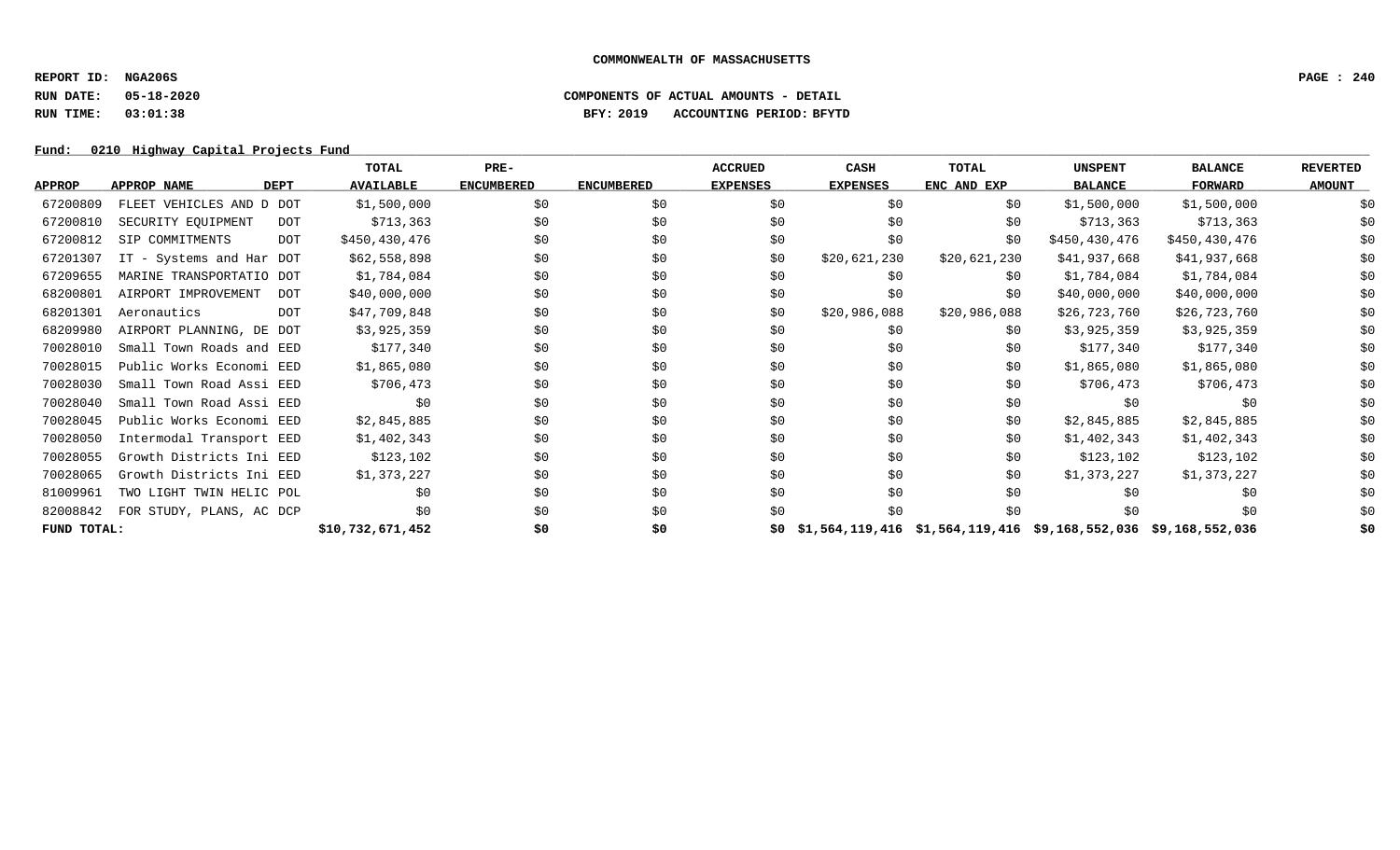**COMMONWEALTH OF MASSACHUSETTS**

**REPORT ID: NGA206S**
**RUN DATE: 05-18-2020** **COMPONENTS OF ACTUAL AMOUNTS - DETAIL**
**RUN TIME: 03:01:38** **BFY: 2019 ACCOUNTING PERIOD: BFYTD**

**Fund: 0210 Highway Capital Projects Fund**

| APPROP | APPROP NAME | DEPT | TOTAL AVAILABLE | PRE-ENCUMBERED | ENCUMBERED | ACCRUED EXPENSES | CASH EXPENSES | TOTAL ENC AND EXP | UNSPENT BALANCE | BALANCE FORWARD | REVERTED AMOUNT |
|---|---|---|---|---|---|---|---|---|---|---|---|
| 67200809 | FLEET VEHICLES AND D | DOT | $1,500,000 | $0 | $0 | $0 | $0 | $0 | $1,500,000 | $1,500,000 | $0 |
| 67200810 | SECURITY EQUIPMENT | DOT | $713,363 | $0 | $0 | $0 | $0 | $0 | $713,363 | $713,363 | $0 |
| 67200812 | SIP COMMITMENTS | DOT | $450,430,476 | $0 | $0 | $0 | $0 | $0 | $450,430,476 | $450,430,476 | $0 |
| 67201307 | IT - Systems and Har | DOT | $62,558,898 | $0 | $0 | $0 | $20,621,230 | $20,621,230 | $41,937,668 | $41,937,668 | $0 |
| 67209655 | MARINE TRANSPORTATIO | DOT | $1,784,084 | $0 | $0 | $0 | $0 | $0 | $1,784,084 | $1,784,084 | $0 |
| 68200801 | AIRPORT IMPROVEMENT | DOT | $40,000,000 | $0 | $0 | $0 | $0 | $0 | $40,000,000 | $40,000,000 | $0 |
| 68201301 | Aeronautics | DOT | $47,709,848 | $0 | $0 | $0 | $20,986,088 | $20,986,088 | $26,723,760 | $26,723,760 | $0 |
| 68209980 | AIRPORT PLANNING, DE | DOT | $3,925,359 | $0 | $0 | $0 | $0 | $0 | $3,925,359 | $3,925,359 | $0 |
| 70028010 | Small Town Roads and | EED | $177,340 | $0 | $0 | $0 | $0 | $0 | $177,340 | $177,340 | $0 |
| 70028015 | Public Works Economi | EED | $1,865,080 | $0 | $0 | $0 | $0 | $0 | $1,865,080 | $1,865,080 | $0 |
| 70028030 | Small Town Road Assi | EED | $706,473 | $0 | $0 | $0 | $0 | $0 | $706,473 | $706,473 | $0 |
| 70028040 | Small Town Road Assi | EED | $0 | $0 | $0 | $0 | $0 | $0 | $0 | $0 | $0 |
| 70028045 | Public Works Economi | EED | $2,845,885 | $0 | $0 | $0 | $0 | $0 | $2,845,885 | $2,845,885 | $0 |
| 70028050 | Intermodal Transport | EED | $1,402,343 | $0 | $0 | $0 | $0 | $0 | $1,402,343 | $1,402,343 | $0 |
| 70028055 | Growth Districts Ini | EED | $123,102 | $0 | $0 | $0 | $0 | $0 | $123,102 | $123,102 | $0 |
| 70028065 | Growth Districts Ini | EED | $1,373,227 | $0 | $0 | $0 | $0 | $0 | $1,373,227 | $1,373,227 | $0 |
| 81009961 | TWO LIGHT TWIN HELIC | POL | $0 | $0 | $0 | $0 | $0 | $0 | $0 | $0 | $0 |
| 82008842 | FOR STUDY, PLANS, AC | DCP | $0 | $0 | $0 | $0 | $0 | $0 | $0 | $0 | $0 |
| **FUND TOTAL:** | | | **$10,732,671,452** | **$0** | **$0** | **$0** | **$1,564,119,416** | **$1,564,119,416** | **$9,168,552,036** | **$9,168,552,036** | **$0** |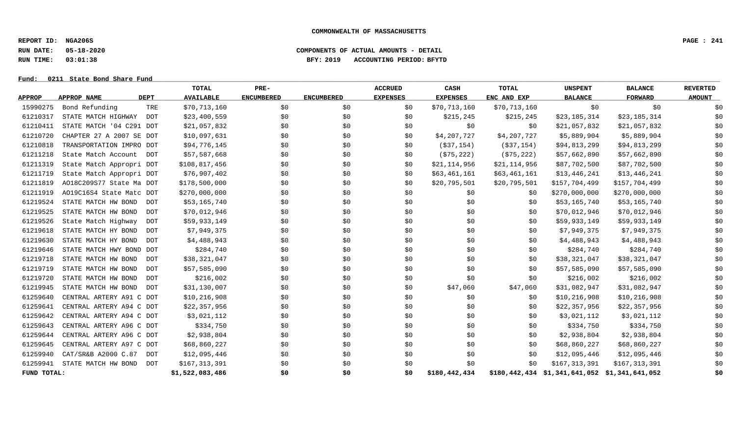**COMMONWEALTH OF MASSACHUSETTS**

**REPORT ID: NGA206S**

**RUN DATE: 05-18-2020** **COMPONENTS OF ACTUAL AMOUNTS - DETAIL**

**RUN TIME: 03:01:38** **BFY: 2019 ACCOUNTING PERIOD: BFYTD**

**Fund: 0211 State Bond Share Fund**

| APPROP | APPROP NAME | DEPT | TOTAL AVAILABLE | PRE-ENCUMBERED | ENCUMBERED | ACCRUED EXPENSES | CASH EXPENSES | TOTAL ENC AND EXP | UNSPENT BALANCE | BALANCE FORWARD | REVERTED AMOUNT |
|---|---|---|---|---|---|---|---|---|---|---|---|
| 15990275 | Bond Refunding | TRE | $70,713,160 | $0 | $0 | $0 | $70,713,160 | $70,713,160 | $0 | $0 | $0 |
| 61210317 | STATE MATCH HIGHWAY | DOT | $23,400,559 | $0 | $0 | $0 | $215,245 | $215,245 | $23,185,314 | $23,185,314 | $0 |
| 61210411 | STATE MATCH '04 C291 | DOT | $21,057,832 | $0 | $0 | $0 | $0 | $0 | $21,057,832 | $21,057,832 | $0 |
| 61210720 | CHAPTER 27 A 2007 SE | DOT | $10,097,631 | $0 | $0 | $0 | $4,207,727 | $4,207,727 | $5,889,904 | $5,889,904 | $0 |
| 61210818 | TRANSPORTATION IMPRO | DOT | $94,776,145 | $0 | $0 | $0 | ($37,154) | ($37,154) | $94,813,299 | $94,813,299 | $0 |
| 61211218 | State Match Account | DOT | $57,587,668 | $0 | $0 | $0 | ($75,222) | ($75,222) | $57,662,890 | $57,662,890 | $0 |
| 61211319 | State Match Appropri | DOT | $108,817,456 | $0 | $0 | $0 | $21,114,956 | $21,114,956 | $87,702,500 | $87,702,500 | $0 |
| 61211719 | State Match Appropri | DOT | $76,907,402 | $0 | $0 | $0 | $63,461,161 | $63,461,161 | $13,446,241 | $13,446,241 | $0 |
| 61211819 | AO18C209S77 State Ma | DOT | $178,500,000 | $0 | $0 | $0 | $20,795,501 | $20,795,501 | $157,704,499 | $157,704,499 | $0 |
| 61211919 | AO19C16S4 State Matc | DOT | $270,000,000 | $0 | $0 | $0 | $0 | $0 | $270,000,000 | $270,000,000 | $0 |
| 61219524 | STATE MATCH HW BOND | DOT | $53,165,740 | $0 | $0 | $0 | $0 | $0 | $53,165,740 | $53,165,740 | $0 |
| 61219525 | STATE MATCH HW BOND | DOT | $70,012,946 | $0 | $0 | $0 | $0 | $0 | $70,012,946 | $70,012,946 | $0 |
| 61219526 | State Match Highway | DOT | $59,933,149 | $0 | $0 | $0 | $0 | $0 | $59,933,149 | $59,933,149 | $0 |
| 61219618 | STATE MATCH HY BOND | DOT | $7,949,375 | $0 | $0 | $0 | $0 | $0 | $7,949,375 | $7,949,375 | $0 |
| 61219630 | STATE MATCH HY BOND | DOT | $4,488,943 | $0 | $0 | $0 | $0 | $0 | $4,488,943 | $4,488,943 | $0 |
| 61219646 | STATE MATCH HWY BOND | DOT | $284,740 | $0 | $0 | $0 | $0 | $0 | $284,740 | $284,740 | $0 |
| 61219718 | STATE MATCH HW BOND | DOT | $38,321,047 | $0 | $0 | $0 | $0 | $0 | $38,321,047 | $38,321,047 | $0 |
| 61219719 | STATE MATCH HW BOND | DOT | $57,585,090 | $0 | $0 | $0 | $0 | $0 | $57,585,090 | $57,585,090 | $0 |
| 61219720 | STATE MATCH HW BOND | DOT | $216,002 | $0 | $0 | $0 | $0 | $0 | $216,002 | $216,002 | $0 |
| 61219945 | STATE MATCH HW BOND | DOT | $31,130,007 | $0 | $0 | $0 | $47,060 | $47,060 | $31,082,947 | $31,082,947 | $0 |
| 61259640 | CENTRAL ARTERY A91 C | DOT | $10,216,908 | $0 | $0 | $0 | $0 | $0 | $10,216,908 | $10,216,908 | $0 |
| 61259641 | CENTRAL ARTERY A94 C | DOT | $22,357,956 | $0 | $0 | $0 | $0 | $0 | $22,357,956 | $22,357,956 | $0 |
| 61259642 | CENTRAL ARTERY A94 C | DOT | $3,021,112 | $0 | $0 | $0 | $0 | $0 | $3,021,112 | $3,021,112 | $0 |
| 61259643 | CENTRAL ARTERY A96 C | DOT | $334,750 | $0 | $0 | $0 | $0 | $0 | $334,750 | $334,750 | $0 |
| 61259644 | CENTRAL ARTERY A96 C | DOT | $2,938,804 | $0 | $0 | $0 | $0 | $0 | $2,938,804 | $2,938,804 | $0 |
| 61259645 | CENTRAL ARTERY A97 C | DOT | $68,860,227 | $0 | $0 | $0 | $0 | $0 | $68,860,227 | $68,860,227 | $0 |
| 61259940 | CAT/SR&B A2000 C.87 | DOT | $12,095,446 | $0 | $0 | $0 | $0 | $0 | $12,095,446 | $12,095,446 | $0 |
| 61259941 | STATE MATCH HW BOND | DOT | $167,313,391 | $0 | $0 | $0 | $0 | $0 | $167,313,391 | $167,313,391 | $0 |
| **FUND TOTAL:** | | | **$1,522,083,486** | **$0** | **$0** | **$0** | **$180,442,434** | **$180,442,434** | **$1,341,641,052** | **$1,341,641,052** | **$0** |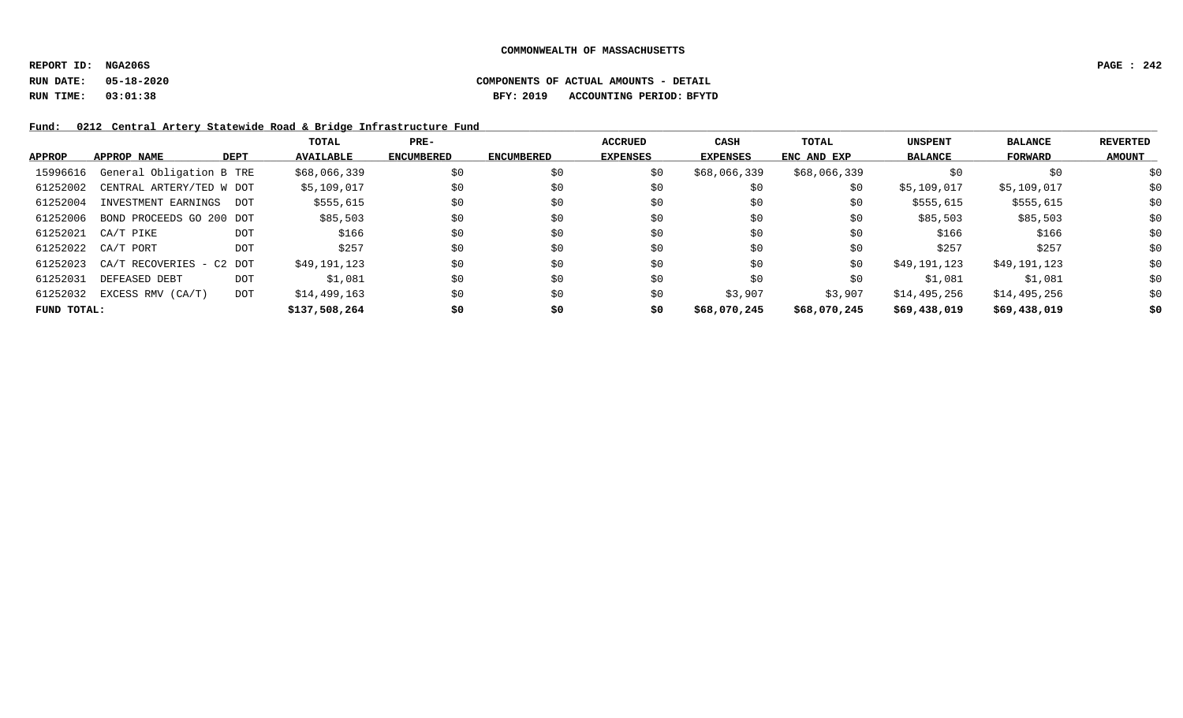COMMONWEALTH OF MASSACHUSETTS

REPORT ID: NGA206S

RUN DATE: 05-18-2020 COMPONENTS OF ACTUAL AMOUNTS - DETAIL

RUN TIME: 03:01:38 BFY: 2019 ACCOUNTING PERIOD: BFYTD

Fund: 0212 Central Artery Statewide Road & Bridge Infrastructure Fund

| APPROP | APPROP NAME | DEPT | TOTAL AVAILABLE | PRE-ENCUMBERED | ENCUMBERED | ACCRUED EXPENSES | CASH EXPENSES | TOTAL ENC AND EXP | UNSPENT BALANCE | BALANCE FORWARD | REVERTED AMOUNT |
|---|---|---|---|---|---|---|---|---|---|---|---|
| 15996616 | General Obligation B | TRE | $68,066,339 | $0 | $0 | $0 | $68,066,339 | $68,066,339 | $0 | $0 | $0 |
| 61252002 | CENTRAL ARTERY/TED W | DOT | $5,109,017 | $0 | $0 | $0 | $0 | $0 | $5,109,017 | $5,109,017 | $0 |
| 61252004 | INVESTMENT EARNINGS | DOT | $555,615 | $0 | $0 | $0 | $0 | $0 | $555,615 | $555,615 | $0 |
| 61252006 | BOND PROCEEDS GO 200 | DOT | $85,503 | $0 | $0 | $0 | $0 | $0 | $85,503 | $85,503 | $0 |
| 61252021 | CA/T PIKE | DOT | $166 | $0 | $0 | $0 | $0 | $0 | $166 | $166 | $0 |
| 61252022 | CA/T PORT | DOT | $257 | $0 | $0 | $0 | $0 | $0 | $257 | $257 | $0 |
| 61252023 | CA/T RECOVERIES - C2 | DOT | $49,191,123 | $0 | $0 | $0 | $0 | $0 | $49,191,123 | $49,191,123 | $0 |
| 61252031 | DEFEASED DEBT | DOT | $1,081 | $0 | $0 | $0 | $0 | $0 | $1,081 | $1,081 | $0 |
| 61252032 | EXCESS RMV (CA/T) | DOT | $14,499,163 | $0 | $0 | $0 | $3,907 | $3,907 | $14,495,256 | $14,495,256 | $0 |
| **FUND TOTAL:** | | | **$137,508,264** | **$0** | **$0** | **$0** | **$68,070,245** | **$68,070,245** | **$69,438,019** | **$69,438,019** | **$0** |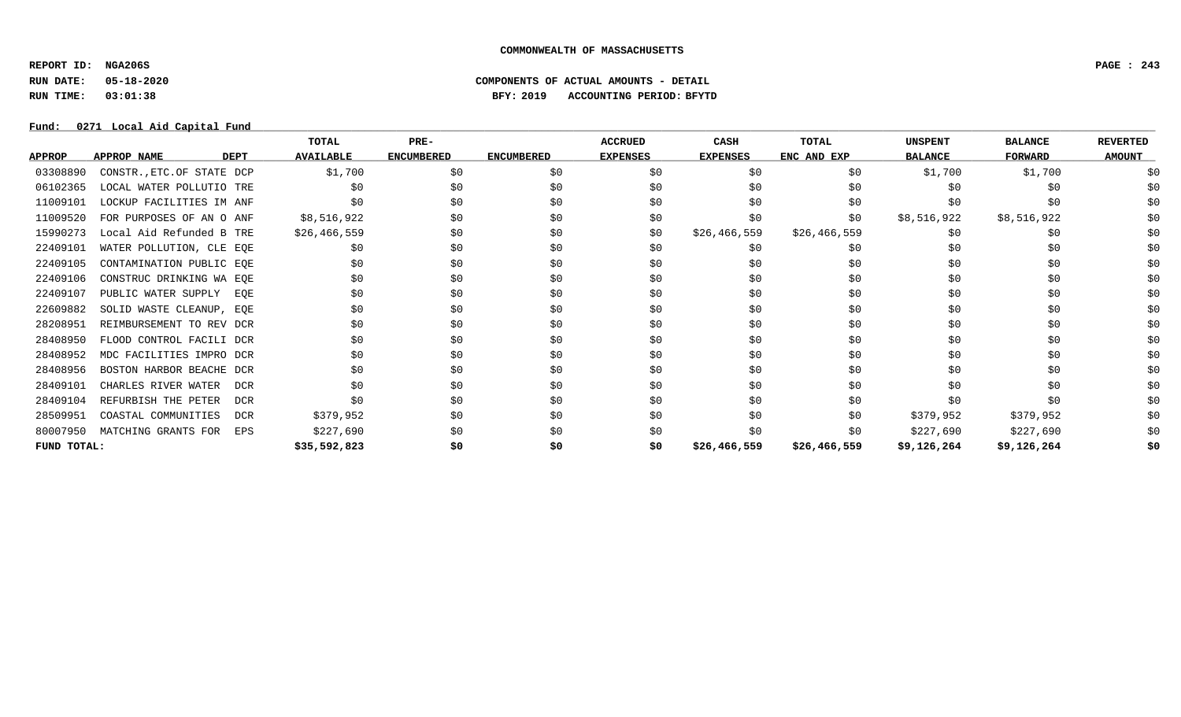**COMMONWEALTH OF MASSACHUSETTS**

**REPORT ID: NGA206S**
**RUN DATE: 05-18-2020**
**RUN TIME: 03:01:38**

**COMPONENTS OF ACTUAL AMOUNTS - DETAIL**
**BFY: 2019 ACCOUNTING PERIOD: BFYTD**

**Fund: 0271 Local Aid Capital Fund**

| APPROP | APPROP NAME | DEPT | TOTAL AVAILABLE | PRE-ENCUMBERED | ENCUMBERED | ACCRUED EXPENSES | CASH EXPENSES | TOTAL ENC AND EXP | UNSPENT BALANCE | BALANCE FORWARD | REVERTED AMOUNT |
|---|---|---|---|---|---|---|---|---|---|---|---|
| 03308890 | CONSTR.,ETC.OF STATE | DCP | $1,700 | $0 | $0 | $0 | $0 | $0 | $1,700 | $1,700 | $0 |
| 06102365 | LOCAL WATER POLLUTIO | TRE | $0 | $0 | $0 | $0 | $0 | $0 | $0 | $0 | $0 |
| 11009101 | LOCKUP FACILITIES IM | ANF | $0 | $0 | $0 | $0 | $0 | $0 | $0 | $0 | $0 |
| 11009520 | FOR PURPOSES OF AN O | ANF | $8,516,922 | $0 | $0 | $0 | $0 | $0 | $8,516,922 | $8,516,922 | $0 |
| 15990273 | Local Aid Refunded B | TRE | $26,466,559 | $0 | $0 | $0 | $26,466,559 | $26,466,559 | $0 | $0 | $0 |
| 22409101 | WATER POLLUTION, CLE | EQE | $0 | $0 | $0 | $0 | $0 | $0 | $0 | $0 | $0 |
| 22409105 | CONTAMINATION PUBLIC | EQE | $0 | $0 | $0 | $0 | $0 | $0 | $0 | $0 | $0 |
| 22409106 | CONSTRUC DRINKING WA | EQE | $0 | $0 | $0 | $0 | $0 | $0 | $0 | $0 | $0 |
| 22409107 | PUBLIC WATER SUPPLY | EQE | $0 | $0 | $0 | $0 | $0 | $0 | $0 | $0 | $0 |
| 22609882 | SOLID WASTE CLEANUP, | EQE | $0 | $0 | $0 | $0 | $0 | $0 | $0 | $0 | $0 |
| 28208951 | REIMBURSEMENT TO REV | DCR | $0 | $0 | $0 | $0 | $0 | $0 | $0 | $0 | $0 |
| 28408950 | FLOOD CONTROL FACILI | DCR | $0 | $0 | $0 | $0 | $0 | $0 | $0 | $0 | $0 |
| 28408952 | MDC FACILITIES IMPRO | DCR | $0 | $0 | $0 | $0 | $0 | $0 | $0 | $0 | $0 |
| 28408956 | BOSTON HARBOR BEACHE | DCR | $0 | $0 | $0 | $0 | $0 | $0 | $0 | $0 | $0 |
| 28409101 | CHARLES RIVER WATER | DCR | $0 | $0 | $0 | $0 | $0 | $0 | $0 | $0 | $0 |
| 28409104 | REFURBISH THE PETER | DCR | $0 | $0 | $0 | $0 | $0 | $0 | $0 | $0 | $0 |
| 28509951 | COASTAL COMMUNITIES | DCR | $379,952 | $0 | $0 | $0 | $0 | $0 | $379,952 | $379,952 | $0 |
| 80007950 | MATCHING GRANTS FOR | EPS | $227,690 | $0 | $0 | $0 | $0 | $0 | $227,690 | $227,690 | $0 |
| **FUND TOTAL:** | | | **$35,592,823** | **$0** | **$0** | **$0** | **$26,466,559** | **$26,466,559** | **$9,126,264** | **$9,126,264** | **$0** |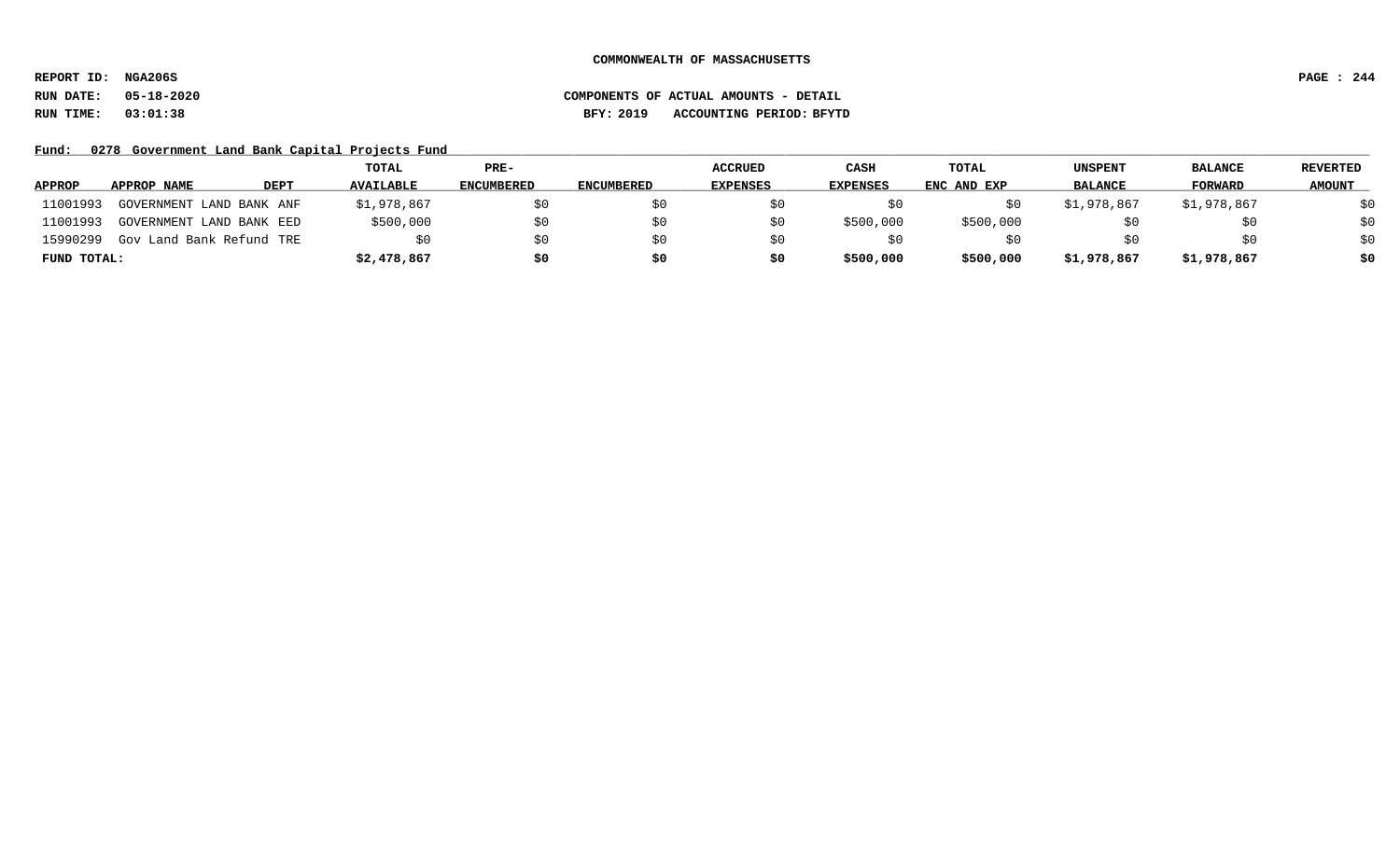**COMMONWEALTH OF MASSACHUSETTS**

**REPORT ID: NGA206S**
**RUN DATE: 05-18-2020**
**RUN TIME: 03:01:38**

**COMPONENTS OF ACTUAL AMOUNTS - DETAIL**
**BFY: 2019 ACCOUNTING PERIOD: BFYTD**

**Fund: 0278 Government Land Bank Capital Projects Fund**

| APPROP | APPROP NAME | DEPT | TOTAL AVAILABLE | PRE-ENCUMBERED | ENCUMBERED | ACCRUED EXPENSES | CASH EXPENSES | TOTAL ENC AND EXP | UNSPENT BALANCE | BALANCE FORWARD | REVERTED AMOUNT |
|---|---|---|---|---|---|---|---|---|---|---|---|
| 11001993 | GOVERNMENT LAND BANK | ANF | $1,978,867 | $0 | $0 | $0 | $0 | $0 | $1,978,867 | $1,978,867 | $0 |
| 11001993 | GOVERNMENT LAND BANK | EED | $500,000 | $0 | $0 | $0 | $500,000 | $500,000 | $0 | $0 | $0 |
| 15990299 | Gov Land Bank Refund | TRE | $0 | $0 | $0 | $0 | $0 | $0 | $0 | $0 | $0 |
| **FUND TOTAL:** | | | **$2,478,867** | **$0** | **$0** | **$0** | **$500,000** | **$500,000** | **$1,978,867** | **$1,978,867** | **$0** |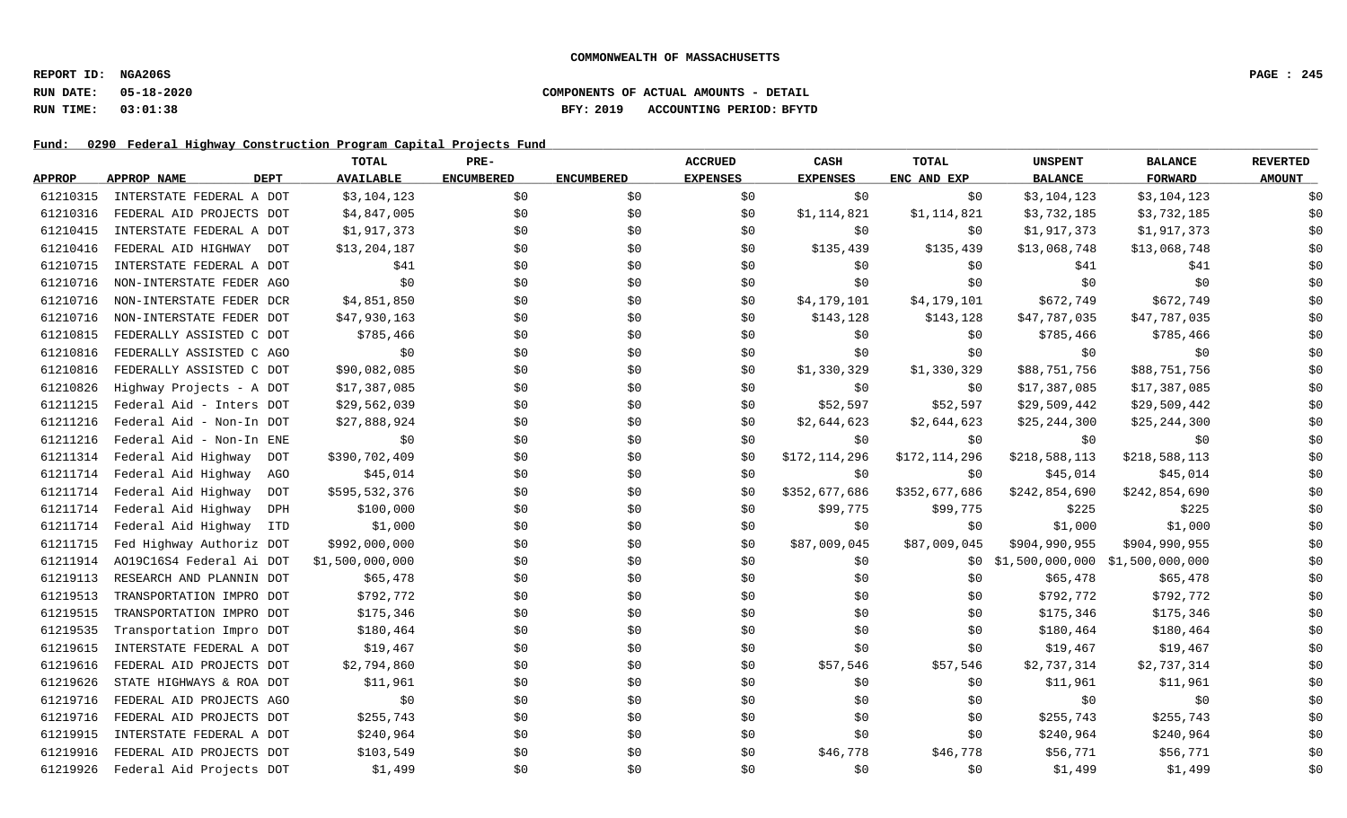COMMONWEALTH OF MASSACHUSETTS

REPORT ID: NGA206S

RUN DATE: 05-18-2020

RUN TIME: 03:01:38

COMPONENTS OF ACTUAL AMOUNTS - DETAIL

BFY: 2019 ACCOUNTING PERIOD: BFYTD

Fund: 0290 Federal Highway Construction Program Capital Projects Fund

| APPROP | APPROP NAME | DEPT | TOTAL AVAILABLE | PRE-ENCUMBERED | ENCUMBERED | ACCRUED EXPENSES | CASH EXPENSES | TOTAL ENC AND EXP | UNSPENT BALANCE | BALANCE FORWARD | REVERTED AMOUNT |
|---|---|---|---|---|---|---|---|---|---|---|---|
| 61210315 | INTERSTATE FEDERAL A | DOT | $3,104,123 | $0 | $0 | $0 | $0 | $0 | $3,104,123 | $3,104,123 | $0 |
| 61210316 | FEDERAL AID PROJECTS | DOT | $4,847,005 | $0 | $0 | $0 | $1,114,821 | $1,114,821 | $3,732,185 | $3,732,185 | $0 |
| 61210415 | INTERSTATE FEDERAL A | DOT | $1,917,373 | $0 | $0 | $0 | $0 | $0 | $1,917,373 | $1,917,373 | $0 |
| 61210416 | FEDERAL AID HIGHWAY | DOT | $13,204,187 | $0 | $0 | $0 | $135,439 | $135,439 | $13,068,748 | $13,068,748 | $0 |
| 61210715 | INTERSTATE FEDERAL A | DOT | $41 | $0 | $0 | $0 | $0 | $0 | $41 | $41 | $0 |
| 61210716 | NON-INTERSTATE FEDER | AGO | $0 | $0 | $0 | $0 | $0 | $0 | $0 | $0 | $0 |
| 61210716 | NON-INTERSTATE FEDER | DCR | $4,851,850 | $0 | $0 | $0 | $4,179,101 | $4,179,101 | $672,749 | $672,749 | $0 |
| 61210716 | NON-INTERSTATE FEDER | DOT | $47,930,163 | $0 | $0 | $0 | $143,128 | $143,128 | $47,787,035 | $47,787,035 | $0 |
| 61210815 | FEDERALLY ASSISTED C | DOT | $785,466 | $0 | $0 | $0 | $0 | $0 | $785,466 | $785,466 | $0 |
| 61210816 | FEDERALLY ASSISTED C | AGO | $0 | $0 | $0 | $0 | $0 | $0 | $0 | $0 | $0 |
| 61210816 | FEDERALLY ASSISTED C | DOT | $90,082,085 | $0 | $0 | $0 | $1,330,329 | $1,330,329 | $88,751,756 | $88,751,756 | $0 |
| 61210826 | Highway Projects - A | DOT | $17,387,085 | $0 | $0 | $0 | $0 | $0 | $17,387,085 | $17,387,085 | $0 |
| 61211215 | Federal Aid - Inters | DOT | $29,562,039 | $0 | $0 | $0 | $52,597 | $52,597 | $29,509,442 | $29,509,442 | $0 |
| 61211216 | Federal Aid - Non-In | DOT | $27,888,924 | $0 | $0 | $0 | $2,644,623 | $2,644,623 | $25,244,300 | $25,244,300 | $0 |
| 61211216 | Federal Aid - Non-In | ENE | $0 | $0 | $0 | $0 | $0 | $0 | $0 | $0 | $0 |
| 61211314 | Federal Aid Highway | DOT | $390,702,409 | $0 | $0 | $0 | $172,114,296 | $172,114,296 | $218,588,113 | $218,588,113 | $0 |
| 61211714 | Federal Aid Highway | AGO | $45,014 | $0 | $0 | $0 | $0 | $0 | $45,014 | $45,014 | $0 |
| 61211714 | Federal Aid Highway | DOT | $595,532,376 | $0 | $0 | $0 | $352,677,686 | $352,677,686 | $242,854,690 | $242,854,690 | $0 |
| 61211714 | Federal Aid Highway | DPH | $100,000 | $0 | $0 | $0 | $99,775 | $99,775 | $225 | $225 | $0 |
| 61211714 | Federal Aid Highway | ITD | $1,000 | $0 | $0 | $0 | $0 | $0 | $1,000 | $1,000 | $0 |
| 61211715 | Fed Highway Authoriz | DOT | $992,000,000 | $0 | $0 | $0 | $87,009,045 | $87,009,045 | $904,990,955 | $904,990,955 | $0 |
| 61211914 | AO19C16S4 Federal Ai | DOT | $1,500,000,000 | $0 | $0 | $0 | $0 | $0 | $1,500,000,000 | $1,500,000,000 | $0 |
| 61219113 | RESEARCH AND PLANNIN | DOT | $65,478 | $0 | $0 | $0 | $0 | $0 | $65,478 | $65,478 | $0 |
| 61219513 | TRANSPORTATION IMPRO | DOT | $792,772 | $0 | $0 | $0 | $0 | $0 | $792,772 | $792,772 | $0 |
| 61219515 | TRANSPORTATION IMPRO | DOT | $175,346 | $0 | $0 | $0 | $0 | $0 | $175,346 | $175,346 | $0 |
| 61219535 | Transportation Impro | DOT | $180,464 | $0 | $0 | $0 | $0 | $0 | $180,464 | $180,464 | $0 |
| 61219615 | INTERSTATE FEDERAL A | DOT | $19,467 | $0 | $0 | $0 | $0 | $0 | $19,467 | $19,467 | $0 |
| 61219616 | FEDERAL AID PROJECTS | DOT | $2,794,860 | $0 | $0 | $0 | $57,546 | $57,546 | $2,737,314 | $2,737,314 | $0 |
| 61219626 | STATE HIGHWAYS & ROA | DOT | $11,961 | $0 | $0 | $0 | $0 | $0 | $11,961 | $11,961 | $0 |
| 61219716 | FEDERAL AID PROJECTS | AGO | $0 | $0 | $0 | $0 | $0 | $0 | $0 | $0 | $0 |
| 61219716 | FEDERAL AID PROJECTS | DOT | $255,743 | $0 | $0 | $0 | $0 | $0 | $255,743 | $255,743 | $0 |
| 61219915 | INTERSTATE FEDERAL A | DOT | $240,964 | $0 | $0 | $0 | $0 | $0 | $240,964 | $240,964 | $0 |
| 61219916 | FEDERAL AID PROJECTS | DOT | $103,549 | $0 | $0 | $0 | $46,778 | $46,778 | $56,771 | $56,771 | $0 |
| 61219926 | Federal Aid Projects | DOT | $1,499 | $0 | $0 | $0 | $0 | $0 | $1,499 | $1,499 | $0 |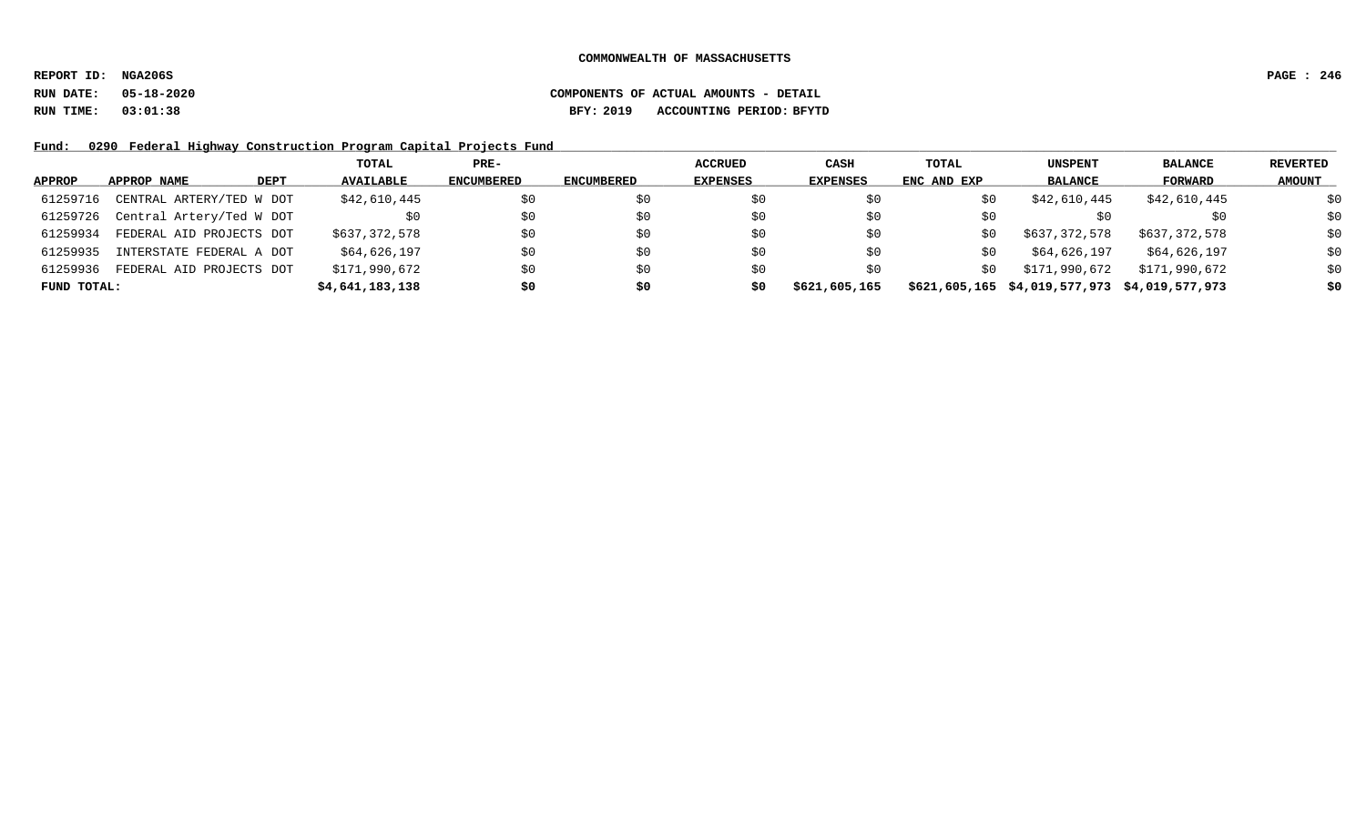COMMONWEALTH OF MASSACHUSETTS

REPORT ID: NGA206S

RUN DATE: 05-18-2020

RUN TIME: 03:01:38

COMPONENTS OF ACTUAL AMOUNTS - DETAIL

BFY: 2019 ACCOUNTING PERIOD: BFYTD

Fund: 0290 Federal Highway Construction Program Capital Projects Fund

| APPROP | APPROP NAME | DEPT | TOTAL AVAILABLE | PRE-ENCUMBERED | ENCUMBERED | ACCRUED EXPENSES | CASH EXPENSES | TOTAL ENC AND EXP | UNSPENT BALANCE | BALANCE FORWARD | REVERTED AMOUNT |
|---|---|---|---|---|---|---|---|---|---|---|---|
| 61259716 | CENTRAL ARTERY/TED W | DOT | $42,610,445 | $0 | $0 | $0 | $0 | $0 | $42,610,445 | $42,610,445 | $0 |
| 61259726 | Central Artery/Ted W | DOT | $0 | $0 | $0 | $0 | $0 | $0 | $0 | $0 | $0 |
| 61259934 | FEDERAL AID PROJECTS | DOT | $637,372,578 | $0 | $0 | $0 | $0 | $0 | $637,372,578 | $637,372,578 | $0 |
| 61259935 | INTERSTATE FEDERAL A | DOT | $64,626,197 | $0 | $0 | $0 | $0 | $0 | $64,626,197 | $64,626,197 | $0 |
| 61259936 | FEDERAL AID PROJECTS | DOT | $171,990,672 | $0 | $0 | $0 | $0 | $0 | $171,990,672 | $171,990,672 | $0 |
| **FUND TOTAL:** | | | **$4,641,183,138** | **$0** | **$0** | **$0** | **$621,605,165** | **$621,605,165** | **$4,019,577,973** | **$4,019,577,973** | **$0** |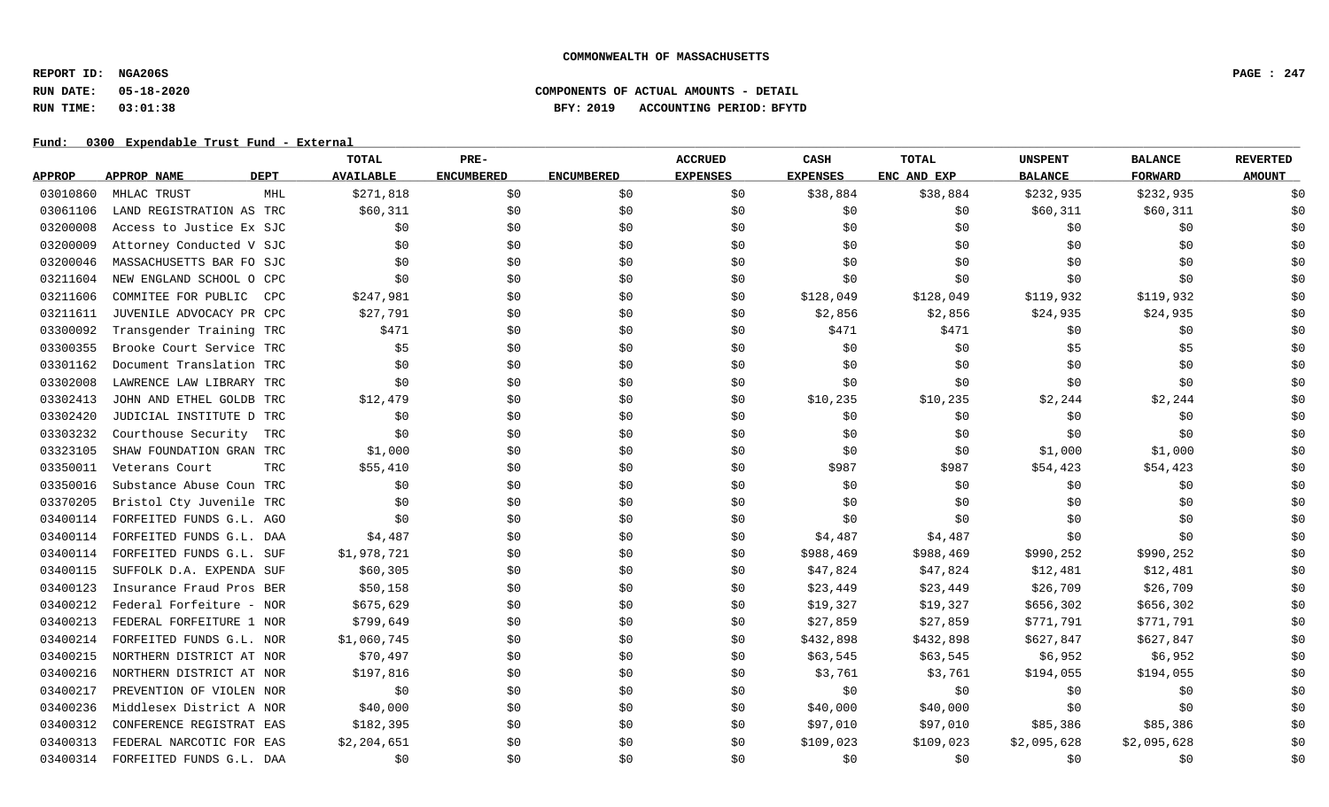COMMONWEALTH OF MASSACHUSETTS

REPORT ID: NGA206S
RUN DATE: 05-18-2020
RUN TIME: 03:01:38

COMPONENTS OF ACTUAL AMOUNTS - DETAIL
BFY: 2019 ACCOUNTING PERIOD: BFYTD

Fund: 0300 Expendable Trust Fund - External

| APPROP | APPROP NAME | DEPT | TOTAL AVAILABLE | PRE-ENCUMBERED | ENCUMBERED | ACCRUED EXPENSES | CASH EXPENSES | TOTAL ENC AND EXP | UNSPENT BALANCE | BALANCE FORWARD | REVERTED AMOUNT |
|---|---|---|---|---|---|---|---|---|---|---|---|
| 03010860 | MHLAC TRUST | MHL | $271,818 | $0 | $0 | $0 | $38,884 | $38,884 | $232,935 | $232,935 | $0 |
| 03061106 | LAND REGISTRATION AS | TRC | $60,311 | $0 | $0 | $0 | $0 | $0 | $60,311 | $60,311 | $0 |
| 03200008 | Access to Justice Ex | SJC | $0 | $0 | $0 | $0 | $0 | $0 | $0 | $0 | $0 |
| 03200009 | Attorney Conducted V | SJC | $0 | $0 | $0 | $0 | $0 | $0 | $0 | $0 | $0 |
| 03200046 | MASSACHUSETTS BAR FO | SJC | $0 | $0 | $0 | $0 | $0 | $0 | $0 | $0 | $0 |
| 03211604 | NEW ENGLAND SCHOOL O | CPC | $0 | $0 | $0 | $0 | $0 | $0 | $0 | $0 | $0 |
| 03211606 | COMMITEE FOR PUBLIC | CPC | $247,981 | $0 | $0 | $0 | $128,049 | $128,049 | $119,932 | $119,932 | $0 |
| 03211611 | JUVENILE ADVOCACY PR | CPC | $27,791 | $0 | $0 | $0 | $2,856 | $2,856 | $24,935 | $24,935 | $0 |
| 03300092 | Transgender Training | TRC | $471 | $0 | $0 | $0 | $471 | $471 | $0 | $0 | $0 |
| 03300355 | Brooke Court Service | TRC | $5 | $0 | $0 | $0 | $0 | $0 | $5 | $5 | $0 |
| 03301162 | Document Translation | TRC | $0 | $0 | $0 | $0 | $0 | $0 | $0 | $0 | $0 |
| 03302008 | LAWRENCE LAW LIBRARY | TRC | $0 | $0 | $0 | $0 | $0 | $0 | $0 | $0 | $0 |
| 03302413 | JOHN AND ETHEL GOLDB | TRC | $12,479 | $0 | $0 | $0 | $10,235 | $10,235 | $2,244 | $2,244 | $0 |
| 03302420 | JUDICIAL INSTITUTE D | TRC | $0 | $0 | $0 | $0 | $0 | $0 | $0 | $0 | $0 |
| 03303232 | Courthouse Security | TRC | $0 | $0 | $0 | $0 | $0 | $0 | $0 | $0 | $0 |
| 03323105 | SHAW FOUNDATION GRAN | TRC | $1,000 | $0 | $0 | $0 | $0 | $0 | $1,000 | $1,000 | $0 |
| 03350011 | Veterans Court | TRC | $55,410 | $0 | $0 | $0 | $987 | $987 | $54,423 | $54,423 | $0 |
| 03350016 | Substance Abuse Coun | TRC | $0 | $0 | $0 | $0 | $0 | $0 | $0 | $0 | $0 |
| 03370205 | Bristol Cty Juvenile | TRC | $0 | $0 | $0 | $0 | $0 | $0 | $0 | $0 | $0 |
| 03400114 | FORFEITED FUNDS G.L. | AGO | $0 | $0 | $0 | $0 | $0 | $0 | $0 | $0 | $0 |
| 03400114 | FORFEITED FUNDS G.L. | DAA | $4,487 | $0 | $0 | $0 | $4,487 | $4,487 | $0 | $0 | $0 |
| 03400114 | FORFEITED FUNDS G.L. | SUF | $1,978,721 | $0 | $0 | $0 | $988,469 | $988,469 | $990,252 | $990,252 | $0 |
| 03400115 | SUFFOLK D.A. EXPENDA | SUF | $60,305 | $0 | $0 | $0 | $47,824 | $47,824 | $12,481 | $12,481 | $0 |
| 03400123 | Insurance Fraud Pros | BER | $50,158 | $0 | $0 | $0 | $23,449 | $23,449 | $26,709 | $26,709 | $0 |
| 03400212 | Federal Forfeiture - | NOR | $675,629 | $0 | $0 | $0 | $19,327 | $19,327 | $656,302 | $656,302 | $0 |
| 03400213 | FEDERAL FORFEITURE 1 | NOR | $799,649 | $0 | $0 | $0 | $27,859 | $27,859 | $771,791 | $771,791 | $0 |
| 03400214 | FORFEITED FUNDS G.L. | NOR | $1,060,745 | $0 | $0 | $0 | $432,898 | $432,898 | $627,847 | $627,847 | $0 |
| 03400215 | NORTHERN DISTRICT AT | NOR | $70,497 | $0 | $0 | $0 | $63,545 | $63,545 | $6,952 | $6,952 | $0 |
| 03400216 | NORTHERN DISTRICT AT | NOR | $197,816 | $0 | $0 | $0 | $3,761 | $3,761 | $194,055 | $194,055 | $0 |
| 03400217 | PREVENTION OF VIOLEN | NOR | $0 | $0 | $0 | $0 | $0 | $0 | $0 | $0 | $0 |
| 03400236 | Middlesex District A | NOR | $40,000 | $0 | $0 | $0 | $40,000 | $40,000 | $0 | $0 | $0 |
| 03400312 | CONFERENCE REGISTRAT | EAS | $182,395 | $0 | $0 | $0 | $97,010 | $97,010 | $85,386 | $85,386 | $0 |
| 03400313 | FEDERAL NARCOTIC FOR | EAS | $2,204,651 | $0 | $0 | $0 | $109,023 | $109,023 | $2,095,628 | $2,095,628 | $0 |
| 03400314 | FORFEITED FUNDS G.L. | DAA | $0 | $0 | $0 | $0 | $0 | $0 | $0 | $0 | $0 |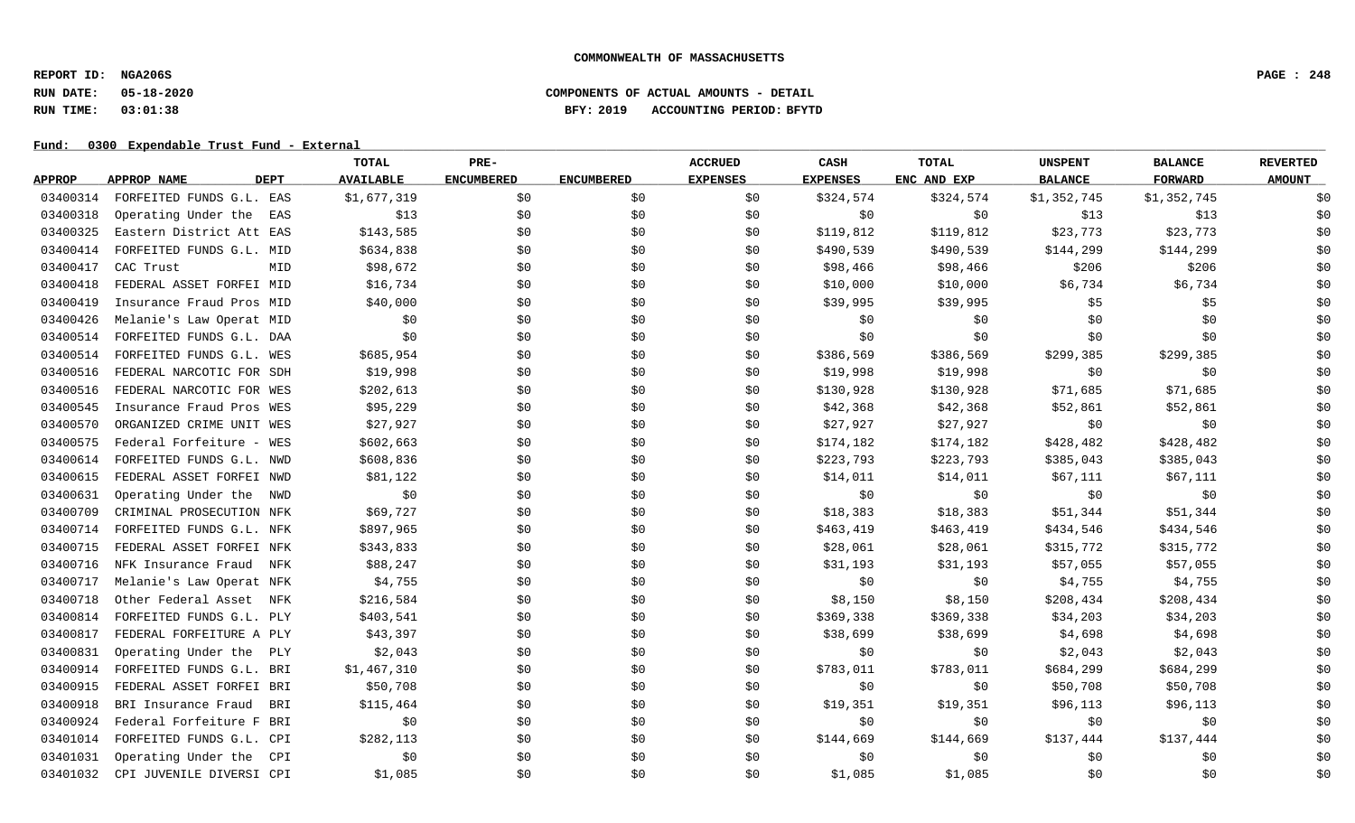COMMONWEALTH OF MASSACHUSETTS

REPORT ID: NGA206S

RUN DATE: 05-18-2020 — COMPONENTS OF ACTUAL AMOUNTS - DETAIL

RUN TIME: 03:01:38 — BFY: 2019 ACCOUNTING PERIOD: BFYTD

Fund: 0300 Expendable Trust Fund - External

| APPROP | APPROP NAME | DEPT | TOTAL AVAILABLE | PRE-ENCUMBERED | ENCUMBERED | ACCRUED EXPENSES | CASH EXPENSES | TOTAL ENC AND EXP | UNSPENT BALANCE | BALANCE FORWARD | REVERTED AMOUNT |
|---|---|---|---|---|---|---|---|---|---|---|---|
| 03400314 | FORFEITED FUNDS G.L. | EAS | $1,677,319 | $0 | $0 | $0 | $324,574 | $324,574 | $1,352,745 | $1,352,745 | $0 |
| 03400318 | Operating Under the | EAS | $13 | $0 | $0 | $0 | $0 | $0 | $13 | $13 | $0 |
| 03400325 | Eastern District Att | EAS | $143,585 | $0 | $0 | $0 | $119,812 | $119,812 | $23,773 | $23,773 | $0 |
| 03400414 | FORFEITED FUNDS G.L. | MID | $634,838 | $0 | $0 | $0 | $490,539 | $490,539 | $144,299 | $144,299 | $0 |
| 03400417 | CAC Trust | MID | $98,672 | $0 | $0 | $0 | $98,466 | $98,466 | $206 | $206 | $0 |
| 03400418 | FEDERAL ASSET FORFEI | MID | $16,734 | $0 | $0 | $0 | $10,000 | $10,000 | $6,734 | $6,734 | $0 |
| 03400419 | Insurance Fraud Pros | MID | $40,000 | $0 | $0 | $0 | $39,995 | $39,995 | $5 | $5 | $0 |
| 03400426 | Melanie's Law Operat | MID | $0 | $0 | $0 | $0 | $0 | $0 | $0 | $0 | $0 |
| 03400514 | FORFEITED FUNDS G.L. | DAA | $0 | $0 | $0 | $0 | $0 | $0 | $0 | $0 | $0 |
| 03400514 | FORFEITED FUNDS G.L. | WES | $685,954 | $0 | $0 | $0 | $386,569 | $386,569 | $299,385 | $299,385 | $0 |
| 03400516 | FEDERAL NARCOTIC FOR | SDH | $19,998 | $0 | $0 | $0 | $19,998 | $19,998 | $0 | $0 | $0 |
| 03400516 | FEDERAL NARCOTIC FOR | WES | $202,613 | $0 | $0 | $0 | $130,928 | $130,928 | $71,685 | $71,685 | $0 |
| 03400545 | Insurance Fraud Pros | WES | $95,229 | $0 | $0 | $0 | $42,368 | $42,368 | $52,861 | $52,861 | $0 |
| 03400570 | ORGANIZED CRIME UNIT | WES | $27,927 | $0 | $0 | $0 | $27,927 | $27,927 | $0 | $0 | $0 |
| 03400575 | Federal Forfeiture - | WES | $602,663 | $0 | $0 | $0 | $174,182 | $174,182 | $428,482 | $428,482 | $0 |
| 03400614 | FORFEITED FUNDS G.L. | NWD | $608,836 | $0 | $0 | $0 | $223,793 | $223,793 | $385,043 | $385,043 | $0 |
| 03400615 | FEDERAL ASSET FORFEI | NWD | $81,122 | $0 | $0 | $0 | $14,011 | $14,011 | $67,111 | $67,111 | $0 |
| 03400631 | Operating Under the | NWD | $0 | $0 | $0 | $0 | $0 | $0 | $0 | $0 | $0 |
| 03400709 | CRIMINAL PROSECUTION | NFK | $69,727 | $0 | $0 | $0 | $18,383 | $18,383 | $51,344 | $51,344 | $0 |
| 03400714 | FORFEITED FUNDS G.L. | NFK | $897,965 | $0 | $0 | $0 | $463,419 | $463,419 | $434,546 | $434,546 | $0 |
| 03400715 | FEDERAL ASSET FORFEI | NFK | $343,833 | $0 | $0 | $0 | $28,061 | $28,061 | $315,772 | $315,772 | $0 |
| 03400716 | NFK Insurance Fraud | NFK | $88,247 | $0 | $0 | $0 | $31,193 | $31,193 | $57,055 | $57,055 | $0 |
| 03400717 | Melanie's Law Operat | NFK | $4,755 | $0 | $0 | $0 | $0 | $0 | $4,755 | $4,755 | $0 |
| 03400718 | Other Federal Asset | NFK | $216,584 | $0 | $0 | $0 | $8,150 | $8,150 | $208,434 | $208,434 | $0 |
| 03400814 | FORFEITED FUNDS G.L. | PLY | $403,541 | $0 | $0 | $0 | $369,338 | $369,338 | $34,203 | $34,203 | $0 |
| 03400817 | FEDERAL FORFEITURE A | PLY | $43,397 | $0 | $0 | $0 | $38,699 | $38,699 | $4,698 | $4,698 | $0 |
| 03400831 | Operating Under the | PLY | $2,043 | $0 | $0 | $0 | $0 | $0 | $2,043 | $2,043 | $0 |
| 03400914 | FORFEITED FUNDS G.L. | BRI | $1,467,310 | $0 | $0 | $0 | $783,011 | $783,011 | $684,299 | $684,299 | $0 |
| 03400915 | FEDERAL ASSET FORFEI | BRI | $50,708 | $0 | $0 | $0 | $0 | $0 | $50,708 | $50,708 | $0 |
| 03400918 | BRI Insurance Fraud | BRI | $115,464 | $0 | $0 | $0 | $19,351 | $19,351 | $96,113 | $96,113 | $0 |
| 03400924 | Federal Forfeiture F | BRI | $0 | $0 | $0 | $0 | $0 | $0 | $0 | $0 | $0 |
| 03401014 | FORFEITED FUNDS G.L. | CPI | $282,113 | $0 | $0 | $0 | $144,669 | $144,669 | $137,444 | $137,444 | $0 |
| 03401031 | Operating Under the | CPI | $0 | $0 | $0 | $0 | $0 | $0 | $0 | $0 | $0 |
| 03401032 | CPI JUVENILE DIVERSI | CPI | $1,085 | $0 | $0 | $0 | $1,085 | $1,085 | $0 | $0 | $0 |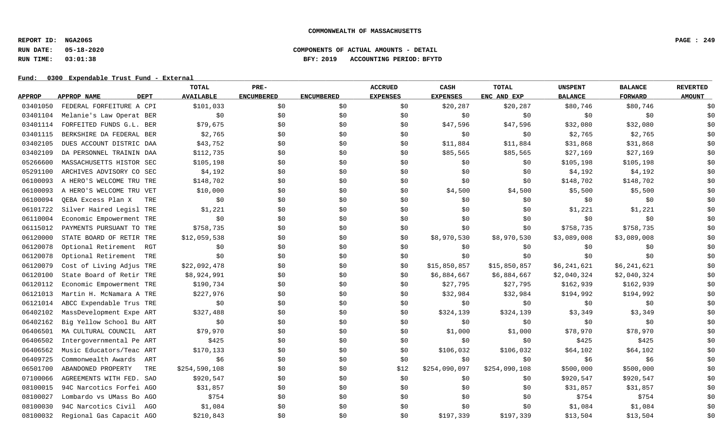**COMMONWEALTH OF MASSACHUSETTS**

**REPORT ID: NGA206S**
**RUN DATE: 05-18-2020**
**RUN TIME: 03:01:38**

**COMPONENTS OF ACTUAL AMOUNTS - DETAIL**
**BFY: 2019 ACCOUNTING PERIOD: BFYTD**

**Fund: 0300 Expendable Trust Fund - External**

| APPROP | APPROP NAME | DEPT | TOTAL AVAILABLE | PRE-ENCUMBERED | ENCUMBERED | ACCRUED EXPENSES | CASH EXPENSES | TOTAL ENC AND EXP | UNSPENT BALANCE | BALANCE FORWARD | REVERTED AMOUNT |
|---|---|---|---|---|---|---|---|---|---|---|---|
| 03401050 | FEDERAL FORFEITURE A | CPI | $101,033 | $0 | $0 | $0 | $20,287 | $20,287 | $80,746 | $80,746 | $0 |
| 03401104 | Melanie's Law Operat | BER | $0 | $0 | $0 | $0 | $0 | $0 | $0 | $0 | $0 |
| 03401114 | FORFEITED FUNDS G.L. | BER | $79,675 | $0 | $0 | $0 | $47,596 | $47,596 | $32,080 | $32,080 | $0 |
| 03401115 | BERKSHIRE DA FEDERAL | BER | $2,765 | $0 | $0 | $0 | $0 | $0 | $2,765 | $2,765 | $0 |
| 03402105 | DUES ACCOUNT DISTRIC | DAA | $43,752 | $0 | $0 | $0 | $11,884 | $11,884 | $31,868 | $31,868 | $0 |
| 03402109 | DA PERSONNEL TRAININ | DAA | $112,735 | $0 | $0 | $0 | $85,565 | $85,565 | $27,169 | $27,169 | $0 |
| 05266600 | MASSACHUSETTS HISTOR | SEC | $105,198 | $0 | $0 | $0 | $0 | $0 | $105,198 | $105,198 | $0 |
| 05291100 | ARCHIVES ADVISORY CO | SEC | $4,192 | $0 | $0 | $0 | $0 | $0 | $4,192 | $4,192 | $0 |
| 06100093 | A HERO'S WELCOME TRU | TRE | $148,702 | $0 | $0 | $0 | $0 | $0 | $148,702 | $148,702 | $0 |
| 06100093 | A HERO'S WELCOME TRU | VET | $10,000 | $0 | $0 | $0 | $4,500 | $4,500 | $5,500 | $5,500 | $0 |
| 06100094 | QEBA Excess Plan X | TRE | $0 | $0 | $0 | $0 | $0 | $0 | $0 | $0 | $0 |
| 06101722 | Silver Haired Legisl | TRE | $1,221 | $0 | $0 | $0 | $0 | $0 | $1,221 | $1,221 | $0 |
| 06110004 | Economic Empowerment | TRE | $0 | $0 | $0 | $0 | $0 | $0 | $0 | $0 | $0 |
| 06115012 | PAYMENTS PURSUANT TO | TRE | $758,735 | $0 | $0 | $0 | $0 | $0 | $758,735 | $758,735 | $0 |
| 06120000 | STATE BOARD OF RETIR | TRE | $12,059,538 | $0 | $0 | $0 | $8,970,530 | $8,970,530 | $3,089,008 | $3,089,008 | $0 |
| 06120078 | Optional Retirement | RGT | $0 | $0 | $0 | $0 | $0 | $0 | $0 | $0 | $0 |
| 06120078 | Optional Retirement | TRE | $0 | $0 | $0 | $0 | $0 | $0 | $0 | $0 | $0 |
| 06120079 | Cost of Living Adjus | TRE | $22,092,478 | $0 | $0 | $0 | $15,850,857 | $15,850,857 | $6,241,621 | $6,241,621 | $0 |
| 06120100 | State Board of Retir | TRE | $8,924,991 | $0 | $0 | $0 | $6,884,667 | $6,884,667 | $2,040,324 | $2,040,324 | $0 |
| 06120112 | Economic Empowerment | TRE | $190,734 | $0 | $0 | $0 | $27,795 | $27,795 | $162,939 | $162,939 | $0 |
| 06121013 | Martin H. McNamara A | TRE | $227,976 | $0 | $0 | $0 | $32,984 | $32,984 | $194,992 | $194,992 | $0 |
| 06121014 | ABCC Expendable Trus | TRE | $0 | $0 | $0 | $0 | $0 | $0 | $0 | $0 | $0 |
| 06402102 | MassDevelopment Expe | ART | $327,488 | $0 | $0 | $0 | $324,139 | $324,139 | $3,349 | $3,349 | $0 |
| 06402162 | Big Yellow School Bu | ART | $0 | $0 | $0 | $0 | $0 | $0 | $0 | $0 | $0 |
| 06406501 | MA CULTURAL COUNCIL | ART | $79,970 | $0 | $0 | $0 | $1,000 | $1,000 | $78,970 | $78,970 | $0 |
| 06406502 | Intergovernmental Pe | ART | $425 | $0 | $0 | $0 | $0 | $0 | $425 | $425 | $0 |
| 06406562 | Music Educators/Teac | ART | $170,133 | $0 | $0 | $0 | $106,032 | $106,032 | $64,102 | $64,102 | $0 |
| 06409725 | Commonwealth Awards | ART | $6 | $0 | $0 | $0 | $0 | $0 | $6 | $6 | $0 |
| 06501700 | ABANDONED PROPERTY | TRE | $254,590,108 | $0 | $0 | $12 | $254,090,097 | $254,090,108 | $500,000 | $500,000 | $0 |
| 07100066 | AGREEMENTS WITH FED. | SAO | $920,547 | $0 | $0 | $0 | $0 | $0 | $920,547 | $920,547 | $0 |
| 08100015 | 94C Narcotics Forfei | AGO | $31,857 | $0 | $0 | $0 | $0 | $0 | $31,857 | $31,857 | $0 |
| 08100027 | Lombardo vs UMass Bo | AGO | $754 | $0 | $0 | $0 | $0 | $0 | $754 | $754 | $0 |
| 08100030 | 94C Narcotics Civil | AGO | $1,084 | $0 | $0 | $0 | $0 | $0 | $1,084 | $1,084 | $0 |
| 08100032 | Regional Gas Capacit | AGO | $210,843 | $0 | $0 | $0 | $197,339 | $197,339 | $13,504 | $13,504 | $0 |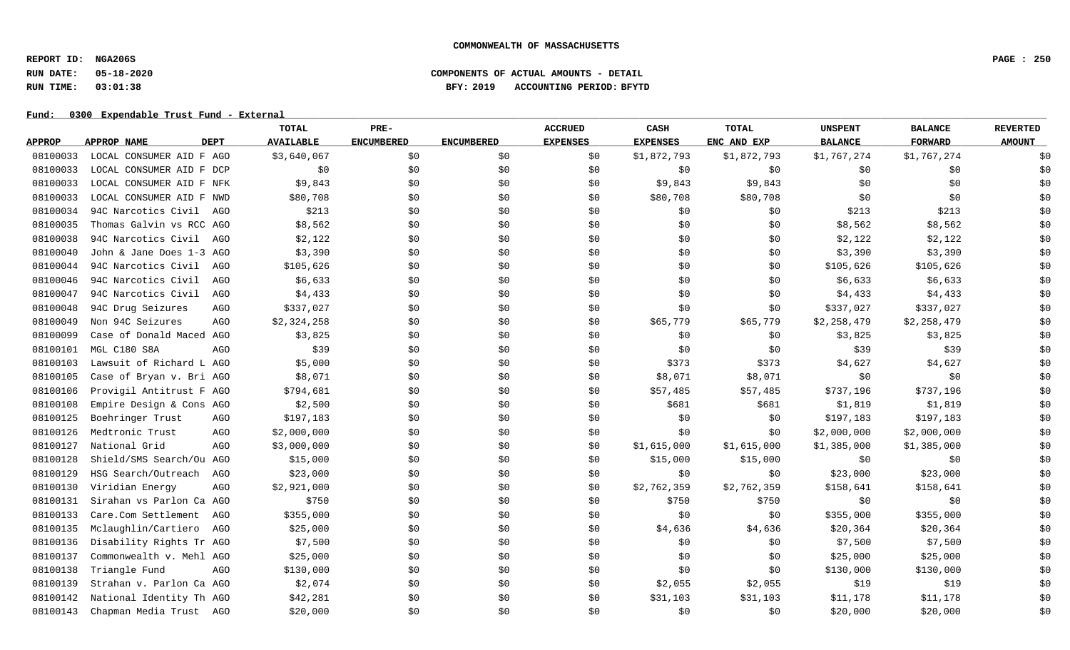COMMONWEALTH OF MASSACHUSETTS

REPORT ID: NGA206S

RUN DATE: 05-18-2020

RUN TIME: 03:01:38

COMPONENTS OF ACTUAL AMOUNTS - DETAIL

BFY: 2019 ACCOUNTING PERIOD: BFYTD

Fund: 0300 Expendable Trust Fund - External

| APPROP | APPROP NAME | DEPT | TOTAL AVAILABLE | PRE-ENCUMBERED | ENCUMBERED | ACCRUED EXPENSES | CASH EXPENSES | TOTAL ENC AND EXP | UNSPENT BALANCE | BALANCE FORWARD | REVERTED AMOUNT |
|---|---|---|---|---|---|---|---|---|---|---|---|
| 08100033 | LOCAL CONSUMER AID F | AGO | $3,640,067 | $0 | $0 | $0 | $1,872,793 | $1,872,793 | $1,767,274 | $1,767,274 | $0 |
| 08100033 | LOCAL CONSUMER AID F | DCP | $0 | $0 | $0 | $0 | $0 | $0 | $0 | $0 | $0 |
| 08100033 | LOCAL CONSUMER AID F | NFK | $9,843 | $0 | $0 | $0 | $9,843 | $9,843 | $0 | $0 | $0 |
| 08100033 | LOCAL CONSUMER AID F | NWD | $80,708 | $0 | $0 | $0 | $80,708 | $80,708 | $0 | $0 | $0 |
| 08100034 | 94C Narcotics Civil | AGO | $213 | $0 | $0 | $0 | $0 | $0 | $213 | $213 | $0 |
| 08100035 | Thomas Galvin vs RCC | AGO | $8,562 | $0 | $0 | $0 | $0 | $0 | $8,562 | $8,562 | $0 |
| 08100038 | 94C Narcotics Civil | AGO | $2,122 | $0 | $0 | $0 | $0 | $0 | $2,122 | $2,122 | $0 |
| 08100040 | John & Jane Does 1-3 | AGO | $3,390 | $0 | $0 | $0 | $0 | $0 | $3,390 | $3,390 | $0 |
| 08100044 | 94C Narcotics Civil | AGO | $105,626 | $0 | $0 | $0 | $0 | $0 | $105,626 | $105,626 | $0 |
| 08100046 | 94C Narcotics Civil | AGO | $6,633 | $0 | $0 | $0 | $0 | $0 | $6,633 | $6,633 | $0 |
| 08100047 | 94C Narcotics Civil | AGO | $4,433 | $0 | $0 | $0 | $0 | $0 | $4,433 | $4,433 | $0 |
| 08100048 | 94C Drug Seizures | AGO | $337,027 | $0 | $0 | $0 | $0 | $0 | $337,027 | $337,027 | $0 |
| 08100049 | Non 94C Seizures | AGO | $2,324,258 | $0 | $0 | $0 | $65,779 | $65,779 | $2,258,479 | $2,258,479 | $0 |
| 08100099 | Case of Donald Maced | AGO | $3,825 | $0 | $0 | $0 | $0 | $0 | $3,825 | $3,825 | $0 |
| 08100101 | MGL C180 S8A | AGO | $39 | $0 | $0 | $0 | $0 | $0 | $39 | $39 | $0 |
| 08100103 | Lawsuit of Richard L | AGO | $5,000 | $0 | $0 | $0 | $373 | $373 | $4,627 | $4,627 | $0 |
| 08100105 | Case of Bryan v. Bri | AGO | $8,071 | $0 | $0 | $0 | $8,071 | $8,071 | $0 | $0 | $0 |
| 08100106 | Provigil Antitrust F | AGO | $794,681 | $0 | $0 | $0 | $57,485 | $57,485 | $737,196 | $737,196 | $0 |
| 08100108 | Empire Design & Cons | AGO | $2,500 | $0 | $0 | $0 | $681 | $681 | $1,819 | $1,819 | $0 |
| 08100125 | Boehringer Trust | AGO | $197,183 | $0 | $0 | $0 | $0 | $0 | $197,183 | $197,183 | $0 |
| 08100126 | Medtronic Trust | AGO | $2,000,000 | $0 | $0 | $0 | $0 | $0 | $2,000,000 | $2,000,000 | $0 |
| 08100127 | National Grid | AGO | $3,000,000 | $0 | $0 | $0 | $1,615,000 | $1,615,000 | $1,385,000 | $1,385,000 | $0 |
| 08100128 | Shield/SMS Search/Ou | AGO | $15,000 | $0 | $0 | $0 | $15,000 | $15,000 | $0 | $0 | $0 |
| 08100129 | HSG Search/Outreach | AGO | $23,000 | $0 | $0 | $0 | $0 | $0 | $23,000 | $23,000 | $0 |
| 08100130 | Viridian Energy | AGO | $2,921,000 | $0 | $0 | $0 | $2,762,359 | $2,762,359 | $158,641 | $158,641 | $0 |
| 08100131 | Sirahan vs Parlon Ca | AGO | $750 | $0 | $0 | $0 | $750 | $750 | $0 | $0 | $0 |
| 08100133 | Care.Com Settlement | AGO | $355,000 | $0 | $0 | $0 | $0 | $0 | $355,000 | $355,000 | $0 |
| 08100135 | Mclaughlin/Cartiero | AGO | $25,000 | $0 | $0 | $0 | $4,636 | $4,636 | $20,364 | $20,364 | $0 |
| 08100136 | Disability Rights Tr | AGO | $7,500 | $0 | $0 | $0 | $0 | $0 | $7,500 | $7,500 | $0 |
| 08100137 | Commonwealth v. Mehl | AGO | $25,000 | $0 | $0 | $0 | $0 | $0 | $25,000 | $25,000 | $0 |
| 08100138 | Triangle Fund | AGO | $130,000 | $0 | $0 | $0 | $0 | $0 | $130,000 | $130,000 | $0 |
| 08100139 | Strahan v. Parlon Ca | AGO | $2,074 | $0 | $0 | $0 | $2,055 | $2,055 | $19 | $19 | $0 |
| 08100142 | National Identity Th | AGO | $42,281 | $0 | $0 | $0 | $31,103 | $31,103 | $11,178 | $11,178 | $0 |
| 08100143 | Chapman Media Trust | AGO | $20,000 | $0 | $0 | $0 | $0 | $0 | $20,000 | $20,000 | $0 |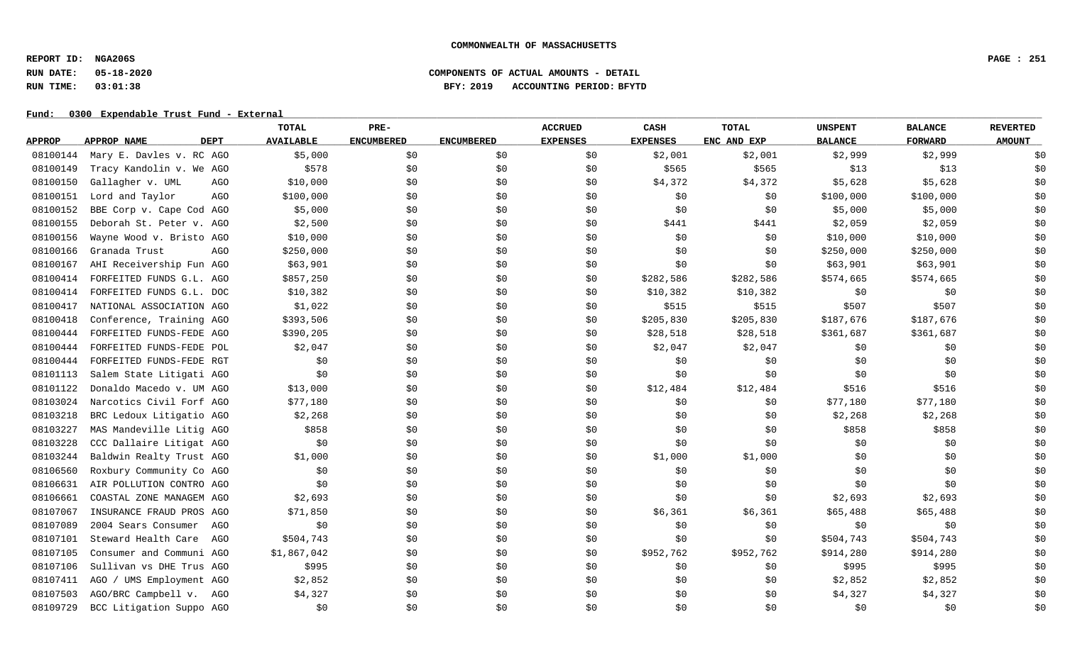COMMONWEALTH OF MASSACHUSETTS

REPORT ID: NGA206S
RUN DATE: 05-18-2020
RUN TIME: 03:01:38

COMPONENTS OF ACTUAL AMOUNTS - DETAIL
BFY: 2019 ACCOUNTING PERIOD: BFYTD

Fund: 0300 Expendable Trust Fund - External

| APPROP | APPROP NAME | DEPT | TOTAL AVAILABLE | PRE-ENCUMBERED | ENCUMBERED | ACCRUED EXPENSES | CASH EXPENSES | TOTAL ENC AND EXP | UNSPENT BALANCE | BALANCE FORWARD | REVERTED AMOUNT |
|---|---|---|---|---|---|---|---|---|---|---|---|
| 08100144 | Mary E. Davles v. RC | AGO | $5,000 | $0 | $0 | $0 | $2,001 | $2,001 | $2,999 | $2,999 | $0 |
| 08100149 | Tracy Kandolin v. We | AGO | $578 | $0 | $0 | $0 | $565 | $565 | $13 | $13 | $0 |
| 08100150 | Gallagher v. UML | AGO | $10,000 | $0 | $0 | $0 | $4,372 | $4,372 | $5,628 | $5,628 | $0 |
| 08100151 | Lord and Taylor | AGO | $100,000 | $0 | $0 | $0 | $0 | $0 | $100,000 | $100,000 | $0 |
| 08100152 | BBE Corp v. Cape Cod | AGO | $5,000 | $0 | $0 | $0 | $0 | $0 | $5,000 | $5,000 | $0 |
| 08100155 | Deborah St. Peter v. | AGO | $2,500 | $0 | $0 | $0 | $441 | $441 | $2,059 | $2,059 | $0 |
| 08100156 | Wayne Wood v. Bristo | AGO | $10,000 | $0 | $0 | $0 | $0 | $0 | $10,000 | $10,000 | $0 |
| 08100166 | Granada Trust | AGO | $250,000 | $0 | $0 | $0 | $0 | $0 | $250,000 | $250,000 | $0 |
| 08100167 | AHI Receivership Fun | AGO | $63,901 | $0 | $0 | $0 | $0 | $0 | $63,901 | $63,901 | $0 |
| 08100414 | FORFEITED FUNDS G.L. | AGO | $857,250 | $0 | $0 | $0 | $282,586 | $282,586 | $574,665 | $574,665 | $0 |
| 08100414 | FORFEITED FUNDS G.L. | DOC | $10,382 | $0 | $0 | $0 | $10,382 | $10,382 | $0 | $0 | $0 |
| 08100417 | NATIONAL ASSOCIATION | AGO | $1,022 | $0 | $0 | $0 | $515 | $515 | $507 | $507 | $0 |
| 08100418 | Conference, Training | AGO | $393,506 | $0 | $0 | $0 | $205,830 | $205,830 | $187,676 | $187,676 | $0 |
| 08100444 | FORFEITED FUNDS-FEDE | AGO | $390,205 | $0 | $0 | $0 | $28,518 | $28,518 | $361,687 | $361,687 | $0 |
| 08100444 | FORFEITED FUNDS-FEDE | POL | $2,047 | $0 | $0 | $0 | $2,047 | $2,047 | $0 | $0 | $0 |
| 08100444 | FORFEITED FUNDS-FEDE | RGT | $0 | $0 | $0 | $0 | $0 | $0 | $0 | $0 | $0 |
| 08101113 | Salem State Litigati | AGO | $0 | $0 | $0 | $0 | $0 | $0 | $0 | $0 | $0 |
| 08101122 | Donaldo Macedo v. UM | AGO | $13,000 | $0 | $0 | $0 | $12,484 | $12,484 | $516 | $516 | $0 |
| 08103024 | Narcotics Civil Forf | AGO | $77,180 | $0 | $0 | $0 | $0 | $0 | $77,180 | $77,180 | $0 |
| 08103218 | BRC Ledoux Litigatio | AGO | $2,268 | $0 | $0 | $0 | $0 | $0 | $2,268 | $2,268 | $0 |
| 08103227 | MAS Mandeville Litig | AGO | $858 | $0 | $0 | $0 | $0 | $0 | $858 | $858 | $0 |
| 08103228 | CCC Dallaire Litigat | AGO | $0 | $0 | $0 | $0 | $0 | $0 | $0 | $0 | $0 |
| 08103244 | Baldwin Realty Trust | AGO | $1,000 | $0 | $0 | $0 | $1,000 | $1,000 | $0 | $0 | $0 |
| 08106560 | Roxbury Community Co | AGO | $0 | $0 | $0 | $0 | $0 | $0 | $0 | $0 | $0 |
| 08106631 | AIR POLLUTION CONTRO | AGO | $0 | $0 | $0 | $0 | $0 | $0 | $0 | $0 | $0 |
| 08106661 | COASTAL ZONE MANAGEM | AGO | $2,693 | $0 | $0 | $0 | $0 | $0 | $2,693 | $2,693 | $0 |
| 08107067 | INSURANCE FRAUD PROS | AGO | $71,850 | $0 | $0 | $0 | $6,361 | $6,361 | $65,488 | $65,488 | $0 |
| 08107089 | 2004 Sears Consumer | AGO | $0 | $0 | $0 | $0 | $0 | $0 | $0 | $0 | $0 |
| 08107101 | Steward Health Care | AGO | $504,743 | $0 | $0 | $0 | $0 | $0 | $504,743 | $504,743 | $0 |
| 08107105 | Consumer and Communi | AGO | $1,867,042 | $0 | $0 | $0 | $952,762 | $952,762 | $914,280 | $914,280 | $0 |
| 08107106 | Sullivan vs DHE Trus | AGO | $995 | $0 | $0 | $0 | $0 | $0 | $995 | $995 | $0 |
| 08107411 | AGO / UMS Employment | AGO | $2,852 | $0 | $0 | $0 | $0 | $0 | $2,852 | $2,852 | $0 |
| 08107503 | AGO/BRC Campbell v. | AGO | $4,327 | $0 | $0 | $0 | $0 | $0 | $4,327 | $4,327 | $0 |
| 08109729 | BCC Litigation Suppo | AGO | $0 | $0 | $0 | $0 | $0 | $0 | $0 | $0 | $0 |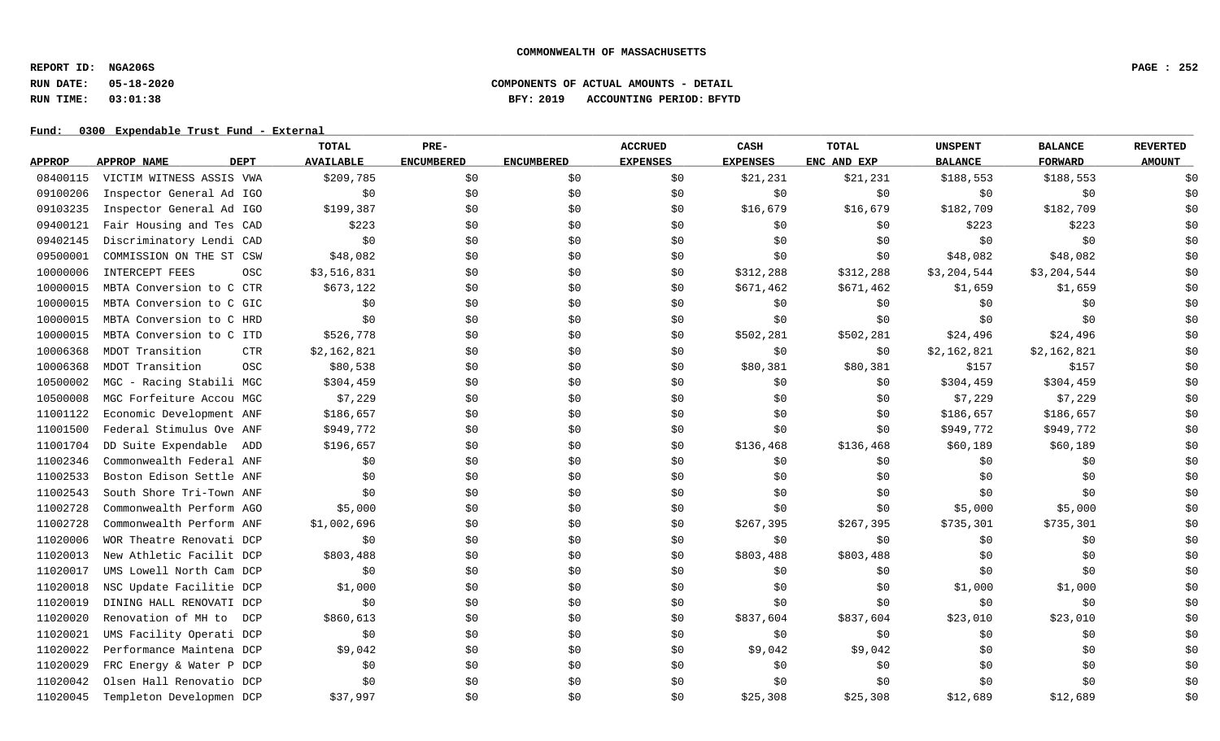COMMONWEALTH OF MASSACHUSETTS

REPORT ID: NGA206S
RUN DATE: 05-18-2020
RUN TIME: 03:01:38

COMPONENTS OF ACTUAL AMOUNTS - DETAIL
BFY: 2019 ACCOUNTING PERIOD: BFYTD

Fund: 0300 Expendable Trust Fund - External

| APPROP | APPROP NAME | DEPT | TOTAL AVAILABLE | PRE-ENCUMBERED | ENCUMBERED | ACCRUED EXPENSES | CASH EXPENSES | TOTAL ENC AND EXP | UNSPENT BALANCE | BALANCE FORWARD | REVERTED AMOUNT |
|---|---|---|---|---|---|---|---|---|---|---|---|
| 08400115 | VICTIM WITNESS ASSIS | VWA | $209,785 | $0 | $0 | $0 | $21,231 | $21,231 | $188,553 | $188,553 | $0 |
| 09100206 | Inspector General Ad | IGO | $0 | $0 | $0 | $0 | $0 | $0 | $0 | $0 | $0 |
| 09103235 | Inspector General Ad | IGO | $199,387 | $0 | $0 | $0 | $16,679 | $16,679 | $182,709 | $182,709 | $0 |
| 09400121 | Fair Housing and Tes | CAD | $223 | $0 | $0 | $0 | $0 | $0 | $223 | $223 | $0 |
| 09402145 | Discriminatory Lendi | CAD | $0 | $0 | $0 | $0 | $0 | $0 | $0 | $0 | $0 |
| 09500001 | COMMISSION ON THE ST | CSW | $48,082 | $0 | $0 | $0 | $0 | $0 | $48,082 | $48,082 | $0 |
| 10000006 | INTERCEPT FEES | OSC | $3,516,831 | $0 | $0 | $0 | $312,288 | $312,288 | $3,204,544 | $3,204,544 | $0 |
| 10000015 | MBTA Conversion to C | CTR | $673,122 | $0 | $0 | $0 | $671,462 | $671,462 | $1,659 | $1,659 | $0 |
| 10000015 | MBTA Conversion to C | GIC | $0 | $0 | $0 | $0 | $0 | $0 | $0 | $0 | $0 |
| 10000015 | MBTA Conversion to C | HRD | $0 | $0 | $0 | $0 | $0 | $0 | $0 | $0 | $0 |
| 10000015 | MBTA Conversion to C | ITD | $526,778 | $0 | $0 | $0 | $502,281 | $502,281 | $24,496 | $24,496 | $0 |
| 10006368 | MDOT Transition | CTR | $2,162,821 | $0 | $0 | $0 | $0 | $0 | $2,162,821 | $2,162,821 | $0 |
| 10006368 | MDOT Transition | OSC | $80,538 | $0 | $0 | $0 | $80,381 | $80,381 | $157 | $157 | $0 |
| 10500002 | MGC - Racing Stabili | MGC | $304,459 | $0 | $0 | $0 | $0 | $0 | $304,459 | $304,459 | $0 |
| 10500008 | MGC Forfeiture Accou | MGC | $7,229 | $0 | $0 | $0 | $0 | $0 | $7,229 | $7,229 | $0 |
| 11001122 | Economic Development | ANF | $186,657 | $0 | $0 | $0 | $0 | $0 | $186,657 | $186,657 | $0 |
| 11001500 | Federal Stimulus Ove | ANF | $949,772 | $0 | $0 | $0 | $0 | $0 | $949,772 | $949,772 | $0 |
| 11001704 | DD Suite Expendable | ADD | $196,657 | $0 | $0 | $0 | $136,468 | $136,468 | $60,189 | $60,189 | $0 |
| 11002346 | Commonwealth Federal | ANF | $0 | $0 | $0 | $0 | $0 | $0 | $0 | $0 | $0 |
| 11002533 | Boston Edison Settle | ANF | $0 | $0 | $0 | $0 | $0 | $0 | $0 | $0 | $0 |
| 11002543 | South Shore Tri-Town | ANF | $0 | $0 | $0 | $0 | $0 | $0 | $0 | $0 | $0 |
| 11002728 | Commonwealth Perform | AGO | $5,000 | $0 | $0 | $0 | $0 | $0 | $5,000 | $5,000 | $0 |
| 11002728 | Commonwealth Perform | ANF | $1,002,696 | $0 | $0 | $0 | $267,395 | $267,395 | $735,301 | $735,301 | $0 |
| 11020006 | WOR Theatre Renovati | DCP | $0 | $0 | $0 | $0 | $0 | $0 | $0 | $0 | $0 |
| 11020013 | New Athletic Facilit | DCP | $803,488 | $0 | $0 | $0 | $803,488 | $803,488 | $0 | $0 | $0 |
| 11020017 | UMS Lowell North Cam | DCP | $0 | $0 | $0 | $0 | $0 | $0 | $0 | $0 | $0 |
| 11020018 | NSC Update Facilitie | DCP | $1,000 | $0 | $0 | $0 | $0 | $0 | $1,000 | $1,000 | $0 |
| 11020019 | DINING HALL RENOVATI | DCP | $0 | $0 | $0 | $0 | $0 | $0 | $0 | $0 | $0 |
| 11020020 | Renovation of MH to | DCP | $860,613 | $0 | $0 | $0 | $837,604 | $837,604 | $23,010 | $23,010 | $0 |
| 11020021 | UMS Facility Operati | DCP | $0 | $0 | $0 | $0 | $0 | $0 | $0 | $0 | $0 |
| 11020022 | Performance Maintena | DCP | $9,042 | $0 | $0 | $0 | $9,042 | $9,042 | $0 | $0 | $0 |
| 11020029 | FRC Energy & Water P | DCP | $0 | $0 | $0 | $0 | $0 | $0 | $0 | $0 | $0 |
| 11020042 | Olsen Hall Renovatio | DCP | $0 | $0 | $0 | $0 | $0 | $0 | $0 | $0 | $0 |
| 11020045 | Templeton Developmen | DCP | $37,997 | $0 | $0 | $0 | $25,308 | $25,308 | $12,689 | $12,689 | $0 |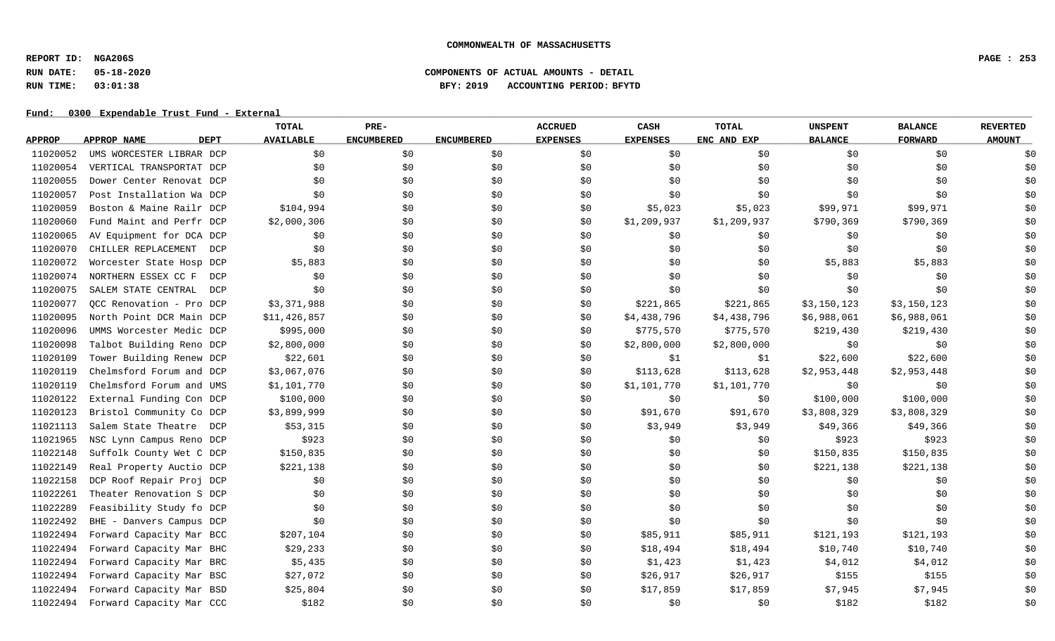COMMONWEALTH OF MASSACHUSETTS

REPORT ID: NGA206S
RUN DATE: 05-18-2020
RUN TIME: 03:01:38

COMPONENTS OF ACTUAL AMOUNTS - DETAIL
BFY: 2019 ACCOUNTING PERIOD: BFYTD

Fund: 0300 Expendable Trust Fund - External

| APPROP | APPROP NAME | DEPT | TOTAL AVAILABLE | PRE-ENCUMBERED | ENCUMBERED | ACCRUED EXPENSES | CASH EXPENSES | TOTAL ENC AND EXP | UNSPENT BALANCE | BALANCE FORWARD | REVERTED AMOUNT |
|---|---|---|---|---|---|---|---|---|---|---|---|
| 11020052 | UMS WORCESTER LIBRAR | DCP | $0 | $0 | $0 | $0 | $0 | $0 | $0 | $0 | $0 |
| 11020054 | VERTICAL TRANSPORTAT | DCP | $0 | $0 | $0 | $0 | $0 | $0 | $0 | $0 | $0 |
| 11020055 | Dower Center Renovat | DCP | $0 | $0 | $0 | $0 | $0 | $0 | $0 | $0 | $0 |
| 11020057 | Post Installation Wa | DCP | $0 | $0 | $0 | $0 | $0 | $0 | $0 | $0 | $0 |
| 11020059 | Boston & Maine Railr | DCP | $104,994 | $0 | $0 | $0 | $5,023 | $5,023 | $99,971 | $99,971 | $0 |
| 11020060 | Fund Maint and Perfr | DCP | $2,000,306 | $0 | $0 | $0 | $1,209,937 | $1,209,937 | $790,369 | $790,369 | $0 |
| 11020065 | AV Equipment for DCA | DCP | $0 | $0 | $0 | $0 | $0 | $0 | $0 | $0 | $0 |
| 11020070 | CHILLER REPLACEMENT | DCP | $0 | $0 | $0 | $0 | $0 | $0 | $0 | $0 | $0 |
| 11020072 | Worcester State Hosp | DCP | $5,883 | $0 | $0 | $0 | $0 | $0 | $5,883 | $5,883 | $0 |
| 11020074 | NORTHERN ESSEX CC F | DCP | $0 | $0 | $0 | $0 | $0 | $0 | $0 | $0 | $0 |
| 11020075 | SALEM STATE CENTRAL | DCP | $0 | $0 | $0 | $0 | $0 | $0 | $0 | $0 | $0 |
| 11020077 | QCC Renovation - Pro | DCP | $3,371,988 | $0 | $0 | $0 | $221,865 | $221,865 | $3,150,123 | $3,150,123 | $0 |
| 11020095 | North Point DCR Main | DCP | $11,426,857 | $0 | $0 | $0 | $4,438,796 | $4,438,796 | $6,988,061 | $6,988,061 | $0 |
| 11020096 | UMMS Worcester Medic | DCP | $995,000 | $0 | $0 | $0 | $775,570 | $775,570 | $219,430 | $219,430 | $0 |
| 11020098 | Talbot Building Reno | DCP | $2,800,000 | $0 | $0 | $0 | $2,800,000 | $2,800,000 | $0 | $0 | $0 |
| 11020109 | Tower Building Renew | DCP | $22,601 | $0 | $0 | $0 | $1 | $1 | $22,600 | $22,600 | $0 |
| 11020119 | Chelmsford Forum and | DCP | $3,067,076 | $0 | $0 | $0 | $113,628 | $113,628 | $2,953,448 | $2,953,448 | $0 |
| 11020119 | Chelmsford Forum and | UMS | $1,101,770 | $0 | $0 | $0 | $1,101,770 | $1,101,770 | $0 | $0 | $0 |
| 11020122 | External Funding Con | DCP | $100,000 | $0 | $0 | $0 | $0 | $0 | $100,000 | $100,000 | $0 |
| 11020123 | Bristol Community Co | DCP | $3,899,999 | $0 | $0 | $0 | $91,670 | $91,670 | $3,808,329 | $3,808,329 | $0 |
| 11021113 | Salem State Theatre | DCP | $53,315 | $0 | $0 | $0 | $3,949 | $3,949 | $49,366 | $49,366 | $0 |
| 11021965 | NSC Lynn Campus Reno | DCP | $923 | $0 | $0 | $0 | $0 | $0 | $923 | $923 | $0 |
| 11022148 | Suffolk County Wet C | DCP | $150,835 | $0 | $0 | $0 | $0 | $0 | $150,835 | $150,835 | $0 |
| 11022149 | Real Property Auctio | DCP | $221,138 | $0 | $0 | $0 | $0 | $0 | $221,138 | $221,138 | $0 |
| 11022158 | DCP Roof Repair Proj | DCP | $0 | $0 | $0 | $0 | $0 | $0 | $0 | $0 | $0 |
| 11022261 | Theater Renovation S | DCP | $0 | $0 | $0 | $0 | $0 | $0 | $0 | $0 | $0 |
| 11022289 | Feasibility Study fo | DCP | $0 | $0 | $0 | $0 | $0 | $0 | $0 | $0 | $0 |
| 11022492 | BHE - Danvers Campus | DCP | $0 | $0 | $0 | $0 | $0 | $0 | $0 | $0 | $0 |
| 11022494 | Forward Capacity Mar | BCC | $207,104 | $0 | $0 | $0 | $85,911 | $85,911 | $121,193 | $121,193 | $0 |
| 11022494 | Forward Capacity Mar | BHC | $29,233 | $0 | $0 | $0 | $18,494 | $18,494 | $10,740 | $10,740 | $0 |
| 11022494 | Forward Capacity Mar | BRC | $5,435 | $0 | $0 | $0 | $1,423 | $1,423 | $4,012 | $4,012 | $0 |
| 11022494 | Forward Capacity Mar | BSC | $27,072 | $0 | $0 | $0 | $26,917 | $26,917 | $155 | $155 | $0 |
| 11022494 | Forward Capacity Mar | BSD | $25,804 | $0 | $0 | $0 | $17,859 | $17,859 | $7,945 | $7,945 | $0 |
| 11022494 | Forward Capacity Mar | CCC | $182 | $0 | $0 | $0 | $0 | $0 | $182 | $182 | $0 |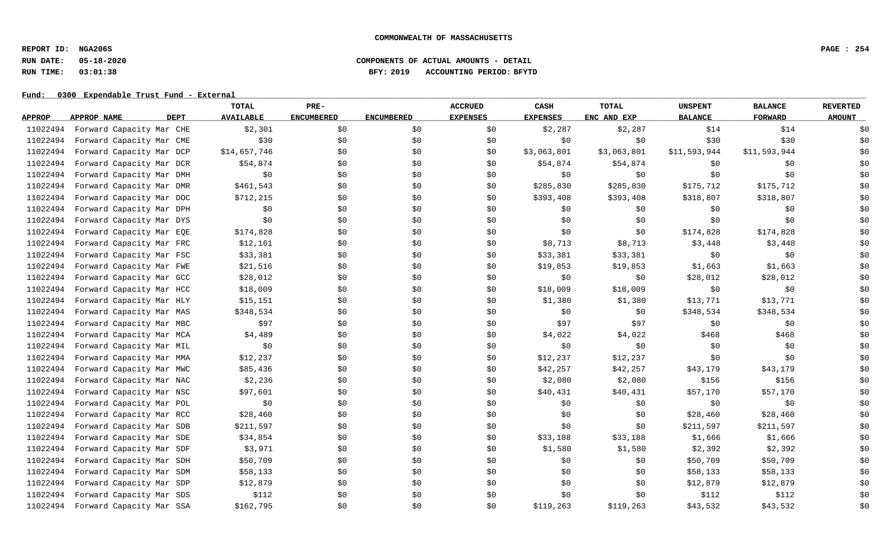COMMONWEALTH OF MASSACHUSETTS

REPORT ID: NGA206S

RUN DATE: 05-18-2020

RUN TIME: 03:01:38

COMPONENTS OF ACTUAL AMOUNTS - DETAIL

BFY: 2019 ACCOUNTING PERIOD: BFYTD

Fund: 0300 Expendable Trust Fund - External

| APPROP | APPROP NAME | DEPT | TOTAL AVAILABLE | PRE-ENCUMBERED | ENCUMBERED | ACCRUED EXPENSES | CASH EXPENSES | TOTAL ENC AND EXP | UNSPENT BALANCE | BALANCE FORWARD | REVERTED AMOUNT |
|---|---|---|---|---|---|---|---|---|---|---|---|
| 11022494 | Forward Capacity Mar | CHE | $2,301 | $0 | $0 | $0 | $2,287 | $2,287 | $14 | $14 | $0 |
| 11022494 | Forward Capacity Mar | CME | $30 | $0 | $0 | $0 | $0 | $0 | $30 | $30 | $0 |
| 11022494 | Forward Capacity Mar | DCP | $14,657,746 | $0 | $0 | $0 | $3,063,801 | $3,063,801 | $11,593,944 | $11,593,944 | $0 |
| 11022494 | Forward Capacity Mar | DCR | $54,874 | $0 | $0 | $0 | $54,874 | $54,874 | $0 | $0 | $0 |
| 11022494 | Forward Capacity Mar | DMH | $0 | $0 | $0 | $0 | $0 | $0 | $0 | $0 | $0 |
| 11022494 | Forward Capacity Mar | DMR | $461,543 | $0 | $0 | $0 | $285,830 | $285,830 | $175,712 | $175,712 | $0 |
| 11022494 | Forward Capacity Mar | DOC | $712,215 | $0 | $0 | $0 | $393,408 | $393,408 | $318,807 | $318,807 | $0 |
| 11022494 | Forward Capacity Mar | DPH | $0 | $0 | $0 | $0 | $0 | $0 | $0 | $0 | $0 |
| 11022494 | Forward Capacity Mar | DYS | $0 | $0 | $0 | $0 | $0 | $0 | $0 | $0 | $0 |
| 11022494 | Forward Capacity Mar | EQE | $174,828 | $0 | $0 | $0 | $0 | $0 | $174,828 | $174,828 | $0 |
| 11022494 | Forward Capacity Mar | FRC | $12,161 | $0 | $0 | $0 | $8,713 | $8,713 | $3,448 | $3,448 | $0 |
| 11022494 | Forward Capacity Mar | FSC | $33,381 | $0 | $0 | $0 | $33,381 | $33,381 | $0 | $0 | $0 |
| 11022494 | Forward Capacity Mar | FWE | $21,516 | $0 | $0 | $0 | $19,853 | $19,853 | $1,663 | $1,663 | $0 |
| 11022494 | Forward Capacity Mar | GCC | $28,012 | $0 | $0 | $0 | $0 | $0 | $28,012 | $28,012 | $0 |
| 11022494 | Forward Capacity Mar | HCC | $18,009 | $0 | $0 | $0 | $18,009 | $18,009 | $0 | $0 | $0 |
| 11022494 | Forward Capacity Mar | HLY | $15,151 | $0 | $0 | $0 | $1,380 | $1,380 | $13,771 | $13,771 | $0 |
| 11022494 | Forward Capacity Mar | MAS | $348,534 | $0 | $0 | $0 | $0 | $0 | $348,534 | $348,534 | $0 |
| 11022494 | Forward Capacity Mar | MBC | $97 | $0 | $0 | $0 | $97 | $97 | $0 | $0 | $0 |
| 11022494 | Forward Capacity Mar | MCA | $4,489 | $0 | $0 | $0 | $4,022 | $4,022 | $468 | $468 | $0 |
| 11022494 | Forward Capacity Mar | MIL | $0 | $0 | $0 | $0 | $0 | $0 | $0 | $0 | $0 |
| 11022494 | Forward Capacity Mar | MMA | $12,237 | $0 | $0 | $0 | $12,237 | $12,237 | $0 | $0 | $0 |
| 11022494 | Forward Capacity Mar | MWC | $85,436 | $0 | $0 | $0 | $42,257 | $42,257 | $43,179 | $43,179 | $0 |
| 11022494 | Forward Capacity Mar | NAC | $2,236 | $0 | $0 | $0 | $2,080 | $2,080 | $156 | $156 | $0 |
| 11022494 | Forward Capacity Mar | NSC | $97,601 | $0 | $0 | $0 | $40,431 | $40,431 | $57,170 | $57,170 | $0 |
| 11022494 | Forward Capacity Mar | POL | $0 | $0 | $0 | $0 | $0 | $0 | $0 | $0 | $0 |
| 11022494 | Forward Capacity Mar | RCC | $28,460 | $0 | $0 | $0 | $0 | $0 | $28,460 | $28,460 | $0 |
| 11022494 | Forward Capacity Mar | SDB | $211,597 | $0 | $0 | $0 | $0 | $0 | $211,597 | $211,597 | $0 |
| 11022494 | Forward Capacity Mar | SDE | $34,854 | $0 | $0 | $0 | $33,188 | $33,188 | $1,666 | $1,666 | $0 |
| 11022494 | Forward Capacity Mar | SDF | $3,971 | $0 | $0 | $0 | $1,580 | $1,580 | $2,392 | $2,392 | $0 |
| 11022494 | Forward Capacity Mar | SDH | $50,709 | $0 | $0 | $0 | $0 | $0 | $50,709 | $50,709 | $0 |
| 11022494 | Forward Capacity Mar | SDM | $58,133 | $0 | $0 | $0 | $0 | $0 | $58,133 | $58,133 | $0 |
| 11022494 | Forward Capacity Mar | SDP | $12,879 | $0 | $0 | $0 | $0 | $0 | $12,879 | $12,879 | $0 |
| 11022494 | Forward Capacity Mar | SDS | $112 | $0 | $0 | $0 | $0 | $0 | $112 | $112 | $0 |
| 11022494 | Forward Capacity Mar | SSA | $162,795 | $0 | $0 | $0 | $119,263 | $119,263 | $43,532 | $43,532 | $0 |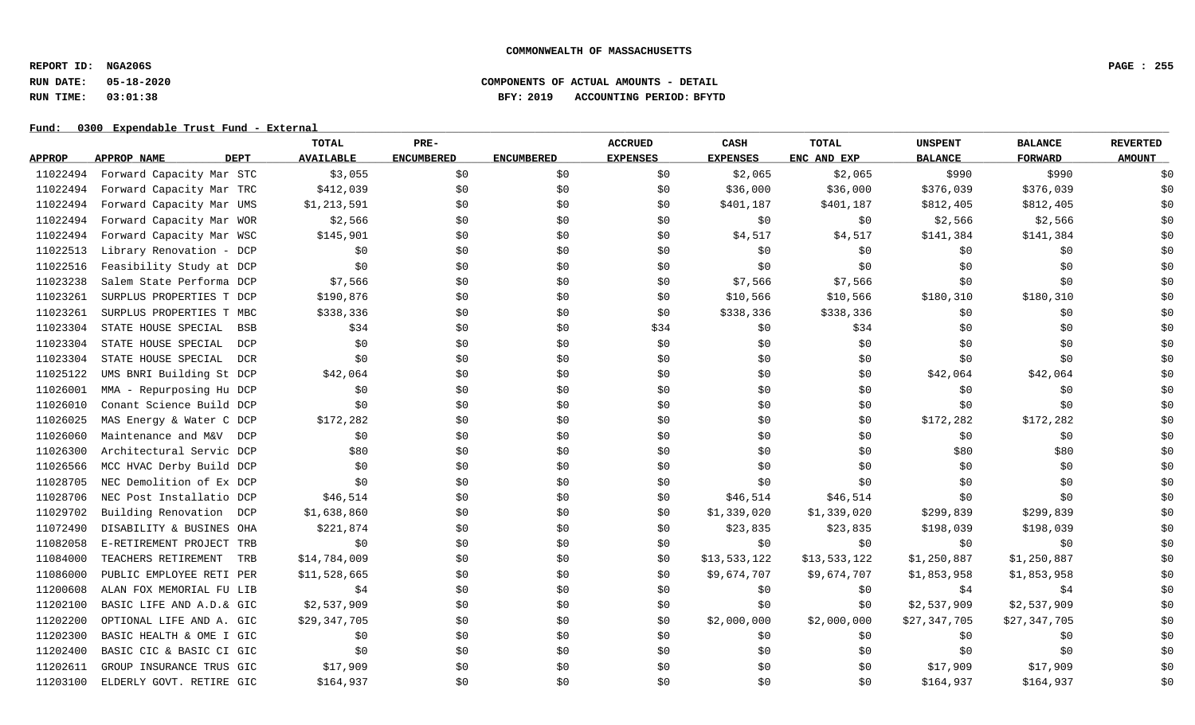**COMMONWEALTH OF MASSACHUSETTS**

**REPORT ID: NGA206S**
**RUN DATE: 05-18-2020** **COMPONENTS OF ACTUAL AMOUNTS - DETAIL**
**RUN TIME: 03:01:38** **BFY: 2019 ACCOUNTING PERIOD: BFYTD**

**Fund: 0300 Expendable Trust Fund - External**

| APPROP | APPROP NAME | DEPT | TOTAL AVAILABLE | PRE-ENCUMBERED | ENCUMBERED | ACCRUED EXPENSES | CASH EXPENSES | TOTAL ENC AND EXP | UNSPENT BALANCE | BALANCE FORWARD | REVERTED AMOUNT |
|---|---|---|---|---|---|---|---|---|---|---|---|
| 11022494 | Forward Capacity Mar | STC | $3,055 | $0 | $0 | $0 | $2,065 | $2,065 | $990 | $990 | $0 |
| 11022494 | Forward Capacity Mar | TRC | $412,039 | $0 | $0 | $0 | $36,000 | $36,000 | $376,039 | $376,039 | $0 |
| 11022494 | Forward Capacity Mar | UMS | $1,213,591 | $0 | $0 | $0 | $401,187 | $401,187 | $812,405 | $812,405 | $0 |
| 11022494 | Forward Capacity Mar | WOR | $2,566 | $0 | $0 | $0 | $0 | $0 | $2,566 | $2,566 | $0 |
| 11022494 | Forward Capacity Mar | WSC | $145,901 | $0 | $0 | $0 | $4,517 | $4,517 | $141,384 | $141,384 | $0 |
| 11022513 | Library Renovation - | DCP | $0 | $0 | $0 | $0 | $0 | $0 | $0 | $0 | $0 |
| 11022516 | Feasibility Study at | DCP | $0 | $0 | $0 | $0 | $0 | $0 | $0 | $0 | $0 |
| 11023238 | Salem State Performa | DCP | $7,566 | $0 | $0 | $0 | $7,566 | $7,566 | $0 | $0 | $0 |
| 11023261 | SURPLUS PROPERTIES T | DCP | $190,876 | $0 | $0 | $0 | $10,566 | $10,566 | $180,310 | $180,310 | $0 |
| 11023261 | SURPLUS PROPERTIES T | MBC | $338,336 | $0 | $0 | $0 | $338,336 | $338,336 | $0 | $0 | $0 |
| 11023304 | STATE HOUSE SPECIAL | BSB | $34 | $0 | $0 | $34 | $0 | $34 | $0 | $0 | $0 |
| 11023304 | STATE HOUSE SPECIAL | DCP | $0 | $0 | $0 | $0 | $0 | $0 | $0 | $0 | $0 |
| 11023304 | STATE HOUSE SPECIAL | DCR | $0 | $0 | $0 | $0 | $0 | $0 | $0 | $0 | $0 |
| 11025122 | UMS BNRI Building St | DCP | $42,064 | $0 | $0 | $0 | $0 | $0 | $42,064 | $42,064 | $0 |
| 11026001 | MMA - Repurposing Hu | DCP | $0 | $0 | $0 | $0 | $0 | $0 | $0 | $0 | $0 |
| 11026010 | Conant Science Build | DCP | $0 | $0 | $0 | $0 | $0 | $0 | $0 | $0 | $0 |
| 11026025 | MAS Energy & Water C | DCP | $172,282 | $0 | $0 | $0 | $0 | $0 | $172,282 | $172,282 | $0 |
| 11026060 | Maintenance and M&V | DCP | $0 | $0 | $0 | $0 | $0 | $0 | $0 | $0 | $0 |
| 11026300 | Architectural Servic | DCP | $80 | $0 | $0 | $0 | $0 | $0 | $80 | $80 | $0 |
| 11026566 | MCC HVAC Derby Build | DCP | $0 | $0 | $0 | $0 | $0 | $0 | $0 | $0 | $0 |
| 11028705 | NEC Demolition of Ex | DCP | $0 | $0 | $0 | $0 | $0 | $0 | $0 | $0 | $0 |
| 11028706 | NEC Post Installatio | DCP | $46,514 | $0 | $0 | $0 | $46,514 | $46,514 | $0 | $0 | $0 |
| 11029702 | Building Renovation | DCP | $1,638,860 | $0 | $0 | $0 | $1,339,020 | $1,339,020 | $299,839 | $299,839 | $0 |
| 11072490 | DISABILITY & BUSINES | OHA | $221,874 | $0 | $0 | $0 | $23,835 | $23,835 | $198,039 | $198,039 | $0 |
| 11082058 | E-RETIREMENT PROJECT | TRB | $0 | $0 | $0 | $0 | $0 | $0 | $0 | $0 | $0 |
| 11084000 | TEACHERS RETIREMENT | TRB | $14,784,009 | $0 | $0 | $0 | $13,533,122 | $13,533,122 | $1,250,887 | $1,250,887 | $0 |
| 11086000 | PUBLIC EMPLOYEE RETI | PER | $11,528,665 | $0 | $0 | $0 | $9,674,707 | $9,674,707 | $1,853,958 | $1,853,958 | $0 |
| 11200608 | ALAN FOX MEMORIAL FU | LIB | $4 | $0 | $0 | $0 | $0 | $0 | $4 | $4 | $0 |
| 11202100 | BASIC LIFE AND A.D.& | GIC | $2,537,909 | $0 | $0 | $0 | $0 | $0 | $2,537,909 | $2,537,909 | $0 |
| 11202200 | OPTIONAL LIFE AND A. | GIC | $29,347,705 | $0 | $0 | $0 | $2,000,000 | $2,000,000 | $27,347,705 | $27,347,705 | $0 |
| 11202300 | BASIC HEALTH & OME I | GIC | $0 | $0 | $0 | $0 | $0 | $0 | $0 | $0 | $0 |
| 11202400 | BASIC CIC & BASIC CI | GIC | $0 | $0 | $0 | $0 | $0 | $0 | $0 | $0 | $0 |
| 11202611 | GROUP INSURANCE TRUS | GIC | $17,909 | $0 | $0 | $0 | $0 | $0 | $17,909 | $17,909 | $0 |
| 11203100 | ELDERLY GOVT. RETIRE | GIC | $164,937 | $0 | $0 | $0 | $0 | $0 | $164,937 | $164,937 | $0 |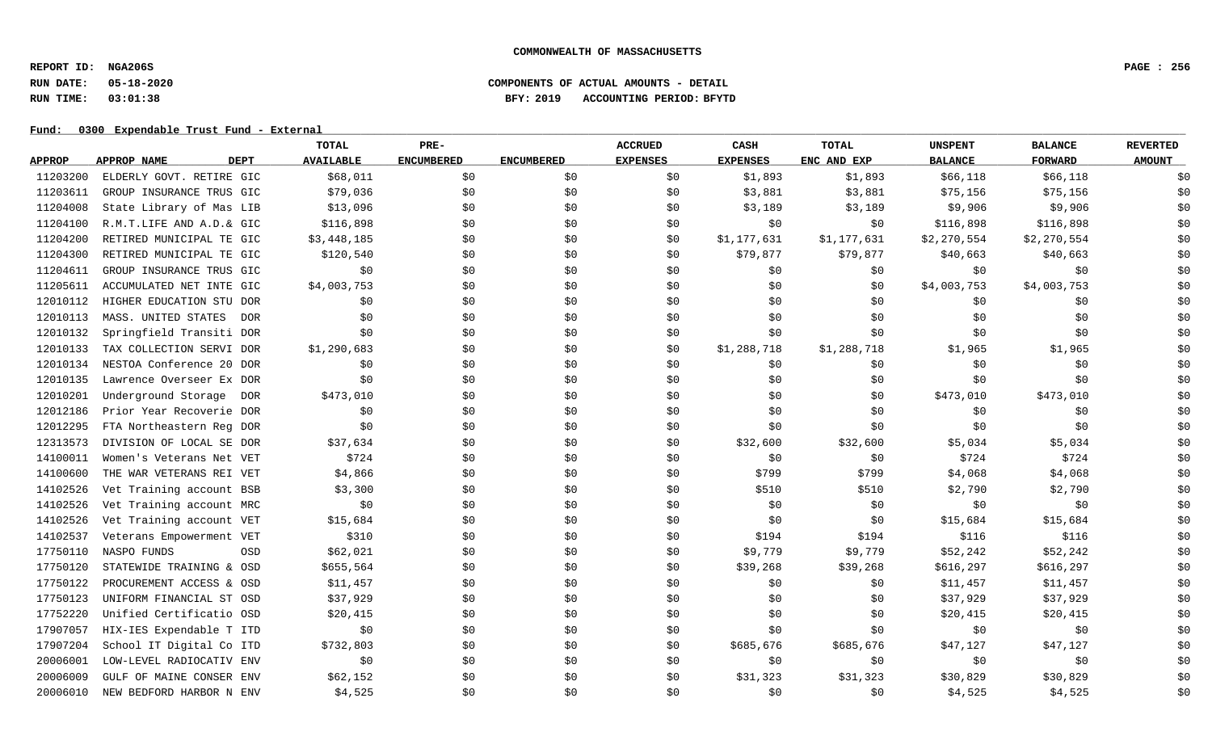**COMMONWEALTH OF MASSACHUSETTS**

**REPORT ID: NGA206S**
**RUN DATE: 05-18-2020** — **COMPONENTS OF ACTUAL AMOUNTS - DETAIL**
**RUN TIME: 03:01:38** — **BFY: 2019 ACCOUNTING PERIOD: BFYTD**

**Fund: 0300 Expendable Trust Fund - External**

| APPROP | APPROP NAME | DEPT | TOTAL AVAILABLE | PRE-ENCUMBERED | ENCUMBERED | ACCRUED EXPENSES | CASH EXPENSES | TOTAL ENC AND EXP | UNSPENT BALANCE | BALANCE FORWARD | REVERTED AMOUNT |
|---|---|---|---|---|---|---|---|---|---|---|---|
| 11203200 | ELDERLY GOVT. RETIRE | GIC | $68,011 | $0 | $0 | $0 | $1,893 | $1,893 | $66,118 | $66,118 | $0 |
| 11203611 | GROUP INSURANCE TRUS | GIC | $79,036 | $0 | $0 | $0 | $3,881 | $3,881 | $75,156 | $75,156 | $0 |
| 11204008 | State Library of Mas | LIB | $13,096 | $0 | $0 | $0 | $3,189 | $3,189 | $9,906 | $9,906 | $0 |
| 11204100 | R.M.T.LIFE AND A.D.& | GIC | $116,898 | $0 | $0 | $0 | $0 | $0 | $116,898 | $116,898 | $0 |
| 11204200 | RETIRED MUNICIPAL TE | GIC | $3,448,185 | $0 | $0 | $0 | $1,177,631 | $1,177,631 | $2,270,554 | $2,270,554 | $0 |
| 11204300 | RETIRED MUNICIPAL TE | GIC | $120,540 | $0 | $0 | $0 | $79,877 | $79,877 | $40,663 | $40,663 | $0 |
| 11204611 | GROUP INSURANCE TRUS | GIC | $0 | $0 | $0 | $0 | $0 | $0 | $0 | $0 | $0 |
| 11205611 | ACCUMULATED NET INTE | GIC | $4,003,753 | $0 | $0 | $0 | $0 | $0 | $4,003,753 | $4,003,753 | $0 |
| 12010112 | HIGHER EDUCATION STU | DOR | $0 | $0 | $0 | $0 | $0 | $0 | $0 | $0 | $0 |
| 12010113 | MASS. UNITED STATES | DOR | $0 | $0 | $0 | $0 | $0 | $0 | $0 | $0 | $0 |
| 12010132 | Springfield Transiti | DOR | $0 | $0 | $0 | $0 | $0 | $0 | $0 | $0 | $0 |
| 12010133 | TAX COLLECTION SERVI | DOR | $1,290,683 | $0 | $0 | $0 | $1,288,718 | $1,288,718 | $1,965 | $1,965 | $0 |
| 12010134 | NESTOA Conference 20 | DOR | $0 | $0 | $0 | $0 | $0 | $0 | $0 | $0 | $0 |
| 12010135 | Lawrence Overseer Ex | DOR | $0 | $0 | $0 | $0 | $0 | $0 | $0 | $0 | $0 |
| 12010201 | Underground Storage | DOR | $473,010 | $0 | $0 | $0 | $0 | $0 | $473,010 | $473,010 | $0 |
| 12012186 | Prior Year Recoverie | DOR | $0 | $0 | $0 | $0 | $0 | $0 | $0 | $0 | $0 |
| 12012295 | FTA Northeastern Reg | DOR | $0 | $0 | $0 | $0 | $0 | $0 | $0 | $0 | $0 |
| 12313573 | DIVISION OF LOCAL SE | DOR | $37,634 | $0 | $0 | $0 | $32,600 | $32,600 | $5,034 | $5,034 | $0 |
| 14100011 | Women's Veterans Net | VET | $724 | $0 | $0 | $0 | $0 | $0 | $724 | $724 | $0 |
| 14100600 | THE WAR VETERANS REI | VET | $4,866 | $0 | $0 | $0 | $799 | $799 | $4,068 | $4,068 | $0 |
| 14102526 | Vet Training account | BSB | $3,300 | $0 | $0 | $0 | $510 | $510 | $2,790 | $2,790 | $0 |
| 14102526 | Vet Training account | MRC | $0 | $0 | $0 | $0 | $0 | $0 | $0 | $0 | $0 |
| 14102526 | Vet Training account | VET | $15,684 | $0 | $0 | $0 | $0 | $0 | $15,684 | $15,684 | $0 |
| 14102537 | Veterans Empowerment | VET | $310 | $0 | $0 | $0 | $194 | $194 | $116 | $116 | $0 |
| 17750110 | NASPO FUNDS | OSD | $62,021 | $0 | $0 | $0 | $9,779 | $9,779 | $52,242 | $52,242 | $0 |
| 17750120 | STATEWIDE TRAINING & | OSD | $655,564 | $0 | $0 | $0 | $39,268 | $39,268 | $616,297 | $616,297 | $0 |
| 17750122 | PROCUREMENT ACCESS & | OSD | $11,457 | $0 | $0 | $0 | $0 | $0 | $11,457 | $11,457 | $0 |
| 17750123 | UNIFORM FINANCIAL ST | OSD | $37,929 | $0 | $0 | $0 | $0 | $0 | $37,929 | $37,929 | $0 |
| 17752220 | Unified Certificatio | OSD | $20,415 | $0 | $0 | $0 | $0 | $0 | $20,415 | $20,415 | $0 |
| 17907057 | HIX-IES Expendable T | ITD | $0 | $0 | $0 | $0 | $0 | $0 | $0 | $0 | $0 |
| 17907204 | School IT Digital Co | ITD | $732,803 | $0 | $0 | $0 | $685,676 | $685,676 | $47,127 | $47,127 | $0 |
| 20006001 | LOW-LEVEL RADIOCATIV | ENV | $0 | $0 | $0 | $0 | $0 | $0 | $0 | $0 | $0 |
| 20006009 | GULF OF MAINE CONSER | ENV | $62,152 | $0 | $0 | $0 | $31,323 | $31,323 | $30,829 | $30,829 | $0 |
| 20006010 | NEW BEDFORD HARBOR N | ENV | $4,525 | $0 | $0 | $0 | $0 | $0 | $4,525 | $4,525 | $0 |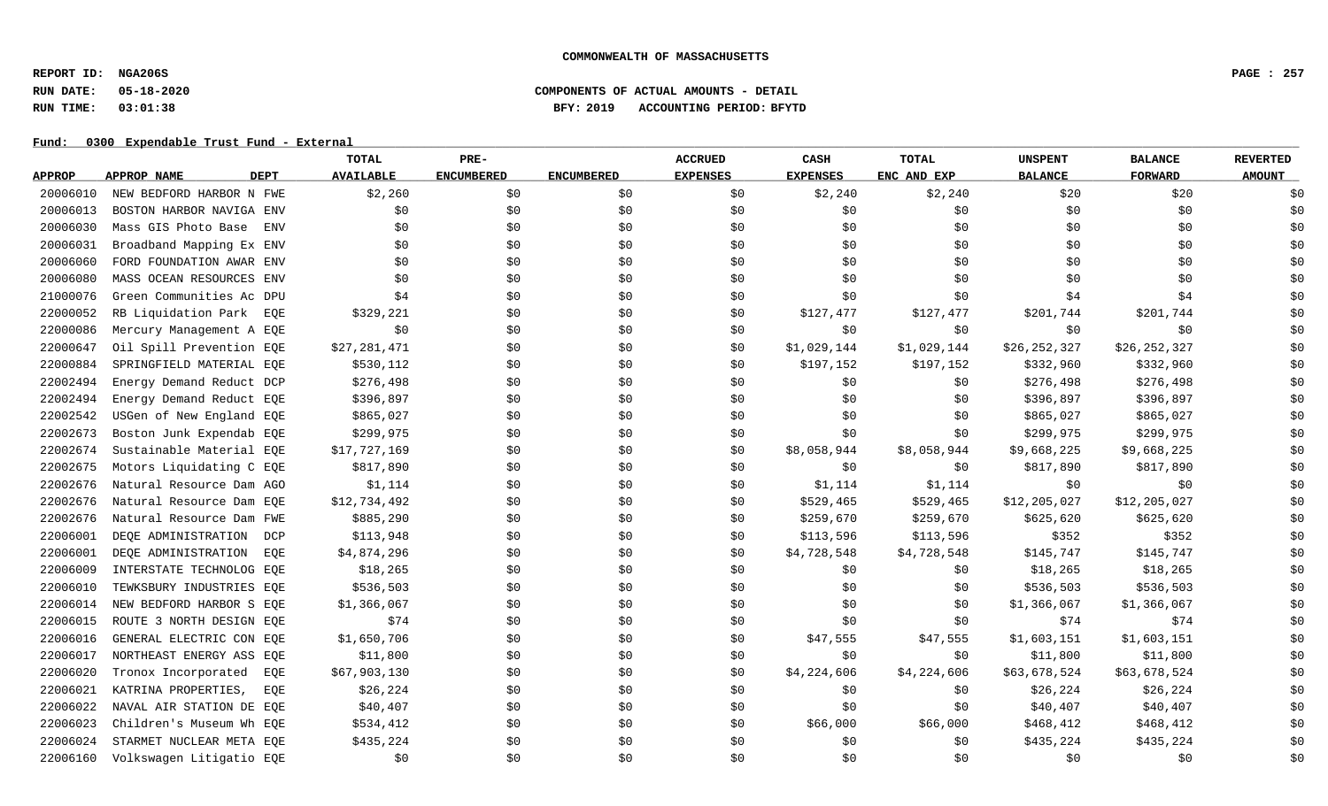**COMMONWEALTH OF MASSACHUSETTS**

**REPORT ID: NGA206S**
**RUN DATE: 05-18-2020** — **COMPONENTS OF ACTUAL AMOUNTS - DETAIL**
**RUN TIME: 03:01:38** — **BFY: 2019 ACCOUNTING PERIOD: BFYTD**

**Fund: 0300 Expendable Trust Fund - External**

| APPROP | APPROP NAME | DEPT | TOTAL AVAILABLE | PRE-ENCUMBERED | ENCUMBERED | ACCRUED EXPENSES | CASH EXPENSES | TOTAL ENC AND EXP | UNSPENT BALANCE | BALANCE FORWARD | REVERTED AMOUNT |
|---|---|---|---|---|---|---|---|---|---|---|---|
| 20006010 | NEW BEDFORD HARBOR N | FWE | $2,260 | $0 | $0 | $0 | $2,240 | $2,240 | $20 | $20 | $0 |
| 20006013 | BOSTON HARBOR NAVIGA | ENV | $0 | $0 | $0 | $0 | $0 | $0 | $0 | $0 | $0 |
| 20006030 | Mass GIS Photo Base | ENV | $0 | $0 | $0 | $0 | $0 | $0 | $0 | $0 | $0 |
| 20006031 | Broadband Mapping Ex | ENV | $0 | $0 | $0 | $0 | $0 | $0 | $0 | $0 | $0 |
| 20006060 | FORD FOUNDATION AWAR | ENV | $0 | $0 | $0 | $0 | $0 | $0 | $0 | $0 | $0 |
| 20006080 | MASS OCEAN RESOURCES | ENV | $0 | $0 | $0 | $0 | $0 | $0 | $0 | $0 | $0 |
| 21000076 | Green Communities Ac | DPU | $4 | $0 | $0 | $0 | $0 | $0 | $4 | $4 | $0 |
| 22000052 | RB Liquidation Park | EQE | $329,221 | $0 | $0 | $0 | $127,477 | $127,477 | $201,744 | $201,744 | $0 |
| 22000086 | Mercury Management A | EQE | $0 | $0 | $0 | $0 | $0 | $0 | $0 | $0 | $0 |
| 22000647 | Oil Spill Prevention | EQE | $27,281,471 | $0 | $0 | $0 | $1,029,144 | $1,029,144 | $26,252,327 | $26,252,327 | $0 |
| 22000884 | SPRINGFIELD MATERIAL | EQE | $530,112 | $0 | $0 | $0 | $197,152 | $197,152 | $332,960 | $332,960 | $0 |
| 22002494 | Energy Demand Reduct | DCP | $276,498 | $0 | $0 | $0 | $0 | $0 | $276,498 | $276,498 | $0 |
| 22002494 | Energy Demand Reduct | EQE | $396,897 | $0 | $0 | $0 | $0 | $0 | $396,897 | $396,897 | $0 |
| 22002542 | USGen of New England | EQE | $865,027 | $0 | $0 | $0 | $0 | $0 | $865,027 | $865,027 | $0 |
| 22002673 | Boston Junk Expendab | EQE | $299,975 | $0 | $0 | $0 | $0 | $0 | $299,975 | $299,975 | $0 |
| 22002674 | Sustainable Material | EQE | $17,727,169 | $0 | $0 | $0 | $8,058,944 | $8,058,944 | $9,668,225 | $9,668,225 | $0 |
| 22002675 | Motors Liquidating C | EQE | $817,890 | $0 | $0 | $0 | $0 | $0 | $817,890 | $817,890 | $0 |
| 22002676 | Natural Resource Dam | AGO | $1,114 | $0 | $0 | $0 | $1,114 | $1,114 | $0 | $0 | $0 |
| 22002676 | Natural Resource Dam | EQE | $12,734,492 | $0 | $0 | $0 | $529,465 | $529,465 | $12,205,027 | $12,205,027 | $0 |
| 22002676 | Natural Resource Dam | FWE | $885,290 | $0 | $0 | $0 | $259,670 | $259,670 | $625,620 | $625,620 | $0 |
| 22006001 | DEQE ADMINISTRATION | DCP | $113,948 | $0 | $0 | $0 | $113,596 | $113,596 | $352 | $352 | $0 |
| 22006001 | DEQE ADMINISTRATION | EQE | $4,874,296 | $0 | $0 | $0 | $4,728,548 | $4,728,548 | $145,747 | $145,747 | $0 |
| 22006009 | INTERSTATE TECHNOLOG | EQE | $18,265 | $0 | $0 | $0 | $0 | $0 | $18,265 | $18,265 | $0 |
| 22006010 | TEWKSBURY INDUSTRIES | EQE | $536,503 | $0 | $0 | $0 | $0 | $0 | $536,503 | $536,503 | $0 |
| 22006014 | NEW BEDFORD HARBOR S | EQE | $1,366,067 | $0 | $0 | $0 | $0 | $0 | $1,366,067 | $1,366,067 | $0 |
| 22006015 | ROUTE 3 NORTH DESIGN | EQE | $74 | $0 | $0 | $0 | $0 | $0 | $74 | $74 | $0 |
| 22006016 | GENERAL ELECTRIC CON | EQE | $1,650,706 | $0 | $0 | $0 | $47,555 | $47,555 | $1,603,151 | $1,603,151 | $0 |
| 22006017 | NORTHEAST ENERGY ASS | EQE | $11,800 | $0 | $0 | $0 | $0 | $0 | $11,800 | $11,800 | $0 |
| 22006020 | Tronox Incorporated | EQE | $67,903,130 | $0 | $0 | $0 | $4,224,606 | $4,224,606 | $63,678,524 | $63,678,524 | $0 |
| 22006021 | KATRINA PROPERTIES, | EQE | $26,224 | $0 | $0 | $0 | $0 | $0 | $26,224 | $26,224 | $0 |
| 22006022 | NAVAL AIR STATION DE | EQE | $40,407 | $0 | $0 | $0 | $0 | $0 | $40,407 | $40,407 | $0 |
| 22006023 | Children's Museum Wh | EQE | $534,412 | $0 | $0 | $0 | $66,000 | $66,000 | $468,412 | $468,412 | $0 |
| 22006024 | STARMET NUCLEAR META | EQE | $435,224 | $0 | $0 | $0 | $0 | $0 | $435,224 | $435,224 | $0 |
| 22006160 | Volkswagen Litigatio | EQE | $0 | $0 | $0 | $0 | $0 | $0 | $0 | $0 | $0 |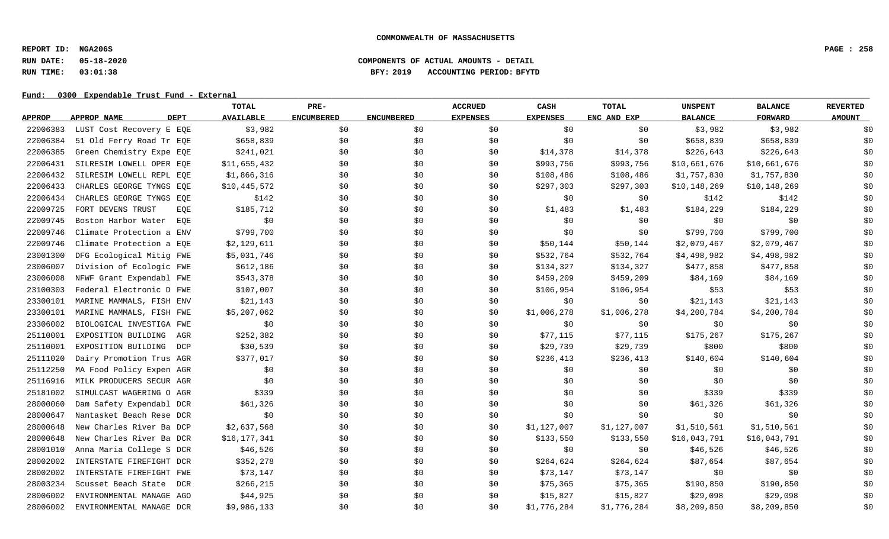**COMMONWEALTH OF MASSACHUSETTS**

**REPORT ID: NGA206S**

**RUN DATE: 05-18-2020** — **COMPONENTS OF ACTUAL AMOUNTS - DETAIL**

**RUN TIME: 03:01:38** — **BFY: 2019 ACCOUNTING PERIOD: BFYTD**

**Fund: 0300 Expendable Trust Fund - External**

| APPROP | APPROP NAME | DEPT | TOTAL AVAILABLE | PRE-ENCUMBERED | ENCUMBERED | ACCRUED EXPENSES | CASH EXPENSES | TOTAL ENC AND EXP | UNSPENT BALANCE | BALANCE FORWARD | REVERTED AMOUNT |
|---|---|---|---|---|---|---|---|---|---|---|---|
| 22006383 | LUST Cost Recovery E | EQE | $3,982 | $0 | $0 | $0 | $0 | $0 | $3,982 | $3,982 | $0 |
| 22006384 | 51 Old Ferry Road Tr | EQE | $658,839 | $0 | $0 | $0 | $0 | $0 | $658,839 | $658,839 | $0 |
| 22006385 | Green Chemistry Expe | EQE | $241,021 | $0 | $0 | $0 | $14,378 | $14,378 | $226,643 | $226,643 | $0 |
| 22006431 | SILRESIM LOWELL OPER | EQE | $11,655,432 | $0 | $0 | $0 | $993,756 | $993,756 | $10,661,676 | $10,661,676 | $0 |
| 22006432 | SILRESIM LOWELL REPL | EQE | $1,866,316 | $0 | $0 | $0 | $108,486 | $108,486 | $1,757,830 | $1,757,830 | $0 |
| 22006433 | CHARLES GEORGE TYNGS | EQE | $10,445,572 | $0 | $0 | $0 | $297,303 | $297,303 | $10,148,269 | $10,148,269 | $0 |
| 22006434 | CHARLES GEORGE TYNGS | EQE | $142 | $0 | $0 | $0 | $0 | $0 | $142 | $142 | $0 |
| 22009725 | FORT DEVENS TRUST | EQE | $185,712 | $0 | $0 | $0 | $1,483 | $1,483 | $184,229 | $184,229 | $0 |
| 22009745 | Boston Harbor Water | EQE | $0 | $0 | $0 | $0 | $0 | $0 | $0 | $0 | $0 |
| 22009746 | Climate Protection a | ENV | $799,700 | $0 | $0 | $0 | $0 | $0 | $799,700 | $799,700 | $0 |
| 22009746 | Climate Protection a | EQE | $2,129,611 | $0 | $0 | $0 | $50,144 | $50,144 | $2,079,467 | $2,079,467 | $0 |
| 23001300 | DFG Ecological Mitig | FWE | $5,031,746 | $0 | $0 | $0 | $532,764 | $532,764 | $4,498,982 | $4,498,982 | $0 |
| 23006007 | Division of Ecologic | FWE | $612,186 | $0 | $0 | $0 | $134,327 | $134,327 | $477,858 | $477,858 | $0 |
| 23006008 | NFWF Grant Expendabl | FWE | $543,378 | $0 | $0 | $0 | $459,209 | $459,209 | $84,169 | $84,169 | $0 |
| 23100303 | Federal Electronic D | FWE | $107,007 | $0 | $0 | $0 | $106,954 | $106,954 | $53 | $53 | $0 |
| 23300101 | MARINE MAMMALS, FISH | ENV | $21,143 | $0 | $0 | $0 | $0 | $0 | $21,143 | $21,143 | $0 |
| 23300101 | MARINE MAMMALS, FISH | FWE | $5,207,062 | $0 | $0 | $0 | $1,006,278 | $1,006,278 | $4,200,784 | $4,200,784 | $0 |
| 23306002 | BIOLOGICAL INVESTIGA | FWE | $0 | $0 | $0 | $0 | $0 | $0 | $0 | $0 | $0 |
| 25110001 | EXPOSITION BUILDING | AGR | $252,382 | $0 | $0 | $0 | $77,115 | $77,115 | $175,267 | $175,267 | $0 |
| 25110001 | EXPOSITION BUILDING | DCP | $30,539 | $0 | $0 | $0 | $29,739 | $29,739 | $800 | $800 | $0 |
| 25111020 | Dairy Promotion Trus | AGR | $377,017 | $0 | $0 | $0 | $236,413 | $236,413 | $140,604 | $140,604 | $0 |
| 25112250 | MA Food Policy Expen | AGR | $0 | $0 | $0 | $0 | $0 | $0 | $0 | $0 | $0 |
| 25116916 | MILK PRODUCERS SECUR | AGR | $0 | $0 | $0 | $0 | $0 | $0 | $0 | $0 | $0 |
| 25181002 | SIMULCAST WAGERING O | AGR | $339 | $0 | $0 | $0 | $0 | $0 | $339 | $339 | $0 |
| 28000060 | Dam Safety Expendabl | DCR | $61,326 | $0 | $0 | $0 | $0 | $0 | $61,326 | $61,326 | $0 |
| 28000647 | Nantasket Beach Rese | DCR | $0 | $0 | $0 | $0 | $0 | $0 | $0 | $0 | $0 |
| 28000648 | New Charles River Ba | DCP | $2,637,568 | $0 | $0 | $0 | $1,127,007 | $1,127,007 | $1,510,561 | $1,510,561 | $0 |
| 28000648 | New Charles River Ba | DCR | $16,177,341 | $0 | $0 | $0 | $133,550 | $133,550 | $16,043,791 | $16,043,791 | $0 |
| 28001010 | Anna Maria College S | DCR | $46,526 | $0 | $0 | $0 | $0 | $0 | $46,526 | $46,526 | $0 |
| 28002002 | INTERSTATE FIREFIGHT | DCR | $352,278 | $0 | $0 | $0 | $264,624 | $264,624 | $87,654 | $87,654 | $0 |
| 28002002 | INTERSTATE FIREFIGHT | FWE | $73,147 | $0 | $0 | $0 | $73,147 | $73,147 | $0 | $0 | $0 |
| 28003234 | Scusset Beach State | DCR | $266,215 | $0 | $0 | $0 | $75,365 | $75,365 | $190,850 | $190,850 | $0 |
| 28006002 | ENVIRONMENTAL MANAGE | AGO | $44,925 | $0 | $0 | $0 | $15,827 | $15,827 | $29,098 | $29,098 | $0 |
| 28006002 | ENVIRONMENTAL MANAGE | DCR | $9,986,133 | $0 | $0 | $0 | $1,776,284 | $1,776,284 | $8,209,850 | $8,209,850 | $0 |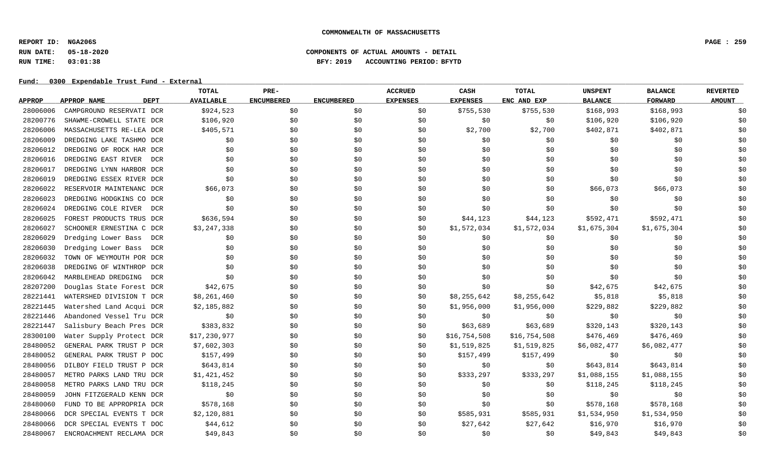**COMMONWEALTH OF MASSACHUSETTS**

**REPORT ID: NGA206S**
**RUN DATE: 05-18-2020** **COMPONENTS OF ACTUAL AMOUNTS - DETAIL**
**RUN TIME: 03:01:38** **BFY: 2019 ACCOUNTING PERIOD: BFYTD**

**Fund: 0300 Expendable Trust Fund - External**

| APPROP | APPROP NAME | DEPT | TOTAL AVAILABLE | PRE-ENCUMBERED | ENCUMBERED | ACCRUED EXPENSES | CASH EXPENSES | TOTAL ENC AND EXP | UNSPENT BALANCE | BALANCE FORWARD | REVERTED AMOUNT |
|---|---|---|---|---|---|---|---|---|---|---|---|
| 28006006 | CAMPGROUND RESERVATI | DCR | $924,523 | $0 | $0 | $0 | $755,530 | $755,530 | $168,993 | $168,993 | $0 |
| 28200776 | SHAWME-CROWELL STATE | DCR | $106,920 | $0 | $0 | $0 | $0 | $0 | $106,920 | $106,920 | $0 |
| 28206006 | MASSACHUSETTS RE-LEA | DCR | $405,571 | $0 | $0 | $0 | $2,700 | $2,700 | $402,871 | $402,871 | $0 |
| 28206009 | DREDGING LAKE TASHMO | DCR | $0 | $0 | $0 | $0 | $0 | $0 | $0 | $0 | $0 |
| 28206012 | DREDGING OF ROCK HAR | DCR | $0 | $0 | $0 | $0 | $0 | $0 | $0 | $0 | $0 |
| 28206016 | DREDGING EAST RIVER | DCR | $0 | $0 | $0 | $0 | $0 | $0 | $0 | $0 | $0 |
| 28206017 | DREDGING LYNN HARBOR | DCR | $0 | $0 | $0 | $0 | $0 | $0 | $0 | $0 | $0 |
| 28206019 | DREDGING ESSEX RIVER | DCR | $0 | $0 | $0 | $0 | $0 | $0 | $0 | $0 | $0 |
| 28206022 | RESERVOIR MAINTENANC | DCR | $66,073 | $0 | $0 | $0 | $0 | $0 | $66,073 | $66,073 | $0 |
| 28206023 | DREDGING HODGKINS CO | DCR | $0 | $0 | $0 | $0 | $0 | $0 | $0 | $0 | $0 |
| 28206024 | DREDGING COLE RIVER | DCR | $0 | $0 | $0 | $0 | $0 | $0 | $0 | $0 | $0 |
| 28206025 | FOREST PRODUCTS TRUS | DCR | $636,594 | $0 | $0 | $0 | $44,123 | $44,123 | $592,471 | $592,471 | $0 |
| 28206027 | SCHOONER ERNESTINA C | DCR | $3,247,338 | $0 | $0 | $0 | $1,572,034 | $1,572,034 | $1,675,304 | $1,675,304 | $0 |
| 28206029 | Dredging Lower Bass | DCR | $0 | $0 | $0 | $0 | $0 | $0 | $0 | $0 | $0 |
| 28206030 | Dredging Lower Bass | DCR | $0 | $0 | $0 | $0 | $0 | $0 | $0 | $0 | $0 |
| 28206032 | TOWN OF WEYMOUTH POR | DCR | $0 | $0 | $0 | $0 | $0 | $0 | $0 | $0 | $0 |
| 28206038 | DREDGING OF WINTHROP | DCR | $0 | $0 | $0 | $0 | $0 | $0 | $0 | $0 | $0 |
| 28206042 | MARBLEHEAD DREDGING | DCR | $0 | $0 | $0 | $0 | $0 | $0 | $0 | $0 | $0 |
| 28207200 | Douglas State Forest | DCR | $42,675 | $0 | $0 | $0 | $0 | $0 | $42,675 | $42,675 | $0 |
| 28221441 | WATERSHED DIVISION T | DCR | $8,261,460 | $0 | $0 | $0 | $8,255,642 | $8,255,642 | $5,818 | $5,818 | $0 |
| 28221445 | Watershed Land Acqui | DCR | $2,185,882 | $0 | $0 | $0 | $1,956,000 | $1,956,000 | $229,882 | $229,882 | $0 |
| 28221446 | Abandoned Vessel Tru | DCR | $0 | $0 | $0 | $0 | $0 | $0 | $0 | $0 | $0 |
| 28221447 | Salisbury Beach Pres | DCR | $383,832 | $0 | $0 | $0 | $63,689 | $63,689 | $320,143 | $320,143 | $0 |
| 28300100 | Water Supply Protect | DCR | $17,230,977 | $0 | $0 | $0 | $16,754,508 | $16,754,508 | $476,469 | $476,469 | $0 |
| 28480052 | GENERAL PARK TRUST P | DCR | $7,602,303 | $0 | $0 | $0 | $1,519,825 | $1,519,825 | $6,082,477 | $6,082,477 | $0 |
| 28480052 | GENERAL PARK TRUST P | DOC | $157,499 | $0 | $0 | $0 | $157,499 | $157,499 | $0 | $0 | $0 |
| 28480056 | DILBOY FIELD TRUST P | DCR | $643,814 | $0 | $0 | $0 | $0 | $0 | $643,814 | $643,814 | $0 |
| 28480057 | METRO PARKS LAND TRU | DCR | $1,421,452 | $0 | $0 | $0 | $333,297 | $333,297 | $1,088,155 | $1,088,155 | $0 |
| 28480058 | METRO PARKS LAND TRU | DCR | $118,245 | $0 | $0 | $0 | $0 | $0 | $118,245 | $118,245 | $0 |
| 28480059 | JOHN FITZGERALD KENN | DCR | $0 | $0 | $0 | $0 | $0 | $0 | $0 | $0 | $0 |
| 28480060 | FUND TO BE APPROPRIA | DCR | $578,168 | $0 | $0 | $0 | $0 | $0 | $578,168 | $578,168 | $0 |
| 28480066 | DCR SPECIAL EVENTS T | DCR | $2,120,881 | $0 | $0 | $0 | $585,931 | $585,931 | $1,534,950 | $1,534,950 | $0 |
| 28480066 | DCR SPECIAL EVENTS T | DOC | $44,612 | $0 | $0 | $0 | $27,642 | $27,642 | $16,970 | $16,970 | $0 |
| 28480067 | ENCROACHMENT RECLAMA | DCR | $49,843 | $0 | $0 | $0 | $0 | $0 | $49,843 | $49,843 | $0 |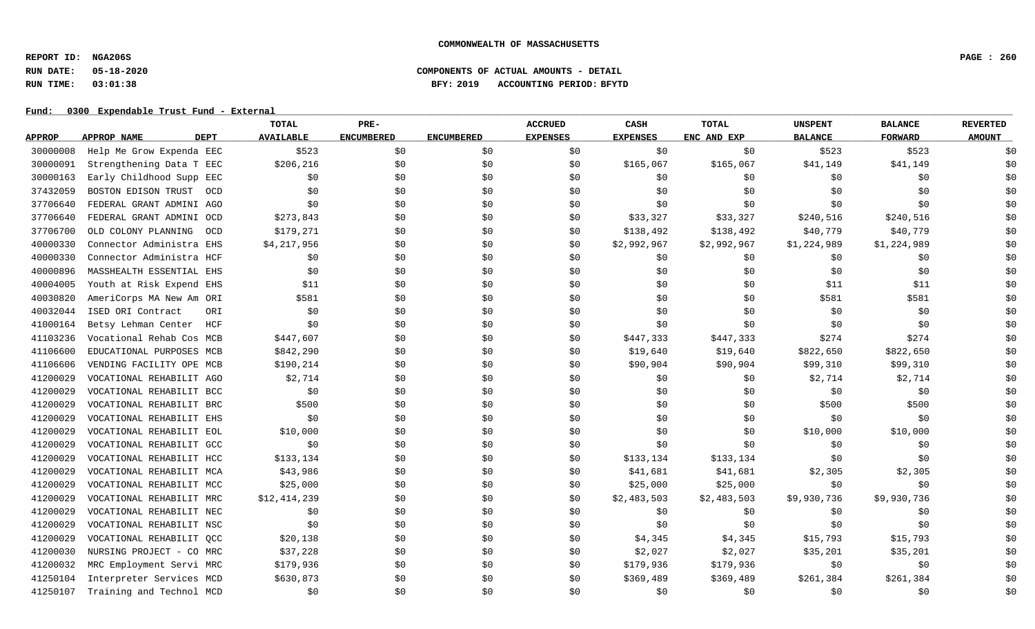COMMONWEALTH OF MASSACHUSETTS

REPORT ID: NGA206S
RUN DATE: 05-18-2020
RUN TIME: 03:01:38

COMPONENTS OF ACTUAL AMOUNTS - DETAIL
BFY: 2019 ACCOUNTING PERIOD: BFYTD

Fund: 0300 Expendable Trust Fund - External

| APPROP | APPROP NAME | DEPT | TOTAL AVAILABLE | PRE-ENCUMBERED | ENCUMBERED | ACCRUED EXPENSES | CASH EXPENSES | TOTAL ENC AND EXP | UNSPENT BALANCE | BALANCE FORWARD | REVERTED AMOUNT |
|---|---|---|---|---|---|---|---|---|---|---|---|
| 30000008 | Help Me Grow Expenda | EEC | $523 | $0 | $0 | $0 | $0 | $0 | $523 | $523 | $0 |
| 30000091 | Strengthening Data T | EEC | $206,216 | $0 | $0 | $0 | $165,067 | $165,067 | $41,149 | $41,149 | $0 |
| 30000163 | Early Childhood Supp | EEC | $0 | $0 | $0 | $0 | $0 | $0 | $0 | $0 | $0 |
| 37432059 | BOSTON EDISON TRUST | OCD | $0 | $0 | $0 | $0 | $0 | $0 | $0 | $0 | $0 |
| 37706640 | FEDERAL GRANT ADMINI | AGO | $0 | $0 | $0 | $0 | $0 | $0 | $0 | $0 | $0 |
| 37706640 | FEDERAL GRANT ADMINI | OCD | $273,843 | $0 | $0 | $0 | $33,327 | $33,327 | $240,516 | $240,516 | $0 |
| 37706700 | OLD COLONY PLANNING | OCD | $179,271 | $0 | $0 | $0 | $138,492 | $138,492 | $40,779 | $40,779 | $0 |
| 40000330 | Connector Administra | EHS | $4,217,956 | $0 | $0 | $0 | $2,992,967 | $2,992,967 | $1,224,989 | $1,224,989 | $0 |
| 40000330 | Connector Administra | HCF | $0 | $0 | $0 | $0 | $0 | $0 | $0 | $0 | $0 |
| 40000896 | MASSHEALTH ESSENTIAL | EHS | $0 | $0 | $0 | $0 | $0 | $0 | $0 | $0 | $0 |
| 40004005 | Youth at Risk Expend | EHS | $11 | $0 | $0 | $0 | $0 | $0 | $11 | $11 | $0 |
| 40030820 | AmeriCorps MA New Am | ORI | $581 | $0 | $0 | $0 | $0 | $0 | $581 | $581 | $0 |
| 40032044 | ISED ORI Contract | ORI | $0 | $0 | $0 | $0 | $0 | $0 | $0 | $0 | $0 |
| 41000164 | Betsy Lehman Center | HCF | $0 | $0 | $0 | $0 | $0 | $0 | $0 | $0 | $0 |
| 41103236 | Vocational Rehab Cos | MCB | $447,607 | $0 | $0 | $0 | $447,333 | $447,333 | $274 | $274 | $0 |
| 41106600 | EDUCATIONAL PURPOSES | MCB | $842,290 | $0 | $0 | $0 | $19,640 | $19,640 | $822,650 | $822,650 | $0 |
| 41106606 | VENDING FACILITY OPE | MCB | $190,214 | $0 | $0 | $0 | $90,904 | $90,904 | $99,310 | $99,310 | $0 |
| 41200029 | VOCATIONAL REHABILIT | AGO | $2,714 | $0 | $0 | $0 | $0 | $0 | $2,714 | $2,714 | $0 |
| 41200029 | VOCATIONAL REHABILIT | BCC | $0 | $0 | $0 | $0 | $0 | $0 | $0 | $0 | $0 |
| 41200029 | VOCATIONAL REHABILIT | BRC | $500 | $0 | $0 | $0 | $0 | $0 | $500 | $500 | $0 |
| 41200029 | VOCATIONAL REHABILIT | EHS | $0 | $0 | $0 | $0 | $0 | $0 | $0 | $0 | $0 |
| 41200029 | VOCATIONAL REHABILIT | EOL | $10,000 | $0 | $0 | $0 | $0 | $0 | $10,000 | $10,000 | $0 |
| 41200029 | VOCATIONAL REHABILIT | GCC | $0 | $0 | $0 | $0 | $0 | $0 | $0 | $0 | $0 |
| 41200029 | VOCATIONAL REHABILIT | HCC | $133,134 | $0 | $0 | $0 | $133,134 | $133,134 | $0 | $0 | $0 |
| 41200029 | VOCATIONAL REHABILIT | MCA | $43,986 | $0 | $0 | $0 | $41,681 | $41,681 | $2,305 | $2,305 | $0 |
| 41200029 | VOCATIONAL REHABILIT | MCC | $25,000 | $0 | $0 | $0 | $25,000 | $25,000 | $0 | $0 | $0 |
| 41200029 | VOCATIONAL REHABILIT | MRC | $12,414,239 | $0 | $0 | $0 | $2,483,503 | $2,483,503 | $9,930,736 | $9,930,736 | $0 |
| 41200029 | VOCATIONAL REHABILIT | NEC | $0 | $0 | $0 | $0 | $0 | $0 | $0 | $0 | $0 |
| 41200029 | VOCATIONAL REHABILIT | NSC | $0 | $0 | $0 | $0 | $0 | $0 | $0 | $0 | $0 |
| 41200029 | VOCATIONAL REHABILIT | QCC | $20,138 | $0 | $0 | $0 | $4,345 | $4,345 | $15,793 | $15,793 | $0 |
| 41200030 | NURSING PROJECT - CO | MRC | $37,228 | $0 | $0 | $0 | $2,027 | $2,027 | $35,201 | $35,201 | $0 |
| 41200032 | MRC Employment Servi | MRC | $179,936 | $0 | $0 | $0 | $179,936 | $179,936 | $0 | $0 | $0 |
| 41250104 | Interpreter Services | MCD | $630,873 | $0 | $0 | $0 | $369,489 | $369,489 | $261,384 | $261,384 | $0 |
| 41250107 | Training and Technol | MCD | $0 | $0 | $0 | $0 | $0 | $0 | $0 | $0 | $0 |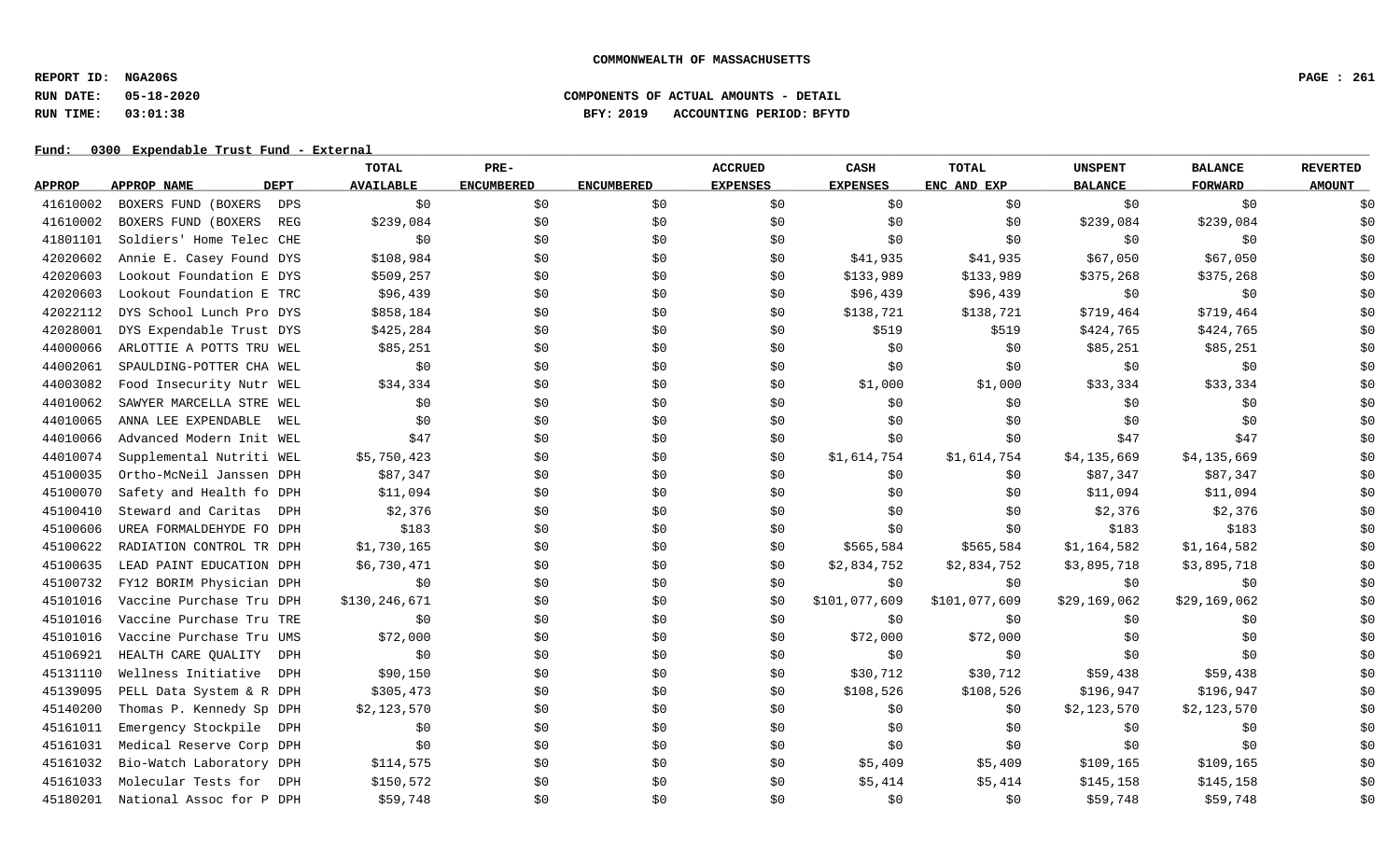**COMMONWEALTH OF MASSACHUSETTS**

**REPORT ID: NGA206S**
**RUN DATE: 05-18-2020**
**RUN TIME: 03:01:38**

**COMPONENTS OF ACTUAL AMOUNTS - DETAIL**
**BFY: 2019 ACCOUNTING PERIOD: BFYTD**

**Fund: 0300 Expendable Trust Fund - External**

| APPROP | APPROP NAME | DEPT | TOTAL AVAILABLE | PRE-ENCUMBERED | ENCUMBERED | ACCRUED EXPENSES | CASH EXPENSES | TOTAL ENC AND EXP | UNSPENT BALANCE | BALANCE FORWARD | REVERTED AMOUNT |
|---|---|---|---|---|---|---|---|---|---|---|---|
| 41610002 | BOXERS FUND (BOXERS | DPS | $0 | $0 | $0 | $0 | $0 | $0 | $0 | $0 | $0 |
| 41610002 | BOXERS FUND (BOXERS | REG | $239,084 | $0 | $0 | $0 | $0 | $0 | $239,084 | $239,084 | $0 |
| 41801101 | Soldiers' Home Telec | CHE | $0 | $0 | $0 | $0 | $0 | $0 | $0 | $0 | $0 |
| 42020602 | Annie E. Casey Found | DYS | $108,984 | $0 | $0 | $0 | $41,935 | $41,935 | $67,050 | $67,050 | $0 |
| 42020603 | Lookout Foundation E | DYS | $509,257 | $0 | $0 | $0 | $133,989 | $133,989 | $375,268 | $375,268 | $0 |
| 42020603 | Lookout Foundation E | TRC | $96,439 | $0 | $0 | $0 | $96,439 | $96,439 | $0 | $0 | $0 |
| 42022112 | DYS School Lunch Pro | DYS | $858,184 | $0 | $0 | $0 | $138,721 | $138,721 | $719,464 | $719,464 | $0 |
| 42028001 | DYS Expendable Trust | DYS | $425,284 | $0 | $0 | $0 | $519 | $519 | $424,765 | $424,765 | $0 |
| 44000066 | ARLOTTIE A POTTS TRU | WEL | $85,251 | $0 | $0 | $0 | $0 | $0 | $85,251 | $85,251 | $0 |
| 44002061 | SPAULDING-POTTER CHA | WEL | $0 | $0 | $0 | $0 | $0 | $0 | $0 | $0 | $0 |
| 44003082 | Food Insecurity Nutr | WEL | $34,334 | $0 | $0 | $0 | $1,000 | $1,000 | $33,334 | $33,334 | $0 |
| 44010062 | SAWYER MARCELLA STRE | WEL | $0 | $0 | $0 | $0 | $0 | $0 | $0 | $0 | $0 |
| 44010065 | ANNA LEE EXPENDABLE | WEL | $0 | $0 | $0 | $0 | $0 | $0 | $0 | $0 | $0 |
| 44010066 | Advanced Modern Init | WEL | $47 | $0 | $0 | $0 | $0 | $0 | $47 | $47 | $0 |
| 44010074 | Supplemental Nutriti | WEL | $5,750,423 | $0 | $0 | $0 | $1,614,754 | $1,614,754 | $4,135,669 | $4,135,669 | $0 |
| 45100035 | Ortho-McNeil Janssen | DPH | $87,347 | $0 | $0 | $0 | $0 | $0 | $87,347 | $87,347 | $0 |
| 45100070 | Safety and Health fo | DPH | $11,094 | $0 | $0 | $0 | $0 | $0 | $11,094 | $11,094 | $0 |
| 45100410 | Steward and Caritas | DPH | $2,376 | $0 | $0 | $0 | $0 | $0 | $2,376 | $2,376 | $0 |
| 45100606 | UREA FORMALDEHYDE FO | DPH | $183 | $0 | $0 | $0 | $0 | $0 | $183 | $183 | $0 |
| 45100622 | RADIATION CONTROL TR | DPH | $1,730,165 | $0 | $0 | $0 | $565,584 | $565,584 | $1,164,582 | $1,164,582 | $0 |
| 45100635 | LEAD PAINT EDUCATION | DPH | $6,730,471 | $0 | $0 | $0 | $2,834,752 | $2,834,752 | $3,895,718 | $3,895,718 | $0 |
| 45100732 | FY12 BORIM Physician | DPH | $0 | $0 | $0 | $0 | $0 | $0 | $0 | $0 | $0 |
| 45101016 | Vaccine Purchase Tru | DPH | $130,246,671 | $0 | $0 | $0 | $101,077,609 | $101,077,609 | $29,169,062 | $29,169,062 | $0 |
| 45101016 | Vaccine Purchase Tru | TRE | $0 | $0 | $0 | $0 | $0 | $0 | $0 | $0 | $0 |
| 45101016 | Vaccine Purchase Tru | UMS | $72,000 | $0 | $0 | $0 | $72,000 | $72,000 | $0 | $0 | $0 |
| 45106921 | HEALTH CARE QUALITY | DPH | $0 | $0 | $0 | $0 | $0 | $0 | $0 | $0 | $0 |
| 45131110 | Wellness Initiative | DPH | $90,150 | $0 | $0 | $0 | $30,712 | $30,712 | $59,438 | $59,438 | $0 |
| 45139095 | PELL Data System & R | DPH | $305,473 | $0 | $0 | $0 | $108,526 | $108,526 | $196,947 | $196,947 | $0 |
| 45140200 | Thomas P. Kennedy Sp | DPH | $2,123,570 | $0 | $0 | $0 | $0 | $0 | $2,123,570 | $2,123,570 | $0 |
| 45161011 | Emergency Stockpile | DPH | $0 | $0 | $0 | $0 | $0 | $0 | $0 | $0 | $0 |
| 45161031 | Medical Reserve Corp | DPH | $0 | $0 | $0 | $0 | $0 | $0 | $0 | $0 | $0 |
| 45161032 | Bio-Watch Laboratory | DPH | $114,575 | $0 | $0 | $0 | $5,409 | $5,409 | $109,165 | $109,165 | $0 |
| 45161033 | Molecular Tests for | DPH | $150,572 | $0 | $0 | $0 | $5,414 | $5,414 | $145,158 | $145,158 | $0 |
| 45180201 | National Assoc for P | DPH | $59,748 | $0 | $0 | $0 | $0 | $0 | $59,748 | $59,748 | $0 |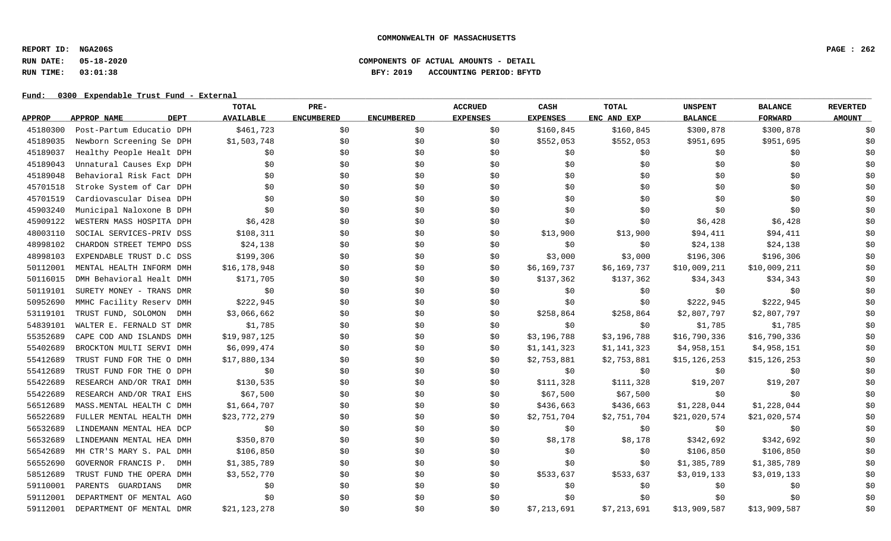**COMMONWEALTH OF MASSACHUSETTS**

**REPORT ID: NGA206S**
**RUN DATE: 05-18-2020** **COMPONENTS OF ACTUAL AMOUNTS - DETAIL**
**RUN TIME: 03:01:38** **BFY: 2019 ACCOUNTING PERIOD: BFYTD**

**Fund: 0300 Expendable Trust Fund - External**

| APPROP | APPROP NAME | DEPT | TOTAL AVAILABLE | PRE-ENCUMBERED | ENCUMBERED | ACCRUED EXPENSES | CASH EXPENSES | TOTAL ENC AND EXP | UNSPENT BALANCE | BALANCE FORWARD | REVERTED AMOUNT |
|---|---|---|---|---|---|---|---|---|---|---|---|
| 45180300 | Post-Partum Educatio | DPH | $461,723 | $0 | $0 | $0 | $160,845 | $160,845 | $300,878 | $300,878 | $0 |
| 45189035 | Newborn Screening Se | DPH | $1,503,748 | $0 | $0 | $0 | $552,053 | $552,053 | $951,695 | $951,695 | $0 |
| 45189037 | Healthy People Healt | DPH | $0 | $0 | $0 | $0 | $0 | $0 | $0 | $0 | $0 |
| 45189043 | Unnatural Causes Exp | DPH | $0 | $0 | $0 | $0 | $0 | $0 | $0 | $0 | $0 |
| 45189048 | Behavioral Risk Fact | DPH | $0 | $0 | $0 | $0 | $0 | $0 | $0 | $0 | $0 |
| 45701518 | Stroke System of Car | DPH | $0 | $0 | $0 | $0 | $0 | $0 | $0 | $0 | $0 |
| 45701519 | Cardiovascular Disea | DPH | $0 | $0 | $0 | $0 | $0 | $0 | $0 | $0 | $0 |
| 45903240 | Municipal Naloxone B | DPH | $0 | $0 | $0 | $0 | $0 | $0 | $0 | $0 | $0 |
| 45909122 | WESTERN MASS HOSPITA | DPH | $6,428 | $0 | $0 | $0 | $0 | $0 | $6,428 | $6,428 | $0 |
| 48003110 | SOCIAL SERVICES-PRIV | DSS | $108,311 | $0 | $0 | $0 | $13,900 | $13,900 | $94,411 | $94,411 | $0 |
| 48998102 | CHARDON STREET TEMPO | DSS | $24,138 | $0 | $0 | $0 | $0 | $0 | $24,138 | $24,138 | $0 |
| 48998103 | EXPENDABLE TRUST D.C | DSS | $199,306 | $0 | $0 | $0 | $3,000 | $3,000 | $196,306 | $196,306 | $0 |
| 50112001 | MENTAL HEALTH INFORM | DMH | $16,178,948 | $0 | $0 | $0 | $6,169,737 | $6,169,737 | $10,009,211 | $10,009,211 | $0 |
| 50116015 | DMH Behavioral Healt | DMH | $171,705 | $0 | $0 | $0 | $137,362 | $137,362 | $34,343 | $34,343 | $0 |
| 50119101 | SURETY MONEY - TRANS | DMR | $0 | $0 | $0 | $0 | $0 | $0 | $0 | $0 | $0 |
| 50952690 | MMHC Facility Reserv | DMH | $222,945 | $0 | $0 | $0 | $0 | $0 | $222,945 | $222,945 | $0 |
| 53119101 | TRUST FUND, SOLOMON | DMH | $3,066,662 | $0 | $0 | $0 | $258,864 | $258,864 | $2,807,797 | $2,807,797 | $0 |
| 54839101 | WALTER E. FERNALD ST | DMR | $1,785 | $0 | $0 | $0 | $0 | $0 | $1,785 | $1,785 | $0 |
| 55352689 | CAPE COD AND ISLANDS | DMH | $19,987,125 | $0 | $0 | $0 | $3,196,788 | $3,196,788 | $16,790,336 | $16,790,336 | $0 |
| 55402689 | BROCKTON MULTI SERVI | DMH | $6,099,474 | $0 | $0 | $0 | $1,141,323 | $1,141,323 | $4,958,151 | $4,958,151 | $0 |
| 55412689 | TRUST FUND FOR THE O | DMH | $17,880,134 | $0 | $0 | $0 | $2,753,881 | $2,753,881 | $15,126,253 | $15,126,253 | $0 |
| 55412689 | TRUST FUND FOR THE O | DPH | $0 | $0 | $0 | $0 | $0 | $0 | $0 | $0 | $0 |
| 55422689 | RESEARCH AND/OR TRAI | DMH | $130,535 | $0 | $0 | $0 | $111,328 | $111,328 | $19,207 | $19,207 | $0 |
| 55422689 | RESEARCH AND/OR TRAI | EHS | $67,500 | $0 | $0 | $0 | $67,500 | $67,500 | $0 | $0 | $0 |
| 56512689 | MASS.MENTAL HEALTH C | DMH | $1,664,707 | $0 | $0 | $0 | $436,663 | $436,663 | $1,228,044 | $1,228,044 | $0 |
| 56522689 | FULLER MENTAL HEALTH | DMH | $23,772,279 | $0 | $0 | $0 | $2,751,704 | $2,751,704 | $21,020,574 | $21,020,574 | $0 |
| 56532689 | LINDEMANN MENTAL HEA | DCP | $0 | $0 | $0 | $0 | $0 | $0 | $0 | $0 | $0 |
| 56532689 | LINDEMANN MENTAL HEA | DMH | $350,870 | $0 | $0 | $0 | $8,178 | $8,178 | $342,692 | $342,692 | $0 |
| 56542689 | MH CTR'S MARY S. PAL | DMH | $106,850 | $0 | $0 | $0 | $0 | $0 | $106,850 | $106,850 | $0 |
| 56552690 | GOVERNOR FRANCIS P. | DMH | $1,385,789 | $0 | $0 | $0 | $0 | $0 | $1,385,789 | $1,385,789 | $0 |
| 58512689 | TRUST FUND THE OPERA | DMH | $3,552,770 | $0 | $0 | $0 | $533,637 | $533,637 | $3,019,133 | $3,019,133 | $0 |
| 59110001 | PARENTS GUARDIANS | DMR | $0 | $0 | $0 | $0 | $0 | $0 | $0 | $0 | $0 |
| 59112001 | DEPARTMENT OF MENTAL | AGO | $0 | $0 | $0 | $0 | $0 | $0 | $0 | $0 | $0 |
| 59112001 | DEPARTMENT OF MENTAL | DMR | $21,123,278 | $0 | $0 | $0 | $7,213,691 | $7,213,691 | $13,909,587 | $13,909,587 | $0 |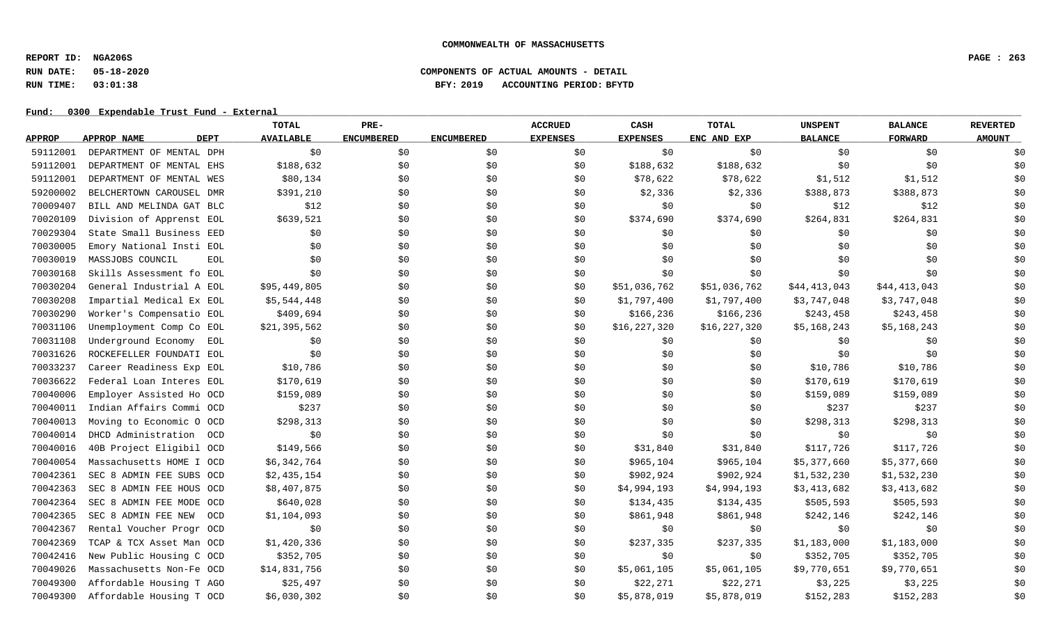COMMONWEALTH OF MASSACHUSETTS

REPORT ID: NGA206S
RUN DATE: 05-18-2020
RUN TIME: 03:01:38

COMPONENTS OF ACTUAL AMOUNTS - DETAIL
BFY: 2019 ACCOUNTING PERIOD: BFYTD

Fund: 0300 Expendable Trust Fund - External

| APPROP | APPROP NAME | DEPT | TOTAL AVAILABLE | PRE-ENCUMBERED | ENCUMBERED | ACCRUED EXPENSES | CASH EXPENSES | TOTAL ENC AND EXP | UNSPENT BALANCE | BALANCE FORWARD | REVERTED AMOUNT |
|---|---|---|---|---|---|---|---|---|---|---|---|
| 59112001 | DEPARTMENT OF MENTAL | DPH | $0 | $0 | $0 | $0 | $0 | $0 | $0 | $0 | $0 |
| 59112001 | DEPARTMENT OF MENTAL | EHS | $188,632 | $0 | $0 | $0 | $188,632 | $188,632 | $0 | $0 | $0 |
| 59112001 | DEPARTMENT OF MENTAL | WES | $80,134 | $0 | $0 | $0 | $78,622 | $78,622 | $1,512 | $1,512 | $0 |
| 59200002 | BELCHERTOWN CAROUSEL | DMR | $391,210 | $0 | $0 | $0 | $2,336 | $2,336 | $388,873 | $388,873 | $0 |
| 70009407 | BILL AND MELINDA GAT | BLC | $12 | $0 | $0 | $0 | $0 | $0 | $12 | $12 | $0 |
| 70020109 | Division of Apprenst | EOL | $639,521 | $0 | $0 | $0 | $374,690 | $374,690 | $264,831 | $264,831 | $0 |
| 70029304 | State Small Business | EED | $0 | $0 | $0 | $0 | $0 | $0 | $0 | $0 | $0 |
| 70030005 | Emory National Insti | EOL | $0 | $0 | $0 | $0 | $0 | $0 | $0 | $0 | $0 |
| 70030019 | MASSJOBS COUNCIL | EOL | $0 | $0 | $0 | $0 | $0 | $0 | $0 | $0 | $0 |
| 70030168 | Skills Assessment fo | EOL | $0 | $0 | $0 | $0 | $0 | $0 | $0 | $0 | $0 |
| 70030204 | General Industrial A | EOL | $95,449,805 | $0 | $0 | $0 | $51,036,762 | $51,036,762 | $44,413,043 | $44,413,043 | $0 |
| 70030208 | Impartial Medical Ex | EOL | $5,544,448 | $0 | $0 | $0 | $1,797,400 | $1,797,400 | $3,747,048 | $3,747,048 | $0 |
| 70030290 | Worker's Compensatio | EOL | $409,694 | $0 | $0 | $0 | $166,236 | $166,236 | $243,458 | $243,458 | $0 |
| 70031106 | Unemployment Comp Co | EOL | $21,395,562 | $0 | $0 | $0 | $16,227,320 | $16,227,320 | $5,168,243 | $5,168,243 | $0 |
| 70031108 | Underground Economy | EOL | $0 | $0 | $0 | $0 | $0 | $0 | $0 | $0 | $0 |
| 70031626 | ROCKEFELLER FOUNDATI | EOL | $0 | $0 | $0 | $0 | $0 | $0 | $0 | $0 | $0 |
| 70033237 | Career Readiness Exp | EOL | $10,786 | $0 | $0 | $0 | $0 | $0 | $10,786 | $10,786 | $0 |
| 70036622 | Federal Loan Interes | EOL | $170,619 | $0 | $0 | $0 | $0 | $0 | $170,619 | $170,619 | $0 |
| 70040006 | Employer Assisted Ho | OCD | $159,089 | $0 | $0 | $0 | $0 | $0 | $159,089 | $159,089 | $0 |
| 70040011 | Indian Affairs Commi | OCD | $237 | $0 | $0 | $0 | $0 | $0 | $237 | $237 | $0 |
| 70040013 | Moving to Economic O | OCD | $298,313 | $0 | $0 | $0 | $0 | $0 | $298,313 | $298,313 | $0 |
| 70040014 | DHCD Administration | OCD | $0 | $0 | $0 | $0 | $0 | $0 | $0 | $0 | $0 |
| 70040016 | 40B Project Eligibil | OCD | $149,566 | $0 | $0 | $0 | $31,840 | $31,840 | $117,726 | $117,726 | $0 |
| 70040054 | Massachusetts HOME I | OCD | $6,342,764 | $0 | $0 | $0 | $965,104 | $965,104 | $5,377,660 | $5,377,660 | $0 |
| 70042361 | SEC 8 ADMIN FEE SUBS | OCD | $2,435,154 | $0 | $0 | $0 | $902,924 | $902,924 | $1,532,230 | $1,532,230 | $0 |
| 70042363 | SEC 8 ADMIN FEE HOUS | OCD | $8,407,875 | $0 | $0 | $0 | $4,994,193 | $4,994,193 | $3,413,682 | $3,413,682 | $0 |
| 70042364 | SEC 8 ADMIN FEE MODE | OCD | $640,028 | $0 | $0 | $0 | $134,435 | $134,435 | $505,593 | $505,593 | $0 |
| 70042365 | SEC 8 ADMIN FEE NEW | OCD | $1,104,093 | $0 | $0 | $0 | $861,948 | $861,948 | $242,146 | $242,146 | $0 |
| 70042367 | Rental Voucher Progr | OCD | $0 | $0 | $0 | $0 | $0 | $0 | $0 | $0 | $0 |
| 70042369 | TCAP & TCX Asset Man | OCD | $1,420,336 | $0 | $0 | $0 | $237,335 | $237,335 | $1,183,000 | $1,183,000 | $0 |
| 70042416 | New Public Housing C | OCD | $352,705 | $0 | $0 | $0 | $0 | $0 | $352,705 | $352,705 | $0 |
| 70049026 | Massachusetts Non-Fe | OCD | $14,831,756 | $0 | $0 | $0 | $5,061,105 | $5,061,105 | $9,770,651 | $9,770,651 | $0 |
| 70049300 | Affordable Housing T | AGO | $25,497 | $0 | $0 | $0 | $22,271 | $22,271 | $3,225 | $3,225 | $0 |
| 70049300 | Affordable Housing T | OCD | $6,030,302 | $0 | $0 | $0 | $5,878,019 | $5,878,019 | $152,283 | $152,283 | $0 |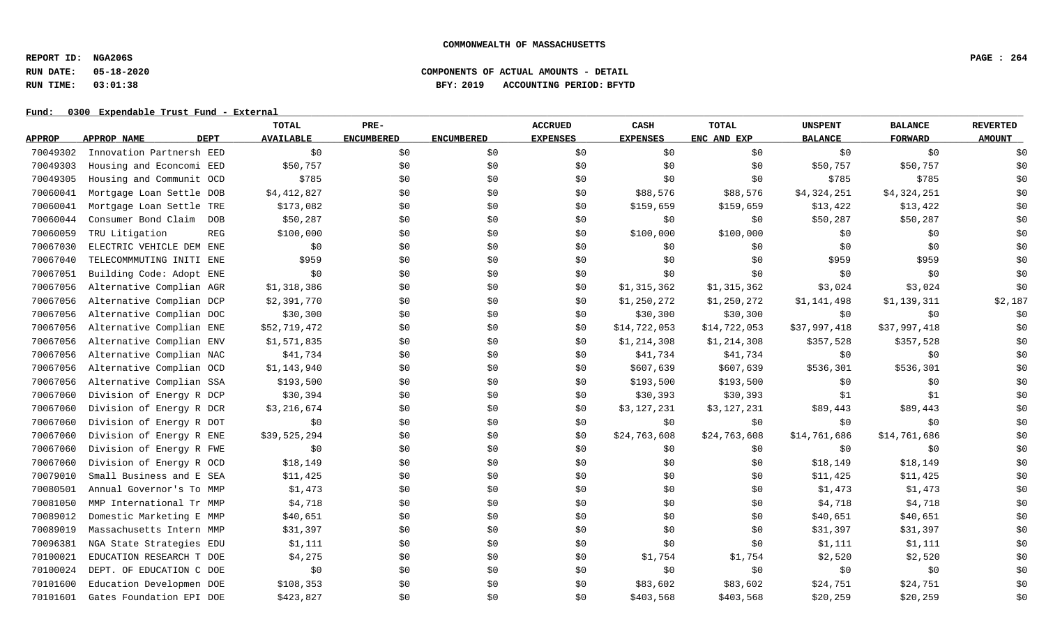**COMMONWEALTH OF MASSACHUSETTS**

**REPORT ID: NGA206S**
**RUN DATE: 05-18-2020**
**RUN TIME: 03:01:38**

**COMPONENTS OF ACTUAL AMOUNTS - DETAIL**
**BFY: 2019 ACCOUNTING PERIOD: BFYTD**

**Fund: 0300 Expendable Trust Fund - External**

| APPROP | APPROP NAME | DEPT | TOTAL AVAILABLE | PRE-ENCUMBERED | ENCUMBERED | ACCRUED EXPENSES | CASH EXPENSES | TOTAL ENC AND EXP | UNSPENT BALANCE | BALANCE FORWARD | REVERTED AMOUNT |
|---|---|---|---|---|---|---|---|---|---|---|---|
| 70049302 | Innovation Partnersh | EED | $0 | $0 | $0 | $0 | $0 | $0 | $0 | $0 | $0 |
| 70049303 | Housing and Econcomi | EED | $50,757 | $0 | $0 | $0 | $0 | $0 | $50,757 | $50,757 | $0 |
| 70049305 | Housing and Communit | OCD | $785 | $0 | $0 | $0 | $0 | $0 | $785 | $785 | $0 |
| 70060041 | Mortgage Loan Settle | DOB | $4,412,827 | $0 | $0 | $0 | $88,576 | $88,576 | $4,324,251 | $4,324,251 | $0 |
| 70060041 | Mortgage Loan Settle | TRE | $173,082 | $0 | $0 | $0 | $159,659 | $159,659 | $13,422 | $13,422 | $0 |
| 70060044 | Consumer Bond Claim | DOB | $50,287 | $0 | $0 | $0 | $0 | $0 | $50,287 | $50,287 | $0 |
| 70060059 | TRU Litigation | REG | $100,000 | $0 | $0 | $0 | $100,000 | $100,000 | $0 | $0 | $0 |
| 70067030 | ELECTRIC VEHICLE DEM | ENE | $0 | $0 | $0 | $0 | $0 | $0 | $0 | $0 | $0 |
| 70067040 | TELECOMMMUTING INITI | ENE | $959 | $0 | $0 | $0 | $0 | $0 | $959 | $959 | $0 |
| 70067051 | Building Code: Adopt | ENE | $0 | $0 | $0 | $0 | $0 | $0 | $0 | $0 | $0 |
| 70067056 | Alternative Complian | AGR | $1,318,386 | $0 | $0 | $0 | $1,315,362 | $1,315,362 | $3,024 | $3,024 | $0 |
| 70067056 | Alternative Complian | DCP | $2,391,770 | $0 | $0 | $0 | $1,250,272 | $1,250,272 | $1,141,498 | $1,139,311 | $2,187 |
| 70067056 | Alternative Complian | DOC | $30,300 | $0 | $0 | $0 | $30,300 | $30,300 | $0 | $0 | $0 |
| 70067056 | Alternative Complian | ENE | $52,719,472 | $0 | $0 | $0 | $14,722,053 | $14,722,053 | $37,997,418 | $37,997,418 | $0 |
| 70067056 | Alternative Complian | ENV | $1,571,835 | $0 | $0 | $0 | $1,214,308 | $1,214,308 | $357,528 | $357,528 | $0 |
| 70067056 | Alternative Complian | NAC | $41,734 | $0 | $0 | $0 | $41,734 | $41,734 | $0 | $0 | $0 |
| 70067056 | Alternative Complian | OCD | $1,143,940 | $0 | $0 | $0 | $607,639 | $607,639 | $536,301 | $536,301 | $0 |
| 70067056 | Alternative Complian | SSA | $193,500 | $0 | $0 | $0 | $193,500 | $193,500 | $0 | $0 | $0 |
| 70067060 | Division of Energy R | DCP | $30,394 | $0 | $0 | $0 | $30,393 | $30,393 | $1 | $1 | $0 |
| 70067060 | Division of Energy R | DCR | $3,216,674 | $0 | $0 | $0 | $3,127,231 | $3,127,231 | $89,443 | $89,443 | $0 |
| 70067060 | Division of Energy R | DOT | $0 | $0 | $0 | $0 | $0 | $0 | $0 | $0 | $0 |
| 70067060 | Division of Energy R | ENE | $39,525,294 | $0 | $0 | $0 | $24,763,608 | $24,763,608 | $14,761,686 | $14,761,686 | $0 |
| 70067060 | Division of Energy R | FWE | $0 | $0 | $0 | $0 | $0 | $0 | $0 | $0 | $0 |
| 70067060 | Division of Energy R | OCD | $18,149 | $0 | $0 | $0 | $0 | $0 | $18,149 | $18,149 | $0 |
| 70079010 | Small Business and E | SEA | $11,425 | $0 | $0 | $0 | $0 | $0 | $11,425 | $11,425 | $0 |
| 70080501 | Annual Governor's To | MMP | $1,473 | $0 | $0 | $0 | $0 | $0 | $1,473 | $1,473 | $0 |
| 70081050 | MMP International Tr | MMP | $4,718 | $0 | $0 | $0 | $0 | $0 | $4,718 | $4,718 | $0 |
| 70089012 | Domestic Marketing E | MMP | $40,651 | $0 | $0 | $0 | $0 | $0 | $40,651 | $40,651 | $0 |
| 70089019 | Massachusetts Intern | MMP | $31,397 | $0 | $0 | $0 | $0 | $0 | $31,397 | $31,397 | $0 |
| 70096381 | NGA State Strategies | EDU | $1,111 | $0 | $0 | $0 | $0 | $0 | $1,111 | $1,111 | $0 |
| 70100021 | EDUCATION RESEARCH T | DOE | $4,275 | $0 | $0 | $0 | $1,754 | $1,754 | $2,520 | $2,520 | $0 |
| 70100024 | DEPT. OF EDUCATION C | DOE | $0 | $0 | $0 | $0 | $0 | $0 | $0 | $0 | $0 |
| 70101600 | Education Developmen | DOE | $108,353 | $0 | $0 | $0 | $83,602 | $83,602 | $24,751 | $24,751 | $0 |
| 70101601 | Gates Foundation EPI | DOE | $423,827 | $0 | $0 | $0 | $403,568 | $403,568 | $20,259 | $20,259 | $0 |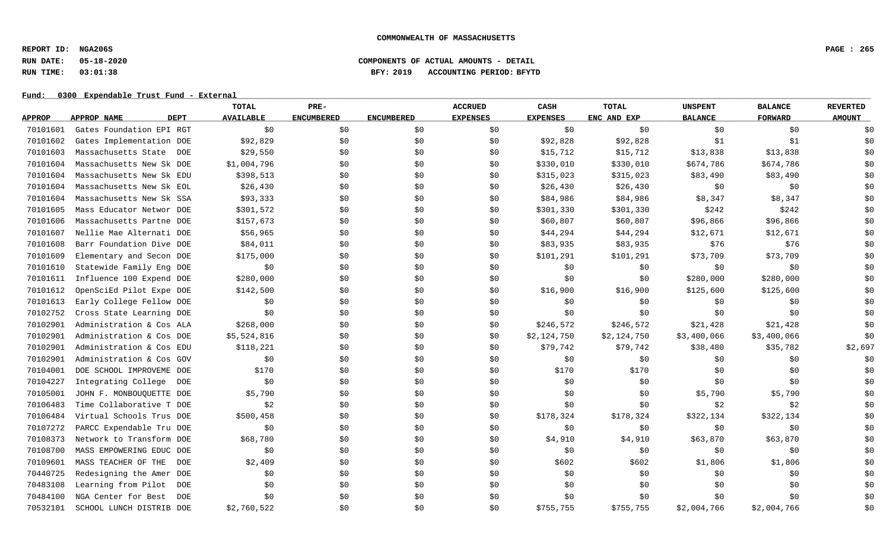COMMONWEALTH OF MASSACHUSETTS

REPORT ID: NGA206S
RUN DATE: 05-18-2020
RUN TIME: 03:01:38

COMPONENTS OF ACTUAL AMOUNTS - DETAIL
BFY: 2019 ACCOUNTING PERIOD: BFYTD

Fund: 0300 Expendable Trust Fund - External

| APPROP | APPROP NAME | DEPT | TOTAL AVAILABLE | PRE-ENCUMBERED | ENCUMBERED | ACCRUED EXPENSES | CASH EXPENSES | TOTAL ENC AND EXP | UNSPENT BALANCE | BALANCE FORWARD | REVERTED AMOUNT |
|---|---|---|---|---|---|---|---|---|---|---|---|
| 70101601 | Gates Foundation EPI | RGT | $0 | $0 | $0 | $0 | $0 | $0 | $0 | $0 | $0 |
| 70101602 | Gates Implementation | DOE | $92,829 | $0 | $0 | $0 | $92,828 | $92,828 | $1 | $1 | $0 |
| 70101603 | Massachusetts State | DOE | $29,550 | $0 | $0 | $0 | $15,712 | $15,712 | $13,838 | $13,838 | $0 |
| 70101604 | Massachusetts New Sk | DOE | $1,004,796 | $0 | $0 | $0 | $330,010 | $330,010 | $674,786 | $674,786 | $0 |
| 70101604 | Massachusetts New Sk | EDU | $398,513 | $0 | $0 | $0 | $315,023 | $315,023 | $83,490 | $83,490 | $0 |
| 70101604 | Massachusetts New Sk | EOL | $26,430 | $0 | $0 | $0 | $26,430 | $26,430 | $0 | $0 | $0 |
| 70101604 | Massachusetts New Sk | SSA | $93,333 | $0 | $0 | $0 | $84,986 | $84,986 | $8,347 | $8,347 | $0 |
| 70101605 | Mass Educator Networ | DOE | $301,572 | $0 | $0 | $0 | $301,330 | $301,330 | $242 | $242 | $0 |
| 70101606 | Massachusetts Partne | DOE | $157,673 | $0 | $0 | $0 | $60,807 | $60,807 | $96,866 | $96,866 | $0 |
| 70101607 | Nellie Mae Alternati | DOE | $56,965 | $0 | $0 | $0 | $44,294 | $44,294 | $12,671 | $12,671 | $0 |
| 70101608 | Barr Foundation Dive | DOE | $84,011 | $0 | $0 | $0 | $83,935 | $83,935 | $76 | $76 | $0 |
| 70101609 | Elementary and Secon | DOE | $175,000 | $0 | $0 | $0 | $101,291 | $101,291 | $73,709 | $73,709 | $0 |
| 70101610 | Statewide Family Eng | DOE | $0 | $0 | $0 | $0 | $0 | $0 | $0 | $0 | $0 |
| 70101611 | Influence 100 Expend | DOE | $280,000 | $0 | $0 | $0 | $0 | $0 | $280,000 | $280,000 | $0 |
| 70101612 | OpenSciEd Pilot Expe | DOE | $142,500 | $0 | $0 | $0 | $16,900 | $16,900 | $125,600 | $125,600 | $0 |
| 70101613 | Early College Fellow | DOE | $0 | $0 | $0 | $0 | $0 | $0 | $0 | $0 | $0 |
| 70102752 | Cross State Learning | DOE | $0 | $0 | $0 | $0 | $0 | $0 | $0 | $0 | $0 |
| 70102901 | Administration & Cos | ALA | $268,000 | $0 | $0 | $0 | $246,572 | $246,572 | $21,428 | $21,428 | $0 |
| 70102901 | Administration & Cos | DOE | $5,524,816 | $0 | $0 | $0 | $2,124,750 | $2,124,750 | $3,400,066 | $3,400,066 | $0 |
| 70102901 | Administration & Cos | EDU | $118,221 | $0 | $0 | $0 | $79,742 | $79,742 | $38,480 | $35,782 | $2,697 |
| 70102901 | Administration & Cos | GOV | $0 | $0 | $0 | $0 | $0 | $0 | $0 | $0 | $0 |
| 70104001 | DOE SCHOOL IMPROVEME | DOE | $170 | $0 | $0 | $0 | $170 | $170 | $0 | $0 | $0 |
| 70104227 | Integrating College | DOE | $0 | $0 | $0 | $0 | $0 | $0 | $0 | $0 | $0 |
| 70105001 | JOHN F. MONBOUQUETTE | DOE | $5,790 | $0 | $0 | $0 | $0 | $0 | $5,790 | $5,790 | $0 |
| 70106483 | Time Collaborative T | DOE | $2 | $0 | $0 | $0 | $0 | $0 | $2 | $2 | $0 |
| 70106484 | Virtual Schools Trus | DOE | $500,458 | $0 | $0 | $0 | $178,324 | $178,324 | $322,134 | $322,134 | $0 |
| 70107272 | PARCC Expendable Tru | DOE | $0 | $0 | $0 | $0 | $0 | $0 | $0 | $0 | $0 |
| 70108373 | Network to Transform | DOE | $68,780 | $0 | $0 | $0 | $4,910 | $4,910 | $63,870 | $63,870 | $0 |
| 70108700 | MASS EMPOWERING EDUC | DOE | $0 | $0 | $0 | $0 | $0 | $0 | $0 | $0 | $0 |
| 70109601 | MASS TEACHER OF THE | DOE | $2,409 | $0 | $0 | $0 | $602 | $602 | $1,806 | $1,806 | $0 |
| 70440725 | Redesigning the Amer | DOE | $0 | $0 | $0 | $0 | $0 | $0 | $0 | $0 | $0 |
| 70483108 | Learning from Pilot | DOE | $0 | $0 | $0 | $0 | $0 | $0 | $0 | $0 | $0 |
| 70484100 | NGA Center for Best | DOE | $0 | $0 | $0 | $0 | $0 | $0 | $0 | $0 | $0 |
| 70532101 | SCHOOL LUNCH DISTRIB | DOE | $2,760,522 | $0 | $0 | $0 | $755,755 | $755,755 | $2,004,766 | $2,004,766 | $0 |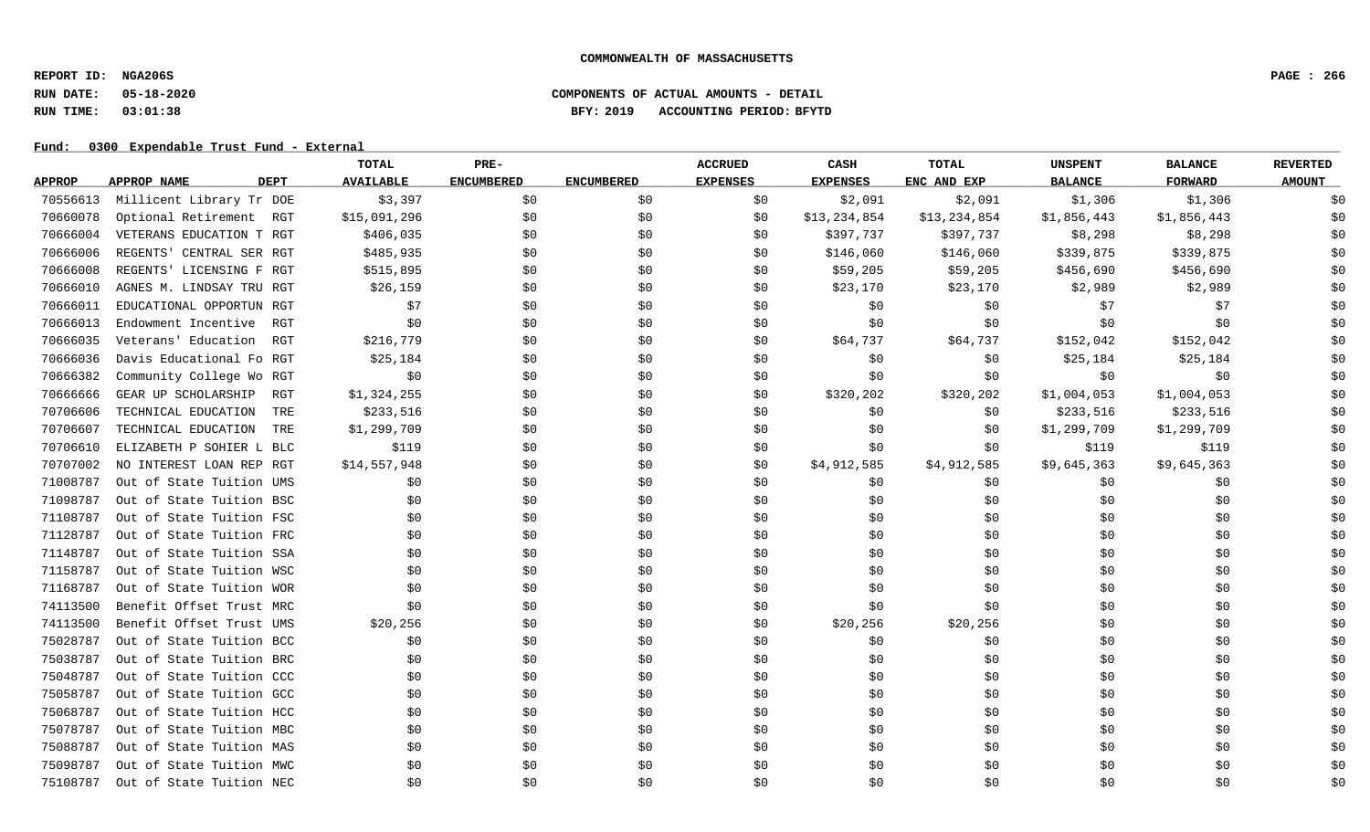**COMMONWEALTH OF MASSACHUSETTS**

**REPORT ID: NGA206S**
**RUN DATE: 05-18-2020**
**RUN TIME: 03:01:38**

**COMPONENTS OF ACTUAL AMOUNTS - DETAIL**
**BFY: 2019 ACCOUNTING PERIOD: BFYTD**

**Fund: 0300 Expendable Trust Fund - External**

| APPROP | APPROP NAME | DEPT | TOTAL AVAILABLE | PRE-ENCUMBERED | ENCUMBERED | ACCRUED EXPENSES | CASH EXPENSES | TOTAL ENC AND EXP | UNSPENT BALANCE | BALANCE FORWARD | REVERTED AMOUNT |
|---|---|---|---|---|---|---|---|---|---|---|---|
| 70556613 | Millicent Library Tr | DOE | $3,397 | $0 | $0 | $0 | $2,091 | $2,091 | $1,306 | $1,306 | $0 |
| 70660078 | Optional Retirement | RGT | $15,091,296 | $0 | $0 | $0 | $13,234,854 | $13,234,854 | $1,856,443 | $1,856,443 | $0 |
| 70666004 | VETERANS EDUCATION T | RGT | $406,035 | $0 | $0 | $0 | $397,737 | $397,737 | $8,298 | $8,298 | $0 |
| 70666006 | REGENTS' CENTRAL SER | RGT | $485,935 | $0 | $0 | $0 | $146,060 | $146,060 | $339,875 | $339,875 | $0 |
| 70666008 | REGENTS' LICENSING F | RGT | $515,895 | $0 | $0 | $0 | $59,205 | $59,205 | $456,690 | $456,690 | $0 |
| 70666010 | AGNES M. LINDSAY TRU | RGT | $26,159 | $0 | $0 | $0 | $23,170 | $23,170 | $2,989 | $2,989 | $0 |
| 70666011 | EDUCATIONAL OPPORTUN | RGT | $7 | $0 | $0 | $0 | $0 | $0 | $7 | $7 | $0 |
| 70666013 | Endowment Incentive | RGT | $0 | $0 | $0 | $0 | $0 | $0 | $0 | $0 | $0 |
| 70666035 | Veterans' Education | RGT | $216,779 | $0 | $0 | $0 | $64,737 | $64,737 | $152,042 | $152,042 | $0 |
| 70666036 | Davis Educational Fo | RGT | $25,184 | $0 | $0 | $0 | $0 | $0 | $25,184 | $25,184 | $0 |
| 70666382 | Community College Wo | RGT | $0 | $0 | $0 | $0 | $0 | $0 | $0 | $0 | $0 |
| 70666666 | GEAR UP SCHOLARSHIP | RGT | $1,324,255 | $0 | $0 | $0 | $320,202 | $320,202 | $1,004,053 | $1,004,053 | $0 |
| 70706606 | TECHNICAL EDUCATION | TRE | $233,516 | $0 | $0 | $0 | $0 | $0 | $233,516 | $233,516 | $0 |
| 70706607 | TECHNICAL EDUCATION | TRE | $1,299,709 | $0 | $0 | $0 | $0 | $0 | $1,299,709 | $1,299,709 | $0 |
| 70706610 | ELIZABETH P SOHIER L | BLC | $119 | $0 | $0 | $0 | $0 | $0 | $119 | $119 | $0 |
| 70707002 | NO INTEREST LOAN REP | RGT | $14,557,948 | $0 | $0 | $0 | $4,912,585 | $4,912,585 | $9,645,363 | $9,645,363 | $0 |
| 71008787 | Out of State Tuition | UMS | $0 | $0 | $0 | $0 | $0 | $0 | $0 | $0 | $0 |
| 71098787 | Out of State Tuition | BSC | $0 | $0 | $0 | $0 | $0 | $0 | $0 | $0 | $0 |
| 71108787 | Out of State Tuition | FSC | $0 | $0 | $0 | $0 | $0 | $0 | $0 | $0 | $0 |
| 71128787 | Out of State Tuition | FRC | $0 | $0 | $0 | $0 | $0 | $0 | $0 | $0 | $0 |
| 71148787 | Out of State Tuition | SSA | $0 | $0 | $0 | $0 | $0 | $0 | $0 | $0 | $0 |
| 71158787 | Out of State Tuition | WSC | $0 | $0 | $0 | $0 | $0 | $0 | $0 | $0 | $0 |
| 71168787 | Out of State Tuition | WOR | $0 | $0 | $0 | $0 | $0 | $0 | $0 | $0 | $0 |
| 74113500 | Benefit Offset Trust | MRC | $0 | $0 | $0 | $0 | $0 | $0 | $0 | $0 | $0 |
| 74113500 | Benefit Offset Trust | UMS | $20,256 | $0 | $0 | $0 | $20,256 | $20,256 | $0 | $0 | $0 |
| 75028787 | Out of State Tuition | BCC | $0 | $0 | $0 | $0 | $0 | $0 | $0 | $0 | $0 |
| 75038787 | Out of State Tuition | BRC | $0 | $0 | $0 | $0 | $0 | $0 | $0 | $0 | $0 |
| 75048787 | Out of State Tuition | CCC | $0 | $0 | $0 | $0 | $0 | $0 | $0 | $0 | $0 |
| 75058787 | Out of State Tuition | GCC | $0 | $0 | $0 | $0 | $0 | $0 | $0 | $0 | $0 |
| 75068787 | Out of State Tuition | HCC | $0 | $0 | $0 | $0 | $0 | $0 | $0 | $0 | $0 |
| 75078787 | Out of State Tuition | MBC | $0 | $0 | $0 | $0 | $0 | $0 | $0 | $0 | $0 |
| 75088787 | Out of State Tuition | MAS | $0 | $0 | $0 | $0 | $0 | $0 | $0 | $0 | $0 |
| 75098787 | Out of State Tuition | MWC | $0 | $0 | $0 | $0 | $0 | $0 | $0 | $0 | $0 |
| 75108787 | Out of State Tuition | NEC | $0 | $0 | $0 | $0 | $0 | $0 | $0 | $0 | $0 |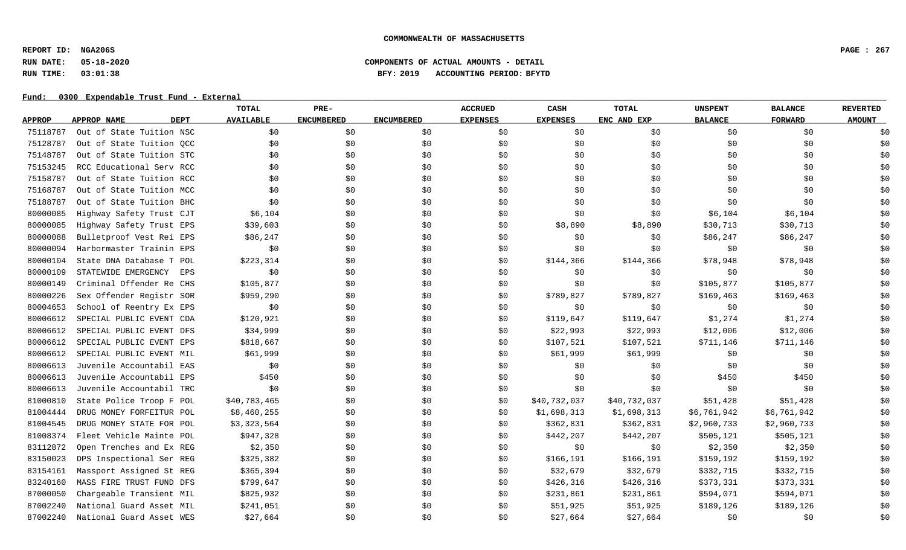**COMMONWEALTH OF MASSACHUSETTS**

**REPORT ID: NGA206S**
**RUN DATE: 05-18-2020**
**RUN TIME: 03:01:38**

**COMPONENTS OF ACTUAL AMOUNTS - DETAIL**
**BFY: 2019 ACCOUNTING PERIOD: BFYTD**

**Fund: 0300 Expendable Trust Fund - External**

| APPROP | APPROP NAME | DEPT | TOTAL AVAILABLE | PRE-ENCUMBERED | ENCUMBERED | ACCRUED EXPENSES | CASH EXPENSES | TOTAL ENC AND EXP | UNSPENT BALANCE | BALANCE FORWARD | REVERTED AMOUNT |
|---|---|---|---|---|---|---|---|---|---|---|---|
| 75118787 | Out of State Tuition | NSC | $0 | $0 | $0 | $0 | $0 | $0 | $0 | $0 | $0 |
| 75128787 | Out of State Tuition | QCC | $0 | $0 | $0 | $0 | $0 | $0 | $0 | $0 | $0 |
| 75148787 | Out of State Tuition | STC | $0 | $0 | $0 | $0 | $0 | $0 | $0 | $0 | $0 |
| 75153245 | RCC Educational Serv | RCC | $0 | $0 | $0 | $0 | $0 | $0 | $0 | $0 | $0 |
| 75158787 | Out of State Tuition | RCC | $0 | $0 | $0 | $0 | $0 | $0 | $0 | $0 | $0 |
| 75168787 | Out of State Tuition | MCC | $0 | $0 | $0 | $0 | $0 | $0 | $0 | $0 | $0 |
| 75188787 | Out of State Tuition | BHC | $0 | $0 | $0 | $0 | $0 | $0 | $0 | $0 | $0 |
| 80000085 | Highway Safety Trust | CJT | $6,104 | $0 | $0 | $0 | $0 | $0 | $6,104 | $6,104 | $0 |
| 80000085 | Highway Safety Trust | EPS | $39,603 | $0 | $0 | $0 | $8,890 | $8,890 | $30,713 | $30,713 | $0 |
| 80000088 | Bulletproof Vest Rei | EPS | $86,247 | $0 | $0 | $0 | $0 | $0 | $86,247 | $86,247 | $0 |
| 80000094 | Harbormaster Trainin | EPS | $0 | $0 | $0 | $0 | $0 | $0 | $0 | $0 | $0 |
| 80000104 | State DNA Database T | POL | $223,314 | $0 | $0 | $0 | $144,366 | $144,366 | $78,948 | $78,948 | $0 |
| 80000109 | STATEWIDE EMERGENCY | EPS | $0 | $0 | $0 | $0 | $0 | $0 | $0 | $0 | $0 |
| 80000149 | Criminal Offender Re | CHS | $105,877 | $0 | $0 | $0 | $0 | $0 | $105,877 | $105,877 | $0 |
| 80000226 | Sex Offender Registr | SOR | $959,290 | $0 | $0 | $0 | $789,827 | $789,827 | $169,463 | $169,463 | $0 |
| 80004653 | School of Reentry Ex | EPS | $0 | $0 | $0 | $0 | $0 | $0 | $0 | $0 | $0 |
| 80006612 | SPECIAL PUBLIC EVENT | CDA | $120,921 | $0 | $0 | $0 | $119,647 | $119,647 | $1,274 | $1,274 | $0 |
| 80006612 | SPECIAL PUBLIC EVENT | DFS | $34,999 | $0 | $0 | $0 | $22,993 | $22,993 | $12,006 | $12,006 | $0 |
| 80006612 | SPECIAL PUBLIC EVENT | EPS | $818,667 | $0 | $0 | $0 | $107,521 | $107,521 | $711,146 | $711,146 | $0 |
| 80006612 | SPECIAL PUBLIC EVENT | MIL | $61,999 | $0 | $0 | $0 | $61,999 | $61,999 | $0 | $0 | $0 |
| 80006613 | Juvenile Accountabil | EAS | $0 | $0 | $0 | $0 | $0 | $0 | $0 | $0 | $0 |
| 80006613 | Juvenile Accountabil | EPS | $450 | $0 | $0 | $0 | $0 | $0 | $450 | $450 | $0 |
| 80006613 | Juvenile Accountabil | TRC | $0 | $0 | $0 | $0 | $0 | $0 | $0 | $0 | $0 |
| 81000810 | State Police Troop F | POL | $40,783,465 | $0 | $0 | $0 | $40,732,037 | $40,732,037 | $51,428 | $51,428 | $0 |
| 81004444 | DRUG MONEY FORFEITUR | POL | $8,460,255 | $0 | $0 | $0 | $1,698,313 | $1,698,313 | $6,761,942 | $6,761,942 | $0 |
| 81004545 | DRUG MONEY STATE FOR | POL | $3,323,564 | $0 | $0 | $0 | $362,831 | $362,831 | $2,960,733 | $2,960,733 | $0 |
| 81008374 | Fleet Vehicle Mainte | POL | $947,328 | $0 | $0 | $0 | $442,207 | $442,207 | $505,121 | $505,121 | $0 |
| 83112872 | Open Trenches and Ex | REG | $2,350 | $0 | $0 | $0 | $0 | $0 | $2,350 | $2,350 | $0 |
| 83150023 | DPS Inspectional Ser | REG | $325,382 | $0 | $0 | $0 | $166,191 | $166,191 | $159,192 | $159,192 | $0 |
| 83154161 | Massport Assigned St | REG | $365,394 | $0 | $0 | $0 | $32,679 | $32,679 | $332,715 | $332,715 | $0 |
| 83240160 | MASS FIRE TRUST FUND | DFS | $799,647 | $0 | $0 | $0 | $426,316 | $426,316 | $373,331 | $373,331 | $0 |
| 87000050 | Chargeable Transient | MIL | $825,932 | $0 | $0 | $0 | $231,861 | $231,861 | $594,071 | $594,071 | $0 |
| 87002240 | National Guard Asset | MIL | $241,051 | $0 | $0 | $0 | $51,925 | $51,925 | $189,126 | $189,126 | $0 |
| 87002240 | National Guard Asset | WES | $27,664 | $0 | $0 | $0 | $27,664 | $27,664 | $0 | $0 | $0 |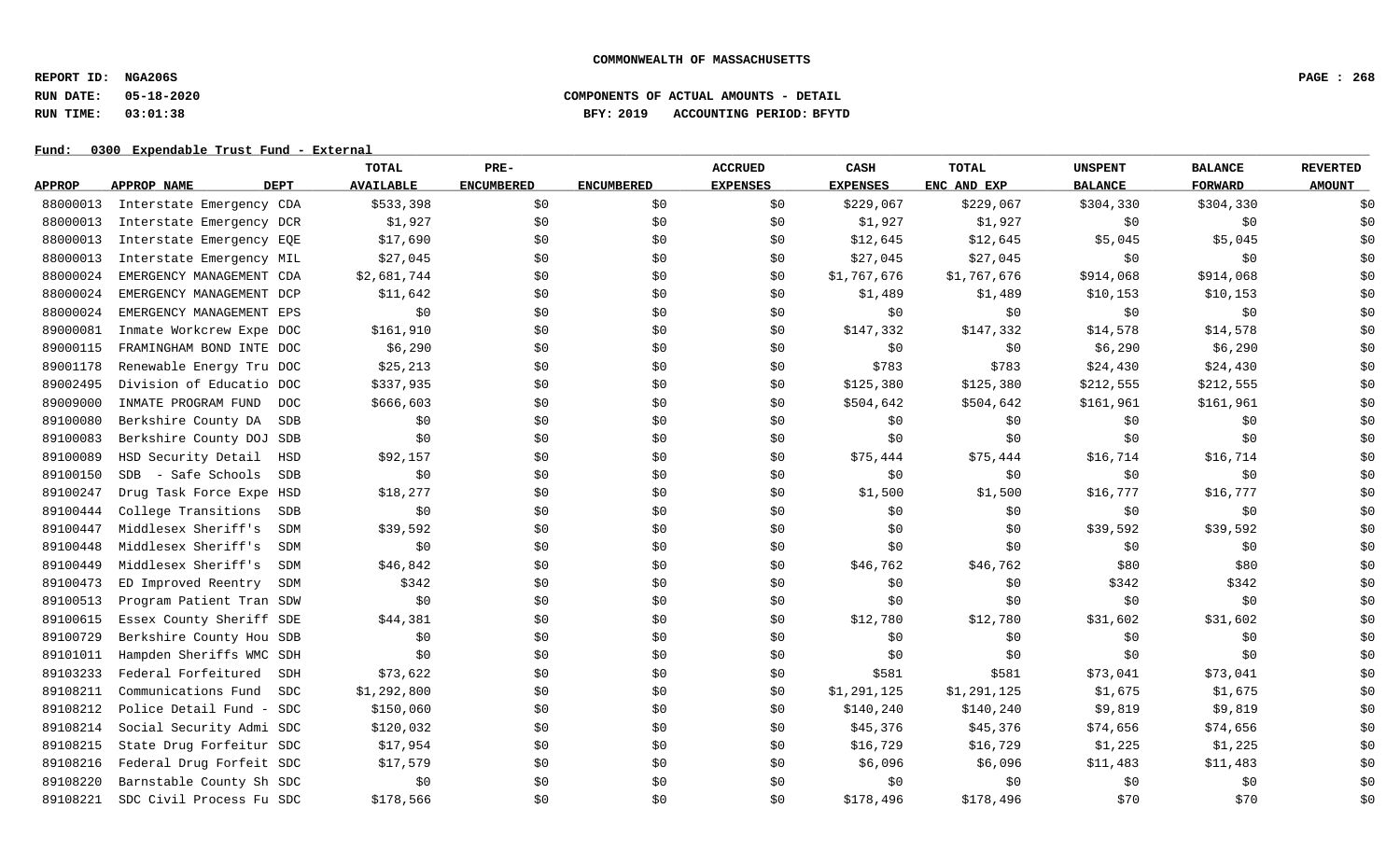COMMONWEALTH OF MASSACHUSETTS

REPORT ID: NGA206S
RUN DATE: 05-18-2020
RUN TIME: 03:01:38

COMPONENTS OF ACTUAL AMOUNTS - DETAIL
BFY: 2019 ACCOUNTING PERIOD: BFYTD

Fund: 0300 Expendable Trust Fund - External

| APPROP | APPROP NAME | DEPT | TOTAL AVAILABLE | PRE-ENCUMBERED | ENCUMBERED | ACCRUED EXPENSES | CASH EXPENSES | TOTAL ENC AND EXP | UNSPENT BALANCE | BALANCE FORWARD | REVERTED AMOUNT |
|---|---|---|---|---|---|---|---|---|---|---|---|
| 88000013 | Interstate Emergency | CDA | $533,398 | $0 | $0 | $0 | $229,067 | $229,067 | $304,330 | $304,330 | $0 |
| 88000013 | Interstate Emergency | DCR | $1,927 | $0 | $0 | $0 | $1,927 | $1,927 | $0 | $0 | $0 |
| 88000013 | Interstate Emergency | EQE | $17,690 | $0 | $0 | $0 | $12,645 | $12,645 | $5,045 | $5,045 | $0 |
| 88000013 | Interstate Emergency | MIL | $27,045 | $0 | $0 | $0 | $27,045 | $27,045 | $0 | $0 | $0 |
| 88000024 | EMERGENCY MANAGEMENT | CDA | $2,681,744 | $0 | $0 | $0 | $1,767,676 | $1,767,676 | $914,068 | $914,068 | $0 |
| 88000024 | EMERGENCY MANAGEMENT | DCP | $11,642 | $0 | $0 | $0 | $1,489 | $1,489 | $10,153 | $10,153 | $0 |
| 88000024 | EMERGENCY MANAGEMENT | EPS | $0 | $0 | $0 | $0 | $0 | $0 | $0 | $0 | $0 |
| 89000081 | Inmate Workcrew Expe | DOC | $161,910 | $0 | $0 | $0 | $147,332 | $147,332 | $14,578 | $14,578 | $0 |
| 89000115 | FRAMINGHAM BOND INTE | DOC | $6,290 | $0 | $0 | $0 | $0 | $0 | $6,290 | $6,290 | $0 |
| 89001178 | Renewable Energy Tru | DOC | $25,213 | $0 | $0 | $0 | $783 | $783 | $24,430 | $24,430 | $0 |
| 89002495 | Division of Educatio | DOC | $337,935 | $0 | $0 | $0 | $125,380 | $125,380 | $212,555 | $212,555 | $0 |
| 89009000 | INMATE PROGRAM FUND | DOC | $666,603 | $0 | $0 | $0 | $504,642 | $504,642 | $161,961 | $161,961 | $0 |
| 89100080 | Berkshire County DA | SDB | $0 | $0 | $0 | $0 | $0 | $0 | $0 | $0 | $0 |
| 89100083 | Berkshire County DOJ | SDB | $0 | $0 | $0 | $0 | $0 | $0 | $0 | $0 | $0 |
| 89100089 | HSD Security Detail | HSD | $92,157 | $0 | $0 | $0 | $75,444 | $75,444 | $16,714 | $16,714 | $0 |
| 89100150 | SDB - Safe Schools | SDB | $0 | $0 | $0 | $0 | $0 | $0 | $0 | $0 | $0 |
| 89100247 | Drug Task Force Expe | HSD | $18,277 | $0 | $0 | $0 | $1,500 | $1,500 | $16,777 | $16,777 | $0 |
| 89100444 | College Transitions | SDB | $0 | $0 | $0 | $0 | $0 | $0 | $0 | $0 | $0 |
| 89100447 | Middlesex Sheriff's | SDM | $39,592 | $0 | $0 | $0 | $0 | $0 | $39,592 | $39,592 | $0 |
| 89100448 | Middlesex Sheriff's | SDM | $0 | $0 | $0 | $0 | $0 | $0 | $0 | $0 | $0 |
| 89100449 | Middlesex Sheriff's | SDM | $46,842 | $0 | $0 | $0 | $46,762 | $46,762 | $80 | $80 | $0 |
| 89100473 | ED Improved Reentry | SDM | $342 | $0 | $0 | $0 | $0 | $0 | $342 | $342 | $0 |
| 89100513 | Program Patient Tran | SDW | $0 | $0 | $0 | $0 | $0 | $0 | $0 | $0 | $0 |
| 89100615 | Essex County Sheriff | SDE | $44,381 | $0 | $0 | $0 | $12,780 | $12,780 | $31,602 | $31,602 | $0 |
| 89100729 | Berkshire County Hou | SDB | $0 | $0 | $0 | $0 | $0 | $0 | $0 | $0 | $0 |
| 89101011 | Hampden Sheriffs WMC | SDH | $0 | $0 | $0 | $0 | $0 | $0 | $0 | $0 | $0 |
| 89103233 | Federal Forfeitured | SDH | $73,622 | $0 | $0 | $0 | $581 | $581 | $73,041 | $73,041 | $0 |
| 89108211 | Communications Fund | SDC | $1,292,800 | $0 | $0 | $0 | $1,291,125 | $1,291,125 | $1,675 | $1,675 | $0 |
| 89108212 | Police Detail Fund - | SDC | $150,060 | $0 | $0 | $0 | $140,240 | $140,240 | $9,819 | $9,819 | $0 |
| 89108214 | Social Security Admi | SDC | $120,032 | $0 | $0 | $0 | $45,376 | $45,376 | $74,656 | $74,656 | $0 |
| 89108215 | State Drug Forfeitur | SDC | $17,954 | $0 | $0 | $0 | $16,729 | $16,729 | $1,225 | $1,225 | $0 |
| 89108216 | Federal Drug Forfeit | SDC | $17,579 | $0 | $0 | $0 | $6,096 | $6,096 | $11,483 | $11,483 | $0 |
| 89108220 | Barnstable County Sh | SDC | $0 | $0 | $0 | $0 | $0 | $0 | $0 | $0 | $0 |
| 89108221 | SDC Civil Process Fu | SDC | $178,566 | $0 | $0 | $0 | $178,496 | $178,496 | $70 | $70 | $0 |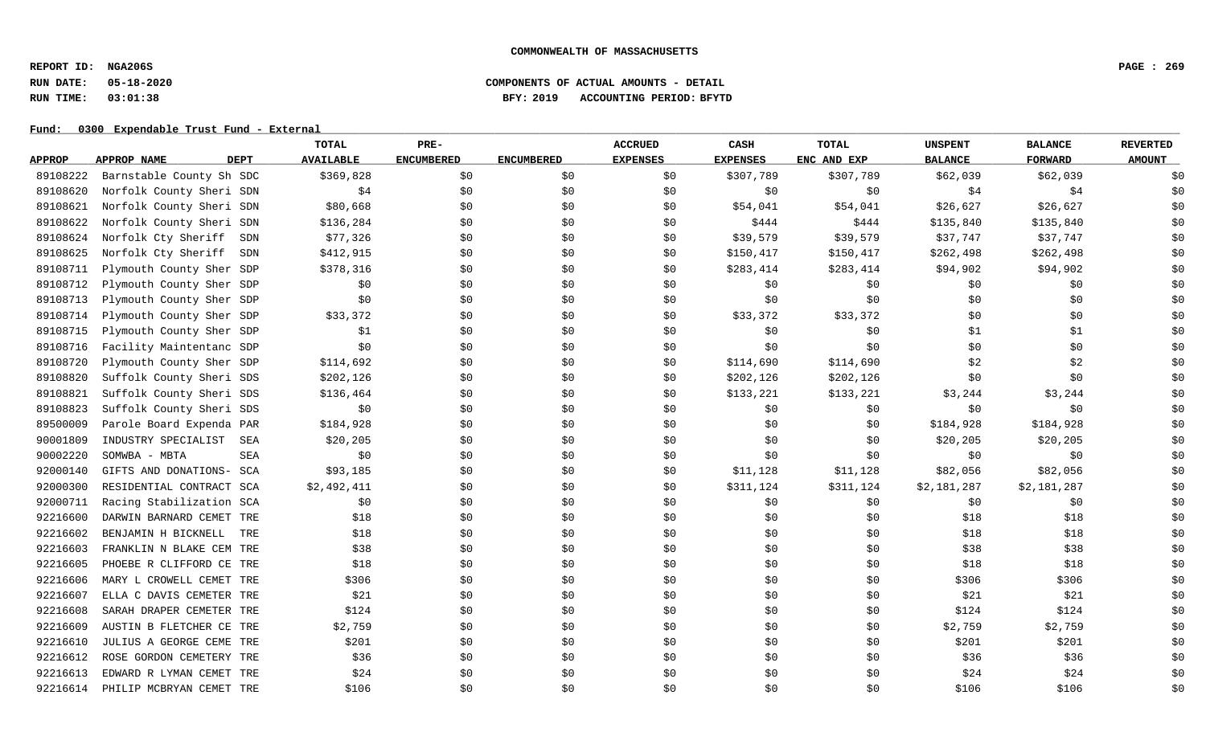COMMONWEALTH OF MASSACHUSETTS

REPORT ID: NGA206S
RUN DATE: 05-18-2020
RUN TIME: 03:01:38

COMPONENTS OF ACTUAL AMOUNTS - DETAIL
BFY: 2019 ACCOUNTING PERIOD: BFYTD

Fund: 0300 Expendable Trust Fund - External

| APPROP | APPROP NAME | DEPT | TOTAL AVAILABLE | PRE-ENCUMBERED | ENCUMBERED | ACCRUED EXPENSES | CASH EXPENSES | TOTAL ENC AND EXP | UNSPENT BALANCE | BALANCE FORWARD | REVERTED AMOUNT |
|---|---|---|---|---|---|---|---|---|---|---|---|
| 89108222 | Barnstable County Sh | SDC | $369,828 | $0 | $0 | $0 | $307,789 | $307,789 | $62,039 | $62,039 | $0 |
| 89108620 | Norfolk County Sheri | SDN | $4 | $0 | $0 | $0 | $0 | $0 | $4 | $4 | $0 |
| 89108621 | Norfolk County Sheri | SDN | $80,668 | $0 | $0 | $0 | $54,041 | $54,041 | $26,627 | $26,627 | $0 |
| 89108622 | Norfolk County Sheri | SDN | $136,284 | $0 | $0 | $0 | $444 | $444 | $135,840 | $135,840 | $0 |
| 89108624 | Norfolk Cty Sheriff | SDN | $77,326 | $0 | $0 | $0 | $39,579 | $39,579 | $37,747 | $37,747 | $0 |
| 89108625 | Norfolk Cty Sheriff | SDN | $412,915 | $0 | $0 | $0 | $150,417 | $150,417 | $262,498 | $262,498 | $0 |
| 89108711 | Plymouth County Sher | SDP | $378,316 | $0 | $0 | $0 | $283,414 | $283,414 | $94,902 | $94,902 | $0 |
| 89108712 | Plymouth County Sher | SDP | $0 | $0 | $0 | $0 | $0 | $0 | $0 | $0 | $0 |
| 89108713 | Plymouth County Sher | SDP | $0 | $0 | $0 | $0 | $0 | $0 | $0 | $0 | $0 |
| 89108714 | Plymouth County Sher | SDP | $33,372 | $0 | $0 | $0 | $33,372 | $33,372 | $0 | $0 | $0 |
| 89108715 | Plymouth County Sher | SDP | $1 | $0 | $0 | $0 | $0 | $0 | $1 | $1 | $0 |
| 89108716 | Facility Maintentanc | SDP | $0 | $0 | $0 | $0 | $0 | $0 | $0 | $0 | $0 |
| 89108720 | Plymouth County Sher | SDP | $114,692 | $0 | $0 | $0 | $114,690 | $114,690 | $2 | $2 | $0 |
| 89108820 | Suffolk County Sheri | SDS | $202,126 | $0 | $0 | $0 | $202,126 | $202,126 | $0 | $0 | $0 |
| 89108821 | Suffolk County Sheri | SDS | $136,464 | $0 | $0 | $0 | $133,221 | $133,221 | $3,244 | $3,244 | $0 |
| 89108823 | Suffolk County Sheri | SDS | $0 | $0 | $0 | $0 | $0 | $0 | $0 | $0 | $0 |
| 89500009 | Parole Board Expenda | PAR | $184,928 | $0 | $0 | $0 | $0 | $0 | $184,928 | $184,928 | $0 |
| 90001809 | INDUSTRY SPECIALIST | SEA | $20,205 | $0 | $0 | $0 | $0 | $0 | $20,205 | $20,205 | $0 |
| 90002220 | SOMWBA - MBTA | SEA | $0 | $0 | $0 | $0 | $0 | $0 | $0 | $0 | $0 |
| 92000140 | GIFTS AND DONATIONS- | SCA | $93,185 | $0 | $0 | $0 | $11,128 | $11,128 | $82,056 | $82,056 | $0 |
| 92000300 | RESIDENTIAL CONTRACT | SCA | $2,492,411 | $0 | $0 | $0 | $311,124 | $311,124 | $2,181,287 | $2,181,287 | $0 |
| 92000711 | Racing Stabilization | SCA | $0 | $0 | $0 | $0 | $0 | $0 | $0 | $0 | $0 |
| 92216600 | DARWIN BARNARD CEMET | TRE | $18 | $0 | $0 | $0 | $0 | $0 | $18 | $18 | $0 |
| 92216602 | BENJAMIN H BICKNELL | TRE | $18 | $0 | $0 | $0 | $0 | $0 | $18 | $18 | $0 |
| 92216603 | FRANKLIN N BLAKE CEM | TRE | $38 | $0 | $0 | $0 | $0 | $0 | $38 | $38 | $0 |
| 92216605 | PHOEBE R CLIFFORD CE | TRE | $18 | $0 | $0 | $0 | $0 | $0 | $18 | $18 | $0 |
| 92216606 | MARY L CROWELL CEMET | TRE | $306 | $0 | $0 | $0 | $0 | $0 | $306 | $306 | $0 |
| 92216607 | ELLA C DAVIS CEMETER | TRE | $21 | $0 | $0 | $0 | $0 | $0 | $21 | $21 | $0 |
| 92216608 | SARAH DRAPER CEMETER | TRE | $124 | $0 | $0 | $0 | $0 | $0 | $124 | $124 | $0 |
| 92216609 | AUSTIN B FLETCHER CE | TRE | $2,759 | $0 | $0 | $0 | $0 | $0 | $2,759 | $2,759 | $0 |
| 92216610 | JULIUS A GEORGE CEME | TRE | $201 | $0 | $0 | $0 | $0 | $0 | $201 | $201 | $0 |
| 92216612 | ROSE GORDON CEMETERY | TRE | $36 | $0 | $0 | $0 | $0 | $0 | $36 | $36 | $0 |
| 92216613 | EDWARD R LYMAN CEMET | TRE | $24 | $0 | $0 | $0 | $0 | $0 | $24 | $24 | $0 |
| 92216614 | PHILIP MCBRYAN CEMET | TRE | $106 | $0 | $0 | $0 | $0 | $0 | $106 | $106 | $0 |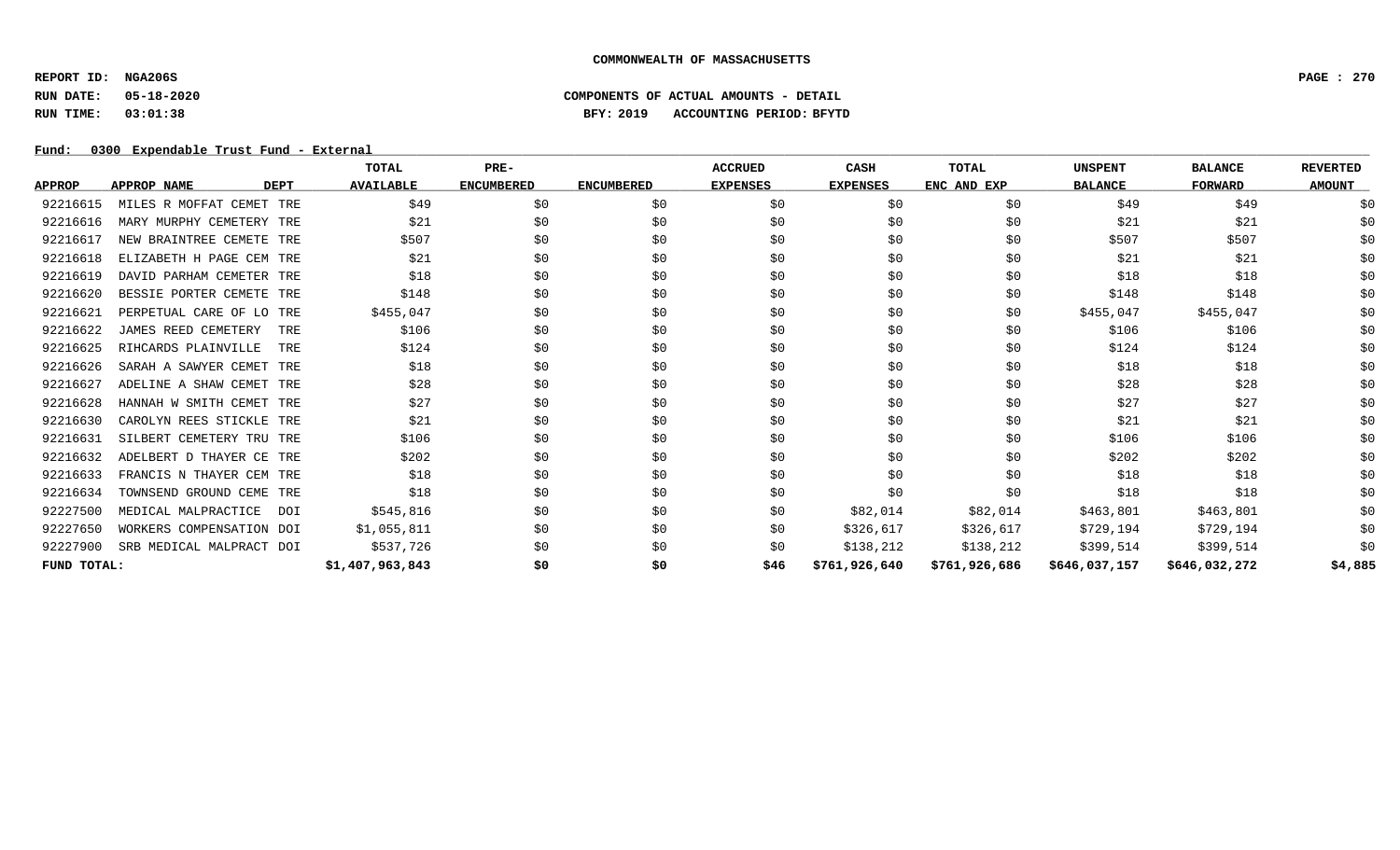COMMONWEALTH OF MASSACHUSETTS

REPORT ID: NGA206S

RUN DATE: 05-18-2020

RUN TIME: 03:01:38

COMPONENTS OF ACTUAL AMOUNTS - DETAIL

BFY: 2019 ACCOUNTING PERIOD: BFYTD

Fund: 0300 Expendable Trust Fund - External

| APPROP | APPROP NAME | DEPT | TOTAL AVAILABLE | PRE-ENCUMBERED | ENCUMBERED | ACCRUED EXPENSES | CASH EXPENSES | TOTAL ENC AND EXP | UNSPENT BALANCE | BALANCE FORWARD | REVERTED AMOUNT |
|---|---|---|---|---|---|---|---|---|---|---|---|
| 92216615 | MILES R MOFFAT CEMET | TRE | $49 | $0 | $0 | $0 | $0 | $0 | $49 | $49 | $0 |
| 92216616 | MARY MURPHY CEMETERY | TRE | $21 | $0 | $0 | $0 | $0 | $0 | $21 | $21 | $0 |
| 92216617 | NEW BRAINTREE CEMETE | TRE | $507 | $0 | $0 | $0 | $0 | $0 | $507 | $507 | $0 |
| 92216618 | ELIZABETH H PAGE CEM | TRE | $21 | $0 | $0 | $0 | $0 | $0 | $21 | $21 | $0 |
| 92216619 | DAVID PARHAM CEMETER | TRE | $18 | $0 | $0 | $0 | $0 | $0 | $18 | $18 | $0 |
| 92216620 | BESSIE PORTER CEMETE | TRE | $148 | $0 | $0 | $0 | $0 | $0 | $148 | $148 | $0 |
| 92216621 | PERPETUAL CARE OF LO | TRE | $455,047 | $0 | $0 | $0 | $0 | $0 | $455,047 | $455,047 | $0 |
| 92216622 | JAMES REED CEMETERY | TRE | $106 | $0 | $0 | $0 | $0 | $0 | $106 | $106 | $0 |
| 92216625 | RIHCARDS PLAINVILLE | TRE | $124 | $0 | $0 | $0 | $0 | $0 | $124 | $124 | $0 |
| 92216626 | SARAH A SAWYER CEMET | TRE | $18 | $0 | $0 | $0 | $0 | $0 | $18 | $18 | $0 |
| 92216627 | ADELINE A SHAW CEMET | TRE | $28 | $0 | $0 | $0 | $0 | $0 | $28 | $28 | $0 |
| 92216628 | HANNAH W SMITH CEMET | TRE | $27 | $0 | $0 | $0 | $0 | $0 | $27 | $27 | $0 |
| 92216630 | CAROLYN REES STICKLE | TRE | $21 | $0 | $0 | $0 | $0 | $0 | $21 | $21 | $0 |
| 92216631 | SILBERT CEMETERY TRU | TRE | $106 | $0 | $0 | $0 | $0 | $0 | $106 | $106 | $0 |
| 92216632 | ADELBERT D THAYER CE | TRE | $202 | $0 | $0 | $0 | $0 | $0 | $202 | $202 | $0 |
| 92216633 | FRANCIS N THAYER CEM | TRE | $18 | $0 | $0 | $0 | $0 | $0 | $18 | $18 | $0 |
| 92216634 | TOWNSEND GROUND CEME | TRE | $18 | $0 | $0 | $0 | $0 | $0 | $18 | $18 | $0 |
| 92227500 | MEDICAL MALPRACTICE | DOI | $545,816 | $0 | $0 | $0 | $82,014 | $82,014 | $463,801 | $463,801 | $0 |
| 92227650 | WORKERS COMPENSATION | DOI | $1,055,811 | $0 | $0 | $0 | $326,617 | $326,617 | $729,194 | $729,194 | $0 |
| 92227900 | SRB MEDICAL MALPRACT | DOI | $537,726 | $0 | $0 | $0 | $138,212 | $138,212 | $399,514 | $399,514 | $0 |
| **FUND TOTAL:** | | | **$1,407,963,843** | **$0** | **$0** | **$46** | **$761,926,640** | **$761,926,686** | **$646,037,157** | **$646,032,272** | **$4,885** |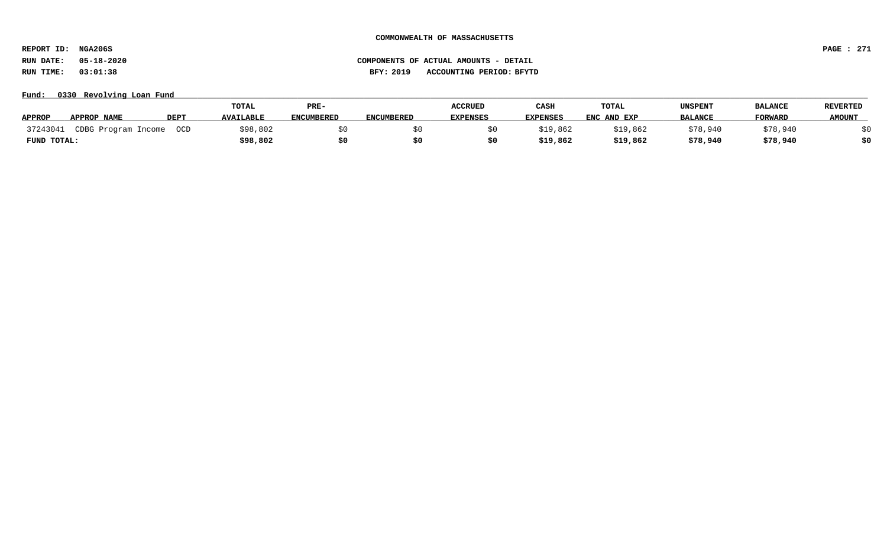COMMONWEALTH OF MASSACHUSETTS

REPORT ID: NGA206S

RUN DATE: 05-18-2020

RUN TIME: 03:01:38

COMPONENTS OF ACTUAL AMOUNTS - DETAIL

BFY: 2019 ACCOUNTING PERIOD: BFYTD

Fund: 0330 Revolving Loan Fund

| APPROP | APPROP NAME | DEPT | TOTAL AVAILABLE | PRE-ENCUMBERED | ENCUMBERED | ACCRUED EXPENSES | CASH EXPENSES | TOTAL ENC AND EXP | UNSPENT BALANCE | BALANCE FORWARD | REVERTED AMOUNT |
|---|---|---|---|---|---|---|---|---|---|---|---|
| 37243041 | CDBG Program Income | OCD | $98,802 | $0 | $0 | $0 | $19,862 | $19,862 | $78,940 | $78,940 | $0 |
| **FUND TOTAL:** | | | **$98,802** | **$0** | **$0** | **$0** | **$19,862** | **$19,862** | **$78,940** | **$78,940** | **$0** |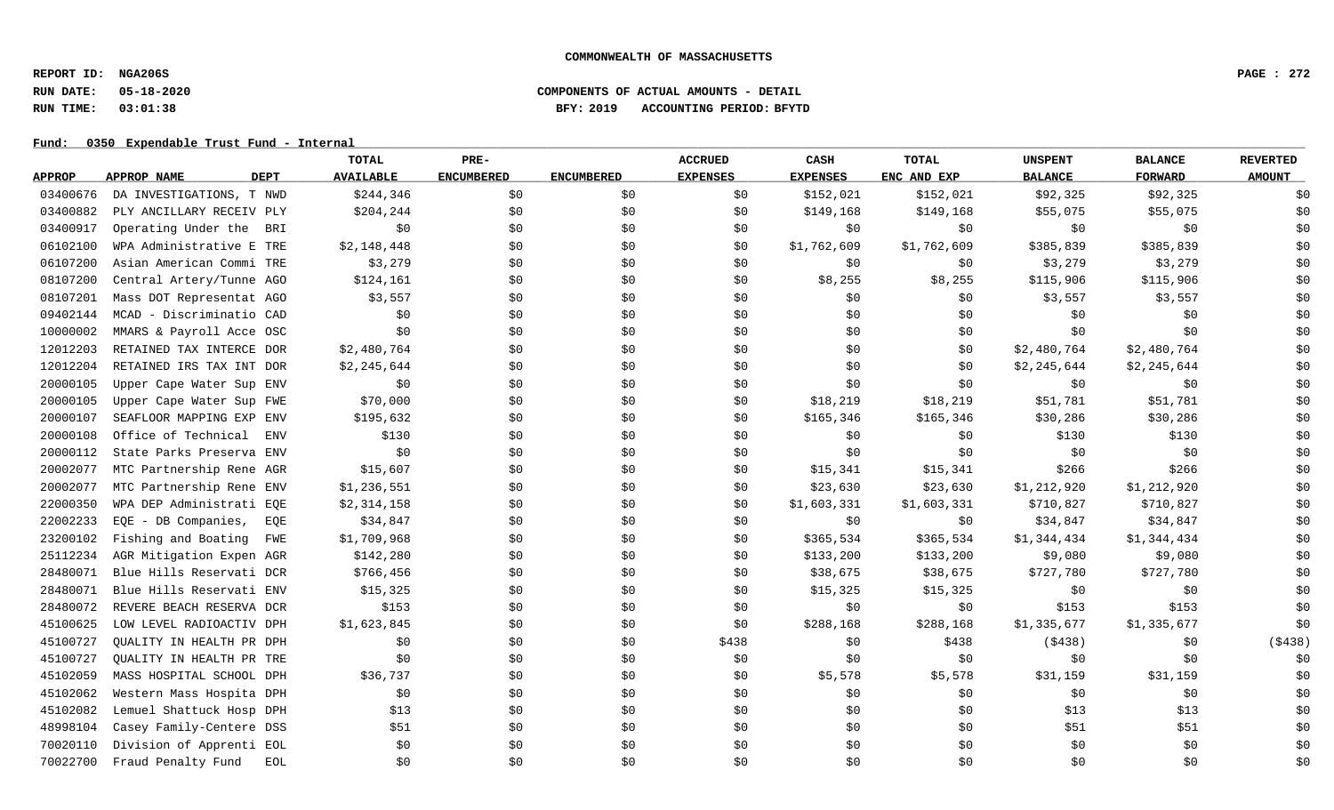**COMMONWEALTH OF MASSACHUSETTS**

**REPORT ID: NGA206S**
**RUN DATE: 05-18-2020**
**RUN TIME: 03:01:38**

**COMPONENTS OF ACTUAL AMOUNTS - DETAIL**
**BFY: 2019 ACCOUNTING PERIOD: BFYTD**

**Fund: 0350 Expendable Trust Fund - Internal**

| APPROP | APPROP NAME | DEPT | TOTAL AVAILABLE | PRE-ENCUMBERED | ENCUMBERED | ACCRUED EXPENSES | CASH EXPENSES | TOTAL ENC AND EXP | UNSPENT BALANCE | BALANCE FORWARD | REVERTED AMOUNT |
|---|---|---|---|---|---|---|---|---|---|---|---|
| 03400676 | DA INVESTIGATIONS, T | NWD | $244,346 | $0 | $0 | $0 | $152,021 | $152,021 | $92,325 | $92,325 | $0 |
| 03400882 | PLY ANCILLARY RECEIV | PLY | $204,244 | $0 | $0 | $0 | $149,168 | $149,168 | $55,075 | $55,075 | $0 |
| 03400917 | Operating Under the | BRI | $0 | $0 | $0 | $0 | $0 | $0 | $0 | $0 | $0 |
| 06102100 | WPA Administrative E | TRE | $2,148,448 | $0 | $0 | $0 | $1,762,609 | $1,762,609 | $385,839 | $385,839 | $0 |
| 06107200 | Asian American Commi | TRE | $3,279 | $0 | $0 | $0 | $0 | $0 | $3,279 | $3,279 | $0 |
| 08107200 | Central Artery/Tunne | AGO | $124,161 | $0 | $0 | $0 | $8,255 | $8,255 | $115,906 | $115,906 | $0 |
| 08107201 | Mass DOT Representat | AGO | $3,557 | $0 | $0 | $0 | $0 | $0 | $3,557 | $3,557 | $0 |
| 09402144 | MCAD - Discriminatio | CAD | $0 | $0 | $0 | $0 | $0 | $0 | $0 | $0 | $0 |
| 10000002 | MMARS & Payroll Acce | OSC | $0 | $0 | $0 | $0 | $0 | $0 | $0 | $0 | $0 |
| 12012203 | RETAINED TAX INTERCE | DOR | $2,480,764 | $0 | $0 | $0 | $0 | $0 | $2,480,764 | $2,480,764 | $0 |
| 12012204 | RETAINED IRS TAX INT | DOR | $2,245,644 | $0 | $0 | $0 | $0 | $0 | $2,245,644 | $2,245,644 | $0 |
| 20000105 | Upper Cape Water Sup | ENV | $0 | $0 | $0 | $0 | $0 | $0 | $0 | $0 | $0 |
| 20000105 | Upper Cape Water Sup | FWE | $70,000 | $0 | $0 | $0 | $18,219 | $18,219 | $51,781 | $51,781 | $0 |
| 20000107 | SEAFLOOR MAPPING EXP | ENV | $195,632 | $0 | $0 | $0 | $165,346 | $165,346 | $30,286 | $30,286 | $0 |
| 20000108 | Office of Technical | ENV | $130 | $0 | $0 | $0 | $0 | $0 | $130 | $130 | $0 |
| 20000112 | State Parks Preserva | ENV | $0 | $0 | $0 | $0 | $0 | $0 | $0 | $0 | $0 |
| 20002077 | MTC Partnership Rene | AGR | $15,607 | $0 | $0 | $0 | $15,341 | $15,341 | $266 | $266 | $0 |
| 20002077 | MTC Partnership Rene | ENV | $1,236,551 | $0 | $0 | $0 | $23,630 | $23,630 | $1,212,920 | $1,212,920 | $0 |
| 22000350 | WPA DEP Administrati | EQE | $2,314,158 | $0 | $0 | $0 | $1,603,331 | $1,603,331 | $710,827 | $710,827 | $0 |
| 22002233 | EQE - DB Companies, | EQE | $34,847 | $0 | $0 | $0 | $0 | $0 | $34,847 | $34,847 | $0 |
| 23200102 | Fishing and Boating | FWE | $1,709,968 | $0 | $0 | $0 | $365,534 | $365,534 | $1,344,434 | $1,344,434 | $0 |
| 25112234 | AGR Mitigation Expen | AGR | $142,280 | $0 | $0 | $0 | $133,200 | $133,200 | $9,080 | $9,080 | $0 |
| 28480071 | Blue Hills Reservati | DCR | $766,456 | $0 | $0 | $0 | $38,675 | $38,675 | $727,780 | $727,780 | $0 |
| 28480071 | Blue Hills Reservati | ENV | $15,325 | $0 | $0 | $0 | $15,325 | $15,325 | $0 | $0 | $0 |
| 28480072 | REVERE BEACH RESERVA | DCR | $153 | $0 | $0 | $0 | $0 | $0 | $153 | $153 | $0 |
| 45100625 | LOW LEVEL RADIOACTIV | DPH | $1,623,845 | $0 | $0 | $0 | $288,168 | $288,168 | $1,335,677 | $1,335,677 | $0 |
| 45100727 | QUALITY IN HEALTH PR | DPH | $0 | $0 | $0 | $438 | $0 | $438 | ($438) | $0 | ($438) |
| 45100727 | QUALITY IN HEALTH PR | TRE | $0 | $0 | $0 | $0 | $0 | $0 | $0 | $0 | $0 |
| 45102059 | MASS HOSPITAL SCHOOL | DPH | $36,737 | $0 | $0 | $0 | $5,578 | $5,578 | $31,159 | $31,159 | $0 |
| 45102062 | Western Mass Hospita | DPH | $0 | $0 | $0 | $0 | $0 | $0 | $0 | $0 | $0 |
| 45102082 | Lemuel Shattuck Hosp | DPH | $13 | $0 | $0 | $0 | $0 | $0 | $13 | $13 | $0 |
| 48998104 | Casey Family-Centere | DSS | $51 | $0 | $0 | $0 | $0 | $0 | $51 | $51 | $0 |
| 70020110 | Division of Apprenti | EOL | $0 | $0 | $0 | $0 | $0 | $0 | $0 | $0 | $0 |
| 70022700 | Fraud Penalty Fund | EOL | $0 | $0 | $0 | $0 | $0 | $0 | $0 | $0 | $0 |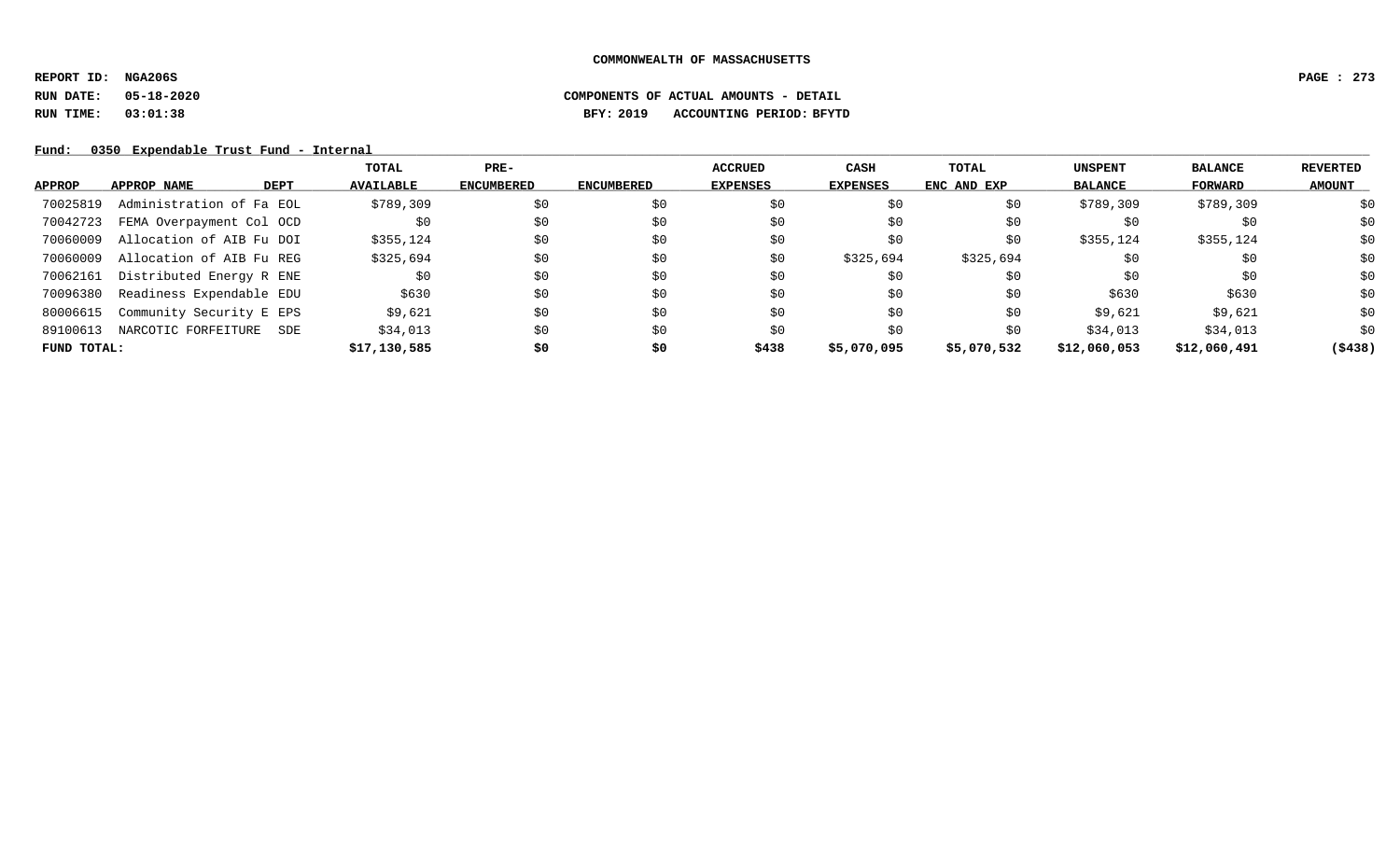COMMONWEALTH OF MASSACHUSETTS

REPORT ID: NGA206S

RUN DATE: 05-18-2020 COMPONENTS OF ACTUAL AMOUNTS - DETAIL

RUN TIME: 03:01:38 BFY: 2019 ACCOUNTING PERIOD: BFYTD

Fund: 0350 Expendable Trust Fund - Internal

| APPROP | APPROP NAME | DEPT | TOTAL AVAILABLE | PRE-ENCUMBERED | ENCUMBERED | ACCRUED EXPENSES | CASH EXPENSES | TOTAL ENC AND EXP | UNSPENT BALANCE | BALANCE FORWARD | REVERTED AMOUNT |
|---|---|---|---|---|---|---|---|---|---|---|---|
| 70025819 | Administration of Fa | EOL | $789,309 | $0 | $0 | $0 | $0 | $0 | $789,309 | $789,309 | $0 |
| 70042723 | FEMA Overpayment Col | OCD | $0 | $0 | $0 | $0 | $0 | $0 | $0 | $0 | $0 |
| 70060009 | Allocation of AIB Fu | DOI | $355,124 | $0 | $0 | $0 | $0 | $0 | $355,124 | $355,124 | $0 |
| 70060009 | Allocation of AIB Fu | REG | $325,694 | $0 | $0 | $0 | $325,694 | $325,694 | $0 | $0 | $0 |
| 70062161 | Distributed Energy R | ENE | $0 | $0 | $0 | $0 | $0 | $0 | $0 | $0 | $0 |
| 70096380 | Readiness Expendable | EDU | $630 | $0 | $0 | $0 | $0 | $0 | $630 | $630 | $0 |
| 80006615 | Community Security E | EPS | $9,621 | $0 | $0 | $0 | $0 | $0 | $9,621 | $9,621 | $0 |
| 89100613 | NARCOTIC FORFEITURE | SDE | $34,013 | $0 | $0 | $0 | $0 | $0 | $34,013 | $34,013 | $0 |
| FUND TOTAL: | | | $17,130,585 | $0 | $0 | $438 | $5,070,095 | $5,070,532 | $12,060,053 | $12,060,491 | ($438) |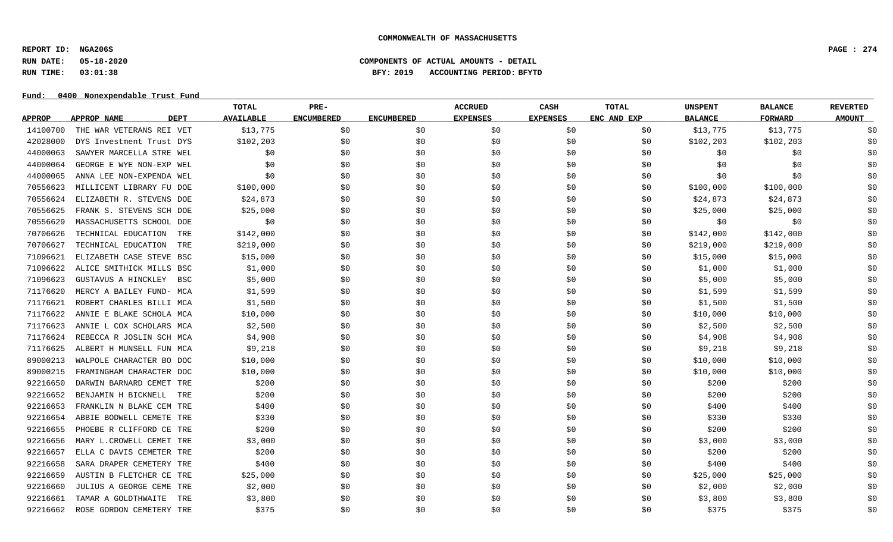**COMMONWEALTH OF MASSACHUSETTS**

**REPORT ID: NGA206S**
**RUN DATE: 05-18-2020**
**RUN TIME: 03:01:38**

**COMPONENTS OF ACTUAL AMOUNTS - DETAIL**
**BFY: 2019 ACCOUNTING PERIOD: BFYTD**

**Fund: 0400 Nonexpendable Trust Fund**

| APPROP | APPROP NAME | DEPT | TOTAL AVAILABLE | PRE-ENCUMBERED | ENCUMBERED | ACCRUED EXPENSES | CASH EXPENSES | TOTAL ENC AND EXP | UNSPENT BALANCE | BALANCE FORWARD | REVERTED AMOUNT |
|---|---|---|---|---|---|---|---|---|---|---|---|
| 14100700 | THE WAR VETERANS REI | VET | $13,775 | $0 | $0 | $0 | $0 | $0 | $13,775 | $13,775 | $0 |
| 42028000 | DYS Investment Trust | DYS | $102,203 | $0 | $0 | $0 | $0 | $0 | $102,203 | $102,203 | $0 |
| 44000063 | SAWYER MARCELLA STRE | WEL | $0 | $0 | $0 | $0 | $0 | $0 | $0 | $0 | $0 |
| 44000064 | GEORGE E WYE NON-EXP | WEL | $0 | $0 | $0 | $0 | $0 | $0 | $0 | $0 | $0 |
| 44000065 | ANNA LEE NON-EXPENDA | WEL | $0 | $0 | $0 | $0 | $0 | $0 | $0 | $0 | $0 |
| 70556623 | MILLICENT LIBRARY FU | DOE | $100,000 | $0 | $0 | $0 | $0 | $0 | $100,000 | $100,000 | $0 |
| 70556624 | ELIZABETH R. STEVENS | DOE | $24,873 | $0 | $0 | $0 | $0 | $0 | $24,873 | $24,873 | $0 |
| 70556625 | FRANK S. STEVENS SCH | DOE | $25,000 | $0 | $0 | $0 | $0 | $0 | $25,000 | $25,000 | $0 |
| 70556629 | MASSACHUSETTS SCHOOL | DOE | $0 | $0 | $0 | $0 | $0 | $0 | $0 | $0 | $0 |
| 70706626 | TECHNICAL EDUCATION | TRE | $142,000 | $0 | $0 | $0 | $0 | $0 | $142,000 | $142,000 | $0 |
| 70706627 | TECHNICAL EDUCATION | TRE | $219,000 | $0 | $0 | $0 | $0 | $0 | $219,000 | $219,000 | $0 |
| 71096621 | ELIZABETH CASE STEVE | BSC | $15,000 | $0 | $0 | $0 | $0 | $0 | $15,000 | $15,000 | $0 |
| 71096622 | ALICE SMITHICK MILLS | BSC | $1,000 | $0 | $0 | $0 | $0 | $0 | $1,000 | $1,000 | $0 |
| 71096623 | GUSTAVUS A HINCKLEY | BSC | $5,000 | $0 | $0 | $0 | $0 | $0 | $5,000 | $5,000 | $0 |
| 71176620 | MERCY A BAILEY FUND- | MCA | $1,599 | $0 | $0 | $0 | $0 | $0 | $1,599 | $1,599 | $0 |
| 71176621 | ROBERT CHARLES BILLI | MCA | $1,500 | $0 | $0 | $0 | $0 | $0 | $1,500 | $1,500 | $0 |
| 71176622 | ANNIE E BLAKE SCHOLA | MCA | $10,000 | $0 | $0 | $0 | $0 | $0 | $10,000 | $10,000 | $0 |
| 71176623 | ANNIE L COX SCHOLARS | MCA | $2,500 | $0 | $0 | $0 | $0 | $0 | $2,500 | $2,500 | $0 |
| 71176624 | REBECCA R JOSLIN SCH | MCA | $4,908 | $0 | $0 | $0 | $0 | $0 | $4,908 | $4,908 | $0 |
| 71176625 | ALBERT H MUNSELL FUN | MCA | $9,218 | $0 | $0 | $0 | $0 | $0 | $9,218 | $9,218 | $0 |
| 89000213 | WALPOLE CHARACTER BO | DOC | $10,000 | $0 | $0 | $0 | $0 | $0 | $10,000 | $10,000 | $0 |
| 89000215 | FRAMINGHAM CHARACTER | DOC | $10,000 | $0 | $0 | $0 | $0 | $0 | $10,000 | $10,000 | $0 |
| 92216650 | DARWIN BARNARD CEMET | TRE | $200 | $0 | $0 | $0 | $0 | $0 | $200 | $200 | $0 |
| 92216652 | BENJAMIN H BICKNELL | TRE | $200 | $0 | $0 | $0 | $0 | $0 | $200 | $200 | $0 |
| 92216653 | FRANKLIN N BLAKE CEM | TRE | $400 | $0 | $0 | $0 | $0 | $0 | $400 | $400 | $0 |
| 92216654 | ABBIE BODWELL CEMETE | TRE | $330 | $0 | $0 | $0 | $0 | $0 | $330 | $330 | $0 |
| 92216655 | PHOEBE R CLIFFORD CE | TRE | $200 | $0 | $0 | $0 | $0 | $0 | $200 | $200 | $0 |
| 92216656 | MARY L.CROWELL CEMET | TRE | $3,000 | $0 | $0 | $0 | $0 | $0 | $3,000 | $3,000 | $0 |
| 92216657 | ELLA C DAVIS CEMETER | TRE | $200 | $0 | $0 | $0 | $0 | $0 | $200 | $200 | $0 |
| 92216658 | SARA DRAPER CEMETERY | TRE | $400 | $0 | $0 | $0 | $0 | $0 | $400 | $400 | $0 |
| 92216659 | AUSTIN B FLETCHER CE | TRE | $25,000 | $0 | $0 | $0 | $0 | $0 | $25,000 | $25,000 | $0 |
| 92216660 | JULIUS A GEORGE CEME | TRE | $2,000 | $0 | $0 | $0 | $0 | $0 | $2,000 | $2,000 | $0 |
| 92216661 | TAMAR A GOLDTHWAITE | TRE | $3,800 | $0 | $0 | $0 | $0 | $0 | $3,800 | $3,800 | $0 |
| 92216662 | ROSE GORDON CEMETERY | TRE | $375 | $0 | $0 | $0 | $0 | $0 | $375 | $375 | $0 |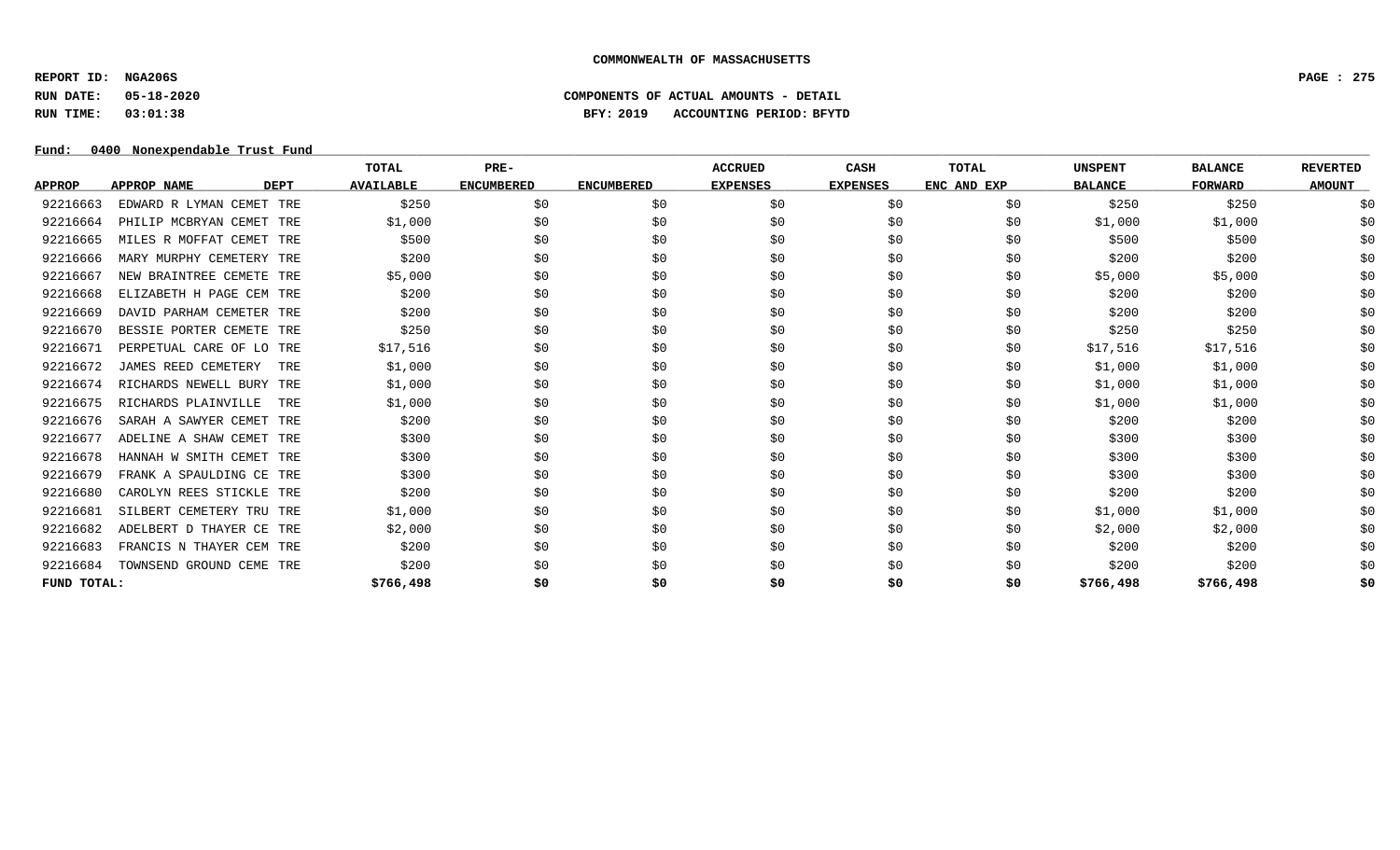**COMMONWEALTH OF MASSACHUSETTS**

**REPORT ID: NGA206S**

**RUN DATE: 05-18-2020** **COMPONENTS OF ACTUAL AMOUNTS - DETAIL**

**RUN TIME: 03:01:38** **BFY: 2019 ACCOUNTING PERIOD: BFYTD**

**Fund: 0400 Nonexpendable Trust Fund**

| APPROP | APPROP NAME | DEPT | TOTAL AVAILABLE | PRE-ENCUMBERED | ENCUMBERED | ACCRUED EXPENSES | CASH EXPENSES | TOTAL ENC AND EXP | UNSPENT BALANCE | BALANCE FORWARD | REVERTED AMOUNT |
|---|---|---|---|---|---|---|---|---|---|---|---|
| 92216663 | EDWARD R LYMAN CEMET | TRE | $250 | $0 | $0 | $0 | $0 | $0 | $250 | $250 | $0 |
| 92216664 | PHILIP MCBRYAN CEMET | TRE | $1,000 | $0 | $0 | $0 | $0 | $0 | $1,000 | $1,000 | $0 |
| 92216665 | MILES R MOFFAT CEMET | TRE | $500 | $0 | $0 | $0 | $0 | $0 | $500 | $500 | $0 |
| 92216666 | MARY MURPHY CEMETERY | TRE | $200 | $0 | $0 | $0 | $0 | $0 | $200 | $200 | $0 |
| 92216667 | NEW BRAINTREE CEMETE | TRE | $5,000 | $0 | $0 | $0 | $0 | $0 | $5,000 | $5,000 | $0 |
| 92216668 | ELIZABETH H PAGE CEM | TRE | $200 | $0 | $0 | $0 | $0 | $0 | $200 | $200 | $0 |
| 92216669 | DAVID PARHAM CEMETER | TRE | $200 | $0 | $0 | $0 | $0 | $0 | $200 | $200 | $0 |
| 92216670 | BESSIE PORTER CEMETE | TRE | $250 | $0 | $0 | $0 | $0 | $0 | $250 | $250 | $0 |
| 92216671 | PERPETUAL CARE OF LO | TRE | $17,516 | $0 | $0 | $0 | $0 | $0 | $17,516 | $17,516 | $0 |
| 92216672 | JAMES REED CEMETERY | TRE | $1,000 | $0 | $0 | $0 | $0 | $0 | $1,000 | $1,000 | $0 |
| 92216674 | RICHARDS NEWELL BURY | TRE | $1,000 | $0 | $0 | $0 | $0 | $0 | $1,000 | $1,000 | $0 |
| 92216675 | RICHARDS PLAINVILLE | TRE | $1,000 | $0 | $0 | $0 | $0 | $0 | $1,000 | $1,000 | $0 |
| 92216676 | SARAH A SAWYER CEMET | TRE | $200 | $0 | $0 | $0 | $0 | $0 | $200 | $200 | $0 |
| 92216677 | ADELINE A SHAW CEMET | TRE | $300 | $0 | $0 | $0 | $0 | $0 | $300 | $300 | $0 |
| 92216678 | HANNAH W SMITH CEMET | TRE | $300 | $0 | $0 | $0 | $0 | $0 | $300 | $300 | $0 |
| 92216679 | FRANK A SPAULDING CE | TRE | $300 | $0 | $0 | $0 | $0 | $0 | $300 | $300 | $0 |
| 92216680 | CAROLYN REES STICKLE | TRE | $200 | $0 | $0 | $0 | $0 | $0 | $200 | $200 | $0 |
| 92216681 | SILBERT CEMETERY TRU | TRE | $1,000 | $0 | $0 | $0 | $0 | $0 | $1,000 | $1,000 | $0 |
| 92216682 | ADELBERT D THAYER CE | TRE | $2,000 | $0 | $0 | $0 | $0 | $0 | $2,000 | $2,000 | $0 |
| 92216683 | FRANCIS N THAYER CEM | TRE | $200 | $0 | $0 | $0 | $0 | $0 | $200 | $200 | $0 |
| 92216684 | TOWNSEND GROUND CEME | TRE | $200 | $0 | $0 | $0 | $0 | $0 | $200 | $200 | $0 |
| **FUND TOTAL:** | | | **$766,498** | **$0** | **$0** | **$0** | **$0** | **$0** | **$766,498** | **$766,498** | **$0** |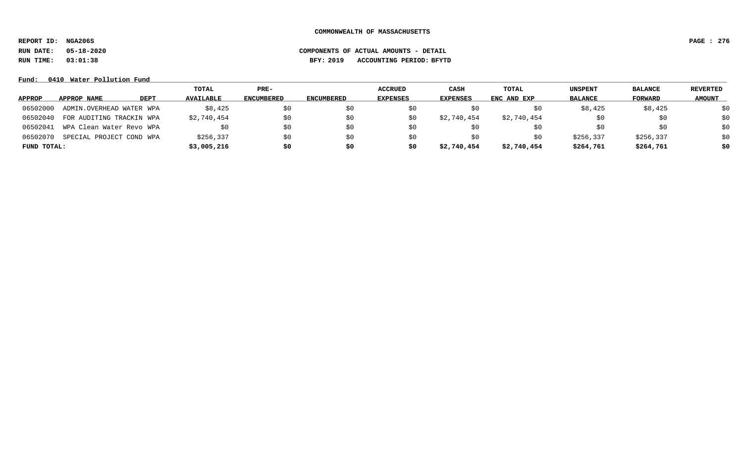COMMONWEALTH OF MASSACHUSETTS

REPORT ID: NGA206S

RUN DATE: 05-18-2020

RUN TIME: 03:01:38

COMPONENTS OF ACTUAL AMOUNTS - DETAIL

BFY: 2019 ACCOUNTING PERIOD: BFYTD

Fund: 0410 Water Pollution Fund

| APPROP | APPROP NAME | DEPT | TOTAL AVAILABLE | PRE-ENCUMBERED | ENCUMBERED | ACCRUED EXPENSES | CASH EXPENSES | TOTAL ENC AND EXP | UNSPENT BALANCE | BALANCE FORWARD | REVERTED AMOUNT |
|---|---|---|---|---|---|---|---|---|---|---|---|
| 06502000 | ADMIN.OVERHEAD WATER | WPA | $8,425 | $0 | $0 | $0 | $0 | $0 | $8,425 | $8,425 | $0 |
| 06502040 | FOR AUDITING TRACKIN | WPA | $2,740,454 | $0 | $0 | $0 | $2,740,454 | $2,740,454 | $0 | $0 | $0 |
| 06502041 | WPA Clean Water Revo | WPA | $0 | $0 | $0 | $0 | $0 | $0 | $0 | $0 | $0 |
| 06502070 | SPECIAL PROJECT COND | WPA | $256,337 | $0 | $0 | $0 | $0 | $0 | $256,337 | $256,337 | $0 |
| **FUND TOTAL:** | | | **$3,005,216** | **$0** | **$0** | **$0** | **$2,740,454** | **$2,740,454** | **$264,761** | **$264,761** | **$0** |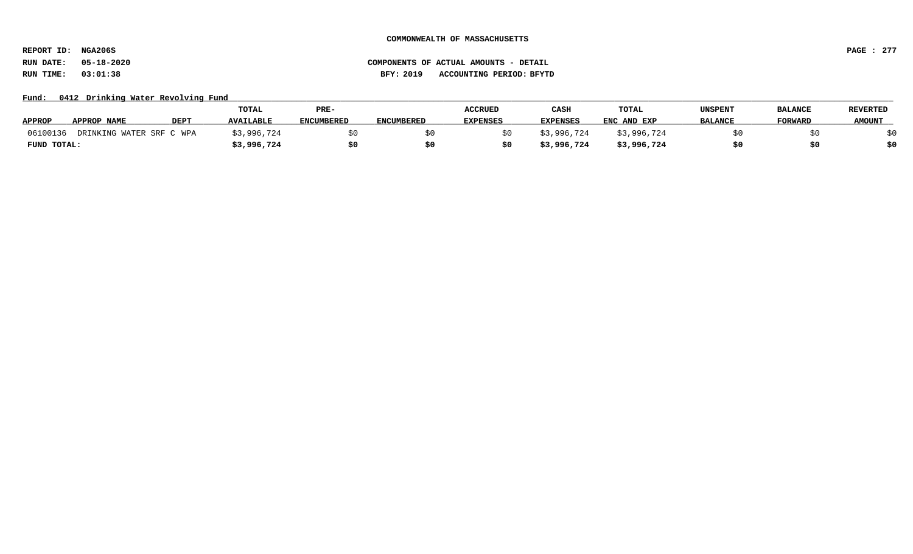COMMONWEALTH OF MASSACHUSETTS

REPORT ID: NGA206S

RUN DATE: 05-18-2020

RUN TIME: 03:01:38

COMPONENTS OF ACTUAL AMOUNTS - DETAIL

BFY: 2019 ACCOUNTING PERIOD: BFYTD

Fund: 0412 Drinking Water Revolving Fund

| APPROP | APPROP NAME | DEPT | TOTAL AVAILABLE | PRE-ENCUMBERED | ENCUMBERED | ACCRUED EXPENSES | CASH EXPENSES | TOTAL ENC AND EXP | UNSPENT BALANCE | BALANCE FORWARD | REVERTED AMOUNT |
|---|---|---|---|---|---|---|---|---|---|---|---|
| 06100136 | DRINKING WATER SRF C | WPA | $3,996,724 | $0 | $0 | $0 | $3,996,724 | $3,996,724 | $0 | $0 | $0 |
| **FUND TOTAL:** | | | **$3,996,724** | **$0** | **$0** | **$0** | **$3,996,724** | **$3,996,724** | **$0** | **$0** | **$0** |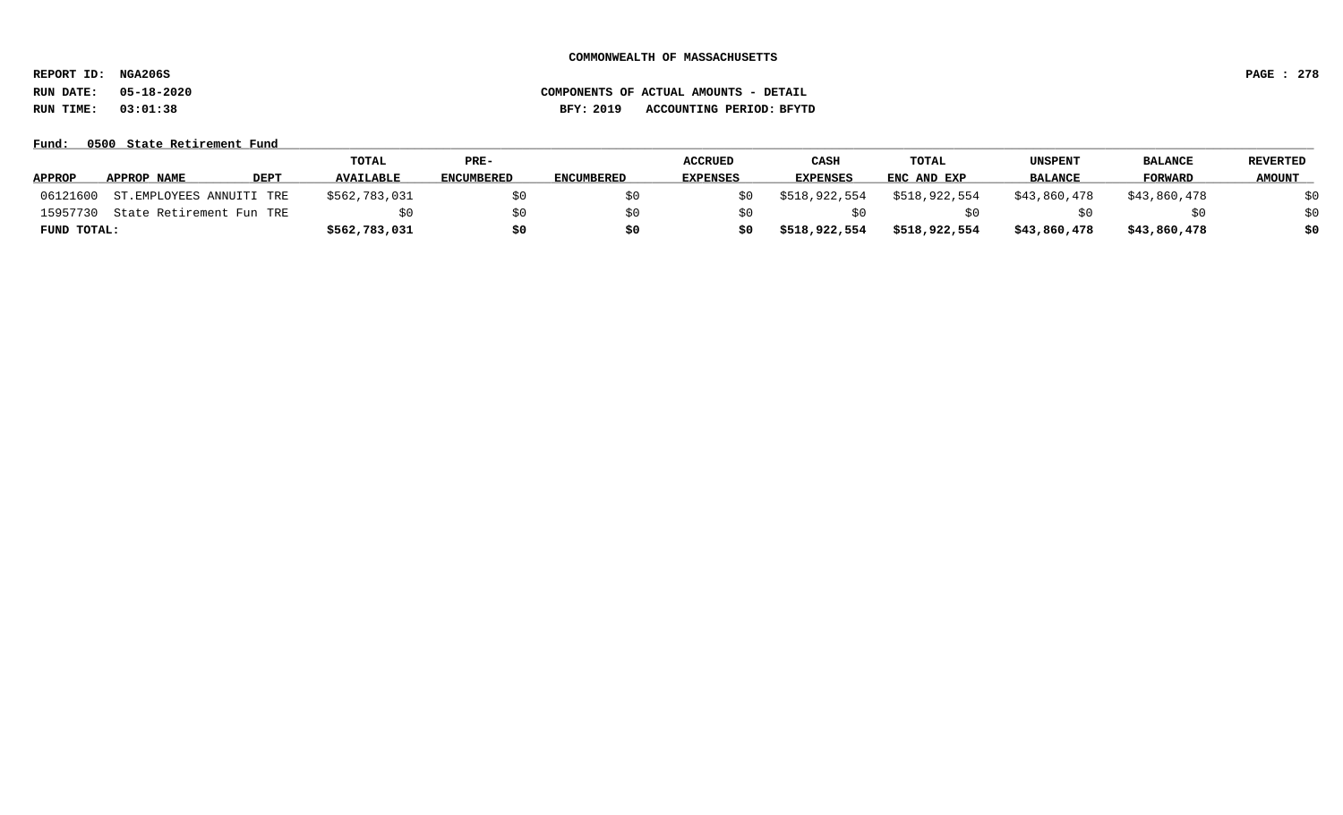COMMONWEALTH OF MASSACHUSETTS

REPORT ID: NGA206S

RUN DATE: 05-18-2020

RUN TIME: 03:01:38

COMPONENTS OF ACTUAL AMOUNTS - DETAIL

BFY: 2019 ACCOUNTING PERIOD: BFYTD

Fund: 0500 State Retirement Fund

| APPROP | APPROP NAME | DEPT | TOTAL AVAILABLE | PRE-ENCUMBERED | ENCUMBERED | ACCRUED EXPENSES | CASH EXPENSES | TOTAL ENC AND EXP | UNSPENT BALANCE | BALANCE FORWARD | REVERTED AMOUNT |
|---|---|---|---|---|---|---|---|---|---|---|---|
| 06121600 | ST.EMPLOYEES ANNUITI | TRE | $562,783,031 | $0 | $0 | $0 | $518,922,554 | $518,922,554 | $43,860,478 | $43,860,478 | $0 |
| 15957730 | State Retirement Fun | TRE | $0 | $0 | $0 | $0 | $0 | $0 | $0 | $0 | $0 |
| **FUND TOTAL:** | | | **$562,783,031** | **$0** | **$0** | **$0** | **$518,922,554** | **$518,922,554** | **$43,860,478** | **$43,860,478** | **$0** |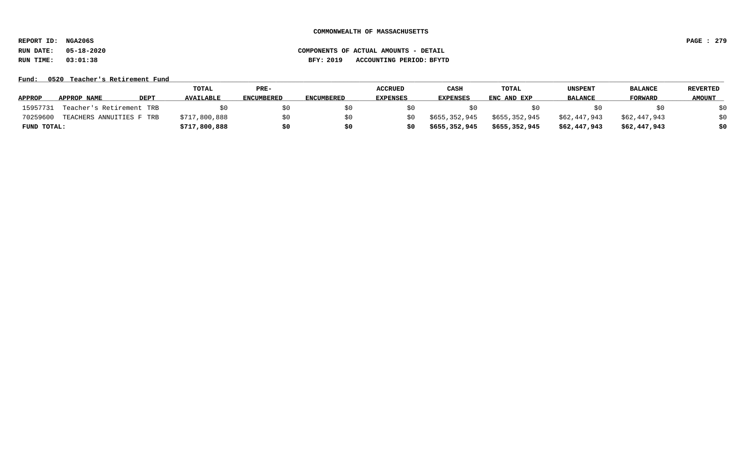**COMMONWEALTH OF MASSACHUSETTS**

**REPORT ID: NGA206S**

**RUN DATE: 05-18-2020** **COMPONENTS OF ACTUAL AMOUNTS - DETAIL**

**RUN TIME: 03:01:38** **BFY: 2019 ACCOUNTING PERIOD: BFYTD**

**Fund: 0520 Teacher's Retirement Fund**

| APPROP | APPROP NAME | DEPT | TOTAL AVAILABLE | PRE-ENCUMBERED | ENCUMBERED | ACCRUED EXPENSES | CASH EXPENSES | TOTAL ENC AND EXP | UNSPENT BALANCE | BALANCE FORWARD | REVERTED AMOUNT |
|---|---|---|---|---|---|---|---|---|---|---|---|
| 15957731 | Teacher's Retirement | TRB | $0 | $0 | $0 | $0 | $0 | $0 | $0 | $0 | $0 |
| 70259600 | TEACHERS ANNUITIES F | TRB | $717,800,888 | $0 | $0 | $0 | $655,352,945 | $655,352,945 | $62,447,943 | $62,447,943 | $0 |
| **FUND TOTAL:** | | | **$717,800,888** | **$0** | **$0** | **$0** | **$655,352,945** | **$655,352,945** | **$62,447,943** | **$62,447,943** | **$0** |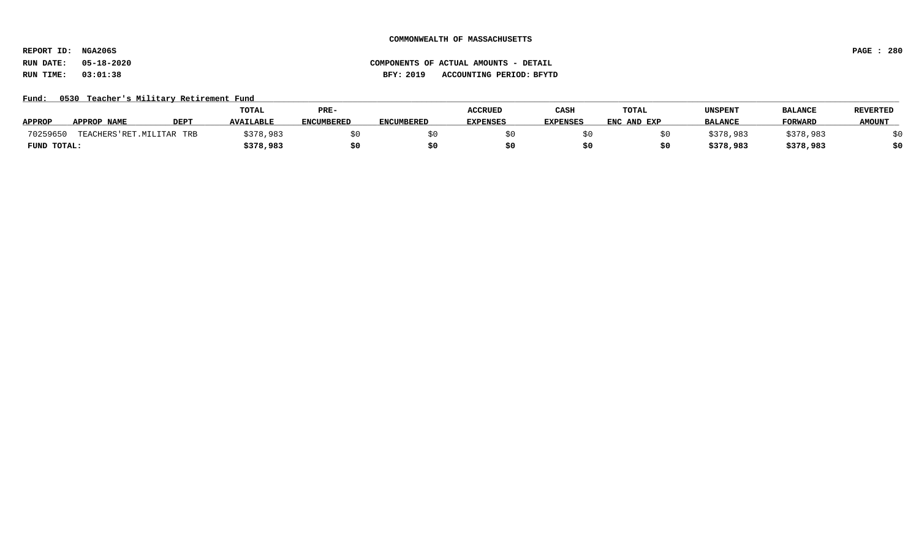**COMMONWEALTH OF MASSACHUSETTS**

**REPORT ID: NGA206S**
**RUN DATE: 05-18-2020**
**RUN TIME: 03:01:38**

**COMPONENTS OF ACTUAL AMOUNTS - DETAIL**
**BFY: 2019 ACCOUNTING PERIOD: BFYTD**

**Fund: 0530 Teacher's Military Retirement Fund**

| APPROP | APPROP NAME | DEPT | TOTAL AVAILABLE | PRE-ENCUMBERED | ENCUMBERED | ACCRUED EXPENSES | CASH EXPENSES | TOTAL ENC AND EXP | UNSPENT BALANCE | BALANCE FORWARD | REVERTED AMOUNT |
|---|---|---|---|---|---|---|---|---|---|---|---|
| 70259650 | TEACHERS'RET.MILITAR | TRB | $378,983 | $0 | $0 | $0 | $0 | $0 | $378,983 | $378,983 | $0 |
| **FUND TOTAL:** | | | **$378,983** | **$0** | **$0** | **$0** | **$0** | **$0** | **$378,983** | **$378,983** | **$0** |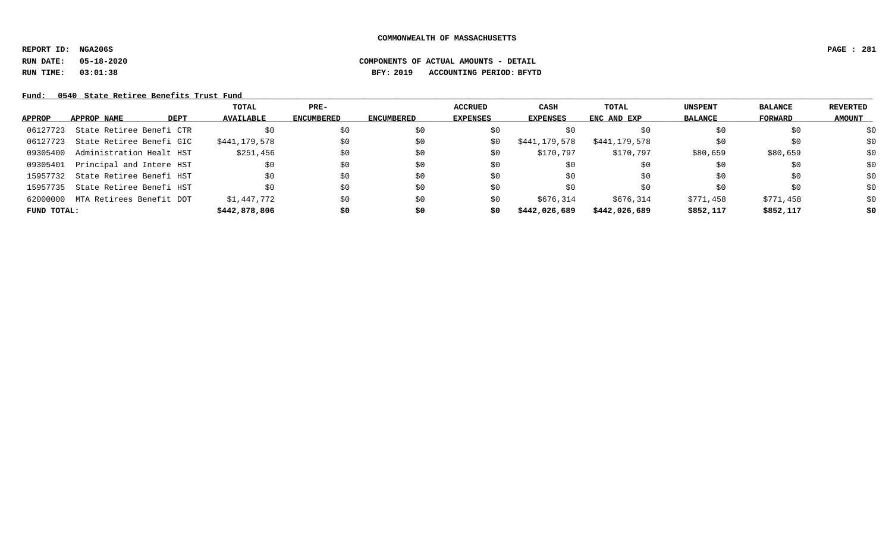**COMMONWEALTH OF MASSACHUSETTS**

**REPORT ID: NGA206S**

**RUN DATE: 05-18-2020** **COMPONENTS OF ACTUAL AMOUNTS - DETAIL**

**RUN TIME: 03:01:38** **BFY: 2019 ACCOUNTING PERIOD: BFYTD**

**Fund: 0540 State Retiree Benefits Trust Fund**

| APPROP | APPROP NAME | DEPT | TOTAL AVAILABLE | PRE-ENCUMBERED | ENCUMBERED | ACCRUED EXPENSES | CASH EXPENSES | TOTAL ENC AND EXP | UNSPENT BALANCE | BALANCE FORWARD | REVERTED AMOUNT |
|---|---|---|---|---|---|---|---|---|---|---|---|
| 06127723 | State Retiree Benefi | CTR | $0 | $0 | $0 | $0 | $0 | $0 | $0 | $0 | $0 |
| 06127723 | State Retiree Benefi | GIC | $441,179,578 | $0 | $0 | $0 | $441,179,578 | $441,179,578 | $0 | $0 | $0 |
| 09305400 | Administration Healt | HST | $251,456 | $0 | $0 | $0 | $170,797 | $170,797 | $80,659 | $80,659 | $0 |
| 09305401 | Principal and Intere | HST | $0 | $0 | $0 | $0 | $0 | $0 | $0 | $0 | $0 |
| 15957732 | State Retiree Benefi | HST | $0 | $0 | $0 | $0 | $0 | $0 | $0 | $0 | $0 |
| 15957735 | State Retiree Benefi | HST | $0 | $0 | $0 | $0 | $0 | $0 | $0 | $0 | $0 |
| 62000000 | MTA Retirees Benefit | DOT | $1,447,772 | $0 | $0 | $0 | $676,314 | $676,314 | $771,458 | $771,458 | $0 |
| **FUND TOTAL:** | | | **$442,878,806** | **$0** | **$0** | **$0** | **$442,026,689** | **$442,026,689** | **$852,117** | **$852,117** | **$0** |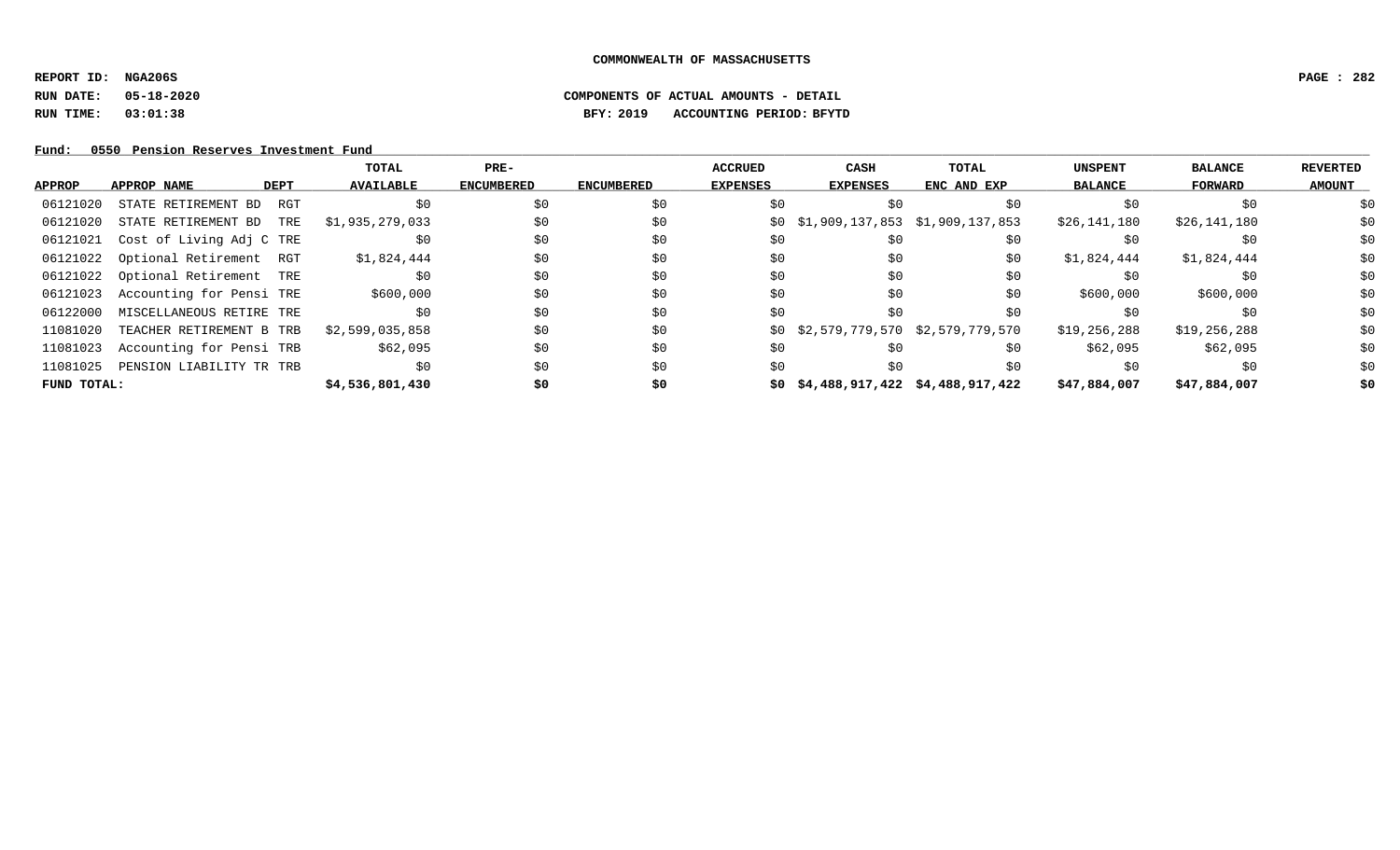**COMMONWEALTH OF MASSACHUSETTS**

**REPORT ID: NGA206S**

**RUN DATE: 05-18-2020** — **COMPONENTS OF ACTUAL AMOUNTS - DETAIL**

**RUN TIME: 03:01:38** — **BFY: 2019 ACCOUNTING PERIOD: BFYTD**

**Fund: 0550 Pension Reserves Investment Fund**

| APPROP | APPROP NAME | DEPT | TOTAL AVAILABLE | PRE-ENCUMBERED | ENCUMBERED | ACCRUED EXPENSES | CASH EXPENSES | TOTAL ENC AND EXP | UNSPENT BALANCE | BALANCE FORWARD | REVERTED AMOUNT |
|---|---|---|---|---|---|---|---|---|---|---|---|
| 06121020 | STATE RETIREMENT BD | RGT | $0 | $0 | $0 | $0 | $0 | $0 | $0 | $0 | $0 |
| 06121020 | STATE RETIREMENT BD | TRE | $1,935,279,033 | $0 | $0 | $0 | $1,909,137,853 | $1,909,137,853 | $26,141,180 | $26,141,180 | $0 |
| 06121021 | Cost of Living Adj C | TRE | $0 | $0 | $0 | $0 | $0 | $0 | $0 | $0 | $0 |
| 06121022 | Optional Retirement | RGT | $1,824,444 | $0 | $0 | $0 | $0 | $0 | $1,824,444 | $1,824,444 | $0 |
| 06121022 | Optional Retirement | TRE | $0 | $0 | $0 | $0 | $0 | $0 | $0 | $0 | $0 |
| 06121023 | Accounting for Pensi | TRE | $600,000 | $0 | $0 | $0 | $0 | $0 | $600,000 | $600,000 | $0 |
| 06122000 | MISCELLANEOUS RETIRE | TRE | $0 | $0 | $0 | $0 | $0 | $0 | $0 | $0 | $0 |
| 11081020 | TEACHER RETIREMENT B | TRB | $2,599,035,858 | $0 | $0 | $0 | $2,579,779,570 | $2,579,779,570 | $19,256,288 | $19,256,288 | $0 |
| 11081023 | Accounting for Pensi | TRB | $62,095 | $0 | $0 | $0 | $0 | $0 | $62,095 | $62,095 | $0 |
| 11081025 | PENSION LIABILITY TR | TRB | $0 | $0 | $0 | $0 | $0 | $0 | $0 | $0 | $0 |
| **FUND TOTAL:** | | | **$4,536,801,430** | **$0** | **$0** | **$0** | **$4,488,917,422** | **$4,488,917,422** | **$47,884,007** | **$47,884,007** | **$0** |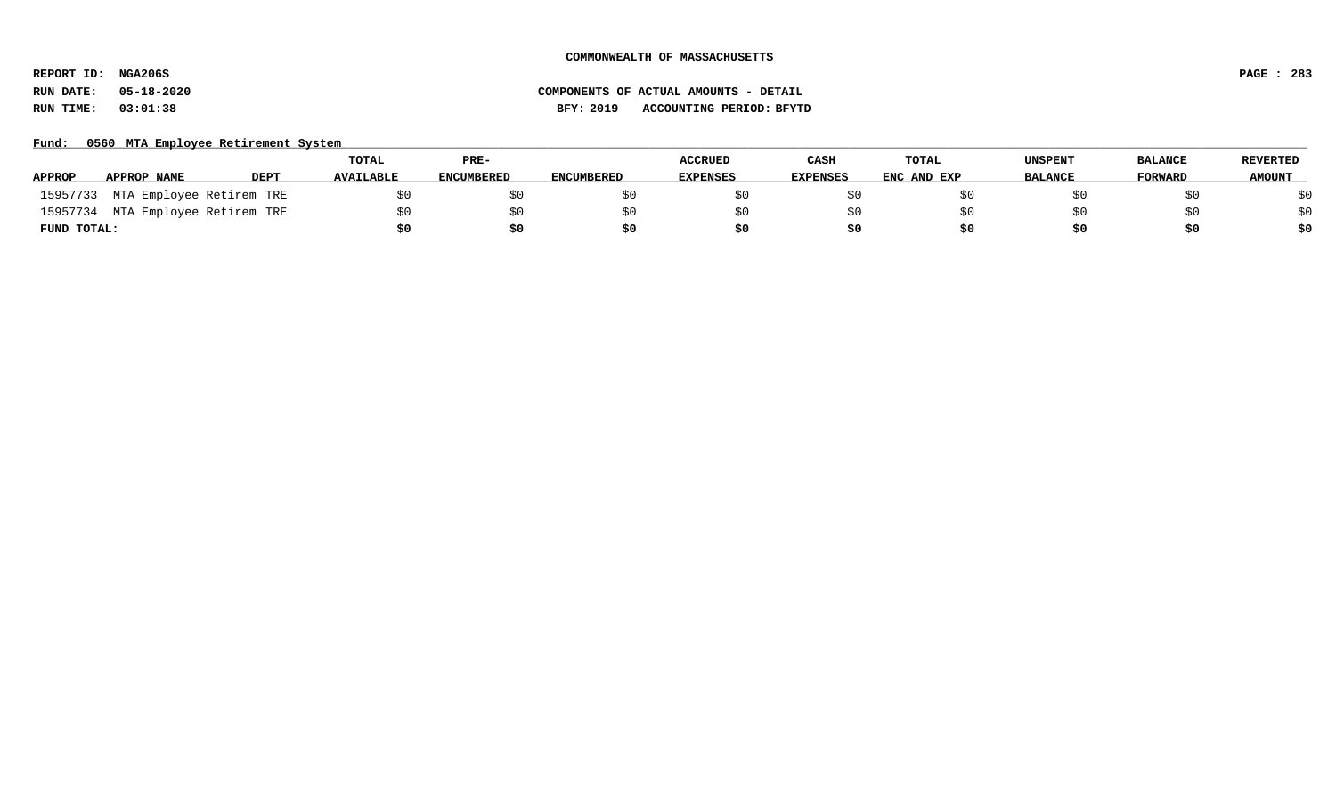**COMMONWEALTH OF MASSACHUSETTS**

**REPORT ID: NGA206S**
**RUN DATE: 05-18-2020**
**RUN TIME: 03:01:38**

**COMPONENTS OF ACTUAL AMOUNTS - DETAIL**
**BFY: 2019 ACCOUNTING PERIOD: BFYTD**

**Fund: 0560 MTA Employee Retirement System**

| APPROP | APPROP NAME | DEPT | TOTAL AVAILABLE | PRE-ENCUMBERED | ENCUMBERED | ACCRUED EXPENSES | CASH EXPENSES | TOTAL ENC AND EXP | UNSPENT BALANCE | BALANCE FORWARD | REVERTED AMOUNT |
|---|---|---|---|---|---|---|---|---|---|---|---|
| 15957733 | MTA Employee Retirem | TRE | $0 | $0 | $0 | $0 | $0 | $0 | $0 | $0 | $0 |
| 15957734 | MTA Employee Retirem | TRE | $0 | $0 | $0 | $0 | $0 | $0 | $0 | $0 | $0 |
| **FUND TOTAL:** | | | **$0** | **$0** | **$0** | **$0** | **$0** | **$0** | **$0** | **$0** | **$0** |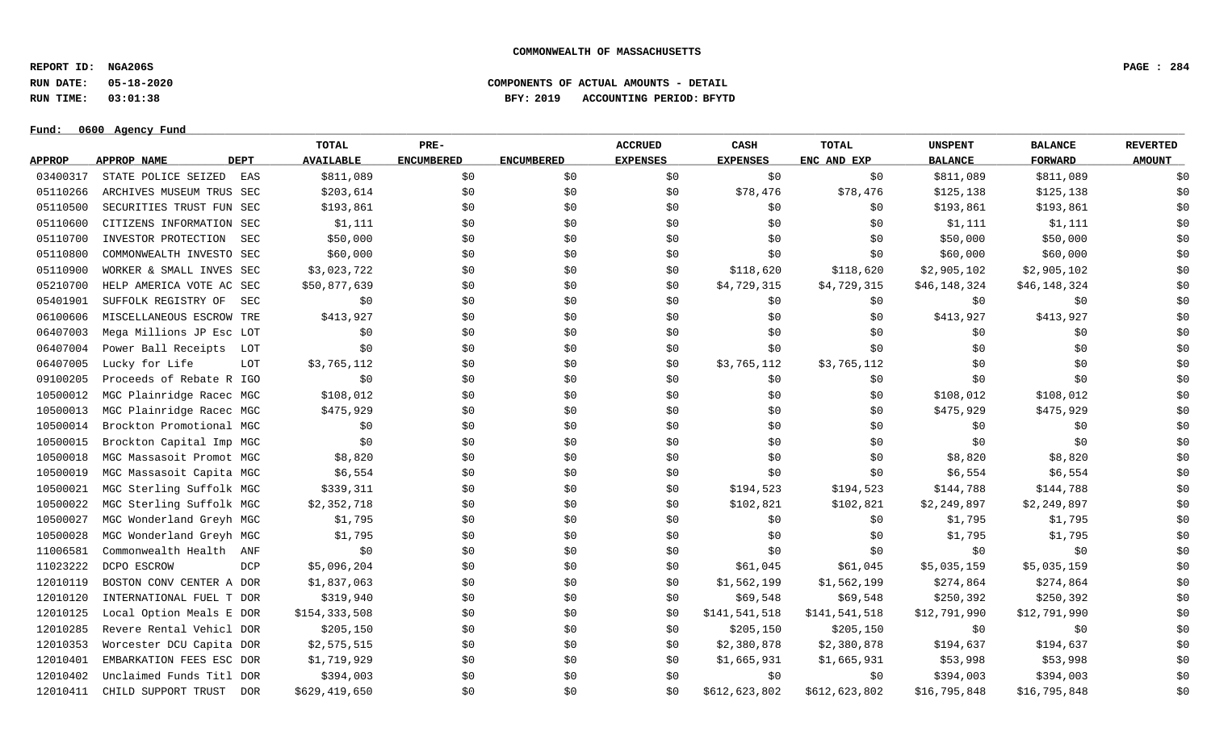COMMONWEALTH OF MASSACHUSETTS

REPORT ID: NGA206S

RUN DATE: 05-18-2020

RUN TIME: 03:01:38

COMPONENTS OF ACTUAL AMOUNTS - DETAIL

BFY: 2019 ACCOUNTING PERIOD: BFYTD

Fund: 0600 Agency Fund

| APPROP | APPROP NAME | DEPT | TOTAL AVAILABLE | PRE-ENCUMBERED | ENCUMBERED | ACCRUED EXPENSES | CASH EXPENSES | TOTAL ENC AND EXP | UNSPENT BALANCE | BALANCE FORWARD | REVERTED AMOUNT |
|---|---|---|---|---|---|---|---|---|---|---|---|
| 03400317 | STATE POLICE SEIZED | EAS | $811,089 | $0 | $0 | $0 | $0 | $0 | $811,089 | $811,089 | $0 |
| 05110266 | ARCHIVES MUSEUM TRUS | SEC | $203,614 | $0 | $0 | $0 | $78,476 | $78,476 | $125,138 | $125,138 | $0 |
| 05110500 | SECURITIES TRUST FUN | SEC | $193,861 | $0 | $0 | $0 | $0 | $0 | $193,861 | $193,861 | $0 |
| 05110600 | CITIZENS INFORMATION | SEC | $1,111 | $0 | $0 | $0 | $0 | $0 | $1,111 | $1,111 | $0 |
| 05110700 | INVESTOR PROTECTION | SEC | $50,000 | $0 | $0 | $0 | $0 | $0 | $50,000 | $50,000 | $0 |
| 05110800 | COMMONWEALTH INVESTO | SEC | $60,000 | $0 | $0 | $0 | $0 | $0 | $60,000 | $60,000 | $0 |
| 05110900 | WORKER & SMALL INVES | SEC | $3,023,722 | $0 | $0 | $0 | $118,620 | $118,620 | $2,905,102 | $2,905,102 | $0 |
| 05210700 | HELP AMERICA VOTE AC | SEC | $50,877,639 | $0 | $0 | $0 | $4,729,315 | $4,729,315 | $46,148,324 | $46,148,324 | $0 |
| 05401901 | SUFFOLK REGISTRY OF | SEC | $0 | $0 | $0 | $0 | $0 | $0 | $0 | $0 | $0 |
| 06100606 | MISCELLANEOUS ESCROW | TRE | $413,927 | $0 | $0 | $0 | $0 | $0 | $413,927 | $413,927 | $0 |
| 06407003 | Mega Millions JP Esc | LOT | $0 | $0 | $0 | $0 | $0 | $0 | $0 | $0 | $0 |
| 06407004 | Power Ball Receipts | LOT | $0 | $0 | $0 | $0 | $0 | $0 | $0 | $0 | $0 |
| 06407005 | Lucky for Life | LOT | $3,765,112 | $0 | $0 | $0 | $3,765,112 | $3,765,112 | $0 | $0 | $0 |
| 09100205 | Proceeds of Rebate R | IGO | $0 | $0 | $0 | $0 | $0 | $0 | $0 | $0 | $0 |
| 10500012 | MGC Plainridge Racec | MGC | $108,012 | $0 | $0 | $0 | $0 | $0 | $108,012 | $108,012 | $0 |
| 10500013 | MGC Plainridge Racec | MGC | $475,929 | $0 | $0 | $0 | $0 | $0 | $475,929 | $475,929 | $0 |
| 10500014 | Brockton Promotional | MGC | $0 | $0 | $0 | $0 | $0 | $0 | $0 | $0 | $0 |
| 10500015 | Brockton Capital Imp | MGC | $0 | $0 | $0 | $0 | $0 | $0 | $0 | $0 | $0 |
| 10500018 | MGC Massasoit Promot | MGC | $8,820 | $0 | $0 | $0 | $0 | $0 | $8,820 | $8,820 | $0 |
| 10500019 | MGC Massasoit Capita | MGC | $6,554 | $0 | $0 | $0 | $0 | $0 | $6,554 | $6,554 | $0 |
| 10500021 | MGC Sterling Suffolk | MGC | $339,311 | $0 | $0 | $0 | $194,523 | $194,523 | $144,788 | $144,788 | $0 |
| 10500022 | MGC Sterling Suffolk | MGC | $2,352,718 | $0 | $0 | $0 | $102,821 | $102,821 | $2,249,897 | $2,249,897 | $0 |
| 10500027 | MGC Wonderland Greyh | MGC | $1,795 | $0 | $0 | $0 | $0 | $0 | $1,795 | $1,795 | $0 |
| 10500028 | MGC Wonderland Greyh | MGC | $1,795 | $0 | $0 | $0 | $0 | $0 | $1,795 | $1,795 | $0 |
| 11006581 | Commonwealth Health | ANF | $0 | $0 | $0 | $0 | $0 | $0 | $0 | $0 | $0 |
| 11023222 | DCPO ESCROW | DCP | $5,096,204 | $0 | $0 | $0 | $61,045 | $61,045 | $5,035,159 | $5,035,159 | $0 |
| 12010119 | BOSTON CONV CENTER A | DOR | $1,837,063 | $0 | $0 | $0 | $1,562,199 | $1,562,199 | $274,864 | $274,864 | $0 |
| 12010120 | INTERNATIONAL FUEL T | DOR | $319,940 | $0 | $0 | $0 | $69,548 | $69,548 | $250,392 | $250,392 | $0 |
| 12010125 | Local Option Meals E | DOR | $154,333,508 | $0 | $0 | $0 | $141,541,518 | $141,541,518 | $12,791,990 | $12,791,990 | $0 |
| 12010285 | Revere Rental Vehicl | DOR | $205,150 | $0 | $0 | $0 | $205,150 | $205,150 | $0 | $0 | $0 |
| 12010353 | Worcester DCU Capita | DOR | $2,575,515 | $0 | $0 | $0 | $2,380,878 | $2,380,878 | $194,637 | $194,637 | $0 |
| 12010401 | EMBARKATION FEES ESC | DOR | $1,719,929 | $0 | $0 | $0 | $1,665,931 | $1,665,931 | $53,998 | $53,998 | $0 |
| 12010402 | Unclaimed Funds Titl | DOR | $394,003 | $0 | $0 | $0 | $0 | $0 | $394,003 | $394,003 | $0 |
| 12010411 | CHILD SUPPORT TRUST | DOR | $629,419,650 | $0 | $0 | $0 | $612,623,802 | $612,623,802 | $16,795,848 | $16,795,848 | $0 |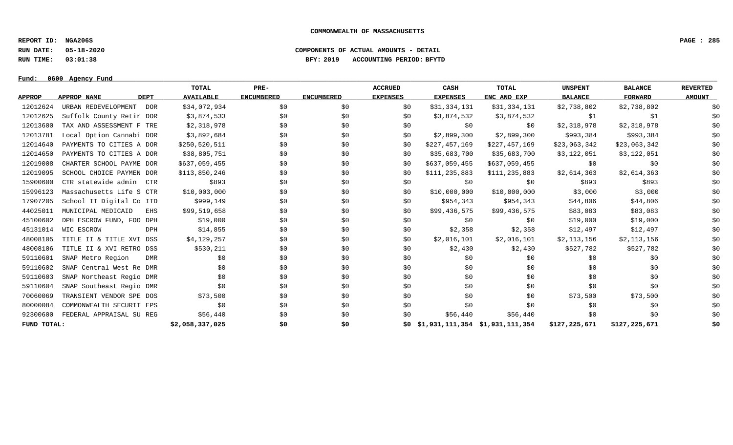**COMMONWEALTH OF MASSACHUSETTS**

**REPORT ID: NGA206S**

**RUN DATE: 05-18-2020** **COMPONENTS OF ACTUAL AMOUNTS - DETAIL**

**RUN TIME: 03:01:38** **BFY: 2019 ACCOUNTING PERIOD: BFYTD**

**Fund: 0600 Agency Fund**

| APPROP | APPROP NAME | DEPT | TOTAL AVAILABLE | PRE-ENCUMBERED | ENCUMBERED | ACCRUED EXPENSES | CASH EXPENSES | TOTAL ENC AND EXP | UNSPENT BALANCE | BALANCE FORWARD | REVERTED AMOUNT |
|---|---|---|---|---|---|---|---|---|---|---|---|
| 12012624 | URBAN REDEVELOPMENT | DOR | $34,072,934 | $0 | $0 | $0 | $31,334,131 | $31,334,131 | $2,738,802 | $2,738,802 | $0 |
| 12012625 | Suffolk County Retir | DOR | $3,874,533 | $0 | $0 | $0 | $3,874,532 | $3,874,532 | $1 | $1 | $0 |
| 12013600 | TAX AND ASSESSMENT F | TRE | $2,318,978 | $0 | $0 | $0 | $0 | $0 | $2,318,978 | $2,318,978 | $0 |
| 12013781 | Local Option Cannabi | DOR | $3,892,684 | $0 | $0 | $0 | $2,899,300 | $2,899,300 | $993,384 | $993,384 | $0 |
| 12014640 | PAYMENTS TO CITIES A | DOR | $250,520,511 | $0 | $0 | $0 | $227,457,169 | $227,457,169 | $23,063,342 | $23,063,342 | $0 |
| 12014650 | PAYMENTS TO CITIES A | DOR | $38,805,751 | $0 | $0 | $0 | $35,683,700 | $35,683,700 | $3,122,051 | $3,122,051 | $0 |
| 12019008 | CHARTER SCHOOL PAYME | DOR | $637,059,455 | $0 | $0 | $0 | $637,059,455 | $637,059,455 | $0 | $0 | $0 |
| 12019095 | SCHOOL CHOICE PAYMEN | DOR | $113,850,246 | $0 | $0 | $0 | $111,235,883 | $111,235,883 | $2,614,363 | $2,614,363 | $0 |
| 15900600 | CTR statewide admin | CTR | $893 | $0 | $0 | $0 | $0 | $0 | $893 | $893 | $0 |
| 15996123 | Massachusetts Life S | CTR | $10,003,000 | $0 | $0 | $0 | $10,000,000 | $10,000,000 | $3,000 | $3,000 | $0 |
| 17907205 | School IT Digital Co | ITD | $999,149 | $0 | $0 | $0 | $954,343 | $954,343 | $44,806 | $44,806 | $0 |
| 44025011 | MUNICIPAL MEDICAID | EHS | $99,519,658 | $0 | $0 | $0 | $99,436,575 | $99,436,575 | $83,083 | $83,083 | $0 |
| 45100602 | DPH ESCROW FUND, FOO | DPH | $19,000 | $0 | $0 | $0 | $0 | $0 | $19,000 | $19,000 | $0 |
| 45131014 | WIC ESCROW | DPH | $14,855 | $0 | $0 | $0 | $2,358 | $2,358 | $12,497 | $12,497 | $0 |
| 48008105 | TITLE II & TITLE XVI | DSS | $4,129,257 | $0 | $0 | $0 | $2,016,101 | $2,016,101 | $2,113,156 | $2,113,156 | $0 |
| 48008106 | TITLE II & XVI RETRO | DSS | $530,211 | $0 | $0 | $0 | $2,430 | $2,430 | $527,782 | $527,782 | $0 |
| 59110601 | SNAP Metro Region | DMR | $0 | $0 | $0 | $0 | $0 | $0 | $0 | $0 | $0 |
| 59110602 | SNAP Central West Re | DMR | $0 | $0 | $0 | $0 | $0 | $0 | $0 | $0 | $0 |
| 59110603 | SNAP Northeast Regio | DMR | $0 | $0 | $0 | $0 | $0 | $0 | $0 | $0 | $0 |
| 59110604 | SNAP Southeast Regio | DMR | $0 | $0 | $0 | $0 | $0 | $0 | $0 | $0 | $0 |
| 70060069 | TRANSIENT VENDOR SPE | DOS | $73,500 | $0 | $0 | $0 | $0 | $0 | $73,500 | $73,500 | $0 |
| 80000084 | COMMONWEALTH SECURIT | EPS | $0 | $0 | $0 | $0 | $0 | $0 | $0 | $0 | $0 |
| 92300600 | FEDERAL APPRAISAL SU | REG | $56,440 | $0 | $0 | $0 | $56,440 | $56,440 | $0 | $0 | $0 |
| **FUND TOTAL:** | | | **$2,058,337,025** | **$0** | **$0** | **$0** | **$1,931,111,354** | **$1,931,111,354** | **$127,225,671** | **$127,225,671** | **$0** |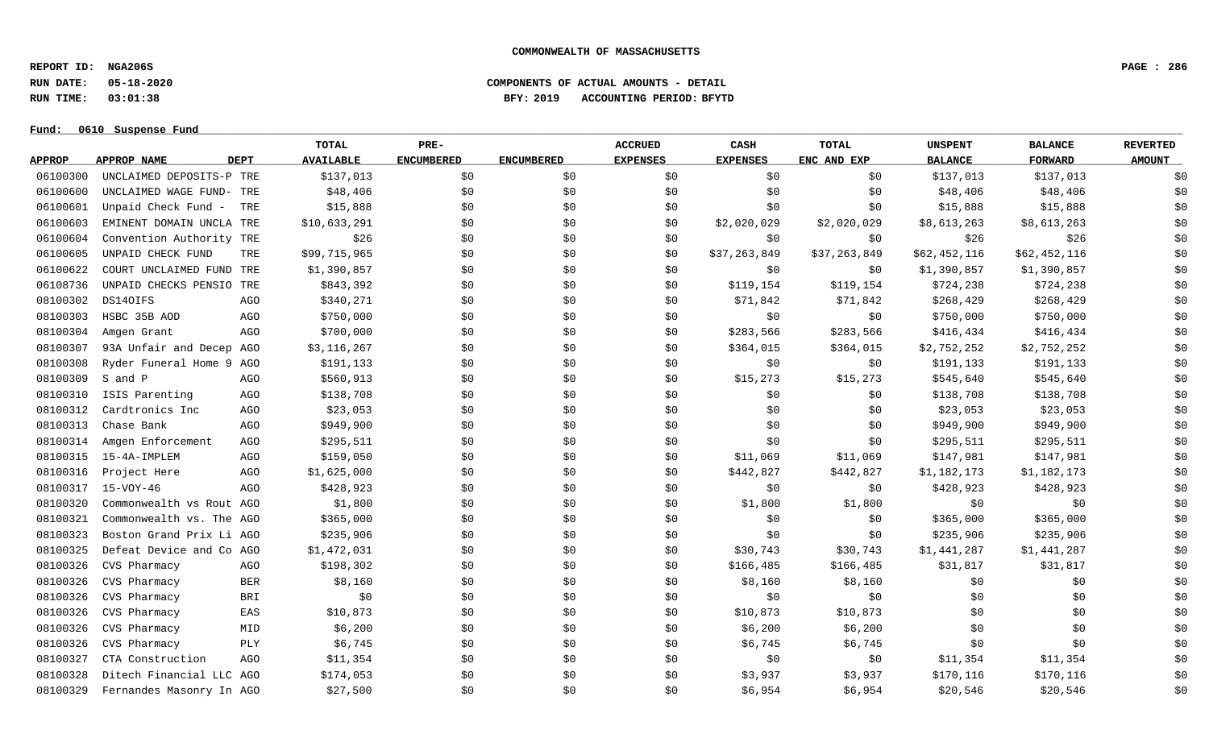**COMMONWEALTH OF MASSACHUSETTS**

**REPORT ID: NGA206S**
**RUN DATE: 05-18-2020**
**RUN TIME: 03:01:38**

**COMPONENTS OF ACTUAL AMOUNTS - DETAIL**
**BFY: 2019 ACCOUNTING PERIOD: BFYTD**

**Fund: 0610 Suspense Fund**

| APPROP | APPROP NAME | DEPT | TOTAL AVAILABLE | PRE-ENCUMBERED | ENCUMBERED | ACCRUED EXPENSES | CASH EXPENSES | TOTAL ENC AND EXP | UNSPENT BALANCE | BALANCE FORWARD | REVERTED AMOUNT |
|---|---|---|---|---|---|---|---|---|---|---|---|
| 06100300 | UNCLAIMED DEPOSITS-P | TRE | $137,013 | $0 | $0 | $0 | $0 | $0 | $137,013 | $137,013 | $0 |
| 06100600 | UNCLAIMED WAGE FUND- | TRE | $48,406 | $0 | $0 | $0 | $0 | $0 | $48,406 | $48,406 | $0 |
| 06100601 | Unpaid Check Fund - | TRE | $15,888 | $0 | $0 | $0 | $0 | $0 | $15,888 | $15,888 | $0 |
| 06100603 | EMINENT DOMAIN UNCLA | TRE | $10,633,291 | $0 | $0 | $0 | $2,020,029 | $2,020,029 | $8,613,263 | $8,613,263 | $0 |
| 06100604 | Convention Authority | TRE | $26 | $0 | $0 | $0 | $0 | $0 | $26 | $26 | $0 |
| 06100605 | UNPAID CHECK FUND | TRE | $99,715,965 | $0 | $0 | $0 | $37,263,849 | $37,263,849 | $62,452,116 | $62,452,116 | $0 |
| 06100622 | COURT UNCLAIMED FUND | TRE | $1,390,857 | $0 | $0 | $0 | $0 | $0 | $1,390,857 | $1,390,857 | $0 |
| 06108736 | UNPAID CHECKS PENSIO | TRE | $843,392 | $0 | $0 | $0 | $119,154 | $119,154 | $724,238 | $724,238 | $0 |
| 08100302 | DS14OIFS | AGO | $340,271 | $0 | $0 | $0 | $71,842 | $71,842 | $268,429 | $268,429 | $0 |
| 08100303 | HSBC 35B AOD | AGO | $750,000 | $0 | $0 | $0 | $0 | $0 | $750,000 | $750,000 | $0 |
| 08100304 | Amgen Grant | AGO | $700,000 | $0 | $0 | $0 | $283,566 | $283,566 | $416,434 | $416,434 | $0 |
| 08100307 | 93A Unfair and Decep | AGO | $3,116,267 | $0 | $0 | $0 | $364,015 | $364,015 | $2,752,252 | $2,752,252 | $0 |
| 08100308 | Ryder Funeral Home 9 | AGO | $191,133 | $0 | $0 | $0 | $0 | $0 | $191,133 | $191,133 | $0 |
| 08100309 | S and P | AGO | $560,913 | $0 | $0 | $0 | $15,273 | $15,273 | $545,640 | $545,640 | $0 |
| 08100310 | ISIS Parenting | AGO | $138,708 | $0 | $0 | $0 | $0 | $0 | $138,708 | $138,708 | $0 |
| 08100312 | Cardtronics Inc | AGO | $23,053 | $0 | $0 | $0 | $0 | $0 | $23,053 | $23,053 | $0 |
| 08100313 | Chase Bank | AGO | $949,900 | $0 | $0 | $0 | $0 | $0 | $949,900 | $949,900 | $0 |
| 08100314 | Amgen Enforcement | AGO | $295,511 | $0 | $0 | $0 | $0 | $0 | $295,511 | $295,511 | $0 |
| 08100315 | 15-4A-IMPLEM | AGO | $159,050 | $0 | $0 | $0 | $11,069 | $11,069 | $147,981 | $147,981 | $0 |
| 08100316 | Project Here | AGO | $1,625,000 | $0 | $0 | $0 | $442,827 | $442,827 | $1,182,173 | $1,182,173 | $0 |
| 08100317 | 15-VOY-46 | AGO | $428,923 | $0 | $0 | $0 | $0 | $0 | $428,923 | $428,923 | $0 |
| 08100320 | Commonwealth vs Rout | AGO | $1,800 | $0 | $0 | $0 | $1,800 | $1,800 | $0 | $0 | $0 |
| 08100321 | Commonwealth vs. The | AGO | $365,000 | $0 | $0 | $0 | $0 | $0 | $365,000 | $365,000 | $0 |
| 08100323 | Boston Grand Prix Li | AGO | $235,906 | $0 | $0 | $0 | $0 | $0 | $235,906 | $235,906 | $0 |
| 08100325 | Defeat Device and Co | AGO | $1,472,031 | $0 | $0 | $0 | $30,743 | $30,743 | $1,441,287 | $1,441,287 | $0 |
| 08100326 | CVS Pharmacy | AGO | $198,302 | $0 | $0 | $0 | $166,485 | $166,485 | $31,817 | $31,817 | $0 |
| 08100326 | CVS Pharmacy | BER | $8,160 | $0 | $0 | $0 | $8,160 | $8,160 | $0 | $0 | $0 |
| 08100326 | CVS Pharmacy | BRI | $0 | $0 | $0 | $0 | $0 | $0 | $0 | $0 | $0 |
| 08100326 | CVS Pharmacy | EAS | $10,873 | $0 | $0 | $0 | $10,873 | $10,873 | $0 | $0 | $0 |
| 08100326 | CVS Pharmacy | MID | $6,200 | $0 | $0 | $0 | $6,200 | $6,200 | $0 | $0 | $0 |
| 08100326 | CVS Pharmacy | PLY | $6,745 | $0 | $0 | $0 | $6,745 | $6,745 | $0 | $0 | $0 |
| 08100327 | CTA Construction | AGO | $11,354 | $0 | $0 | $0 | $0 | $0 | $11,354 | $11,354 | $0 |
| 08100328 | Ditech Financial LLC | AGO | $174,053 | $0 | $0 | $0 | $3,937 | $3,937 | $170,116 | $170,116 | $0 |
| 08100329 | Fernandes Masonry In | AGO | $27,500 | $0 | $0 | $0 | $6,954 | $6,954 | $20,546 | $20,546 | $0 |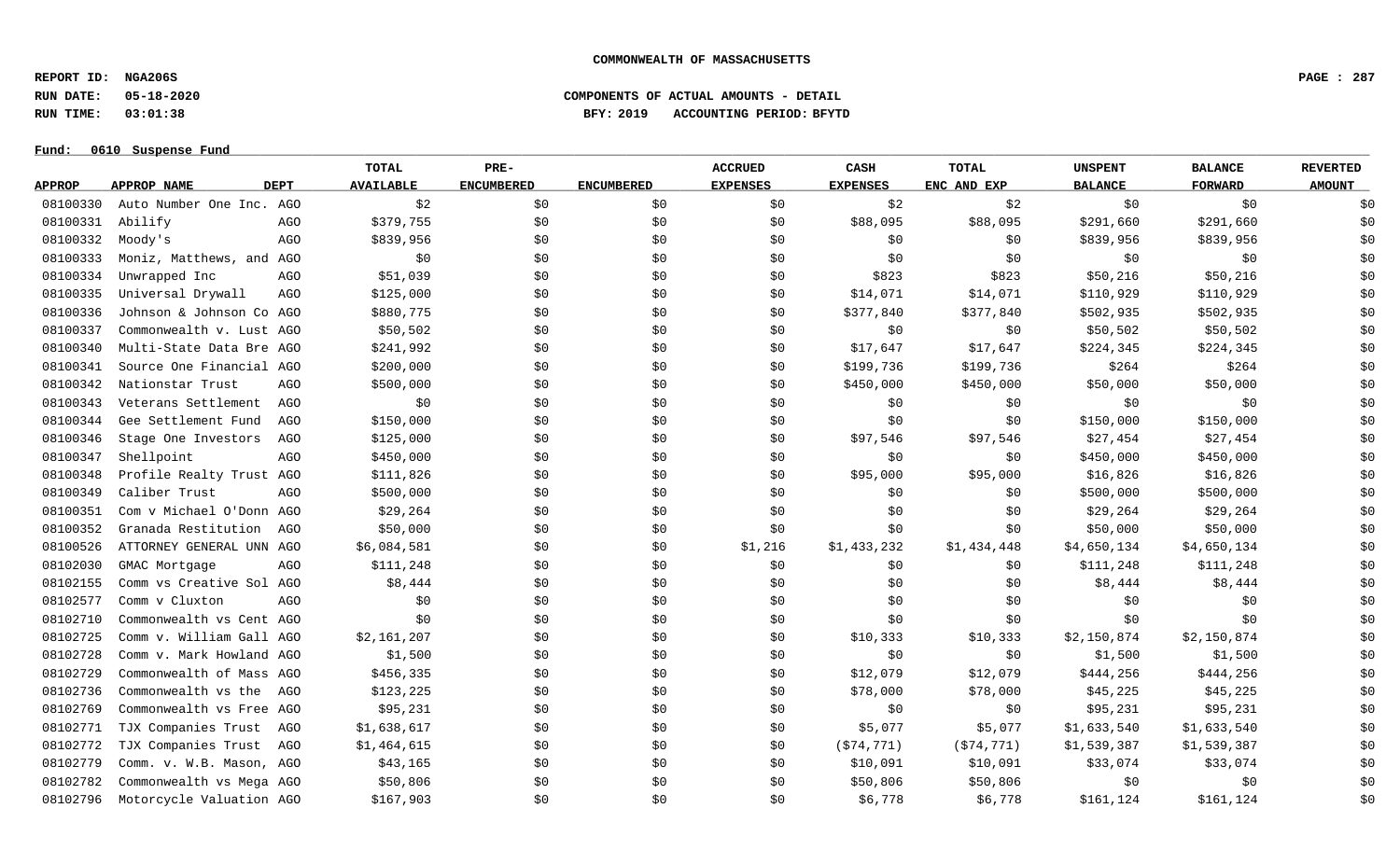**COMMONWEALTH OF MASSACHUSETTS**

**REPORT ID: NGA206S**

**RUN DATE: 05-18-2020** **COMPONENTS OF ACTUAL AMOUNTS - DETAIL**

**RUN TIME: 03:01:38** **BFY: 2019 ACCOUNTING PERIOD: BFYTD**

**Fund: 0610 Suspense Fund**

| APPROP | APPROP NAME | DEPT | TOTAL AVAILABLE | PRE-ENCUMBERED | ENCUMBERED | ACCRUED EXPENSES | CASH EXPENSES | TOTAL ENC AND EXP | UNSPENT BALANCE | BALANCE FORWARD | REVERTED AMOUNT |
|---|---|---|---|---|---|---|---|---|---|---|---|
| 08100330 | Auto Number One Inc. | AGO | $2 | $0 | $0 | $0 | $2 | $2 | $0 | $0 | $0 |
| 08100331 | Abilify | AGO | $379,755 | $0 | $0 | $0 | $88,095 | $88,095 | $291,660 | $291,660 | $0 |
| 08100332 | Moody's | AGO | $839,956 | $0 | $0 | $0 | $0 | $0 | $839,956 | $839,956 | $0 |
| 08100333 | Moniz, Matthews, and | AGO | $0 | $0 | $0 | $0 | $0 | $0 | $0 | $0 | $0 |
| 08100334 | Unwrapped Inc | AGO | $51,039 | $0 | $0 | $0 | $823 | $823 | $50,216 | $50,216 | $0 |
| 08100335 | Universal Drywall | AGO | $125,000 | $0 | $0 | $0 | $14,071 | $14,071 | $110,929 | $110,929 | $0 |
| 08100336 | Johnson & Johnson Co | AGO | $880,775 | $0 | $0 | $0 | $377,840 | $377,840 | $502,935 | $502,935 | $0 |
| 08100337 | Commonwealth v. Lust | AGO | $50,502 | $0 | $0 | $0 | $0 | $0 | $50,502 | $50,502 | $0 |
| 08100340 | Multi-State Data Bre | AGO | $241,992 | $0 | $0 | $0 | $17,647 | $17,647 | $224,345 | $224,345 | $0 |
| 08100341 | Source One Financial | AGO | $200,000 | $0 | $0 | $0 | $199,736 | $199,736 | $264 | $264 | $0 |
| 08100342 | Nationstar Trust | AGO | $500,000 | $0 | $0 | $0 | $450,000 | $450,000 | $50,000 | $50,000 | $0 |
| 08100343 | Veterans Settlement | AGO | $0 | $0 | $0 | $0 | $0 | $0 | $0 | $0 | $0 |
| 08100344 | Gee Settlement Fund | AGO | $150,000 | $0 | $0 | $0 | $0 | $0 | $150,000 | $150,000 | $0 |
| 08100346 | Stage One Investors | AGO | $125,000 | $0 | $0 | $0 | $97,546 | $97,546 | $27,454 | $27,454 | $0 |
| 08100347 | Shellpoint | AGO | $450,000 | $0 | $0 | $0 | $0 | $0 | $450,000 | $450,000 | $0 |
| 08100348 | Profile Realty Trust | AGO | $111,826 | $0 | $0 | $0 | $95,000 | $95,000 | $16,826 | $16,826 | $0 |
| 08100349 | Caliber Trust | AGO | $500,000 | $0 | $0 | $0 | $0 | $0 | $500,000 | $500,000 | $0 |
| 08100351 | Com v Michael O'Donn | AGO | $29,264 | $0 | $0 | $0 | $0 | $0 | $29,264 | $29,264 | $0 |
| 08100352 | Granada Restitution | AGO | $50,000 | $0 | $0 | $0 | $0 | $0 | $50,000 | $50,000 | $0 |
| 08100526 | ATTORNEY GENERAL UNN | AGO | $6,084,581 | $0 | $0 | $1,216 | $1,433,232 | $1,434,448 | $4,650,134 | $4,650,134 | $0 |
| 08102030 | GMAC Mortgage | AGO | $111,248 | $0 | $0 | $0 | $0 | $0 | $111,248 | $111,248 | $0 |
| 08102155 | Comm vs Creative Sol | AGO | $8,444 | $0 | $0 | $0 | $0 | $0 | $8,444 | $8,444 | $0 |
| 08102577 | Comm v Cluxton | AGO | $0 | $0 | $0 | $0 | $0 | $0 | $0 | $0 | $0 |
| 08102710 | Commonwealth vs Cent | AGO | $0 | $0 | $0 | $0 | $0 | $0 | $0 | $0 | $0 |
| 08102725 | Comm v. William Gall | AGO | $2,161,207 | $0 | $0 | $0 | $10,333 | $10,333 | $2,150,874 | $2,150,874 | $0 |
| 08102728 | Comm v. Mark Howland | AGO | $1,500 | $0 | $0 | $0 | $0 | $0 | $1,500 | $1,500 | $0 |
| 08102729 | Commonwealth of Mass | AGO | $456,335 | $0 | $0 | $0 | $12,079 | $12,079 | $444,256 | $444,256 | $0 |
| 08102736 | Commonwealth vs the | AGO | $123,225 | $0 | $0 | $0 | $78,000 | $78,000 | $45,225 | $45,225 | $0 |
| 08102769 | Commonwealth vs Free | AGO | $95,231 | $0 | $0 | $0 | $0 | $0 | $95,231 | $95,231 | $0 |
| 08102771 | TJX Companies Trust | AGO | $1,638,617 | $0 | $0 | $0 | $5,077 | $5,077 | $1,633,540 | $1,633,540 | $0 |
| 08102772 | TJX Companies Trust | AGO | $1,464,615 | $0 | $0 | $0 | ($74,771) | ($74,771) | $1,539,387 | $1,539,387 | $0 |
| 08102779 | Comm. v. W.B. Mason, | AGO | $43,165 | $0 | $0 | $0 | $10,091 | $10,091 | $33,074 | $33,074 | $0 |
| 08102782 | Commonwealth vs Mega | AGO | $50,806 | $0 | $0 | $0 | $50,806 | $50,806 | $0 | $0 | $0 |
| 08102796 | Motorcycle Valuation | AGO | $167,903 | $0 | $0 | $0 | $6,778 | $6,778 | $161,124 | $161,124 | $0 |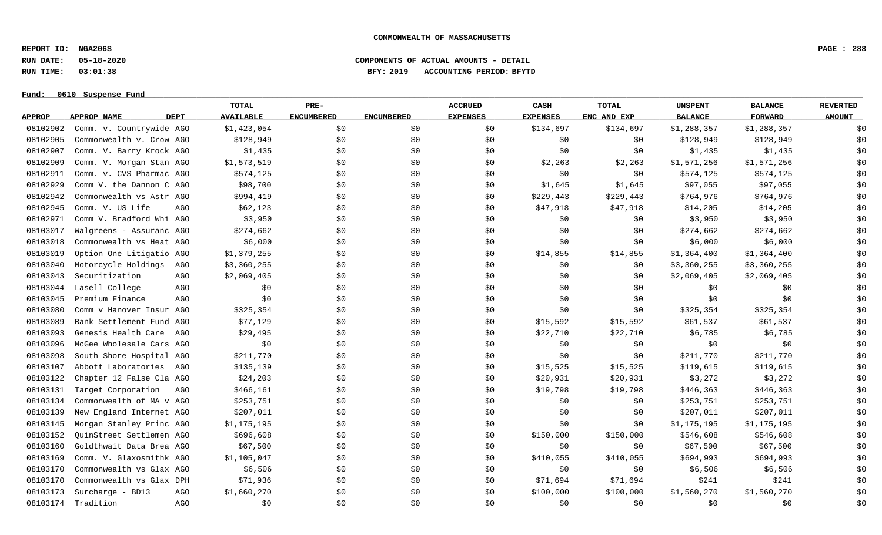**COMMONWEALTH OF MASSACHUSETTS**

**REPORT ID: NGA206S**
**RUN DATE: 05-18-2020**
**RUN TIME: 03:01:38**

**COMPONENTS OF ACTUAL AMOUNTS - DETAIL**
**BFY: 2019 ACCOUNTING PERIOD: BFYTD**

**Fund: 0610 Suspense Fund**

| APPROP | APPROP NAME | DEPT | TOTAL AVAILABLE | PRE-ENCUMBERED | ENCUMBERED | ACCRUED EXPENSES | CASH EXPENSES | TOTAL ENC AND EXP | UNSPENT BALANCE | BALANCE FORWARD | REVERTED AMOUNT |
|---|---|---|---|---|---|---|---|---|---|---|---|
| 08102902 | Comm. v. Countrywide | AGO | $1,423,054 | $0 | $0 | $0 | $134,697 | $134,697 | $1,288,357 | $1,288,357 | $0 |
| 08102905 | Commonwealth v. Crow | AGO | $128,949 | $0 | $0 | $0 | $0 | $0 | $128,949 | $128,949 | $0 |
| 08102907 | Comm. V. Barry Krock | AGO | $1,435 | $0 | $0 | $0 | $0 | $0 | $1,435 | $1,435 | $0 |
| 08102909 | Comm. V. Morgan Stan | AGO | $1,573,519 | $0 | $0 | $0 | $2,263 | $2,263 | $1,571,256 | $1,571,256 | $0 |
| 08102911 | Comm. v. CVS Pharmac | AGO | $574,125 | $0 | $0 | $0 | $0 | $0 | $574,125 | $574,125 | $0 |
| 08102929 | Comm V. the Dannon C | AGO | $98,700 | $0 | $0 | $0 | $1,645 | $1,645 | $97,055 | $97,055 | $0 |
| 08102942 | Commonwealth vs Astr | AGO | $994,419 | $0 | $0 | $0 | $229,443 | $229,443 | $764,976 | $764,976 | $0 |
| 08102945 | Comm. V. US Life | AGO | $62,123 | $0 | $0 | $0 | $47,918 | $47,918 | $14,205 | $14,205 | $0 |
| 08102971 | Comm V. Bradford Whi | AGO | $3,950 | $0 | $0 | $0 | $0 | $0 | $3,950 | $3,950 | $0 |
| 08103017 | Walgreens - Assuranc | AGO | $274,662 | $0 | $0 | $0 | $0 | $0 | $274,662 | $274,662 | $0 |
| 08103018 | Commonwealth vs Heat | AGO | $6,000 | $0 | $0 | $0 | $0 | $0 | $6,000 | $6,000 | $0 |
| 08103019 | Option One Litigatio | AGO | $1,379,255 | $0 | $0 | $0 | $14,855 | $14,855 | $1,364,400 | $1,364,400 | $0 |
| 08103040 | Motorcycle Holdings | AGO | $3,360,255 | $0 | $0 | $0 | $0 | $0 | $3,360,255 | $3,360,255 | $0 |
| 08103043 | Securitization | AGO | $2,069,405 | $0 | $0 | $0 | $0 | $0 | $2,069,405 | $2,069,405 | $0 |
| 08103044 | Lasell College | AGO | $0 | $0 | $0 | $0 | $0 | $0 | $0 | $0 | $0 |
| 08103045 | Premium Finance | AGO | $0 | $0 | $0 | $0 | $0 | $0 | $0 | $0 | $0 |
| 08103080 | Comm v Hanover Insur | AGO | $325,354 | $0 | $0 | $0 | $0 | $0 | $325,354 | $325,354 | $0 |
| 08103089 | Bank Settlement Fund | AGO | $77,129 | $0 | $0 | $0 | $15,592 | $15,592 | $61,537 | $61,537 | $0 |
| 08103093 | Genesis Health Care | AGO | $29,495 | $0 | $0 | $0 | $22,710 | $22,710 | $6,785 | $6,785 | $0 |
| 08103096 | McGee Wholesale Cars | AGO | $0 | $0 | $0 | $0 | $0 | $0 | $0 | $0 | $0 |
| 08103098 | South Shore Hospital | AGO | $211,770 | $0 | $0 | $0 | $0 | $0 | $211,770 | $211,770 | $0 |
| 08103107 | Abbott Laboratories | AGO | $135,139 | $0 | $0 | $0 | $15,525 | $15,525 | $119,615 | $119,615 | $0 |
| 08103122 | Chapter 12 False Cla | AGO | $24,203 | $0 | $0 | $0 | $20,931 | $20,931 | $3,272 | $3,272 | $0 |
| 08103131 | Target Corporation | AGO | $466,161 | $0 | $0 | $0 | $19,798 | $19,798 | $446,363 | $446,363 | $0 |
| 08103134 | Commonwealth of MA v | AGO | $253,751 | $0 | $0 | $0 | $0 | $0 | $253,751 | $253,751 | $0 |
| 08103139 | New England Internet | AGO | $207,011 | $0 | $0 | $0 | $0 | $0 | $207,011 | $207,011 | $0 |
| 08103145 | Morgan Stanley Princ | AGO | $1,175,195 | $0 | $0 | $0 | $0 | $0 | $1,175,195 | $1,175,195 | $0 |
| 08103152 | QuinStreet Settlemen | AGO | $696,608 | $0 | $0 | $0 | $150,000 | $150,000 | $546,608 | $546,608 | $0 |
| 08103160 | Goldthwait Data Brea | AGO | $67,500 | $0 | $0 | $0 | $0 | $0 | $67,500 | $67,500 | $0 |
| 08103169 | Comm. V. Glaxosmithk | AGO | $1,105,047 | $0 | $0 | $0 | $410,055 | $410,055 | $694,993 | $694,993 | $0 |
| 08103170 | Commonwealth vs Glax | AGO | $6,506 | $0 | $0 | $0 | $0 | $0 | $6,506 | $6,506 | $0 |
| 08103170 | Commonwealth vs Glax | DPH | $71,936 | $0 | $0 | $0 | $71,694 | $71,694 | $241 | $241 | $0 |
| 08103173 | Surcharge - BD13 | AGO | $1,660,270 | $0 | $0 | $0 | $100,000 | $100,000 | $1,560,270 | $1,560,270 | $0 |
| 08103174 | Tradition | AGO | $0 | $0 | $0 | $0 | $0 | $0 | $0 | $0 | $0 |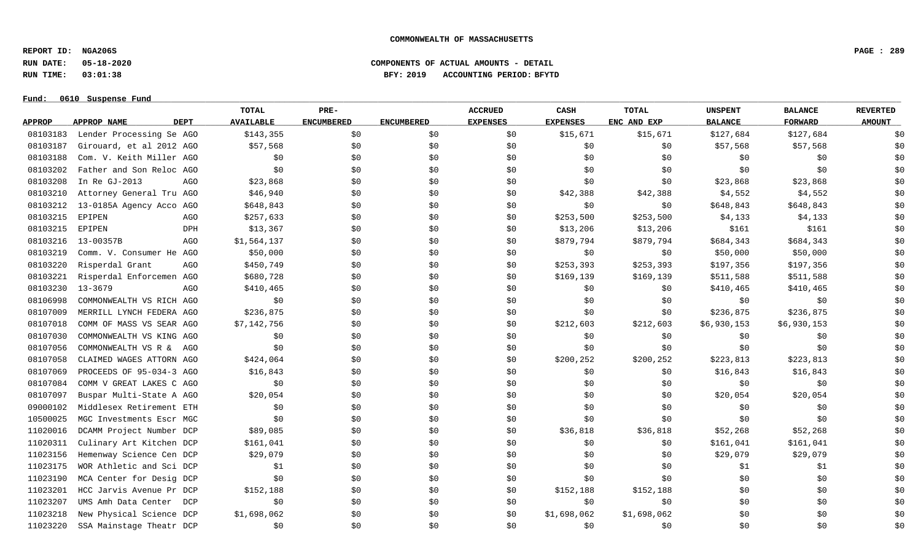**COMMONWEALTH OF MASSACHUSETTS**

**REPORT ID: NGA206S**
**RUN DATE: 05-18-2020**
**RUN TIME: 03:01:38**

**COMPONENTS OF ACTUAL AMOUNTS - DETAIL**
**BFY: 2019 ACCOUNTING PERIOD: BFYTD**

**Fund: 0610 Suspense Fund**

| APPROP | APPROP NAME | DEPT | TOTAL AVAILABLE | PRE-ENCUMBERED | ENCUMBERED | ACCRUED EXPENSES | CASH EXPENSES | TOTAL ENC AND EXP | UNSPENT BALANCE | BALANCE FORWARD | REVERTED AMOUNT |
|---|---|---|---|---|---|---|---|---|---|---|---|
| 08103183 | Lender Processing Se | AGO | $143,355 | $0 | $0 | $0 | $15,671 | $15,671 | $127,684 | $127,684 | $0 |
| 08103187 | Girouard, et al 2012 | AGO | $57,568 | $0 | $0 | $0 | $0 | $0 | $57,568 | $57,568 | $0 |
| 08103188 | Com. V. Keith Miller | AGO | $0 | $0 | $0 | $0 | $0 | $0 | $0 | $0 | $0 |
| 08103202 | Father and Son Reloc | AGO | $0 | $0 | $0 | $0 | $0 | $0 | $0 | $0 | $0 |
| 08103208 | In Re GJ-2013 | AGO | $23,868 | $0 | $0 | $0 | $0 | $0 | $23,868 | $23,868 | $0 |
| 08103210 | Attorney General Tru | AGO | $46,940 | $0 | $0 | $0 | $42,388 | $42,388 | $4,552 | $4,552 | $0 |
| 08103212 | 13-0185A Agency Acco | AGO | $648,843 | $0 | $0 | $0 | $0 | $0 | $648,843 | $648,843 | $0 |
| 08103215 | EPIPEN | AGO | $257,633 | $0 | $0 | $0 | $253,500 | $253,500 | $4,133 | $4,133 | $0 |
| 08103215 | EPIPEN | DPH | $13,367 | $0 | $0 | $0 | $13,206 | $13,206 | $161 | $161 | $0 |
| 08103216 | 13-00357B | AGO | $1,564,137 | $0 | $0 | $0 | $879,794 | $879,794 | $684,343 | $684,343 | $0 |
| 08103219 | Comm. V. Consumer He | AGO | $50,000 | $0 | $0 | $0 | $0 | $0 | $50,000 | $50,000 | $0 |
| 08103220 | Risperdal Grant | AGO | $450,749 | $0 | $0 | $0 | $253,393 | $253,393 | $197,356 | $197,356 | $0 |
| 08103221 | Risperdal Enforcemen | AGO | $680,728 | $0 | $0 | $0 | $169,139 | $169,139 | $511,588 | $511,588 | $0 |
| 08103230 | 13-3679 | AGO | $410,465 | $0 | $0 | $0 | $0 | $0 | $410,465 | $410,465 | $0 |
| 08106998 | COMMONWEALTH VS RICH | AGO | $0 | $0 | $0 | $0 | $0 | $0 | $0 | $0 | $0 |
| 08107009 | MERRILL LYNCH FEDERA | AGO | $236,875 | $0 | $0 | $0 | $0 | $0 | $236,875 | $236,875 | $0 |
| 08107018 | COMM OF MASS VS SEAR | AGO | $7,142,756 | $0 | $0 | $0 | $212,603 | $212,603 | $6,930,153 | $6,930,153 | $0 |
| 08107030 | COMMONWEALTH VS KING | AGO | $0 | $0 | $0 | $0 | $0 | $0 | $0 | $0 | $0 |
| 08107056 | COMMONWEALTH VS R & | AGO | $0 | $0 | $0 | $0 | $0 | $0 | $0 | $0 | $0 |
| 08107058 | CLAIMED WAGES ATTORN | AGO | $424,064 | $0 | $0 | $0 | $200,252 | $200,252 | $223,813 | $223,813 | $0 |
| 08107069 | PROCEEDS OF 95-034-3 | AGO | $16,843 | $0 | $0 | $0 | $0 | $0 | $16,843 | $16,843 | $0 |
| 08107084 | COMM V GREAT LAKES C | AGO | $0 | $0 | $0 | $0 | $0 | $0 | $0 | $0 | $0 |
| 08107097 | Buspar Multi-State A | AGO | $20,054 | $0 | $0 | $0 | $0 | $0 | $20,054 | $20,054 | $0 |
| 09000102 | Middlesex Retirement | ETH | $0 | $0 | $0 | $0 | $0 | $0 | $0 | $0 | $0 |
| 10500025 | MGC Investments Escr | MGC | $0 | $0 | $0 | $0 | $0 | $0 | $0 | $0 | $0 |
| 11020016 | DCAMM Project Number | DCP | $89,085 | $0 | $0 | $0 | $36,818 | $36,818 | $52,268 | $52,268 | $0 |
| 11020311 | Culinary Art Kitchen | DCP | $161,041 | $0 | $0 | $0 | $0 | $0 | $161,041 | $161,041 | $0 |
| 11023156 | Hemenway Science Cen | DCP | $29,079 | $0 | $0 | $0 | $0 | $0 | $29,079 | $29,079 | $0 |
| 11023175 | WOR Athletic and Sci | DCP | $1 | $0 | $0 | $0 | $0 | $0 | $1 | $1 | $0 |
| 11023190 | MCA Center for Desig | DCP | $0 | $0 | $0 | $0 | $0 | $0 | $0 | $0 | $0 |
| 11023201 | HCC Jarvis Avenue Pr | DCP | $152,188 | $0 | $0 | $0 | $152,188 | $152,188 | $0 | $0 | $0 |
| 11023207 | UMS Amh Data Center | DCP | $0 | $0 | $0 | $0 | $0 | $0 | $0 | $0 | $0 |
| 11023218 | New Physical Science | DCP | $1,698,062 | $0 | $0 | $0 | $1,698,062 | $1,698,062 | $0 | $0 | $0 |
| 11023220 | SSA Mainstage Theatr | DCP | $0 | $0 | $0 | $0 | $0 | $0 | $0 | $0 | $0 |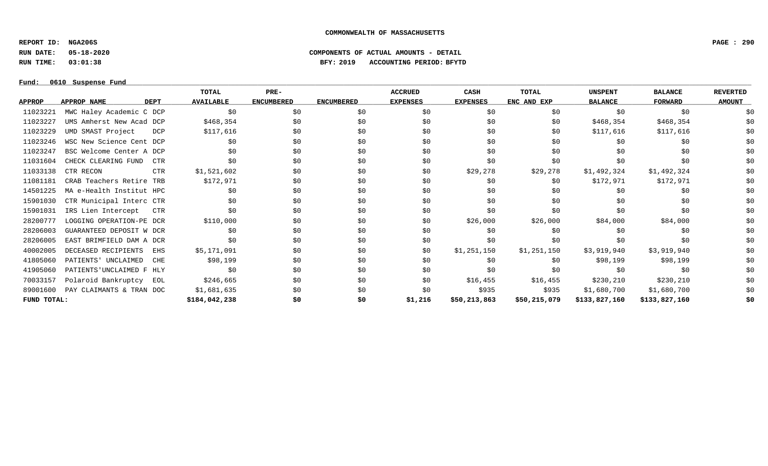**COMMONWEALTH OF MASSACHUSETTS**

**REPORT ID: NGA206S**
**RUN DATE: 05-18-2020** **COMPONENTS OF ACTUAL AMOUNTS - DETAIL**
**RUN TIME: 03:01:38** **BFY: 2019 ACCOUNTING PERIOD: BFYTD**

**Fund: 0610 Suspense Fund**

| APPROP | APPROP NAME | DEPT | TOTAL AVAILABLE | PRE-ENCUMBERED | ENCUMBERED | ACCRUED EXPENSES | CASH EXPENSES | TOTAL ENC AND EXP | UNSPENT BALANCE | BALANCE FORWARD | REVERTED AMOUNT |
|---|---|---|---|---|---|---|---|---|---|---|---|
| 11023221 | MWC Haley Academic C | DCP | $0 | $0 | $0 | $0 | $0 | $0 | $0 | $0 | $0 |
| 11023227 | UMS Amherst New Acad | DCP | $468,354 | $0 | $0 | $0 | $0 | $0 | $468,354 | $468,354 | $0 |
| 11023229 | UMD SMAST Project | DCP | $117,616 | $0 | $0 | $0 | $0 | $0 | $117,616 | $117,616 | $0 |
| 11023246 | WSC New Science Cent | DCP | $0 | $0 | $0 | $0 | $0 | $0 | $0 | $0 | $0 |
| 11023247 | BSC Welcome Center A | DCP | $0 | $0 | $0 | $0 | $0 | $0 | $0 | $0 | $0 |
| 11031604 | CHECK CLEARING FUND | CTR | $0 | $0 | $0 | $0 | $0 | $0 | $0 | $0 | $0 |
| 11033138 | CTR RECON | CTR | $1,521,602 | $0 | $0 | $0 | $29,278 | $29,278 | $1,492,324 | $1,492,324 | $0 |
| 11081181 | CRAB Teachers Retire | TRB | $172,971 | $0 | $0 | $0 | $0 | $0 | $172,971 | $172,971 | $0 |
| 14501225 | MA e-Health Institut | HPC | $0 | $0 | $0 | $0 | $0 | $0 | $0 | $0 | $0 |
| 15901030 | CTR Municipal Interc | CTR | $0 | $0 | $0 | $0 | $0 | $0 | $0 | $0 | $0 |
| 15901031 | IRS Lien Intercept | CTR | $0 | $0 | $0 | $0 | $0 | $0 | $0 | $0 | $0 |
| 28200777 | LOGGING OPERATION-PE | DCR | $110,000 | $0 | $0 | $0 | $26,000 | $26,000 | $84,000 | $84,000 | $0 |
| 28206003 | GUARANTEED DEPOSIT W | DCR | $0 | $0 | $0 | $0 | $0 | $0 | $0 | $0 | $0 |
| 28206005 | EAST BRIMFIELD DAM A | DCR | $0 | $0 | $0 | $0 | $0 | $0 | $0 | $0 | $0 |
| 40002005 | DECEASED RECIPIENTS | EHS | $5,171,091 | $0 | $0 | $0 | $1,251,150 | $1,251,150 | $3,919,940 | $3,919,940 | $0 |
| 41805060 | PATIENTS' UNCLAIMED | CHE | $98,199 | $0 | $0 | $0 | $0 | $0 | $98,199 | $98,199 | $0 |
| 41905060 | PATIENTS'UNCLAIMED F | HLY | $0 | $0 | $0 | $0 | $0 | $0 | $0 | $0 | $0 |
| 70033157 | Polaroid Bankruptcy | EOL | $246,665 | $0 | $0 | $0 | $16,455 | $16,455 | $230,210 | $230,210 | $0 |
| 89001600 | PAY CLAIMANTS & TRAN | DOC | $1,681,635 | $0 | $0 | $0 | $935 | $935 | $1,680,700 | $1,680,700 | $0 |
| **FUND TOTAL:** | | | **$184,042,238** | **$0** | **$0** | **$1,216** | **$50,213,863** | **$50,215,079** | **$133,827,160** | **$133,827,160** | **$0** |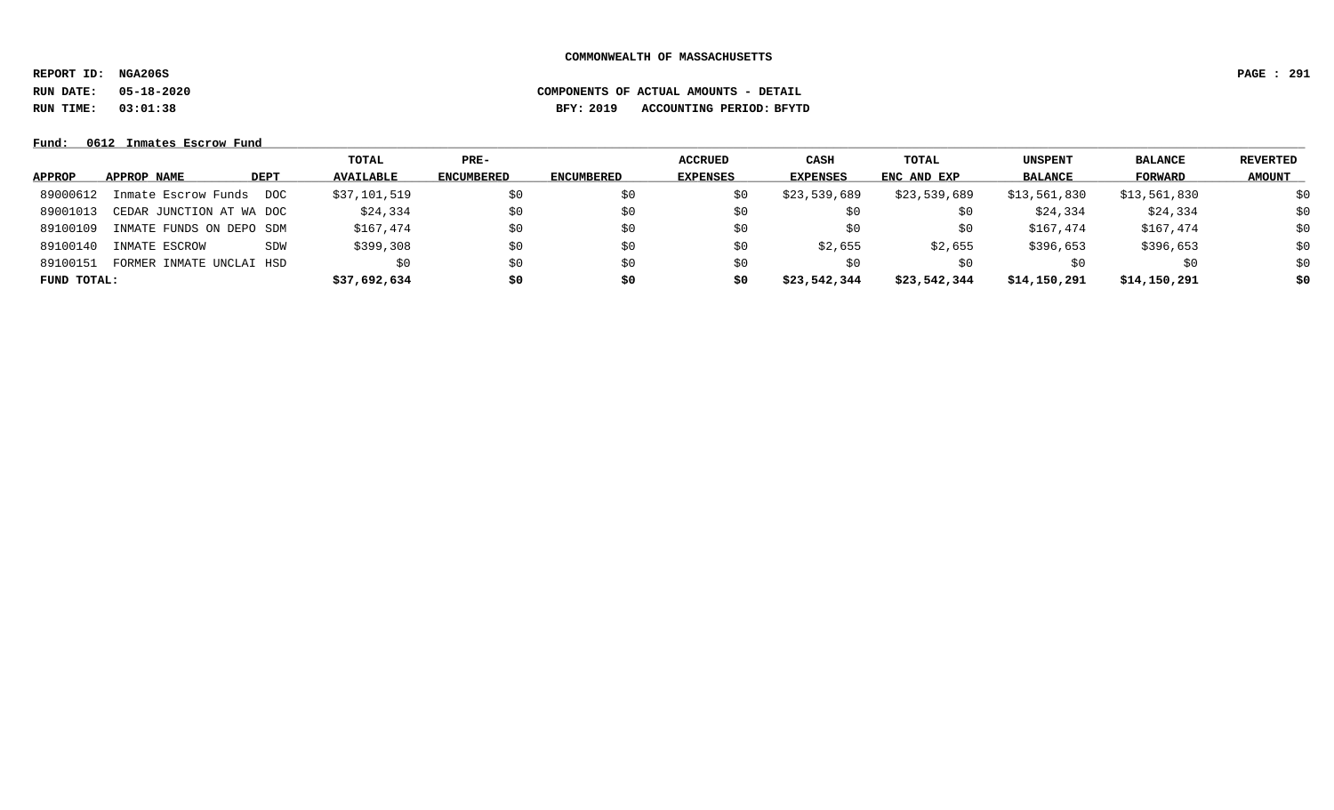**COMMONWEALTH OF MASSACHUSETTS**

**REPORT ID: NGA206S**

**RUN DATE: 05-18-2020** **COMPONENTS OF ACTUAL AMOUNTS - DETAIL**

**RUN TIME: 03:01:38** **BFY: 2019 ACCOUNTING PERIOD: BFYTD**

Fund: 0612 Inmates Escrow Fund

| APPROP | APPROP NAME | DEPT | TOTAL AVAILABLE | PRE-ENCUMBERED | ENCUMBERED | ACCRUED EXPENSES | CASH EXPENSES | TOTAL ENC AND EXP | UNSPENT BALANCE | BALANCE FORWARD | REVERTED AMOUNT |
|---|---|---|---|---|---|---|---|---|---|---|---|
| 89000612 | Inmate Escrow Funds | DOC | $37,101,519 | $0 | $0 | $0 | $23,539,689 | $23,539,689 | $13,561,830 | $13,561,830 | $0 |
| 89001013 | CEDAR JUNCTION AT WA | DOC | $24,334 | $0 | $0 | $0 | $0 | $0 | $24,334 | $24,334 | $0 |
| 89100109 | INMATE FUNDS ON DEPO | SDM | $167,474 | $0 | $0 | $0 | $0 | $0 | $167,474 | $167,474 | $0 |
| 89100140 | INMATE ESCROW | SDW | $399,308 | $0 | $0 | $0 | $2,655 | $2,655 | $396,653 | $396,653 | $0 |
| 89100151 | FORMER INMATE UNCLAI | HSD | $0 | $0 | $0 | $0 | $0 | $0 | $0 | $0 | $0 |
| **FUND TOTAL:** | | | **$37,692,634** | **$0** | **$0** | **$0** | **$23,542,344** | **$23,542,344** | **$14,150,291** | **$14,150,291** | **$0** |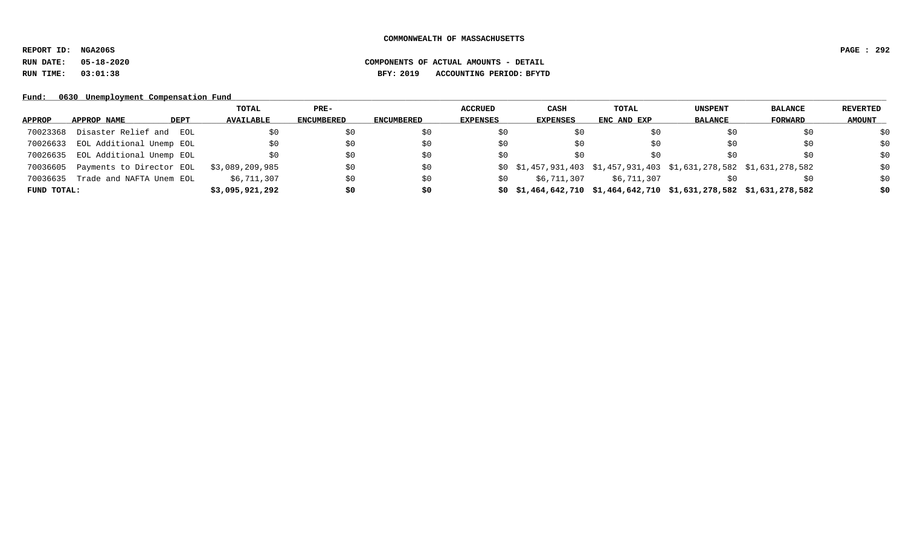**COMMONWEALTH OF MASSACHUSETTS**

**REPORT ID: NGA206S**

**RUN DATE: 05-18-2020** **COMPONENTS OF ACTUAL AMOUNTS - DETAIL**

**RUN TIME: 03:01:38** **BFY: 2019 ACCOUNTING PERIOD: BFYTD**

**Fund: 0630 Unemployment Compensation Fund**

| APPROP | APPROP NAME | DEPT | TOTAL AVAILABLE | PRE-ENCUMBERED | ENCUMBERED | ACCRUED EXPENSES | CASH EXPENSES | TOTAL ENC AND EXP | UNSPENT BALANCE | BALANCE FORWARD | REVERTED AMOUNT |
|---|---|---|---|---|---|---|---|---|---|---|---|
| 70023368 | Disaster Relief and | EOL | $0 | $0 | $0 | $0 | $0 | $0 | $0 | $0 | $0 |
| 70026633 | EOL Additional Unemp | EOL | $0 | $0 | $0 | $0 | $0 | $0 | $0 | $0 | $0 |
| 70026635 | EOL Additional Unemp | EOL | $0 | $0 | $0 | $0 | $0 | $0 | $0 | $0 | $0 |
| 70036605 | Payments to Director | EOL | $3,089,209,985 | $0 | $0 | $0 | $1,457,931,403 | $1,457,931,403 | $1,631,278,582 | $1,631,278,582 | $0 |
| 70036635 | Trade and NAFTA Unem | EOL | $6,711,307 | $0 | $0 | $0 | $6,711,307 | $6,711,307 | $0 | $0 | $0 |
| **FUND TOTAL:** | | | **$3,095,921,292** | **$0** | **$0** | **$0** | **$1,464,642,710** | **$1,464,642,710** | **$1,631,278,582** | **$1,631,278,582** | **$0** |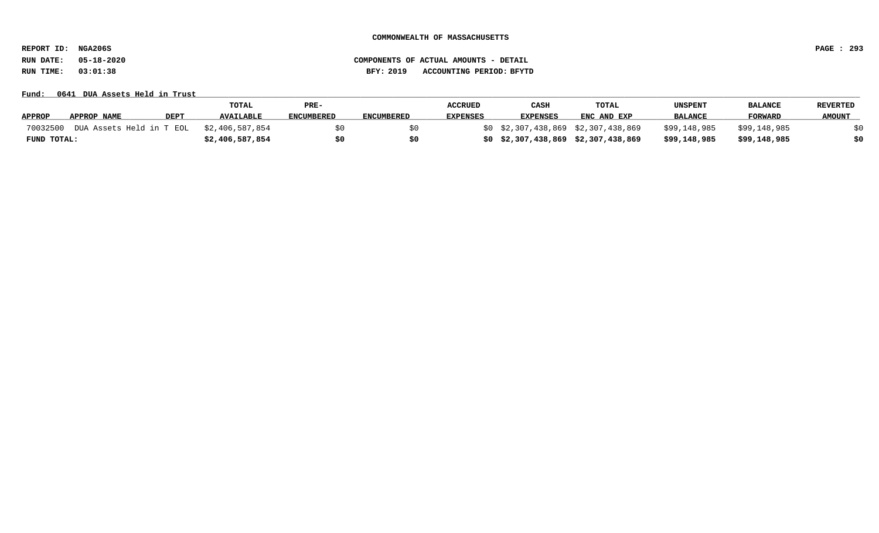**COMMONWEALTH OF MASSACHUSETTS**

**REPORT ID: NGA206S**

**RUN DATE: 05-18-2020** **COMPONENTS OF ACTUAL AMOUNTS - DETAIL**

**RUN TIME: 03:01:38** **BFY: 2019 ACCOUNTING PERIOD: BFYTD**

**Fund: 0641 DUA Assets Held in Trust**

| APPROP | APPROP NAME | DEPT | TOTAL AVAILABLE | PRE-ENCUMBERED | ENCUMBERED | ACCRUED EXPENSES | CASH EXPENSES | TOTAL ENC AND EXP | UNSPENT BALANCE | BALANCE FORWARD | REVERTED AMOUNT |
|---|---|---|---|---|---|---|---|---|---|---|---|
| 70032500 | DUA Assets Held in T | EOL | $2,406,587,854 | $0 | $0 | $0 | $2,307,438,869 | $2,307,438,869 | $99,148,985 | $99,148,985 | $0 |
| **FUND TOTAL:** | | | **$2,406,587,854** | **$0** | **$0** | **$0** | **$2,307,438,869** | **$2,307,438,869** | **$99,148,985** | **$99,148,985** | **$0** |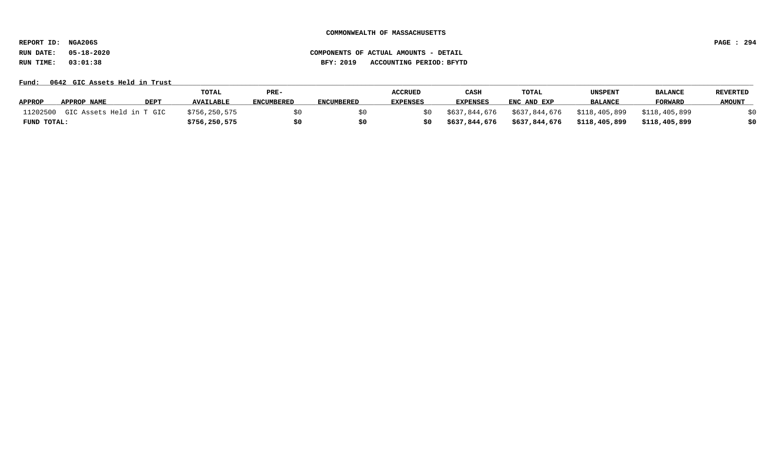**COMMONWEALTH OF MASSACHUSETTS**

**REPORT ID: NGA206S**
**RUN DATE: 05-18-2020**
**RUN TIME: 03:01:38**

**COMPONENTS OF ACTUAL AMOUNTS - DETAIL**
**BFY: 2019 ACCOUNTING PERIOD: BFYTD**

**Fund: 0642 GIC Assets Held in Trust**

| APPROP | APPROP NAME | DEPT | TOTAL AVAILABLE | PRE-ENCUMBERED | ENCUMBERED | ACCRUED EXPENSES | CASH EXPENSES | TOTAL ENC AND EXP | UNSPENT BALANCE | BALANCE FORWARD | REVERTED AMOUNT |
|---|---|---|---|---|---|---|---|---|---|---|---|
| 11202500 | GIC Assets Held in T | GIC | $756,250,575 | $0 | $0 | $0 | $637,844,676 | $637,844,676 | $118,405,899 | $118,405,899 | $0 |
| **FUND TOTAL:** | | | **$756,250,575** | **$0** | **$0** | **$0** | **$637,844,676** | **$637,844,676** | **$118,405,899** | **$118,405,899** | **$0** |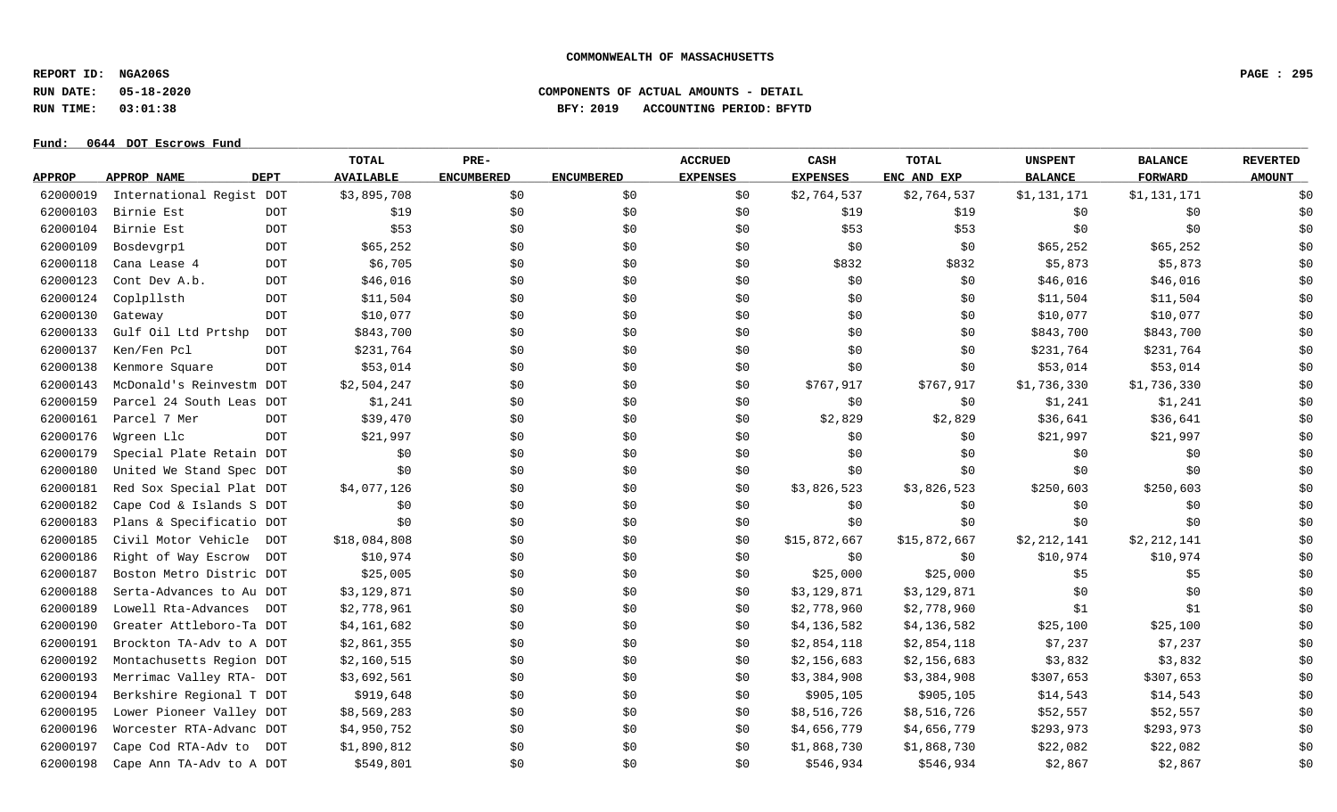**COMMONWEALTH OF MASSACHUSETTS**

**REPORT ID: NGA206S**

**RUN DATE: 05-18-2020** **COMPONENTS OF ACTUAL AMOUNTS - DETAIL**

**RUN TIME: 03:01:38** **BFY: 2019 ACCOUNTING PERIOD: BFYTD**

**Fund: 0644 DOT Escrows Fund**

| APPROP | APPROP NAME | DEPT | TOTAL AVAILABLE | PRE-ENCUMBERED | ENCUMBERED | ACCRUED EXPENSES | CASH EXPENSES | TOTAL ENC AND EXP | UNSPENT BALANCE | BALANCE FORWARD | REVERTED AMOUNT |
|---|---|---|---|---|---|---|---|---|---|---|---|
| 62000019 | International Regist | DOT | $3,895,708 | $0 | $0 | $0 | $2,764,537 | $2,764,537 | $1,131,171 | $1,131,171 | $0 |
| 62000103 | Birnie Est | DOT | $19 | $0 | $0 | $0 | $19 | $19 | $0 | $0 | $0 |
| 62000104 | Birnie Est | DOT | $53 | $0 | $0 | $0 | $53 | $53 | $0 | $0 | $0 |
| 62000109 | Bosdevgrp1 | DOT | $65,252 | $0 | $0 | $0 | $0 | $0 | $65,252 | $65,252 | $0 |
| 62000118 | Cana Lease 4 | DOT | $6,705 | $0 | $0 | $0 | $832 | $832 | $5,873 | $5,873 | $0 |
| 62000123 | Cont Dev A.b. | DOT | $46,016 | $0 | $0 | $0 | $0 | $0 | $46,016 | $46,016 | $0 |
| 62000124 | Coplpllsth | DOT | $11,504 | $0 | $0 | $0 | $0 | $0 | $11,504 | $11,504 | $0 |
| 62000130 | Gateway | DOT | $10,077 | $0 | $0 | $0 | $0 | $0 | $10,077 | $10,077 | $0 |
| 62000133 | Gulf Oil Ltd Prtshp | DOT | $843,700 | $0 | $0 | $0 | $0 | $0 | $843,700 | $843,700 | $0 |
| 62000137 | Ken/Fen Pcl | DOT | $231,764 | $0 | $0 | $0 | $0 | $0 | $231,764 | $231,764 | $0 |
| 62000138 | Kenmore Square | DOT | $53,014 | $0 | $0 | $0 | $0 | $0 | $53,014 | $53,014 | $0 |
| 62000143 | McDonald's Reinvestm | DOT | $2,504,247 | $0 | $0 | $0 | $767,917 | $767,917 | $1,736,330 | $1,736,330 | $0 |
| 62000159 | Parcel 24 South Leas | DOT | $1,241 | $0 | $0 | $0 | $0 | $0 | $1,241 | $1,241 | $0 |
| 62000161 | Parcel 7 Mer | DOT | $39,470 | $0 | $0 | $0 | $2,829 | $2,829 | $36,641 | $36,641 | $0 |
| 62000176 | Wgreen Llc | DOT | $21,997 | $0 | $0 | $0 | $0 | $0 | $21,997 | $21,997 | $0 |
| 62000179 | Special Plate Retain | DOT | $0 | $0 | $0 | $0 | $0 | $0 | $0 | $0 | $0 |
| 62000180 | United We Stand Spec | DOT | $0 | $0 | $0 | $0 | $0 | $0 | $0 | $0 | $0 |
| 62000181 | Red Sox Special Plat | DOT | $4,077,126 | $0 | $0 | $0 | $3,826,523 | $3,826,523 | $250,603 | $250,603 | $0 |
| 62000182 | Cape Cod & Islands S | DOT | $0 | $0 | $0 | $0 | $0 | $0 | $0 | $0 | $0 |
| 62000183 | Plans & Specificatio | DOT | $0 | $0 | $0 | $0 | $0 | $0 | $0 | $0 | $0 |
| 62000185 | Civil Motor Vehicle | DOT | $18,084,808 | $0 | $0 | $0 | $15,872,667 | $15,872,667 | $2,212,141 | $2,212,141 | $0 |
| 62000186 | Right of Way Escrow | DOT | $10,974 | $0 | $0 | $0 | $0 | $0 | $10,974 | $10,974 | $0 |
| 62000187 | Boston Metro Distric | DOT | $25,005 | $0 | $0 | $0 | $25,000 | $25,000 | $5 | $5 | $0 |
| 62000188 | Serta-Advances to Au | DOT | $3,129,871 | $0 | $0 | $0 | $3,129,871 | $3,129,871 | $0 | $0 | $0 |
| 62000189 | Lowell Rta-Advances | DOT | $2,778,961 | $0 | $0 | $0 | $2,778,960 | $2,778,960 | $1 | $1 | $0 |
| 62000190 | Greater Attleboro-Ta | DOT | $4,161,682 | $0 | $0 | $0 | $4,136,582 | $4,136,582 | $25,100 | $25,100 | $0 |
| 62000191 | Brockton TA-Adv to A | DOT | $2,861,355 | $0 | $0 | $0 | $2,854,118 | $2,854,118 | $7,237 | $7,237 | $0 |
| 62000192 | Montachusetts Region | DOT | $2,160,515 | $0 | $0 | $0 | $2,156,683 | $2,156,683 | $3,832 | $3,832 | $0 |
| 62000193 | Merrimac Valley RTA- | DOT | $3,692,561 | $0 | $0 | $0 | $3,384,908 | $3,384,908 | $307,653 | $307,653 | $0 |
| 62000194 | Berkshire Regional T | DOT | $919,648 | $0 | $0 | $0 | $905,105 | $905,105 | $14,543 | $14,543 | $0 |
| 62000195 | Lower Pioneer Valley | DOT | $8,569,283 | $0 | $0 | $0 | $8,516,726 | $8,516,726 | $52,557 | $52,557 | $0 |
| 62000196 | Worcester RTA-Advanc | DOT | $4,950,752 | $0 | $0 | $0 | $4,656,779 | $4,656,779 | $293,973 | $293,973 | $0 |
| 62000197 | Cape Cod RTA-Adv to | DOT | $1,890,812 | $0 | $0 | $0 | $1,868,730 | $1,868,730 | $22,082 | $22,082 | $0 |
| 62000198 | Cape Ann TA-Adv to A | DOT | $549,801 | $0 | $0 | $0 | $546,934 | $546,934 | $2,867 | $2,867 | $0 |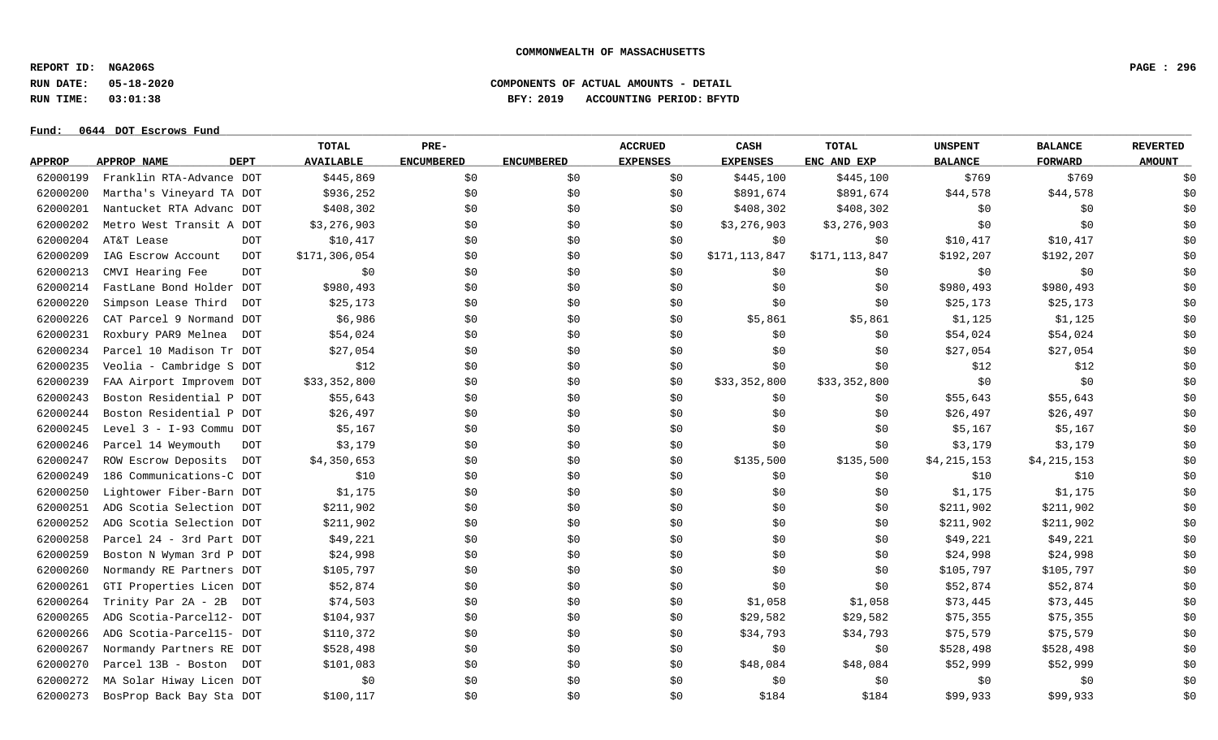COMMONWEALTH OF MASSACHUSETTS

REPORT ID: NGA206S

RUN DATE: 05-18-2020 COMPONENTS OF ACTUAL AMOUNTS - DETAIL

RUN TIME: 03:01:38 BFY: 2019 ACCOUNTING PERIOD: BFYTD

Fund: 0644 DOT Escrows Fund

| APPROP | APPROP NAME | DEPT | TOTAL AVAILABLE | PRE-ENCUMBERED | ENCUMBERED | ACCRUED EXPENSES | CASH EXPENSES | TOTAL ENC AND EXP | UNSPENT BALANCE | BALANCE FORWARD | REVERTED AMOUNT |
|---|---|---|---|---|---|---|---|---|---|---|---|
| 62000199 | Franklin RTA-Advance | DOT | $445,869 | $0 | $0 | $0 | $445,100 | $445,100 | $769 | $769 | $0 |
| 62000200 | Martha's Vineyard TA | DOT | $936,252 | $0 | $0 | $0 | $891,674 | $891,674 | $44,578 | $44,578 | $0 |
| 62000201 | Nantucket RTA Advanc | DOT | $408,302 | $0 | $0 | $0 | $408,302 | $408,302 | $0 | $0 | $0 |
| 62000202 | Metro West Transit A | DOT | $3,276,903 | $0 | $0 | $0 | $3,276,903 | $3,276,903 | $0 | $0 | $0 |
| 62000204 | AT&T Lease | DOT | $10,417 | $0 | $0 | $0 | $0 | $0 | $10,417 | $10,417 | $0 |
| 62000209 | IAG Escrow Account | DOT | $171,306,054 | $0 | $0 | $0 | $171,113,847 | $171,113,847 | $192,207 | $192,207 | $0 |
| 62000213 | CMVI Hearing Fee | DOT | $0 | $0 | $0 | $0 | $0 | $0 | $0 | $0 | $0 |
| 62000214 | FastLane Bond Holder | DOT | $980,493 | $0 | $0 | $0 | $0 | $0 | $980,493 | $980,493 | $0 |
| 62000220 | Simpson Lease Third | DOT | $25,173 | $0 | $0 | $0 | $0 | $0 | $25,173 | $25,173 | $0 |
| 62000226 | CAT Parcel 9 Normand | DOT | $6,986 | $0 | $0 | $0 | $5,861 | $5,861 | $1,125 | $1,125 | $0 |
| 62000231 | Roxbury PAR9 Melnea | DOT | $54,024 | $0 | $0 | $0 | $0 | $0 | $54,024 | $54,024 | $0 |
| 62000234 | Parcel 10 Madison Tr | DOT | $27,054 | $0 | $0 | $0 | $0 | $0 | $27,054 | $27,054 | $0 |
| 62000235 | Veolia - Cambridge S | DOT | $12 | $0 | $0 | $0 | $0 | $0 | $12 | $12 | $0 |
| 62000239 | FAA Airport Improvem | DOT | $33,352,800 | $0 | $0 | $0 | $33,352,800 | $33,352,800 | $0 | $0 | $0 |
| 62000243 | Boston Residential P | DOT | $55,643 | $0 | $0 | $0 | $0 | $0 | $55,643 | $55,643 | $0 |
| 62000244 | Boston Residential P | DOT | $26,497 | $0 | $0 | $0 | $0 | $0 | $26,497 | $26,497 | $0 |
| 62000245 | Level 3 - I-93 Commu | DOT | $5,167 | $0 | $0 | $0 | $0 | $0 | $5,167 | $5,167 | $0 |
| 62000246 | Parcel 14 Weymouth | DOT | $3,179 | $0 | $0 | $0 | $0 | $0 | $3,179 | $3,179 | $0 |
| 62000247 | ROW Escrow Deposits | DOT | $4,350,653 | $0 | $0 | $0 | $135,500 | $135,500 | $4,215,153 | $4,215,153 | $0 |
| 62000249 | 186 Communications-C | DOT | $10 | $0 | $0 | $0 | $0 | $0 | $10 | $10 | $0 |
| 62000250 | Lightower Fiber-Barn | DOT | $1,175 | $0 | $0 | $0 | $0 | $0 | $1,175 | $1,175 | $0 |
| 62000251 | ADG Scotia Selection | DOT | $211,902 | $0 | $0 | $0 | $0 | $0 | $211,902 | $211,902 | $0 |
| 62000252 | ADG Scotia Selection | DOT | $211,902 | $0 | $0 | $0 | $0 | $0 | $211,902 | $211,902 | $0 |
| 62000258 | Parcel 24 - 3rd Part | DOT | $49,221 | $0 | $0 | $0 | $0 | $0 | $49,221 | $49,221 | $0 |
| 62000259 | Boston N Wyman 3rd P | DOT | $24,998 | $0 | $0 | $0 | $0 | $0 | $24,998 | $24,998 | $0 |
| 62000260 | Normandy RE Partners | DOT | $105,797 | $0 | $0 | $0 | $0 | $0 | $105,797 | $105,797 | $0 |
| 62000261 | GTI Properties Licen | DOT | $52,874 | $0 | $0 | $0 | $0 | $0 | $52,874 | $52,874 | $0 |
| 62000264 | Trinity Par 2A - 2B | DOT | $74,503 | $0 | $0 | $0 | $1,058 | $1,058 | $73,445 | $73,445 | $0 |
| 62000265 | ADG Scotia-Parcel12- | DOT | $104,937 | $0 | $0 | $0 | $29,582 | $29,582 | $75,355 | $75,355 | $0 |
| 62000266 | ADG Scotia-Parcel15- | DOT | $110,372 | $0 | $0 | $0 | $34,793 | $34,793 | $75,579 | $75,579 | $0 |
| 62000267 | Normandy Partners RE | DOT | $528,498 | $0 | $0 | $0 | $0 | $0 | $528,498 | $528,498 | $0 |
| 62000270 | Parcel 13B - Boston | DOT | $101,083 | $0 | $0 | $0 | $48,084 | $48,084 | $52,999 | $52,999 | $0 |
| 62000272 | MA Solar Hiway Licen | DOT | $0 | $0 | $0 | $0 | $0 | $0 | $0 | $0 | $0 |
| 62000273 | BosProp Back Bay Sta | DOT | $100,117 | $0 | $0 | $0 | $184 | $184 | $99,933 | $99,933 | $0 |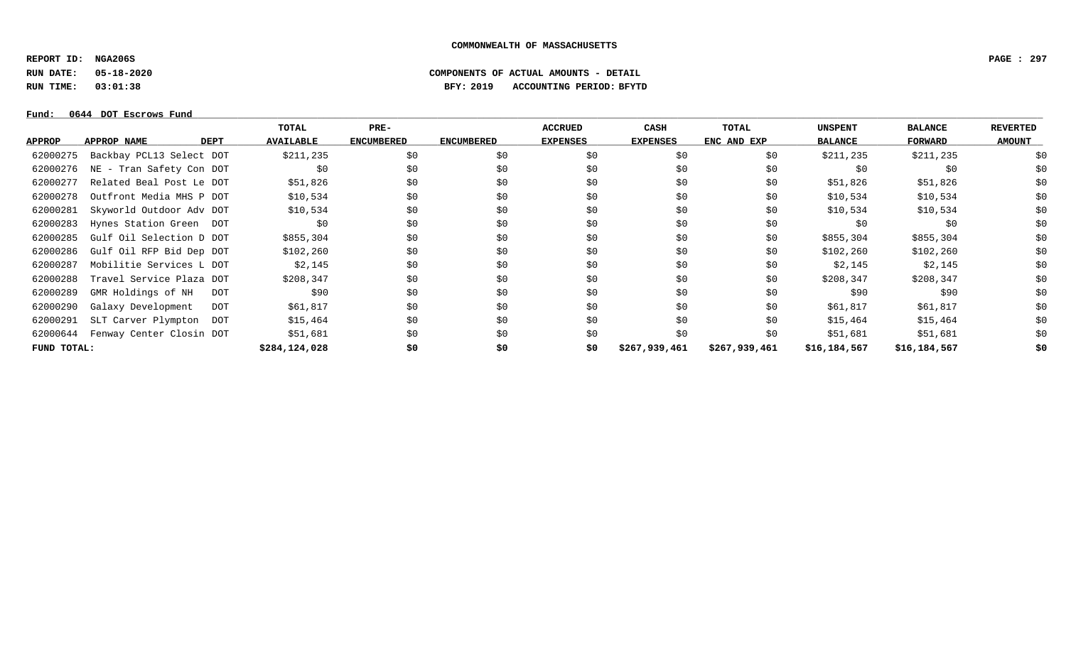COMMONWEALTH OF MASSACHUSETTS

**REPORT ID: NGA206S**

**RUN DATE: 05-18-2020** COMPONENTS OF ACTUAL AMOUNTS - DETAIL

**RUN TIME: 03:01:38** BFY: 2019 ACCOUNTING PERIOD: BFYTD

**Fund: 0644 DOT Escrows Fund**

| APPROP | APPROP NAME | DEPT | TOTAL AVAILABLE | PRE-ENCUMBERED | ENCUMBERED | ACCRUED EXPENSES | CASH EXPENSES | TOTAL ENC AND EXP | UNSPENT BALANCE | BALANCE FORWARD | REVERTED AMOUNT |
|---|---|---|---|---|---|---|---|---|---|---|---|
| 62000275 | Backbay PCL13 Select | DOT | $211,235 | $0 | $0 | $0 | $0 | $0 | $211,235 | $211,235 | $0 |
| 62000276 | NE - Tran Safety Con | DOT | $0 | $0 | $0 | $0 | $0 | $0 | $0 | $0 | $0 |
| 62000277 | Related Beal Post Le | DOT | $51,826 | $0 | $0 | $0 | $0 | $0 | $51,826 | $51,826 | $0 |
| 62000278 | Outfront Media MHS P | DOT | $10,534 | $0 | $0 | $0 | $0 | $0 | $10,534 | $10,534 | $0 |
| 62000281 | Skyworld Outdoor Adv | DOT | $10,534 | $0 | $0 | $0 | $0 | $0 | $10,534 | $10,534 | $0 |
| 62000283 | Hynes Station Green | DOT | $0 | $0 | $0 | $0 | $0 | $0 | $0 | $0 | $0 |
| 62000285 | Gulf Oil Selection D | DOT | $855,304 | $0 | $0 | $0 | $0 | $0 | $855,304 | $855,304 | $0 |
| 62000286 | Gulf Oil RFP Bid Dep | DOT | $102,260 | $0 | $0 | $0 | $0 | $0 | $102,260 | $102,260 | $0 |
| 62000287 | Mobilitie Services L | DOT | $2,145 | $0 | $0 | $0 | $0 | $0 | $2,145 | $2,145 | $0 |
| 62000288 | Travel Service Plaza | DOT | $208,347 | $0 | $0 | $0 | $0 | $0 | $208,347 | $208,347 | $0 |
| 62000289 | GMR Holdings of NH | DOT | $90 | $0 | $0 | $0 | $0 | $0 | $90 | $90 | $0 |
| 62000290 | Galaxy Development | DOT | $61,817 | $0 | $0 | $0 | $0 | $0 | $61,817 | $61,817 | $0 |
| 62000291 | SLT Carver Plympton | DOT | $15,464 | $0 | $0 | $0 | $0 | $0 | $15,464 | $15,464 | $0 |
| 62000644 | Fenway Center Closin | DOT | $51,681 | $0 | $0 | $0 | $0 | $0 | $51,681 | $51,681 | $0 |
| **FUND TOTAL:** | | | **$284,124,028** | **$0** | **$0** | **$0** | **$267,939,461** | **$267,939,461** | **$16,184,567** | **$16,184,567** | **$0** |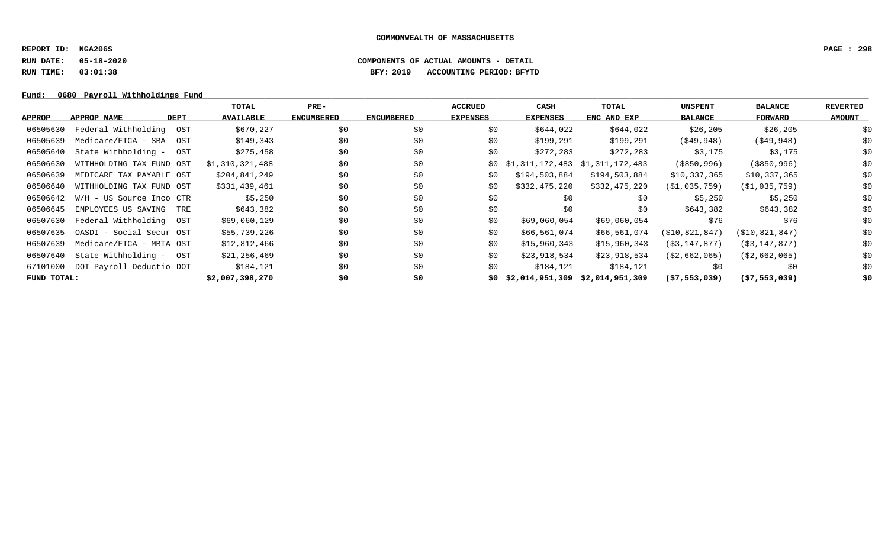**COMMONWEALTH OF MASSACHUSETTS**

**REPORT ID: NGA206S**

**RUN DATE: 05-18-2020** **COMPONENTS OF ACTUAL AMOUNTS - DETAIL**

**RUN TIME: 03:01:38** **BFY: 2019 ACCOUNTING PERIOD: BFYTD**

**Fund: 0680 Payroll Withholdings Fund**

| APPROP | APPROP NAME | DEPT | TOTAL AVAILABLE | PRE-ENCUMBERED | ENCUMBERED | ACCRUED EXPENSES | CASH EXPENSES | TOTAL ENC AND EXP | UNSPENT BALANCE | BALANCE FORWARD | REVERTED AMOUNT |
|---|---|---|---|---|---|---|---|---|---|---|---|
| 06505630 | Federal Withholding | OST | $670,227 | $0 | $0 | $0 | $644,022 | $644,022 | $26,205 | $26,205 | $0 |
| 06505639 | Medicare/FICA - SBA | OST | $149,343 | $0 | $0 | $0 | $199,291 | $199,291 | ($49,948) | ($49,948) | $0 |
| 06505640 | State Withholding - | OST | $275,458 | $0 | $0 | $0 | $272,283 | $272,283 | $3,175 | $3,175 | $0 |
| 06506630 | WITHHOLDING TAX FUND | OST | $1,310,321,488 | $0 | $0 | $0 | $1,311,172,483 | $1,311,172,483 | ($850,996) | ($850,996) | $0 |
| 06506639 | MEDICARE TAX PAYABLE | OST | $204,841,249 | $0 | $0 | $0 | $194,503,884 | $194,503,884 | $10,337,365 | $10,337,365 | $0 |
| 06506640 | WITHHOLDING TAX FUND | OST | $331,439,461 | $0 | $0 | $0 | $332,475,220 | $332,475,220 | ($1,035,759) | ($1,035,759) | $0 |
| 06506642 | W/H - US Source Inco | CTR | $5,250 | $0 | $0 | $0 | $0 | $0 | $5,250 | $5,250 | $0 |
| 06506645 | EMPLOYEES US SAVING | TRE | $643,382 | $0 | $0 | $0 | $0 | $0 | $643,382 | $643,382 | $0 |
| 06507630 | Federal Withholding | OST | $69,060,129 | $0 | $0 | $0 | $69,060,054 | $69,060,054 | $76 | $76 | $0 |
| 06507635 | OASDI - Social Secur | OST | $55,739,226 | $0 | $0 | $0 | $66,561,074 | $66,561,074 | ($10,821,847) | ($10,821,847) | $0 |
| 06507639 | Medicare/FICA - MBTA | OST | $12,812,466 | $0 | $0 | $0 | $15,960,343 | $15,960,343 | ($3,147,877) | ($3,147,877) | $0 |
| 06507640 | State Withholding - | OST | $21,256,469 | $0 | $0 | $0 | $23,918,534 | $23,918,534 | ($2,662,065) | ($2,662,065) | $0 |
| 67101000 | DOT Payroll Deductio | DOT | $184,121 | $0 | $0 | $0 | $184,121 | $184,121 | $0 | $0 | $0 |
| **FUND TOTAL:** | | | **$2,007,398,270** | **$0** | **$0** | **$0** | **$2,014,951,309** | **$2,014,951,309** | **($7,553,039)** | **($7,553,039)** | **$0** |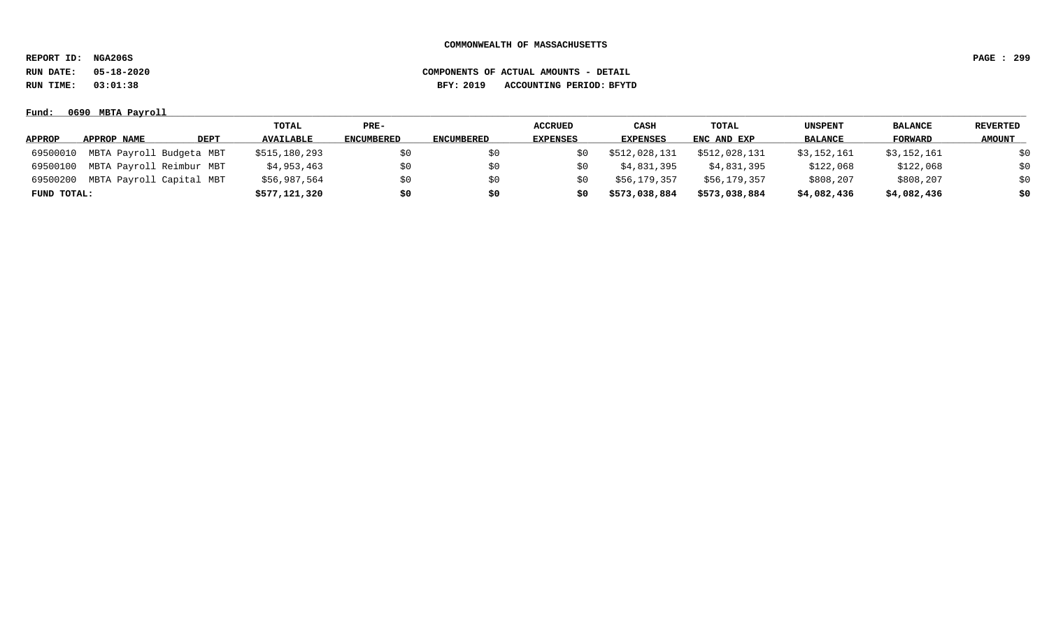**COMMONWEALTH OF MASSACHUSETTS**

**REPORT ID: NGA206S**
**RUN DATE: 05-18-2020**
**RUN TIME: 03:01:38**

**COMPONENTS OF ACTUAL AMOUNTS - DETAIL**
**BFY: 2019 ACCOUNTING PERIOD: BFYTD**

**Fund: 0690 MBTA Payroll**

| APPROP | APPROP NAME | DEPT | TOTAL AVAILABLE | PRE-ENCUMBERED | ENCUMBERED | ACCRUED EXPENSES | CASH EXPENSES | TOTAL ENC AND EXP | UNSPENT BALANCE | BALANCE FORWARD | REVERTED AMOUNT |
|---|---|---|---|---|---|---|---|---|---|---|---|
| 69500010 | MBTA Payroll Budgeta | MBT | $515,180,293 | $0 | $0 | $0 | $512,028,131 | $512,028,131 | $3,152,161 | $3,152,161 | $0 |
| 69500100 | MBTA Payroll Reimbur | MBT | $4,953,463 | $0 | $0 | $0 | $4,831,395 | $4,831,395 | $122,068 | $122,068 | $0 |
| 69500200 | MBTA Payroll Capital | MBT | $56,987,564 | $0 | $0 | $0 | $56,179,357 | $56,179,357 | $808,207 | $808,207 | $0 |
| **FUND TOTAL:** | | | **$577,121,320** | **$0** | **$0** | **$0** | **$573,038,884** | **$573,038,884** | **$4,082,436** | **$4,082,436** | **$0** |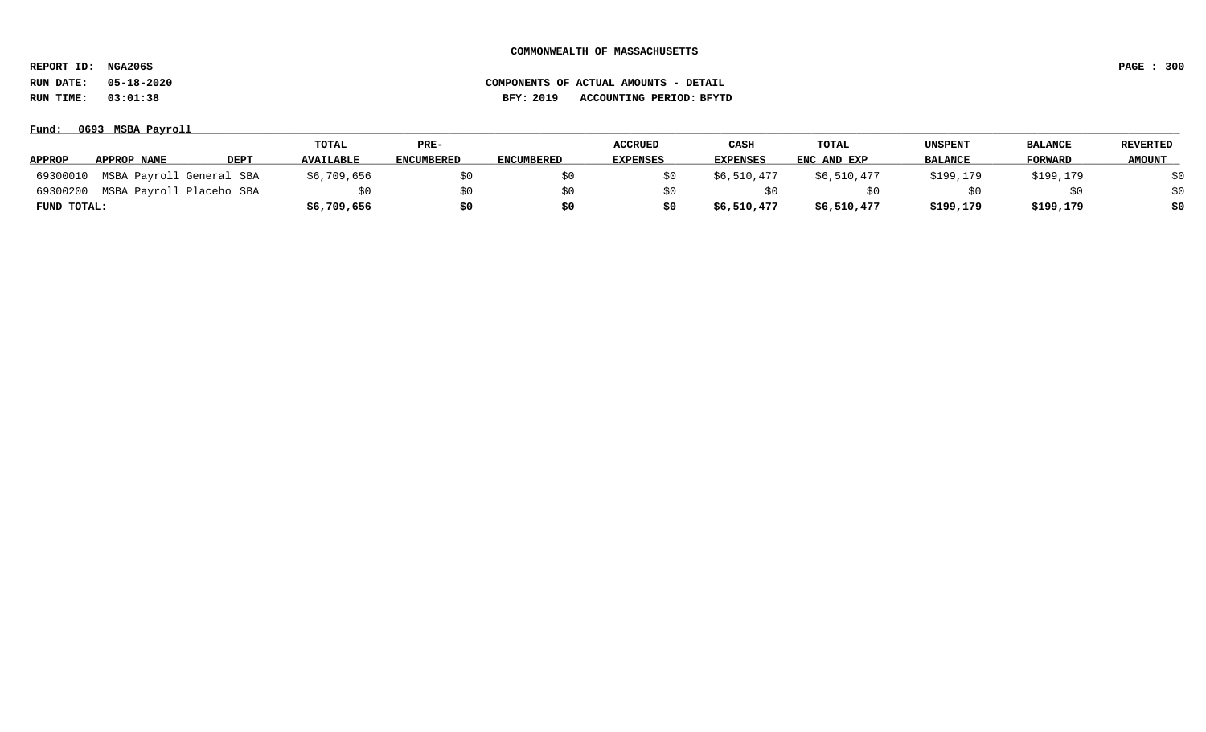COMMONWEALTH OF MASSACHUSETTS

REPORT ID: NGA206S

RUN DATE: 05-18-2020 COMPONENTS OF ACTUAL AMOUNTS - DETAIL

RUN TIME: 03:01:38 BFY: 2019 ACCOUNTING PERIOD: BFYTD

Fund: 0693 MSBA Payroll

| APPROP | APPROP NAME | DEPT | TOTAL AVAILABLE | PRE-ENCUMBERED | ENCUMBERED | ACCRUED EXPENSES | CASH EXPENSES | TOTAL ENC AND EXP | UNSPENT BALANCE | BALANCE FORWARD | REVERTED AMOUNT |
|---|---|---|---|---|---|---|---|---|---|---|---|
| 69300010 | MSBA Payroll General | SBA | $6,709,656 | $0 | $0 | $0 | $6,510,477 | $6,510,477 | $199,179 | $199,179 | $0 |
| 69300200 | MSBA Payroll Placeho | SBA | $0 | $0 | $0 | $0 | $0 | $0 | $0 | $0 | $0 |
| **FUND TOTAL:** | | | **$6,709,656** | **$0** | **$0** | **$0** | **$6,510,477** | **$6,510,477** | **$199,179** | **$199,179** | **$0** |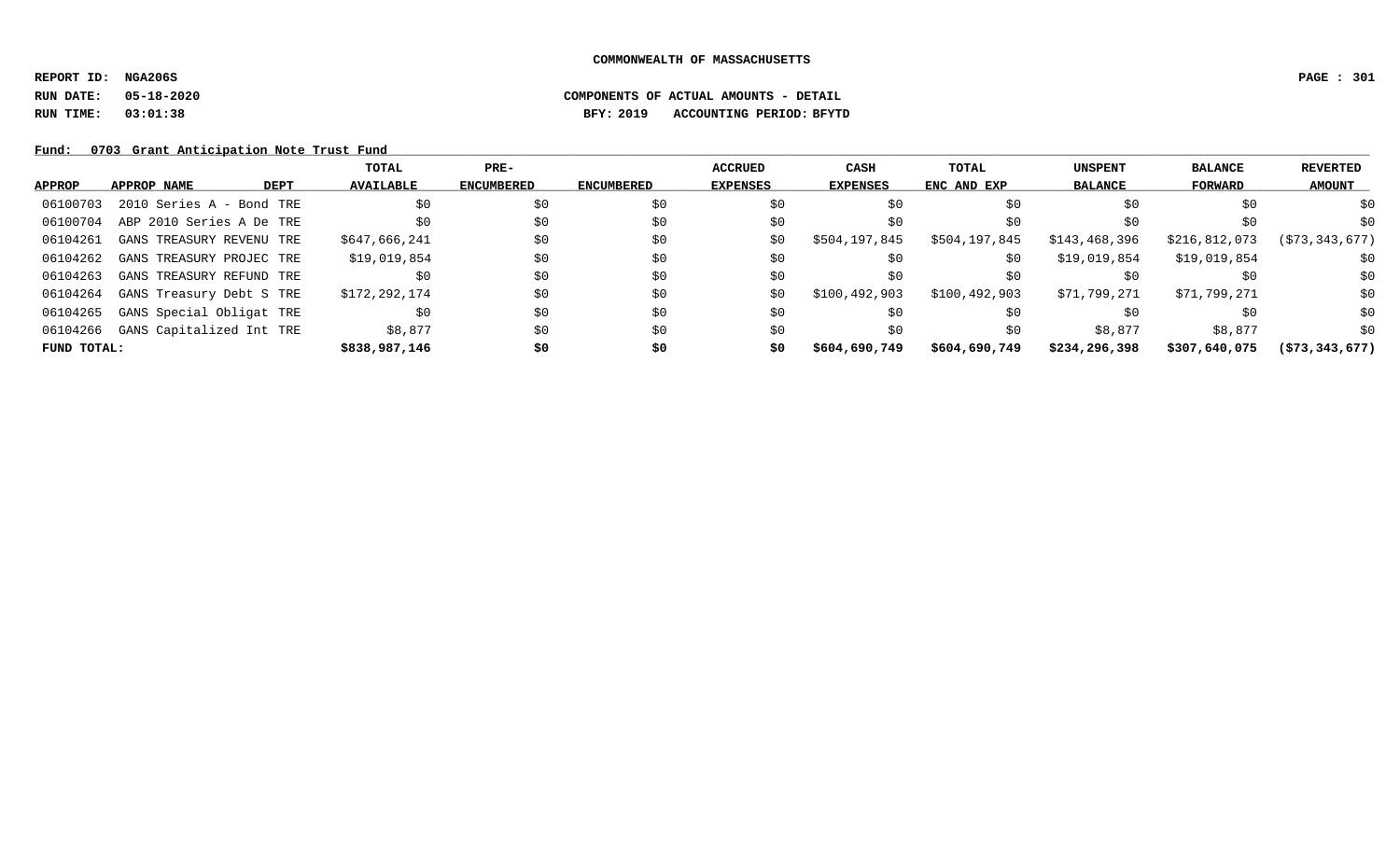COMMONWEALTH OF MASSACHUSETTS

REPORT ID: NGA206S

RUN DATE: 05-18-2020

RUN TIME: 03:01:38

COMPONENTS OF ACTUAL AMOUNTS - DETAIL

BFY: 2019 ACCOUNTING PERIOD: BFYTD

Fund: 0703 Grant Anticipation Note Trust Fund

| APPROP | APPROP NAME | DEPT | TOTAL AVAILABLE | PRE-ENCUMBERED | ENCUMBERED | ACCRUED EXPENSES | CASH EXPENSES | TOTAL ENC AND EXP | UNSPENT BALANCE | BALANCE FORWARD | REVERTED AMOUNT |
|---|---|---|---|---|---|---|---|---|---|---|---|
| 06100703 | 2010 Series A - Bond | TRE | $0 | $0 | $0 | $0 | $0 | $0 | $0 | $0 | $0 |
| 06100704 | ABP 2010 Series A De | TRE | $0 | $0 | $0 | $0 | $0 | $0 | $0 | $0 | $0 |
| 06104261 | GANS TREASURY REVENU | TRE | $647,666,241 | $0 | $0 | $0 | $504,197,845 | $504,197,845 | $143,468,396 | $216,812,073 | ($73,343,677) |
| 06104262 | GANS TREASURY PROJEC | TRE | $19,019,854 | $0 | $0 | $0 | $0 | $0 | $19,019,854 | $19,019,854 | $0 |
| 06104263 | GANS TREASURY REFUND | TRE | $0 | $0 | $0 | $0 | $0 | $0 | $0 | $0 | $0 |
| 06104264 | GANS Treasury Debt S | TRE | $172,292,174 | $0 | $0 | $0 | $100,492,903 | $100,492,903 | $71,799,271 | $71,799,271 | $0 |
| 06104265 | GANS Special Obligat | TRE | $0 | $0 | $0 | $0 | $0 | $0 | $0 | $0 | $0 |
| 06104266 | GANS Capitalized Int | TRE | $8,877 | $0 | $0 | $0 | $0 | $0 | $8,877 | $8,877 | $0 |
| **FUND TOTAL:** | | | **$838,987,146** | **$0** | **$0** | **$0** | **$604,690,749** | **$604,690,749** | **$234,296,398** | **$307,640,075** | **($73,343,677)** |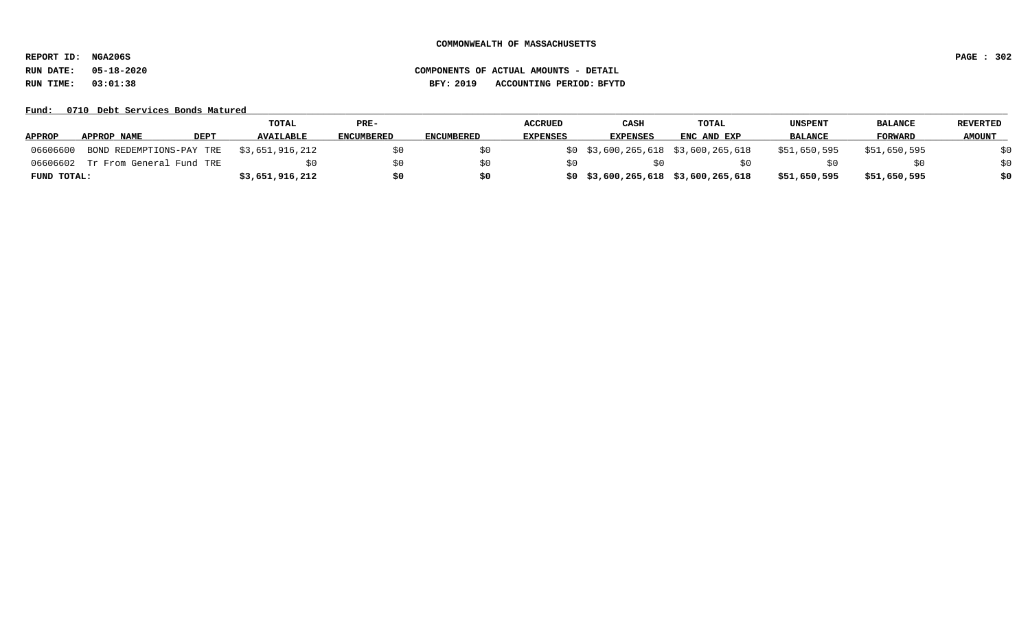**COMMONWEALTH OF MASSACHUSETTS**

**REPORT ID: NGA206S**

**RUN DATE: 05-18-2020** **COMPONENTS OF ACTUAL AMOUNTS - DETAIL**

**RUN TIME: 03:01:38** **BFY: 2019 ACCOUNTING PERIOD: BFYTD**

**Fund: 0710 Debt Services Bonds Matured**

| APPROP | APPROP NAME | DEPT | TOTAL AVAILABLE | PRE-ENCUMBERED | ENCUMBERED | ACCRUED EXPENSES | CASH EXPENSES | TOTAL ENC AND EXP | UNSPENT BALANCE | BALANCE FORWARD | REVERTED AMOUNT |
|---|---|---|---|---|---|---|---|---|---|---|---|
| 06606600 | BOND REDEMPTIONS-PAY | TRE | $3,651,916,212 | $0 | $0 | $0 | $3,600,265,618 | $3,600,265,618 | $51,650,595 | $51,650,595 | $0 |
| 06606602 | Tr From General Fund | TRE | $0 | $0 | $0 | $0 | $0 | $0 | $0 | $0 | $0 |
| **FUND TOTAL:** | | | **$3,651,916,212** | **$0** | **$0** | **$0** | **$3,600,265,618** | **$3,600,265,618** | **$51,650,595** | **$51,650,595** | **$0** |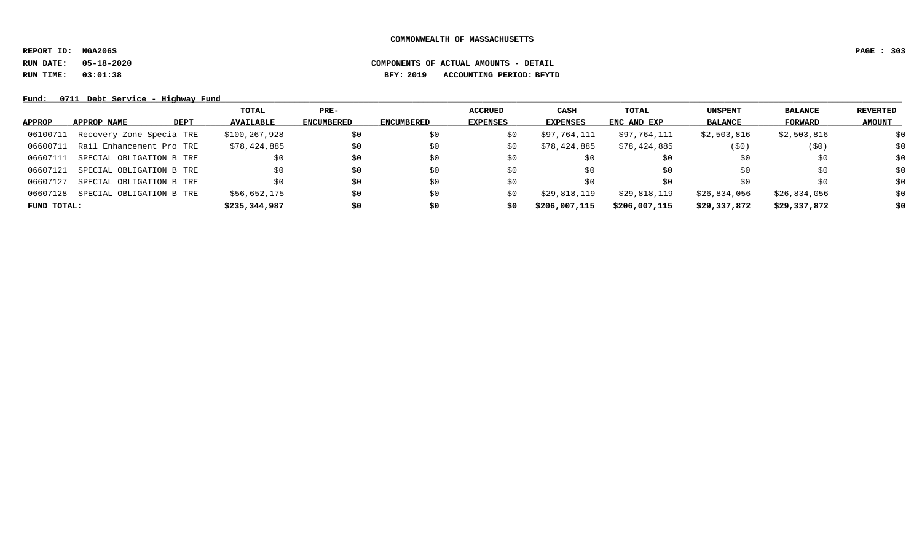**COMMONWEALTH OF MASSACHUSETTS**

**REPORT ID: NGA206S**

**RUN DATE: 05-18-2020** **COMPONENTS OF ACTUAL AMOUNTS - DETAIL**

**RUN TIME: 03:01:38** **BFY: 2019 ACCOUNTING PERIOD: BFYTD**

**Fund: 0711 Debt Service - Highway Fund**

| APPROP | APPROP NAME | DEPT | TOTAL AVAILABLE | PRE-ENCUMBERED | ENCUMBERED | ACCRUED EXPENSES | CASH EXPENSES | TOTAL ENC AND EXP | UNSPENT BALANCE | BALANCE FORWARD | REVERTED AMOUNT |
|---|---|---|---|---|---|---|---|---|---|---|---|
| 06100711 | Recovery Zone Specia | TRE | $100,267,928 | $0 | $0 | $0 | $97,764,111 | $97,764,111 | $2,503,816 | $2,503,816 | $0 |
| 06600711 | Rail Enhancement Pro | TRE | $78,424,885 | $0 | $0 | $0 | $78,424,885 | $78,424,885 | ($0) | ($0) | $0 |
| 06607111 | SPECIAL OBLIGATION B | TRE | $0 | $0 | $0 | $0 | $0 | $0 | $0 | $0 | $0 |
| 06607121 | SPECIAL OBLIGATION B | TRE | $0 | $0 | $0 | $0 | $0 | $0 | $0 | $0 | $0 |
| 06607127 | SPECIAL OBLIGATION B | TRE | $0 | $0 | $0 | $0 | $0 | $0 | $0 | $0 | $0 |
| 06607128 | SPECIAL OBLIGATION B | TRE | $56,652,175 | $0 | $0 | $0 | $29,818,119 | $29,818,119 | $26,834,056 | $26,834,056 | $0 |
| **FUND TOTAL:** | | | **$235,344,987** | **$0** | **$0** | **$0** | **$206,007,115** | **$206,007,115** | **$29,337,872** | **$29,337,872** | **$0** |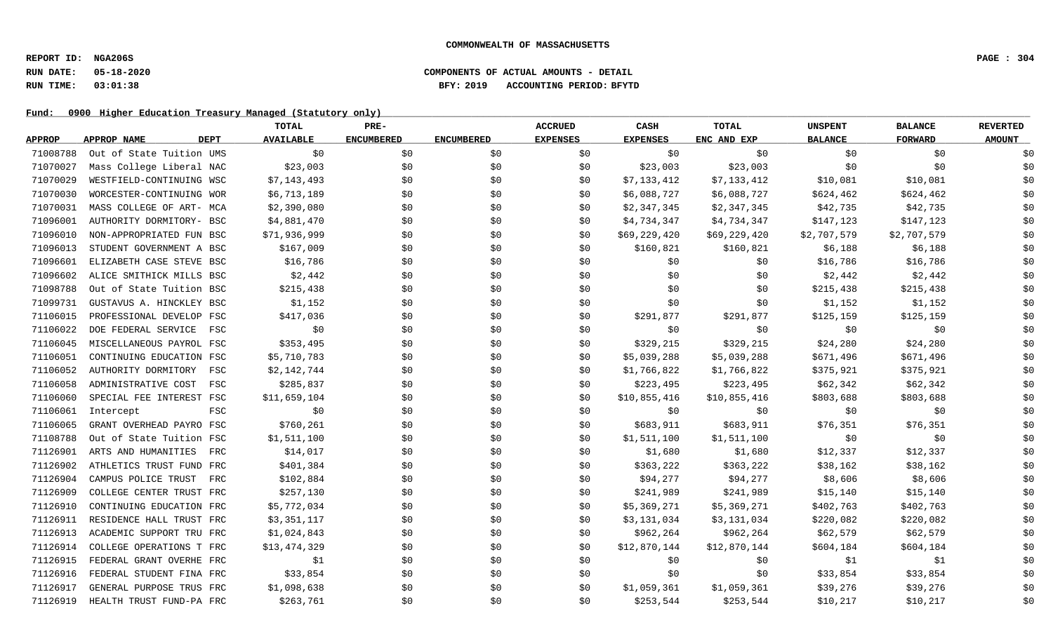**COMMONWEALTH OF MASSACHUSETTS**

**REPORT ID: NGA206S**
**RUN DATE: 05-18-2020**
**RUN TIME: 03:01:38**

**COMPONENTS OF ACTUAL AMOUNTS - DETAIL**
**BFY: 2019 ACCOUNTING PERIOD: BFYTD**

**Fund: 0900 Higher Education Treasury Managed (Statutory only)**

| APPROP | APPROP NAME | DEPT | TOTAL AVAILABLE | PRE-ENCUMBERED | ENCUMBERED | ACCRUED EXPENSES | CASH EXPENSES | TOTAL ENC AND EXP | UNSPENT BALANCE | BALANCE FORWARD | REVERTED AMOUNT |
|---|---|---|---|---|---|---|---|---|---|---|---|
| 71008788 | Out of State Tuition | UMS | $0 | $0 | $0 | $0 | $0 | $0 | $0 | $0 | $0 |
| 71070027 | Mass College Liberal | NAC | $23,003 | $0 | $0 | $0 | $23,003 | $23,003 | $0 | $0 | $0 |
| 71070029 | WESTFIELD-CONTINUING | WSC | $7,143,493 | $0 | $0 | $0 | $7,133,412 | $7,133,412 | $10,081 | $10,081 | $0 |
| 71070030 | WORCESTER-CONTINUING | WOR | $6,713,189 | $0 | $0 | $0 | $6,088,727 | $6,088,727 | $624,462 | $624,462 | $0 |
| 71070031 | MASS COLLEGE OF ART- | MCA | $2,390,080 | $0 | $0 | $0 | $2,347,345 | $2,347,345 | $42,735 | $42,735 | $0 |
| 71096001 | AUTHORITY DORMITORY- | BSC | $4,881,470 | $0 | $0 | $0 | $4,734,347 | $4,734,347 | $147,123 | $147,123 | $0 |
| 71096010 | NON-APPROPRIATED FUN | BSC | $71,936,999 | $0 | $0 | $0 | $69,229,420 | $69,229,420 | $2,707,579 | $2,707,579 | $0 |
| 71096013 | STUDENT GOVERNMENT A | BSC | $167,009 | $0 | $0 | $0 | $160,821 | $160,821 | $6,188 | $6,188 | $0 |
| 71096601 | ELIZABETH CASE STEVE | BSC | $16,786 | $0 | $0 | $0 | $0 | $0 | $16,786 | $16,786 | $0 |
| 71096602 | ALICE SMITHICK MILLS | BSC | $2,442 | $0 | $0 | $0 | $0 | $0 | $2,442 | $2,442 | $0 |
| 71098788 | Out of State Tuition | BSC | $215,438 | $0 | $0 | $0 | $0 | $0 | $215,438 | $215,438 | $0 |
| 71099731 | GUSTAVUS A. HINCKLEY | BSC | $1,152 | $0 | $0 | $0 | $0 | $0 | $1,152 | $1,152 | $0 |
| 71106015 | PROFESSIONAL DEVELOP | FSC | $417,036 | $0 | $0 | $0 | $291,877 | $291,877 | $125,159 | $125,159 | $0 |
| 71106022 | DOE FEDERAL SERVICE | FSC | $0 | $0 | $0 | $0 | $0 | $0 | $0 | $0 | $0 |
| 71106045 | MISCELLANEOUS PAYROL | FSC | $353,495 | $0 | $0 | $0 | $329,215 | $329,215 | $24,280 | $24,280 | $0 |
| 71106051 | CONTINUING EDUCATION | FSC | $5,710,783 | $0 | $0 | $0 | $5,039,288 | $5,039,288 | $671,496 | $671,496 | $0 |
| 71106052 | AUTHORITY DORMITORY | FSC | $2,142,744 | $0 | $0 | $0 | $1,766,822 | $1,766,822 | $375,921 | $375,921 | $0 |
| 71106058 | ADMINISTRATIVE COST | FSC | $285,837 | $0 | $0 | $0 | $223,495 | $223,495 | $62,342 | $62,342 | $0 |
| 71106060 | SPECIAL FEE INTEREST | FSC | $11,659,104 | $0 | $0 | $0 | $10,855,416 | $10,855,416 | $803,688 | $803,688 | $0 |
| 71106061 | Intercept | FSC | $0 | $0 | $0 | $0 | $0 | $0 | $0 | $0 | $0 |
| 71106065 | GRANT OVERHEAD PAYRO | FSC | $760,261 | $0 | $0 | $0 | $683,911 | $683,911 | $76,351 | $76,351 | $0 |
| 71108788 | Out of State Tuition | FSC | $1,511,100 | $0 | $0 | $0 | $1,511,100 | $1,511,100 | $0 | $0 | $0 |
| 71126901 | ARTS AND HUMANITIES | FRC | $14,017 | $0 | $0 | $0 | $1,680 | $1,680 | $12,337 | $12,337 | $0 |
| 71126902 | ATHLETICS TRUST FUND | FRC | $401,384 | $0 | $0 | $0 | $363,222 | $363,222 | $38,162 | $38,162 | $0 |
| 71126904 | CAMPUS POLICE TRUST | FRC | $102,884 | $0 | $0 | $0 | $94,277 | $94,277 | $8,606 | $8,606 | $0 |
| 71126909 | COLLEGE CENTER TRUST | FRC | $257,130 | $0 | $0 | $0 | $241,989 | $241,989 | $15,140 | $15,140 | $0 |
| 71126910 | CONTINUING EDUCATION | FRC | $5,772,034 | $0 | $0 | $0 | $5,369,271 | $5,369,271 | $402,763 | $402,763 | $0 |
| 71126911 | RESIDENCE HALL TRUST | FRC | $3,351,117 | $0 | $0 | $0 | $3,131,034 | $3,131,034 | $220,082 | $220,082 | $0 |
| 71126913 | ACADEMIC SUPPORT TRU | FRC | $1,024,843 | $0 | $0 | $0 | $962,264 | $962,264 | $62,579 | $62,579 | $0 |
| 71126914 | COLLEGE OPERATIONS T | FRC | $13,474,329 | $0 | $0 | $0 | $12,870,144 | $12,870,144 | $604,184 | $604,184 | $0 |
| 71126915 | FEDERAL GRANT OVERHE | FRC | $1 | $0 | $0 | $0 | $0 | $0 | $1 | $1 | $0 |
| 71126916 | FEDERAL STUDENT FINA | FRC | $33,854 | $0 | $0 | $0 | $0 | $0 | $33,854 | $33,854 | $0 |
| 71126917 | GENERAL PURPOSE TRUS | FRC | $1,098,638 | $0 | $0 | $0 | $1,059,361 | $1,059,361 | $39,276 | $39,276 | $0 |
| 71126919 | HEALTH TRUST FUND-PA | FRC | $263,761 | $0 | $0 | $0 | $253,544 | $253,544 | $10,217 | $10,217 | $0 |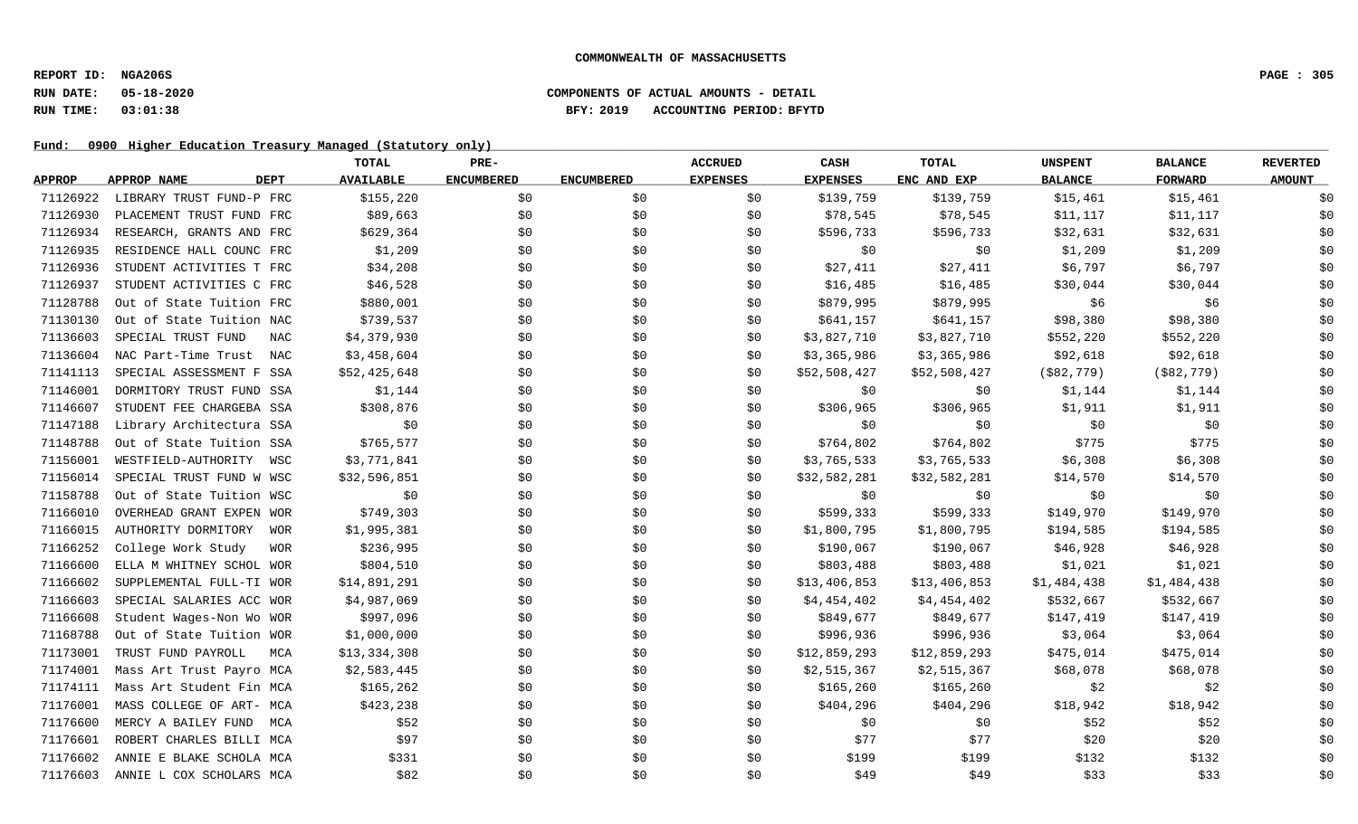**COMMONWEALTH OF MASSACHUSETTS**

**REPORT ID: NGA206S**
**RUN DATE: 05-18-2020** **COMPONENTS OF ACTUAL AMOUNTS - DETAIL**
**RUN TIME: 03:01:38** **BFY: 2019 ACCOUNTING PERIOD: BFYTD**

**Fund: 0900 Higher Education Treasury Managed (Statutory only)**

| APPROP | APPROP NAME | DEPT | TOTAL AVAILABLE | PRE-ENCUMBERED | ENCUMBERED | ACCRUED EXPENSES | CASH EXPENSES | TOTAL ENC AND EXP | UNSPENT BALANCE | BALANCE FORWARD | REVERTED AMOUNT |
|---|---|---|---|---|---|---|---|---|---|---|---|
| 71126922 | LIBRARY TRUST FUND-P | FRC | $155,220 | $0 | $0 | $0 | $139,759 | $139,759 | $15,461 | $15,461 | $0 |
| 71126930 | PLACEMENT TRUST FUND | FRC | $89,663 | $0 | $0 | $0 | $78,545 | $78,545 | $11,117 | $11,117 | $0 |
| 71126934 | RESEARCH, GRANTS AND | FRC | $629,364 | $0 | $0 | $0 | $596,733 | $596,733 | $32,631 | $32,631 | $0 |
| 71126935 | RESIDENCE HALL COUNC | FRC | $1,209 | $0 | $0 | $0 | $0 | $0 | $1,209 | $1,209 | $0 |
| 71126936 | STUDENT ACTIVITIES T | FRC | $34,208 | $0 | $0 | $0 | $27,411 | $27,411 | $6,797 | $6,797 | $0 |
| 71126937 | STUDENT ACTIVITIES C | FRC | $46,528 | $0 | $0 | $0 | $16,485 | $16,485 | $30,044 | $30,044 | $0 |
| 71128788 | Out of State Tuition | FRC | $880,001 | $0 | $0 | $0 | $879,995 | $879,995 | $6 | $6 | $0 |
| 71130130 | Out of State Tuition | NAC | $739,537 | $0 | $0 | $0 | $641,157 | $641,157 | $98,380 | $98,380 | $0 |
| 71136603 | SPECIAL TRUST FUND | NAC | $4,379,930 | $0 | $0 | $0 | $3,827,710 | $3,827,710 | $552,220 | $552,220 | $0 |
| 71136604 | NAC Part-Time Trust | NAC | $3,458,604 | $0 | $0 | $0 | $3,365,986 | $3,365,986 | $92,618 | $92,618 | $0 |
| 71141113 | SPECIAL ASSESSMENT F | SSA | $52,425,648 | $0 | $0 | $0 | $52,508,427 | $52,508,427 | ($82,779) | ($82,779) | $0 |
| 71146001 | DORMITORY TRUST FUND | SSA | $1,144 | $0 | $0 | $0 | $0 | $0 | $1,144 | $1,144 | $0 |
| 71146607 | STUDENT FEE CHARGEBA | SSA | $308,876 | $0 | $0 | $0 | $306,965 | $306,965 | $1,911 | $1,911 | $0 |
| 71147188 | Library Architectura | SSA | $0 | $0 | $0 | $0 | $0 | $0 | $0 | $0 | $0 |
| 71148788 | Out of State Tuition | SSA | $765,577 | $0 | $0 | $0 | $764,802 | $764,802 | $775 | $775 | $0 |
| 71156001 | WESTFIELD-AUTHORITY | WSC | $3,771,841 | $0 | $0 | $0 | $3,765,533 | $3,765,533 | $6,308 | $6,308 | $0 |
| 71156014 | SPECIAL TRUST FUND W | WSC | $32,596,851 | $0 | $0 | $0 | $32,582,281 | $32,582,281 | $14,570 | $14,570 | $0 |
| 71158788 | Out of State Tuition | WSC | $0 | $0 | $0 | $0 | $0 | $0 | $0 | $0 | $0 |
| 71166010 | OVERHEAD GRANT EXPEN | WOR | $749,303 | $0 | $0 | $0 | $599,333 | $599,333 | $149,970 | $149,970 | $0 |
| 71166015 | AUTHORITY DORMITORY | WOR | $1,995,381 | $0 | $0 | $0 | $1,800,795 | $1,800,795 | $194,585 | $194,585 | $0 |
| 71166252 | College Work Study | WOR | $236,995 | $0 | $0 | $0 | $190,067 | $190,067 | $46,928 | $46,928 | $0 |
| 71166600 | ELLA M WHITNEY SCHOL | WOR | $804,510 | $0 | $0 | $0 | $803,488 | $803,488 | $1,021 | $1,021 | $0 |
| 71166602 | SUPPLEMENTAL FULL-TI | WOR | $14,891,291 | $0 | $0 | $0 | $13,406,853 | $13,406,853 | $1,484,438 | $1,484,438 | $0 |
| 71166603 | SPECIAL SALARIES ACC | WOR | $4,987,069 | $0 | $0 | $0 | $4,454,402 | $4,454,402 | $532,667 | $532,667 | $0 |
| 71166608 | Student Wages-Non Wo | WOR | $997,096 | $0 | $0 | $0 | $849,677 | $849,677 | $147,419 | $147,419 | $0 |
| 71168788 | Out of State Tuition | WOR | $1,000,000 | $0 | $0 | $0 | $996,936 | $996,936 | $3,064 | $3,064 | $0 |
| 71173001 | TRUST FUND PAYROLL | MCA | $13,334,308 | $0 | $0 | $0 | $12,859,293 | $12,859,293 | $475,014 | $475,014 | $0 |
| 71174001 | Mass Art Trust Payro | MCA | $2,583,445 | $0 | $0 | $0 | $2,515,367 | $2,515,367 | $68,078 | $68,078 | $0 |
| 71174111 | Mass Art Student Fin | MCA | $165,262 | $0 | $0 | $0 | $165,260 | $165,260 | $2 | $2 | $0 |
| 71176001 | MASS COLLEGE OF ART- | MCA | $423,238 | $0 | $0 | $0 | $404,296 | $404,296 | $18,942 | $18,942 | $0 |
| 71176600 | MERCY A BAILEY FUND | MCA | $52 | $0 | $0 | $0 | $0 | $0 | $52 | $52 | $0 |
| 71176601 | ROBERT CHARLES BILLI | MCA | $97 | $0 | $0 | $0 | $77 | $77 | $20 | $20 | $0 |
| 71176602 | ANNIE E BLAKE SCHOLA | MCA | $331 | $0 | $0 | $0 | $199 | $199 | $132 | $132 | $0 |
| 71176603 | ANNIE L COX SCHOLARS | MCA | $82 | $0 | $0 | $0 | $49 | $49 | $33 | $33 | $0 |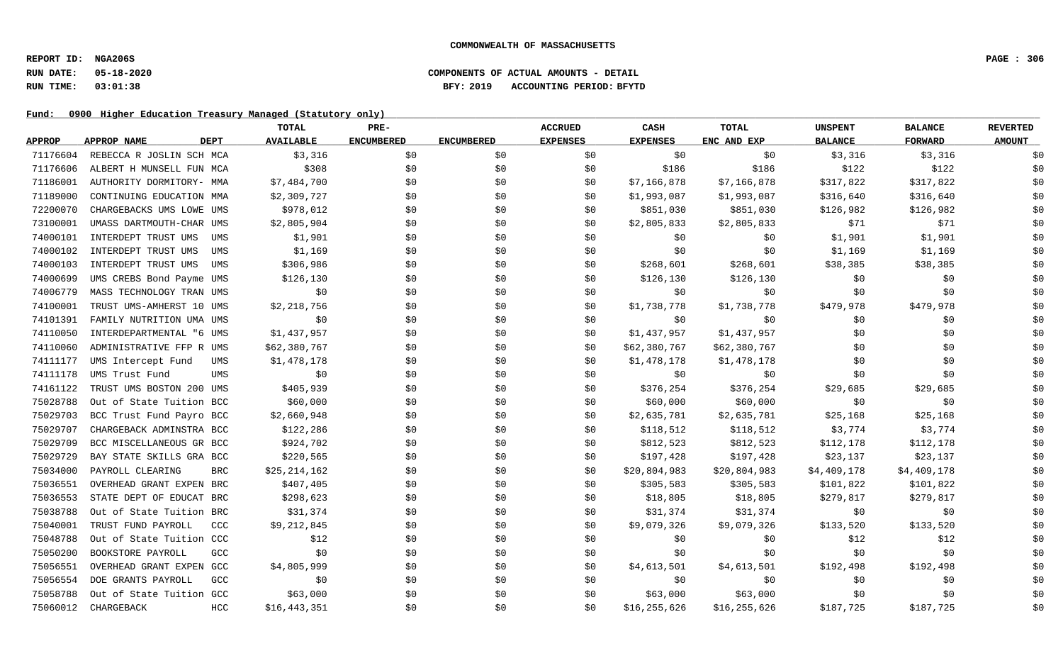**COMMONWEALTH OF MASSACHUSETTS**

**REPORT ID: NGA206S**
**RUN DATE: 05-18-2020** COMPONENTS OF ACTUAL AMOUNTS - DETAIL
**RUN TIME: 03:01:38** BFY: 2019 ACCOUNTING PERIOD: BFYTD

**Fund: 0900 Higher Education Treasury Managed (Statutory only)**

| APPROP | APPROP NAME | DEPT | TOTAL AVAILABLE | PRE-ENCUMBERED | ENCUMBERED | ACCRUED EXPENSES | CASH EXPENSES | TOTAL ENC AND EXP | UNSPENT BALANCE | BALANCE FORWARD | REVERTED AMOUNT |
|---|---|---|---|---|---|---|---|---|---|---|---|
| 71176604 | REBECCA R JOSLIN SCH | MCA | $3,316 | $0 | $0 | $0 | $0 | $0 | $3,316 | $3,316 | $0 |
| 71176606 | ALBERT H MUNSELL FUN | MCA | $308 | $0 | $0 | $0 | $186 | $186 | $122 | $122 | $0 |
| 71186001 | AUTHORITY DORMITORY- | MMA | $7,484,700 | $0 | $0 | $0 | $7,166,878 | $7,166,878 | $317,822 | $317,822 | $0 |
| 71189000 | CONTINUING EDUCATION | MMA | $2,309,727 | $0 | $0 | $0 | $1,993,087 | $1,993,087 | $316,640 | $316,640 | $0 |
| 72200070 | CHARGEBACKS UMS LOWE | UMS | $978,012 | $0 | $0 | $0 | $851,030 | $851,030 | $126,982 | $126,982 | $0 |
| 73100001 | UMASS DARTMOUTH-CHAR | UMS | $2,805,904 | $0 | $0 | $0 | $2,805,833 | $2,805,833 | $71 | $71 | $0 |
| 74000101 | INTERDEPT TRUST UMS | UMS | $1,901 | $0 | $0 | $0 | $0 | $0 | $1,901 | $1,901 | $0 |
| 74000102 | INTERDEPT TRUST UMS | UMS | $1,169 | $0 | $0 | $0 | $0 | $0 | $1,169 | $1,169 | $0 |
| 74000103 | INTERDEPT TRUST UMS | UMS | $306,986 | $0 | $0 | $0 | $268,601 | $268,601 | $38,385 | $38,385 | $0 |
| 74000699 | UMS CREBS Bond Payme | UMS | $126,130 | $0 | $0 | $0 | $126,130 | $126,130 | $0 | $0 | $0 |
| 74006779 | MASS TECHNOLOGY TRAN | UMS | $0 | $0 | $0 | $0 | $0 | $0 | $0 | $0 | $0 |
| 74100001 | TRUST UMS-AMHERST 10 | UMS | $2,218,756 | $0 | $0 | $0 | $1,738,778 | $1,738,778 | $479,978 | $479,978 | $0 |
| 74101391 | FAMILY NUTRITION UMA | UMS | $0 | $0 | $0 | $0 | $0 | $0 | $0 | $0 | $0 |
| 74110050 | INTERDEPARTMENTAL "6 | UMS | $1,437,957 | $0 | $0 | $0 | $1,437,957 | $1,437,957 | $0 | $0 | $0 |
| 74110060 | ADMINISTRATIVE FFP R | UMS | $62,380,767 | $0 | $0 | $0 | $62,380,767 | $62,380,767 | $0 | $0 | $0 |
| 74111177 | UMS Intercept Fund | UMS | $1,478,178 | $0 | $0 | $0 | $1,478,178 | $1,478,178 | $0 | $0 | $0 |
| 74111178 | UMS Trust Fund | UMS | $0 | $0 | $0 | $0 | $0 | $0 | $0 | $0 | $0 |
| 74161122 | TRUST UMS BOSTON 200 | UMS | $405,939 | $0 | $0 | $0 | $376,254 | $376,254 | $29,685 | $29,685 | $0 |
| 75028788 | Out of State Tuition | BCC | $60,000 | $0 | $0 | $0 | $60,000 | $60,000 | $0 | $0 | $0 |
| 75029703 | BCC Trust Fund Payro | BCC | $2,660,948 | $0 | $0 | $0 | $2,635,781 | $2,635,781 | $25,168 | $25,168 | $0 |
| 75029707 | CHARGEBACK ADMINSTRA | BCC | $122,286 | $0 | $0 | $0 | $118,512 | $118,512 | $3,774 | $3,774 | $0 |
| 75029709 | BCC MISCELLANEOUS GR | BCC | $924,702 | $0 | $0 | $0 | $812,523 | $812,523 | $112,178 | $112,178 | $0 |
| 75029729 | BAY STATE SKILLS GRA | BCC | $220,565 | $0 | $0 | $0 | $197,428 | $197,428 | $23,137 | $23,137 | $0 |
| 75034000 | PAYROLL CLEARING | BRC | $25,214,162 | $0 | $0 | $0 | $20,804,983 | $20,804,983 | $4,409,178 | $4,409,178 | $0 |
| 75036551 | OVERHEAD GRANT EXPEN | BRC | $407,405 | $0 | $0 | $0 | $305,583 | $305,583 | $101,822 | $101,822 | $0 |
| 75036553 | STATE DEPT OF EDUCAT | BRC | $298,623 | $0 | $0 | $0 | $18,805 | $18,805 | $279,817 | $279,817 | $0 |
| 75038788 | Out of State Tuition | BRC | $31,374 | $0 | $0 | $0 | $31,374 | $31,374 | $0 | $0 | $0 |
| 75040001 | TRUST FUND PAYROLL | CCC | $9,212,845 | $0 | $0 | $0 | $9,079,326 | $9,079,326 | $133,520 | $133,520 | $0 |
| 75048788 | Out of State Tuition | CCC | $12 | $0 | $0 | $0 | $0 | $0 | $12 | $12 | $0 |
| 75050200 | BOOKSTORE PAYROLL | GCC | $0 | $0 | $0 | $0 | $0 | $0 | $0 | $0 | $0 |
| 75056551 | OVERHEAD GRANT EXPEN | GCC | $4,805,999 | $0 | $0 | $0 | $4,613,501 | $4,613,501 | $192,498 | $192,498 | $0 |
| 75056554 | DOE GRANTS PAYROLL | GCC | $0 | $0 | $0 | $0 | $0 | $0 | $0 | $0 | $0 |
| 75058788 | Out of State Tuition | GCC | $63,000 | $0 | $0 | $0 | $63,000 | $63,000 | $0 | $0 | $0 |
| 75060012 | CHARGEBACK | HCC | $16,443,351 | $0 | $0 | $0 | $16,255,626 | $16,255,626 | $187,725 | $187,725 | $0 |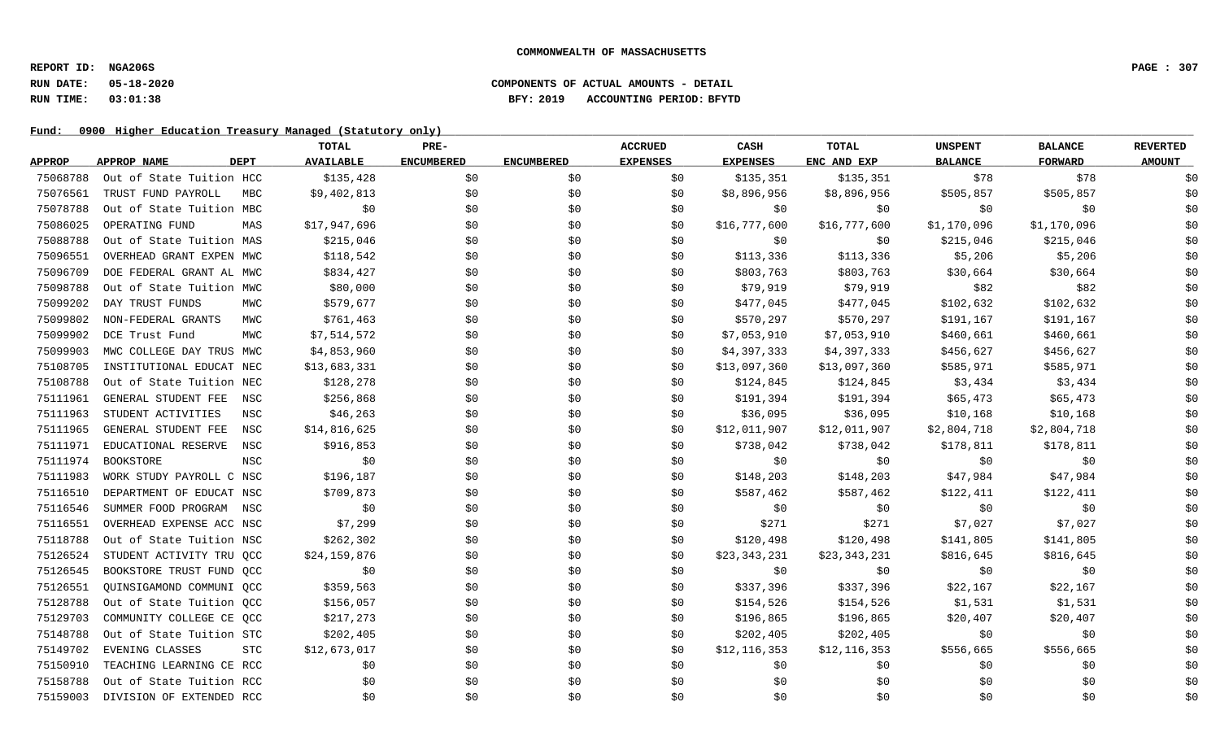# COMMONWEALTH OF MASSACHUSETTS

**REPORT ID: NGA206S**
**RUN DATE: 05-18-2020**
**RUN TIME: 03:01:38**

**COMPONENTS OF ACTUAL AMOUNTS - DETAIL**
**BFY: 2019 ACCOUNTING PERIOD: BFYTD**

**Fund: 0900 Higher Education Treasury Managed (Statutory only)**

| APPROP | APPROP NAME | DEPT | TOTAL AVAILABLE | PRE-ENCUMBERED | ENCUMBERED | ACCRUED EXPENSES | CASH EXPENSES | TOTAL ENC AND EXP | UNSPENT BALANCE | BALANCE FORWARD | REVERTED AMOUNT |
|---|---|---|---|---|---|---|---|---|---|---|---|
| 75068788 | Out of State Tuition | HCC | $135,428 | $0 | $0 | $0 | $135,351 | $135,351 | $78 | $78 | $0 |
| 75076561 | TRUST FUND PAYROLL | MBC | $9,402,813 | $0 | $0 | $0 | $8,896,956 | $8,896,956 | $505,857 | $505,857 | $0 |
| 75078788 | Out of State Tuition | MBC | $0 | $0 | $0 | $0 | $0 | $0 | $0 | $0 | $0 |
| 75086025 | OPERATING FUND | MAS | $17,947,696 | $0 | $0 | $0 | $16,777,600 | $16,777,600 | $1,170,096 | $1,170,096 | $0 |
| 75088788 | Out of State Tuition | MAS | $215,046 | $0 | $0 | $0 | $0 | $0 | $215,046 | $215,046 | $0 |
| 75096551 | OVERHEAD GRANT EXPEN | MWC | $118,542 | $0 | $0 | $0 | $113,336 | $113,336 | $5,206 | $5,206 | $0 |
| 75096709 | DOE FEDERAL GRANT AL | MWC | $834,427 | $0 | $0 | $0 | $803,763 | $803,763 | $30,664 | $30,664 | $0 |
| 75098788 | Out of State Tuition | MWC | $80,000 | $0 | $0 | $0 | $79,919 | $79,919 | $82 | $82 | $0 |
| 75099202 | DAY TRUST FUNDS | MWC | $579,677 | $0 | $0 | $0 | $477,045 | $477,045 | $102,632 | $102,632 | $0 |
| 75099802 | NON-FEDERAL GRANTS | MWC | $761,463 | $0 | $0 | $0 | $570,297 | $570,297 | $191,167 | $191,167 | $0 |
| 75099902 | DCE Trust Fund | MWC | $7,514,572 | $0 | $0 | $0 | $7,053,910 | $7,053,910 | $460,661 | $460,661 | $0 |
| 75099903 | MWC COLLEGE DAY TRUS | MWC | $4,853,960 | $0 | $0 | $0 | $4,397,333 | $4,397,333 | $456,627 | $456,627 | $0 |
| 75108705 | INSTITUTIONAL EDUCAT | NEC | $13,683,331 | $0 | $0 | $0 | $13,097,360 | $13,097,360 | $585,971 | $585,971 | $0 |
| 75108788 | Out of State Tuition | NEC | $128,278 | $0 | $0 | $0 | $124,845 | $124,845 | $3,434 | $3,434 | $0 |
| 75111961 | GENERAL STUDENT FEE | NSC | $256,868 | $0 | $0 | $0 | $191,394 | $191,394 | $65,473 | $65,473 | $0 |
| 75111963 | STUDENT ACTIVITIES | NSC | $46,263 | $0 | $0 | $0 | $36,095 | $36,095 | $10,168 | $10,168 | $0 |
| 75111965 | GENERAL STUDENT FEE | NSC | $14,816,625 | $0 | $0 | $0 | $12,011,907 | $12,011,907 | $2,804,718 | $2,804,718 | $0 |
| 75111971 | EDUCATIONAL RESERVE | NSC | $916,853 | $0 | $0 | $0 | $738,042 | $738,042 | $178,811 | $178,811 | $0 |
| 75111974 | BOOKSTORE | NSC | $0 | $0 | $0 | $0 | $0 | $0 | $0 | $0 | $0 |
| 75111983 | WORK STUDY PAYROLL C | NSC | $196,187 | $0 | $0 | $0 | $148,203 | $148,203 | $47,984 | $47,984 | $0 |
| 75116510 | DEPARTMENT OF EDUCAT | NSC | $709,873 | $0 | $0 | $0 | $587,462 | $587,462 | $122,411 | $122,411 | $0 |
| 75116546 | SUMMER FOOD PROGRAM | NSC | $0 | $0 | $0 | $0 | $0 | $0 | $0 | $0 | $0 |
| 75116551 | OVERHEAD EXPENSE ACC | NSC | $7,299 | $0 | $0 | $0 | $271 | $271 | $7,027 | $7,027 | $0 |
| 75118788 | Out of State Tuition | NSC | $262,302 | $0 | $0 | $0 | $120,498 | $120,498 | $141,805 | $141,805 | $0 |
| 75126524 | STUDENT ACTIVITY TRU | QCC | $24,159,876 | $0 | $0 | $0 | $23,343,231 | $23,343,231 | $816,645 | $816,645 | $0 |
| 75126545 | BOOKSTORE TRUST FUND | QCC | $0 | $0 | $0 | $0 | $0 | $0 | $0 | $0 | $0 |
| 75126551 | QUINSIGAMOND COMMUNI | QCC | $359,563 | $0 | $0 | $0 | $337,396 | $337,396 | $22,167 | $22,167 | $0 |
| 75128788 | Out of State Tuition | QCC | $156,057 | $0 | $0 | $0 | $154,526 | $154,526 | $1,531 | $1,531 | $0 |
| 75129703 | COMMUNITY COLLEGE CE | QCC | $217,273 | $0 | $0 | $0 | $196,865 | $196,865 | $20,407 | $20,407 | $0 |
| 75148788 | Out of State Tuition | STC | $202,405 | $0 | $0 | $0 | $202,405 | $202,405 | $0 | $0 | $0 |
| 75149702 | EVENING CLASSES | STC | $12,673,017 | $0 | $0 | $0 | $12,116,353 | $12,116,353 | $556,665 | $556,665 | $0 |
| 75150910 | TEACHING LEARNING CE | RCC | $0 | $0 | $0 | $0 | $0 | $0 | $0 | $0 | $0 |
| 75158788 | Out of State Tuition | RCC | $0 | $0 | $0 | $0 | $0 | $0 | $0 | $0 | $0 |
| 75159003 | DIVISION OF EXTENDED | RCC | $0 | $0 | $0 | $0 | $0 | $0 | $0 | $0 | $0 |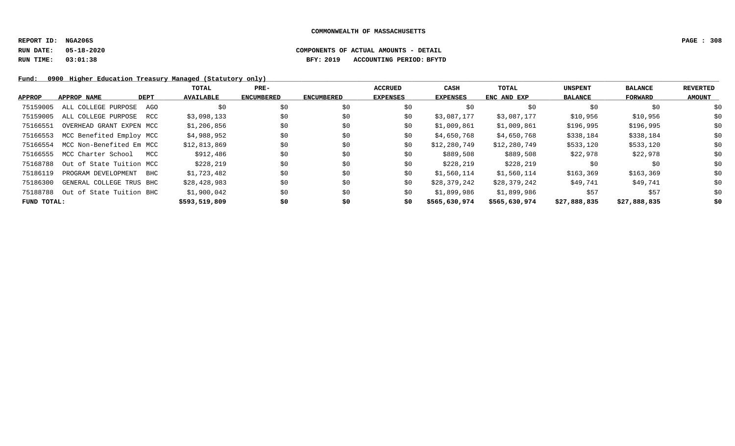**COMMONWEALTH OF MASSACHUSETTS**

**REPORT ID: NGA206S**

**RUN DATE: 05-18-2020** **COMPONENTS OF ACTUAL AMOUNTS - DETAIL**

**RUN TIME: 03:01:38** **BFY: 2019 ACCOUNTING PERIOD: BFYTD**

**Fund: 0900 Higher Education Treasury Managed (Statutory only)**

| APPROP | APPROP NAME | DEPT | TOTAL AVAILABLE | PRE-ENCUMBERED | ENCUMBERED | ACCRUED EXPENSES | CASH EXPENSES | TOTAL ENC AND EXP | UNSPENT BALANCE | BALANCE FORWARD | REVERTED AMOUNT |
|---|---|---|---|---|---|---|---|---|---|---|---|
| 75159005 | ALL COLLEGE PURPOSE | AGO | $0 | $0 | $0 | $0 | $0 | $0 | $0 | $0 | $0 |
| 75159005 | ALL COLLEGE PURPOSE | RCC | $3,098,133 | $0 | $0 | $0 | $3,087,177 | $3,087,177 | $10,956 | $10,956 | $0 |
| 75166551 | OVERHEAD GRANT EXPEN | MCC | $1,206,856 | $0 | $0 | $0 | $1,009,861 | $1,009,861 | $196,995 | $196,995 | $0 |
| 75166553 | MCC Benefited Employ | MCC | $4,988,952 | $0 | $0 | $0 | $4,650,768 | $4,650,768 | $338,184 | $338,184 | $0 |
| 75166554 | MCC Non-Benefited Em | MCC | $12,813,869 | $0 | $0 | $0 | $12,280,749 | $12,280,749 | $533,120 | $533,120 | $0 |
| 75166555 | MCC Charter School | MCC | $912,486 | $0 | $0 | $0 | $889,508 | $889,508 | $22,978 | $22,978 | $0 |
| 75168788 | Out of State Tuition | MCC | $228,219 | $0 | $0 | $0 | $228,219 | $228,219 | $0 | $0 | $0 |
| 75186119 | PROGRAM DEVELOPMENT | BHC | $1,723,482 | $0 | $0 | $0 | $1,560,114 | $1,560,114 | $163,369 | $163,369 | $0 |
| 75186300 | GENERAL COLLEGE TRUS | BHC | $28,428,983 | $0 | $0 | $0 | $28,379,242 | $28,379,242 | $49,741 | $49,741 | $0 |
| 75188788 | Out of State Tuition | BHC | $1,900,042 | $0 | $0 | $0 | $1,899,986 | $1,899,986 | $57 | $57 | $0 |
| **FUND TOTAL:** | | | **$593,519,809** | **$0** | **$0** | **$0** | **$565,630,974** | **$565,630,974** | **$27,888,835** | **$27,888,835** | **$0** |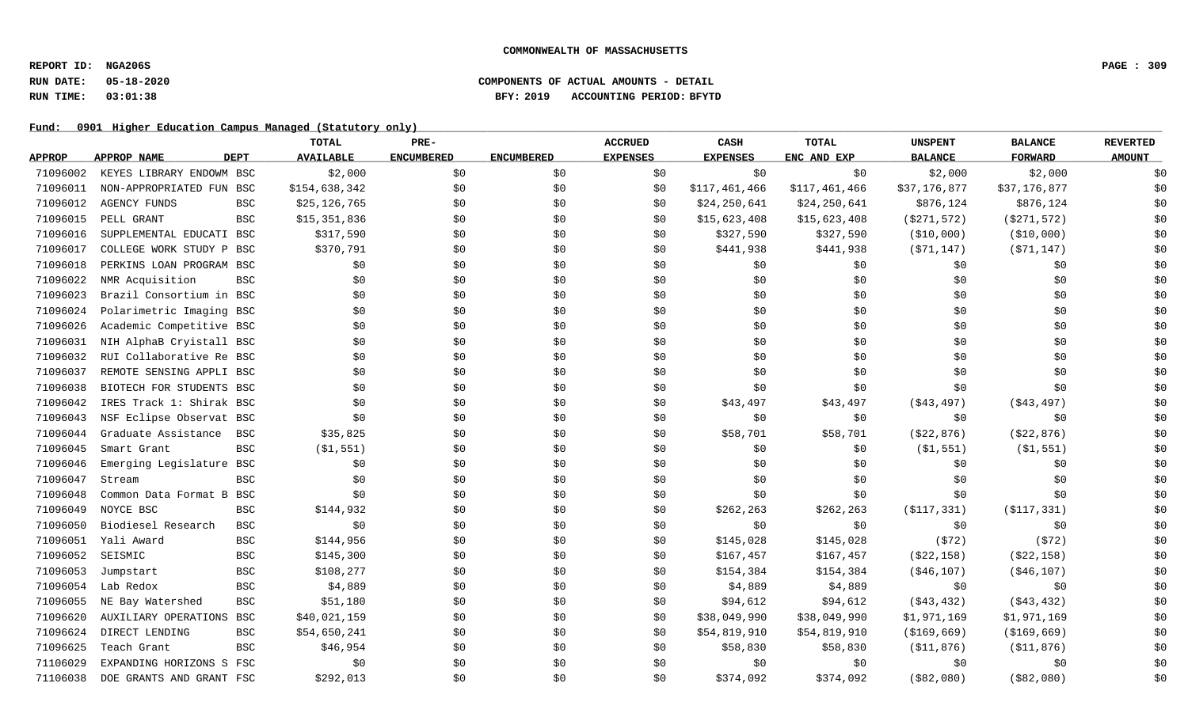**COMMONWEALTH OF MASSACHUSETTS**

**REPORT ID: NGA206S**
**RUN DATE: 05-18-2020**
**RUN TIME: 03:01:38**

**COMPONENTS OF ACTUAL AMOUNTS - DETAIL**
**BFY: 2019 ACCOUNTING PERIOD: BFYTD**

**Fund: 0901 Higher Education Campus Managed (Statutory only)**

| APPROP | APPROP NAME | DEPT | TOTAL AVAILABLE | PRE-ENCUMBERED | ENCUMBERED | ACCRUED EXPENSES | CASH EXPENSES | TOTAL ENC AND EXP | UNSPENT BALANCE | BALANCE FORWARD | REVERTED AMOUNT |
|---|---|---|---|---|---|---|---|---|---|---|---|
| 71096002 | KEYES LIBRARY ENDOWM | BSC | $2,000 | $0 | $0 | $0 | $0 | $0 | $2,000 | $2,000 | $0 |
| 71096011 | NON-APPROPRIATED FUN | BSC | $154,638,342 | $0 | $0 | $0 | $117,461,466 | $117,461,466 | $37,176,877 | $37,176,877 | $0 |
| 71096012 | AGENCY FUNDS | BSC | $25,126,765 | $0 | $0 | $0 | $24,250,641 | $24,250,641 | $876,124 | $876,124 | $0 |
| 71096015 | PELL GRANT | BSC | $15,351,836 | $0 | $0 | $0 | $15,623,408 | $15,623,408 | ($271,572) | ($271,572) | $0 |
| 71096016 | SUPPLEMENTAL EDUCATI | BSC | $317,590 | $0 | $0 | $0 | $327,590 | $327,590 | ($10,000) | ($10,000) | $0 |
| 71096017 | COLLEGE WORK STUDY P | BSC | $370,791 | $0 | $0 | $0 | $441,938 | $441,938 | ($71,147) | ($71,147) | $0 |
| 71096018 | PERKINS LOAN PROGRAM | BSC | $0 | $0 | $0 | $0 | $0 | $0 | $0 | $0 | $0 |
| 71096022 | NMR Acquisition | BSC | $0 | $0 | $0 | $0 | $0 | $0 | $0 | $0 | $0 |
| 71096023 | Brazil Consortium in | BSC | $0 | $0 | $0 | $0 | $0 | $0 | $0 | $0 | $0 |
| 71096024 | Polarimetric Imaging | BSC | $0 | $0 | $0 | $0 | $0 | $0 | $0 | $0 | $0 |
| 71096026 | Academic Competitive | BSC | $0 | $0 | $0 | $0 | $0 | $0 | $0 | $0 | $0 |
| 71096031 | NIH AlphaB Cryistall | BSC | $0 | $0 | $0 | $0 | $0 | $0 | $0 | $0 | $0 |
| 71096032 | RUI Collaborative Re | BSC | $0 | $0 | $0 | $0 | $0 | $0 | $0 | $0 | $0 |
| 71096037 | REMOTE SENSING APPLI | BSC | $0 | $0 | $0 | $0 | $0 | $0 | $0 | $0 | $0 |
| 71096038 | BIOTECH FOR STUDENTS | BSC | $0 | $0 | $0 | $0 | $0 | $0 | $0 | $0 | $0 |
| 71096042 | IRES Track 1: Shirak | BSC | $0 | $0 | $0 | $0 | $43,497 | $43,497 | ($43,497) | ($43,497) | $0 |
| 71096043 | NSF Eclipse Observat | BSC | $0 | $0 | $0 | $0 | $0 | $0 | $0 | $0 | $0 |
| 71096044 | Graduate Assistance | BSC | $35,825 | $0 | $0 | $0 | $58,701 | $58,701 | ($22,876) | ($22,876) | $0 |
| 71096045 | Smart Grant | BSC | ($1,551) | $0 | $0 | $0 | $0 | $0 | ($1,551) | ($1,551) | $0 |
| 71096046 | Emerging Legislature | BSC | $0 | $0 | $0 | $0 | $0 | $0 | $0 | $0 | $0 |
| 71096047 | Stream | BSC | $0 | $0 | $0 | $0 | $0 | $0 | $0 | $0 | $0 |
| 71096048 | Common Data Format B | BSC | $0 | $0 | $0 | $0 | $0 | $0 | $0 | $0 | $0 |
| 71096049 | NOYCE BSC | BSC | $144,932 | $0 | $0 | $0 | $262,263 | $262,263 | ($117,331) | ($117,331) | $0 |
| 71096050 | Biodiesel Research | BSC | $0 | $0 | $0 | $0 | $0 | $0 | $0 | $0 | $0 |
| 71096051 | Yali Award | BSC | $144,956 | $0 | $0 | $0 | $145,028 | $145,028 | ($72) | ($72) | $0 |
| 71096052 | SEISMIC | BSC | $145,300 | $0 | $0 | $0 | $167,457 | $167,457 | ($22,158) | ($22,158) | $0 |
| 71096053 | Jumpstart | BSC | $108,277 | $0 | $0 | $0 | $154,384 | $154,384 | ($46,107) | ($46,107) | $0 |
| 71096054 | Lab Redox | BSC | $4,889 | $0 | $0 | $0 | $4,889 | $4,889 | $0 | $0 | $0 |
| 71096055 | NE Bay Watershed | BSC | $51,180 | $0 | $0 | $0 | $94,612 | $94,612 | ($43,432) | ($43,432) | $0 |
| 71096620 | AUXILIARY OPERATIONS | BSC | $40,021,159 | $0 | $0 | $0 | $38,049,990 | $38,049,990 | $1,971,169 | $1,971,169 | $0 |
| 71096624 | DIRECT LENDING | BSC | $54,650,241 | $0 | $0 | $0 | $54,819,910 | $54,819,910 | ($169,669) | ($169,669) | $0 |
| 71096625 | Teach Grant | BSC | $46,954 | $0 | $0 | $0 | $58,830 | $58,830 | ($11,876) | ($11,876) | $0 |
| 71106029 | EXPANDING HORIZONS S | FSC | $0 | $0 | $0 | $0 | $0 | $0 | $0 | $0 | $0 |
| 71106038 | DOE GRANTS AND GRANT | FSC | $292,013 | $0 | $0 | $0 | $374,092 | $374,092 | ($82,080) | ($82,080) | $0 |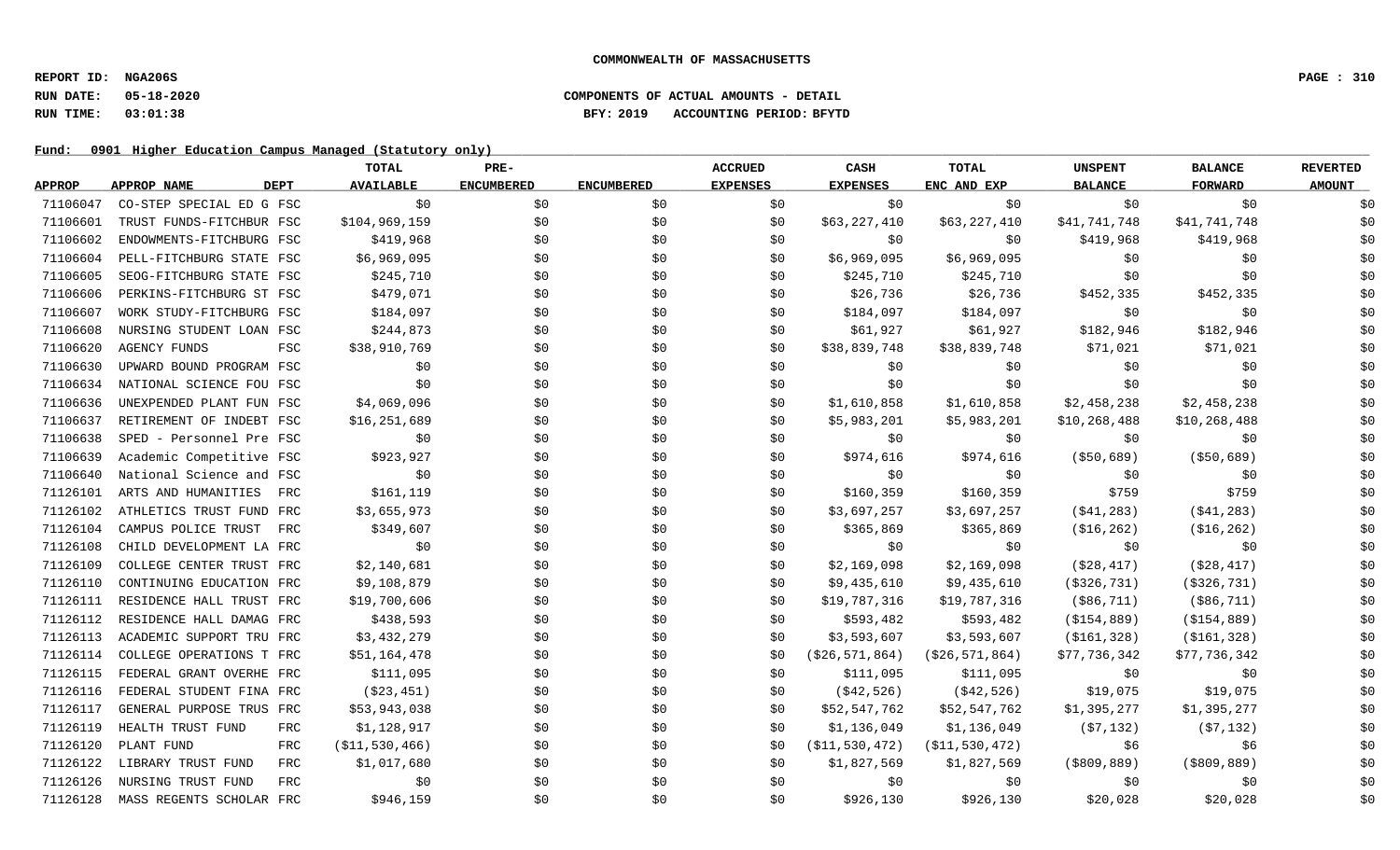COMMONWEALTH OF MASSACHUSETTS

REPORT ID: NGA206S
RUN DATE: 05-18-2020
RUN TIME: 03:01:38

COMPONENTS OF ACTUAL AMOUNTS - DETAIL
BFY: 2019 ACCOUNTING PERIOD: BFYTD

Fund: 0901 Higher Education Campus Managed (Statutory only)

| APPROP | APPROP NAME | DEPT | TOTAL AVAILABLE | PRE-ENCUMBERED | ENCUMBERED | ACCRUED EXPENSES | CASH EXPENSES | TOTAL ENC AND EXP | UNSPENT BALANCE | BALANCE FORWARD | REVERTED AMOUNT |
|---|---|---|---|---|---|---|---|---|---|---|---|
| 71106047 | CO-STEP SPECIAL ED G | FSC | $0 | $0 | $0 | $0 | $0 | $0 | $0 | $0 | $0 |
| 71106601 | TRUST FUNDS-FITCHBUR | FSC | $104,969,159 | $0 | $0 | $0 | $63,227,410 | $63,227,410 | $41,741,748 | $41,741,748 | $0 |
| 71106602 | ENDOWMENTS-FITCHBURG | FSC | $419,968 | $0 | $0 | $0 | $0 | $0 | $419,968 | $419,968 | $0 |
| 71106604 | PELL-FITCHBURG STATE | FSC | $6,969,095 | $0 | $0 | $0 | $6,969,095 | $6,969,095 | $0 | $0 | $0 |
| 71106605 | SEOG-FITCHBURG STATE | FSC | $245,710 | $0 | $0 | $0 | $245,710 | $245,710 | $0 | $0 | $0 |
| 71106606 | PERKINS-FITCHBURG ST | FSC | $479,071 | $0 | $0 | $0 | $26,736 | $26,736 | $452,335 | $452,335 | $0 |
| 71106607 | WORK STUDY-FITCHBURG | FSC | $184,097 | $0 | $0 | $0 | $184,097 | $184,097 | $0 | $0 | $0 |
| 71106608 | NURSING STUDENT LOAN | FSC | $244,873 | $0 | $0 | $0 | $61,927 | $61,927 | $182,946 | $182,946 | $0 |
| 71106620 | AGENCY FUNDS | FSC | $38,910,769 | $0 | $0 | $0 | $38,839,748 | $38,839,748 | $71,021 | $71,021 | $0 |
| 71106630 | UPWARD BOUND PROGRAM | FSC | $0 | $0 | $0 | $0 | $0 | $0 | $0 | $0 | $0 |
| 71106634 | NATIONAL SCIENCE FOU | FSC | $0 | $0 | $0 | $0 | $0 | $0 | $0 | $0 | $0 |
| 71106636 | UNEXPENDED PLANT FUN | FSC | $4,069,096 | $0 | $0 | $0 | $1,610,858 | $1,610,858 | $2,458,238 | $2,458,238 | $0 |
| 71106637 | RETIREMENT OF INDEBT | FSC | $16,251,689 | $0 | $0 | $0 | $5,983,201 | $5,983,201 | $10,268,488 | $10,268,488 | $0 |
| 71106638 | SPED - Personnel Pre | FSC | $0 | $0 | $0 | $0 | $0 | $0 | $0 | $0 | $0 |
| 71106639 | Academic Competitive | FSC | $923,927 | $0 | $0 | $0 | $974,616 | $974,616 | ($50,689) | ($50,689) | $0 |
| 71106640 | National Science and | FSC | $0 | $0 | $0 | $0 | $0 | $0 | $0 | $0 | $0 |
| 71126101 | ARTS AND HUMANITIES | FRC | $161,119 | $0 | $0 | $0 | $160,359 | $160,359 | $759 | $759 | $0 |
| 71126102 | ATHLETICS TRUST FUND | FRC | $3,655,973 | $0 | $0 | $0 | $3,697,257 | $3,697,257 | ($41,283) | ($41,283) | $0 |
| 71126104 | CAMPUS POLICE TRUST | FRC | $349,607 | $0 | $0 | $0 | $365,869 | $365,869 | ($16,262) | ($16,262) | $0 |
| 71126108 | CHILD DEVELOPMENT LA | FRC | $0 | $0 | $0 | $0 | $0 | $0 | $0 | $0 | $0 |
| 71126109 | COLLEGE CENTER TRUST | FRC | $2,140,681 | $0 | $0 | $0 | $2,169,098 | $2,169,098 | ($28,417) | ($28,417) | $0 |
| 71126110 | CONTINUING EDUCATION | FRC | $9,108,879 | $0 | $0 | $0 | $9,435,610 | $9,435,610 | ($326,731) | ($326,731) | $0 |
| 71126111 | RESIDENCE HALL TRUST | FRC | $19,700,606 | $0 | $0 | $0 | $19,787,316 | $19,787,316 | ($86,711) | ($86,711) | $0 |
| 71126112 | RESIDENCE HALL DAMAG | FRC | $438,593 | $0 | $0 | $0 | $593,482 | $593,482 | ($154,889) | ($154,889) | $0 |
| 71126113 | ACADEMIC SUPPORT TRU | FRC | $3,432,279 | $0 | $0 | $0 | $3,593,607 | $3,593,607 | ($161,328) | ($161,328) | $0 |
| 71126114 | COLLEGE OPERATIONS T | FRC | $51,164,478 | $0 | $0 | $0 | ($26,571,864) | ($26,571,864) | $77,736,342 | $77,736,342 | $0 |
| 71126115 | FEDERAL GRANT OVERHE | FRC | $111,095 | $0 | $0 | $0 | $111,095 | $111,095 | $0 | $0 | $0 |
| 71126116 | FEDERAL STUDENT FINA | FRC | ($23,451) | $0 | $0 | $0 | ($42,526) | ($42,526) | $19,075 | $19,075 | $0 |
| 71126117 | GENERAL PURPOSE TRUS | FRC | $53,943,038 | $0 | $0 | $0 | $52,547,762 | $52,547,762 | $1,395,277 | $1,395,277 | $0 |
| 71126119 | HEALTH TRUST FUND | FRC | $1,128,917 | $0 | $0 | $0 | $1,136,049 | $1,136,049 | ($7,132) | ($7,132) | $0 |
| 71126120 | PLANT FUND | FRC | ($11,530,466) | $0 | $0 | $0 | ($11,530,472) | ($11,530,472) | $6 | $6 | $0 |
| 71126122 | LIBRARY TRUST FUND | FRC | $1,017,680 | $0 | $0 | $0 | $1,827,569 | $1,827,569 | ($809,889) | ($809,889) | $0 |
| 71126126 | NURSING TRUST FUND | FRC | $0 | $0 | $0 | $0 | $0 | $0 | $0 | $0 | $0 |
| 71126128 | MASS REGENTS SCHOLAR | FRC | $946,159 | $0 | $0 | $0 | $926,130 | $926,130 | $20,028 | $20,028 | $0 |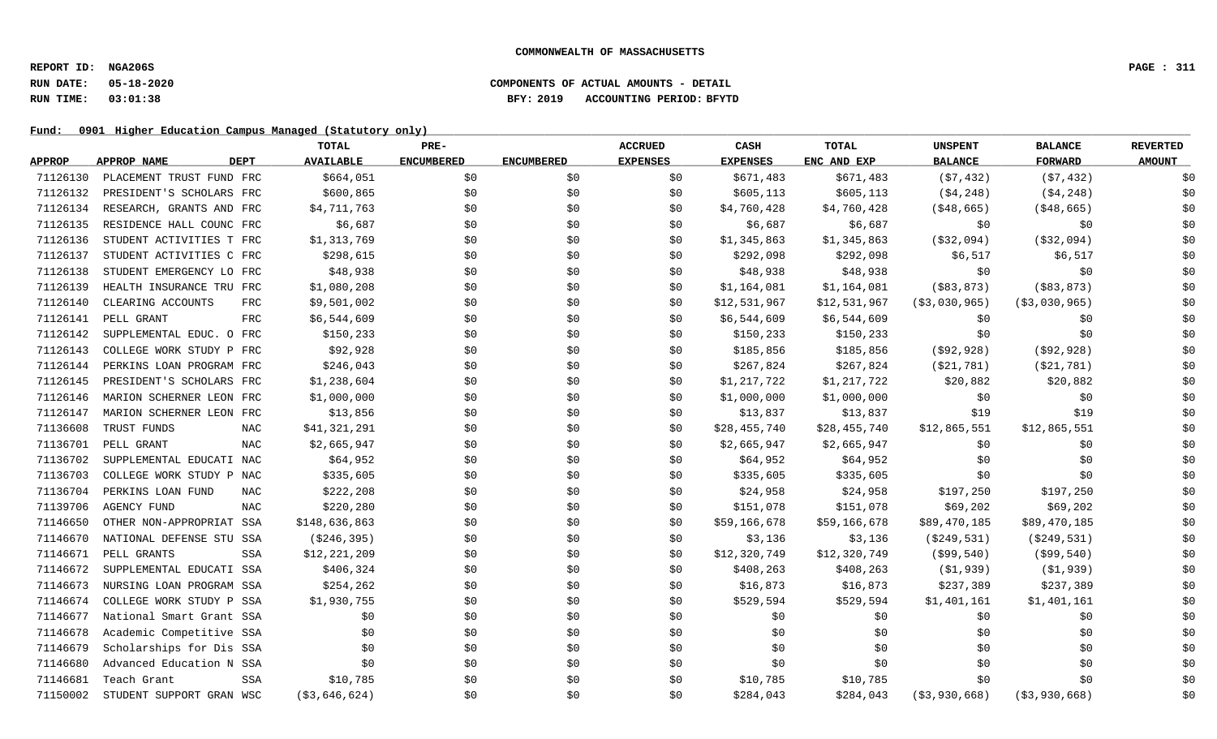COMMONWEALTH OF MASSACHUSETTS

**REPORT ID: NGA206S**
**RUN DATE: 05-18-2020** COMPONENTS OF ACTUAL AMOUNTS - DETAIL
**RUN TIME: 03:01:38** BFY: 2019 ACCOUNTING PERIOD: BFYTD

**Fund: 0901 Higher Education Campus Managed (Statutory only)**

| APPROP | APPROP NAME | DEPT | TOTAL AVAILABLE | PRE-ENCUMBERED | ENCUMBERED | ACCRUED EXPENSES | CASH EXPENSES | TOTAL ENC AND EXP | UNSPENT BALANCE | BALANCE FORWARD | REVERTED AMOUNT |
|---|---|---|---|---|---|---|---|---|---|---|---|
| 71126130 | PLACEMENT TRUST FUND | FRC | $664,051 | $0 | $0 | $0 | $671,483 | $671,483 | ($7,432) | ($7,432) | $0 |
| 71126132 | PRESIDENT'S SCHOLARS | FRC | $600,865 | $0 | $0 | $0 | $605,113 | $605,113 | ($4,248) | ($4,248) | $0 |
| 71126134 | RESEARCH, GRANTS AND | FRC | $4,711,763 | $0 | $0 | $0 | $4,760,428 | $4,760,428 | ($48,665) | ($48,665) | $0 |
| 71126135 | RESIDENCE HALL COUNC | FRC | $6,687 | $0 | $0 | $0 | $6,687 | $6,687 | $0 | $0 | $0 |
| 71126136 | STUDENT ACTIVITIES T | FRC | $1,313,769 | $0 | $0 | $0 | $1,345,863 | $1,345,863 | ($32,094) | ($32,094) | $0 |
| 71126137 | STUDENT ACTIVITIES C | FRC | $298,615 | $0 | $0 | $0 | $292,098 | $292,098 | $6,517 | $6,517 | $0 |
| 71126138 | STUDENT EMERGENCY LO | FRC | $48,938 | $0 | $0 | $0 | $48,938 | $48,938 | $0 | $0 | $0 |
| 71126139 | HEALTH INSURANCE TRU | FRC | $1,080,208 | $0 | $0 | $0 | $1,164,081 | $1,164,081 | ($83,873) | ($83,873) | $0 |
| 71126140 | CLEARING ACCOUNTS | FRC | $9,501,002 | $0 | $0 | $0 | $12,531,967 | $12,531,967 | ($3,030,965) | ($3,030,965) | $0 |
| 71126141 | PELL GRANT | FRC | $6,544,609 | $0 | $0 | $0 | $6,544,609 | $6,544,609 | $0 | $0 | $0 |
| 71126142 | SUPPLEMENTAL EDUC. O | FRC | $150,233 | $0 | $0 | $0 | $150,233 | $150,233 | $0 | $0 | $0 |
| 71126143 | COLLEGE WORK STUDY P | FRC | $92,928 | $0 | $0 | $0 | $185,856 | $185,856 | ($92,928) | ($92,928) | $0 |
| 71126144 | PERKINS LOAN PROGRAM | FRC | $246,043 | $0 | $0 | $0 | $267,824 | $267,824 | ($21,781) | ($21,781) | $0 |
| 71126145 | PRESIDENT'S SCHOLARS | FRC | $1,238,604 | $0 | $0 | $0 | $1,217,722 | $1,217,722 | $20,882 | $20,882 | $0 |
| 71126146 | MARION SCHERNER LEON | FRC | $1,000,000 | $0 | $0 | $0 | $1,000,000 | $1,000,000 | $0 | $0 | $0 |
| 71126147 | MARION SCHERNER LEON | FRC | $13,856 | $0 | $0 | $0 | $13,837 | $13,837 | $19 | $19 | $0 |
| 71136608 | TRUST FUNDS | NAC | $41,321,291 | $0 | $0 | $0 | $28,455,740 | $28,455,740 | $12,865,551 | $12,865,551 | $0 |
| 71136701 | PELL GRANT | NAC | $2,665,947 | $0 | $0 | $0 | $2,665,947 | $2,665,947 | $0 | $0 | $0 |
| 71136702 | SUPPLEMENTAL EDUCATI | NAC | $64,952 | $0 | $0 | $0 | $64,952 | $64,952 | $0 | $0 | $0 |
| 71136703 | COLLEGE WORK STUDY P | NAC | $335,605 | $0 | $0 | $0 | $335,605 | $335,605 | $0 | $0 | $0 |
| 71136704 | PERKINS LOAN FUND | NAC | $222,208 | $0 | $0 | $0 | $24,958 | $24,958 | $197,250 | $197,250 | $0 |
| 71139706 | AGENCY FUND | NAC | $220,280 | $0 | $0 | $0 | $151,078 | $151,078 | $69,202 | $69,202 | $0 |
| 71146650 | OTHER NON-APPROPRIAT | SSA | $148,636,863 | $0 | $0 | $0 | $59,166,678 | $59,166,678 | $89,470,185 | $89,470,185 | $0 |
| 71146670 | NATIONAL DEFENSE STU | SSA | ($246,395) | $0 | $0 | $0 | $3,136 | $3,136 | ($249,531) | ($249,531) | $0 |
| 71146671 | PELL GRANTS | SSA | $12,221,209 | $0 | $0 | $0 | $12,320,749 | $12,320,749 | ($99,540) | ($99,540) | $0 |
| 71146672 | SUPPLEMENTAL EDUCATI | SSA | $406,324 | $0 | $0 | $0 | $408,263 | $408,263 | ($1,939) | ($1,939) | $0 |
| 71146673 | NURSING LOAN PROGRAM | SSA | $254,262 | $0 | $0 | $0 | $16,873 | $16,873 | $237,389 | $237,389 | $0 |
| 71146674 | COLLEGE WORK STUDY P | SSA | $1,930,755 | $0 | $0 | $0 | $529,594 | $529,594 | $1,401,161 | $1,401,161 | $0 |
| 71146677 | National Smart Grant | SSA | $0 | $0 | $0 | $0 | $0 | $0 | $0 | $0 | $0 |
| 71146678 | Academic Competitive | SSA | $0 | $0 | $0 | $0 | $0 | $0 | $0 | $0 | $0 |
| 71146679 | Scholarships for Dis | SSA | $0 | $0 | $0 | $0 | $0 | $0 | $0 | $0 | $0 |
| 71146680 | Advanced Education N | SSA | $0 | $0 | $0 | $0 | $0 | $0 | $0 | $0 | $0 |
| 71146681 | Teach Grant | SSA | $10,785 | $0 | $0 | $0 | $10,785 | $10,785 | $0 | $0 | $0 |
| 71150002 | STUDENT SUPPORT GRAN | WSC | ($3,646,624) | $0 | $0 | $0 | $284,043 | $284,043 | ($3,930,668) | ($3,930,668) | $0 |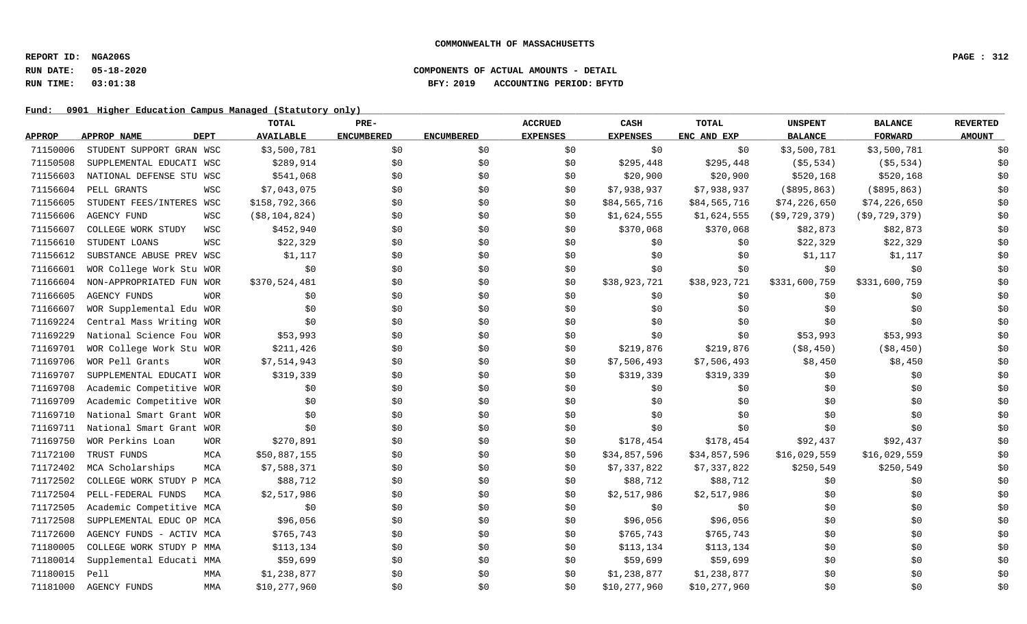**COMMONWEALTH OF MASSACHUSETTS**

**REPORT ID: NGA206S**
**RUN DATE: 05-18-2020**
**RUN TIME: 03:01:38**

**COMPONENTS OF ACTUAL AMOUNTS - DETAIL**
**BFY: 2019 ACCOUNTING PERIOD: BFYTD**

**Fund: 0901 Higher Education Campus Managed (Statutory only)**

| APPROP | APPROP NAME | DEPT | TOTAL AVAILABLE | PRE-ENCUMBERED | ENCUMBERED | ACCRUED EXPENSES | CASH EXPENSES | TOTAL ENC AND EXP | UNSPENT BALANCE | BALANCE FORWARD | REVERTED AMOUNT |
|---|---|---|---|---|---|---|---|---|---|---|---|
| 71150006 | STUDENT SUPPORT GRAN | WSC | $3,500,781 | $0 | $0 | $0 | $0 | $0 | $3,500,781 | $3,500,781 | $0 |
| 71150508 | SUPPLEMENTAL EDUCATI | WSC | $289,914 | $0 | $0 | $0 | $295,448 | $295,448 | ($5,534) | ($5,534) | $0 |
| 71156603 | NATIONAL DEFENSE STU | WSC | $541,068 | $0 | $0 | $0 | $20,900 | $20,900 | $520,168 | $520,168 | $0 |
| 71156604 | PELL GRANTS | WSC | $7,043,075 | $0 | $0 | $0 | $7,938,937 | $7,938,937 | ($895,863) | ($895,863) | $0 |
| 71156605 | STUDENT FEES/INTERES | WSC | $158,792,366 | $0 | $0 | $0 | $84,565,716 | $84,565,716 | $74,226,650 | $74,226,650 | $0 |
| 71156606 | AGENCY FUND | WSC | ($8,104,824) | $0 | $0 | $0 | $1,624,555 | $1,624,555 | ($9,729,379) | ($9,729,379) | $0 |
| 71156607 | COLLEGE WORK STUDY | WSC | $452,940 | $0 | $0 | $0 | $370,068 | $370,068 | $82,873 | $82,873 | $0 |
| 71156610 | STUDENT LOANS | WSC | $22,329 | $0 | $0 | $0 | $0 | $0 | $22,329 | $22,329 | $0 |
| 71156612 | SUBSTANCE ABUSE PREV | WSC | $1,117 | $0 | $0 | $0 | $0 | $0 | $1,117 | $1,117 | $0 |
| 71166601 | WOR College Work Stu | WOR | $0 | $0 | $0 | $0 | $0 | $0 | $0 | $0 | $0 |
| 71166604 | NON-APPROPRIATED FUN | WOR | $370,524,481 | $0 | $0 | $0 | $38,923,721 | $38,923,721 | $331,600,759 | $331,600,759 | $0 |
| 71166605 | AGENCY FUNDS | WOR | $0 | $0 | $0 | $0 | $0 | $0 | $0 | $0 | $0 |
| 71166607 | WOR Supplemental Edu | WOR | $0 | $0 | $0 | $0 | $0 | $0 | $0 | $0 | $0 |
| 71169224 | Central Mass Writing | WOR | $0 | $0 | $0 | $0 | $0 | $0 | $0 | $0 | $0 |
| 71169229 | National Science Fou | WOR | $53,993 | $0 | $0 | $0 | $0 | $0 | $53,993 | $53,993 | $0 |
| 71169701 | WOR College Work Stu | WOR | $211,426 | $0 | $0 | $0 | $219,876 | $219,876 | ($8,450) | ($8,450) | $0 |
| 71169706 | WOR Pell Grants | WOR | $7,514,943 | $0 | $0 | $0 | $7,506,493 | $7,506,493 | $8,450 | $8,450 | $0 |
| 71169707 | SUPPLEMENTAL EDUCATI | WOR | $319,339 | $0 | $0 | $0 | $319,339 | $319,339 | $0 | $0 | $0 |
| 71169708 | Academic Competitive | WOR | $0 | $0 | $0 | $0 | $0 | $0 | $0 | $0 | $0 |
| 71169709 | Academic Competitive | WOR | $0 | $0 | $0 | $0 | $0 | $0 | $0 | $0 | $0 |
| 71169710 | National Smart Grant | WOR | $0 | $0 | $0 | $0 | $0 | $0 | $0 | $0 | $0 |
| 71169711 | National Smart Grant | WOR | $0 | $0 | $0 | $0 | $0 | $0 | $0 | $0 | $0 |
| 71169750 | WOR Perkins Loan | WOR | $270,891 | $0 | $0 | $0 | $178,454 | $178,454 | $92,437 | $92,437 | $0 |
| 71172100 | TRUST FUNDS | MCA | $50,887,155 | $0 | $0 | $0 | $34,857,596 | $34,857,596 | $16,029,559 | $16,029,559 | $0 |
| 71172402 | MCA Scholarships | MCA | $7,588,371 | $0 | $0 | $0 | $7,337,822 | $7,337,822 | $250,549 | $250,549 | $0 |
| 71172502 | COLLEGE WORK STUDY P | MCA | $88,712 | $0 | $0 | $0 | $88,712 | $88,712 | $0 | $0 | $0 |
| 71172504 | PELL-FEDERAL FUNDS | MCA | $2,517,986 | $0 | $0 | $0 | $2,517,986 | $2,517,986 | $0 | $0 | $0 |
| 71172505 | Academic Competitive | MCA | $0 | $0 | $0 | $0 | $0 | $0 | $0 | $0 | $0 |
| 71172508 | SUPPLEMENTAL EDUC OP | MCA | $96,056 | $0 | $0 | $0 | $96,056 | $96,056 | $0 | $0 | $0 |
| 71172600 | AGENCY FUNDS - ACTIV | MCA | $765,743 | $0 | $0 | $0 | $765,743 | $765,743 | $0 | $0 | $0 |
| 71180005 | COLLEGE WORK STUDY P | MMA | $113,134 | $0 | $0 | $0 | $113,134 | $113,134 | $0 | $0 | $0 |
| 71180014 | Supplemental Educati | MMA | $59,699 | $0 | $0 | $0 | $59,699 | $59,699 | $0 | $0 | $0 |
| 71180015 | Pell | MMA | $1,238,877 | $0 | $0 | $0 | $1,238,877 | $1,238,877 | $0 | $0 | $0 |
| 71181000 | AGENCY FUNDS | MMA | $10,277,960 | $0 | $0 | $0 | $10,277,960 | $10,277,960 | $0 | $0 | $0 |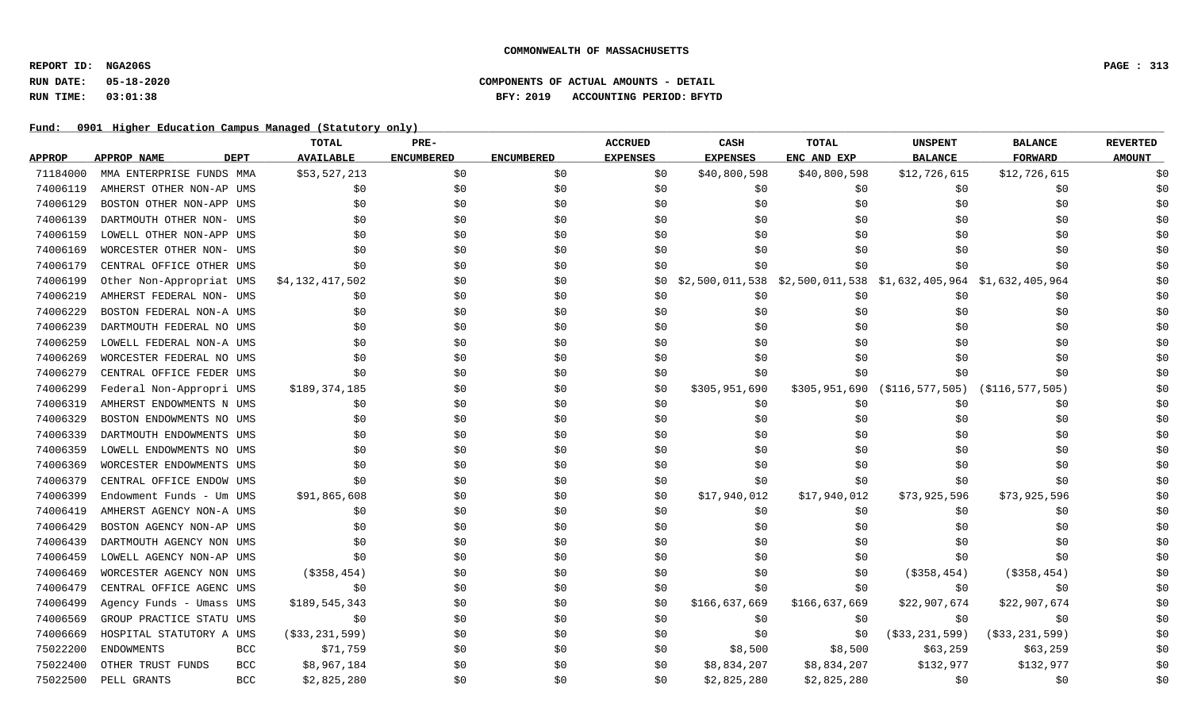COMMONWEALTH OF MASSACHUSETTS

REPORT ID: NGA206S

RUN DATE: 05-18-2020

RUN TIME: 03:01:38

COMPONENTS OF ACTUAL AMOUNTS - DETAIL

BFY: 2019 ACCOUNTING PERIOD: BFYTD

Fund: 0901 Higher Education Campus Managed (Statutory only)

| APPROP | APPROP NAME | DEPT | TOTAL AVAILABLE | PRE-ENCUMBERED | ENCUMBERED | ACCRUED EXPENSES | CASH EXPENSES | TOTAL ENC AND EXP | UNSPENT BALANCE | BALANCE FORWARD | REVERTED AMOUNT |
|---|---|---|---|---|---|---|---|---|---|---|---|
| 71184000 | MMA ENTERPRISE FUNDS | MMA | $53,527,213 | $0 | $0 | $0 | $40,800,598 | $40,800,598 | $12,726,615 | $12,726,615 | $0 |
| 74006119 | AMHERST OTHER NON-AP | UMS | $0 | $0 | $0 | $0 | $0 | $0 | $0 | $0 | $0 |
| 74006129 | BOSTON OTHER NON-APP | UMS | $0 | $0 | $0 | $0 | $0 | $0 | $0 | $0 | $0 |
| 74006139 | DARTMOUTH OTHER NON- | UMS | $0 | $0 | $0 | $0 | $0 | $0 | $0 | $0 | $0 |
| 74006159 | LOWELL OTHER NON-APP | UMS | $0 | $0 | $0 | $0 | $0 | $0 | $0 | $0 | $0 |
| 74006169 | WORCESTER OTHER NON- | UMS | $0 | $0 | $0 | $0 | $0 | $0 | $0 | $0 | $0 |
| 74006179 | CENTRAL OFFICE OTHER | UMS | $0 | $0 | $0 | $0 | $0 | $0 | $0 | $0 | $0 |
| 74006199 | Other Non-Appropriat | UMS | $4,132,417,502 | $0 | $0 | $0 | $2,500,011,538 | $2,500,011,538 | $1,632,405,964 | $1,632,405,964 | $0 |
| 74006219 | AMHERST FEDERAL NON- | UMS | $0 | $0 | $0 | $0 | $0 | $0 | $0 | $0 | $0 |
| 74006229 | BOSTON FEDERAL NON-A | UMS | $0 | $0 | $0 | $0 | $0 | $0 | $0 | $0 | $0 |
| 74006239 | DARTMOUTH FEDERAL NO | UMS | $0 | $0 | $0 | $0 | $0 | $0 | $0 | $0 | $0 |
| 74006259 | LOWELL FEDERAL NON-A | UMS | $0 | $0 | $0 | $0 | $0 | $0 | $0 | $0 | $0 |
| 74006269 | WORCESTER FEDERAL NO | UMS | $0 | $0 | $0 | $0 | $0 | $0 | $0 | $0 | $0 |
| 74006279 | CENTRAL OFFICE FEDER | UMS | $0 | $0 | $0 | $0 | $0 | $0 | $0 | $0 | $0 |
| 74006299 | Federal Non-Appropri | UMS | $189,374,185 | $0 | $0 | $0 | $305,951,690 | $305,951,690 | ($116,577,505) | ($116,577,505) | $0 |
| 74006319 | AMHERST ENDOWMENTS N | UMS | $0 | $0 | $0 | $0 | $0 | $0 | $0 | $0 | $0 |
| 74006329 | BOSTON ENDOWMENTS NO | UMS | $0 | $0 | $0 | $0 | $0 | $0 | $0 | $0 | $0 |
| 74006339 | DARTMOUTH ENDOWMENTS | UMS | $0 | $0 | $0 | $0 | $0 | $0 | $0 | $0 | $0 |
| 74006359 | LOWELL ENDOWMENTS NO | UMS | $0 | $0 | $0 | $0 | $0 | $0 | $0 | $0 | $0 |
| 74006369 | WORCESTER ENDOWMENTS | UMS | $0 | $0 | $0 | $0 | $0 | $0 | $0 | $0 | $0 |
| 74006379 | CENTRAL OFFICE ENDOW | UMS | $0 | $0 | $0 | $0 | $0 | $0 | $0 | $0 | $0 |
| 74006399 | Endowment Funds - Um | UMS | $91,865,608 | $0 | $0 | $0 | $17,940,012 | $17,940,012 | $73,925,596 | $73,925,596 | $0 |
| 74006419 | AMHERST AGENCY NON-A | UMS | $0 | $0 | $0 | $0 | $0 | $0 | $0 | $0 | $0 |
| 74006429 | BOSTON AGENCY NON-AP | UMS | $0 | $0 | $0 | $0 | $0 | $0 | $0 | $0 | $0 |
| 74006439 | DARTMOUTH AGENCY NON | UMS | $0 | $0 | $0 | $0 | $0 | $0 | $0 | $0 | $0 |
| 74006459 | LOWELL AGENCY NON-AP | UMS | $0 | $0 | $0 | $0 | $0 | $0 | $0 | $0 | $0 |
| 74006469 | WORCESTER AGENCY NON | UMS | ($358,454) | $0 | $0 | $0 | $0 | $0 | ($358,454) | ($358,454) | $0 |
| 74006479 | CENTRAL OFFICE AGENC | UMS | $0 | $0 | $0 | $0 | $0 | $0 | $0 | $0 | $0 |
| 74006499 | Agency Funds - Umass | UMS | $189,545,343 | $0 | $0 | $0 | $166,637,669 | $166,637,669 | $22,907,674 | $22,907,674 | $0 |
| 74006569 | GROUP PRACTICE STATU | UMS | $0 | $0 | $0 | $0 | $0 | $0 | $0 | $0 | $0 |
| 74006669 | HOSPITAL STATUTORY A | UMS | ($33,231,599) | $0 | $0 | $0 | $0 | $0 | ($33,231,599) | ($33,231,599) | $0 |
| 75022200 | ENDOWMENTS | BCC | $71,759 | $0 | $0 | $0 | $8,500 | $8,500 | $63,259 | $63,259 | $0 |
| 75022400 | OTHER TRUST FUNDS | BCC | $8,967,184 | $0 | $0 | $0 | $8,834,207 | $8,834,207 | $132,977 | $132,977 | $0 |
| 75022500 | PELL GRANTS | BCC | $2,825,280 | $0 | $0 | $0 | $2,825,280 | $2,825,280 | $0 | $0 | $0 |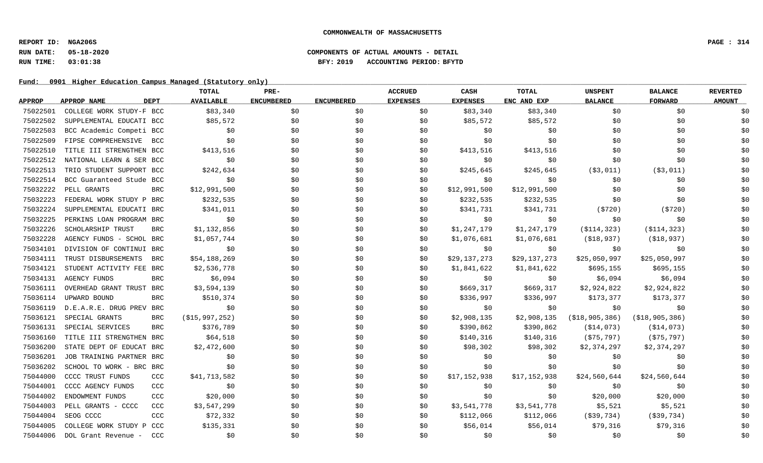**COMMONWEALTH OF MASSACHUSETTS**

**REPORT ID: NGA206S**
**RUN DATE: 05-18-2020** **COMPONENTS OF ACTUAL AMOUNTS - DETAIL**
**RUN TIME: 03:01:38** **BFY: 2019 ACCOUNTING PERIOD: BFYTD**

**Fund: 0901 Higher Education Campus Managed (Statutory only)**

| APPROP | APPROP NAME | DEPT | TOTAL AVAILABLE | PRE-ENCUMBERED | ENCUMBERED | ACCRUED EXPENSES | CASH EXPENSES | TOTAL ENC AND EXP | UNSPENT BALANCE | BALANCE FORWARD | REVERTED AMOUNT |
|---|---|---|---|---|---|---|---|---|---|---|---|
| 75022501 | COLLEGE WORK STUDY-F | BCC | $83,340 | $0 | $0 | $0 | $83,340 | $83,340 | $0 | $0 | $0 |
| 75022502 | SUPPLEMENTAL EDUCATI | BCC | $85,572 | $0 | $0 | $0 | $85,572 | $85,572 | $0 | $0 | $0 |
| 75022503 | BCC Academic Competi | BCC | $0 | $0 | $0 | $0 | $0 | $0 | $0 | $0 | $0 |
| 75022509 | FIPSE COMPREHENSIVE | BCC | $0 | $0 | $0 | $0 | $0 | $0 | $0 | $0 | $0 |
| 75022510 | TITLE III STRENGTHEN | BCC | $413,516 | $0 | $0 | $0 | $413,516 | $413,516 | $0 | $0 | $0 |
| 75022512 | NATIONAL LEARN & SER | BCC | $0 | $0 | $0 | $0 | $0 | $0 | $0 | $0 | $0 |
| 75022513 | TRIO STUDENT SUPPORT | BCC | $242,634 | $0 | $0 | $0 | $245,645 | $245,645 | ($3,011) | ($3,011) | $0 |
| 75022514 | BCC Guaranteed Stude | BCC | $0 | $0 | $0 | $0 | $0 | $0 | $0 | $0 | $0 |
| 75032222 | PELL GRANTS | BRC | $12,991,500 | $0 | $0 | $0 | $12,991,500 | $12,991,500 | $0 | $0 | $0 |
| 75032223 | FEDERAL WORK STUDY P | BRC | $232,535 | $0 | $0 | $0 | $232,535 | $232,535 | $0 | $0 | $0 |
| 75032224 | SUPPLEMENTAL EDUCATI | BRC | $341,011 | $0 | $0 | $0 | $341,731 | $341,731 | ($720) | ($720) | $0 |
| 75032225 | PERKINS LOAN PROGRAM | BRC | $0 | $0 | $0 | $0 | $0 | $0 | $0 | $0 | $0 |
| 75032226 | SCHOLARSHIP TRUST | BRC | $1,132,856 | $0 | $0 | $0 | $1,247,179 | $1,247,179 | ($114,323) | ($114,323) | $0 |
| 75032228 | AGENCY FUNDS - SCHOL | BRC | $1,057,744 | $0 | $0 | $0 | $1,076,681 | $1,076,681 | ($18,937) | ($18,937) | $0 |
| 75034101 | DIVISION OF CONTINUI | BRC | $0 | $0 | $0 | $0 | $0 | $0 | $0 | $0 | $0 |
| 75034111 | TRUST DISBURSEMENTS | BRC | $54,188,269 | $0 | $0 | $0 | $29,137,273 | $29,137,273 | $25,050,997 | $25,050,997 | $0 |
| 75034121 | STUDENT ACTIVITY FEE | BRC | $2,536,778 | $0 | $0 | $0 | $1,841,622 | $1,841,622 | $695,155 | $695,155 | $0 |
| 75034131 | AGENCY FUNDS | BRC | $6,094 | $0 | $0 | $0 | $0 | $0 | $6,094 | $6,094 | $0 |
| 75036111 | OVERHEAD GRANT TRUST | BRC | $3,594,139 | $0 | $0 | $0 | $669,317 | $669,317 | $2,924,822 | $2,924,822 | $0 |
| 75036114 | UPWARD BOUND | BRC | $510,374 | $0 | $0 | $0 | $336,997 | $336,997 | $173,377 | $173,377 | $0 |
| 75036119 | D.E.A.R.E. DRUG PREV | BRC | $0 | $0 | $0 | $0 | $0 | $0 | $0 | $0 | $0 |
| 75036121 | SPECIAL GRANTS | BRC | ($15,997,252) | $0 | $0 | $0 | $2,908,135 | $2,908,135 | ($18,905,386) | ($18,905,386) | $0 |
| 75036131 | SPECIAL SERVICES | BRC | $376,789 | $0 | $0 | $0 | $390,862 | $390,862 | ($14,073) | ($14,073) | $0 |
| 75036160 | TITLE III STRENGTHEN | BRC | $64,518 | $0 | $0 | $0 | $140,316 | $140,316 | ($75,797) | ($75,797) | $0 |
| 75036200 | STATE DEPT OF EDUCAT | BRC | $2,472,600 | $0 | $0 | $0 | $98,302 | $98,302 | $2,374,297 | $2,374,297 | $0 |
| 75036201 | JOB TRAINING PARTNER | BRC | $0 | $0 | $0 | $0 | $0 | $0 | $0 | $0 | $0 |
| 75036202 | SCHOOL TO WORK - BRC | BRC | $0 | $0 | $0 | $0 | $0 | $0 | $0 | $0 | $0 |
| 75044000 | CCCC TRUST FUNDS | CCC | $41,713,582 | $0 | $0 | $0 | $17,152,938 | $17,152,938 | $24,560,644 | $24,560,644 | $0 |
| 75044001 | CCCC AGENCY FUNDS | CCC | $0 | $0 | $0 | $0 | $0 | $0 | $0 | $0 | $0 |
| 75044002 | ENDOWMENT FUNDS | CCC | $20,000 | $0 | $0 | $0 | $0 | $0 | $20,000 | $20,000 | $0 |
| 75044003 | PELL GRANTS - CCCC | CCC | $3,547,299 | $0 | $0 | $0 | $3,541,778 | $3,541,778 | $5,521 | $5,521 | $0 |
| 75044004 | SEOG CCCC | CCC | $72,332 | $0 | $0 | $0 | $112,066 | $112,066 | ($39,734) | ($39,734) | $0 |
| 75044005 | COLLEGE WORK STUDY P | CCC | $135,331 | $0 | $0 | $0 | $56,014 | $56,014 | $79,316 | $79,316 | $0 |
| 75044006 | DOL Grant Revenue - | CCC | $0 | $0 | $0 | $0 | $0 | $0 | $0 | $0 | $0 |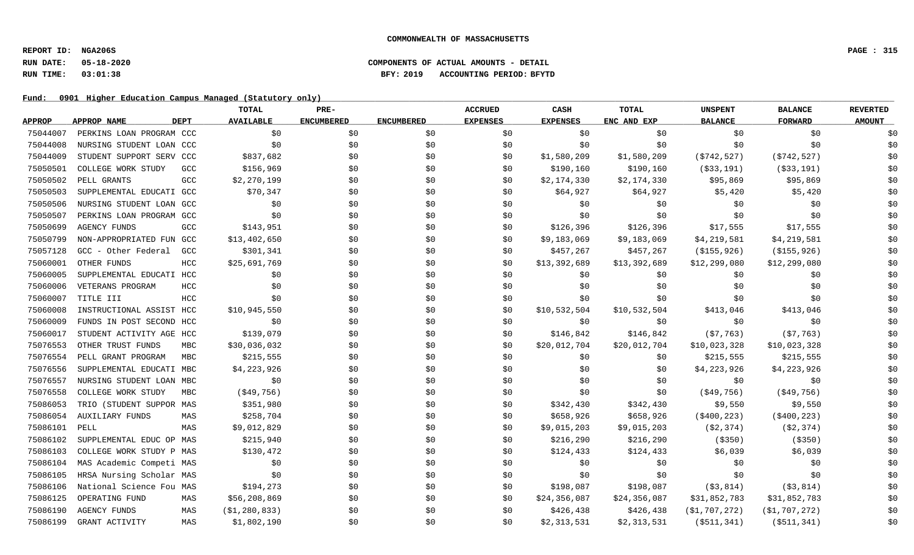COMMONWEALTH OF MASSACHUSETTS

REPORT ID: NGA206S

RUN DATE: 05-18-2020 COMPONENTS OF ACTUAL AMOUNTS - DETAIL

RUN TIME: 03:01:38 BFY: 2019 ACCOUNTING PERIOD: BFYTD

Fund: 0901 Higher Education Campus Managed (Statutory only)

| APPROP | APPROP NAME | DEPT | TOTAL AVAILABLE | PRE-ENCUMBERED | ENCUMBERED | ACCRUED EXPENSES | CASH EXPENSES | TOTAL ENC AND EXP | UNSPENT BALANCE | BALANCE FORWARD | REVERTED AMOUNT |
|---|---|---|---|---|---|---|---|---|---|---|---|
| 75044007 | PERKINS LOAN PROGRAM | CCC | $0 | $0 | $0 | $0 | $0 | $0 | $0 | $0 | $0 |
| 75044008 | NURSING STUDENT LOAN | CCC | $0 | $0 | $0 | $0 | $0 | $0 | $0 | $0 | $0 |
| 75044009 | STUDENT SUPPORT SERV | CCC | $837,682 | $0 | $0 | $0 | $1,580,209 | $1,580,209 | ($742,527) | ($742,527) | $0 |
| 75050501 | COLLEGE WORK STUDY | GCC | $156,969 | $0 | $0 | $0 | $190,160 | $190,160 | ($33,191) | ($33,191) | $0 |
| 75050502 | PELL GRANTS | GCC | $2,270,199 | $0 | $0 | $0 | $2,174,330 | $2,174,330 | $95,869 | $95,869 | $0 |
| 75050503 | SUPPLEMENTAL EDUCATI | GCC | $70,347 | $0 | $0 | $0 | $64,927 | $64,927 | $5,420 | $5,420 | $0 |
| 75050506 | NURSING STUDENT LOAN | GCC | $0 | $0 | $0 | $0 | $0 | $0 | $0 | $0 | $0 |
| 75050507 | PERKINS LOAN PROGRAM | GCC | $0 | $0 | $0 | $0 | $0 | $0 | $0 | $0 | $0 |
| 75050699 | AGENCY FUNDS | GCC | $143,951 | $0 | $0 | $0 | $126,396 | $126,396 | $17,555 | $17,555 | $0 |
| 75050799 | NON-APPROPRIATED FUN | GCC | $13,402,650 | $0 | $0 | $0 | $9,183,069 | $9,183,069 | $4,219,581 | $4,219,581 | $0 |
| 75057128 | GCC - Other Federal | GCC | $301,341 | $0 | $0 | $0 | $457,267 | $457,267 | ($155,926) | ($155,926) | $0 |
| 75060001 | OTHER FUNDS | HCC | $25,691,769 | $0 | $0 | $0 | $13,392,689 | $13,392,689 | $12,299,080 | $12,299,080 | $0 |
| 75060005 | SUPPLEMENTAL EDUCATI | HCC | $0 | $0 | $0 | $0 | $0 | $0 | $0 | $0 | $0 |
| 75060006 | VETERANS PROGRAM | HCC | $0 | $0 | $0 | $0 | $0 | $0 | $0 | $0 | $0 |
| 75060007 | TITLE III | HCC | $0 | $0 | $0 | $0 | $0 | $0 | $0 | $0 | $0 |
| 75060008 | INSTRUCTIONAL ASSIST | HCC | $10,945,550 | $0 | $0 | $0 | $10,532,504 | $10,532,504 | $413,046 | $413,046 | $0 |
| 75060009 | FUNDS IN POST SECOND | HCC | $0 | $0 | $0 | $0 | $0 | $0 | $0 | $0 | $0 |
| 75060017 | STUDENT ACTIVITY AGE | HCC | $139,079 | $0 | $0 | $0 | $146,842 | $146,842 | ($7,763) | ($7,763) | $0 |
| 75076553 | OTHER TRUST FUNDS | MBC | $30,036,032 | $0 | $0 | $0 | $20,012,704 | $20,012,704 | $10,023,328 | $10,023,328 | $0 |
| 75076554 | PELL GRANT PROGRAM | MBC | $215,555 | $0 | $0 | $0 | $0 | $0 | $215,555 | $215,555 | $0 |
| 75076556 | SUPPLEMENTAL EDUCATI | MBC | $4,223,926 | $0 | $0 | $0 | $0 | $0 | $4,223,926 | $4,223,926 | $0 |
| 75076557 | NURSING STUDENT LOAN | MBC | $0 | $0 | $0 | $0 | $0 | $0 | $0 | $0 | $0 |
| 75076558 | COLLEGE WORK STUDY | MBC | ($49,756) | $0 | $0 | $0 | $0 | $0 | ($49,756) | ($49,756) | $0 |
| 75086053 | TRIO (STUDENT SUPPOR | MAS | $351,980 | $0 | $0 | $0 | $342,430 | $342,430 | $9,550 | $9,550 | $0 |
| 75086054 | AUXILIARY FUNDS | MAS | $258,704 | $0 | $0 | $0 | $658,926 | $658,926 | ($400,223) | ($400,223) | $0 |
| 75086101 | PELL | MAS | $9,012,829 | $0 | $0 | $0 | $9,015,203 | $9,015,203 | ($2,374) | ($2,374) | $0 |
| 75086102 | SUPPLEMENTAL EDUC OP | MAS | $215,940 | $0 | $0 | $0 | $216,290 | $216,290 | ($350) | ($350) | $0 |
| 75086103 | COLLEGE WORK STUDY P | MAS | $130,472 | $0 | $0 | $0 | $124,433 | $124,433 | $6,039 | $6,039 | $0 |
| 75086104 | MAS Academic Competi | MAS | $0 | $0 | $0 | $0 | $0 | $0 | $0 | $0 | $0 |
| 75086105 | HRSA Nursing Scholar | MAS | $0 | $0 | $0 | $0 | $0 | $0 | $0 | $0 | $0 |
| 75086106 | National Science Fou | MAS | $194,273 | $0 | $0 | $0 | $198,087 | $198,087 | ($3,814) | ($3,814) | $0 |
| 75086125 | OPERATING FUND | MAS | $56,208,869 | $0 | $0 | $0 | $24,356,087 | $24,356,087 | $31,852,783 | $31,852,783 | $0 |
| 75086190 | AGENCY FUNDS | MAS | ($1,280,833) | $0 | $0 | $0 | $426,438 | $426,438 | ($1,707,272) | ($1,707,272) | $0 |
| 75086199 | GRANT ACTIVITY | MAS | $1,802,190 | $0 | $0 | $0 | $2,313,531 | $2,313,531 | ($511,341) | ($511,341) | $0 |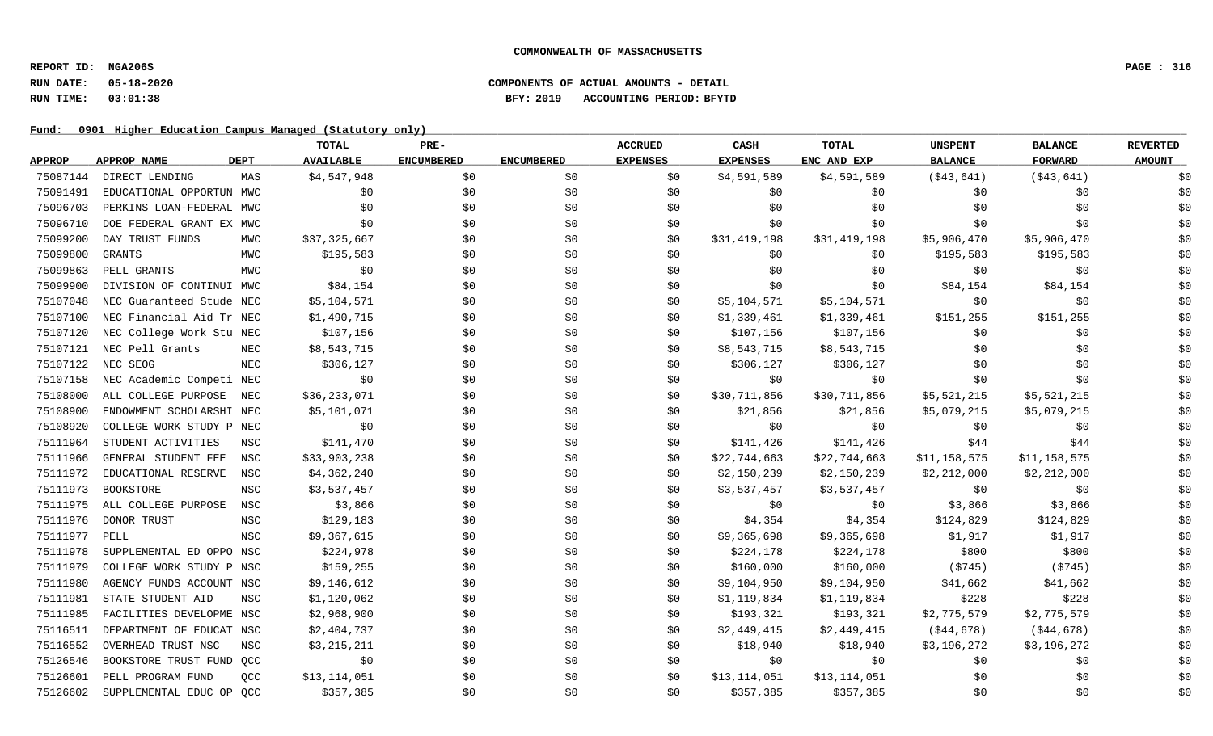COMMONWEALTH OF MASSACHUSETTS

**REPORT ID: NGA206S**
**RUN DATE: 05-18-2020** COMPONENTS OF ACTUAL AMOUNTS - DETAIL
**RUN TIME: 03:01:38** BFY: 2019 ACCOUNTING PERIOD: BFYTD

**Fund: 0901 Higher Education Campus Managed (Statutory only)**

| APPROP | APPROP NAME | DEPT | TOTAL AVAILABLE | PRE-ENCUMBERED | ENCUMBERED | ACCRUED EXPENSES | CASH EXPENSES | TOTAL ENC AND EXP | UNSPENT BALANCE | BALANCE FORWARD | REVERTED AMOUNT |
|---|---|---|---|---|---|---|---|---|---|---|---|
| 75087144 | DIRECT LENDING | MAS | $4,547,948 | $0 | $0 | $0 | $4,591,589 | $4,591,589 | ($43,641) | ($43,641) | $0 |
| 75091491 | EDUCATIONAL OPPORTUN | MWC | $0 | $0 | $0 | $0 | $0 | $0 | $0 | $0 | $0 |
| 75096703 | PERKINS LOAN-FEDERAL | MWC | $0 | $0 | $0 | $0 | $0 | $0 | $0 | $0 | $0 |
| 75096710 | DOE FEDERAL GRANT EX | MWC | $0 | $0 | $0 | $0 | $0 | $0 | $0 | $0 | $0 |
| 75099200 | DAY TRUST FUNDS | MWC | $37,325,667 | $0 | $0 | $0 | $31,419,198 | $31,419,198 | $5,906,470 | $5,906,470 | $0 |
| 75099800 | GRANTS | MWC | $195,583 | $0 | $0 | $0 | $0 | $0 | $195,583 | $195,583 | $0 |
| 75099863 | PELL GRANTS | MWC | $0 | $0 | $0 | $0 | $0 | $0 | $0 | $0 | $0 |
| 75099900 | DIVISION OF CONTINUI | MWC | $84,154 | $0 | $0 | $0 | $0 | $0 | $84,154 | $84,154 | $0 |
| 75107048 | NEC Guaranteed Stude | NEC | $5,104,571 | $0 | $0 | $0 | $5,104,571 | $5,104,571 | $0 | $0 | $0 |
| 75107100 | NEC Financial Aid Tr | NEC | $1,490,715 | $0 | $0 | $0 | $1,339,461 | $1,339,461 | $151,255 | $151,255 | $0 |
| 75107120 | NEC College Work Stu | NEC | $107,156 | $0 | $0 | $0 | $107,156 | $107,156 | $0 | $0 | $0 |
| 75107121 | NEC Pell Grants | NEC | $8,543,715 | $0 | $0 | $0 | $8,543,715 | $8,543,715 | $0 | $0 | $0 |
| 75107122 | NEC SEOG | NEC | $306,127 | $0 | $0 | $0 | $306,127 | $306,127 | $0 | $0 | $0 |
| 75107158 | NEC Academic Competi | NEC | $0 | $0 | $0 | $0 | $0 | $0 | $0 | $0 | $0 |
| 75108000 | ALL COLLEGE PURPOSE | NEC | $36,233,071 | $0 | $0 | $0 | $30,711,856 | $30,711,856 | $5,521,215 | $5,521,215 | $0 |
| 75108900 | ENDOWMENT SCHOLARSHI | NEC | $5,101,071 | $0 | $0 | $0 | $21,856 | $21,856 | $5,079,215 | $5,079,215 | $0 |
| 75108920 | COLLEGE WORK STUDY P | NEC | $0 | $0 | $0 | $0 | $0 | $0 | $0 | $0 | $0 |
| 75111964 | STUDENT ACTIVITIES | NSC | $141,470 | $0 | $0 | $0 | $141,426 | $141,426 | $44 | $44 | $0 |
| 75111966 | GENERAL STUDENT FEE | NSC | $33,903,238 | $0 | $0 | $0 | $22,744,663 | $22,744,663 | $11,158,575 | $11,158,575 | $0 |
| 75111972 | EDUCATIONAL RESERVE | NSC | $4,362,240 | $0 | $0 | $0 | $2,150,239 | $2,150,239 | $2,212,000 | $2,212,000 | $0 |
| 75111973 | BOOKSTORE | NSC | $3,537,457 | $0 | $0 | $0 | $3,537,457 | $3,537,457 | $0 | $0 | $0 |
| 75111975 | ALL COLLEGE PURPOSE | NSC | $3,866 | $0 | $0 | $0 | $0 | $0 | $3,866 | $3,866 | $0 |
| 75111976 | DONOR TRUST | NSC | $129,183 | $0 | $0 | $0 | $4,354 | $4,354 | $124,829 | $124,829 | $0 |
| 75111977 | PELL | NSC | $9,367,615 | $0 | $0 | $0 | $9,365,698 | $9,365,698 | $1,917 | $1,917 | $0 |
| 75111978 | SUPPLEMENTAL ED OPPO | NSC | $224,978 | $0 | $0 | $0 | $224,178 | $224,178 | $800 | $800 | $0 |
| 75111979 | COLLEGE WORK STUDY P | NSC | $159,255 | $0 | $0 | $0 | $160,000 | $160,000 | ($745) | ($745) | $0 |
| 75111980 | AGENCY FUNDS ACCOUNT | NSC | $9,146,612 | $0 | $0 | $0 | $9,104,950 | $9,104,950 | $41,662 | $41,662 | $0 |
| 75111981 | STATE STUDENT AID | NSC | $1,120,062 | $0 | $0 | $0 | $1,119,834 | $1,119,834 | $228 | $228 | $0 |
| 75111985 | FACILITIES DEVELOPME | NSC | $2,968,900 | $0 | $0 | $0 | $193,321 | $193,321 | $2,775,579 | $2,775,579 | $0 |
| 75116511 | DEPARTMENT OF EDUCAT | NSC | $2,404,737 | $0 | $0 | $0 | $2,449,415 | $2,449,415 | ($44,678) | ($44,678) | $0 |
| 75116552 | OVERHEAD TRUST NSC | NSC | $3,215,211 | $0 | $0 | $0 | $18,940 | $18,940 | $3,196,272 | $3,196,272 | $0 |
| 75126546 | BOOKSTORE TRUST FUND | QCC | $0 | $0 | $0 | $0 | $0 | $0 | $0 | $0 | $0 |
| 75126601 | PELL PROGRAM FUND | QCC | $13,114,051 | $0 | $0 | $0 | $13,114,051 | $13,114,051 | $0 | $0 | $0 |
| 75126602 | SUPPLEMENTAL EDUC OP | QCC | $357,385 | $0 | $0 | $0 | $357,385 | $357,385 | $0 | $0 | $0 |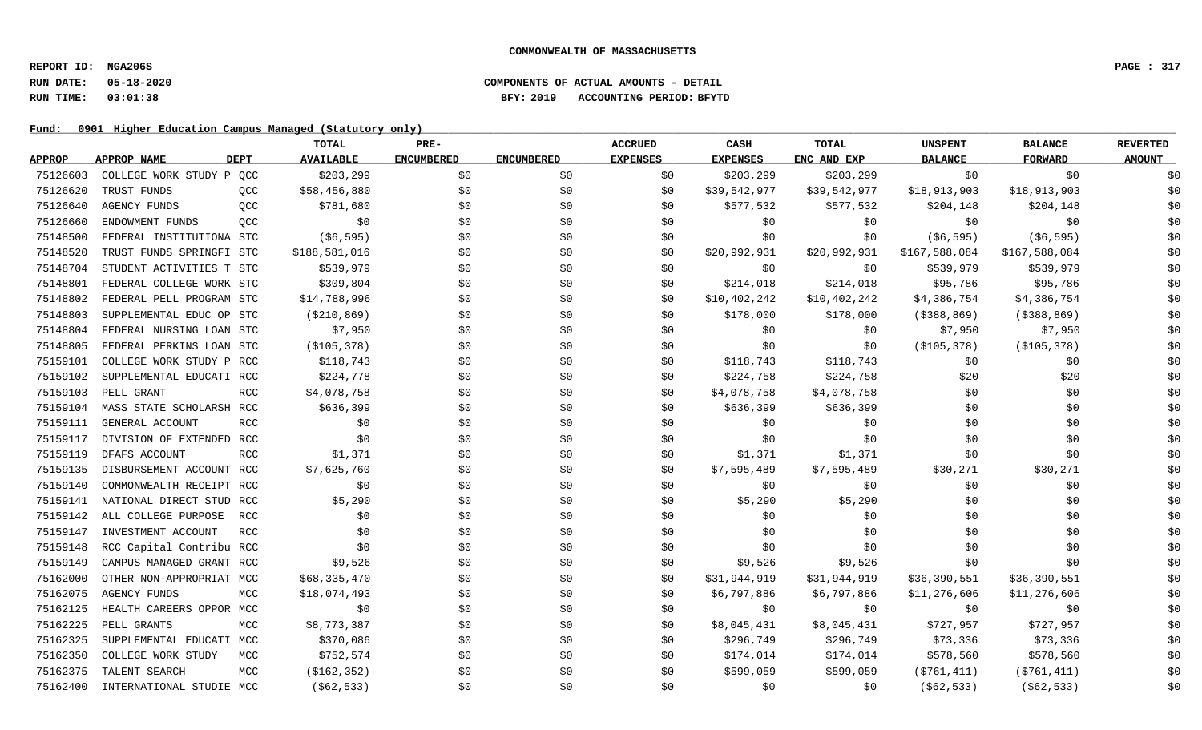COMMONWEALTH OF MASSACHUSETTS

REPORT ID: NGA206S

RUN DATE: 05-18-2020 COMPONENTS OF ACTUAL AMOUNTS - DETAIL

RUN TIME: 03:01:38 BFY: 2019 ACCOUNTING PERIOD: BFYTD

Fund: 0901 Higher Education Campus Managed (Statutory only)

| APPROP | APPROP NAME | DEPT | TOTAL AVAILABLE | PRE-ENCUMBERED | ENCUMBERED | ACCRUED EXPENSES | CASH EXPENSES | TOTAL ENC AND EXP | UNSPENT BALANCE | BALANCE FORWARD | REVERTED AMOUNT |
|---|---|---|---|---|---|---|---|---|---|---|---|
| 75126603 | COLLEGE WORK STUDY P | QCC | $203,299 | $0 | $0 | $0 | $203,299 | $203,299 | $0 | $0 | $0 |
| 75126620 | TRUST FUNDS | QCC | $58,456,880 | $0 | $0 | $0 | $39,542,977 | $39,542,977 | $18,913,903 | $18,913,903 | $0 |
| 75126640 | AGENCY FUNDS | QCC | $781,680 | $0 | $0 | $0 | $577,532 | $577,532 | $204,148 | $204,148 | $0 |
| 75126660 | ENDOWMENT FUNDS | QCC | $0 | $0 | $0 | $0 | $0 | $0 | $0 | $0 | $0 |
| 75148500 | FEDERAL INSTITUTIONA | STC | ($6,595) | $0 | $0 | $0 | $0 | $0 | ($6,595) | ($6,595) | $0 |
| 75148520 | TRUST FUNDS SPRINGFI | STC | $188,581,016 | $0 | $0 | $0 | $20,992,931 | $20,992,931 | $167,588,084 | $167,588,084 | $0 |
| 75148704 | STUDENT ACTIVITIES T | STC | $539,979 | $0 | $0 | $0 | $0 | $0 | $539,979 | $539,979 | $0 |
| 75148801 | FEDERAL COLLEGE WORK | STC | $309,804 | $0 | $0 | $0 | $214,018 | $214,018 | $95,786 | $95,786 | $0 |
| 75148802 | FEDERAL PELL PROGRAM | STC | $14,788,996 | $0 | $0 | $0 | $10,402,242 | $10,402,242 | $4,386,754 | $4,386,754 | $0 |
| 75148803 | SUPPLEMENTAL EDUC OP | STC | ($210,869) | $0 | $0 | $0 | $178,000 | $178,000 | ($388,869) | ($388,869) | $0 |
| 75148804 | FEDERAL NURSING LOAN | STC | $7,950 | $0 | $0 | $0 | $0 | $0 | $7,950 | $7,950 | $0 |
| 75148805 | FEDERAL PERKINS LOAN | STC | ($105,378) | $0 | $0 | $0 | $0 | $0 | ($105,378) | ($105,378) | $0 |
| 75159101 | COLLEGE WORK STUDY P | RCC | $118,743 | $0 | $0 | $0 | $118,743 | $118,743 | $0 | $0 | $0 |
| 75159102 | SUPPLEMENTAL EDUCATI | RCC | $224,778 | $0 | $0 | $0 | $224,758 | $224,758 | $20 | $20 | $0 |
| 75159103 | PELL GRANT | RCC | $4,078,758 | $0 | $0 | $0 | $4,078,758 | $4,078,758 | $0 | $0 | $0 |
| 75159104 | MASS STATE SCHOLARSH | RCC | $636,399 | $0 | $0 | $0 | $636,399 | $636,399 | $0 | $0 | $0 |
| 75159111 | GENERAL ACCOUNT | RCC | $0 | $0 | $0 | $0 | $0 | $0 | $0 | $0 | $0 |
| 75159117 | DIVISION OF EXTENDED | RCC | $0 | $0 | $0 | $0 | $0 | $0 | $0 | $0 | $0 |
| 75159119 | DFAFS ACCOUNT | RCC | $1,371 | $0 | $0 | $0 | $1,371 | $1,371 | $0 | $0 | $0 |
| 75159135 | DISBURSEMENT ACCOUNT | RCC | $7,625,760 | $0 | $0 | $0 | $7,595,489 | $7,595,489 | $30,271 | $30,271 | $0 |
| 75159140 | COMMONWEALTH RECEIPT | RCC | $0 | $0 | $0 | $0 | $0 | $0 | $0 | $0 | $0 |
| 75159141 | NATIONAL DIRECT STUD | RCC | $5,290 | $0 | $0 | $0 | $5,290 | $5,290 | $0 | $0 | $0 |
| 75159142 | ALL COLLEGE PURPOSE | RCC | $0 | $0 | $0 | $0 | $0 | $0 | $0 | $0 | $0 |
| 75159147 | INVESTMENT ACCOUNT | RCC | $0 | $0 | $0 | $0 | $0 | $0 | $0 | $0 | $0 |
| 75159148 | RCC Capital Contribu | RCC | $0 | $0 | $0 | $0 | $0 | $0 | $0 | $0 | $0 |
| 75159149 | CAMPUS MANAGED GRANT | RCC | $9,526 | $0 | $0 | $0 | $9,526 | $9,526 | $0 | $0 | $0 |
| 75162000 | OTHER NON-APPROPRIAT | MCC | $68,335,470 | $0 | $0 | $0 | $31,944,919 | $31,944,919 | $36,390,551 | $36,390,551 | $0 |
| 75162075 | AGENCY FUNDS | MCC | $18,074,493 | $0 | $0 | $0 | $6,797,886 | $6,797,886 | $11,276,606 | $11,276,606 | $0 |
| 75162125 | HEALTH CAREERS OPPOR | MCC | $0 | $0 | $0 | $0 | $0 | $0 | $0 | $0 | $0 |
| 75162225 | PELL GRANTS | MCC | $8,773,387 | $0 | $0 | $0 | $8,045,431 | $8,045,431 | $727,957 | $727,957 | $0 |
| 75162325 | SUPPLEMENTAL EDUCATI | MCC | $370,086 | $0 | $0 | $0 | $296,749 | $296,749 | $73,336 | $73,336 | $0 |
| 75162350 | COLLEGE WORK STUDY | MCC | $752,574 | $0 | $0 | $0 | $174,014 | $174,014 | $578,560 | $578,560 | $0 |
| 75162375 | TALENT SEARCH | MCC | ($162,352) | $0 | $0 | $0 | $599,059 | $599,059 | ($761,411) | ($761,411) | $0 |
| 75162400 | INTERNATIONAL STUDIE | MCC | ($62,533) | $0 | $0 | $0 | $0 | $0 | ($62,533) | ($62,533) | $0 |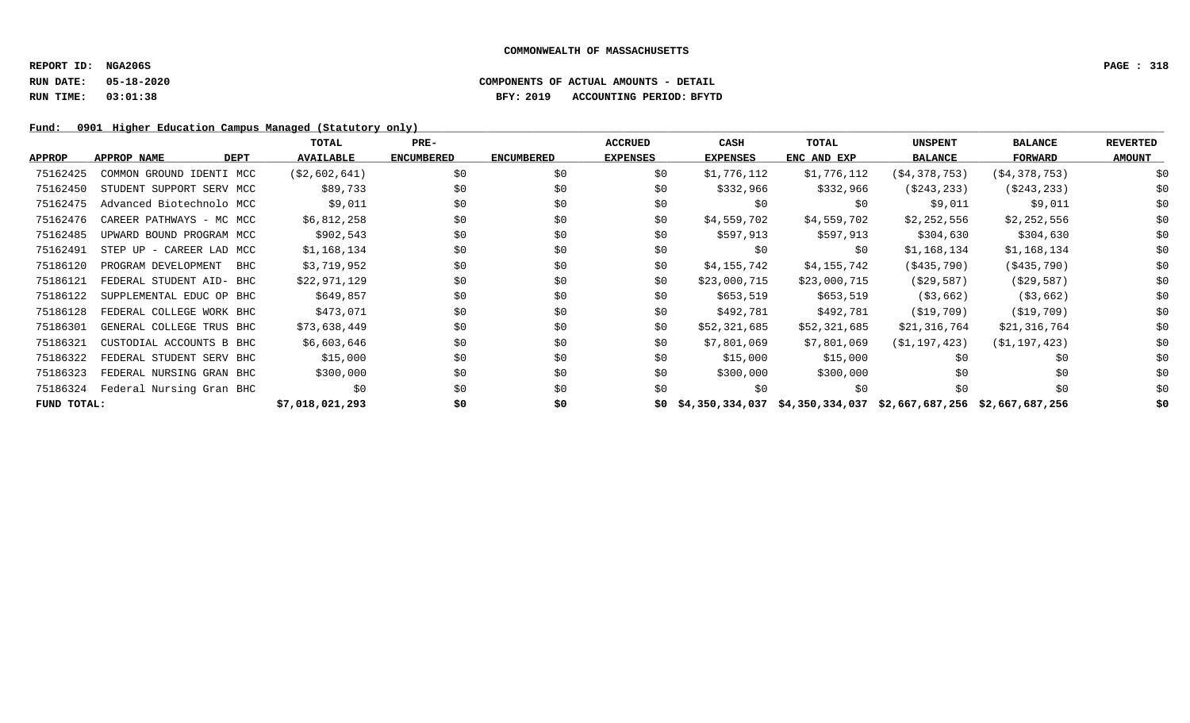**COMMONWEALTH OF MASSACHUSETTS**

**REPORT ID: NGA206S**

**RUN DATE: 05-18-2020** **COMPONENTS OF ACTUAL AMOUNTS - DETAIL**

**RUN TIME: 03:01:38** **BFY: 2019 ACCOUNTING PERIOD: BFYTD**

**Fund: 0901 Higher Education Campus Managed (Statutory only)**

| APPROP | APPROP NAME | DEPT | TOTAL AVAILABLE | PRE-ENCUMBERED | ENCUMBERED | ACCRUED EXPENSES | CASH EXPENSES | TOTAL ENC AND EXP | UNSPENT BALANCE | BALANCE FORWARD | REVERTED AMOUNT |
|---|---|---|---|---|---|---|---|---|---|---|---|
| 75162425 | COMMON GROUND IDENTI | MCC | ($2,602,641) | $0 | $0 | $0 | $1,776,112 | $1,776,112 | ($4,378,753) | ($4,378,753) | $0 |
| 75162450 | STUDENT SUPPORT SERV | MCC | $89,733 | $0 | $0 | $0 | $332,966 | $332,966 | ($243,233) | ($243,233) | $0 |
| 75162475 | Advanced Biotechnolo | MCC | $9,011 | $0 | $0 | $0 | $0 | $0 | $9,011 | $9,011 | $0 |
| 75162476 | CAREER PATHWAYS - MC | MCC | $6,812,258 | $0 | $0 | $0 | $4,559,702 | $4,559,702 | $2,252,556 | $2,252,556 | $0 |
| 75162485 | UPWARD BOUND PROGRAM | MCC | $902,543 | $0 | $0 | $0 | $597,913 | $597,913 | $304,630 | $304,630 | $0 |
| 75162491 | STEP UP - CAREER LAD | MCC | $1,168,134 | $0 | $0 | $0 | $0 | $0 | $1,168,134 | $1,168,134 | $0 |
| 75186120 | PROGRAM DEVELOPMENT | BHC | $3,719,952 | $0 | $0 | $0 | $4,155,742 | $4,155,742 | ($435,790) | ($435,790) | $0 |
| 75186121 | FEDERAL STUDENT AID- | BHC | $22,971,129 | $0 | $0 | $0 | $23,000,715 | $23,000,715 | ($29,587) | ($29,587) | $0 |
| 75186122 | SUPPLEMENTAL EDUC OP | BHC | $649,857 | $0 | $0 | $0 | $653,519 | $653,519 | ($3,662) | ($3,662) | $0 |
| 75186128 | FEDERAL COLLEGE WORK | BHC | $473,071 | $0 | $0 | $0 | $492,781 | $492,781 | ($19,709) | ($19,709) | $0 |
| 75186301 | GENERAL COLLEGE TRUS | BHC | $73,638,449 | $0 | $0 | $0 | $52,321,685 | $52,321,685 | $21,316,764 | $21,316,764 | $0 |
| 75186321 | CUSTODIAL ACCOUNTS B | BHC | $6,603,646 | $0 | $0 | $0 | $7,801,069 | $7,801,069 | ($1,197,423) | ($1,197,423) | $0 |
| 75186322 | FEDERAL STUDENT SERV | BHC | $15,000 | $0 | $0 | $0 | $15,000 | $15,000 | $0 | $0 | $0 |
| 75186323 | FEDERAL NURSING GRAN | BHC | $300,000 | $0 | $0 | $0 | $300,000 | $300,000 | $0 | $0 | $0 |
| 75186324 | Federal Nursing Gran | BHC | $0 | $0 | $0 | $0 | $0 | $0 | $0 | $0 | $0 |
| **FUND TOTAL:** | | | **$7,018,021,293** | **$0** | **$0** | **$0** | **$4,350,334,037** | **$4,350,334,037** | **$2,667,687,256** | **$2,667,687,256** | **$0** |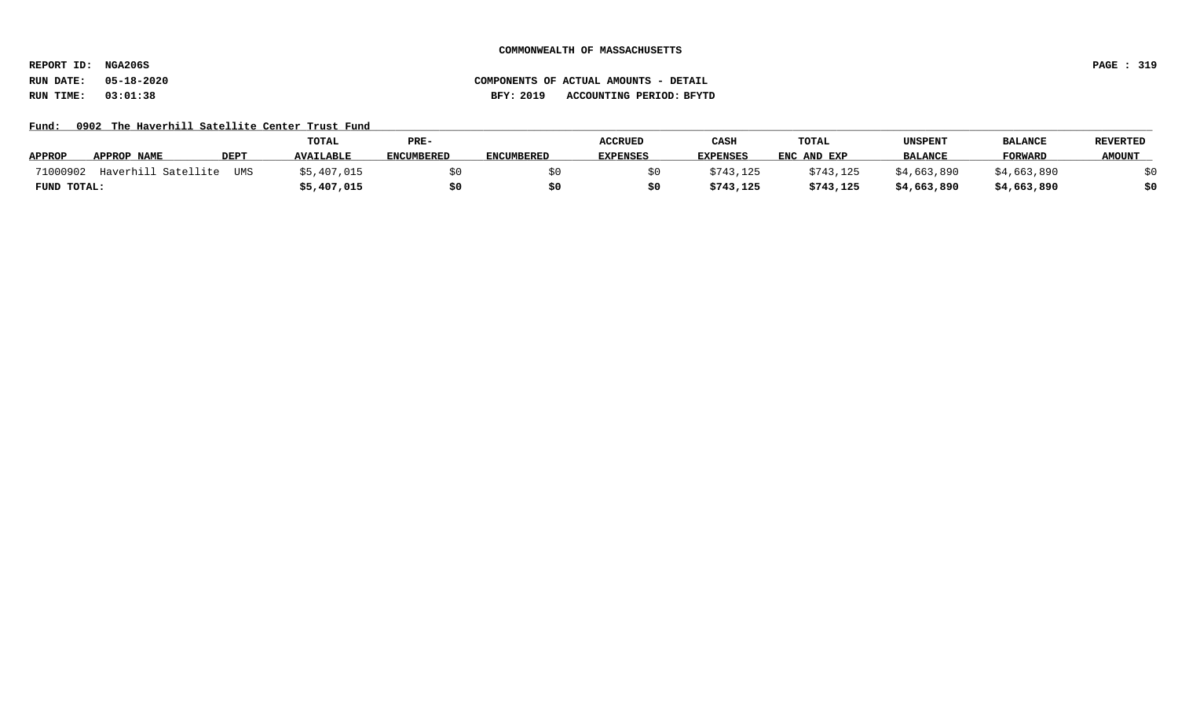**COMMONWEALTH OF MASSACHUSETTS**

**REPORT ID: NGA206S**
**RUN DATE: 05-18-2020**
**RUN TIME: 03:01:38**

**COMPONENTS OF ACTUAL AMOUNTS - DETAIL**
**BFY: 2019 ACCOUNTING PERIOD: BFYTD**

**Fund: 0902 The Haverhill Satellite Center Trust Fund**

| APPROP | APPROP NAME | DEPT | TOTAL AVAILABLE | PRE-ENCUMBERED | ENCUMBERED | ACCRUED EXPENSES | CASH EXPENSES | TOTAL ENC AND EXP | UNSPENT BALANCE | BALANCE FORWARD | REVERTED AMOUNT |
|---|---|---|---|---|---|---|---|---|---|---|---|
| 71000902 | Haverhill Satellite | UMS | $5,407,015 | $0 | $0 | $0 | $743,125 | $743,125 | $4,663,890 | $4,663,890 | $0 |
| **FUND TOTAL:** | | | **$5,407,015** | **$0** | **$0** | **$0** | **$743,125** | **$743,125** | **$4,663,890** | **$4,663,890** | **$0** |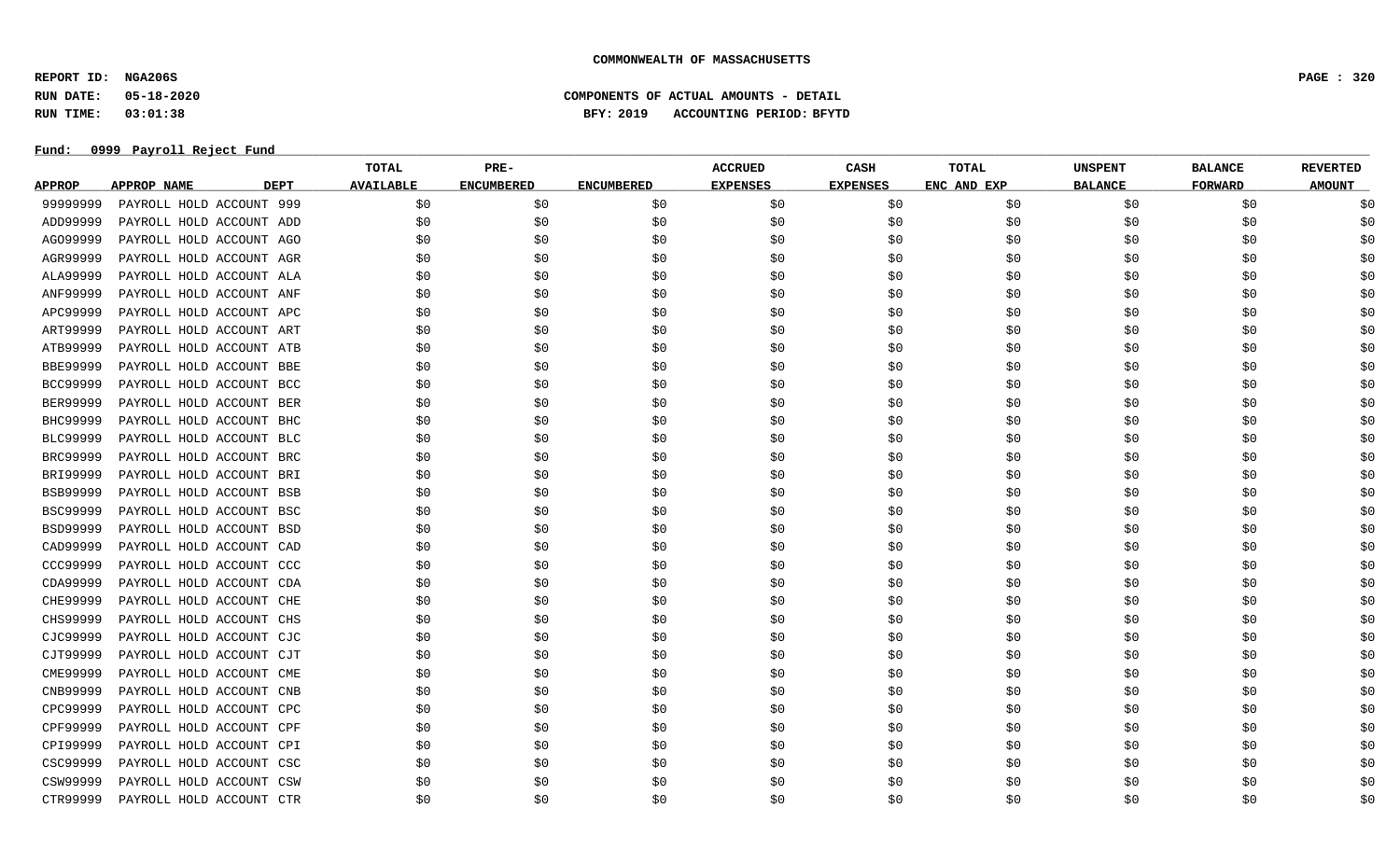COMMONWEALTH OF MASSACHUSETTS

**REPORT ID: NGA206S**

**RUN DATE: 05-18-2020** — COMPONENTS OF ACTUAL AMOUNTS - DETAIL

**RUN TIME: 03:01:38** — BFY: 2019 ACCOUNTING PERIOD: BFYTD

**Fund: 0999 Payroll Reject Fund**

| APPROP | APPROP NAME | DEPT | TOTAL AVAILABLE | PRE-ENCUMBERED | ENCUMBERED | ACCRUED EXPENSES | CASH EXPENSES | TOTAL ENC AND EXP | UNSPENT BALANCE | BALANCE FORWARD | REVERTED AMOUNT |
|---|---|---|---|---|---|---|---|---|---|---|---|
| 99999999 | PAYROLL HOLD ACCOUNT | 999 | $0 | $0 | $0 | $0 | $0 | $0 | $0 | $0 | $0 |
| ADD99999 | PAYROLL HOLD ACCOUNT | ADD | $0 | $0 | $0 | $0 | $0 | $0 | $0 | $0 | $0 |
| AGO99999 | PAYROLL HOLD ACCOUNT | AGO | $0 | $0 | $0 | $0 | $0 | $0 | $0 | $0 | $0 |
| AGR99999 | PAYROLL HOLD ACCOUNT | AGR | $0 | $0 | $0 | $0 | $0 | $0 | $0 | $0 | $0 |
| ALA99999 | PAYROLL HOLD ACCOUNT | ALA | $0 | $0 | $0 | $0 | $0 | $0 | $0 | $0 | $0 |
| ANF99999 | PAYROLL HOLD ACCOUNT | ANF | $0 | $0 | $0 | $0 | $0 | $0 | $0 | $0 | $0 |
| APC99999 | PAYROLL HOLD ACCOUNT | APC | $0 | $0 | $0 | $0 | $0 | $0 | $0 | $0 | $0 |
| ART99999 | PAYROLL HOLD ACCOUNT | ART | $0 | $0 | $0 | $0 | $0 | $0 | $0 | $0 | $0 |
| ATB99999 | PAYROLL HOLD ACCOUNT | ATB | $0 | $0 | $0 | $0 | $0 | $0 | $0 | $0 | $0 |
| BBE99999 | PAYROLL HOLD ACCOUNT | BBE | $0 | $0 | $0 | $0 | $0 | $0 | $0 | $0 | $0 |
| BCC99999 | PAYROLL HOLD ACCOUNT | BCC | $0 | $0 | $0 | $0 | $0 | $0 | $0 | $0 | $0 |
| BER99999 | PAYROLL HOLD ACCOUNT | BER | $0 | $0 | $0 | $0 | $0 | $0 | $0 | $0 | $0 |
| BHC99999 | PAYROLL HOLD ACCOUNT | BHC | $0 | $0 | $0 | $0 | $0 | $0 | $0 | $0 | $0 |
| BLC99999 | PAYROLL HOLD ACCOUNT | BLC | $0 | $0 | $0 | $0 | $0 | $0 | $0 | $0 | $0 |
| BRC99999 | PAYROLL HOLD ACCOUNT | BRC | $0 | $0 | $0 | $0 | $0 | $0 | $0 | $0 | $0 |
| BRI99999 | PAYROLL HOLD ACCOUNT | BRI | $0 | $0 | $0 | $0 | $0 | $0 | $0 | $0 | $0 |
| BSB99999 | PAYROLL HOLD ACCOUNT | BSB | $0 | $0 | $0 | $0 | $0 | $0 | $0 | $0 | $0 |
| BSC99999 | PAYROLL HOLD ACCOUNT | BSC | $0 | $0 | $0 | $0 | $0 | $0 | $0 | $0 | $0 |
| BSD99999 | PAYROLL HOLD ACCOUNT | BSD | $0 | $0 | $0 | $0 | $0 | $0 | $0 | $0 | $0 |
| CAD99999 | PAYROLL HOLD ACCOUNT | CAD | $0 | $0 | $0 | $0 | $0 | $0 | $0 | $0 | $0 |
| CCC99999 | PAYROLL HOLD ACCOUNT | CCC | $0 | $0 | $0 | $0 | $0 | $0 | $0 | $0 | $0 |
| CDA99999 | PAYROLL HOLD ACCOUNT | CDA | $0 | $0 | $0 | $0 | $0 | $0 | $0 | $0 | $0 |
| CHE99999 | PAYROLL HOLD ACCOUNT | CHE | $0 | $0 | $0 | $0 | $0 | $0 | $0 | $0 | $0 |
| CHS99999 | PAYROLL HOLD ACCOUNT | CHS | $0 | $0 | $0 | $0 | $0 | $0 | $0 | $0 | $0 |
| CJC99999 | PAYROLL HOLD ACCOUNT | CJC | $0 | $0 | $0 | $0 | $0 | $0 | $0 | $0 | $0 |
| CJT99999 | PAYROLL HOLD ACCOUNT | CJT | $0 | $0 | $0 | $0 | $0 | $0 | $0 | $0 | $0 |
| CME99999 | PAYROLL HOLD ACCOUNT | CME | $0 | $0 | $0 | $0 | $0 | $0 | $0 | $0 | $0 |
| CNB99999 | PAYROLL HOLD ACCOUNT | CNB | $0 | $0 | $0 | $0 | $0 | $0 | $0 | $0 | $0 |
| CPC99999 | PAYROLL HOLD ACCOUNT | CPC | $0 | $0 | $0 | $0 | $0 | $0 | $0 | $0 | $0 |
| CPF99999 | PAYROLL HOLD ACCOUNT | CPF | $0 | $0 | $0 | $0 | $0 | $0 | $0 | $0 | $0 |
| CPI99999 | PAYROLL HOLD ACCOUNT | CPI | $0 | $0 | $0 | $0 | $0 | $0 | $0 | $0 | $0 |
| CSC99999 | PAYROLL HOLD ACCOUNT | CSC | $0 | $0 | $0 | $0 | $0 | $0 | $0 | $0 | $0 |
| CSW99999 | PAYROLL HOLD ACCOUNT | CSW | $0 | $0 | $0 | $0 | $0 | $0 | $0 | $0 | $0 |
| CTR99999 | PAYROLL HOLD ACCOUNT | CTR | $0 | $0 | $0 | $0 | $0 | $0 | $0 | $0 | $0 |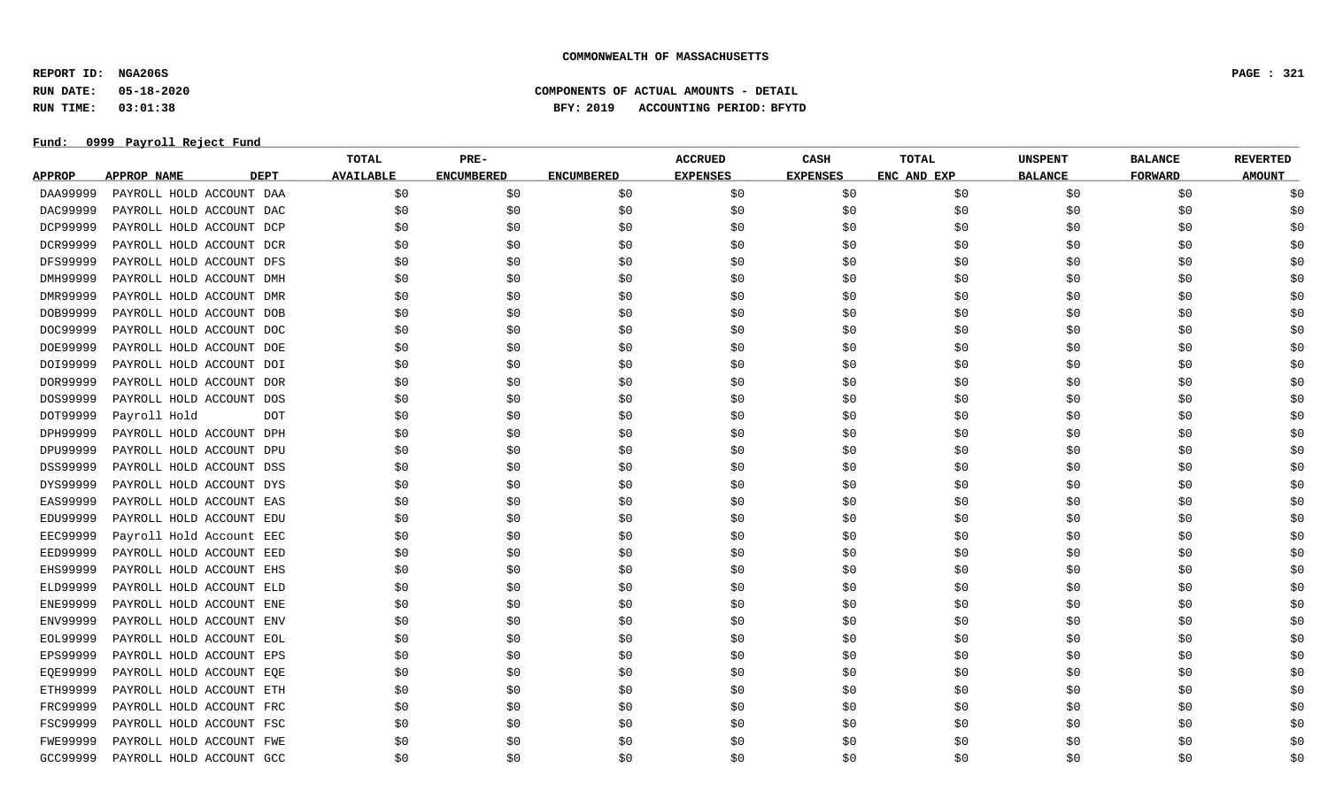# COMMONWEALTH OF MASSACHUSETTS

**REPORT ID: NGA206S**

**RUN DATE: 05-18-2020**

**RUN TIME: 03:01:38**

**COMPONENTS OF ACTUAL AMOUNTS - DETAIL**

**BFY: 2019 ACCOUNTING PERIOD: BFYTD**

**Fund: 0999 Payroll Reject Fund**

| APPROP | APPROP NAME | DEPT | TOTAL AVAILABLE | PRE-ENCUMBERED | ENCUMBERED | ACCRUED EXPENSES | CASH EXPENSES | TOTAL ENC AND EXP | UNSPENT BALANCE | BALANCE FORWARD | REVERTED AMOUNT |
|---|---|---|---|---|---|---|---|---|---|---|---|
| DAA99999 | PAYROLL HOLD ACCOUNT | DAA | $0 | $0 | $0 | $0 | $0 | $0 | $0 | $0 | $0 |
| DAC99999 | PAYROLL HOLD ACCOUNT | DAC | $0 | $0 | $0 | $0 | $0 | $0 | $0 | $0 | $0 |
| DCP99999 | PAYROLL HOLD ACCOUNT | DCP | $0 | $0 | $0 | $0 | $0 | $0 | $0 | $0 | $0 |
| DCR99999 | PAYROLL HOLD ACCOUNT | DCR | $0 | $0 | $0 | $0 | $0 | $0 | $0 | $0 | $0 |
| DFS99999 | PAYROLL HOLD ACCOUNT | DFS | $0 | $0 | $0 | $0 | $0 | $0 | $0 | $0 | $0 |
| DMH99999 | PAYROLL HOLD ACCOUNT | DMH | $0 | $0 | $0 | $0 | $0 | $0 | $0 | $0 | $0 |
| DMR99999 | PAYROLL HOLD ACCOUNT | DMR | $0 | $0 | $0 | $0 | $0 | $0 | $0 | $0 | $0 |
| DOB99999 | PAYROLL HOLD ACCOUNT | DOB | $0 | $0 | $0 | $0 | $0 | $0 | $0 | $0 | $0 |
| DOC99999 | PAYROLL HOLD ACCOUNT | DOC | $0 | $0 | $0 | $0 | $0 | $0 | $0 | $0 | $0 |
| DOE99999 | PAYROLL HOLD ACCOUNT | DOE | $0 | $0 | $0 | $0 | $0 | $0 | $0 | $0 | $0 |
| DOI99999 | PAYROLL HOLD ACCOUNT | DOI | $0 | $0 | $0 | $0 | $0 | $0 | $0 | $0 | $0 |
| DOR99999 | PAYROLL HOLD ACCOUNT | DOR | $0 | $0 | $0 | $0 | $0 | $0 | $0 | $0 | $0 |
| DOS99999 | PAYROLL HOLD ACCOUNT | DOS | $0 | $0 | $0 | $0 | $0 | $0 | $0 | $0 | $0 |
| DOT99999 | Payroll Hold | DOT | $0 | $0 | $0 | $0 | $0 | $0 | $0 | $0 | $0 |
| DPH99999 | PAYROLL HOLD ACCOUNT | DPH | $0 | $0 | $0 | $0 | $0 | $0 | $0 | $0 | $0 |
| DPU99999 | PAYROLL HOLD ACCOUNT | DPU | $0 | $0 | $0 | $0 | $0 | $0 | $0 | $0 | $0 |
| DSS99999 | PAYROLL HOLD ACCOUNT | DSS | $0 | $0 | $0 | $0 | $0 | $0 | $0 | $0 | $0 |
| DYS99999 | PAYROLL HOLD ACCOUNT | DYS | $0 | $0 | $0 | $0 | $0 | $0 | $0 | $0 | $0 |
| EAS99999 | PAYROLL HOLD ACCOUNT | EAS | $0 | $0 | $0 | $0 | $0 | $0 | $0 | $0 | $0 |
| EDU99999 | PAYROLL HOLD ACCOUNT | EDU | $0 | $0 | $0 | $0 | $0 | $0 | $0 | $0 | $0 |
| EEC99999 | Payroll Hold Account | EEC | $0 | $0 | $0 | $0 | $0 | $0 | $0 | $0 | $0 |
| EED99999 | PAYROLL HOLD ACCOUNT | EED | $0 | $0 | $0 | $0 | $0 | $0 | $0 | $0 | $0 |
| EHS99999 | PAYROLL HOLD ACCOUNT | EHS | $0 | $0 | $0 | $0 | $0 | $0 | $0 | $0 | $0 |
| ELD99999 | PAYROLL HOLD ACCOUNT | ELD | $0 | $0 | $0 | $0 | $0 | $0 | $0 | $0 | $0 |
| ENE99999 | PAYROLL HOLD ACCOUNT | ENE | $0 | $0 | $0 | $0 | $0 | $0 | $0 | $0 | $0 |
| ENV99999 | PAYROLL HOLD ACCOUNT | ENV | $0 | $0 | $0 | $0 | $0 | $0 | $0 | $0 | $0 |
| EOL99999 | PAYROLL HOLD ACCOUNT | EOL | $0 | $0 | $0 | $0 | $0 | $0 | $0 | $0 | $0 |
| EPS99999 | PAYROLL HOLD ACCOUNT | EPS | $0 | $0 | $0 | $0 | $0 | $0 | $0 | $0 | $0 |
| EQE99999 | PAYROLL HOLD ACCOUNT | EQE | $0 | $0 | $0 | $0 | $0 | $0 | $0 | $0 | $0 |
| ETH99999 | PAYROLL HOLD ACCOUNT | ETH | $0 | $0 | $0 | $0 | $0 | $0 | $0 | $0 | $0 |
| FRC99999 | PAYROLL HOLD ACCOUNT | FRC | $0 | $0 | $0 | $0 | $0 | $0 | $0 | $0 | $0 |
| FSC99999 | PAYROLL HOLD ACCOUNT | FSC | $0 | $0 | $0 | $0 | $0 | $0 | $0 | $0 | $0 |
| FWE99999 | PAYROLL HOLD ACCOUNT | FWE | $0 | $0 | $0 | $0 | $0 | $0 | $0 | $0 | $0 |
| GCC99999 | PAYROLL HOLD ACCOUNT | GCC | $0 | $0 | $0 | $0 | $0 | $0 | $0 | $0 | $0 |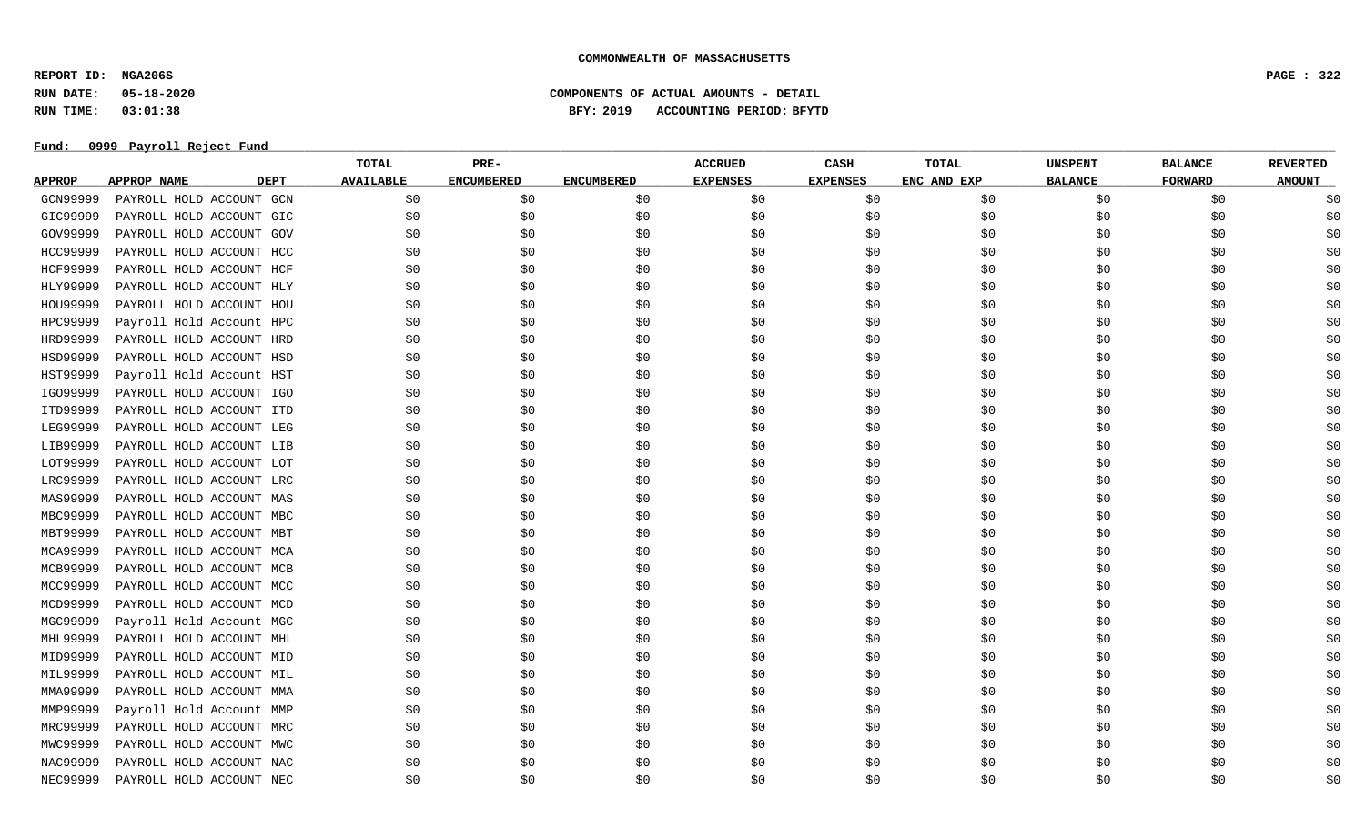**COMMONWEALTH OF MASSACHUSETTS**

**REPORT ID: NGA206S**
**RUN DATE: 05-18-2020**
**RUN TIME: 03:01:38**

**COMPONENTS OF ACTUAL AMOUNTS - DETAIL**
**BFY: 2019 ACCOUNTING PERIOD: BFYTD**

**Fund: 0999 Payroll Reject Fund**

| APPROP | APPROP NAME | DEPT | TOTAL AVAILABLE | PRE-ENCUMBERED | ENCUMBERED | ACCRUED EXPENSES | CASH EXPENSES | TOTAL ENC AND EXP | UNSPENT BALANCE | BALANCE FORWARD | REVERTED AMOUNT |
|---|---|---|---|---|---|---|---|---|---|---|---|
| GCN99999 | PAYROLL HOLD ACCOUNT | GCN | $0 | $0 | $0 | $0 | $0 | $0 | $0 | $0 | $0 |
| GIC99999 | PAYROLL HOLD ACCOUNT | GIC | $0 | $0 | $0 | $0 | $0 | $0 | $0 | $0 | $0 |
| GOV99999 | PAYROLL HOLD ACCOUNT | GOV | $0 | $0 | $0 | $0 | $0 | $0 | $0 | $0 | $0 |
| HCC99999 | PAYROLL HOLD ACCOUNT | HCC | $0 | $0 | $0 | $0 | $0 | $0 | $0 | $0 | $0 |
| HCF99999 | PAYROLL HOLD ACCOUNT | HCF | $0 | $0 | $0 | $0 | $0 | $0 | $0 | $0 | $0 |
| HLY99999 | PAYROLL HOLD ACCOUNT | HLY | $0 | $0 | $0 | $0 | $0 | $0 | $0 | $0 | $0 |
| HOU99999 | PAYROLL HOLD ACCOUNT | HOU | $0 | $0 | $0 | $0 | $0 | $0 | $0 | $0 | $0 |
| HPC99999 | Payroll Hold Account | HPC | $0 | $0 | $0 | $0 | $0 | $0 | $0 | $0 | $0 |
| HRD99999 | PAYROLL HOLD ACCOUNT | HRD | $0 | $0 | $0 | $0 | $0 | $0 | $0 | $0 | $0 |
| HSD99999 | PAYROLL HOLD ACCOUNT | HSD | $0 | $0 | $0 | $0 | $0 | $0 | $0 | $0 | $0 |
| HST99999 | Payroll Hold Account | HST | $0 | $0 | $0 | $0 | $0 | $0 | $0 | $0 | $0 |
| IGO99999 | PAYROLL HOLD ACCOUNT | IGO | $0 | $0 | $0 | $0 | $0 | $0 | $0 | $0 | $0 |
| ITD99999 | PAYROLL HOLD ACCOUNT | ITD | $0 | $0 | $0 | $0 | $0 | $0 | $0 | $0 | $0 |
| LEG99999 | PAYROLL HOLD ACCOUNT | LEG | $0 | $0 | $0 | $0 | $0 | $0 | $0 | $0 | $0 |
| LIB99999 | PAYROLL HOLD ACCOUNT | LIB | $0 | $0 | $0 | $0 | $0 | $0 | $0 | $0 | $0 |
| LOT99999 | PAYROLL HOLD ACCOUNT | LOT | $0 | $0 | $0 | $0 | $0 | $0 | $0 | $0 | $0 |
| LRC99999 | PAYROLL HOLD ACCOUNT | LRC | $0 | $0 | $0 | $0 | $0 | $0 | $0 | $0 | $0 |
| MAS99999 | PAYROLL HOLD ACCOUNT | MAS | $0 | $0 | $0 | $0 | $0 | $0 | $0 | $0 | $0 |
| MBC99999 | PAYROLL HOLD ACCOUNT | MBC | $0 | $0 | $0 | $0 | $0 | $0 | $0 | $0 | $0 |
| MBT99999 | PAYROLL HOLD ACCOUNT | MBT | $0 | $0 | $0 | $0 | $0 | $0 | $0 | $0 | $0 |
| MCA99999 | PAYROLL HOLD ACCOUNT | MCA | $0 | $0 | $0 | $0 | $0 | $0 | $0 | $0 | $0 |
| MCB99999 | PAYROLL HOLD ACCOUNT | MCB | $0 | $0 | $0 | $0 | $0 | $0 | $0 | $0 | $0 |
| MCC99999 | PAYROLL HOLD ACCOUNT | MCC | $0 | $0 | $0 | $0 | $0 | $0 | $0 | $0 | $0 |
| MCD99999 | PAYROLL HOLD ACCOUNT | MCD | $0 | $0 | $0 | $0 | $0 | $0 | $0 | $0 | $0 |
| MGC99999 | Payroll Hold Account | MGC | $0 | $0 | $0 | $0 | $0 | $0 | $0 | $0 | $0 |
| MHL99999 | PAYROLL HOLD ACCOUNT | MHL | $0 | $0 | $0 | $0 | $0 | $0 | $0 | $0 | $0 |
| MID99999 | PAYROLL HOLD ACCOUNT | MID | $0 | $0 | $0 | $0 | $0 | $0 | $0 | $0 | $0 |
| MIL99999 | PAYROLL HOLD ACCOUNT | MIL | $0 | $0 | $0 | $0 | $0 | $0 | $0 | $0 | $0 |
| MMA99999 | PAYROLL HOLD ACCOUNT | MMA | $0 | $0 | $0 | $0 | $0 | $0 | $0 | $0 | $0 |
| MMP99999 | Payroll Hold Account | MMP | $0 | $0 | $0 | $0 | $0 | $0 | $0 | $0 | $0 |
| MRC99999 | PAYROLL HOLD ACCOUNT | MRC | $0 | $0 | $0 | $0 | $0 | $0 | $0 | $0 | $0 |
| MWC99999 | PAYROLL HOLD ACCOUNT | MWC | $0 | $0 | $0 | $0 | $0 | $0 | $0 | $0 | $0 |
| NAC99999 | PAYROLL HOLD ACCOUNT | NAC | $0 | $0 | $0 | $0 | $0 | $0 | $0 | $0 | $0 |
| NEC99999 | PAYROLL HOLD ACCOUNT | NEC | $0 | $0 | $0 | $0 | $0 | $0 | $0 | $0 | $0 |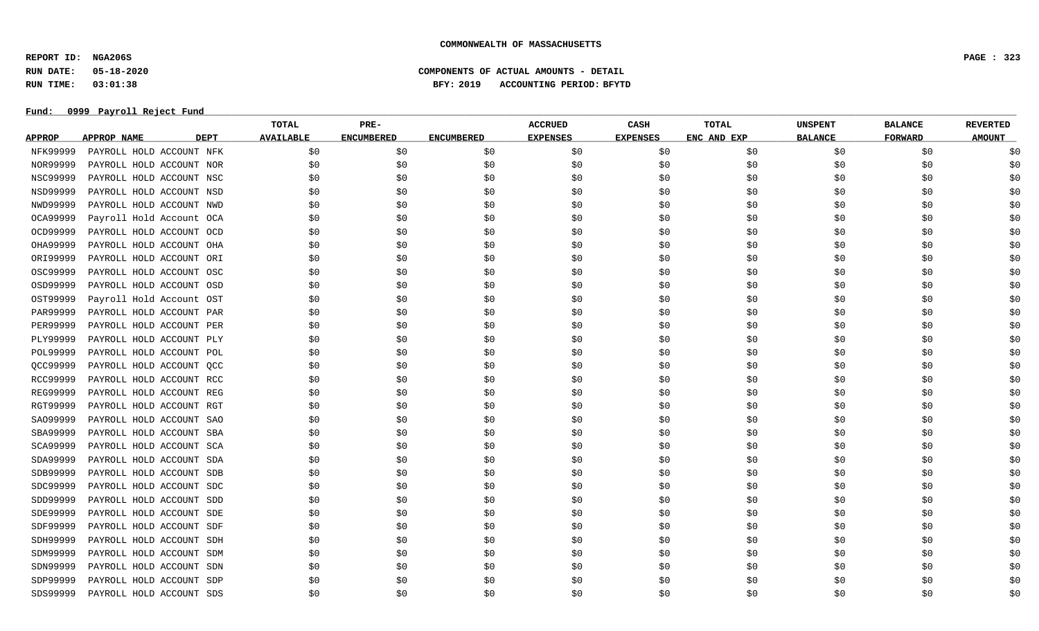**COMMONWEALTH OF MASSACHUSETTS**

**REPORT ID: NGA206S**
**RUN DATE: 05-18-2020**
**RUN TIME: 03:01:38**

**COMPONENTS OF ACTUAL AMOUNTS - DETAIL**
**BFY: 2019 ACCOUNTING PERIOD: BFYTD**

**Fund: 0999 Payroll Reject Fund**

| APPROP | APPROP NAME | DEPT | TOTAL AVAILABLE | PRE-ENCUMBERED | ENCUMBERED | ACCRUED EXPENSES | CASH EXPENSES | TOTAL ENC AND EXP | UNSPENT BALANCE | BALANCE FORWARD | REVERTED AMOUNT |
|---|---|---|---|---|---|---|---|---|---|---|---|
| NFK99999 | PAYROLL HOLD ACCOUNT | NFK | $0 | $0 | $0 | $0 | $0 | $0 | $0 | $0 | $0 |
| NOR99999 | PAYROLL HOLD ACCOUNT | NOR | $0 | $0 | $0 | $0 | $0 | $0 | $0 | $0 | $0 |
| NSC99999 | PAYROLL HOLD ACCOUNT | NSC | $0 | $0 | $0 | $0 | $0 | $0 | $0 | $0 | $0 |
| NSD99999 | PAYROLL HOLD ACCOUNT | NSD | $0 | $0 | $0 | $0 | $0 | $0 | $0 | $0 | $0 |
| NWD99999 | PAYROLL HOLD ACCOUNT | NWD | $0 | $0 | $0 | $0 | $0 | $0 | $0 | $0 | $0 |
| OCA99999 | Payroll Hold Account | OCA | $0 | $0 | $0 | $0 | $0 | $0 | $0 | $0 | $0 |
| OCD99999 | PAYROLL HOLD ACCOUNT | OCD | $0 | $0 | $0 | $0 | $0 | $0 | $0 | $0 | $0 |
| OHA99999 | PAYROLL HOLD ACCOUNT | OHA | $0 | $0 | $0 | $0 | $0 | $0 | $0 | $0 | $0 |
| ORI99999 | PAYROLL HOLD ACCOUNT | ORI | $0 | $0 | $0 | $0 | $0 | $0 | $0 | $0 | $0 |
| OSC99999 | PAYROLL HOLD ACCOUNT | OSC | $0 | $0 | $0 | $0 | $0 | $0 | $0 | $0 | $0 |
| OSD99999 | PAYROLL HOLD ACCOUNT | OSD | $0 | $0 | $0 | $0 | $0 | $0 | $0 | $0 | $0 |
| OST99999 | Payroll Hold Account | OST | $0 | $0 | $0 | $0 | $0 | $0 | $0 | $0 | $0 |
| PAR99999 | PAYROLL HOLD ACCOUNT | PAR | $0 | $0 | $0 | $0 | $0 | $0 | $0 | $0 | $0 |
| PER99999 | PAYROLL HOLD ACCOUNT | PER | $0 | $0 | $0 | $0 | $0 | $0 | $0 | $0 | $0 |
| PLY99999 | PAYROLL HOLD ACCOUNT | PLY | $0 | $0 | $0 | $0 | $0 | $0 | $0 | $0 | $0 |
| POL99999 | PAYROLL HOLD ACCOUNT | POL | $0 | $0 | $0 | $0 | $0 | $0 | $0 | $0 | $0 |
| QCC99999 | PAYROLL HOLD ACCOUNT | QCC | $0 | $0 | $0 | $0 | $0 | $0 | $0 | $0 | $0 |
| RCC99999 | PAYROLL HOLD ACCOUNT | RCC | $0 | $0 | $0 | $0 | $0 | $0 | $0 | $0 | $0 |
| REG99999 | PAYROLL HOLD ACCOUNT | REG | $0 | $0 | $0 | $0 | $0 | $0 | $0 | $0 | $0 |
| RGT99999 | PAYROLL HOLD ACCOUNT | RGT | $0 | $0 | $0 | $0 | $0 | $0 | $0 | $0 | $0 |
| SAO99999 | PAYROLL HOLD ACCOUNT | SAO | $0 | $0 | $0 | $0 | $0 | $0 | $0 | $0 | $0 |
| SBA99999 | PAYROLL HOLD ACCOUNT | SBA | $0 | $0 | $0 | $0 | $0 | $0 | $0 | $0 | $0 |
| SCA99999 | PAYROLL HOLD ACCOUNT | SCA | $0 | $0 | $0 | $0 | $0 | $0 | $0 | $0 | $0 |
| SDA99999 | PAYROLL HOLD ACCOUNT | SDA | $0 | $0 | $0 | $0 | $0 | $0 | $0 | $0 | $0 |
| SDB99999 | PAYROLL HOLD ACCOUNT | SDB | $0 | $0 | $0 | $0 | $0 | $0 | $0 | $0 | $0 |
| SDC99999 | PAYROLL HOLD ACCOUNT | SDC | $0 | $0 | $0 | $0 | $0 | $0 | $0 | $0 | $0 |
| SDD99999 | PAYROLL HOLD ACCOUNT | SDD | $0 | $0 | $0 | $0 | $0 | $0 | $0 | $0 | $0 |
| SDE99999 | PAYROLL HOLD ACCOUNT | SDE | $0 | $0 | $0 | $0 | $0 | $0 | $0 | $0 | $0 |
| SDF99999 | PAYROLL HOLD ACCOUNT | SDF | $0 | $0 | $0 | $0 | $0 | $0 | $0 | $0 | $0 |
| SDH99999 | PAYROLL HOLD ACCOUNT | SDH | $0 | $0 | $0 | $0 | $0 | $0 | $0 | $0 | $0 |
| SDM99999 | PAYROLL HOLD ACCOUNT | SDM | $0 | $0 | $0 | $0 | $0 | $0 | $0 | $0 | $0 |
| SDN99999 | PAYROLL HOLD ACCOUNT | SDN | $0 | $0 | $0 | $0 | $0 | $0 | $0 | $0 | $0 |
| SDP99999 | PAYROLL HOLD ACCOUNT | SDP | $0 | $0 | $0 | $0 | $0 | $0 | $0 | $0 | $0 |
| SDS99999 | PAYROLL HOLD ACCOUNT | SDS | $0 | $0 | $0 | $0 | $0 | $0 | $0 | $0 | $0 |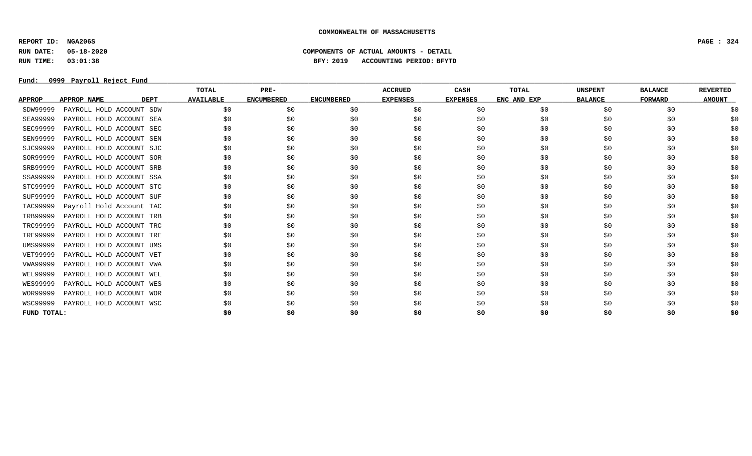**COMMONWEALTH OF MASSACHUSETTS**

**REPORT ID: NGA206S**

**RUN DATE: 05-18-2020** **COMPONENTS OF ACTUAL AMOUNTS - DETAIL**

**RUN TIME: 03:01:38** **BFY: 2019 ACCOUNTING PERIOD: BFYTD**

**Fund: 0999 Payroll Reject Fund**

| APPROP | APPROP NAME DEPT | TOTAL AVAILABLE | PRE-ENCUMBERED | ENCUMBERED | ACCRUED EXPENSES | CASH EXPENSES | TOTAL ENC AND EXP | UNSPENT BALANCE | BALANCE FORWARD | REVERTED AMOUNT |
|---|---|---|---|---|---|---|---|---|---|---|
| SDW99999 | PAYROLL HOLD ACCOUNT SDW | $0 | $0 | $0 | $0 | $0 | $0 | $0 | $0 | $0 |
| SEA99999 | PAYROLL HOLD ACCOUNT SEA | $0 | $0 | $0 | $0 | $0 | $0 | $0 | $0 | $0 |
| SEC99999 | PAYROLL HOLD ACCOUNT SEC | $0 | $0 | $0 | $0 | $0 | $0 | $0 | $0 | $0 |
| SEN99999 | PAYROLL HOLD ACCOUNT SEN | $0 | $0 | $0 | $0 | $0 | $0 | $0 | $0 | $0 |
| SJC99999 | PAYROLL HOLD ACCOUNT SJC | $0 | $0 | $0 | $0 | $0 | $0 | $0 | $0 | $0 |
| SOR99999 | PAYROLL HOLD ACCOUNT SOR | $0 | $0 | $0 | $0 | $0 | $0 | $0 | $0 | $0 |
| SRB99999 | PAYROLL HOLD ACCOUNT SRB | $0 | $0 | $0 | $0 | $0 | $0 | $0 | $0 | $0 |
| SSA99999 | PAYROLL HOLD ACCOUNT SSA | $0 | $0 | $0 | $0 | $0 | $0 | $0 | $0 | $0 |
| STC99999 | PAYROLL HOLD ACCOUNT STC | $0 | $0 | $0 | $0 | $0 | $0 | $0 | $0 | $0 |
| SUF99999 | PAYROLL HOLD ACCOUNT SUF | $0 | $0 | $0 | $0 | $0 | $0 | $0 | $0 | $0 |
| TAC99999 | Payroll Hold Account TAC | $0 | $0 | $0 | $0 | $0 | $0 | $0 | $0 | $0 |
| TRB99999 | PAYROLL HOLD ACCOUNT TRB | $0 | $0 | $0 | $0 | $0 | $0 | $0 | $0 | $0 |
| TRC99999 | PAYROLL HOLD ACCOUNT TRC | $0 | $0 | $0 | $0 | $0 | $0 | $0 | $0 | $0 |
| TRE99999 | PAYROLL HOLD ACCOUNT TRE | $0 | $0 | $0 | $0 | $0 | $0 | $0 | $0 | $0 |
| UMS99999 | PAYROLL HOLD ACCOUNT UMS | $0 | $0 | $0 | $0 | $0 | $0 | $0 | $0 | $0 |
| VET99999 | PAYROLL HOLD ACCOUNT VET | $0 | $0 | $0 | $0 | $0 | $0 | $0 | $0 | $0 |
| VWA99999 | PAYROLL HOLD ACCOUNT VWA | $0 | $0 | $0 | $0 | $0 | $0 | $0 | $0 | $0 |
| WEL99999 | PAYROLL HOLD ACCOUNT WEL | $0 | $0 | $0 | $0 | $0 | $0 | $0 | $0 | $0 |
| WES99999 | PAYROLL HOLD ACCOUNT WES | $0 | $0 | $0 | $0 | $0 | $0 | $0 | $0 | $0 |
| WOR99999 | PAYROLL HOLD ACCOUNT WOR | $0 | $0 | $0 | $0 | $0 | $0 | $0 | $0 | $0 |
| WSC99999 | PAYROLL HOLD ACCOUNT WSC | $0 | $0 | $0 | $0 | $0 | $0 | $0 | $0 | $0 |
| **FUND TOTAL:** | | **$0** | **$0** | **$0** | **$0** | **$0** | **$0** | **$0** | **$0** | **$0** |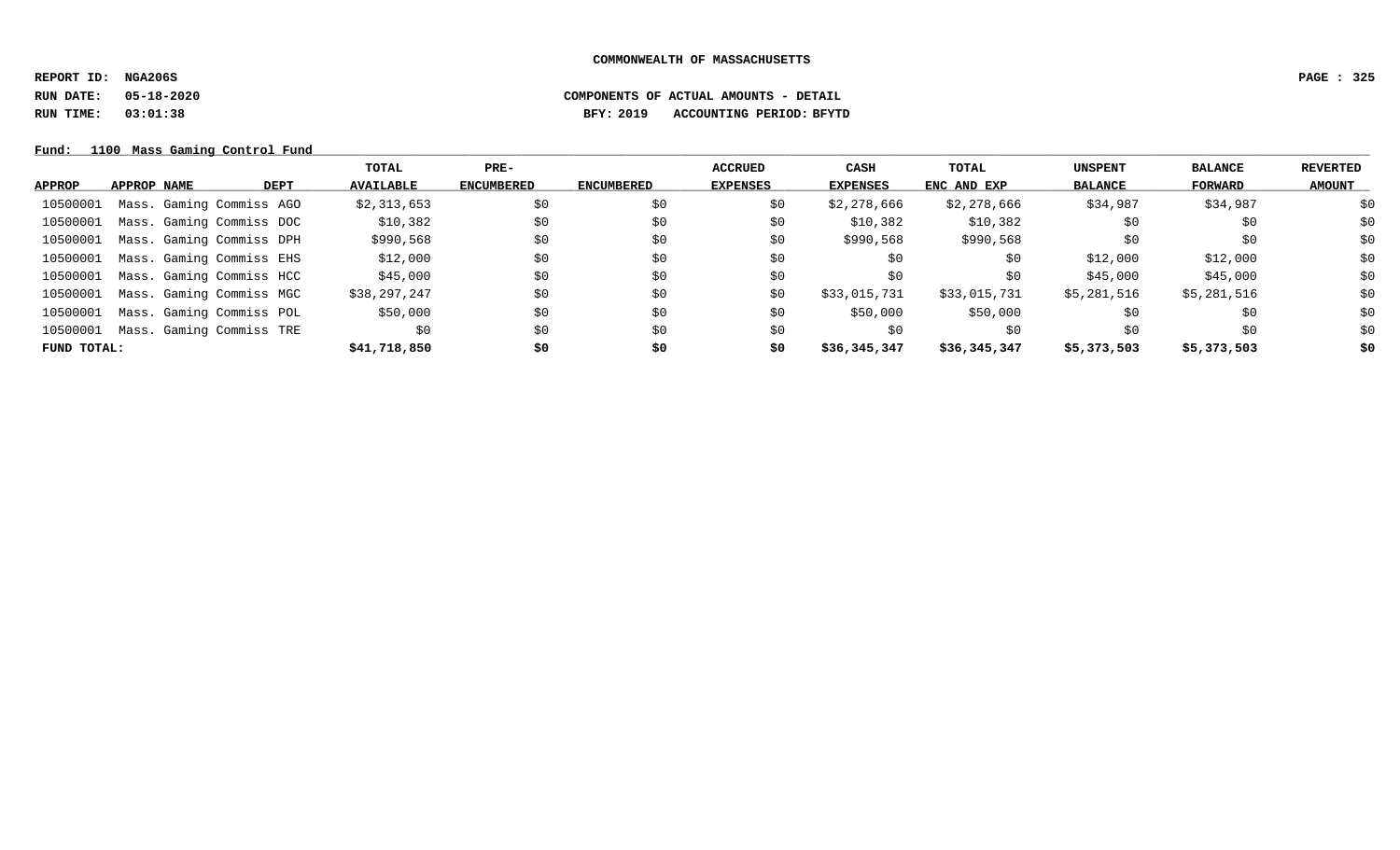**COMMONWEALTH OF MASSACHUSETTS**

**REPORT ID: NGA206S**

**RUN DATE: 05-18-2020** **COMPONENTS OF ACTUAL AMOUNTS - DETAIL**

**RUN TIME: 03:01:38** **BFY: 2019 ACCOUNTING PERIOD: BFYTD**

**Fund: 1100 Mass Gaming Control Fund**

| APPROP | APPROP NAME | DEPT | TOTAL AVAILABLE | PRE-ENCUMBERED | ENCUMBERED | ACCRUED EXPENSES | CASH EXPENSES | TOTAL ENC AND EXP | UNSPENT BALANCE | BALANCE FORWARD | REVERTED AMOUNT |
|---|---|---|---|---|---|---|---|---|---|---|---|
| 10500001 | Mass. Gaming Commiss | AGO | $2,313,653 | $0 | $0 | $0 | $2,278,666 | $2,278,666 | $34,987 | $34,987 | $0 |
| 10500001 | Mass. Gaming Commiss | DOC | $10,382 | $0 | $0 | $0 | $10,382 | $10,382 | $0 | $0 | $0 |
| 10500001 | Mass. Gaming Commiss | DPH | $990,568 | $0 | $0 | $0 | $990,568 | $990,568 | $0 | $0 | $0 |
| 10500001 | Mass. Gaming Commiss | EHS | $12,000 | $0 | $0 | $0 | $0 | $0 | $12,000 | $12,000 | $0 |
| 10500001 | Mass. Gaming Commiss | HCC | $45,000 | $0 | $0 | $0 | $0 | $0 | $45,000 | $45,000 | $0 |
| 10500001 | Mass. Gaming Commiss | MGC | $38,297,247 | $0 | $0 | $0 | $33,015,731 | $33,015,731 | $5,281,516 | $5,281,516 | $0 |
| 10500001 | Mass. Gaming Commiss | POL | $50,000 | $0 | $0 | $0 | $50,000 | $50,000 | $0 | $0 | $0 |
| 10500001 | Mass. Gaming Commiss | TRE | $0 | $0 | $0 | $0 | $0 | $0 | $0 | $0 | $0 |
| **FUND TOTAL:** | | | **$41,718,850** | **$0** | **$0** | **$0** | **$36,345,347** | **$36,345,347** | **$5,373,503** | **$5,373,503** | **$0** |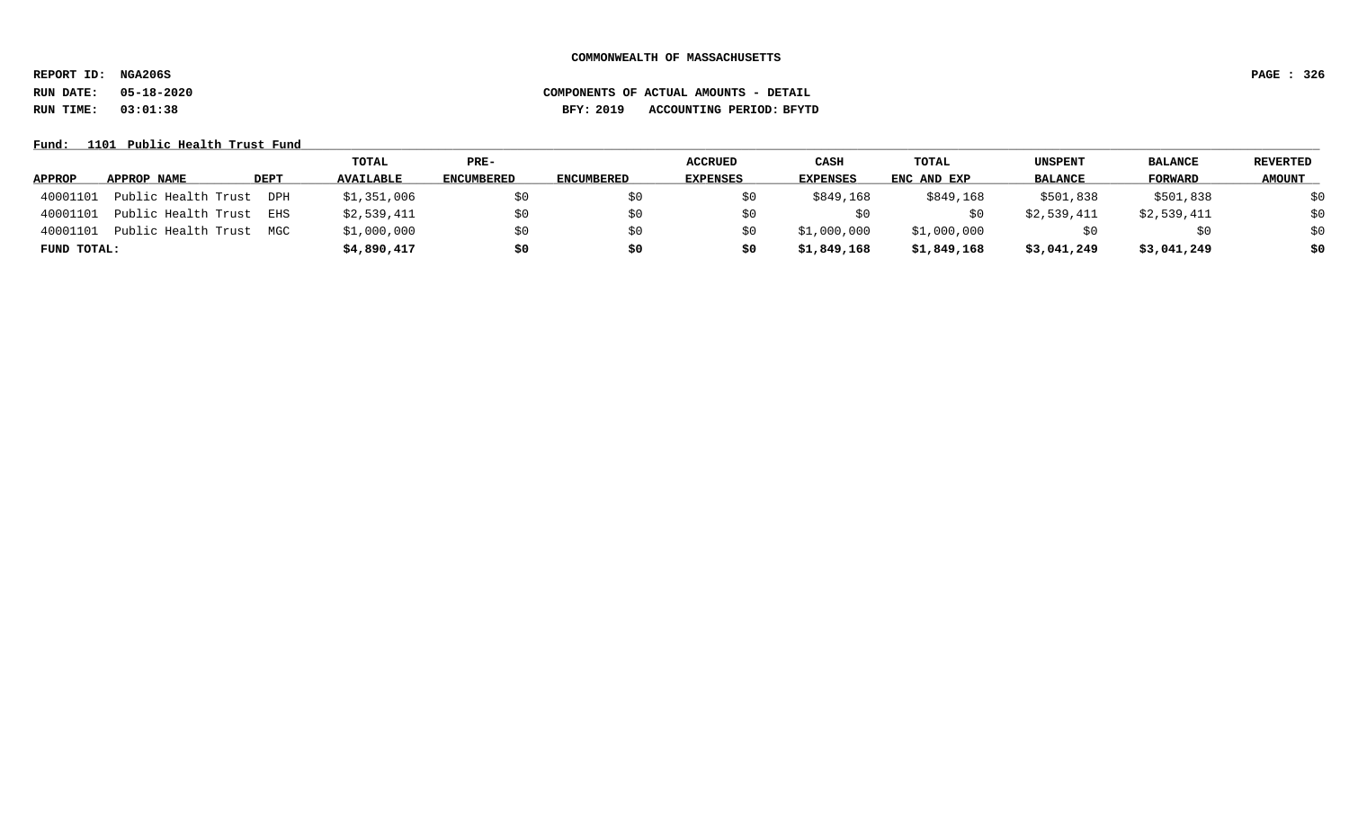**COMMONWEALTH OF MASSACHUSETTS**

**REPORT ID: NGA206S**

**RUN DATE: 05-18-2020** **COMPONENTS OF ACTUAL AMOUNTS - DETAIL**

**RUN TIME: 03:01:38** **BFY: 2019 ACCOUNTING PERIOD: BFYTD**

**Fund: 1101 Public Health Trust Fund**

| APPROP | APPROP NAME | DEPT | TOTAL AVAILABLE | PRE-ENCUMBERED | ENCUMBERED | ACCRUED EXPENSES | CASH EXPENSES | TOTAL ENC AND EXP | UNSPENT BALANCE | BALANCE FORWARD | REVERTED AMOUNT |
|---|---|---|---|---|---|---|---|---|---|---|---|
| 40001101 | Public Health Trust | DPH | $1,351,006 | $0 | $0 | $0 | $849,168 | $849,168 | $501,838 | $501,838 | $0 |
| 40001101 | Public Health Trust | EHS | $2,539,411 | $0 | $0 | $0 | $0 | $0 | $2,539,411 | $2,539,411 | $0 |
| 40001101 | Public Health Trust | MGC | $1,000,000 | $0 | $0 | $0 | $1,000,000 | $1,000,000 | $0 | $0 | $0 |
| **FUND TOTAL:** | | | **$4,890,417** | **$0** | **$0** | **$0** | **$1,849,168** | **$1,849,168** | **$3,041,249** | **$3,041,249** | **$0** |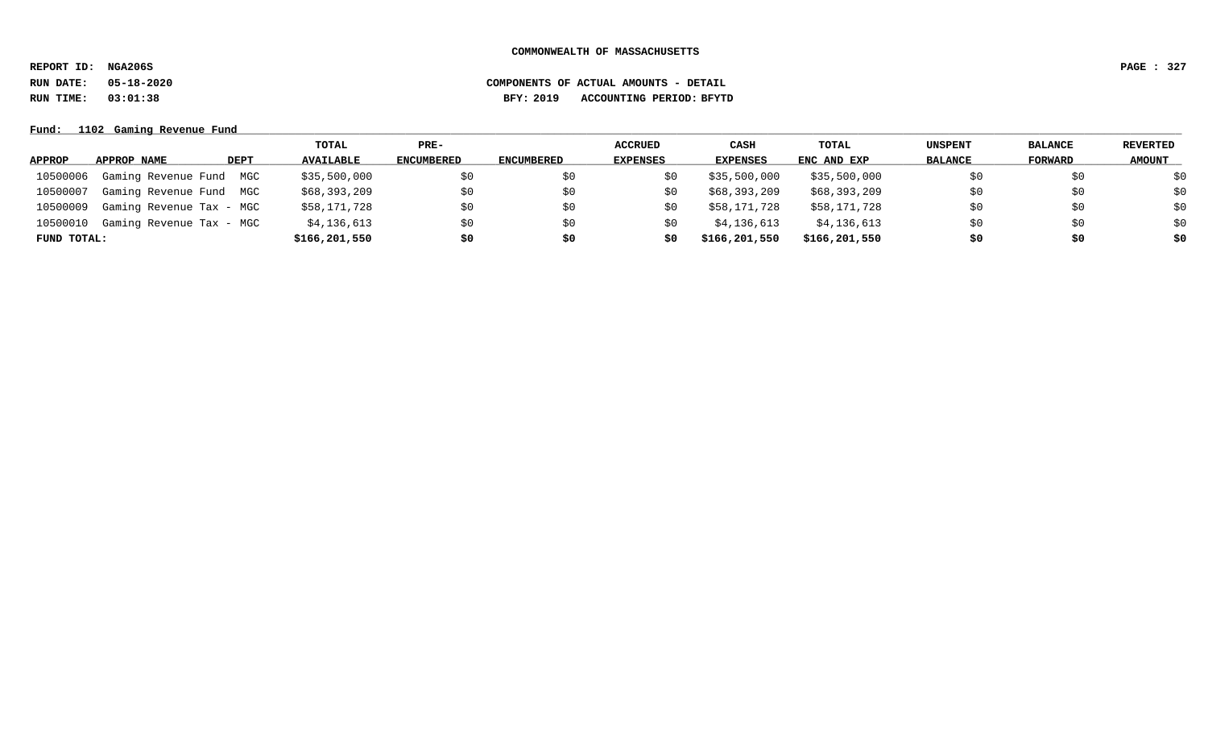**COMMONWEALTH OF MASSACHUSETTS**

**REPORT ID: NGA206S**

**RUN DATE: 05-18-2020** **COMPONENTS OF ACTUAL AMOUNTS - DETAIL**

**RUN TIME: 03:01:38** **BFY: 2019 ACCOUNTING PERIOD: BFYTD**

**Fund: 1102 Gaming Revenue Fund**

| APPROP | APPROP NAME | DEPT | TOTAL AVAILABLE | PRE-ENCUMBERED | ENCUMBERED | ACCRUED EXPENSES | CASH EXPENSES | TOTAL ENC AND EXP | UNSPENT BALANCE | BALANCE FORWARD | REVERTED AMOUNT |
|---|---|---|---|---|---|---|---|---|---|---|---|
| 10500006 | Gaming Revenue Fund | MGC | $35,500,000 | $0 | $0 | $0 | $35,500,000 | $35,500,000 | $0 | $0 | $0 |
| 10500007 | Gaming Revenue Fund | MGC | $68,393,209 | $0 | $0 | $0 | $68,393,209 | $68,393,209 | $0 | $0 | $0 |
| 10500009 | Gaming Revenue Tax - | MGC | $58,171,728 | $0 | $0 | $0 | $58,171,728 | $58,171,728 | $0 | $0 | $0 |
| 10500010 | Gaming Revenue Tax - | MGC | $4,136,613 | $0 | $0 | $0 | $4,136,613 | $4,136,613 | $0 | $0 | $0 |
| **FUND TOTAL:** | | | **$166,201,550** | **$0** | **$0** | **$0** | **$166,201,550** | **$166,201,550** | **$0** | **$0** | **$0** |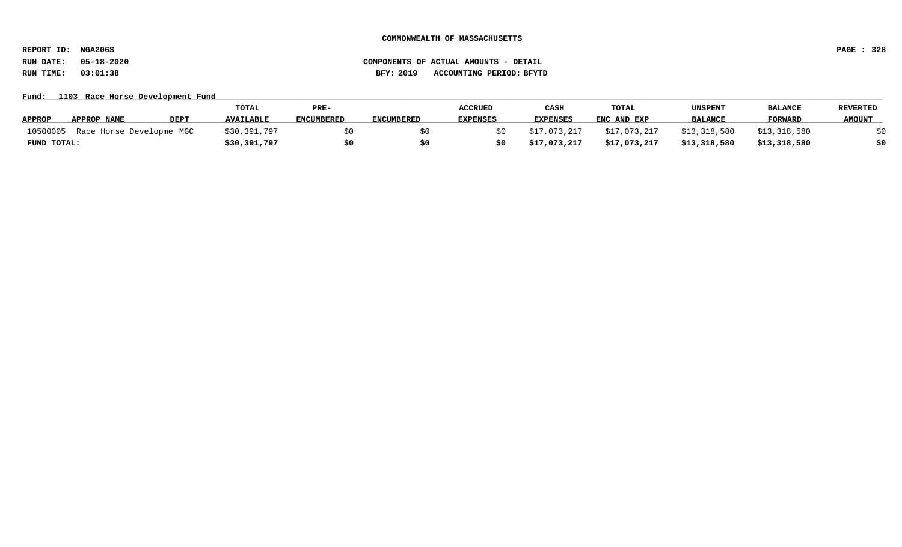COMMONWEALTH OF MASSACHUSETTS

REPORT ID: NGA206S

RUN DATE: 05-18-2020

RUN TIME: 03:01:38

COMPONENTS OF ACTUAL AMOUNTS - DETAIL

BFY: 2019 ACCOUNTING PERIOD: BFYTD

Fund: 1103 Race Horse Development Fund

| APPROP | APPROP NAME | DEPT | TOTAL AVAILABLE | PRE-ENCUMBERED | ENCUMBERED | ACCRUED EXPENSES | CASH EXPENSES | TOTAL ENC AND EXP | UNSPENT BALANCE | BALANCE FORWARD | REVERTED AMOUNT |
|---|---|---|---|---|---|---|---|---|---|---|---|
| 10500005 | Race Horse Developme | MGC | $30,391,797 | $0 | $0 | $0 | $17,073,217 | $17,073,217 | $13,318,580 | $13,318,580 | $0 |
| **FUND TOTAL:** | | | **$30,391,797** | **$0** | **$0** | **$0** | **$17,073,217** | **$17,073,217** | **$13,318,580** | **$13,318,580** | **$0** |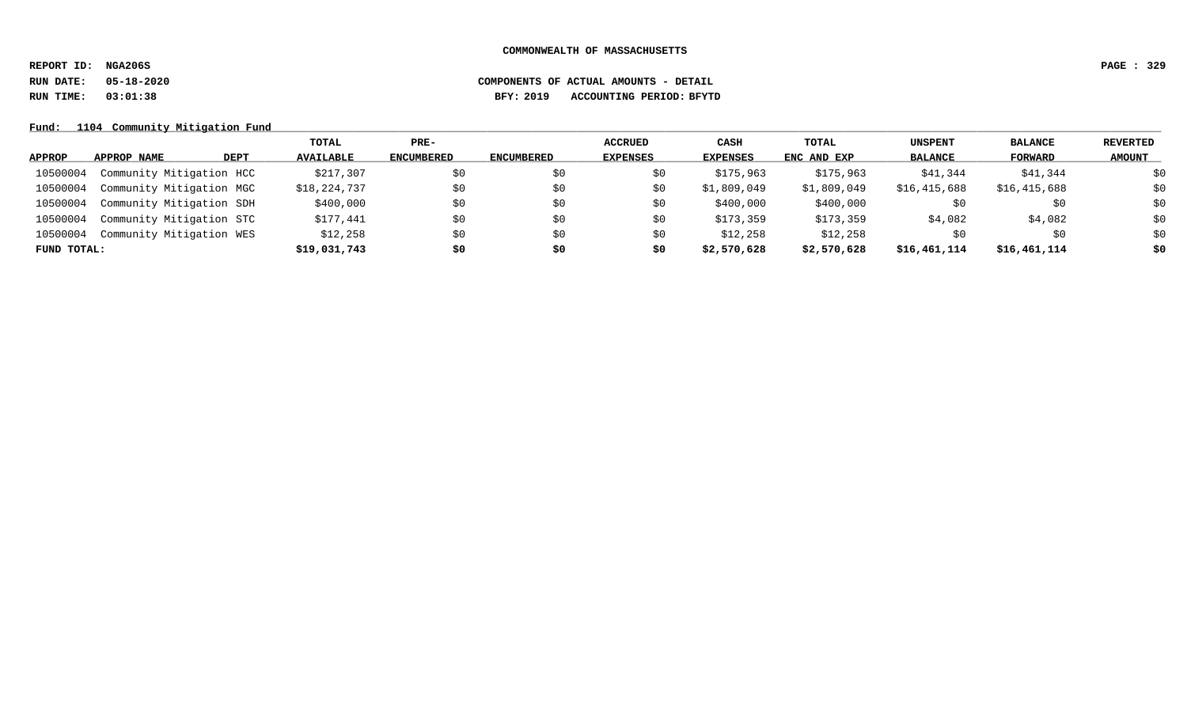**COMMONWEALTH OF MASSACHUSETTS**

**REPORT ID: NGA206S**

**RUN DATE: 05-18-2020** **COMPONENTS OF ACTUAL AMOUNTS - DETAIL**

**RUN TIME: 03:01:38** **BFY: 2019 ACCOUNTING PERIOD: BFYTD**

**Fund: 1104 Community Mitigation Fund**

| APPROP | APPROP NAME | DEPT | TOTAL AVAILABLE | PRE-ENCUMBERED | ENCUMBERED | ACCRUED EXPENSES | CASH EXPENSES | TOTAL ENC AND EXP | UNSPENT BALANCE | BALANCE FORWARD | REVERTED AMOUNT |
|---|---|---|---|---|---|---|---|---|---|---|---|
| 10500004 | Community Mitigation | HCC | $217,307 | $0 | $0 | $0 | $175,963 | $175,963 | $41,344 | $41,344 | $0 |
| 10500004 | Community Mitigation | MGC | $18,224,737 | $0 | $0 | $0 | $1,809,049 | $1,809,049 | $16,415,688 | $16,415,688 | $0 |
| 10500004 | Community Mitigation | SDH | $400,000 | $0 | $0 | $0 | $400,000 | $400,000 | $0 | $0 | $0 |
| 10500004 | Community Mitigation | STC | $177,441 | $0 | $0 | $0 | $173,359 | $173,359 | $4,082 | $4,082 | $0 |
| 10500004 | Community Mitigation | WES | $12,258 | $0 | $0 | $0 | $12,258 | $12,258 | $0 | $0 | $0 |
| **FUND TOTAL:** | | | **$19,031,743** | **$0** | **$0** | **$0** | **$2,570,628** | **$2,570,628** | **$16,461,114** | **$16,461,114** | **$0** |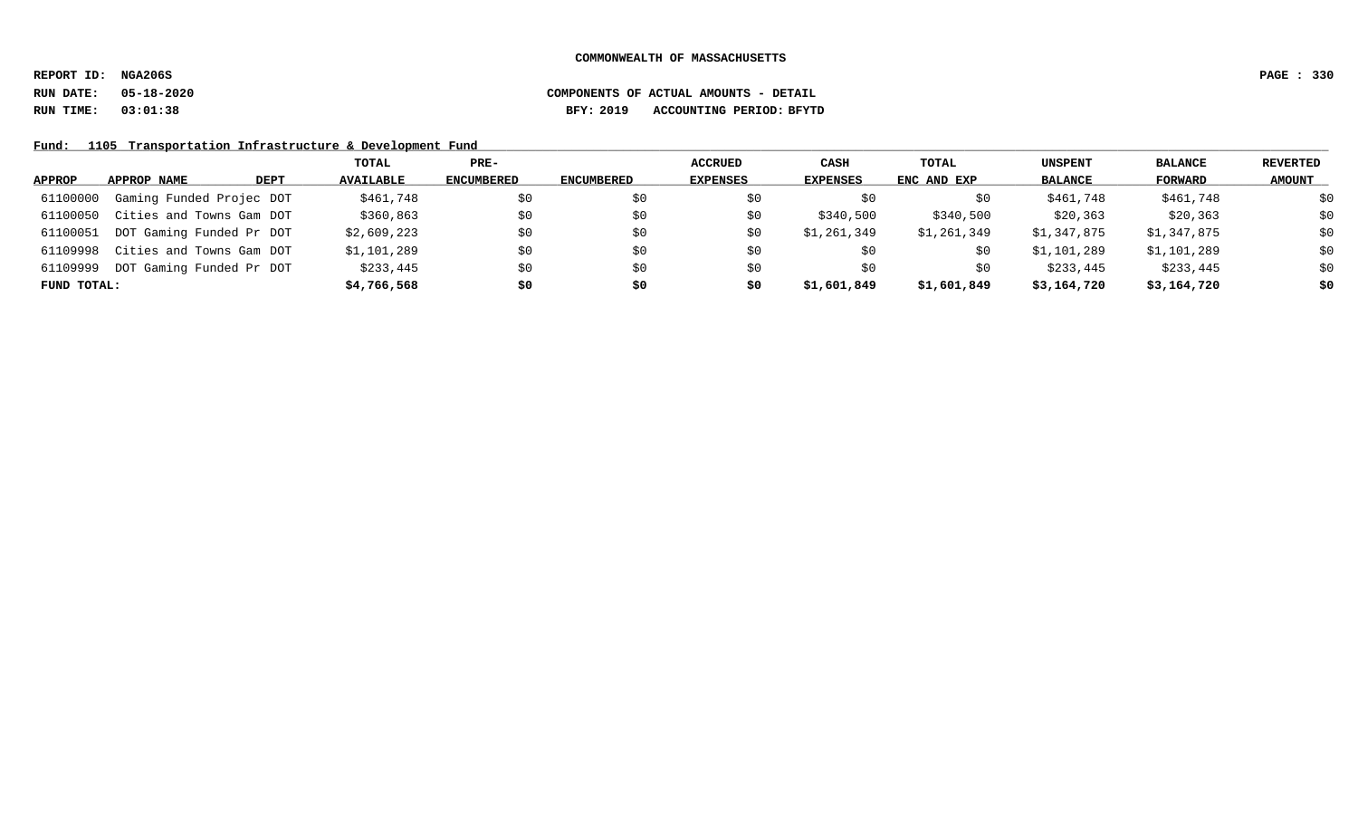COMMONWEALTH OF MASSACHUSETTS

REPORT ID: NGA206S

RUN DATE: 05-18-2020

RUN TIME: 03:01:38

COMPONENTS OF ACTUAL AMOUNTS - DETAIL

BFY: 2019 ACCOUNTING PERIOD: BFYTD

Fund: 1105 Transportation Infrastructure & Development Fund

| APPROP | APPROP NAME | DEPT | TOTAL AVAILABLE | PRE-ENCUMBERED | ENCUMBERED | ACCRUED EXPENSES | CASH EXPENSES | TOTAL ENC AND EXP | UNSPENT BALANCE | BALANCE FORWARD | REVERTED AMOUNT |
|---|---|---|---|---|---|---|---|---|---|---|---|
| 61100000 | Gaming Funded Projec | DOT | $461,748 | $0 | $0 | $0 | $0 | $0 | $461,748 | $461,748 | $0 |
| 61100050 | Cities and Towns Gam | DOT | $360,863 | $0 | $0 | $0 | $340,500 | $340,500 | $20,363 | $20,363 | $0 |
| 61100051 | DOT Gaming Funded Pr | DOT | $2,609,223 | $0 | $0 | $0 | $1,261,349 | $1,261,349 | $1,347,875 | $1,347,875 | $0 |
| 61109998 | Cities and Towns Gam | DOT | $1,101,289 | $0 | $0 | $0 | $0 | $0 | $1,101,289 | $1,101,289 | $0 |
| 61109999 | DOT Gaming Funded Pr | DOT | $233,445 | $0 | $0 | $0 | $0 | $0 | $233,445 | $233,445 | $0 |
| **FUND TOTAL:** | | | **$4,766,568** | **$0** | **$0** | **$0** | **$1,601,849** | **$1,601,849** | **$3,164,720** | **$3,164,720** | **$0** |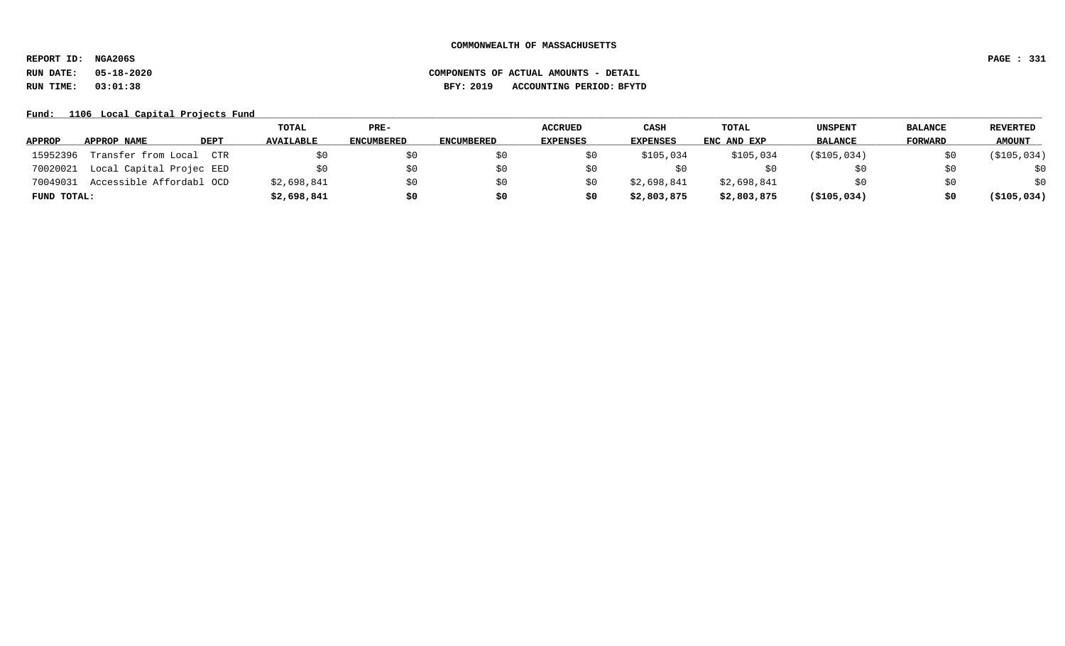COMMONWEALTH OF MASSACHUSETTS

REPORT ID: NGA206S

RUN DATE: 05-18-2020 COMPONENTS OF ACTUAL AMOUNTS - DETAIL

RUN TIME: 03:01:38 BFY: 2019 ACCOUNTING PERIOD: BFYTD

Fund: 1106 Local Capital Projects Fund

| APPROP | APPROP NAME | DEPT | TOTAL AVAILABLE | PRE-ENCUMBERED | ENCUMBERED | ACCRUED EXPENSES | CASH EXPENSES | TOTAL ENC AND EXP | UNSPENT BALANCE | BALANCE FORWARD | REVERTED AMOUNT |
|---|---|---|---|---|---|---|---|---|---|---|---|
| 15952396 | Transfer from Local | CTR | $0 | $0 | $0 | $0 | $105,034 | $105,034 | ($105,034) | $0 | ($105,034) |
| 70020021 | Local Capital Projec | EED | $0 | $0 | $0 | $0 | $0 | $0 | $0 | $0 | $0 |
| 70049031 | Accessible Affordabl | OCD | $2,698,841 | $0 | $0 | $0 | $2,698,841 | $2,698,841 | $0 | $0 | $0 |
| **FUND TOTAL:** | | | **$2,698,841** | **$0** | **$0** | **$0** | **$2,803,875** | **$2,803,875** | **($105,034)** | **$0** | **($105,034)** |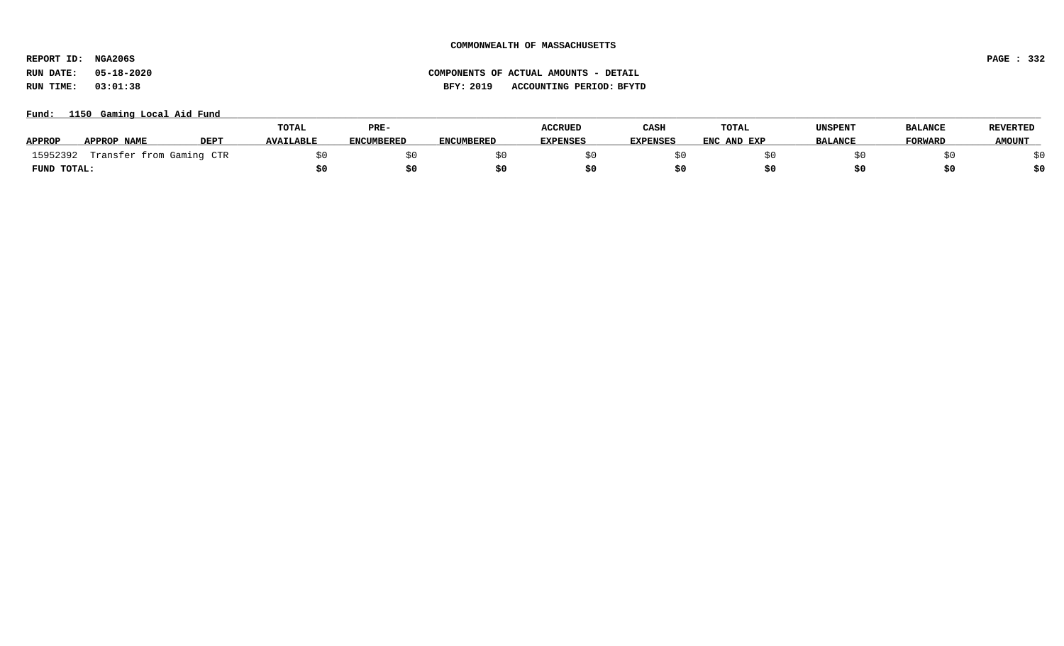**COMMONWEALTH OF MASSACHUSETTS**

**REPORT ID: NGA206S**

**RUN DATE: 05-18-2020** **COMPONENTS OF ACTUAL AMOUNTS - DETAIL**

**RUN TIME: 03:01:38** **BFY: 2019 ACCOUNTING PERIOD: BFYTD**

**Fund: 1150 Gaming Local Aid Fund**

| APPROP | APPROP NAME | DEPT | TOTAL AVAILABLE | PRE-ENCUMBERED | ENCUMBERED | ACCRUED EXPENSES | CASH EXPENSES | TOTAL ENC AND EXP | UNSPENT BALANCE | BALANCE FORWARD | REVERTED AMOUNT |
|---|---|---|---|---|---|---|---|---|---|---|---|
| 15952392 | Transfer from Gaming CTR | | $0 | $0 | $0 | $0 | $0 | $0 | $0 | $0 | $0 |
| **FUND TOTAL:** | | | **$0** | **$0** | **$0** | **$0** | **$0** | **$0** | **$0** | **$0** | **$0** |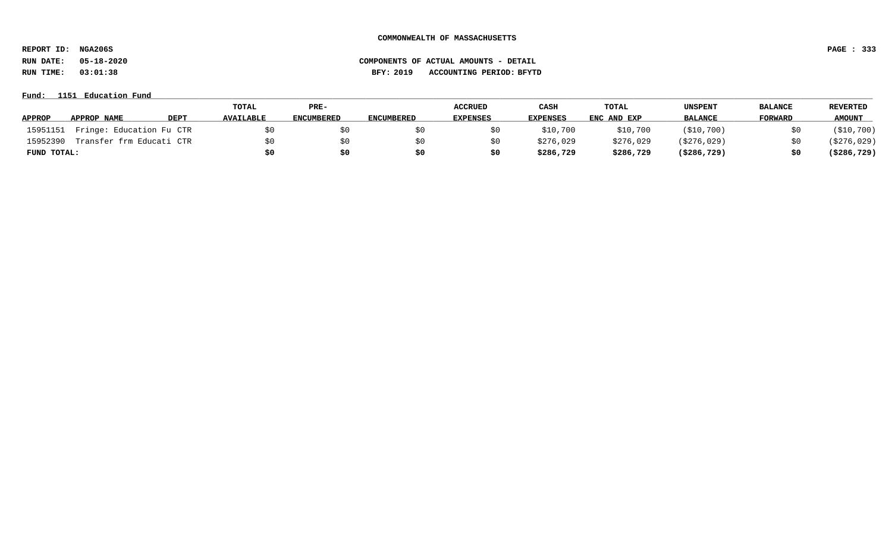**COMMONWEALTH OF MASSACHUSETTS**

**REPORT ID: NGA206S**

**RUN DATE: 05-18-2020** **COMPONENTS OF ACTUAL AMOUNTS - DETAIL**

**RUN TIME: 03:01:38** **BFY: 2019 ACCOUNTING PERIOD: BFYTD**

**Fund: 1151 Education Fund**

| APPROP | APPROP NAME | DEPT | TOTAL AVAILABLE | PRE-ENCUMBERED | ENCUMBERED | ACCRUED EXPENSES | CASH EXPENSES | TOTAL ENC AND EXP | UNSPENT BALANCE | BALANCE FORWARD | REVERTED AMOUNT |
|---|---|---|---|---|---|---|---|---|---|---|---|
| 15951151 | Fringe: Education Fu | CTR | $0 | $0 | $0 | $0 | $10,700 | $10,700 | ($10,700) | $0 | ($10,700) |
| 15952390 | Transfer frm Educati | CTR | $0 | $0 | $0 | $0 | $276,029 | $276,029 | ($276,029) | $0 | ($276,029) |
| **FUND TOTAL:** | | | **$0** | **$0** | **$0** | **$0** | **$286,729** | **$286,729** | **($286,729)** | **$0** | **($286,729)** |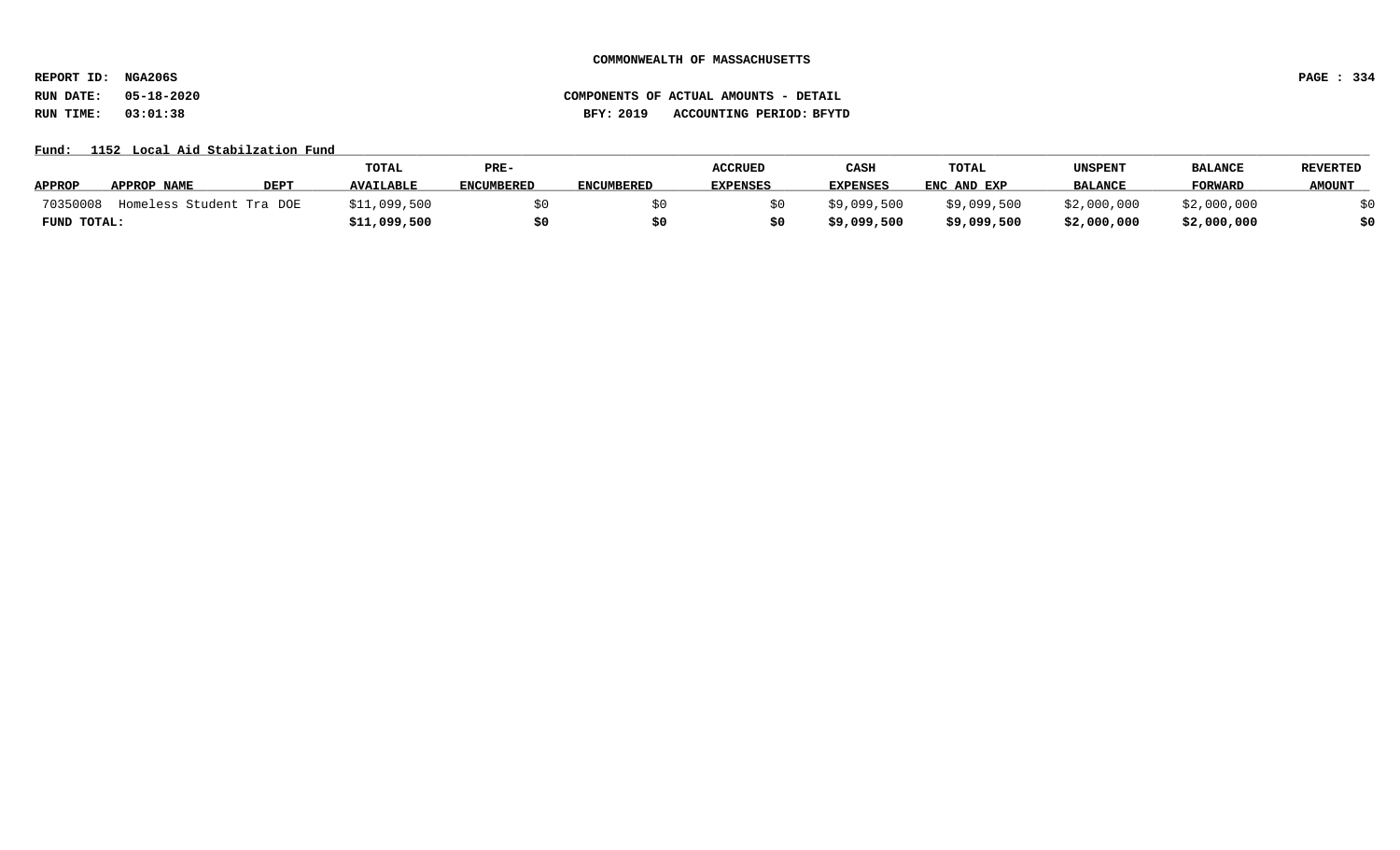COMMONWEALTH OF MASSACHUSETTS

REPORT ID: NGA206S

RUN DATE: 05-18-2020

RUN TIME: 03:01:38

COMPONENTS OF ACTUAL AMOUNTS - DETAIL

BFY: 2019 ACCOUNTING PERIOD: BFYTD

Fund: 1152 Local Aid Stabilzation Fund

| APPROP | APPROP NAME | DEPT | TOTAL AVAILABLE | PRE-ENCUMBERED | ENCUMBERED | ACCRUED EXPENSES | CASH EXPENSES | TOTAL ENC AND EXP | UNSPENT BALANCE | BALANCE FORWARD | REVERTED AMOUNT |
|---|---|---|---|---|---|---|---|---|---|---|---|
| 70350008 | Homeless Student Tra | DOE | $11,099,500 | $0 | $0 | $0 | $9,099,500 | $9,099,500 | $2,000,000 | $2,000,000 | $0 |
| **FUND TOTAL:** | | | **$11,099,500** | **$0** | **$0** | **$0** | **$9,099,500** | **$9,099,500** | **$2,000,000** | **$2,000,000** | **$0** |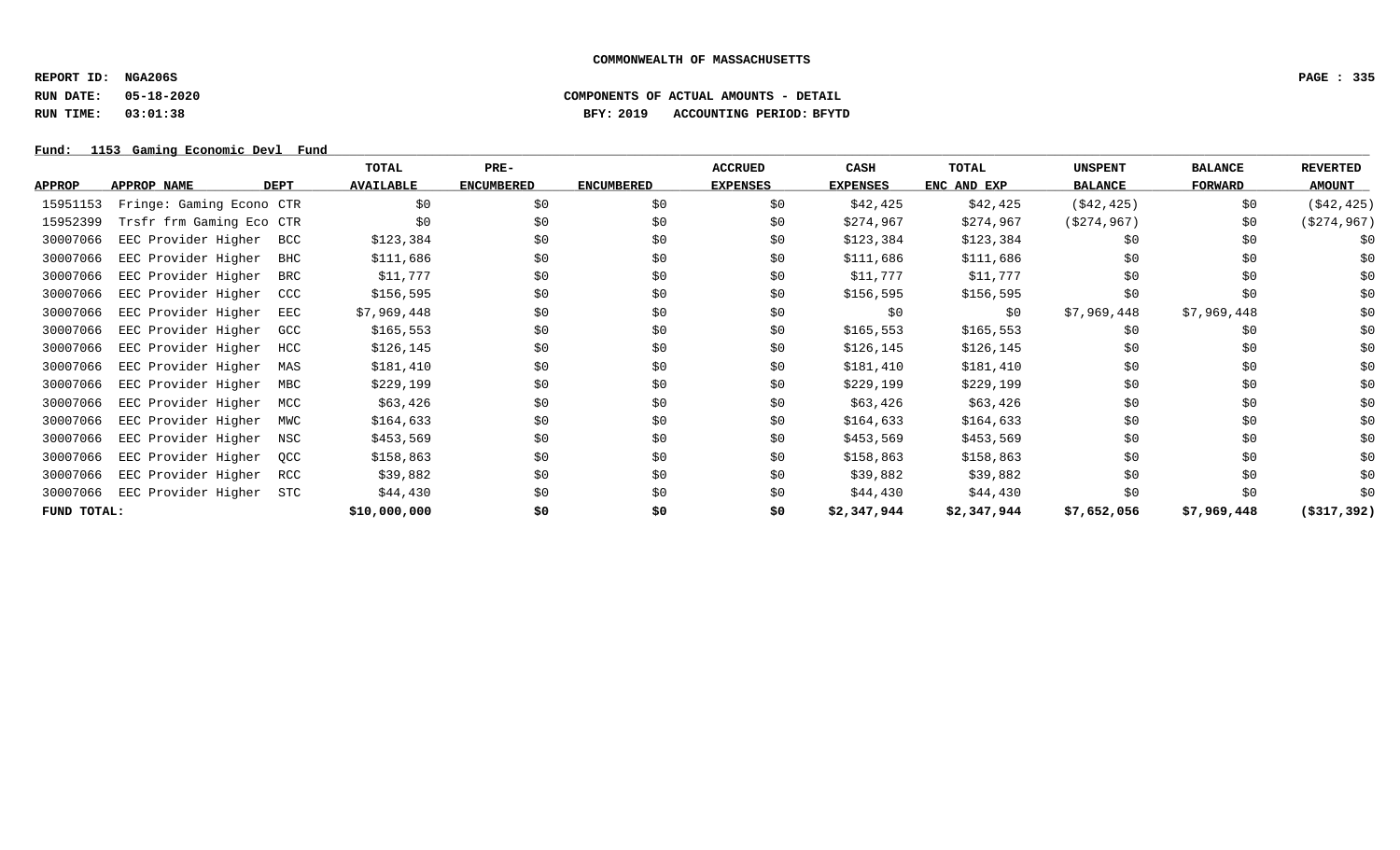**COMMONWEALTH OF MASSACHUSETTS**

**REPORT ID: NGA206S**

**RUN DATE: 05-18-2020** **COMPONENTS OF ACTUAL AMOUNTS - DETAIL**

**RUN TIME: 03:01:38** **BFY: 2019 ACCOUNTING PERIOD: BFYTD**

**Fund: 1153 Gaming Economic Devl Fund**

| APPROP | APPROP NAME | DEPT | TOTAL AVAILABLE | PRE-ENCUMBERED | ENCUMBERED | ACCRUED EXPENSES | CASH EXPENSES | TOTAL ENC AND EXP | UNSPENT BALANCE | BALANCE FORWARD | REVERTED AMOUNT |
|---|---|---|---|---|---|---|---|---|---|---|---|
| 15951153 | Fringe: Gaming Econo | CTR | $0 | $0 | $0 | $0 | $42,425 | $42,425 | ($42,425) | $0 | ($42,425) |
| 15952399 | Trsfr frm Gaming Eco | CTR | $0 | $0 | $0 | $0 | $274,967 | $274,967 | ($274,967) | $0 | ($274,967) |
| 30007066 | EEC Provider Higher | BCC | $123,384 | $0 | $0 | $0 | $123,384 | $123,384 | $0 | $0 | $0 |
| 30007066 | EEC Provider Higher | BHC | $111,686 | $0 | $0 | $0 | $111,686 | $111,686 | $0 | $0 | $0 |
| 30007066 | EEC Provider Higher | BRC | $11,777 | $0 | $0 | $0 | $11,777 | $11,777 | $0 | $0 | $0 |
| 30007066 | EEC Provider Higher | CCC | $156,595 | $0 | $0 | $0 | $156,595 | $156,595 | $0 | $0 | $0 |
| 30007066 | EEC Provider Higher | EEC | $7,969,448 | $0 | $0 | $0 | $0 | $0 | $7,969,448 | $7,969,448 | $0 |
| 30007066 | EEC Provider Higher | GCC | $165,553 | $0 | $0 | $0 | $165,553 | $165,553 | $0 | $0 | $0 |
| 30007066 | EEC Provider Higher | HCC | $126,145 | $0 | $0 | $0 | $126,145 | $126,145 | $0 | $0 | $0 |
| 30007066 | EEC Provider Higher | MAS | $181,410 | $0 | $0 | $0 | $181,410 | $181,410 | $0 | $0 | $0 |
| 30007066 | EEC Provider Higher | MBC | $229,199 | $0 | $0 | $0 | $229,199 | $229,199 | $0 | $0 | $0 |
| 30007066 | EEC Provider Higher | MCC | $63,426 | $0 | $0 | $0 | $63,426 | $63,426 | $0 | $0 | $0 |
| 30007066 | EEC Provider Higher | MWC | $164,633 | $0 | $0 | $0 | $164,633 | $164,633 | $0 | $0 | $0 |
| 30007066 | EEC Provider Higher | NSC | $453,569 | $0 | $0 | $0 | $453,569 | $453,569 | $0 | $0 | $0 |
| 30007066 | EEC Provider Higher | QCC | $158,863 | $0 | $0 | $0 | $158,863 | $158,863 | $0 | $0 | $0 |
| 30007066 | EEC Provider Higher | RCC | $39,882 | $0 | $0 | $0 | $39,882 | $39,882 | $0 | $0 | $0 |
| 30007066 | EEC Provider Higher | STC | $44,430 | $0 | $0 | $0 | $44,430 | $44,430 | $0 | $0 | $0 |
| **FUND TOTAL:** | | | **$10,000,000** | **$0** | **$0** | **$0** | **$2,347,944** | **$2,347,944** | **$7,652,056** | **$7,969,448** | **($317,392)** |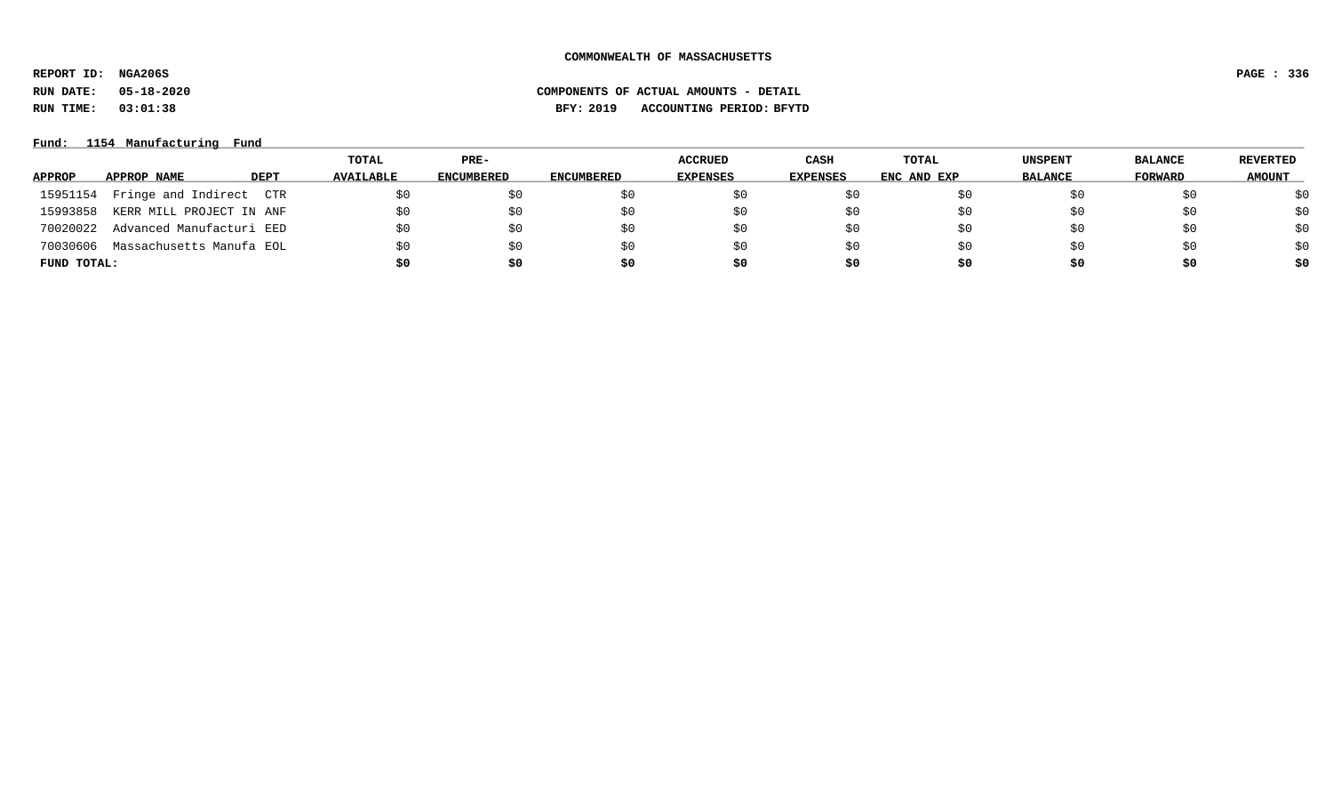**COMMONWEALTH OF MASSACHUSETTS**

**REPORT ID: NGA206S**

**RUN DATE: 05-18-2020** **COMPONENTS OF ACTUAL AMOUNTS - DETAIL**

**RUN TIME: 03:01:38** **BFY: 2019 ACCOUNTING PERIOD: BFYTD**

**Fund: 1154 Manufacturing Fund**

| APPROP | APPROP NAME | DEPT | TOTAL AVAILABLE | PRE-ENCUMBERED | ENCUMBERED | ACCRUED EXPENSES | CASH EXPENSES | TOTAL ENC AND EXP | UNSPENT BALANCE | BALANCE FORWARD | REVERTED AMOUNT |
|---|---|---|---|---|---|---|---|---|---|---|---|
| 15951154 | Fringe and Indirect | CTR | $0 | $0 | $0 | $0 | $0 | $0 | $0 | $0 | $0 |
| 15993858 | KERR MILL PROJECT IN | ANF | $0 | $0 | $0 | $0 | $0 | $0 | $0 | $0 | $0 |
| 70020022 | Advanced Manufacturi | EED | $0 | $0 | $0 | $0 | $0 | $0 | $0 | $0 | $0 |
| 70030606 | Massachusetts Manufa | EOL | $0 | $0 | $0 | $0 | $0 | $0 | $0 | $0 | $0 |
| **FUND TOTAL:** | | | **$0** | **$0** | **$0** | **$0** | **$0** | **$0** | **$0** | **$0** | **$0** |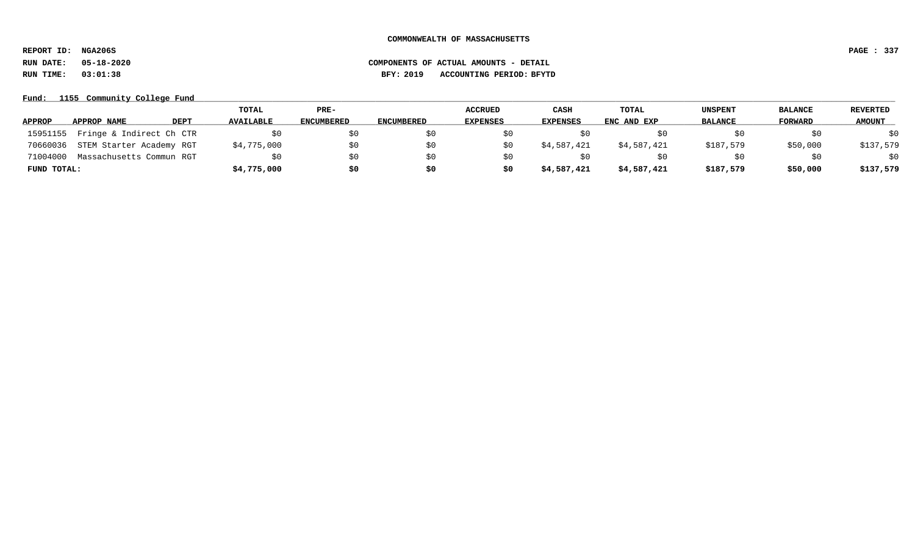COMMONWEALTH OF MASSACHUSETTS

REPORT ID: NGA206S

RUN DATE: 05-18-2020

RUN TIME: 03:01:38

COMPONENTS OF ACTUAL AMOUNTS - DETAIL

BFY: 2019 ACCOUNTING PERIOD: BFYTD

Fund: 1155 Community College Fund

| APPROP | APPROP NAME | DEPT | TOTAL AVAILABLE | PRE-ENCUMBERED | ENCUMBERED | ACCRUED EXPENSES | CASH EXPENSES | TOTAL ENC AND EXP | UNSPENT BALANCE | BALANCE FORWARD | REVERTED AMOUNT |
|---|---|---|---|---|---|---|---|---|---|---|---|
| 15951155 | Fringe & Indirect Ch | CTR | $0 | $0 | $0 | $0 | $0 | $0 | $0 | $0 | $0 |
| 70660036 | STEM Starter Academy | RGT | $4,775,000 | $0 | $0 | $0 | $4,587,421 | $4,587,421 | $187,579 | $50,000 | $137,579 |
| 71004000 | Massachusetts Commun | RGT | $0 | $0 | $0 | $0 | $0 | $0 | $0 | $0 | $0 |
| **FUND TOTAL:** | | | **$4,775,000** | **$0** | **$0** | **$0** | **$4,587,421** | **$4,587,421** | **$187,579** | **$50,000** | **$137,579** |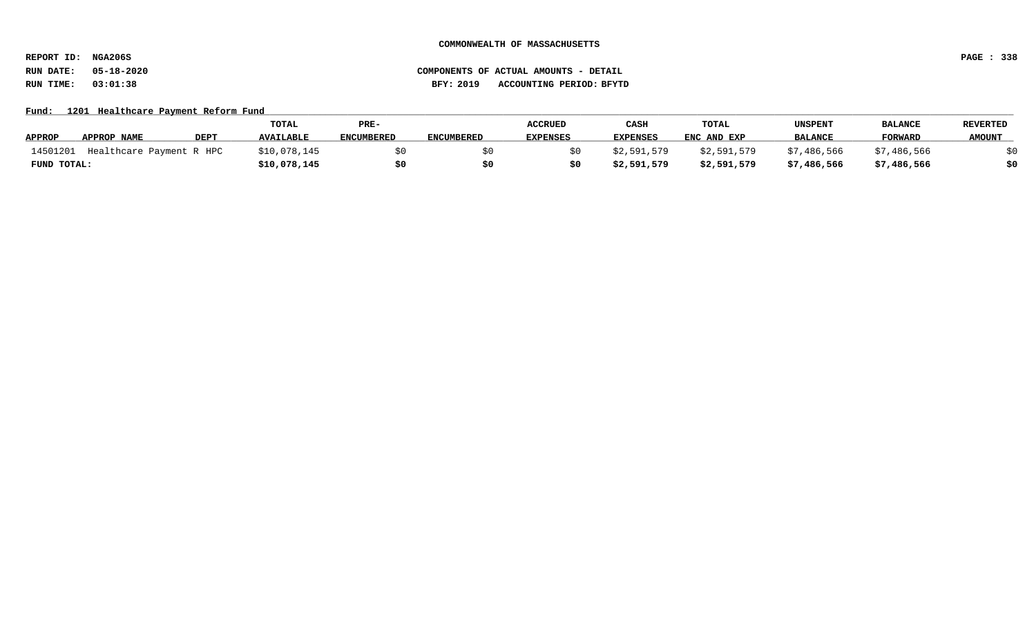**COMMONWEALTH OF MASSACHUSETTS**

**REPORT ID: NGA206S**

**RUN DATE: 05-18-2020** — **COMPONENTS OF ACTUAL AMOUNTS - DETAIL**

**RUN TIME: 03:01:38** — **BFY: 2019 ACCOUNTING PERIOD: BFYTD**

**Fund: 1201 Healthcare Payment Reform Fund**

| APPROP | APPROP NAME | DEPT | TOTAL AVAILABLE | PRE-ENCUMBERED | ENCUMBERED | ACCRUED EXPENSES | CASH EXPENSES | TOTAL ENC AND EXP | UNSPENT BALANCE | BALANCE FORWARD | REVERTED AMOUNT |
|---|---|---|---|---|---|---|---|---|---|---|---|
| 14501201 | Healthcare Payment R | HPC | $10,078,145 | $0 | $0 | $0 | $2,591,579 | $2,591,579 | $7,486,566 | $7,486,566 | $0 |
| **FUND TOTAL:** | | | **$10,078,145** | **$0** | **$0** | **$0** | **$2,591,579** | **$2,591,579** | **$7,486,566** | **$7,486,566** | **$0** |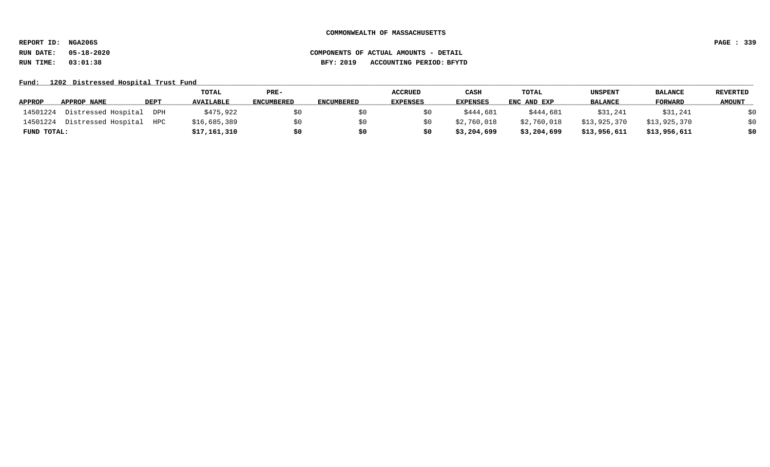**COMMONWEALTH OF MASSACHUSETTS**

**REPORT ID: NGA206S**

**RUN DATE: 05-18-2020** **COMPONENTS OF ACTUAL AMOUNTS - DETAIL**

**RUN TIME: 03:01:38** **BFY: 2019 ACCOUNTING PERIOD: BFYTD**

**Fund: 1202 Distressed Hospital Trust Fund**

| APPROP | APPROP NAME | DEPT | TOTAL AVAILABLE | PRE-ENCUMBERED | ENCUMBERED | ACCRUED EXPENSES | CASH EXPENSES | TOTAL ENC AND EXP | UNSPENT BALANCE | BALANCE FORWARD | REVERTED AMOUNT |
|---|---|---|---|---|---|---|---|---|---|---|---|
| 14501224 | Distressed Hospital | DPH | $475,922 | $0 | $0 | $0 | $444,681 | $444,681 | $31,241 | $31,241 | $0 |
| 14501224 | Distressed Hospital | HPC | $16,685,389 | $0 | $0 | $0 | $2,760,018 | $2,760,018 | $13,925,370 | $13,925,370 | $0 |
| **FUND TOTAL:** | | | **$17,161,310** | **$0** | **$0** | **$0** | **$3,204,699** | **$3,204,699** | **$13,956,611** | **$13,956,611** | **$0** |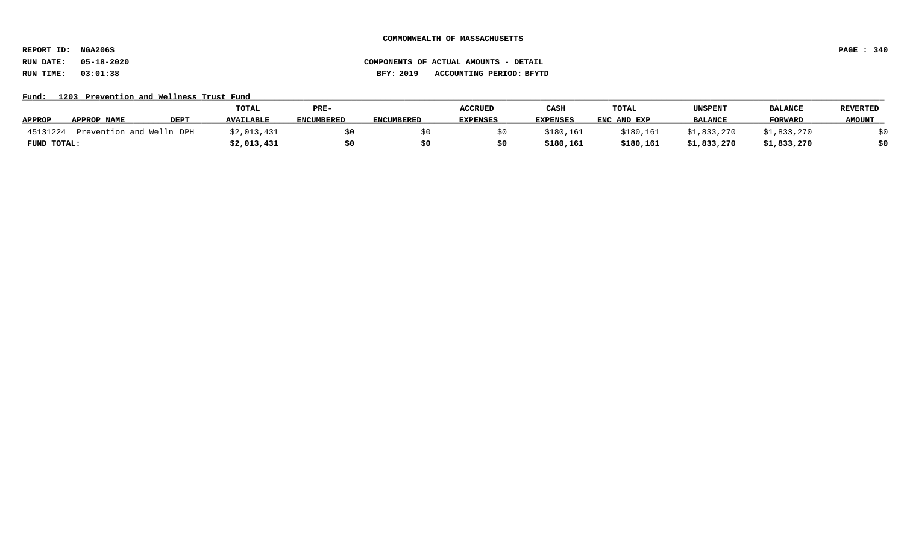COMMONWEALTH OF MASSACHUSETTS

REPORT ID: NGA206S

RUN DATE: 05-18-2020

RUN TIME: 03:01:38

COMPONENTS OF ACTUAL AMOUNTS - DETAIL

BFY: 2019 ACCOUNTING PERIOD: BFYTD

Fund: 1203 Prevention and Wellness Trust Fund

| APPROP | APPROP NAME | DEPT | TOTAL AVAILABLE | PRE-ENCUMBERED | ENCUMBERED | ACCRUED EXPENSES | CASH EXPENSES | TOTAL ENC AND EXP | UNSPENT BALANCE | BALANCE FORWARD | REVERTED AMOUNT |
|---|---|---|---|---|---|---|---|---|---|---|---|
| 45131224 | Prevention and Welln | DPH | $2,013,431 | $0 | $0 | $0 | $180,161 | $180,161 | $1,833,270 | $1,833,270 | $0 |
| **FUND TOTAL:** | | | **$2,013,431** | **$0** | **$0** | **$0** | **$180,161** | **$180,161** | **$1,833,270** | **$1,833,270** | **$0** |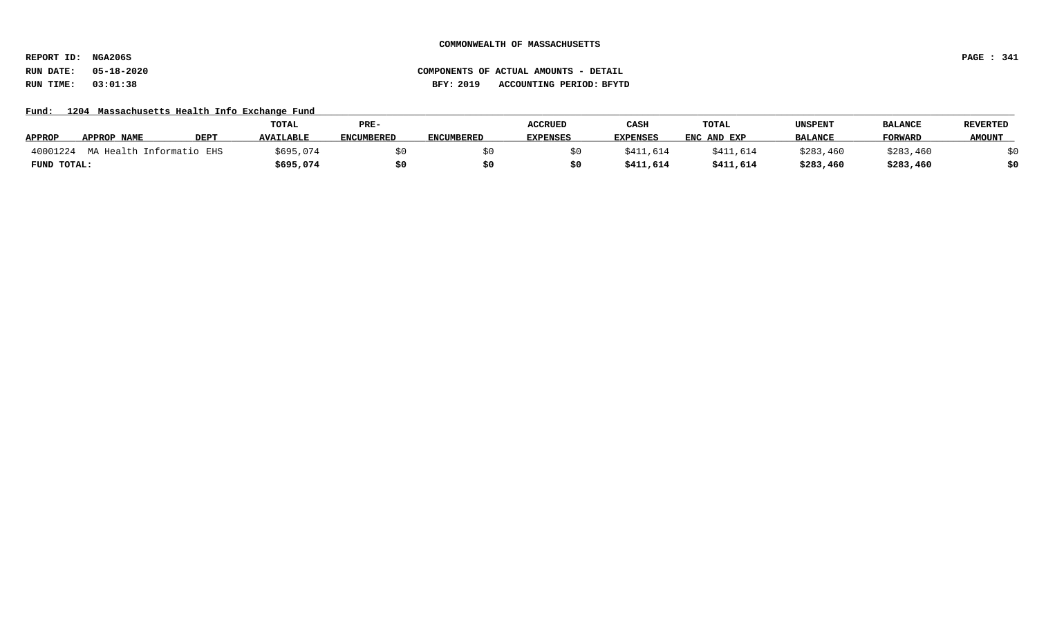COMMONWEALTH OF MASSACHUSETTS

REPORT ID: NGA206S

RUN DATE: 05-18-2020

RUN TIME: 03:01:38

COMPONENTS OF ACTUAL AMOUNTS - DETAIL

BFY: 2019 ACCOUNTING PERIOD: BFYTD

Fund: 1204 Massachusetts Health Info Exchange Fund

| APPROP | APPROP NAME | DEPT | TOTAL AVAILABLE | PRE-ENCUMBERED | ENCUMBERED | ACCRUED EXPENSES | CASH EXPENSES | TOTAL ENC AND EXP | UNSPENT BALANCE | BALANCE FORWARD | REVERTED AMOUNT |
|---|---|---|---|---|---|---|---|---|---|---|---|
| 40001224 | MA Health Informatio | EHS | $695,074 | $0 | $0 | $0 | $411,614 | $411,614 | $283,460 | $283,460 | $0 |
| **FUND TOTAL:** | | | **$695,074** | **$0** | **$0** | **$0** | **$411,614** | **$411,614** | **$283,460** | **$283,460** | **$0** |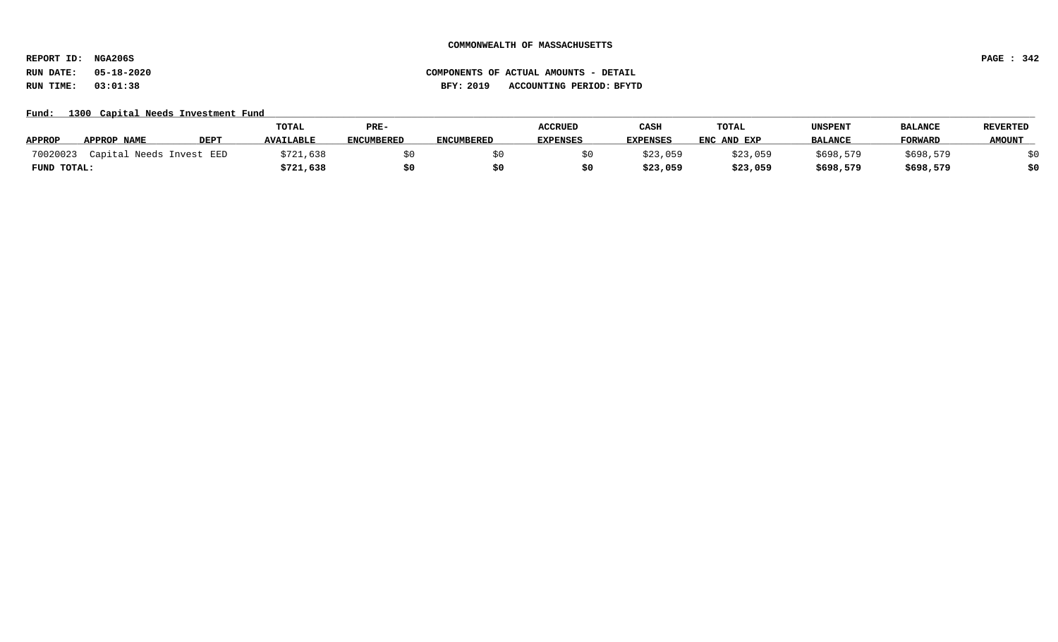COMMONWEALTH OF MASSACHUSETTS

REPORT ID: NGA206S

RUN DATE: 05-18-2020

RUN TIME: 03:01:38

COMPONENTS OF ACTUAL AMOUNTS - DETAIL

BFY: 2019 ACCOUNTING PERIOD: BFYTD

Fund: 1300 Capital Needs Investment Fund

| APPROP | APPROP NAME | DEPT | TOTAL AVAILABLE | PRE-ENCUMBERED | ENCUMBERED | ACCRUED EXPENSES | CASH EXPENSES | TOTAL ENC AND EXP | UNSPENT BALANCE | BALANCE FORWARD | REVERTED AMOUNT |
|---|---|---|---|---|---|---|---|---|---|---|---|
| 70020023 | Capital Needs Invest | EED | $721,638 | $0 | $0 | $0 | $23,059 | $23,059 | $698,579 | $698,579 | $0 |
| **FUND TOTAL:** | | | **$721,638** | **$0** | **$0** | **$0** | **$23,059** | **$23,059** | **$698,579** | **$698,579** | **$0** |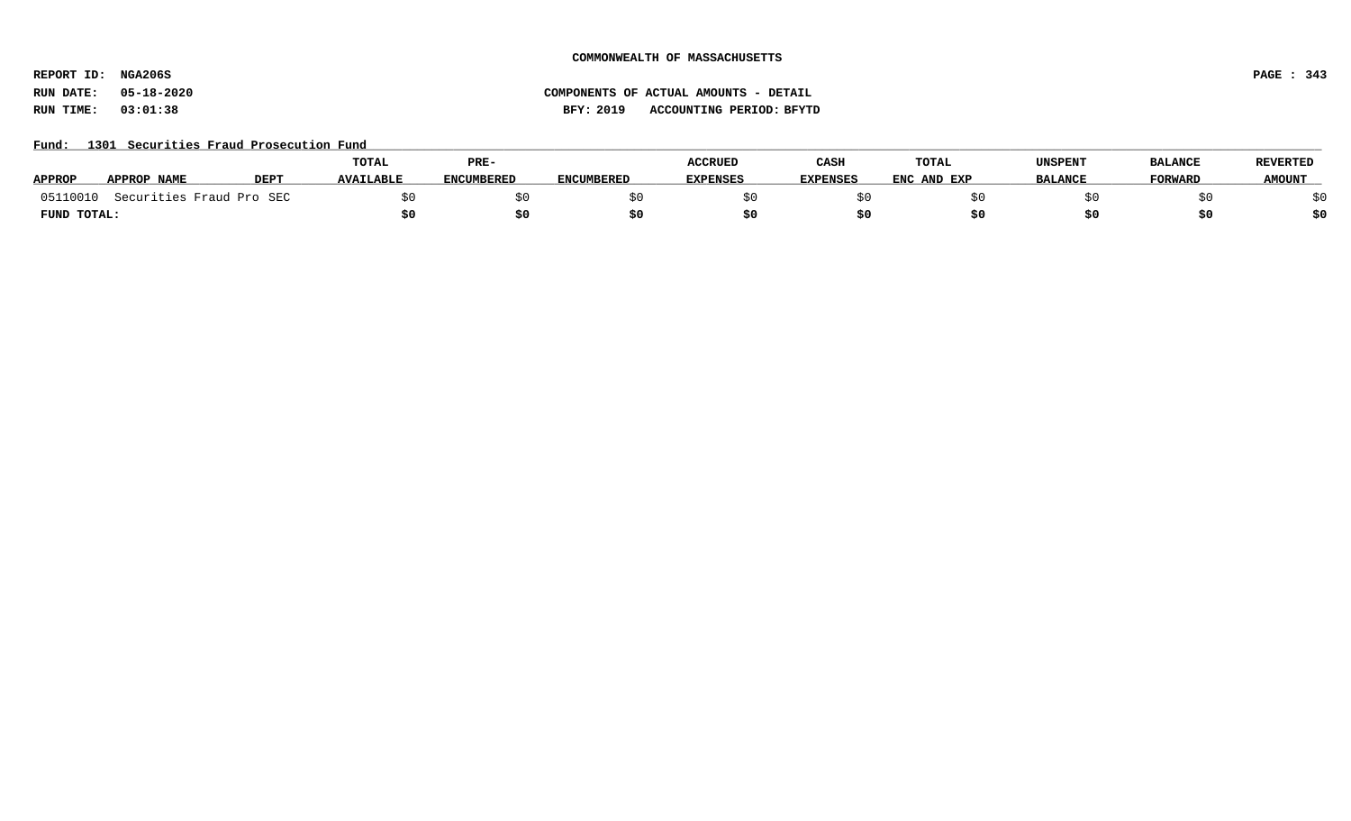**COMMONWEALTH OF MASSACHUSETTS**

**REPORT ID: NGA206S**

**RUN DATE: 05-18-2020** **COMPONENTS OF ACTUAL AMOUNTS - DETAIL**

**RUN TIME: 03:01:38** **BFY: 2019 ACCOUNTING PERIOD: BFYTD**

**Fund: 1301 Securities Fraud Prosecution Fund**

| APPROP | APPROP NAME | DEPT | TOTAL AVAILABLE | PRE-ENCUMBERED | ENCUMBERED | ACCRUED EXPENSES | CASH EXPENSES | TOTAL ENC AND EXP | UNSPENT BALANCE | BALANCE FORWARD | REVERTED AMOUNT |
|---|---|---|---|---|---|---|---|---|---|---|---|
| 05110010 | Securities Fraud Pro | SEC | $0 | $0 | $0 | $0 | $0 | $0 | $0 | $0 | $0 |
| **FUND TOTAL:** | | | **$0** | **$0** | **$0** | **$0** | **$0** | **$0** | **$0** | **$0** | **$0** |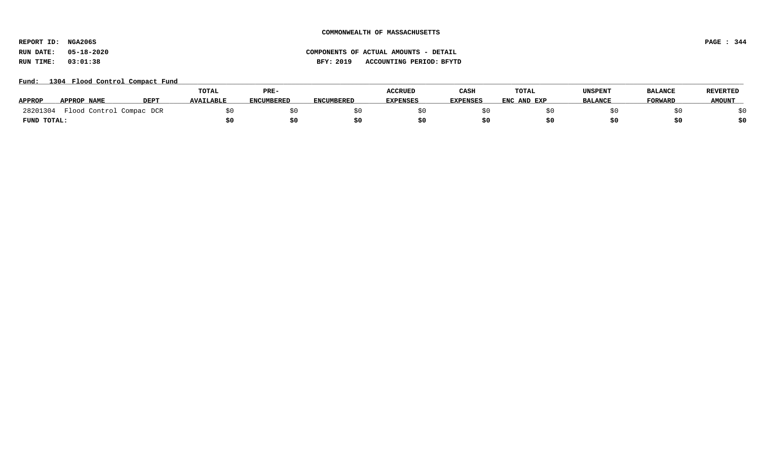COMMONWEALTH OF MASSACHUSETTS

REPORT ID: NGA206S

RUN DATE: 05-18-2020

RUN TIME: 03:01:38

COMPONENTS OF ACTUAL AMOUNTS - DETAIL

BFY: 2019 ACCOUNTING PERIOD: BFYTD

Fund: 1304 Flood Control Compact Fund

| APPROP | APPROP NAME | DEPT | TOTAL AVAILABLE | PRE-ENCUMBERED | ENCUMBERED | ACCRUED EXPENSES | CASH EXPENSES | TOTAL ENC AND EXP | UNSPENT BALANCE | BALANCE FORWARD | REVERTED AMOUNT |
|---|---|---|---|---|---|---|---|---|---|---|---|
| 28201304 | Flood Control Compac | DCR | $0 | $0 | $0 | $0 | $0 | $0 | $0 | $0 | $0 |
| **FUND TOTAL:** | | | **$0** | **$0** | **$0** | **$0** | **$0** | **$0** | **$0** | **$0** | **$0** |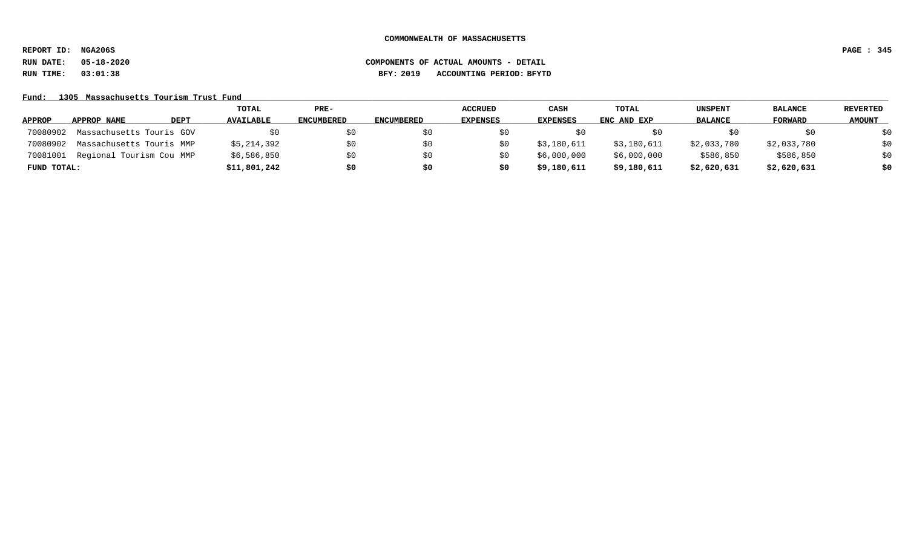**COMMONWEALTH OF MASSACHUSETTS**

**REPORT ID: NGA206S**

**RUN DATE: 05-18-2020** **COMPONENTS OF ACTUAL AMOUNTS - DETAIL**

**RUN TIME: 03:01:38** **BFY: 2019 ACCOUNTING PERIOD: BFYTD**

**Fund: 1305 Massachusetts Tourism Trust Fund**

| APPROP | APPROP NAME | DEPT | TOTAL AVAILABLE | PRE-ENCUMBERED | ENCUMBERED | ACCRUED EXPENSES | CASH EXPENSES | TOTAL ENC AND EXP | UNSPENT BALANCE | BALANCE FORWARD | REVERTED AMOUNT |
|---|---|---|---|---|---|---|---|---|---|---|---|
| 70080902 | Massachusetts Touris | GOV | $0 | $0 | $0 | $0 | $0 | $0 | $0 | $0 | $0 |
| 70080902 | Massachusetts Touris | MMP | $5,214,392 | $0 | $0 | $0 | $3,180,611 | $3,180,611 | $2,033,780 | $2,033,780 | $0 |
| 70081001 | Regional Tourism Cou | MMP | $6,586,850 | $0 | $0 | $0 | $6,000,000 | $6,000,000 | $586,850 | $586,850 | $0 |
| **FUND TOTAL:** | | | **$11,801,242** | **$0** | **$0** | **$0** | **$9,180,611** | **$9,180,611** | **$2,620,631** | **$2,620,631** | **$0** |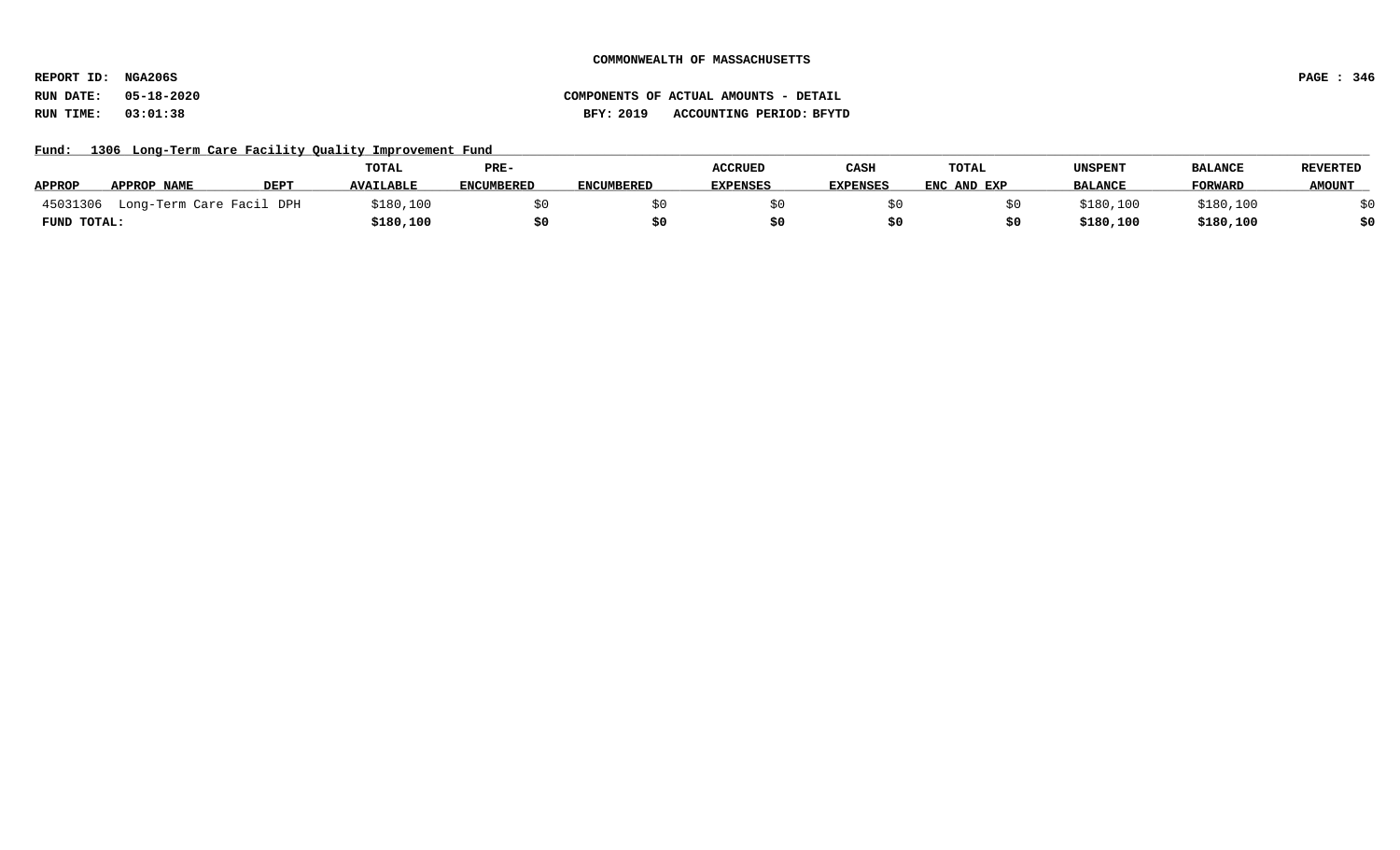COMMONWEALTH OF MASSACHUSETTS

REPORT ID: NGA206S

RUN DATE: 05-18-2020

RUN TIME: 03:01:38

COMPONENTS OF ACTUAL AMOUNTS - DETAIL

BFY: 2019 ACCOUNTING PERIOD: BFYTD

Fund: 1306 Long-Term Care Facility Quality Improvement Fund

| APPROP | APPROP NAME | DEPT | TOTAL AVAILABLE | PRE-ENCUMBERED | ENCUMBERED | ACCRUED EXPENSES | CASH EXPENSES | TOTAL ENC AND EXP | UNSPENT BALANCE | BALANCE FORWARD | REVERTED AMOUNT |
|---|---|---|---|---|---|---|---|---|---|---|---|
| 45031306 | Long-Term Care Facil | DPH | $180,100 | $0 | $0 | $0 | $0 | $0 | $180,100 | $180,100 | $0 |
| **FUND TOTAL:** | | | **$180,100** | **$0** | **$0** | **$0** | **$0** | **$0** | **$180,100** | **$180,100** | **$0** |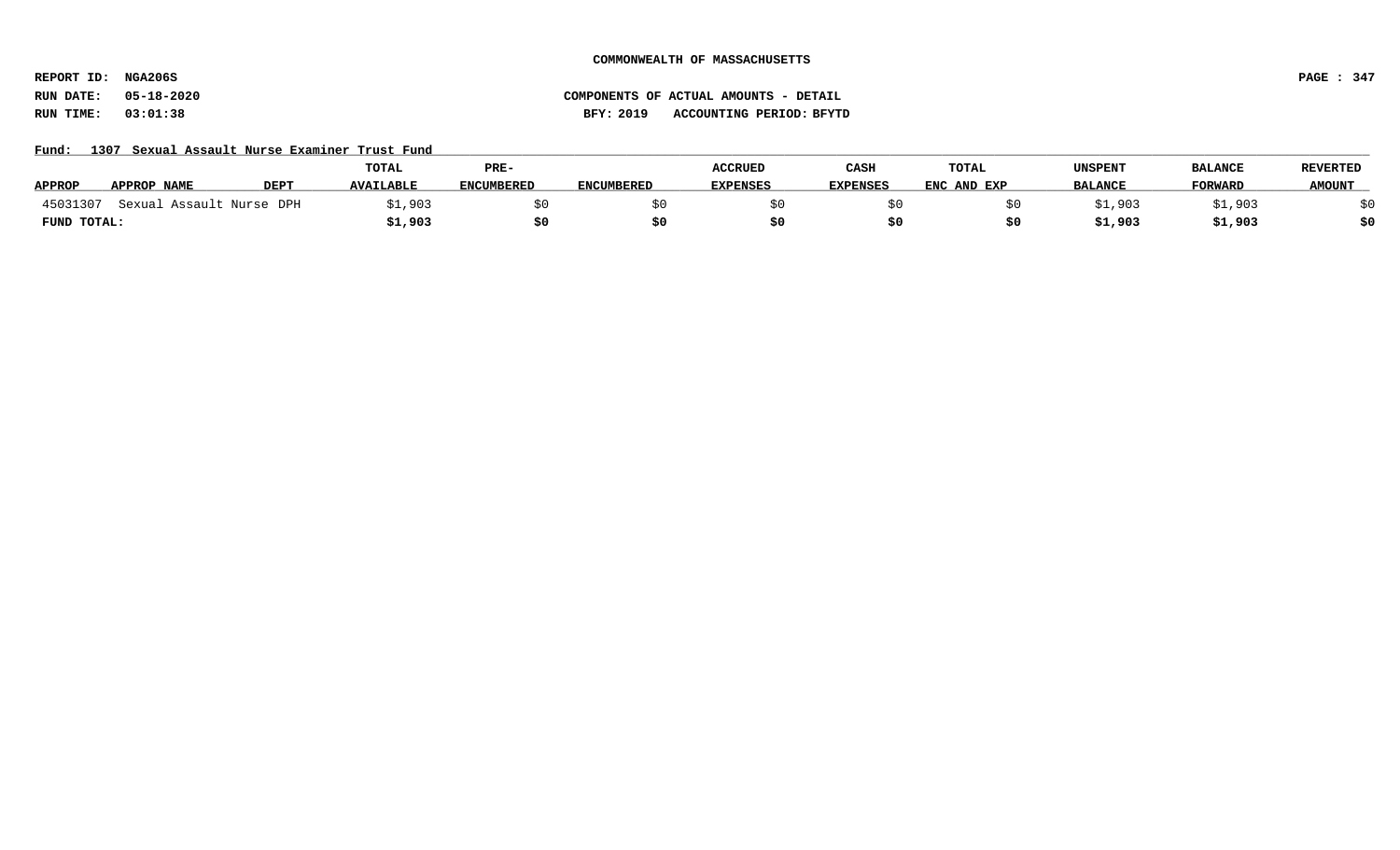COMMONWEALTH OF MASSACHUSETTS

REPORT ID: NGA206S

RUN DATE: 05-18-2020 COMPONENTS OF ACTUAL AMOUNTS - DETAIL

RUN TIME: 03:01:38 BFY: 2019 ACCOUNTING PERIOD: BFYTD

Fund: 1307 Sexual Assault Nurse Examiner Trust Fund

| APPROP | APPROP NAME | DEPT | TOTAL AVAILABLE | PRE-ENCUMBERED | ENCUMBERED | ACCRUED EXPENSES | CASH EXPENSES | TOTAL ENC AND EXP | UNSPENT BALANCE | BALANCE FORWARD | REVERTED AMOUNT |
|---|---|---|---|---|---|---|---|---|---|---|---|
| 45031307 | Sexual Assault Nurse | DPH | $1,903 | $0 | $0 | $0 | $0 | $0 | $1,903 | $1,903 | $0 |
| **FUND TOTAL:** | | | **$1,903** | **$0** | **$0** | **$0** | **$0** | **$0** | **$1,903** | **$1,903** | **$0** |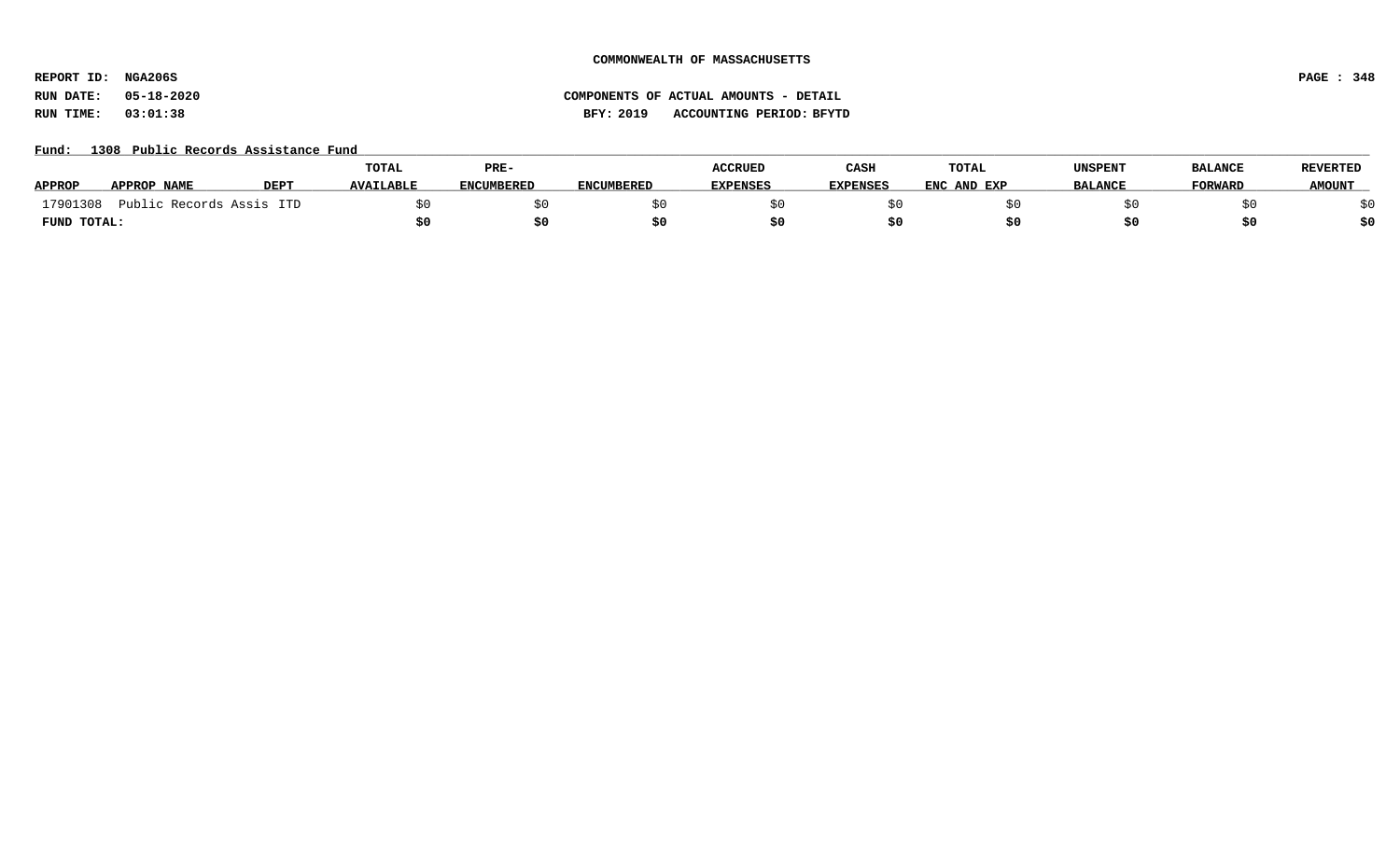COMMONWEALTH OF MASSACHUSETTS

REPORT ID: NGA206S

RUN DATE: 05-18-2020

RUN TIME: 03:01:38

COMPONENTS OF ACTUAL AMOUNTS - DETAIL

BFY: 2019 ACCOUNTING PERIOD: BFYTD

Fund: 1308 Public Records Assistance Fund

| APPROP | APPROP NAME | DEPT | TOTAL AVAILABLE | PRE-ENCUMBERED | ENCUMBERED | ACCRUED EXPENSES | CASH EXPENSES | TOTAL ENC AND EXP | UNSPENT BALANCE | BALANCE FORWARD | REVERTED AMOUNT |
|---|---|---|---|---|---|---|---|---|---|---|---|
| 17901308 | Public Records Assis | ITD | $0 | $0 | $0 | $0 | $0 | $0 | $0 | $0 | $0 |
| **FUND TOTAL:** | | | **$0** | **$0** | **$0** | **$0** | **$0** | **$0** | **$0** | **$0** | **$0** |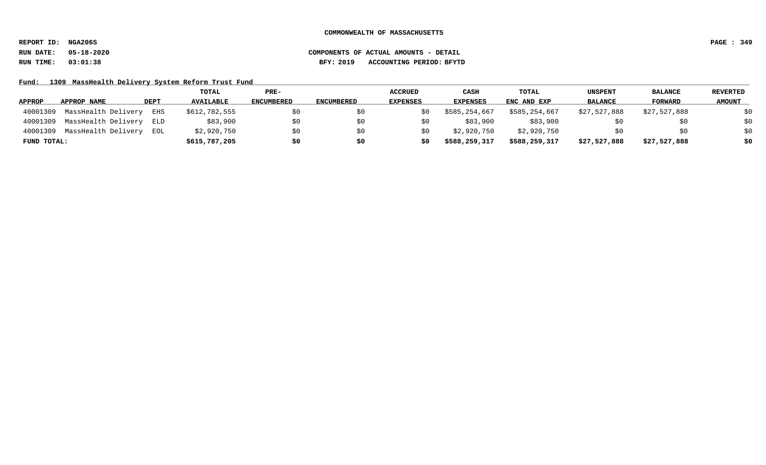COMMONWEALTH OF MASSACHUSETTS

REPORT ID: NGA206S

RUN DATE: 05-18-2020 COMPONENTS OF ACTUAL AMOUNTS - DETAIL

RUN TIME: 03:01:38 BFY: 2019 ACCOUNTING PERIOD: BFYTD

Fund: 1309 MassHealth Delivery System Reform Trust Fund

| APPROP | APPROP NAME | DEPT | TOTAL AVAILABLE | PRE-ENCUMBERED | ENCUMBERED | ACCRUED EXPENSES | CASH EXPENSES | TOTAL ENC AND EXP | UNSPENT BALANCE | BALANCE FORWARD | REVERTED AMOUNT |
|---|---|---|---|---|---|---|---|---|---|---|---|
| 40001309 | MassHealth Delivery | EHS | $612,782,555 | $0 | $0 | $0 | $585,254,667 | $585,254,667 | $27,527,888 | $27,527,888 | $0 |
| 40001309 | MassHealth Delivery | ELD | $83,900 | $0 | $0 | $0 | $83,900 | $83,900 | $0 | $0 | $0 |
| 40001309 | MassHealth Delivery | EOL | $2,920,750 | $0 | $0 | $0 | $2,920,750 | $2,920,750 | $0 | $0 | $0 |
| **FUND TOTAL:** | | | **$615,787,205** | **$0** | **$0** | **$0** | **$588,259,317** | **$588,259,317** | **$27,527,888** | **$27,527,888** | **$0** |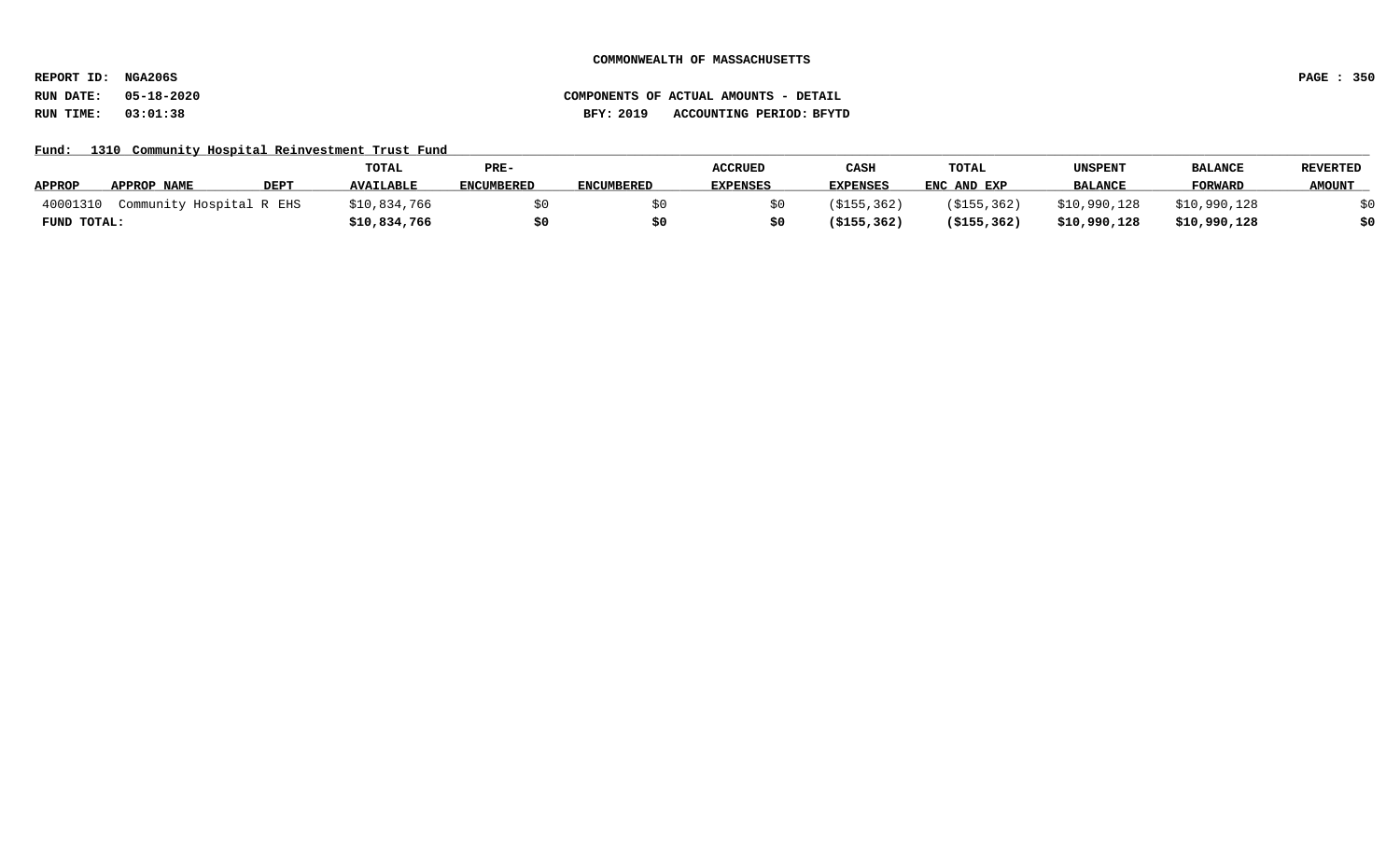COMMONWEALTH OF MASSACHUSETTS

REPORT ID: NGA206S

RUN DATE: 05-18-2020

RUN TIME: 03:01:38

COMPONENTS OF ACTUAL AMOUNTS - DETAIL

BFY: 2019 ACCOUNTING PERIOD: BFYTD

Fund: 1310 Community Hospital Reinvestment Trust Fund

| APPROP | APPROP NAME | DEPT | TOTAL AVAILABLE | PRE-ENCUMBERED | ENCUMBERED | ACCRUED EXPENSES | CASH EXPENSES | TOTAL ENC AND EXP | UNSPENT BALANCE | BALANCE FORWARD | REVERTED AMOUNT |
|---|---|---|---|---|---|---|---|---|---|---|---|
| 40001310 | Community Hospital R | EHS | $10,834,766 | $0 | $0 | $0 | ($155,362) | ($155,362) | $10,990,128 | $10,990,128 | $0 |
| **FUND TOTAL:** | | | **$10,834,766** | **$0** | **$0** | **$0** | **($155,362)** | **($155,362)** | **$10,990,128** | **$10,990,128** | **$0** |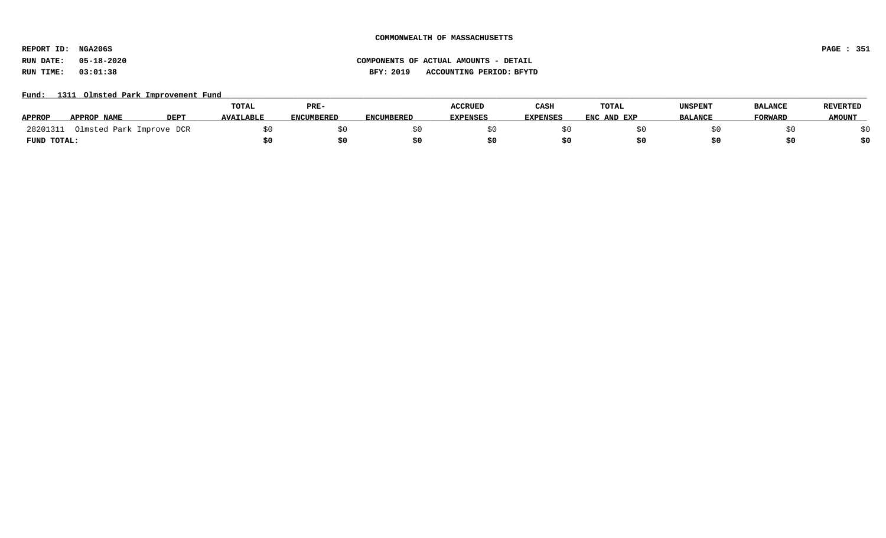COMMONWEALTH OF MASSACHUSETTS

REPORT ID: NGA206S

RUN DATE: 05-18-2020

RUN TIME: 03:01:38

COMPONENTS OF ACTUAL AMOUNTS - DETAIL

BFY: 2019 ACCOUNTING PERIOD: BFYTD

Fund: 1311 Olmsted Park Improvement Fund

| APPROP | APPROP NAME | DEPT | TOTAL AVAILABLE | PRE-ENCUMBERED | ENCUMBERED | ACCRUED EXPENSES | CASH EXPENSES | TOTAL ENC AND EXP | UNSPENT BALANCE | BALANCE FORWARD | REVERTED AMOUNT |
|---|---|---|---|---|---|---|---|---|---|---|---|
| 28201311 | Olmsted Park Improve | DCR | $0 | $0 | $0 | $0 | $0 | $0 | $0 | $0 | $0 |
| **FUND TOTAL:** | | | **$0** | **$0** | **$0** | **$0** | **$0** | **$0** | **$0** | **$0** | **$0** |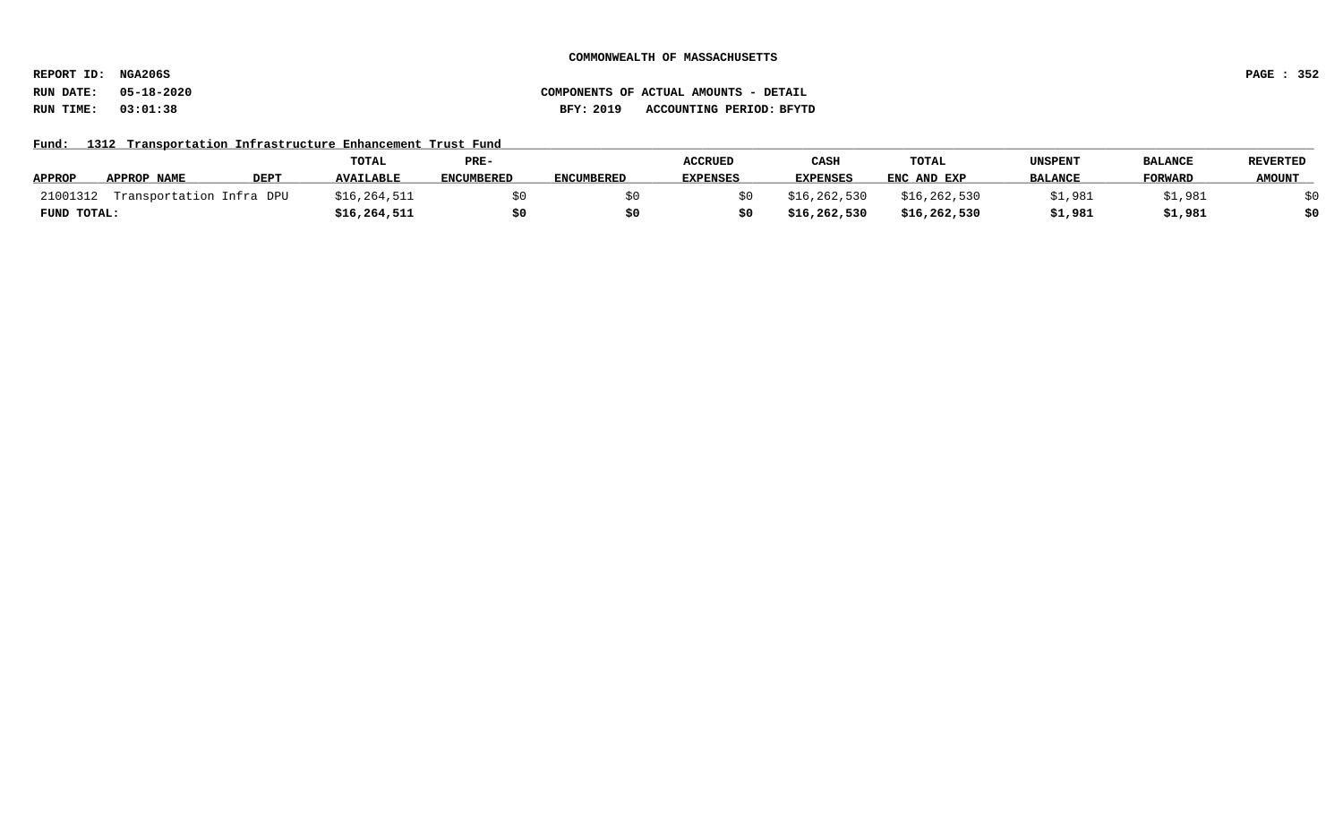**COMMONWEALTH OF MASSACHUSETTS**

**REPORT ID: NGA206S**

**RUN DATE: 05-18-2020** **COMPONENTS OF ACTUAL AMOUNTS - DETAIL**

**RUN TIME: 03:01:38** **BFY: 2019 ACCOUNTING PERIOD: BFYTD**

**Fund: 1312 Transportation Infrastructure Enhancement Trust Fund**

| APPROP | APPROP NAME | DEPT | TOTAL AVAILABLE | PRE-ENCUMBERED | ENCUMBERED | ACCRUED EXPENSES | CASH EXPENSES | TOTAL ENC AND EXP | UNSPENT BALANCE | BALANCE FORWARD | REVERTED AMOUNT |
|---|---|---|---|---|---|---|---|---|---|---|---|
| 21001312 | Transportation Infra | DPU | $16,264,511 | $0 | $0 | $0 | $16,262,530 | $16,262,530 | $1,981 | $1,981 | $0 |
| **FUND TOTAL:** | | | **$16,264,511** | **$0** | **$0** | **$0** | **$16,262,530** | **$16,262,530** | **$1,981** | **$1,981** | **$0** |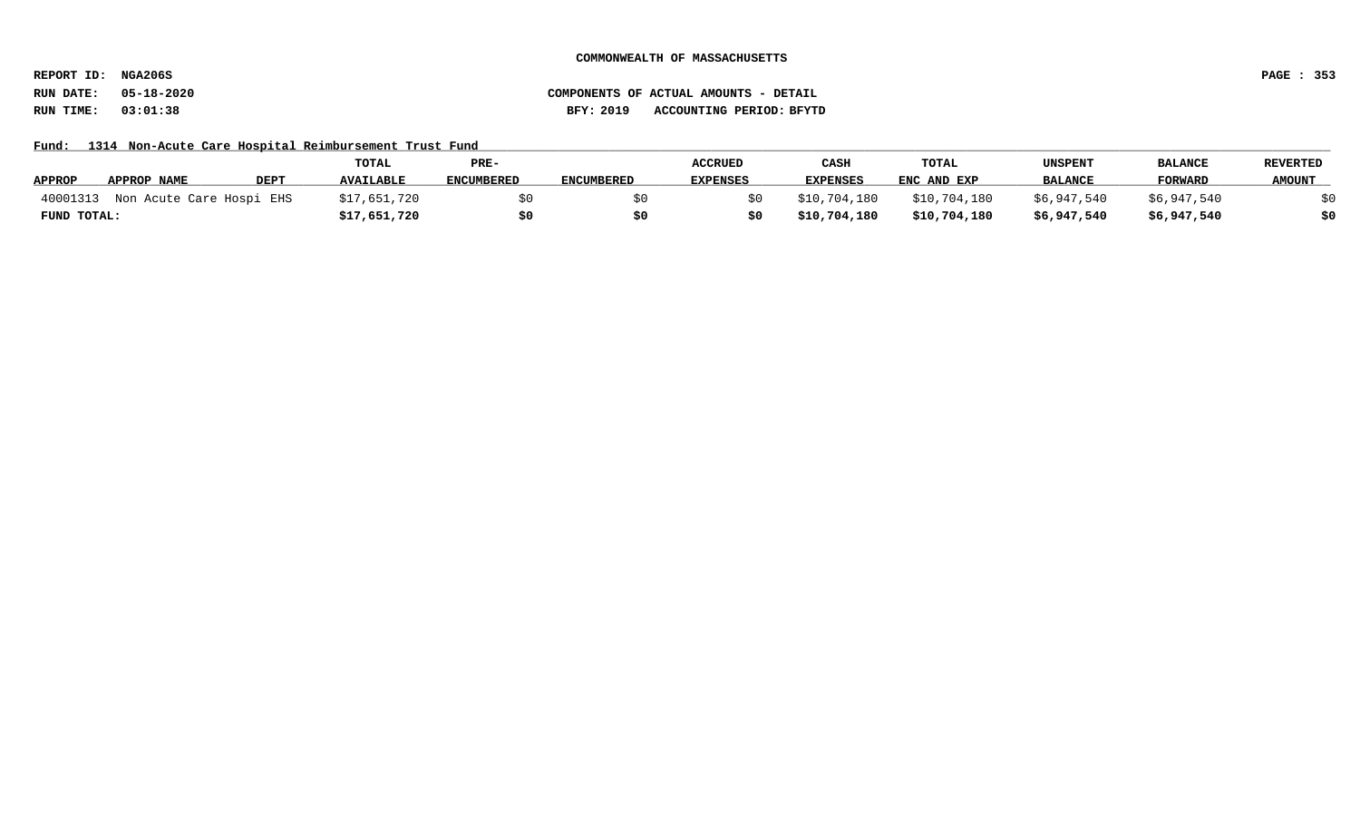**COMMONWEALTH OF MASSACHUSETTS**

**REPORT ID: NGA206S**
**RUN DATE: 05-18-2020**
**RUN TIME: 03:01:38**

**COMPONENTS OF ACTUAL AMOUNTS - DETAIL**
**BFY: 2019 ACCOUNTING PERIOD: BFYTD**

**Fund: 1314 Non-Acute Care Hospital Reimbursement Trust Fund**

| APPROP | APPROP NAME | DEPT | TOTAL AVAILABLE | PRE-ENCUMBERED | ENCUMBERED | ACCRUED EXPENSES | CASH EXPENSES | TOTAL ENC AND EXP | UNSPENT BALANCE | BALANCE FORWARD | REVERTED AMOUNT |
|---|---|---|---|---|---|---|---|---|---|---|---|
| 40001313 | Non Acute Care Hospi | EHS | $17,651,720 | $0 | $0 | $0 | $10,704,180 | $10,704,180 | $6,947,540 | $6,947,540 | $0 |
| **FUND TOTAL:** | | | **$17,651,720** | **$0** | **$0** | **$0** | **$10,704,180** | **$10,704,180** | **$6,947,540** | **$6,947,540** | **$0** |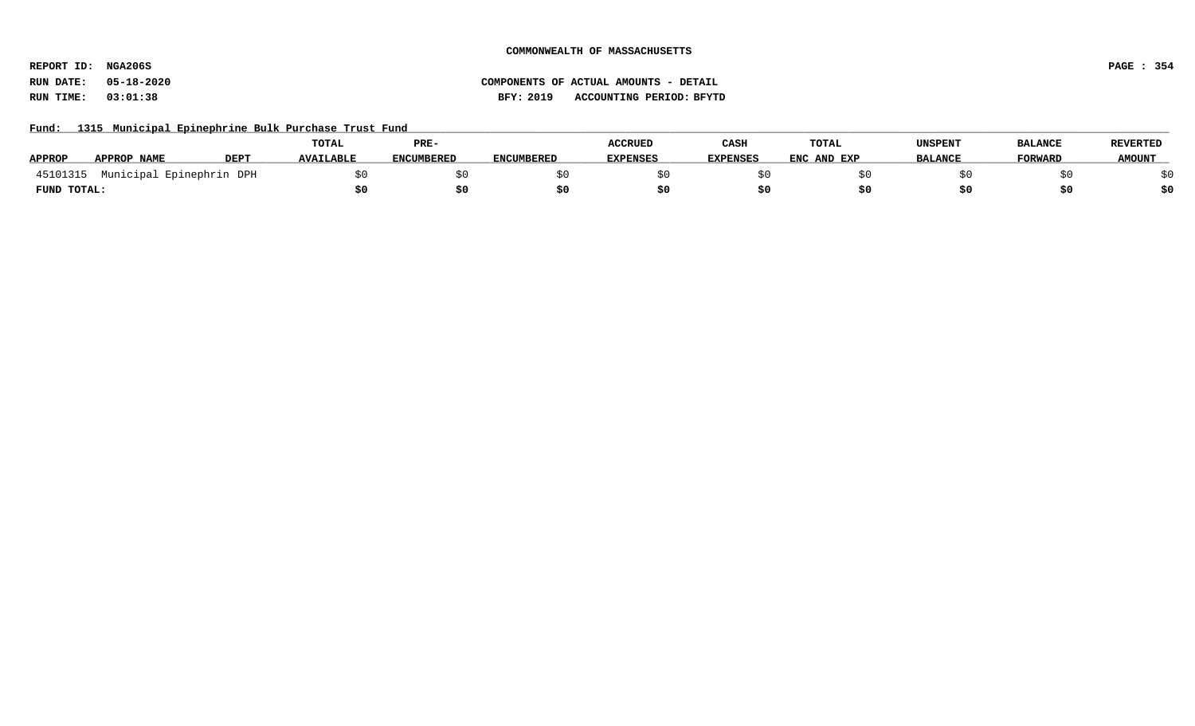**COMMONWEALTH OF MASSACHUSETTS**

**REPORT ID: NGA206S**
**RUN DATE: 05-18-2020**
**RUN TIME: 03:01:38**

**COMPONENTS OF ACTUAL AMOUNTS - DETAIL**
**BFY: 2019 ACCOUNTING PERIOD: BFYTD**

**Fund: 1315 Municipal Epinephrine Bulk Purchase Trust Fund**

| APPROP | APPROP NAME | DEPT | TOTAL AVAILABLE | PRE-ENCUMBERED | ENCUMBERED | ACCRUED EXPENSES | CASH EXPENSES | TOTAL ENC AND EXP | UNSPENT BALANCE | BALANCE FORWARD | REVERTED AMOUNT |
|---|---|---|---|---|---|---|---|---|---|---|---|
| 45101315 | Municipal Epinephrin | DPH | $0 | $0 | $0 | $0 | $0 | $0 | $0 | $0 | $0 |
| **FUND TOTAL:** | | | **$0** | **$0** | **$0** | **$0** | **$0** | **$0** | **$0** | **$0** | **$0** |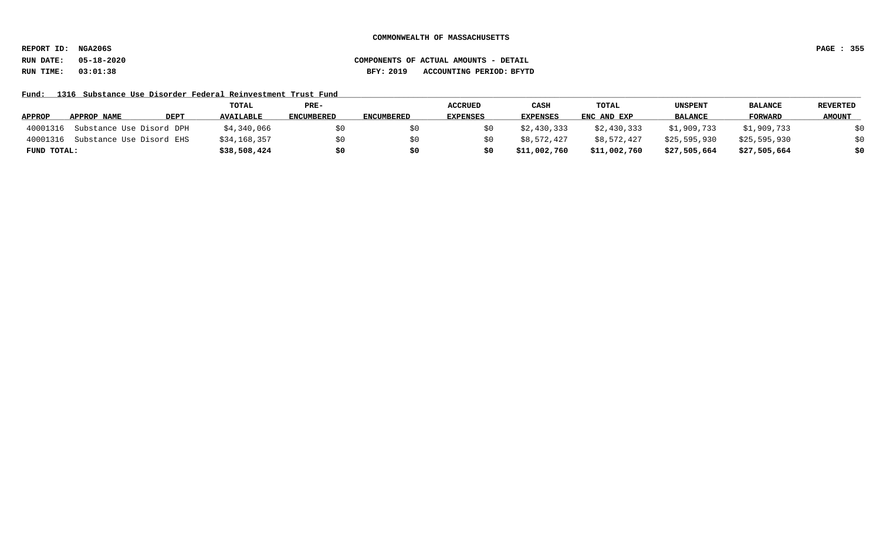**COMMONWEALTH OF MASSACHUSETTS**

**REPORT ID: NGA206S**

**RUN DATE: 05-18-2020** **COMPONENTS OF ACTUAL AMOUNTS - DETAIL**

**RUN TIME: 03:01:38** **BFY: 2019 ACCOUNTING PERIOD: BFYTD**

**Fund: 1316 Substance Use Disorder Federal Reinvestment Trust Fund**

| APPROP | APPROP NAME | DEPT | TOTAL AVAILABLE | PRE-ENCUMBERED | ENCUMBERED | ACCRUED EXPENSES | CASH EXPENSES | TOTAL ENC AND EXP | UNSPENT BALANCE | BALANCE FORWARD | REVERTED AMOUNT |
|---|---|---|---|---|---|---|---|---|---|---|---|
| 40001316 | Substance Use Disord | DPH | $4,340,066 | $0 | $0 | $0 | $2,430,333 | $2,430,333 | $1,909,733 | $1,909,733 | $0 |
| 40001316 | Substance Use Disord | EHS | $34,168,357 | $0 | $0 | $0 | $8,572,427 | $8,572,427 | $25,595,930 | $25,595,930 | $0 |
| **FUND TOTAL:** | | | **$38,508,424** | **$0** | **$0** | **$0** | **$11,002,760** | **$11,002,760** | **$27,505,664** | **$27,505,664** | **$0** |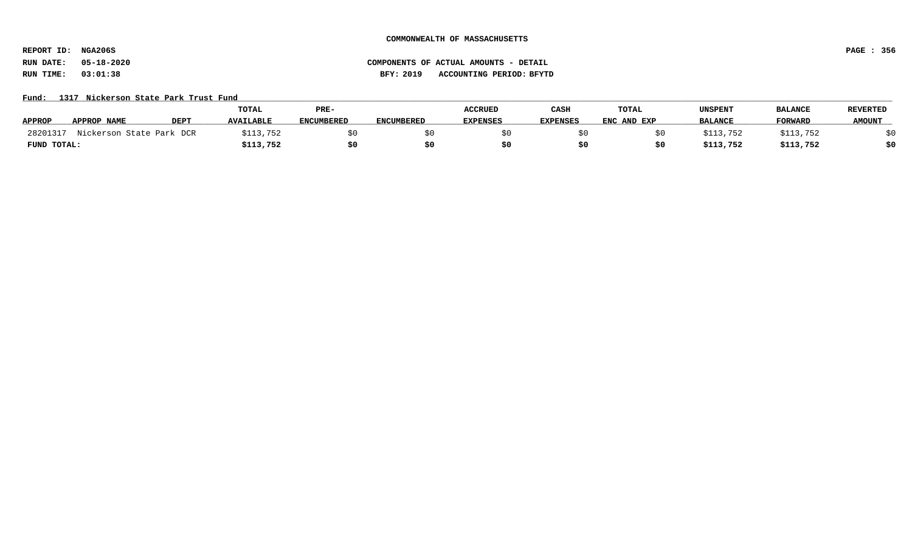COMMONWEALTH OF MASSACHUSETTS

REPORT ID: NGA206S

RUN DATE: 05-18-2020

RUN TIME: 03:01:38

COMPONENTS OF ACTUAL AMOUNTS - DETAIL

BFY: 2019 ACCOUNTING PERIOD: BFYTD

Fund: 1317 Nickerson State Park Trust Fund

| APPROP | APPROP NAME | DEPT | TOTAL AVAILABLE | PRE-ENCUMBERED | ENCUMBERED | ACCRUED EXPENSES | CASH EXPENSES | TOTAL ENC AND EXP | UNSPENT BALANCE | BALANCE FORWARD | REVERTED AMOUNT |
|---|---|---|---|---|---|---|---|---|---|---|---|
| 28201317 | Nickerson State Park | DCR | $113,752 | $0 | $0 | $0 | $0 | $0 | $113,752 | $113,752 | $0 |
| **FUND TOTAL:** | | | **$113,752** | **$0** | **$0** | **$0** | **$0** | **$0** | **$113,752** | **$113,752** | **$0** |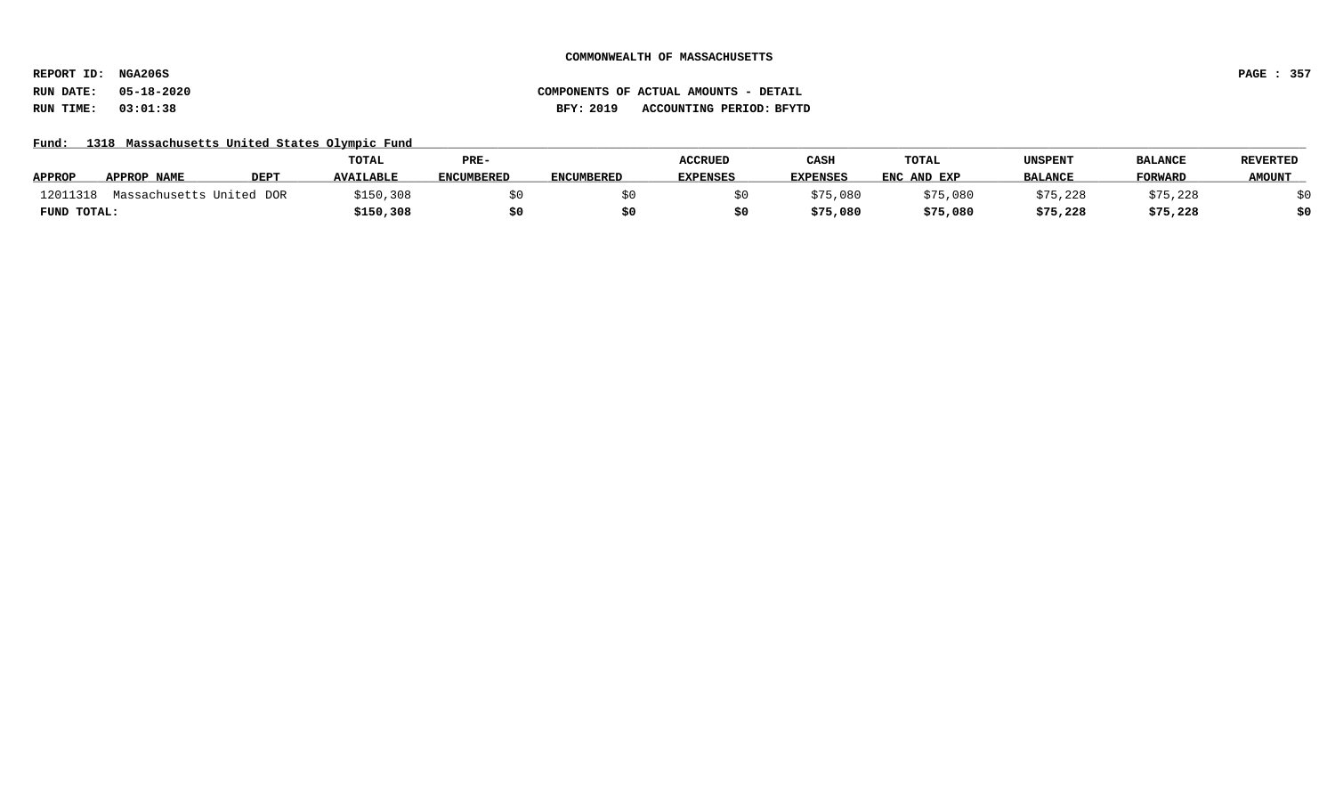COMMONWEALTH OF MASSACHUSETTS

REPORT ID: NGA206S

RUN DATE: 05-18-2020

RUN TIME: 03:01:38

COMPONENTS OF ACTUAL AMOUNTS - DETAIL

BFY: 2019 ACCOUNTING PERIOD: BFYTD

Fund: 1318 Massachusetts United States Olympic Fund

| APPROP | APPROP NAME | DEPT | TOTAL AVAILABLE | PRE-ENCUMBERED | ENCUMBERED | ACCRUED EXPENSES | CASH EXPENSES | TOTAL ENC AND EXP | UNSPENT BALANCE | BALANCE FORWARD | REVERTED AMOUNT |
|---|---|---|---|---|---|---|---|---|---|---|---|
| 12011318 | Massachusetts United | DOR | $150,308 | $0 | $0 | $0 | $75,080 | $75,080 | $75,228 | $75,228 | $0 |
| **FUND TOTAL:** | | | **$150,308** | **$0** | **$0** | **$0** | **$75,080** | **$75,080** | **$75,228** | **$75,228** | **$0** |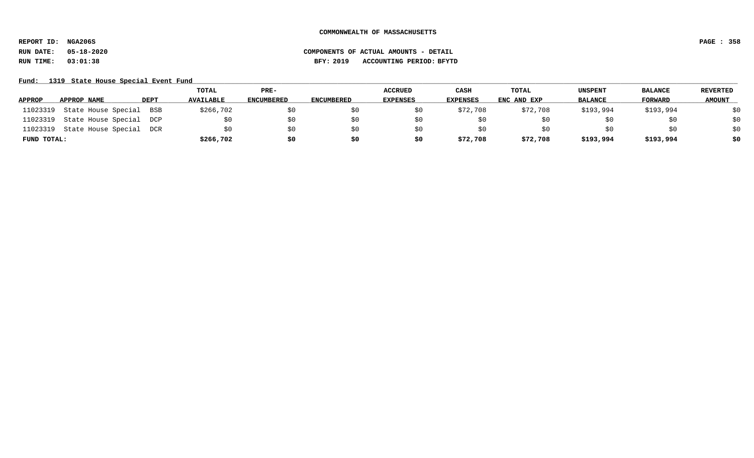COMMONWEALTH OF MASSACHUSETTS

REPORT ID: NGA206S

RUN DATE: 05-18-2020

RUN TIME: 03:01:38

COMPONENTS OF ACTUAL AMOUNTS - DETAIL

BFY: 2019 ACCOUNTING PERIOD: BFYTD

Fund: 1319 State House Special Event Fund

| APPROP | APPROP NAME | DEPT | TOTAL AVAILABLE | PRE-ENCUMBERED | ENCUMBERED | ACCRUED EXPENSES | CASH EXPENSES | TOTAL ENC AND EXP | UNSPENT BALANCE | BALANCE FORWARD | REVERTED AMOUNT |
|---|---|---|---|---|---|---|---|---|---|---|---|
| 11023319 | State House Special | BSB | $266,702 | $0 | $0 | $0 | $72,708 | $72,708 | $193,994 | $193,994 | $0 |
| 11023319 | State House Special | DCP | $0 | $0 | $0 | $0 | $0 | $0 | $0 | $0 | $0 |
| 11023319 | State House Special | DCR | $0 | $0 | $0 | $0 | $0 | $0 | $0 | $0 | $0 |
| **FUND TOTAL:** | | | **$266,702** | **$0** | **$0** | **$0** | **$72,708** | **$72,708** | **$193,994** | **$193,994** | **$0** |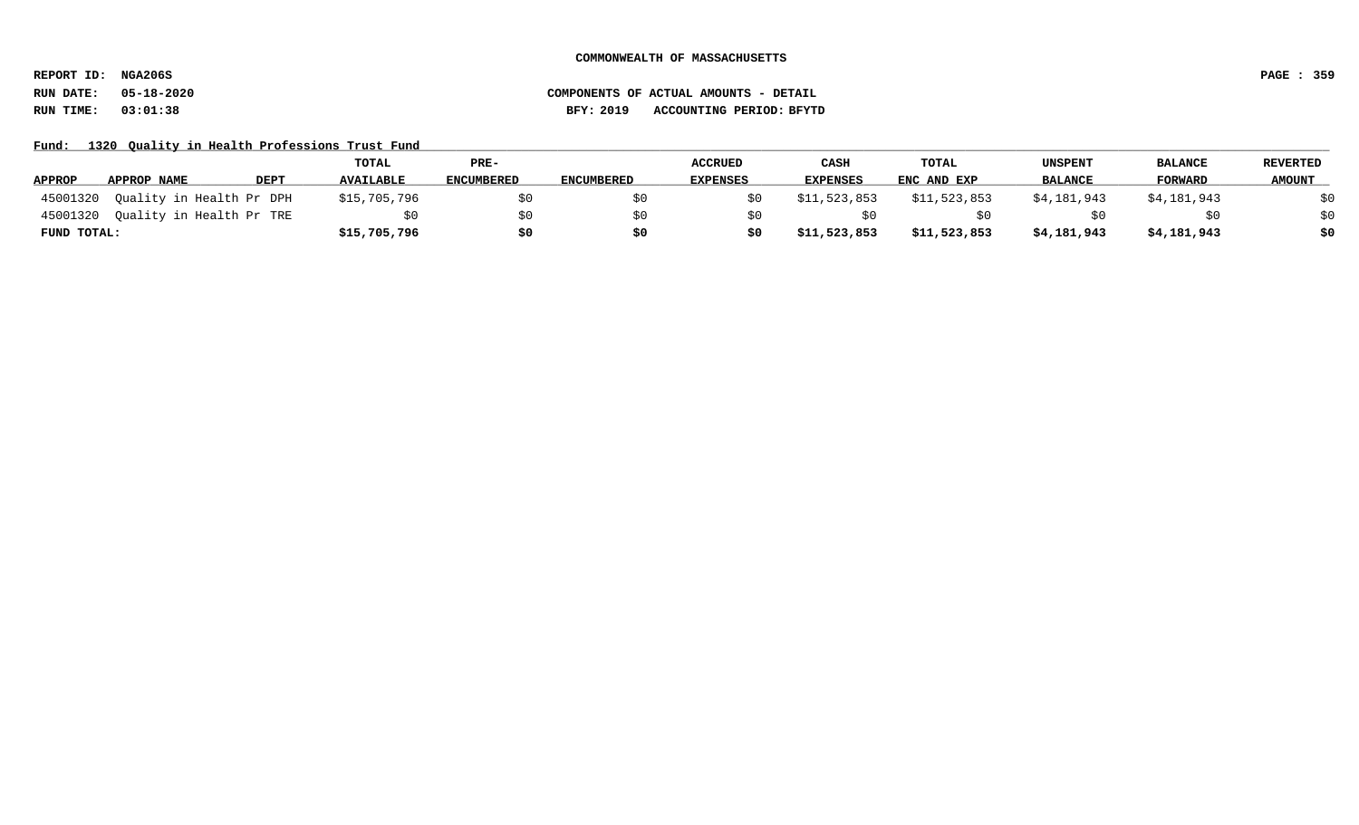COMMONWEALTH OF MASSACHUSETTS

REPORT ID: NGA206S

RUN DATE: 05-18-2020

RUN TIME: 03:01:38

COMPONENTS OF ACTUAL AMOUNTS - DETAIL

BFY: 2019 ACCOUNTING PERIOD: BFYTD

**Fund: 1320 Quality in Health Professions Trust Fund**

| APPROP | APPROP NAME | DEPT | TOTAL AVAILABLE | PRE-ENCUMBERED | ENCUMBERED | ACCRUED EXPENSES | CASH EXPENSES | TOTAL ENC AND EXP | UNSPENT BALANCE | BALANCE FORWARD | REVERTED AMOUNT |
|---|---|---|---|---|---|---|---|---|---|---|---|
| 45001320 | Quality in Health Pr | DPH | $15,705,796 | $0 | $0 | $0 | $11,523,853 | $11,523,853 | $4,181,943 | $4,181,943 | $0 |
| 45001320 | Quality in Health Pr | TRE | $0 | $0 | $0 | $0 | $0 | $0 | $0 | $0 | $0 |
| **FUND TOTAL:** | | | **$15,705,796** | **$0** | **$0** | **$0** | **$11,523,853** | **$11,523,853** | **$4,181,943** | **$4,181,943** | **$0** |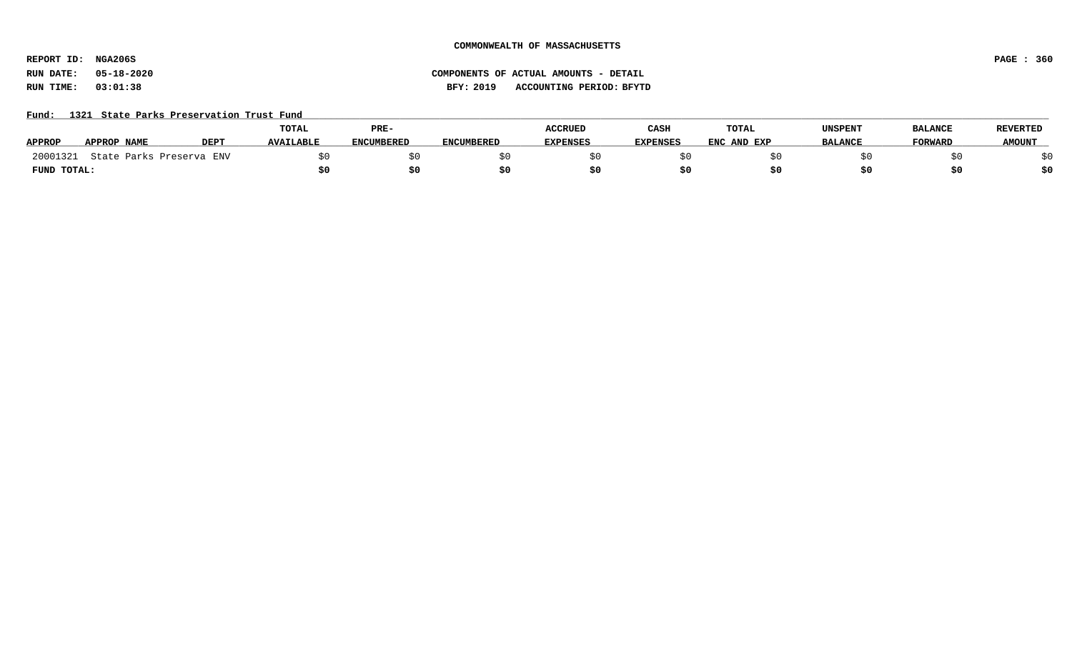**COMMONWEALTH OF MASSACHUSETTS**

**REPORT ID: NGA206S**

**RUN DATE: 05-18-2020** **COMPONENTS OF ACTUAL AMOUNTS - DETAIL**

**RUN TIME: 03:01:38** **BFY: 2019 ACCOUNTING PERIOD: BFYTD**

**Fund: 1321 State Parks Preservation Trust Fund**

| APPROP | APPROP NAME | DEPT | TOTAL AVAILABLE | PRE-ENCUMBERED | ENCUMBERED | ACCRUED EXPENSES | CASH EXPENSES | TOTAL ENC AND EXP | UNSPENT BALANCE | BALANCE FORWARD | REVERTED AMOUNT |
|---|---|---|---|---|---|---|---|---|---|---|---|
| 20001321 | State Parks Preserva | ENV | $0 | $0 | $0 | $0 | $0 | $0 | $0 | $0 | $0 |
| **FUND TOTAL:** | | | **$0** | **$0** | **$0** | **$0** | **$0** | **$0** | **$0** | **$0** | **$0** |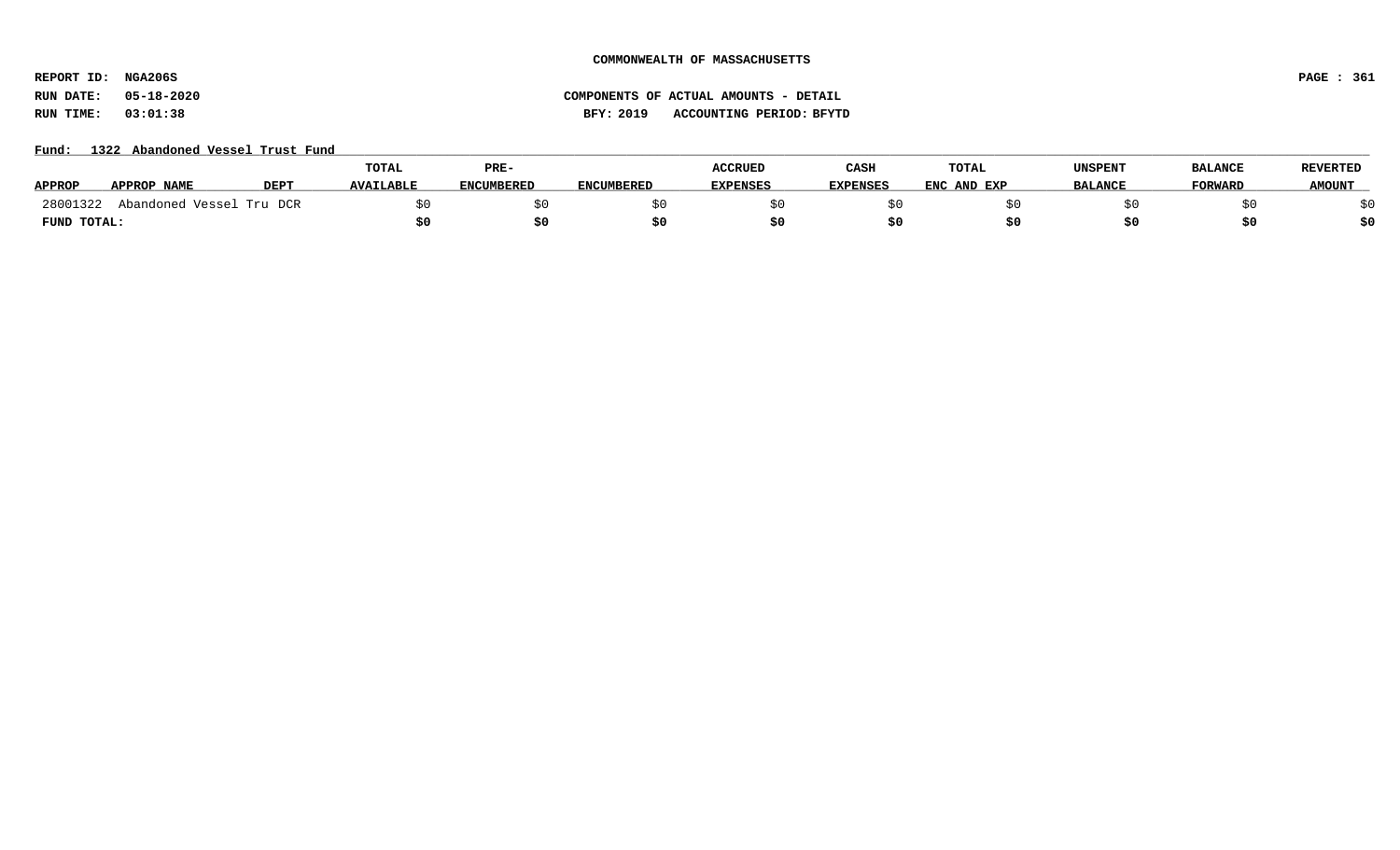**COMMONWEALTH OF MASSACHUSETTS**

**REPORT ID: NGA206S**

**RUN DATE: 05-18-2020** — **COMPONENTS OF ACTUAL AMOUNTS - DETAIL**

**RUN TIME: 03:01:38** — **BFY: 2019 ACCOUNTING PERIOD: BFYTD**

**Fund: 1322 Abandoned Vessel Trust Fund**

| APPROP | APPROP NAME | DEPT | TOTAL AVAILABLE | PRE-ENCUMBERED | ENCUMBERED | ACCRUED EXPENSES | CASH EXPENSES | TOTAL ENC AND EXP | UNSPENT BALANCE | BALANCE FORWARD | REVERTED AMOUNT |
|---|---|---|---|---|---|---|---|---|---|---|---|
| 28001322 | Abandoned Vessel Tru | DCR | $0 | $0 | $0 | $0 | $0 | $0 | $0 | $0 | $0 |
| **FUND TOTAL:** | | | **$0** | **$0** | **$0** | **$0** | **$0** | **$0** | **$0** | **$0** | **$0** |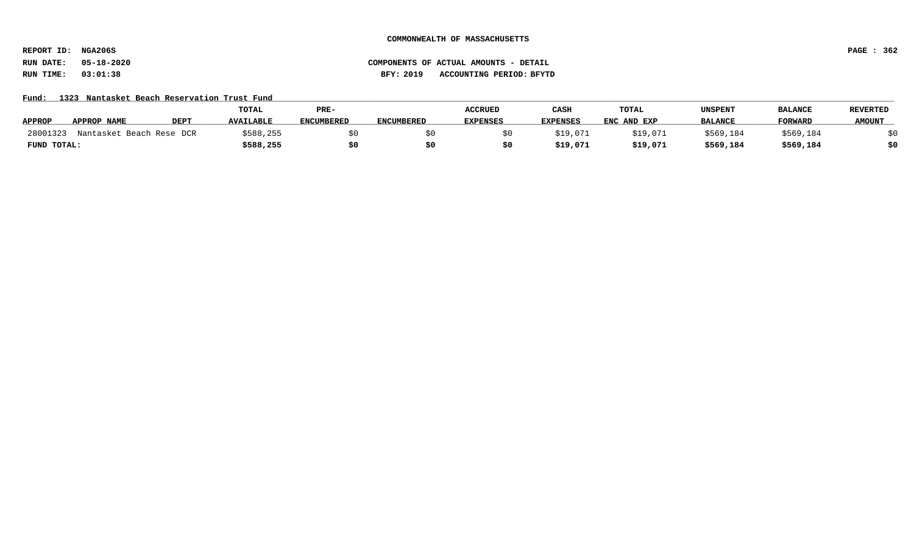COMMONWEALTH OF MASSACHUSETTS

REPORT ID: NGA206S

RUN DATE: 05-18-2020

RUN TIME: 03:01:38

COMPONENTS OF ACTUAL AMOUNTS - DETAIL

BFY: 2019 ACCOUNTING PERIOD: BFYTD

Fund: 1323 Nantasket Beach Reservation Trust Fund

| APPROP | APPROP NAME | DEPT | TOTAL AVAILABLE | PRE-ENCUMBERED | ENCUMBERED | ACCRUED EXPENSES | CASH EXPENSES | TOTAL ENC AND EXP | UNSPENT BALANCE | BALANCE FORWARD | REVERTED AMOUNT |
|---|---|---|---|---|---|---|---|---|---|---|---|
| 28001323 | Nantasket Beach Rese | DCR | $588,255 | $0 | $0 | $0 | $19,071 | $19,071 | $569,184 | $569,184 | $0 |
| **FUND TOTAL:** | | | **$588,255** | **$0** | **$0** | **$0** | **$19,071** | **$19,071** | **$569,184** | **$569,184** | **$0** |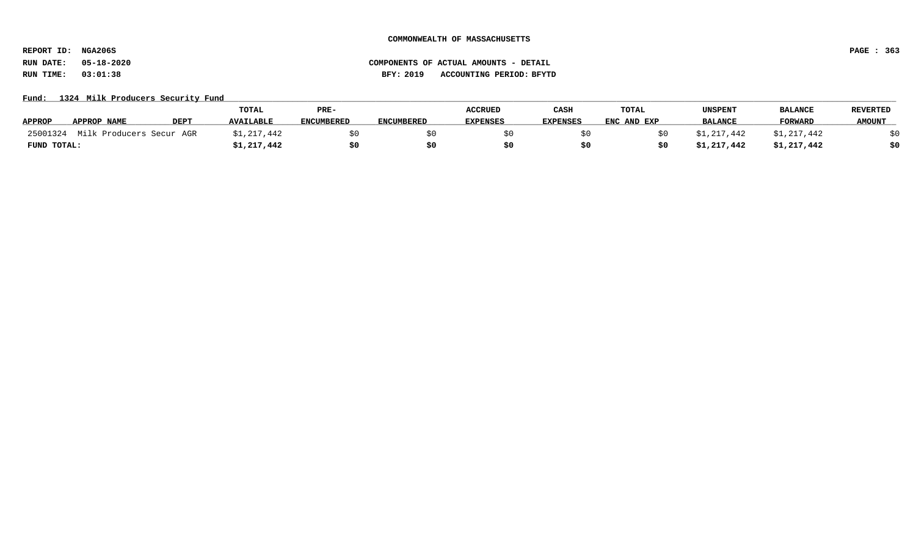COMMONWEALTH OF MASSACHUSETTS

REPORT ID: NGA206S

RUN DATE: 05-18-2020

RUN TIME: 03:01:38

COMPONENTS OF ACTUAL AMOUNTS - DETAIL

BFY: 2019 ACCOUNTING PERIOD: BFYTD

Fund: 1324 Milk Producers Security Fund

| APPROP | APPROP NAME | DEPT | TOTAL AVAILABLE | PRE-ENCUMBERED | ENCUMBERED | ACCRUED EXPENSES | CASH EXPENSES | TOTAL ENC AND EXP | UNSPENT BALANCE | BALANCE FORWARD | REVERTED AMOUNT |
|---|---|---|---|---|---|---|---|---|---|---|---|
| 25001324 | Milk Producers Secur | AGR | $1,217,442 | $0 | $0 | $0 | $0 | $0 | $1,217,442 | $1,217,442 | $0 |
| **FUND TOTAL:** | | | **$1,217,442** | **$0** | **$0** | **$0** | **$0** | **$0** | **$1,217,442** | **$1,217,442** | **$0** |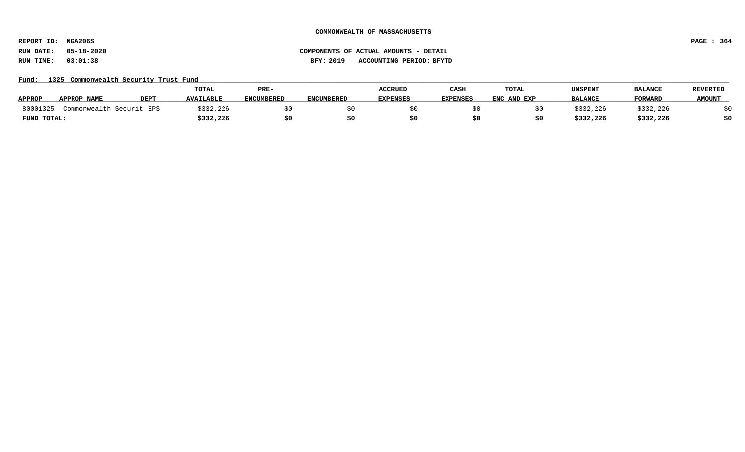**COMMONWEALTH OF MASSACHUSETTS**

**REPORT ID: NGA206S**

**RUN DATE: 05-18-2020** **COMPONENTS OF ACTUAL AMOUNTS - DETAIL**

**RUN TIME: 03:01:38** **BFY: 2019 ACCOUNTING PERIOD: BFYTD**

**Fund: 1325 Commonwealth Security Trust Fund**

| APPROP | APPROP NAME | DEPT | TOTAL AVAILABLE | PRE-ENCUMBERED | ENCUMBERED | ACCRUED EXPENSES | CASH EXPENSES | TOTAL ENC AND EXP | UNSPENT BALANCE | BALANCE FORWARD | REVERTED AMOUNT |
|---|---|---|---|---|---|---|---|---|---|---|---|
| 80001325 | Commonwealth Securit | EPS | $332,226 | $0 | $0 | $0 | $0 | $0 | $332,226 | $332,226 | $0 |
| **FUND TOTAL:** | | | **$332,226** | **$0** | **$0** | **$0** | **$0** | **$0** | **$332,226** | **$332,226** | **$0** |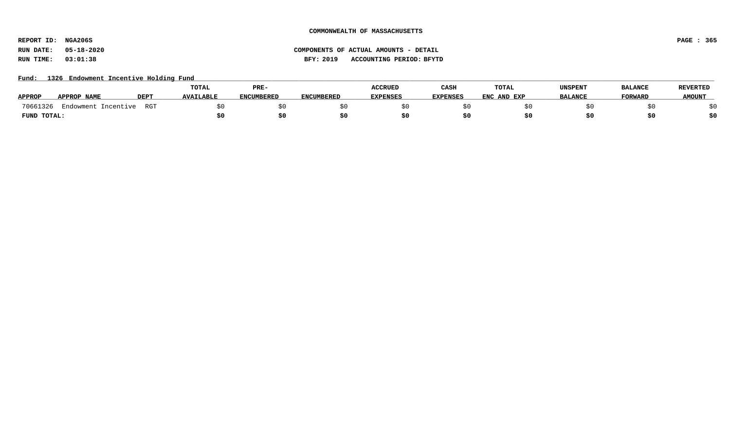COMMONWEALTH OF MASSACHUSETTS

REPORT ID: NGA206S

RUN DATE: 05-18-2020 COMPONENTS OF ACTUAL AMOUNTS - DETAIL

RUN TIME: 03:01:38 BFY: 2019 ACCOUNTING PERIOD: BFYTD

Fund: 1326 Endowment Incentive Holding Fund

| APPROP | APPROP NAME | DEPT | TOTAL AVAILABLE | PRE-ENCUMBERED | ENCUMBERED | ACCRUED EXPENSES | CASH EXPENSES | TOTAL ENC AND EXP | UNSPENT BALANCE | BALANCE FORWARD | REVERTED AMOUNT |
|---|---|---|---|---|---|---|---|---|---|---|---|
| 70661326 | Endowment Incentive | RGT | $0 | $0 | $0 | $0 | $0 | $0 | $0 | $0 | $0 |
| **FUND TOTAL:** | | | **$0** | **$0** | **$0** | **$0** | **$0** | **$0** | **$0** | **$0** | **$0** |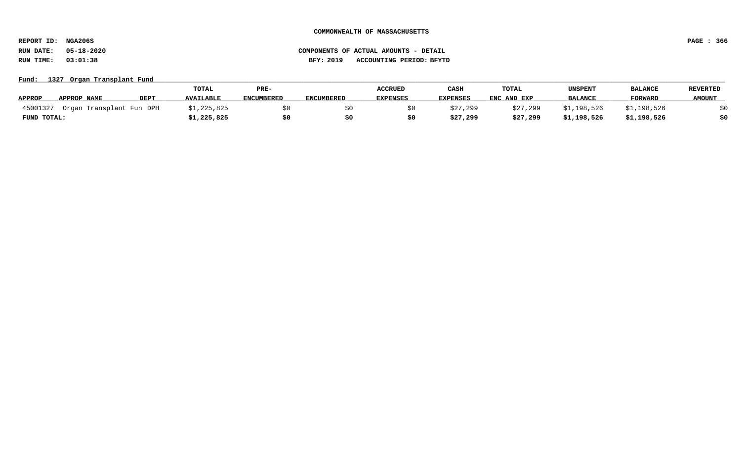**COMMONWEALTH OF MASSACHUSETTS**

**REPORT ID: NGA206S**
**RUN DATE: 05-18-2020**
**RUN TIME: 03:01:38**

**COMPONENTS OF ACTUAL AMOUNTS - DETAIL**
**BFY: 2019 ACCOUNTING PERIOD: BFYTD**

**Fund: 1327 Organ Transplant Fund**

| APPROP | APPROP NAME | DEPT | TOTAL AVAILABLE | PRE-ENCUMBERED | ENCUMBERED | ACCRUED EXPENSES | CASH EXPENSES | TOTAL ENC AND EXP | UNSPENT BALANCE | BALANCE FORWARD | REVERTED AMOUNT |
|---|---|---|---|---|---|---|---|---|---|---|---|
| 45001327 | Organ Transplant Fun | DPH | $1,225,825 | $0 | $0 | $0 | $27,299 | $27,299 | $1,198,526 | $1,198,526 | $0 |
| **FUND TOTAL:** | | | **$1,225,825** | **$0** | **$0** | **$0** | **$27,299** | **$27,299** | **$1,198,526** | **$1,198,526** | **$0** |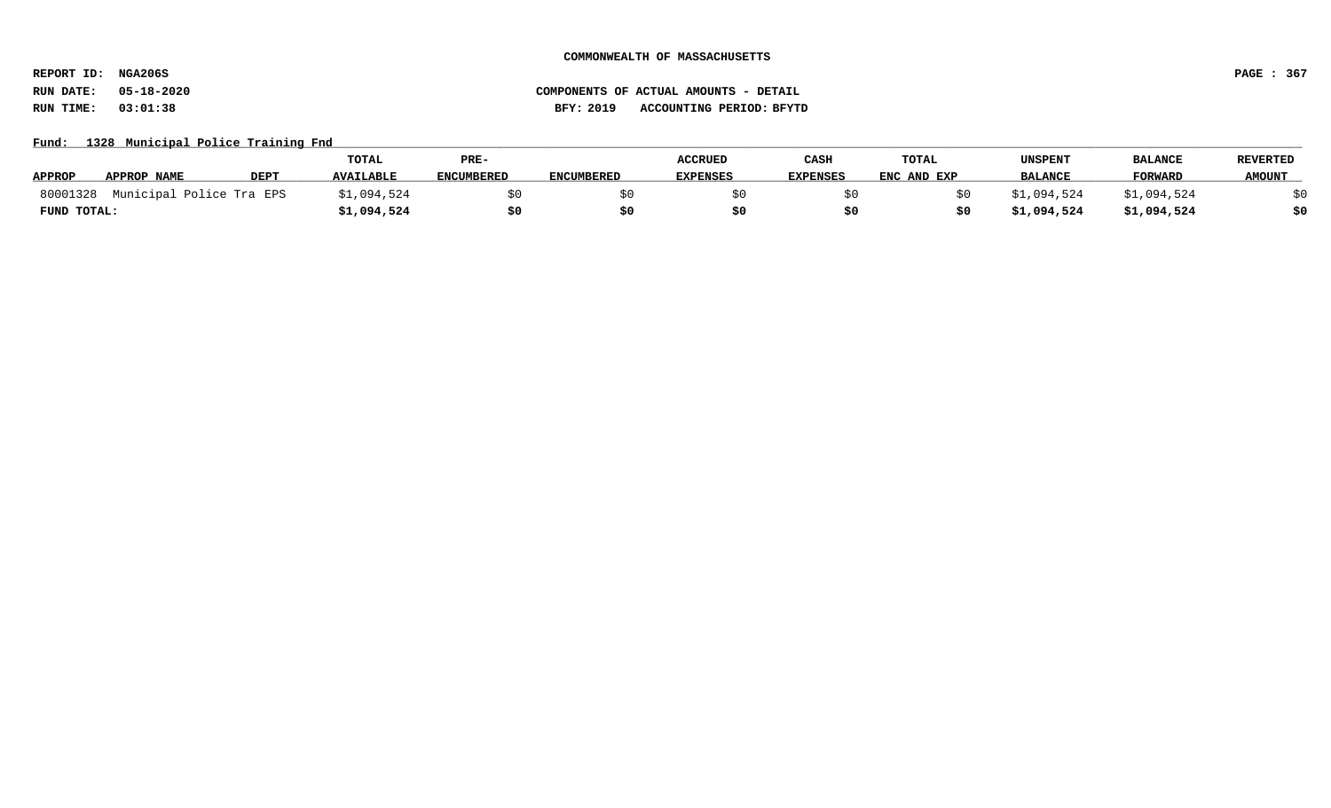**COMMONWEALTH OF MASSACHUSETTS**

**REPORT ID: NGA206S**

**RUN DATE: 05-18-2020** **COMPONENTS OF ACTUAL AMOUNTS - DETAIL**

**RUN TIME: 03:01:38** **BFY: 2019 ACCOUNTING PERIOD: BFYTD**

**Fund: 1328 Municipal Police Training Fnd**

| APPROP | APPROP NAME | DEPT | TOTAL AVAILABLE | PRE-ENCUMBERED | ENCUMBERED | ACCRUED EXPENSES | CASH EXPENSES | TOTAL ENC AND EXP | UNSPENT BALANCE | BALANCE FORWARD | REVERTED AMOUNT |
|---|---|---|---|---|---|---|---|---|---|---|---|
| 80001328 | Municipal Police Tra | EPS | $1,094,524 | $0 | $0 | $0 | $0 | $0 | $1,094,524 | $1,094,524 | $0 |
| **FUND TOTAL:** | | | **$1,094,524** | **$0** | **$0** | **$0** | **$0** | **$0** | **$1,094,524** | **$1,094,524** | **$0** |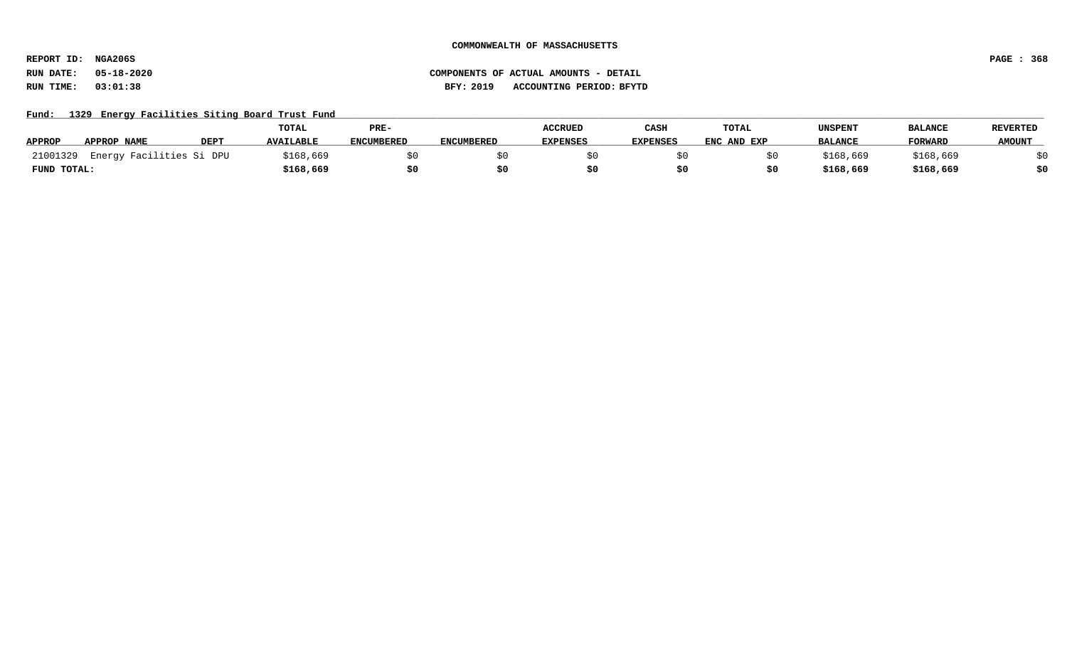**COMMONWEALTH OF MASSACHUSETTS**

**REPORT ID: NGA206S**

**RUN DATE: 05-18-2020** **COMPONENTS OF ACTUAL AMOUNTS - DETAIL**

**RUN TIME: 03:01:38** **BFY: 2019 ACCOUNTING PERIOD: BFYTD**

**Fund: 1329 Energy Facilities Siting Board Trust Fund**

| APPROP | APPROP NAME | DEPT | TOTAL AVAILABLE | PRE-ENCUMBERED | ENCUMBERED | ACCRUED EXPENSES | CASH EXPENSES | TOTAL ENC AND EXP | UNSPENT BALANCE | BALANCE FORWARD | REVERTED AMOUNT |
|---|---|---|---|---|---|---|---|---|---|---|---|
| 21001329 | Energy Facilities Si | DPU | $168,669 | $0 | $0 | $0 | $0 | $0 | $168,669 | $168,669 | $0 |
| **FUND TOTAL:** | | | **$168,669** | **$0** | **$0** | **$0** | **$0** | **$0** | **$168,669** | **$168,669** | **$0** |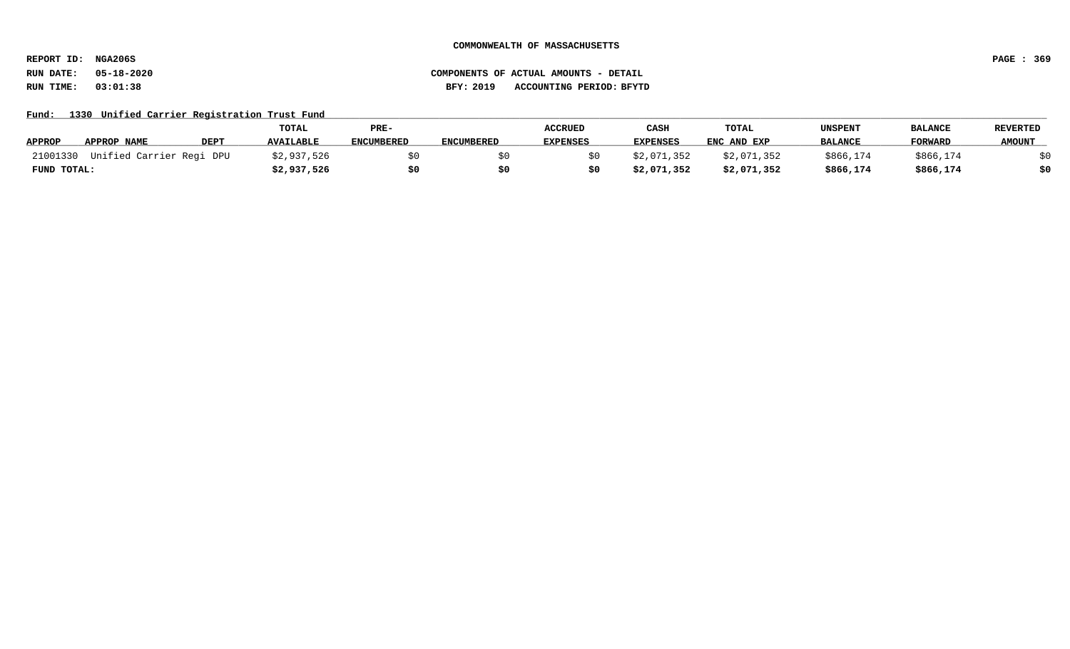**COMMONWEALTH OF MASSACHUSETTS**

**REPORT ID: NGA206S**

**RUN DATE: 05-18-2020** **COMPONENTS OF ACTUAL AMOUNTS - DETAIL**

**RUN TIME: 03:01:38** **BFY: 2019 ACCOUNTING PERIOD: BFYTD**

**Fund: 1330 Unified Carrier Registration Trust Fund**

| APPROP | APPROP NAME | DEPT | TOTAL AVAILABLE | PRE-ENCUMBERED | ENCUMBERED | ACCRUED EXPENSES | CASH EXPENSES | TOTAL ENC AND EXP | UNSPENT BALANCE | BALANCE FORWARD | REVERTED AMOUNT |
|---|---|---|---|---|---|---|---|---|---|---|---|
| 21001330 | Unified Carrier Regi | DPU | $2,937,526 | $0 | $0 | $0 | $2,071,352 | $2,071,352 | $866,174 | $866,174 | $0 |
| **FUND TOTAL:** | | | **$2,937,526** | **$0** | **$0** | **$0** | **$2,071,352** | **$2,071,352** | **$866,174** | **$866,174** | **$0** |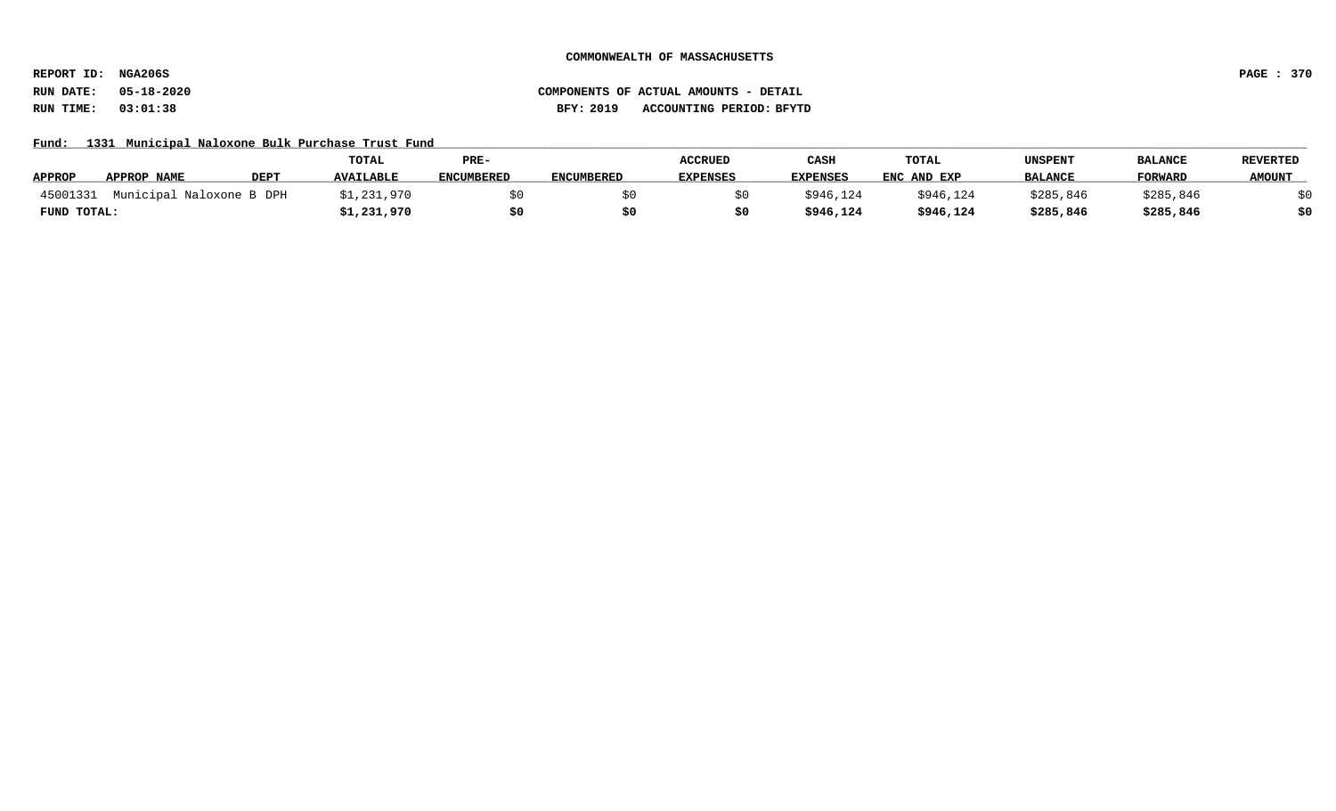**COMMONWEALTH OF MASSACHUSETTS**

**REPORT ID: NGA206S**
**RUN DATE: 05-18-2020**
**RUN TIME: 03:01:38**

**COMPONENTS OF ACTUAL AMOUNTS - DETAIL**
**BFY: 2019 ACCOUNTING PERIOD: BFYTD**

**Fund: 1331 Municipal Naloxone Bulk Purchase Trust Fund**

| APPROP | APPROP NAME | DEPT | TOTAL AVAILABLE | PRE-ENCUMBERED | ENCUMBERED | ACCRUED EXPENSES | CASH EXPENSES | TOTAL ENC AND EXP | UNSPENT BALANCE | BALANCE FORWARD | REVERTED AMOUNT |
|---|---|---|---|---|---|---|---|---|---|---|---|
| 45001331 | Municipal Naloxone B | DPH | $1,231,970 | $0 | $0 | $0 | $946,124 | $946,124 | $285,846 | $285,846 | $0 |
| **FUND TOTAL:** | | | **$1,231,970** | **$0** | **$0** | **$0** | **$946,124** | **$946,124** | **$285,846** | **$285,846** | **$0** |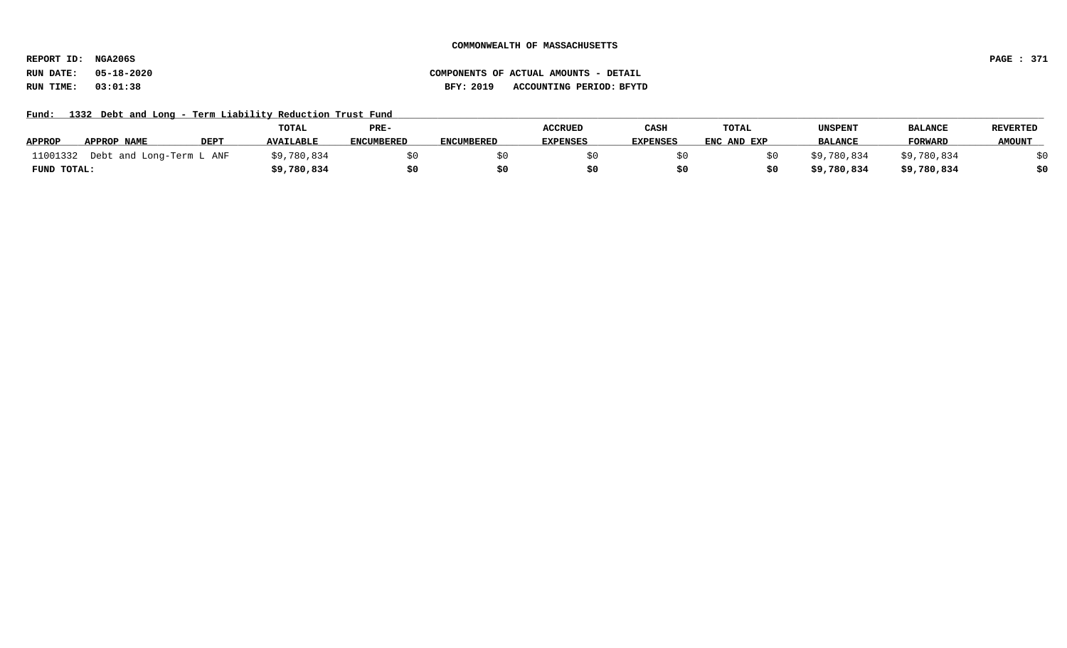**COMMONWEALTH OF MASSACHUSETTS**

**REPORT ID: NGA206S**

**RUN DATE: 05-18-2020** **COMPONENTS OF ACTUAL AMOUNTS - DETAIL**

**RUN TIME: 03:01:38** **BFY: 2019 ACCOUNTING PERIOD: BFYTD**

**Fund: 1332 Debt and Long - Term Liability Reduction Trust Fund**

| APPROP | APPROP NAME | DEPT | TOTAL AVAILABLE | PRE-ENCUMBERED | ENCUMBERED | ACCRUED EXPENSES | CASH EXPENSES | TOTAL ENC AND EXP | UNSPENT BALANCE | BALANCE FORWARD | REVERTED AMOUNT |
|---|---|---|---|---|---|---|---|---|---|---|---|
| 11001332 | Debt and Long-Term L | ANF | $9,780,834 | $0 | $0 | $0 | $0 | $0 | $9,780,834 | $9,780,834 | $0 |
| **FUND TOTAL:** | | | **$9,780,834** | **$0** | **$0** | **$0** | **$0** | **$0** | **$9,780,834** | **$9,780,834** | **$0** |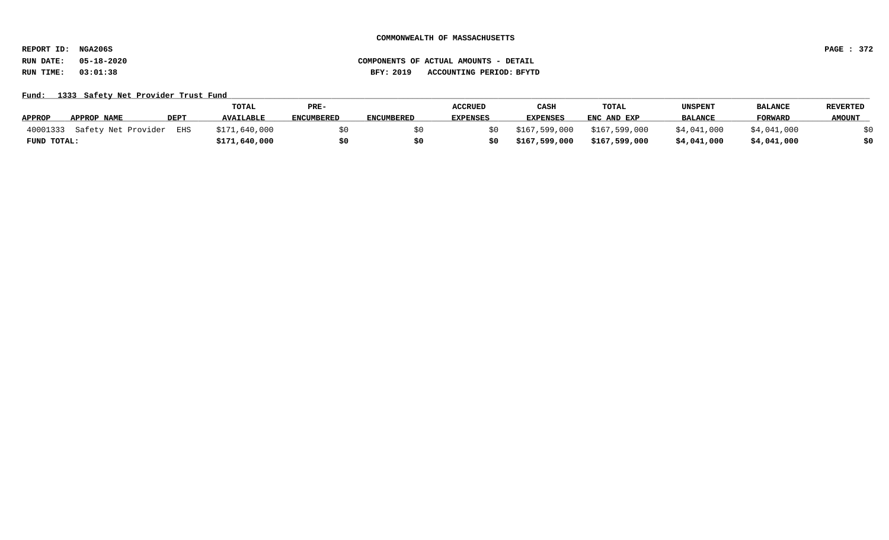**COMMONWEALTH OF MASSACHUSETTS**

**REPORT ID: NGA206S**

**RUN DATE: 05-18-2020** **COMPONENTS OF ACTUAL AMOUNTS - DETAIL**

**RUN TIME: 03:01:38** **BFY: 2019 ACCOUNTING PERIOD: BFYTD**

**Fund: 1333 Safety Net Provider Trust Fund**

| APPROP | APPROP NAME | DEPT | TOTAL AVAILABLE | PRE-ENCUMBERED | ENCUMBERED | ACCRUED EXPENSES | CASH EXPENSES | TOTAL ENC AND EXP | UNSPENT BALANCE | BALANCE FORWARD | REVERTED AMOUNT |
|---|---|---|---|---|---|---|---|---|---|---|---|
| 40001333 | Safety Net Provider | EHS | $171,640,000 | $0 | $0 | $0 | $167,599,000 | $167,599,000 | $4,041,000 | $4,041,000 | $0 |
| **FUND TOTAL:** | | | **$171,640,000** | **$0** | **$0** | **$0** | **$167,599,000** | **$167,599,000** | **$4,041,000** | **$4,041,000** | **$0** |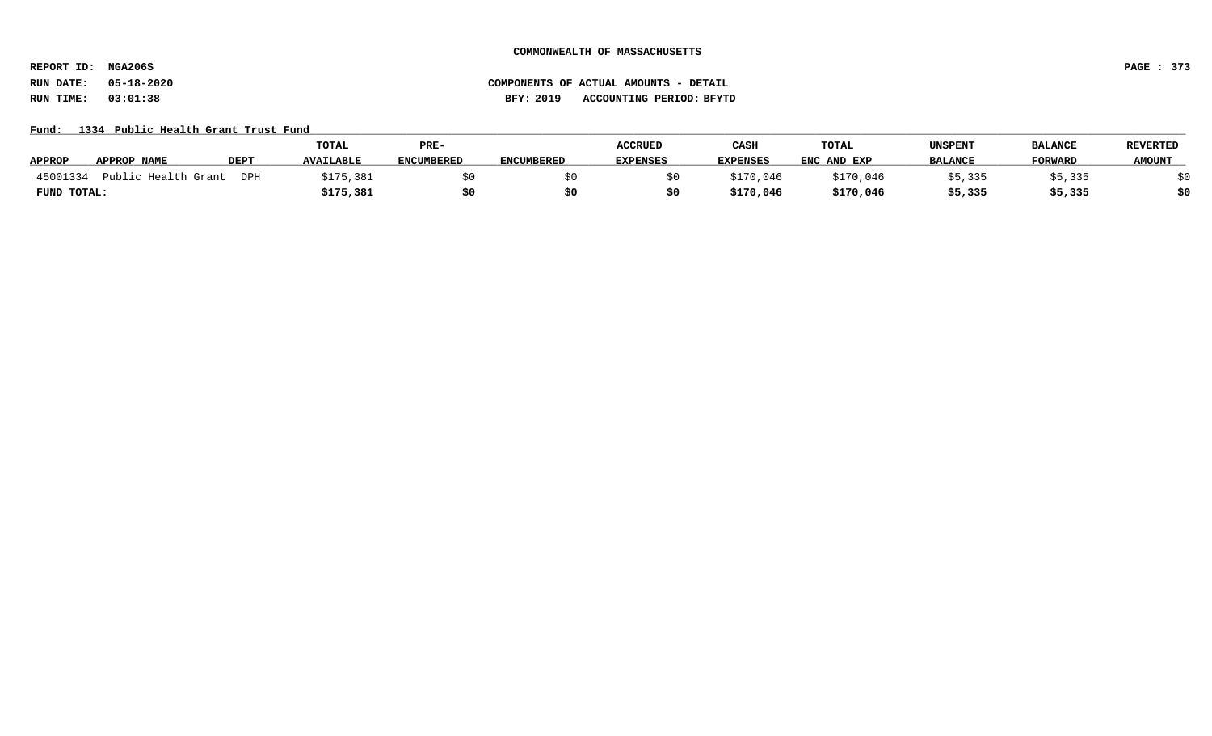COMMONWEALTH OF MASSACHUSETTS

REPORT ID: NGA206S

RUN DATE: 05-18-2020

RUN TIME: 03:01:38

COMPONENTS OF ACTUAL AMOUNTS - DETAIL

BFY: 2019 ACCOUNTING PERIOD: BFYTD

Fund: 1334 Public Health Grant Trust Fund

| APPROP | APPROP NAME | DEPT | TOTAL AVAILABLE | PRE-ENCUMBERED | ENCUMBERED | ACCRUED EXPENSES | CASH EXPENSES | TOTAL ENC AND EXP | UNSPENT BALANCE | BALANCE FORWARD | REVERTED AMOUNT |
|---|---|---|---|---|---|---|---|---|---|---|---|
| 45001334 | Public Health Grant | DPH | $175,381 | $0 | $0 | $0 | $170,046 | $170,046 | $5,335 | $5,335 | $0 |
| **FUND TOTAL:** | | | **$175,381** | **$0** | **$0** | **$0** | **$170,046** | **$170,046** | **$5,335** | **$5,335** | **$0** |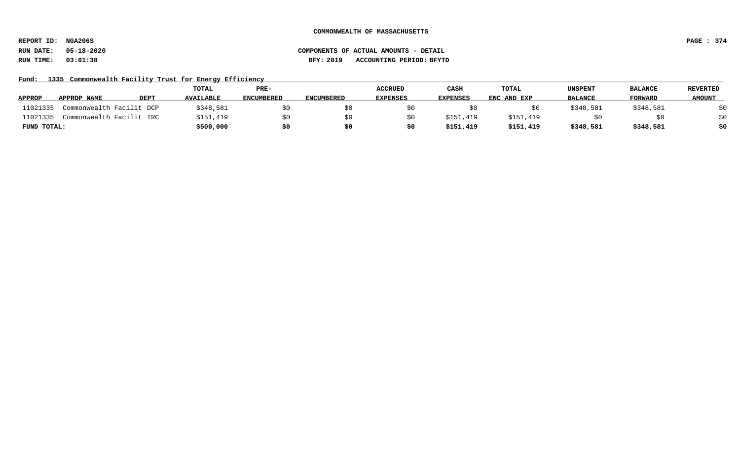**COMMONWEALTH OF MASSACHUSETTS**

REPORT ID: NGA206S

RUN DATE: 05-18-2020

RUN TIME: 03:01:38

**COMPONENTS OF ACTUAL AMOUNTS - DETAIL**

BFY: 2019 ACCOUNTING PERIOD: BFYTD

**Fund: 1335 Commonwealth Facility Trust for Energy Efficiency**

| APPROP | APPROP NAME | DEPT | TOTAL AVAILABLE | PRE-ENCUMBERED | ENCUMBERED | ACCRUED EXPENSES | CASH EXPENSES | TOTAL ENC AND EXP | UNSPENT BALANCE | BALANCE FORWARD | REVERTED AMOUNT |
|---|---|---|---|---|---|---|---|---|---|---|---|
| 11021335 | Commonwealth Facilit | DCP | $348,581 | $0 | $0 | $0 | $0 | $0 | $348,581 | $348,581 | $0 |
| 11021335 | Commonwealth Facilit | TRC | $151,419 | $0 | $0 | $0 | $151,419 | $151,419 | $0 | $0 | $0 |
| **FUND TOTAL:** | | | **$500,000** | **$0** | **$0** | **$0** | **$151,419** | **$151,419** | **$348,581** | **$348,581** | **$0** |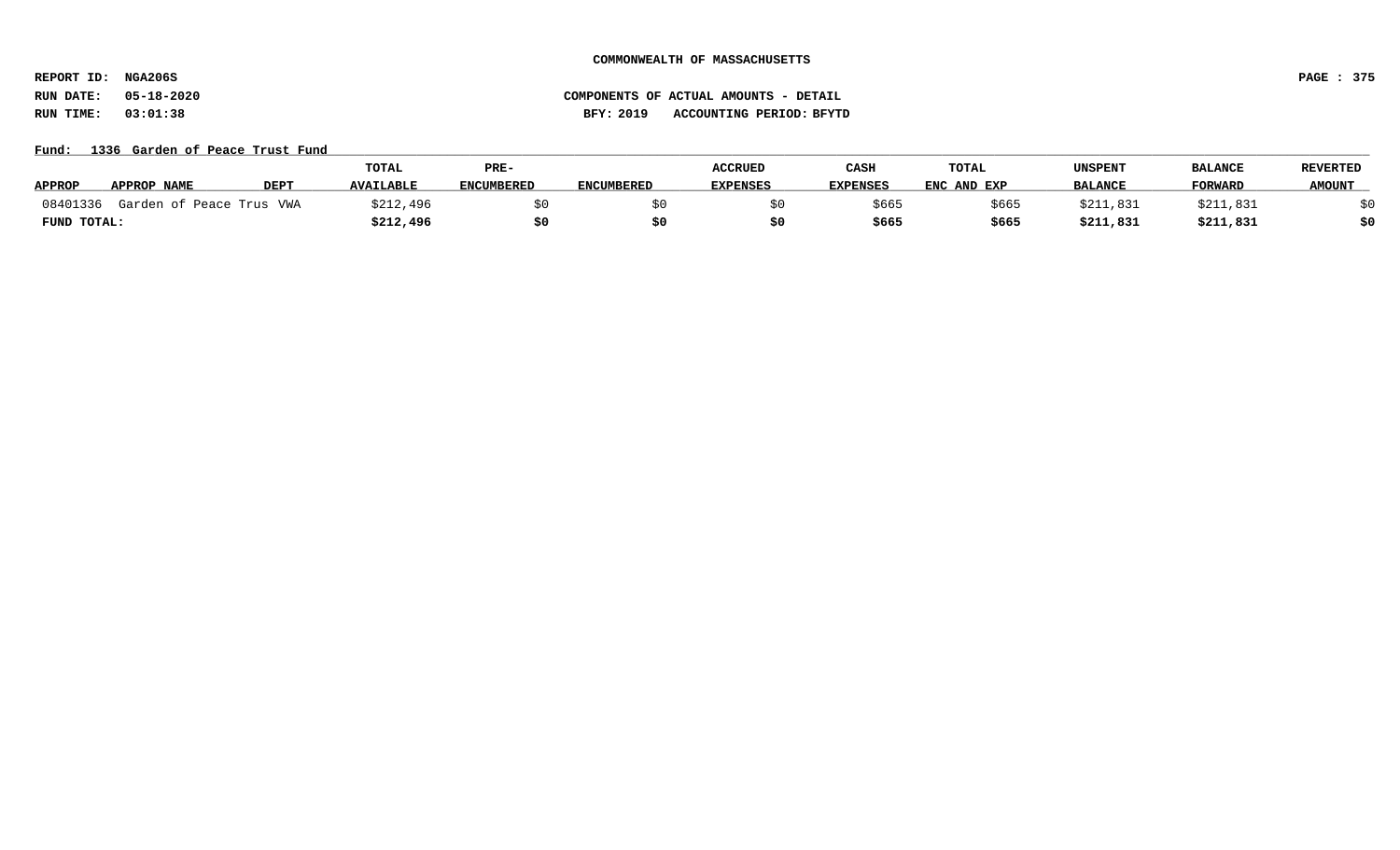COMMONWEALTH OF MASSACHUSETTS

REPORT ID: NGA206S

RUN DATE: 05-18-2020

RUN TIME: 03:01:38

COMPONENTS OF ACTUAL AMOUNTS - DETAIL

BFY: 2019 ACCOUNTING PERIOD: BFYTD

Fund: 1336 Garden of Peace Trust Fund

| APPROP | APPROP NAME | DEPT | TOTAL AVAILABLE | PRE-ENCUMBERED | ENCUMBERED | ACCRUED EXPENSES | CASH EXPENSES | TOTAL ENC AND EXP | UNSPENT BALANCE | BALANCE FORWARD | REVERTED AMOUNT |
|---|---|---|---|---|---|---|---|---|---|---|---|
| 08401336 | Garden of Peace Trus | VWA | $212,496 | $0 | $0 | $0 | $665 | $665 | $211,831 | $211,831 | $0 |
| **FUND TOTAL:** | | | **$212,496** | **$0** | **$0** | **$0** | **$665** | **$665** | **$211,831** | **$211,831** | **$0** |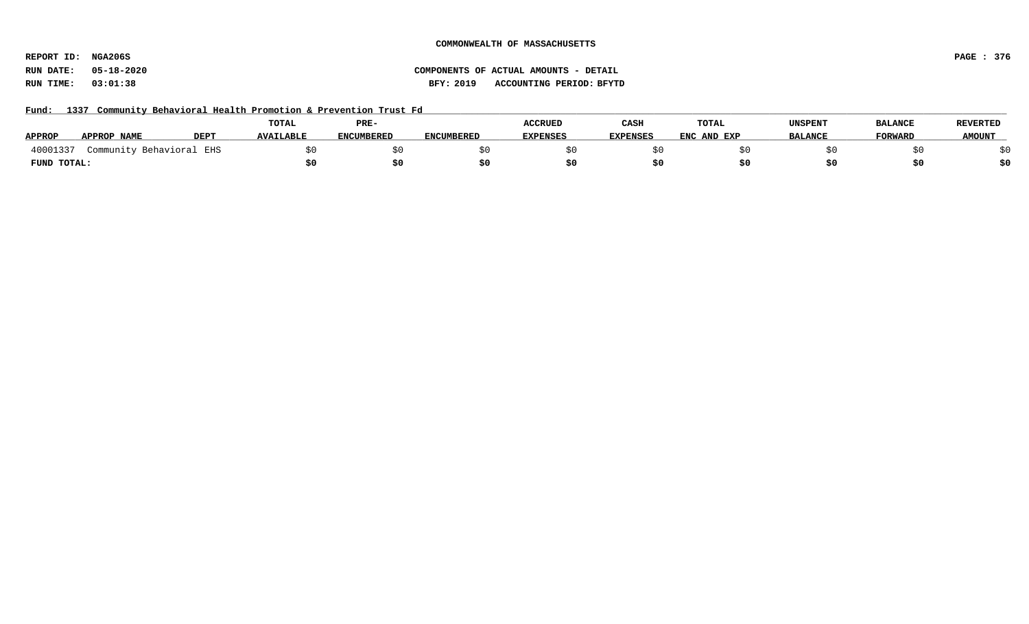COMMONWEALTH OF MASSACHUSETTS

REPORT ID: NGA206S

RUN DATE: 05-18-2020

RUN TIME: 03:01:38

COMPONENTS OF ACTUAL AMOUNTS - DETAIL

BFY: 2019 ACCOUNTING PERIOD: BFYTD

Fund: 1337 Community Behavioral Health Promotion & Prevention Trust Fd

| APPROP | APPROP NAME | DEPT | TOTAL AVAILABLE | PRE-ENCUMBERED | ENCUMBERED | ACCRUED EXPENSES | CASH EXPENSES | TOTAL ENC AND EXP | UNSPENT BALANCE | BALANCE FORWARD | REVERTED AMOUNT |
|---|---|---|---|---|---|---|---|---|---|---|---|
| 40001337 | Community Behavioral | EHS | $0 | $0 | $0 | $0 | $0 | $0 | $0 | $0 | $0 |
| **FUND TOTAL:** | | | **$0** | **$0** | **$0** | **$0** | **$0** | **$0** | **$0** | **$0** | **$0** |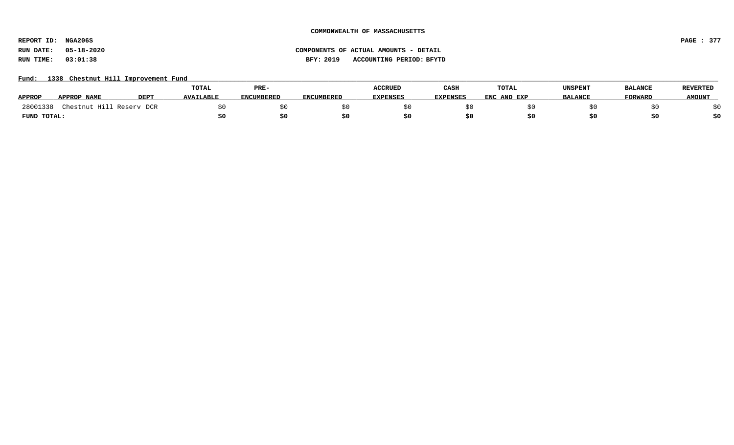**COMMONWEALTH OF MASSACHUSETTS**

**REPORT ID: NGA206S**

**RUN DATE: 05-18-2020** **COMPONENTS OF ACTUAL AMOUNTS - DETAIL**

**RUN TIME: 03:01:38** **BFY: 2019 ACCOUNTING PERIOD: BFYTD**

**Fund: 1338 Chestnut Hill Improvement Fund**

| APPROP | APPROP NAME | DEPT | TOTAL AVAILABLE | PRE-ENCUMBERED | ENCUMBERED | ACCRUED EXPENSES | CASH EXPENSES | TOTAL ENC AND EXP | UNSPENT BALANCE | BALANCE FORWARD | REVERTED AMOUNT |
|---|---|---|---|---|---|---|---|---|---|---|---|
| 28001338 | Chestnut Hill Reserv | DCR | $0 | $0 | $0 | $0 | $0 | $0 | $0 | $0 | $0 |
| **FUND TOTAL:** | | | **$0** | **$0** | **$0** | **$0** | **$0** | **$0** | **$0** | **$0** | **$0** |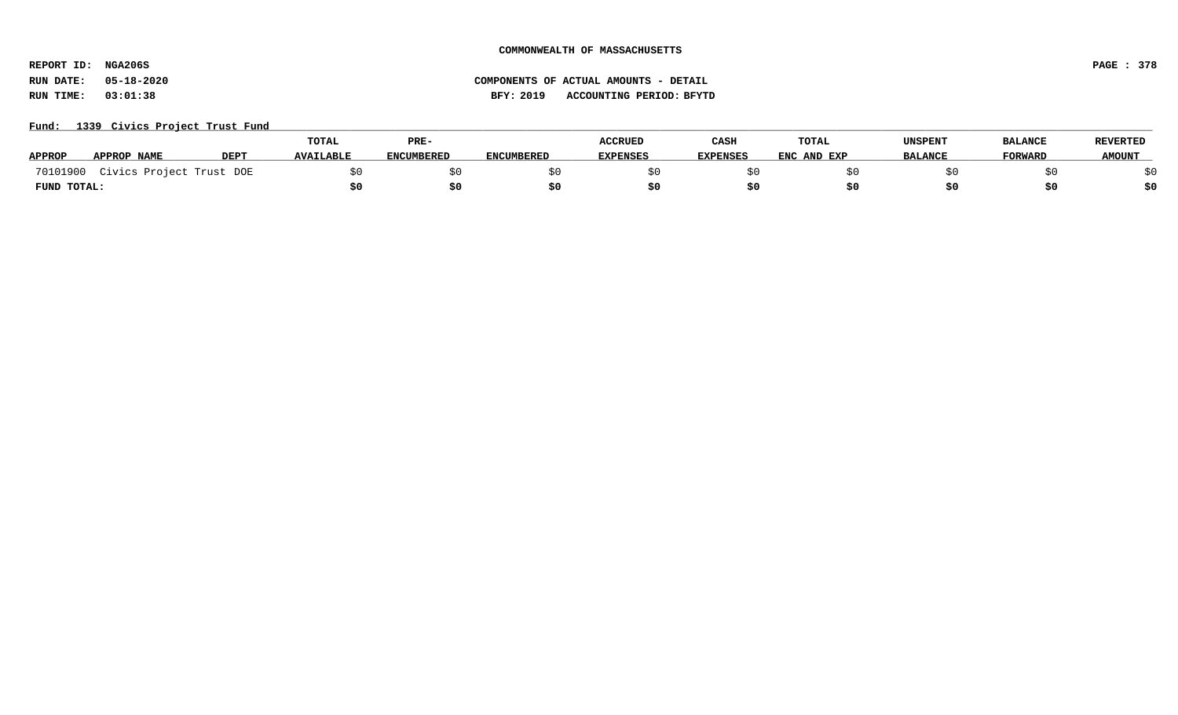COMMONWEALTH OF MASSACHUSETTS

REPORT ID: NGA206S

RUN DATE: 05-18-2020

RUN TIME: 03:01:38

COMPONENTS OF ACTUAL AMOUNTS - DETAIL

BFY: 2019 ACCOUNTING PERIOD: BFYTD

Fund: 1339 Civics Project Trust Fund

| APPROP | APPROP NAME | DEPT | TOTAL AVAILABLE | PRE-ENCUMBERED | ENCUMBERED | ACCRUED EXPENSES | CASH EXPENSES | TOTAL ENC AND EXP | UNSPENT BALANCE | BALANCE FORWARD | REVERTED AMOUNT |
|---|---|---|---|---|---|---|---|---|---|---|---|
| 70101900 | Civics Project Trust | DOE | $0 | $0 | $0 | $0 | $0 | $0 | $0 | $0 | $0 |
| **FUND TOTAL:** | | | **$0** | **$0** | **$0** | **$0** | **$0** | **$0** | **$0** | **$0** | **$0** |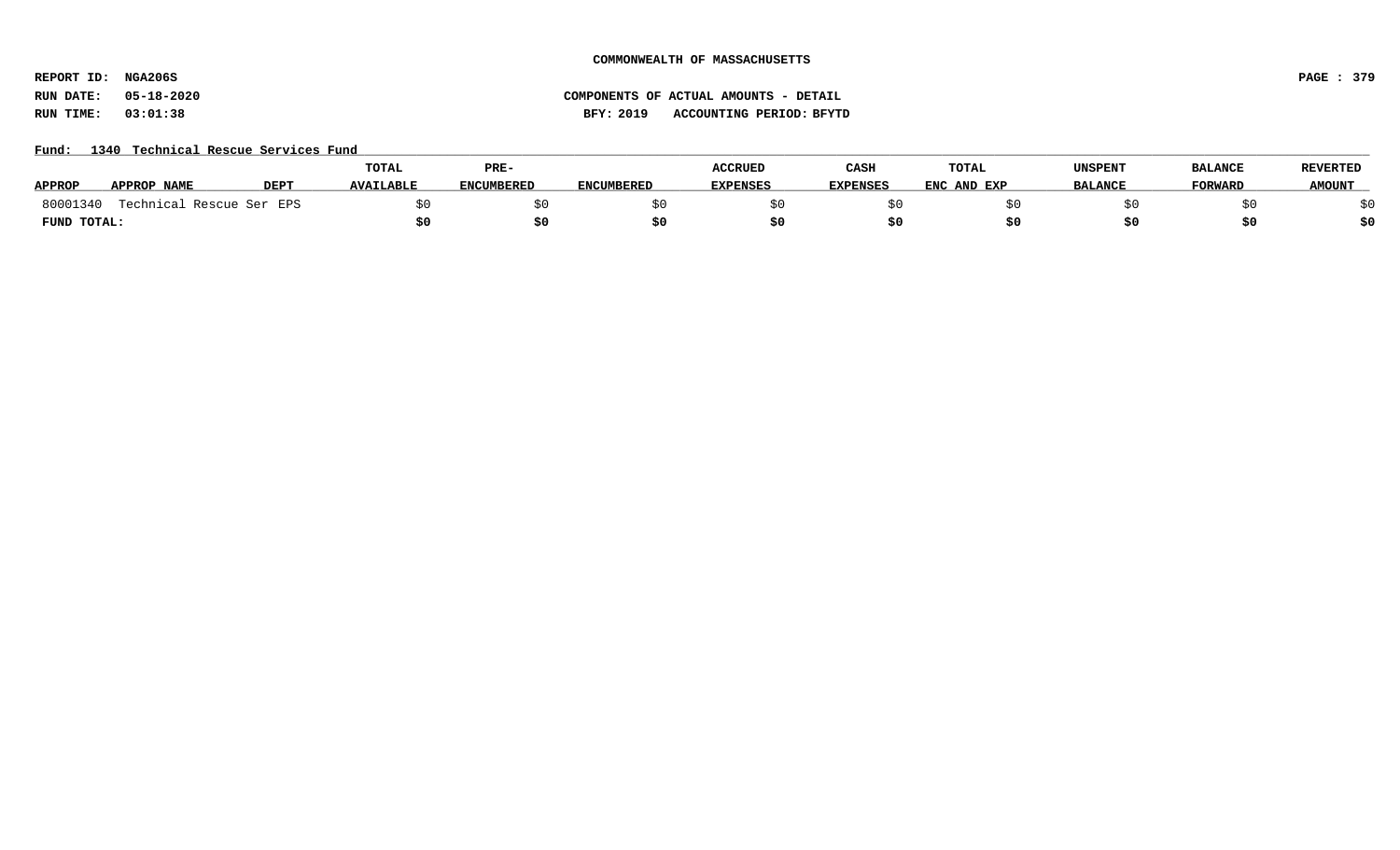**COMMONWEALTH OF MASSACHUSETTS**

**REPORT ID: NGA206S**

**RUN DATE: 05-18-2020** **COMPONENTS OF ACTUAL AMOUNTS - DETAIL**

**RUN TIME: 03:01:38** **BFY: 2019 ACCOUNTING PERIOD: BFYTD**

**Fund: 1340 Technical Rescue Services Fund**

| APPROP | APPROP NAME | DEPT | TOTAL AVAILABLE | PRE-ENCUMBERED | ENCUMBERED | ACCRUED EXPENSES | CASH EXPENSES | TOTAL ENC AND EXP | UNSPENT BALANCE | BALANCE FORWARD | REVERTED AMOUNT |
|---|---|---|---|---|---|---|---|---|---|---|---|
| 80001340 | Technical Rescue Ser | EPS | $0 | $0 | $0 | $0 | $0 | $0 | $0 | $0 | $0 |
| **FUND TOTAL:** | | | **$0** | **$0** | **$0** | **$0** | **$0** | **$0** | **$0** | **$0** | **$0** |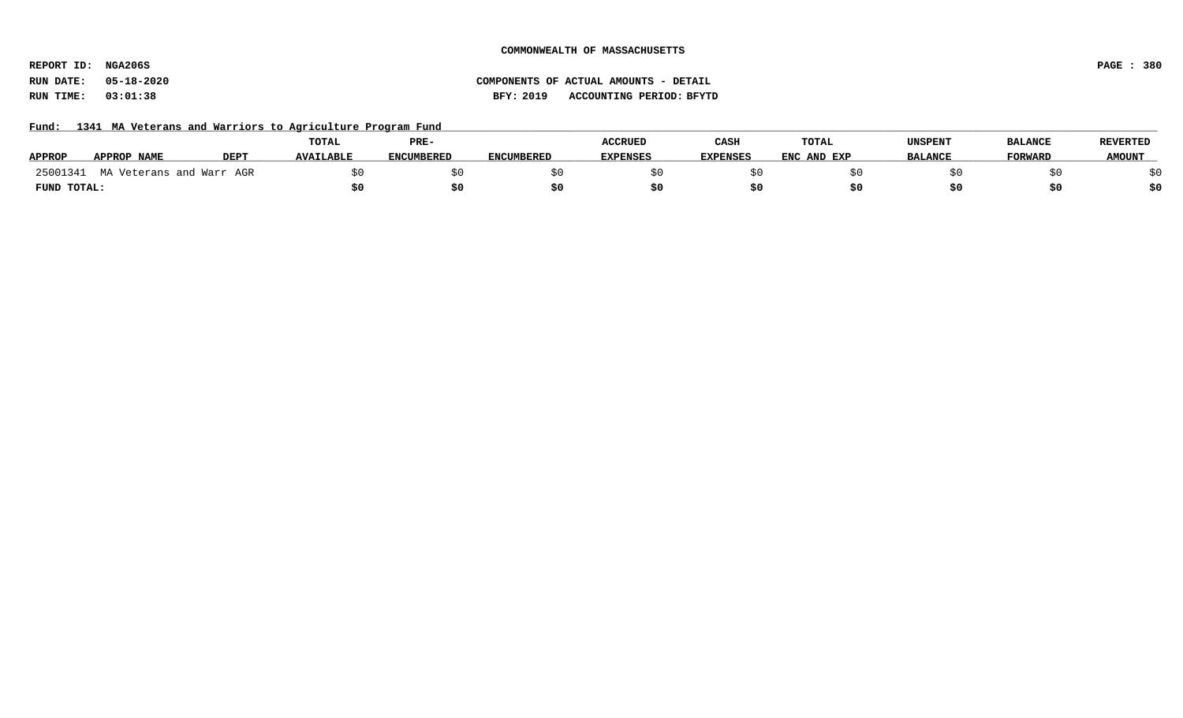**COMMONWEALTH OF MASSACHUSETTS**

**REPORT ID: NGA206S**

**RUN DATE: 05-18-2020** **COMPONENTS OF ACTUAL AMOUNTS - DETAIL**

**RUN TIME: 03:01:38** **BFY: 2019 ACCOUNTING PERIOD: BFYTD**

**Fund: 1341 MA Veterans and Warriors to Agriculture Program Fund**

| APPROP | APPROP NAME | DEPT | TOTAL AVAILABLE | PRE-ENCUMBERED | ENCUMBERED | ACCRUED EXPENSES | CASH EXPENSES | TOTAL ENC AND EXP | UNSPENT BALANCE | BALANCE FORWARD | REVERTED AMOUNT |
|---|---|---|---|---|---|---|---|---|---|---|---|
| 25001341 | MA Veterans and Warr | AGR | $0 | $0 | $0 | $0 | $0 | $0 | $0 | $0 | $0 |
| **FUND TOTAL:** | | | **$0** | **$0** | **$0** | **$0** | **$0** | **$0** | **$0** | **$0** | **$0** |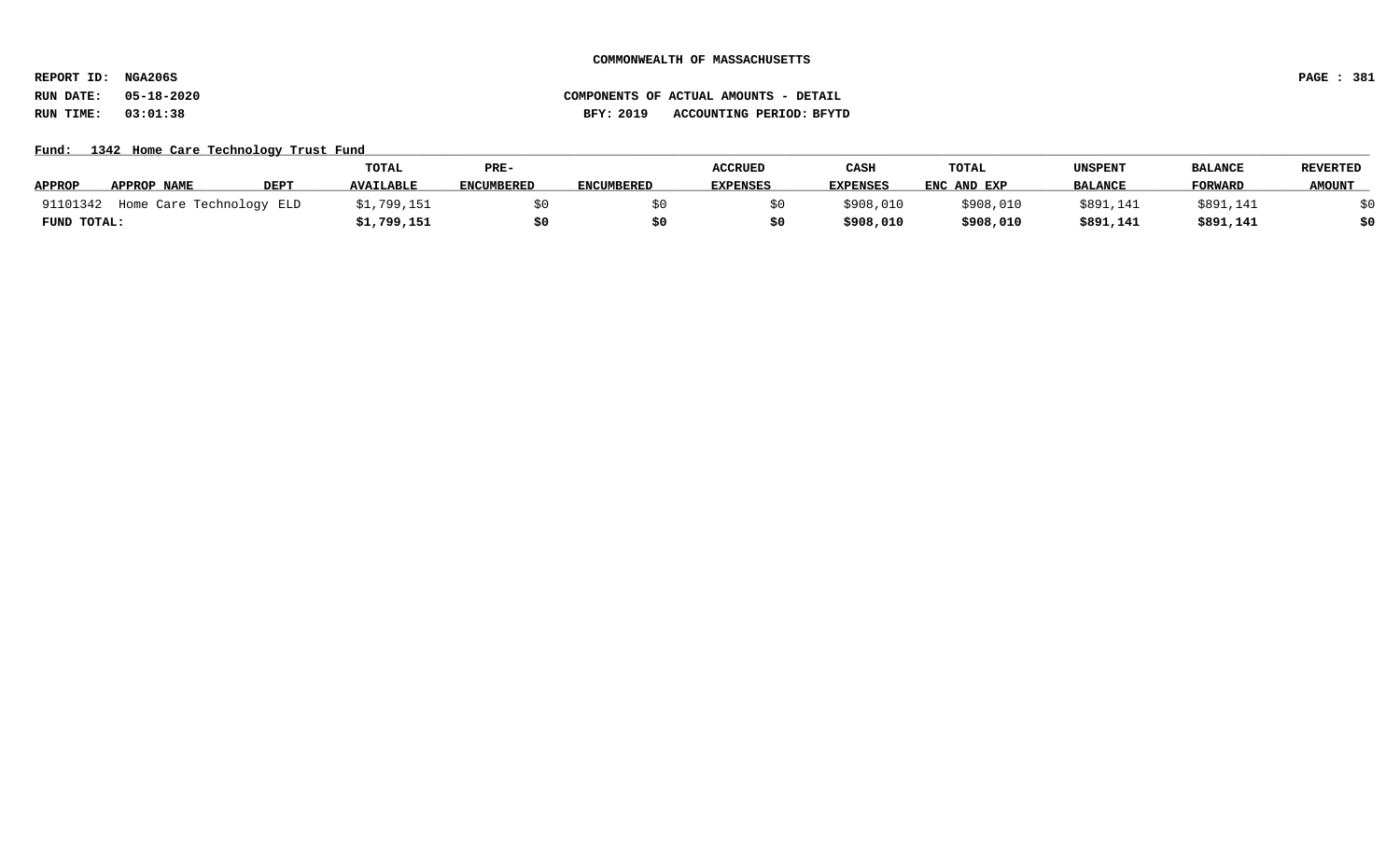**COMMONWEALTH OF MASSACHUSETTS**

**REPORT ID: NGA206S**

**RUN DATE: 05-18-2020** **COMPONENTS OF ACTUAL AMOUNTS - DETAIL**

**RUN TIME: 03:01:38** **BFY: 2019 ACCOUNTING PERIOD: BFYTD**

**Fund: 1342 Home Care Technology Trust Fund**

| APPROP | APPROP NAME | DEPT | TOTAL AVAILABLE | PRE-ENCUMBERED | ENCUMBERED | ACCRUED EXPENSES | CASH EXPENSES | TOTAL ENC AND EXP | UNSPENT BALANCE | BALANCE FORWARD | REVERTED AMOUNT |
|---|---|---|---|---|---|---|---|---|---|---|---|
| 91101342 | Home Care Technology | ELD | $1,799,151 | $0 | $0 | $0 | $908,010 | $908,010 | $891,141 | $891,141 | $0 |
| **FUND TOTAL:** | | | **$1,799,151** | **$0** | **$0** | **$0** | **$908,010** | **$908,010** | **$891,141** | **$891,141** | **$0** |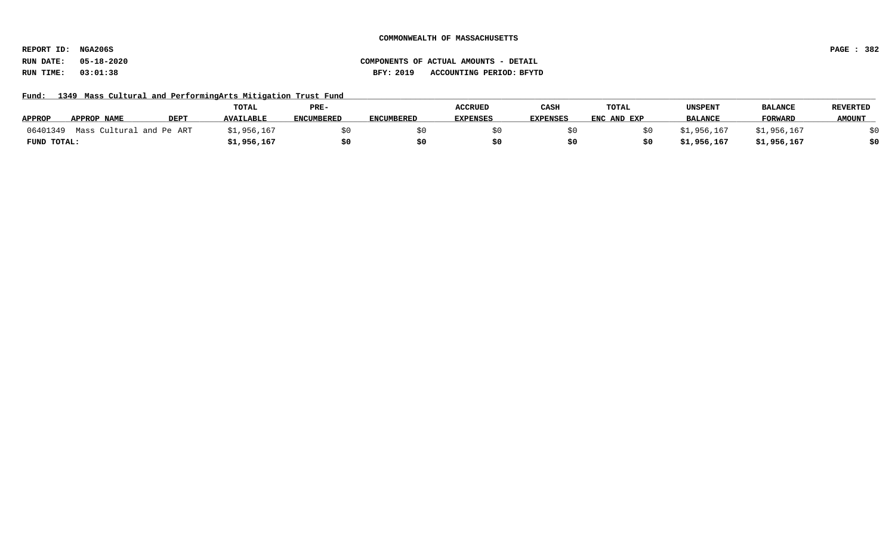**COMMONWEALTH OF MASSACHUSETTS**

**REPORT ID: NGA206S**

**RUN DATE: 05-18-2020** **COMPONENTS OF ACTUAL AMOUNTS - DETAIL**

**RUN TIME: 03:01:38** **BFY: 2019 ACCOUNTING PERIOD: BFYTD**

**Fund: 1349 Mass Cultural and PerformingArts Mitigation Trust Fund**

| APPROP | APPROP NAME | DEPT | TOTAL AVAILABLE | PRE-ENCUMBERED | ENCUMBERED | ACCRUED EXPENSES | CASH EXPENSES | TOTAL ENC AND EXP | UNSPENT BALANCE | BALANCE FORWARD | REVERTED AMOUNT |
|---|---|---|---|---|---|---|---|---|---|---|---|
| 06401349 | Mass Cultural and Pe | ART | $1,956,167 | $0 | $0 | $0 | $0 | $0 | $1,956,167 | $1,956,167 | $0 |
| **FUND TOTAL:** | | | **$1,956,167** | **$0** | **$0** | **$0** | **$0** | **$0** | **$1,956,167** | **$1,956,167** | **$0** |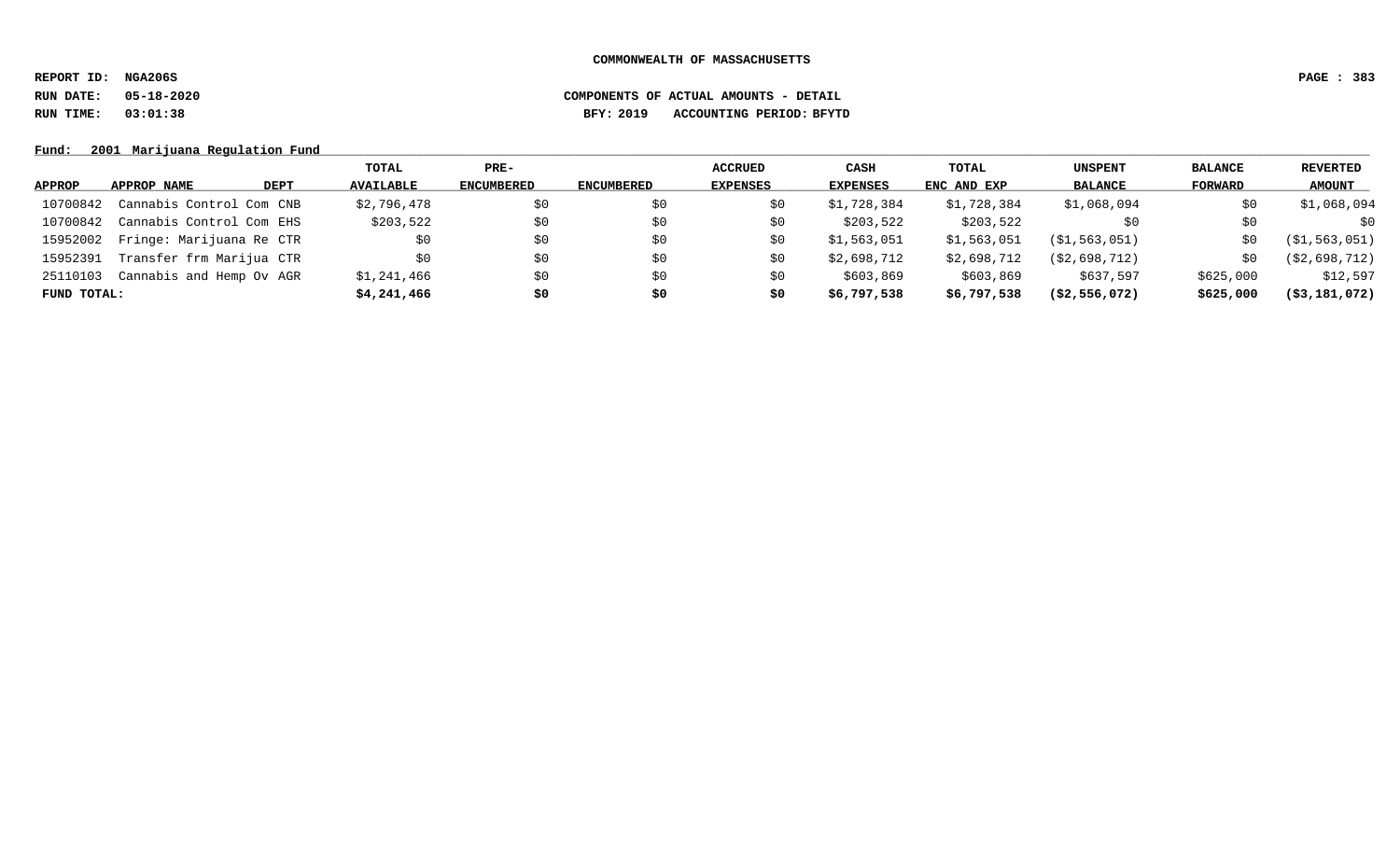COMMONWEALTH OF MASSACHUSETTS

REPORT ID: NGA206S

RUN DATE: 05-18-2020 COMPONENTS OF ACTUAL AMOUNTS - DETAIL

RUN TIME: 03:01:38 BFY: 2019 ACCOUNTING PERIOD: BFYTD

Fund: 2001 Marijuana Regulation Fund

| APPROP | APPROP NAME | DEPT | TOTAL AVAILABLE | PRE-ENCUMBERED | ENCUMBERED | ACCRUED EXPENSES | CASH EXPENSES | TOTAL ENC AND EXP | UNSPENT BALANCE | BALANCE FORWARD | REVERTED AMOUNT |
|---|---|---|---|---|---|---|---|---|---|---|---|
| 10700842 | Cannabis Control Com | CNB | $2,796,478 | $0 | $0 | $0 | $1,728,384 | $1,728,384 | $1,068,094 | $0 | $1,068,094 |
| 10700842 | Cannabis Control Com | EHS | $203,522 | $0 | $0 | $0 | $203,522 | $203,522 | $0 | $0 | $0 |
| 15952002 | Fringe: Marijuana Re | CTR | $0 | $0 | $0 | $0 | $1,563,051 | $1,563,051 | ($1,563,051) | $0 | ($1,563,051) |
| 15952391 | Transfer frm Marijua | CTR | $0 | $0 | $0 | $0 | $2,698,712 | $2,698,712 | ($2,698,712) | $0 | ($2,698,712) |
| 25110103 | Cannabis and Hemp Ov | AGR | $1,241,466 | $0 | $0 | $0 | $603,869 | $603,869 | $637,597 | $625,000 | $12,597 |
| **FUND TOTAL:** | | | **$4,241,466** | **$0** | **$0** | **$0** | **$6,797,538** | **$6,797,538** | **($2,556,072)** | **$625,000** | **($3,181,072)** |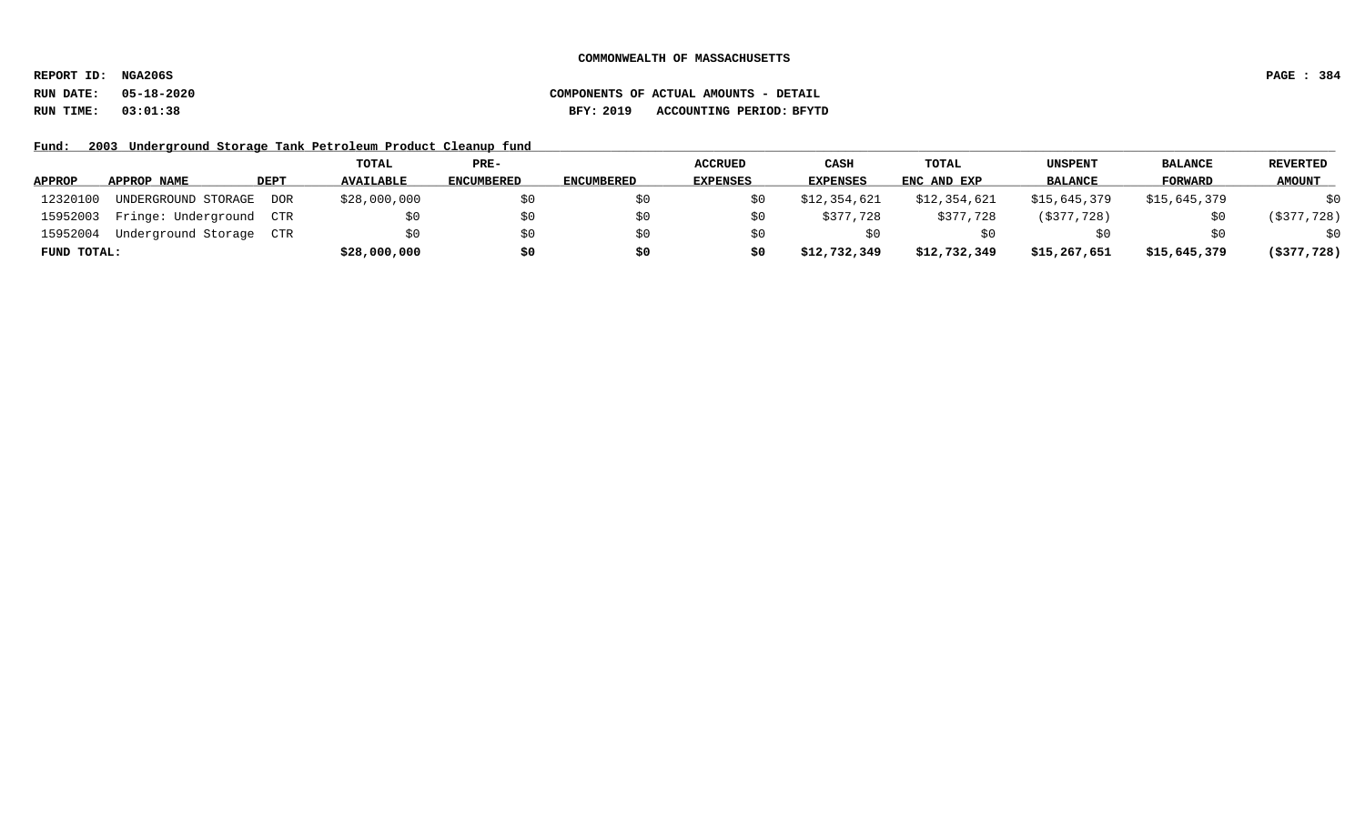**COMMONWEALTH OF MASSACHUSETTS**

**REPORT ID: NGA206S**

**RUN DATE: 05-18-2020** **COMPONENTS OF ACTUAL AMOUNTS - DETAIL**

**RUN TIME: 03:01:38** **BFY: 2019 ACCOUNTING PERIOD: BFYTD**

**Fund: 2003 Underground Storage Tank Petroleum Product Cleanup fund**

| APPROP | APPROP NAME | DEPT | TOTAL AVAILABLE | PRE-ENCUMBERED | ENCUMBERED | ACCRUED EXPENSES | CASH EXPENSES | TOTAL ENC AND EXP | UNSPENT BALANCE | BALANCE FORWARD | REVERTED AMOUNT |
|---|---|---|---|---|---|---|---|---|---|---|---|
| 12320100 | UNDERGROUND STORAGE | DOR | $28,000,000 | $0 | $0 | $0 | $12,354,621 | $12,354,621 | $15,645,379 | $15,645,379 | $0 |
| 15952003 | Fringe: Underground | CTR | $0 | $0 | $0 | $0 | $377,728 | $377,728 | ($377,728) | $0 | ($377,728) |
| 15952004 | Underground Storage | CTR | $0 | $0 | $0 | $0 | $0 | $0 | $0 | $0 | $0 |
| **FUND TOTAL:** | | | **$28,000,000** | **$0** | **$0** | **$0** | **$12,732,349** | **$12,732,349** | **$15,267,651** | **$15,645,379** | **($377,728)** |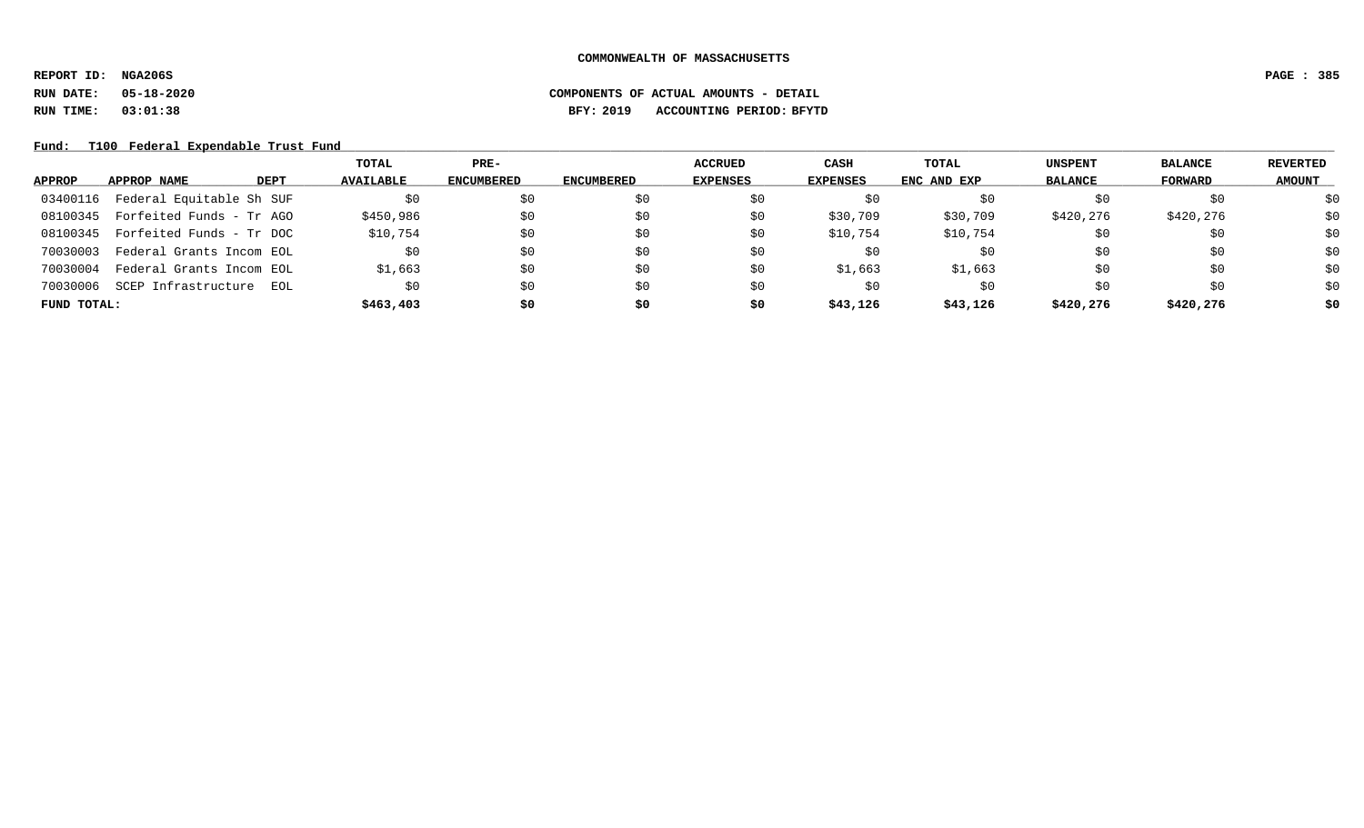**COMMONWEALTH OF MASSACHUSETTS**

**REPORT ID: NGA206S**

**RUN DATE: 05-18-2020** **COMPONENTS OF ACTUAL AMOUNTS - DETAIL**

**RUN TIME: 03:01:38** **BFY: 2019 ACCOUNTING PERIOD: BFYTD**

**Fund: T100 Federal Expendable Trust Fund**

| APPROP | APPROP NAME | DEPT | TOTAL AVAILABLE | PRE-ENCUMBERED | ENCUMBERED | ACCRUED EXPENSES | CASH EXPENSES | TOTAL ENC AND EXP | UNSPENT BALANCE | BALANCE FORWARD | REVERTED AMOUNT |
|---|---|---|---|---|---|---|---|---|---|---|---|
| 03400116 | Federal Equitable Sh | SUF | $0 | $0 | $0 | $0 | $0 | $0 | $0 | $0 | $0 |
| 08100345 | Forfeited Funds - Tr | AGO | $450,986 | $0 | $0 | $0 | $30,709 | $30,709 | $420,276 | $420,276 | $0 |
| 08100345 | Forfeited Funds - Tr | DOC | $10,754 | $0 | $0 | $0 | $10,754 | $10,754 | $0 | $0 | $0 |
| 70030003 | Federal Grants Incom | EOL | $0 | $0 | $0 | $0 | $0 | $0 | $0 | $0 | $0 |
| 70030004 | Federal Grants Incom | EOL | $1,663 | $0 | $0 | $0 | $1,663 | $1,663 | $0 | $0 | $0 |
| 70030006 | SCEP Infrastructure | EOL | $0 | $0 | $0 | $0 | $0 | $0 | $0 | $0 | $0 |
| **FUND TOTAL:** | | | **$463,403** | **$0** | **$0** | **$0** | **$43,126** | **$43,126** | **$420,276** | **$420,276** | **$0** |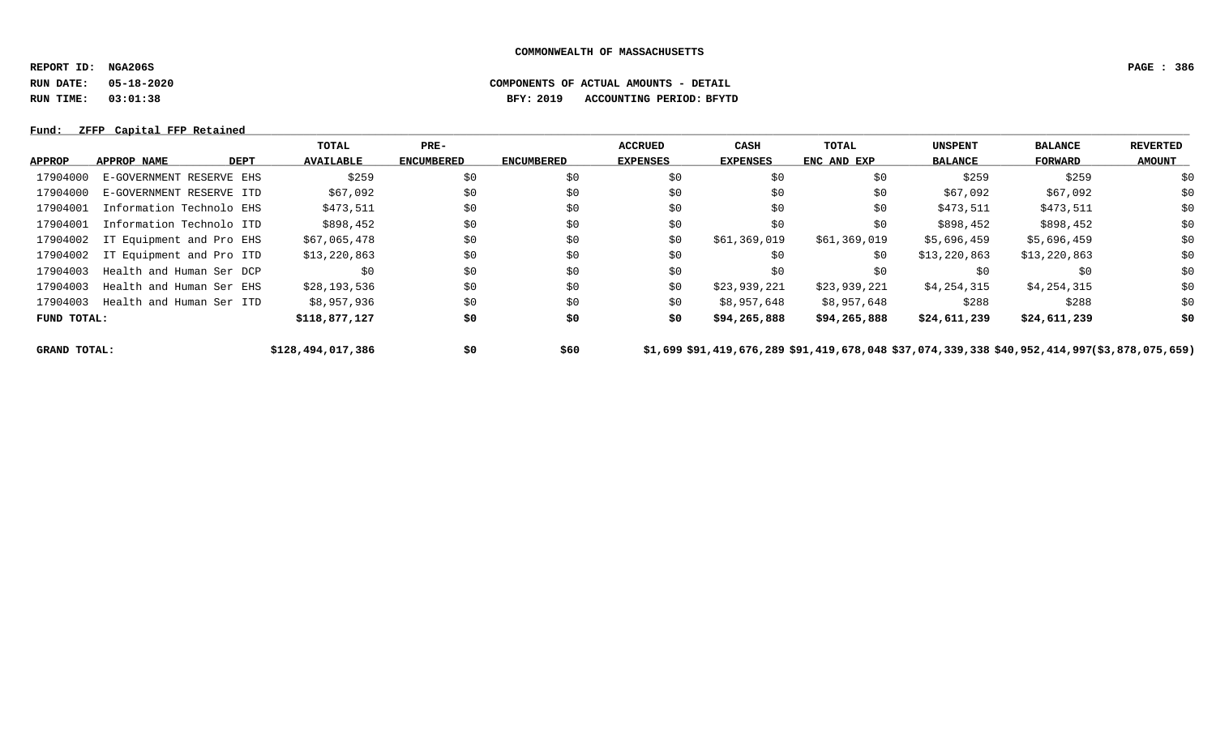**COMMONWEALTH OF MASSACHUSETTS**

**REPORT ID: NGA206S**
**RUN DATE: 05-18-2020** **COMPONENTS OF ACTUAL AMOUNTS - DETAIL**
**RUN TIME: 03:01:38** **BFY: 2019 ACCOUNTING PERIOD: BFYTD**

**Fund: ZFFP Capital FFP Retained**

| APPROP | APPROP NAME | DEPT | TOTAL AVAILABLE | PRE-ENCUMBERED | ENCUMBERED | ACCRUED EXPENSES | CASH EXPENSES | TOTAL ENC AND EXP | UNSPENT BALANCE | BALANCE FORWARD | REVERTED AMOUNT |
|---|---|---|---|---|---|---|---|---|---|---|---|
| 17904000 | E-GOVERNMENT RESERVE | EHS | $259 | $0 | $0 | $0 | $0 | $0 | $259 | $259 | $0 |
| 17904000 | E-GOVERNMENT RESERVE | ITD | $67,092 | $0 | $0 | $0 | $0 | $0 | $67,092 | $67,092 | $0 |
| 17904001 | Information Technolo | EHS | $473,511 | $0 | $0 | $0 | $0 | $0 | $473,511 | $473,511 | $0 |
| 17904001 | Information Technolo | ITD | $898,452 | $0 | $0 | $0 | $0 | $0 | $898,452 | $898,452 | $0 |
| 17904002 | IT Equipment and Pro | EHS | $67,065,478 | $0 | $0 | $0 | $61,369,019 | $61,369,019 | $5,696,459 | $5,696,459 | $0 |
| 17904002 | IT Equipment and Pro | ITD | $13,220,863 | $0 | $0 | $0 | $0 | $0 | $13,220,863 | $13,220,863 | $0 |
| 17904003 | Health and Human Ser | DCP | $0 | $0 | $0 | $0 | $0 | $0 | $0 | $0 | $0 |
| 17904003 | Health and Human Ser | EHS | $28,193,536 | $0 | $0 | $0 | $23,939,221 | $23,939,221 | $4,254,315 | $4,254,315 | $0 |
| 17904003 | Health and Human Ser | ITD | $8,957,936 | $0 | $0 | $0 | $8,957,648 | $8,957,648 | $288 | $288 | $0 |
| **FUND TOTAL:** | | | **$118,877,127** | **$0** | **$0** | **$0** | **$94,265,888** | **$94,265,888** | **$24,611,239** | **$24,611,239** | **$0** |
| **GRAND TOTAL:** | | | **$128,494,017,386** | **$0** | **$60** | **$1,699** | **$91,419,676,289** | **$91,419,678,048** | **$37,074,339,338** | **$40,952,414,997** | **($3,878,075,659)** |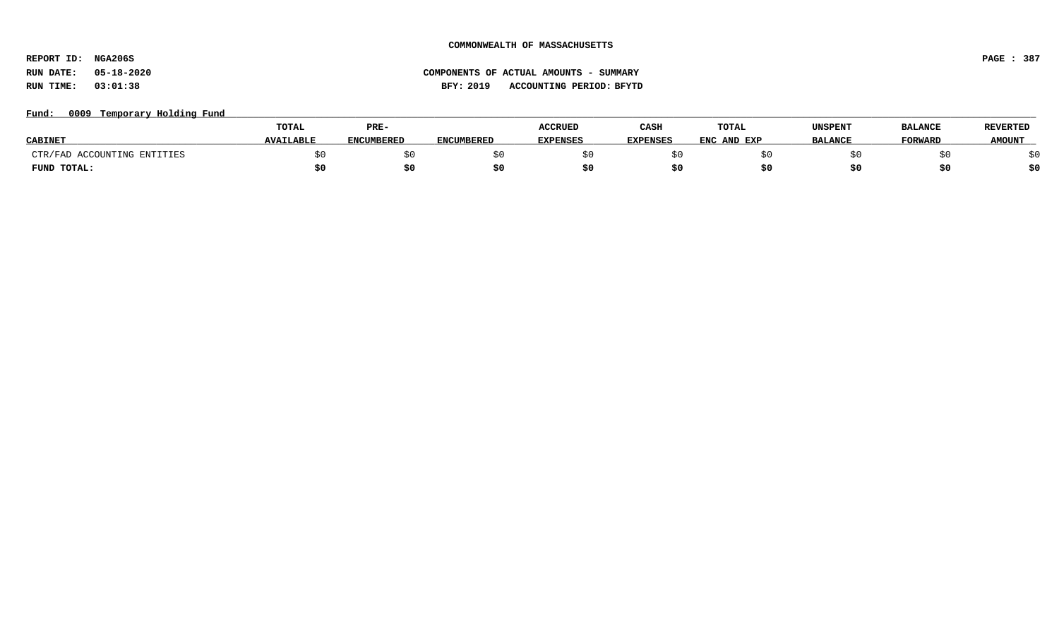COMMONWEALTH OF MASSACHUSETTS

REPORT ID: NGA206S

RUN DATE: 05-18-2020

RUN TIME: 03:01:38

COMPONENTS OF ACTUAL AMOUNTS - SUMMARY

BFY: 2019 ACCOUNTING PERIOD: BFYTD

Fund: 0009 Temporary Holding Fund

| CABINET | TOTAL AVAILABLE | PRE-ENCUMBERED | ENCUMBERED | ACCRUED EXPENSES | CASH EXPENSES | TOTAL ENC AND EXP | UNSPENT BALANCE | BALANCE FORWARD | REVERTED AMOUNT |
|---|---|---|---|---|---|---|---|---|---|
| CTR/FAD ACCOUNTING ENTITIES | $0 | $0 | $0 | $0 | $0 | $0 | $0 | $0 | $0 |
| **FUND TOTAL:** | **$0** | **$0** | **$0** | **$0** | **$0** | **$0** | **$0** | **$0** | **$0** |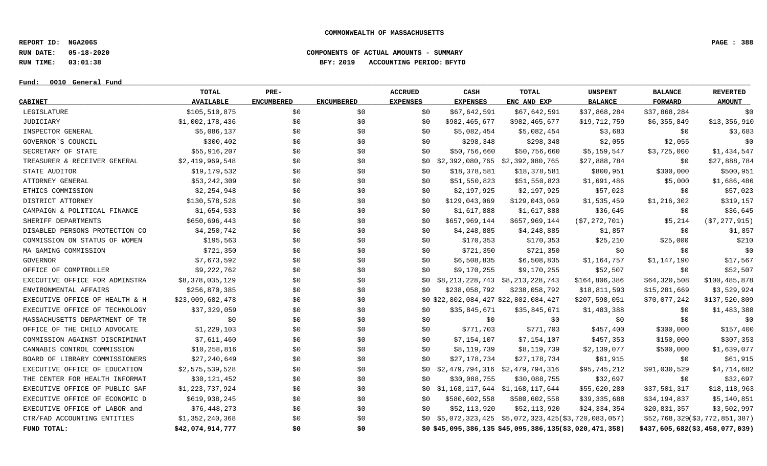COMMONWEALTH OF MASSACHUSETTS

REPORT ID: NGA206S
RUN DATE: 05-18-2020
RUN TIME: 03:01:38

COMPONENTS OF ACTUAL AMOUNTS - SUMMARY
BFY: 2019 ACCOUNTING PERIOD: BFYTD

Fund: 0010 General Fund

| CABINET | TOTAL AVAILABLE | PRE-ENCUMBERED | ENCUMBERED | ACCRUED EXPENSES | CASH EXPENSES | TOTAL ENC AND EXP | UNSPENT BALANCE | BALANCE FORWARD | REVERTED AMOUNT |
|---|---|---|---|---|---|---|---|---|---|
| LEGISLATURE | $105,510,875 | $0 | $0 | $0 | $67,642,591 | $67,642,591 | $37,868,284 | $37,868,284 | $0 |
| JUDICIARY | $1,002,178,436 | $0 | $0 | $0 | $982,465,677 | $982,465,677 | $19,712,759 | $6,355,849 | $13,356,910 |
| INSPECTOR GENERAL | $5,086,137 | $0 | $0 | $0 | $5,082,454 | $5,082,454 | $3,683 | $0 | $3,683 |
| GOVERNOR`S COUNCIL | $300,402 | $0 | $0 | $0 | $298,348 | $298,348 | $2,055 | $2,055 | $0 |
| SECRETARY OF STATE | $55,916,207 | $0 | $0 | $0 | $50,756,660 | $50,756,660 | $5,159,547 | $3,725,000 | $1,434,547 |
| TREASURER & RECEIVER GENERAL | $2,419,969,548 | $0 | $0 | $0 | $2,392,080,765 | $2,392,080,765 | $27,888,784 | $0 | $27,888,784 |
| STATE AUDITOR | $19,179,532 | $0 | $0 | $0 | $18,378,581 | $18,378,581 | $800,951 | $300,000 | $500,951 |
| ATTORNEY GENERAL | $53,242,309 | $0 | $0 | $0 | $51,550,823 | $51,550,823 | $1,691,486 | $5,000 | $1,686,486 |
| ETHICS COMMISSION | $2,254,948 | $0 | $0 | $0 | $2,197,925 | $2,197,925 | $57,023 | $0 | $57,023 |
| DISTRICT ATTORNEY | $130,578,528 | $0 | $0 | $0 | $129,043,069 | $129,043,069 | $1,535,459 | $1,216,302 | $319,157 |
| CAMPAIGN & POLITICAL FINANCE | $1,654,533 | $0 | $0 | $0 | $1,617,888 | $1,617,888 | $36,645 | $0 | $36,645 |
| SHERIFF DEPARTMENTS | $650,696,443 | $0 | $0 | $0 | $657,969,144 | $657,969,144 | ($7,272,701) | $5,214 | ($7,277,915) |
| DISABLED PERSONS PROTECTION CO | $4,250,742 | $0 | $0 | $0 | $4,248,885 | $4,248,885 | $1,857 | $0 | $1,857 |
| COMMISSION ON STATUS OF WOMEN | $195,563 | $0 | $0 | $0 | $170,353 | $170,353 | $25,210 | $25,000 | $210 |
| MA GAMING COMMISSION | $721,350 | $0 | $0 | $0 | $721,350 | $721,350 | $0 | $0 | $0 |
| GOVERNOR | $7,673,592 | $0 | $0 | $0 | $6,508,835 | $6,508,835 | $1,164,757 | $1,147,190 | $17,567 |
| OFFICE OF COMPTROLLER | $9,222,762 | $0 | $0 | $0 | $9,170,255 | $9,170,255 | $52,507 | $0 | $52,507 |
| EXECUTIVE OFFICE FOR ADMINSTRA | $8,378,035,129 | $0 | $0 | $0 | $8,213,228,743 | $8,213,228,743 | $164,806,386 | $64,320,508 | $100,485,878 |
| ENVIRONMENTAL AFFAIRS | $256,870,385 | $0 | $0 | $0 | $238,058,792 | $238,058,792 | $18,811,593 | $15,281,669 | $3,529,924 |
| EXECUTIVE OFFICE OF HEALTH & H | $23,009,682,478 | $0 | $0 | $0 | $22,802,084,427 | $22,802,084,427 | $207,598,051 | $70,077,242 | $137,520,809 |
| EXECUTIVE OFFICE OF TECHNOLOGY | $37,329,059 | $0 | $0 | $0 | $35,845,671 | $35,845,671 | $1,483,388 | $0 | $1,483,388 |
| MASSACHUSETTS DEPARTMENT OF TR | $0 | $0 | $0 | $0 | $0 | $0 | $0 | $0 | $0 |
| OFFICE OF THE CHILD ADVOCATE | $1,229,103 | $0 | $0 | $0 | $771,703 | $771,703 | $457,400 | $300,000 | $157,400 |
| COMMISSION AGAINST DISCRIMINAT | $7,611,460 | $0 | $0 | $0 | $7,154,107 | $7,154,107 | $457,353 | $150,000 | $307,353 |
| CANNABIS CONTROL COMMISSION | $10,258,816 | $0 | $0 | $0 | $8,119,739 | $8,119,739 | $2,139,077 | $500,000 | $1,639,077 |
| BOARD OF LIBRARY COMMISSIONERS | $27,240,649 | $0 | $0 | $0 | $27,178,734 | $27,178,734 | $61,915 | $0 | $61,915 |
| EXECUTIVE OFFICE OF EDUCATION | $2,575,539,528 | $0 | $0 | $0 | $2,479,794,316 | $2,479,794,316 | $95,745,212 | $91,030,529 | $4,714,682 |
| THE CENTER FOR HEALTH INFORMAT | $30,121,452 | $0 | $0 | $0 | $30,088,755 | $30,088,755 | $32,697 | $0 | $32,697 |
| EXECUTIVE OFFICE OF PUBLIC SAF | $1,223,737,924 | $0 | $0 | $0 | $1,168,117,644 | $1,168,117,644 | $55,620,280 | $37,501,317 | $18,118,963 |
| EXECUTIVE OFFICE OF ECONOMIC D | $619,938,245 | $0 | $0 | $0 | $580,602,558 | $580,602,558 | $39,335,688 | $34,194,837 | $5,140,851 |
| EXECUTIVE OFFICE of LABOR and | $76,448,273 | $0 | $0 | $0 | $52,113,920 | $52,113,920 | $24,334,354 | $20,831,357 | $3,502,997 |
| CTR/FAD ACCOUNTING ENTITIES | $1,352,240,368 | $0 | $0 | $0 | $5,072,323,425 | $5,072,323,425 | ($3,720,083,057) | $52,768,329 | ($3,772,851,387) |
| **FUND TOTAL:** | **$42,074,914,777** | **$0** | **$0** | **$0** | **$45,095,386,135** | **$45,095,386,135** | **($3,020,471,358)** | **$437,605,682** | **($3,458,077,039)** |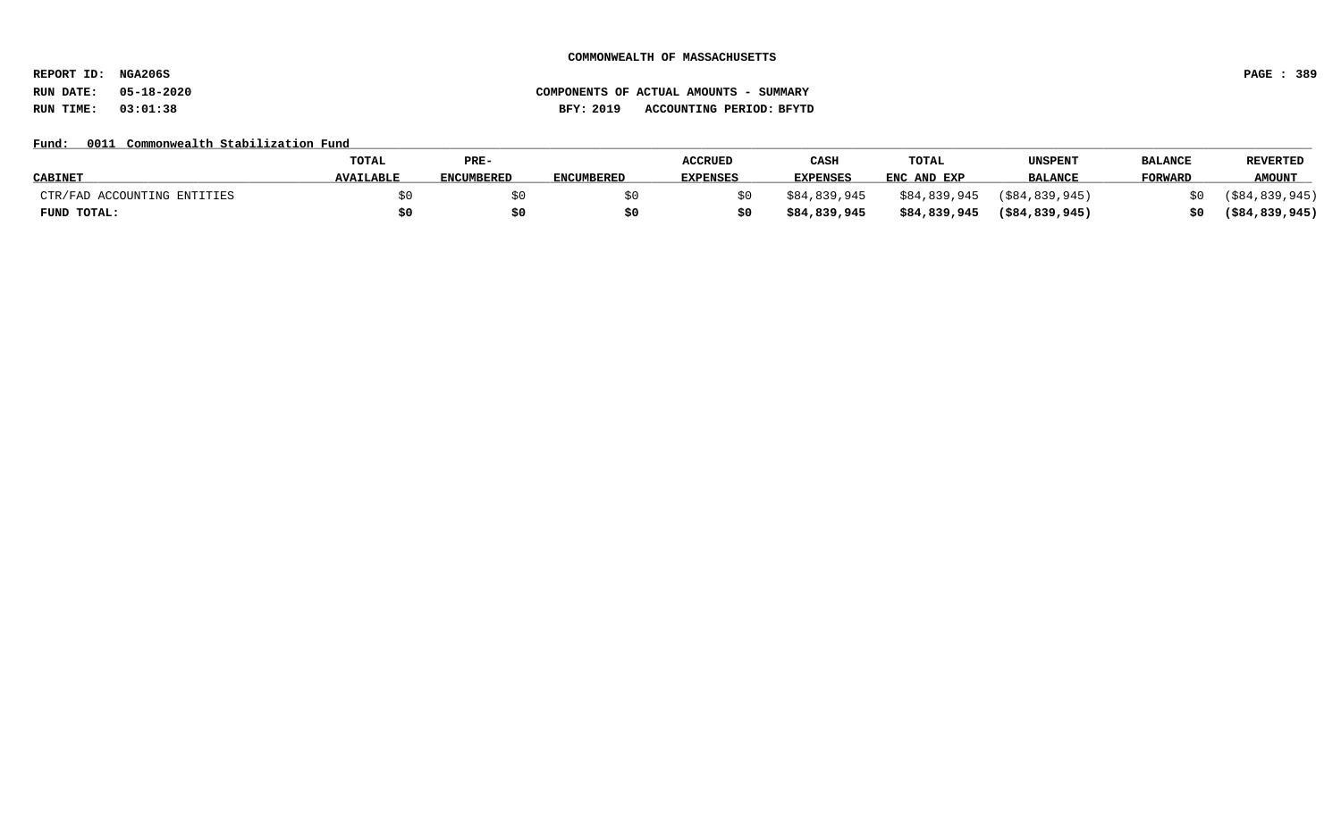COMMONWEALTH OF MASSACHUSETTS

REPORT ID: NGA206S

RUN DATE: 05-18-2020

RUN TIME: 03:01:38

COMPONENTS OF ACTUAL AMOUNTS - SUMMARY

BFY: 2019 ACCOUNTING PERIOD: BFYTD

Fund: 0011 Commonwealth Stabilization Fund

| CABINET | TOTAL AVAILABLE | PRE-ENCUMBERED | ENCUMBERED | ACCRUED EXPENSES | CASH EXPENSES | TOTAL ENC AND EXP | UNSPENT BALANCE | BALANCE FORWARD | REVERTED AMOUNT |
|---|---|---|---|---|---|---|---|---|---|
| CTR/FAD ACCOUNTING ENTITIES | $0 | $0 | $0 | $0 | $84,839,945 | $84,839,945 | ($84,839,945) | $0 | ($84,839,945) |
| **FUND TOTAL:** | **$0** | **$0** | **$0** | **$0** | **$84,839,945** | **$84,839,945** | **($84,839,945)** | **$0** | **($84,839,945)** |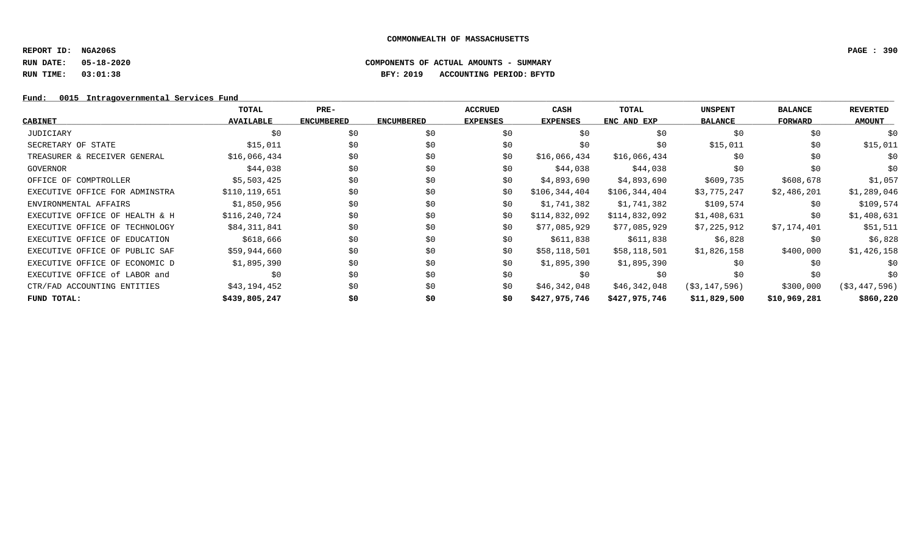**COMMONWEALTH OF MASSACHUSETTS**

**REPORT ID: NGA206S**

**RUN DATE: 05-18-2020** **COMPONENTS OF ACTUAL AMOUNTS - SUMMARY**

**RUN TIME: 03:01:38** **BFY: 2019 ACCOUNTING PERIOD: BFYTD**

**Fund: 0015 Intragovernmental Services Fund**

| CABINET | TOTAL AVAILABLE | PRE-ENCUMBERED | ENCUMBERED | ACCRUED EXPENSES | CASH EXPENSES | TOTAL ENC AND EXP | UNSPENT BALANCE | BALANCE FORWARD | REVERTED AMOUNT |
|---|---|---|---|---|---|---|---|---|---|
| JUDICIARY | $0 | $0 | $0 | $0 | $0 | $0 | $0 | $0 | $0 |
| SECRETARY OF STATE | $15,011 | $0 | $0 | $0 | $0 | $0 | $15,011 | $0 | $15,011 |
| TREASURER & RECEIVER GENERAL | $16,066,434 | $0 | $0 | $0 | $16,066,434 | $16,066,434 | $0 | $0 | $0 |
| GOVERNOR | $44,038 | $0 | $0 | $0 | $44,038 | $44,038 | $0 | $0 | $0 |
| OFFICE OF COMPTROLLER | $5,503,425 | $0 | $0 | $0 | $4,893,690 | $4,893,690 | $609,735 | $608,678 | $1,057 |
| EXECUTIVE OFFICE FOR ADMINSTRA | $110,119,651 | $0 | $0 | $0 | $106,344,404 | $106,344,404 | $3,775,247 | $2,486,201 | $1,289,046 |
| ENVIRONMENTAL AFFAIRS | $1,850,956 | $0 | $0 | $0 | $1,741,382 | $1,741,382 | $109,574 | $0 | $109,574 |
| EXECUTIVE OFFICE OF HEALTH & H | $116,240,724 | $0 | $0 | $0 | $114,832,092 | $114,832,092 | $1,408,631 | $0 | $1,408,631 |
| EXECUTIVE OFFICE OF TECHNOLOGY | $84,311,841 | $0 | $0 | $0 | $77,085,929 | $77,085,929 | $7,225,912 | $7,174,401 | $51,511 |
| EXECUTIVE OFFICE OF EDUCATION | $618,666 | $0 | $0 | $0 | $611,838 | $611,838 | $6,828 | $0 | $6,828 |
| EXECUTIVE OFFICE OF PUBLIC SAF | $59,944,660 | $0 | $0 | $0 | $58,118,501 | $58,118,501 | $1,826,158 | $400,000 | $1,426,158 |
| EXECUTIVE OFFICE OF ECONOMIC D | $1,895,390 | $0 | $0 | $0 | $1,895,390 | $1,895,390 | $0 | $0 | $0 |
| EXECUTIVE OFFICE of LABOR and | $0 | $0 | $0 | $0 | $0 | $0 | $0 | $0 | $0 |
| CTR/FAD ACCOUNTING ENTITIES | $43,194,452 | $0 | $0 | $0 | $46,342,048 | $46,342,048 | ($3,147,596) | $300,000 | ($3,447,596) |
| **FUND TOTAL:** | **$439,805,247** | **$0** | **$0** | **$0** | **$427,975,746** | **$427,975,746** | **$11,829,500** | **$10,969,281** | **$860,220** |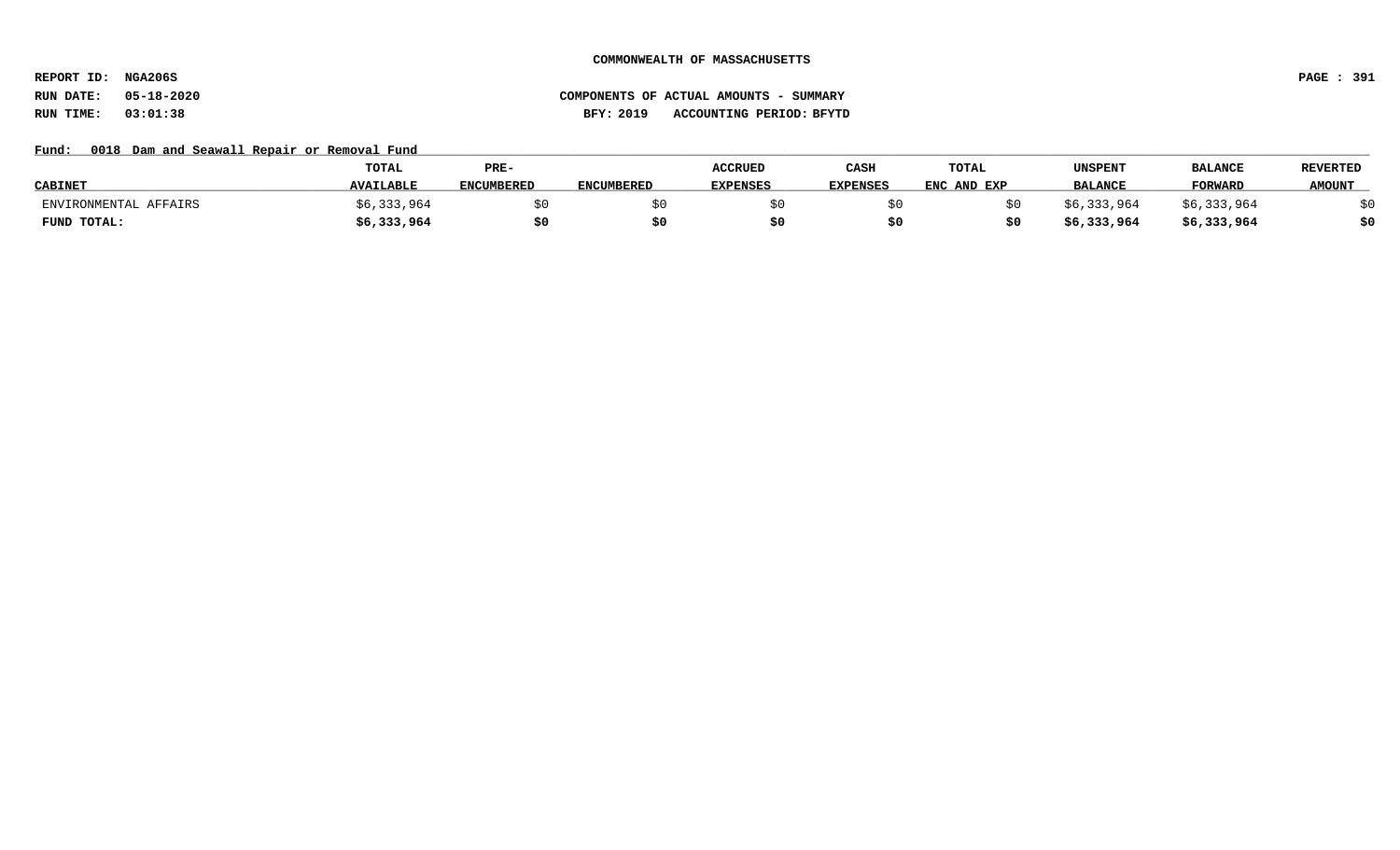COMMONWEALTH OF MASSACHUSETTS

REPORT ID: NGA206S

RUN DATE: 05-18-2020

RUN TIME: 03:01:38

COMPONENTS OF ACTUAL AMOUNTS - SUMMARY

BFY: 2019 ACCOUNTING PERIOD: BFYTD

Fund: 0018 Dam and Seawall Repair or Removal Fund

| CABINET | TOTAL AVAILABLE | PRE-ENCUMBERED | ENCUMBERED | ACCRUED EXPENSES | CASH EXPENSES | TOTAL ENC AND EXP | UNSPENT BALANCE | BALANCE FORWARD | REVERTED AMOUNT |
|---|---|---|---|---|---|---|---|---|---|
| ENVIRONMENTAL AFFAIRS | $6,333,964 | $0 | $0 | $0 | $0 | $0 | $6,333,964 | $6,333,964 | $0 |
| **FUND TOTAL:** | **$6,333,964** | **$0** | **$0** | **$0** | **$0** | **$0** | **$6,333,964** | **$6,333,964** | **$0** |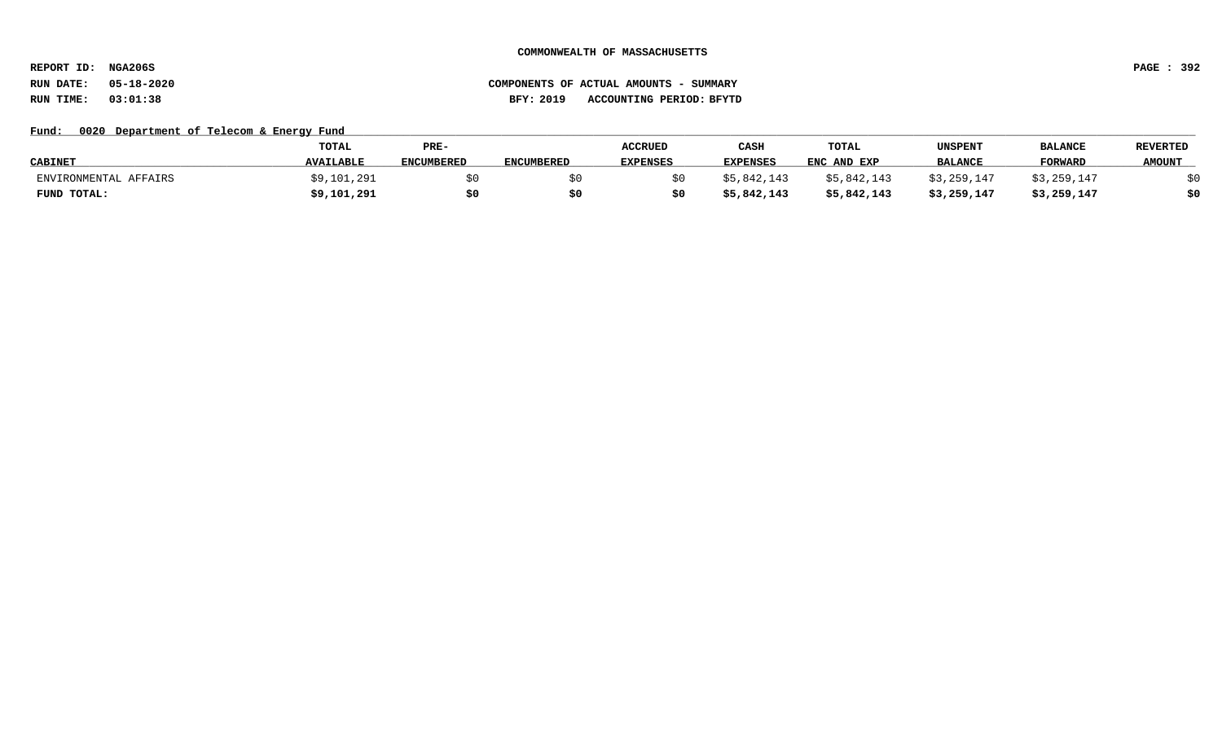**COMMONWEALTH OF MASSACHUSETTS**

**REPORT ID: NGA206S**

**RUN DATE: 05-18-2020** **COMPONENTS OF ACTUAL AMOUNTS - SUMMARY**

**RUN TIME: 03:01:38** **BFY: 2019 ACCOUNTING PERIOD: BFYTD**

**Fund: 0020 Department of Telecom & Energy Fund**

| CABINET | TOTAL AVAILABLE | PRE-ENCUMBERED | ENCUMBERED | ACCRUED EXPENSES | CASH EXPENSES | TOTAL ENC AND EXP | UNSPENT BALANCE | BALANCE FORWARD | REVERTED AMOUNT |
|---|---|---|---|---|---|---|---|---|---|
| ENVIRONMENTAL AFFAIRS | $9,101,291 | $0 | $0 | $0 | $5,842,143 | $5,842,143 | $3,259,147 | $3,259,147 | $0 |
| **FUND TOTAL:** | **$9,101,291** | **$0** | **$0** | **$0** | **$5,842,143** | **$5,842,143** | **$3,259,147** | **$3,259,147** | **$0** |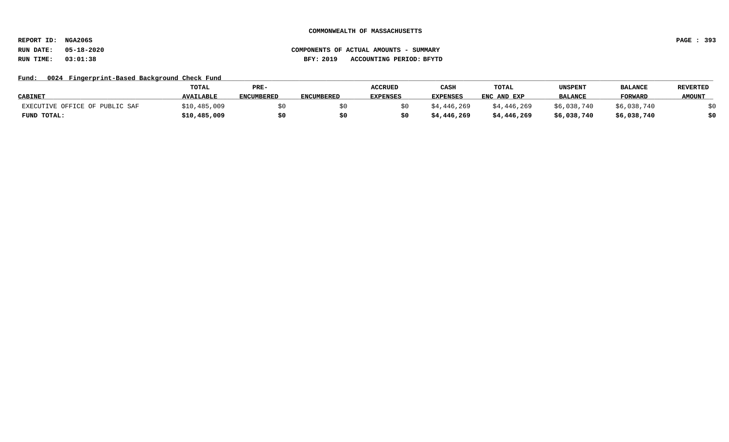**COMMONWEALTH OF MASSACHUSETTS**

**REPORT ID: NGA206S**

**RUN DATE: 05-18-2020** **COMPONENTS OF ACTUAL AMOUNTS - SUMMARY**

**RUN TIME: 03:01:38** **BFY: 2019 ACCOUNTING PERIOD: BFYTD**

**Fund: 0024 Fingerprint-Based Background Check Fund**

| CABINET | TOTAL AVAILABLE | PRE-ENCUMBERED | ENCUMBERED | ACCRUED EXPENSES | CASH EXPENSES | TOTAL ENC AND EXP | UNSPENT BALANCE | BALANCE FORWARD | REVERTED AMOUNT |
|---|---|---|---|---|---|---|---|---|---|
| EXECUTIVE OFFICE OF PUBLIC SAF | $10,485,009 | $0 | $0 | $0 | $4,446,269 | $4,446,269 | $6,038,740 | $6,038,740 | $0 |
| **FUND TOTAL:** | **$10,485,009** | **$0** | **$0** | **$0** | **$4,446,269** | **$4,446,269** | **$6,038,740** | **$6,038,740** | **$0** |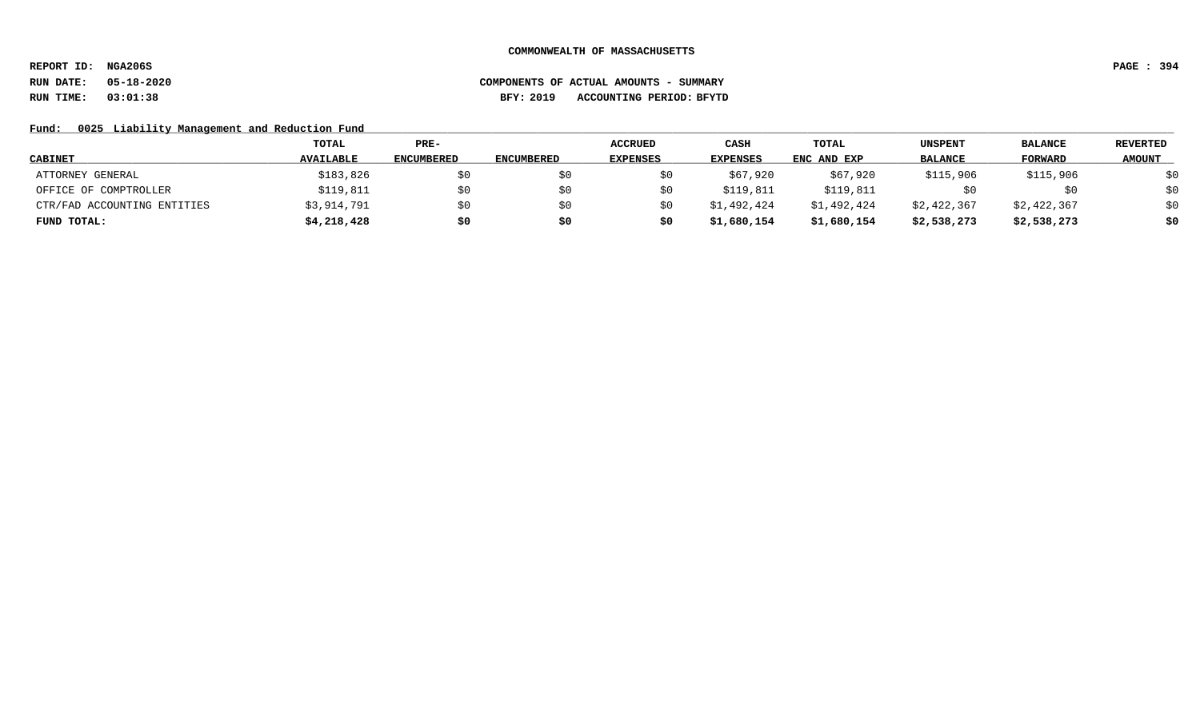COMMONWEALTH OF MASSACHUSETTS

REPORT ID: NGA206S

RUN DATE: 05-18-2020

RUN TIME: 03:01:38

COMPONENTS OF ACTUAL AMOUNTS - SUMMARY

BFY: 2019 ACCOUNTING PERIOD: BFYTD

Fund: 0025 Liability Management and Reduction Fund

| CABINET | TOTAL AVAILABLE | PRE-ENCUMBERED | ENCUMBERED | ACCRUED EXPENSES | CASH EXPENSES | TOTAL ENC AND EXP | UNSPENT BALANCE | BALANCE FORWARD | REVERTED AMOUNT |
|---|---|---|---|---|---|---|---|---|---|
| ATTORNEY GENERAL | $183,826 | $0 | $0 | $0 | $67,920 | $67,920 | $115,906 | $115,906 | $0 |
| OFFICE OF COMPTROLLER | $119,811 | $0 | $0 | $0 | $119,811 | $119,811 | $0 | $0 | $0 |
| CTR/FAD ACCOUNTING ENTITIES | $3,914,791 | $0 | $0 | $0 | $1,492,424 | $1,492,424 | $2,422,367 | $2,422,367 | $0 |
| **FUND TOTAL:** | **$4,218,428** | **$0** | **$0** | **$0** | **$1,680,154** | **$1,680,154** | **$2,538,273** | **$2,538,273** | **$0** |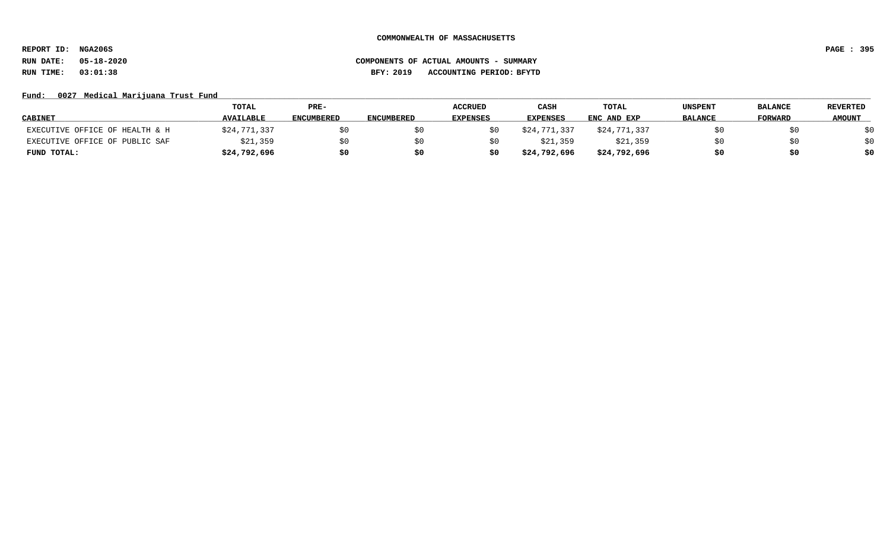**COMMONWEALTH OF MASSACHUSETTS**

**REPORT ID: NGA206S**

**RUN DATE: 05-18-2020** **COMPONENTS OF ACTUAL AMOUNTS - SUMMARY**

**RUN TIME: 03:01:38** **BFY: 2019 ACCOUNTING PERIOD: BFYTD**

**Fund: 0027 Medical Marijuana Trust Fund**

| CABINET | TOTAL AVAILABLE | PRE-ENCUMBERED | ENCUMBERED | ACCRUED EXPENSES | CASH EXPENSES | TOTAL ENC AND EXP | UNSPENT BALANCE | BALANCE FORWARD | REVERTED AMOUNT |
|---|---|---|---|---|---|---|---|---|---|
| EXECUTIVE OFFICE OF HEALTH & H | $24,771,337 | $0 | $0 | $0 | $24,771,337 | $24,771,337 | $0 | $0 | $0 |
| EXECUTIVE OFFICE OF PUBLIC SAF | $21,359 | $0 | $0 | $0 | $21,359 | $21,359 | $0 | $0 | $0 |
| **FUND TOTAL:** | **$24,792,696** | **$0** | **$0** | **$0** | **$24,792,696** | **$24,792,696** | **$0** | **$0** | **$0** |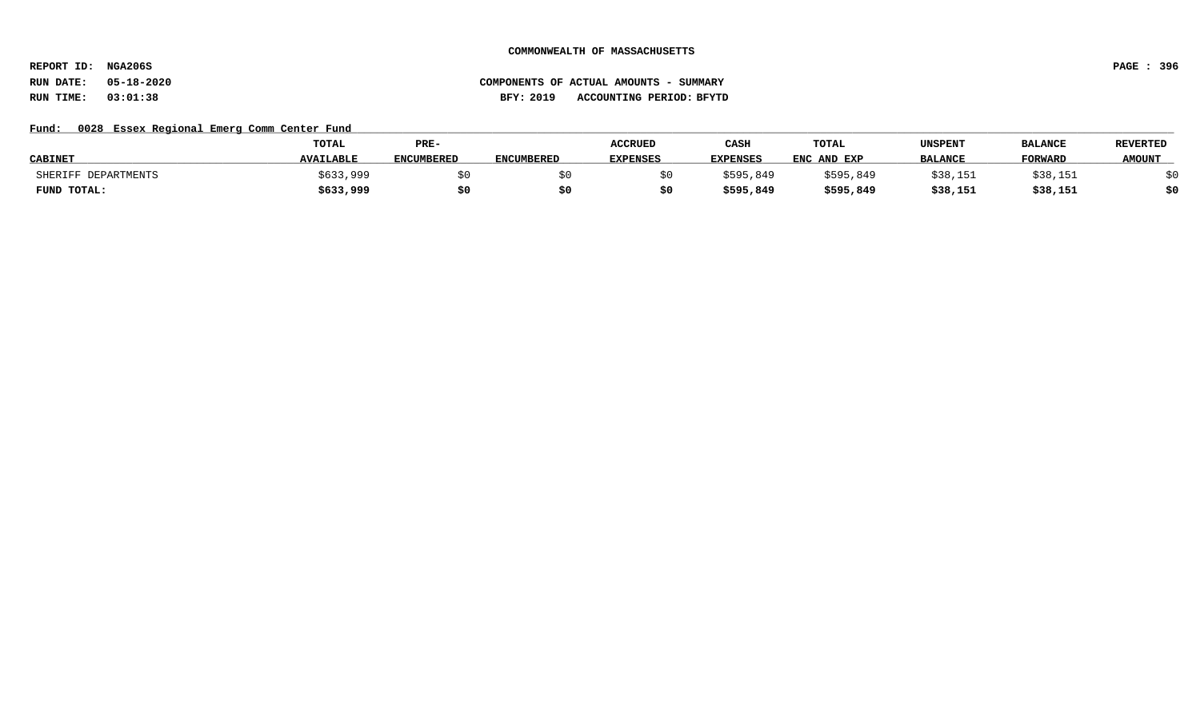COMMONWEALTH OF MASSACHUSETTS

REPORT ID: NGA206S

RUN DATE: 05-18-2020

RUN TIME: 03:01:38

COMPONENTS OF ACTUAL AMOUNTS - SUMMARY

BFY: 2019 ACCOUNTING PERIOD: BFYTD

Fund: 0028 Essex Regional Emerg Comm Center Fund

| CABINET | TOTAL AVAILABLE | PRE-ENCUMBERED | ENCUMBERED | ACCRUED EXPENSES | CASH EXPENSES | TOTAL ENC AND EXP | UNSPENT BALANCE | BALANCE FORWARD | REVERTED AMOUNT |
|---|---|---|---|---|---|---|---|---|---|
| SHERIFF DEPARTMENTS | $633,999 | $0 | $0 | $0 | $595,849 | $595,849 | $38,151 | $38,151 | $0 |
| **FUND TOTAL:** | **$633,999** | **$0** | **$0** | **$0** | **$595,849** | **$595,849** | **$38,151** | **$38,151** | **$0** |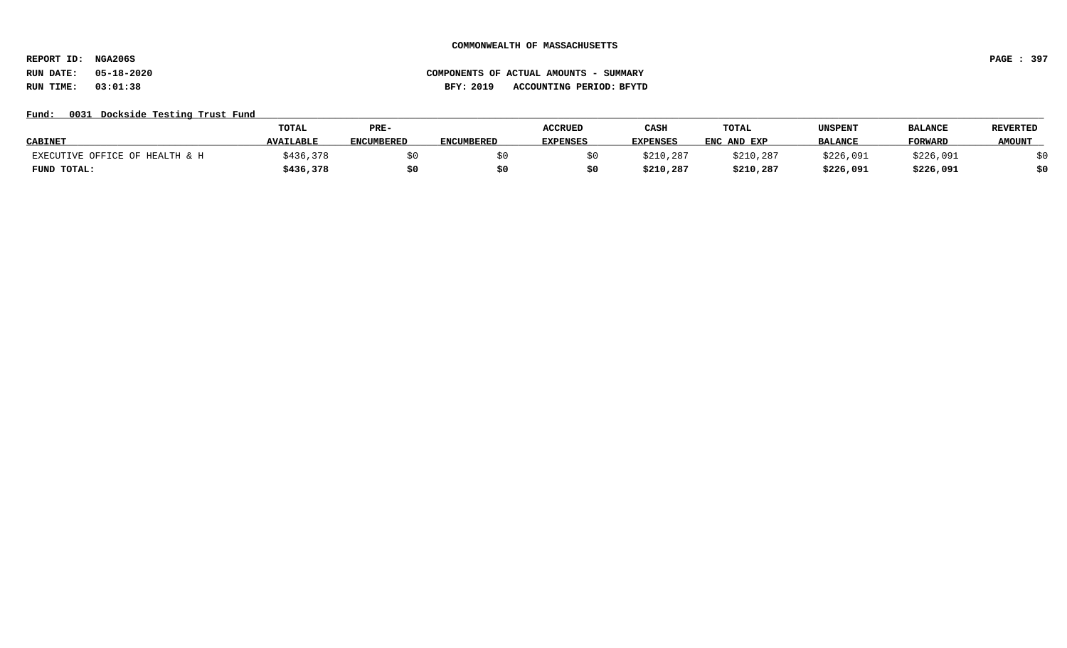COMMONWEALTH OF MASSACHUSETTS

REPORT ID: NGA206S

RUN DATE: 05-18-2020

RUN TIME: 03:01:38

COMPONENTS OF ACTUAL AMOUNTS - SUMMARY

BFY: 2019 ACCOUNTING PERIOD: BFYTD

Fund: 0031 Dockside Testing Trust Fund

| CABINET | TOTAL AVAILABLE | PRE-ENCUMBERED | ENCUMBERED | ACCRUED EXPENSES | CASH EXPENSES | TOTAL ENC AND EXP | UNSPENT BALANCE | BALANCE FORWARD | REVERTED AMOUNT |
|---|---|---|---|---|---|---|---|---|---|
| EXECUTIVE OFFICE OF HEALTH & H | $436,378 | $0 | $0 | $0 | $210,287 | $210,287 | $226,091 | $226,091 | $0 |
| **FUND TOTAL:** | **$436,378** | **$0** | **$0** | **$0** | **$210,287** | **$210,287** | **$226,091** | **$226,091** | **$0** |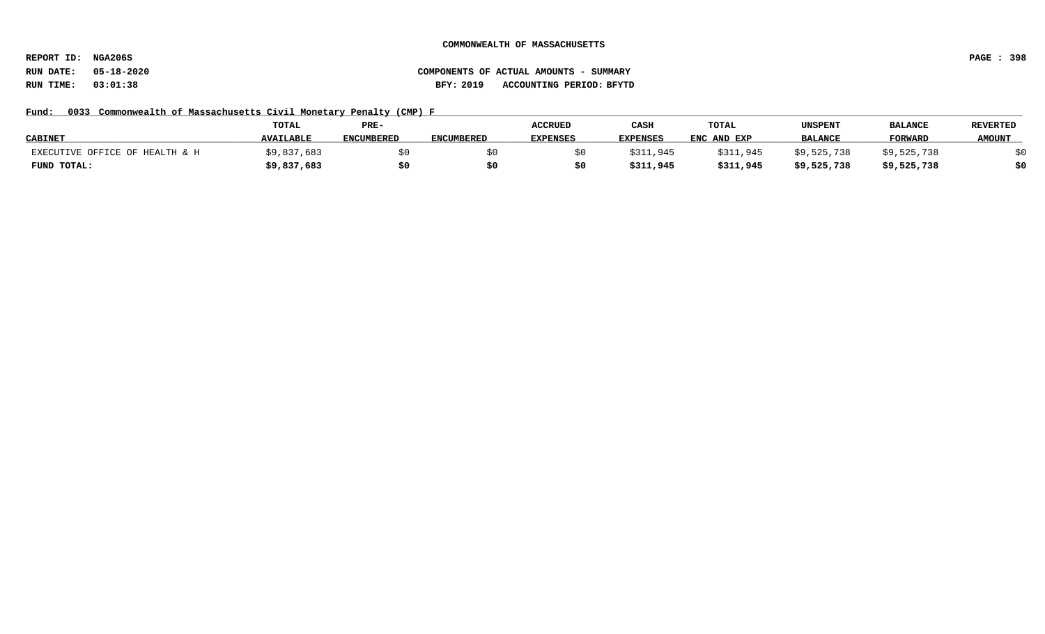**COMMONWEALTH OF MASSACHUSETTS**

**REPORT ID: NGA206S**
**RUN DATE: 05-18-2020**
**RUN TIME: 03:01:38**

**COMPONENTS OF ACTUAL AMOUNTS - SUMMARY**
**BFY: 2019 ACCOUNTING PERIOD: BFYTD**

**Fund: 0033 Commonwealth of Massachusetts Civil Monetary Penalty (CMP) F**

| CABINET | TOTAL AVAILABLE | PRE-ENCUMBERED | ENCUMBERED | ACCRUED EXPENSES | CASH EXPENSES | TOTAL ENC AND EXP | UNSPENT BALANCE | BALANCE FORWARD | REVERTED AMOUNT |
|---|---|---|---|---|---|---|---|---|---|
| EXECUTIVE OFFICE OF HEALTH & H | $9,837,683 | $0 | $0 | $0 | $311,945 | $311,945 | $9,525,738 | $9,525,738 | $0 |
| **FUND TOTAL:** | **$9,837,683** | **$0** | **$0** | **$0** | **$311,945** | **$311,945** | **$9,525,738** | **$9,525,738** | **$0** |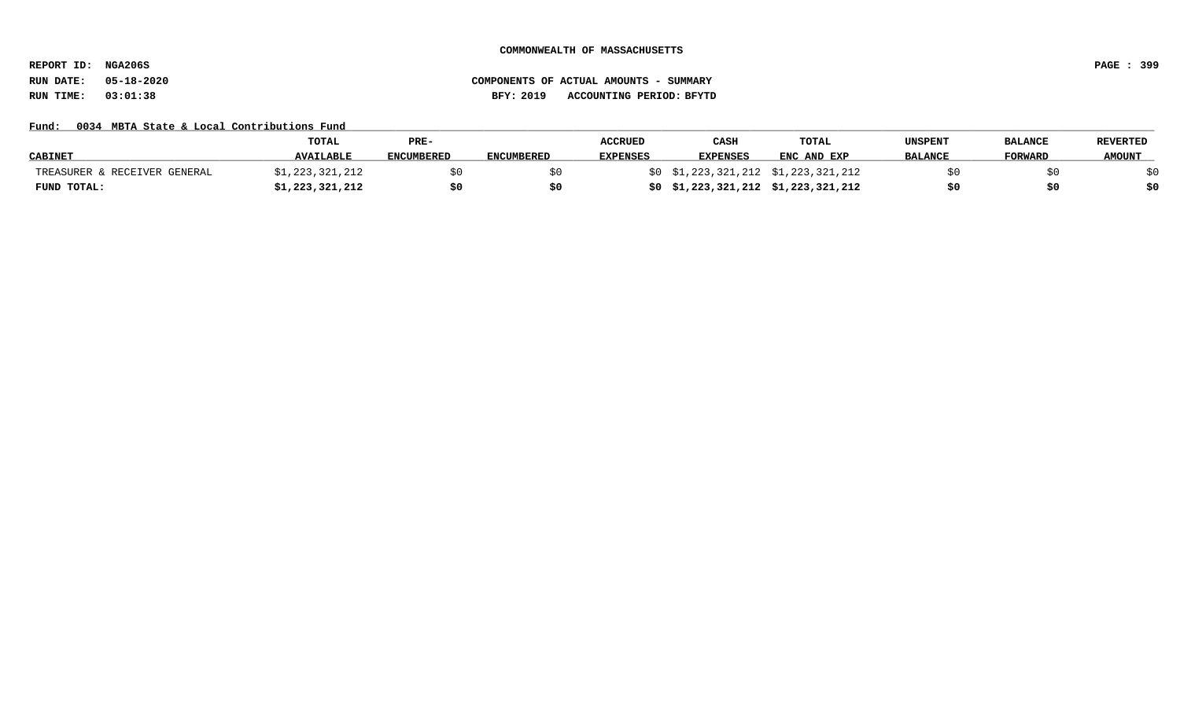**COMMONWEALTH OF MASSACHUSETTS**

**REPORT ID: NGA206S**

**RUN DATE: 05-18-2020** **COMPONENTS OF ACTUAL AMOUNTS - SUMMARY**

**RUN TIME: 03:01:38** **BFY: 2019 ACCOUNTING PERIOD: BFYTD**

**Fund: 0034 MBTA State & Local Contributions Fund**

| CABINET | TOTAL AVAILABLE | PRE-ENCUMBERED | ENCUMBERED | ACCRUED EXPENSES | CASH EXPENSES | TOTAL ENC AND EXP | UNSPENT BALANCE | BALANCE FORWARD | REVERTED AMOUNT |
|---|---|---|---|---|---|---|---|---|---|
| TREASURER & RECEIVER GENERAL | $1,223,321,212 | $0 | $0 | $0 | $1,223,321,212 | $1,223,321,212 | $0 | $0 | $0 |
| **FUND TOTAL:** | **$1,223,321,212** | **$0** | **$0** | **$0** | **$1,223,321,212** | **$1,223,321,212** | **$0** | **$0** | **$0** |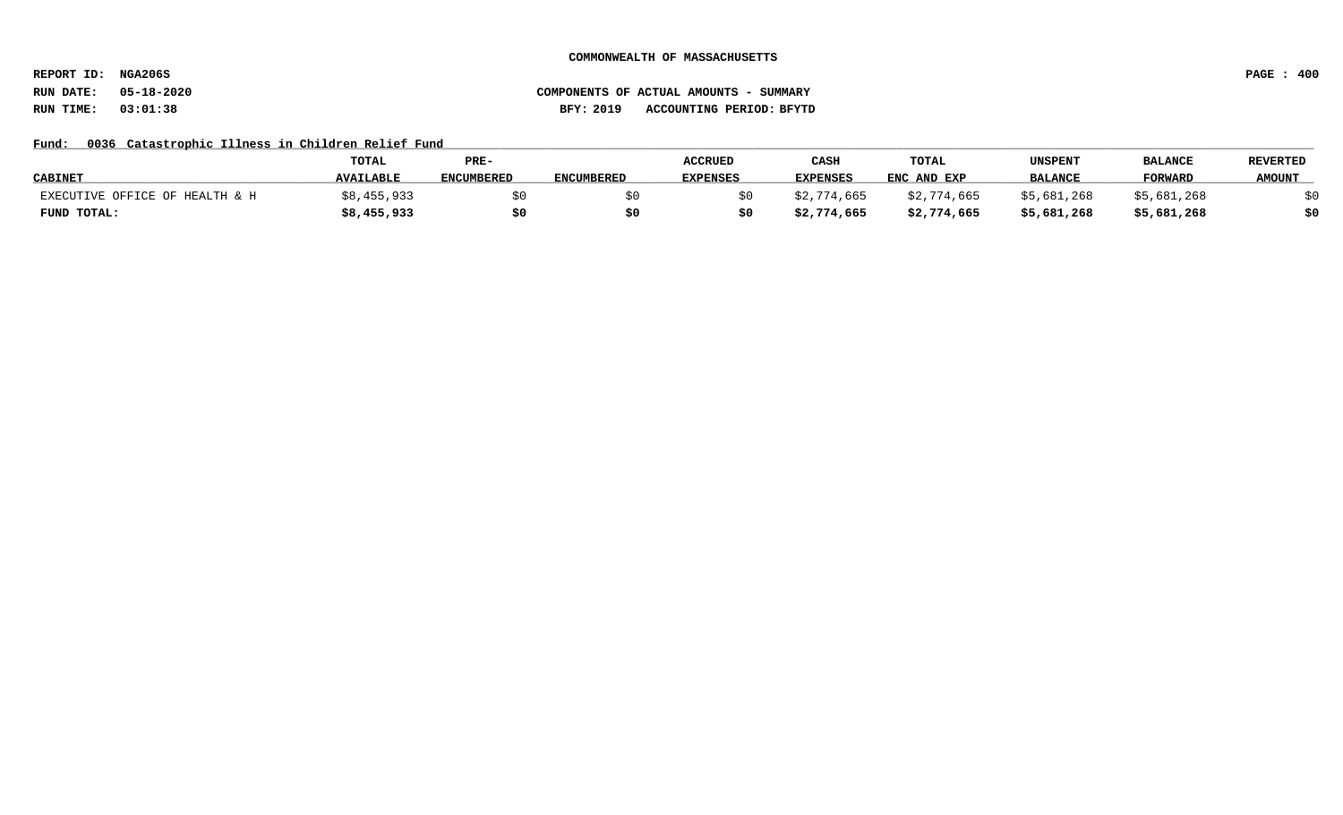**COMMONWEALTH OF MASSACHUSETTS**

**REPORT ID: NGA206S**

**RUN DATE: 05-18-2020**

**RUN TIME: 03:01:38**

**COMPONENTS OF ACTUAL AMOUNTS - SUMMARY**

**BFY: 2019 ACCOUNTING PERIOD: BFYTD**

**Fund: 0036 Catastrophic Illness in Children Relief Fund**

| CABINET | TOTAL AVAILABLE | PRE-ENCUMBERED | ENCUMBERED | ACCRUED EXPENSES | CASH EXPENSES | TOTAL ENC AND EXP | UNSPENT BALANCE | BALANCE FORWARD | REVERTED AMOUNT |
|---|---|---|---|---|---|---|---|---|---|
| EXECUTIVE OFFICE OF HEALTH & H | $8,455,933 | $0 | $0 | $0 | $2,774,665 | $2,774,665 | $5,681,268 | $5,681,268 | $0 |
| **FUND TOTAL:** | **$8,455,933** | **$0** | **$0** | **$0** | **$2,774,665** | **$2,774,665** | **$5,681,268** | **$5,681,268** | **$0** |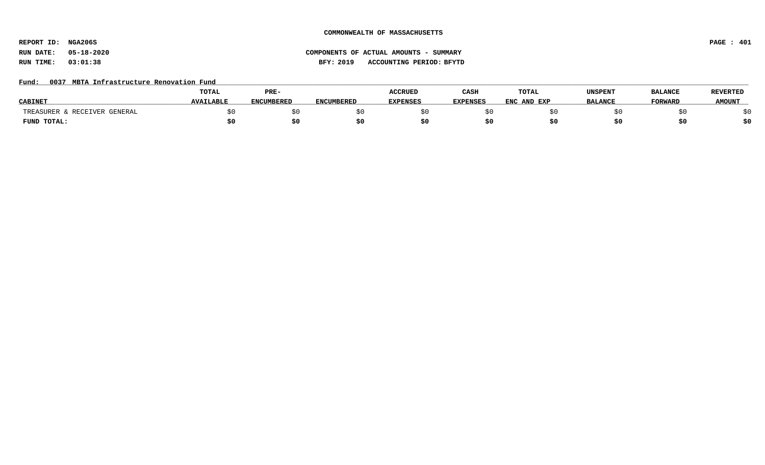**COMMONWEALTH OF MASSACHUSETTS**

**REPORT ID: NGA206S**

**RUN DATE: 05-18-2020** **COMPONENTS OF ACTUAL AMOUNTS - SUMMARY**

**RUN TIME: 03:01:38** **BFY: 2019 ACCOUNTING PERIOD: BFYTD**

**Fund: 0037 MBTA Infrastructure Renovation Fund**

| CABINET | TOTAL AVAILABLE | PRE-ENCUMBERED | ENCUMBERED | ACCRUED EXPENSES | CASH EXPENSES | TOTAL ENC AND EXP | UNSPENT BALANCE | BALANCE FORWARD | REVERTED AMOUNT |
|---|---|---|---|---|---|---|---|---|---|
| TREASURER & RECEIVER GENERAL | $0 | $0 | $0 | $0 | $0 | $0 | $0 | $0 | $0 |
| **FUND TOTAL:** | **$0** | **$0** | **$0** | **$0** | **$0** | **$0** | **$0** | **$0** | **$0** |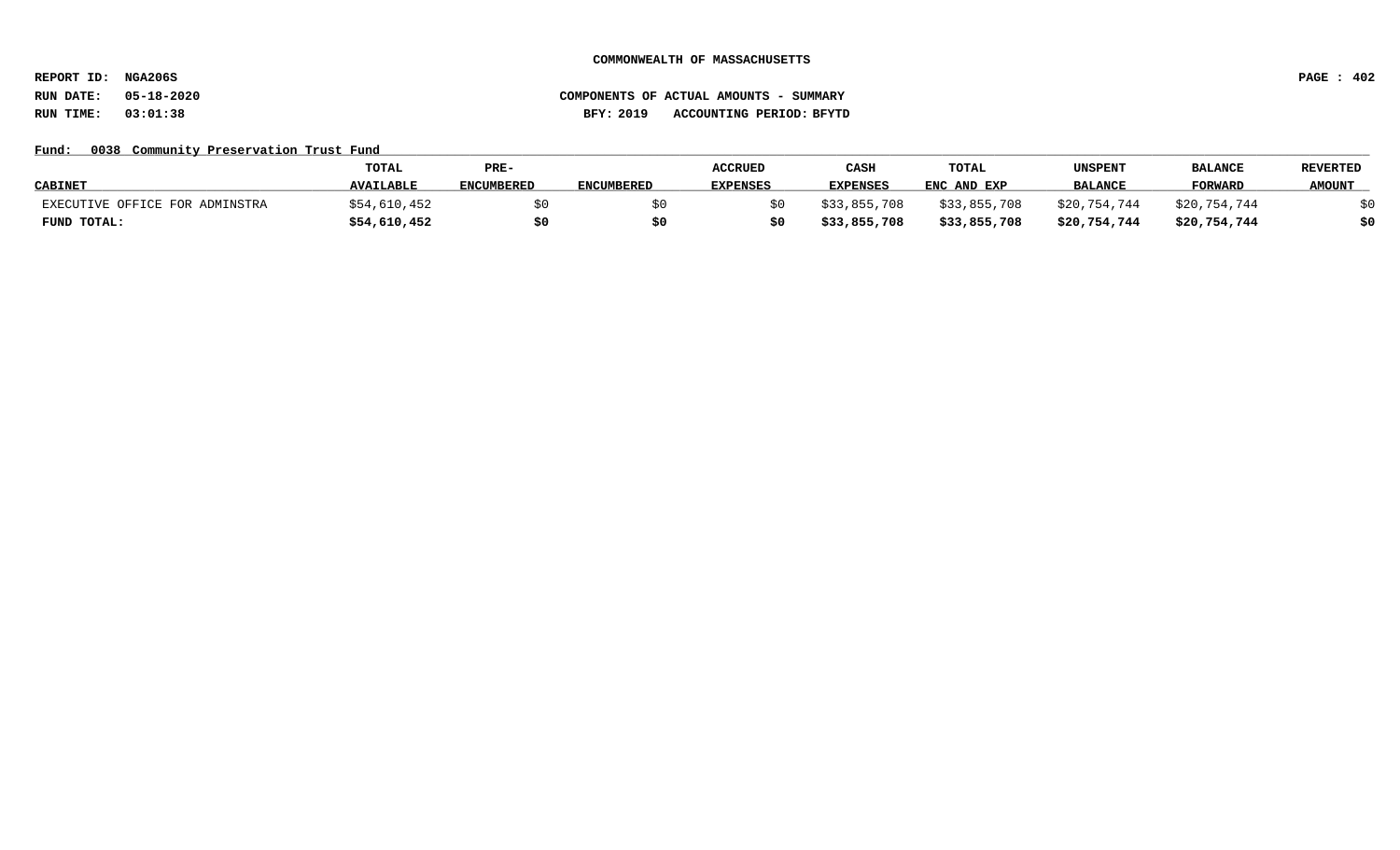**COMMONWEALTH OF MASSACHUSETTS**

**REPORT ID: NGA206S**

**RUN DATE: 05-18-2020**

**RUN TIME: 03:01:38**

**COMPONENTS OF ACTUAL AMOUNTS - SUMMARY**

**BFY: 2019 ACCOUNTING PERIOD: BFYTD**

**Fund: 0038 Community Preservation Trust Fund**

| CABINET | TOTAL AVAILABLE | PRE-ENCUMBERED | ENCUMBERED | ACCRUED EXPENSES | CASH EXPENSES | TOTAL ENC AND EXP | UNSPENT BALANCE | BALANCE FORWARD | REVERTED AMOUNT |
|---|---|---|---|---|---|---|---|---|---|
| EXECUTIVE OFFICE FOR ADMINSTRA | $54,610,452 | $0 | $0 | $0 | $33,855,708 | $33,855,708 | $20,754,744 | $20,754,744 | $0 |
| **FUND TOTAL:** | **$54,610,452** | **$0** | **$0** | **$0** | **$33,855,708** | **$33,855,708** | **$20,754,744** | **$20,754,744** | **$0** |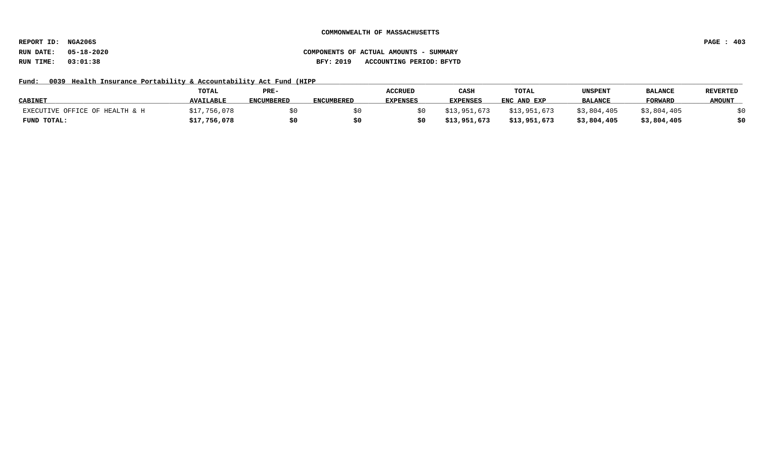**COMMONWEALTH OF MASSACHUSETTS**

**REPORT ID: NGA206S**
**RUN DATE: 05-18-2020**
**RUN TIME: 03:01:38**

**COMPONENTS OF ACTUAL AMOUNTS - SUMMARY**
**BFY: 2019 ACCOUNTING PERIOD: BFYTD**

**Fund: 0039 Health Insurance Portability & Accountability Act Fund (HIPP**

| CABINET | TOTAL AVAILABLE | PRE-ENCUMBERED | ENCUMBERED | ACCRUED EXPENSES | CASH EXPENSES | TOTAL ENC AND EXP | UNSPENT BALANCE | BALANCE FORWARD | REVERTED AMOUNT |
|---|---|---|---|---|---|---|---|---|---|
| EXECUTIVE OFFICE OF HEALTH & H | $17,756,078 | $0 | $0 | $0 | $13,951,673 | $13,951,673 | $3,804,405 | $3,804,405 | $0 |
| **FUND TOTAL:** | **$17,756,078** | **$0** | **$0** | **$0** | **$13,951,673** | **$13,951,673** | **$3,804,405** | **$3,804,405** | **$0** |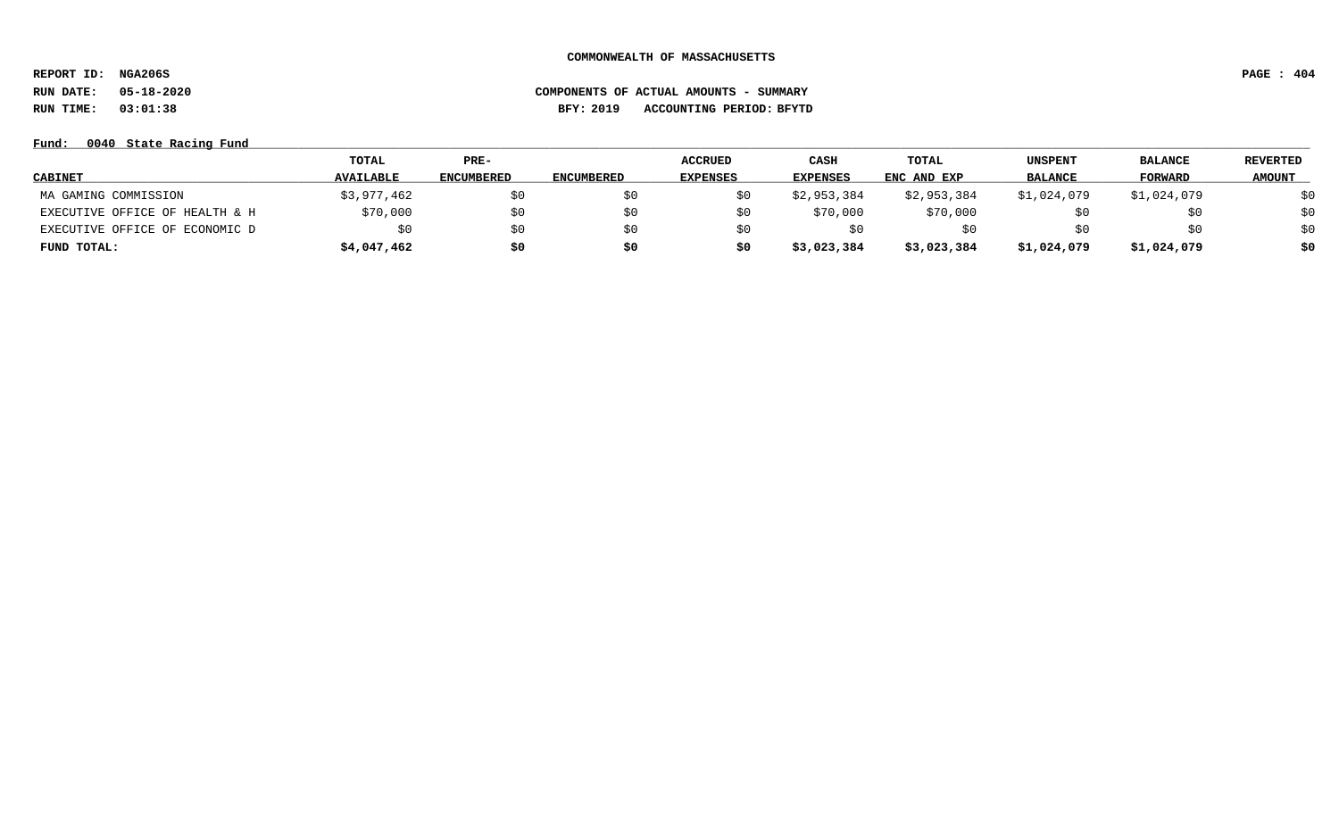COMMONWEALTH OF MASSACHUSETTS

REPORT ID: NGA206S

RUN DATE: 05-18-2020

RUN TIME: 03:01:38

COMPONENTS OF ACTUAL AMOUNTS - SUMMARY

BFY: 2019 ACCOUNTING PERIOD: BFYTD

Fund: 0040 State Racing Fund

| CABINET | TOTAL AVAILABLE | PRE-ENCUMBERED | ENCUMBERED | ACCRUED EXPENSES | CASH EXPENSES | TOTAL ENC AND EXP | UNSPENT BALANCE | BALANCE FORWARD | REVERTED AMOUNT |
|---|---|---|---|---|---|---|---|---|---|
| MA GAMING COMMISSION | $3,977,462 | $0 | $0 | $0 | $2,953,384 | $2,953,384 | $1,024,079 | $1,024,079 | $0 |
| EXECUTIVE OFFICE OF HEALTH & H | $70,000 | $0 | $0 | $0 | $70,000 | $70,000 | $0 | $0 | $0 |
| EXECUTIVE OFFICE OF ECONOMIC D | $0 | $0 | $0 | $0 | $0 | $0 | $0 | $0 | $0 |
| **FUND TOTAL:** | **$4,047,462** | **$0** | **$0** | **$0** | **$3,023,384** | **$3,023,384** | **$1,024,079** | **$1,024,079** | **$0** |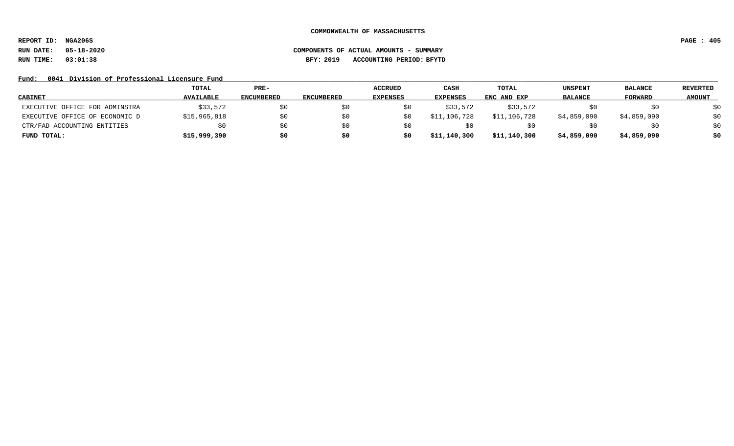**COMMONWEALTH OF MASSACHUSETTS**

**REPORT ID: NGA206S**

**RUN DATE: 05-18-2020** **COMPONENTS OF ACTUAL AMOUNTS - SUMMARY**

**RUN TIME: 03:01:38** **BFY: 2019 ACCOUNTING PERIOD: BFYTD**

**Fund: 0041 Division of Professional Licensure Fund**

| CABINET | TOTAL AVAILABLE | PRE-ENCUMBERED | ENCUMBERED | ACCRUED EXPENSES | CASH EXPENSES | TOTAL ENC AND EXP | UNSPENT BALANCE | BALANCE FORWARD | REVERTED AMOUNT |
|---|---|---|---|---|---|---|---|---|---|
| EXECUTIVE OFFICE FOR ADMINSTRA | $33,572 | $0 | $0 | $0 | $33,572 | $33,572 | $0 | $0 | $0 |
| EXECUTIVE OFFICE OF ECONOMIC D | $15,965,818 | $0 | $0 | $0 | $11,106,728 | $11,106,728 | $4,859,090 | $4,859,090 | $0 |
| CTR/FAD ACCOUNTING ENTITIES | $0 | $0 | $0 | $0 | $0 | $0 | $0 | $0 | $0 |
| **FUND TOTAL:** | **$15,999,390** | **$0** | **$0** | **$0** | **$11,140,300** | **$11,140,300** | **$4,859,090** | **$4,859,090** | **$0** |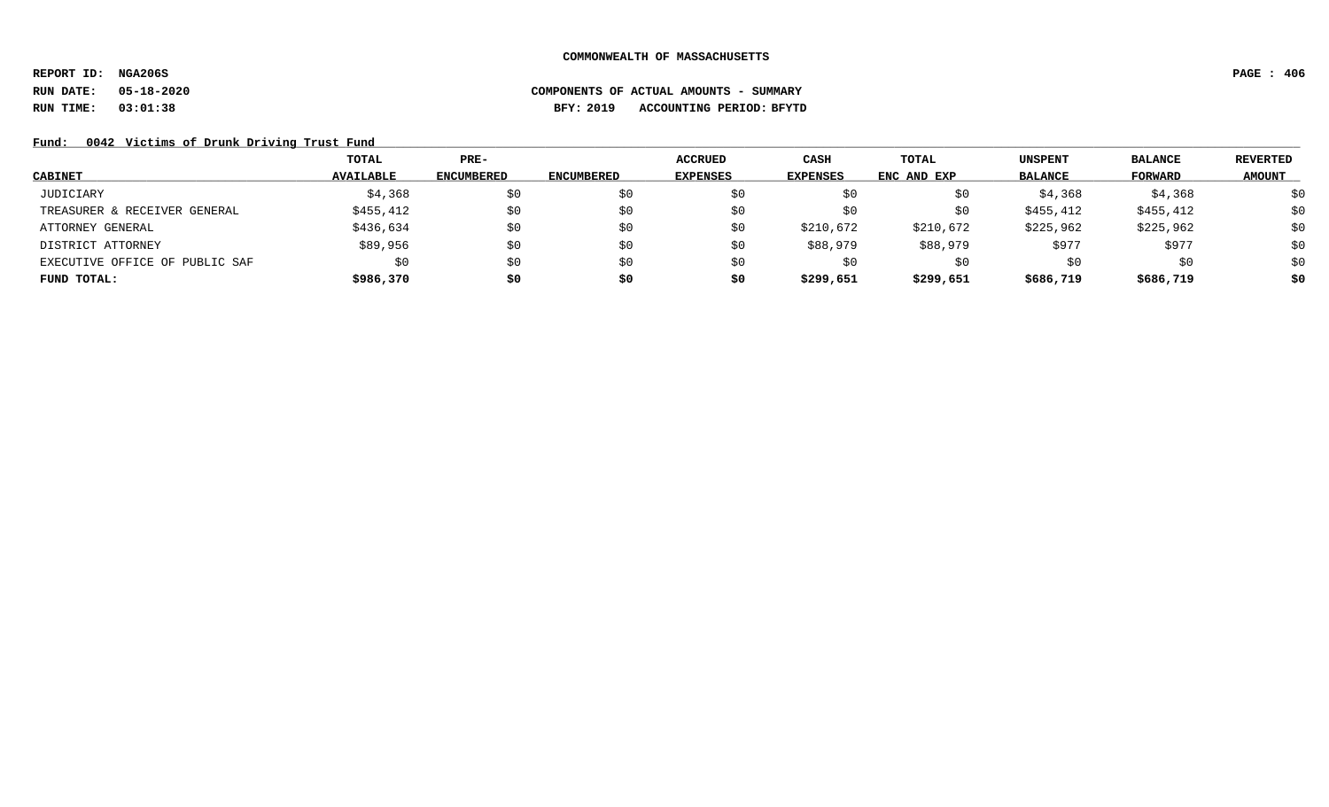**COMMONWEALTH OF MASSACHUSETTS**

**REPORT ID: NGA206S**

**RUN DATE: 05-18-2020** **COMPONENTS OF ACTUAL AMOUNTS - SUMMARY**

**RUN TIME: 03:01:38** **BFY: 2019 ACCOUNTING PERIOD: BFYTD**

**Fund: 0042 Victims of Drunk Driving Trust Fund**

| CABINET | TOTAL AVAILABLE | PRE-ENCUMBERED | ENCUMBERED | ACCRUED EXPENSES | CASH EXPENSES | TOTAL ENC AND EXP | UNSPENT BALANCE | BALANCE FORWARD | REVERTED AMOUNT |
|---|---|---|---|---|---|---|---|---|---|
| JUDICIARY | $4,368 | $0 | $0 | $0 | $0 | $0 | $4,368 | $4,368 | $0 |
| TREASURER & RECEIVER GENERAL | $455,412 | $0 | $0 | $0 | $0 | $0 | $455,412 | $455,412 | $0 |
| ATTORNEY GENERAL | $436,634 | $0 | $0 | $0 | $210,672 | $210,672 | $225,962 | $225,962 | $0 |
| DISTRICT ATTORNEY | $89,956 | $0 | $0 | $0 | $88,979 | $88,979 | $977 | $977 | $0 |
| EXECUTIVE OFFICE OF PUBLIC SAF | $0 | $0 | $0 | $0 | $0 | $0 | $0 | $0 | $0 |
| **FUND TOTAL:** | **$986,370** | **$0** | **$0** | **$0** | **$299,651** | **$299,651** | **$686,719** | **$686,719** | **$0** |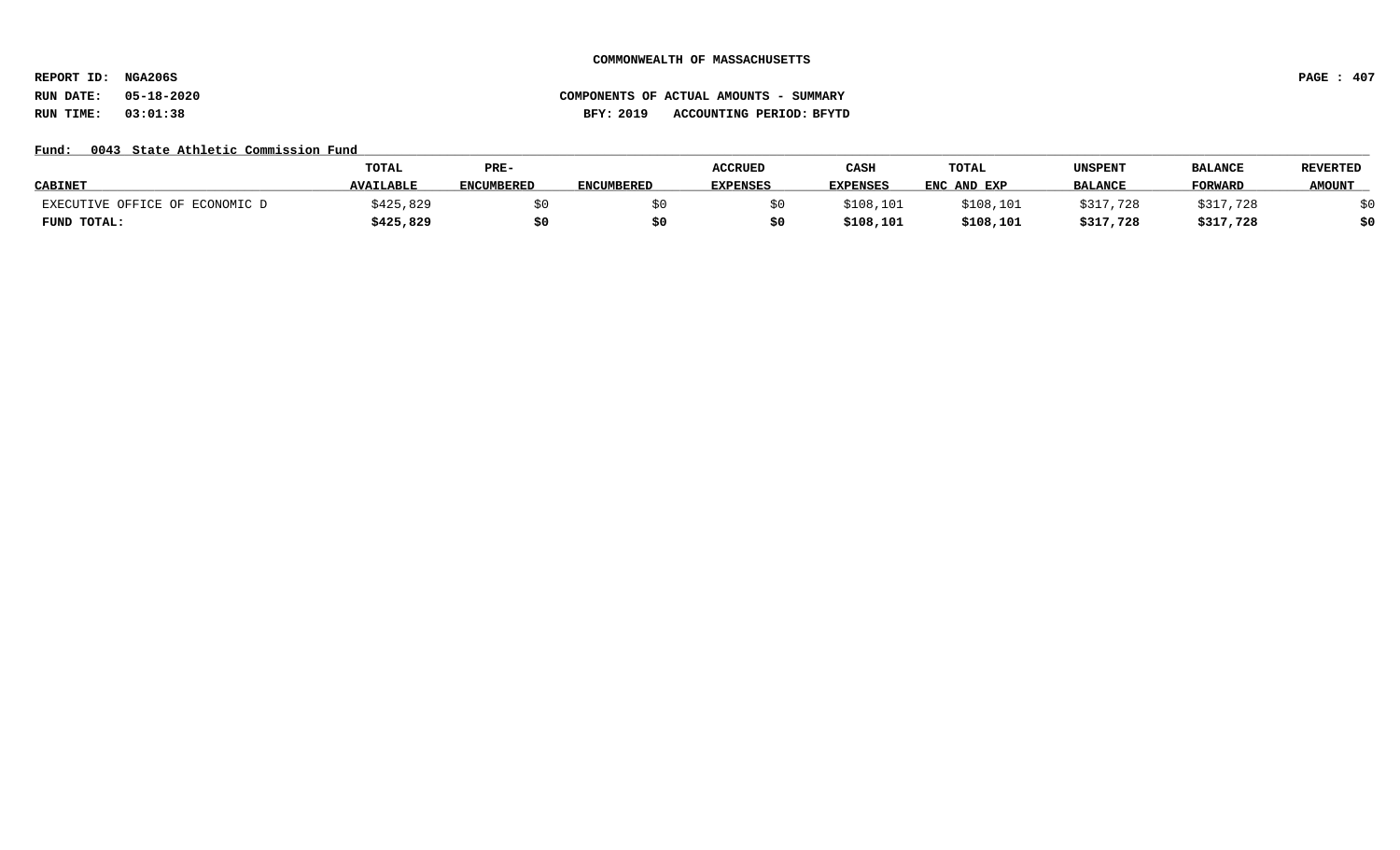COMMONWEALTH OF MASSACHUSETTS

REPORT ID: NGA206S

RUN DATE: 05-18-2020

RUN TIME: 03:01:38

COMPONENTS OF ACTUAL AMOUNTS - SUMMARY

BFY: 2019 ACCOUNTING PERIOD: BFYTD

Fund: 0043 State Athletic Commission Fund

| CABINET | TOTAL AVAILABLE | PRE-ENCUMBERED | ENCUMBERED | ACCRUED EXPENSES | CASH EXPENSES | TOTAL ENC AND EXP | UNSPENT BALANCE | BALANCE FORWARD | REVERTED AMOUNT |
|---|---|---|---|---|---|---|---|---|---|
| EXECUTIVE OFFICE OF ECONOMIC D | $425,829 | $0 | $0 | $0 | $108,101 | $108,101 | $317,728 | $317,728 | $0 |
| **FUND TOTAL:** | **$425,829** | **$0** | **$0** | **$0** | **$108,101** | **$108,101** | **$317,728** | **$317,728** | **$0** |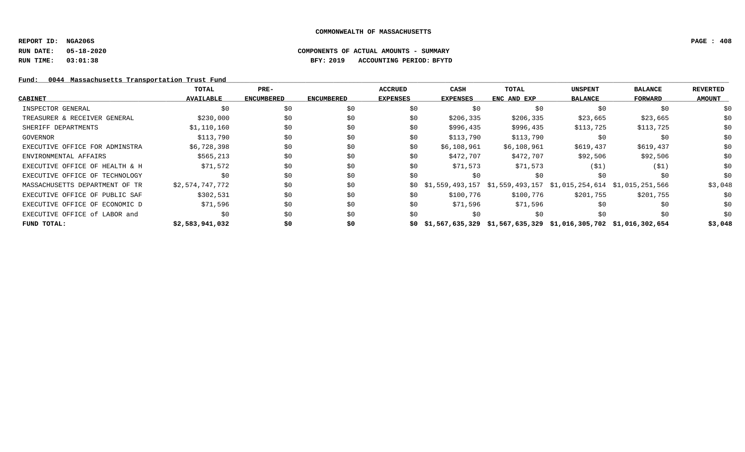**COMMONWEALTH OF MASSACHUSETTS**

**REPORT ID: NGA206S**

**RUN DATE: 05-18-2020** **COMPONENTS OF ACTUAL AMOUNTS - SUMMARY**

**RUN TIME: 03:01:38** **BFY: 2019 ACCOUNTING PERIOD: BFYTD**

**Fund: 0044 Massachusetts Transportation Trust Fund**

| CABINET | TOTAL AVAILABLE | PRE-ENCUMBERED | ENCUMBERED | ACCRUED EXPENSES | CASH EXPENSES | TOTAL ENC AND EXP | UNSPENT BALANCE | BALANCE FORWARD | REVERTED AMOUNT |
|---|---|---|---|---|---|---|---|---|---|
| INSPECTOR GENERAL | $0 | $0 | $0 | $0 | $0 | $0 | $0 | $0 | $0 |
| TREASURER & RECEIVER GENERAL | $230,000 | $0 | $0 | $0 | $206,335 | $206,335 | $23,665 | $23,665 | $0 |
| SHERIFF DEPARTMENTS | $1,110,160 | $0 | $0 | $0 | $996,435 | $996,435 | $113,725 | $113,725 | $0 |
| GOVERNOR | $113,790 | $0 | $0 | $0 | $113,790 | $113,790 | $0 | $0 | $0 |
| EXECUTIVE OFFICE FOR ADMINSTRA | $6,728,398 | $0 | $0 | $0 | $6,108,961 | $6,108,961 | $619,437 | $619,437 | $0 |
| ENVIRONMENTAL AFFAIRS | $565,213 | $0 | $0 | $0 | $472,707 | $472,707 | $92,506 | $92,506 | $0 |
| EXECUTIVE OFFICE OF HEALTH & H | $71,572 | $0 | $0 | $0 | $71,573 | $71,573 | ($1) | ($1) | $0 |
| EXECUTIVE OFFICE OF TECHNOLOGY | $0 | $0 | $0 | $0 | $0 | $0 | $0 | $0 | $0 |
| MASSACHUSETTS DEPARTMENT OF TR | $2,574,747,772 | $0 | $0 | $0 | $1,559,493,157 | $1,559,493,157 | $1,015,254,614 | $1,015,251,566 | $3,048 |
| EXECUTIVE OFFICE OF PUBLIC SAF | $302,531 | $0 | $0 | $0 | $100,776 | $100,776 | $201,755 | $201,755 | $0 |
| EXECUTIVE OFFICE OF ECONOMIC D | $71,596 | $0 | $0 | $0 | $71,596 | $71,596 | $0 | $0 | $0 |
| EXECUTIVE OFFICE of LABOR and | $0 | $0 | $0 | $0 | $0 | $0 | $0 | $0 | $0 |
| **FUND TOTAL:** | **$2,583,941,032** | **$0** | **$0** | **$0** | **$1,567,635,329** | **$1,567,635,329** | **$1,016,305,702** | **$1,016,302,654** | **$3,048** |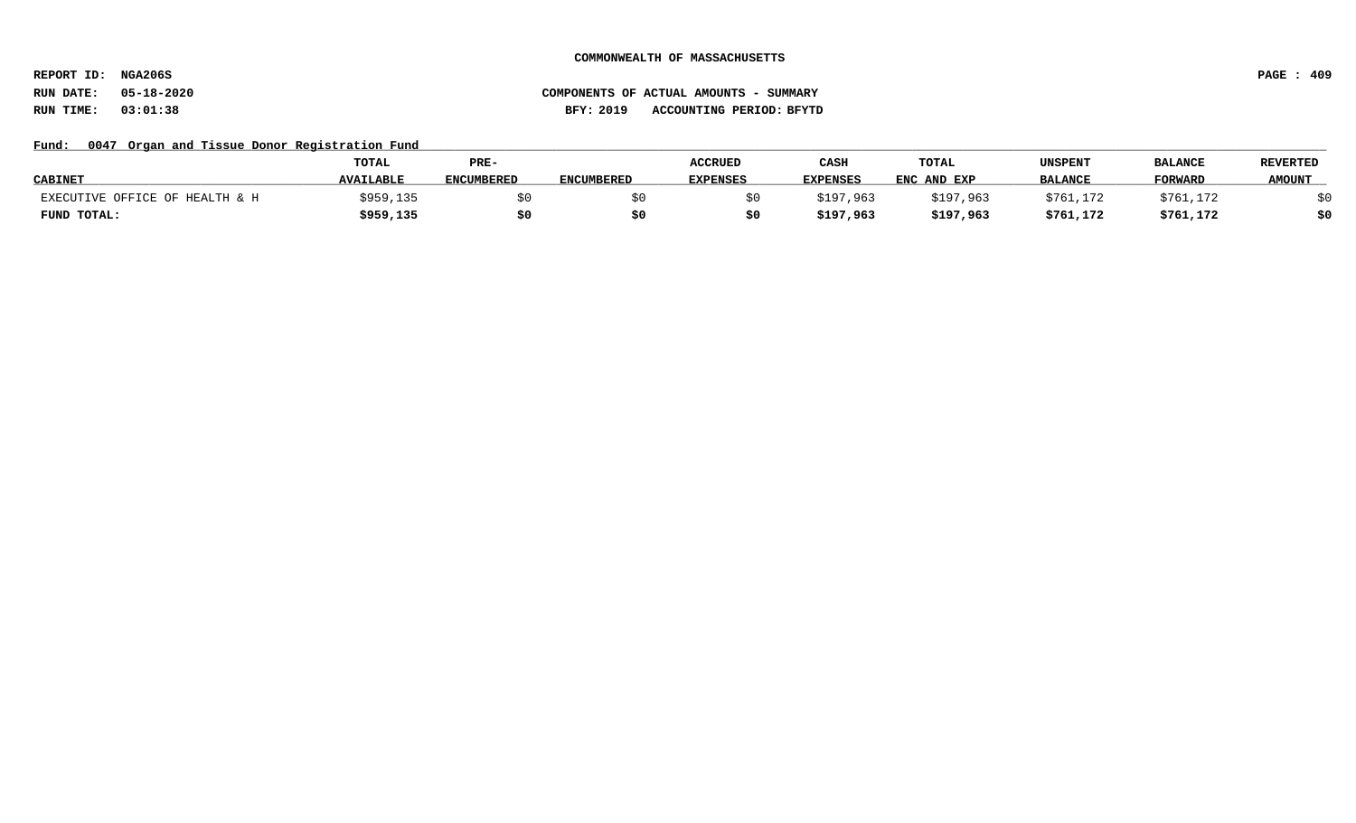COMMONWEALTH OF MASSACHUSETTS

REPORT ID: NGA206S

RUN DATE: 05-18-2020

RUN TIME: 03:01:38

COMPONENTS OF ACTUAL AMOUNTS - SUMMARY

BFY: 2019 ACCOUNTING PERIOD: BFYTD

Fund: 0047 Organ and Tissue Donor Registration Fund

| CABINET | TOTAL AVAILABLE | PRE-ENCUMBERED | ENCUMBERED | ACCRUED EXPENSES | CASH EXPENSES | TOTAL ENC AND EXP | UNSPENT BALANCE | BALANCE FORWARD | REVERTED AMOUNT |
|---|---|---|---|---|---|---|---|---|---|
| EXECUTIVE OFFICE OF HEALTH & H | $959,135 | $0 | $0 | $0 | $197,963 | $197,963 | $761,172 | $761,172 | $0 |
| **FUND TOTAL:** | **$959,135** | **$0** | **$0** | **$0** | **$197,963** | **$197,963** | **$761,172** | **$761,172** | **$0** |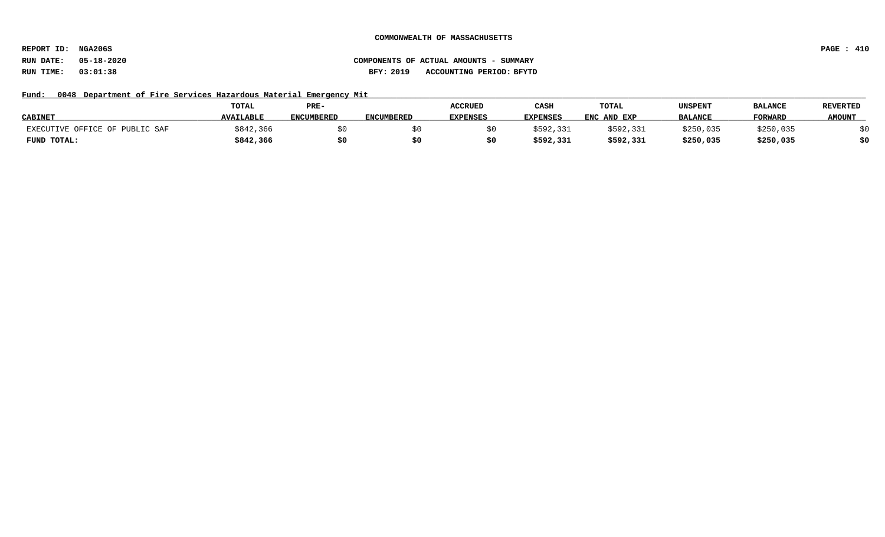**COMMONWEALTH OF MASSACHUSETTS**

**REPORT ID: NGA206S**
**RUN DATE: 05-18-2020**
**RUN TIME: 03:01:38**

**COMPONENTS OF ACTUAL AMOUNTS - SUMMARY**
**BFY: 2019 ACCOUNTING PERIOD: BFYTD**

**Fund: 0048 Department of Fire Services Hazardous Material Emergency Mit**

| CABINET | TOTAL AVAILABLE | PRE-ENCUMBERED | ENCUMBERED | ACCRUED EXPENSES | CASH EXPENSES | TOTAL ENC AND EXP | UNSPENT BALANCE | BALANCE FORWARD | REVERTED AMOUNT |
|---|---|---|---|---|---|---|---|---|---|
| EXECUTIVE OFFICE OF PUBLIC SAF | $842,366 | $0 | $0 | $0 | $592,331 | $592,331 | $250,035 | $250,035 | $0 |
| **FUND TOTAL:** | **$842,366** | **$0** | **$0** | **$0** | **$592,331** | **$592,331** | **$250,035** | **$250,035** | **$0** |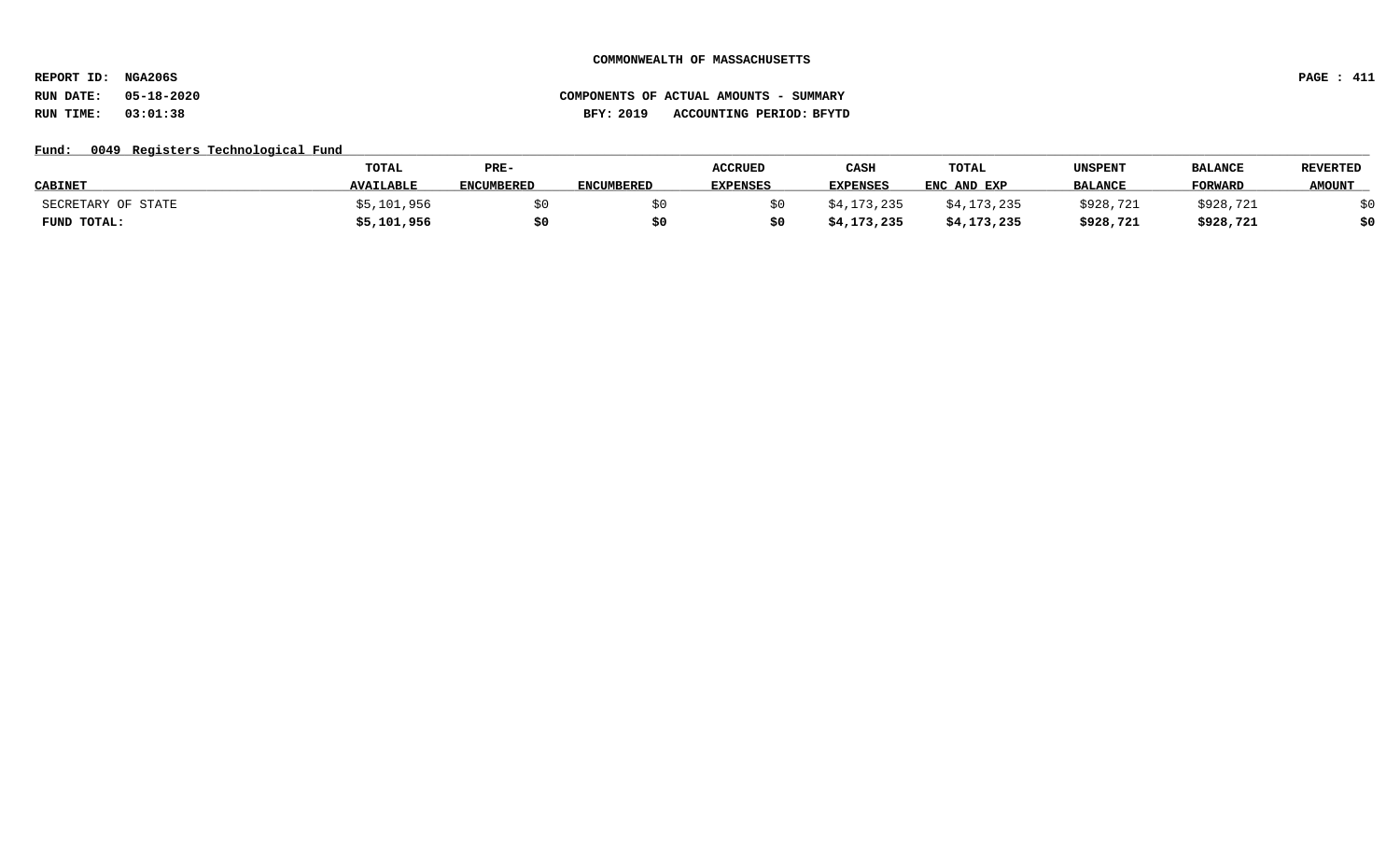COMMONWEALTH OF MASSACHUSETTS

REPORT ID: NGA206S

RUN DATE: 05-18-2020 COMPONENTS OF ACTUAL AMOUNTS - SUMMARY

RUN TIME: 03:01:38 BFY: 2019 ACCOUNTING PERIOD: BFYTD

Fund: 0049 Registers Technological Fund

| CABINET | TOTAL AVAILABLE | PRE-ENCUMBERED | ENCUMBERED | ACCRUED EXPENSES | CASH EXPENSES | TOTAL ENC AND EXP | UNSPENT BALANCE | BALANCE FORWARD | REVERTED AMOUNT |
|---|---|---|---|---|---|---|---|---|---|
| SECRETARY OF STATE | $5,101,956 | $0 | $0 | $0 | $4,173,235 | $4,173,235 | $928,721 | $928,721 | $0 |
| **FUND TOTAL:** | **$5,101,956** | **$0** | **$0** | **$0** | **$4,173,235** | **$4,173,235** | **$928,721** | **$928,721** | **$0** |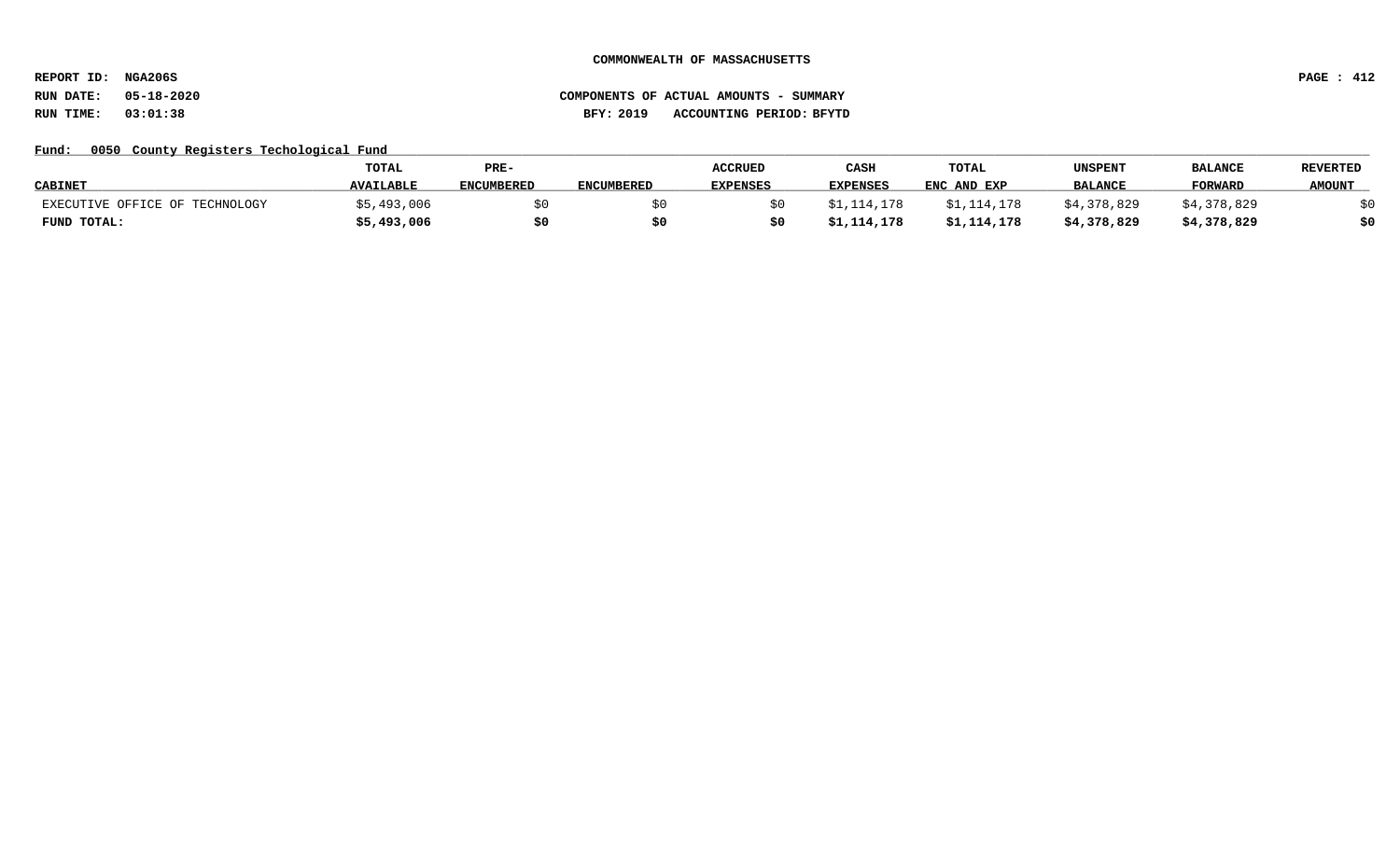**COMMONWEALTH OF MASSACHUSETTS**

**REPORT ID: NGA206S**

**RUN DATE: 05-18-2020** **COMPONENTS OF ACTUAL AMOUNTS - SUMMARY**

**RUN TIME: 03:01:38** **BFY: 2019 ACCOUNTING PERIOD: BFYTD**

**Fund: 0050 County Registers Techological Fund**

| CABINET | TOTAL AVAILABLE | PRE-ENCUMBERED | ENCUMBERED | ACCRUED EXPENSES | CASH EXPENSES | TOTAL ENC AND EXP | UNSPENT BALANCE | BALANCE FORWARD | REVERTED AMOUNT |
|---|---|---|---|---|---|---|---|---|---|
| EXECUTIVE OFFICE OF TECHNOLOGY | $5,493,006 | $0 | $0 | $0 | $1,114,178 | $1,114,178 | $4,378,829 | $4,378,829 | $0 |
| **FUND TOTAL:** | **$5,493,006** | **$0** | **$0** | **$0** | **$1,114,178** | **$1,114,178** | **$4,378,829** | **$4,378,829** | **$0** |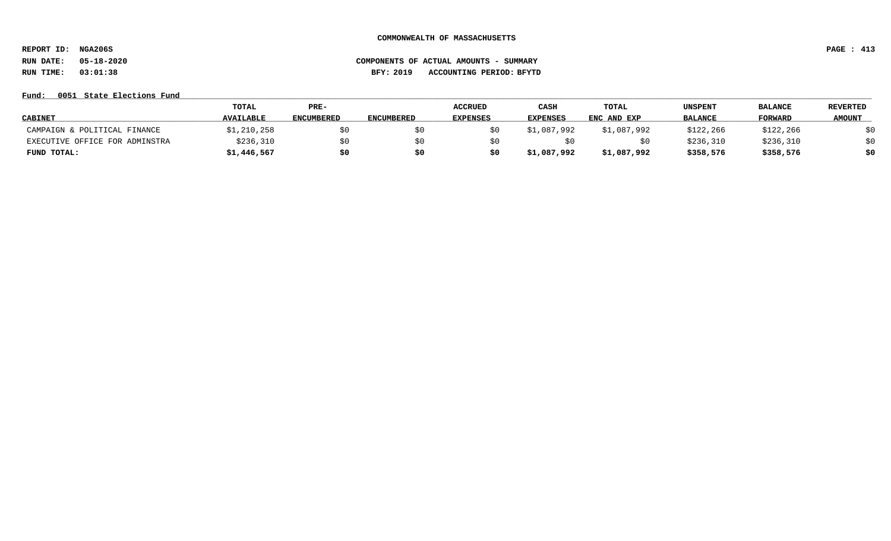**COMMONWEALTH OF MASSACHUSETTS**

**REPORT ID: NGA206S**
**RUN DATE: 05-18-2020**
**RUN TIME: 03:01:38**

**COMPONENTS OF ACTUAL AMOUNTS - SUMMARY**
**BFY: 2019 ACCOUNTING PERIOD: BFYTD**

**Fund: 0051 State Elections Fund**

| CABINET | TOTAL AVAILABLE | PRE-ENCUMBERED | ENCUMBERED | ACCRUED EXPENSES | CASH EXPENSES | TOTAL ENC AND EXP | UNSPENT BALANCE | BALANCE FORWARD | REVERTED AMOUNT |
|---|---|---|---|---|---|---|---|---|---|
| CAMPAIGN & POLITICAL FINANCE | $1,210,258 | $0 | $0 | $0 | $1,087,992 | $1,087,992 | $122,266 | $122,266 | $0 |
| EXECUTIVE OFFICE FOR ADMINSTRA | $236,310 | $0 | $0 | $0 | $0 | $0 | $236,310 | $236,310 | $0 |
| **FUND TOTAL:** | **$1,446,567** | **$0** | **$0** | **$0** | **$1,087,992** | **$1,087,992** | **$358,576** | **$358,576** | **$0** |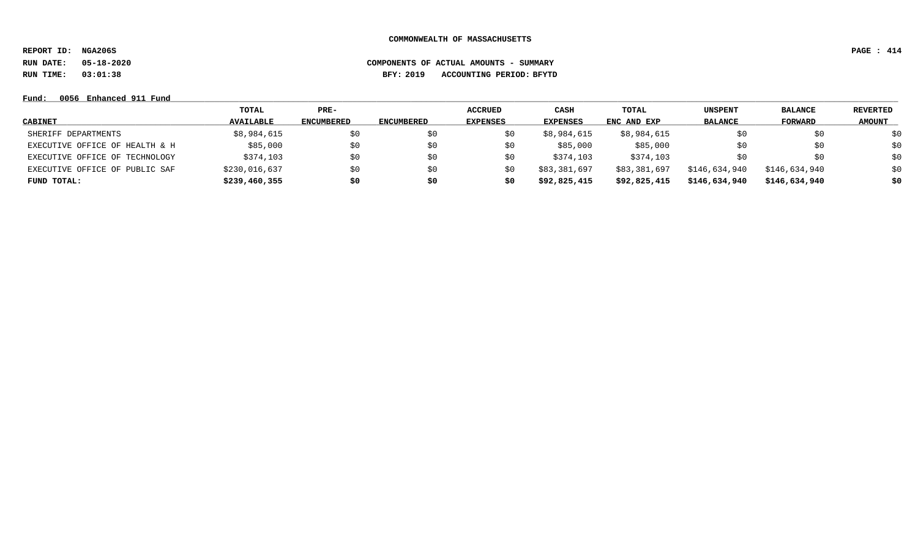COMMONWEALTH OF MASSACHUSETTS

**REPORT ID: NGA206S**

**RUN DATE: 05-18-2020** COMPONENTS OF ACTUAL AMOUNTS - SUMMARY

**RUN TIME: 03:01:38** BFY: 2019 ACCOUNTING PERIOD: BFYTD

**Fund: 0056 Enhanced 911 Fund**

| CABINET | TOTAL AVAILABLE | PRE-ENCUMBERED | ENCUMBERED | ACCRUED EXPENSES | CASH EXPENSES | TOTAL ENC AND EXP | UNSPENT BALANCE | BALANCE FORWARD | REVERTED AMOUNT |
|---|---|---|---|---|---|---|---|---|---|
| SHERIFF DEPARTMENTS | $8,984,615 | $0 | $0 | $0 | $8,984,615 | $8,984,615 | $0 | $0 | $0 |
| EXECUTIVE OFFICE OF HEALTH & H | $85,000 | $0 | $0 | $0 | $85,000 | $85,000 | $0 | $0 | $0 |
| EXECUTIVE OFFICE OF TECHNOLOGY | $374,103 | $0 | $0 | $0 | $374,103 | $374,103 | $0 | $0 | $0 |
| EXECUTIVE OFFICE OF PUBLIC SAF | $230,016,637 | $0 | $0 | $0 | $83,381,697 | $83,381,697 | $146,634,940 | $146,634,940 | $0 |
| **FUND TOTAL:** | **$239,460,355** | **$0** | **$0** | **$0** | **$92,825,415** | **$92,825,415** | **$146,634,940** | **$146,634,940** | **$0** |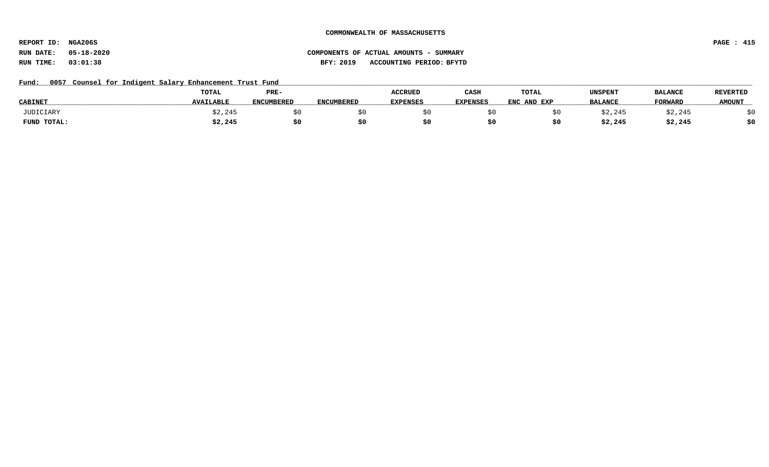COMMONWEALTH OF MASSACHUSETTS

REPORT ID: NGA206S

RUN DATE: 05-18-2020

RUN TIME: 03:01:38

COMPONENTS OF ACTUAL AMOUNTS - SUMMARY

BFY: 2019 ACCOUNTING PERIOD: BFYTD

Fund: 0057 Counsel for Indigent Salary Enhancement Trust Fund

| CABINET | TOTAL AVAILABLE | PRE-ENCUMBERED | ENCUMBERED | ACCRUED EXPENSES | CASH EXPENSES | TOTAL ENC AND EXP | UNSPENT BALANCE | BALANCE FORWARD | REVERTED AMOUNT |
|---|---|---|---|---|---|---|---|---|---|
| JUDICIARY | $2,245 | $0 | $0 | $0 | $0 | $0 | $2,245 | $2,245 | $0 |
| **FUND TOTAL:** | **$2,245** | **$0** | **$0** | **$0** | **$0** | **$0** | **$2,245** | **$2,245** | **$0** |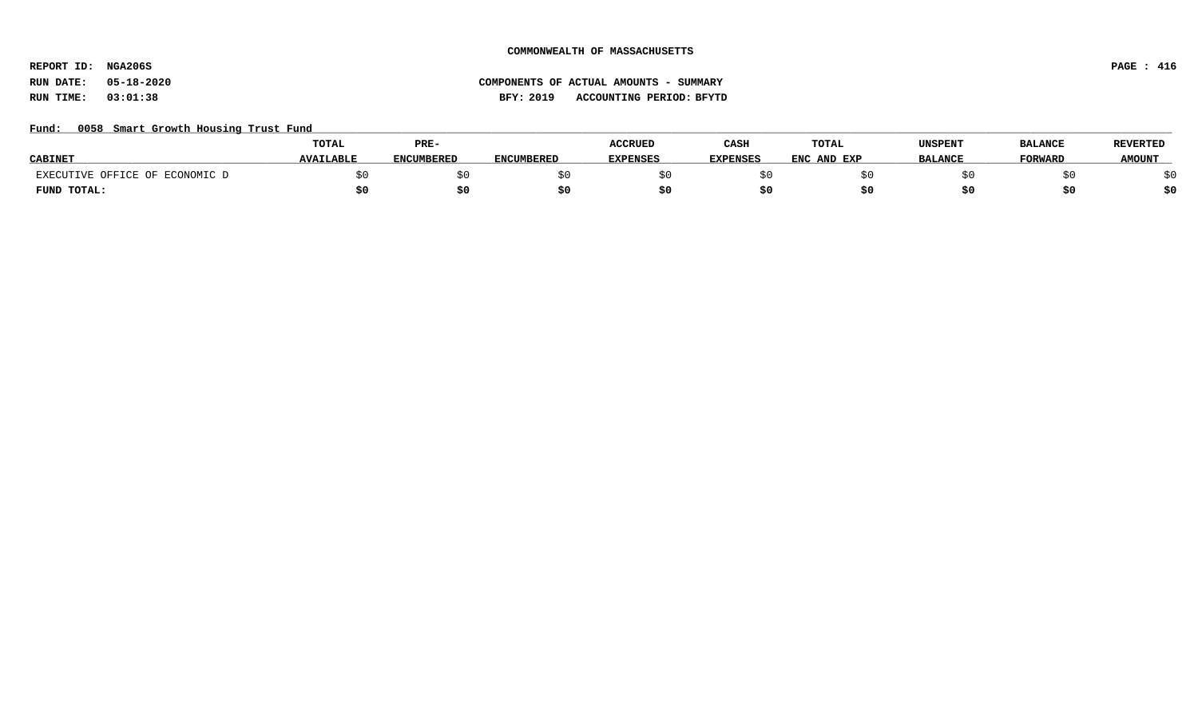**COMMONWEALTH OF MASSACHUSETTS**

**REPORT ID: NGA206S**

**RUN DATE: 05-18-2020** **COMPONENTS OF ACTUAL AMOUNTS - SUMMARY**

**RUN TIME: 03:01:38** **BFY: 2019 ACCOUNTING PERIOD: BFYTD**

**Fund: 0058 Smart Growth Housing Trust Fund**

| CABINET | TOTAL AVAILABLE | PRE-ENCUMBERED | ENCUMBERED | ACCRUED EXPENSES | CASH EXPENSES | TOTAL ENC AND EXP | UNSPENT BALANCE | BALANCE FORWARD | REVERTED AMOUNT |
|---|---|---|---|---|---|---|---|---|---|
| EXECUTIVE OFFICE OF ECONOMIC D | $0 | $0 | $0 | $0 | $0 | $0 | $0 | $0 | $0 |
| **FUND TOTAL:** | **$0** | **$0** | **$0** | **$0** | **$0** | **$0** | **$0** | **$0** | **$0** |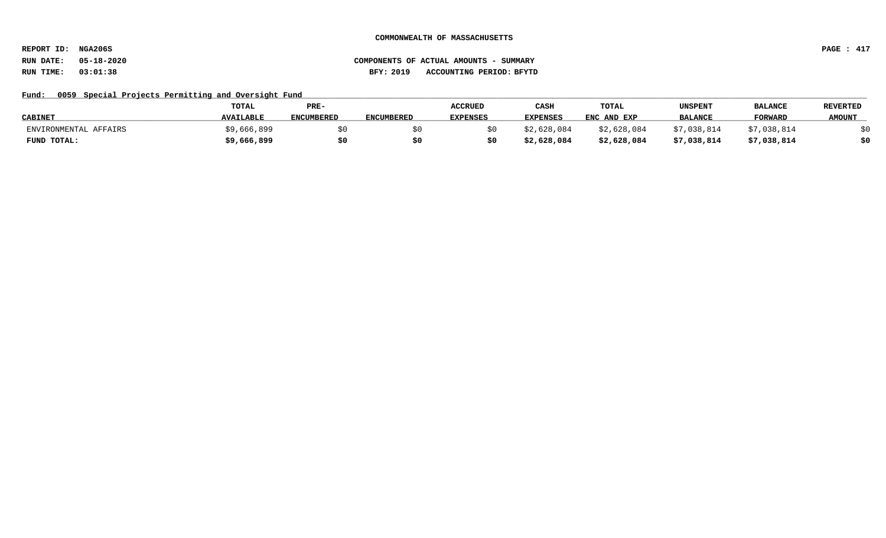**COMMONWEALTH OF MASSACHUSETTS**

**REPORT ID: NGA206S**

**RUN DATE: 05-18-2020** **COMPONENTS OF ACTUAL AMOUNTS - SUMMARY**

**RUN TIME: 03:01:38** **BFY: 2019 ACCOUNTING PERIOD: BFYTD**

**Fund: 0059 Special Projects Permitting and Oversight Fund**

| CABINET | TOTAL AVAILABLE | PRE-ENCUMBERED | ENCUMBERED | ACCRUED EXPENSES | CASH EXPENSES | TOTAL ENC AND EXP | UNSPENT BALANCE | BALANCE FORWARD | REVERTED AMOUNT |
|---|---|---|---|---|---|---|---|---|---|
| ENVIRONMENTAL AFFAIRS | $9,666,899 | $0 | $0 | $0 | $2,628,084 | $2,628,084 | $7,038,814 | $7,038,814 | $0 |
| **FUND TOTAL:** | **$9,666,899** | **$0** | **$0** | **$0** | **$2,628,084** | **$2,628,084** | **$7,038,814** | **$7,038,814** | **$0** |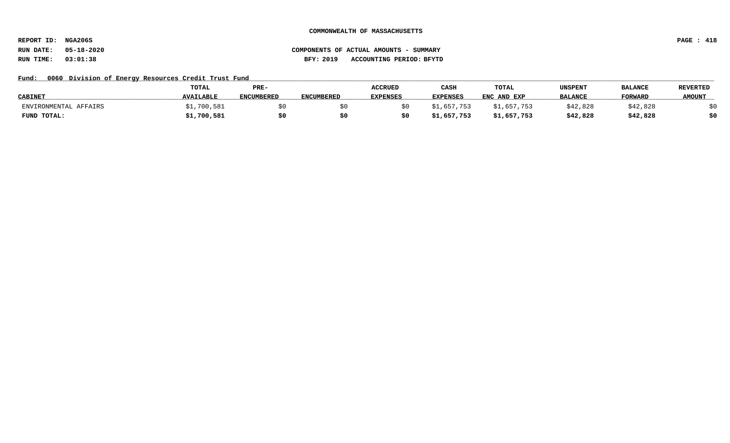**COMMONWEALTH OF MASSACHUSETTS**

**REPORT ID: NGA206S**

**RUN DATE: 05-18-2020** **COMPONENTS OF ACTUAL AMOUNTS - SUMMARY**

**RUN TIME: 03:01:38** **BFY: 2019 ACCOUNTING PERIOD: BFYTD**

**Fund: 0060 Division of Energy Resources Credit Trust Fund**

| CABINET | TOTAL AVAILABLE | PRE-ENCUMBERED | ENCUMBERED | ACCRUED EXPENSES | CASH EXPENSES | TOTAL ENC AND EXP | UNSPENT BALANCE | BALANCE FORWARD | REVERTED AMOUNT |
|---|---|---|---|---|---|---|---|---|---|
| ENVIRONMENTAL AFFAIRS | $1,700,581 | $0 | $0 | $0 | $1,657,753 | $1,657,753 | $42,828 | $42,828 | $0 |
| **FUND TOTAL:** | **$1,700,581** | **$0** | **$0** | **$0** | **$1,657,753** | **$1,657,753** | **$42,828** | **$42,828** | **$0** |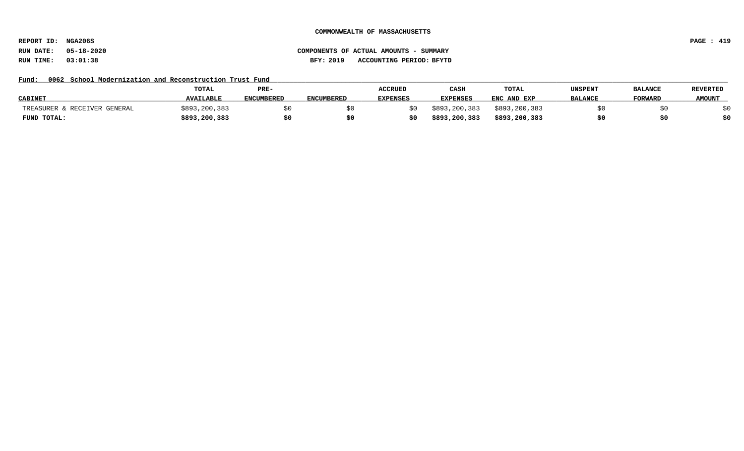COMMONWEALTH OF MASSACHUSETTS

REPORT ID: NGA206S

RUN DATE: 05-18-2020

RUN TIME: 03:01:38

COMPONENTS OF ACTUAL AMOUNTS - SUMMARY

BFY: 2019 ACCOUNTING PERIOD: BFYTD

Fund: 0062 School Modernization and Reconstruction Trust Fund

| CABINET | TOTAL AVAILABLE | PRE-ENCUMBERED | ENCUMBERED | ACCRUED EXPENSES | CASH EXPENSES | TOTAL ENC AND EXP | UNSPENT BALANCE | BALANCE FORWARD | REVERTED AMOUNT |
|---|---|---|---|---|---|---|---|---|---|
| TREASURER & RECEIVER GENERAL | $893,200,383 | $0 | $0 | $0 | $893,200,383 | $893,200,383 | $0 | $0 | $0 |
| **FUND TOTAL:** | **$893,200,383** | **$0** | **$0** | **$0** | **$893,200,383** | **$893,200,383** | **$0** | **$0** | **$0** |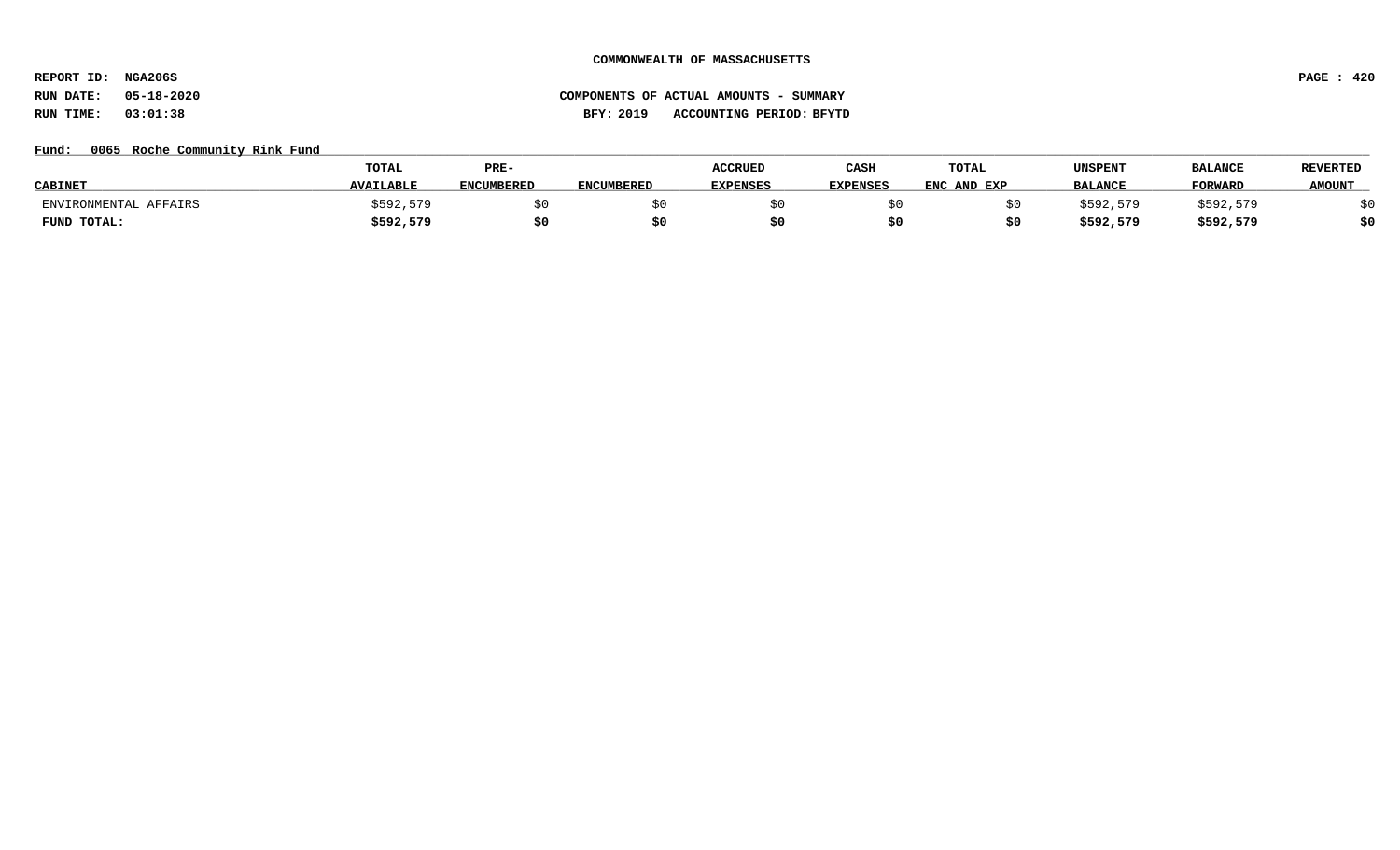COMMONWEALTH OF MASSACHUSETTS

REPORT ID: NGA206S

RUN DATE: 05-18-2020

RUN TIME: 03:01:38

COMPONENTS OF ACTUAL AMOUNTS - SUMMARY

BFY: 2019 ACCOUNTING PERIOD: BFYTD

Fund: 0065 Roche Community Rink Fund

| CABINET | TOTAL AVAILABLE | PRE-ENCUMBERED | ENCUMBERED | ACCRUED EXPENSES | CASH EXPENSES | TOTAL ENC AND EXP | UNSPENT BALANCE | BALANCE FORWARD | REVERTED AMOUNT |
|---|---|---|---|---|---|---|---|---|---|
| ENVIRONMENTAL AFFAIRS | $592,579 | $0 | $0 | $0 | $0 | $0 | $592,579 | $592,579 | $0 |
| **FUND TOTAL:** | **$592,579** | **$0** | **$0** | **$0** | **$0** | **$0** | **$592,579** | **$592,579** | **$0** |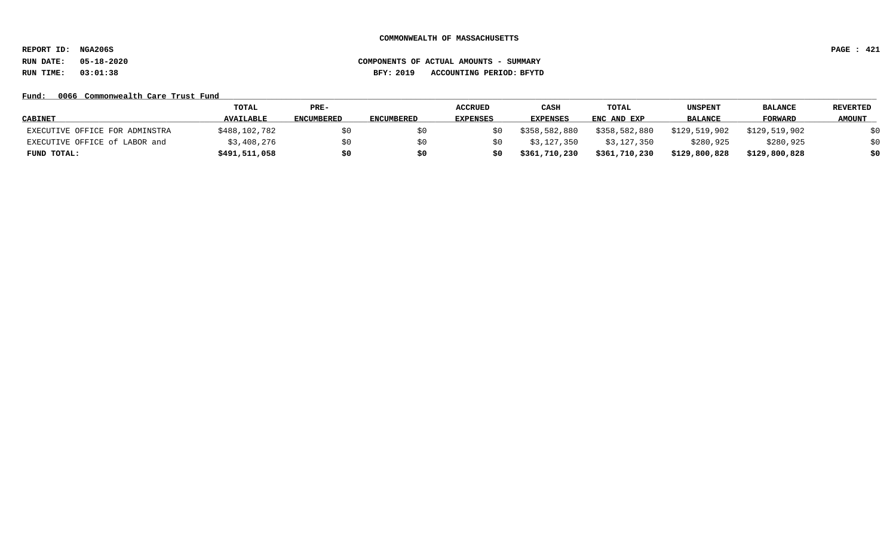COMMONWEALTH OF MASSACHUSETTS

REPORT ID: NGA206S

RUN DATE: 05-18-2020

RUN TIME: 03:01:38

COMPONENTS OF ACTUAL AMOUNTS - SUMMARY

BFY: 2019 ACCOUNTING PERIOD: BFYTD

Fund: 0066 Commonwealth Care Trust Fund

| CABINET | TOTAL AVAILABLE | PRE-ENCUMBERED | ENCUMBERED | ACCRUED EXPENSES | CASH EXPENSES | TOTAL ENC AND EXP | UNSPENT BALANCE | BALANCE FORWARD | REVERTED AMOUNT |
|---|---|---|---|---|---|---|---|---|---|
| EXECUTIVE OFFICE FOR ADMINSTRA | $488,102,782 | $0 | $0 | $0 | $358,582,880 | $358,582,880 | $129,519,902 | $129,519,902 | $0 |
| EXECUTIVE OFFICE of LABOR and | $3,408,276 | $0 | $0 | $0 | $3,127,350 | $3,127,350 | $280,925 | $280,925 | $0 |
| **FUND TOTAL:** | **$491,511,058** | **$0** | **$0** | **$0** | **$361,710,230** | **$361,710,230** | **$129,800,828** | **$129,800,828** | **$0** |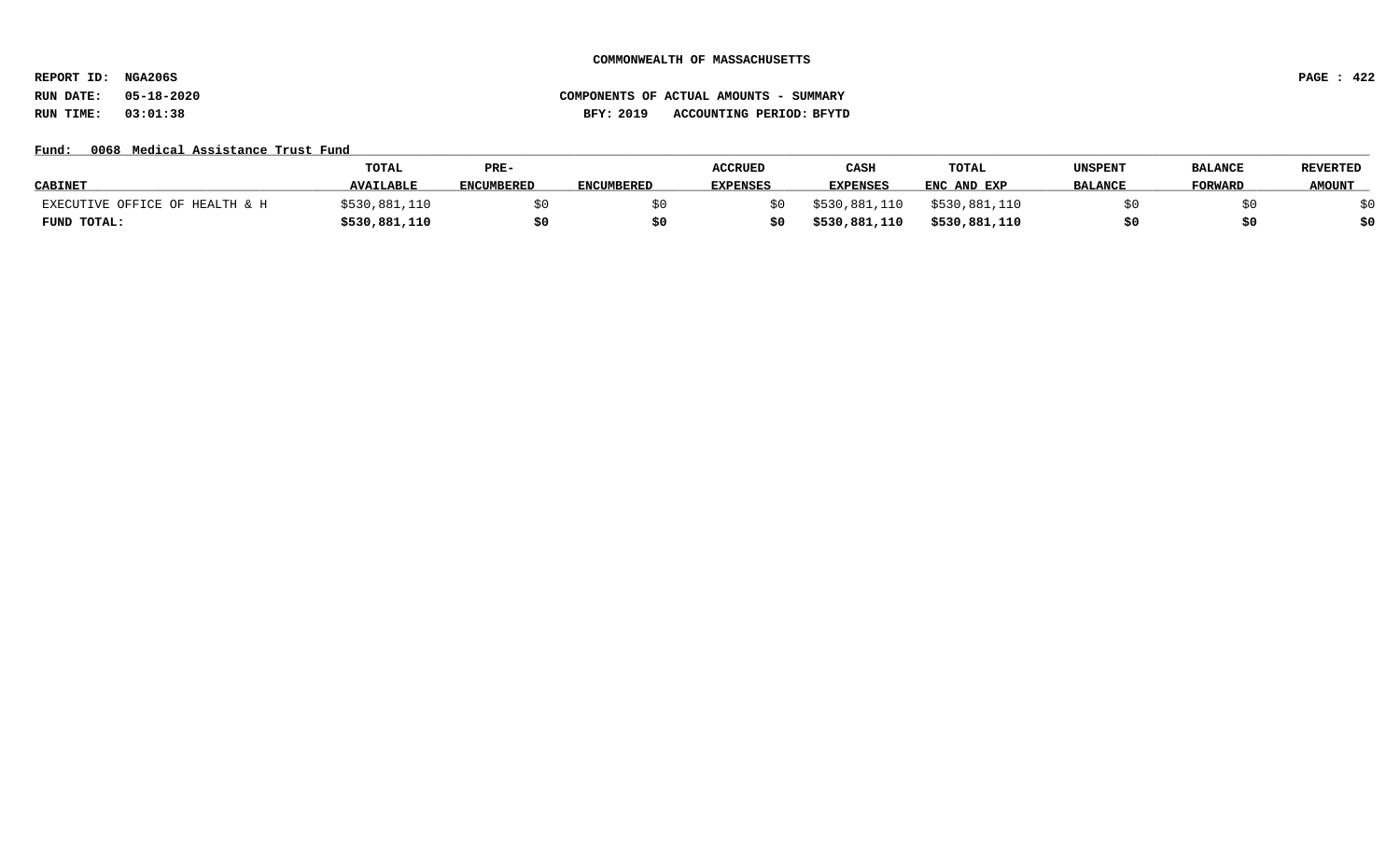**COMMONWEALTH OF MASSACHUSETTS**

**REPORT ID: NGA206S**

**RUN DATE: 05-18-2020** **COMPONENTS OF ACTUAL AMOUNTS - SUMMARY**

**RUN TIME: 03:01:38** **BFY: 2019 ACCOUNTING PERIOD: BFYTD**

**Fund: 0068 Medical Assistance Trust Fund**

| CABINET | TOTAL AVAILABLE | PRE-ENCUMBERED | ENCUMBERED | ACCRUED EXPENSES | CASH EXPENSES | TOTAL ENC AND EXP | UNSPENT BALANCE | BALANCE FORWARD | REVERTED AMOUNT |
|---|---|---|---|---|---|---|---|---|---|
| EXECUTIVE OFFICE OF HEALTH & H | $530,881,110 | $0 | $0 | $0 | $530,881,110 | $530,881,110 | $0 | $0 | $0 |
| **FUND TOTAL:** | **$530,881,110** | **$0** | **$0** | **$0** | **$530,881,110** | **$530,881,110** | **$0** | **$0** | **$0** |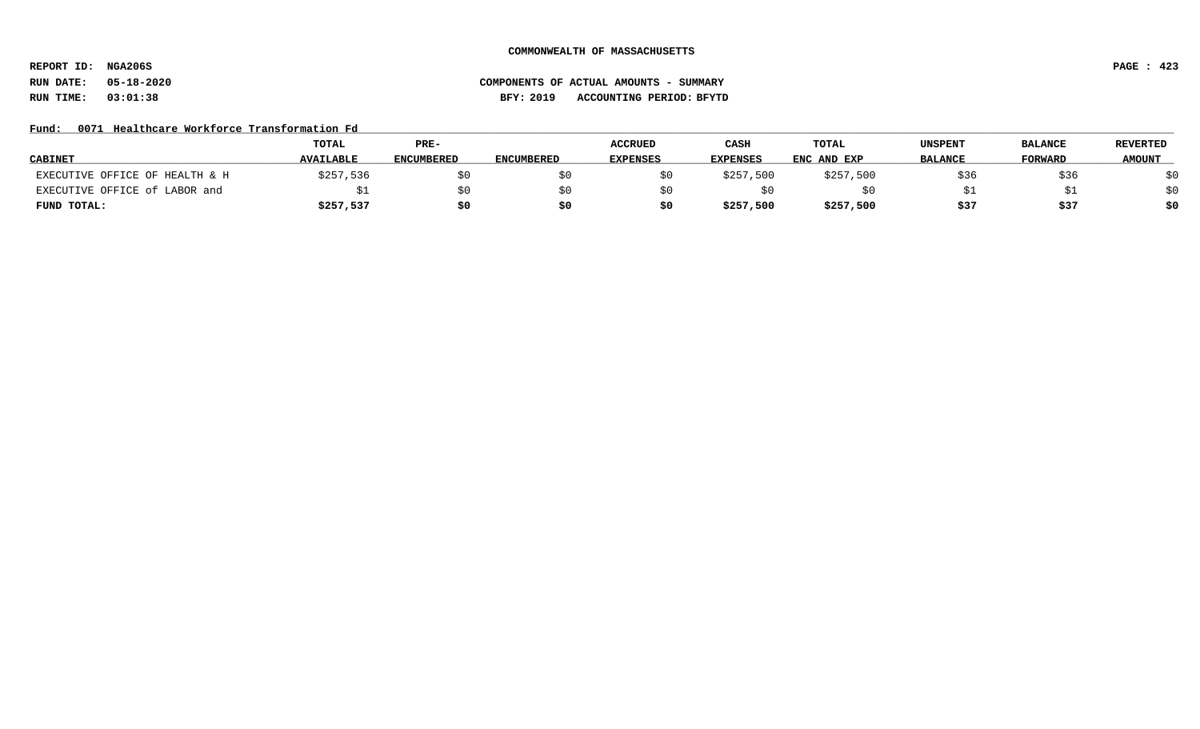**COMMONWEALTH OF MASSACHUSETTS**

**REPORT ID: NGA206S**

**RUN DATE: 05-18-2020** **COMPONENTS OF ACTUAL AMOUNTS - SUMMARY**

**RUN TIME: 03:01:38** **BFY: 2019 ACCOUNTING PERIOD: BFYTD**

**Fund: 0071 Healthcare Workforce Transformation Fd**

| CABINET | TOTAL AVAILABLE | PRE-ENCUMBERED | ENCUMBERED | ACCRUED EXPENSES | CASH EXPENSES | TOTAL ENC AND EXP | UNSPENT BALANCE | BALANCE FORWARD | REVERTED AMOUNT |
|---|---|---|---|---|---|---|---|---|---|
| EXECUTIVE OFFICE OF HEALTH & H | $257,536 | $0 | $0 | $0 | $257,500 | $257,500 | $36 | $36 | $0 |
| EXECUTIVE OFFICE of LABOR and | $1 | $0 | $0 | $0 | $0 | $0 | $1 | $1 | $0 |
| **FUND TOTAL:** | **$257,537** | **$0** | **$0** | **$0** | **$257,500** | **$257,500** | **$37** | **$37** | **$0** |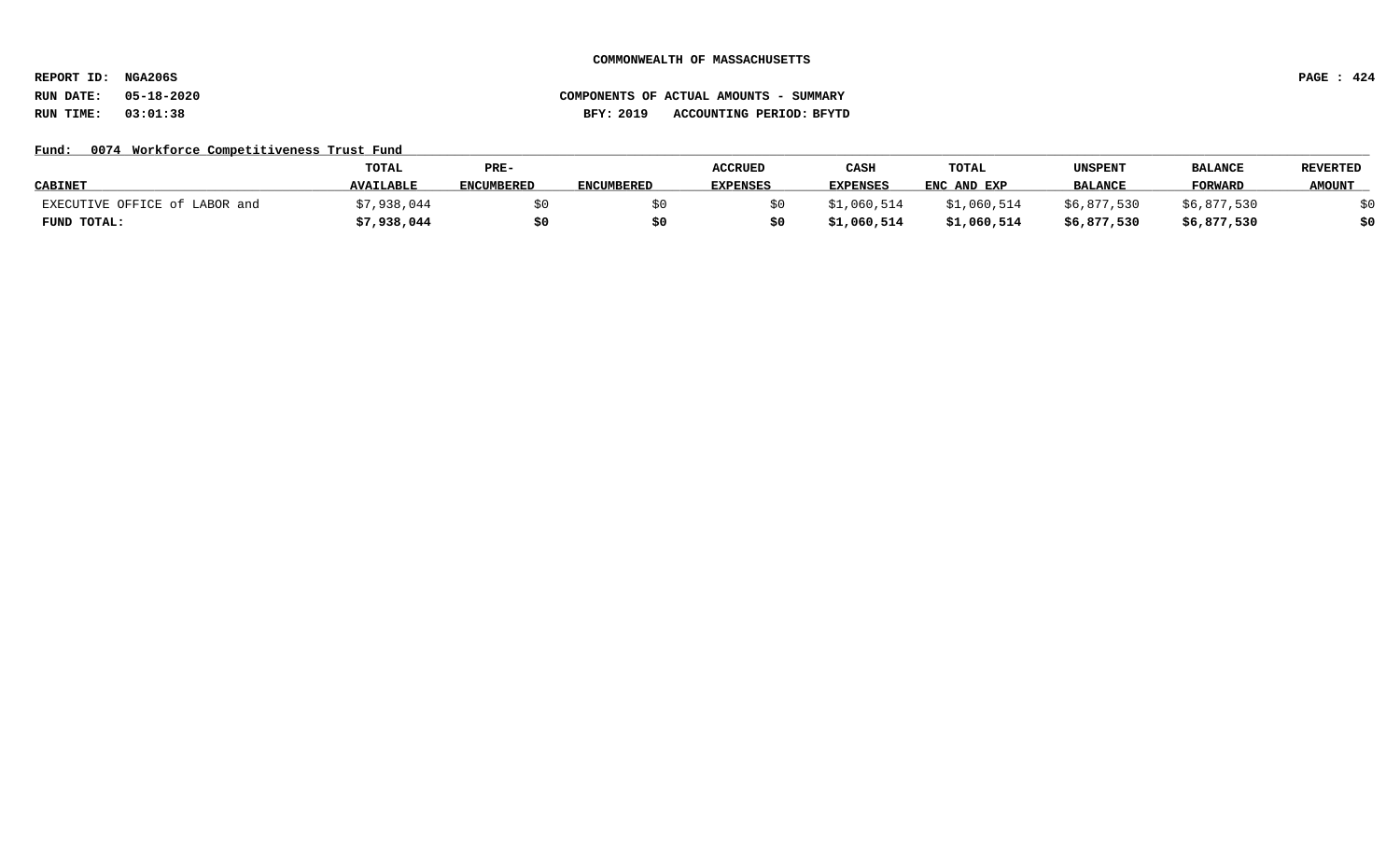COMMONWEALTH OF MASSACHUSETTS

REPORT ID: NGA206S

RUN DATE: 05-18-2020

RUN TIME: 03:01:38

COMPONENTS OF ACTUAL AMOUNTS - SUMMARY

BFY: 2019 ACCOUNTING PERIOD: BFYTD

Fund: 0074 Workforce Competitiveness Trust Fund

| CABINET | TOTAL AVAILABLE | PRE-ENCUMBERED | ENCUMBERED | ACCRUED EXPENSES | CASH EXPENSES | TOTAL ENC AND EXP | UNSPENT BALANCE | BALANCE FORWARD | REVERTED AMOUNT |
|---|---|---|---|---|---|---|---|---|---|
| EXECUTIVE OFFICE of LABOR and | $7,938,044 | $0 | $0 | $0 | $1,060,514 | $1,060,514 | $6,877,530 | $6,877,530 | $0 |
| **FUND TOTAL:** | **$7,938,044** | **$0** | **$0** | **$0** | **$1,060,514** | **$1,060,514** | **$6,877,530** | **$6,877,530** | **$0** |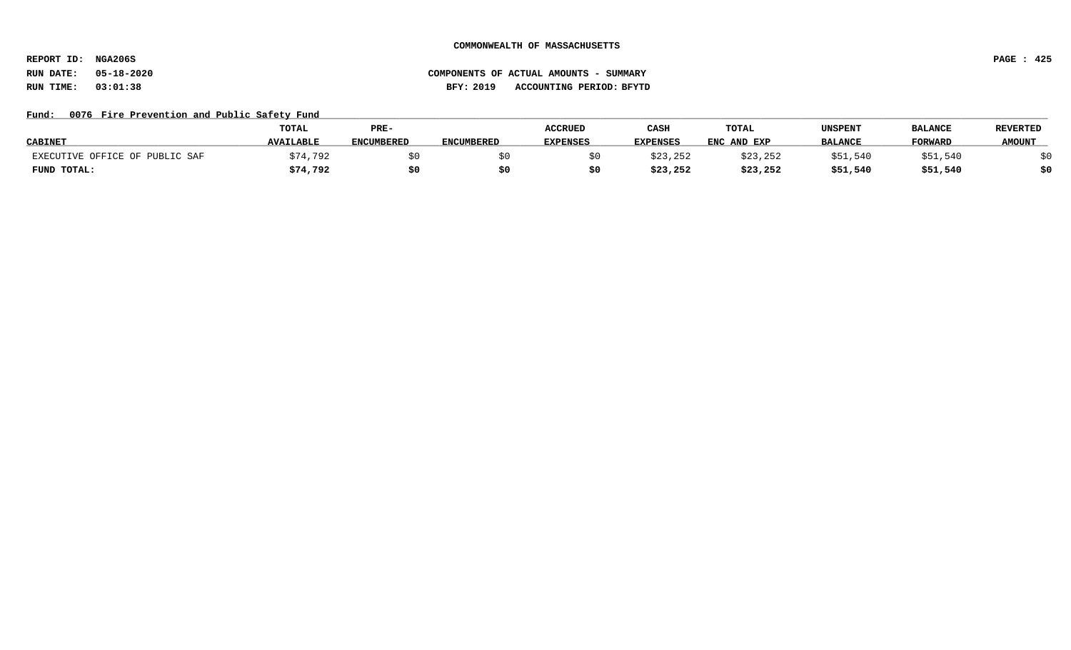**COMMONWEALTH OF MASSACHUSETTS**

**REPORT ID: NGA206S**

**RUN DATE: 05-18-2020** **COMPONENTS OF ACTUAL AMOUNTS - SUMMARY**

**RUN TIME: 03:01:38** **BFY: 2019 ACCOUNTING PERIOD: BFYTD**

**Fund: 0076 Fire Prevention and Public Safety Fund**

| CABINET | TOTAL AVAILABLE | PRE-ENCUMBERED | ENCUMBERED | ACCRUED EXPENSES | CASH EXPENSES | TOTAL ENC AND EXP | UNSPENT BALANCE | BALANCE FORWARD | REVERTED AMOUNT |
|---|---|---|---|---|---|---|---|---|---|
| EXECUTIVE OFFICE OF PUBLIC SAF | $74,792 | $0 | $0 | $0 | $23,252 | $23,252 | $51,540 | $51,540 | $0 |
| **FUND TOTAL:** | **$74,792** | **$0** | **$0** | **$0** | **$23,252** | **$23,252** | **$51,540** | **$51,540** | **$0** |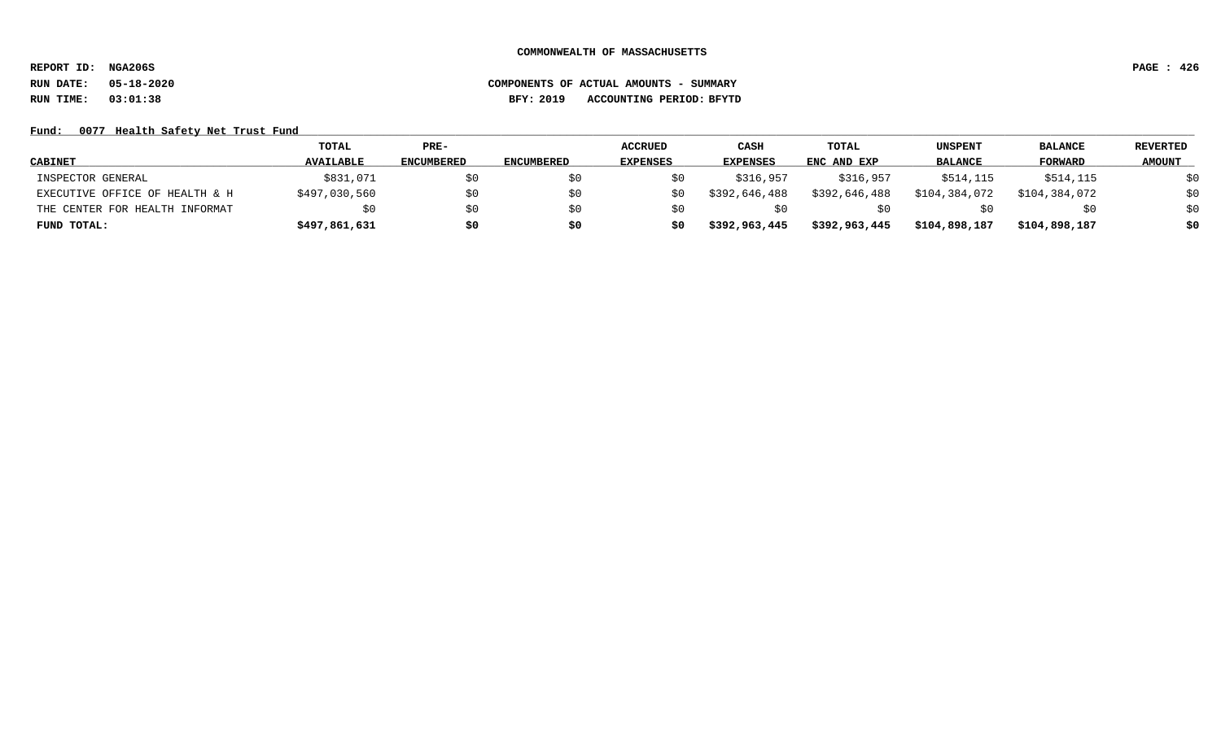**COMMONWEALTH OF MASSACHUSETTS**

**REPORT ID: NGA206S**

**RUN DATE: 05-18-2020** **COMPONENTS OF ACTUAL AMOUNTS - SUMMARY**

**RUN TIME: 03:01:38** **BFY: 2019 ACCOUNTING PERIOD: BFYTD**

**Fund: 0077 Health Safety Net Trust Fund**

| CABINET | TOTAL AVAILABLE | PRE-ENCUMBERED | ENCUMBERED | ACCRUED EXPENSES | CASH EXPENSES | TOTAL ENC AND EXP | UNSPENT BALANCE | BALANCE FORWARD | REVERTED AMOUNT |
|---|---|---|---|---|---|---|---|---|---|
| INSPECTOR GENERAL | $831,071 | $0 | $0 | $0 | $316,957 | $316,957 | $514,115 | $514,115 | $0 |
| EXECUTIVE OFFICE OF HEALTH & H | $497,030,560 | $0 | $0 | $0 | $392,646,488 | $392,646,488 | $104,384,072 | $104,384,072 | $0 |
| THE CENTER FOR HEALTH INFORMAT | $0 | $0 | $0 | $0 | $0 | $0 | $0 | $0 | $0 |
| **FUND TOTAL:** | **$497,861,631** | **$0** | **$0** | **$0** | **$392,963,445** | **$392,963,445** | **$104,898,187** | **$104,898,187** | **$0** |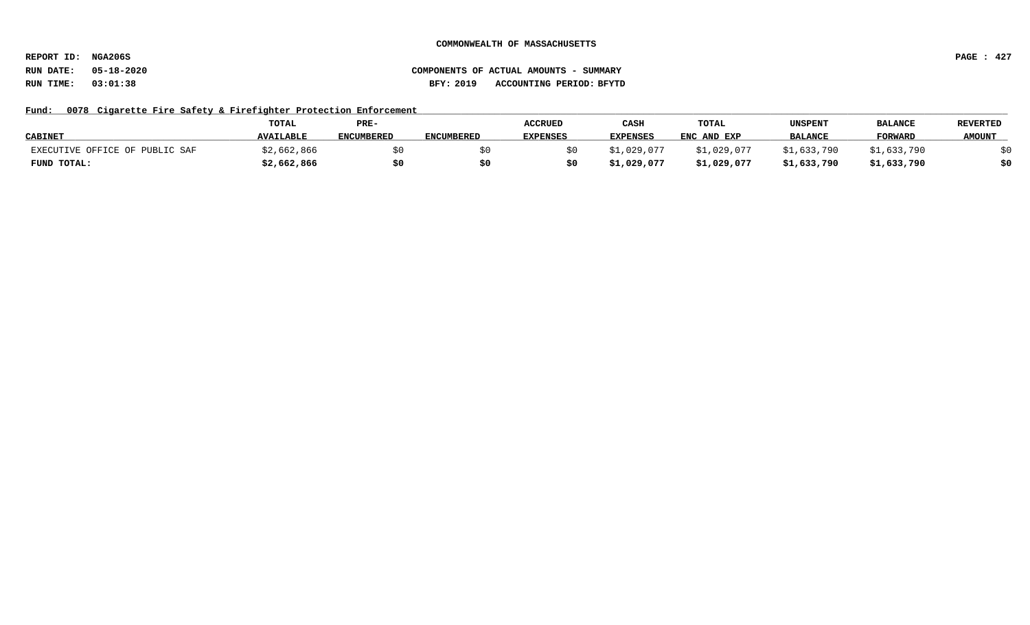COMMONWEALTH OF MASSACHUSETTS

REPORT ID: NGA206S

RUN DATE: 05-18-2020

RUN TIME: 03:01:38

COMPONENTS OF ACTUAL AMOUNTS - SUMMARY

BFY: 2019 ACCOUNTING PERIOD: BFYTD

Fund: 0078 Cigarette Fire Safety & Firefighter Protection Enforcement

| CABINET | TOTAL AVAILABLE | PRE-ENCUMBERED | ENCUMBERED | ACCRUED EXPENSES | CASH EXPENSES | TOTAL ENC AND EXP | UNSPENT BALANCE | BALANCE FORWARD | REVERTED AMOUNT |
|---|---|---|---|---|---|---|---|---|---|
| EXECUTIVE OFFICE OF PUBLIC SAF | $2,662,866 | $0 | $0 | $0 | $1,029,077 | $1,029,077 | $1,633,790 | $1,633,790 | $0 |
| **FUND TOTAL:** | **$2,662,866** | **$0** | **$0** | **$0** | **$1,029,077** | **$1,029,077** | **$1,633,790** | **$1,633,790** | **$0** |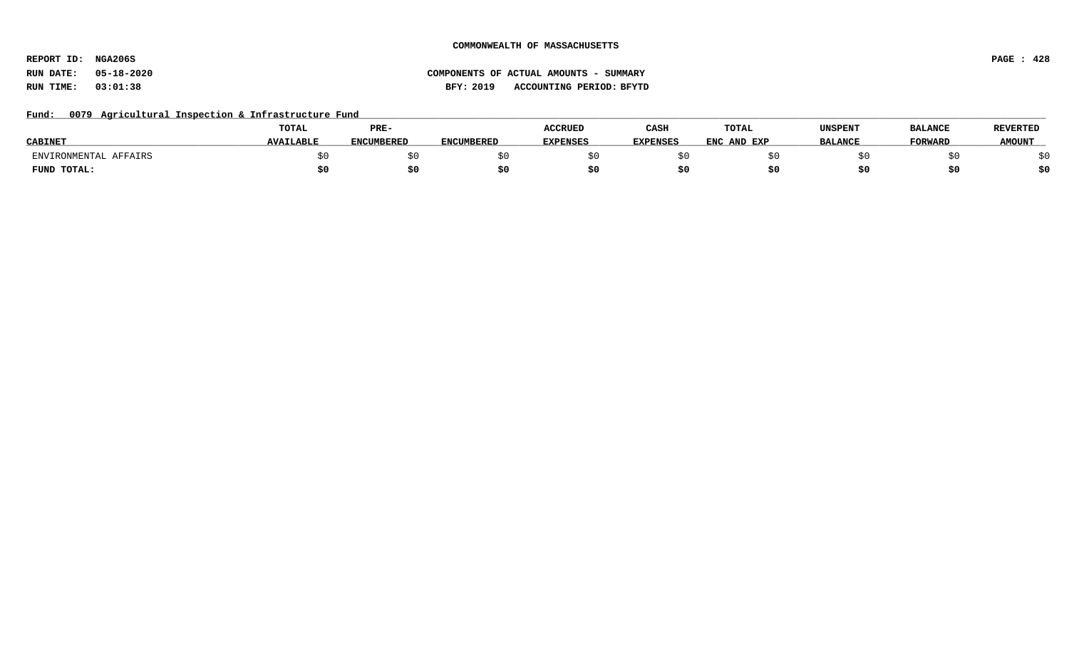**COMMONWEALTH OF MASSACHUSETTS**

**REPORT ID: NGA206S**
**RUN DATE: 05-18-2020**
**RUN TIME: 03:01:38**

**COMPONENTS OF ACTUAL AMOUNTS - SUMMARY**
**BFY: 2019 ACCOUNTING PERIOD: BFYTD**

**Fund: 0079 Agricultural Inspection & Infrastructure Fund**

| CABINET | TOTAL AVAILABLE | PRE-ENCUMBERED | ENCUMBERED | ACCRUED EXPENSES | CASH EXPENSES | TOTAL ENC AND EXP | UNSPENT BALANCE | BALANCE FORWARD | REVERTED AMOUNT |
|---|---|---|---|---|---|---|---|---|---|
| ENVIRONMENTAL AFFAIRS | $0 | $0 | $0 | $0 | $0 | $0 | $0 | $0 | $0 |
| **FUND TOTAL:** | **$0** | **$0** | **$0** | **$0** | **$0** | **$0** | **$0** | **$0** | **$0** |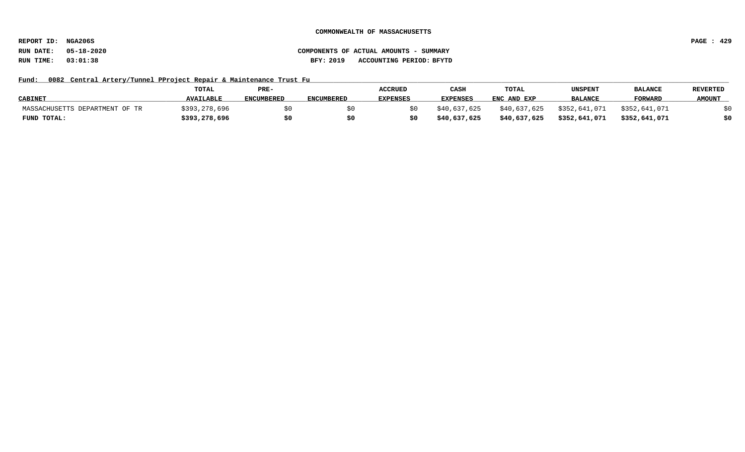**COMMONWEALTH OF MASSACHUSETTS**

**REPORT ID: NGA206S**

**RUN DATE: 05-18-2020** **COMPONENTS OF ACTUAL AMOUNTS - SUMMARY**

**RUN TIME: 03:01:38** **BFY: 2019 ACCOUNTING PERIOD: BFYTD**

**Fund: 0082 Central Artery/Tunnel PProject Repair & Maintenance Trust Fu**

| CABINET | TOTAL AVAILABLE | PRE-ENCUMBERED | ENCUMBERED | ACCRUED EXPENSES | CASH EXPENSES | TOTAL ENC AND EXP | UNSPENT BALANCE | BALANCE FORWARD | REVERTED AMOUNT |
|---|---|---|---|---|---|---|---|---|---|
| MASSACHUSETTS DEPARTMENT OF TR | $393,278,696 | $0 | $0 | $0 | $40,637,625 | $40,637,625 | $352,641,071 | $352,641,071 | $0 |
| **FUND TOTAL:** | **$393,278,696** | **$0** | **$0** | **$0** | **$40,637,625** | **$40,637,625** | **$352,641,071** | **$352,641,071** | **$0** |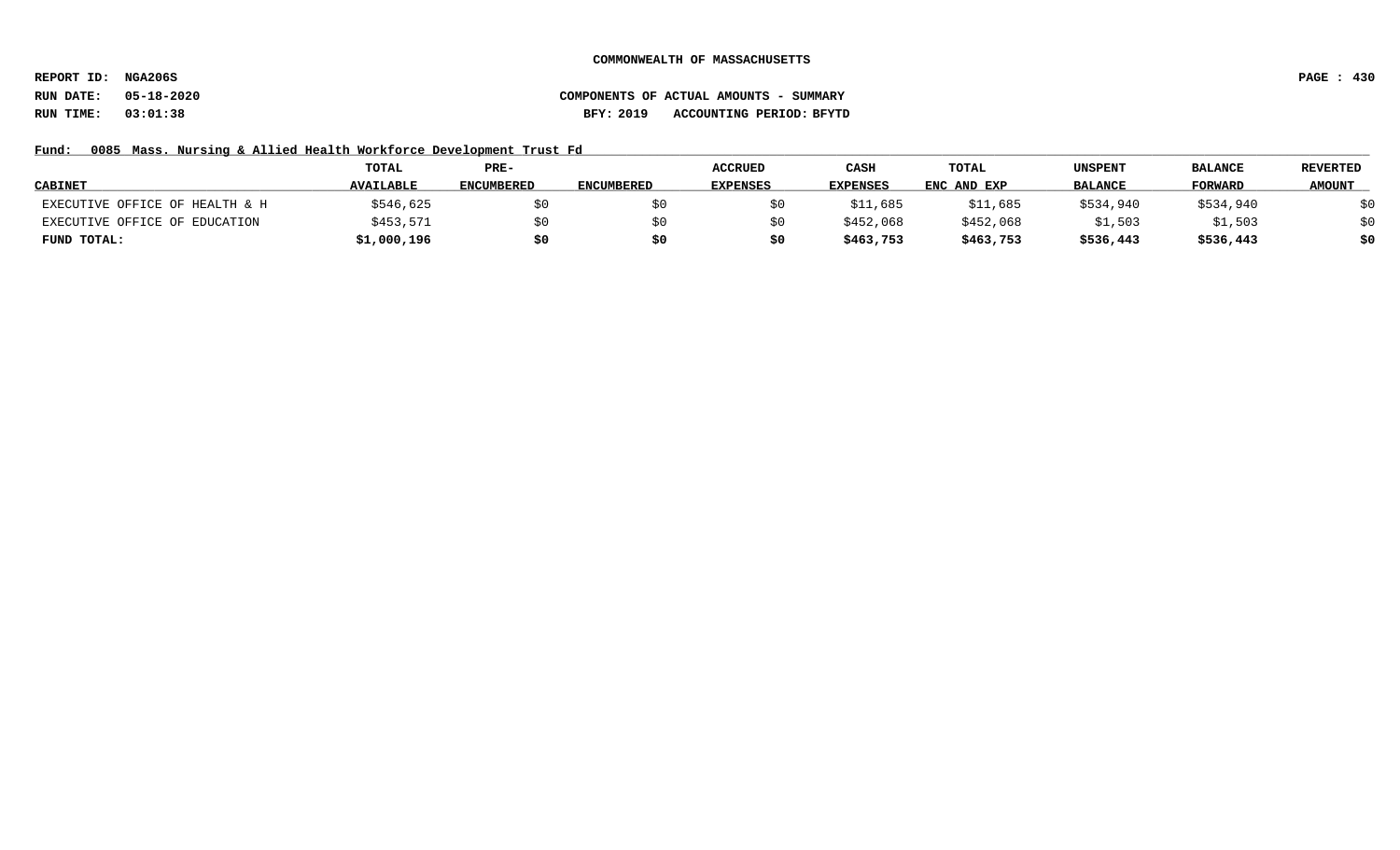COMMONWEALTH OF MASSACHUSETTS

REPORT ID: NGA206S

RUN DATE: 05-18-2020 COMPONENTS OF ACTUAL AMOUNTS - SUMMARY

RUN TIME: 03:01:38 BFY: 2019 ACCOUNTING PERIOD: BFYTD

Fund: 0085 Mass. Nursing & Allied Health Workforce Development Trust Fd

| CABINET | TOTAL AVAILABLE | PRE-ENCUMBERED | ENCUMBERED | ACCRUED EXPENSES | CASH EXPENSES | TOTAL ENC AND EXP | UNSPENT BALANCE | BALANCE FORWARD | REVERTED AMOUNT |
|---|---|---|---|---|---|---|---|---|---|
| EXECUTIVE OFFICE OF HEALTH & H | $546,625 | $0 | $0 | $0 | $11,685 | $11,685 | $534,940 | $534,940 | $0 |
| EXECUTIVE OFFICE OF EDUCATION | $453,571 | $0 | $0 | $0 | $452,068 | $452,068 | $1,503 | $1,503 | $0 |
| **FUND TOTAL:** | **$1,000,196** | **$0** | **$0** | **$0** | **$463,753** | **$463,753** | **$536,443** | **$536,443** | **$0** |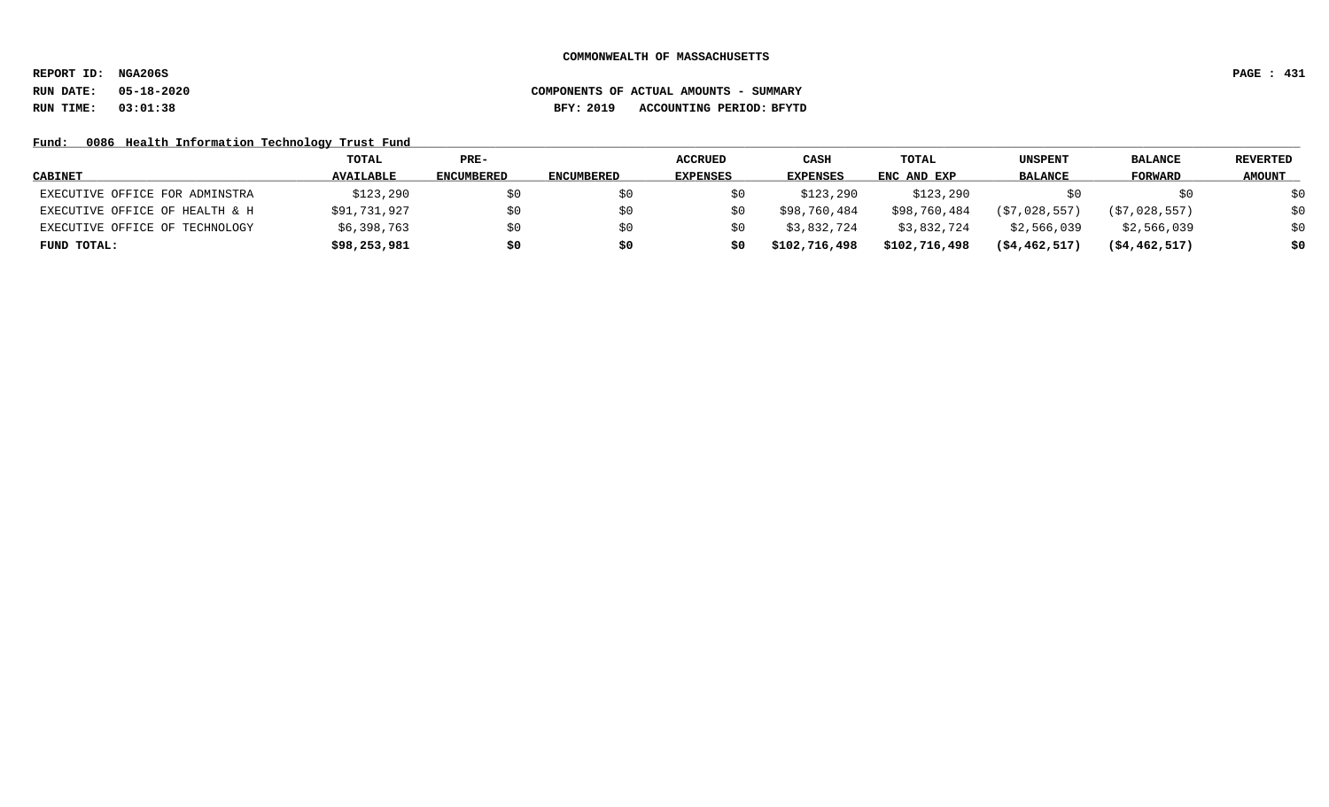**COMMONWEALTH OF MASSACHUSETTS**

**REPORT ID: NGA206S**

**RUN DATE: 05-18-2020** — **COMPONENTS OF ACTUAL AMOUNTS - SUMMARY**

**RUN TIME: 03:01:38** — **BFY: 2019 ACCOUNTING PERIOD: BFYTD**

**Fund: 0086 Health Information Technology Trust Fund**

| CABINET | TOTAL AVAILABLE | PRE-ENCUMBERED | ENCUMBERED | ACCRUED EXPENSES | CASH EXPENSES | TOTAL ENC AND EXP | UNSPENT BALANCE | BALANCE FORWARD | REVERTED AMOUNT |
|---|---|---|---|---|---|---|---|---|---|
| EXECUTIVE OFFICE FOR ADMINSTRA | $123,290 | $0 | $0 | $0 | $123,290 | $123,290 | $0 | $0 | $0 |
| EXECUTIVE OFFICE OF HEALTH & H | $91,731,927 | $0 | $0 | $0 | $98,760,484 | $98,760,484 | ($7,028,557) | ($7,028,557) | $0 |
| EXECUTIVE OFFICE OF TECHNOLOGY | $6,398,763 | $0 | $0 | $0 | $3,832,724 | $3,832,724 | $2,566,039 | $2,566,039 | $0 |
| **FUND TOTAL:** | **$98,253,981** | **$0** | **$0** | **$0** | **$102,716,498** | **$102,716,498** | **($4,462,517)** | **($4,462,517)** | **$0** |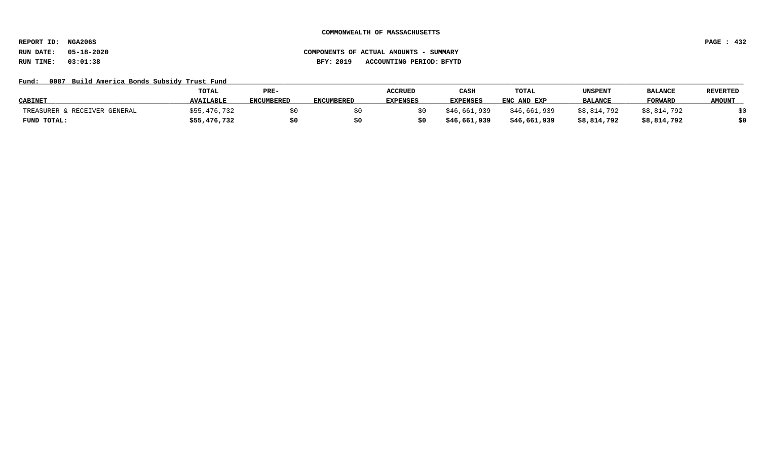**COMMONWEALTH OF MASSACHUSETTS**

**REPORT ID: NGA206S**
**RUN DATE: 05-18-2020**
**RUN TIME: 03:01:38**

**COMPONENTS OF ACTUAL AMOUNTS - SUMMARY**
**BFY: 2019 ACCOUNTING PERIOD: BFYTD**

**Fund: 0087 Build America Bonds Subsidy Trust Fund**

| CABINET | TOTAL AVAILABLE | PRE-ENCUMBERED | ENCUMBERED | ACCRUED EXPENSES | CASH EXPENSES | TOTAL ENC AND EXP | UNSPENT BALANCE | BALANCE FORWARD | REVERTED AMOUNT |
|---|---|---|---|---|---|---|---|---|---|
| TREASURER & RECEIVER GENERAL | $55,476,732 | $0 | $0 | $0 | $46,661,939 | $46,661,939 | $8,814,792 | $8,814,792 | $0 |
| **FUND TOTAL:** | **$55,476,732** | **$0** | **$0** | **$0** | **$46,661,939** | **$46,661,939** | **$8,814,792** | **$8,814,792** | **$0** |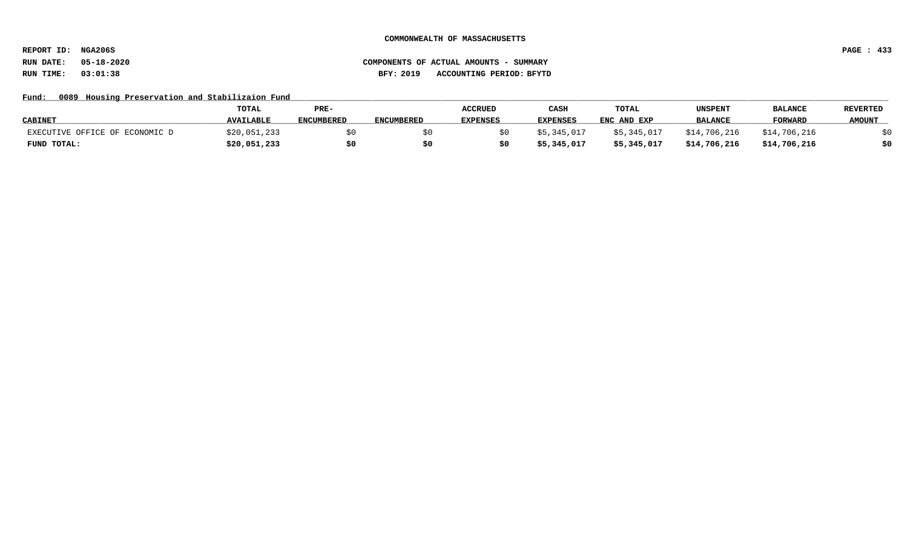COMMONWEALTH OF MASSACHUSETTS

REPORT ID: NGA206S

RUN DATE: 05-18-2020

RUN TIME: 03:01:38

COMPONENTS OF ACTUAL AMOUNTS - SUMMARY

BFY: 2019 ACCOUNTING PERIOD: BFYTD

Fund: 0089 Housing Preservation and Stabilizaion Fund

| CABINET | TOTAL AVAILABLE | PRE-ENCUMBERED | ENCUMBERED | ACCRUED EXPENSES | CASH EXPENSES | TOTAL ENC AND EXP | UNSPENT BALANCE | BALANCE FORWARD | REVERTED AMOUNT |
|---|---|---|---|---|---|---|---|---|---|
| EXECUTIVE OFFICE OF ECONOMIC D | $20,051,233 | $0 | $0 | $0 | $5,345,017 | $5,345,017 | $14,706,216 | $14,706,216 | $0 |
| **FUND TOTAL:** | **$20,051,233** | **$0** | **$0** | **$0** | **$5,345,017** | **$5,345,017** | **$14,706,216** | **$14,706,216** | **$0** |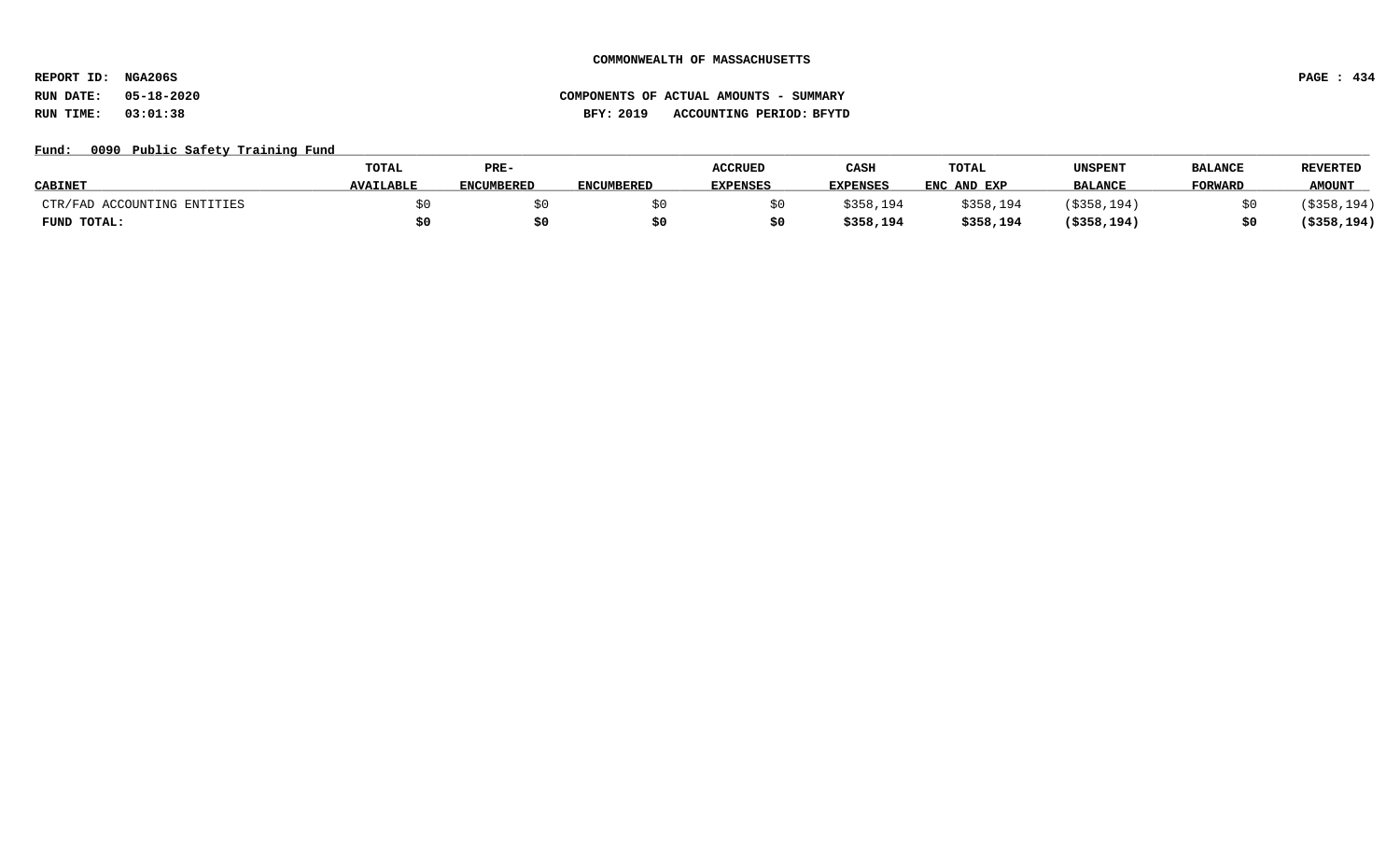**COMMONWEALTH OF MASSACHUSETTS**

**REPORT ID: NGA206S**

**RUN DATE: 05-18-2020** **COMPONENTS OF ACTUAL AMOUNTS - SUMMARY**

**RUN TIME: 03:01:38** **BFY: 2019 ACCOUNTING PERIOD: BFYTD**

**Fund: 0090 Public Safety Training Fund**

| CABINET | TOTAL AVAILABLE | PRE-ENCUMBERED | ENCUMBERED | ACCRUED EXPENSES | CASH EXPENSES | TOTAL ENC AND EXP | UNSPENT BALANCE | BALANCE FORWARD | REVERTED AMOUNT |
|---|---|---|---|---|---|---|---|---|---|
| CTR/FAD ACCOUNTING ENTITIES | $0 | $0 | $0 | $0 | $358,194 | $358,194 | ($358,194) | $0 | ($358,194) |
| **FUND TOTAL:** | **$0** | **$0** | **$0** | **$0** | **$358,194** | **$358,194** | **($358,194)** | **$0** | **($358,194)** |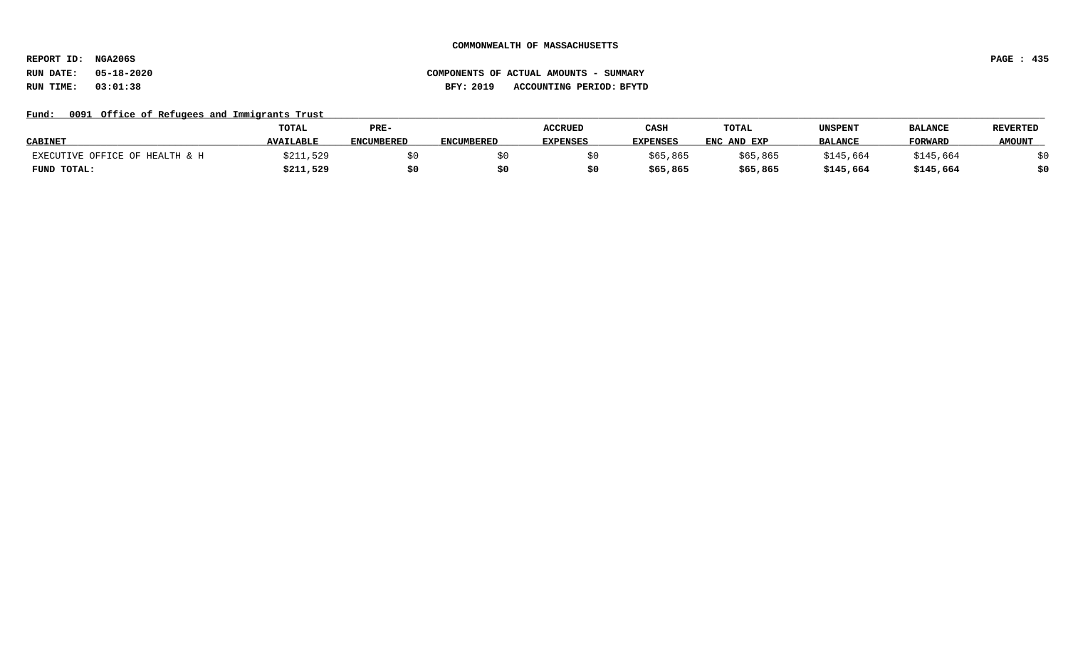**COMMONWEALTH OF MASSACHUSETTS**

**REPORT ID: NGA206S**
**RUN DATE: 05-18-2020**
**RUN TIME: 03:01:38**

**COMPONENTS OF ACTUAL AMOUNTS - SUMMARY**
**BFY: 2019 ACCOUNTING PERIOD: BFYTD**

**Fund: 0091 Office of Refugees and Immigrants Trust**

| CABINET | TOTAL AVAILABLE | PRE-ENCUMBERED | ENCUMBERED | ACCRUED EXPENSES | CASH EXPENSES | TOTAL ENC AND EXP | UNSPENT BALANCE | BALANCE FORWARD | REVERTED AMOUNT |
|---|---|---|---|---|---|---|---|---|---|
| EXECUTIVE OFFICE OF HEALTH & H | $211,529 | $0 | $0 | $0 | $65,865 | $65,865 | $145,664 | $145,664 | $0 |
| **FUND TOTAL:** | **$211,529** | **$0** | **$0** | **$0** | **$65,865** | **$65,865** | **$145,664** | **$145,664** | **$0** |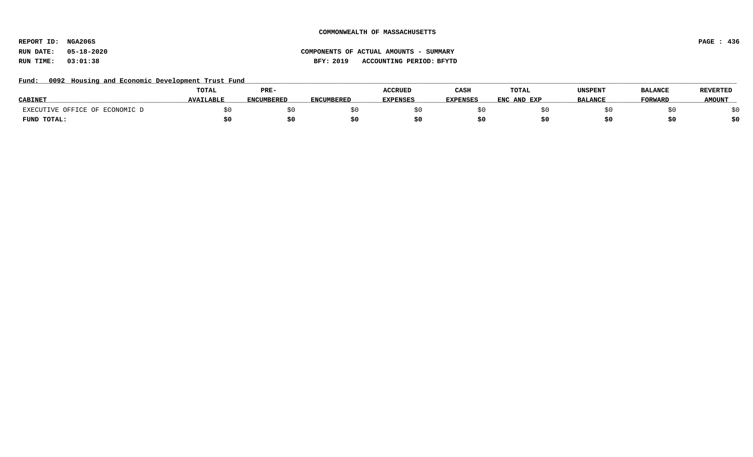COMMONWEALTH OF MASSACHUSETTS

REPORT ID: NGA206S

RUN DATE: 05-18-2020 COMPONENTS OF ACTUAL AMOUNTS - SUMMARY

RUN TIME: 03:01:38 BFY: 2019 ACCOUNTING PERIOD: BFYTD

Fund: 0092 Housing and Economic Development Trust Fund

| CABINET | TOTAL AVAILABLE | PRE-ENCUMBERED | ENCUMBERED | ACCRUED EXPENSES | CASH EXPENSES | TOTAL ENC AND EXP | UNSPENT BALANCE | BALANCE FORWARD | REVERTED AMOUNT |
|---|---|---|---|---|---|---|---|---|---|
| EXECUTIVE OFFICE OF ECONOMIC D | $0 | $0 | $0 | $0 | $0 | $0 | $0 | $0 | $0 |
| **FUND TOTAL:** | **$0** | **$0** | **$0** | **$0** | **$0** | **$0** | **$0** | **$0** | **$0** |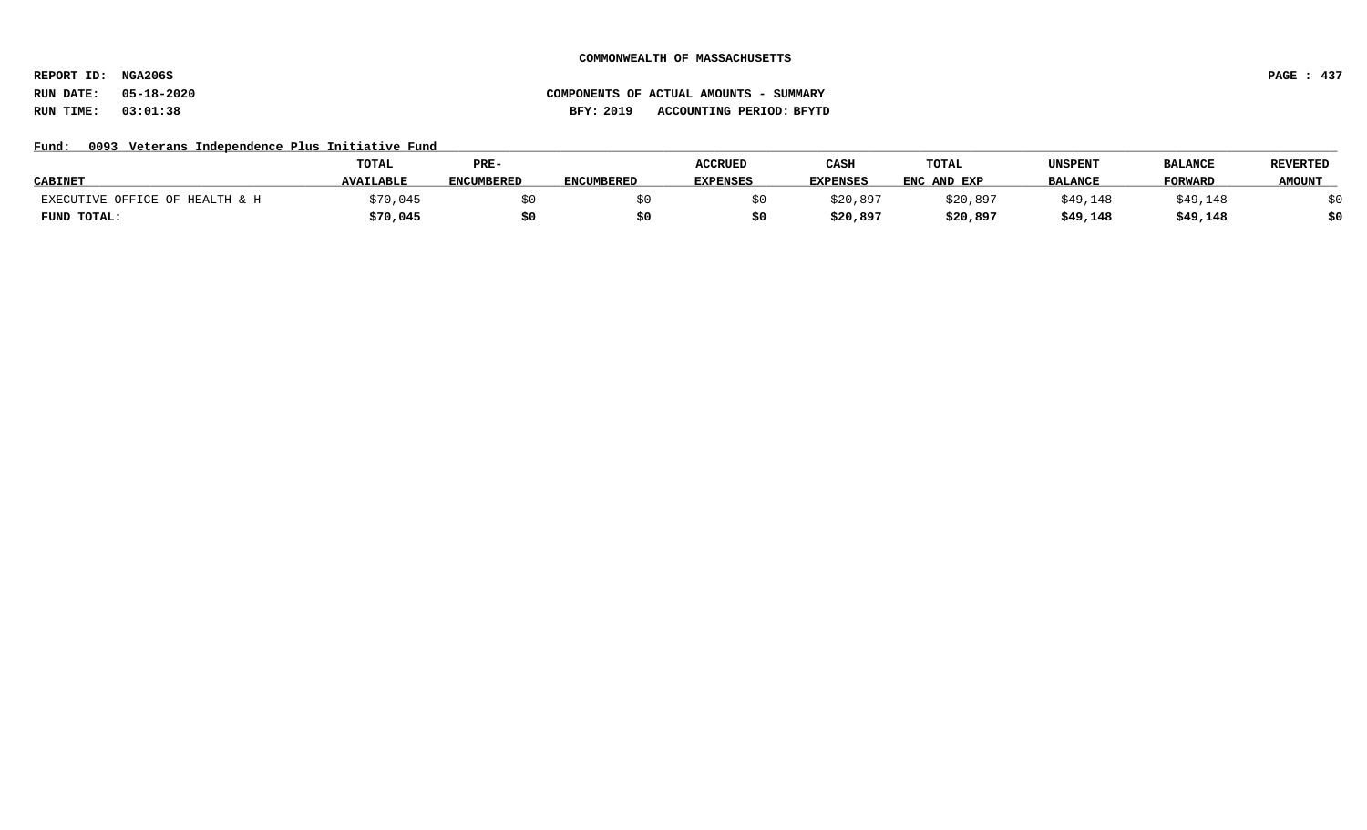**COMMONWEALTH OF MASSACHUSETTS**

**REPORT ID: NGA206S**

**RUN DATE: 05-18-2020** **COMPONENTS OF ACTUAL AMOUNTS - SUMMARY**

**RUN TIME: 03:01:38** **BFY: 2019 ACCOUNTING PERIOD: BFYTD**

**Fund: 0093 Veterans Independence Plus Initiative Fund**

| CABINET | TOTAL AVAILABLE | PRE-ENCUMBERED | ENCUMBERED | ACCRUED EXPENSES | CASH EXPENSES | TOTAL ENC AND EXP | UNSPENT BALANCE | BALANCE FORWARD | REVERTED AMOUNT |
|---|---|---|---|---|---|---|---|---|---|
| EXECUTIVE OFFICE OF HEALTH & H | $70,045 | $0 | $0 | $0 | $20,897 | $20,897 | $49,148 | $49,148 | $0 |
| **FUND TOTAL:** | **$70,045** | **$0** | **$0** | **$0** | **$20,897** | **$20,897** | **$49,148** | **$49,148** | **$0** |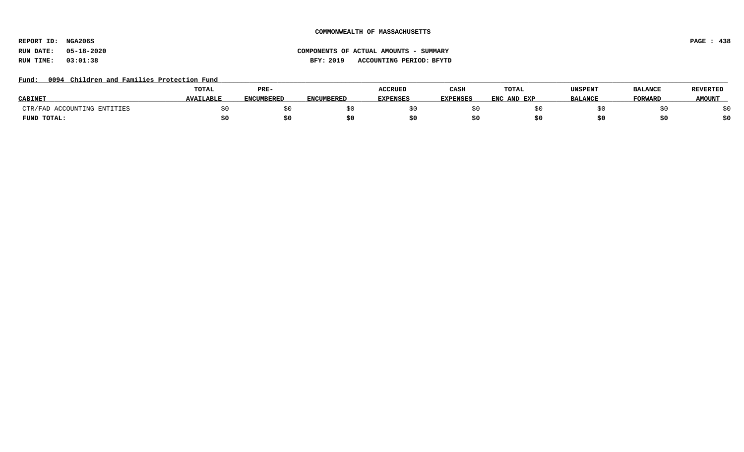**COMMONWEALTH OF MASSACHUSETTS**

**REPORT ID: NGA206S**

**RUN DATE: 05-18-2020** **COMPONENTS OF ACTUAL AMOUNTS - SUMMARY**

**RUN TIME: 03:01:38** **BFY: 2019 ACCOUNTING PERIOD: BFYTD**

**Fund: 0094 Children and Families Protection Fund**

| CABINET | TOTAL AVAILABLE | PRE-ENCUMBERED | ENCUMBERED | ACCRUED EXPENSES | CASH EXPENSES | TOTAL ENC AND EXP | UNSPENT BALANCE | BALANCE FORWARD | REVERTED AMOUNT |
|---|---|---|---|---|---|---|---|---|---|
| CTR/FAD ACCOUNTING ENTITIES | $0 | $0 | $0 | $0 | $0 | $0 | $0 | $0 | $0 |
| **FUND TOTAL:** | **$0** | **$0** | **$0** | **$0** | **$0** | **$0** | **$0** | **$0** | **$0** |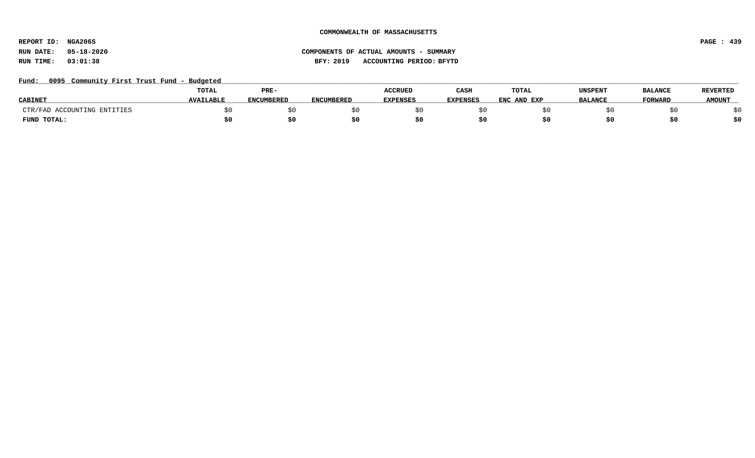COMMONWEALTH OF MASSACHUSETTS

REPORT ID: NGA206S

RUN DATE: 05-18-2020

RUN TIME: 03:01:38

COMPONENTS OF ACTUAL AMOUNTS - SUMMARY

BFY: 2019 ACCOUNTING PERIOD: BFYTD

Fund: 0095 Community First Trust Fund - Budgeted

| CABINET | TOTAL AVAILABLE | PRE-ENCUMBERED | ENCUMBERED | ACCRUED EXPENSES | CASH EXPENSES | TOTAL ENC AND EXP | UNSPENT BALANCE | BALANCE FORWARD | REVERTED AMOUNT |
|---|---|---|---|---|---|---|---|---|---|
| CTR/FAD ACCOUNTING ENTITIES | $0 | $0 | $0 | $0 | $0 | $0 | $0 | $0 | $0 |
| **FUND TOTAL:** | **$0** | **$0** | **$0** | **$0** | **$0** | **$0** | **$0** | **$0** | **$0** |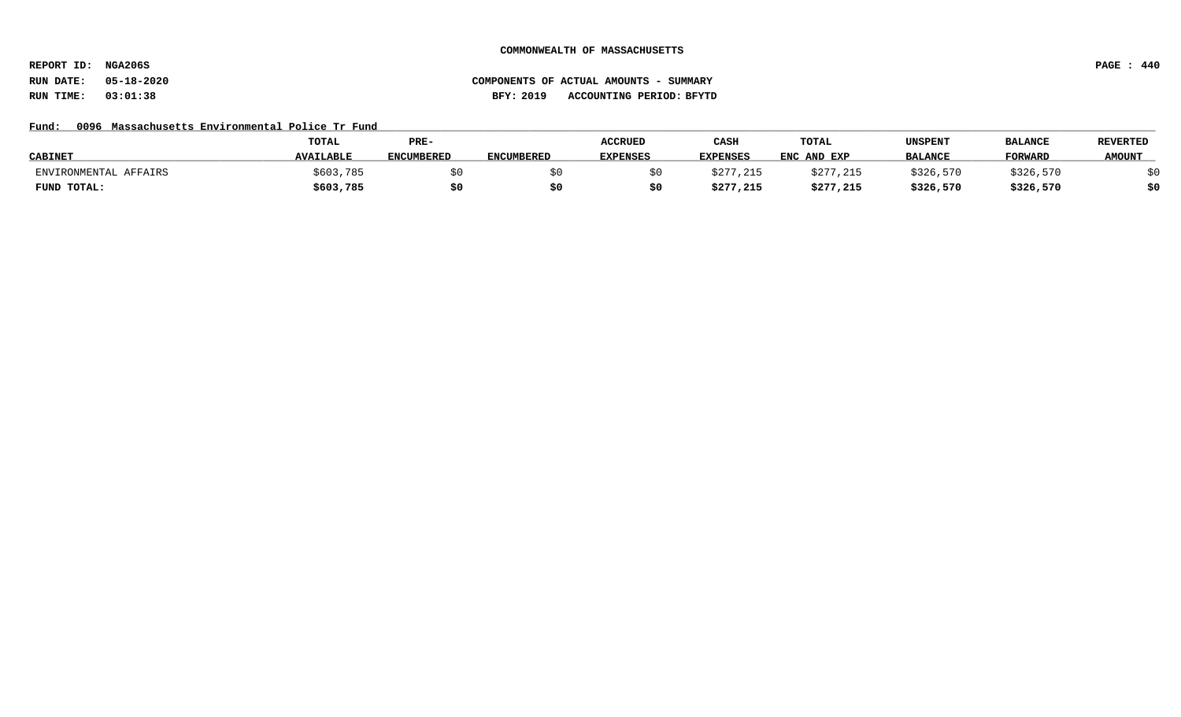**COMMONWEALTH OF MASSACHUSETTS**

**REPORT ID: NGA206S**

**RUN DATE: 05-18-2020** **COMPONENTS OF ACTUAL AMOUNTS - SUMMARY**

**RUN TIME: 03:01:38** **BFY: 2019 ACCOUNTING PERIOD: BFYTD**

**Fund: 0096 Massachusetts Environmental Police Tr Fund**

| CABINET | TOTAL AVAILABLE | PRE-ENCUMBERED | ENCUMBERED | ACCRUED EXPENSES | CASH EXPENSES | TOTAL ENC AND EXP | UNSPENT BALANCE | BALANCE FORWARD | REVERTED AMOUNT |
|---|---|---|---|---|---|---|---|---|---|
| ENVIRONMENTAL AFFAIRS | $603,785 | $0 | $0 | $0 | $277,215 | $277,215 | $326,570 | $326,570 | $0 |
| **FUND TOTAL:** | **$603,785** | **$0** | **$0** | **$0** | **$277,215** | **$277,215** | **$326,570** | **$326,570** | **$0** |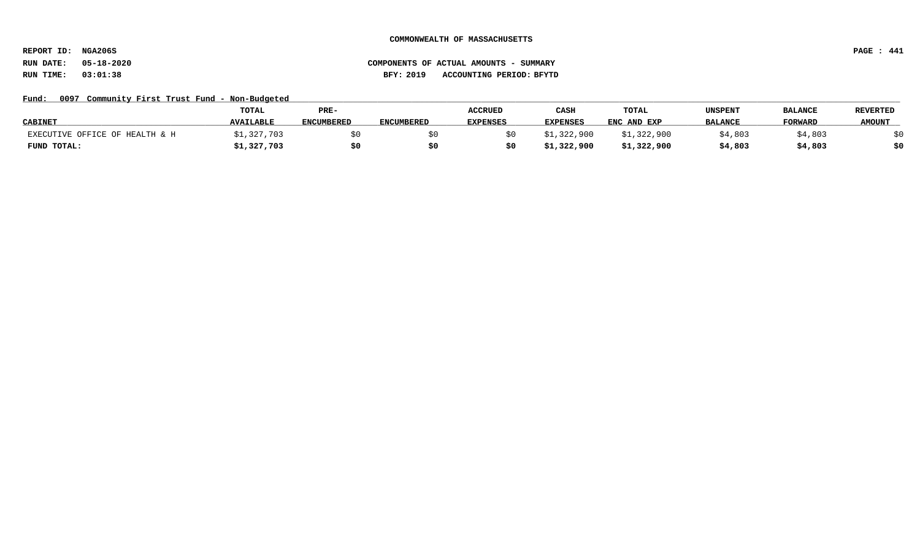COMMONWEALTH OF MASSACHUSETTS

REPORT ID: NGA206S

RUN DATE: 05-18-2020

RUN TIME: 03:01:38

COMPONENTS OF ACTUAL AMOUNTS - SUMMARY

BFY: 2019 ACCOUNTING PERIOD: BFYTD

Fund: 0097 Community First Trust Fund - Non-Budgeted

| CABINET | TOTAL AVAILABLE | PRE-ENCUMBERED | ENCUMBERED | ACCRUED EXPENSES | CASH EXPENSES | TOTAL ENC AND EXP | UNSPENT BALANCE | BALANCE FORWARD | REVERTED AMOUNT |
|---|---|---|---|---|---|---|---|---|---|
| EXECUTIVE OFFICE OF HEALTH & H | $1,327,703 | $0 | $0 | $0 | $1,322,900 | $1,322,900 | $4,803 | $4,803 | $0 |
| **FUND TOTAL:** | **$1,327,703** | **$0** | **$0** | **$0** | **$1,322,900** | **$1,322,900** | **$4,803** | **$4,803** | **$0** |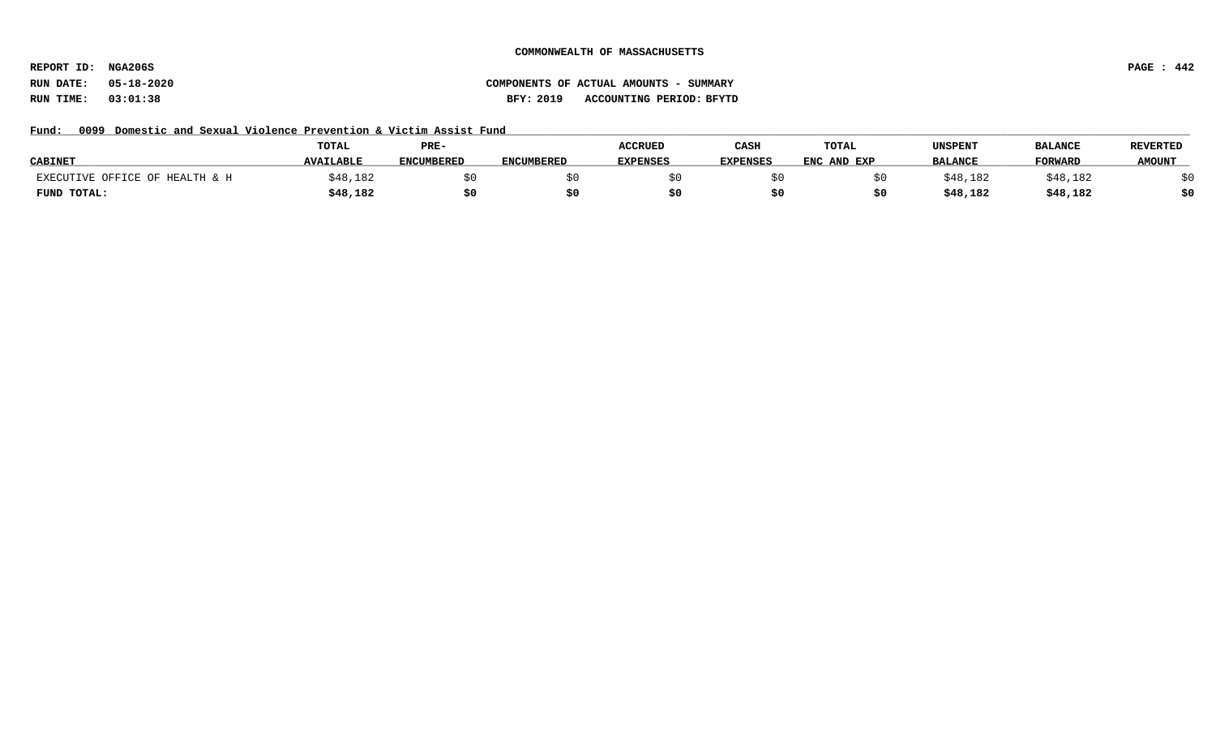COMMONWEALTH OF MASSACHUSETTS

REPORT ID: NGA206S

RUN DATE: 05-18-2020

RUN TIME: 03:01:38

COMPONENTS OF ACTUAL AMOUNTS - SUMMARY

BFY: 2019 ACCOUNTING PERIOD: BFYTD

Fund: 0099 Domestic and Sexual Violence Prevention & Victim Assist Fund

| CABINET | TOTAL AVAILABLE | PRE-ENCUMBERED | ENCUMBERED | ACCRUED EXPENSES | CASH EXPENSES | TOTAL ENC AND EXP | UNSPENT BALANCE | BALANCE FORWARD | REVERTED AMOUNT |
|---|---|---|---|---|---|---|---|---|---|
| EXECUTIVE OFFICE OF HEALTH & H | $48,182 | $0 | $0 | $0 | $0 | $0 | $48,182 | $48,182 | $0 |
| **FUND TOTAL:** | **$48,182** | **$0** | **$0** | **$0** | **$0** | **$0** | **$48,182** | **$48,182** | **$0** |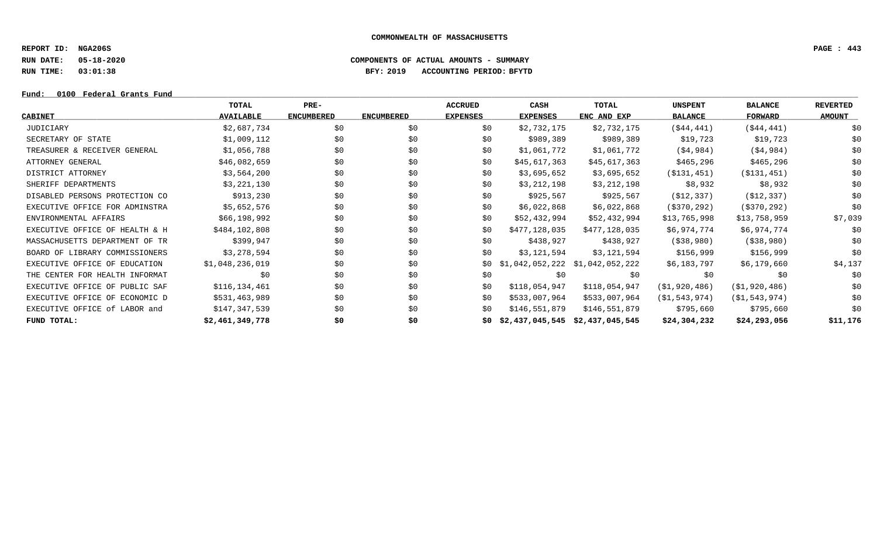**COMMONWEALTH OF MASSACHUSETTS**

**REPORT ID: NGA206S**

**RUN DATE: 05-18-2020** **COMPONENTS OF ACTUAL AMOUNTS - SUMMARY**

**RUN TIME: 03:01:38** **BFY: 2019 ACCOUNTING PERIOD: BFYTD**

**Fund: 0100 Federal Grants Fund**

| CABINET | TOTAL AVAILABLE | PRE-ENCUMBERED | ENCUMBERED | ACCRUED EXPENSES | CASH EXPENSES | TOTAL ENC AND EXP | UNSPENT BALANCE | BALANCE FORWARD | REVERTED AMOUNT |
|---|---|---|---|---|---|---|---|---|---|
| JUDICIARY | $2,687,734 | $0 | $0 | $0 | $2,732,175 | $2,732,175 | ($44,441) | ($44,441) | $0 |
| SECRETARY OF STATE | $1,009,112 | $0 | $0 | $0 | $989,389 | $989,389 | $19,723 | $19,723 | $0 |
| TREASURER & RECEIVER GENERAL | $1,056,788 | $0 | $0 | $0 | $1,061,772 | $1,061,772 | ($4,984) | ($4,984) | $0 |
| ATTORNEY GENERAL | $46,082,659 | $0 | $0 | $0 | $45,617,363 | $45,617,363 | $465,296 | $465,296 | $0 |
| DISTRICT ATTORNEY | $3,564,200 | $0 | $0 | $0 | $3,695,652 | $3,695,652 | ($131,451) | ($131,451) | $0 |
| SHERIFF DEPARTMENTS | $3,221,130 | $0 | $0 | $0 | $3,212,198 | $3,212,198 | $8,932 | $8,932 | $0 |
| DISABLED PERSONS PROTECTION CO | $913,230 | $0 | $0 | $0 | $925,567 | $925,567 | ($12,337) | ($12,337) | $0 |
| EXECUTIVE OFFICE FOR ADMINSTRA | $5,652,576 | $0 | $0 | $0 | $6,022,868 | $6,022,868 | ($370,292) | ($370,292) | $0 |
| ENVIRONMENTAL AFFAIRS | $66,198,992 | $0 | $0 | $0 | $52,432,994 | $52,432,994 | $13,765,998 | $13,758,959 | $7,039 |
| EXECUTIVE OFFICE OF HEALTH & H | $484,102,808 | $0 | $0 | $0 | $477,128,035 | $477,128,035 | $6,974,774 | $6,974,774 | $0 |
| MASSACHUSETTS DEPARTMENT OF TR | $399,947 | $0 | $0 | $0 | $438,927 | $438,927 | ($38,980) | ($38,980) | $0 |
| BOARD OF LIBRARY COMMISSIONERS | $3,278,594 | $0 | $0 | $0 | $3,121,594 | $3,121,594 | $156,999 | $156,999 | $0 |
| EXECUTIVE OFFICE OF EDUCATION | $1,048,236,019 | $0 | $0 | $0 | $1,042,052,222 | $1,042,052,222 | $6,183,797 | $6,179,660 | $4,137 |
| THE CENTER FOR HEALTH INFORMAT | $0 | $0 | $0 | $0 | $0 | $0 | $0 | $0 | $0 |
| EXECUTIVE OFFICE OF PUBLIC SAF | $116,134,461 | $0 | $0 | $0 | $118,054,947 | $118,054,947 | ($1,920,486) | ($1,920,486) | $0 |
| EXECUTIVE OFFICE OF ECONOMIC D | $531,463,989 | $0 | $0 | $0 | $533,007,964 | $533,007,964 | ($1,543,974) | ($1,543,974) | $0 |
| EXECUTIVE OFFICE of LABOR and | $147,347,539 | $0 | $0 | $0 | $146,551,879 | $146,551,879 | $795,660 | $795,660 | $0 |
| **FUND TOTAL:** | **$2,461,349,778** | **$0** | **$0** | **$0** | **$2,437,045,545** | **$2,437,045,545** | **$24,304,232** | **$24,293,056** | **$11,176** |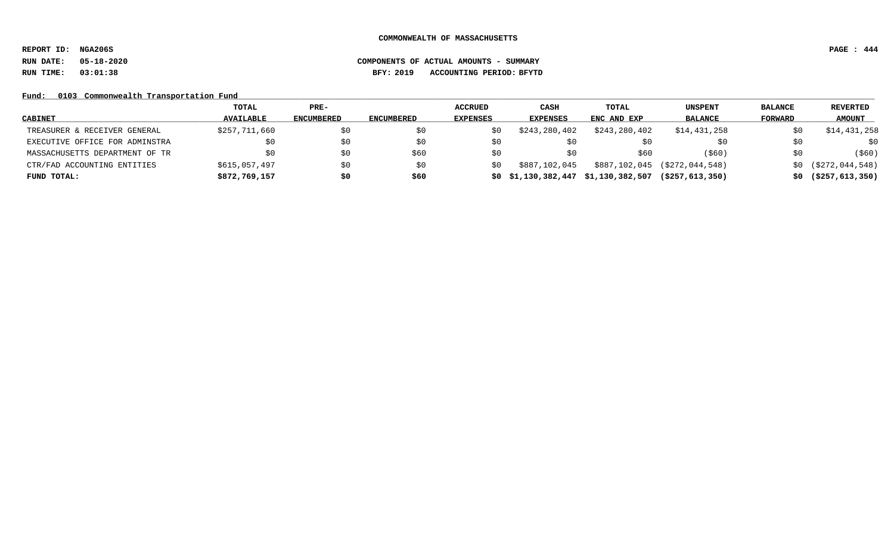COMMONWEALTH OF MASSACHUSETTS

REPORT ID: NGA206S

RUN DATE: 05-18-2020

RUN TIME: 03:01:38

COMPONENTS OF ACTUAL AMOUNTS - SUMMARY

BFY: 2019 ACCOUNTING PERIOD: BFYTD

Fund: 0103 Commonwealth Transportation Fund

| CABINET | TOTAL AVAILABLE | PRE-ENCUMBERED | ENCUMBERED | ACCRUED EXPENSES | CASH EXPENSES | TOTAL ENC AND EXP | UNSPENT BALANCE | BALANCE FORWARD | REVERTED AMOUNT |
|---|---|---|---|---|---|---|---|---|---|
| TREASURER & RECEIVER GENERAL | $257,711,660 | $0 | $0 | $0 | $243,280,402 | $243,280,402 | $14,431,258 | $0 | $14,431,258 |
| EXECUTIVE OFFICE FOR ADMINSTRA | $0 | $0 | $0 | $0 | $0 | $0 | $0 | $0 | $0 |
| MASSACHUSETTS DEPARTMENT OF TR | $0 | $0 | $60 | $0 | $0 | $60 | ($60) | $0 | ($60) |
| CTR/FAD ACCOUNTING ENTITIES | $615,057,497 | $0 | $0 | $0 | $887,102,045 | $887,102,045 | ($272,044,548) | $0 | ($272,044,548) |
| **FUND TOTAL:** | **$872,769,157** | **$0** | **$60** | **$0** | **$1,130,382,447** | **$1,130,382,507** | **($257,613,350)** | **$0** | **($257,613,350)** |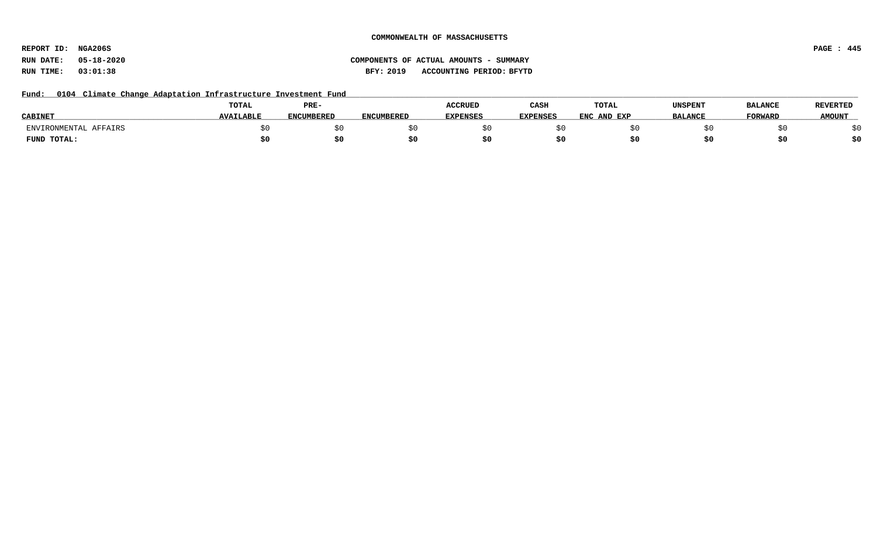**COMMONWEALTH OF MASSACHUSETTS**

**REPORT ID: NGA206S**

**RUN DATE: 05-18-2020** **COMPONENTS OF ACTUAL AMOUNTS - SUMMARY**

**RUN TIME: 03:01:38** **BFY: 2019 ACCOUNTING PERIOD: BFYTD**

**Fund: 0104 Climate Change Adaptation Infrastructure Investment Fund**

| CABINET | TOTAL AVAILABLE | PRE-ENCUMBERED | ENCUMBERED | ACCRUED EXPENSES | CASH EXPENSES | TOTAL ENC AND EXP | UNSPENT BALANCE | BALANCE FORWARD | REVERTED AMOUNT |
|---|---|---|---|---|---|---|---|---|---|
| ENVIRONMENTAL AFFAIRS | $0 | $0 | $0 | $0 | $0 | $0 | $0 | $0 | $0 |
| **FUND TOTAL:** | **$0** | **$0** | **$0** | **$0** | **$0** | **$0** | **$0** | **$0** | **$0** |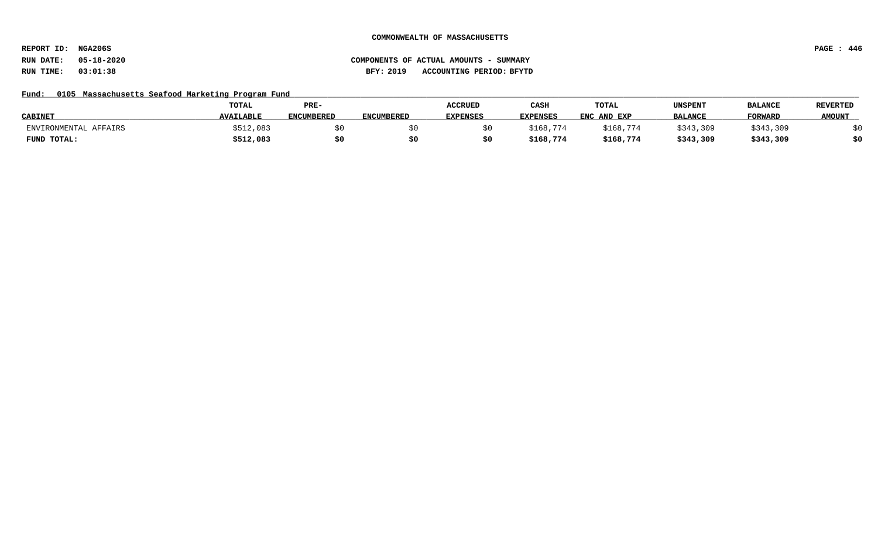COMMONWEALTH OF MASSACHUSETTS

REPORT ID: NGA206S

RUN DATE: 05-18-2020

RUN TIME: 03:01:38

COMPONENTS OF ACTUAL AMOUNTS - SUMMARY

BFY: 2019 ACCOUNTING PERIOD: BFYTD

Fund: 0105 Massachusetts Seafood Marketing Program Fund

| CABINET | TOTAL AVAILABLE | PRE-ENCUMBERED | ENCUMBERED | ACCRUED EXPENSES | CASH EXPENSES | TOTAL ENC AND EXP | UNSPENT BALANCE | BALANCE FORWARD | REVERTED AMOUNT |
|---|---|---|---|---|---|---|---|---|---|
| ENVIRONMENTAL AFFAIRS | $512,083 | $0 | $0 | $0 | $168,774 | $168,774 | $343,309 | $343,309 | $0 |
| **FUND TOTAL:** | **$512,083** | **$0** | **$0** | **$0** | **$168,774** | **$168,774** | **$343,309** | **$343,309** | **$0** |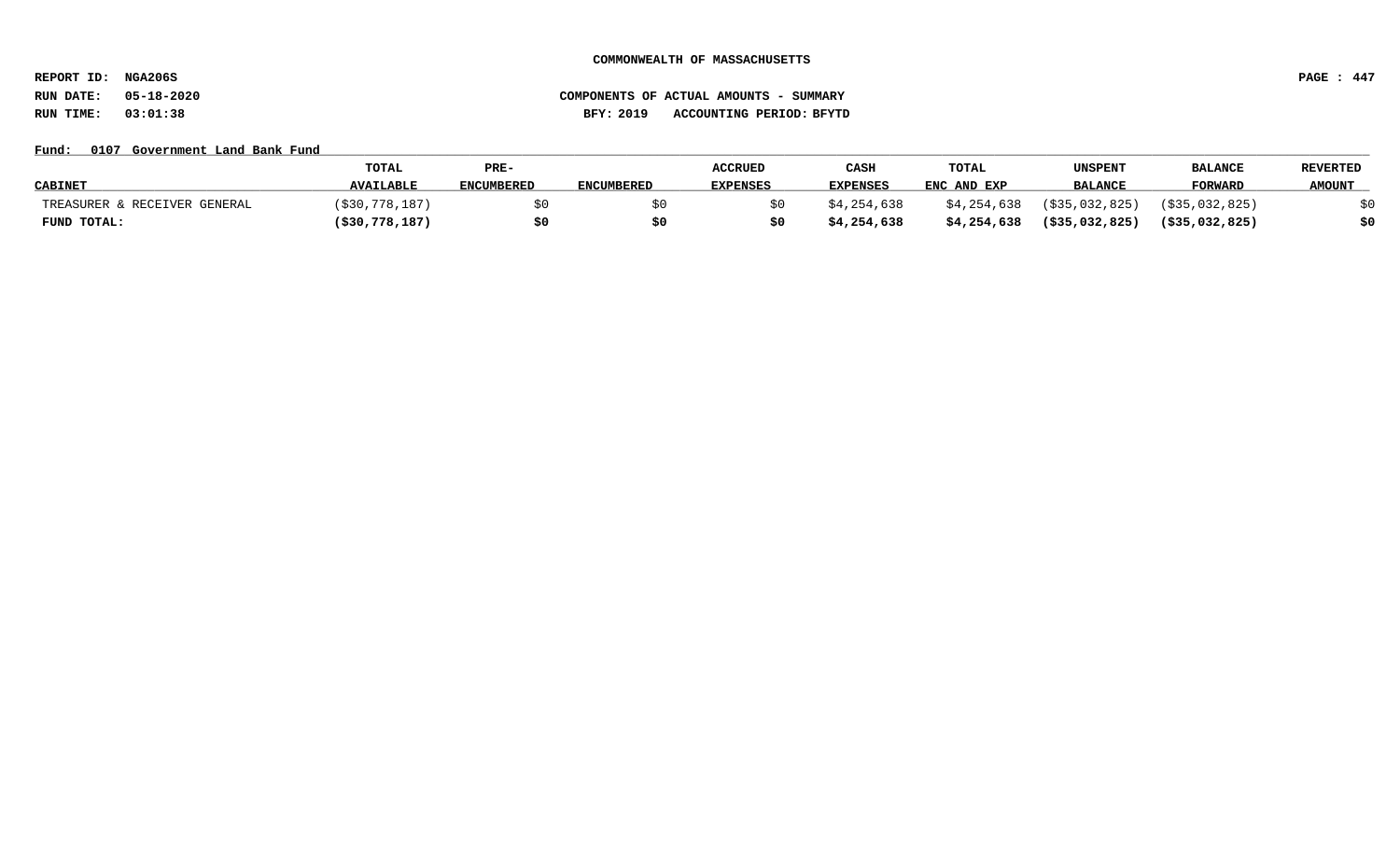**COMMONWEALTH OF MASSACHUSETTS**

**REPORT ID: NGA206S**

**RUN DATE: 05-18-2020** **COMPONENTS OF ACTUAL AMOUNTS - SUMMARY**

**RUN TIME: 03:01:38** **BFY: 2019 ACCOUNTING PERIOD: BFYTD**

**Fund: 0107 Government Land Bank Fund**

| CABINET | TOTAL AVAILABLE | PRE-ENCUMBERED | ENCUMBERED | ACCRUED EXPENSES | CASH EXPENSES | TOTAL ENC AND EXP | UNSPENT BALANCE | BALANCE FORWARD | REVERTED AMOUNT |
|---|---|---|---|---|---|---|---|---|---|
| TREASURER & RECEIVER GENERAL | ($30,778,187) | $0 | $0 | $0 | $4,254,638 | $4,254,638 | ($35,032,825) | ($35,032,825) | $0 |
| **FUND TOTAL:** | **($30,778,187)** | **$0** | **$0** | **$0** | **$4,254,638** | **$4,254,638** | **($35,032,825)** | **($35,032,825)** | **$0** |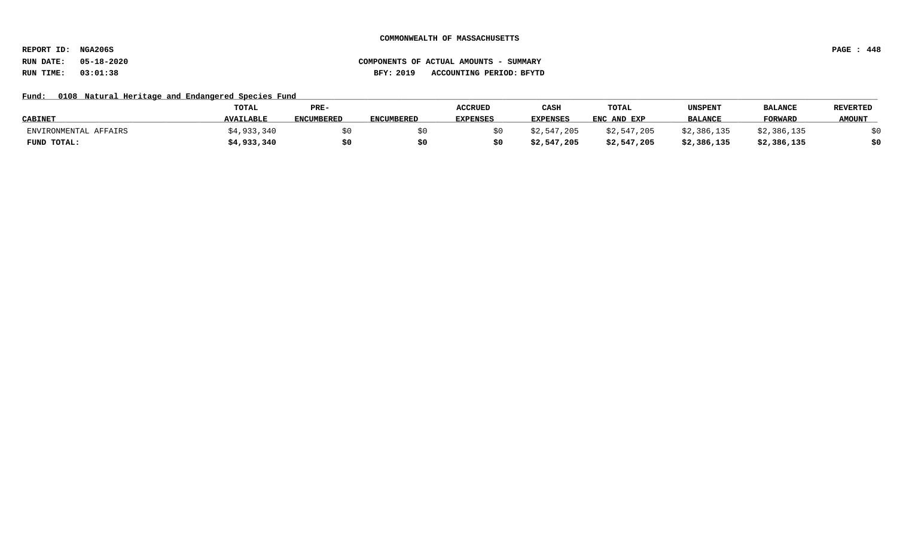COMMONWEALTH OF MASSACHUSETTS

REPORT ID: NGA206S

RUN DATE: 05-18-2020

RUN TIME: 03:01:38

COMPONENTS OF ACTUAL AMOUNTS - SUMMARY

BFY: 2019 ACCOUNTING PERIOD: BFYTD

Fund: 0108 Natural Heritage and Endangered Species Fund

| CABINET | TOTAL AVAILABLE | PRE-ENCUMBERED | ENCUMBERED | ACCRUED EXPENSES | CASH EXPENSES | TOTAL ENC AND EXP | UNSPENT BALANCE | BALANCE FORWARD | REVERTED AMOUNT |
|---|---|---|---|---|---|---|---|---|---|
| ENVIRONMENTAL AFFAIRS | $4,933,340 | $0 | $0 | $0 | $2,547,205 | $2,547,205 | $2,386,135 | $2,386,135 | $0 |
| **FUND TOTAL:** | **$4,933,340** | **$0** | **$0** | **$0** | **$2,547,205** | **$2,547,205** | **$2,386,135** | **$2,386,135** | **$0** |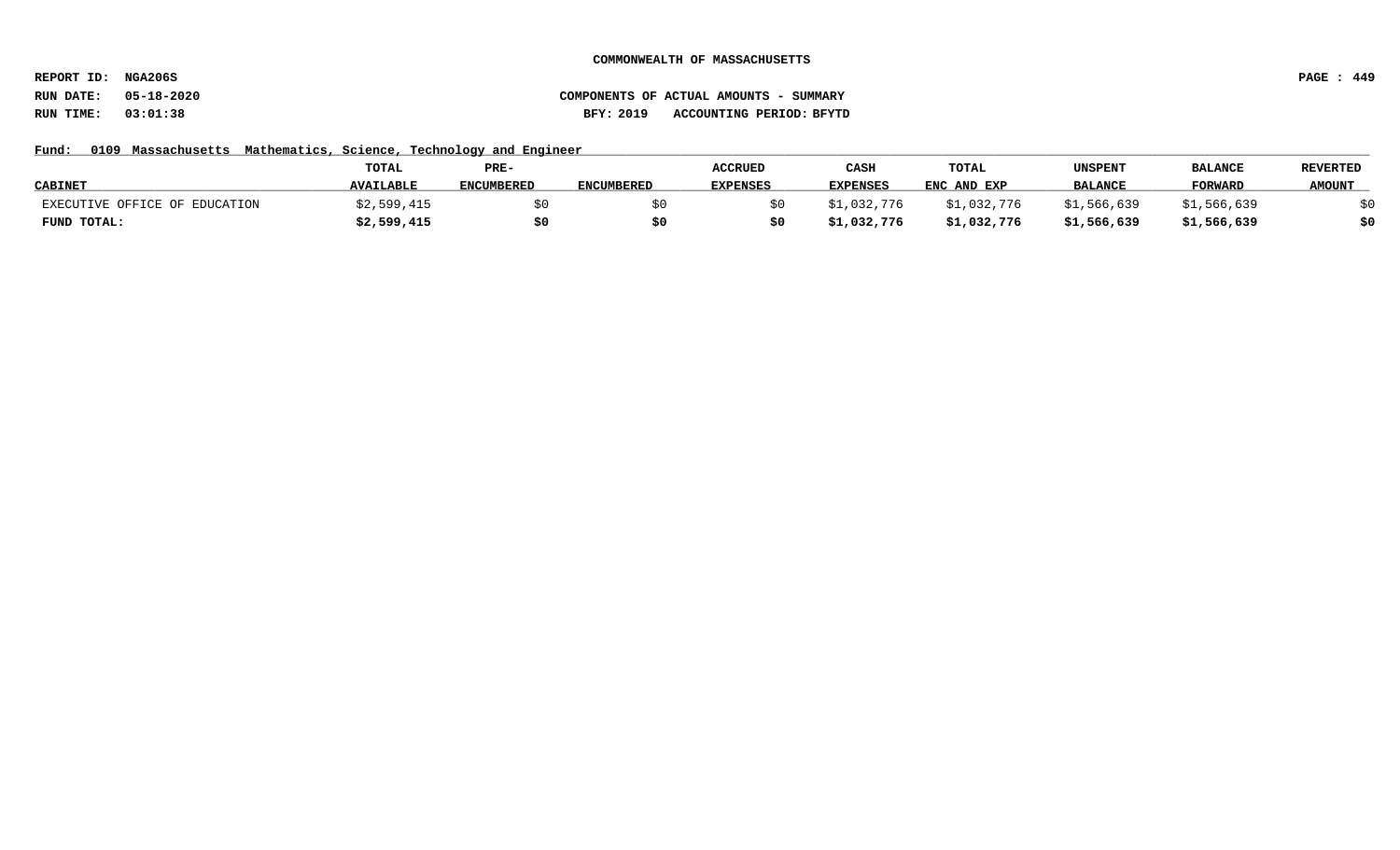**COMMONWEALTH OF MASSACHUSETTS**

**REPORT ID: NGA206S**

**RUN DATE: 05-18-2020** **COMPONENTS OF ACTUAL AMOUNTS - SUMMARY**

**RUN TIME: 03:01:38** **BFY: 2019 ACCOUNTING PERIOD: BFYTD**

**Fund: 0109 Massachusetts Mathematics, Science, Technology and Engineer**

| CABINET | TOTAL AVAILABLE | PRE-ENCUMBERED | ENCUMBERED | ACCRUED EXPENSES | CASH EXPENSES | TOTAL ENC AND EXP | UNSPENT BALANCE | BALANCE FORWARD | REVERTED AMOUNT |
|---|---|---|---|---|---|---|---|---|---|
| EXECUTIVE OFFICE OF EDUCATION | $2,599,415 | $0 | $0 | $0 | $1,032,776 | $1,032,776 | $1,566,639 | $1,566,639 | $0 |
| **FUND TOTAL:** | **$2,599,415** | **$0** | **$0** | **$0** | **$1,032,776** | **$1,032,776** | **$1,566,639** | **$1,566,639** | **$0** |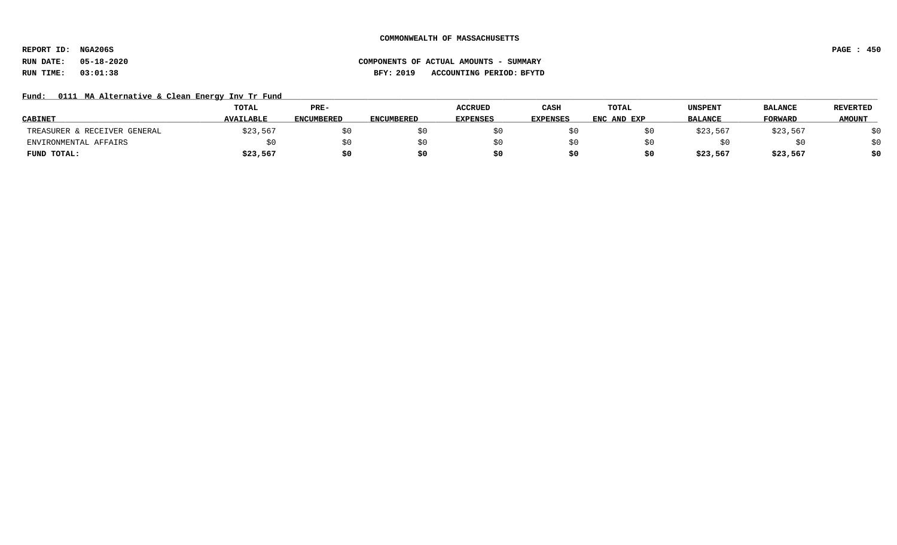**COMMONWEALTH OF MASSACHUSETTS**

**REPORT ID: NGA206S**
**RUN DATE: 05-18-2020**
**RUN TIME: 03:01:38**

**COMPONENTS OF ACTUAL AMOUNTS - SUMMARY**
**BFY: 2019 ACCOUNTING PERIOD: BFYTD**

Fund: 0111 MA Alternative & Clean Energy Inv Tr Fund

| CABINET | TOTAL AVAILABLE | PRE-ENCUMBERED | ENCUMBERED | ACCRUED EXPENSES | CASH EXPENSES | TOTAL ENC AND EXP | UNSPENT BALANCE | BALANCE FORWARD | REVERTED AMOUNT |
|---|---|---|---|---|---|---|---|---|---|
| TREASURER & RECEIVER GENERAL | $23,567 | $0 | $0 | $0 | $0 | $0 | $23,567 | $23,567 | $0 |
| ENVIRONMENTAL AFFAIRS | $0 | $0 | $0 | $0 | $0 | $0 | $0 | $0 | $0 |
| **FUND TOTAL:** | **$23,567** | **$0** | **$0** | **$0** | **$0** | **$0** | **$23,567** | **$23,567** | **$0** |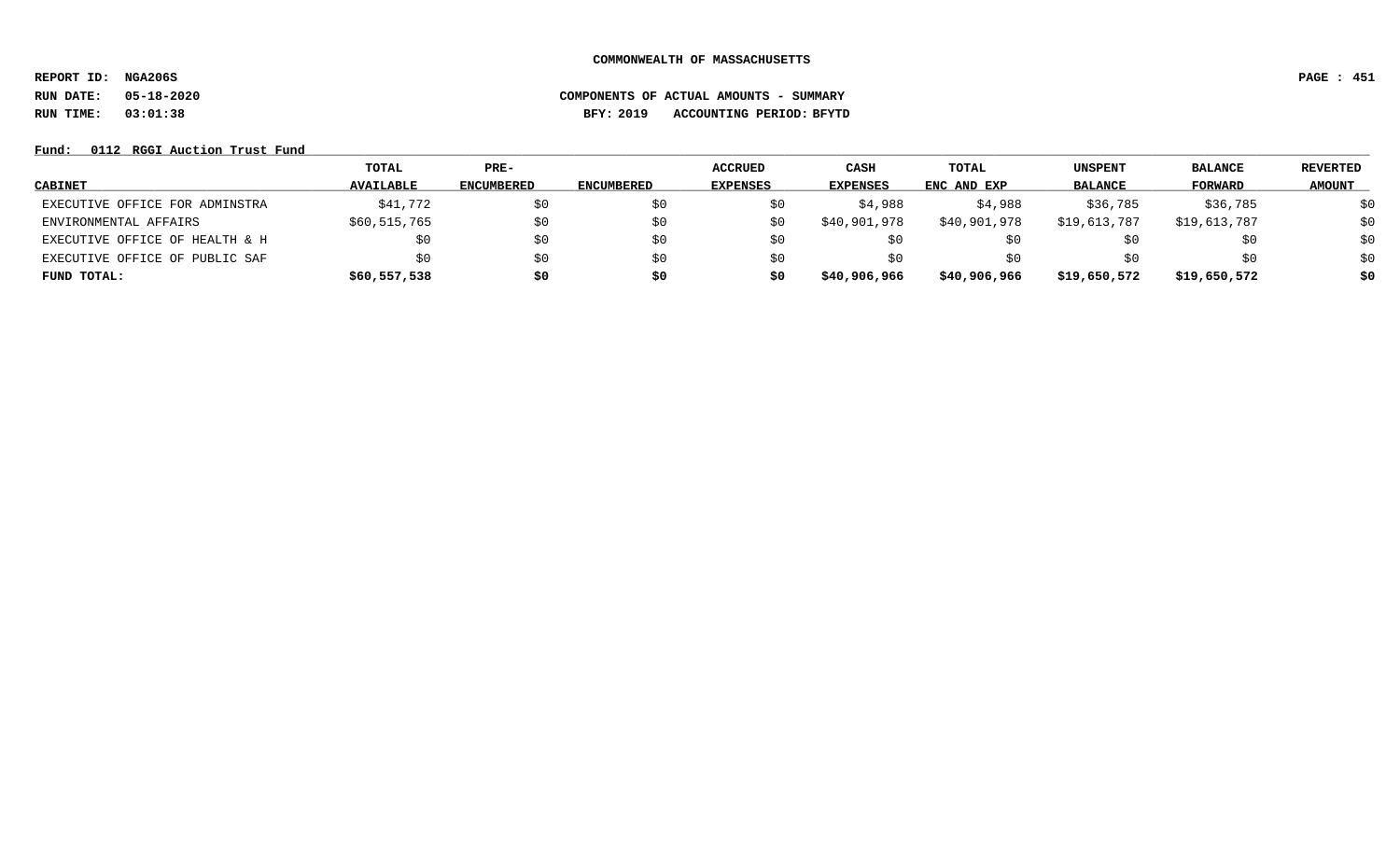**COMMONWEALTH OF MASSACHUSETTS**

**REPORT ID: NGA206S**

**RUN DATE: 05-18-2020** **COMPONENTS OF ACTUAL AMOUNTS - SUMMARY**

**RUN TIME: 03:01:38** **BFY: 2019 ACCOUNTING PERIOD: BFYTD**

**Fund: 0112 RGGI Auction Trust Fund**

| CABINET | TOTAL AVAILABLE | PRE-ENCUMBERED | ENCUMBERED | ACCRUED EXPENSES | CASH EXPENSES | TOTAL ENC AND EXP | UNSPENT BALANCE | BALANCE FORWARD | REVERTED AMOUNT |
|---|---|---|---|---|---|---|---|---|---|
| EXECUTIVE OFFICE FOR ADMINSTRA | $41,772 | $0 | $0 | $0 | $4,988 | $4,988 | $36,785 | $36,785 | $0 |
| ENVIRONMENTAL AFFAIRS | $60,515,765 | $0 | $0 | $0 | $40,901,978 | $40,901,978 | $19,613,787 | $19,613,787 | $0 |
| EXECUTIVE OFFICE OF HEALTH & H | $0 | $0 | $0 | $0 | $0 | $0 | $0 | $0 | $0 |
| EXECUTIVE OFFICE OF PUBLIC SAF | $0 | $0 | $0 | $0 | $0 | $0 | $0 | $0 | $0 |
| **FUND TOTAL:** | **$60,557,538** | **$0** | **$0** | **$0** | **$40,906,966** | **$40,906,966** | **$19,650,572** | **$19,650,572** | **$0** |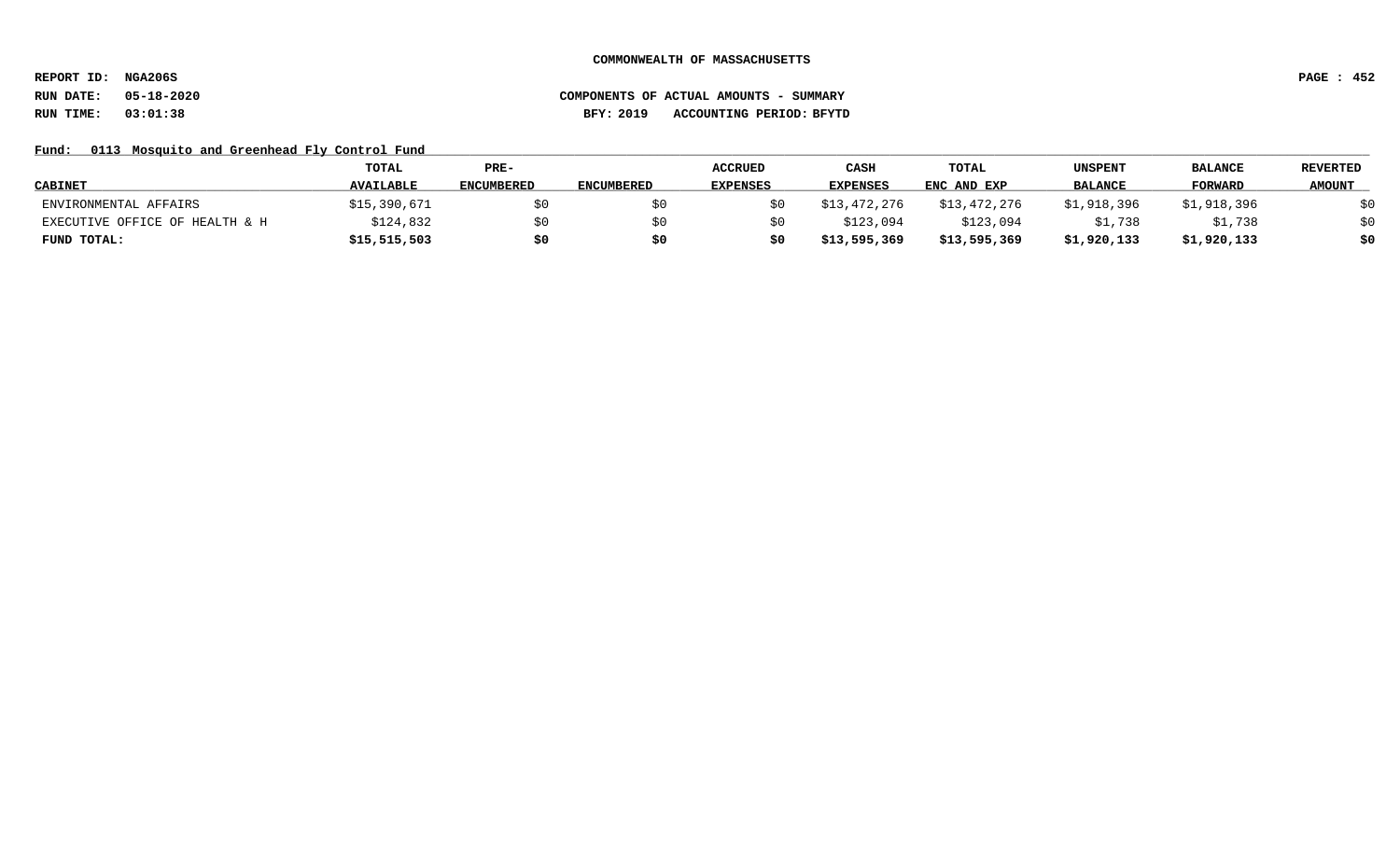COMMONWEALTH OF MASSACHUSETTS

REPORT ID: NGA206S

RUN DATE: 05-18-2020

RUN TIME: 03:01:38

COMPONENTS OF ACTUAL AMOUNTS - SUMMARY

BFY: 2019 ACCOUNTING PERIOD: BFYTD

Fund: 0113 Mosquito and Greenhead Fly Control Fund

| CABINET | TOTAL AVAILABLE | PRE-ENCUMBERED | ENCUMBERED | ACCRUED EXPENSES | CASH EXPENSES | TOTAL ENC AND EXP | UNSPENT BALANCE | BALANCE FORWARD | REVERTED AMOUNT |
|---|---|---|---|---|---|---|---|---|---|
| ENVIRONMENTAL AFFAIRS | $15,390,671 | $0 | $0 | $0 | $13,472,276 | $13,472,276 | $1,918,396 | $1,918,396 | $0 |
| EXECUTIVE OFFICE OF HEALTH & H | $124,832 | $0 | $0 | $0 | $123,094 | $123,094 | $1,738 | $1,738 | $0 |
| **FUND TOTAL:** | **$15,515,503** | **$0** | **$0** | **$0** | **$13,595,369** | **$13,595,369** | **$1,920,133** | **$1,920,133** | **$0** |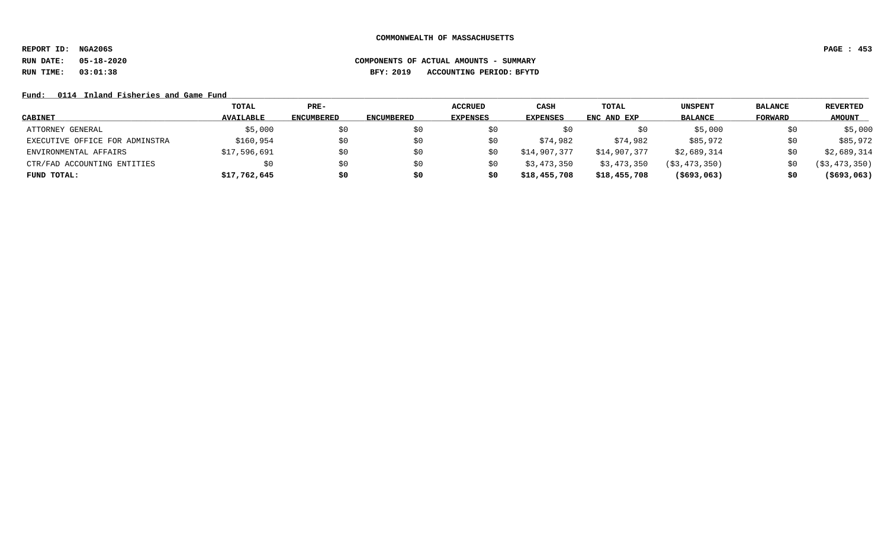**COMMONWEALTH OF MASSACHUSETTS**

**REPORT ID: NGA206S**

**RUN DATE: 05-18-2020** **COMPONENTS OF ACTUAL AMOUNTS - SUMMARY**

**RUN TIME: 03:01:38** **BFY: 2019 ACCOUNTING PERIOD: BFYTD**

**Fund: 0114 Inland Fisheries and Game Fund**

| CABINET | TOTAL AVAILABLE | PRE-ENCUMBERED | ENCUMBERED | ACCRUED EXPENSES | CASH EXPENSES | TOTAL ENC AND EXP | UNSPENT BALANCE | BALANCE FORWARD | REVERTED AMOUNT |
|---|---|---|---|---|---|---|---|---|---|
| ATTORNEY GENERAL | $5,000 | $0 | $0 | $0 | $0 | $0 | $5,000 | $0 | $5,000 |
| EXECUTIVE OFFICE FOR ADMINSTRA | $160,954 | $0 | $0 | $0 | $74,982 | $74,982 | $85,972 | $0 | $85,972 |
| ENVIRONMENTAL AFFAIRS | $17,596,691 | $0 | $0 | $0 | $14,907,377 | $14,907,377 | $2,689,314 | $0 | $2,689,314 |
| CTR/FAD ACCOUNTING ENTITIES | $0 | $0 | $0 | $0 | $3,473,350 | $3,473,350 | ($3,473,350) | $0 | ($3,473,350) |
| **FUND TOTAL:** | **$17,762,645** | **$0** | **$0** | **$0** | **$18,455,708** | **$18,455,708** | **($693,063)** | **$0** | **($693,063)** |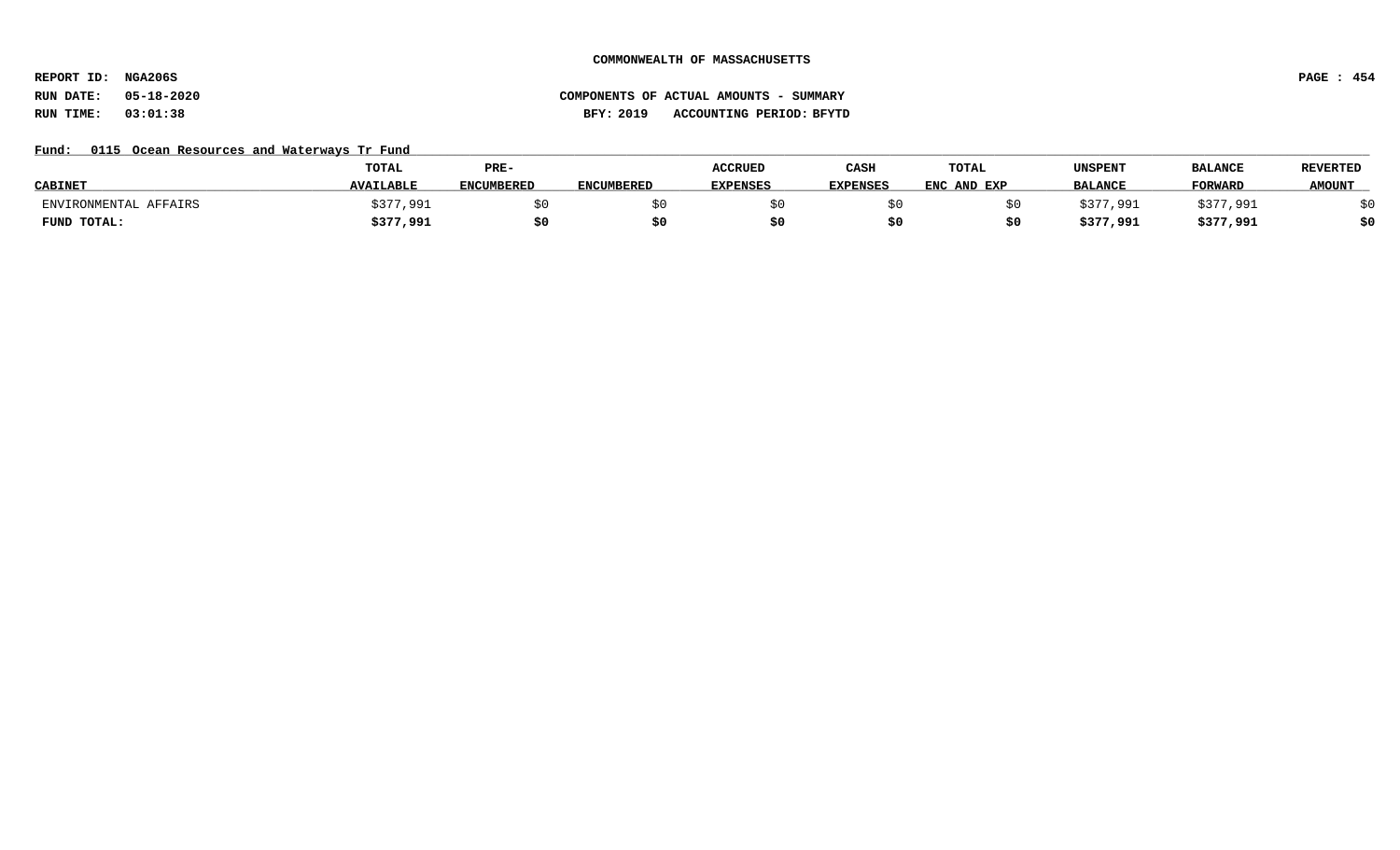COMMONWEALTH OF MASSACHUSETTS

REPORT ID: NGA206S

RUN DATE: 05-18-2020

RUN TIME: 03:01:38

COMPONENTS OF ACTUAL AMOUNTS - SUMMARY

BFY: 2019 ACCOUNTING PERIOD: BFYTD

Fund: 0115 Ocean Resources and Waterways Tr Fund

| CABINET | TOTAL AVAILABLE | PRE-ENCUMBERED | ENCUMBERED | ACCRUED EXPENSES | CASH EXPENSES | TOTAL ENC AND EXP | UNSPENT BALANCE | BALANCE FORWARD | REVERTED AMOUNT |
|---|---|---|---|---|---|---|---|---|---|
| ENVIRONMENTAL AFFAIRS | $377,991 | $0 | $0 | $0 | $0 | $0 | $377,991 | $377,991 | $0 |
| **FUND TOTAL:** | **$377,991** | **$0** | **$0** | **$0** | **$0** | **$0** | **$377,991** | **$377,991** | **$0** |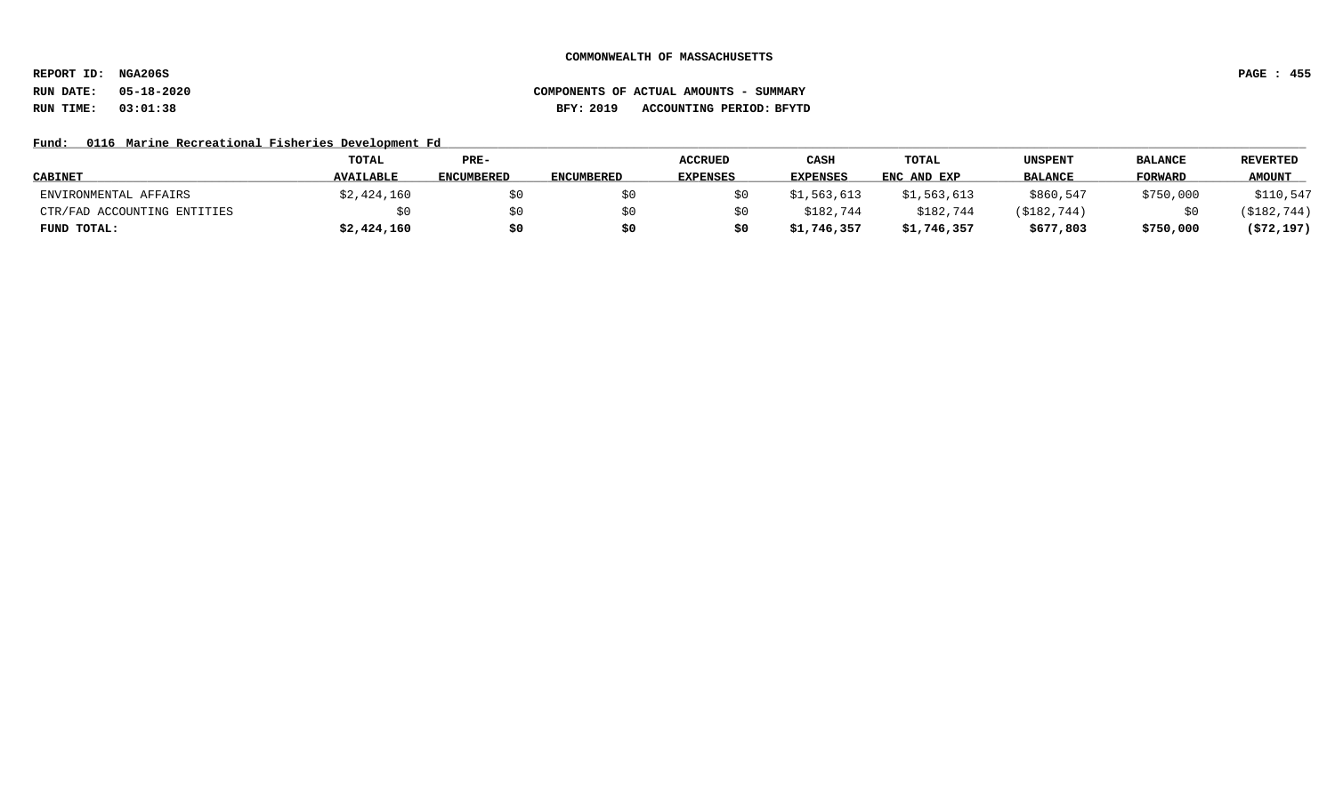**COMMONWEALTH OF MASSACHUSETTS**

**REPORT ID: NGA206S**

**RUN DATE: 05-18-2020** **COMPONENTS OF ACTUAL AMOUNTS - SUMMARY**

**RUN TIME: 03:01:38** **BFY: 2019 ACCOUNTING PERIOD: BFYTD**

**Fund: 0116 Marine Recreational Fisheries Development Fd**

| CABINET | TOTAL AVAILABLE | PRE-ENCUMBERED | ENCUMBERED | ACCRUED EXPENSES | CASH EXPENSES | TOTAL ENC AND EXP | UNSPENT BALANCE | BALANCE FORWARD | REVERTED AMOUNT |
|---|---|---|---|---|---|---|---|---|---|
| ENVIRONMENTAL AFFAIRS | $2,424,160 | $0 | $0 | $0 | $1,563,613 | $1,563,613 | $860,547 | $750,000 | $110,547 |
| CTR/FAD ACCOUNTING ENTITIES | $0 | $0 | $0 | $0 | $182,744 | $182,744 | ($182,744) | $0 | ($182,744) |
| **FUND TOTAL:** | **$2,424,160** | **$0** | **$0** | **$0** | **$1,746,357** | **$1,746,357** | **$677,803** | **$750,000** | **($72,197)** |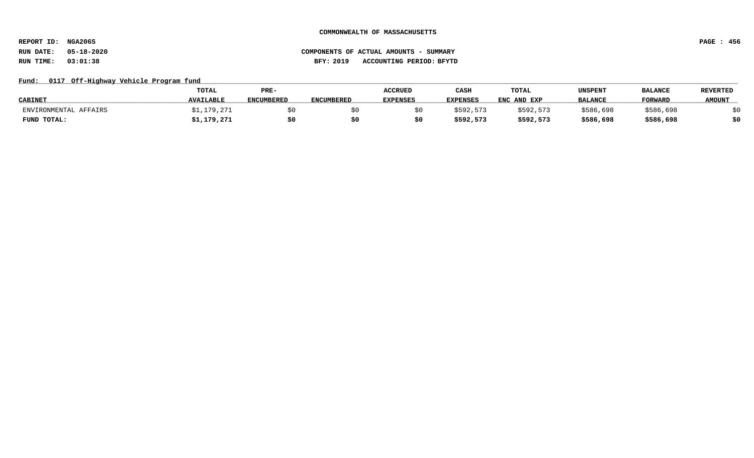**COMMONWEALTH OF MASSACHUSETTS**

**REPORT ID: NGA206S**

**RUN DATE: 05-18-2020** **COMPONENTS OF ACTUAL AMOUNTS - SUMMARY**

**RUN TIME: 03:01:38** **BFY: 2019 ACCOUNTING PERIOD: BFYTD**

**Fund: 0117 Off-Highway Vehicle Program fund**

| CABINET | TOTAL AVAILABLE | PRE-ENCUMBERED | ENCUMBERED | ACCRUED EXPENSES | CASH EXPENSES | TOTAL ENC AND EXP | UNSPENT BALANCE | BALANCE FORWARD | REVERTED AMOUNT |
|---|---|---|---|---|---|---|---|---|---|
| ENVIRONMENTAL AFFAIRS | $1,179,271 | $0 | $0 | $0 | $592,573 | $592,573 | $586,698 | $586,698 | $0 |
| **FUND TOTAL:** | **$1,179,271** | **$0** | **$0** | **$0** | **$592,573** | **$592,573** | **$586,698** | **$586,698** | **$0** |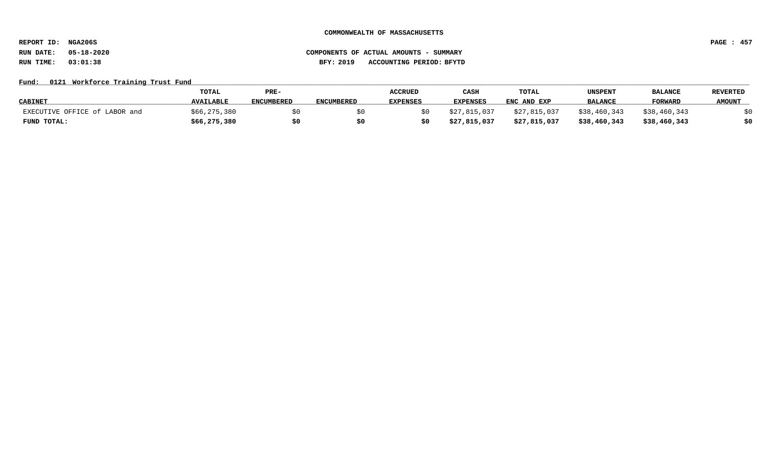**COMMONWEALTH OF MASSACHUSETTS**

**REPORT ID: NGA206S**
**RUN DATE: 05-18-2020**
**RUN TIME: 03:01:38**

**COMPONENTS OF ACTUAL AMOUNTS - SUMMARY**
**BFY: 2019 ACCOUNTING PERIOD: BFYTD**

**Fund: 0121 Workforce Training Trust Fund**

| CABINET | TOTAL AVAILABLE | PRE-ENCUMBERED | ENCUMBERED | ACCRUED EXPENSES | CASH EXPENSES | TOTAL ENC AND EXP | UNSPENT BALANCE | BALANCE FORWARD | REVERTED AMOUNT |
|---|---|---|---|---|---|---|---|---|---|
| EXECUTIVE OFFICE of LABOR and | $66,275,380 | $0 | $0 | $0 | $27,815,037 | $27,815,037 | $38,460,343 | $38,460,343 | $0 |
| **FUND TOTAL:** | **$66,275,380** | **$0** | **$0** | **$0** | **$27,815,037** | **$27,815,037** | **$38,460,343** | **$38,460,343** | **$0** |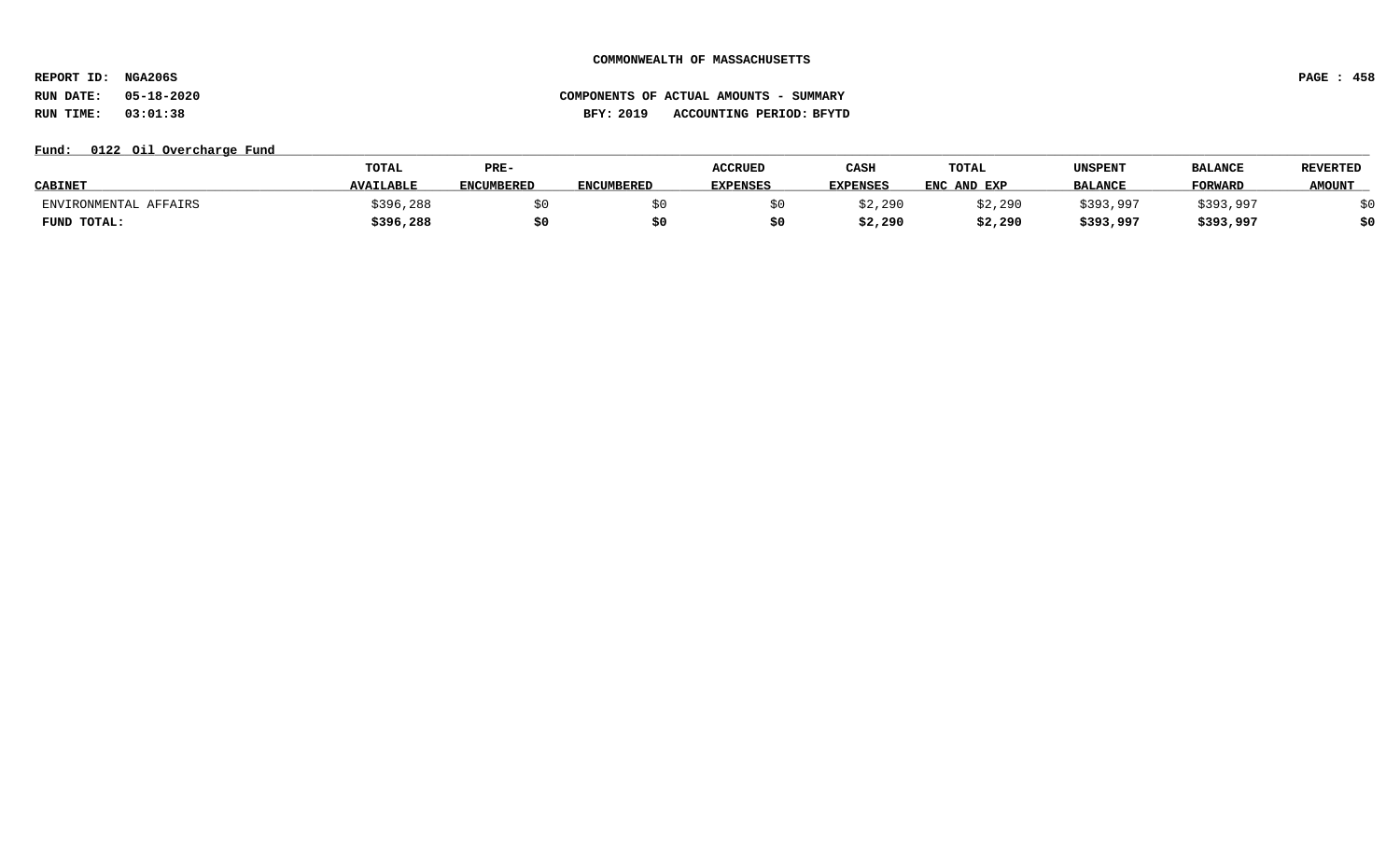COMMONWEALTH OF MASSACHUSETTS

REPORT ID: NGA206S

RUN DATE: 05-18-2020

RUN TIME: 03:01:38

COMPONENTS OF ACTUAL AMOUNTS - SUMMARY

BFY: 2019 ACCOUNTING PERIOD: BFYTD

Fund: 0122 Oil Overcharge Fund

| CABINET | TOTAL AVAILABLE | PRE-ENCUMBERED | ENCUMBERED | ACCRUED EXPENSES | CASH EXPENSES | TOTAL ENC AND EXP | UNSPENT BALANCE | BALANCE FORWARD | REVERTED AMOUNT |
|---|---|---|---|---|---|---|---|---|---|
| ENVIRONMENTAL AFFAIRS | $396,288 | $0 | $0 | $0 | $2,290 | $2,290 | $393,997 | $393,997 | $0 |
| **FUND TOTAL:** | **$396,288** | **$0** | **$0** | **$0** | **$2,290** | **$2,290** | **$393,997** | **$393,997** | **$0** |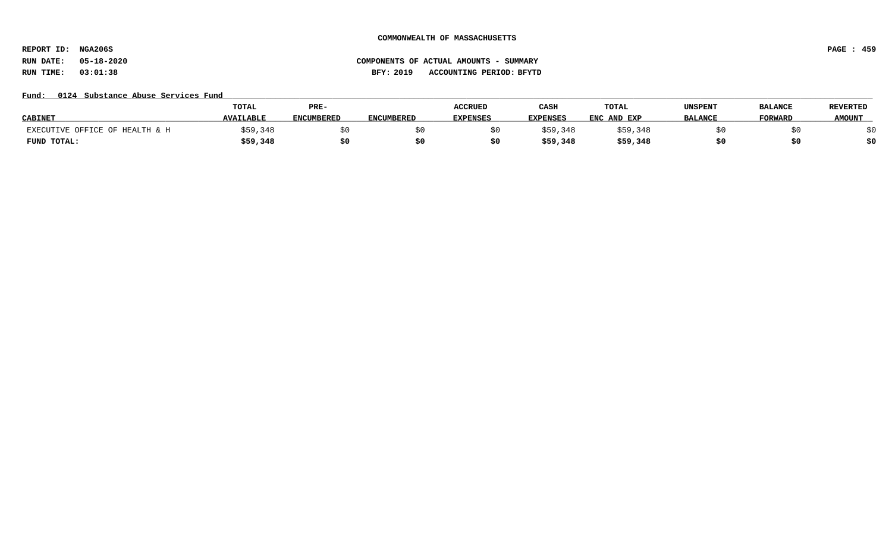COMMONWEALTH OF MASSACHUSETTS

REPORT ID: NGA206S

RUN DATE: 05-18-2020

RUN TIME: 03:01:38

COMPONENTS OF ACTUAL AMOUNTS - SUMMARY

BFY: 2019 ACCOUNTING PERIOD: BFYTD

Fund: 0124 Substance Abuse Services Fund

| CABINET | TOTAL AVAILABLE | PRE-ENCUMBERED | ENCUMBERED | ACCRUED EXPENSES | CASH EXPENSES | TOTAL ENC AND EXP | UNSPENT BALANCE | BALANCE FORWARD | REVERTED AMOUNT |
|---|---|---|---|---|---|---|---|---|---|
| EXECUTIVE OFFICE OF HEALTH & H | $59,348 | $0 | $0 | $0 | $59,348 | $59,348 | $0 | $0 | $0 |
| **FUND TOTAL:** | **$59,348** | **$0** | **$0** | **$0** | **$59,348** | **$59,348** | **$0** | **$0** | **$0** |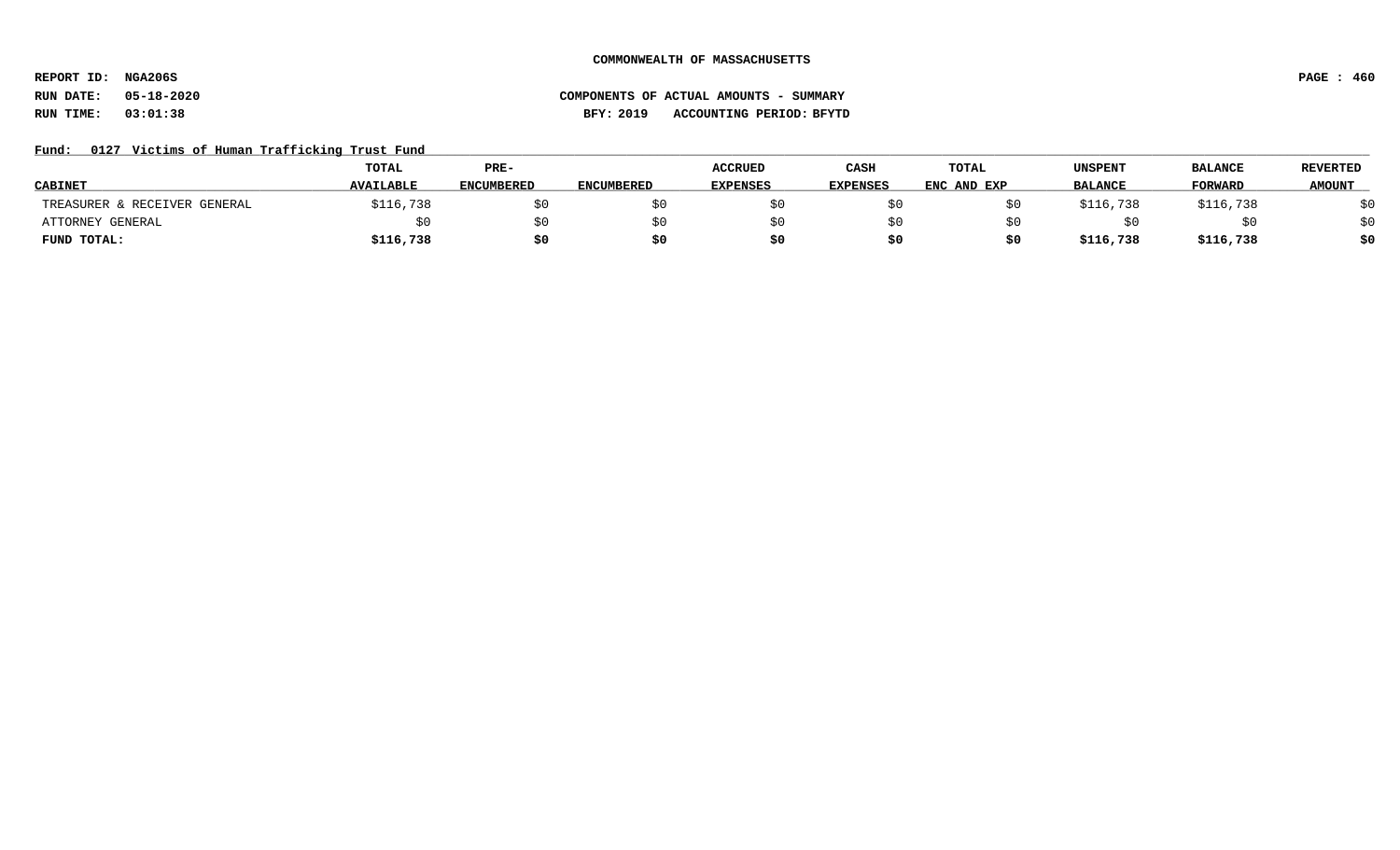**COMMONWEALTH OF MASSACHUSETTS**

**REPORT ID: NGA206S**
**RUN DATE: 05-18-2020**
**RUN TIME: 03:01:38**

**COMPONENTS OF ACTUAL AMOUNTS - SUMMARY**
**BFY: 2019 ACCOUNTING PERIOD: BFYTD**

**Fund: 0127 Victims of Human Trafficking Trust Fund**

| CABINET | TOTAL AVAILABLE | PRE-ENCUMBERED | ENCUMBERED | ACCRUED EXPENSES | CASH EXPENSES | TOTAL ENC AND EXP | UNSPENT BALANCE | BALANCE FORWARD | REVERTED AMOUNT |
|---|---|---|---|---|---|---|---|---|---|
| TREASURER & RECEIVER GENERAL | $116,738 | $0 | $0 | $0 | $0 | $0 | $116,738 | $116,738 | $0 |
| ATTORNEY GENERAL | $0 | $0 | $0 | $0 | $0 | $0 | $0 | $0 | $0 |
| **FUND TOTAL:** | **$116,738** | **$0** | **$0** | **$0** | **$0** | **$0** | **$116,738** | **$116,738** | **$0** |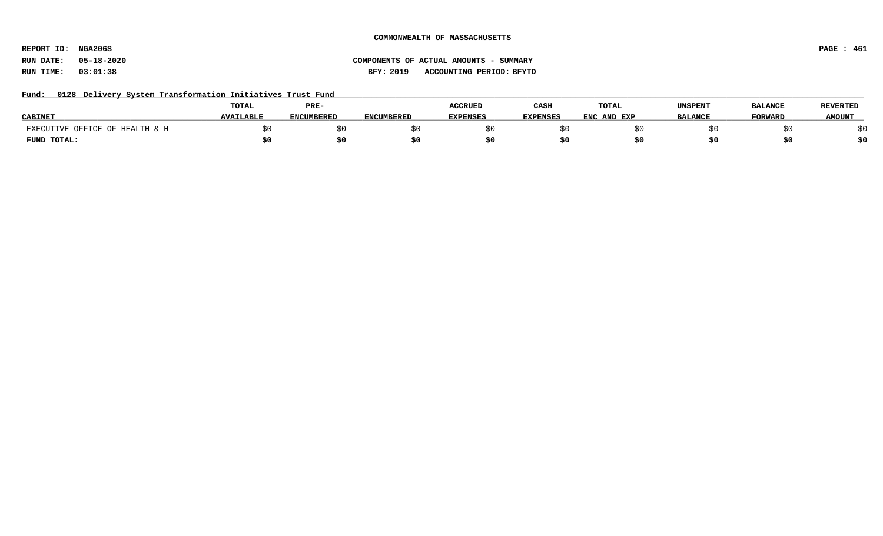**COMMONWEALTH OF MASSACHUSETTS**

**REPORT ID: NGA206S**

**RUN DATE: 05-18-2020**

**RUN TIME: 03:01:38**

**COMPONENTS OF ACTUAL AMOUNTS - SUMMARY**

**BFY: 2019 ACCOUNTING PERIOD: BFYTD**

**Fund: 0128 Delivery System Transformation Initiatives Trust Fund**

| CABINET | TOTAL AVAILABLE | PRE-ENCUMBERED | ENCUMBERED | ACCRUED EXPENSES | CASH EXPENSES | TOTAL ENC AND EXP | UNSPENT BALANCE | BALANCE FORWARD | REVERTED AMOUNT |
|---|---|---|---|---|---|---|---|---|---|
| EXECUTIVE OFFICE OF HEALTH & H | $0 | $0 | $0 | $0 | $0 | $0 | $0 | $0 | $0 |
| **FUND TOTAL:** | **$0** | **$0** | **$0** | **$0** | **$0** | **$0** | **$0** | **$0** | **$0** |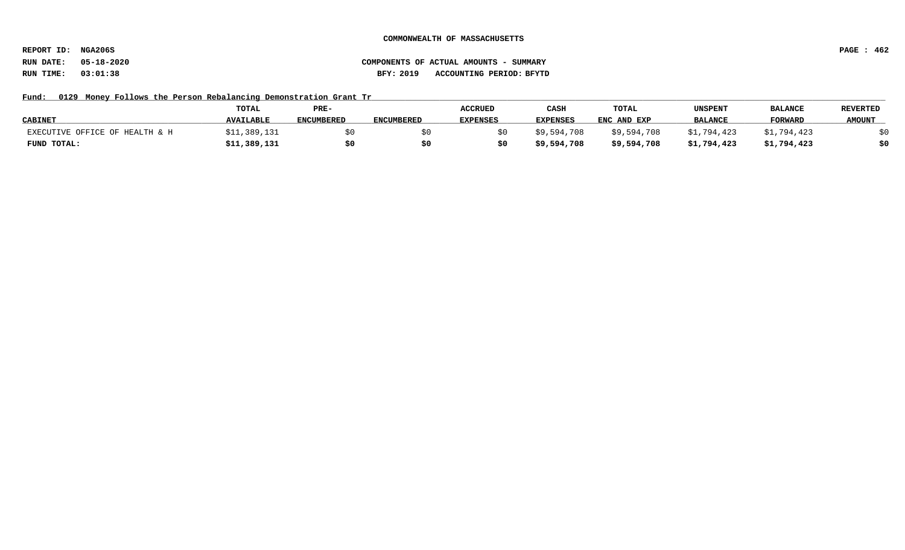**COMMONWEALTH OF MASSACHUSETTS**

**REPORT ID: NGA206S**

**RUN DATE: 05-18-2020** **COMPONENTS OF ACTUAL AMOUNTS - SUMMARY**

**RUN TIME: 03:01:38** **BFY: 2019 ACCOUNTING PERIOD: BFYTD**

**Fund: 0129 Money Follows the Person Rebalancing Demonstration Grant Tr**

| CABINET | TOTAL AVAILABLE | PRE-ENCUMBERED | ENCUMBERED | ACCRUED EXPENSES | CASH EXPENSES | TOTAL ENC AND EXP | UNSPENT BALANCE | BALANCE FORWARD | REVERTED AMOUNT |
|---|---|---|---|---|---|---|---|---|---|
| EXECUTIVE OFFICE OF HEALTH & H | $11,389,131 | $0 | $0 | $0 | $9,594,708 | $9,594,708 | $1,794,423 | $1,794,423 | $0 |
| **FUND TOTAL:** | **$11,389,131** | **$0** | **$0** | **$0** | **$9,594,708** | **$9,594,708** | **$1,794,423** | **$1,794,423** | **$0** |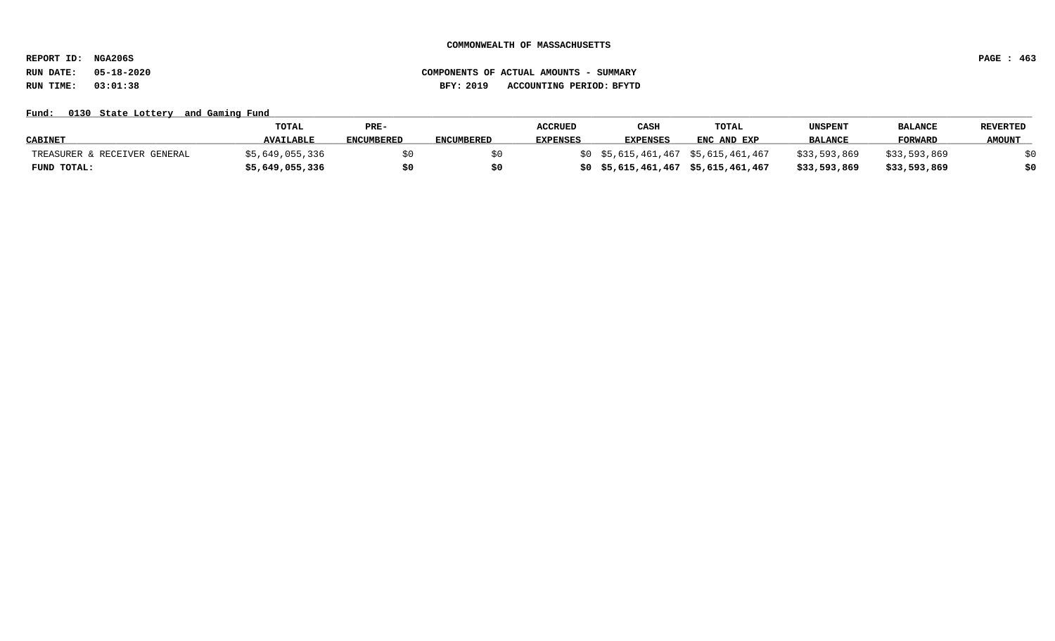COMMONWEALTH OF MASSACHUSETTS

REPORT ID: NGA206S

RUN DATE: 05-18-2020

RUN TIME: 03:01:38

COMPONENTS OF ACTUAL AMOUNTS - SUMMARY

BFY: 2019 ACCOUNTING PERIOD: BFYTD

Fund: 0130 State Lottery and Gaming Fund

| CABINET | TOTAL AVAILABLE | PRE-ENCUMBERED | ENCUMBERED | ACCRUED EXPENSES | CASH EXPENSES | TOTAL ENC AND EXP | UNSPENT BALANCE | BALANCE FORWARD | REVERTED AMOUNT |
|---|---|---|---|---|---|---|---|---|---|
| TREASURER & RECEIVER GENERAL | $5,649,055,336 | $0 | $0 | $0 | $5,615,461,467 | $5,615,461,467 | $33,593,869 | $33,593,869 | $0 |
| **FUND TOTAL:** | **$5,649,055,336** | **$0** | **$0** | **$0** | **$5,615,461,467** | **$5,615,461,467** | **$33,593,869** | **$33,593,869** | **$0** |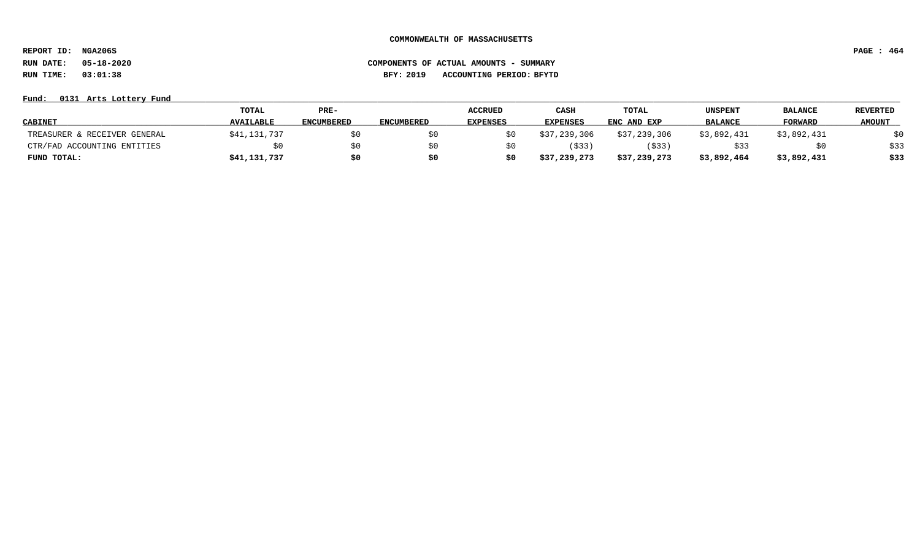**COMMONWEALTH OF MASSACHUSETTS**

**REPORT ID: NGA206S**

**RUN DATE: 05-18-2020** **COMPONENTS OF ACTUAL AMOUNTS - SUMMARY**

**RUN TIME: 03:01:38** **BFY: 2019 ACCOUNTING PERIOD: BFYTD**

**Fund: 0131 Arts Lottery Fund**

| CABINET | TOTAL AVAILABLE | PRE-ENCUMBERED | ENCUMBERED | ACCRUED EXPENSES | CASH EXPENSES | TOTAL ENC AND EXP | UNSPENT BALANCE | BALANCE FORWARD | REVERTED AMOUNT |
|---|---|---|---|---|---|---|---|---|---|
| TREASURER & RECEIVER GENERAL | $41,131,737 | $0 | $0 | $0 | $37,239,306 | $37,239,306 | $3,892,431 | $3,892,431 | $0 |
| CTR/FAD ACCOUNTING ENTITIES | $0 | $0 | $0 | $0 | ($33) | ($33) | $33 | $0 | $33 |
| **FUND TOTAL:** | **$41,131,737** | **$0** | **$0** | **$0** | **$37,239,273** | **$37,239,273** | **$3,892,464** | **$3,892,431** | **$33** |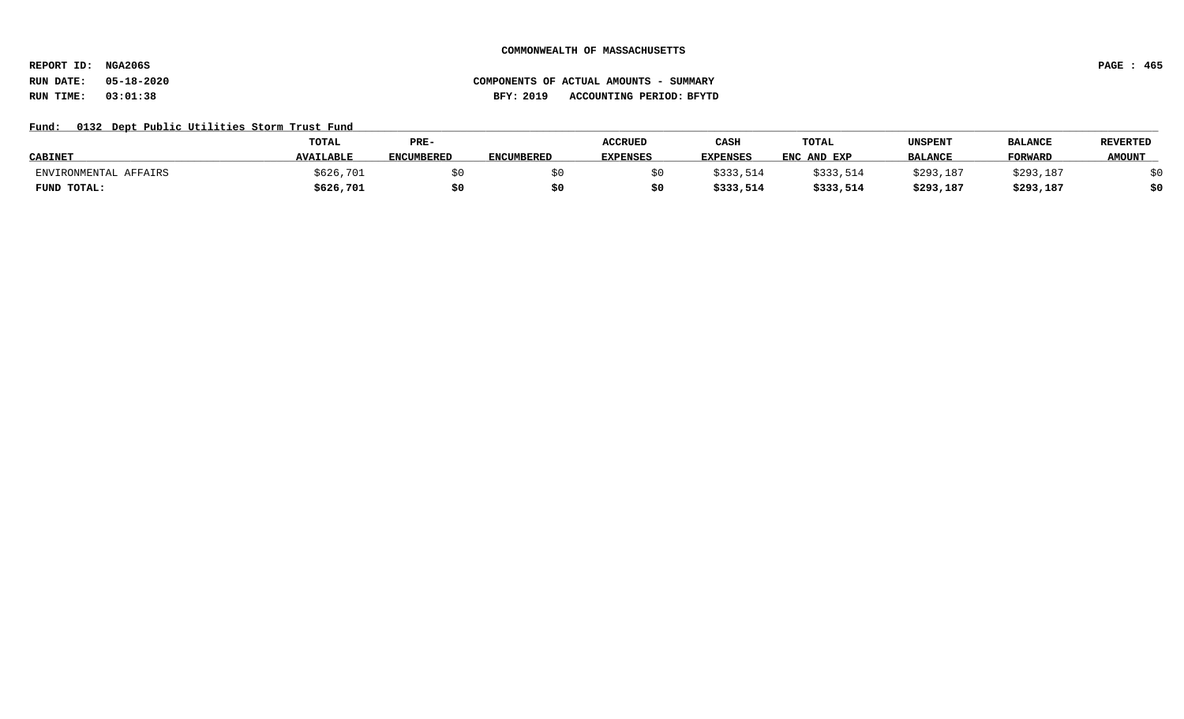**COMMONWEALTH OF MASSACHUSETTS**

**REPORT ID: NGA206S**

**RUN DATE: 05-18-2020** **COMPONENTS OF ACTUAL AMOUNTS - SUMMARY**

**RUN TIME: 03:01:38** **BFY: 2019 ACCOUNTING PERIOD: BFYTD**

**Fund: 0132 Dept Public Utilities Storm Trust Fund**

| CABINET | TOTAL AVAILABLE | PRE-ENCUMBERED | ENCUMBERED | ACCRUED EXPENSES | CASH EXPENSES | TOTAL ENC AND EXP | UNSPENT BALANCE | BALANCE FORWARD | REVERTED AMOUNT |
|---|---|---|---|---|---|---|---|---|---|
| ENVIRONMENTAL AFFAIRS | $626,701 | $0 | $0 | $0 | $333,514 | $333,514 | $293,187 | $293,187 | $0 |
| **FUND TOTAL:** | **$626,701** | **$0** | **$0** | **$0** | **$333,514** | **$333,514** | **$293,187** | **$293,187** | **$0** |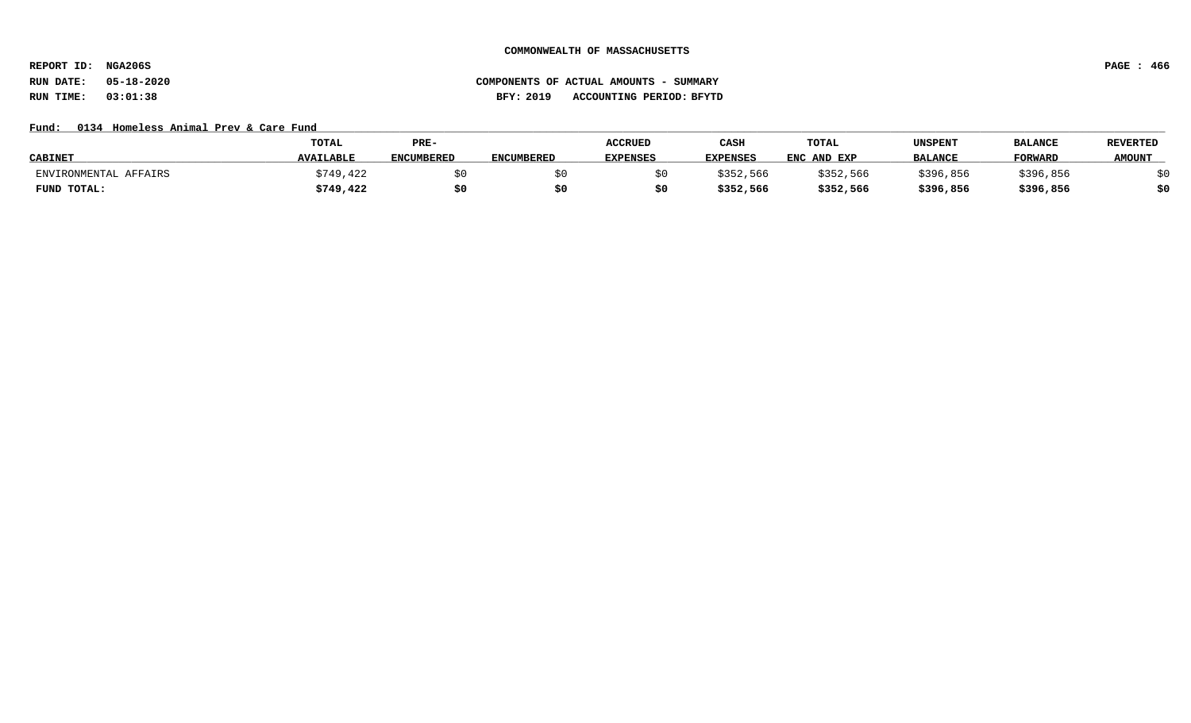COMMONWEALTH OF MASSACHUSETTS

REPORT ID: NGA206S

RUN DATE: 05-18-2020

RUN TIME: 03:01:38

COMPONENTS OF ACTUAL AMOUNTS - SUMMARY

BFY: 2019 ACCOUNTING PERIOD: BFYTD

Fund: 0134 Homeless Animal Prev & Care Fund

| CABINET | TOTAL AVAILABLE | PRE-ENCUMBERED | ENCUMBERED | ACCRUED EXPENSES | CASH EXPENSES | TOTAL ENC AND EXP | UNSPENT BALANCE | BALANCE FORWARD | REVERTED AMOUNT |
|---|---|---|---|---|---|---|---|---|---|
| ENVIRONMENTAL AFFAIRS | $749,422 | $0 | $0 | $0 | $352,566 | $352,566 | $396,856 | $396,856 | $0 |
| **FUND TOTAL:** | **$749,422** | **$0** | **$0** | **$0** | **$352,566** | **$352,566** | **$396,856** | **$396,856** | **$0** |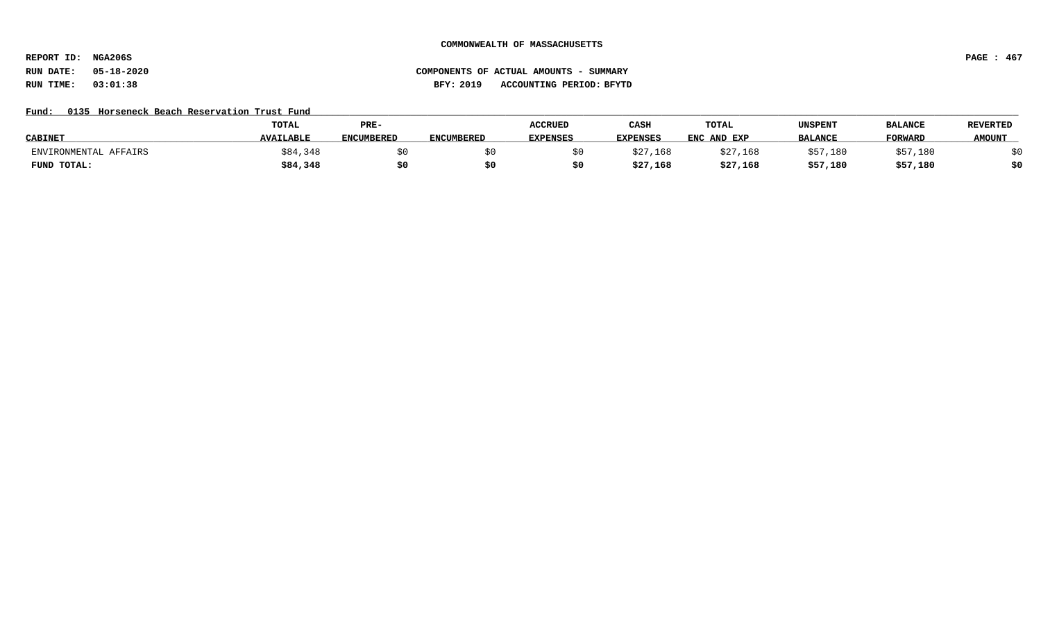COMMONWEALTH OF MASSACHUSETTS

REPORT ID: NGA206S

RUN DATE: 05-18-2020

RUN TIME: 03:01:38

COMPONENTS OF ACTUAL AMOUNTS - SUMMARY

BFY: 2019 ACCOUNTING PERIOD: BFYTD

Fund: 0135 Horseneck Beach Reservation Trust Fund

| CABINET | TOTAL AVAILABLE | PRE-ENCUMBERED | ENCUMBERED | ACCRUED EXPENSES | CASH EXPENSES | TOTAL ENC AND EXP | UNSPENT BALANCE | BALANCE FORWARD | REVERTED AMOUNT |
|---|---|---|---|---|---|---|---|---|---|
| ENVIRONMENTAL AFFAIRS | $84,348 | $0 | $0 | $0 | $27,168 | $27,168 | $57,180 | $57,180 | $0 |
| **FUND TOTAL:** | **$84,348** | **$0** | **$0** | **$0** | **$27,168** | **$27,168** | **$57,180** | **$57,180** | **$0** |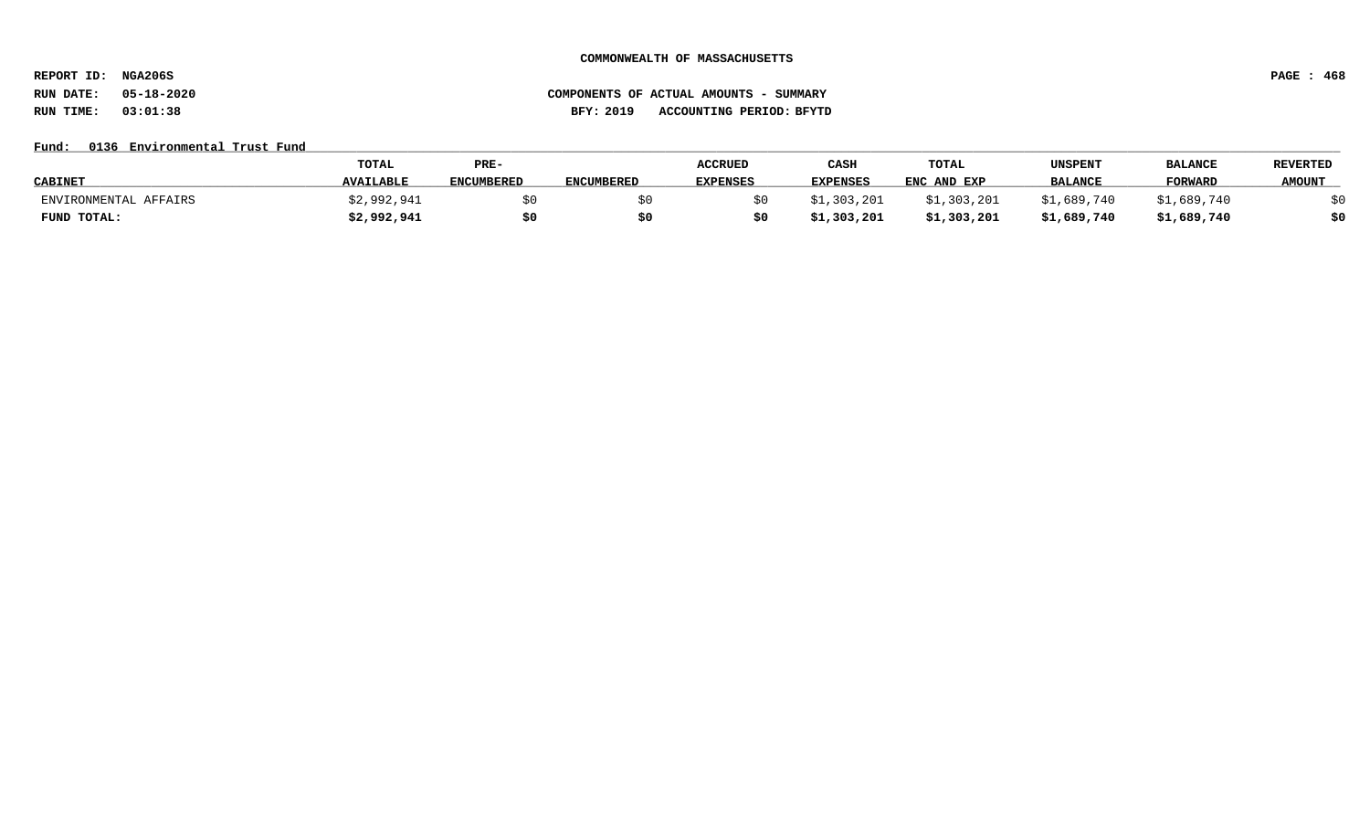**COMMONWEALTH OF MASSACHUSETTS**

**REPORT ID: NGA206S**
**RUN DATE: 05-18-2020**
**RUN TIME: 03:01:38**

**COMPONENTS OF ACTUAL AMOUNTS - SUMMARY**
**BFY: 2019 ACCOUNTING PERIOD: BFYTD**

**Fund: 0136 Environmental Trust Fund**

| CABINET | TOTAL AVAILABLE | PRE-ENCUMBERED | ENCUMBERED | ACCRUED EXPENSES | CASH EXPENSES | TOTAL ENC AND EXP | UNSPENT BALANCE | BALANCE FORWARD | REVERTED AMOUNT |
|---|---|---|---|---|---|---|---|---|---|
| ENVIRONMENTAL AFFAIRS | $2,992,941 | $0 | $0 | $0 | $1,303,201 | $1,303,201 | $1,689,740 | $1,689,740 | $0 |
| **FUND TOTAL:** | **$2,992,941** | **$0** | **$0** | **$0** | **$1,303,201** | **$1,303,201** | **$1,689,740** | **$1,689,740** | **$0** |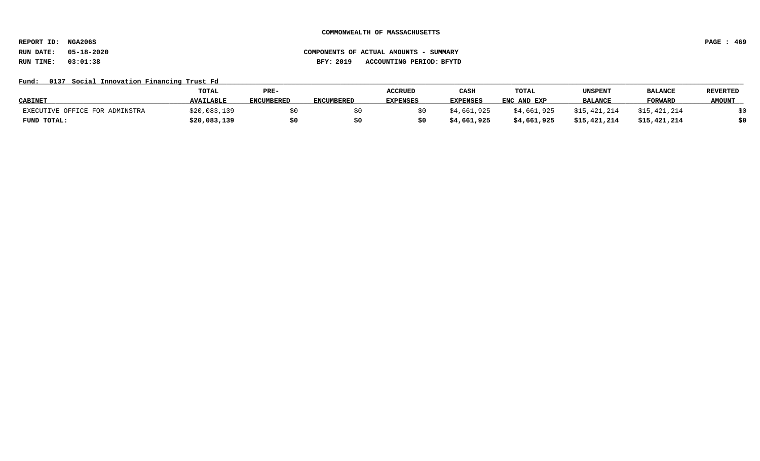COMMONWEALTH OF MASSACHUSETTS

REPORT ID: NGA206S

RUN DATE: 05-18-2020 COMPONENTS OF ACTUAL AMOUNTS - SUMMARY

RUN TIME: 03:01:38 BFY: 2019 ACCOUNTING PERIOD: BFYTD

Fund: 0137 Social Innovation Financing Trust Fd

| CABINET | TOTAL AVAILABLE | PRE-ENCUMBERED | ENCUMBERED | ACCRUED EXPENSES | CASH EXPENSES | TOTAL ENC AND EXP | UNSPENT BALANCE | BALANCE FORWARD | REVERTED AMOUNT |
|---|---|---|---|---|---|---|---|---|---|
| EXECUTIVE OFFICE FOR ADMINSTRA | $20,083,139 | $0 | $0 | $0 | $4,661,925 | $4,661,925 | $15,421,214 | $15,421,214 | $0 |
| **FUND TOTAL:** | **$20,083,139** | **$0** | **$0** | **$0** | **$4,661,925** | **$4,661,925** | **$15,421,214** | **$15,421,214** | **$0** |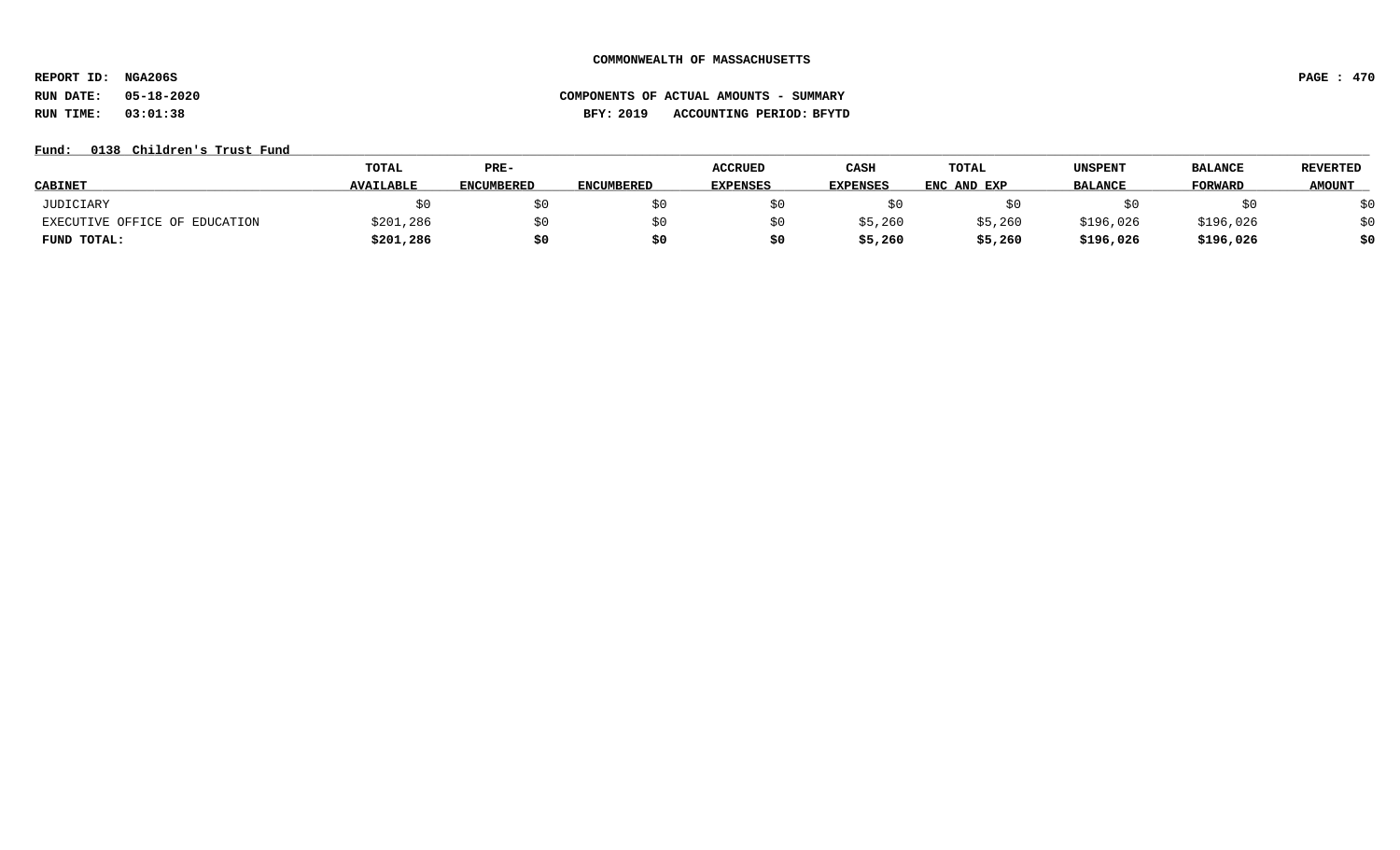**COMMONWEALTH OF MASSACHUSETTS**

**REPORT ID: NGA206S**

**RUN DATE: 05-18-2020** **COMPONENTS OF ACTUAL AMOUNTS - SUMMARY**

**RUN TIME: 03:01:38** **BFY: 2019 ACCOUNTING PERIOD: BFYTD**

**Fund: 0138 Children's Trust Fund**

| CABINET | TOTAL AVAILABLE | PRE-ENCUMBERED | ENCUMBERED | ACCRUED EXPENSES | CASH EXPENSES | TOTAL ENC AND EXP | UNSPENT BALANCE | BALANCE FORWARD | REVERTED AMOUNT |
|---|---|---|---|---|---|---|---|---|---|
| JUDICIARY | $0 | $0 | $0 | $0 | $0 | $0 | $0 | $0 | $0 |
| EXECUTIVE OFFICE OF EDUCATION | $201,286 | $0 | $0 | $0 | $5,260 | $5,260 | $196,026 | $196,026 | $0 |
| **FUND TOTAL:** | **$201,286** | **$0** | **$0** | **$0** | **$5,260** | **$5,260** | **$196,026** | **$196,026** | **$0** |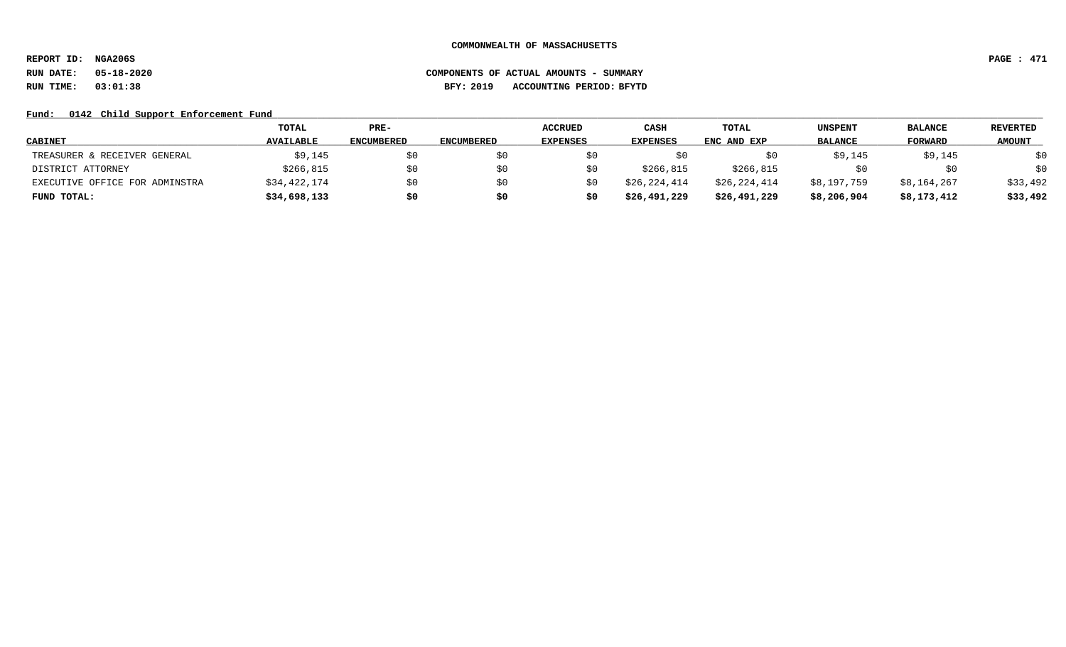COMMONWEALTH OF MASSACHUSETTS

REPORT ID: NGA206S

RUN DATE: 05-18-2020

RUN TIME: 03:01:38

COMPONENTS OF ACTUAL AMOUNTS - SUMMARY

BFY: 2019 ACCOUNTING PERIOD: BFYTD

Fund: 0142 Child Support Enforcement Fund

| CABINET | TOTAL AVAILABLE | PRE-ENCUMBERED | ENCUMBERED | ACCRUED EXPENSES | CASH EXPENSES | TOTAL ENC AND EXP | UNSPENT BALANCE | BALANCE FORWARD | REVERTED AMOUNT |
|---|---|---|---|---|---|---|---|---|---|
| TREASURER & RECEIVER GENERAL | $9,145 | $0 | $0 | $0 | $0 | $0 | $9,145 | $9,145 | $0 |
| DISTRICT ATTORNEY | $266,815 | $0 | $0 | $0 | $266,815 | $266,815 | $0 | $0 | $0 |
| EXECUTIVE OFFICE FOR ADMINSTRA | $34,422,174 | $0 | $0 | $0 | $26,224,414 | $26,224,414 | $8,197,759 | $8,164,267 | $33,492 |
| **FUND TOTAL:** | **$34,698,133** | **$0** | **$0** | **$0** | **$26,491,229** | **$26,491,229** | **$8,206,904** | **$8,173,412** | **$33,492** |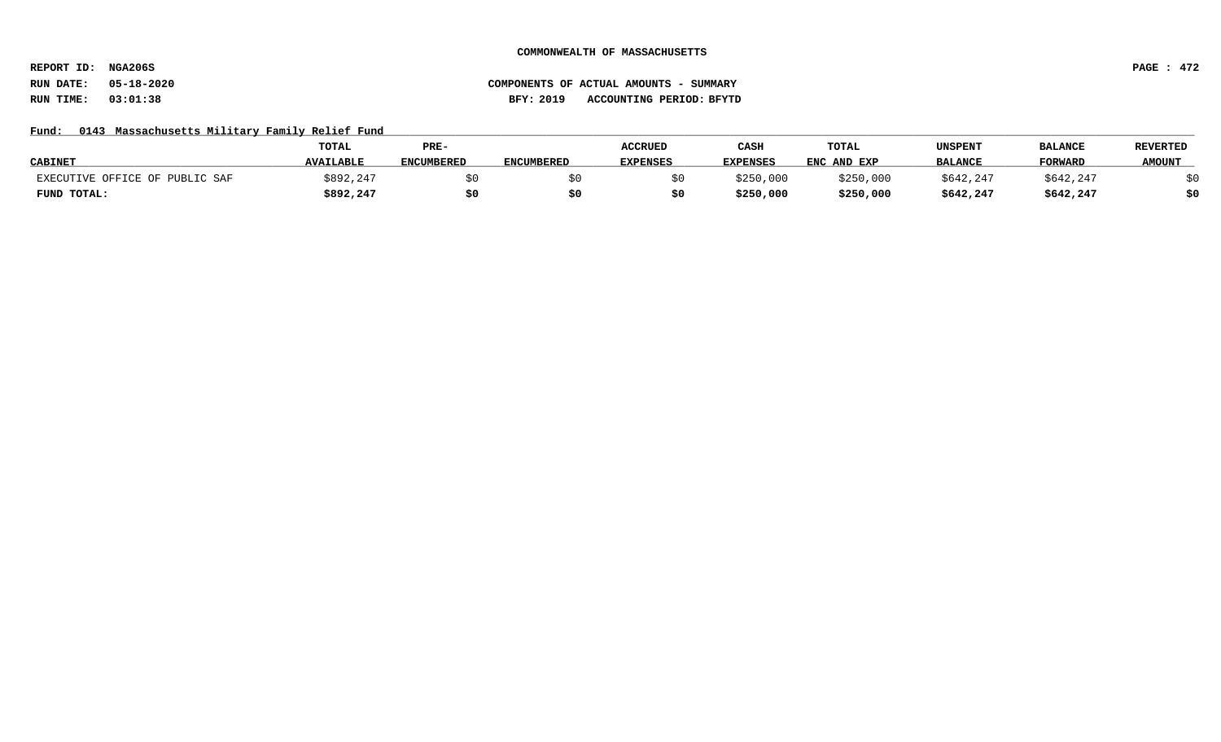COMMONWEALTH OF MASSACHUSETTS

REPORT ID: NGA206S

RUN DATE: 05-18-2020

RUN TIME: 03:01:38

COMPONENTS OF ACTUAL AMOUNTS - SUMMARY

BFY: 2019 ACCOUNTING PERIOD: BFYTD

Fund: 0143 Massachusetts Military Family Relief Fund

| CABINET | TOTAL AVAILABLE | PRE-ENCUMBERED | ENCUMBERED | ACCRUED EXPENSES | CASH EXPENSES | TOTAL ENC AND EXP | UNSPENT BALANCE | BALANCE FORWARD | REVERTED AMOUNT |
|---|---|---|---|---|---|---|---|---|---|
| EXECUTIVE OFFICE OF PUBLIC SAF | $892,247 | $0 | $0 | $0 | $250,000 | $250,000 | $642,247 | $642,247 | $0 |
| **FUND TOTAL:** | **$892,247** | **$0** | **$0** | **$0** | **$250,000** | **$250,000** | **$642,247** | **$642,247** | **$0** |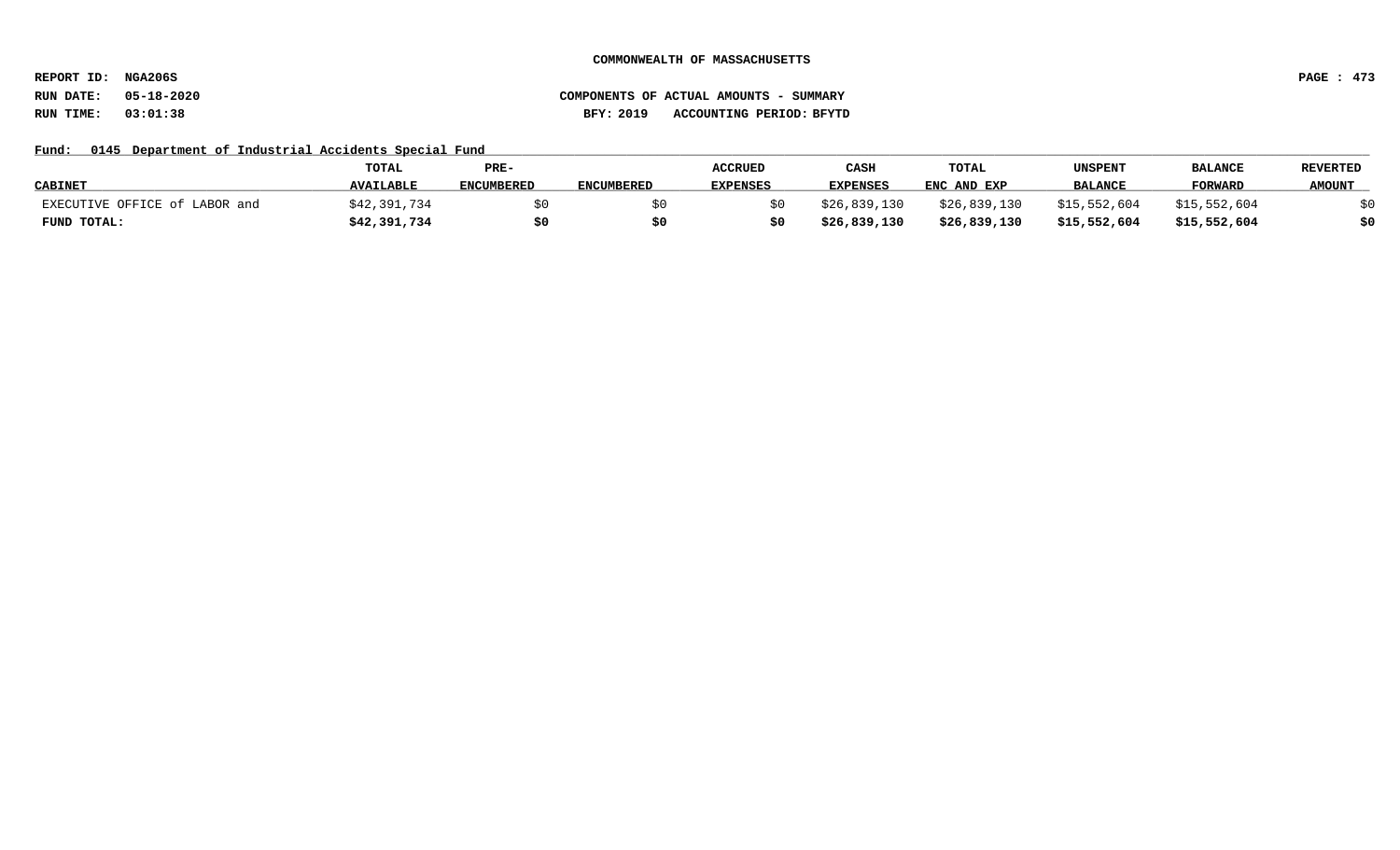COMMONWEALTH OF MASSACHUSETTS

REPORT ID: NGA206S

RUN DATE: 05-18-2020

RUN TIME: 03:01:38

COMPONENTS OF ACTUAL AMOUNTS - SUMMARY

BFY: 2019 ACCOUNTING PERIOD: BFYTD

Fund: 0145 Department of Industrial Accidents Special Fund

| CABINET | TOTAL AVAILABLE | PRE-ENCUMBERED | ENCUMBERED | ACCRUED EXPENSES | CASH EXPENSES | TOTAL ENC AND EXP | UNSPENT BALANCE | BALANCE FORWARD | REVERTED AMOUNT |
|---|---|---|---|---|---|---|---|---|---|
| EXECUTIVE OFFICE of LABOR and | $42,391,734 | $0 | $0 | $0 | $26,839,130 | $26,839,130 | $15,552,604 | $15,552,604 | $0 |
| **FUND TOTAL:** | **$42,391,734** | **$0** | **$0** | **$0** | **$26,839,130** | **$26,839,130** | **$15,552,604** | **$15,552,604** | **$0** |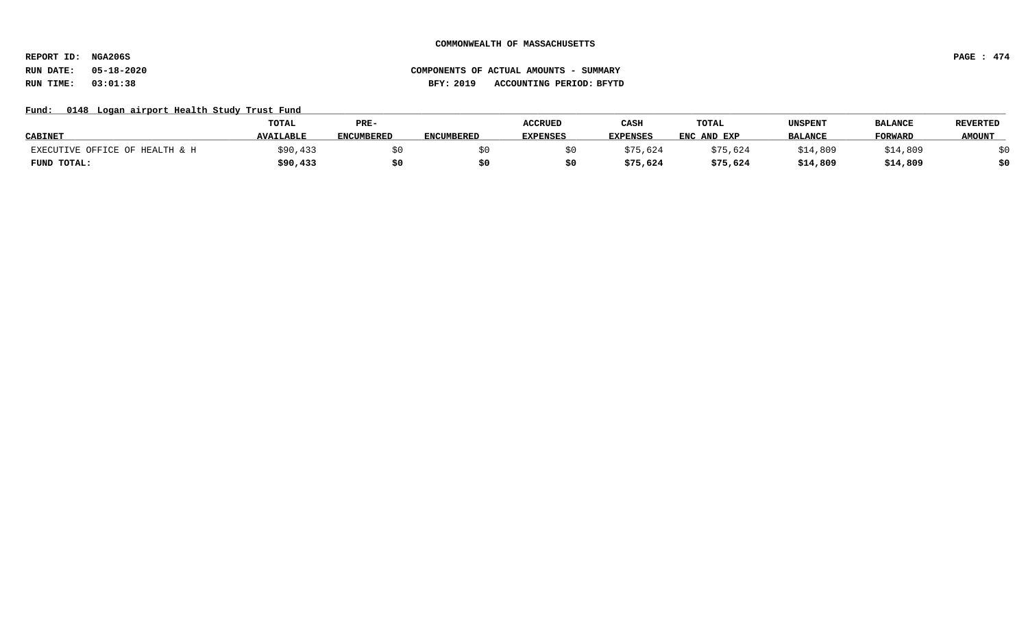COMMONWEALTH OF MASSACHUSETTS

REPORT ID: NGA206S

RUN DATE: 05-18-2020

RUN TIME: 03:01:38

COMPONENTS OF ACTUAL AMOUNTS - SUMMARY

BFY: 2019 ACCOUNTING PERIOD: BFYTD

Fund: 0148 Logan airport Health Study Trust Fund

| CABINET | TOTAL AVAILABLE | PRE-ENCUMBERED | ENCUMBERED | ACCRUED EXPENSES | CASH EXPENSES | TOTAL ENC AND EXP | UNSPENT BALANCE | BALANCE FORWARD | REVERTED AMOUNT |
|---|---|---|---|---|---|---|---|---|---|
| EXECUTIVE OFFICE OF HEALTH & H | $90,433 | $0 | $0 | $0 | $75,624 | $75,624 | $14,809 | $14,809 | $0 |
| **FUND TOTAL:** | **$90,433** | **$0** | **$0** | **$0** | **$75,624** | **$75,624** | **$14,809** | **$14,809** | **$0** |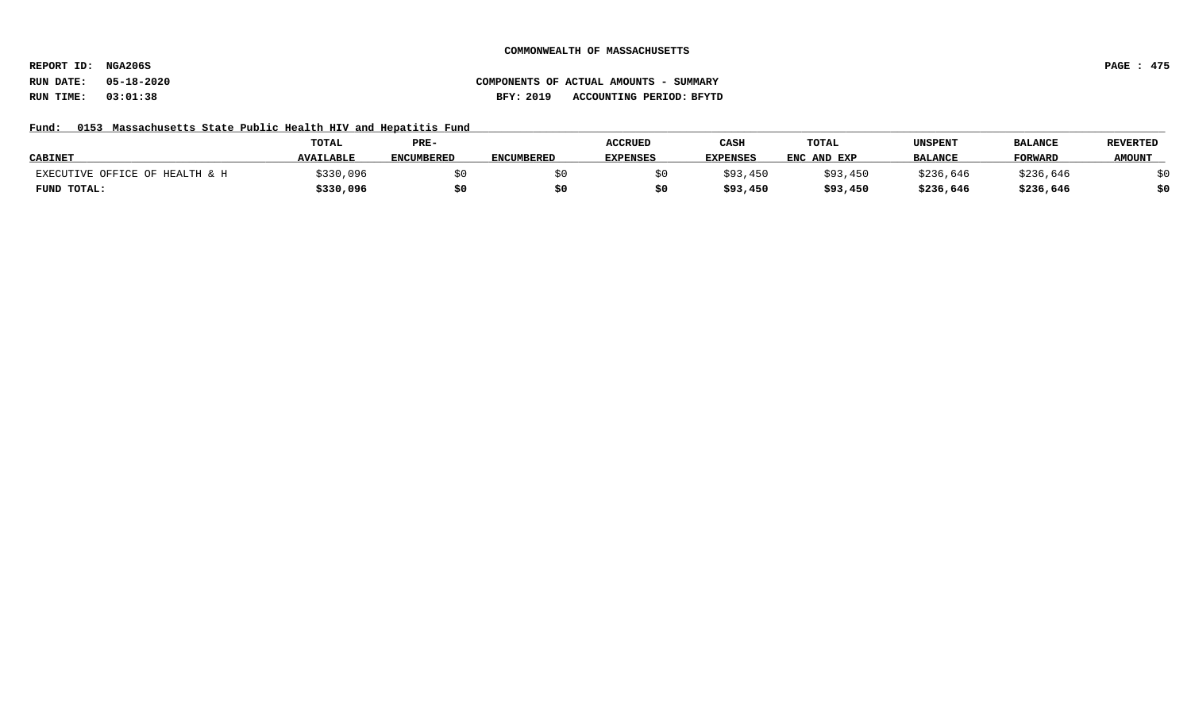**COMMONWEALTH OF MASSACHUSETTS**

**REPORT ID: NGA206S**

**RUN DATE: 05-18-2020**

**RUN TIME: 03:01:38**

**COMPONENTS OF ACTUAL AMOUNTS - SUMMARY**

**BFY: 2019 ACCOUNTING PERIOD: BFYTD**

**Fund: 0153 Massachusetts State Public Health HIV and Hepatitis Fund**

| CABINET | TOTAL AVAILABLE | PRE-ENCUMBERED | ENCUMBERED | ACCRUED EXPENSES | CASH EXPENSES | TOTAL ENC AND EXP | UNSPENT BALANCE | BALANCE FORWARD | REVERTED AMOUNT |
|---|---|---|---|---|---|---|---|---|---|
| EXECUTIVE OFFICE OF HEALTH & H | $330,096 | $0 | $0 | $0 | $93,450 | $93,450 | $236,646 | $236,646 | $0 |
| **FUND TOTAL:** | **$330,096** | **$0** | **$0** | **$0** | **$93,450** | **$93,450** | **$236,646** | **$236,646** | **$0** |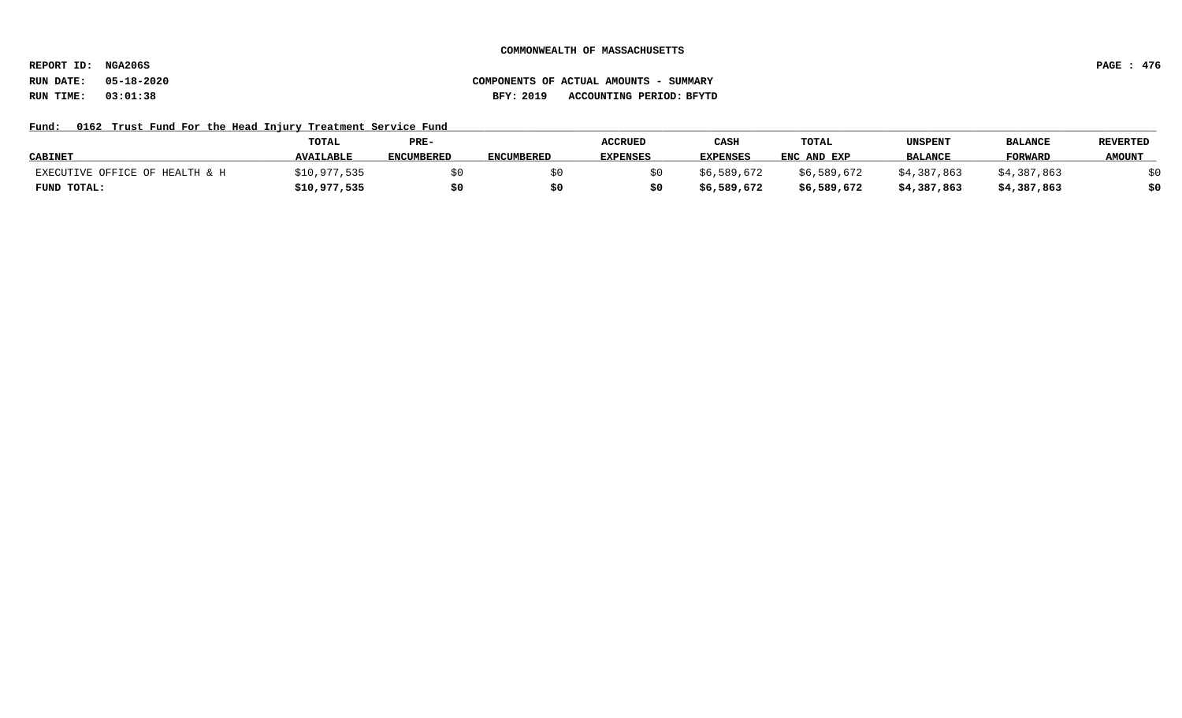COMMONWEALTH OF MASSACHUSETTS

REPORT ID: NGA206S

RUN DATE: 05-18-2020

RUN TIME: 03:01:38

COMPONENTS OF ACTUAL AMOUNTS - SUMMARY

BFY: 2019 ACCOUNTING PERIOD: BFYTD

Fund: 0162 Trust Fund For the Head Injury Treatment Service Fund

| CABINET | TOTAL AVAILABLE | PRE-ENCUMBERED | ENCUMBERED | ACCRUED EXPENSES | CASH EXPENSES | TOTAL ENC AND EXP | UNSPENT BALANCE | BALANCE FORWARD | REVERTED AMOUNT |
|---|---|---|---|---|---|---|---|---|---|
| EXECUTIVE OFFICE OF HEALTH & H | $10,977,535 | $0 | $0 | $0 | $6,589,672 | $6,589,672 | $4,387,863 | $4,387,863 | $0 |
| **FUND TOTAL:** | **$10,977,535** | **$0** | **$0** | **$0** | **$6,589,672** | **$6,589,672** | **$4,387,863** | **$4,387,863** | **$0** |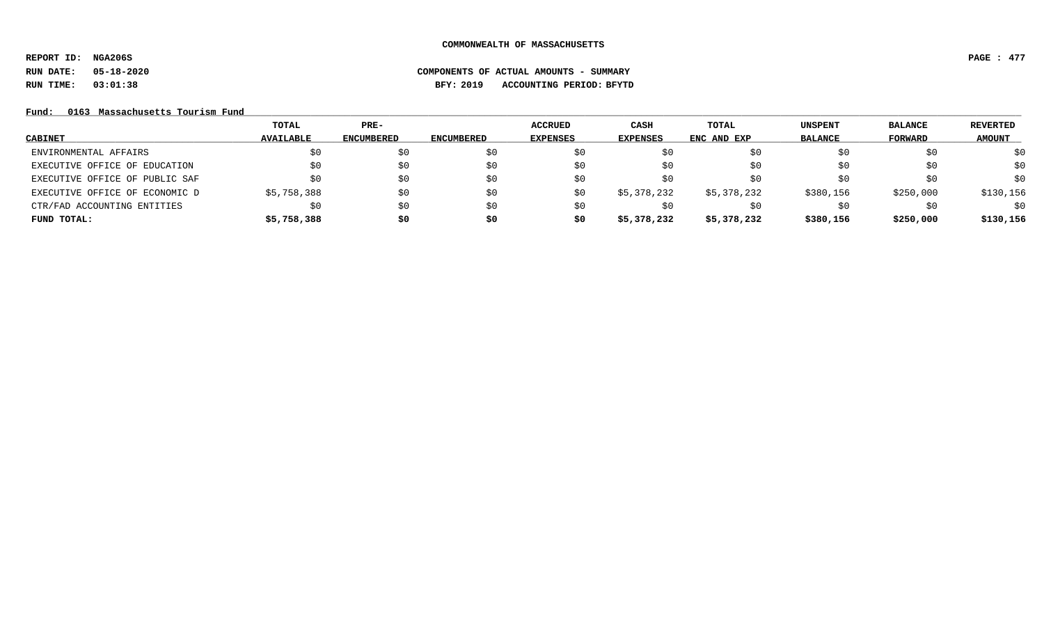**COMMONWEALTH OF MASSACHUSETTS**

**REPORT ID: NGA206S**
**RUN DATE: 05-18-2020**
**RUN TIME: 03:01:38**

**COMPONENTS OF ACTUAL AMOUNTS - SUMMARY**
**BFY: 2019 ACCOUNTING PERIOD: BFYTD**

**Fund: 0163 Massachusetts Tourism Fund**

| CABINET | TOTAL AVAILABLE | PRE-ENCUMBERED | ENCUMBERED | ACCRUED EXPENSES | CASH EXPENSES | TOTAL ENC AND EXP | UNSPENT BALANCE | BALANCE FORWARD | REVERTED AMOUNT |
|---|---|---|---|---|---|---|---|---|---|
| ENVIRONMENTAL AFFAIRS | $0 | $0 | $0 | $0 | $0 | $0 | $0 | $0 | $0 |
| EXECUTIVE OFFICE OF EDUCATION | $0 | $0 | $0 | $0 | $0 | $0 | $0 | $0 | $0 |
| EXECUTIVE OFFICE OF PUBLIC SAF | $0 | $0 | $0 | $0 | $0 | $0 | $0 | $0 | $0 |
| EXECUTIVE OFFICE OF ECONOMIC D | $5,758,388 | $0 | $0 | $0 | $5,378,232 | $5,378,232 | $380,156 | $250,000 | $130,156 |
| CTR/FAD ACCOUNTING ENTITIES | $0 | $0 | $0 | $0 | $0 | $0 | $0 | $0 | $0 |
| **FUND TOTAL:** | **$5,758,388** | **$0** | **$0** | **$0** | **$5,378,232** | **$5,378,232** | **$380,156** | **$250,000** | **$130,156** |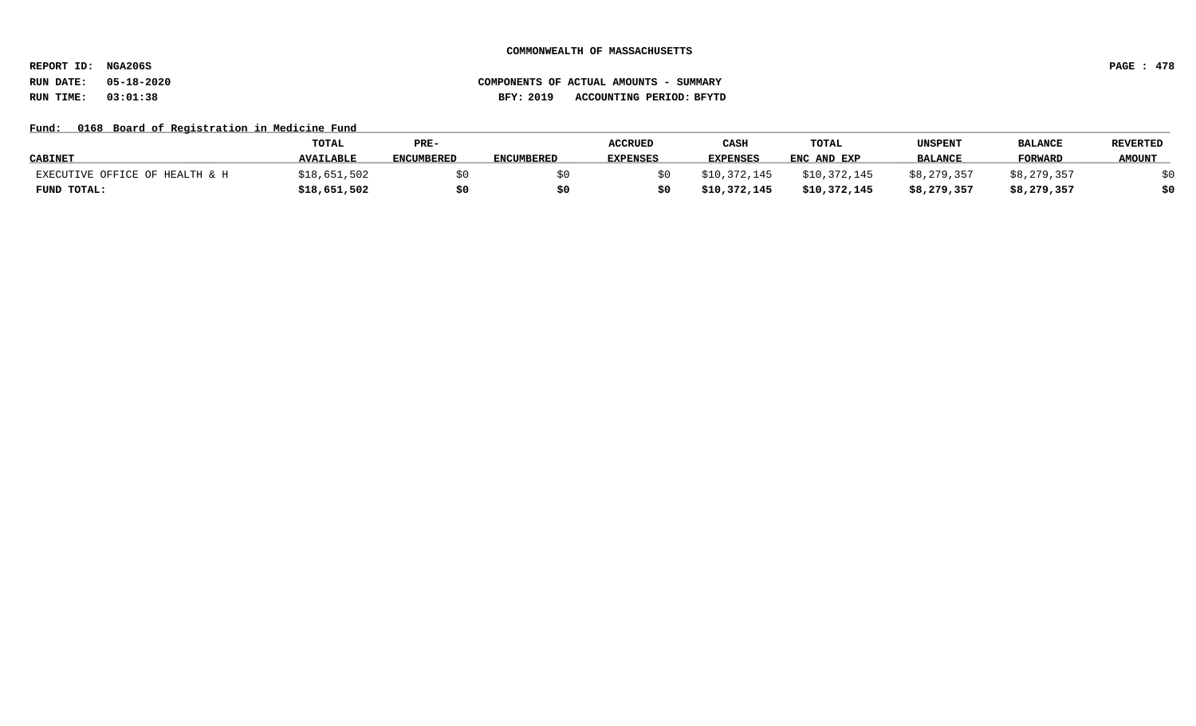COMMONWEALTH OF MASSACHUSETTS

REPORT ID: NGA206S

RUN DATE: 05-18-2020

RUN TIME: 03:01:38

COMPONENTS OF ACTUAL AMOUNTS - SUMMARY

BFY: 2019 ACCOUNTING PERIOD: BFYTD

Fund: 0168 Board of Registration in Medicine Fund

| CABINET | TOTAL AVAILABLE | PRE-ENCUMBERED | ENCUMBERED | ACCRUED EXPENSES | CASH EXPENSES | TOTAL ENC AND EXP | UNSPENT BALANCE | BALANCE FORWARD | REVERTED AMOUNT |
|---|---|---|---|---|---|---|---|---|---|
| EXECUTIVE OFFICE OF HEALTH & H | $18,651,502 | $0 | $0 | $0 | $10,372,145 | $10,372,145 | $8,279,357 | $8,279,357 | $0 |
| **FUND TOTAL:** | **$18,651,502** | **$0** | **$0** | **$0** | **$10,372,145** | **$10,372,145** | **$8,279,357** | **$8,279,357** | **$0** |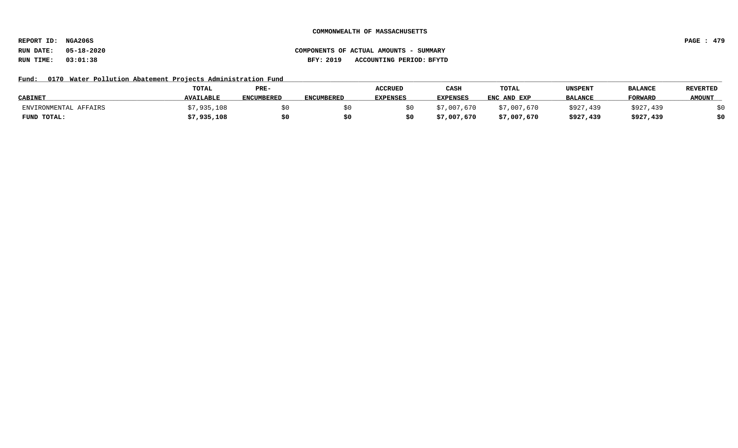**COMMONWEALTH OF MASSACHUSETTS**

**REPORT ID: NGA206S**

**RUN DATE: 05-18-2020** **COMPONENTS OF ACTUAL AMOUNTS - SUMMARY**

**RUN TIME: 03:01:38** **BFY: 2019 ACCOUNTING PERIOD: BFYTD**

**Fund: 0170 Water Pollution Abatement Projects Administration Fund**

| CABINET | TOTAL AVAILABLE | PRE-ENCUMBERED | ENCUMBERED | ACCRUED EXPENSES | CASH EXPENSES | TOTAL ENC AND EXP | UNSPENT BALANCE | BALANCE FORWARD | REVERTED AMOUNT |
|---|---|---|---|---|---|---|---|---|---|
| ENVIRONMENTAL AFFAIRS | $7,935,108 | $0 | $0 | $0 | $7,007,670 | $7,007,670 | $927,439 | $927,439 | $0 |
| **FUND TOTAL:** | **$7,935,108** | **$0** | **$0** | **$0** | **$7,007,670** | **$7,007,670** | **$927,439** | **$927,439** | **$0** |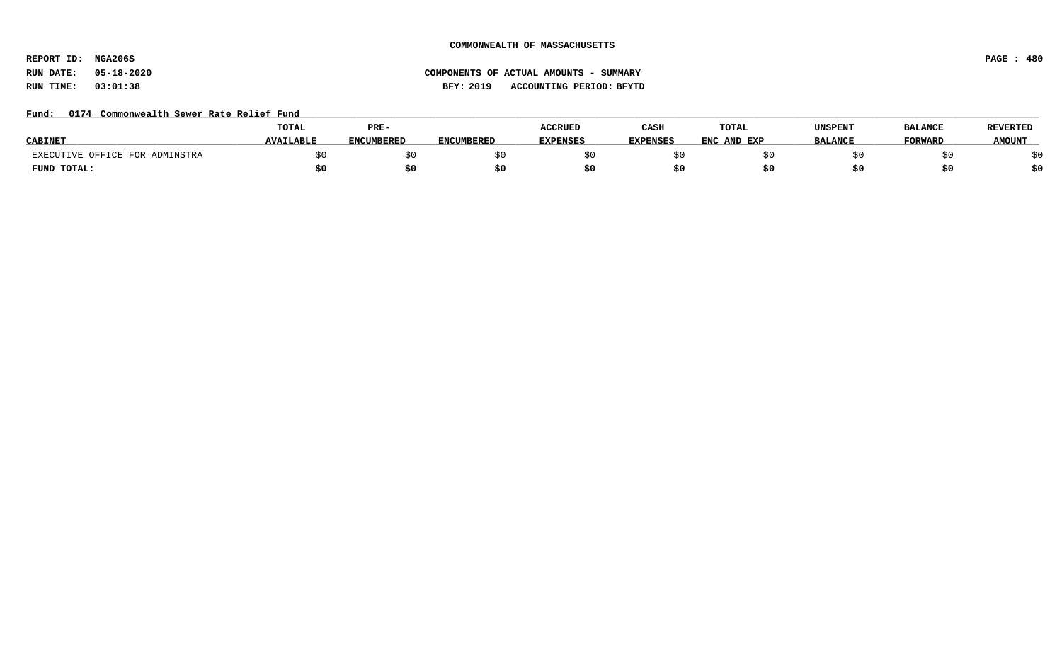COMMONWEALTH OF MASSACHUSETTS

REPORT ID: NGA206S

RUN DATE: 05-18-2020

RUN TIME: 03:01:38

COMPONENTS OF ACTUAL AMOUNTS - SUMMARY

BFY: 2019 ACCOUNTING PERIOD: BFYTD

Fund: 0174 Commonwealth Sewer Rate Relief Fund

| CABINET | TOTAL AVAILABLE | PRE-ENCUMBERED | ENCUMBERED | ACCRUED EXPENSES | CASH EXPENSES | TOTAL ENC AND EXP | UNSPENT BALANCE | BALANCE FORWARD | REVERTED AMOUNT |
|---|---|---|---|---|---|---|---|---|---|
| EXECUTIVE OFFICE FOR ADMINSTRA | $0 | $0 | $0 | $0 | $0 | $0 | $0 | $0 | $0 |
| **FUND TOTAL:** | **$0** | **$0** | **$0** | **$0** | **$0** | **$0** | **$0** | **$0** | **$0** |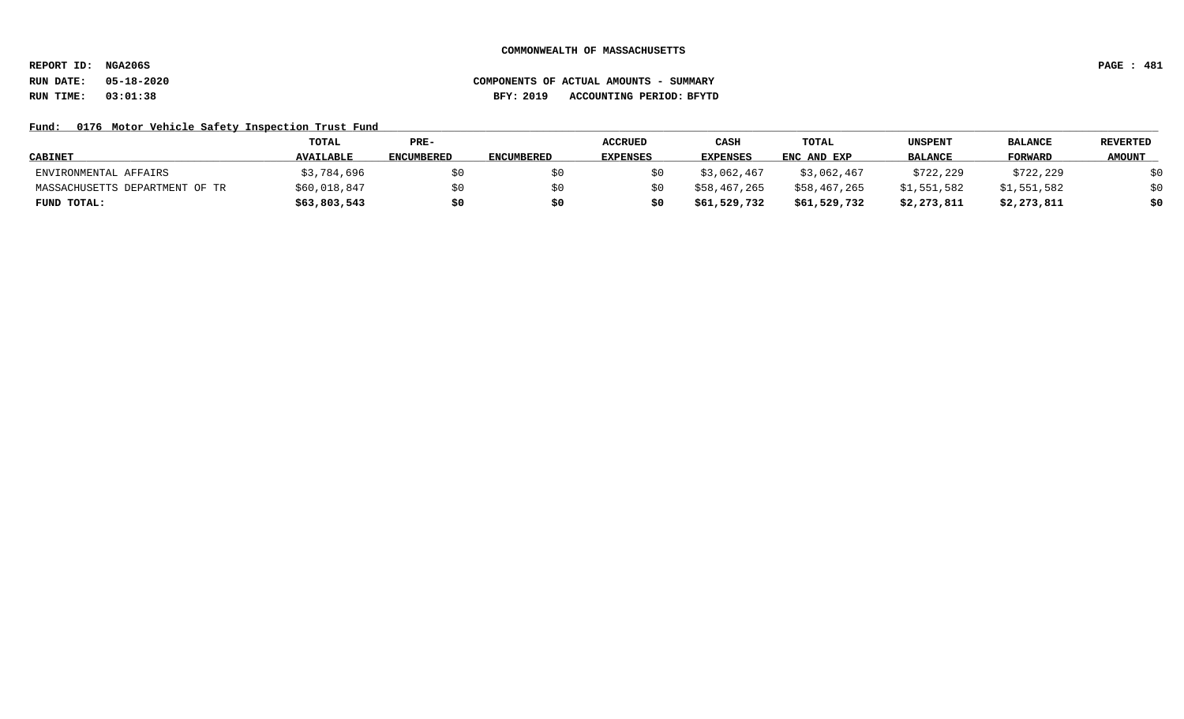**COMMONWEALTH OF MASSACHUSETTS**

**REPORT ID: NGA206S**

**RUN DATE: 05-18-2020** **COMPONENTS OF ACTUAL AMOUNTS - SUMMARY**

**RUN TIME: 03:01:38** **BFY: 2019 ACCOUNTING PERIOD: BFYTD**

**Fund: 0176 Motor Vehicle Safety Inspection Trust Fund**

| CABINET | TOTAL AVAILABLE | PRE-ENCUMBERED | ENCUMBERED | ACCRUED EXPENSES | CASH EXPENSES | TOTAL ENC AND EXP | UNSPENT BALANCE | BALANCE FORWARD | REVERTED AMOUNT |
|---|---|---|---|---|---|---|---|---|---|
| ENVIRONMENTAL AFFAIRS | $3,784,696 | $0 | $0 | $0 | $3,062,467 | $3,062,467 | $722,229 | $722,229 | $0 |
| MASSACHUSETTS DEPARTMENT OF TR | $60,018,847 | $0 | $0 | $0 | $58,467,265 | $58,467,265 | $1,551,582 | $1,551,582 | $0 |
| **FUND TOTAL:** | **$63,803,543** | **$0** | **$0** | **$0** | **$61,529,732** | **$61,529,732** | **$2,273,811** | **$2,273,811** | **$0** |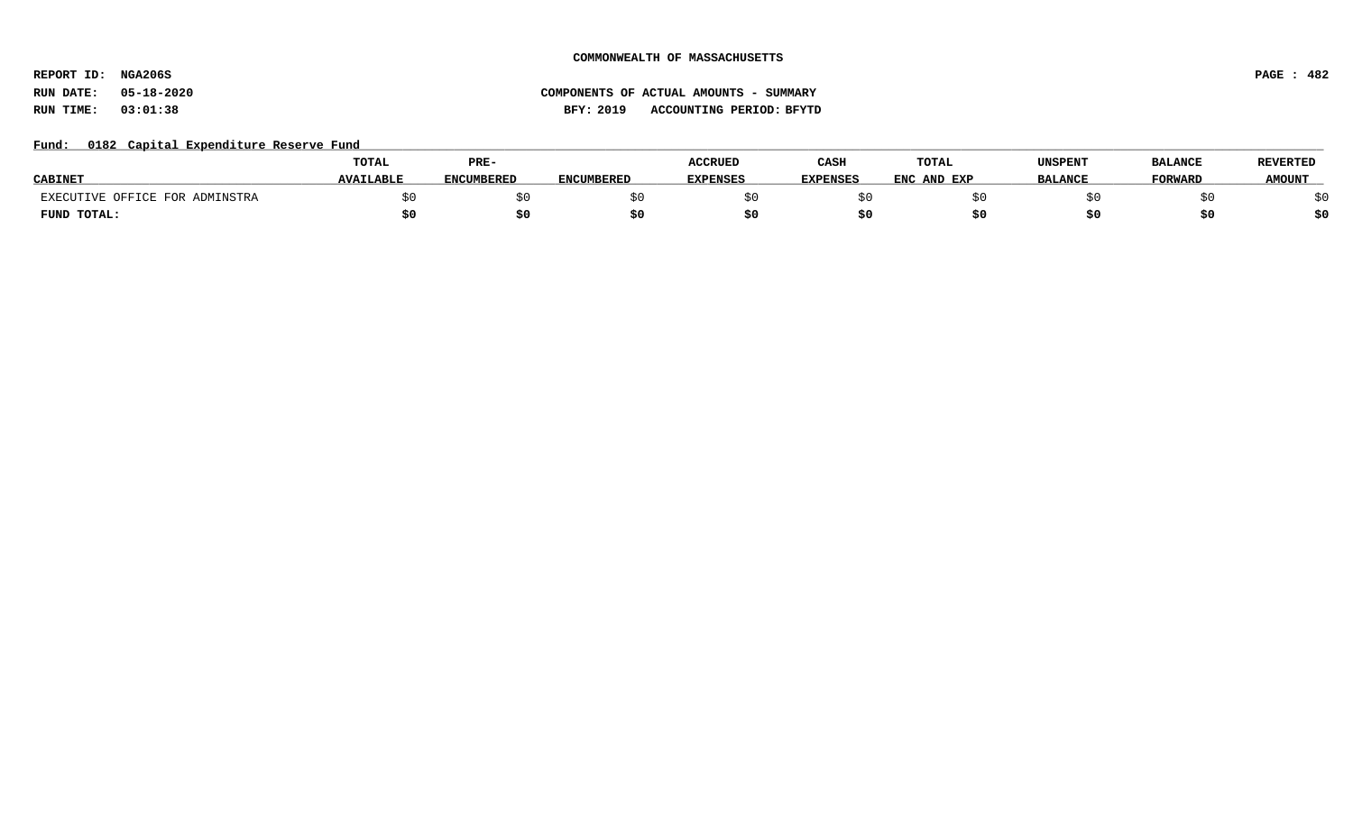COMMONWEALTH OF MASSACHUSETTS

REPORT ID: NGA206S

RUN DATE: 05-18-2020

RUN TIME: 03:01:38

COMPONENTS OF ACTUAL AMOUNTS - SUMMARY

BFY: 2019 ACCOUNTING PERIOD: BFYTD

Fund: 0182 Capital Expenditure Reserve Fund

| CABINET | TOTAL AVAILABLE | PRE-ENCUMBERED | ENCUMBERED | ACCRUED EXPENSES | CASH EXPENSES | TOTAL ENC AND EXP | UNSPENT BALANCE | BALANCE FORWARD | REVERTED AMOUNT |
|---|---|---|---|---|---|---|---|---|---|
| EXECUTIVE OFFICE FOR ADMINSTRA | $0 | $0 | $0 | $0 | $0 | $0 | $0 | $0 | $0 |
| **FUND TOTAL:** | **$0** | **$0** | **$0** | **$0** | **$0** | **$0** | **$0** | **$0** | **$0** |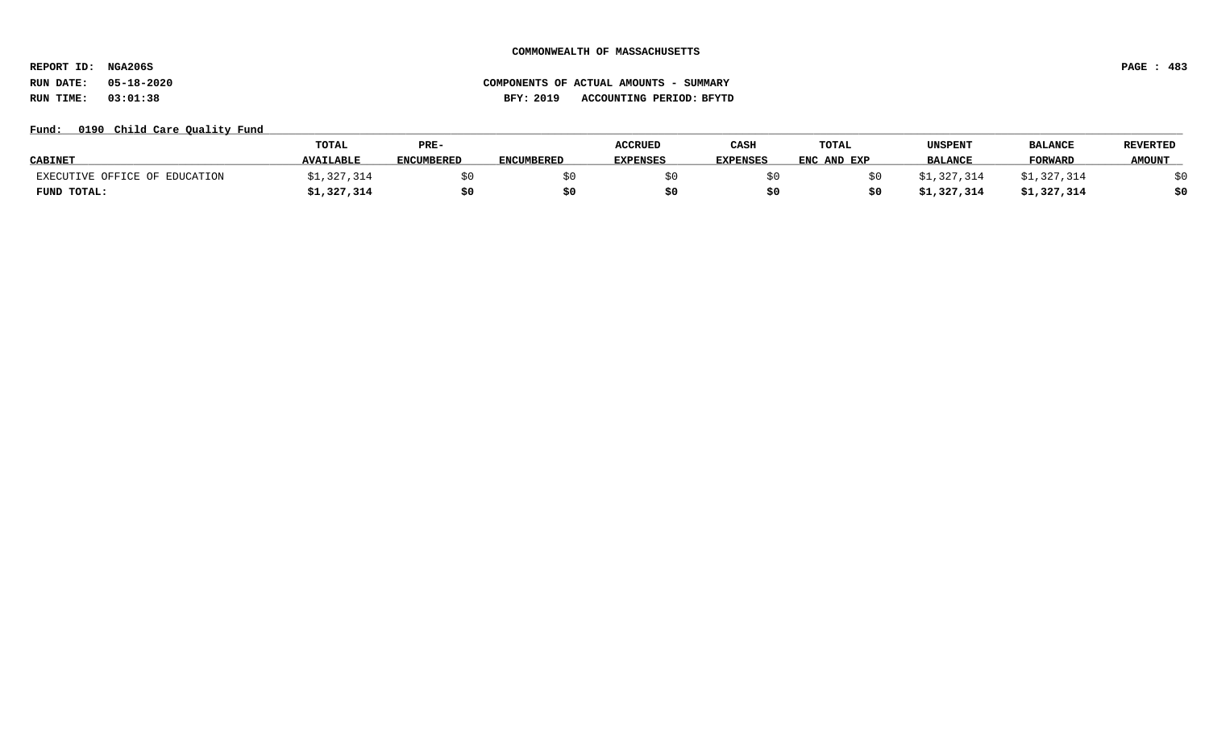**COMMONWEALTH OF MASSACHUSETTS**

**REPORT ID: NGA206S**

**RUN DATE: 05-18-2020** **COMPONENTS OF ACTUAL AMOUNTS - SUMMARY**

**RUN TIME: 03:01:38** **BFY: 2019 ACCOUNTING PERIOD: BFYTD**

**Fund: 0190 Child Care Quality Fund**

| CABINET | TOTAL AVAILABLE | PRE-ENCUMBERED | ENCUMBERED | ACCRUED EXPENSES | CASH EXPENSES | TOTAL ENC AND EXP | UNSPENT BALANCE | BALANCE FORWARD | REVERTED AMOUNT |
|---|---|---|---|---|---|---|---|---|---|
| EXECUTIVE OFFICE OF EDUCATION | $1,327,314 | $0 | $0 | $0 | $0 | $0 | $1,327,314 | $1,327,314 | $0 |
| **FUND TOTAL:** | **$1,327,314** | **$0** | **$0** | **$0** | **$0** | **$0** | **$1,327,314** | **$1,327,314** | **$0** |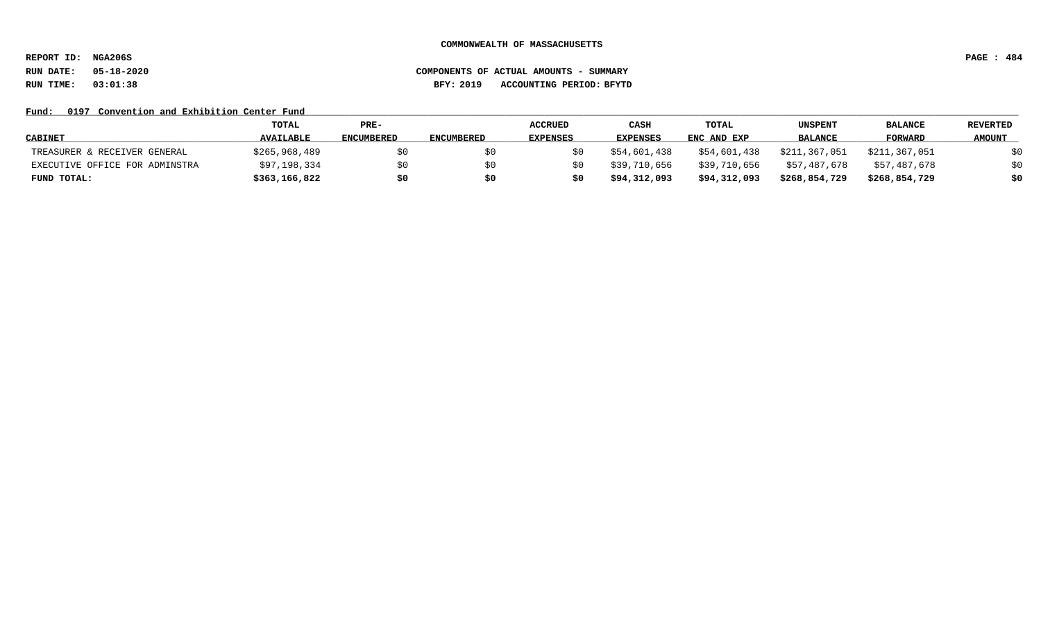**COMMONWEALTH OF MASSACHUSETTS**

**REPORT ID: NGA206S**

**RUN DATE: 05-18-2020** **COMPONENTS OF ACTUAL AMOUNTS - SUMMARY**

**RUN TIME: 03:01:38** **BFY: 2019 ACCOUNTING PERIOD: BFYTD**

**Fund: 0197 Convention and Exhibition Center Fund**

| CABINET | TOTAL AVAILABLE | PRE-ENCUMBERED | ENCUMBERED | ACCRUED EXPENSES | CASH EXPENSES | TOTAL ENC AND EXP | UNSPENT BALANCE | BALANCE FORWARD | REVERTED AMOUNT |
|---|---|---|---|---|---|---|---|---|---|
| TREASURER & RECEIVER GENERAL | $265,968,489 | $0 | $0 | $0 | $54,601,438 | $54,601,438 | $211,367,051 | $211,367,051 | $0 |
| EXECUTIVE OFFICE FOR ADMINSTRA | $97,198,334 | $0 | $0 | $0 | $39,710,656 | $39,710,656 | $57,487,678 | $57,487,678 | $0 |
| **FUND TOTAL:** | **$363,166,822** | **$0** | **$0** | **$0** | **$94,312,093** | **$94,312,093** | **$268,854,729** | **$268,854,729** | **$0** |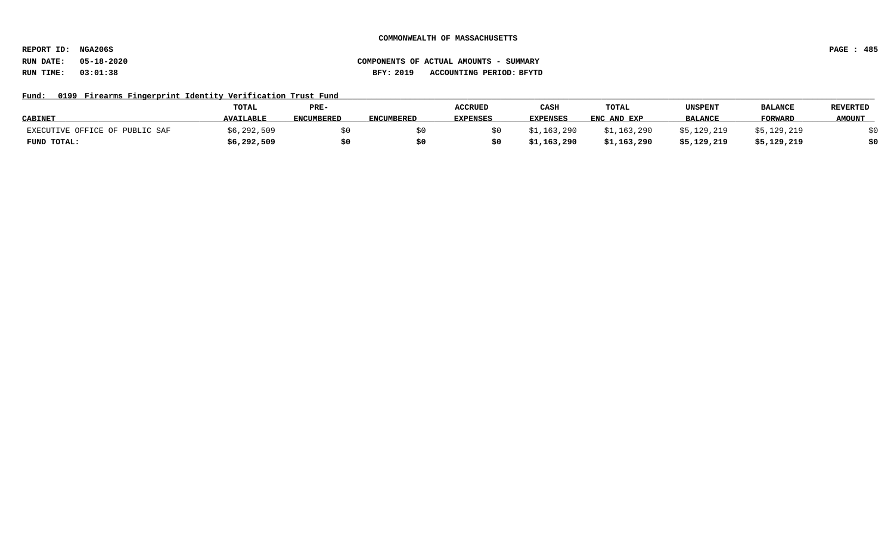**COMMONWEALTH OF MASSACHUSETTS**

**REPORT ID: NGA206S**

**RUN DATE: 05-18-2020** **COMPONENTS OF ACTUAL AMOUNTS - SUMMARY**

**RUN TIME: 03:01:38** **BFY: 2019 ACCOUNTING PERIOD: BFYTD**

**Fund: 0199 Firearms Fingerprint Identity Verification Trust Fund**

| CABINET | TOTAL AVAILABLE | PRE-ENCUMBERED | ENCUMBERED | ACCRUED EXPENSES | CASH EXPENSES | TOTAL ENC AND EXP | UNSPENT BALANCE | BALANCE FORWARD | REVERTED AMOUNT |
|---|---|---|---|---|---|---|---|---|---|
| EXECUTIVE OFFICE OF PUBLIC SAF | $6,292,509 | $0 | $0 | $0 | $1,163,290 | $1,163,290 | $5,129,219 | $5,129,219 | $0 |
| **FUND TOTAL:** | **$6,292,509** | **$0** | **$0** | **$0** | **$1,163,290** | **$1,163,290** | **$5,129,219** | **$5,129,219** | **$0** |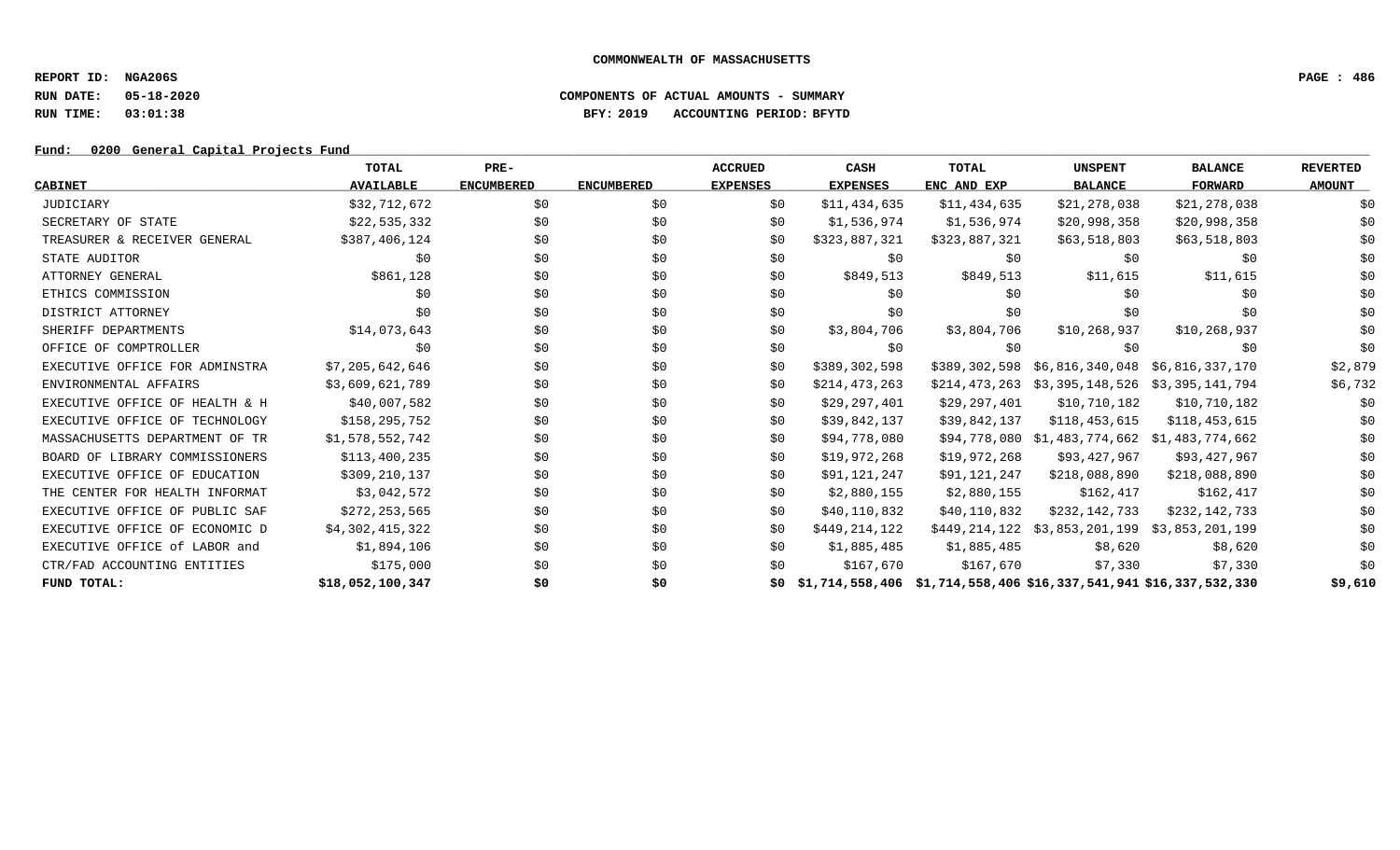COMMONWEALTH OF MASSACHUSETTS

REPORT ID: NGA206S

RUN DATE: 05-18-2020

RUN TIME: 03:01:38

COMPONENTS OF ACTUAL AMOUNTS - SUMMARY

BFY: 2019 ACCOUNTING PERIOD: BFYTD

Fund: 0200 General Capital Projects Fund

| CABINET | TOTAL AVAILABLE | PRE-ENCUMBERED | ENCUMBERED | ACCRUED EXPENSES | CASH EXPENSES | TOTAL ENC AND EXP | UNSPENT BALANCE | BALANCE FORWARD | REVERTED AMOUNT |
|---|---|---|---|---|---|---|---|---|---|
| JUDICIARY | $32,712,672 | $0 | $0 | $0 | $11,434,635 | $11,434,635 | $21,278,038 | $21,278,038 | $0 |
| SECRETARY OF STATE | $22,535,332 | $0 | $0 | $0 | $1,536,974 | $1,536,974 | $20,998,358 | $20,998,358 | $0 |
| TREASURER & RECEIVER GENERAL | $387,406,124 | $0 | $0 | $0 | $323,887,321 | $323,887,321 | $63,518,803 | $63,518,803 | $0 |
| STATE AUDITOR | $0 | $0 | $0 | $0 | $0 | $0 | $0 | $0 | $0 |
| ATTORNEY GENERAL | $861,128 | $0 | $0 | $0 | $849,513 | $849,513 | $11,615 | $11,615 | $0 |
| ETHICS COMMISSION | $0 | $0 | $0 | $0 | $0 | $0 | $0 | $0 | $0 |
| DISTRICT ATTORNEY | $0 | $0 | $0 | $0 | $0 | $0 | $0 | $0 | $0 |
| SHERIFF DEPARTMENTS | $14,073,643 | $0 | $0 | $0 | $3,804,706 | $3,804,706 | $10,268,937 | $10,268,937 | $0 |
| OFFICE OF COMPTROLLER | $0 | $0 | $0 | $0 | $0 | $0 | $0 | $0 | $0 |
| EXECUTIVE OFFICE FOR ADMINSTRA | $7,205,642,646 | $0 | $0 | $0 | $389,302,598 | $389,302,598 | $6,816,340,048 | $6,816,337,170 | $2,879 |
| ENVIRONMENTAL AFFAIRS | $3,609,621,789 | $0 | $0 | $0 | $214,473,263 | $214,473,263 | $3,395,148,526 | $3,395,141,794 | $6,732 |
| EXECUTIVE OFFICE OF HEALTH & H | $40,007,582 | $0 | $0 | $0 | $29,297,401 | $29,297,401 | $10,710,182 | $10,710,182 | $0 |
| EXECUTIVE OFFICE OF TECHNOLOGY | $158,295,752 | $0 | $0 | $0 | $39,842,137 | $39,842,137 | $118,453,615 | $118,453,615 | $0 |
| MASSACHUSETTS DEPARTMENT OF TR | $1,578,552,742 | $0 | $0 | $0 | $94,778,080 | $94,778,080 | $1,483,774,662 | $1,483,774,662 | $0 |
| BOARD OF LIBRARY COMMISSIONERS | $113,400,235 | $0 | $0 | $0 | $19,972,268 | $19,972,268 | $93,427,967 | $93,427,967 | $0 |
| EXECUTIVE OFFICE OF EDUCATION | $309,210,137 | $0 | $0 | $0 | $91,121,247 | $91,121,247 | $218,088,890 | $218,088,890 | $0 |
| THE CENTER FOR HEALTH INFORMAT | $3,042,572 | $0 | $0 | $0 | $2,880,155 | $2,880,155 | $162,417 | $162,417 | $0 |
| EXECUTIVE OFFICE OF PUBLIC SAF | $272,253,565 | $0 | $0 | $0 | $40,110,832 | $40,110,832 | $232,142,733 | $232,142,733 | $0 |
| EXECUTIVE OFFICE OF ECONOMIC D | $4,302,415,322 | $0 | $0 | $0 | $449,214,122 | $449,214,122 | $3,853,201,199 | $3,853,201,199 | $0 |
| EXECUTIVE OFFICE of LABOR and | $1,894,106 | $0 | $0 | $0 | $1,885,485 | $1,885,485 | $8,620 | $8,620 | $0 |
| CTR/FAD ACCOUNTING ENTITIES | $175,000 | $0 | $0 | $0 | $167,670 | $167,670 | $7,330 | $7,330 | $0 |
| **FUND TOTAL:** | **$18,052,100,347** | **$0** | **$0** | **$0** | **$1,714,558,406** | **$1,714,558,406** | **$16,337,541,941** | **$16,337,532,330** | **$9,610** |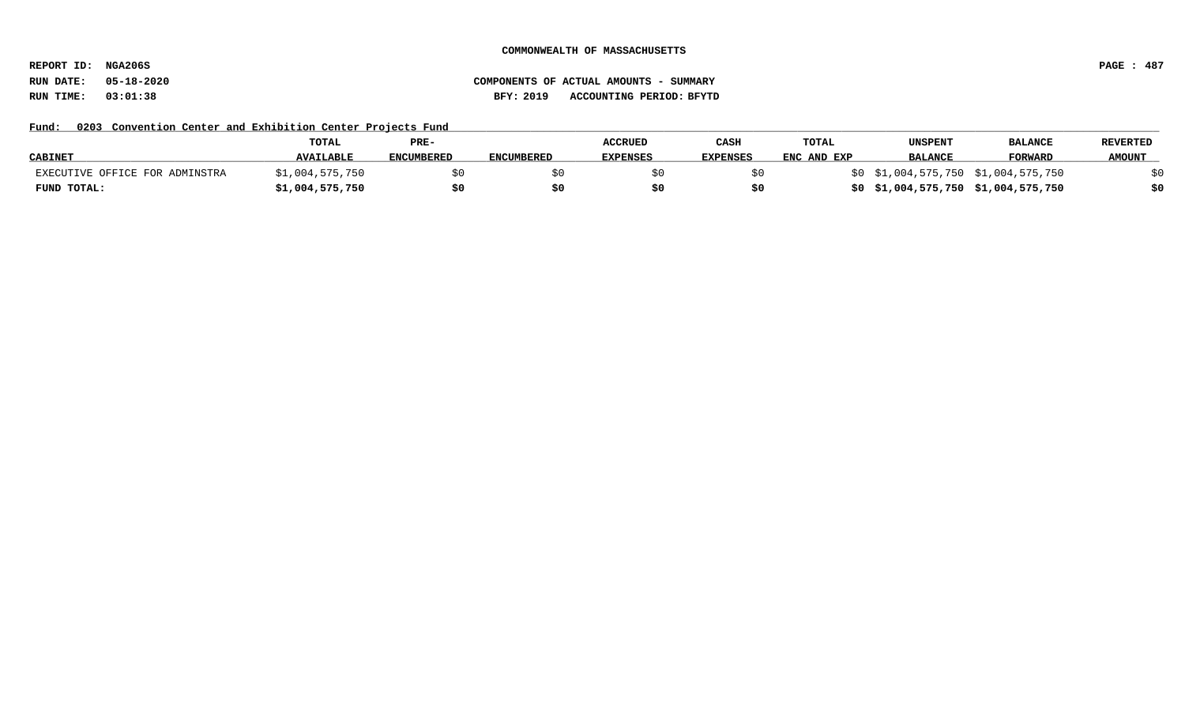**COMMONWEALTH OF MASSACHUSETTS**

**REPORT ID: NGA206S**

**RUN DATE: 05-18-2020** — **COMPONENTS OF ACTUAL AMOUNTS - SUMMARY**

**RUN TIME: 03:01:38** — **BFY: 2019 ACCOUNTING PERIOD: BFYTD**

**Fund: 0203 Convention Center and Exhibition Center Projects Fund**

| CABINET | TOTAL AVAILABLE | PRE-ENCUMBERED | ENCUMBERED | ACCRUED EXPENSES | CASH EXPENSES | TOTAL ENC AND EXP | UNSPENT BALANCE | BALANCE FORWARD | REVERTED AMOUNT |
|---|---|---|---|---|---|---|---|---|---|
| EXECUTIVE OFFICE FOR ADMINSTRA | $1,004,575,750 | $0 | $0 | $0 | $0 | $0 | $1,004,575,750 | $1,004,575,750 | $0 |
| **FUND TOTAL:** | **$1,004,575,750** | **$0** | **$0** | **$0** | **$0** | **$0** | **$1,004,575,750** | **$1,004,575,750** | **$0** |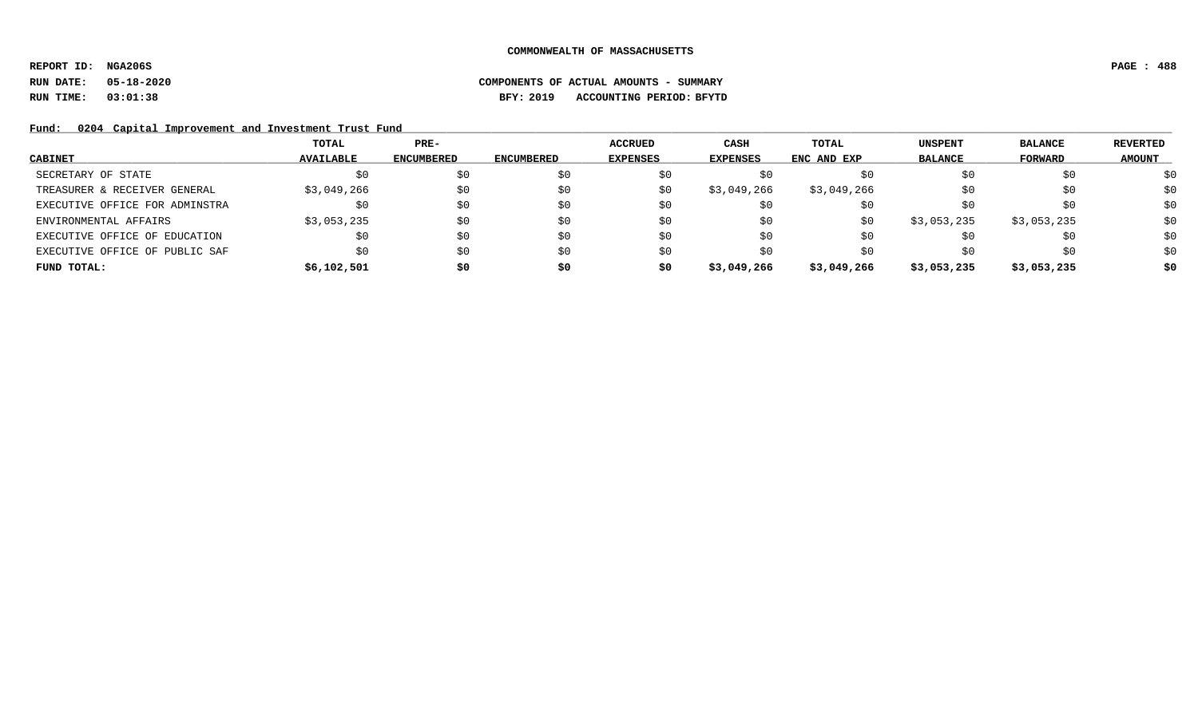COMMONWEALTH OF MASSACHUSETTS

REPORT ID: NGA206S

RUN DATE: 05-18-2020

RUN TIME: 03:01:38

COMPONENTS OF ACTUAL AMOUNTS - SUMMARY

BFY: 2019 ACCOUNTING PERIOD: BFYTD

Fund: 0204 Capital Improvement and Investment Trust Fund

| CABINET | TOTAL AVAILABLE | PRE-ENCUMBERED | ENCUMBERED | ACCRUED EXPENSES | CASH EXPENSES | TOTAL ENC AND EXP | UNSPENT BALANCE | BALANCE FORWARD | REVERTED AMOUNT |
|---|---|---|---|---|---|---|---|---|---|
| SECRETARY OF STATE | $0 | $0 | $0 | $0 | $0 | $0 | $0 | $0 | $0 |
| TREASURER & RECEIVER GENERAL | $3,049,266 | $0 | $0 | $0 | $3,049,266 | $3,049,266 | $0 | $0 | $0 |
| EXECUTIVE OFFICE FOR ADMINSTRA | $0 | $0 | $0 | $0 | $0 | $0 | $0 | $0 | $0 |
| ENVIRONMENTAL AFFAIRS | $3,053,235 | $0 | $0 | $0 | $0 | $0 | $3,053,235 | $3,053,235 | $0 |
| EXECUTIVE OFFICE OF EDUCATION | $0 | $0 | $0 | $0 | $0 | $0 | $0 | $0 | $0 |
| EXECUTIVE OFFICE OF PUBLIC SAF | $0 | $0 | $0 | $0 | $0 | $0 | $0 | $0 | $0 |
| **FUND TOTAL:** | **$6,102,501** | **$0** | **$0** | **$0** | **$3,049,266** | **$3,049,266** | **$3,053,235** | **$3,053,235** | **$0** |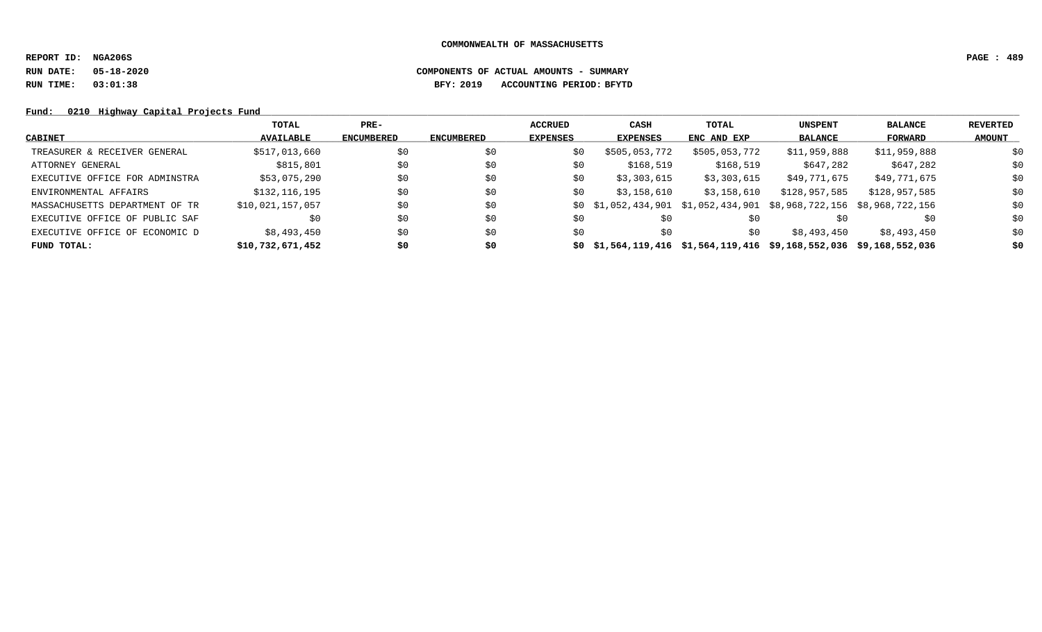**COMMONWEALTH OF MASSACHUSETTS**

**REPORT ID: NGA206S**

**RUN DATE: 05-18-2020** **COMPONENTS OF ACTUAL AMOUNTS - SUMMARY**

**RUN TIME: 03:01:38** **BFY: 2019 ACCOUNTING PERIOD: BFYTD**

**Fund: 0210 Highway Capital Projects Fund**

| CABINET | TOTAL AVAILABLE | PRE-ENCUMBERED | ENCUMBERED | ACCRUED EXPENSES | CASH EXPENSES | TOTAL ENC AND EXP | UNSPENT BALANCE | BALANCE FORWARD | REVERTED AMOUNT |
|---|---|---|---|---|---|---|---|---|---|
| TREASURER & RECEIVER GENERAL | $517,013,660 | $0 | $0 | $0 | $505,053,772 | $505,053,772 | $11,959,888 | $11,959,888 | $0 |
| ATTORNEY GENERAL | $815,801 | $0 | $0 | $0 | $168,519 | $168,519 | $647,282 | $647,282 | $0 |
| EXECUTIVE OFFICE FOR ADMINSTRA | $53,075,290 | $0 | $0 | $0 | $3,303,615 | $3,303,615 | $49,771,675 | $49,771,675 | $0 |
| ENVIRONMENTAL AFFAIRS | $132,116,195 | $0 | $0 | $0 | $3,158,610 | $3,158,610 | $128,957,585 | $128,957,585 | $0 |
| MASSACHUSETTS DEPARTMENT OF TR | $10,021,157,057 | $0 | $0 | $0 | $1,052,434,901 | $1,052,434,901 | $8,968,722,156 | $8,968,722,156 | $0 |
| EXECUTIVE OFFICE OF PUBLIC SAF | $0 | $0 | $0 | $0 | $0 | $0 | $0 | $0 | $0 |
| EXECUTIVE OFFICE OF ECONOMIC D | $8,493,450 | $0 | $0 | $0 | $0 | $0 | $8,493,450 | $8,493,450 | $0 |
| **FUND TOTAL:** | **$10,732,671,452** | **$0** | **$0** | **$0** | **$1,564,119,416** | **$1,564,119,416** | **$9,168,552,036** | **$9,168,552,036** | **$0** |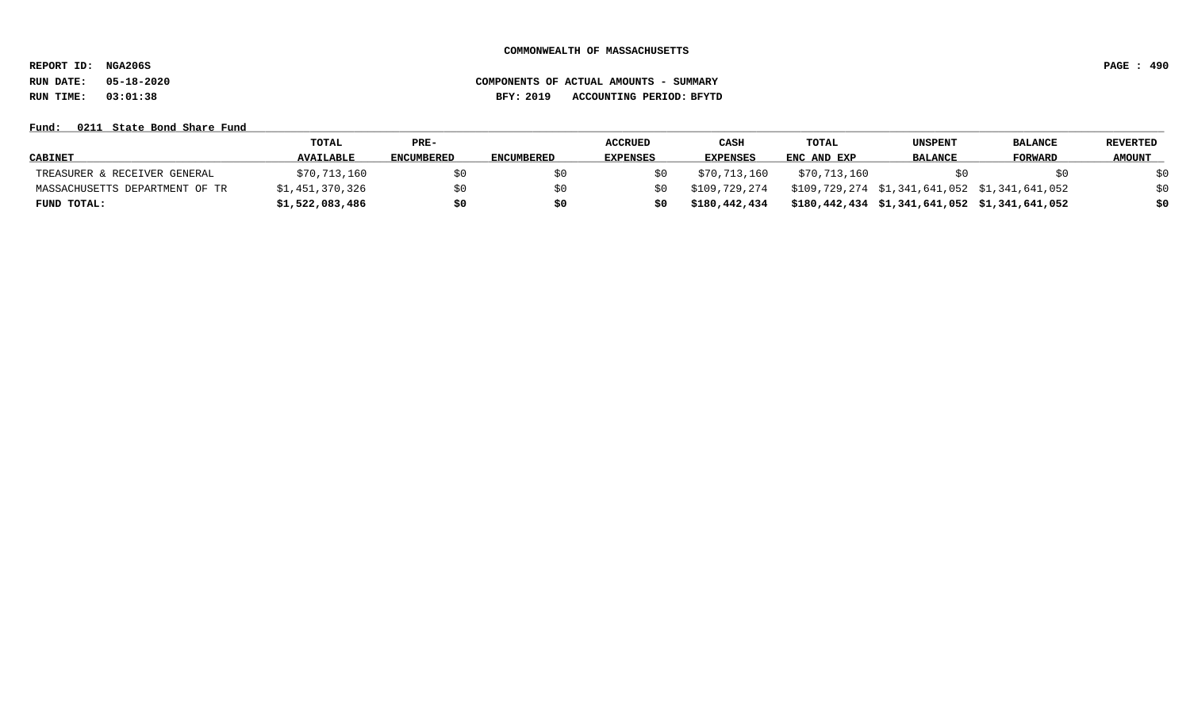COMMONWEALTH OF MASSACHUSETTS

REPORT ID: NGA206S

RUN DATE: 05-18-2020

RUN TIME: 03:01:38

COMPONENTS OF ACTUAL AMOUNTS - SUMMARY

BFY: 2019 ACCOUNTING PERIOD: BFYTD

Fund: 0211 State Bond Share Fund

| CABINET | TOTAL AVAILABLE | PRE-ENCUMBERED | ENCUMBERED | ACCRUED EXPENSES | CASH EXPENSES | TOTAL ENC AND EXP | UNSPENT BALANCE | BALANCE FORWARD | REVERTED AMOUNT |
|---|---|---|---|---|---|---|---|---|---|
| TREASURER & RECEIVER GENERAL | $70,713,160 | $0 | $0 | $0 | $70,713,160 | $70,713,160 | $0 | $0 | $0 |
| MASSACHUSETTS DEPARTMENT OF TR | $1,451,370,326 | $0 | $0 | $0 | $109,729,274 | $109,729,274 | $1,341,641,052 | $1,341,641,052 | $0 |
| **FUND TOTAL:** | **$1,522,083,486** | **$0** | **$0** | **$0** | **$180,442,434** | **$180,442,434** | **$1,341,641,052** | **$1,341,641,052** | **$0** |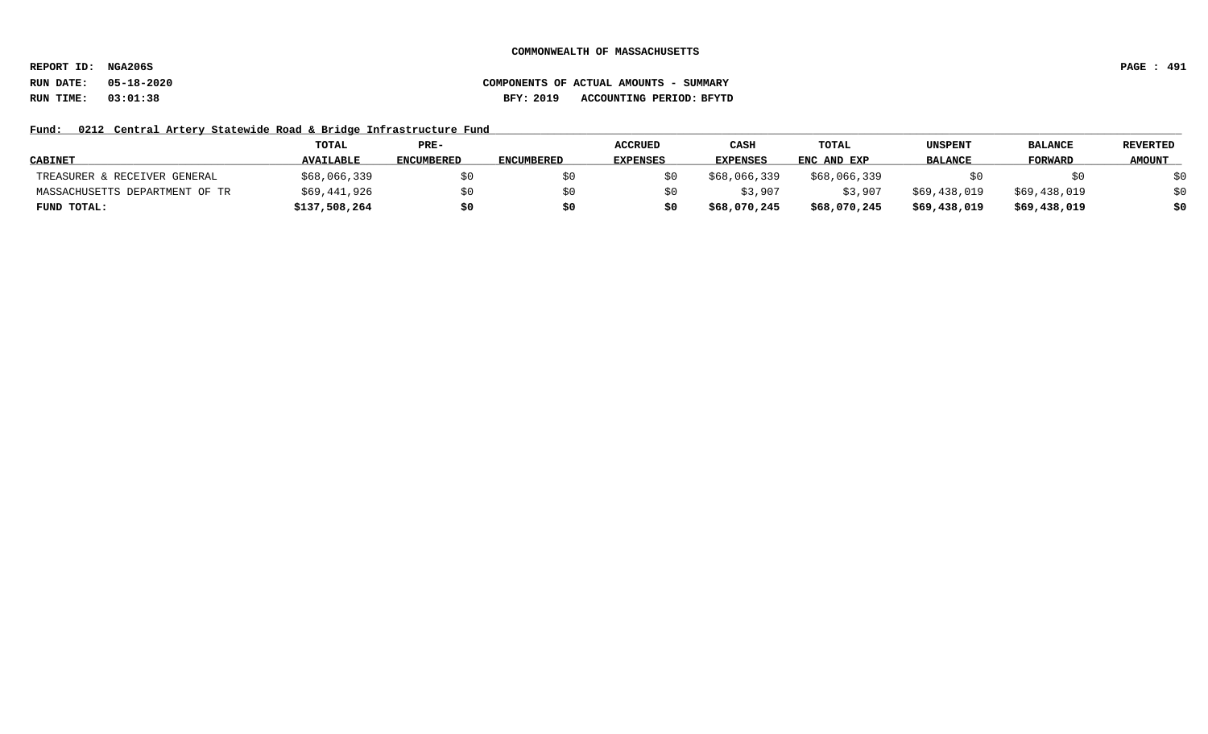**COMMONWEALTH OF MASSACHUSETTS**

**REPORT ID: NGA206S**

**RUN DATE: 05-18-2020** **COMPONENTS OF ACTUAL AMOUNTS - SUMMARY**

**RUN TIME: 03:01:38** **BFY: 2019 ACCOUNTING PERIOD: BFYTD**

**Fund: 0212 Central Artery Statewide Road & Bridge Infrastructure Fund**

| CABINET | TOTAL AVAILABLE | PRE-ENCUMBERED | ENCUMBERED | ACCRUED EXPENSES | CASH EXPENSES | TOTAL ENC AND EXP | UNSPENT BALANCE | BALANCE FORWARD | REVERTED AMOUNT |
|---|---|---|---|---|---|---|---|---|---|
| TREASURER & RECEIVER GENERAL | $68,066,339 | $0 | $0 | $0 | $68,066,339 | $68,066,339 | $0 | $0 | $0 |
| MASSACHUSETTS DEPARTMENT OF TR | $69,441,926 | $0 | $0 | $0 | $3,907 | $3,907 | $69,438,019 | $69,438,019 | $0 |
| **FUND TOTAL:** | **$137,508,264** | **$0** | **$0** | **$0** | **$68,070,245** | **$68,070,245** | **$69,438,019** | **$69,438,019** | **$0** |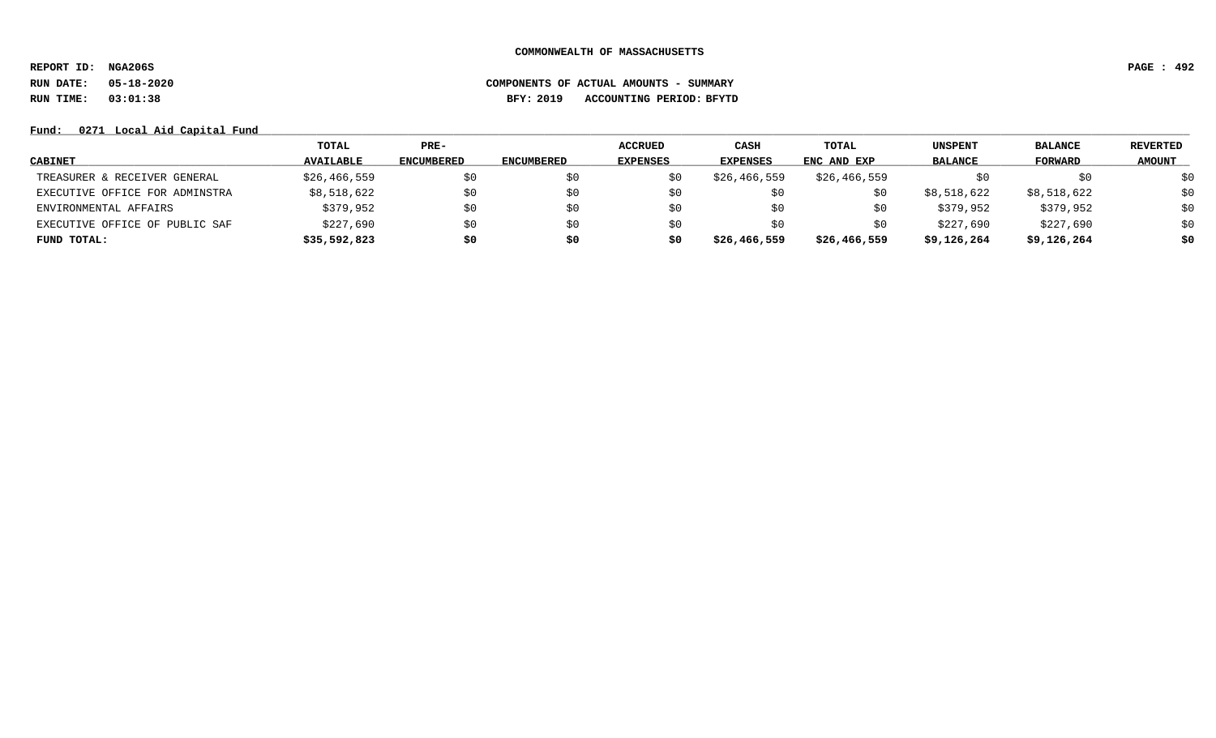COMMONWEALTH OF MASSACHUSETTS

REPORT ID: NGA206S

RUN DATE: 05-18-2020

RUN TIME: 03:01:38

COMPONENTS OF ACTUAL AMOUNTS - SUMMARY

BFY: 2019 ACCOUNTING PERIOD: BFYTD

Fund: 0271 Local Aid Capital Fund

| CABINET | TOTAL AVAILABLE | PRE-ENCUMBERED | ENCUMBERED | ACCRUED EXPENSES | CASH EXPENSES | TOTAL ENC AND EXP | UNSPENT BALANCE | BALANCE FORWARD | REVERTED AMOUNT |
|---|---|---|---|---|---|---|---|---|---|
| TREASURER & RECEIVER GENERAL | $26,466,559 | $0 | $0 | $0 | $26,466,559 | $26,466,559 | $0 | $0 | $0 |
| EXECUTIVE OFFICE FOR ADMINSTRA | $8,518,622 | $0 | $0 | $0 | $0 | $0 | $8,518,622 | $8,518,622 | $0 |
| ENVIRONMENTAL AFFAIRS | $379,952 | $0 | $0 | $0 | $0 | $0 | $379,952 | $379,952 | $0 |
| EXECUTIVE OFFICE OF PUBLIC SAF | $227,690 | $0 | $0 | $0 | $0 | $0 | $227,690 | $227,690 | $0 |
| **FUND TOTAL:** | **$35,592,823** | **$0** | **$0** | **$0** | **$26,466,559** | **$26,466,559** | **$9,126,264** | **$9,126,264** | **$0** |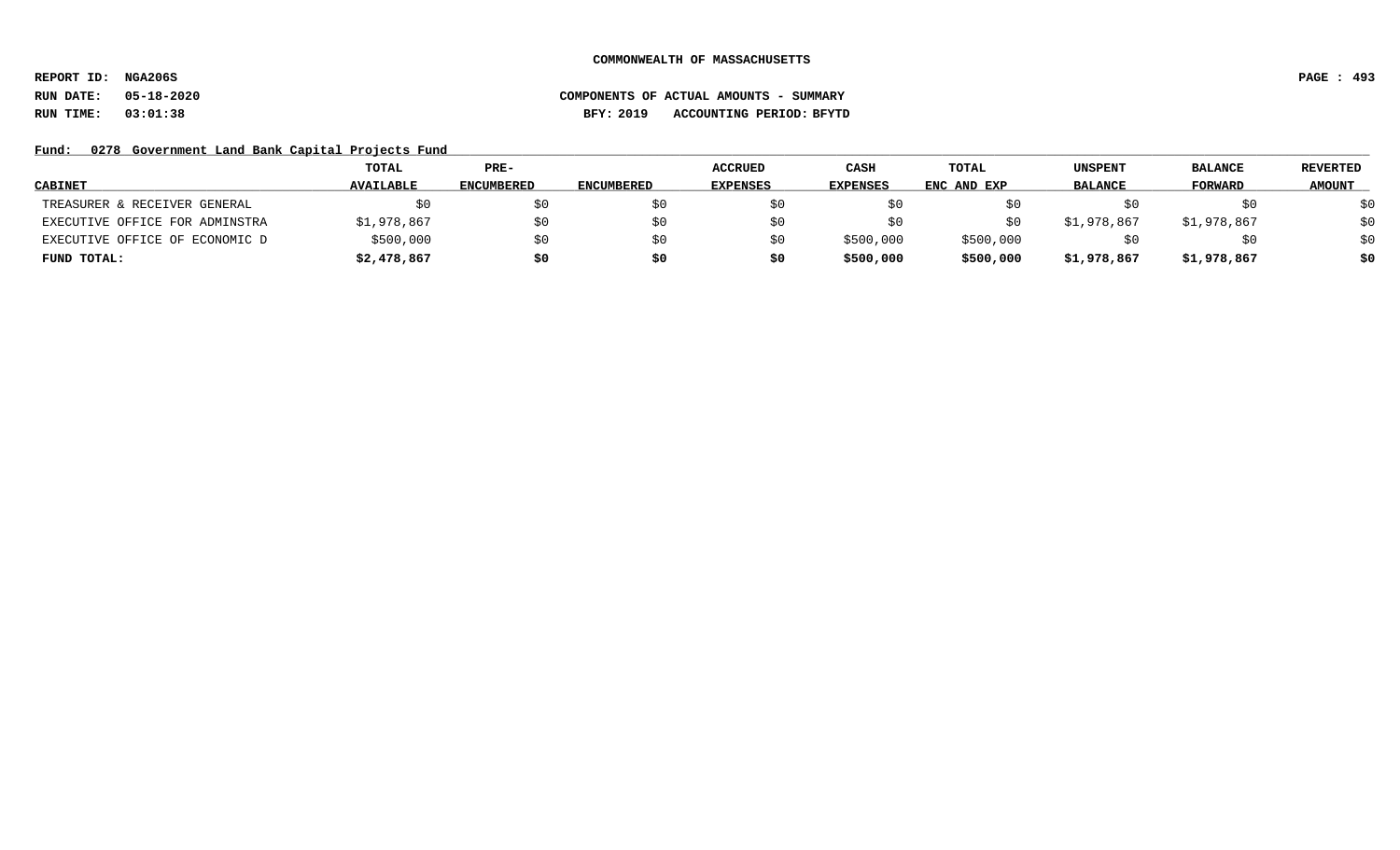COMMONWEALTH OF MASSACHUSETTS

REPORT ID: NGA206S

RUN DATE: 05-18-2020

RUN TIME: 03:01:38

COMPONENTS OF ACTUAL AMOUNTS - SUMMARY

BFY: 2019 ACCOUNTING PERIOD: BFYTD

Fund: 0278 Government Land Bank Capital Projects Fund

| CABINET | TOTAL AVAILABLE | PRE-ENCUMBERED | ENCUMBERED | ACCRUED EXPENSES | CASH EXPENSES | TOTAL ENC AND EXP | UNSPENT BALANCE | BALANCE FORWARD | REVERTED AMOUNT |
|---|---|---|---|---|---|---|---|---|---|
| TREASURER & RECEIVER GENERAL | $0 | $0 | $0 | $0 | $0 | $0 | $0 | $0 | $0 |
| EXECUTIVE OFFICE FOR ADMINSTRA | $1,978,867 | $0 | $0 | $0 | $0 | $0 | $1,978,867 | $1,978,867 | $0 |
| EXECUTIVE OFFICE OF ECONOMIC D | $500,000 | $0 | $0 | $0 | $500,000 | $500,000 | $0 | $0 | $0 |
| **FUND TOTAL:** | **$2,478,867** | **$0** | **$0** | **$0** | **$500,000** | **$500,000** | **$1,978,867** | **$1,978,867** | **$0** |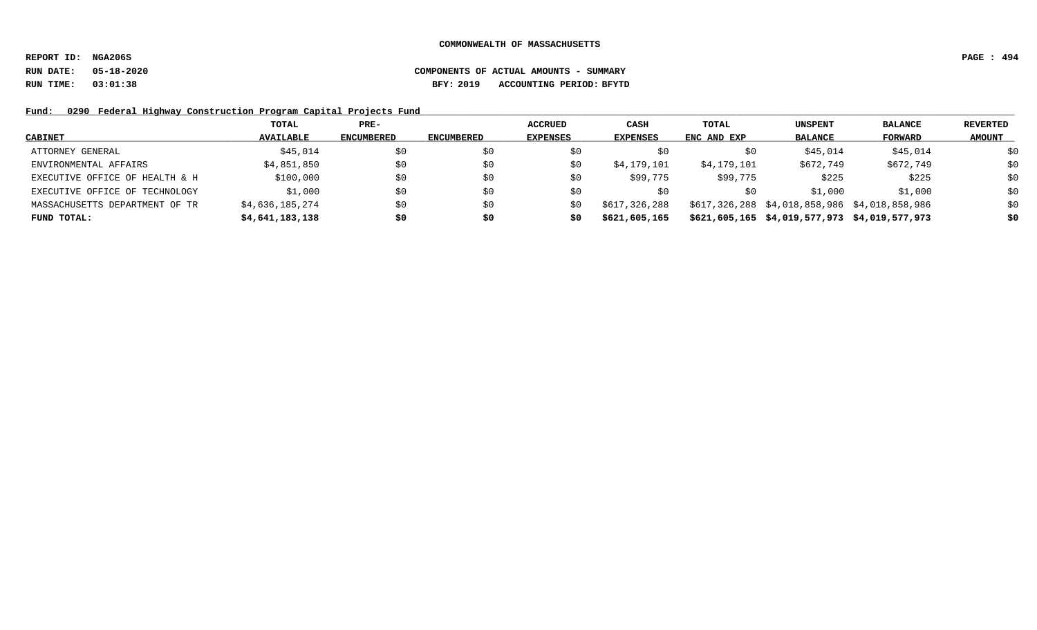**COMMONWEALTH OF MASSACHUSETTS**

**REPORT ID: NGA206S**

**RUN DATE: 05-18-2020** **COMPONENTS OF ACTUAL AMOUNTS - SUMMARY**

**RUN TIME: 03:01:38** **BFY: 2019 ACCOUNTING PERIOD: BFYTD**

**Fund: 0290 Federal Highway Construction Program Capital Projects Fund**

| CABINET | TOTAL AVAILABLE | PRE-ENCUMBERED | ENCUMBERED | ACCRUED EXPENSES | CASH EXPENSES | TOTAL ENC AND EXP | UNSPENT BALANCE | BALANCE FORWARD | REVERTED AMOUNT |
|---|---|---|---|---|---|---|---|---|---|
| ATTORNEY GENERAL | $45,014 | $0 | $0 | $0 | $0 | $0 | $45,014 | $45,014 | $0 |
| ENVIRONMENTAL AFFAIRS | $4,851,850 | $0 | $0 | $0 | $4,179,101 | $4,179,101 | $672,749 | $672,749 | $0 |
| EXECUTIVE OFFICE OF HEALTH & H | $100,000 | $0 | $0 | $0 | $99,775 | $99,775 | $225 | $225 | $0 |
| EXECUTIVE OFFICE OF TECHNOLOGY | $1,000 | $0 | $0 | $0 | $0 | $0 | $1,000 | $1,000 | $0 |
| MASSACHUSETTS DEPARTMENT OF TR | $4,636,185,274 | $0 | $0 | $0 | $617,326,288 | $617,326,288 | $4,018,858,986 | $4,018,858,986 | $0 |
| **FUND TOTAL:** | **$4,641,183,138** | **$0** | **$0** | **$0** | **$621,605,165** | **$621,605,165** | **$4,019,577,973** | **$4,019,577,973** | **$0** |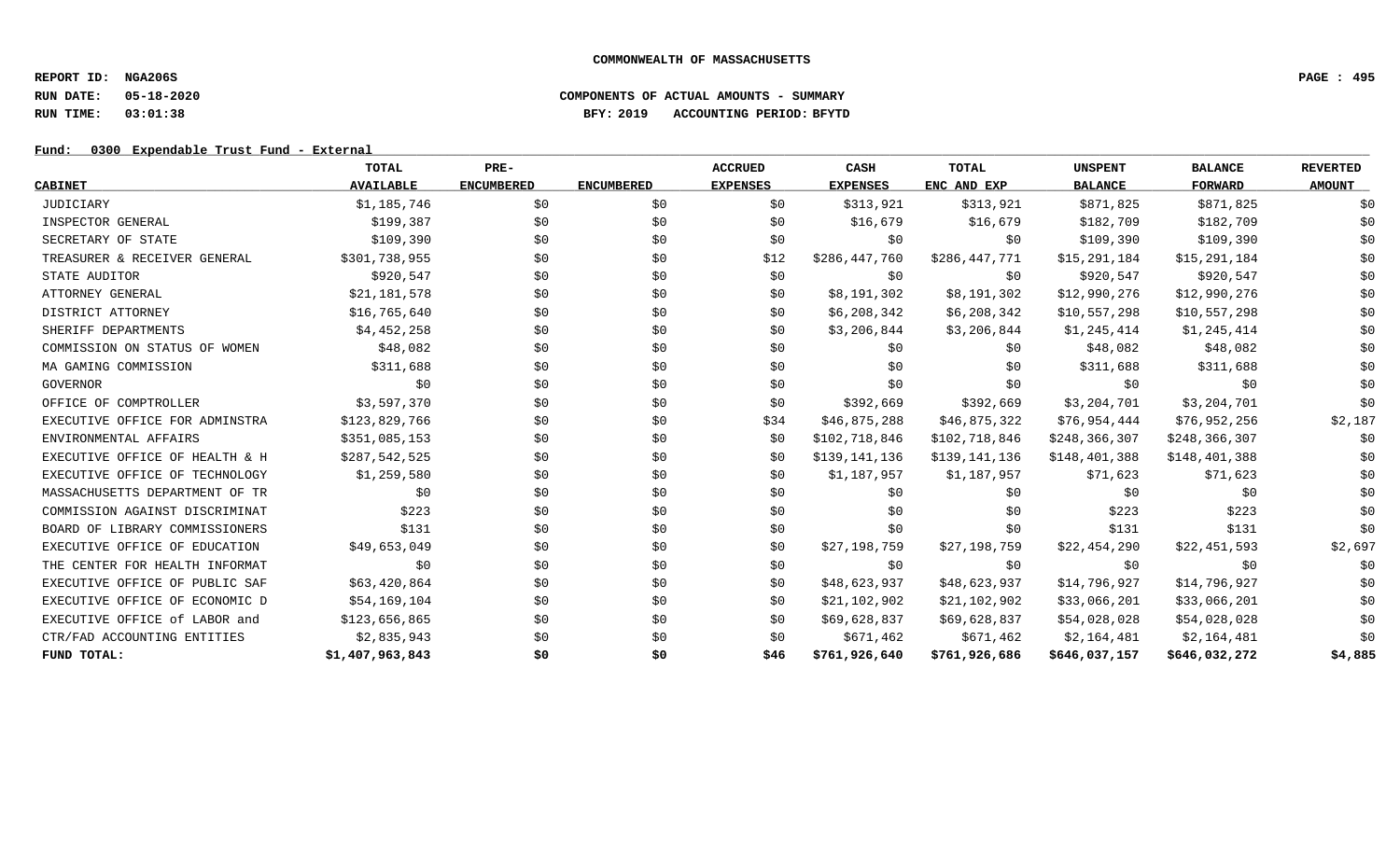COMMONWEALTH OF MASSACHUSETTS

REPORT ID: NGA206S

RUN DATE: 05-18-2020

RUN TIME: 03:01:38

COMPONENTS OF ACTUAL AMOUNTS - SUMMARY

BFY: 2019 ACCOUNTING PERIOD: BFYTD

Fund: 0300 Expendable Trust Fund - External

| CABINET | TOTAL AVAILABLE | PRE-ENCUMBERED | ENCUMBERED | ACCRUED EXPENSES | CASH EXPENSES | TOTAL ENC AND EXP | UNSPENT BALANCE | BALANCE FORWARD | REVERTED AMOUNT |
|---|---|---|---|---|---|---|---|---|---|
| JUDICIARY | $1,185,746 | $0 | $0 | $0 | $313,921 | $313,921 | $871,825 | $871,825 | $0 |
| INSPECTOR GENERAL | $199,387 | $0 | $0 | $0 | $16,679 | $16,679 | $182,709 | $182,709 | $0 |
| SECRETARY OF STATE | $109,390 | $0 | $0 | $0 | $0 | $0 | $109,390 | $109,390 | $0 |
| TREASURER & RECEIVER GENERAL | $301,738,955 | $0 | $0 | $12 | $286,447,760 | $286,447,771 | $15,291,184 | $15,291,184 | $0 |
| STATE AUDITOR | $920,547 | $0 | $0 | $0 | $0 | $0 | $920,547 | $920,547 | $0 |
| ATTORNEY GENERAL | $21,181,578 | $0 | $0 | $0 | $8,191,302 | $8,191,302 | $12,990,276 | $12,990,276 | $0 |
| DISTRICT ATTORNEY | $16,765,640 | $0 | $0 | $0 | $6,208,342 | $6,208,342 | $10,557,298 | $10,557,298 | $0 |
| SHERIFF DEPARTMENTS | $4,452,258 | $0 | $0 | $0 | $3,206,844 | $3,206,844 | $1,245,414 | $1,245,414 | $0 |
| COMMISSION ON STATUS OF WOMEN | $48,082 | $0 | $0 | $0 | $0 | $0 | $48,082 | $48,082 | $0 |
| MA GAMING COMMISSION | $311,688 | $0 | $0 | $0 | $0 | $0 | $311,688 | $311,688 | $0 |
| GOVERNOR | $0 | $0 | $0 | $0 | $0 | $0 | $0 | $0 | $0 |
| OFFICE OF COMPTROLLER | $3,597,370 | $0 | $0 | $0 | $392,669 | $392,669 | $3,204,701 | $3,204,701 | $0 |
| EXECUTIVE OFFICE FOR ADMINSTRA | $123,829,766 | $0 | $0 | $34 | $46,875,288 | $46,875,322 | $76,954,444 | $76,952,256 | $2,187 |
| ENVIRONMENTAL AFFAIRS | $351,085,153 | $0 | $0 | $0 | $102,718,846 | $102,718,846 | $248,366,307 | $248,366,307 | $0 |
| EXECUTIVE OFFICE OF HEALTH & H | $287,542,525 | $0 | $0 | $0 | $139,141,136 | $139,141,136 | $148,401,388 | $148,401,388 | $0 |
| EXECUTIVE OFFICE OF TECHNOLOGY | $1,259,580 | $0 | $0 | $0 | $1,187,957 | $1,187,957 | $71,623 | $71,623 | $0 |
| MASSACHUSETTS DEPARTMENT OF TR | $0 | $0 | $0 | $0 | $0 | $0 | $0 | $0 | $0 |
| COMMISSION AGAINST DISCRIMINAT | $223 | $0 | $0 | $0 | $0 | $0 | $223 | $223 | $0 |
| BOARD OF LIBRARY COMMISSIONERS | $131 | $0 | $0 | $0 | $0 | $0 | $131 | $131 | $0 |
| EXECUTIVE OFFICE OF EDUCATION | $49,653,049 | $0 | $0 | $0 | $27,198,759 | $27,198,759 | $22,454,290 | $22,451,593 | $2,697 |
| THE CENTER FOR HEALTH INFORMAT | $0 | $0 | $0 | $0 | $0 | $0 | $0 | $0 | $0 |
| EXECUTIVE OFFICE OF PUBLIC SAF | $63,420,864 | $0 | $0 | $0 | $48,623,937 | $48,623,937 | $14,796,927 | $14,796,927 | $0 |
| EXECUTIVE OFFICE OF ECONOMIC D | $54,169,104 | $0 | $0 | $0 | $21,102,902 | $21,102,902 | $33,066,201 | $33,066,201 | $0 |
| EXECUTIVE OFFICE of LABOR and | $123,656,865 | $0 | $0 | $0 | $69,628,837 | $69,628,837 | $54,028,028 | $54,028,028 | $0 |
| CTR/FAD ACCOUNTING ENTITIES | $2,835,943 | $0 | $0 | $0 | $671,462 | $671,462 | $2,164,481 | $2,164,481 | $0 |
| **FUND TOTAL:** | **$1,407,963,843** | **$0** | **$0** | **$46** | **$761,926,640** | **$761,926,686** | **$646,037,157** | **$646,032,272** | **$4,885** |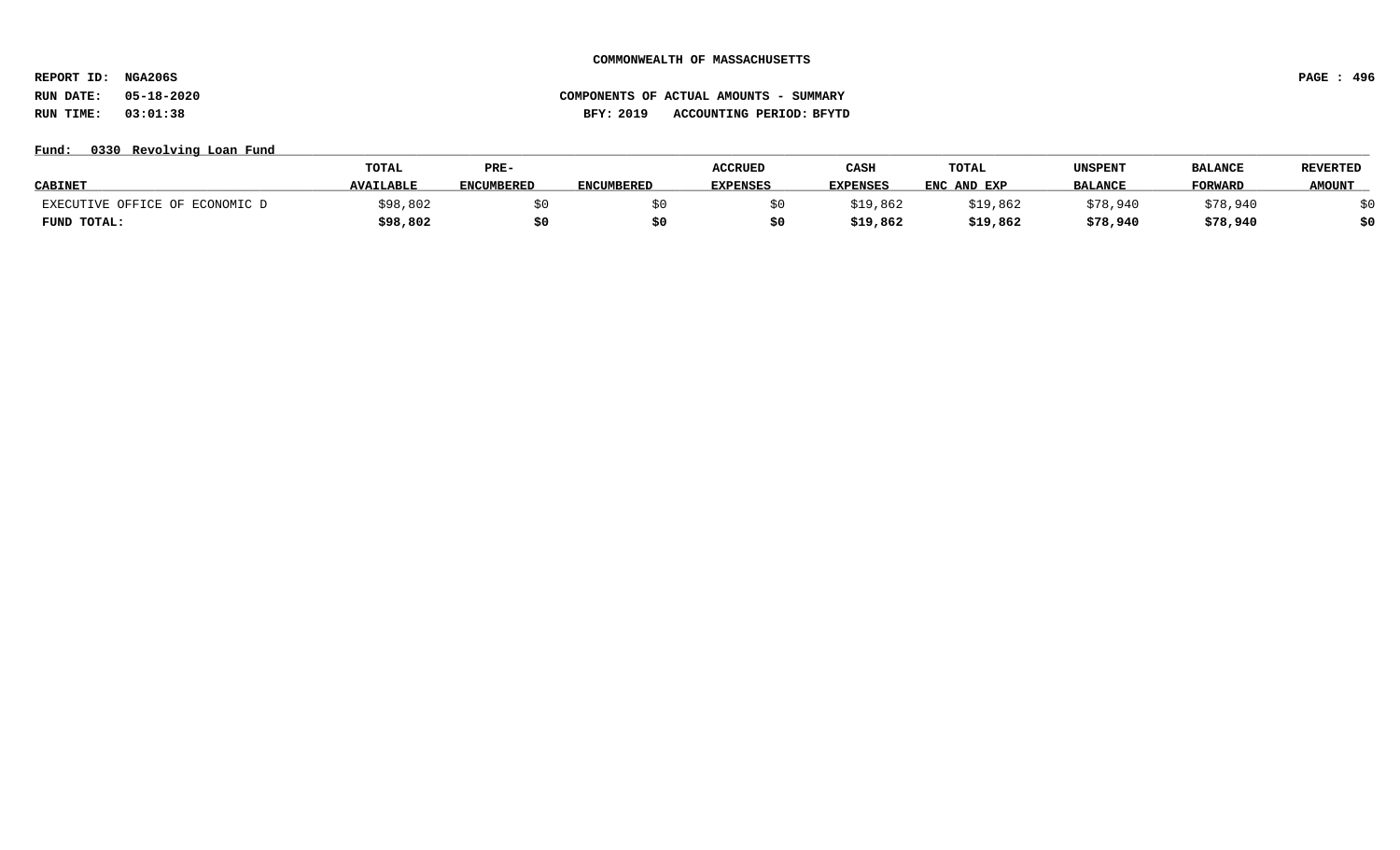**COMMONWEALTH OF MASSACHUSETTS**

**REPORT ID: NGA206S**
**RUN DATE: 05-18-2020**
**RUN TIME: 03:01:38**

**COMPONENTS OF ACTUAL AMOUNTS - SUMMARY**
**BFY: 2019 ACCOUNTING PERIOD: BFYTD**

**Fund: 0330 Revolving Loan Fund**

| CABINET | TOTAL AVAILABLE | PRE-ENCUMBERED | ENCUMBERED | ACCRUED EXPENSES | CASH EXPENSES | TOTAL ENC AND EXP | UNSPENT BALANCE | BALANCE FORWARD | REVERTED AMOUNT |
|---|---|---|---|---|---|---|---|---|---|
| EXECUTIVE OFFICE OF ECONOMIC D | $98,802 | $0 | $0 | $0 | $19,862 | $19,862 | $78,940 | $78,940 | $0 |
| **FUND TOTAL:** | **$98,802** | **$0** | **$0** | **$0** | **$19,862** | **$19,862** | **$78,940** | **$78,940** | **$0** |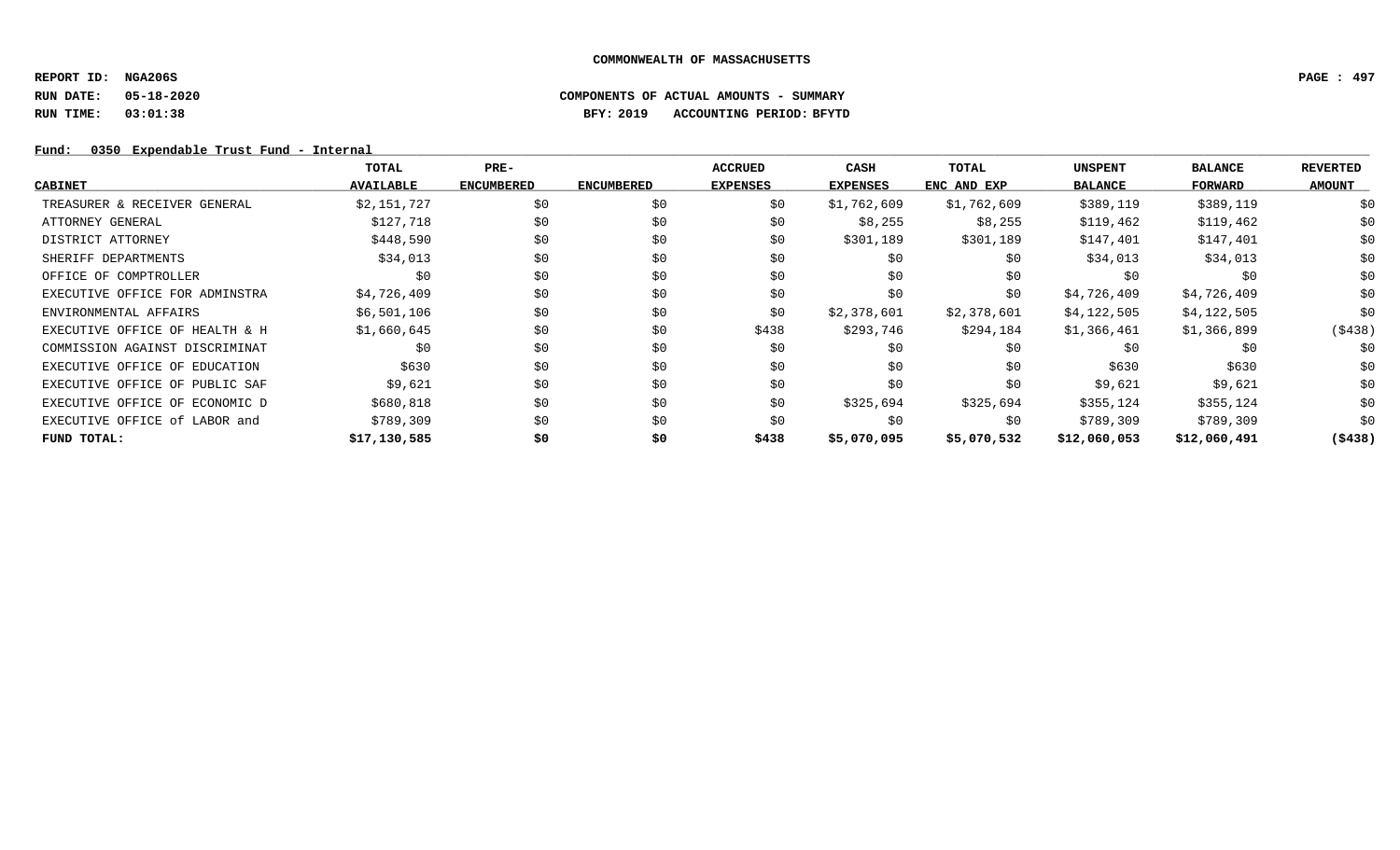**COMMONWEALTH OF MASSACHUSETTS**

**REPORT ID: NGA206S**

**RUN DATE: 05-18-2020** **COMPONENTS OF ACTUAL AMOUNTS - SUMMARY**

**RUN TIME: 03:01:38** **BFY: 2019 ACCOUNTING PERIOD: BFYTD**

**Fund: 0350 Expendable Trust Fund - Internal**

| CABINET | TOTAL AVAILABLE | PRE-ENCUMBERED | ENCUMBERED | ACCRUED EXPENSES | CASH EXPENSES | TOTAL ENC AND EXP | UNSPENT BALANCE | BALANCE FORWARD | REVERTED AMOUNT |
|---|---|---|---|---|---|---|---|---|---|
| TREASURER & RECEIVER GENERAL | $2,151,727 | $0 | $0 | $0 | $1,762,609 | $1,762,609 | $389,119 | $389,119 | $0 |
| ATTORNEY GENERAL | $127,718 | $0 | $0 | $0 | $8,255 | $8,255 | $119,462 | $119,462 | $0 |
| DISTRICT ATTORNEY | $448,590 | $0 | $0 | $0 | $301,189 | $301,189 | $147,401 | $147,401 | $0 |
| SHERIFF DEPARTMENTS | $34,013 | $0 | $0 | $0 | $0 | $0 | $34,013 | $34,013 | $0 |
| OFFICE OF COMPTROLLER | $0 | $0 | $0 | $0 | $0 | $0 | $0 | $0 | $0 |
| EXECUTIVE OFFICE FOR ADMINSTRA | $4,726,409 | $0 | $0 | $0 | $0 | $0 | $4,726,409 | $4,726,409 | $0 |
| ENVIRONMENTAL AFFAIRS | $6,501,106 | $0 | $0 | $0 | $2,378,601 | $2,378,601 | $4,122,505 | $4,122,505 | $0 |
| EXECUTIVE OFFICE OF HEALTH & H | $1,660,645 | $0 | $0 | $438 | $293,746 | $294,184 | $1,366,461 | $1,366,899 | ($438) |
| COMMISSION AGAINST DISCRIMINAT | $0 | $0 | $0 | $0 | $0 | $0 | $0 | $0 | $0 |
| EXECUTIVE OFFICE OF EDUCATION | $630 | $0 | $0 | $0 | $0 | $0 | $630 | $630 | $0 |
| EXECUTIVE OFFICE OF PUBLIC SAF | $9,621 | $0 | $0 | $0 | $0 | $0 | $9,621 | $9,621 | $0 |
| EXECUTIVE OFFICE OF ECONOMIC D | $680,818 | $0 | $0 | $0 | $325,694 | $325,694 | $355,124 | $355,124 | $0 |
| EXECUTIVE OFFICE of LABOR and | $789,309 | $0 | $0 | $0 | $0 | $0 | $789,309 | $789,309 | $0 |
| **FUND TOTAL:** | **$17,130,585** | **$0** | **$0** | **$438** | **$5,070,095** | **$5,070,532** | **$12,060,053** | **$12,060,491** | **($438)** |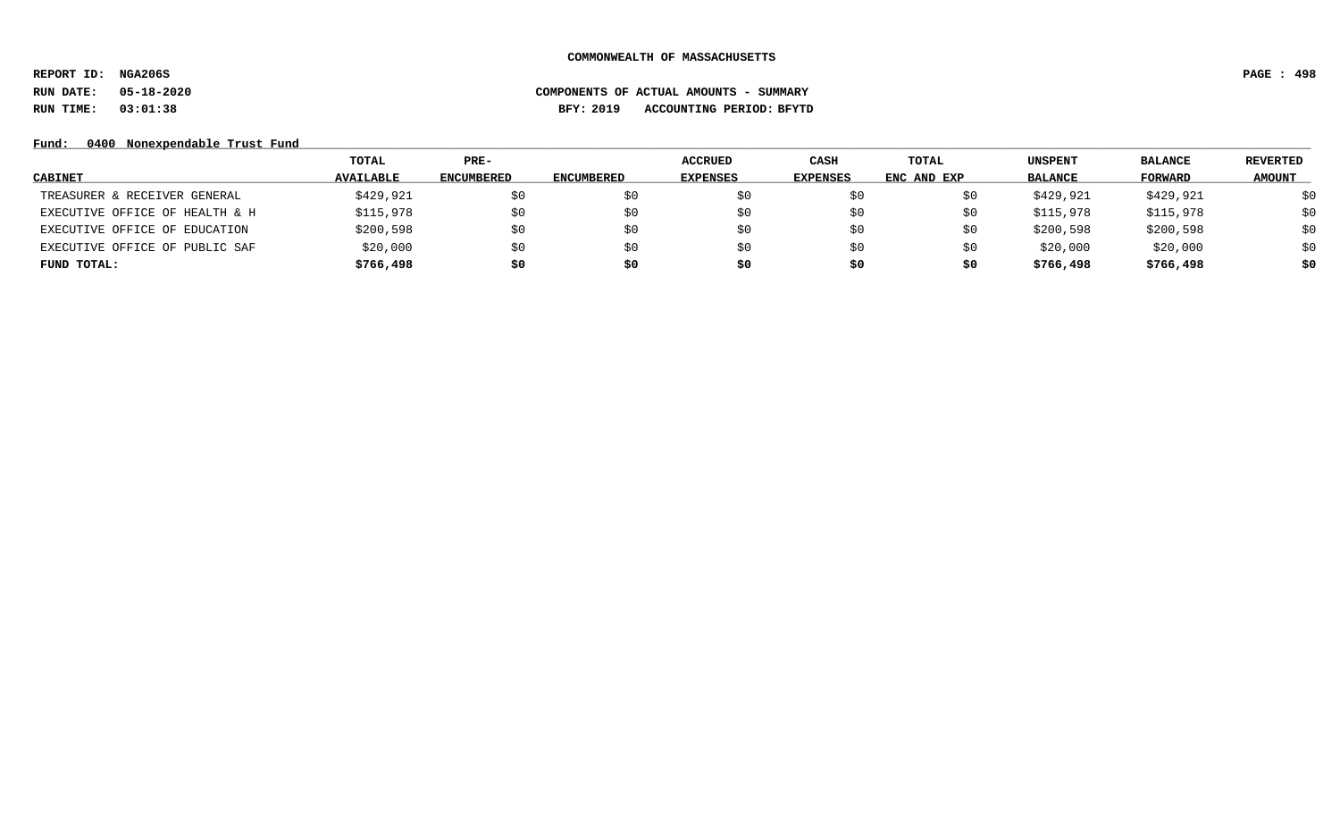**COMMONWEALTH OF MASSACHUSETTS**

**REPORT ID: NGA206S**

**RUN DATE: 05-18-2020** **COMPONENTS OF ACTUAL AMOUNTS - SUMMARY**

**RUN TIME: 03:01:38** **BFY: 2019 ACCOUNTING PERIOD: BFYTD**

**Fund: 0400 Nonexpendable Trust Fund**

| CABINET | TOTAL AVAILABLE | PRE-ENCUMBERED | ENCUMBERED | ACCRUED EXPENSES | CASH EXPENSES | TOTAL ENC AND EXP | UNSPENT BALANCE | BALANCE FORWARD | REVERTED AMOUNT |
|---|---|---|---|---|---|---|---|---|---|
| TREASURER & RECEIVER GENERAL | $429,921 | $0 | $0 | $0 | $0 | $0 | $429,921 | $429,921 | $0 |
| EXECUTIVE OFFICE OF HEALTH & H | $115,978 | $0 | $0 | $0 | $0 | $0 | $115,978 | $115,978 | $0 |
| EXECUTIVE OFFICE OF EDUCATION | $200,598 | $0 | $0 | $0 | $0 | $0 | $200,598 | $200,598 | $0 |
| EXECUTIVE OFFICE OF PUBLIC SAF | $20,000 | $0 | $0 | $0 | $0 | $0 | $20,000 | $20,000 | $0 |
| **FUND TOTAL:** | **$766,498** | **$0** | **$0** | **$0** | **$0** | **$0** | **$766,498** | **$766,498** | **$0** |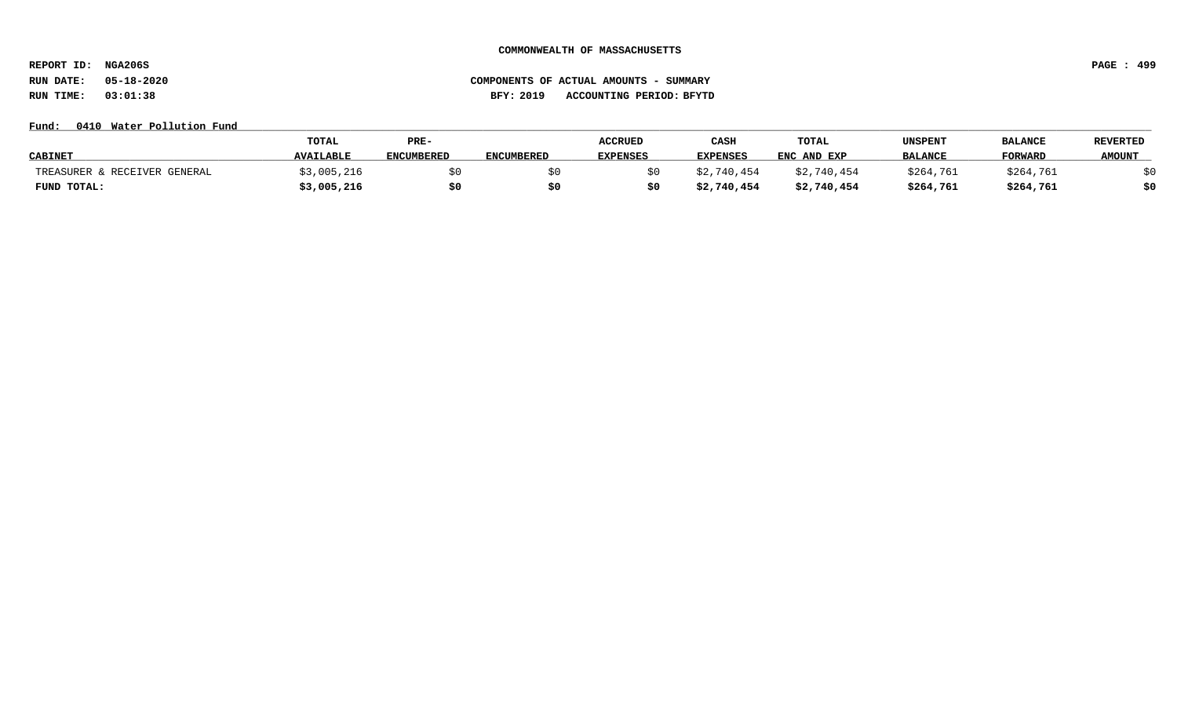**COMMONWEALTH OF MASSACHUSETTS**

**REPORT ID: NGA206S**
**RUN DATE: 05-18-2020**
**RUN TIME: 03:01:38**

**COMPONENTS OF ACTUAL AMOUNTS - SUMMARY**
**BFY: 2019 ACCOUNTING PERIOD: BFYTD**

**Fund: 0410 Water Pollution Fund**

| CABINET | TOTAL AVAILABLE | PRE-ENCUMBERED | ENCUMBERED | ACCRUED EXPENSES | CASH EXPENSES | TOTAL ENC AND EXP | UNSPENT BALANCE | BALANCE FORWARD | REVERTED AMOUNT |
|---|---|---|---|---|---|---|---|---|---|
| TREASURER & RECEIVER GENERAL | $3,005,216 | $0 | $0 | $0 | $2,740,454 | $2,740,454 | $264,761 | $264,761 | $0 |
| **FUND TOTAL:** | **$3,005,216** | **$0** | **$0** | **$0** | **$2,740,454** | **$2,740,454** | **$264,761** | **$264,761** | **$0** |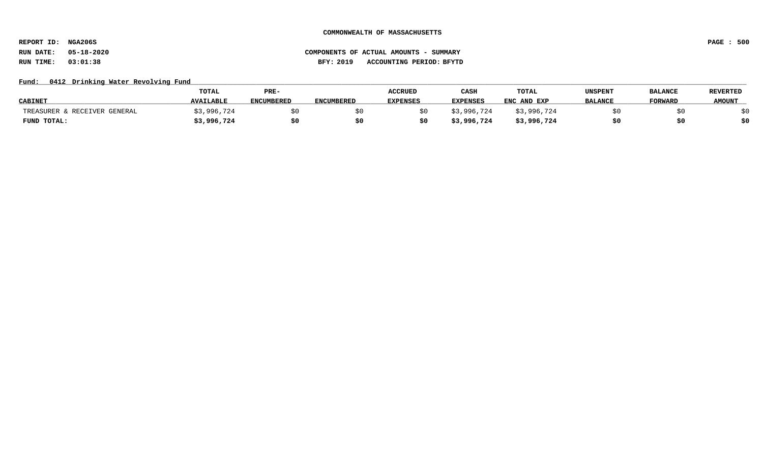COMMONWEALTH OF MASSACHUSETTS

REPORT ID: NGA206S

RUN DATE: 05-18-2020

RUN TIME: 03:01:38

COMPONENTS OF ACTUAL AMOUNTS - SUMMARY

BFY: 2019 ACCOUNTING PERIOD: BFYTD

Fund: 0412 Drinking Water Revolving Fund

| CABINET | TOTAL AVAILABLE | PRE-ENCUMBERED | ENCUMBERED | ACCRUED EXPENSES | CASH EXPENSES | TOTAL ENC AND EXP | UNSPENT BALANCE | BALANCE FORWARD | REVERTED AMOUNT |
|---|---|---|---|---|---|---|---|---|---|
| TREASURER & RECEIVER GENERAL | $3,996,724 | $0 | $0 | $0 | $3,996,724 | $3,996,724 | $0 | $0 | $0 |
| **FUND TOTAL:** | **$3,996,724** | **$0** | **$0** | **$0** | **$3,996,724** | **$3,996,724** | **$0** | **$0** | **$0** |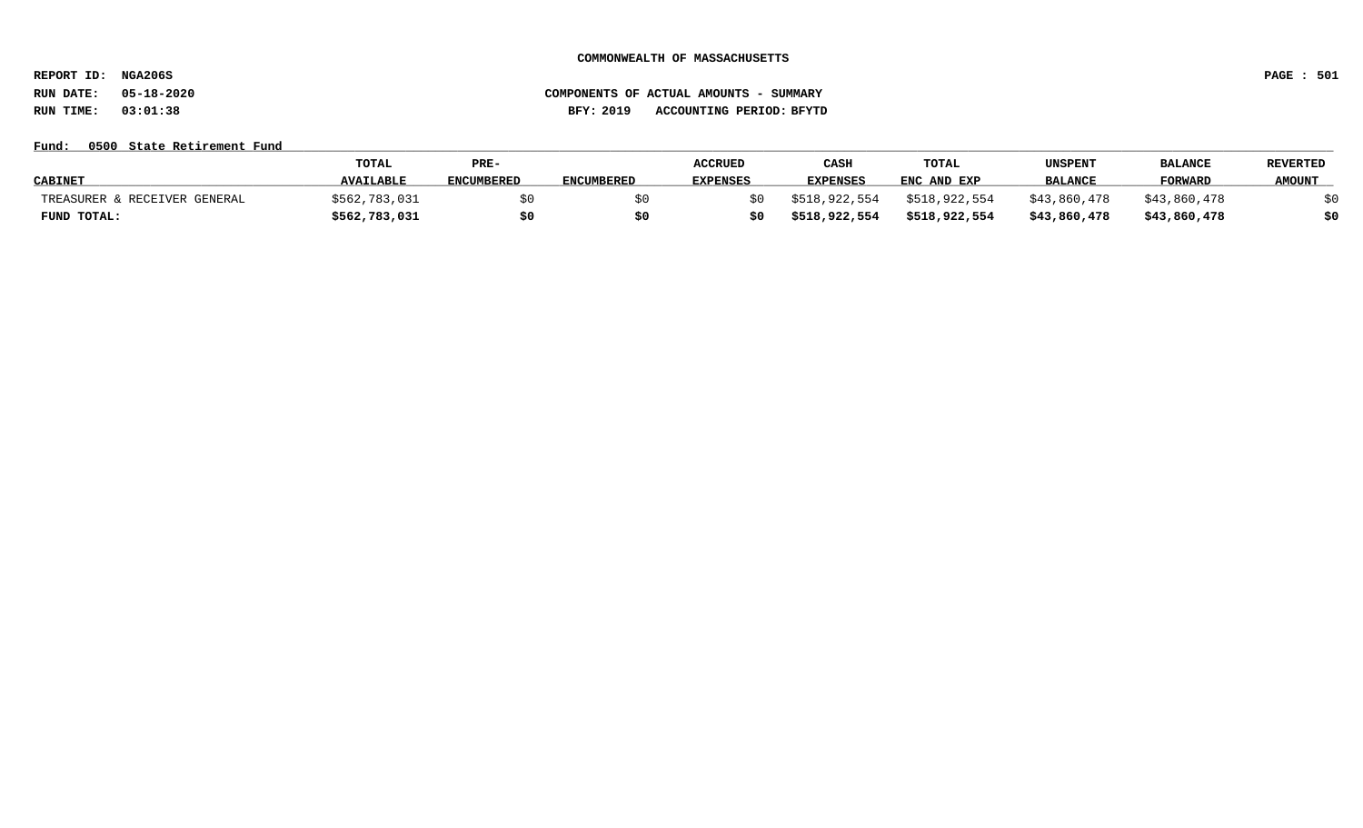**COMMONWEALTH OF MASSACHUSETTS**

**REPORT ID: NGA206S**
**RUN DATE: 05-18-2020**
**RUN TIME: 03:01:38**

**COMPONENTS OF ACTUAL AMOUNTS - SUMMARY**
**BFY: 2019 ACCOUNTING PERIOD: BFYTD**

**Fund: 0500 State Retirement Fund**

| CABINET | TOTAL AVAILABLE | PRE-ENCUMBERED | ENCUMBERED | ACCRUED EXPENSES | CASH EXPENSES | TOTAL ENC AND EXP | UNSPENT BALANCE | BALANCE FORWARD | REVERTED AMOUNT |
|---|---|---|---|---|---|---|---|---|---|
| TREASURER & RECEIVER GENERAL | $562,783,031 | $0 | $0 | $0 | $518,922,554 | $518,922,554 | $43,860,478 | $43,860,478 | $0 |
| **FUND TOTAL:** | **$562,783,031** | **$0** | **$0** | **$0** | **$518,922,554** | **$518,922,554** | **$43,860,478** | **$43,860,478** | **$0** |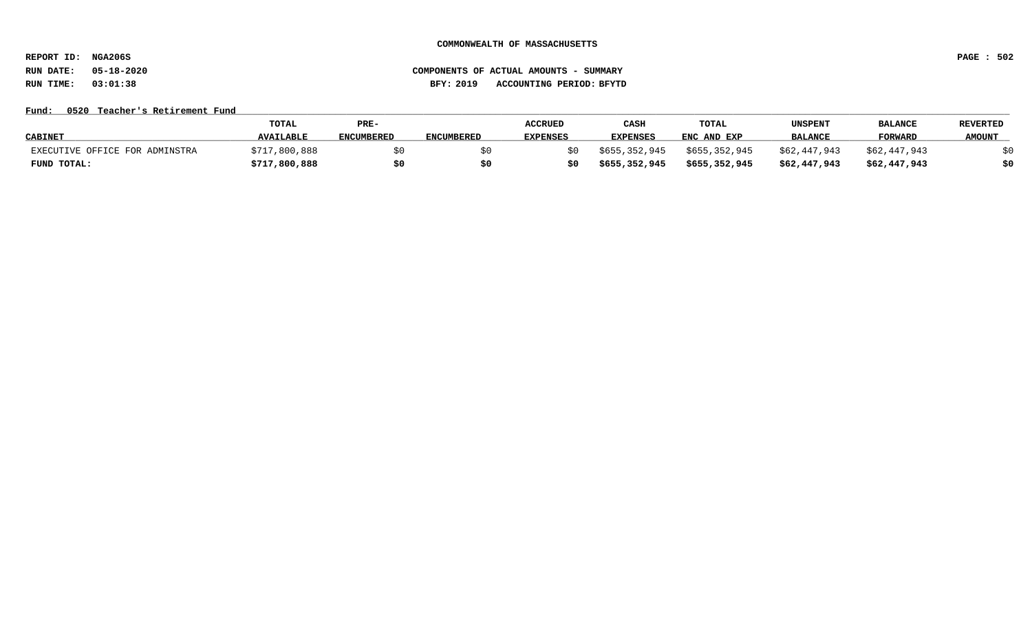COMMONWEALTH OF MASSACHUSETTS

REPORT ID: NGA206S

RUN DATE: 05-18-2020

RUN TIME: 03:01:38

COMPONENTS OF ACTUAL AMOUNTS - SUMMARY

BFY: 2019 ACCOUNTING PERIOD: BFYTD

Fund: 0520 Teacher's Retirement Fund

| CABINET | TOTAL AVAILABLE | PRE-ENCUMBERED | ENCUMBERED | ACCRUED EXPENSES | CASH EXPENSES | TOTAL ENC AND EXP | UNSPENT BALANCE | BALANCE FORWARD | REVERTED AMOUNT |
|---|---|---|---|---|---|---|---|---|---|
| EXECUTIVE OFFICE FOR ADMINSTRA | $717,800,888 | $0 | $0 | $0 | $655,352,945 | $655,352,945 | $62,447,943 | $62,447,943 | $0 |
| **FUND TOTAL:** | **$717,800,888** | **$0** | **$0** | **$0** | **$655,352,945** | **$655,352,945** | **$62,447,943** | **$62,447,943** | **$0** |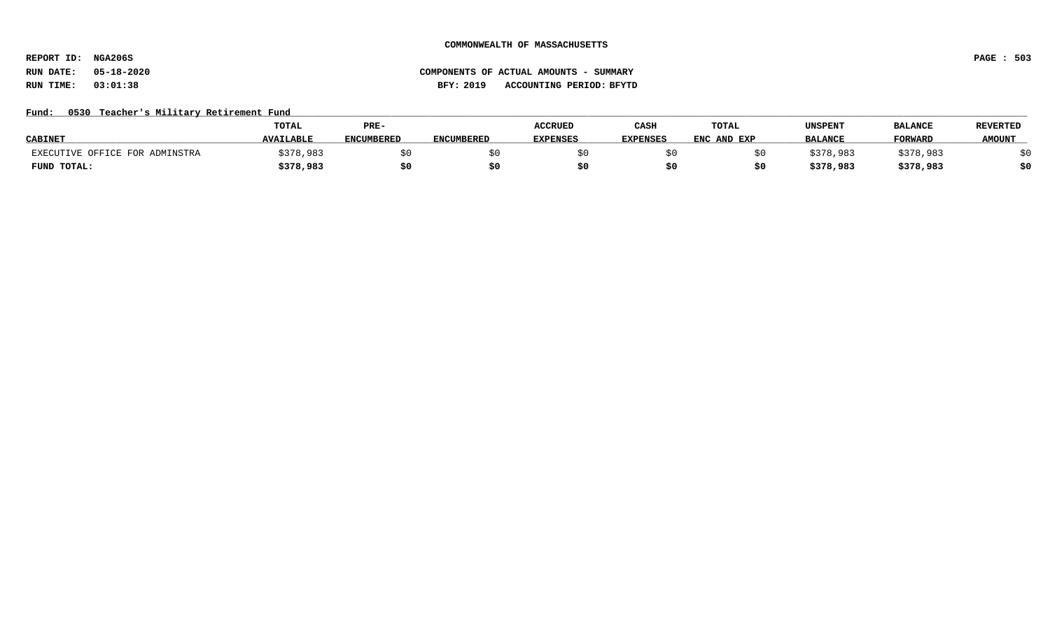**COMMONWEALTH OF MASSACHUSETTS**

**REPORT ID: NGA206S**

**RUN DATE: 05-18-2020** **COMPONENTS OF ACTUAL AMOUNTS - SUMMARY**

**RUN TIME: 03:01:38** **BFY: 2019 ACCOUNTING PERIOD: BFYTD**

**Fund: 0530 Teacher's Military Retirement Fund**

| CABINET | TOTAL AVAILABLE | PRE-ENCUMBERED | ENCUMBERED | ACCRUED EXPENSES | CASH EXPENSES | TOTAL ENC AND EXP | UNSPENT BALANCE | BALANCE FORWARD | REVERTED AMOUNT |
|---|---|---|---|---|---|---|---|---|---|
| EXECUTIVE OFFICE FOR ADMINSTRA | $378,983 | $0 | $0 | $0 | $0 | $0 | $378,983 | $378,983 | $0 |
| **FUND TOTAL:** | **$378,983** | **$0** | **$0** | **$0** | **$0** | **$0** | **$378,983** | **$378,983** | **$0** |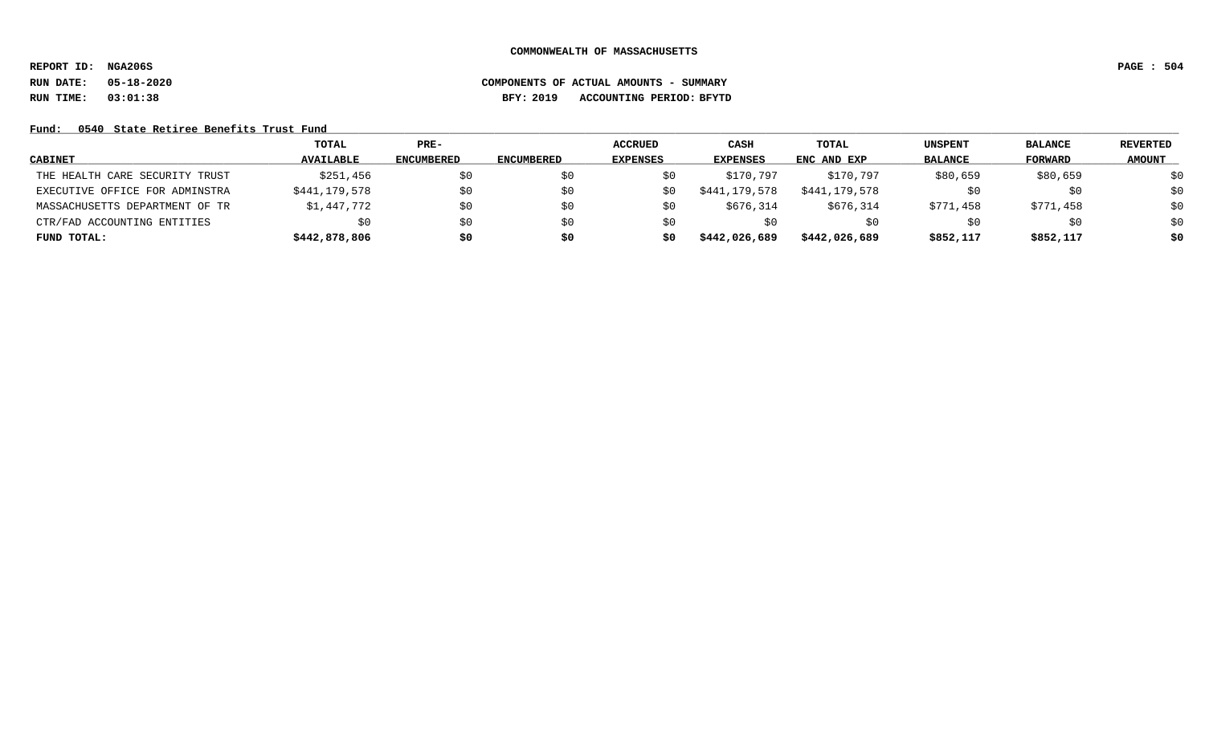COMMONWEALTH OF MASSACHUSETTS

REPORT ID: NGA206S

RUN DATE: 05-18-2020 COMPONENTS OF ACTUAL AMOUNTS - SUMMARY

RUN TIME: 03:01:38 BFY: 2019 ACCOUNTING PERIOD: BFYTD

Fund: 0540 State Retiree Benefits Trust Fund

| CABINET | TOTAL AVAILABLE | PRE-ENCUMBERED | ENCUMBERED | ACCRUED EXPENSES | CASH EXPENSES | TOTAL ENC AND EXP | UNSPENT BALANCE | BALANCE FORWARD | REVERTED AMOUNT |
|---|---|---|---|---|---|---|---|---|---|
| THE HEALTH CARE SECURITY TRUST | $251,456 | $0 | $0 | $0 | $170,797 | $170,797 | $80,659 | $80,659 | $0 |
| EXECUTIVE OFFICE FOR ADMINSTRA | $441,179,578 | $0 | $0 | $0 | $441,179,578 | $441,179,578 | $0 | $0 | $0 |
| MASSACHUSETTS DEPARTMENT OF TR | $1,447,772 | $0 | $0 | $0 | $676,314 | $676,314 | $771,458 | $771,458 | $0 |
| CTR/FAD ACCOUNTING ENTITIES | $0 | $0 | $0 | $0 | $0 | $0 | $0 | $0 | $0 |
| **FUND TOTAL:** | **$442,878,806** | **$0** | **$0** | **$0** | **$442,026,689** | **$442,026,689** | **$852,117** | **$852,117** | **$0** |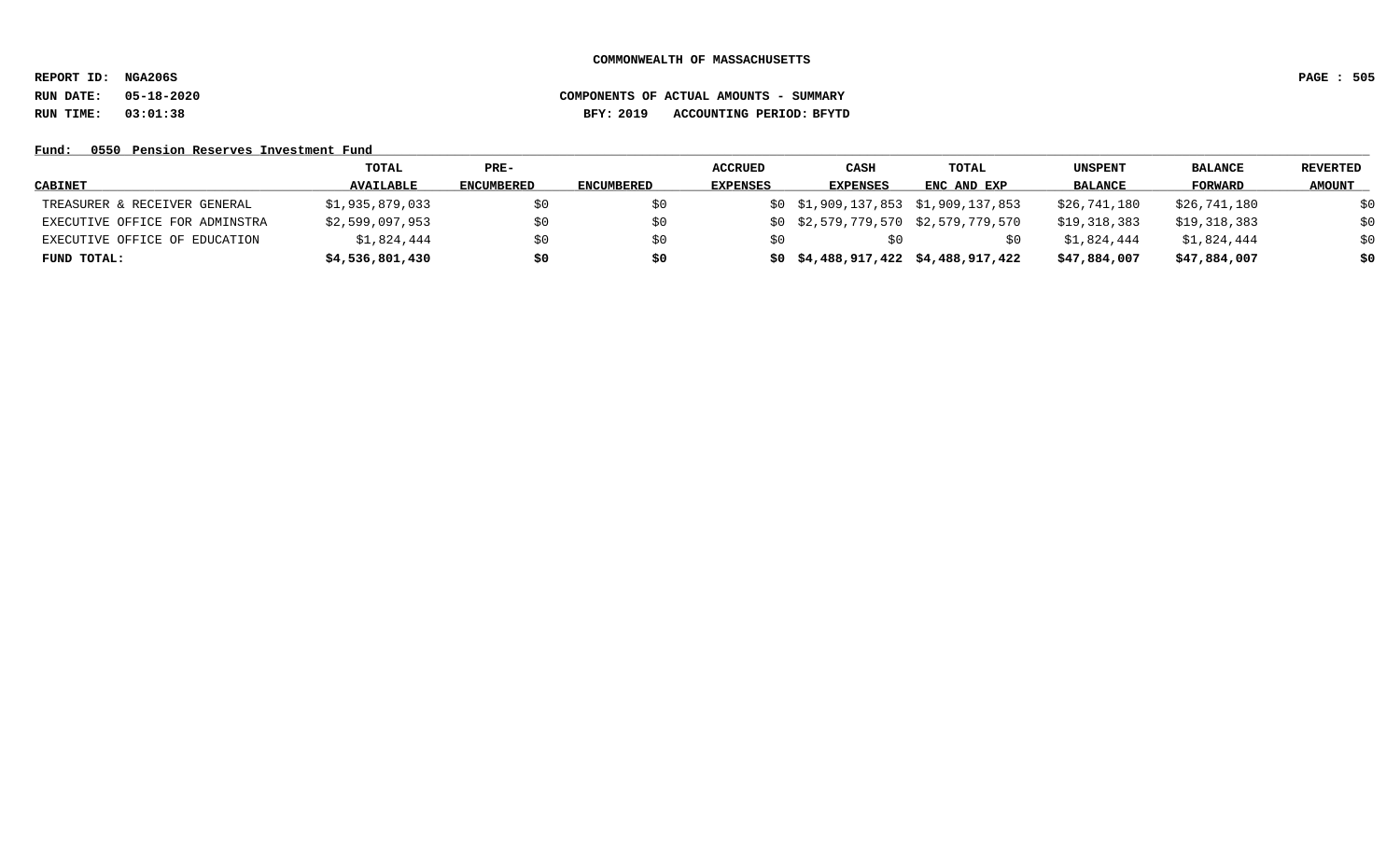COMMONWEALTH OF MASSACHUSETTS

REPORT ID: NGA206S

RUN DATE: 05-18-2020

RUN TIME: 03:01:38

COMPONENTS OF ACTUAL AMOUNTS - SUMMARY

BFY: 2019 ACCOUNTING PERIOD: BFYTD

Fund: 0550 Pension Reserves Investment Fund

| CABINET | TOTAL AVAILABLE | PRE-ENCUMBERED | ENCUMBERED | ACCRUED EXPENSES | CASH EXPENSES | TOTAL ENC AND EXP | UNSPENT BALANCE | BALANCE FORWARD | REVERTED AMOUNT |
|---|---|---|---|---|---|---|---|---|---|
| TREASURER & RECEIVER GENERAL | $1,935,879,033 | $0 | $0 | $0 | $1,909,137,853 | $1,909,137,853 | $26,741,180 | $26,741,180 | $0 |
| EXECUTIVE OFFICE FOR ADMINSTRA | $2,599,097,953 | $0 | $0 | $0 | $2,579,779,570 | $2,579,779,570 | $19,318,383 | $19,318,383 | $0 |
| EXECUTIVE OFFICE OF EDUCATION | $1,824,444 | $0 | $0 | $0 | $0 | $0 | $1,824,444 | $1,824,444 | $0 |
| **FUND TOTAL:** | **$4,536,801,430** | **$0** | **$0** | **$0** | **$4,488,917,422** | **$4,488,917,422** | **$47,884,007** | **$47,884,007** | **$0** |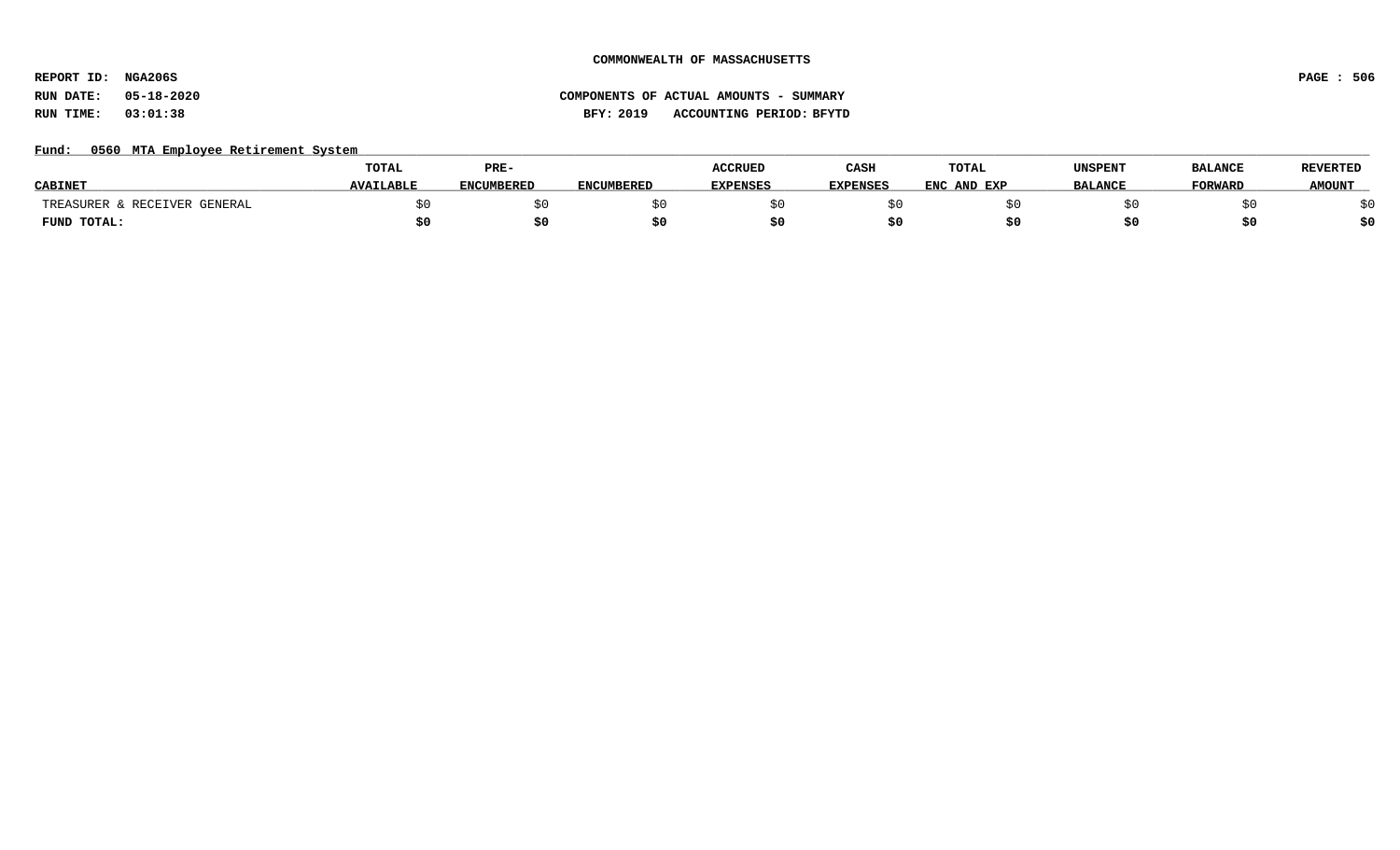**COMMONWEALTH OF MASSACHUSETTS**

**REPORT ID: NGA206S**

**RUN DATE: 05-18-2020** **COMPONENTS OF ACTUAL AMOUNTS - SUMMARY**

**RUN TIME: 03:01:38** **BFY: 2019 ACCOUNTING PERIOD: BFYTD**

**Fund: 0560 MTA Employee Retirement System**

| CABINET | TOTAL AVAILABLE | PRE-ENCUMBERED | ENCUMBERED | ACCRUED EXPENSES | CASH EXPENSES | TOTAL ENC AND EXP | UNSPENT BALANCE | BALANCE FORWARD | REVERTED AMOUNT |
|---|---|---|---|---|---|---|---|---|---|
| TREASURER & RECEIVER GENERAL | $0 | $0 | $0 | $0 | $0 | $0 | $0 | $0 | $0 |
| **FUND TOTAL:** | **$0** | **$0** | **$0** | **$0** | **$0** | **$0** | **$0** | **$0** | **$0** |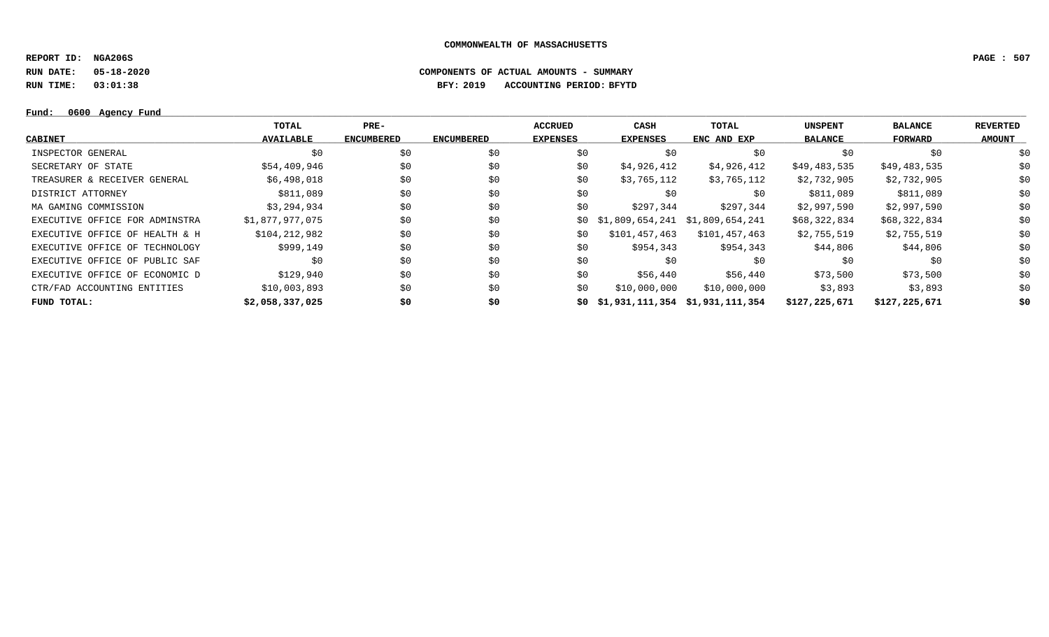COMMONWEALTH OF MASSACHUSETTS

REPORT ID: NGA206S

RUN DATE: 05-18-2020

RUN TIME: 03:01:38

COMPONENTS OF ACTUAL AMOUNTS - SUMMARY

BFY: 2019 ACCOUNTING PERIOD: BFYTD

Fund: 0600 Agency Fund

| CABINET | TOTAL AVAILABLE | PRE-ENCUMBERED | ENCUMBERED | ACCRUED EXPENSES | CASH EXPENSES | TOTAL ENC AND EXP | UNSPENT BALANCE | BALANCE FORWARD | REVERTED AMOUNT |
|---|---|---|---|---|---|---|---|---|---|
| INSPECTOR GENERAL | $0 | $0 | $0 | $0 | $0 | $0 | $0 | $0 | $0 |
| SECRETARY OF STATE | $54,409,946 | $0 | $0 | $0 | $4,926,412 | $4,926,412 | $49,483,535 | $49,483,535 | $0 |
| TREASURER & RECEIVER GENERAL | $6,498,018 | $0 | $0 | $0 | $3,765,112 | $3,765,112 | $2,732,905 | $2,732,905 | $0 |
| DISTRICT ATTORNEY | $811,089 | $0 | $0 | $0 | $0 | $0 | $811,089 | $811,089 | $0 |
| MA GAMING COMMISSION | $3,294,934 | $0 | $0 | $0 | $297,344 | $297,344 | $2,997,590 | $2,997,590 | $0 |
| EXECUTIVE OFFICE FOR ADMINSTRA | $1,877,977,075 | $0 | $0 | $0 | $1,809,654,241 | $1,809,654,241 | $68,322,834 | $68,322,834 | $0 |
| EXECUTIVE OFFICE OF HEALTH & H | $104,212,982 | $0 | $0 | $0 | $101,457,463 | $101,457,463 | $2,755,519 | $2,755,519 | $0 |
| EXECUTIVE OFFICE OF TECHNOLOGY | $999,149 | $0 | $0 | $0 | $954,343 | $954,343 | $44,806 | $44,806 | $0 |
| EXECUTIVE OFFICE OF PUBLIC SAF | $0 | $0 | $0 | $0 | $0 | $0 | $0 | $0 | $0 |
| EXECUTIVE OFFICE OF ECONOMIC D | $129,940 | $0 | $0 | $0 | $56,440 | $56,440 | $73,500 | $73,500 | $0 |
| CTR/FAD ACCOUNTING ENTITIES | $10,003,893 | $0 | $0 | $0 | $10,000,000 | $10,000,000 | $3,893 | $3,893 | $0 |
| **FUND TOTAL:** | **$2,058,337,025** | **$0** | **$0** | **$0** | **$1,931,111,354** | **$1,931,111,354** | **$127,225,671** | **$127,225,671** | **$0** |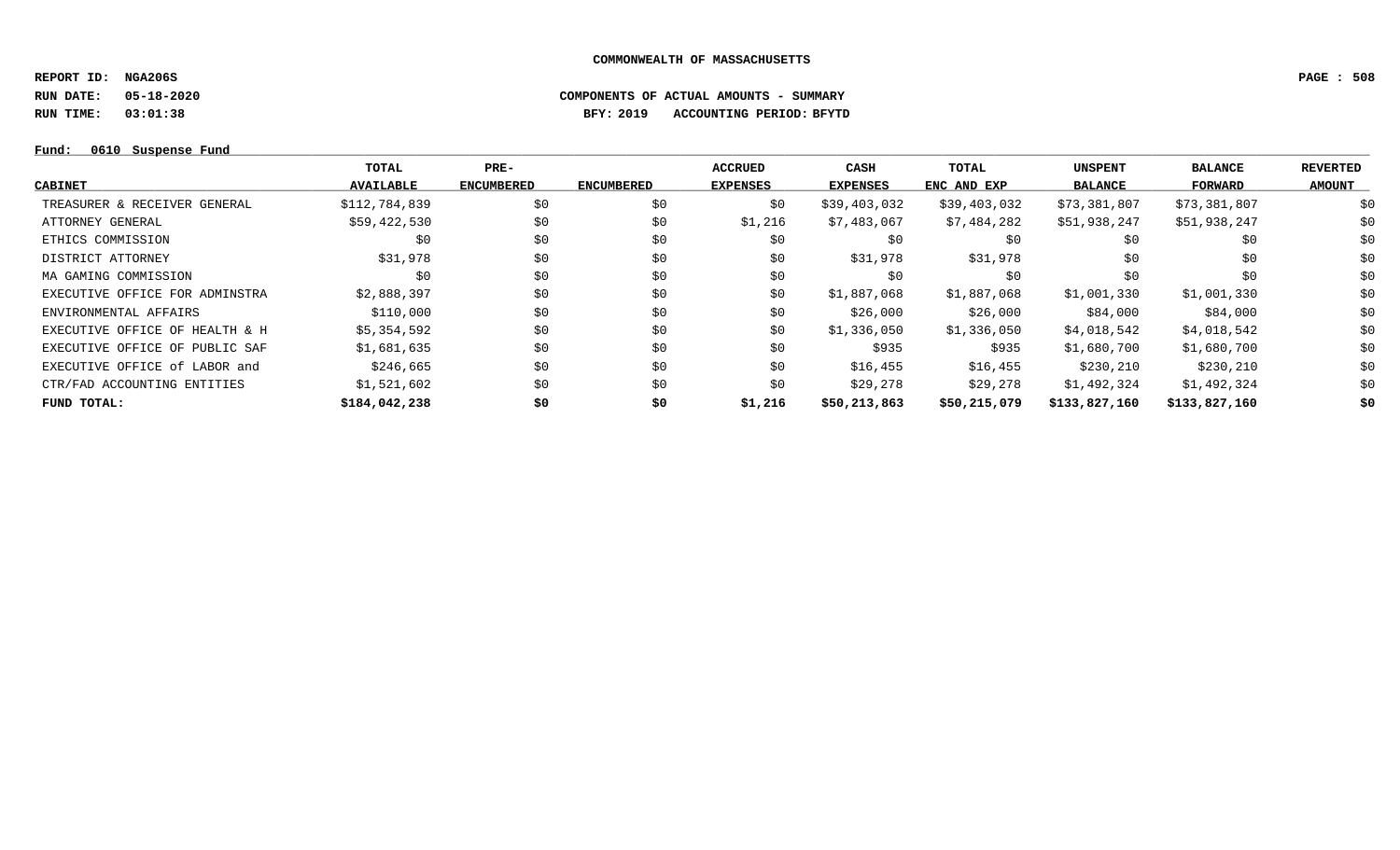COMMONWEALTH OF MASSACHUSETTS

REPORT ID: NGA206S

RUN DATE: 05-18-2020

RUN TIME: 03:01:38

COMPONENTS OF ACTUAL AMOUNTS - SUMMARY

BFY: 2019 ACCOUNTING PERIOD: BFYTD

Fund: 0610 Suspense Fund

| CABINET | TOTAL AVAILABLE | PRE-ENCUMBERED | ENCUMBERED | ACCRUED EXPENSES | CASH EXPENSES | TOTAL ENC AND EXP | UNSPENT BALANCE | BALANCE FORWARD | REVERTED AMOUNT |
|---|---|---|---|---|---|---|---|---|---|
| TREASURER & RECEIVER GENERAL | $112,784,839 | $0 | $0 | $0 | $39,403,032 | $39,403,032 | $73,381,807 | $73,381,807 | $0 |
| ATTORNEY GENERAL | $59,422,530 | $0 | $0 | $1,216 | $7,483,067 | $7,484,282 | $51,938,247 | $51,938,247 | $0 |
| ETHICS COMMISSION | $0 | $0 | $0 | $0 | $0 | $0 | $0 | $0 | $0 |
| DISTRICT ATTORNEY | $31,978 | $0 | $0 | $0 | $31,978 | $31,978 | $0 | $0 | $0 |
| MA GAMING COMMISSION | $0 | $0 | $0 | $0 | $0 | $0 | $0 | $0 | $0 |
| EXECUTIVE OFFICE FOR ADMINSTRA | $2,888,397 | $0 | $0 | $0 | $1,887,068 | $1,887,068 | $1,001,330 | $1,001,330 | $0 |
| ENVIRONMENTAL AFFAIRS | $110,000 | $0 | $0 | $0 | $26,000 | $26,000 | $84,000 | $84,000 | $0 |
| EXECUTIVE OFFICE OF HEALTH & H | $5,354,592 | $0 | $0 | $0 | $1,336,050 | $1,336,050 | $4,018,542 | $4,018,542 | $0 |
| EXECUTIVE OFFICE OF PUBLIC SAF | $1,681,635 | $0 | $0 | $0 | $935 | $935 | $1,680,700 | $1,680,700 | $0 |
| EXECUTIVE OFFICE of LABOR and | $246,665 | $0 | $0 | $0 | $16,455 | $16,455 | $230,210 | $230,210 | $0 |
| CTR/FAD ACCOUNTING ENTITIES | $1,521,602 | $0 | $0 | $0 | $29,278 | $29,278 | $1,492,324 | $1,492,324 | $0 |
| **FUND TOTAL:** | **$184,042,238** | **$0** | **$0** | **$1,216** | **$50,213,863** | **$50,215,079** | **$133,827,160** | **$133,827,160** | **$0** |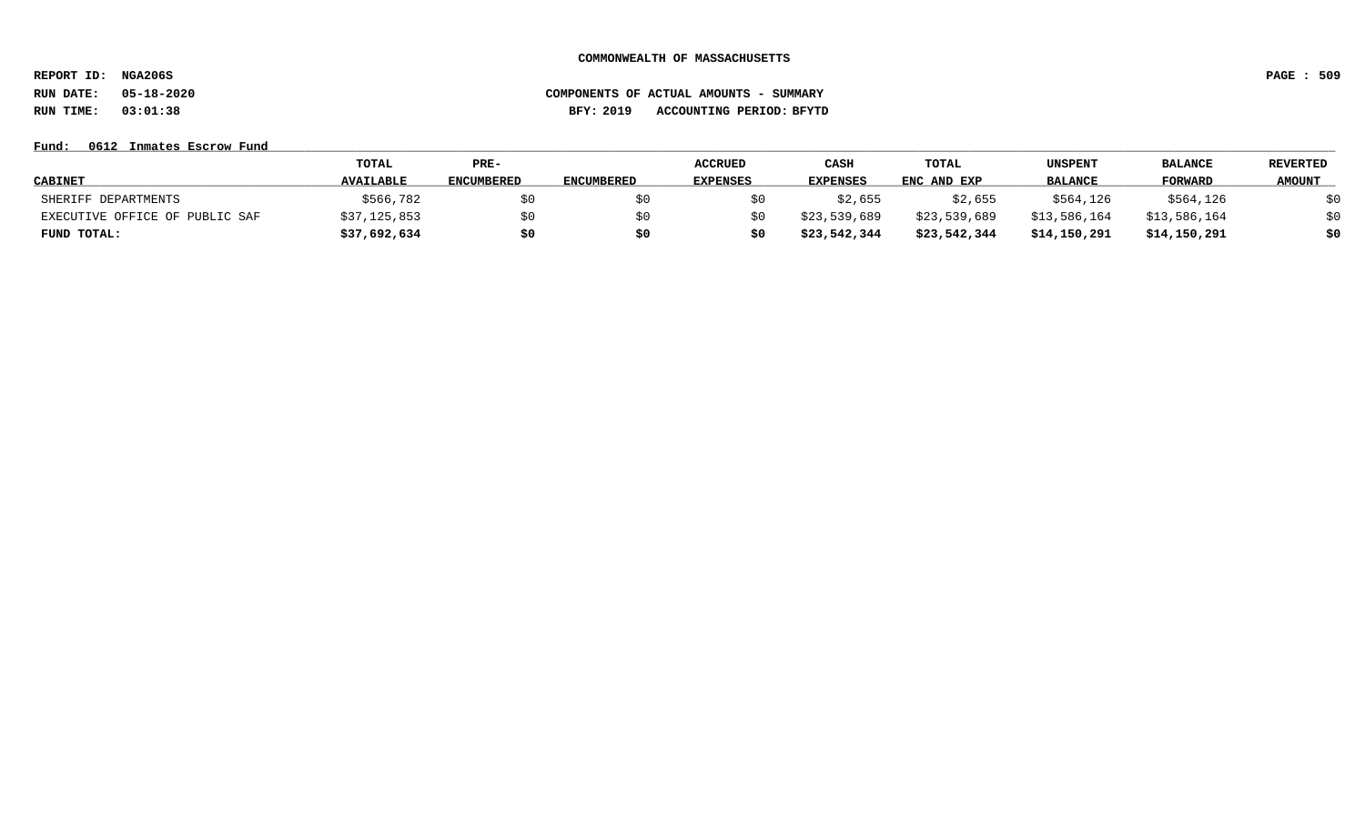**COMMONWEALTH OF MASSACHUSETTS**

**REPORT ID: NGA206S**

**RUN DATE: 05-18-2020** **COMPONENTS OF ACTUAL AMOUNTS - SUMMARY**

**RUN TIME: 03:01:38** **BFY: 2019 ACCOUNTING PERIOD: BFYTD**

**Fund: 0612 Inmates Escrow Fund**

| CABINET | TOTAL AVAILABLE | PRE-ENCUMBERED | ENCUMBERED | ACCRUED EXPENSES | CASH EXPENSES | TOTAL ENC AND EXP | UNSPENT BALANCE | BALANCE FORWARD | REVERTED AMOUNT |
|---|---|---|---|---|---|---|---|---|---|
| SHERIFF DEPARTMENTS | $566,782 | $0 | $0 | $0 | $2,655 | $2,655 | $564,126 | $564,126 | $0 |
| EXECUTIVE OFFICE OF PUBLIC SAF | $37,125,853 | $0 | $0 | $0 | $23,539,689 | $23,539,689 | $13,586,164 | $13,586,164 | $0 |
| **FUND TOTAL:** | **$37,692,634** | **$0** | **$0** | **$0** | **$23,542,344** | **$23,542,344** | **$14,150,291** | **$14,150,291** | **$0** |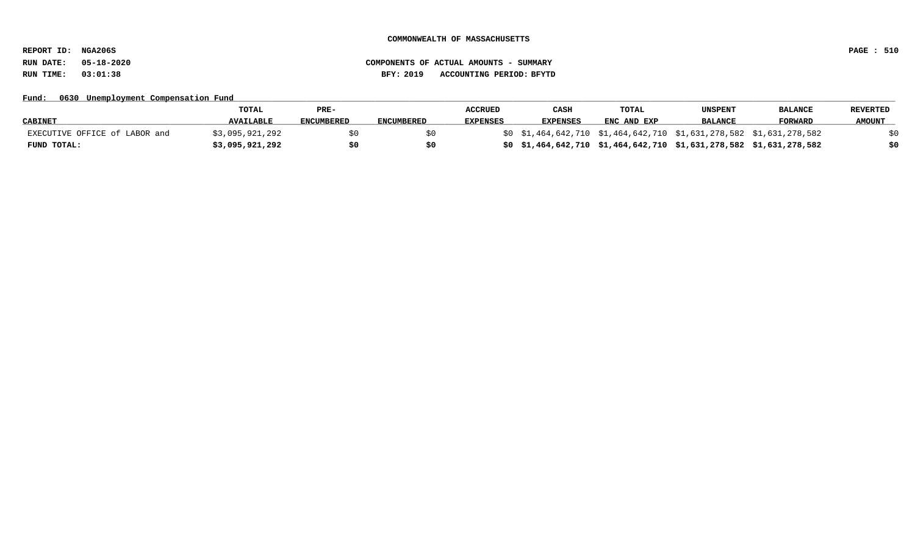**COMMONWEALTH OF MASSACHUSETTS**

**REPORT ID: NGA206S**

**RUN DATE: 05-18-2020** **COMPONENTS OF ACTUAL AMOUNTS - SUMMARY**

**RUN TIME: 03:01:38** **BFY: 2019 ACCOUNTING PERIOD: BFYTD**

**Fund: 0630 Unemployment Compensation Fund**

| CABINET | TOTAL AVAILABLE | PRE-ENCUMBERED | ENCUMBERED | ACCRUED EXPENSES | CASH EXPENSES | TOTAL ENC AND EXP | UNSPENT BALANCE | BALANCE FORWARD | REVERTED AMOUNT |
|---|---|---|---|---|---|---|---|---|---|
| EXECUTIVE OFFICE of LABOR and | $3,095,921,292 | $0 | $0 | $0 | $1,464,642,710 | $1,464,642,710 | $1,631,278,582 | $1,631,278,582 | $0 |
| **FUND TOTAL:** | **$3,095,921,292** | **$0** | **$0** | **$0** | **$1,464,642,710** | **$1,464,642,710** | **$1,631,278,582** | **$1,631,278,582** | **$0** |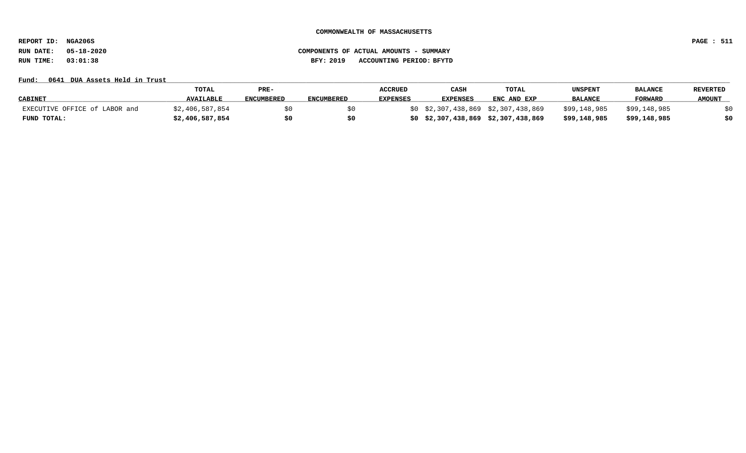**COMMONWEALTH OF MASSACHUSETTS**

**REPORT ID: NGA206S**

**RUN DATE: 05-18-2020** **COMPONENTS OF ACTUAL AMOUNTS - SUMMARY**

**RUN TIME: 03:01:38** **BFY: 2019 ACCOUNTING PERIOD: BFYTD**

**Fund: 0641 DUA Assets Held in Trust**

| CABINET | TOTAL AVAILABLE | PRE-ENCUMBERED | ENCUMBERED | ACCRUED EXPENSES | CASH EXPENSES | TOTAL ENC AND EXP | UNSPENT BALANCE | BALANCE FORWARD | REVERTED AMOUNT |
|---|---|---|---|---|---|---|---|---|---|
| EXECUTIVE OFFICE of LABOR and | $2,406,587,854 | $0 | $0 | $0 | $2,307,438,869 | $2,307,438,869 | $99,148,985 | $99,148,985 | $0 |
| **FUND TOTAL:** | **$2,406,587,854** | **$0** | **$0** | **$0** | **$2,307,438,869** | **$2,307,438,869** | **$99,148,985** | **$99,148,985** | **$0** |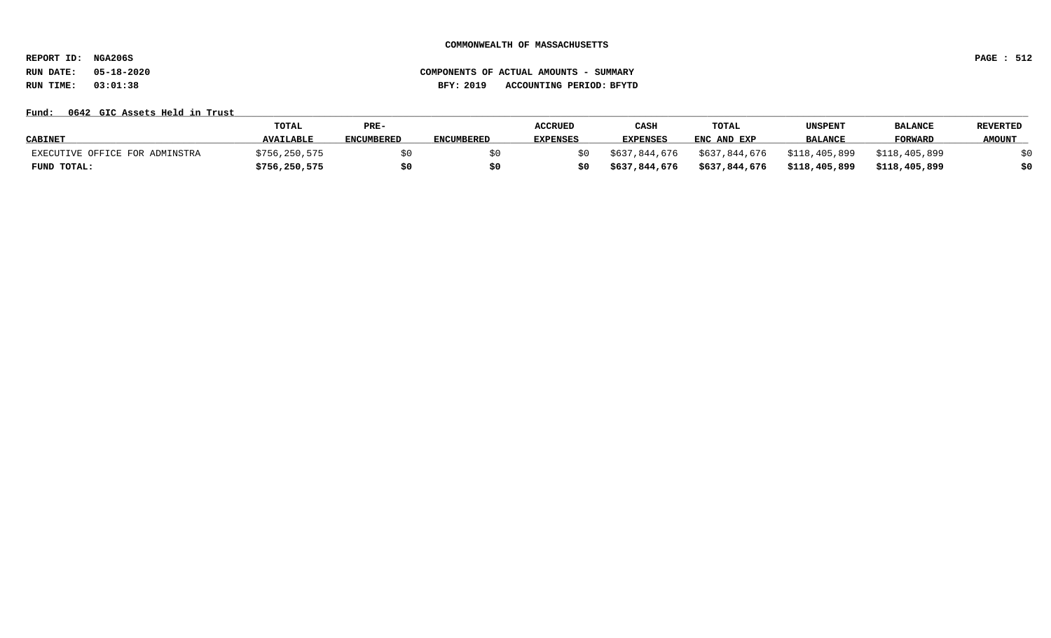COMMONWEALTH OF MASSACHUSETTS

REPORT ID: NGA206S

RUN DATE: 05-18-2020

RUN TIME: 03:01:38

COMPONENTS OF ACTUAL AMOUNTS - SUMMARY

BFY: 2019 ACCOUNTING PERIOD: BFYTD

Fund: 0642 GIC Assets Held in Trust

| CABINET | TOTAL AVAILABLE | PRE-ENCUMBERED | ENCUMBERED | ACCRUED EXPENSES | CASH EXPENSES | TOTAL ENC AND EXP | UNSPENT BALANCE | BALANCE FORWARD | REVERTED AMOUNT |
|---|---|---|---|---|---|---|---|---|---|
| EXECUTIVE OFFICE FOR ADMINSTRA | $756,250,575 | $0 | $0 | $0 | $637,844,676 | $637,844,676 | $118,405,899 | $118,405,899 | $0 |
| **FUND TOTAL:** | **$756,250,575** | **$0** | **$0** | **$0** | **$637,844,676** | **$637,844,676** | **$118,405,899** | **$118,405,899** | **$0** |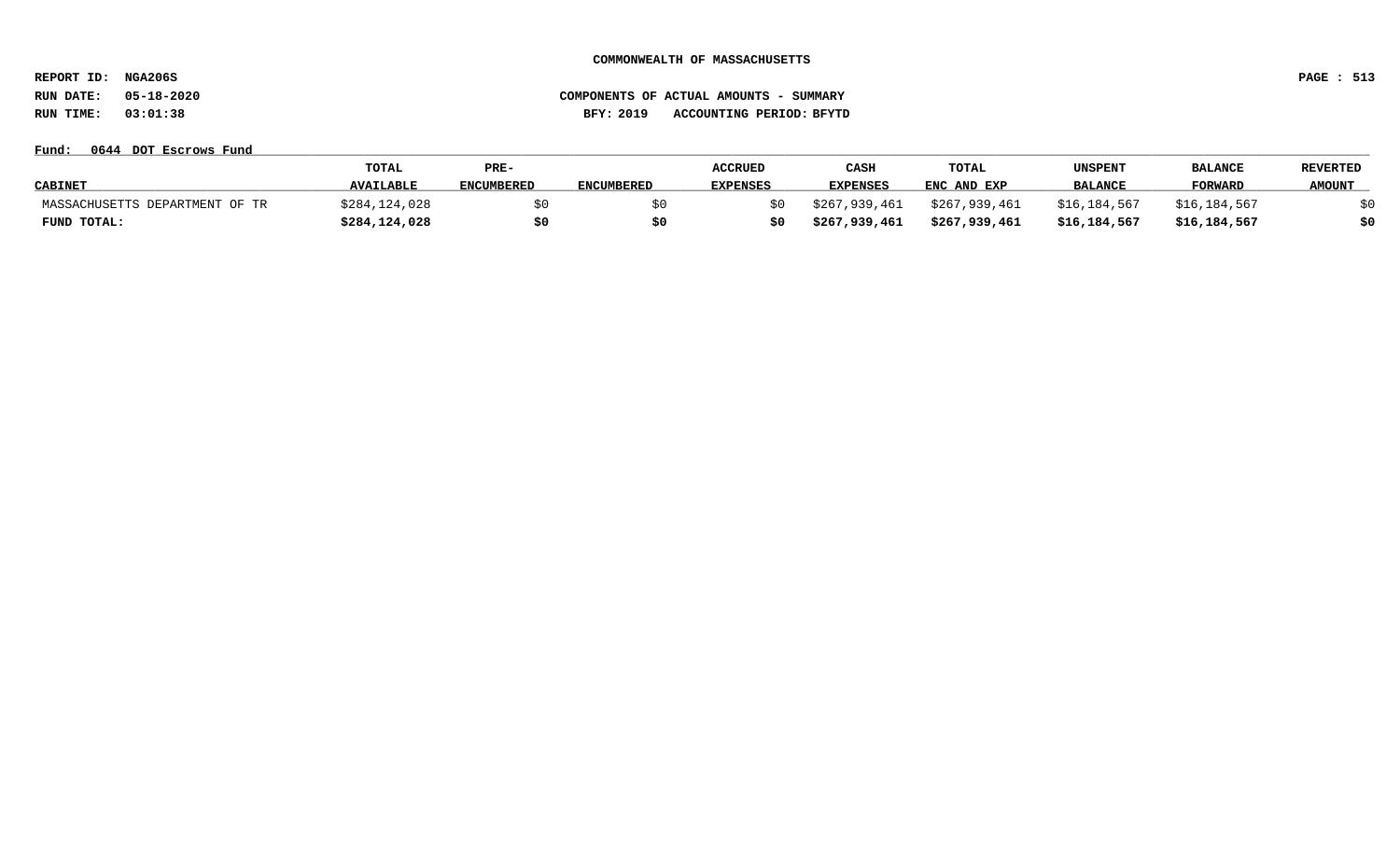**COMMONWEALTH OF MASSACHUSETTS**

**REPORT ID: NGA206S**

**RUN DATE: 05-18-2020** **COMPONENTS OF ACTUAL AMOUNTS - SUMMARY**

**RUN TIME: 03:01:38** **BFY: 2019 ACCOUNTING PERIOD: BFYTD**

**Fund: 0644 DOT Escrows Fund**

| CABINET | TOTAL AVAILABLE | PRE-ENCUMBERED | ENCUMBERED | ACCRUED EXPENSES | CASH EXPENSES | TOTAL ENC AND EXP | UNSPENT BALANCE | BALANCE FORWARD | REVERTED AMOUNT |
|---|---|---|---|---|---|---|---|---|---|
| MASSACHUSETTS DEPARTMENT OF TR | $284,124,028 | $0 | $0 | $0 | $267,939,461 | $267,939,461 | $16,184,567 | $16,184,567 | $0 |
| **FUND TOTAL:** | **$284,124,028** | **$0** | **$0** | **$0** | **$267,939,461** | **$267,939,461** | **$16,184,567** | **$16,184,567** | **$0** |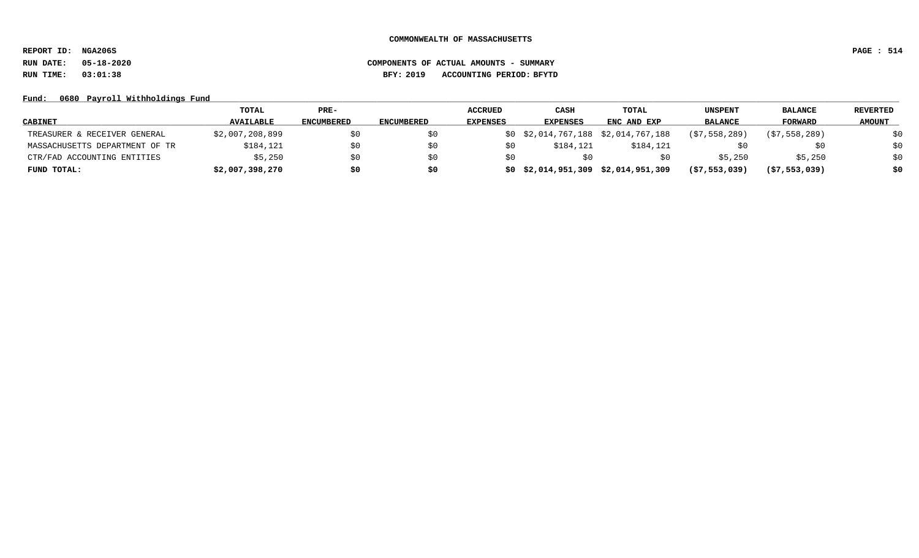COMMONWEALTH OF MASSACHUSETTS

REPORT ID: NGA206S

RUN DATE: 05-18-2020

RUN TIME: 03:01:38

COMPONENTS OF ACTUAL AMOUNTS - SUMMARY

BFY: 2019 ACCOUNTING PERIOD: BFYTD

Fund: 0680 Payroll Withholdings Fund

| CABINET | TOTAL AVAILABLE | PRE-ENCUMBERED | ENCUMBERED | ACCRUED EXPENSES | CASH EXPENSES | TOTAL ENC AND EXP | UNSPENT BALANCE | BALANCE FORWARD | REVERTED AMOUNT |
|---|---|---|---|---|---|---|---|---|---|
| TREASURER & RECEIVER GENERAL | $2,007,208,899 | $0 | $0 | $0 | $2,014,767,188 | $2,014,767,188 | ($7,558,289) | ($7,558,289) | $0 |
| MASSACHUSETTS DEPARTMENT OF TR | $184,121 | $0 | $0 | $0 | $184,121 | $184,121 | $0 | $0 | $0 |
| CTR/FAD ACCOUNTING ENTITIES | $5,250 | $0 | $0 | $0 | $0 | $0 | $5,250 | $5,250 | $0 |
| **FUND TOTAL:** | **$2,007,398,270** | **$0** | **$0** | **$0** | **$2,014,951,309** | **$2,014,951,309** | **($7,553,039)** | **($7,553,039)** | **$0** |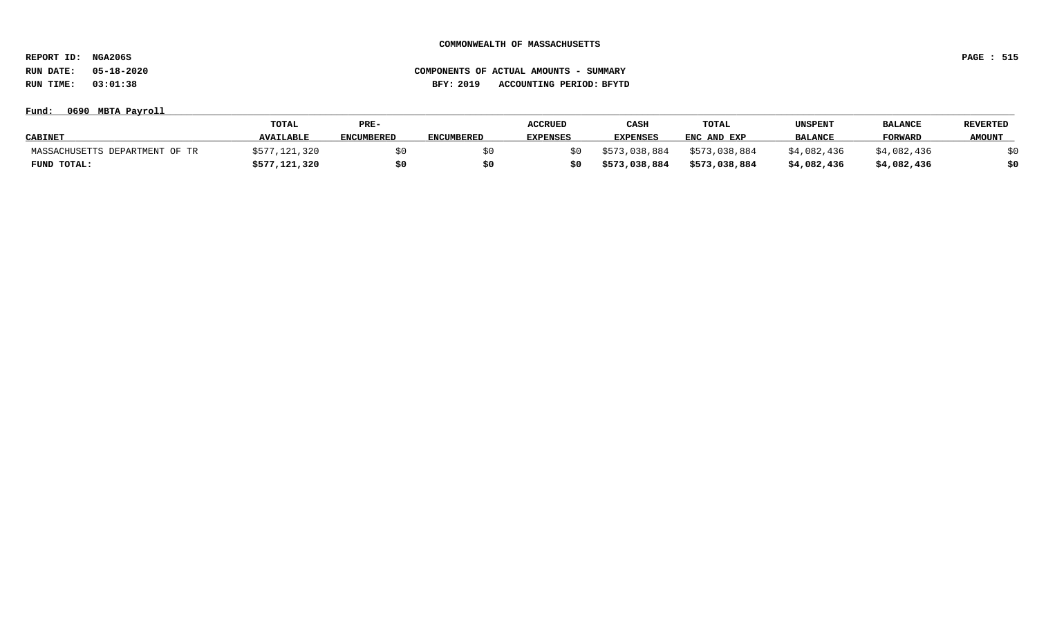**COMMONWEALTH OF MASSACHUSETTS**

**REPORT ID: NGA206S**

**RUN DATE: 05-18-2020** **COMPONENTS OF ACTUAL AMOUNTS - SUMMARY**

**RUN TIME: 03:01:38** **BFY: 2019 ACCOUNTING PERIOD: BFYTD**

**Fund: 0690 MBTA Payroll**

| CABINET | TOTAL AVAILABLE | PRE-ENCUMBERED | ENCUMBERED | ACCRUED EXPENSES | CASH EXPENSES | TOTAL ENC AND EXP | UNSPENT BALANCE | BALANCE FORWARD | REVERTED AMOUNT |
|---|---|---|---|---|---|---|---|---|---|
| MASSACHUSETTS DEPARTMENT OF TR | $577,121,320 | $0 | $0 | $0 | $573,038,884 | $573,038,884 | $4,082,436 | $4,082,436 | $0 |
| **FUND TOTAL:** | **$577,121,320** | **$0** | **$0** | **$0** | **$573,038,884** | **$573,038,884** | **$4,082,436** | **$4,082,436** | **$0** |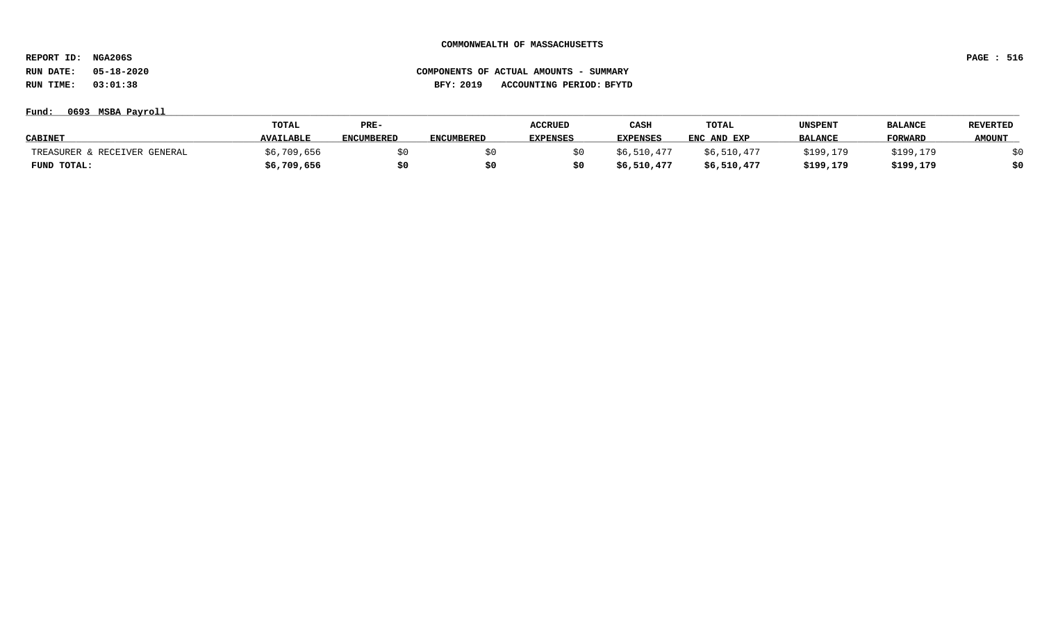COMMONWEALTH OF MASSACHUSETTS

REPORT ID: NGA206S

RUN DATE: 05-18-2020 COMPONENTS OF ACTUAL AMOUNTS - SUMMARY

RUN TIME: 03:01:38 BFY: 2019 ACCOUNTING PERIOD: BFYTD

Fund: 0693 MSBA Payroll

| CABINET | TOTAL AVAILABLE | PRE-ENCUMBERED | ENCUMBERED | ACCRUED EXPENSES | CASH EXPENSES | TOTAL ENC AND EXP | UNSPENT BALANCE | BALANCE FORWARD | REVERTED AMOUNT |
|---|---|---|---|---|---|---|---|---|---|
| TREASURER & RECEIVER GENERAL | $6,709,656 | $0 | $0 | $0 | $6,510,477 | $6,510,477 | $199,179 | $199,179 | $0 |
| **FUND TOTAL:** | **$6,709,656** | **$0** | **$0** | **$0** | **$6,510,477** | **$6,510,477** | **$199,179** | **$199,179** | **$0** |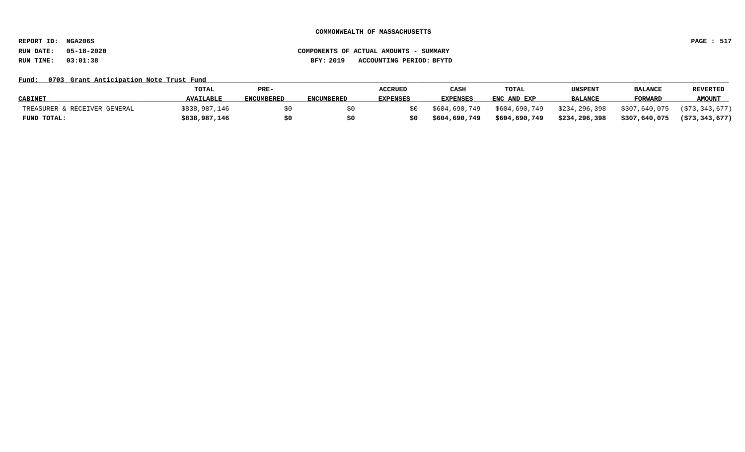COMMONWEALTH OF MASSACHUSETTS

REPORT ID: NGA206S

RUN DATE: 05-18-2020

RUN TIME: 03:01:38

COMPONENTS OF ACTUAL AMOUNTS - SUMMARY

BFY: 2019 ACCOUNTING PERIOD: BFYTD

Fund: 0703 Grant Anticipation Note Trust Fund

| CABINET | TOTAL AVAILABLE | PRE-ENCUMBERED | ENCUMBERED | ACCRUED EXPENSES | CASH EXPENSES | TOTAL ENC AND EXP | UNSPENT BALANCE | BALANCE FORWARD | REVERTED AMOUNT |
|---|---|---|---|---|---|---|---|---|---|
| TREASURER & RECEIVER GENERAL | $838,987,146 | $0 | $0 | $0 | $604,690,749 | $604,690,749 | $234,296,398 | $307,640,075 | ($73,343,677) |
| **FUND TOTAL:** | **$838,987,146** | **$0** | **$0** | **$0** | **$604,690,749** | **$604,690,749** | **$234,296,398** | **$307,640,075** | **($73,343,677)** |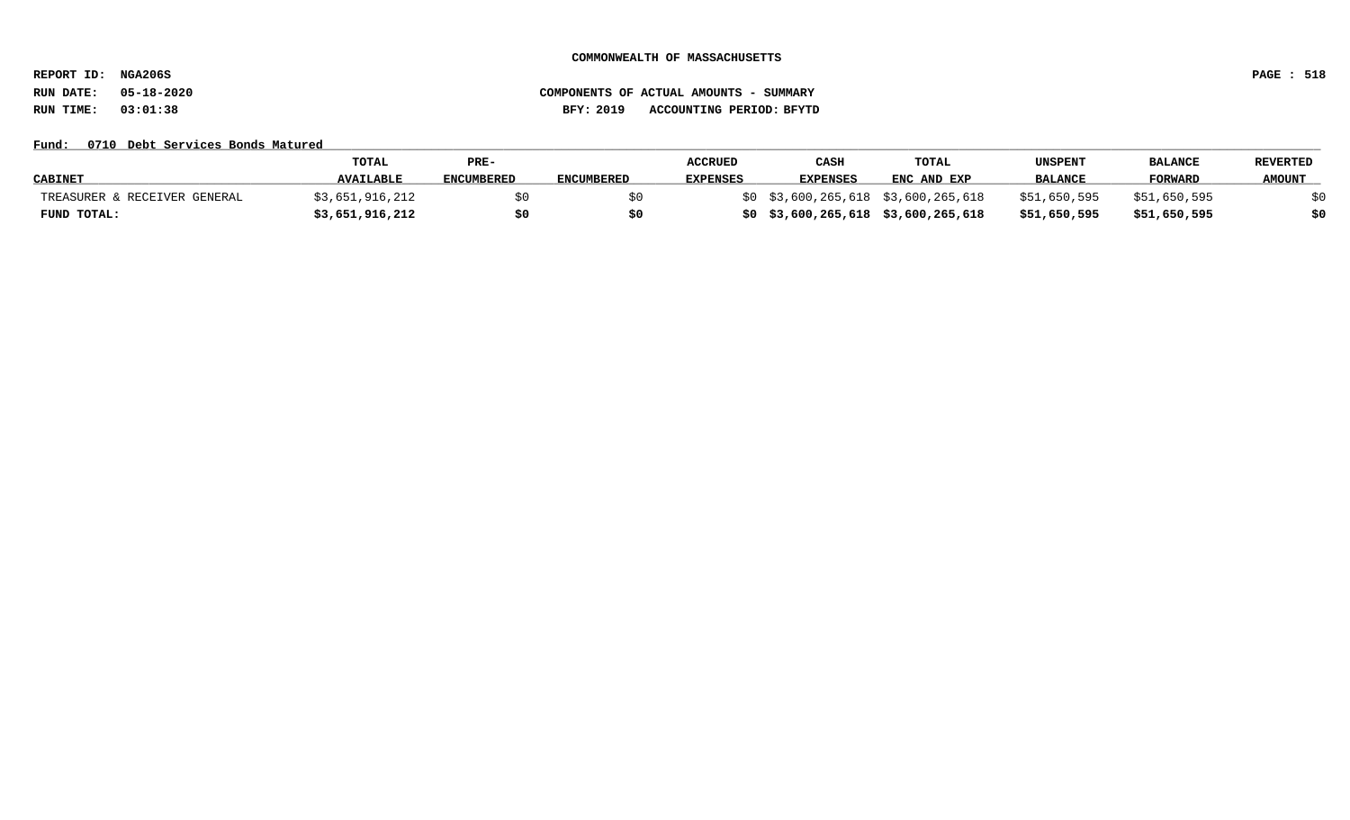**COMMONWEALTH OF MASSACHUSETTS**

**REPORT ID: NGA206S**

**RUN DATE: 05-18-2020** **COMPONENTS OF ACTUAL AMOUNTS - SUMMARY**

**RUN TIME: 03:01:38** **BFY: 2019 ACCOUNTING PERIOD: BFYTD**

**Fund: 0710 Debt Services Bonds Matured**

| CABINET | TOTAL AVAILABLE | PRE-ENCUMBERED | ENCUMBERED | ACCRUED EXPENSES | CASH EXPENSES | TOTAL ENC AND EXP | UNSPENT BALANCE | BALANCE FORWARD | REVERTED AMOUNT |
|---|---|---|---|---|---|---|---|---|---|
| TREASURER & RECEIVER GENERAL | $3,651,916,212 | $0 | $0 | $0 | $3,600,265,618 | $3,600,265,618 | $51,650,595 | $51,650,595 | $0 |
| **FUND TOTAL:** | **$3,651,916,212** | **$0** | **$0** | **$0** | **$3,600,265,618** | **$3,600,265,618** | **$51,650,595** | **$51,650,595** | **$0** |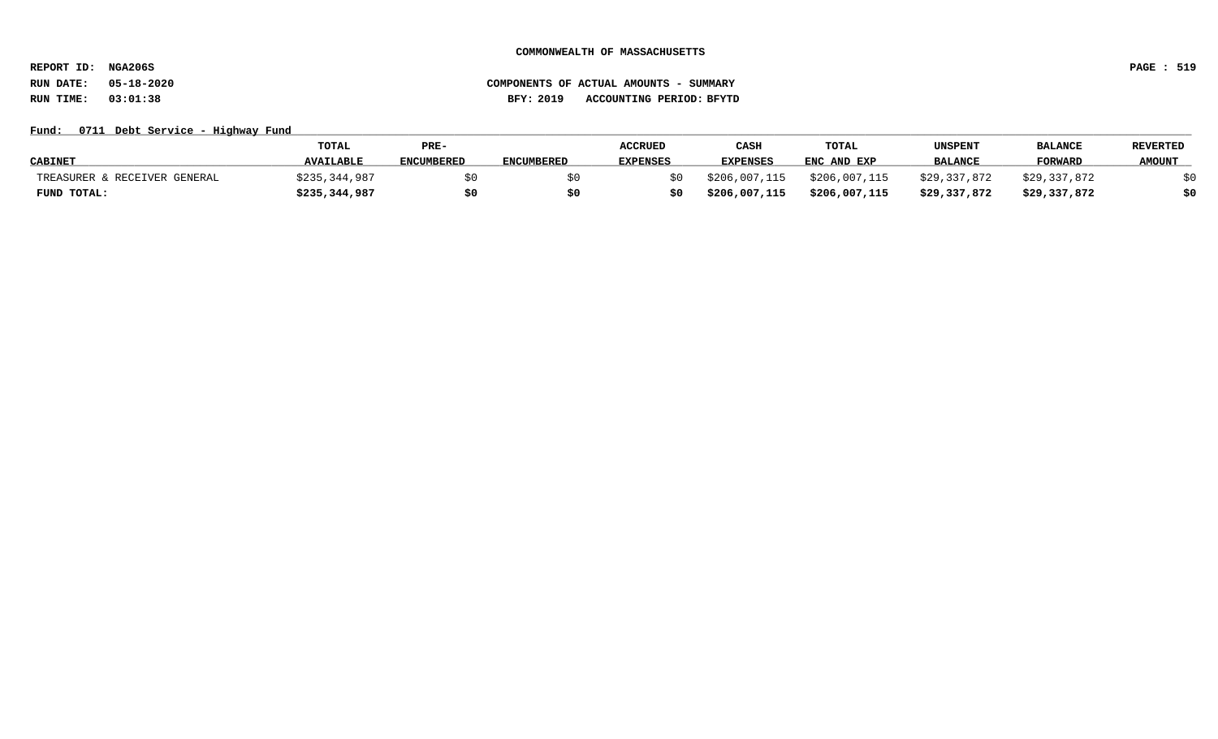**COMMONWEALTH OF MASSACHUSETTS**

**REPORT ID: NGA206S**

**RUN DATE: 05-18-2020** **COMPONENTS OF ACTUAL AMOUNTS - SUMMARY**

**RUN TIME: 03:01:38** **BFY: 2019 ACCOUNTING PERIOD: BFYTD**

**Fund: 0711 Debt Service - Highway Fund**

| CABINET | TOTAL AVAILABLE | PRE-ENCUMBERED | ENCUMBERED | ACCRUED EXPENSES | CASH EXPENSES | TOTAL ENC AND EXP | UNSPENT BALANCE | BALANCE FORWARD | REVERTED AMOUNT |
|---|---|---|---|---|---|---|---|---|---|
| TREASURER & RECEIVER GENERAL | $235,344,987 | $0 | $0 | $0 | $206,007,115 | $206,007,115 | $29,337,872 | $29,337,872 | $0 |
| **FUND TOTAL:** | **$235,344,987** | **$0** | **$0** | **$0** | **$206,007,115** | **$206,007,115** | **$29,337,872** | **$29,337,872** | **$0** |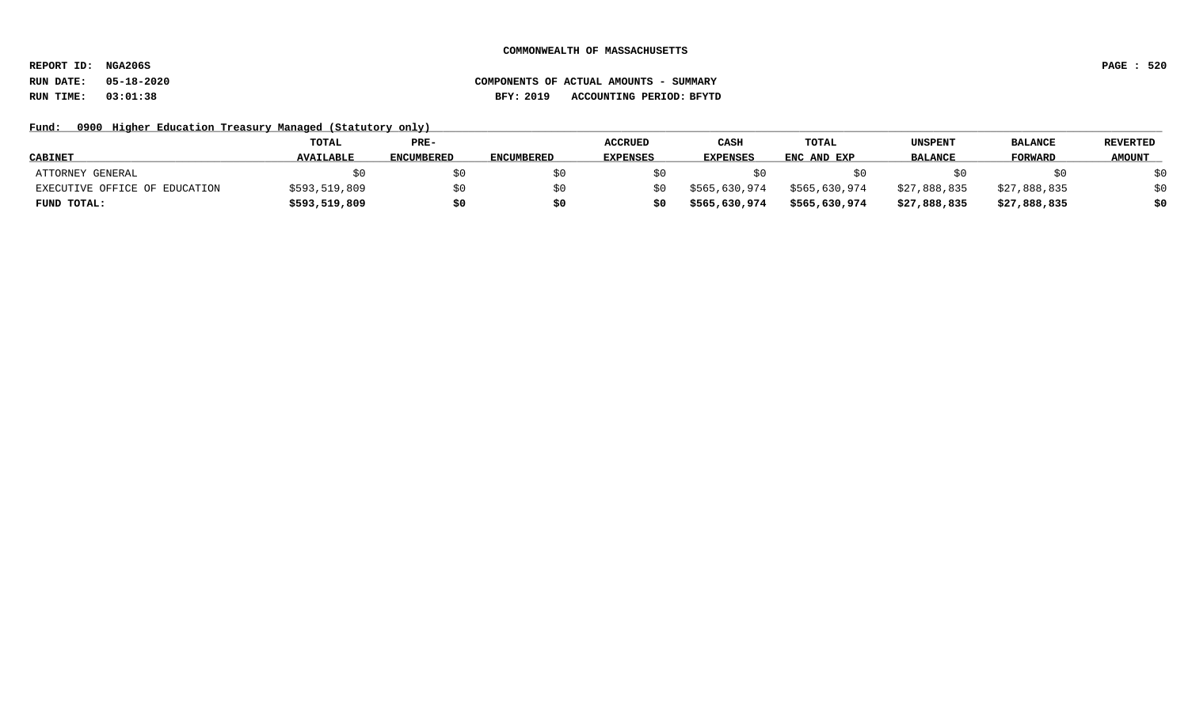COMMONWEALTH OF MASSACHUSETTS

REPORT ID: NGA206S

RUN DATE: 05-18-2020

RUN TIME: 03:01:38

COMPONENTS OF ACTUAL AMOUNTS - SUMMARY

BFY: 2019 ACCOUNTING PERIOD: BFYTD

Fund: 0900 Higher Education Treasury Managed (Statutory only)

| CABINET | TOTAL AVAILABLE | PRE-ENCUMBERED | ENCUMBERED | ACCRUED EXPENSES | CASH EXPENSES | TOTAL ENC AND EXP | UNSPENT BALANCE | BALANCE FORWARD | REVERTED AMOUNT |
|---|---|---|---|---|---|---|---|---|---|
| ATTORNEY GENERAL | $0 | $0 | $0 | $0 | $0 | $0 | $0 | $0 | $0 |
| EXECUTIVE OFFICE OF EDUCATION | $593,519,809 | $0 | $0 | $0 | $565,630,974 | $565,630,974 | $27,888,835 | $27,888,835 | $0 |
| **FUND TOTAL:** | **$593,519,809** | **$0** | **$0** | **$0** | **$565,630,974** | **$565,630,974** | **$27,888,835** | **$27,888,835** | **$0** |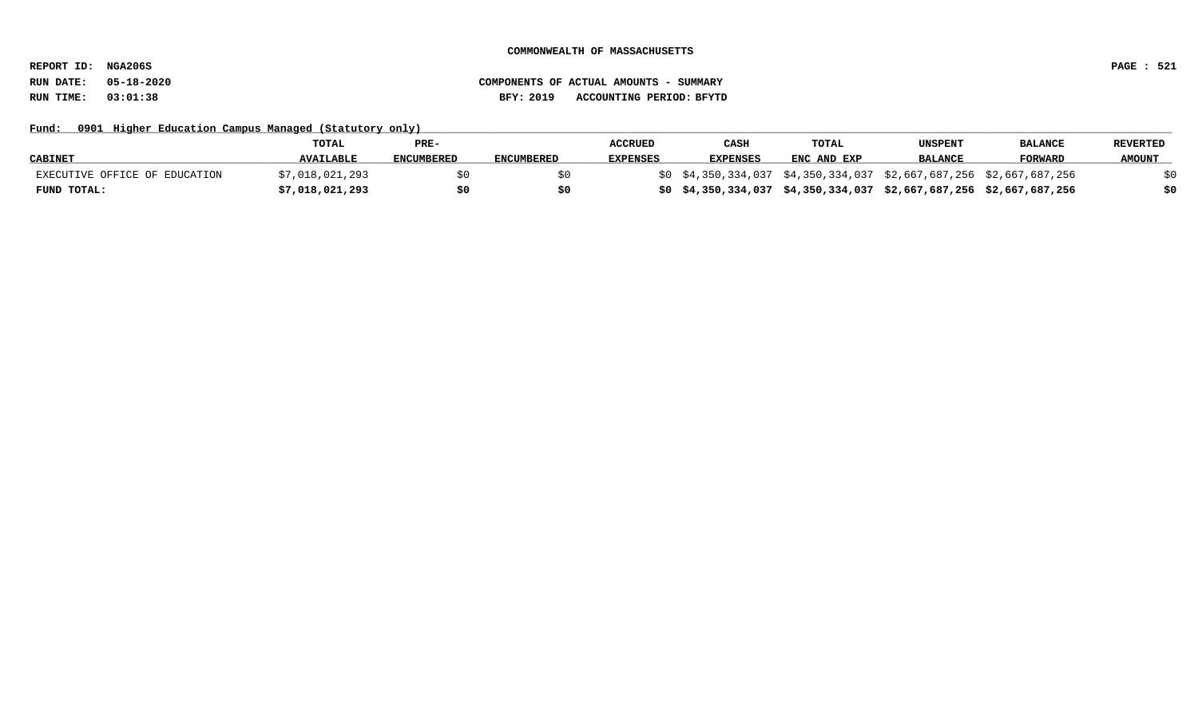**COMMONWEALTH OF MASSACHUSETTS**

**REPORT ID: NGA206S**

**RUN DATE: 05-18-2020** **COMPONENTS OF ACTUAL AMOUNTS - SUMMARY**

**RUN TIME: 03:01:38** **BFY: 2019 ACCOUNTING PERIOD: BFYTD**

**Fund: 0901 Higher Education Campus Managed (Statutory only)**

| CABINET | TOTAL AVAILABLE | PRE-ENCUMBERED | ENCUMBERED | ACCRUED EXPENSES | CASH EXPENSES | TOTAL ENC AND EXP | UNSPENT BALANCE | BALANCE FORWARD | REVERTED AMOUNT |
|---|---|---|---|---|---|---|---|---|---|
| EXECUTIVE OFFICE OF EDUCATION | $7,018,021,293 | $0 | $0 | $0 | $4,350,334,037 | $4,350,334,037 | $2,667,687,256 | $2,667,687,256 | $0 |
| **FUND TOTAL:** | **$7,018,021,293** | **$0** | **$0** | **$0** | **$4,350,334,037** | **$4,350,334,037** | **$2,667,687,256** | **$2,667,687,256** | **$0** |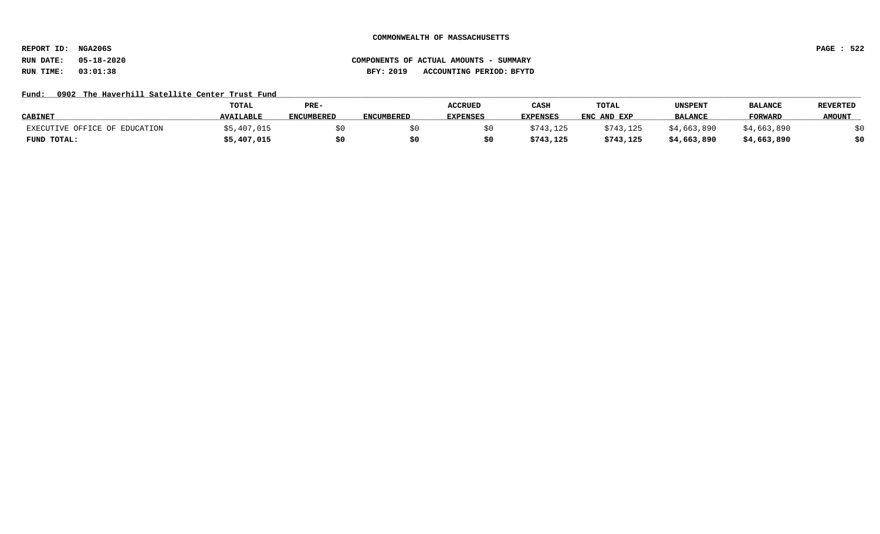COMMONWEALTH OF MASSACHUSETTS

REPORT ID: NGA206S

RUN DATE: 05-18-2020

RUN TIME: 03:01:38

COMPONENTS OF ACTUAL AMOUNTS - SUMMARY

BFY: 2019 ACCOUNTING PERIOD: BFYTD

Fund: 0902 The Haverhill Satellite Center Trust Fund

| CABINET | TOTAL AVAILABLE | PRE-ENCUMBERED | ENCUMBERED | ACCRUED EXPENSES | CASH EXPENSES | TOTAL ENC AND EXP | UNSPENT BALANCE | BALANCE FORWARD | REVERTED AMOUNT |
|---|---|---|---|---|---|---|---|---|---|
| EXECUTIVE OFFICE OF EDUCATION | $5,407,015 | $0 | $0 | $0 | $743,125 | $743,125 | $4,663,890 | $4,663,890 | $0 |
| **FUND TOTAL:** | **$5,407,015** | **$0** | **$0** | **$0** | **$743,125** | **$743,125** | **$4,663,890** | **$4,663,890** | **$0** |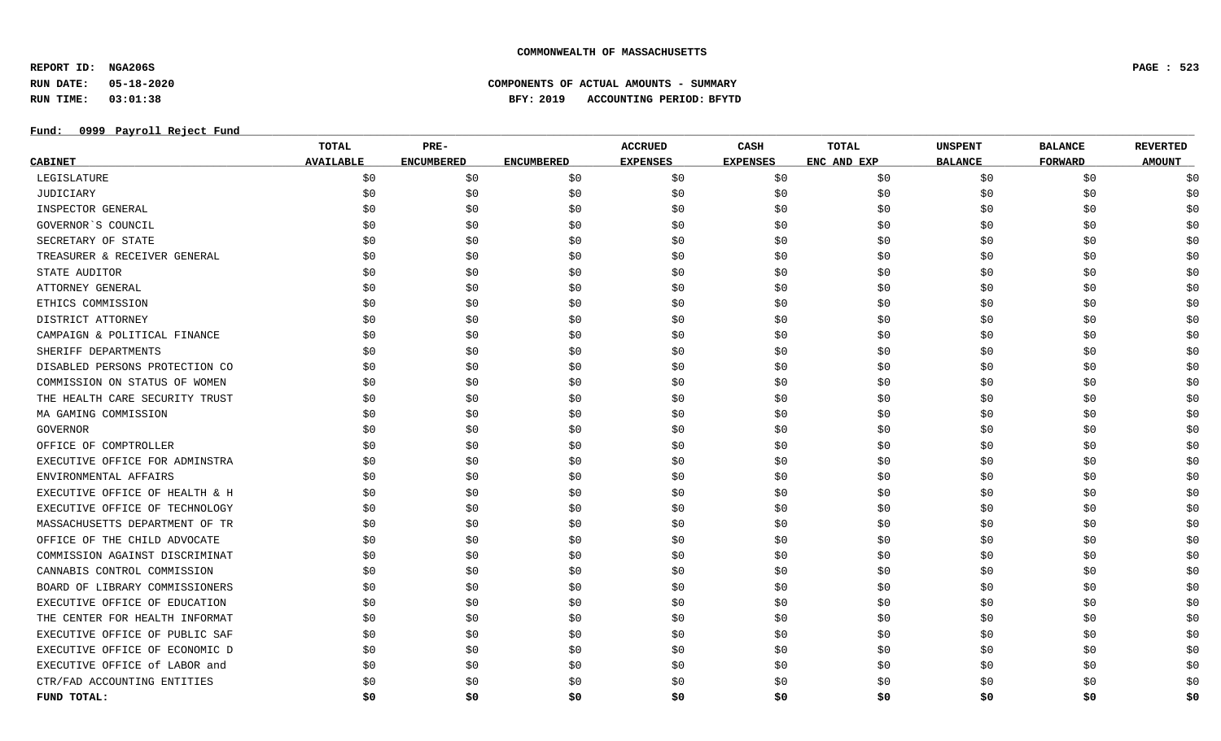**COMMONWEALTH OF MASSACHUSETTS**

**REPORT ID: NGA206S**

**RUN DATE: 05-18-2020**

**RUN TIME: 03:01:38**

**COMPONENTS OF ACTUAL AMOUNTS - SUMMARY**

**BFY: 2019 ACCOUNTING PERIOD: BFYTD**

**Fund: 0999 Payroll Reject Fund**

| CABINET | TOTAL AVAILABLE | PRE-ENCUMBERED | ENCUMBERED | ACCRUED EXPENSES | CASH EXPENSES | TOTAL ENC AND EXP | UNSPENT BALANCE | BALANCE FORWARD | REVERTED AMOUNT |
|---|---|---|---|---|---|---|---|---|---|
| LEGISLATURE | $0 | $0 | $0 | $0 | $0 | $0 | $0 | $0 | $0 |
| JUDICIARY | $0 | $0 | $0 | $0 | $0 | $0 | $0 | $0 | $0 |
| INSPECTOR GENERAL | $0 | $0 | $0 | $0 | $0 | $0 | $0 | $0 | $0 |
| GOVERNOR`S COUNCIL | $0 | $0 | $0 | $0 | $0 | $0 | $0 | $0 | $0 |
| SECRETARY OF STATE | $0 | $0 | $0 | $0 | $0 | $0 | $0 | $0 | $0 |
| TREASURER & RECEIVER GENERAL | $0 | $0 | $0 | $0 | $0 | $0 | $0 | $0 | $0 |
| STATE AUDITOR | $0 | $0 | $0 | $0 | $0 | $0 | $0 | $0 | $0 |
| ATTORNEY GENERAL | $0 | $0 | $0 | $0 | $0 | $0 | $0 | $0 | $0 |
| ETHICS COMMISSION | $0 | $0 | $0 | $0 | $0 | $0 | $0 | $0 | $0 |
| DISTRICT ATTORNEY | $0 | $0 | $0 | $0 | $0 | $0 | $0 | $0 | $0 |
| CAMPAIGN & POLITICAL FINANCE | $0 | $0 | $0 | $0 | $0 | $0 | $0 | $0 | $0 |
| SHERIFF DEPARTMENTS | $0 | $0 | $0 | $0 | $0 | $0 | $0 | $0 | $0 |
| DISABLED PERSONS PROTECTION CO | $0 | $0 | $0 | $0 | $0 | $0 | $0 | $0 | $0 |
| COMMISSION ON STATUS OF WOMEN | $0 | $0 | $0 | $0 | $0 | $0 | $0 | $0 | $0 |
| THE HEALTH CARE SECURITY TRUST | $0 | $0 | $0 | $0 | $0 | $0 | $0 | $0 | $0 |
| MA GAMING COMMISSION | $0 | $0 | $0 | $0 | $0 | $0 | $0 | $0 | $0 |
| GOVERNOR | $0 | $0 | $0 | $0 | $0 | $0 | $0 | $0 | $0 |
| OFFICE OF COMPTROLLER | $0 | $0 | $0 | $0 | $0 | $0 | $0 | $0 | $0 |
| EXECUTIVE OFFICE FOR ADMINSTRA | $0 | $0 | $0 | $0 | $0 | $0 | $0 | $0 | $0 |
| ENVIRONMENTAL AFFAIRS | $0 | $0 | $0 | $0 | $0 | $0 | $0 | $0 | $0 |
| EXECUTIVE OFFICE OF HEALTH & H | $0 | $0 | $0 | $0 | $0 | $0 | $0 | $0 | $0 |
| EXECUTIVE OFFICE OF TECHNOLOGY | $0 | $0 | $0 | $0 | $0 | $0 | $0 | $0 | $0 |
| MASSACHUSETTS DEPARTMENT OF TR | $0 | $0 | $0 | $0 | $0 | $0 | $0 | $0 | $0 |
| OFFICE OF THE CHILD ADVOCATE | $0 | $0 | $0 | $0 | $0 | $0 | $0 | $0 | $0 |
| COMMISSION AGAINST DISCRIMINAT | $0 | $0 | $0 | $0 | $0 | $0 | $0 | $0 | $0 |
| CANNABIS CONTROL COMMISSION | $0 | $0 | $0 | $0 | $0 | $0 | $0 | $0 | $0 |
| BOARD OF LIBRARY COMMISSIONERS | $0 | $0 | $0 | $0 | $0 | $0 | $0 | $0 | $0 |
| EXECUTIVE OFFICE OF EDUCATION | $0 | $0 | $0 | $0 | $0 | $0 | $0 | $0 | $0 |
| THE CENTER FOR HEALTH INFORMAT | $0 | $0 | $0 | $0 | $0 | $0 | $0 | $0 | $0 |
| EXECUTIVE OFFICE OF PUBLIC SAF | $0 | $0 | $0 | $0 | $0 | $0 | $0 | $0 | $0 |
| EXECUTIVE OFFICE OF ECONOMIC D | $0 | $0 | $0 | $0 | $0 | $0 | $0 | $0 | $0 |
| EXECUTIVE OFFICE of LABOR and | $0 | $0 | $0 | $0 | $0 | $0 | $0 | $0 | $0 |
| CTR/FAD ACCOUNTING ENTITIES | $0 | $0 | $0 | $0 | $0 | $0 | $0 | $0 | $0 |
| **FUND TOTAL:** | **$0** | **$0** | **$0** | **$0** | **$0** | **$0** | **$0** | **$0** | **$0** |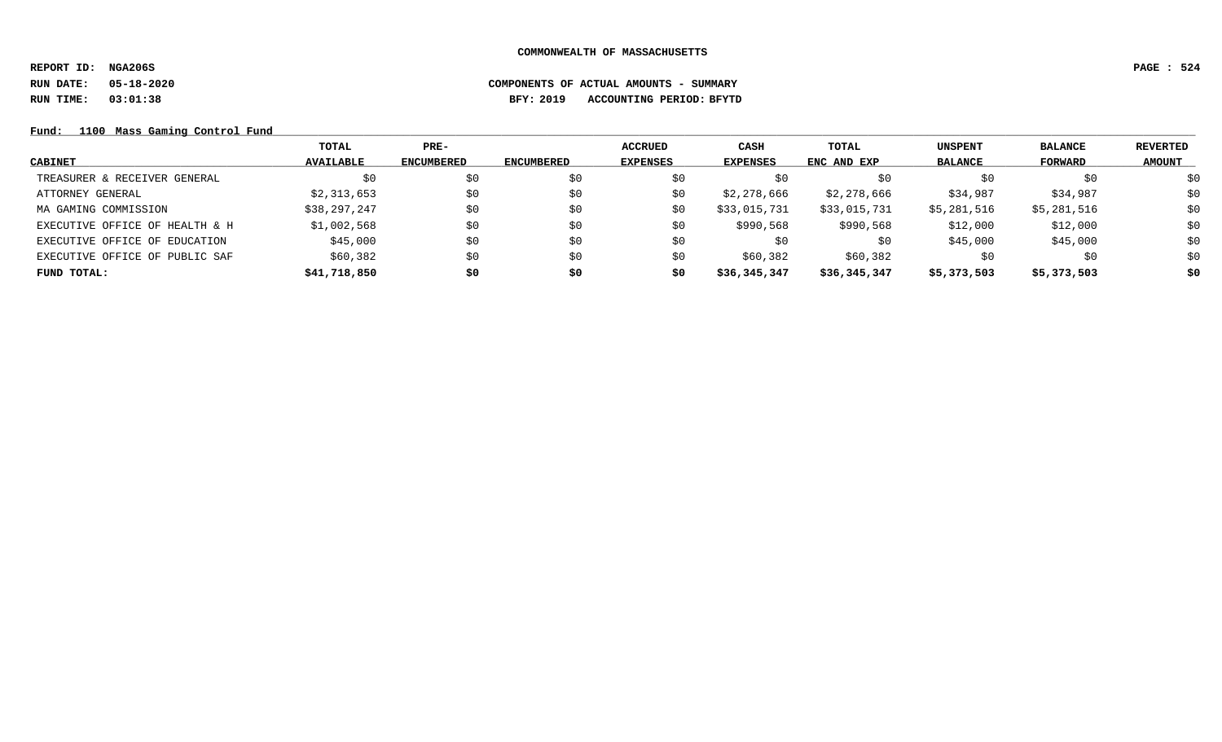**COMMONWEALTH OF MASSACHUSETTS**

**REPORT ID: NGA206S**

**RUN DATE: 05-18-2020** **COMPONENTS OF ACTUAL AMOUNTS - SUMMARY**

**RUN TIME: 03:01:38** **BFY: 2019 ACCOUNTING PERIOD: BFYTD**

**Fund: 1100 Mass Gaming Control Fund**

| CABINET | TOTAL AVAILABLE | PRE-ENCUMBERED | ENCUMBERED | ACCRUED EXPENSES | CASH EXPENSES | TOTAL ENC AND EXP | UNSPENT BALANCE | BALANCE FORWARD | REVERTED AMOUNT |
|---|---|---|---|---|---|---|---|---|---|
| TREASURER & RECEIVER GENERAL | $0 | $0 | $0 | $0 | $0 | $0 | $0 | $0 | $0 |
| ATTORNEY GENERAL | $2,313,653 | $0 | $0 | $0 | $2,278,666 | $2,278,666 | $34,987 | $34,987 | $0 |
| MA GAMING COMMISSION | $38,297,247 | $0 | $0 | $0 | $33,015,731 | $33,015,731 | $5,281,516 | $5,281,516 | $0 |
| EXECUTIVE OFFICE OF HEALTH & H | $1,002,568 | $0 | $0 | $0 | $990,568 | $990,568 | $12,000 | $12,000 | $0 |
| EXECUTIVE OFFICE OF EDUCATION | $45,000 | $0 | $0 | $0 | $0 | $0 | $45,000 | $45,000 | $0 |
| EXECUTIVE OFFICE OF PUBLIC SAF | $60,382 | $0 | $0 | $0 | $60,382 | $60,382 | $0 | $0 | $0 |
| **FUND TOTAL:** | **$41,718,850** | **$0** | **$0** | **$0** | **$36,345,347** | **$36,345,347** | **$5,373,503** | **$5,373,503** | **$0** |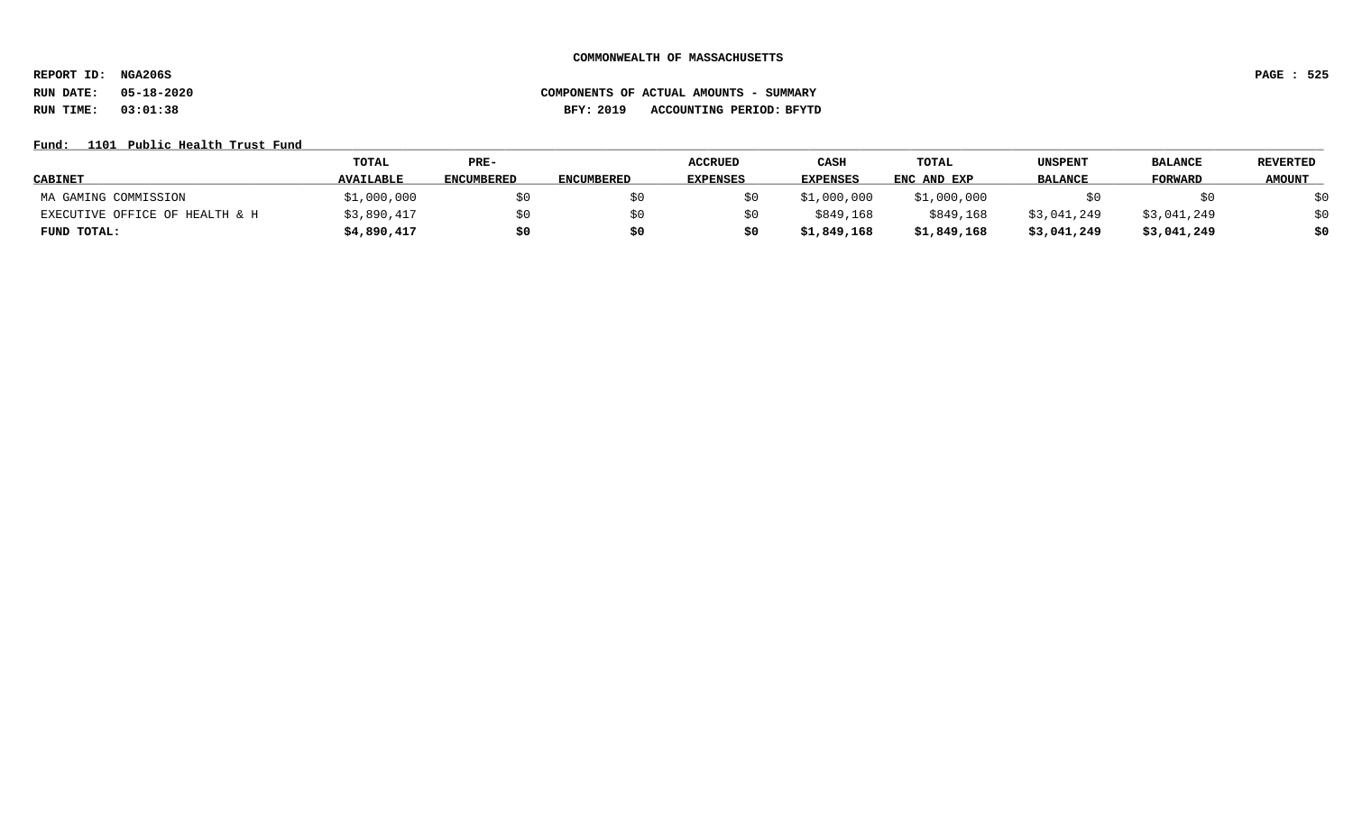COMMONWEALTH OF MASSACHUSETTS

REPORT ID: NGA206S

RUN DATE: 05-18-2020

RUN TIME: 03:01:38

COMPONENTS OF ACTUAL AMOUNTS - SUMMARY

BFY: 2019 ACCOUNTING PERIOD: BFYTD

Fund: 1101 Public Health Trust Fund

| CABINET | TOTAL AVAILABLE | PRE-ENCUMBERED | ENCUMBERED | ACCRUED EXPENSES | CASH EXPENSES | TOTAL ENC AND EXP | UNSPENT BALANCE | BALANCE FORWARD | REVERTED AMOUNT |
|---|---|---|---|---|---|---|---|---|---|
| MA GAMING COMMISSION | $1,000,000 | $0 | $0 | $0 | $1,000,000 | $1,000,000 | $0 | $0 | $0 |
| EXECUTIVE OFFICE OF HEALTH & H | $3,890,417 | $0 | $0 | $0 | $849,168 | $849,168 | $3,041,249 | $3,041,249 | $0 |
| **FUND TOTAL:** | **$4,890,417** | **$0** | **$0** | **$0** | **$1,849,168** | **$1,849,168** | **$3,041,249** | **$3,041,249** | **$0** |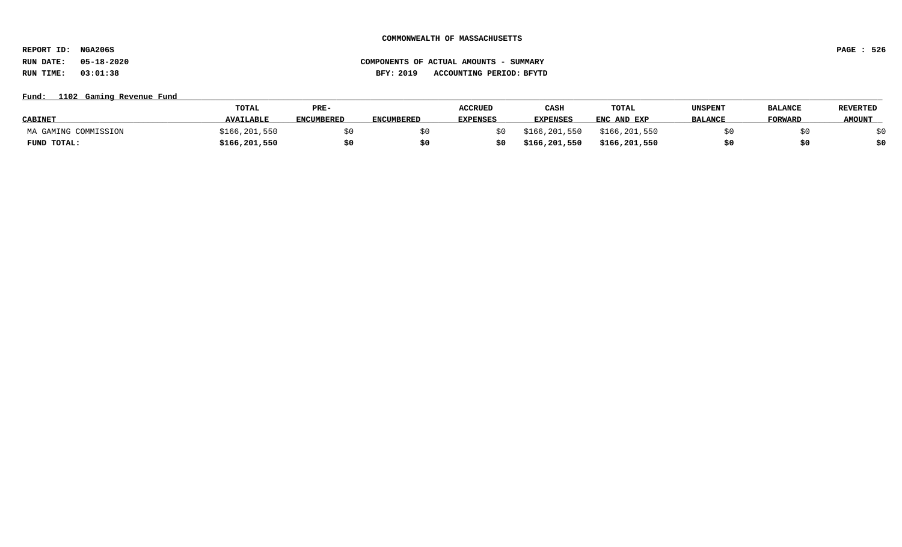COMMONWEALTH OF MASSACHUSETTS

REPORT ID: NGA206S

RUN DATE: 05-18-2020

RUN TIME: 03:01:38

COMPONENTS OF ACTUAL AMOUNTS - SUMMARY

BFY: 2019 ACCOUNTING PERIOD: BFYTD

Fund: 1102 Gaming Revenue Fund

| CABINET | TOTAL AVAILABLE | PRE-ENCUMBERED | ENCUMBERED | ACCRUED EXPENSES | CASH EXPENSES | TOTAL ENC AND EXP | UNSPENT BALANCE | BALANCE FORWARD | REVERTED AMOUNT |
|---|---|---|---|---|---|---|---|---|---|
| MA GAMING COMMISSION | $166,201,550 | $0 | $0 | $0 | $166,201,550 | $166,201,550 | $0 | $0 | $0 |
| **FUND TOTAL:** | **$166,201,550** | **$0** | **$0** | **$0** | **$166,201,550** | **$166,201,550** | **$0** | **$0** | **$0** |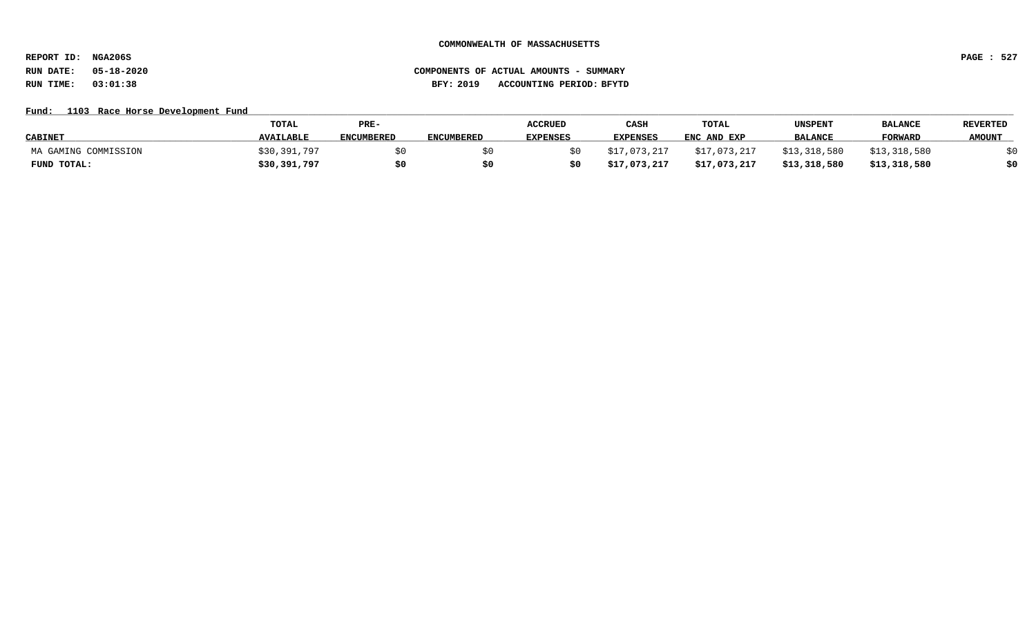COMMONWEALTH OF MASSACHUSETTS

REPORT ID: NGA206S

RUN DATE: 05-18-2020

RUN TIME: 03:01:38

COMPONENTS OF ACTUAL AMOUNTS - SUMMARY

BFY: 2019 ACCOUNTING PERIOD: BFYTD

Fund: 1103 Race Horse Development Fund

| CABINET | TOTAL AVAILABLE | PRE-ENCUMBERED | ENCUMBERED | ACCRUED EXPENSES | CASH EXPENSES | TOTAL ENC AND EXP | UNSPENT BALANCE | BALANCE FORWARD | REVERTED AMOUNT |
|---|---|---|---|---|---|---|---|---|---|
| MA GAMING COMMISSION | $30,391,797 | $0 | $0 | $0 | $17,073,217 | $17,073,217 | $13,318,580 | $13,318,580 | $0 |
| **FUND TOTAL:** | **$30,391,797** | **$0** | **$0** | **$0** | **$17,073,217** | **$17,073,217** | **$13,318,580** | **$13,318,580** | **$0** |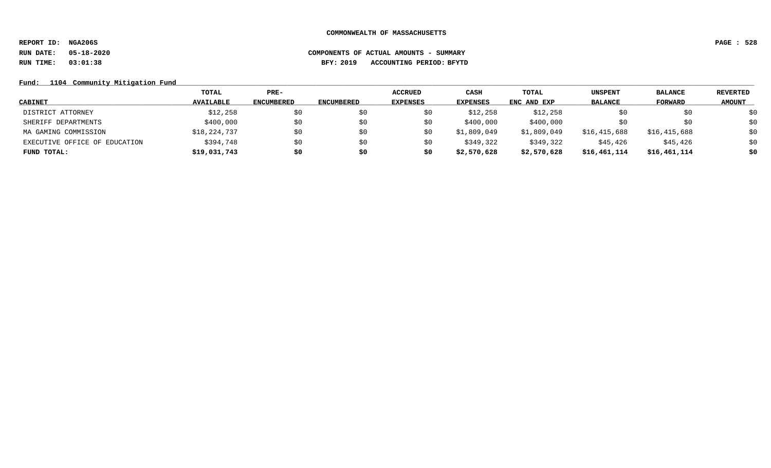COMMONWEALTH OF MASSACHUSETTS

REPORT ID: NGA206S

RUN DATE: 05-18-2020

RUN TIME: 03:01:38

COMPONENTS OF ACTUAL AMOUNTS - SUMMARY

BFY: 2019 ACCOUNTING PERIOD: BFYTD

Fund: 1104 Community Mitigation Fund

| CABINET | TOTAL AVAILABLE | PRE-ENCUMBERED | ENCUMBERED | ACCRUED EXPENSES | CASH EXPENSES | TOTAL ENC AND EXP | UNSPENT BALANCE | BALANCE FORWARD | REVERTED AMOUNT |
|---|---|---|---|---|---|---|---|---|---|
| DISTRICT ATTORNEY | $12,258 | $0 | $0 | $0 | $12,258 | $12,258 | $0 | $0 | $0 |
| SHERIFF DEPARTMENTS | $400,000 | $0 | $0 | $0 | $400,000 | $400,000 | $0 | $0 | $0 |
| MA GAMING COMMISSION | $18,224,737 | $0 | $0 | $0 | $1,809,049 | $1,809,049 | $16,415,688 | $16,415,688 | $0 |
| EXECUTIVE OFFICE OF EDUCATION | $394,748 | $0 | $0 | $0 | $349,322 | $349,322 | $45,426 | $45,426 | $0 |
| **FUND TOTAL:** | **$19,031,743** | **$0** | **$0** | **$0** | **$2,570,628** | **$2,570,628** | **$16,461,114** | **$16,461,114** | **$0** |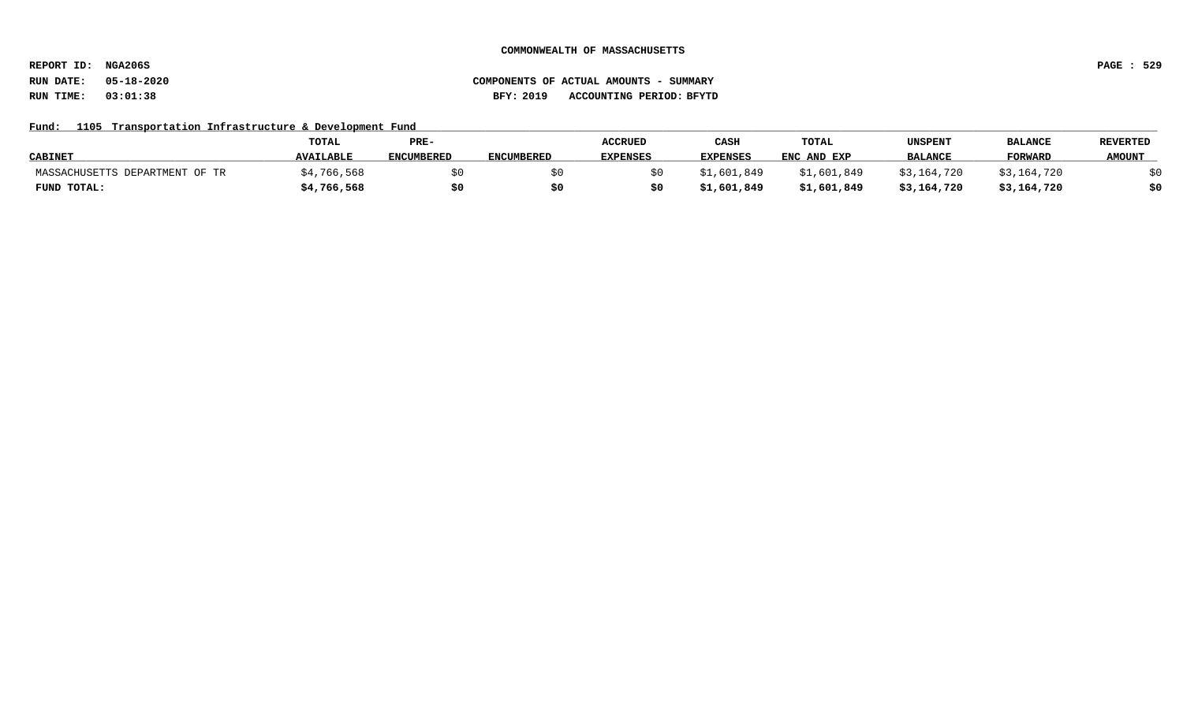**COMMONWEALTH OF MASSACHUSETTS**

**REPORT ID: NGA206S**
**RUN DATE: 05-18-2020**
**RUN TIME: 03:01:38**

**COMPONENTS OF ACTUAL AMOUNTS - SUMMARY**
**BFY: 2019 ACCOUNTING PERIOD: BFYTD**

**Fund: 1105 Transportation Infrastructure & Development Fund**

| CABINET | TOTAL AVAILABLE | PRE-ENCUMBERED | ENCUMBERED | ACCRUED EXPENSES | CASH EXPENSES | TOTAL ENC AND EXP | UNSPENT BALANCE | BALANCE FORWARD | REVERTED AMOUNT |
|---|---|---|---|---|---|---|---|---|---|
| MASSACHUSETTS DEPARTMENT OF TR | $4,766,568 | $0 | $0 | $0 | $1,601,849 | $1,601,849 | $3,164,720 | $3,164,720 | $0 |
| **FUND TOTAL:** | **$4,766,568** | **$0** | **$0** | **$0** | **$1,601,849** | **$1,601,849** | **$3,164,720** | **$3,164,720** | **$0** |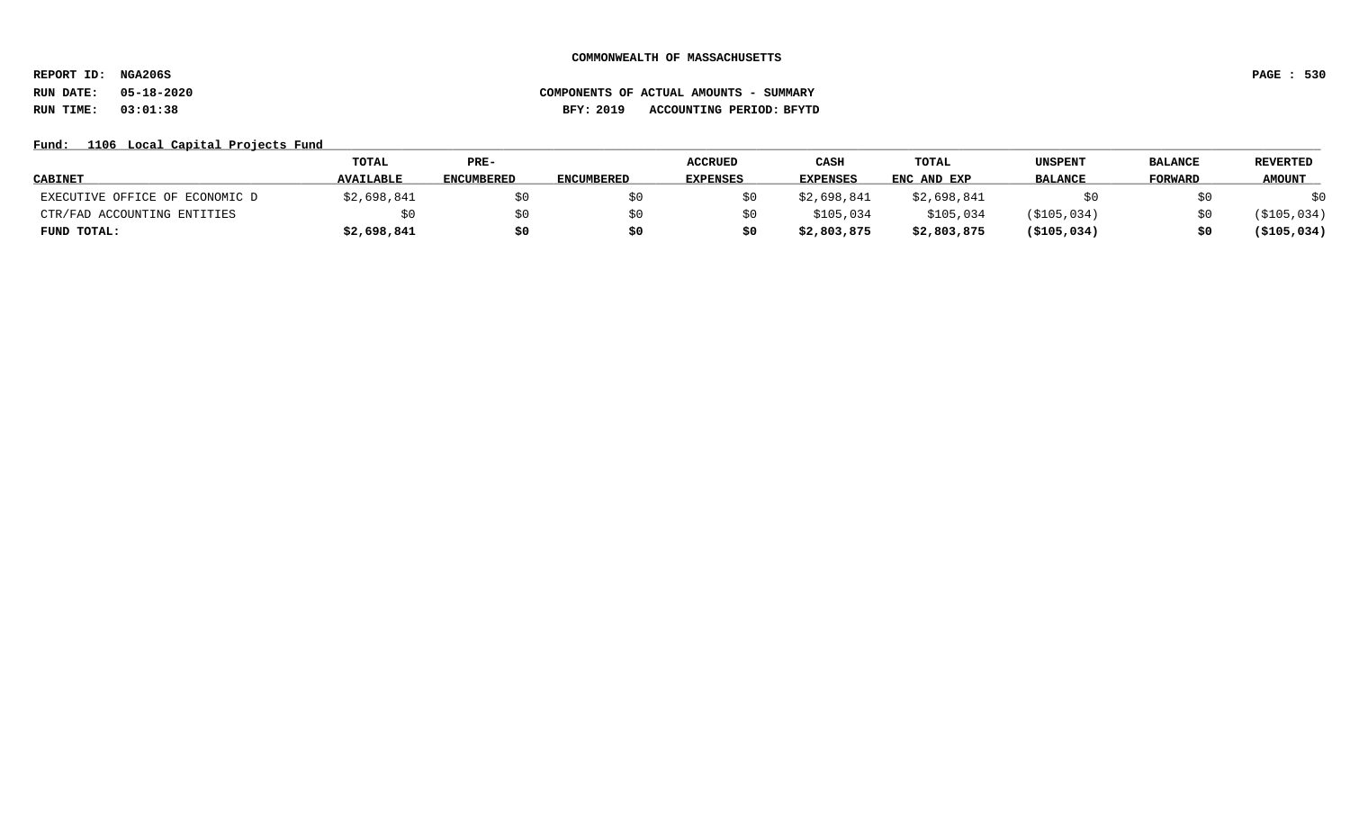COMMONWEALTH OF MASSACHUSETTS

REPORT ID: NGA206S

RUN DATE: 05-18-2020

RUN TIME: 03:01:38

COMPONENTS OF ACTUAL AMOUNTS - SUMMARY

BFY: 2019 ACCOUNTING PERIOD: BFYTD

Fund: 1106 Local Capital Projects Fund

| CABINET | TOTAL AVAILABLE | PRE-ENCUMBERED | ENCUMBERED | ACCRUED EXPENSES | CASH EXPENSES | TOTAL ENC AND EXP | UNSPENT BALANCE | BALANCE FORWARD | REVERTED AMOUNT |
|---|---|---|---|---|---|---|---|---|---|
| EXECUTIVE OFFICE OF ECONOMIC D | $2,698,841 | $0 | $0 | $0 | $2,698,841 | $2,698,841 | $0 | $0 | $0 |
| CTR/FAD ACCOUNTING ENTITIES | $0 | $0 | $0 | $0 | $105,034 | $105,034 | ($105,034) | $0 | ($105,034) |
| **FUND TOTAL:** | **$2,698,841** | **$0** | **$0** | **$0** | **$2,803,875** | **$2,803,875** | **($105,034)** | **$0** | **($105,034)** |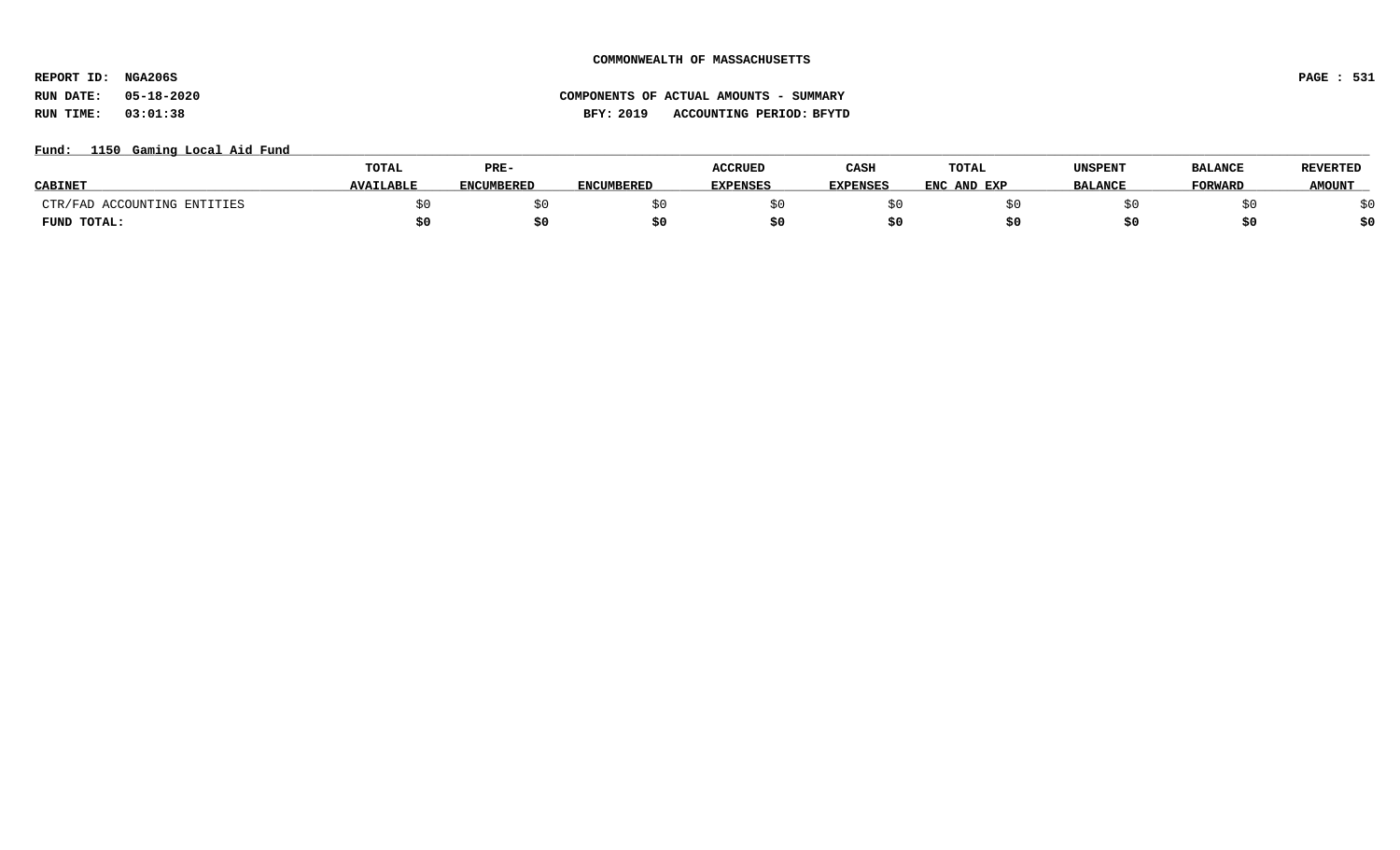COMMONWEALTH OF MASSACHUSETTS

REPORT ID: NGA206S

RUN DATE: 05-18-2020

RUN TIME: 03:01:38

COMPONENTS OF ACTUAL AMOUNTS - SUMMARY

BFY: 2019 ACCOUNTING PERIOD: BFYTD

Fund: 1150 Gaming Local Aid Fund

| CABINET | TOTAL AVAILABLE | PRE-ENCUMBERED | ENCUMBERED | ACCRUED EXPENSES | CASH EXPENSES | TOTAL ENC AND EXP | UNSPENT BALANCE | BALANCE FORWARD | REVERTED AMOUNT |
|---|---|---|---|---|---|---|---|---|---|
| CTR/FAD ACCOUNTING ENTITIES | $0 | $0 | $0 | $0 | $0 | $0 | $0 | $0 | $0 |
| **FUND TOTAL:** | **$0** | **$0** | **$0** | **$0** | **$0** | **$0** | **$0** | **$0** | **$0** |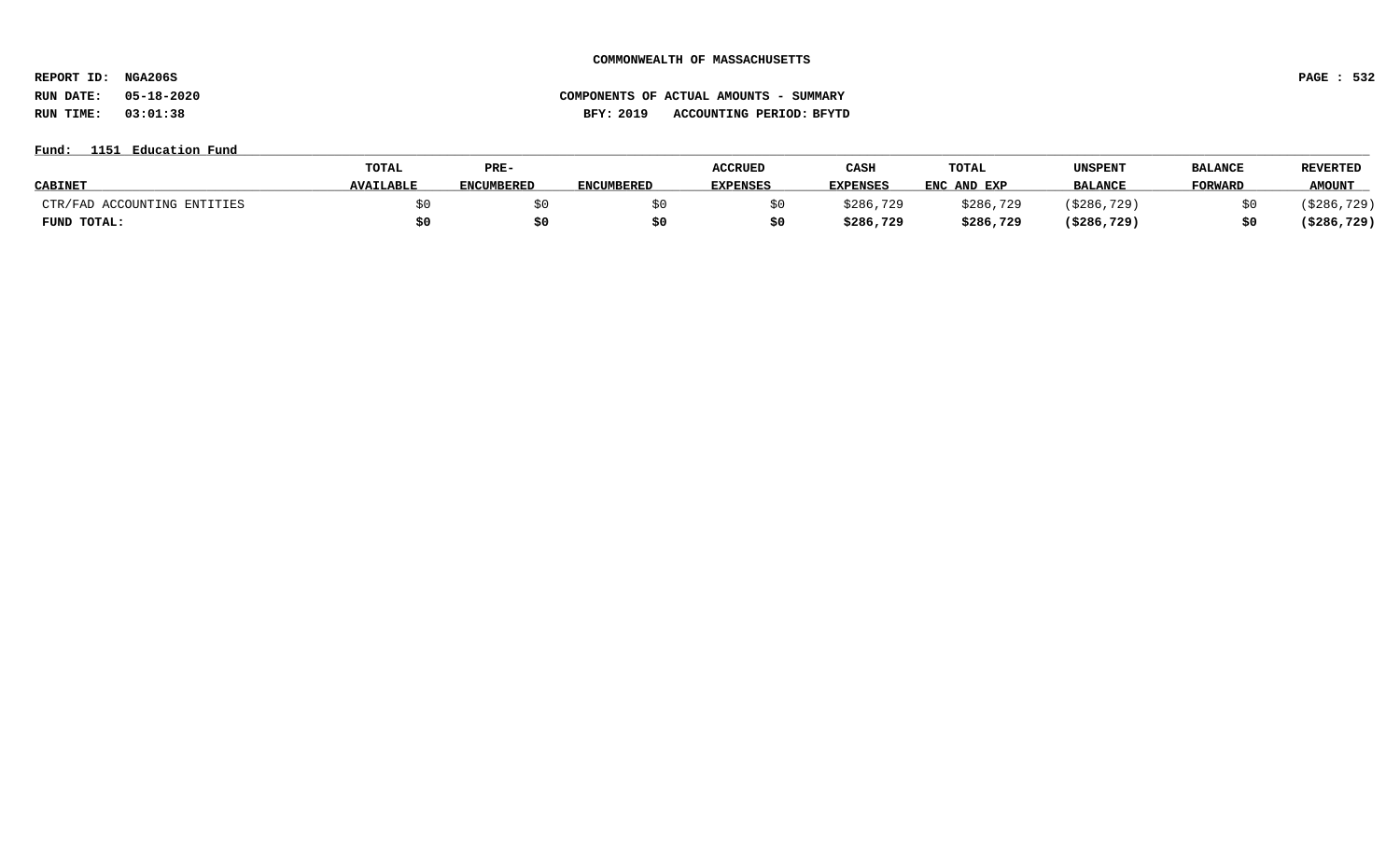**COMMONWEALTH OF MASSACHUSETTS**

**REPORT ID: NGA206S**

**RUN DATE: 05-18-2020** **COMPONENTS OF ACTUAL AMOUNTS - SUMMARY**

**RUN TIME: 03:01:38** **BFY: 2019 ACCOUNTING PERIOD: BFYTD**

**Fund: 1151 Education Fund**

| CABINET | TOTAL AVAILABLE | PRE-ENCUMBERED | ENCUMBERED | ACCRUED EXPENSES | CASH EXPENSES | TOTAL ENC AND EXP | UNSPENT BALANCE | BALANCE FORWARD | REVERTED AMOUNT |
|---|---|---|---|---|---|---|---|---|---|
| CTR/FAD ACCOUNTING ENTITIES | $0 | $0 | $0 | $0 | $286,729 | $286,729 | ($286,729) | $0 | ($286,729) |
| **FUND TOTAL:** | **$0** | **$0** | **$0** | **$0** | **$286,729** | **$286,729** | **($286,729)** | **$0** | **($286,729)** |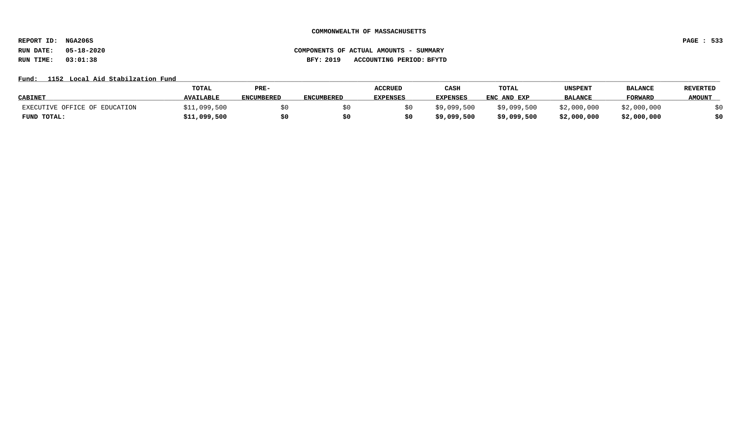COMMONWEALTH OF MASSACHUSETTS

REPORT ID: NGA206S

RUN DATE: 05-18-2020

RUN TIME: 03:01:38

COMPONENTS OF ACTUAL AMOUNTS - SUMMARY

BFY: 2019 ACCOUNTING PERIOD: BFYTD

Fund: 1152 Local Aid Stabilzation Fund

| CABINET | TOTAL AVAILABLE | PRE-ENCUMBERED | ENCUMBERED | ACCRUED EXPENSES | CASH EXPENSES | TOTAL ENC AND EXP | UNSPENT BALANCE | BALANCE FORWARD | REVERTED AMOUNT |
|---|---|---|---|---|---|---|---|---|---|
| EXECUTIVE OFFICE OF EDUCATION | $11,099,500 | $0 | $0 | $0 | $9,099,500 | $9,099,500 | $2,000,000 | $2,000,000 | $0 |
| **FUND TOTAL:** | **$11,099,500** | **$0** | **$0** | **$0** | **$9,099,500** | **$9,099,500** | **$2,000,000** | **$2,000,000** | **$0** |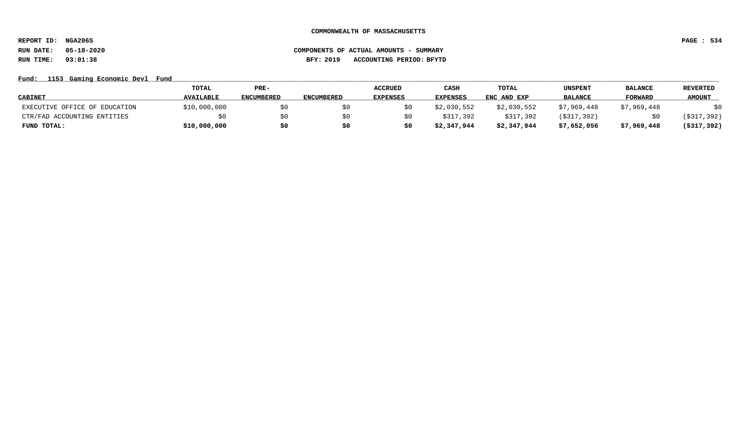**COMMONWEALTH OF MASSACHUSETTS**

**REPORT ID: NGA206S**

**RUN DATE: 05-18-2020** **COMPONENTS OF ACTUAL AMOUNTS - SUMMARY**

**RUN TIME: 03:01:38** **BFY: 2019 ACCOUNTING PERIOD: BFYTD**

**Fund: 1153 Gaming Economic Devl Fund**

| CABINET | TOTAL AVAILABLE | PRE-ENCUMBERED | ENCUMBERED | ACCRUED EXPENSES | CASH EXPENSES | TOTAL ENC AND EXP | UNSPENT BALANCE | BALANCE FORWARD | REVERTED AMOUNT |
|---|---|---|---|---|---|---|---|---|---|
| EXECUTIVE OFFICE OF EDUCATION | $10,000,000 | $0 | $0 | $0 | $2,030,552 | $2,030,552 | $7,969,448 | $7,969,448 | $0 |
| CTR/FAD ACCOUNTING ENTITIES | $0 | $0 | $0 | $0 | $317,392 | $317,392 | ($317,392) | $0 | ($317,392) |
| **FUND TOTAL:** | **$10,000,000** | **$0** | **$0** | **$0** | **$2,347,944** | **$2,347,944** | **$7,652,056** | **$7,969,448** | **($317,392)** |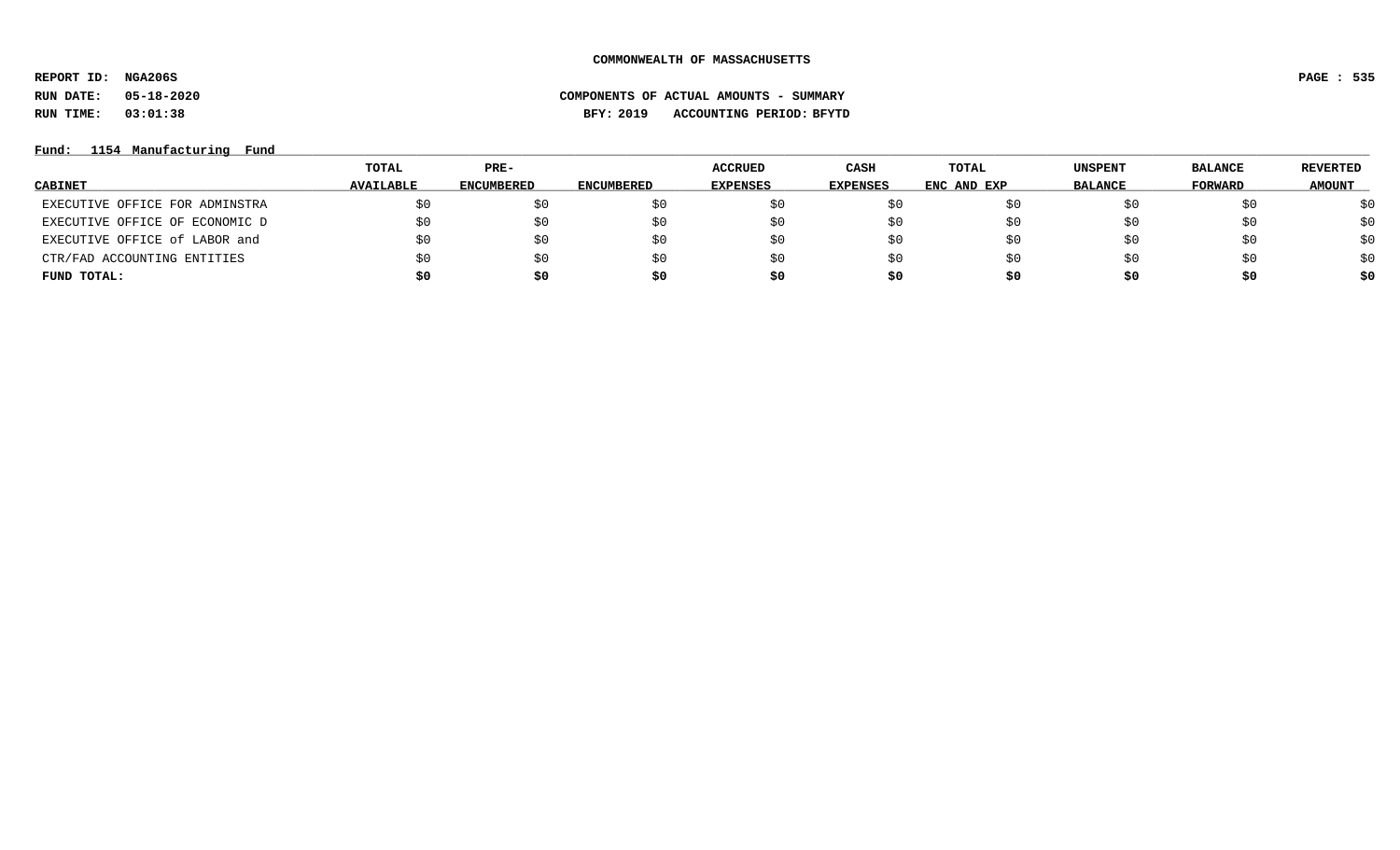COMMONWEALTH OF MASSACHUSETTS

REPORT ID: NGA206S

RUN DATE: 05-18-2020

RUN TIME: 03:01:38

COMPONENTS OF ACTUAL AMOUNTS - SUMMARY

BFY: 2019 ACCOUNTING PERIOD: BFYTD

Fund: 1154 Manufacturing Fund

| CABINET | TOTAL AVAILABLE | PRE-ENCUMBERED | ENCUMBERED | ACCRUED EXPENSES | CASH EXPENSES | TOTAL ENC AND EXP | UNSPENT BALANCE | BALANCE FORWARD | REVERTED AMOUNT |
|---|---|---|---|---|---|---|---|---|---|
| EXECUTIVE OFFICE FOR ADMINSTRA | $0 | $0 | $0 | $0 | $0 | $0 | $0 | $0 | $0 |
| EXECUTIVE OFFICE OF ECONOMIC D | $0 | $0 | $0 | $0 | $0 | $0 | $0 | $0 | $0 |
| EXECUTIVE OFFICE of LABOR and | $0 | $0 | $0 | $0 | $0 | $0 | $0 | $0 | $0 |
| CTR/FAD ACCOUNTING ENTITIES | $0 | $0 | $0 | $0 | $0 | $0 | $0 | $0 | $0 |
| **FUND TOTAL:** | **$0** | **$0** | **$0** | **$0** | **$0** | **$0** | **$0** | **$0** | **$0** |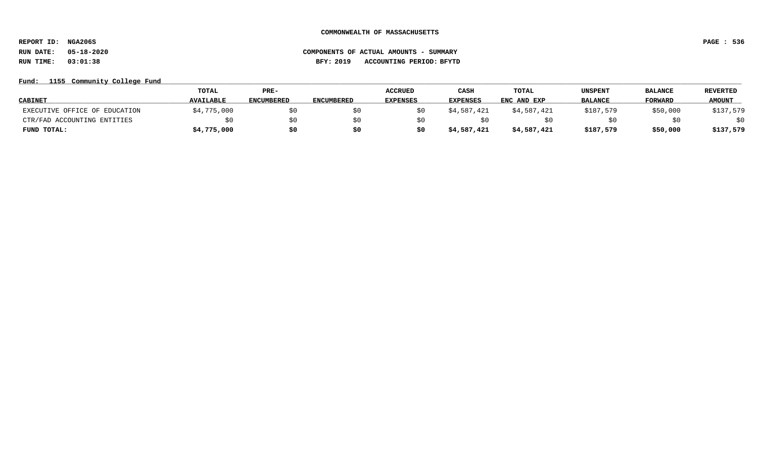**COMMONWEALTH OF MASSACHUSETTS**

**REPORT ID: NGA206S**

**RUN DATE: 05-18-2020** **COMPONENTS OF ACTUAL AMOUNTS - SUMMARY**

**RUN TIME: 03:01:38** **BFY: 2019 ACCOUNTING PERIOD: BFYTD**

**Fund: 1155 Community College Fund**

| CABINET | TOTAL AVAILABLE | PRE-ENCUMBERED | ENCUMBERED | ACCRUED EXPENSES | CASH EXPENSES | TOTAL ENC AND EXP | UNSPENT BALANCE | BALANCE FORWARD | REVERTED AMOUNT |
|---|---|---|---|---|---|---|---|---|---|
| EXECUTIVE OFFICE OF EDUCATION | $4,775,000 | $0 | $0 | $0 | $4,587,421 | $4,587,421 | $187,579 | $50,000 | $137,579 |
| CTR/FAD ACCOUNTING ENTITIES | $0 | $0 | $0 | $0 | $0 | $0 | $0 | $0 | $0 |
| **FUND TOTAL:** | **$4,775,000** | **$0** | **$0** | **$0** | **$4,587,421** | **$4,587,421** | **$187,579** | **$50,000** | **$137,579** |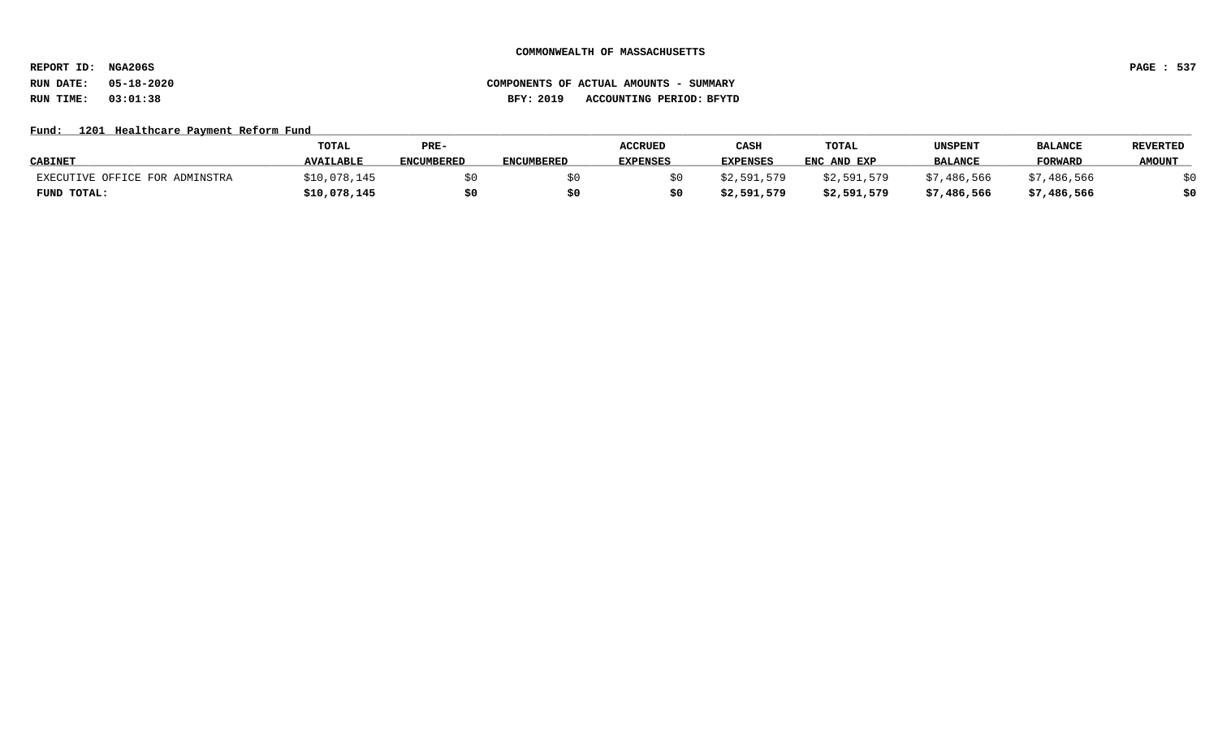COMMONWEALTH OF MASSACHUSETTS

REPORT ID: NGA206S

RUN DATE: 05-18-2020

RUN TIME: 03:01:38

COMPONENTS OF ACTUAL AMOUNTS - SUMMARY

BFY: 2019 ACCOUNTING PERIOD: BFYTD

Fund: 1201 Healthcare Payment Reform Fund

| CABINET | TOTAL AVAILABLE | PRE-ENCUMBERED | ENCUMBERED | ACCRUED EXPENSES | CASH EXPENSES | TOTAL ENC AND EXP | UNSPENT BALANCE | BALANCE FORWARD | REVERTED AMOUNT |
|---|---|---|---|---|---|---|---|---|---|
| EXECUTIVE OFFICE FOR ADMINSTRA | $10,078,145 | $0 | $0 | $0 | $2,591,579 | $2,591,579 | $7,486,566 | $7,486,566 | $0 |
| **FUND TOTAL:** | **$10,078,145** | **$0** | **$0** | **$0** | **$2,591,579** | **$2,591,579** | **$7,486,566** | **$7,486,566** | **$0** |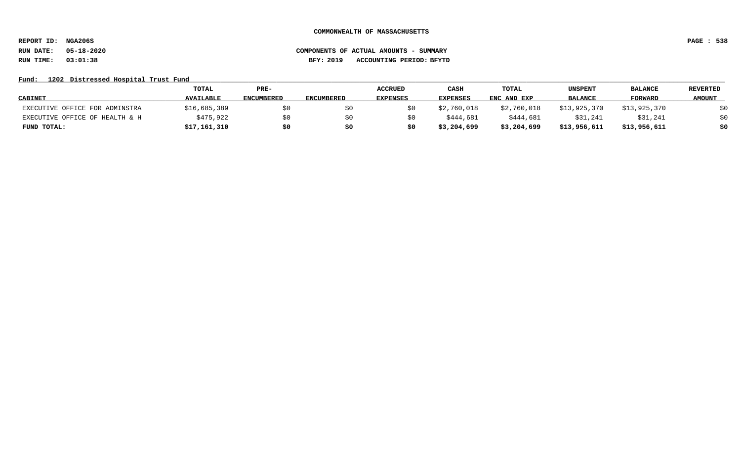**COMMONWEALTH OF MASSACHUSETTS**

**REPORT ID: NGA206S**

**RUN DATE: 05-18-2020** **COMPONENTS OF ACTUAL AMOUNTS - SUMMARY**

**RUN TIME: 03:01:38** **BFY: 2019 ACCOUNTING PERIOD: BFYTD**

**Fund: 1202 Distressed Hospital Trust Fund**

| CABINET | TOTAL AVAILABLE | PRE-ENCUMBERED | ENCUMBERED | ACCRUED EXPENSES | CASH EXPENSES | TOTAL ENC AND EXP | UNSPENT BALANCE | BALANCE FORWARD | REVERTED AMOUNT |
|---|---|---|---|---|---|---|---|---|---|
| EXECUTIVE OFFICE FOR ADMINSTRA | $16,685,389 | $0 | $0 | $0 | $2,760,018 | $2,760,018 | $13,925,370 | $13,925,370 | $0 |
| EXECUTIVE OFFICE OF HEALTH & H | $475,922 | $0 | $0 | $0 | $444,681 | $444,681 | $31,241 | $31,241 | $0 |
| **FUND TOTAL:** | **$17,161,310** | **$0** | **$0** | **$0** | **$3,204,699** | **$3,204,699** | **$13,956,611** | **$13,956,611** | **$0** |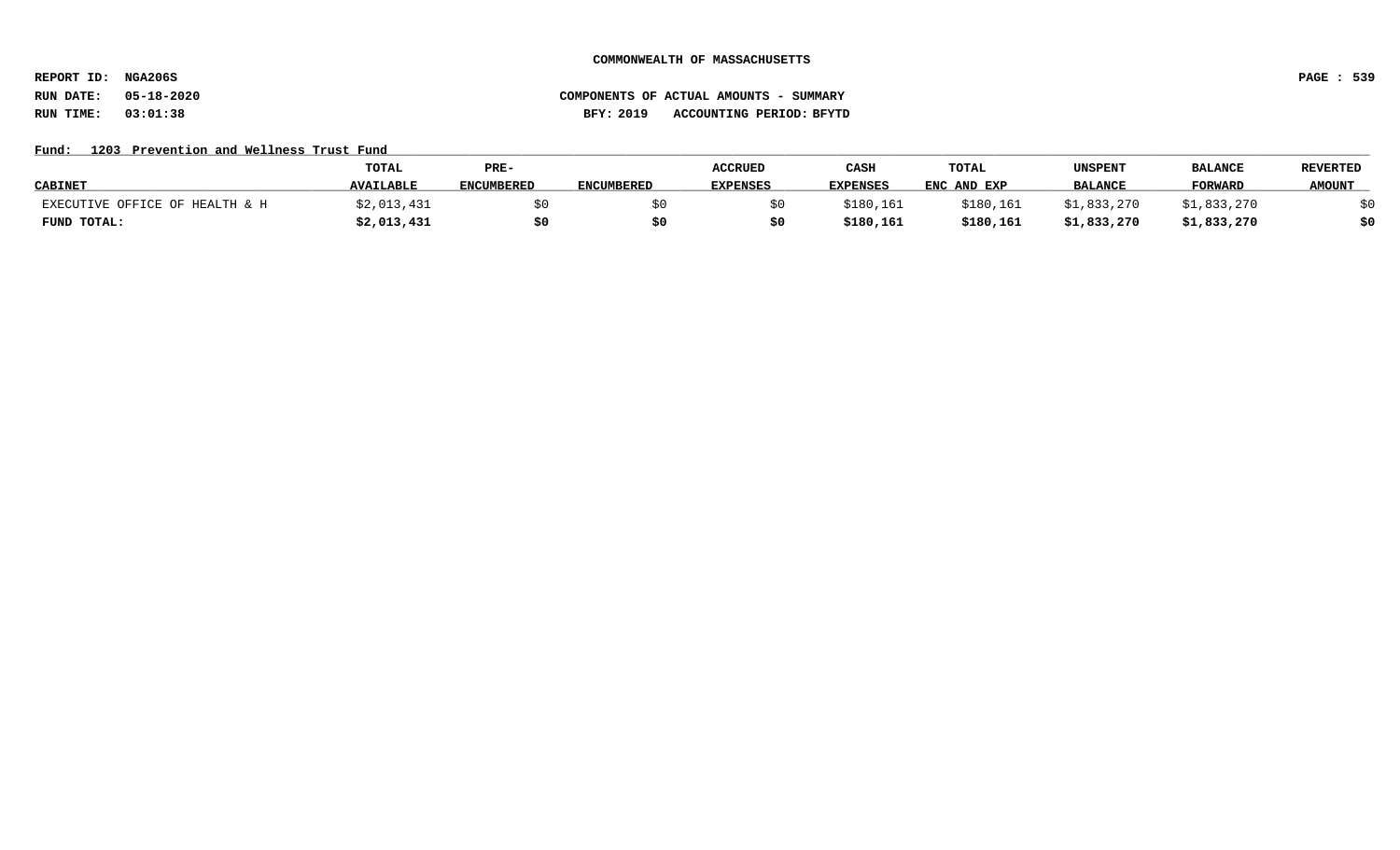COMMONWEALTH OF MASSACHUSETTS

REPORT ID: NGA206S

RUN DATE: 05-18-2020

RUN TIME: 03:01:38

COMPONENTS OF ACTUAL AMOUNTS - SUMMARY

BFY: 2019 ACCOUNTING PERIOD: BFYTD

Fund: 1203 Prevention and Wellness Trust Fund

| CABINET | TOTAL AVAILABLE | PRE-ENCUMBERED | ENCUMBERED | ACCRUED EXPENSES | CASH EXPENSES | TOTAL ENC AND EXP | UNSPENT BALANCE | BALANCE FORWARD | REVERTED AMOUNT |
|---|---|---|---|---|---|---|---|---|---|
| EXECUTIVE OFFICE OF HEALTH & H | $2,013,431 | $0 | $0 | $0 | $180,161 | $180,161 | $1,833,270 | $1,833,270 | $0 |
| **FUND TOTAL:** | **$2,013,431** | **$0** | **$0** | **$0** | **$180,161** | **$180,161** | **$1,833,270** | **$1,833,270** | **$0** |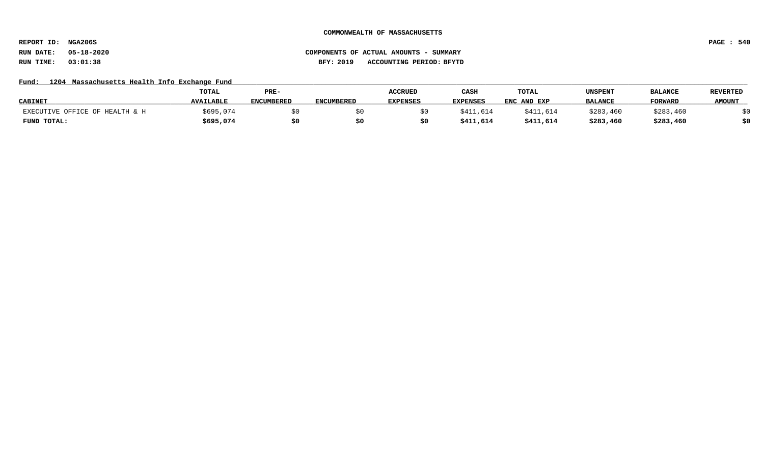COMMONWEALTH OF MASSACHUSETTS

REPORT ID: NGA206S

RUN DATE: 05-18-2020

RUN TIME: 03:01:38

COMPONENTS OF ACTUAL AMOUNTS - SUMMARY

BFY: 2019 ACCOUNTING PERIOD: BFYTD

Fund: 1204 Massachusetts Health Info Exchange Fund

| CABINET | TOTAL AVAILABLE | PRE-ENCUMBERED | ENCUMBERED | ACCRUED EXPENSES | CASH EXPENSES | TOTAL ENC AND EXP | UNSPENT BALANCE | BALANCE FORWARD | REVERTED AMOUNT |
|---|---|---|---|---|---|---|---|---|---|
| EXECUTIVE OFFICE OF HEALTH & H | $695,074 | $0 | $0 | $0 | $411,614 | $411,614 | $283,460 | $283,460 | $0 |
| **FUND TOTAL:** | **$695,074** | **$0** | **$0** | **$0** | **$411,614** | **$411,614** | **$283,460** | **$283,460** | **$0** |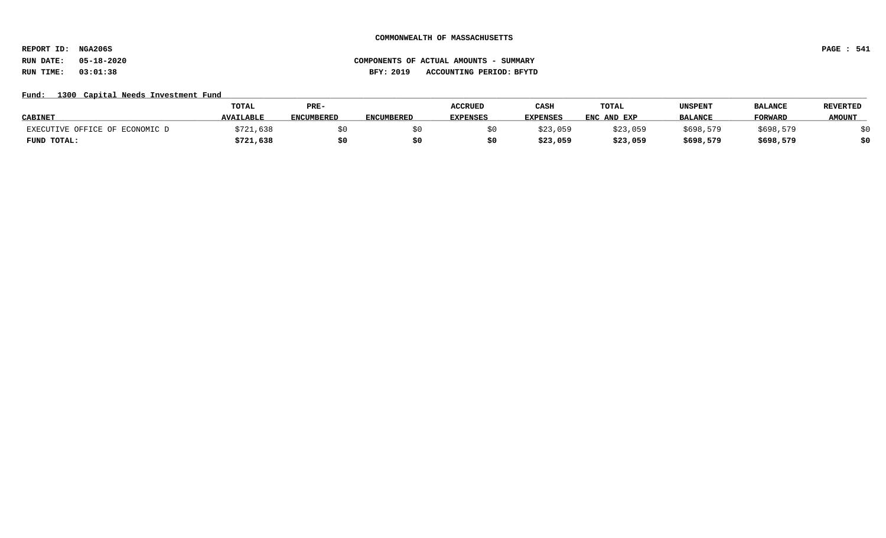COMMONWEALTH OF MASSACHUSETTS

REPORT ID: NGA206S

RUN DATE: 05-18-2020

RUN TIME: 03:01:38

COMPONENTS OF ACTUAL AMOUNTS - SUMMARY

BFY: 2019 ACCOUNTING PERIOD: BFYTD

Fund: 1300 Capital Needs Investment Fund

| CABINET | TOTAL AVAILABLE | PRE-ENCUMBERED | ENCUMBERED | ACCRUED EXPENSES | CASH EXPENSES | TOTAL ENC AND EXP | UNSPENT BALANCE | BALANCE FORWARD | REVERTED AMOUNT |
|---|---|---|---|---|---|---|---|---|---|
| EXECUTIVE OFFICE OF ECONOMIC D | $721,638 | $0 | $0 | $0 | $23,059 | $23,059 | $698,579 | $698,579 | $0 |
| **FUND TOTAL:** | **$721,638** | **$0** | **$0** | **$0** | **$23,059** | **$23,059** | **$698,579** | **$698,579** | **$0** |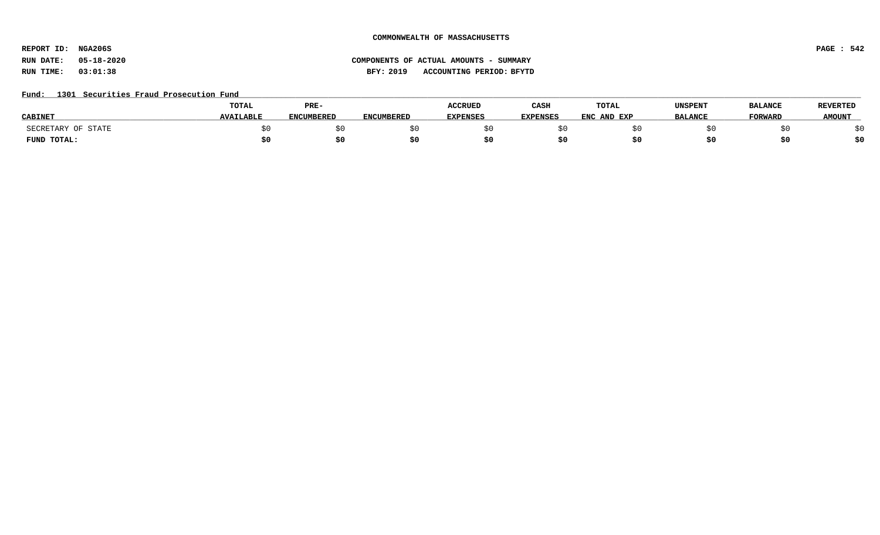COMMONWEALTH OF MASSACHUSETTS

REPORT ID: NGA206S

RUN DATE: 05-18-2020

RUN TIME: 03:01:38

COMPONENTS OF ACTUAL AMOUNTS - SUMMARY

BFY: 2019 ACCOUNTING PERIOD: BFYTD

Fund: 1301 Securities Fraud Prosecution Fund

| CABINET | TOTAL AVAILABLE | PRE-ENCUMBERED | ENCUMBERED | ACCRUED EXPENSES | CASH EXPENSES | TOTAL ENC AND EXP | UNSPENT BALANCE | BALANCE FORWARD | REVERTED AMOUNT |
|---|---|---|---|---|---|---|---|---|---|
| SECRETARY OF STATE | $0 | $0 | $0 | $0 | $0 | $0 | $0 | $0 | $0 |
| **FUND TOTAL:** | **$0** | **$0** | **$0** | **$0** | **$0** | **$0** | **$0** | **$0** | **$0** |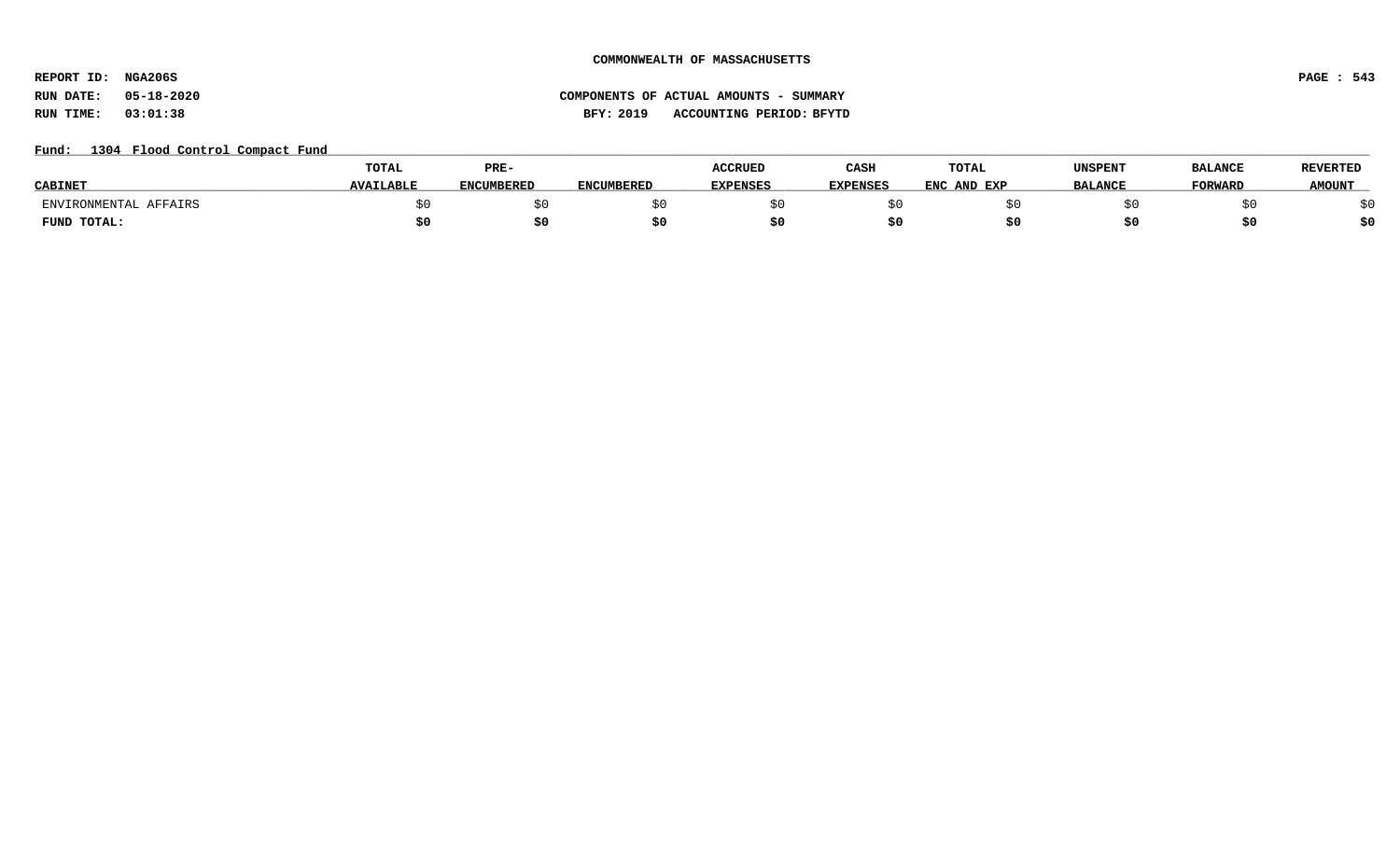COMMONWEALTH OF MASSACHUSETTS

REPORT ID: NGA206S

RUN DATE: 05-18-2020

RUN TIME: 03:01:38

COMPONENTS OF ACTUAL AMOUNTS - SUMMARY

BFY: 2019 ACCOUNTING PERIOD: BFYTD

Fund: 1304 Flood Control Compact Fund

| CABINET | TOTAL AVAILABLE | PRE-ENCUMBERED | ENCUMBERED | ACCRUED EXPENSES | CASH EXPENSES | TOTAL ENC AND EXP | UNSPENT BALANCE | BALANCE FORWARD | REVERTED AMOUNT |
|---|---|---|---|---|---|---|---|---|---|
| ENVIRONMENTAL AFFAIRS | $0 | $0 | $0 | $0 | $0 | $0 | $0 | $0 | $0 |
| **FUND TOTAL:** | **$0** | **$0** | **$0** | **$0** | **$0** | **$0** | **$0** | **$0** | **$0** |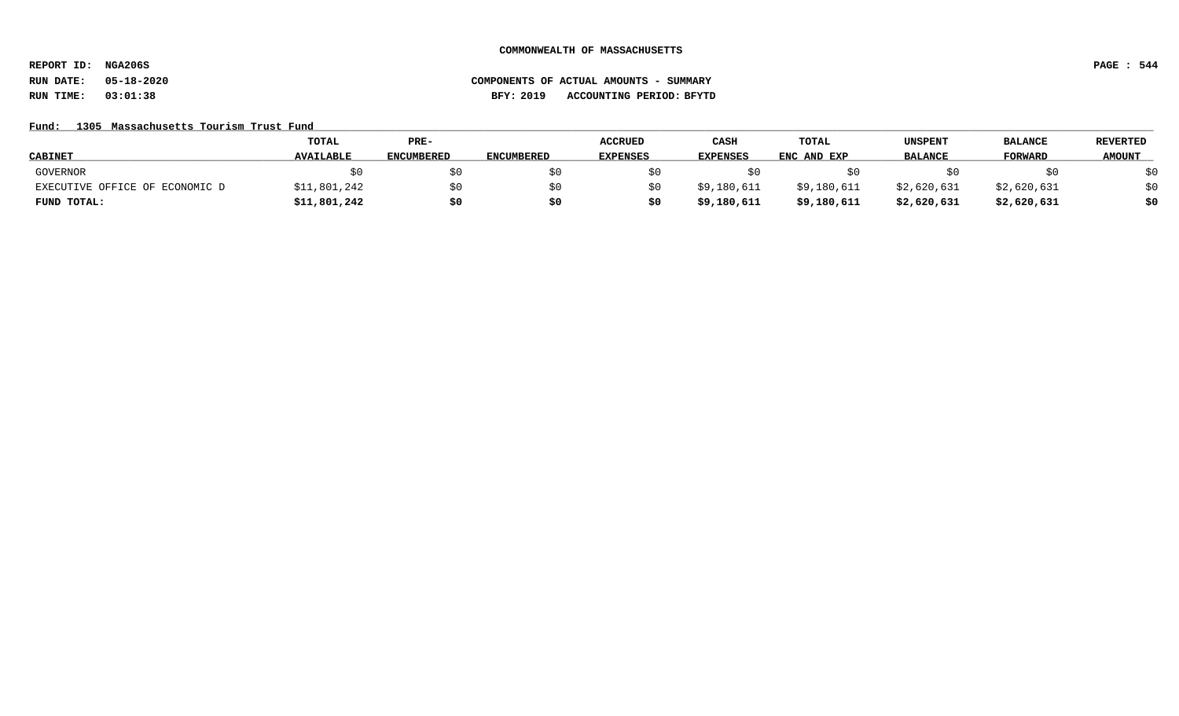**COMMONWEALTH OF MASSACHUSETTS**

**REPORT ID: NGA206S**

**RUN DATE: 05-18-2020** **COMPONENTS OF ACTUAL AMOUNTS - SUMMARY**

**RUN TIME: 03:01:38** **BFY: 2019 ACCOUNTING PERIOD: BFYTD**

**Fund: 1305 Massachusetts Tourism Trust Fund**

| CABINET | TOTAL AVAILABLE | PRE-ENCUMBERED | ENCUMBERED | ACCRUED EXPENSES | CASH EXPENSES | TOTAL ENC AND EXP | UNSPENT BALANCE | BALANCE FORWARD | REVERTED AMOUNT |
|---|---|---|---|---|---|---|---|---|---|
| GOVERNOR | $0 | $0 | $0 | $0 | $0 | $0 | $0 | $0 | $0 |
| EXECUTIVE OFFICE OF ECONOMIC D | $11,801,242 | $0 | $0 | $0 | $9,180,611 | $9,180,611 | $2,620,631 | $2,620,631 | $0 |
| **FUND TOTAL:** | **$11,801,242** | **$0** | **$0** | **$0** | **$9,180,611** | **$9,180,611** | **$2,620,631** | **$2,620,631** | **$0** |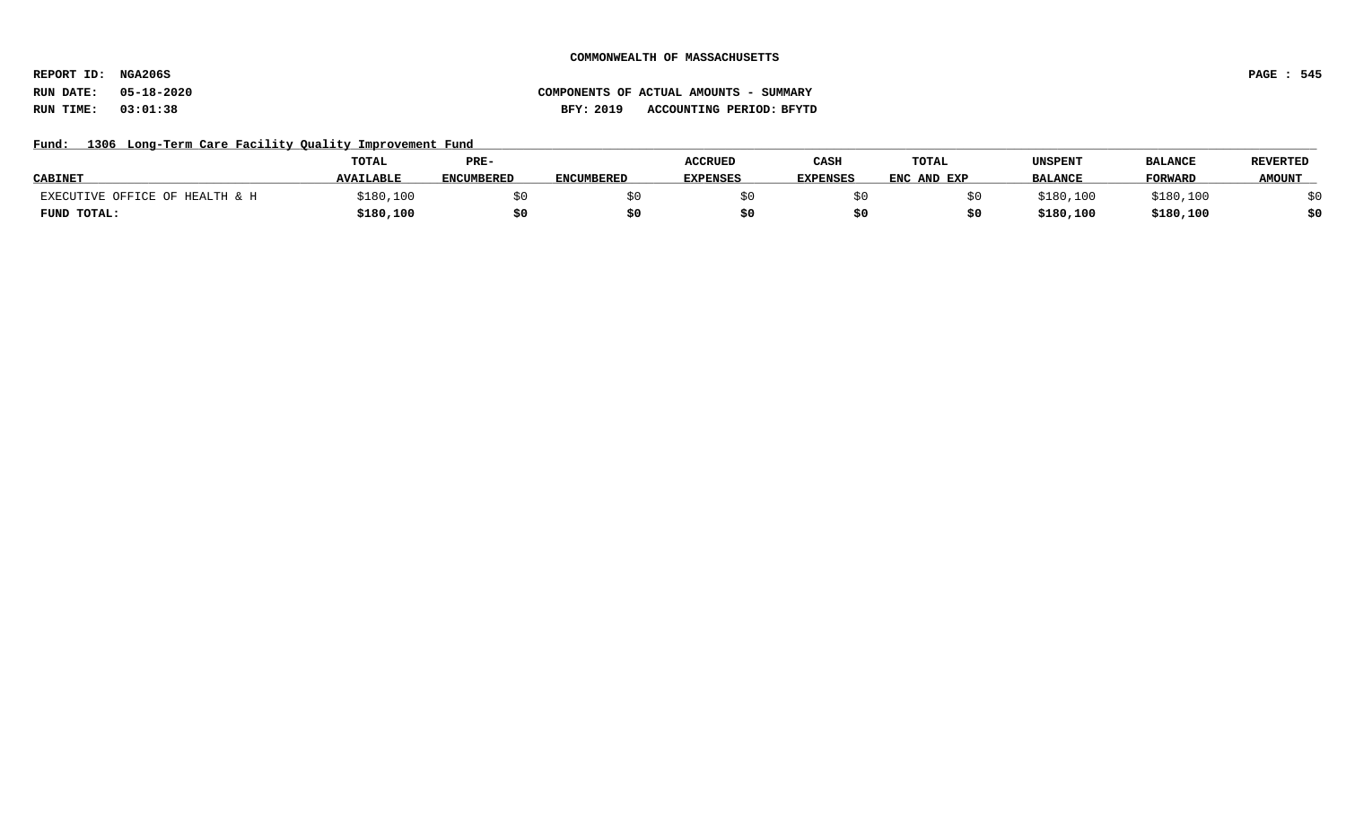COMMONWEALTH OF MASSACHUSETTS

REPORT ID: NGA206S

RUN DATE: 05-18-2020

RUN TIME: 03:01:38

COMPONENTS OF ACTUAL AMOUNTS - SUMMARY

BFY: 2019 ACCOUNTING PERIOD: BFYTD

Fund: 1306 Long-Term Care Facility Quality Improvement Fund

| CABINET | TOTAL AVAILABLE | PRE-ENCUMBERED | ENCUMBERED | ACCRUED EXPENSES | CASH EXPENSES | TOTAL ENC AND EXP | UNSPENT BALANCE | BALANCE FORWARD | REVERTED AMOUNT |
|---|---|---|---|---|---|---|---|---|---|
| EXECUTIVE OFFICE OF HEALTH & H | $180,100 | $0 | $0 | $0 | $0 | $0 | $180,100 | $180,100 | $0 |
| **FUND TOTAL:** | **$180,100** | **$0** | **$0** | **$0** | **$0** | **$0** | **$180,100** | **$180,100** | **$0** |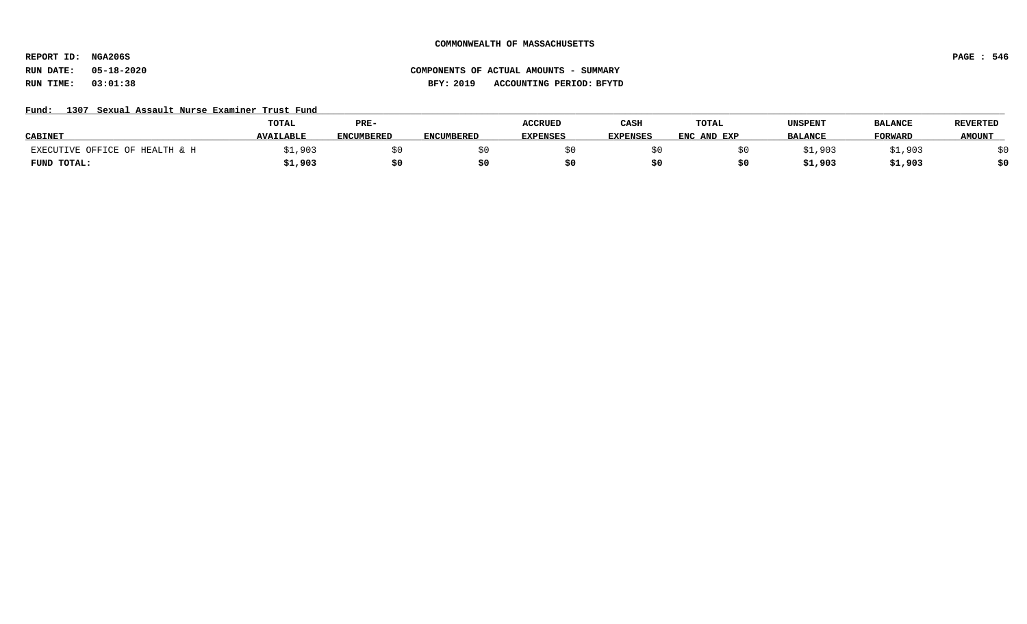COMMONWEALTH OF MASSACHUSETTS

REPORT ID: NGA206S

RUN DATE: 05-18-2020 COMPONENTS OF ACTUAL AMOUNTS - SUMMARY

RUN TIME: 03:01:38 BFY: 2019 ACCOUNTING PERIOD: BFYTD

Fund: 1307 Sexual Assault Nurse Examiner Trust Fund

| CABINET | TOTAL AVAILABLE | PRE-ENCUMBERED | ENCUMBERED | ACCRUED EXPENSES | CASH EXPENSES | TOTAL ENC AND EXP | UNSPENT BALANCE | BALANCE FORWARD | REVERTED AMOUNT |
|---|---|---|---|---|---|---|---|---|---|
| EXECUTIVE OFFICE OF HEALTH & H | $1,903 | $0 | $0 | $0 | $0 | $0 | $1,903 | $1,903 | $0 |
| **FUND TOTAL:** | **$1,903** | **$0** | **$0** | **$0** | **$0** | **$0** | **$1,903** | **$1,903** | **$0** |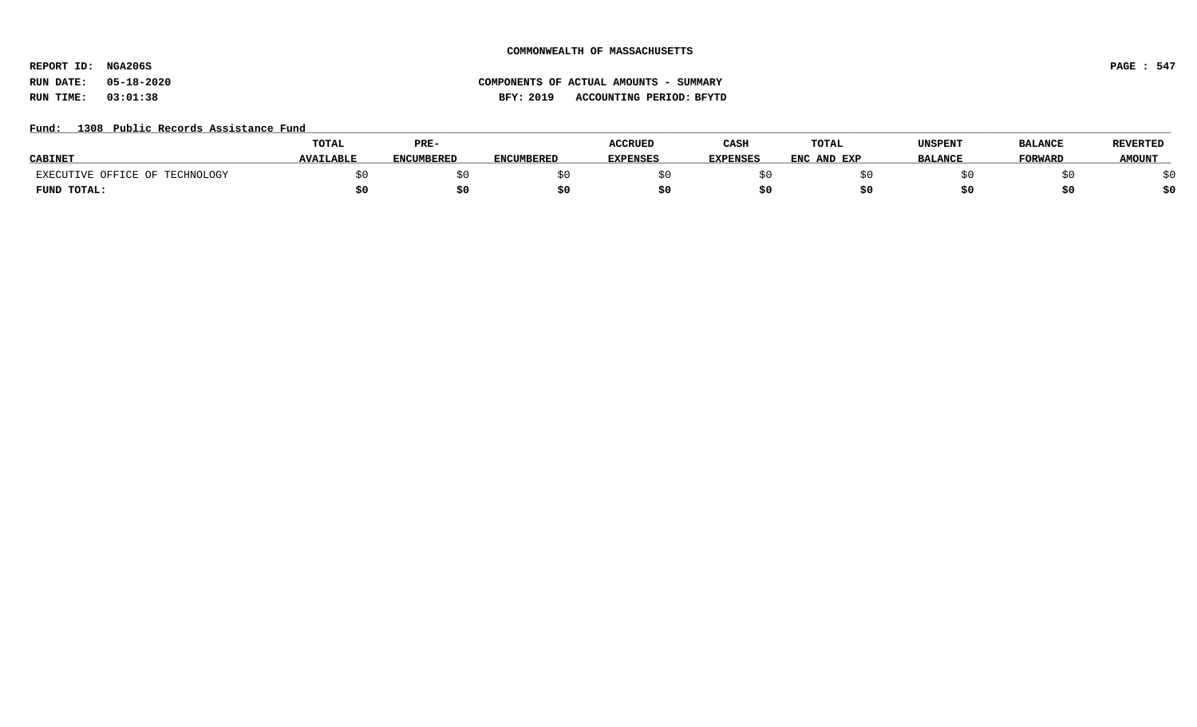COMMONWEALTH OF MASSACHUSETTS

REPORT ID: NGA206S

RUN DATE: 05-18-2020

RUN TIME: 03:01:38

COMPONENTS OF ACTUAL AMOUNTS - SUMMARY

BFY: 2019 ACCOUNTING PERIOD: BFYTD

Fund: 1308 Public Records Assistance Fund

| CABINET | TOTAL AVAILABLE | PRE-ENCUMBERED | ENCUMBERED | ACCRUED EXPENSES | CASH EXPENSES | TOTAL ENC AND EXP | UNSPENT BALANCE | BALANCE FORWARD | REVERTED AMOUNT |
|---|---|---|---|---|---|---|---|---|---|
| EXECUTIVE OFFICE OF TECHNOLOGY | $0 | $0 | $0 | $0 | $0 | $0 | $0 | $0 | $0 |
| **FUND TOTAL:** | **$0** | **$0** | **$0** | **$0** | **$0** | **$0** | **$0** | **$0** | **$0** |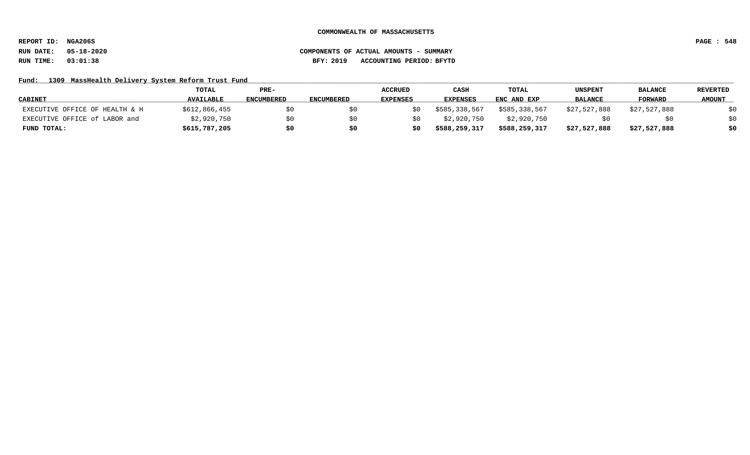COMMONWEALTH OF MASSACHUSETTS

REPORT ID: NGA206S

RUN DATE: 05-18-2020

RUN TIME: 03:01:38

COMPONENTS OF ACTUAL AMOUNTS - SUMMARY

BFY: 2019 ACCOUNTING PERIOD: BFYTD

Fund: 1309 MassHealth Delivery System Reform Trust Fund

| CABINET | TOTAL AVAILABLE | PRE-ENCUMBERED | ENCUMBERED | ACCRUED EXPENSES | CASH EXPENSES | TOTAL ENC AND EXP | UNSPENT BALANCE | BALANCE FORWARD | REVERTED AMOUNT |
|---|---|---|---|---|---|---|---|---|---|
| EXECUTIVE OFFICE OF HEALTH & H | $612,866,455 | $0 | $0 | $0 | $585,338,567 | $585,338,567 | $27,527,888 | $27,527,888 | $0 |
| EXECUTIVE OFFICE of LABOR and | $2,920,750 | $0 | $0 | $0 | $2,920,750 | $2,920,750 | $0 | $0 | $0 |
| **FUND TOTAL:** | **$615,787,205** | **$0** | **$0** | **$0** | **$588,259,317** | **$588,259,317** | **$27,527,888** | **$27,527,888** | **$0** |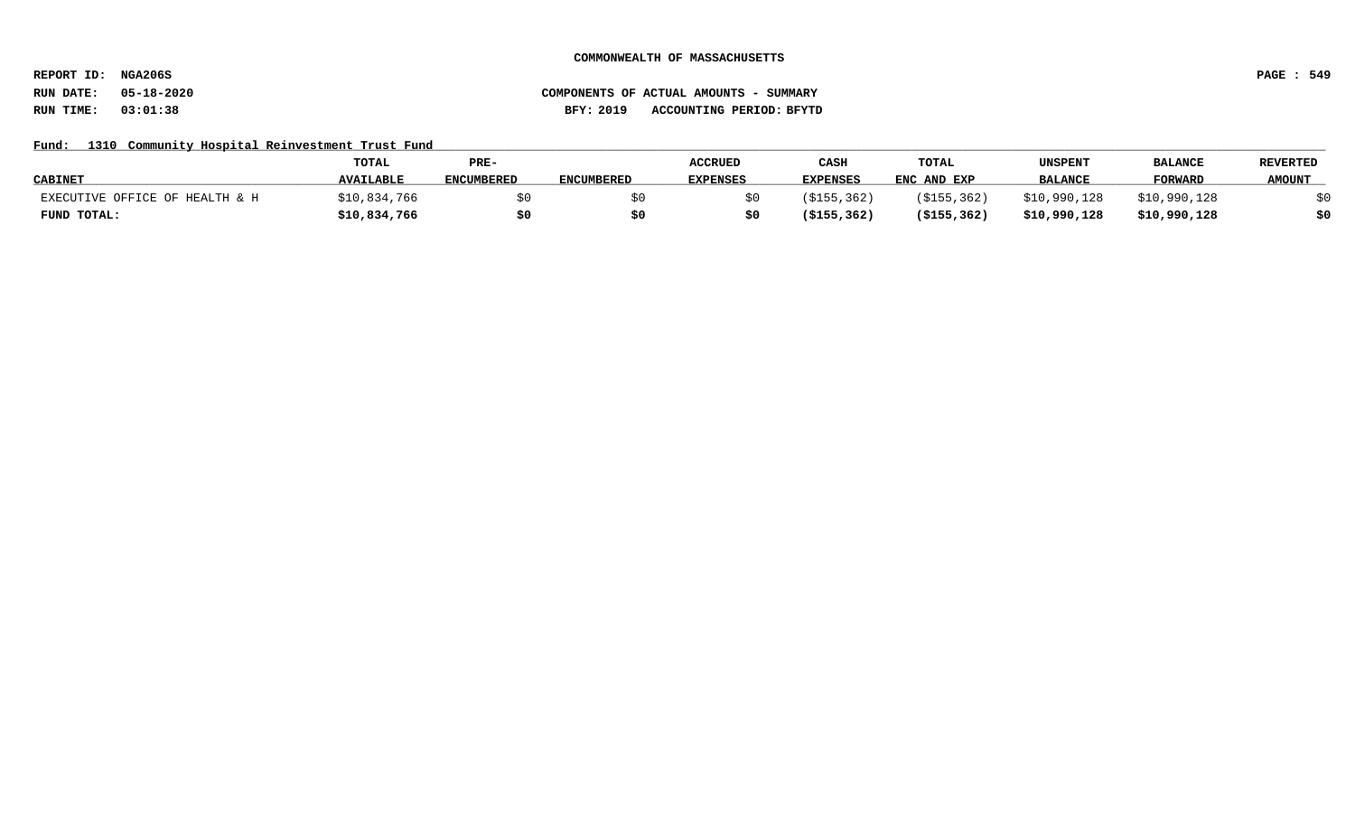**COMMONWEALTH OF MASSACHUSETTS**

**REPORT ID: NGA206S**

**RUN DATE: 05-18-2020** **COMPONENTS OF ACTUAL AMOUNTS - SUMMARY**

**RUN TIME: 03:01:38** **BFY: 2019 ACCOUNTING PERIOD: BFYTD**

**Fund: 1310 Community Hospital Reinvestment Trust Fund**

| CABINET | TOTAL AVAILABLE | PRE-ENCUMBERED | ENCUMBERED | ACCRUED EXPENSES | CASH EXPENSES | TOTAL ENC AND EXP | UNSPENT BALANCE | BALANCE FORWARD | REVERTED AMOUNT |
|---|---|---|---|---|---|---|---|---|---|
| EXECUTIVE OFFICE OF HEALTH & H | $10,834,766 | $0 | $0 | $0 | ($155,362) | ($155,362) | $10,990,128 | $10,990,128 | $0 |
| **FUND TOTAL:** | **$10,834,766** | **$0** | **$0** | **$0** | **($155,362)** | **($155,362)** | **$10,990,128** | **$10,990,128** | **$0** |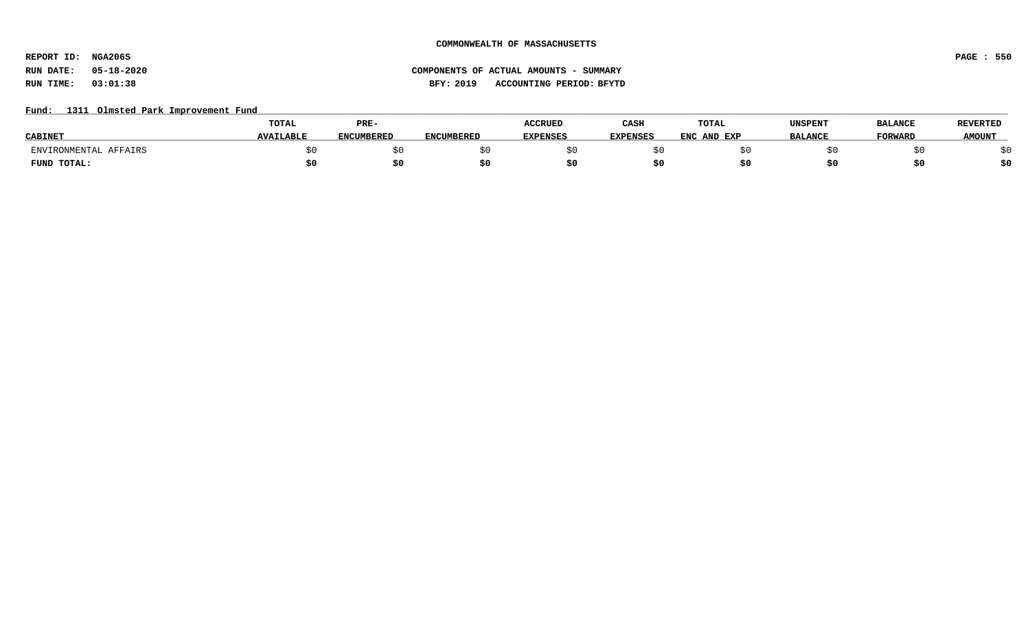COMMONWEALTH OF MASSACHUSETTS

REPORT ID: NGA206S

RUN DATE: 05-18-2020

RUN TIME: 03:01:38

COMPONENTS OF ACTUAL AMOUNTS - SUMMARY

BFY: 2019 ACCOUNTING PERIOD: BFYTD

Fund: 1311 Olmsted Park Improvement Fund

| CABINET | TOTAL AVAILABLE | PRE-ENCUMBERED | ENCUMBERED | ACCRUED EXPENSES | CASH EXPENSES | TOTAL ENC AND EXP | UNSPENT BALANCE | BALANCE FORWARD | REVERTED AMOUNT |
|---|---|---|---|---|---|---|---|---|---|
| ENVIRONMENTAL AFFAIRS | $0 | $0 | $0 | $0 | $0 | $0 | $0 | $0 | $0 |
| **FUND TOTAL:** | **$0** | **$0** | **$0** | **$0** | **$0** | **$0** | **$0** | **$0** | **$0** |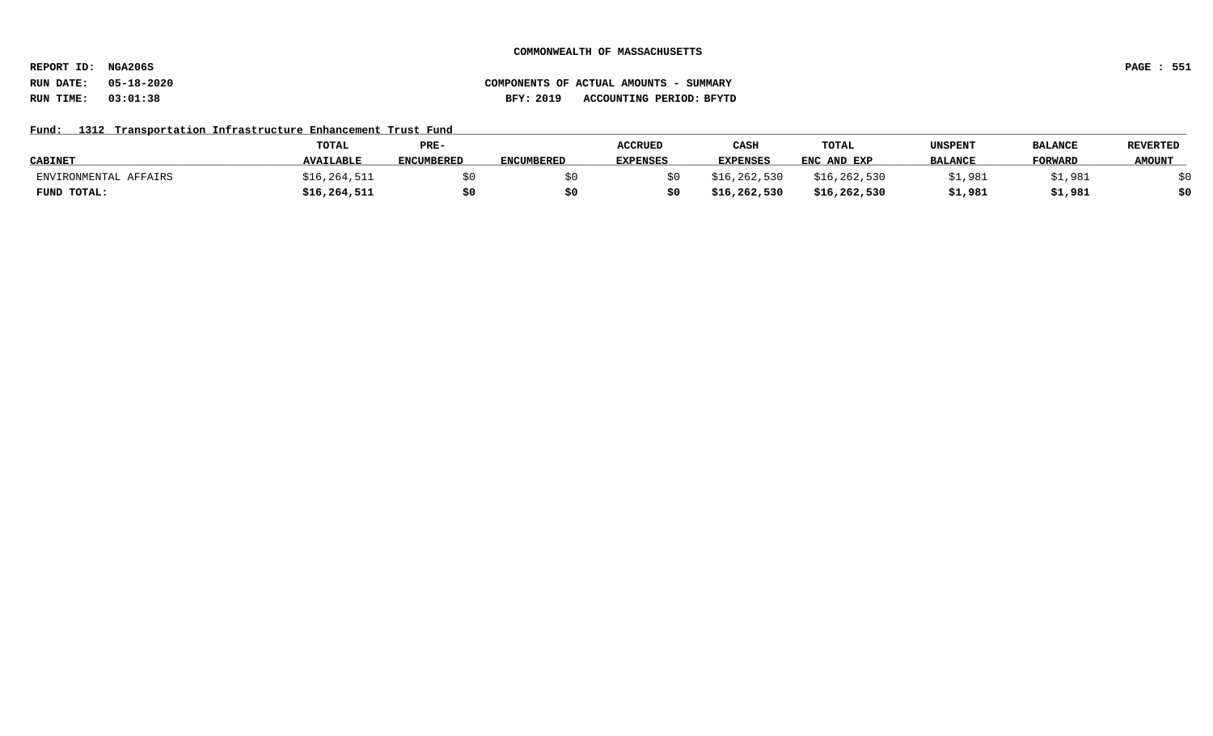**COMMONWEALTH OF MASSACHUSETTS**

**REPORT ID: NGA206S**

**RUN DATE: 05-18-2020** **COMPONENTS OF ACTUAL AMOUNTS - SUMMARY**

**RUN TIME: 03:01:38** **BFY: 2019 ACCOUNTING PERIOD: BFYTD**

**Fund: 1312 Transportation Infrastructure Enhancement Trust Fund**

| CABINET | TOTAL AVAILABLE | PRE-ENCUMBERED | ENCUMBERED | ACCRUED EXPENSES | CASH EXPENSES | TOTAL ENC AND EXP | UNSPENT BALANCE | BALANCE FORWARD | REVERTED AMOUNT |
|---|---|---|---|---|---|---|---|---|---|
| ENVIRONMENTAL AFFAIRS | $16,264,511 | $0 | $0 | $0 | $16,262,530 | $16,262,530 | $1,981 | $1,981 | $0 |
| **FUND TOTAL:** | **$16,264,511** | **$0** | **$0** | **$0** | **$16,262,530** | **$16,262,530** | **$1,981** | **$1,981** | **$0** |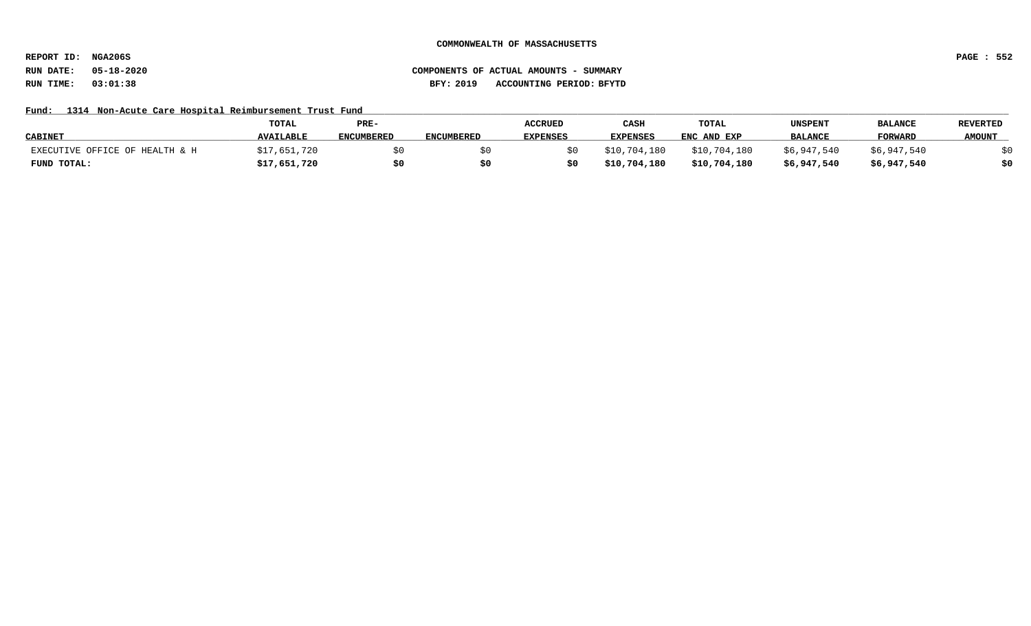COMMONWEALTH OF MASSACHUSETTS

REPORT ID: NGA206S

RUN DATE: 05-18-2020

RUN TIME: 03:01:38

COMPONENTS OF ACTUAL AMOUNTS - SUMMARY

BFY: 2019 ACCOUNTING PERIOD: BFYTD

Fund: 1314 Non-Acute Care Hospital Reimbursement Trust Fund

| CABINET | TOTAL AVAILABLE | PRE-ENCUMBERED | ENCUMBERED | ACCRUED EXPENSES | CASH EXPENSES | TOTAL ENC AND EXP | UNSPENT BALANCE | BALANCE FORWARD | REVERTED AMOUNT |
|---|---|---|---|---|---|---|---|---|---|
| EXECUTIVE OFFICE OF HEALTH & H | $17,651,720 | $0 | $0 | $0 | $10,704,180 | $10,704,180 | $6,947,540 | $6,947,540 | $0 |
| **FUND TOTAL:** | **$17,651,720** | **$0** | **$0** | **$0** | **$10,704,180** | **$10,704,180** | **$6,947,540** | **$6,947,540** | **$0** |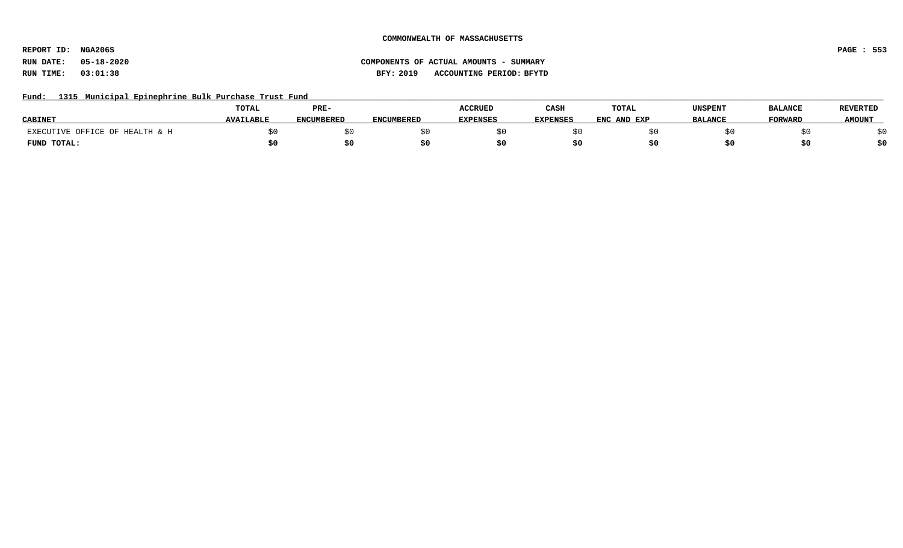**COMMONWEALTH OF MASSACHUSETTS**

**REPORT ID: NGA206S**

**RUN DATE: 05-18-2020** **COMPONENTS OF ACTUAL AMOUNTS - SUMMARY**

**RUN TIME: 03:01:38** **BFY: 2019 ACCOUNTING PERIOD: BFYTD**

**Fund: 1315 Municipal Epinephrine Bulk Purchase Trust Fund**

| CABINET | TOTAL AVAILABLE | PRE-ENCUMBERED | ENCUMBERED | ACCRUED EXPENSES | CASH EXPENSES | TOTAL ENC AND EXP | UNSPENT BALANCE | BALANCE FORWARD | REVERTED AMOUNT |
|---|---|---|---|---|---|---|---|---|---|
| EXECUTIVE OFFICE OF HEALTH & H | $0 | $0 | $0 | $0 | $0 | $0 | $0 | $0 | $0 |
| **FUND TOTAL:** | **$0** | **$0** | **$0** | **$0** | **$0** | **$0** | **$0** | **$0** | **$0** |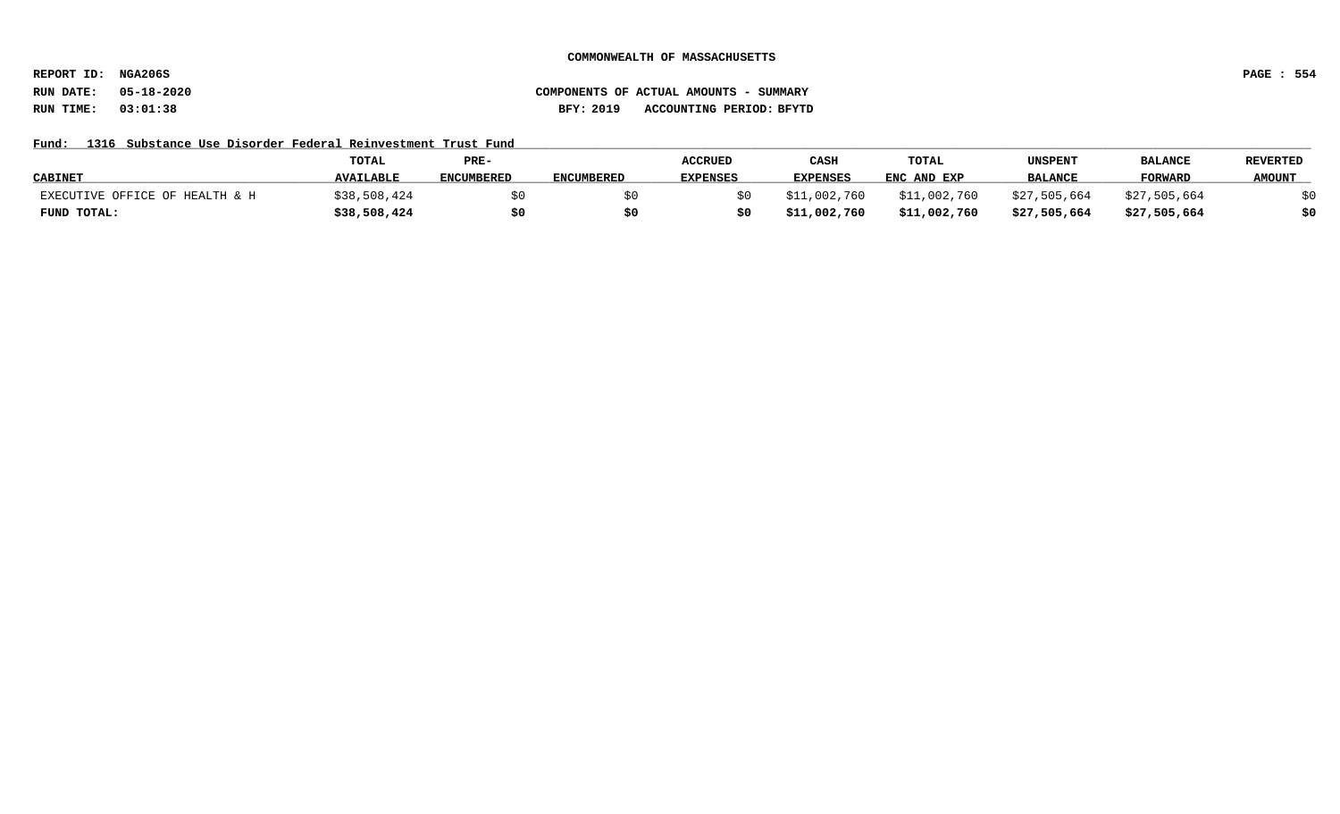COMMONWEALTH OF MASSACHUSETTS

REPORT ID: NGA206S

RUN DATE: 05-18-2020

RUN TIME: 03:01:38

COMPONENTS OF ACTUAL AMOUNTS - SUMMARY

BFY: 2019 ACCOUNTING PERIOD: BFYTD

Fund: 1316 Substance Use Disorder Federal Reinvestment Trust Fund

| CABINET | TOTAL AVAILABLE | PRE-ENCUMBERED | ENCUMBERED | ACCRUED EXPENSES | CASH EXPENSES | TOTAL ENC AND EXP | UNSPENT BALANCE | BALANCE FORWARD | REVERTED AMOUNT |
|---|---|---|---|---|---|---|---|---|---|
| EXECUTIVE OFFICE OF HEALTH & H | $38,508,424 | $0 | $0 | $0 | $11,002,760 | $11,002,760 | $27,505,664 | $27,505,664 | $0 |
| **FUND TOTAL:** | **$38,508,424** | **$0** | **$0** | **$0** | **$11,002,760** | **$11,002,760** | **$27,505,664** | **$27,505,664** | **$0** |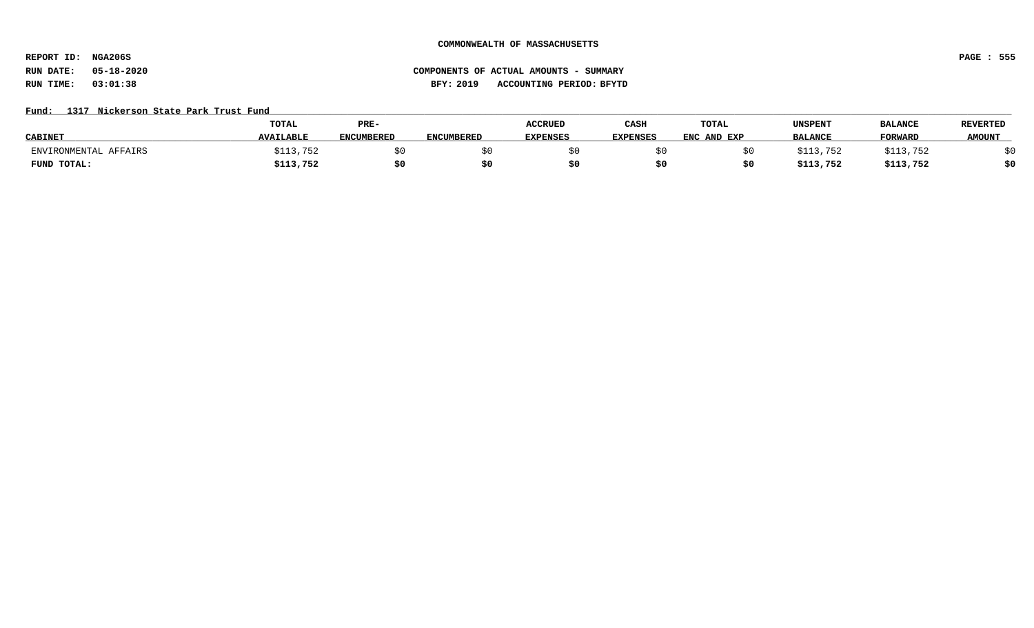**COMMONWEALTH OF MASSACHUSETTS**

**REPORT ID: NGA206S**
**RUN DATE: 05-18-2020**
**RUN TIME: 03:01:38**

**COMPONENTS OF ACTUAL AMOUNTS - SUMMARY**
**BFY: 2019 ACCOUNTING PERIOD: BFYTD**

**Fund: 1317 Nickerson State Park Trust Fund**

| CABINET | TOTAL AVAILABLE | PRE-ENCUMBERED | ENCUMBERED | ACCRUED EXPENSES | CASH EXPENSES | TOTAL ENC AND EXP | UNSPENT BALANCE | BALANCE FORWARD | REVERTED AMOUNT |
|---|---|---|---|---|---|---|---|---|---|
| ENVIRONMENTAL AFFAIRS | $113,752 | $0 | $0 | $0 | $0 | $0 | $113,752 | $113,752 | $0 |
| **FUND TOTAL:** | **$113,752** | **$0** | **$0** | **$0** | **$0** | **$0** | **$113,752** | **$113,752** | **$0** |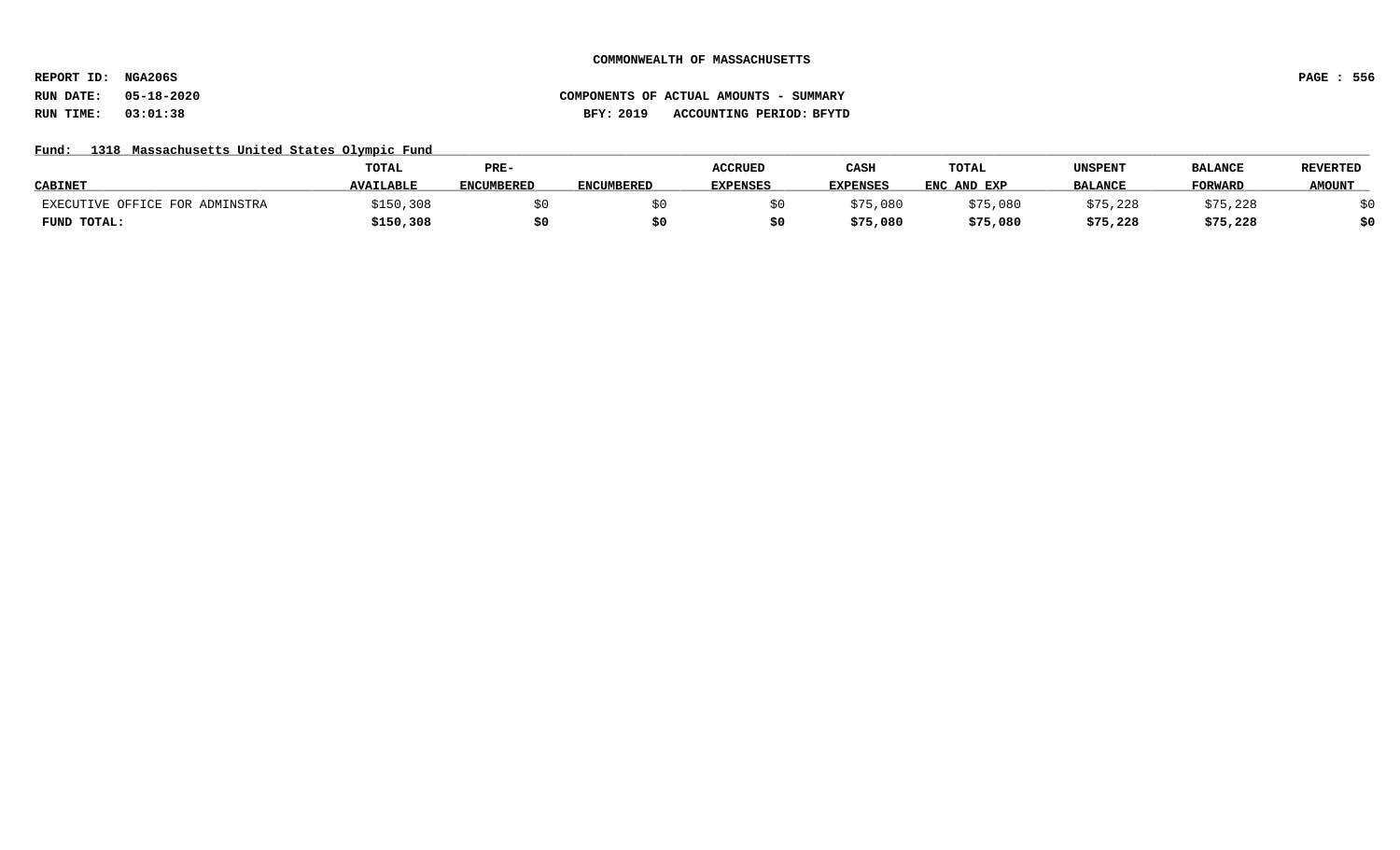COMMONWEALTH OF MASSACHUSETTS

REPORT ID: NGA206S

RUN DATE: 05-18-2020

RUN TIME: 03:01:38

COMPONENTS OF ACTUAL AMOUNTS - SUMMARY

BFY: 2019 ACCOUNTING PERIOD: BFYTD

Fund: 1318 Massachusetts United States Olympic Fund

| CABINET | TOTAL AVAILABLE | PRE-ENCUMBERED | ENCUMBERED | ACCRUED EXPENSES | CASH EXPENSES | TOTAL ENC AND EXP | UNSPENT BALANCE | BALANCE FORWARD | REVERTED AMOUNT |
|---|---|---|---|---|---|---|---|---|---|
| EXECUTIVE OFFICE FOR ADMINSTRA | $150,308 | $0 | $0 | $0 | $75,080 | $75,080 | $75,228 | $75,228 | $0 |
| **FUND TOTAL:** | **$150,308** | **$0** | **$0** | **$0** | **$75,080** | **$75,080** | **$75,228** | **$75,228** | **$0** |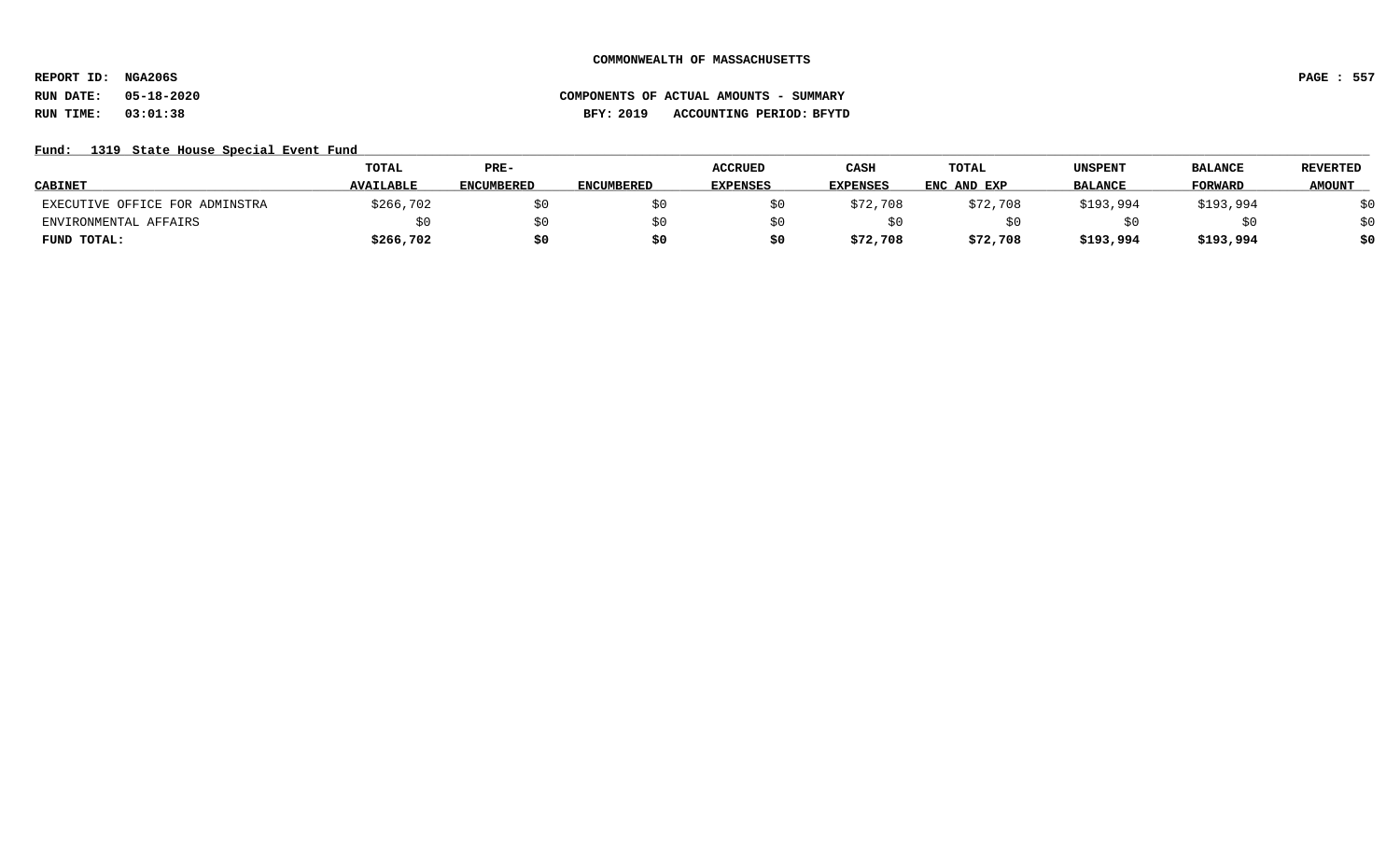COMMONWEALTH OF MASSACHUSETTS

REPORT ID: NGA206S

RUN DATE: 05-18-2020

RUN TIME: 03:01:38

COMPONENTS OF ACTUAL AMOUNTS - SUMMARY

BFY: 2019 ACCOUNTING PERIOD: BFYTD

Fund: 1319 State House Special Event Fund

| CABINET | TOTAL AVAILABLE | PRE-ENCUMBERED | ENCUMBERED | ACCRUED EXPENSES | CASH EXPENSES | TOTAL ENC AND EXP | UNSPENT BALANCE | BALANCE FORWARD | REVERTED AMOUNT |
|---|---|---|---|---|---|---|---|---|---|
| EXECUTIVE OFFICE FOR ADMINSTRA | $266,702 | $0 | $0 | $0 | $72,708 | $72,708 | $193,994 | $193,994 | $0 |
| ENVIRONMENTAL AFFAIRS | $0 | $0 | $0 | $0 | $0 | $0 | $0 | $0 | $0 |
| **FUND TOTAL:** | **$266,702** | **$0** | **$0** | **$0** | **$72,708** | **$72,708** | **$193,994** | **$193,994** | **$0** |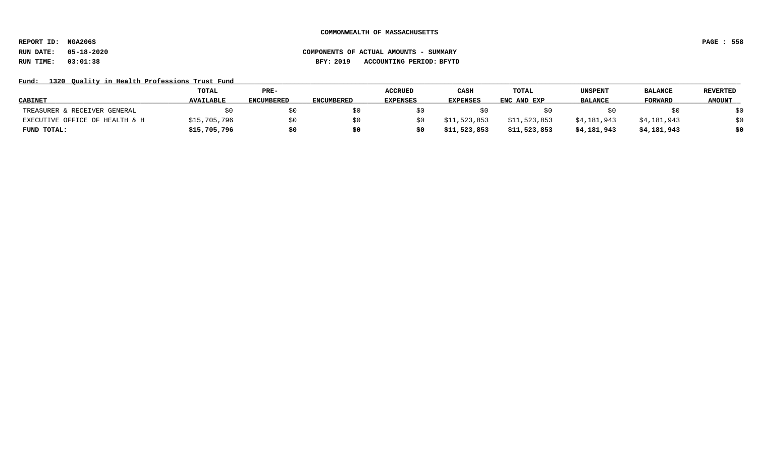COMMONWEALTH OF MASSACHUSETTS

REPORT ID: NGA206S

RUN DATE: 05-18-2020

RUN TIME: 03:01:38

COMPONENTS OF ACTUAL AMOUNTS - SUMMARY

BFY: 2019 ACCOUNTING PERIOD: BFYTD

Fund: 1320 Quality in Health Professions Trust Fund

| CABINET | TOTAL AVAILABLE | PRE-ENCUMBERED | ENCUMBERED | ACCRUED EXPENSES | CASH EXPENSES | TOTAL ENC AND EXP | UNSPENT BALANCE | BALANCE FORWARD | REVERTED AMOUNT |
|---|---|---|---|---|---|---|---|---|---|
| TREASURER & RECEIVER GENERAL | $0 | $0 | $0 | $0 | $0 | $0 | $0 | $0 | $0 |
| EXECUTIVE OFFICE OF HEALTH & H | $15,705,796 | $0 | $0 | $0 | $11,523,853 | $11,523,853 | $4,181,943 | $4,181,943 | $0 |
| **FUND TOTAL:** | **$15,705,796** | **$0** | **$0** | **$0** | **$11,523,853** | **$11,523,853** | **$4,181,943** | **$4,181,943** | **$0** |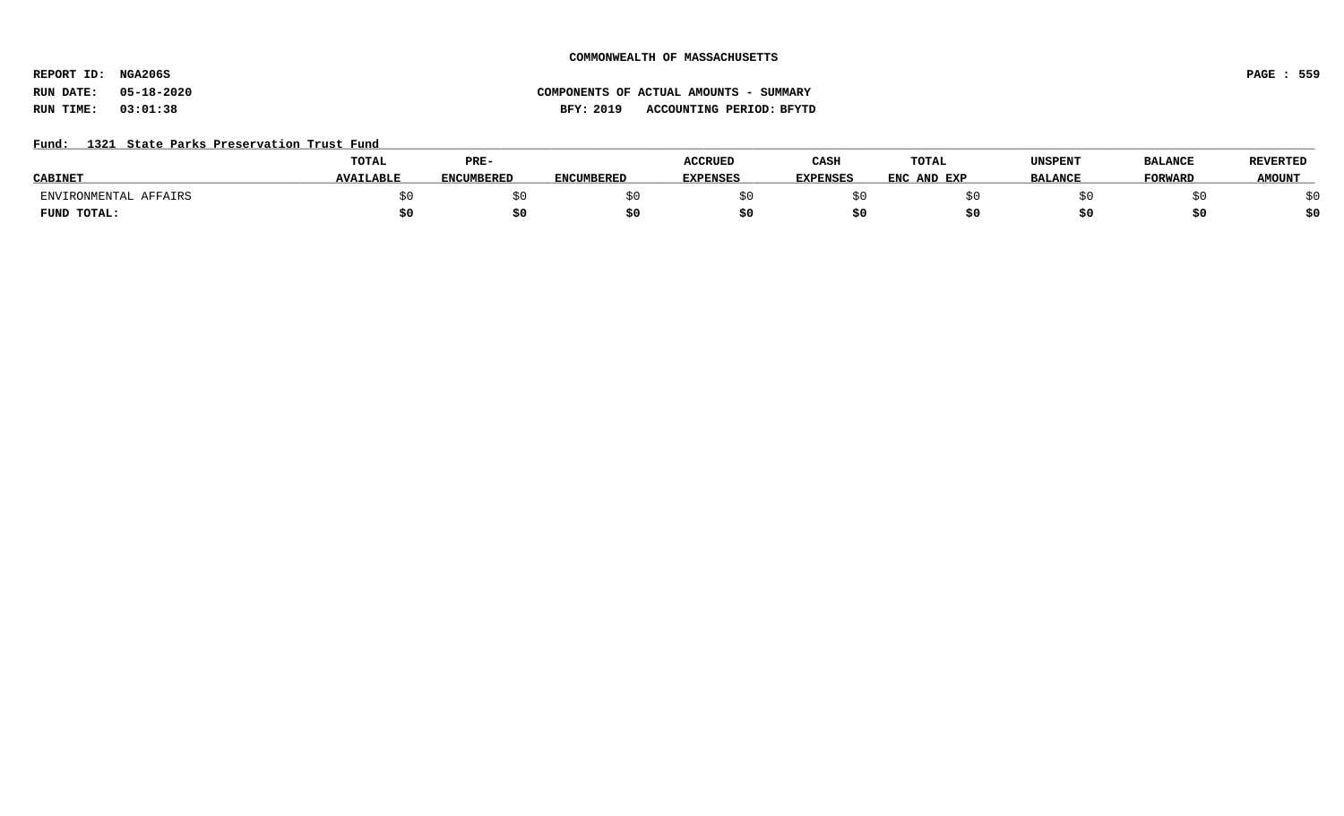**COMMONWEALTH OF MASSACHUSETTS**

**REPORT ID: NGA206S**

**RUN DATE: 05-18-2020**

**RUN TIME: 03:01:38**

**COMPONENTS OF ACTUAL AMOUNTS - SUMMARY**

**BFY: 2019 ACCOUNTING PERIOD: BFYTD**

**Fund: 1321 State Parks Preservation Trust Fund**

| CABINET | TOTAL AVAILABLE | PRE-ENCUMBERED | ENCUMBERED | ACCRUED EXPENSES | CASH EXPENSES | TOTAL ENC AND EXP | UNSPENT BALANCE | BALANCE FORWARD | REVERTED AMOUNT |
|---|---|---|---|---|---|---|---|---|---|
| ENVIRONMENTAL AFFAIRS | $0 | $0 | $0 | $0 | $0 | $0 | $0 | $0 | $0 |
| **FUND TOTAL:** | **$0** | **$0** | **$0** | **$0** | **$0** | **$0** | **$0** | **$0** | **$0** |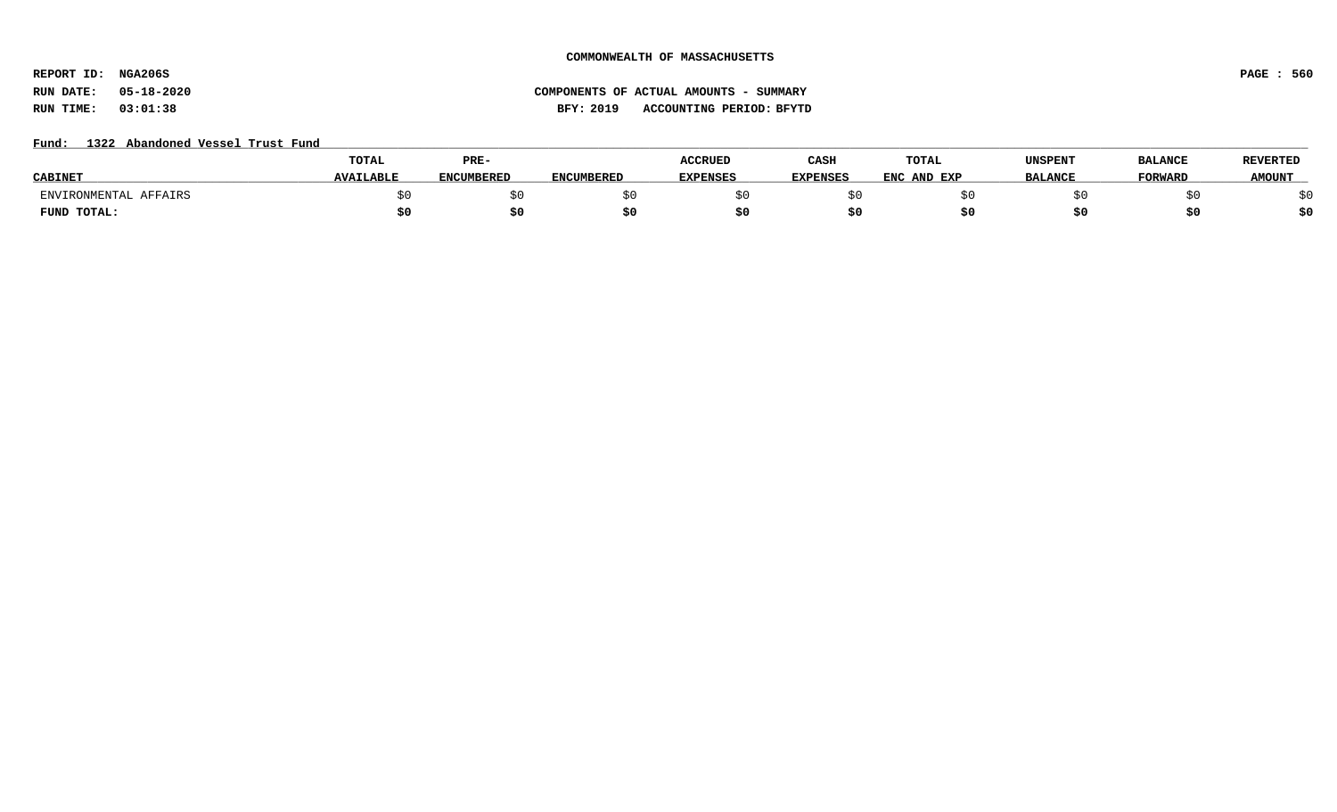**COMMONWEALTH OF MASSACHUSETTS**

**REPORT ID: NGA206S**

**RUN DATE: 05-18-2020** **COMPONENTS OF ACTUAL AMOUNTS - SUMMARY**

**RUN TIME: 03:01:38** **BFY: 2019 ACCOUNTING PERIOD: BFYTD**

**Fund: 1322 Abandoned Vessel Trust Fund**

| CABINET | TOTAL AVAILABLE | PRE-ENCUMBERED | ENCUMBERED | ACCRUED EXPENSES | CASH EXPENSES | TOTAL ENC AND EXP | UNSPENT BALANCE | BALANCE FORWARD | REVERTED AMOUNT |
|---|---|---|---|---|---|---|---|---|---|
| ENVIRONMENTAL AFFAIRS | $0 | $0 | $0 | $0 | $0 | $0 | $0 | $0 | $0 |
| **FUND TOTAL:** | **$0** | **$0** | **$0** | **$0** | **$0** | **$0** | **$0** | **$0** | **$0** |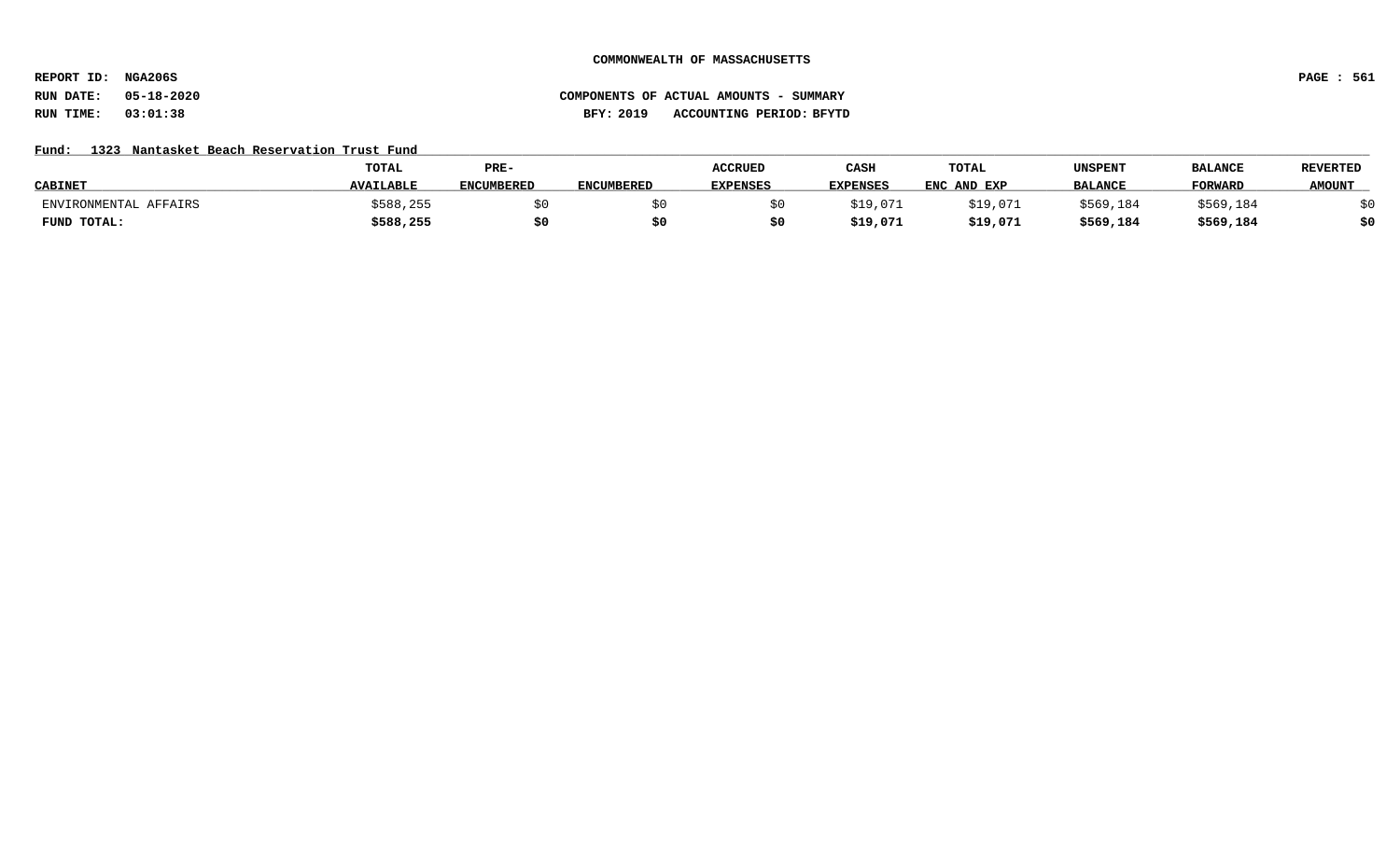**COMMONWEALTH OF MASSACHUSETTS**

**REPORT ID: NGA206S**
**RUN DATE: 05-18-2020**
**RUN TIME: 03:01:38**

**COMPONENTS OF ACTUAL AMOUNTS - SUMMARY**
**BFY: 2019 ACCOUNTING PERIOD: BFYTD**

**Fund: 1323 Nantasket Beach Reservation Trust Fund**

| CABINET | TOTAL AVAILABLE | PRE-ENCUMBERED | ENCUMBERED | ACCRUED EXPENSES | CASH EXPENSES | TOTAL ENC AND EXP | UNSPENT BALANCE | BALANCE FORWARD | REVERTED AMOUNT |
|---|---|---|---|---|---|---|---|---|---|
| ENVIRONMENTAL AFFAIRS | $588,255 | $0 | $0 | $0 | $19,071 | $19,071 | $569,184 | $569,184 | $0 |
| **FUND TOTAL:** | **$588,255** | **$0** | **$0** | **$0** | **$19,071** | **$19,071** | **$569,184** | **$569,184** | **$0** |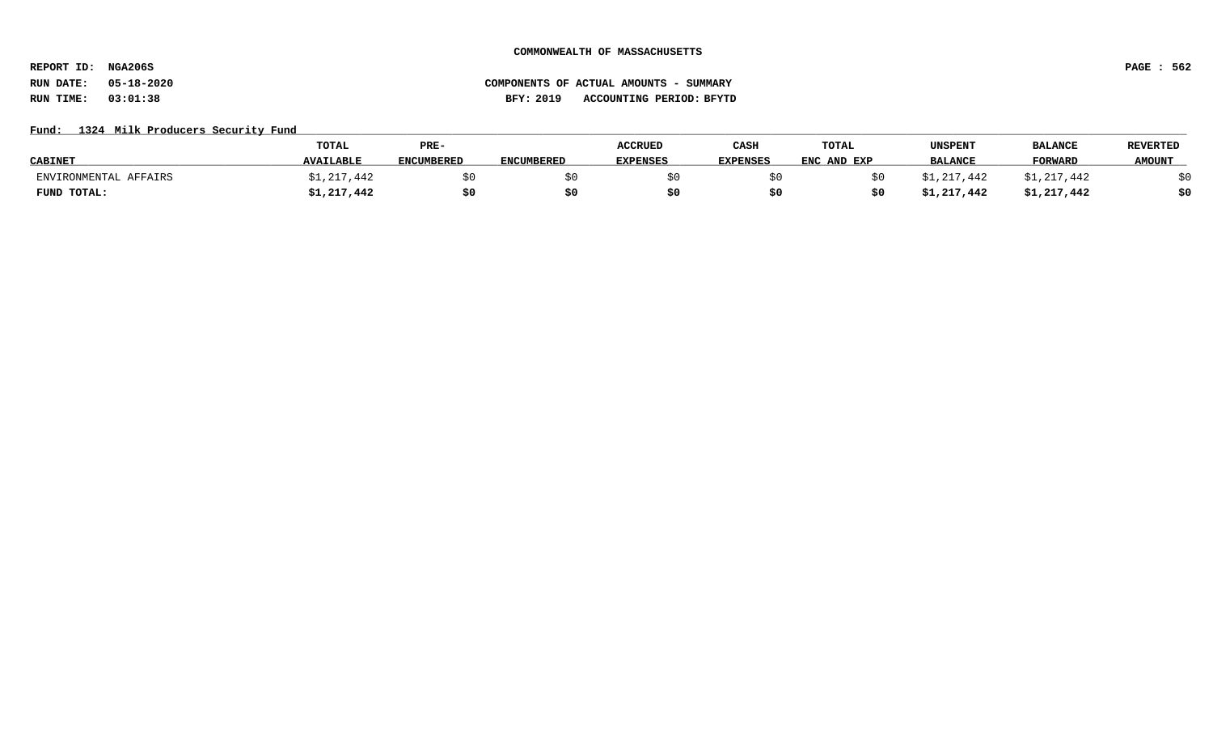COMMONWEALTH OF MASSACHUSETTS

REPORT ID: NGA206S

RUN DATE: 05-18-2020

RUN TIME: 03:01:38

COMPONENTS OF ACTUAL AMOUNTS - SUMMARY

BFY: 2019 ACCOUNTING PERIOD: BFYTD

Fund: 1324 Milk Producers Security Fund

| CABINET | TOTAL AVAILABLE | PRE-ENCUMBERED | ENCUMBERED | ACCRUED EXPENSES | CASH EXPENSES | TOTAL ENC AND EXP | UNSPENT BALANCE | BALANCE FORWARD | REVERTED AMOUNT |
|---|---|---|---|---|---|---|---|---|---|
| ENVIRONMENTAL AFFAIRS | $1,217,442 | $0 | $0 | $0 | $0 | $0 | $1,217,442 | $1,217,442 | $0 |
| **FUND TOTAL:** | **$1,217,442** | **$0** | **$0** | **$0** | **$0** | **$0** | **$1,217,442** | **$1,217,442** | **$0** |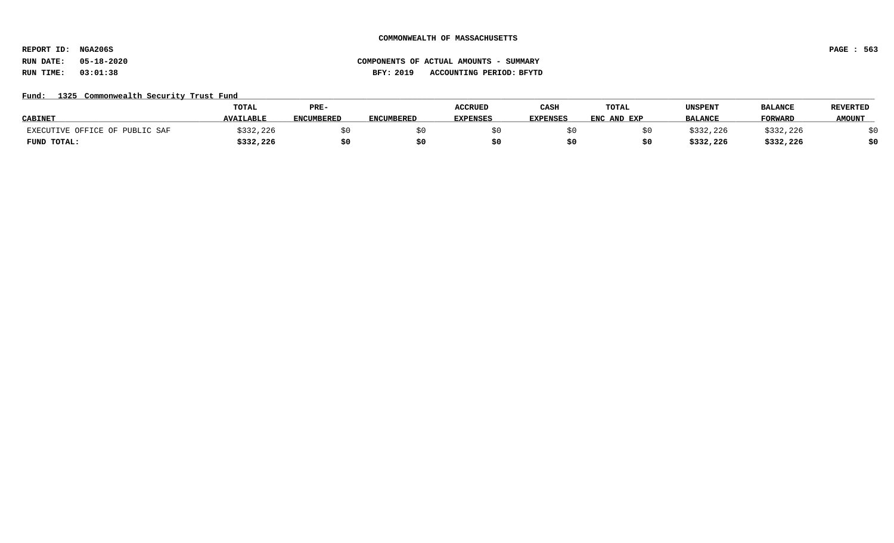COMMONWEALTH OF MASSACHUSETTS

REPORT ID: NGA206S

RUN DATE: 05-18-2020

RUN TIME: 03:01:38

COMPONENTS OF ACTUAL AMOUNTS - SUMMARY

BFY: 2019 ACCOUNTING PERIOD: BFYTD

Fund: 1325 Commonwealth Security Trust Fund

| CABINET | TOTAL AVAILABLE | PRE-ENCUMBERED | ENCUMBERED | ACCRUED EXPENSES | CASH EXPENSES | TOTAL ENC AND EXP | UNSPENT BALANCE | BALANCE FORWARD | REVERTED AMOUNT |
|---|---|---|---|---|---|---|---|---|---|
| EXECUTIVE OFFICE OF PUBLIC SAF | $332,226 | $0 | $0 | $0 | $0 | $0 | $332,226 | $332,226 | $0 |
| **FUND TOTAL:** | **$332,226** | **$0** | **$0** | **$0** | **$0** | **$0** | **$332,226** | **$332,226** | **$0** |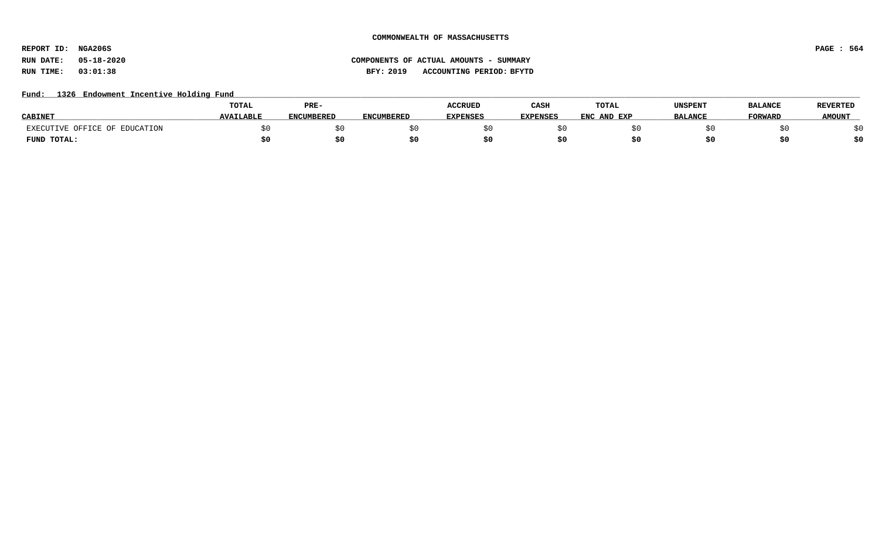**COMMONWEALTH OF MASSACHUSETTS**

**REPORT ID: NGA206S**

**RUN DATE: 05-18-2020** **COMPONENTS OF ACTUAL AMOUNTS - SUMMARY**

**RUN TIME: 03:01:38** **BFY: 2019 ACCOUNTING PERIOD: BFYTD**

**Fund: 1326 Endowment Incentive Holding Fund**

| CABINET | TOTAL AVAILABLE | PRE-ENCUMBERED | ENCUMBERED | ACCRUED EXPENSES | CASH EXPENSES | TOTAL ENC AND EXP | UNSPENT BALANCE | BALANCE FORWARD | REVERTED AMOUNT |
|---|---|---|---|---|---|---|---|---|---|
| EXECUTIVE OFFICE OF EDUCATION | $0 | $0 | $0 | $0 | $0 | $0 | $0 | $0 | $0 |
| **FUND TOTAL:** | **$0** | **$0** | **$0** | **$0** | **$0** | **$0** | **$0** | **$0** | **$0** |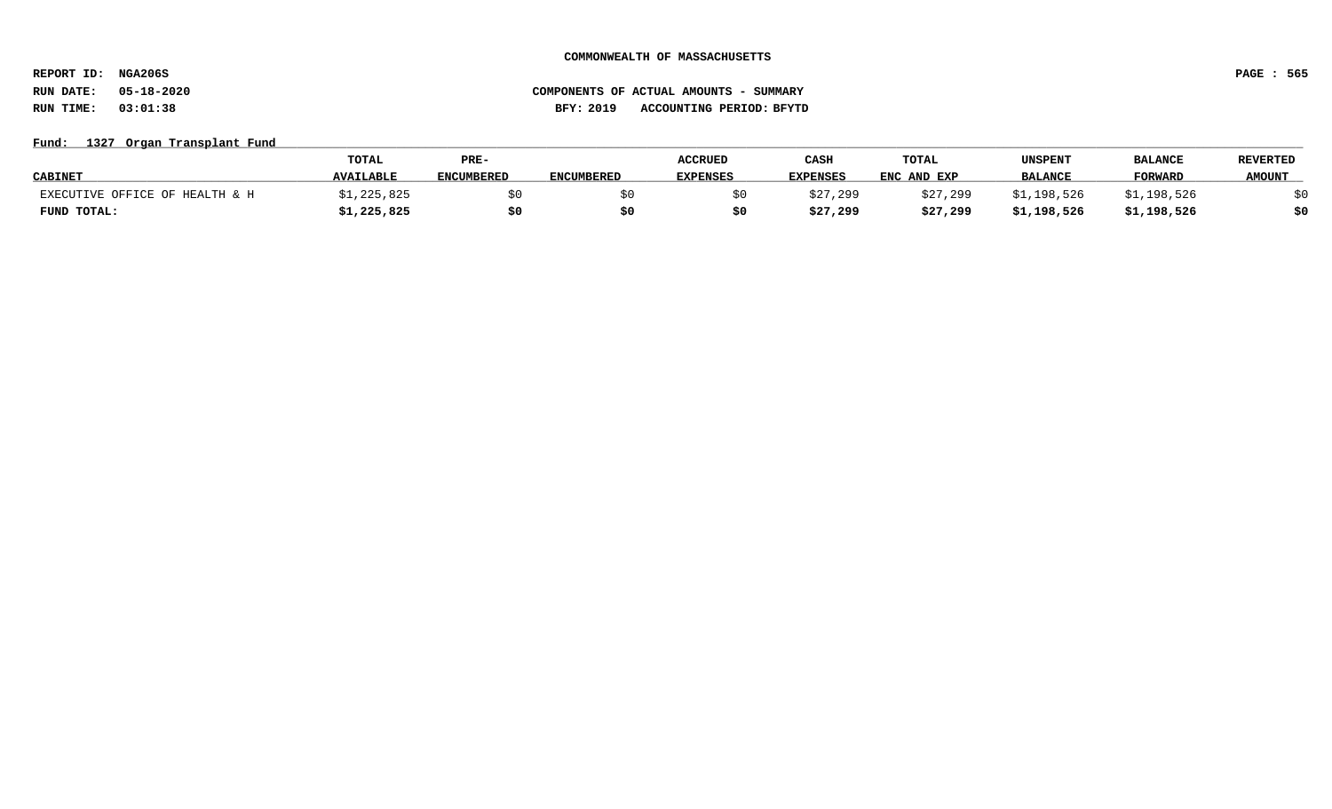**COMMONWEALTH OF MASSACHUSETTS**

**REPORT ID: NGA206S**
**RUN DATE: 05-18-2020**
**RUN TIME: 03:01:38**

**COMPONENTS OF ACTUAL AMOUNTS - SUMMARY**
**BFY: 2019 ACCOUNTING PERIOD: BFYTD**

**Fund: 1327 Organ Transplant Fund**

| CABINET | TOTAL AVAILABLE | PRE-ENCUMBERED | ENCUMBERED | ACCRUED EXPENSES | CASH EXPENSES | TOTAL ENC AND EXP | UNSPENT BALANCE | BALANCE FORWARD | REVERTED AMOUNT |
|---|---|---|---|---|---|---|---|---|---|
| EXECUTIVE OFFICE OF HEALTH & H | $1,225,825 | $0 | $0 | $0 | $27,299 | $27,299 | $1,198,526 | $1,198,526 | $0 |
| **FUND TOTAL:** | **$1,225,825** | **$0** | **$0** | **$0** | **$27,299** | **$27,299** | **$1,198,526** | **$1,198,526** | **$0** |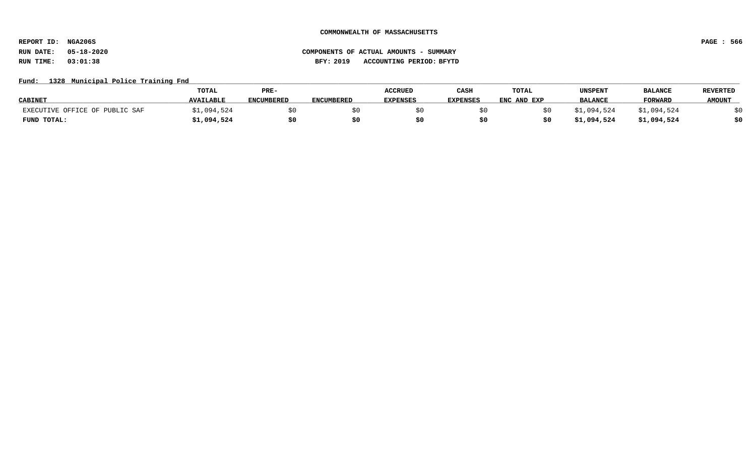**COMMONWEALTH OF MASSACHUSETTS**

**REPORT ID: NGA206S**

**RUN DATE: 05-18-2020** **COMPONENTS OF ACTUAL AMOUNTS - SUMMARY**

**RUN TIME: 03:01:38** **BFY: 2019 ACCOUNTING PERIOD: BFYTD**

**Fund: 1328 Municipal Police Training Fnd**

| CABINET | TOTAL AVAILABLE | PRE-ENCUMBERED | ENCUMBERED | ACCRUED EXPENSES | CASH EXPENSES | TOTAL ENC AND EXP | UNSPENT BALANCE | BALANCE FORWARD | REVERTED AMOUNT |
|---|---|---|---|---|---|---|---|---|---|
| EXECUTIVE OFFICE OF PUBLIC SAF | $1,094,524 | $0 | $0 | $0 | $0 | $0 | $1,094,524 | $1,094,524 | $0 |
| **FUND TOTAL:** | **$1,094,524** | **$0** | **$0** | **$0** | **$0** | **$0** | **$1,094,524** | **$1,094,524** | **$0** |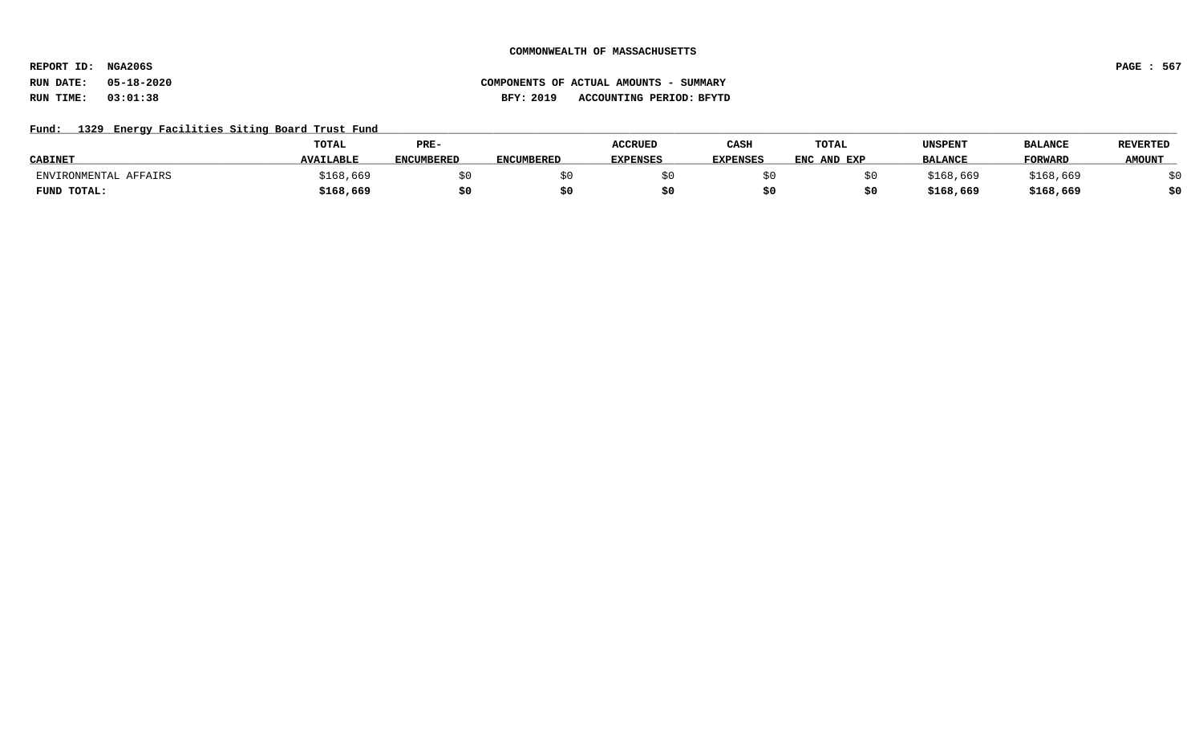COMMONWEALTH OF MASSACHUSETTS

REPORT ID: NGA206S

RUN DATE: 05-18-2020

RUN TIME: 03:01:38

COMPONENTS OF ACTUAL AMOUNTS - SUMMARY

BFY: 2019 ACCOUNTING PERIOD: BFYTD

Fund: 1329 Energy Facilities Siting Board Trust Fund

| CABINET | TOTAL AVAILABLE | PRE-ENCUMBERED | ENCUMBERED | ACCRUED EXPENSES | CASH EXPENSES | TOTAL ENC AND EXP | UNSPENT BALANCE | BALANCE FORWARD | REVERTED AMOUNT |
|---|---|---|---|---|---|---|---|---|---|
| ENVIRONMENTAL AFFAIRS | $168,669 | $0 | $0 | $0 | $0 | $0 | $168,669 | $168,669 | $0 |
| **FUND TOTAL:** | **$168,669** | **$0** | **$0** | **$0** | **$0** | **$0** | **$168,669** | **$168,669** | **$0** |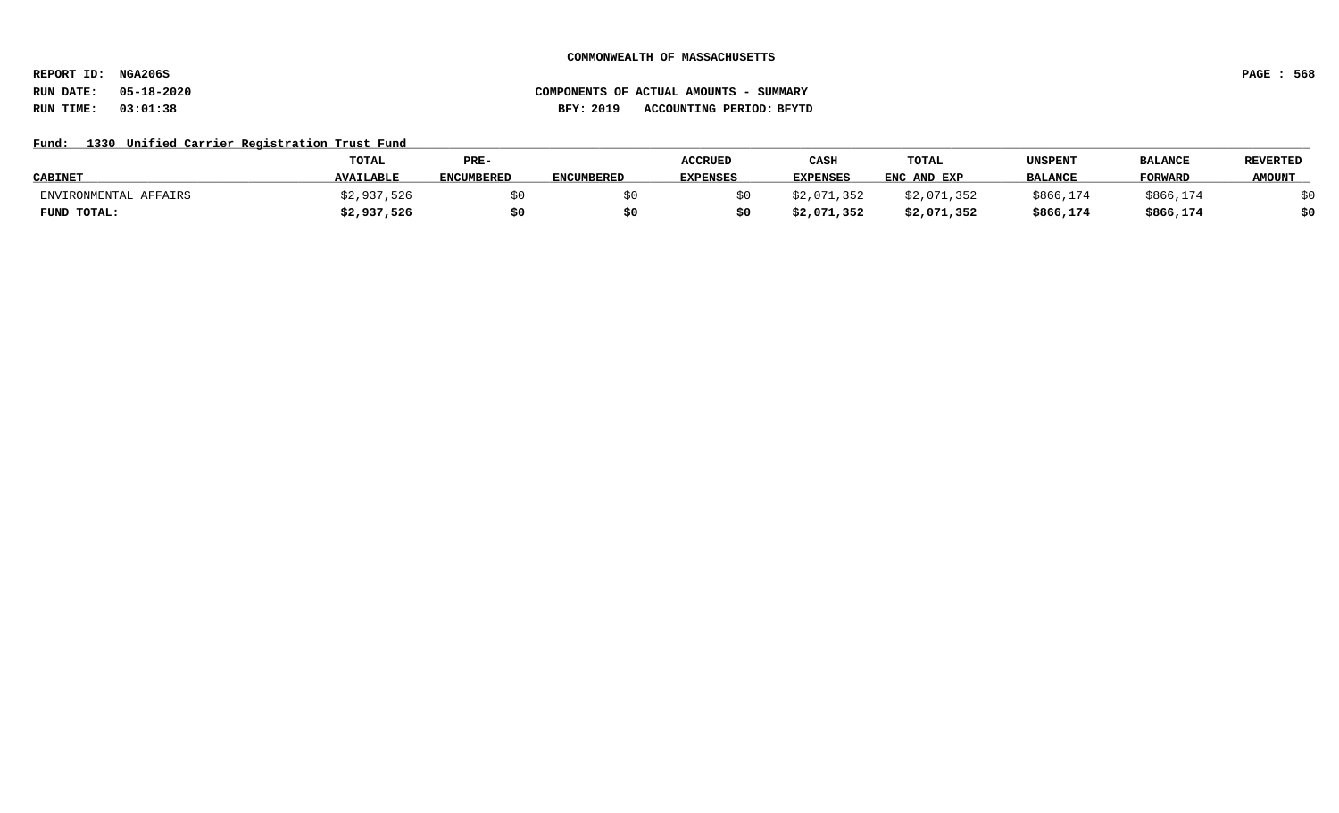COMMONWEALTH OF MASSACHUSETTS

REPORT ID: NGA206S

RUN DATE: 05-18-2020

RUN TIME: 03:01:38

COMPONENTS OF ACTUAL AMOUNTS - SUMMARY

BFY: 2019 ACCOUNTING PERIOD: BFYTD

Fund: 1330 Unified Carrier Registration Trust Fund

| CABINET | TOTAL AVAILABLE | PRE-ENCUMBERED | ENCUMBERED | ACCRUED EXPENSES | CASH EXPENSES | TOTAL ENC AND EXP | UNSPENT BALANCE | BALANCE FORWARD | REVERTED AMOUNT |
|---|---|---|---|---|---|---|---|---|---|
| ENVIRONMENTAL AFFAIRS | $2,937,526 | $0 | $0 | $0 | $2,071,352 | $2,071,352 | $866,174 | $866,174 | $0 |
| **FUND TOTAL:** | **$2,937,526** | **$0** | **$0** | **$0** | **$2,071,352** | **$2,071,352** | **$866,174** | **$866,174** | **$0** |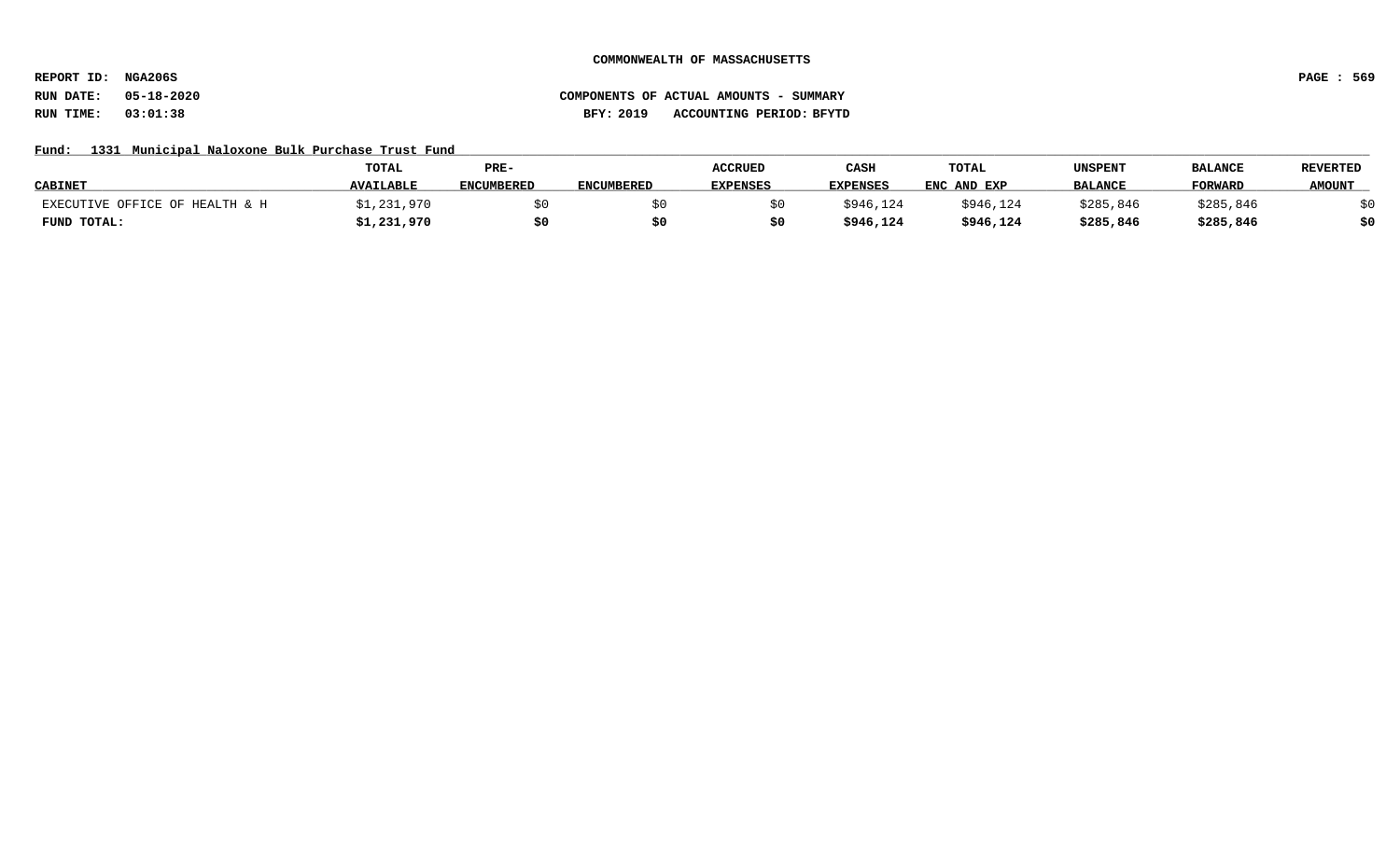COMMONWEALTH OF MASSACHUSETTS

REPORT ID: NGA206S

RUN DATE: 05-18-2020

RUN TIME: 03:01:38

COMPONENTS OF ACTUAL AMOUNTS - SUMMARY

BFY: 2019 ACCOUNTING PERIOD: BFYTD

Fund: 1331 Municipal Naloxone Bulk Purchase Trust Fund

| CABINET | TOTAL AVAILABLE | PRE-ENCUMBERED | ENCUMBERED | ACCRUED EXPENSES | CASH EXPENSES | TOTAL ENC AND EXP | UNSPENT BALANCE | BALANCE FORWARD | REVERTED AMOUNT |
|---|---|---|---|---|---|---|---|---|---|
| EXECUTIVE OFFICE OF HEALTH & H | $1,231,970 | $0 | $0 | $0 | $946,124 | $946,124 | $285,846 | $285,846 | $0 |
| **FUND TOTAL:** | **$1,231,970** | **$0** | **$0** | **$0** | **$946,124** | **$946,124** | **$285,846** | **$285,846** | **$0** |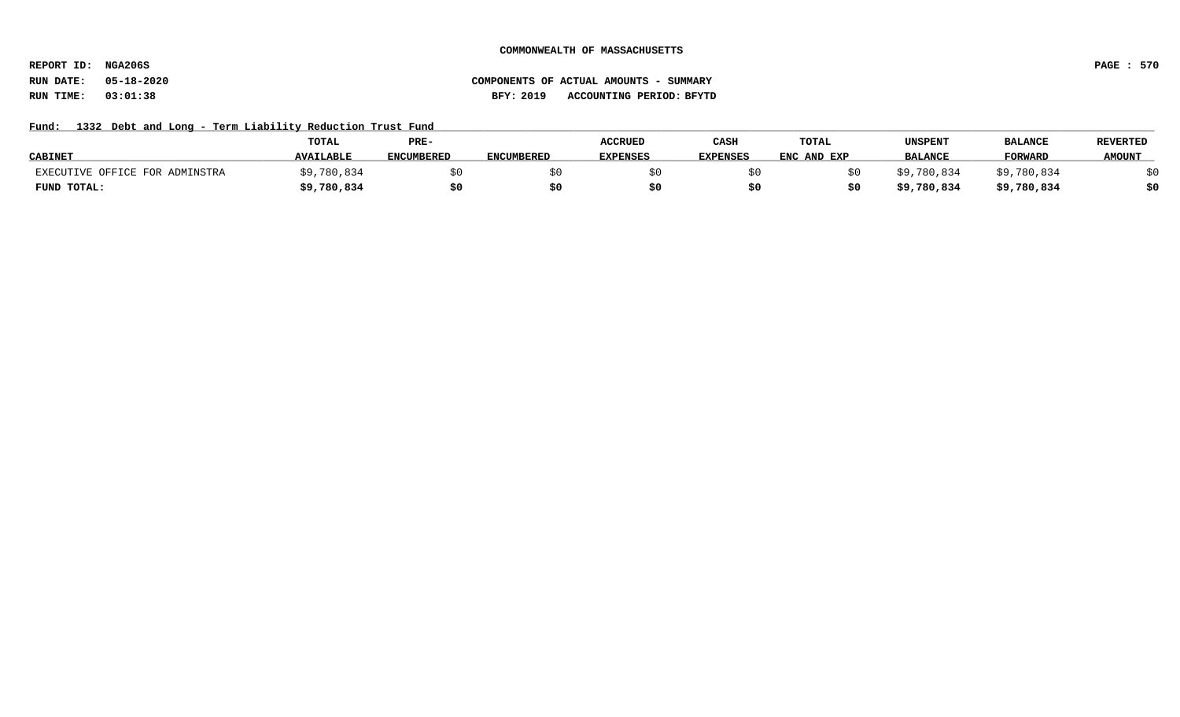COMMONWEALTH OF MASSACHUSETTS

REPORT ID: NGA206S

RUN DATE: 05-18-2020

RUN TIME: 03:01:38

COMPONENTS OF ACTUAL AMOUNTS - SUMMARY

BFY: 2019 ACCOUNTING PERIOD: BFYTD

Fund: 1332 Debt and Long - Term Liability Reduction Trust Fund

| CABINET | TOTAL AVAILABLE | PRE-ENCUMBERED | ENCUMBERED | ACCRUED EXPENSES | CASH EXPENSES | TOTAL ENC AND EXP | UNSPENT BALANCE | BALANCE FORWARD | REVERTED AMOUNT |
|---|---|---|---|---|---|---|---|---|---|
| EXECUTIVE OFFICE FOR ADMINSTRA | $9,780,834 | $0 | $0 | $0 | $0 | $0 | $9,780,834 | $9,780,834 | $0 |
| **FUND TOTAL:** | **$9,780,834** | **$0** | **$0** | **$0** | **$0** | **$0** | **$9,780,834** | **$9,780,834** | **$0** |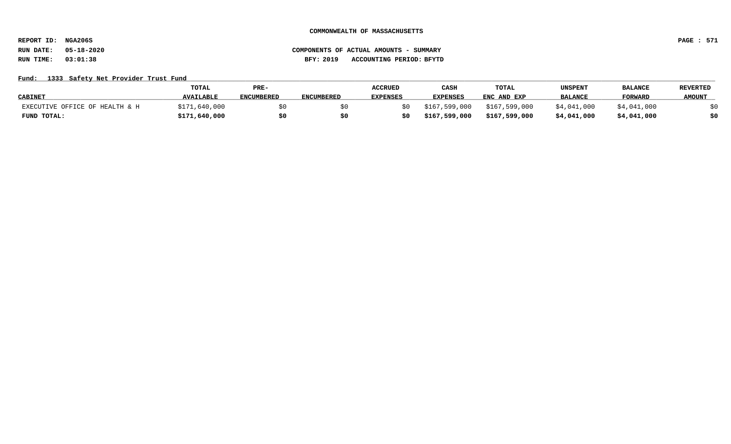**COMMONWEALTH OF MASSACHUSETTS**

**REPORT ID: NGA206S**

**RUN DATE: 05-18-2020** **COMPONENTS OF ACTUAL AMOUNTS - SUMMARY**

**RUN TIME: 03:01:38** **BFY: 2019 ACCOUNTING PERIOD: BFYTD**

**Fund: 1333 Safety Net Provider Trust Fund**

| CABINET | TOTAL AVAILABLE | PRE-ENCUMBERED | ENCUMBERED | ACCRUED EXPENSES | CASH EXPENSES | TOTAL ENC AND EXP | UNSPENT BALANCE | BALANCE FORWARD | REVERTED AMOUNT |
|---|---|---|---|---|---|---|---|---|---|
| EXECUTIVE OFFICE OF HEALTH & H | $171,640,000 | $0 | $0 | $0 | $167,599,000 | $167,599,000 | $4,041,000 | $4,041,000 | $0 |
| **FUND TOTAL:** | **$171,640,000** | **$0** | **$0** | **$0** | **$167,599,000** | **$167,599,000** | **$4,041,000** | **$4,041,000** | **$0** |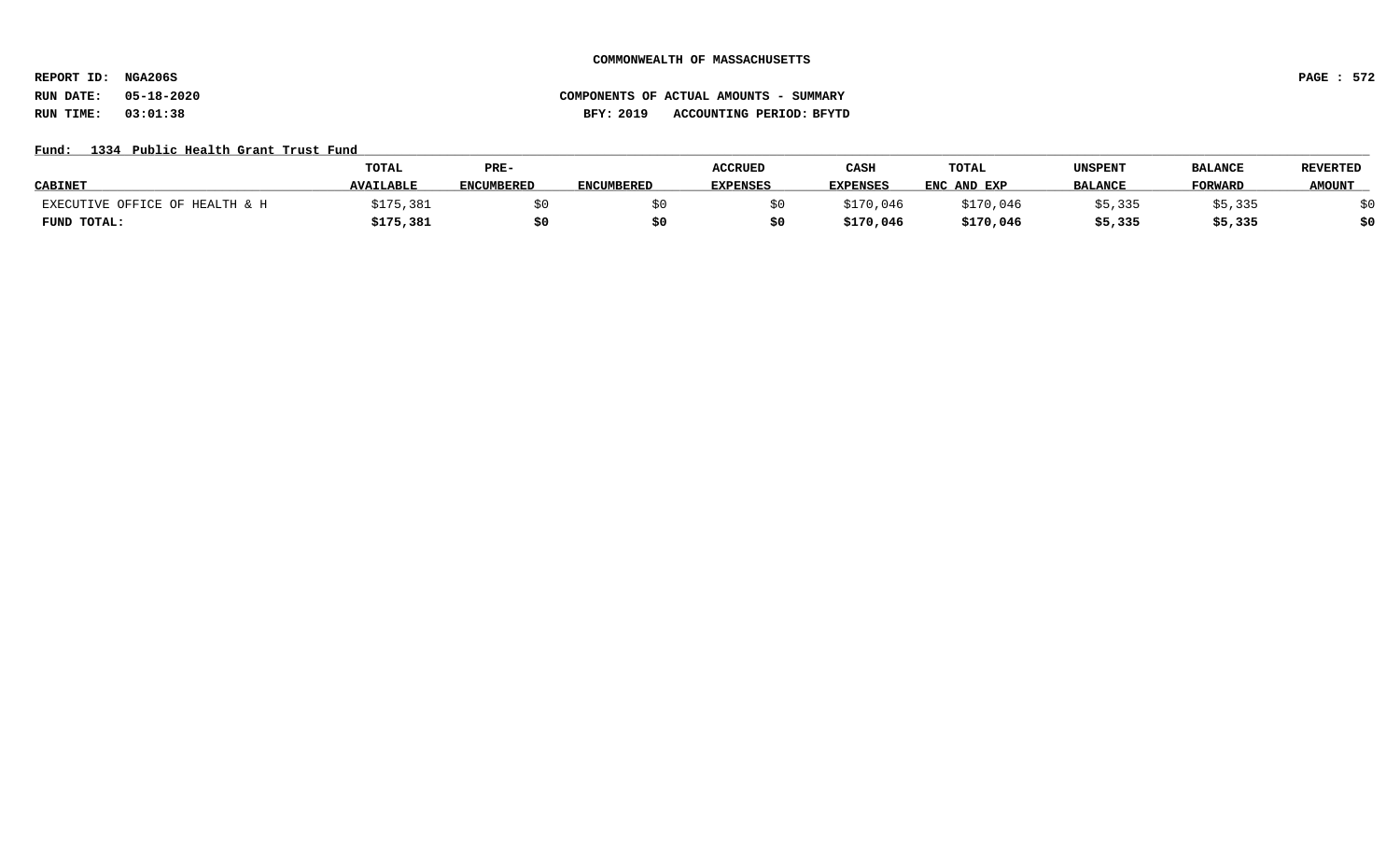COMMONWEALTH OF MASSACHUSETTS

REPORT ID: NGA206S

RUN DATE: 05-18-2020

RUN TIME: 03:01:38

COMPONENTS OF ACTUAL AMOUNTS - SUMMARY

BFY: 2019 ACCOUNTING PERIOD: BFYTD

Fund: 1334 Public Health Grant Trust Fund

| CABINET | TOTAL AVAILABLE | PRE-ENCUMBERED | ENCUMBERED | ACCRUED EXPENSES | CASH EXPENSES | TOTAL ENC AND EXP | UNSPENT BALANCE | BALANCE FORWARD | REVERTED AMOUNT |
|---|---|---|---|---|---|---|---|---|---|
| EXECUTIVE OFFICE OF HEALTH & H | $175,381 | $0 | $0 | $0 | $170,046 | $170,046 | $5,335 | $5,335 | $0 |
| **FUND TOTAL:** | **$175,381** | **$0** | **$0** | **$0** | **$170,046** | **$170,046** | **$5,335** | **$5,335** | **$0** |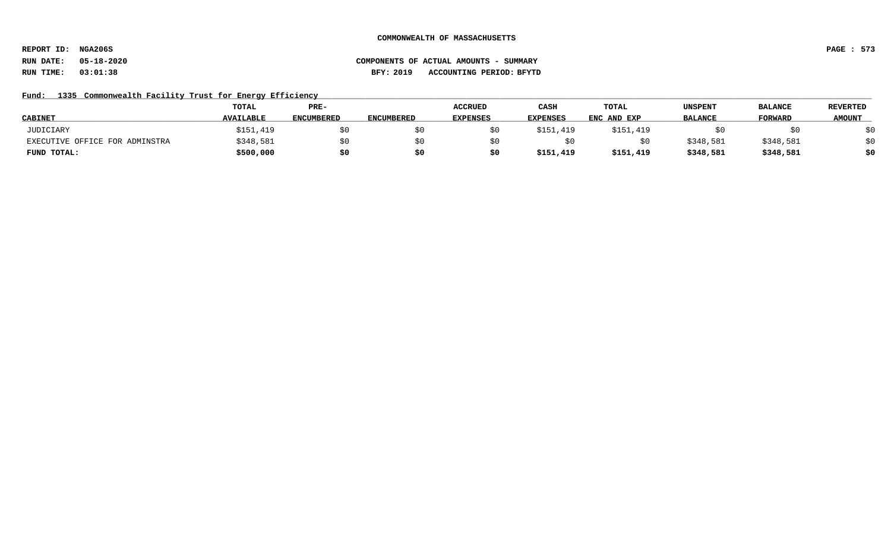**COMMONWEALTH OF MASSACHUSETTS**

**REPORT ID: NGA206S**

**RUN DATE: 05-18-2020** **COMPONENTS OF ACTUAL AMOUNTS - SUMMARY**

**RUN TIME: 03:01:38** **BFY: 2019 ACCOUNTING PERIOD: BFYTD**

**Fund: 1335 Commonwealth Facility Trust for Energy Efficiency**

| CABINET | TOTAL AVAILABLE | PRE-ENCUMBERED | ENCUMBERED | ACCRUED EXPENSES | CASH EXPENSES | TOTAL ENC AND EXP | UNSPENT BALANCE | BALANCE FORWARD | REVERTED AMOUNT |
|---|---|---|---|---|---|---|---|---|---|
| JUDICIARY | $151,419 | $0 | $0 | $0 | $151,419 | $151,419 | $0 | $0 | $0 |
| EXECUTIVE OFFICE FOR ADMINSTRA | $348,581 | $0 | $0 | $0 | $0 | $0 | $348,581 | $348,581 | $0 |
| **FUND TOTAL:** | **$500,000** | **$0** | **$0** | **$0** | **$151,419** | **$151,419** | **$348,581** | **$348,581** | **$0** |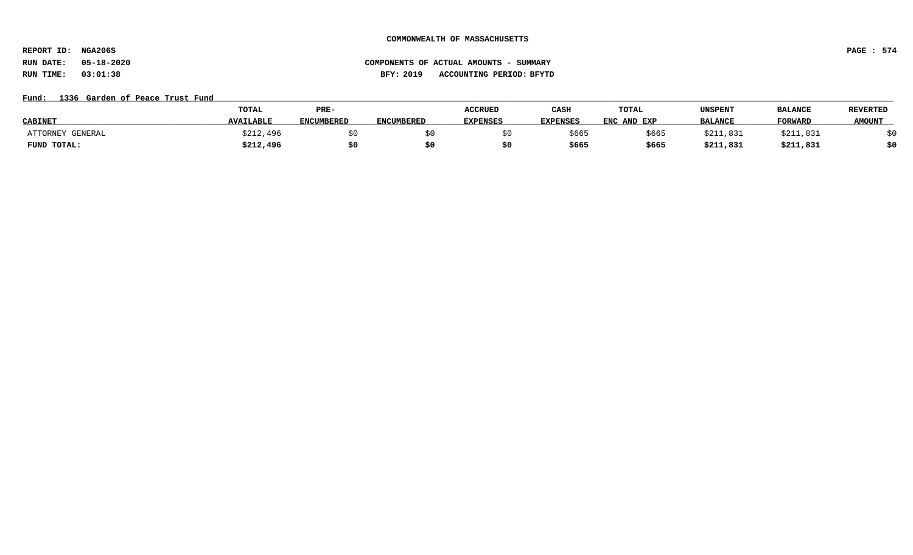COMMONWEALTH OF MASSACHUSETTS

REPORT ID: NGA206S

RUN DATE: 05-18-2020

RUN TIME: 03:01:38

COMPONENTS OF ACTUAL AMOUNTS - SUMMARY

BFY: 2019 ACCOUNTING PERIOD: BFYTD

Fund: 1336 Garden of Peace Trust Fund

| CABINET | TOTAL AVAILABLE | PRE-ENCUMBERED | ENCUMBERED | ACCRUED EXPENSES | CASH EXPENSES | TOTAL ENC AND EXP | UNSPENT BALANCE | BALANCE FORWARD | REVERTED AMOUNT |
|---|---|---|---|---|---|---|---|---|---|
| ATTORNEY GENERAL | $212,496 | $0 | $0 | $0 | $665 | $665 | $211,831 | $211,831 | $0 |
| **FUND TOTAL:** | **$212,496** | **$0** | **$0** | **$0** | **$665** | **$665** | **$211,831** | **$211,831** | **$0** |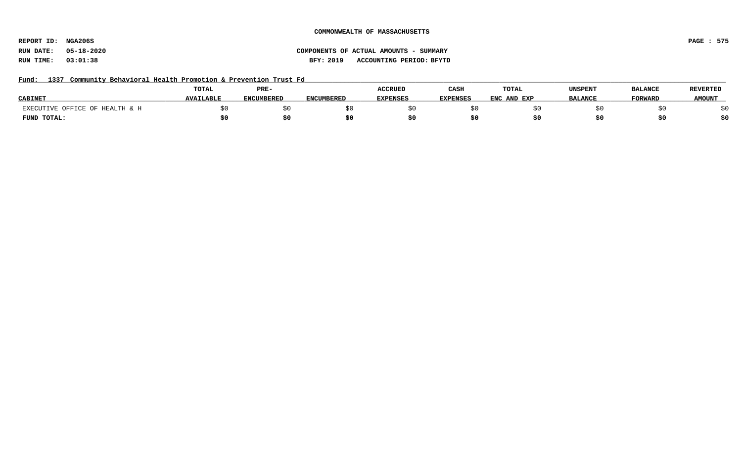**COMMONWEALTH OF MASSACHUSETTS**

**REPORT ID: NGA206S**
**RUN DATE: 05-18-2020**
**RUN TIME: 03:01:38**

**COMPONENTS OF ACTUAL AMOUNTS - SUMMARY**
**BFY: 2019 ACCOUNTING PERIOD: BFYTD**

**Fund: 1337 Community Behavioral Health Promotion & Prevention Trust Fd**

| CABINET | TOTAL AVAILABLE | PRE-ENCUMBERED | ENCUMBERED | ACCRUED EXPENSES | CASH EXPENSES | TOTAL ENC AND EXP | UNSPENT BALANCE | BALANCE FORWARD | REVERTED AMOUNT |
|---|---|---|---|---|---|---|---|---|---|
| EXECUTIVE OFFICE OF HEALTH & H | $0 | $0 | $0 | $0 | $0 | $0 | $0 | $0 | $0 |
| **FUND TOTAL:** | **$0** | **$0** | **$0** | **$0** | **$0** | **$0** | **$0** | **$0** | **$0** |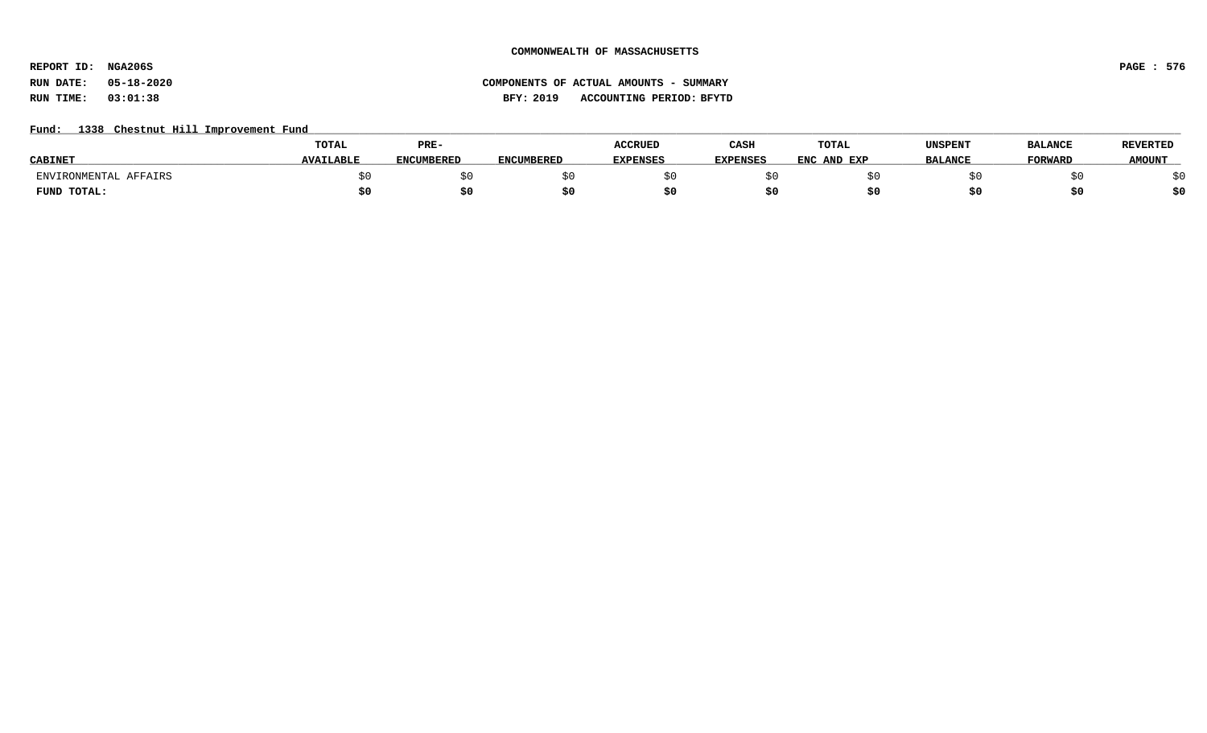**COMMONWEALTH OF MASSACHUSETTS**

**REPORT ID: NGA206S**

**RUN DATE: 05-18-2020** — **COMPONENTS OF ACTUAL AMOUNTS - SUMMARY**

**RUN TIME: 03:01:38** — **BFY: 2019 ACCOUNTING PERIOD: BFYTD**

**Fund: 1338 Chestnut Hill Improvement Fund**

| CABINET | TOTAL AVAILABLE | PRE-ENCUMBERED | ENCUMBERED | ACCRUED EXPENSES | CASH EXPENSES | TOTAL ENC AND EXP | UNSPENT BALANCE | BALANCE FORWARD | REVERTED AMOUNT |
|---|---|---|---|---|---|---|---|---|---|
| ENVIRONMENTAL AFFAIRS | $0 | $0 | $0 | $0 | $0 | $0 | $0 | $0 | $0 |
| **FUND TOTAL:** | **$0** | **$0** | **$0** | **$0** | **$0** | **$0** | **$0** | **$0** | **$0** |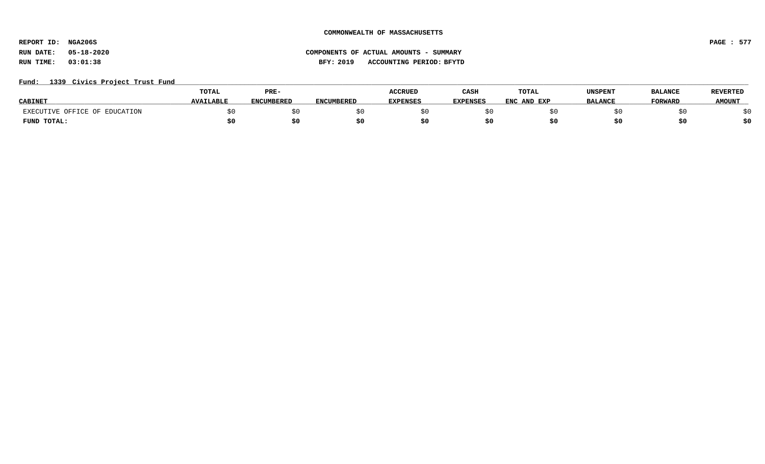**COMMONWEALTH OF MASSACHUSETTS**

**REPORT ID: NGA206S**

**RUN DATE: 05-18-2020** **COMPONENTS OF ACTUAL AMOUNTS - SUMMARY**

**RUN TIME: 03:01:38** **BFY: 2019 ACCOUNTING PERIOD: BFYTD**

**Fund: 1339 Civics Project Trust Fund**

| CABINET | TOTAL AVAILABLE | PRE-ENCUMBERED | ENCUMBERED | ACCRUED EXPENSES | CASH EXPENSES | TOTAL ENC AND EXP | UNSPENT BALANCE | BALANCE FORWARD | REVERTED AMOUNT |
|---|---|---|---|---|---|---|---|---|---|
| EXECUTIVE OFFICE OF EDUCATION | $0 | $0 | $0 | $0 | $0 | $0 | $0 | $0 | $0 |
| **FUND TOTAL:** | **$0** | **$0** | **$0** | **$0** | **$0** | **$0** | **$0** | **$0** | **$0** |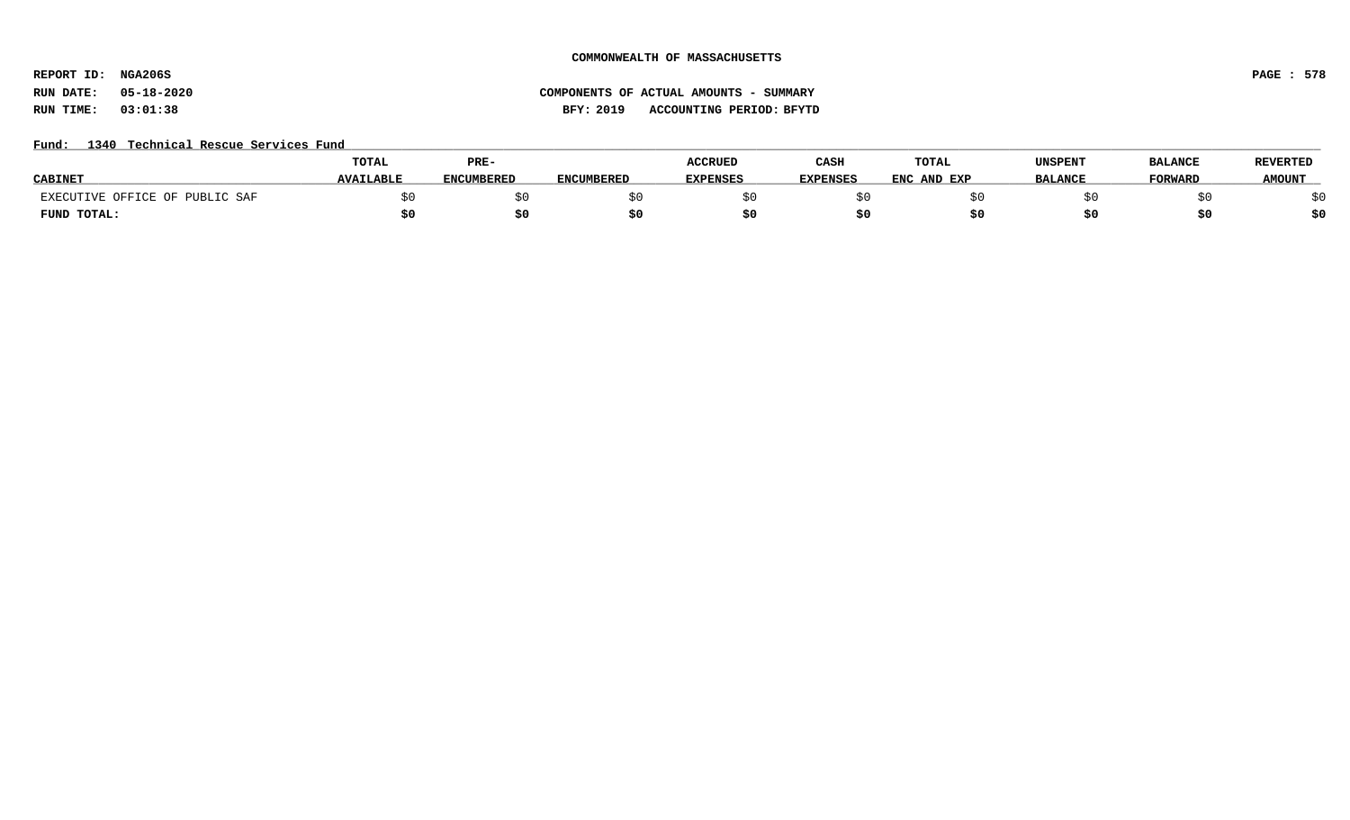COMMONWEALTH OF MASSACHUSETTS

REPORT ID: NGA206S

RUN DATE: 05-18-2020

RUN TIME: 03:01:38

COMPONENTS OF ACTUAL AMOUNTS - SUMMARY

BFY: 2019 ACCOUNTING PERIOD: BFYTD

Fund: 1340 Technical Rescue Services Fund

| CABINET | TOTAL AVAILABLE | PRE-ENCUMBERED | ENCUMBERED | ACCRUED EXPENSES | CASH EXPENSES | TOTAL ENC AND EXP | UNSPENT BALANCE | BALANCE FORWARD | REVERTED AMOUNT |
|---|---|---|---|---|---|---|---|---|---|
| EXECUTIVE OFFICE OF PUBLIC SAF | $0 | $0 | $0 | $0 | $0 | $0 | $0 | $0 | $0 |
| **FUND TOTAL:** | **$0** | **$0** | **$0** | **$0** | **$0** | **$0** | **$0** | **$0** | **$0** |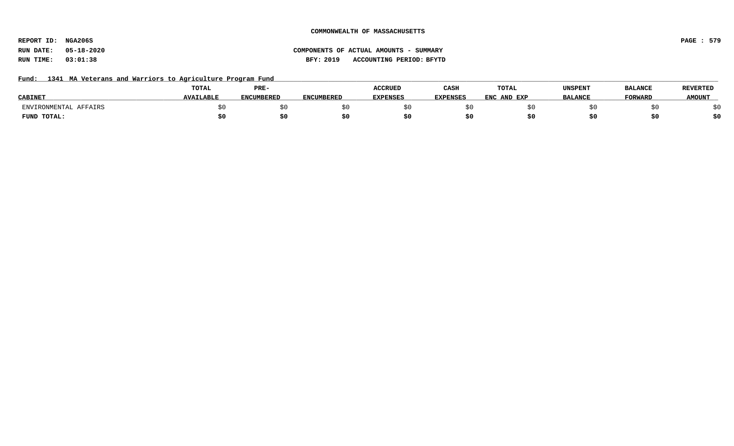COMMONWEALTH OF MASSACHUSETTS

REPORT ID: NGA206S

RUN DATE: 05-18-2020

RUN TIME: 03:01:38

COMPONENTS OF ACTUAL AMOUNTS - SUMMARY

BFY: 2019 ACCOUNTING PERIOD: BFYTD

Fund: 1341 MA Veterans and Warriors to Agriculture Program Fund

| CABINET | TOTAL AVAILABLE | PRE-ENCUMBERED | ENCUMBERED | ACCRUED EXPENSES | CASH EXPENSES | TOTAL ENC AND EXP | UNSPENT BALANCE | BALANCE FORWARD | REVERTED AMOUNT |
|---|---|---|---|---|---|---|---|---|---|
| ENVIRONMENTAL AFFAIRS | $0 | $0 | $0 | $0 | $0 | $0 | $0 | $0 | $0 |
| **FUND TOTAL:** | **$0** | **$0** | **$0** | **$0** | **$0** | **$0** | **$0** | **$0** | **$0** |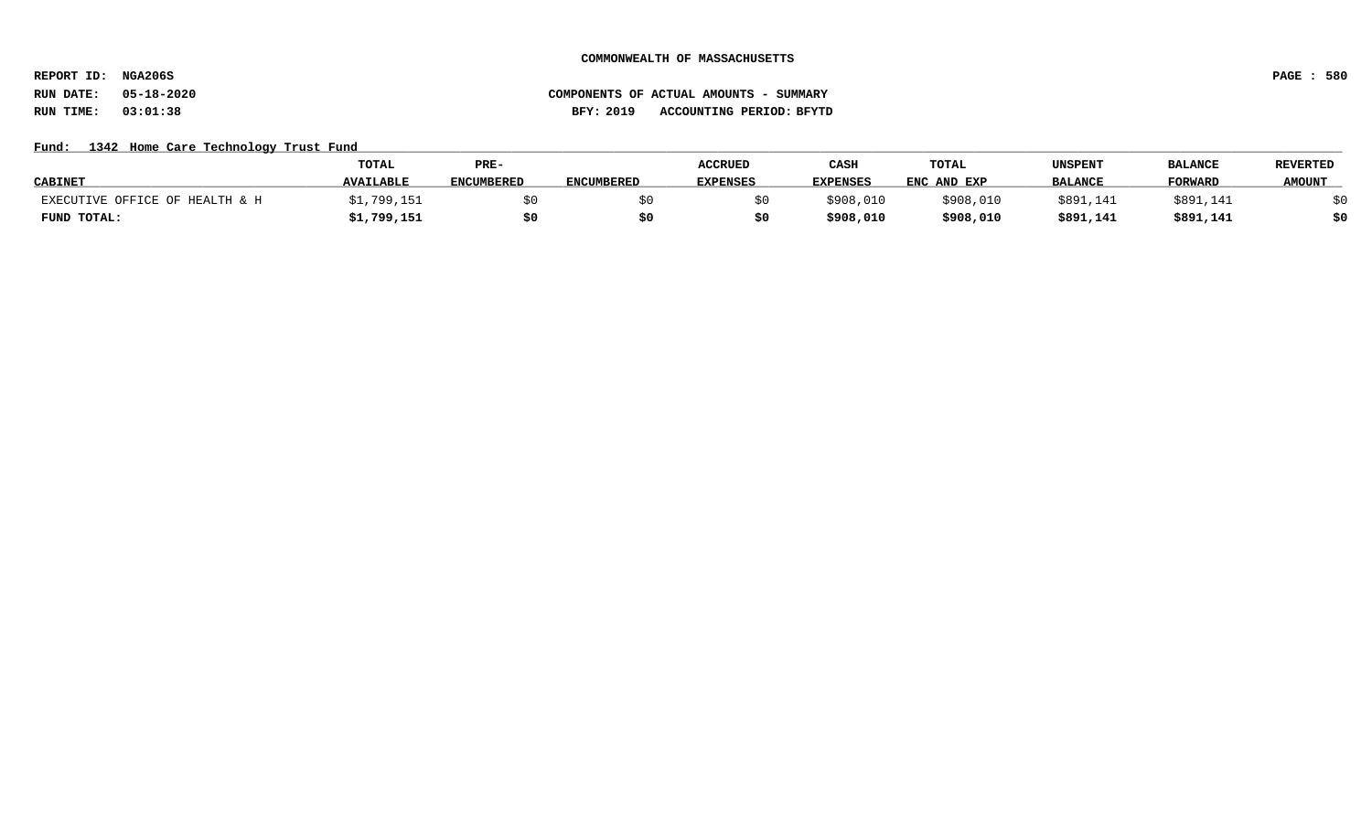**COMMONWEALTH OF MASSACHUSETTS**

**REPORT ID: NGA206S**

**RUN DATE: 05-18-2020** — **COMPONENTS OF ACTUAL AMOUNTS - SUMMARY**

**RUN TIME: 03:01:38** — **BFY: 2019 ACCOUNTING PERIOD: BFYTD**

**Fund: 1342 Home Care Technology Trust Fund**

| CABINET | TOTAL AVAILABLE | PRE-ENCUMBERED | ENCUMBERED | ACCRUED EXPENSES | CASH EXPENSES | TOTAL ENC AND EXP | UNSPENT BALANCE | BALANCE FORWARD | REVERTED AMOUNT |
|---|---|---|---|---|---|---|---|---|---|
| EXECUTIVE OFFICE OF HEALTH & H | $1,799,151 | $0 | $0 | $0 | $908,010 | $908,010 | $891,141 | $891,141 | $0 |
| **FUND TOTAL:** | **$1,799,151** | **$0** | **$0** | **$0** | **$908,010** | **$908,010** | **$891,141** | **$891,141** | **$0** |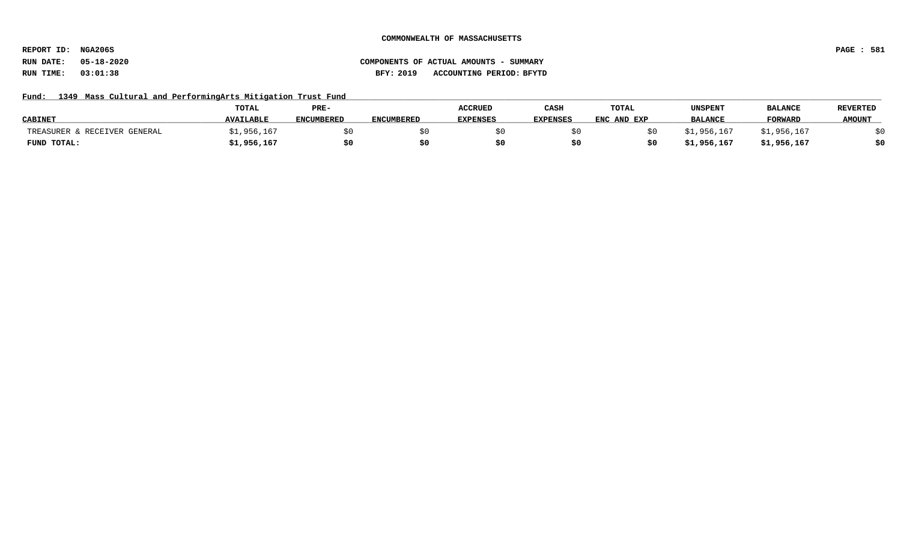**COMMONWEALTH OF MASSACHUSETTS**

**REPORT ID: NGA206S**
**RUN DATE: 05-18-2020**
**RUN TIME: 03:01:38**

**COMPONENTS OF ACTUAL AMOUNTS - SUMMARY**
**BFY: 2019 ACCOUNTING PERIOD: BFYTD**

**Fund: 1349 Mass Cultural and PerformingArts Mitigation Trust Fund**

| CABINET | TOTAL AVAILABLE | PRE-ENCUMBERED | ENCUMBERED | ACCRUED EXPENSES | CASH EXPENSES | TOTAL ENC AND EXP | UNSPENT BALANCE | BALANCE FORWARD | REVERTED AMOUNT |
|---|---|---|---|---|---|---|---|---|---|
| TREASURER & RECEIVER GENERAL | $1,956,167 | $0 | $0 | $0 | $0 | $0 | $1,956,167 | $1,956,167 | $0 |
| **FUND TOTAL:** | **$1,956,167** | **$0** | **$0** | **$0** | **$0** | **$0** | **$1,956,167** | **$1,956,167** | **$0** |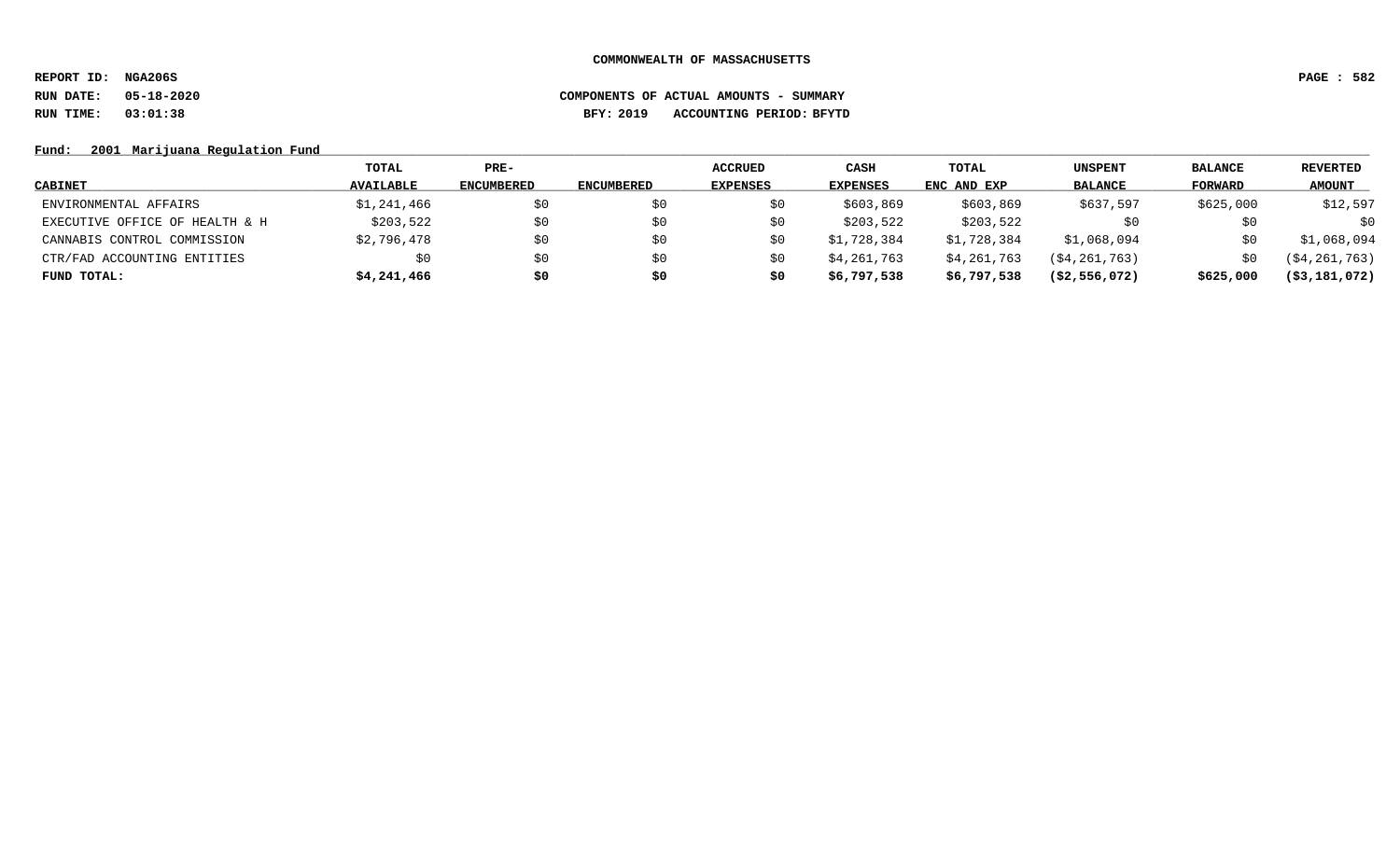COMMONWEALTH OF MASSACHUSETTS

REPORT ID: NGA206S

RUN DATE: 05-18-2020 COMPONENTS OF ACTUAL AMOUNTS - SUMMARY

RUN TIME: 03:01:38 BFY: 2019 ACCOUNTING PERIOD: BFYTD

Fund: 2001 Marijuana Regulation Fund

| CABINET | TOTAL AVAILABLE | PRE-ENCUMBERED | ENCUMBERED | ACCRUED EXPENSES | CASH EXPENSES | TOTAL ENC AND EXP | UNSPENT BALANCE | BALANCE FORWARD | REVERTED AMOUNT |
|---|---|---|---|---|---|---|---|---|---|
| ENVIRONMENTAL AFFAIRS | $1,241,466 | $0 | $0 | $0 | $603,869 | $603,869 | $637,597 | $625,000 | $12,597 |
| EXECUTIVE OFFICE OF HEALTH & H | $203,522 | $0 | $0 | $0 | $203,522 | $203,522 | $0 | $0 | $0 |
| CANNABIS CONTROL COMMISSION | $2,796,478 | $0 | $0 | $0 | $1,728,384 | $1,728,384 | $1,068,094 | $0 | $1,068,094 |
| CTR/FAD ACCOUNTING ENTITIES | $0 | $0 | $0 | $0 | $4,261,763 | $4,261,763 | ($4,261,763) | $0 | ($4,261,763) |
| **FUND TOTAL:** | **$4,241,466** | **$0** | **$0** | **$0** | **$6,797,538** | **$6,797,538** | **($2,556,072)** | **$625,000** | **($3,181,072)** |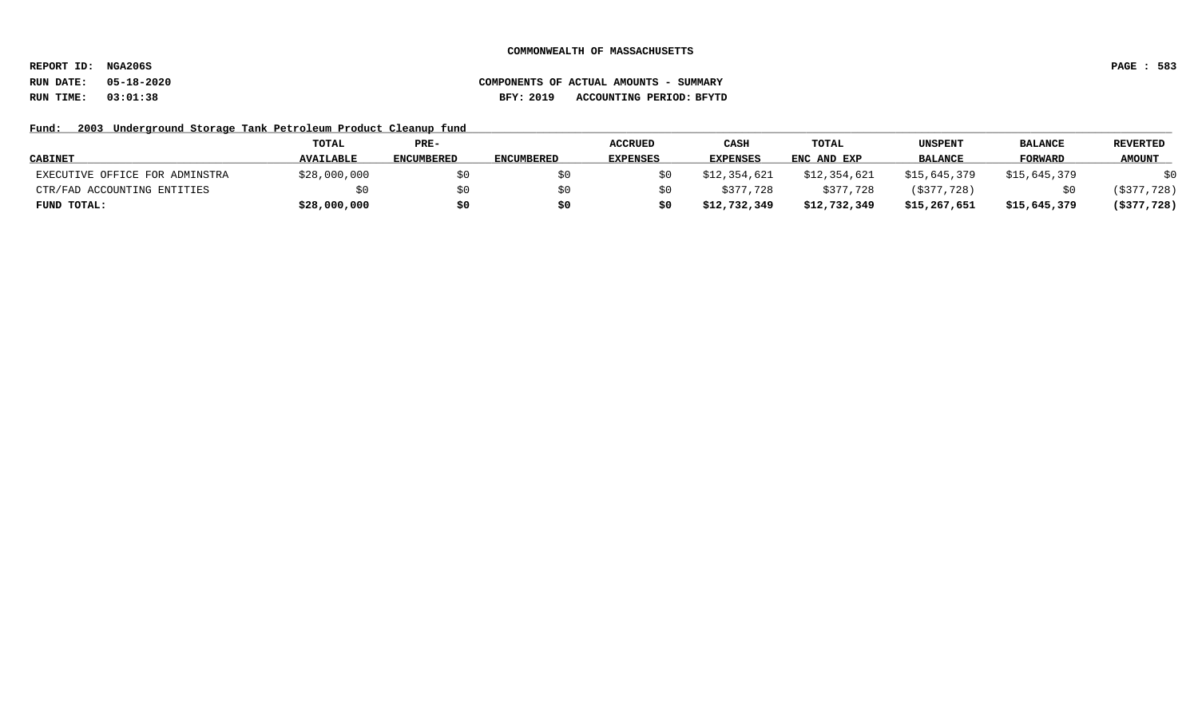COMMONWEALTH OF MASSACHUSETTS

REPORT ID: NGA206S

RUN DATE: 05-18-2020 COMPONENTS OF ACTUAL AMOUNTS - SUMMARY

RUN TIME: 03:01:38 BFY: 2019 ACCOUNTING PERIOD: BFYTD

Fund: 2003 Underground Storage Tank Petroleum Product Cleanup fund

| CABINET | TOTAL AVAILABLE | PRE-ENCUMBERED | ENCUMBERED | ACCRUED EXPENSES | CASH EXPENSES | TOTAL ENC AND EXP | UNSPENT BALANCE | BALANCE FORWARD | REVERTED AMOUNT |
|---|---|---|---|---|---|---|---|---|---|
| EXECUTIVE OFFICE FOR ADMINSTRA | $28,000,000 | $0 | $0 | $0 | $12,354,621 | $12,354,621 | $15,645,379 | $15,645,379 | $0 |
| CTR/FAD ACCOUNTING ENTITIES | $0 | $0 | $0 | $0 | $377,728 | $377,728 | ($377,728) | $0 | ($377,728) |
| **FUND TOTAL:** | **$28,000,000** | **$0** | **$0** | **$0** | **$12,732,349** | **$12,732,349** | **$15,267,651** | **$15,645,379** | **($377,728)** |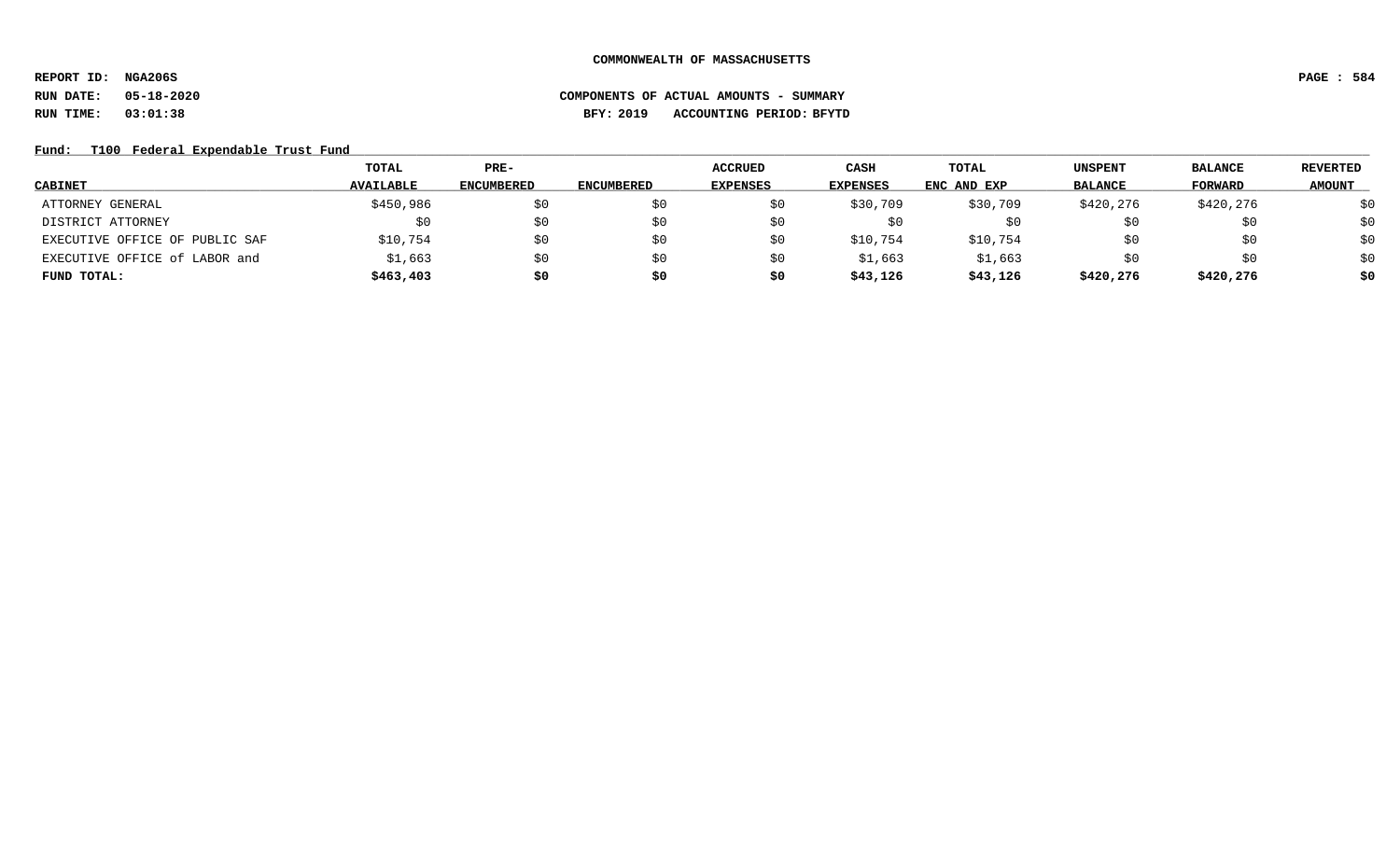**COMMONWEALTH OF MASSACHUSETTS**

**REPORT ID: NGA206S**

**RUN DATE: 05-18-2020** **COMPONENTS OF ACTUAL AMOUNTS - SUMMARY**

**RUN TIME: 03:01:38** **BFY: 2019 ACCOUNTING PERIOD: BFYTD**

**Fund: T100 Federal Expendable Trust Fund**

| CABINET | TOTAL AVAILABLE | PRE-ENCUMBERED | ENCUMBERED | ACCRUED EXPENSES | CASH EXPENSES | TOTAL ENC AND EXP | UNSPENT BALANCE | BALANCE FORWARD | REVERTED AMOUNT |
|---|---|---|---|---|---|---|---|---|---|
| ATTORNEY GENERAL | $450,986 | $0 | $0 | $0 | $30,709 | $30,709 | $420,276 | $420,276 | $0 |
| DISTRICT ATTORNEY | $0 | $0 | $0 | $0 | $0 | $0 | $0 | $0 | $0 |
| EXECUTIVE OFFICE OF PUBLIC SAF | $10,754 | $0 | $0 | $0 | $10,754 | $10,754 | $0 | $0 | $0 |
| EXECUTIVE OFFICE of LABOR and | $1,663 | $0 | $0 | $0 | $1,663 | $1,663 | $0 | $0 | $0 |
| **FUND TOTAL:** | **$463,403** | **$0** | **$0** | **$0** | **$43,126** | **$43,126** | **$420,276** | **$420,276** | **$0** |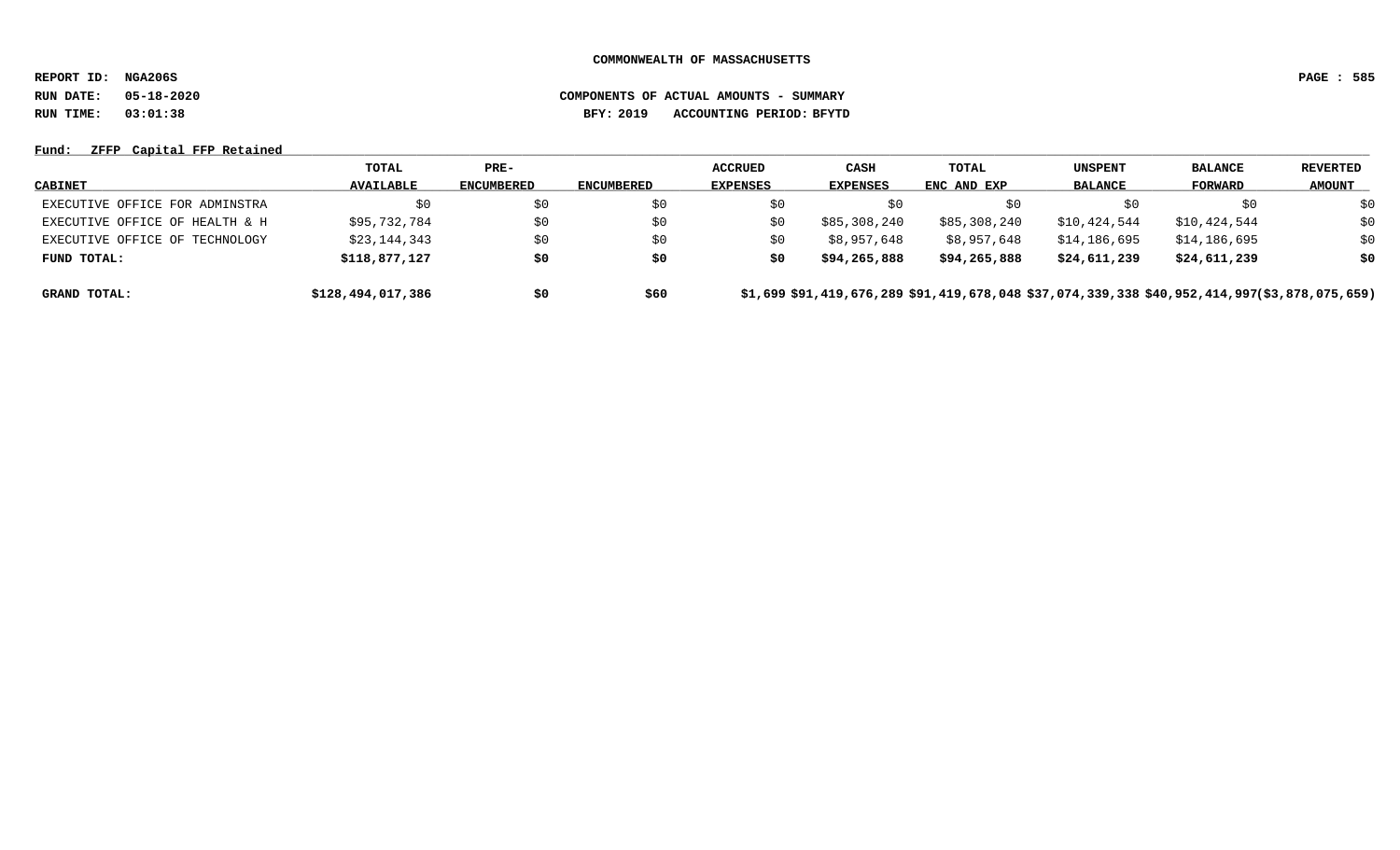**COMMONWEALTH OF MASSACHUSETTS**

**REPORT ID: NGA206S**

**RUN DATE: 05-18-2020** **COMPONENTS OF ACTUAL AMOUNTS - SUMMARY**

**RUN TIME: 03:01:38** **BFY: 2019 ACCOUNTING PERIOD: BFYTD**

**Fund: ZFFP Capital FFP Retained**

| CABINET | TOTAL AVAILABLE | PRE-ENCUMBERED | ENCUMBERED | ACCRUED EXPENSES | CASH EXPENSES | TOTAL ENC AND EXP | UNSPENT BALANCE | BALANCE FORWARD | REVERTED AMOUNT |
|---|---|---|---|---|---|---|---|---|---|
| EXECUTIVE OFFICE FOR ADMINSTRA | $0 | $0 | $0 | $0 | $0 | $0 | $0 | $0 | $0 |
| EXECUTIVE OFFICE OF HEALTH & H | $95,732,784 | $0 | $0 | $0 | $85,308,240 | $85,308,240 | $10,424,544 | $10,424,544 | $0 |
| EXECUTIVE OFFICE OF TECHNOLOGY | $23,144,343 | $0 | $0 | $0 | $8,957,648 | $8,957,648 | $14,186,695 | $14,186,695 | $0 |
| **FUND TOTAL:** | **$118,877,127** | **$0** | **$0** | **$0** | **$94,265,888** | **$94,265,888** | **$24,611,239** | **$24,611,239** | **$0** |
| **GRAND TOTAL:** | **$128,494,017,386** | **$0** | **$60** | **$1,699** | **$91,419,676,289** | **$91,419,678,048** | **$37,074,339,338** | **$40,952,414,997** | **($3,878,075,659)** |